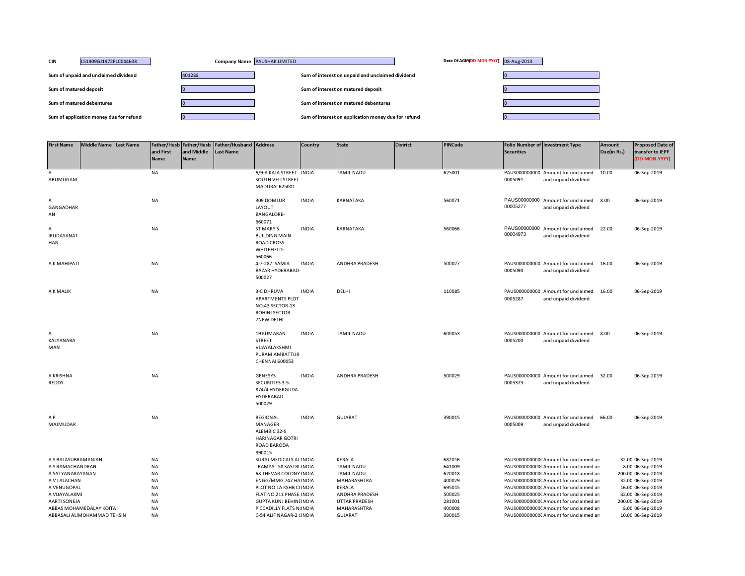| CIN | L51909GJ1972PLC044638 | Company Name | PAUSHAK LIMITED | Date Of AGM(DD-MON-YYYY) | 08-Aug-2013 |
|---|---|---|---|---|---|

| | | | |
|---|---|---|---|
| Sum of unpaid and unclaimed dividend | 401288 | Sum of interest on unpaid and unclaimed dividend | 0 |
| Sum of matured deposit | 0 | Sum of interest on matured deposit | 0 |
| Sum of matured debentures | 0 | Sum of interest on matured debentures | 0 |
| Sum of application money due for refund | 0 | Sum of interest on application money due for refund | 0 |

| First Name | Middle Name | Last Name | Father/Husband First Name | Father/Husband Middle Name | Father/Husband Last Name | Address | Country | State | District | PINCode | Folio Number of Securities | Investment Type | Amount Due(in Rs.) | Proposed Date of transfer to IEPF (DD-MON-YYYY) |
|---|---|---|---|---|---|---|---|---|---|---|---|---|---|---|
| A ARUMUGAM | | | NA | | | 6/9-A KAJA STREET SOUTH VELI STREET MADURAI 625001 | INDIA | TAMIL NADU | | 625001 | PAUS0000000000005091 | Amount for unclaimed and unpaid dividend | 10.00 | 06-Sep-2019 |
| A GANGADHARAN | | | NA | | | 309 DOMLUR LAYOUT BANGALORE-560071 | INDIA | KARNATAKA | | 560071 | PAUS0000000000005277 | Amount for unclaimed and unpaid dividend | 8.00 | 06-Sep-2019 |
| A IRUDAYANATHAN | | | NA | | | ST MARY'S BUILDING MAIN ROAD CROSS WHITEFIELD-560066 | INDIA | KARNATAKA | | 560066 | PAUS0000000000004973 | Amount for unclaimed and unpaid dividend | 22.00 | 06-Sep-2019 |
| A K MAHIPATI | | | NA | | | 4-7-287 ISAMIA BAZAR HYDERABAD-500027 | INDIA | ANDHRA PRADESH | | 500027 | PAUS0000000000005090 | Amount for unclaimed and unpaid dividend | 16.00 | 06-Sep-2019 |
| A K MALIK | | | NA | | | 3-C DHRUVA APARTMENTS PLOT NO.43 SECTOR-13 ROHINI SECTOR 7NEW DELHI | INDIA | DELHI | | 110085 | PAUS0000000000005287 | Amount for unclaimed and unpaid dividend | 16.00 | 06-Sep-2019 |
| A KALYANARAMAN | | | NA | | | 19 KUMARAN STREET VIJAYALAKSHMI PURAM AMBATTUR CHENNAI 600053 | INDIA | TAMIL NADU | | 600053 | PAUS0000000000005200 | Amount for unclaimed and unpaid dividend | 8.00 | 06-Sep-2019 |
| A KRISHNA REDDY | | | NA | | | GENESYS SECURITIES 3-5-874/4 HYDERGUDA HYDERABAD 500029 | INDIA | ANDHRA PRADESH | | 500029 | PAUS0000000000005373 | Amount for unclaimed and unpaid dividend | 32.00 | 06-Sep-2019 |
| A P MAJMUDAR | | | NA | | | REGIONAL MANAGER ALEMBIC 32-S HARINAGAR GOTRI ROAD BARODA 390015 | INDIA | GUJARAT | | 390015 | PAUS0000000000005009 | Amount for unclaimed and unpaid dividend | 66.00 | 06-Sep-2019 |
| A S BALASUBRAMANIAN | | | NA | | | SURAJ MEDICALS AL' | INDIA | KERALA | | 682016 | PAUS000000000( | Amount for unclaimed an | 32.00 | 06-Sep-2019 |
| A S RAMACHANDRAN | | | NA | | | "RAMYA" 58 SASTRI | INDIA | TAMIL NADU | | 641009 | PAUS000000000( | Amount for unclaimed an | 8.00 | 06-Sep-2019 |
| A SATYANARAYANAN | | | NA | | | 68 THEVAR COLONY | INDIA | TAMIL NADU | | 620018 | PAUS000000000( | Amount for unclaimed an | 200.00 | 06-Sep-2019 |
| A V LALACHAN | | | NA | | | ENGG/MMG 747 HA | INDIA | MAHARASHTRA | | 400029 | PAUS000000000( | Amount for unclaimed an | 32.00 | 06-Sep-2019 |
| A VENUGOPAL | | | NA | | | PLOT NO 1A KSHB C | INDIA | KERALA | | 695015 | PAUS000000000( | Amount for unclaimed an | 16.00 | 06-Sep-2019 |
| A VIJAYALAXMI | | | NA | | | FLAT NO 211 PHASE | INDIA | ANDHRA PRADESH | | 500025 | PAUS000000000( | Amount for unclaimed an | 32.00 | 06-Sep-2019 |
| AARTI SONEJA | | | NA | | | GUPTA KUNJ BEHINI | INDIA | UTTAR PRADESH | | 281001 | PAUS000000000( | Amount for unclaimed an | 200.00 | 06-Sep-2019 |
| ABBAS MOHAMEDALAY KOITA | | | NA | | | PICCADILLY FLATS NI | INDIA | MAHARASHTRA | | 400008 | PAUS000000000( | Amount for unclaimed an | 8.00 | 06-Sep-2019 |
| ABBASALI ALIMOHAMMAD TEHSIN | | | NA | | | C-54 ALIF NAGAR-2 ( | INDIA | GUJARAT | | 390015 | PAUS000000000( | Amount for unclaimed an | 10.00 | 06-Sep-2019 |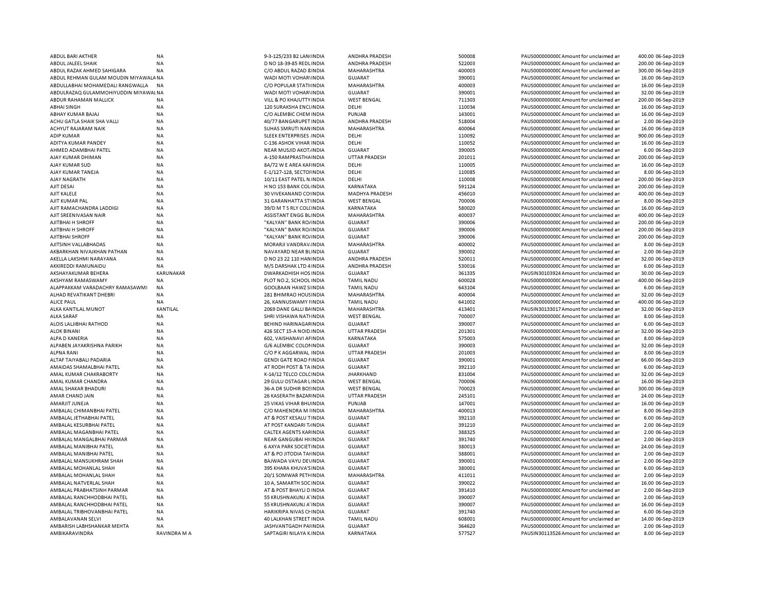| | | | | | | | | | |
|---|---|---|---|---|---|---|---|---|---|
| ABDUL BARI AKTHER | NA | 9-3-125/233 B2 LANGINDIA | ANDHRA PRADESH | 500008 | PAUS0000000000CAmount for unclaimed an | 400.00 | 06-Sep-2019 |
| ABDUL JALEEL SHAIK | NA | D NO 18-39-85 REDLINDIA | ANDHRA PRADESH | 522003 | PAUS0000000000CAmount for unclaimed an | 200.00 | 06-Sep-2019 |
| ABDUL RAZAK AHMED SAHIGARA | NA | C/O ABDUL RAZAD &INDIA | MAHARASHTRA | 400003 | PAUS0000000000CAmount for unclaimed an | 300.00 | 06-Sep-2019 |
| ABDUL REHMAN GULAM MOUDIN MIYAWALA | NA | WADI MOTI VOHARIINDIA | GUJARAT | 390001 | PAUS0000000000CAmount for unclaimed an | 16.00 | 06-Sep-2019 |
| ABDULLABHAI MOHAMEDALI RANGWALLA | NA | C/O POPULAR STATIINDIA | MAHARASHTRA | 400003 | PAUS0000000000CAmount for unclaimed an | 16.00 | 06-Sep-2019 |
| ABDULRAZAQ GULAMMOHIYUDDIN MIYAWAL | NA | WADI MOTI VOHARIINDIA | GUJARAT | 390001 | PAUS0000000000CAmount for unclaimed an | 32.00 | 06-Sep-2019 |
| ABDUR RAHAMAN MALLICK | NA | VILL & PO KHAJUTTYINDIA | WEST BENGAL | 711303 | PAUS0000000000CAmount for unclaimed an | 200.00 | 06-Sep-2019 |
| ABHAI SINGH | NA | 120 SURAKSHA ENCLINDIA | DELHI | 110034 | PAUS0000000000CAmount for unclaimed an | 16.00 | 06-Sep-2019 |
| ABHAY KUMAR BAJAJ | NA | C/O ALEMBIC CHEM INDIA | PUNJAB | 143001 | PAUS0000000000CAmount for unclaimed an | 16.00 | 06-Sep-2019 |
| ACHU GATLA SHAIK SHA VALLI | NA | 40/77 BANGARUPET INDIA | ANDHRA PRADESH | 518004 | PAUS0000000000CAmount for unclaimed an | 2.00 | 06-Sep-2019 |
| ACHYUT RAJARAM NAIK | NA | SUHAS SMRUTI NANINDIA | MAHARASHTRA | 400064 | PAUS0000000000CAmount for unclaimed an | 16.00 | 06-Sep-2019 |
| ADIP KUMAR | NA | SLEEK ENTERPRISES .INDIA | DELHI | 110092 | PAUS0000000000CAmount for unclaimed an | 900.00 | 06-Sep-2019 |
| ADITYA KUMAR PANDEY | NA | C-136 ASHOK VIHAR INDIA | DELHI | 110052 | PAUS0000000000CAmount for unclaimed an | 16.00 | 06-Sep-2019 |
| AHMED ADAMBHAI PATEL | NA | NEAR MUSJID AKOT/INDIA | GUJARAT | 390005 | PAUS0000000000CAmount for unclaimed an | 6.00 | 06-Sep-2019 |
| AJAY KUMAR DHIMAN | NA | A-150 RAMPRASTHAINDIA | UTTAR PRADESH | 201011 | PAUS0000000000CAmount for unclaimed an | 200.00 | 06-Sep-2019 |
| AJAY KUMAR SUD | NA | 8A/72 W E AREA KAFINDIA | DELHI | 110005 | PAUS0000000000CAmount for unclaimed an | 16.00 | 06-Sep-2019 |
| AJAY KUMAR TANEJA | NA | E-1/127-128, SECTOIINDIA | DELHI | 110085 | PAUS0000000000CAmount for unclaimed an | 8.00 | 06-Sep-2019 |
| AJAY NAGRATH | NA | 10/11 EAST PATEL N.INDIA | DELHI | 110008 | PAUS0000000000CAmount for unclaimed an | 200.00 | 06-Sep-2019 |
| AJIT DESAI | NA | H NO 153 BANK COLINDIA | KARNATAKA | 591124 | PAUS0000000000CAmount for unclaimed an | 200.00 | 06-Sep-2019 |
| AJIT KALELE | NA | 30 VIVEKANAND COIINDIA | MADHYA PRADESH | 456010 | PAUS0000000000CAmount for unclaimed an | 400.00 | 06-Sep-2019 |
| AJIT KUMAR PAL | NA | 31 GARANHATTA STIINDIA | WEST BENGAL | 700006 | PAUS0000000000CAmount for unclaimed an | 8.00 | 06-Sep-2019 |
| AJIT RAMACHANDRA LADDIGI | NA | 39/D M T S RLY COLCINDIA | KARNATAKA | 580020 | PAUS0000000000CAmount for unclaimed an | 16.00 | 06-Sep-2019 |
| AJIT SREENIVASAN NAIR | NA | ASSISTANT ENGG BUINDIA | MAHARASHTRA | 400037 | PAUS0000000000CAmount for unclaimed an | 400.00 | 06-Sep-2019 |
| AJITBHAI H SHROFF | NA | "KALYAN" BANK RO/INDIA | GUJARAT | 390006 | PAUS0000000000CAmount for unclaimed an | 200.00 | 06-Sep-2019 |
| AJITBHAI H SHROFF | NA | "KALYAN" BANK RO/INDIA | GUJARAT | 390006 | PAUS0000000000CAmount for unclaimed an | 200.00 | 06-Sep-2019 |
| AJITBHAI SHROFF | NA | "KALYAN" BANK RO/INDIA | GUJARAT | 390006 | PAUS0000000000CAmount for unclaimed an | 200.00 | 06-Sep-2019 |
| AJITSINH VALLABHADAS | NA | MORARJI VANDRAV.INDIA | MAHARASHTRA | 400002 | PAUS0000000000CAmount for unclaimed an | 8.00 | 06-Sep-2019 |
| AKBARKHAN NIVAJKHAN PATHAN | NA | NAVAYARD NEAR BUNDIA | GUJARAT | 390002 | PAUS0000000000CAmount for unclaimed an | 2.00 | 06-Sep-2019 |
| AKELLA LAKSHMI NARAYANA | NA | D NO 23 22 110 HANINDIA | ANDHRA PRADESH | 520011 | PAUS0000000000CAmount for unclaimed an | 32.00 | 06-Sep-2019 |
| AKKIREDDI RAMUNAIDU | NA | M/S DARSHAK LTD 4 INDIA | ANDHRA PRADESH | 530016 | PAUS0000000000CAmount for unclaimed an | 6.00 | 06-Sep-2019 |
| AKSHAYAKUMAR BEHERA | KARUNAKAR | DWARKADHISH HOS INDIA | GUJARAT | 361335 | PAUSIN30103924 Amount for unclaimed an | 30.00 | 06-Sep-2019 |
| AKSHYAM RAMASWAMY | NA | PLOT NO.2, SCHOOL INDIA | TAMIL NADU | 600028 | PAUS0000000000CAmount for unclaimed an | 400.00 | 06-Sep-2019 |
| ALAPPAKKAM VARADACHRY RAMASAWMI | NA | GOOLBAAN HAWZ SIINDIA | TAMIL NADU | 643104 | PAUS0000000000CAmount for unclaimed an | 6.00 | 06-Sep-2019 |
| ALHAD REVATIKANT DHEBRI | NA | 281 BHIMRAO HOUSINDIA | MAHARASHTRA | 400004 | PAUS0000000000CAmount for unclaimed an | 32.00 | 06-Sep-2019 |
| ALICE PAUL | NA | 26, KANNUSWAMY FINDIA | TAMIL NADU | 641002 | PAUS0000000000CAmount for unclaimed an | 400.00 | 06-Sep-2019 |
| ALKA KANTILAL MUNOT | KANTILAL | 2069 DANE GALLI BAINDIA | MAHARASHTRA | 413401 | PAUSIN30133017 Amount for unclaimed an | 32.00 | 06-Sep-2019 |
| ALKA SARAF | NA | SHRI VISHAWA NATHINDIA | WEST BENGAL | 700007 | PAUS0000000000CAmount for unclaimed an | 8.00 | 06-Sep-2019 |
| ALOIS LALJIBHAI RATHOD | NA | BEHIND HARINAGARINDIA | GUJARAT | 390007 | PAUS0000000000CAmount for unclaimed an | 6.00 | 06-Sep-2019 |
| ALOK BINANI | NA | 426 SECT 15-A NOID.INDIA | UTTAR PRADESH | 201301 | PAUS0000000000CAmount for unclaimed an | 32.00 | 06-Sep-2019 |
| ALPA D KANERIA | NA | 602, VAISHANAVI AFINDIA | KARNATAKA | 575003 | PAUS0000000000CAmount for unclaimed an | 8.00 | 06-Sep-2019 |
| ALPABEN JAYAKRISHNA PARIKH | NA | G/6 ALEMBIC COLONINDIA | GUJARAT | 390003 | PAUS0000000000CAmount for unclaimed an | 32.00 | 06-Sep-2019 |
| ALPNA RANI | NA | C/O P K AGGARWAL INDIA | UTTAR PRADESH | 201003 | PAUS0000000000CAmount for unclaimed an | 8.00 | 06-Sep-2019 |
| ALTAF TAIYABALI PADARIA | NA | GENDI GATE ROAD FINDIA | GUJARAT | 390001 | PAUS0000000000CAmount for unclaimed an | 66.00 | 06-Sep-2019 |
| AMAIDAS SHAMALBHAI PATEL | NA | AT RODH POST & TA INDIA | GUJARAT | 392110 | PAUS0000000000CAmount for unclaimed an | 6.00 | 06-Sep-2019 |
| AMAL KUMAR CHAKRABORTY | NA | K-14/12 TELCO COLCINDIA | JHARKHAND | 831004 | PAUS0000000000CAmount for unclaimed an | 32.00 | 06-Sep-2019 |
| AMAL KUMAR CHANDRA | NA | 29 GULU OSTAGAR LINDIA | WEST BENGAL | 700006 | PAUS0000000000CAmount for unclaimed an | 16.00 | 06-Sep-2019 |
| AMAL SHAKAR BHADURI | NA | 36-A DR SUDHIR BOSINDIA | WEST BENGAL | 700023 | PAUS0000000000CAmount for unclaimed an | 300.00 | 06-Sep-2019 |
| AMAR CHAND JAIN | NA | 26 KASERATH BAZARINDIA | UTTAR PRADESH | 245101 | PAUS0000000000CAmount for unclaimed an | 24.00 | 06-Sep-2019 |
| AMARJIT JUNEJA | NA | 25 VIKAS VIHAR BHUINDIA | PUNJAB | 147001 | PAUS0000000000CAmount for unclaimed an | 16.00 | 06-Sep-2019 |
| AMBALAL CHIMANBHAI PATEL | NA | C/O MAHENDRA M IINDIA | MAHARASHTRA | 400013 | PAUS0000000000CAmount for unclaimed an | 8.00 | 06-Sep-2019 |
| AMBALAL JETHABHAI PATEL | NA | AT & POST KESALU TINDIA | GUJARAT | 392110 | PAUS0000000000CAmount for unclaimed an | 6.00 | 06-Sep-2019 |
| AMBALAL KESURBHAI PATEL | NA | AT POST KANDARI T/INDIA | GUJARAT | 391210 | PAUS0000000000CAmount for unclaimed an | 2.00 | 06-Sep-2019 |
| AMBALAL MAGANBHAI PATEL | NA | CALTEX AGENTS KARINDIA | GUJARAT | 388325 | PAUS0000000000CAmount for unclaimed an | 2.00 | 06-Sep-2019 |
| AMBALAL MANGALBHAI PARMAR | NA | NEAR GANGUBAI HIINDIA | GUJARAT | 391740 | PAUS0000000000CAmount for unclaimed an | 2.00 | 06-Sep-2019 |
| AMBALAL MANIBHAI PATEL | NA | 6 AXYA PARK SOCIETINDIA | GUJARAT | 380013 | PAUS0000000000CAmount for unclaimed an | 24.00 | 06-Sep-2019 |
| AMBALAL MANIBHAI PATEL | NA | AT & PO JITODIA TAHINDIA | GUJARAT | 388001 | PAUS0000000000CAmount for unclaimed an | 2.00 | 06-Sep-2019 |
| AMBALAL MANSUKHRAM SHAH | NA | BAJWADA VAYU DEVINDIA | GUJARAT | 390001 | PAUS0000000000CAmount for unclaimed an | 2.00 | 06-Sep-2019 |
| AMBALAL MOHANLAL SHAH | NA | 395 KHARA KHUVA'SINDIA | GUJARAT | 380001 | PAUS0000000000CAmount for unclaimed an | 6.00 | 06-Sep-2019 |
| AMBALAL MOHANLAL SHAH | NA | 20/1 SOMWAR PETHINDIA | MAHARASHTRA | 411011 | PAUS0000000000CAmount for unclaimed an | 2.00 | 06-Sep-2019 |
| AMBALAL NATVERLAL SHAH | NA | 10 A, SAMARTH SOCINDIA | GUJARAT | 390022 | PAUS0000000000CAmount for unclaimed an | 16.00 | 06-Sep-2019 |
| AMBALAL PRABHATSINH PARMAR | NA | AT & POST BHAYLI D INDIA | GUJARAT | 391410 | PAUS0000000000CAmount for unclaimed an | 2.00 | 06-Sep-2019 |
| AMBALAL RANCHHODBHAI PATEL | NA | 55 KRUSHNAKUNJ A'INDIA | GUJARAT | 390007 | PAUS0000000000CAmount for unclaimed an | 2.00 | 06-Sep-2019 |
| AMBALAL RANCHHODBHAI PATEL | NA | 55 KRUSHNAKUNJ A'INDIA | GUJARAT | 390007 | PAUS0000000000CAmount for unclaimed an | 16.00 | 06-Sep-2019 |
| AMBALAL TRIBHOVANBHAI PATEL | NA | HARIKRIPA NIVAS CHINDIA | GUJARAT | 391740 | PAUS0000000000CAmount for unclaimed an | 6.00 | 06-Sep-2019 |
| AMBALAVANAN SELVI | NA | 40 LALKHAN STREET INDIA | TAMIL NADU | 608001 | PAUS0000000000CAmount for unclaimed an | 14.00 | 06-Sep-2019 |
| AMBARISH LABHSHANKAR MEHTA | NA | JASHVANTGADH PAIINDIA | GUJARAT | 364620 | PAUS0000000000CAmount for unclaimed an | 2.00 | 06-Sep-2019 |
| AMBIKARAVINDRA | RAVINDRA M A | SAPTAGIRI NILAYA KINDIA | KARNATAKA | 577527 | PAUSIN30113526 Amount for unclaimed an | 8.00 | 06-Sep-2019 |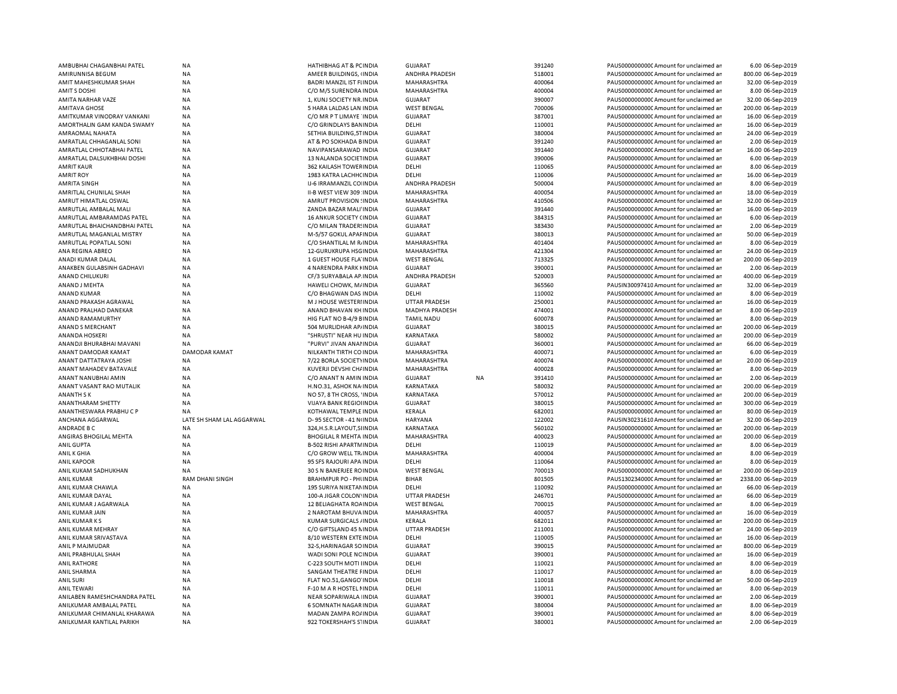| | | | | | | | | | |
|---|---|---|---|---|---|---|---|---|---|
| AMBUBHAI CHAGANBHAI PATEL | NA | HATHIBHAG AT & PC | INDIA | GUJARAT | | 391240 | PAUS0000000000 | Amount for unclaimed an | 6.00 06-Sep-2019 |
| AMIRUNNISA BEGUM | NA | AMEER BUILDINGS, | INDIA | ANDHRA PRADESH | | 518001 | PAUS0000000000 | Amount for unclaimed an | 800.00 06-Sep-2019 |
| AMIT MAHESHKUMAR SHAH | NA | BADRI MANZIL IST FI | INDIA | MAHARASHTRA | | 400064 | PAUS0000000000 | Amount for unclaimed an | 32.00 06-Sep-2019 |
| AMIT S DOSHI | NA | C/O M/S SURENDRA | INDIA | MAHARASHTRA | | 400004 | PAUS0000000000 | Amount for unclaimed an | 8.00 06-Sep-2019 |
| AMITA NARHAR VAZE | NA | 1, KUNJ SOCIETY NR. | INDIA | GUJARAT | | 390007 | PAUS0000000000 | Amount for unclaimed an | 32.00 06-Sep-2019 |
| AMITAVA GHOSE | NA | 5 HARA LALDAS LAN | INDIA | WEST BENGAL | | 700006 | PAUS0000000000 | Amount for unclaimed an | 200.00 06-Sep-2019 |
| AMITKUMAR VINODRAY VANKANI | NA | C/O MR P T LIMAYE | INDIA | GUJARAT | | 387001 | PAUS0000000000 | Amount for unclaimed an | 16.00 06-Sep-2019 |
| AMORTHALIN GAM KANDA SWAMY | NA | C/O GRINDLAYS BAN | INDIA | DELHI | | 110001 | PAUS0000000000 | Amount for unclaimed an | 16.00 06-Sep-2019 |
| AMRAOMAL NAHATA | NA | SETHIA BUILDING,5T | INDIA | GUJARAT | | 380004 | PAUS0000000000 | Amount for unclaimed an | 24.00 06-Sep-2019 |
| AMRATLAL CHHAGANLAL SONI | NA | AT & PO SOKHADA B | INDIA | GUJARAT | | 391240 | PAUS0000000000 | Amount for unclaimed an | 2.00 06-Sep-2019 |
| AMRATLAL CHHOTABHAI PATEL | NA | NAVIPANSARAWAD | INDIA | GUJARAT | | 391440 | PAUS0000000000 | Amount for unclaimed an | 16.00 06-Sep-2019 |
| AMRATLAL DALSUKHBHAI DOSHI | NA | 13 NALANDA SOCIETI | INDIA | GUJARAT | | 390006 | PAUS0000000000 | Amount for unclaimed an | 6.00 06-Sep-2019 |
| AMRIT KAUR | NA | 362 KAILASH TOWER | INDIA | DELHI | | 110065 | PAUS0000000000 | Amount for unclaimed an | 8.00 06-Sep-2019 |
| AMRIT ROY | NA | 1983 KATRA LACHHC | INDIA | DELHI | | 110006 | PAUS0000000000 | Amount for unclaimed an | 16.00 06-Sep-2019 |
| AMRITA SINGH | NA | IJ-6 IRRAMANZIL CO | INDIA | ANDHRA PRADESH | | 500004 | PAUS0000000000 | Amount for unclaimed an | 8.00 06-Sep-2019 |
| AMRITLAL CHUNILAL SHAH | NA | II-B WEST VIEW 309 | INDIA | MAHARASHTRA | | 400054 | PAUS0000000000 | Amount for unclaimed an | 18.00 06-Sep-2019 |
| AMRUT HIMATLAL OSWAL | NA | AMRUT PROVISION | INDIA | MAHARASHTRA | | 410506 | PAUS0000000000 | Amount for unclaimed an | 32.00 06-Sep-2019 |
| AMRUTLAL AMBALAL MALI | NA | ZANDA BAZAR MALI | INDIA | GUJARAT | | 391440 | PAUS0000000000 | Amount for unclaimed an | 16.00 06-Sep-2019 |
| AMRUTLAL AMBARAMDAS PATEL | NA | 16 ANKUR SOCIETY | INDIA | GUJARAT | | 384315 | PAUS0000000000 | Amount for unclaimed an | 6.00 06-Sep-2019 |
| AMRUTLAL BHAICHANDBHAI PATEL | NA | C/O MILAN TRADER | INDIA | GUJARAT | | 383430 | PAUS0000000000 | Amount for unclaimed an | 2.00 06-Sep-2019 |
| AMRUTLAL MAGANLAL MISTRY | NA | M-5/57 GOKUL APA | INDIA | GUJARAT | | 380013 | PAUS0000000000 | Amount for unclaimed an | 50.00 06-Sep-2019 |
| AMRUTLAL POPATLAL SONI | NA | C/O SHANTILAL M R | INDIA | MAHARASHTRA | | 401404 | PAUS0000000000 | Amount for unclaimed an | 8.00 06-Sep-2019 |
| ANA REGINA ABREO | NA | 12-GURUKRUPA HSG | INDIA | MAHARASHTRA | | 421304 | PAUS0000000000 | Amount for unclaimed an | 24.00 06-Sep-2019 |
| ANADI KUMAR DALAL | NA | 1 GUEST HOUSE FLA | INDIA | WEST BENGAL | | 713325 | PAUS0000000000 | Amount for unclaimed an | 200.00 06-Sep-2019 |
| ANAKBEN GULABSINH GADHAVI | NA | 4 NARENDRA PARK N | INDIA | GUJARAT | | 390001 | PAUS0000000000 | Amount for unclaimed an | 2.00 06-Sep-2019 |
| ANAND CHILUKURI | NA | CF/3 SURYABALA AP. | INDIA | ANDHRA PRADESH | | 520003 | PAUS0000000000 | Amount for unclaimed an | 400.00 06-Sep-2019 |
| ANAND J MEHTA | NA | HAWELI CHOWK, M | INDIA | GUJARAT | | 365560 | PAUSIN30097410 | Amount for unclaimed an | 32.00 06-Sep-2019 |
| ANAND KUMAR | NA | C/O BHAGWAN DAS | INDIA | DELHI | | 110002 | PAUS0000000000 | Amount for unclaimed an | 8.00 06-Sep-2019 |
| ANAND PRAKASH AGRAWAL | NA | M J HOUSE WESTER | INDIA | UTTAR PRADESH | | 250001 | PAUS0000000000 | Amount for unclaimed an | 16.00 06-Sep-2019 |
| ANAND PRALHAD DANEKAR | NA | ANAND BHAVAN KH | INDIA | MADHYA PRADESH | | 474001 | PAUS0000000000 | Amount for unclaimed an | 8.00 06-Sep-2019 |
| ANAND RAMAMURTHY | NA | HIG FLAT NO B-4/9 B | INDIA | TAMIL NADU | | 600078 | PAUS0000000000 | Amount for unclaimed an | 8.00 06-Sep-2019 |
| ANAND S MERCHANT | NA | 504 MURLIDHAR AP | INDIA | GUJARAT | | 380015 | PAUS0000000000 | Amount for unclaimed an | 200.00 06-Sep-2019 |
| ANANDA HOSKERI | NA | "SHRUSTI" NEAR HU | INDIA | KARNATAKA | | 580002 | PAUS0000000000 | Amount for unclaimed an | 200.00 06-Sep-2019 |
| ANANDJI BHURABHAI MAVANI | NA | "PURVI" JIVAN ANA | INDIA | GUJARAT | | 360001 | PAUS0000000000 | Amount for unclaimed an | 66.00 06-Sep-2019 |
| ANANT DAMODAR KAMAT | DAMODAR KAMAT | NILKANTH TIRTH CO | INDIA | MAHARASHTRA | | 400071 | PAUS0000000000 | Amount for unclaimed an | 6.00 06-Sep-2019 |
| ANANT DATTATRAYA JOSHI | NA | 7/22 BORLA SOCIETY | INDIA | MAHARASHTRA | | 400074 | PAUS0000000000 | Amount for unclaimed an | 20.00 06-Sep-2019 |
| ANANT MAHADEV BATAVALE | NA | KUVERJI DEVSHI CH | INDIA | MAHARASHTRA | | 400028 | PAUS0000000000 | Amount for unclaimed an | 8.00 06-Sep-2019 |
| ANANT NANUBHAI AMIN | NA | C/O ANANT N AMIN | INDIA | GUJARAT | NA | 391410 | PAUS0000000000 | Amount for unclaimed an | 2.00 06-Sep-2019 |
| ANANT VASANT RAO MUTALIK | NA | H.NO.31, ASHOK NA | INDIA | KARNATAKA | | 580032 | PAUS0000000000 | Amount for unclaimed an | 200.00 06-Sep-2019 |
| ANANTH S K | NA | NO 57, 8 TH CROSS, | INDIA | KARNATAKA | | 570012 | PAUS0000000000 | Amount for unclaimed an | 200.00 06-Sep-2019 |
| ANANTHARAM SHETTY | NA | VIJAYA BANK REGIO | INDIA | GUJARAT | | 380015 | PAUS0000000000 | Amount for unclaimed an | 300.00 06-Sep-2019 |
| ANANTHESWARA PRABHU C P | NA | KOTHAWAL TEMPLE | INDIA | KERALA | | 682001 | PAUS0000000000 | Amount for unclaimed an | 80.00 06-Sep-2019 |
| ANCHANA AGGARWAL | LATE SH SHAM LAL AGGARWAL | D- 95 SECTOR - 41 N | INDIA | HARYANA | | 122002 | PAUSIN30231610 | Amount for unclaimed an | 32.00 06-Sep-2019 |
| ANDRADE B C | NA | 324,H.S.R.LAYOUT,S | INDIA | KARNATAKA | | 560102 | PAUS0000000000 | Amount for unclaimed an | 200.00 06-Sep-2019 |
| ANGIRAS BHOGILAL MEHTA | NA | BHOGILAL R MEHTA | INDIA | MAHARASHTRA | | 400023 | PAUS0000000000 | Amount for unclaimed an | 200.00 06-Sep-2019 |
| ANIL GUPTA | NA | B-502 RISHI APARTM | INDIA | DELHI | | 110019 | PAUS0000000000 | Amount for unclaimed an | 8.00 06-Sep-2019 |
| ANIL K GHIA | NA | C/O GROW WELL TR. | INDIA | MAHARASHTRA | | 400004 | PAUS0000000000 | Amount for unclaimed an | 8.00 06-Sep-2019 |
| ANIL KAPOOR | NA | 95 SFS RAJOURI APA | INDIA | DELHI | | 110064 | PAUS0000000000 | Amount for unclaimed an | 8.00 06-Sep-2019 |
| ANIL KUKAM SADHUKHAN | NA | 30 S N BANERJEE RO | INDIA | WEST BENGAL | | 700013 | PAUS0000000000 | Amount for unclaimed an | 200.00 06-Sep-2019 |
| ANIL KUMAR | RAM DHANI SINGH | BRAHMPUR PO - PH | INDIA | BIHAR | | 801505 | PAUS1302340000 | Amount for unclaimed an | 2338.00 06-Sep-2019 |
| ANIL KUMAR CHAWLA | NA | 195 SURIYA NIKETAN | INDIA | DELHI | | 110092 | PAUS0000000000 | Amount for unclaimed an | 66.00 06-Sep-2019 |
| ANIL KUMAR DAYAL | NA | 100-A JIGAR COLON | INDIA | UTTAR PRADESH | | 246701 | PAUS0000000000 | Amount for unclaimed an | 66.00 06-Sep-2019 |
| ANIL KUMAR J AGARWALA | NA | 12 BELIAGHATA ROA | INDIA | WEST BENGAL | | 700015 | PAUS0000000000 | Amount for unclaimed an | 8.00 06-Sep-2019 |
| ANIL KUMAR JAIN | NA | 2 NAROTAM BHUVA | INDIA | MAHARASHTRA | | 400057 | PAUS0000000000 | Amount for unclaimed an | 16.00 06-Sep-2019 |
| ANIL KUMAR K S | NA | KUMAR SURGICALS | INDIA | KERALA | | 682011 | PAUS0000000000 | Amount for unclaimed an | 200.00 06-Sep-2019 |
| ANIL KUMAR MEHRAY | NA | C/O GIFTSLAND 45 N | INDIA | UTTAR PRADESH | | 211001 | PAUS0000000000 | Amount for unclaimed an | 24.00 06-Sep-2019 |
| ANIL KUMAR SRIVASTAVA | NA | 8/10 WESTERN EXTE | INDIA | DELHI | | 110005 | PAUS0000000000 | Amount for unclaimed an | 16.00 06-Sep-2019 |
| ANIL P MAJMUDAR | NA | 32-S,HARINAGAR SO | INDIA | GUJARAT | | 390015 | PAUS0000000000 | Amount for unclaimed an | 800.00 06-Sep-2019 |
| ANIL PRABHULAL SHAH | NA | WADI SONI POLE NC | INDIA | GUJARAT | | 390001 | PAUS0000000000 | Amount for unclaimed an | 16.00 06-Sep-2019 |
| ANIL RATHORE | NA | C-223 SOUTH MOTI I | INDIA | DELHI | | 110021 | PAUS0000000000 | Amount for unclaimed an | 8.00 06-Sep-2019 |
| ANIL SHARMA | NA | SANGAM THEATRE F | INDIA | DELHI | | 110017 | PAUS0000000000 | Amount for unclaimed an | 8.00 06-Sep-2019 |
| ANIL SURI | NA | FLAT NO.51,GANGO | INDIA | DELHI | | 110018 | PAUS0000000000 | Amount for unclaimed an | 50.00 06-Sep-2019 |
| ANIL TEWARI | NA | F-10 M A R HOSTEL N | INDIA | DELHI | | 110011 | PAUS0000000000 | Amount for unclaimed an | 8.00 06-Sep-2019 |
| ANILABEN RAMESHCHANDRA PATEL | NA | NEAR SOPARIWALA | INDIA | GUJARAT | | 390001 | PAUS0000000000 | Amount for unclaimed an | 2.00 06-Sep-2019 |
| ANILKUMAR AMBALAL PATEL | NA | 6 SOMNATH NAGAR | INDIA | GUJARAT | | 380004 | PAUS0000000000 | Amount for unclaimed an | 8.00 06-Sep-2019 |
| ANILKUMAR CHIMANLAL KHARAWA | NA | MADAN ZAMPA RO | INDIA | GUJARAT | | 390001 | PAUS0000000000 | Amount for unclaimed an | 8.00 06-Sep-2019 |
| ANILKUMAR KANTILAL PARIKH | NA | 922 TOKERSHAH'S S | INDIA | GUJARAT | | 380001 | PAUS0000000000 | Amount for unclaimed an | 2.00 06-Sep-2019 |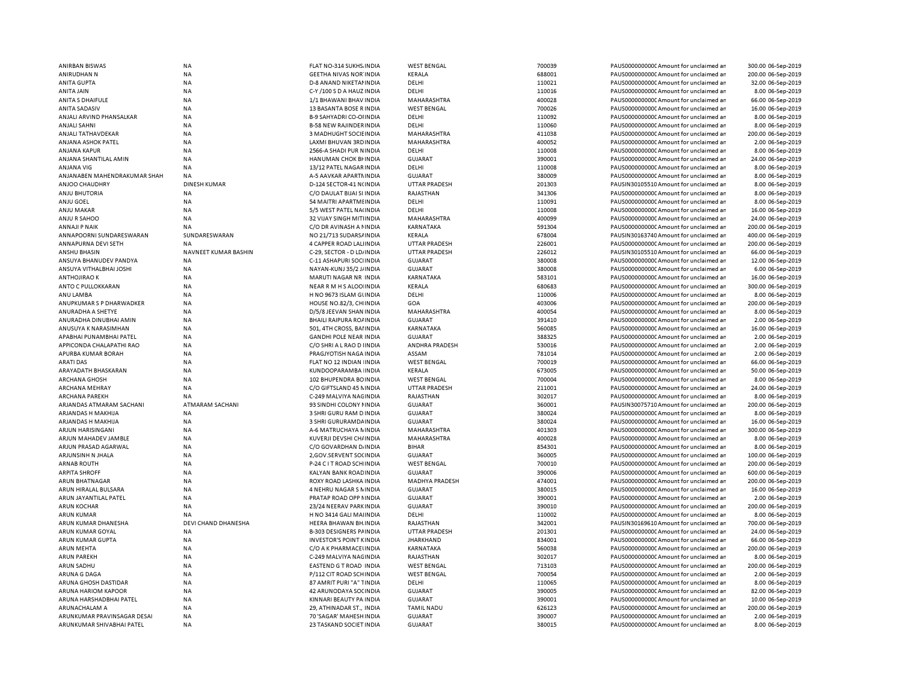| | | | | | | | | |
|---|---|---|---|---|---|---|---|---|
| ANIRBAN BISWAS | NA | FLAT NO-314 SUKHS/INDIA | WEST BENGAL | 700039 | PAUS0000000000C Amount for unclaimed an | 300.00 | 06-Sep-2019 |
| ANIRUDHAN N | NA | GEETHA NIVAS NOR'INDIA | KERALA | 688001 | PAUS0000000000C Amount for unclaimed an | 200.00 | 06-Sep-2019 |
| ANITA GUPTA | NA | D-8 ANAND NIKETAIINDIA | DELHI | 110021 | PAUS0000000000C Amount for unclaimed an | 32.00 | 06-Sep-2019 |
| ANITA JAIN | NA | C-Y /100 S D A HAUZ INDIA | DELHI | 110016 | PAUS0000000000C Amount for unclaimed an | 8.00 | 06-Sep-2019 |
| ANITA S DHAIFULE | NA | 1/1 BHAWANI BHAV INDIA | MAHARASHTRA | 400028 | PAUS0000000000C Amount for unclaimed an | 66.00 | 06-Sep-2019 |
| ANITA SADASIV | NA | 13 BASANTA BOSE R INDIA | WEST BENGAL | 700026 | PAUS0000000000C Amount for unclaimed an | 16.00 | 06-Sep-2019 |
| ANJALI ARVIND PHANSALKAR | NA | B-9 SAHYADRI CO-OIINDIA | DELHI | 110092 | PAUS0000000000C Amount for unclaimed an | 8.00 | 06-Sep-2019 |
| ANJALI SAHNI | NA | B-58 NEW RAJINDERINDIA | DELHI | 110060 | PAUS0000000000C Amount for unclaimed an | 8.00 | 06-Sep-2019 |
| ANJALI TATHAVDEKAR | NA | 3 MADHUGHT SOCIEINDIA | MAHARASHTRA | 411038 | PAUS0000000000C Amount for unclaimed an | 200.00 | 06-Sep-2019 |
| ANJANA ASHOK PATEL | NA | LAXMI BHUVAN 3RDINDIA | MAHARASHTRA | 400052 | PAUS0000000000C Amount for unclaimed an | 2.00 | 06-Sep-2019 |
| ANJANA KAPUR | NA | 2566-A SHADI PUR NINDIA | DELHI | 110008 | PAUS0000000000C Amount for unclaimed an | 8.00 | 06-Sep-2019 |
| ANJANA SHANTILAL AMIN | NA | HANUMAN CHOK BHINDIA | GUJARAT | 390001 | PAUS0000000000C Amount for unclaimed an | 24.00 | 06-Sep-2019 |
| ANJANA VIG | NA | 13/12 PATEL NAGAR INDIA | DELHI | 110008 | PAUS0000000000C Amount for unclaimed an | 8.00 | 06-Sep-2019 |
| ANJANABEN MAHENDRAKUMAR SHAH | NA | A-5 AAVKAR APARTNINDIA | GUJARAT | 380009 | PAUS0000000000C Amount for unclaimed an | 8.00 | 06-Sep-2019 |
| ANJOO CHAUDHRY | DINESH KUMAR | D-124 SECTOR-41 NCINDIA | UTTAR PRADESH | 201303 | PAUSIN30105510 Amount for unclaimed an | 8.00 | 06-Sep-2019 |
| ANJU BHUTORIA | NA | C/O DAULAT BIJAI SI INDIA | RAJASTHAN | 341306 | PAUS0000000000C Amount for unclaimed an | 8.00 | 06-Sep-2019 |
| ANJU GOEL | NA | 54 MAITRI APARTMEINDIA | DELHI | 110091 | PAUS0000000000C Amount for unclaimed an | 8.00 | 06-Sep-2019 |
| ANJU MAKAR | NA | 5/5 WEST PATEL NAIINDIA | DELHI | 110008 | PAUS0000000000C Amount for unclaimed an | 16.00 | 06-Sep-2019 |
| ANJU R SAHOO | NA | 32 VIJAY SINGH MITIINDIA | MAHARASHTRA | 400099 | PAUS0000000000C Amount for unclaimed an | 24.00 | 06-Sep-2019 |
| ANNAJI P NAIK | NA | C/O DR AVINASH A NINDIA | KARNATAKA | 591304 | PAUS0000000000C Amount for unclaimed an | 200.00 | 06-Sep-2019 |
| ANNAPOORNI SUNDARESWARAN | SUNDARESWARAN | NO 21/713 SUDARS/INDIA | KERALA | 678004 | PAUSIN30163740 Amount for unclaimed an | 400.00 | 06-Sep-2019 |
| ANNAPURNA DEVI SETH | NA | 4 CAPPER ROAD LALIINDIA | UTTAR PRADESH | 226001 | PAUS0000000000C Amount for unclaimed an | 200.00 | 06-Sep-2019 |
| ANSHU BHASIN | NAVNEET KUMAR BASHIN | C-29, SECTOR - D LOINDIA | UTTAR PRADESH | 226012 | PAUSIN30105510 Amount for unclaimed an | 66.00 | 06-Sep-2019 |
| ANSUYA BHANUDEV PANDYA | NA | C-11 ASHAPURI SOCIINDIA | GUJARAT | 380008 | PAUS0000000000C Amount for unclaimed an | 12.00 | 06-Sep-2019 |
| ANSUYA VITHALBHAI JOSHI | NA | NAYAN-KUNJ 35/2 JIINDIA | GUJARAT | 380008 | PAUS0000000000C Amount for unclaimed an | 6.00 | 06-Sep-2019 |
| ANTHOJIRAO K | NA | MARUTI NAGAR NR INDIA | KARNATAKA | 583101 | PAUS0000000000C Amount for unclaimed an | 16.00 | 06-Sep-2019 |
| ANTO C PULLOKKARAN | NA | NEAR R M H S ALOOIINDIA | KERALA | 680683 | PAUS0000000000C Amount for unclaimed an | 300.00 | 06-Sep-2019 |
| ANU LAMBA | NA | H NO 9673 ISLAM GLINDIA | DELHI | 110006 | PAUS0000000000C Amount for unclaimed an | 8.00 | 06-Sep-2019 |
| ANUPKUMAR S P DHARWADKER | NA | HOUSE NO.82/3, CHIINDIA | GOA | 403006 | PAUS0000000000C Amount for unclaimed an | 200.00 | 06-Sep-2019 |
| ANURADHA A SHETYE | NA | D/5/8 JEEVAN SHAN INDIA | MAHARASHTRA | 400054 | PAUS0000000000C Amount for unclaimed an | 8.00 | 06-Sep-2019 |
| ANURADHA DINUBHAI AMIN | NA | BHAILI RAIPURA ROAINDIA | GUJARAT | 391410 | PAUS0000000000C Amount for unclaimed an | 2.00 | 06-Sep-2019 |
| ANUSUYA K NARASIMHAN | NA | 501, 4TH CROSS, BAIINDIA | KARNATAKA | 560085 | PAUS0000000000C Amount for unclaimed an | 16.00 | 06-Sep-2019 |
| APABHAI PUNAMBHAI PATEL | NA | GANDHI POLE NEAR INDIA | GUJARAT | 388325 | PAUS0000000000C Amount for unclaimed an | 2.00 | 06-Sep-2019 |
| APPICONDA CHALAPATHI RAO | NA | C/O SHRI A L RAO D IINDIA | ANDHRA PRADESH | 530016 | PAUS0000000000C Amount for unclaimed an | 2.00 | 06-Sep-2019 |
| APURBA KUMAR BORAH | NA | PRAGJYOTISH NAGA INDIA | ASSAM | 781014 | PAUS0000000000C Amount for unclaimed an | 2.00 | 06-Sep-2019 |
| ARATI DAS | NA | FLAT NO 12 INDIAN IINDIA | WEST BENGAL | 700019 | PAUS0000000000C Amount for unclaimed an | 66.00 | 06-Sep-2019 |
| ARAYADATH BHASKARAN | NA | KUNDOOPARAMBA IINDIA | KERALA | 673005 | PAUS0000000000C Amount for unclaimed an | 50.00 | 06-Sep-2019 |
| ARCHANA GHOSH | NA | 102 BHUPENDRA BOINDIA | WEST BENGAL | 700004 | PAUS0000000000C Amount for unclaimed an | 8.00 | 06-Sep-2019 |
| ARCHANA MEHRAY | NA | C/O GIFTSLAND 45 NINDIA | UTTAR PRADESH | 211001 | PAUS0000000000C Amount for unclaimed an | 24.00 | 06-Sep-2019 |
| ARCHANA PAREKH | NA | C-249 MALVIYA NAGINDIA | RAJASTHAN | 302017 | PAUS0000000000C Amount for unclaimed an | 8.00 | 06-Sep-2019 |
| ARJANDAS ATMARAM SACHANI | ATMARAM SACHANI | 93 SINDHI COLONY FINDIA | GUJARAT | 360001 | PAUSIN30075710 Amount for unclaimed an | 200.00 | 06-Sep-2019 |
| ARJANDAS H MAKHIJA | NA | 3 SHRI GURU RAM D INDIA | GUJARAT | 380024 | PAUS0000000000C Amount for unclaimed an | 8.00 | 06-Sep-2019 |
| ARJANDAS H MAKHIJA | NA | 3 SHRI GURURAMDAINDIA | GUJARAT | 380024 | PAUS0000000000C Amount for unclaimed an | 16.00 | 06-Sep-2019 |
| ARJUN HARISINGANI | NA | A-6 MATRUCHAYA NINDIA | MAHARASHTRA | 401303 | PAUS0000000000C Amount for unclaimed an | 300.00 | 06-Sep-2019 |
| ARJUN MAHADEV JAMBLE | NA | KUVERJI DEVSHI CHAINDIA | MAHARASHTRA | 400028 | PAUS0000000000C Amount for unclaimed an | 8.00 | 06-Sep-2019 |
| ARJUN PRASAD AGARWAL | NA | C/O GOVARDHAN D/INDIA | BIHAR | 854301 | PAUS0000000000C Amount for unclaimed an | 8.00 | 06-Sep-2019 |
| ARJUNSINH N JHALA | NA | 2,GOV.SERVENT SOCINDIA | GUJARAT | 360005 | PAUS0000000000C Amount for unclaimed an | 100.00 | 06-Sep-2019 |
| ARNAB ROUTH | NA | P-24 C I T ROAD SCHIINDIA | WEST BENGAL | 700010 | PAUS0000000000C Amount for unclaimed an | 200.00 | 06-Sep-2019 |
| ARPITA SHROFF | NA | KALYAN BANK ROADINDIA | GUJARAT | 390006 | PAUS0000000000C Amount for unclaimed an | 600.00 | 06-Sep-2019 |
| ARUN BHATNAGAR | NA | ROXY ROAD LASHKA INDIA | MADHYA PRADESH | 474001 | PAUS0000000000C Amount for unclaimed an | 200.00 | 06-Sep-2019 |
| ARUN HIRALAL BULSARA | NA | 4 NEHRU NAGAR S NINDIA | GUJARAT | 380015 | PAUS0000000000C Amount for unclaimed an | 16.00 | 06-Sep-2019 |
| ARUN JAYANTILAL PATEL | NA | PRATAP ROAD OPP NINDIA | GUJARAT | 390001 | PAUS0000000000C Amount for unclaimed an | 2.00 | 06-Sep-2019 |
| ARUN KOCHAR | NA | 23/24 NEERAV PARKINDIA | GUJARAT | 390010 | PAUS0000000000C Amount for unclaimed an | 200.00 | 06-Sep-2019 |
| ARUN KUMAR | NA | H NO 3414 GALI MAIINDIA | DELHI | 110002 | PAUS0000000000C Amount for unclaimed an | 8.00 | 06-Sep-2019 |
| ARUN KUMAR DHANESHA | DEVI CHAND DHANESHA | HEERA BHAWAN BHINDIA | RAJASTHAN | 342001 | PAUSIN30169610 Amount for unclaimed an | 700.00 | 06-Sep-2019 |
| ARUN KUMAR GOYAL | NA | B-303 DESIGNERS PAINDIA | UTTAR PRADESH | 201301 | PAUS0000000000C Amount for unclaimed an | 24.00 | 06-Sep-2019 |
| ARUN KUMAR GUPTA | NA | INVESTOR'S POINT KINDIA | JHARKHAND | 834001 | PAUS0000000000C Amount for unclaimed an | 66.00 | 06-Sep-2019 |
| ARUN MEHTA | NA | C/O A K PHARMACEIINDIA | KARNATAKA | 560038 | PAUS0000000000C Amount for unclaimed an | 200.00 | 06-Sep-2019 |
| ARUN PAREKH | NA | C-249 MALVIYA NAGINDIA | RAJASTHAN | 302017 | PAUS0000000000C Amount for unclaimed an | 8.00 | 06-Sep-2019 |
| ARUN SADHU | NA | EASTEND G T ROAD INDIA | WEST BENGAL | 713103 | PAUS0000000000C Amount for unclaimed an | 200.00 | 06-Sep-2019 |
| ARUNA G DAGA | NA | P/112 CIT ROAD SCHINDIA | WEST BENGAL | 700054 | PAUS0000000000C Amount for unclaimed an | 2.00 | 06-Sep-2019 |
| ARUNA GHOSH DASTIDAR | NA | 87 AMRIT PURI "A" TINDIA | DELHI | 110065 | PAUS0000000000C Amount for unclaimed an | 8.00 | 06-Sep-2019 |
| ARUNA HARIOM KAPOOR | NA | 42 ARUNODAYA SOCINDIA | GUJARAT | 390005 | PAUS0000000000C Amount for unclaimed an | 82.00 | 06-Sep-2019 |
| ARUNA HARSHADBHAI PATEL | NA | KINNARI BEAUTY PA INDIA | GUJARAT | 390001 | PAUS0000000000C Amount for unclaimed an | 10.00 | 06-Sep-2019 |
| ARUNACHALAM A | NA | 29, ATHINADAR ST., INDIA | TAMIL NADU | 626123 | PAUS0000000000C Amount for unclaimed an | 200.00 | 06-Sep-2019 |
| ARUNKUMAR PRAVINSAGAR DESAI | NA | 70 'SAGAR' MAHESH INDIA | GUJARAT | 390007 | PAUS0000000000C Amount for unclaimed an | 2.00 | 06-Sep-2019 |
| ARUNKUMAR SHIVABHAI PATEL | NA | 23 TASKAND SOCIET INDIA | GUJARAT | 380015 | PAUS0000000000C Amount for unclaimed an | 8.00 | 06-Sep-2019 |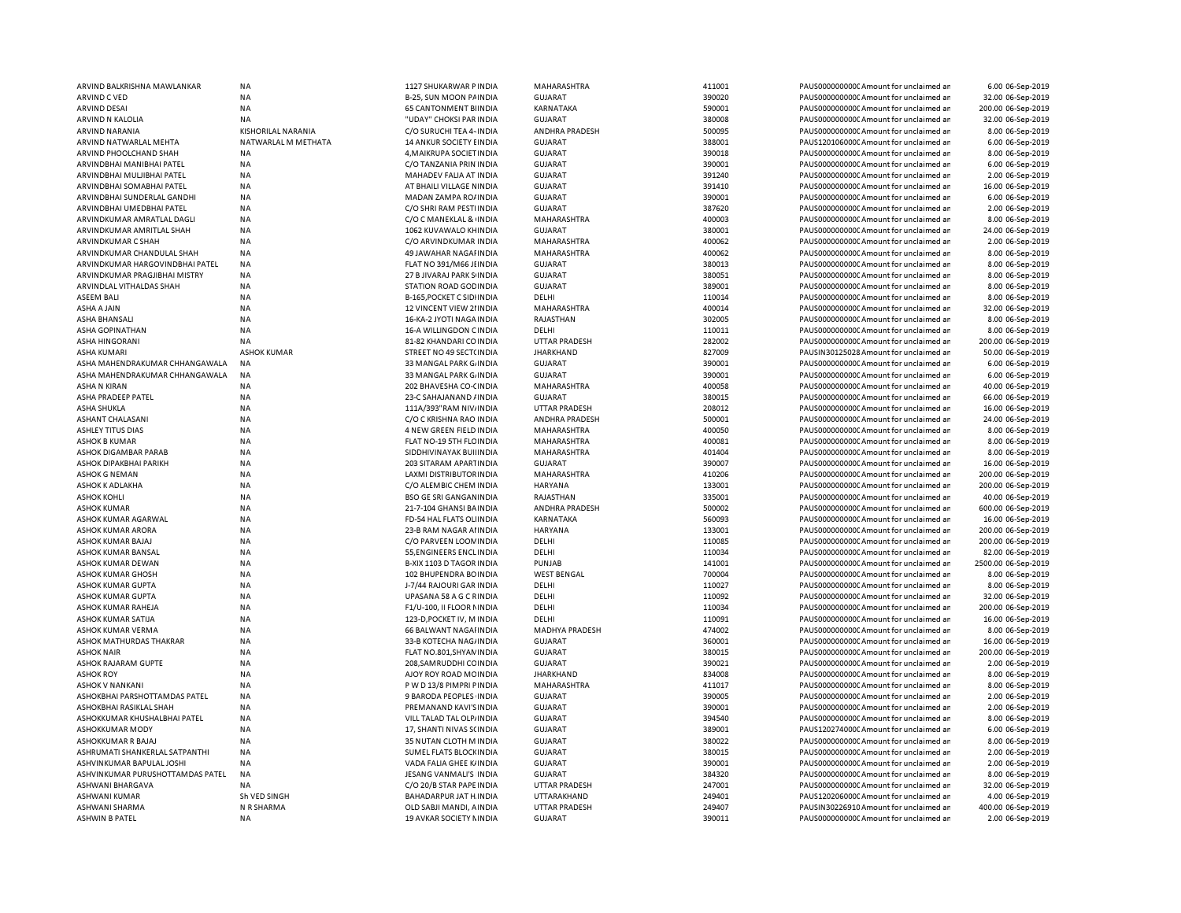| | | | | | | | | | |
|---|---|---|---|---|---|---|---|---|---|
| ARVIND BALKRISHNA MAWLANKAR | NA | 1127 SHUKARWAR P INDIA | MAHARASHTRA | 411001 | PAUS0000000000C Amount for unclaimed an | 6.00 | 06-Sep-2019 |
| ARVIND C VED | NA | B-25, SUN MOON PAINDIA | GUJARAT | 390020 | PAUS0000000000C Amount for unclaimed an | 32.00 | 06-Sep-2019 |
| ARVIND DESAI | NA | 65 CANTONMENT BIINDIA | KARNATAKA | 590001 | PAUS0000000000C Amount for unclaimed an | 200.00 | 06-Sep-2019 |
| ARVIND N KALOLIA | NA | "UDAY" CHOKSI PAR INDIA | GUJARAT | 380008 | PAUS0000000000C Amount for unclaimed an | 32.00 | 06-Sep-2019 |
| ARVIND NARANIA | KISHORILAL NARANIA | C/O SURUCHI TEA 4-INDIA | ANDHRA PRADESH | 500095 | PAUS0000000000C Amount for unclaimed an | 8.00 | 06-Sep-2019 |
| ARVIND NATWARLAL MEHTA | NATWARLAL M METHATA | 14 ANKUR SOCIETY EINDIA | GUJARAT | 388001 | PAUS1201060000C Amount for unclaimed an | 6.00 | 06-Sep-2019 |
| ARVIND PHOOLCHAND SHAH | NA | 4,MAIKRUPA SOCIETINDIA | GUJARAT | 390018 | PAUS0000000000C Amount for unclaimed an | 8.00 | 06-Sep-2019 |
| ARVINDBHAI MANIBHAI PATEL | NA | C/O TANZANIA PRIN INDIA | GUJARAT | 390001 | PAUS0000000000C Amount for unclaimed an | 6.00 | 06-Sep-2019 |
| ARVINDBHAI MULJIBHAI PATEL | NA | MAHADEV FALIA AT INDIA | GUJARAT | 391240 | PAUS0000000000C Amount for unclaimed an | 2.00 | 06-Sep-2019 |
| ARVINDBHAI SOMABHAI PATEL | NA | AT BHAILI VILLAGE NINDIA | GUJARAT | 391410 | PAUS0000000000C Amount for unclaimed an | 16.00 | 06-Sep-2019 |
| ARVINDBHAI SUNDERLAL GANDHI | NA | MADAN ZAMPA ROAINDIA | GUJARAT | 390001 | PAUS0000000000C Amount for unclaimed an | 6.00 | 06-Sep-2019 |
| ARVINDBHAI UMEDBHAI PATEL | NA | C/O SHRI RAM PESTIINDIA | GUJARAT | 387620 | PAUS0000000000C Amount for unclaimed an | 2.00 | 06-Sep-2019 |
| ARVINDKUMAR AMRATLAL DAGLI | NA | C/O C MANEKLAL & INDIA | MAHARASHTRA | 400003 | PAUS0000000000C Amount for unclaimed an | 8.00 | 06-Sep-2019 |
| ARVINDKUMAR AMRITLAL SHAH | NA | 1062 KUVAWALO KHINDIA | GUJARAT | 380001 | PAUS0000000000C Amount for unclaimed an | 24.00 | 06-Sep-2019 |
| ARVINDKUMAR C SHAH | NA | C/O ARVINDKUMAR INDIA | MAHARASHTRA | 400062 | PAUS0000000000C Amount for unclaimed an | 2.00 | 06-Sep-2019 |
| ARVINDKUMAR CHANDULAL SHAH | NA | 49 JAWAHAR NAGAFINDIA | MAHARASHTRA | 400062 | PAUS0000000000C Amount for unclaimed an | 8.00 | 06-Sep-2019 |
| ARVINDKUMAR HARGOVINDBHAI PATEL | NA | FLAT NO 391/M66 JEINDIA | GUJARAT | 380013 | PAUS0000000000C Amount for unclaimed an | 8.00 | 06-Sep-2019 |
| ARVINDKUMAR PRAGJIBHAI MISTRY | NA | 27 B JIVARAJ PARK SIINDIA | GUJARAT | 380051 | PAUS0000000000C Amount for unclaimed an | 8.00 | 06-Sep-2019 |
| ARVINDLAL VITHALDAS SHAH | NA | STATION ROAD GODINDIA | GUJARAT | 389001 | PAUS0000000000C Amount for unclaimed an | 8.00 | 06-Sep-2019 |
| ASEEM BALI | NA | B-165,POCKET C SIDIINDIA | DELHI | 110014 | PAUS0000000000C Amount for unclaimed an | 8.00 | 06-Sep-2019 |
| ASHA A JAIN | NA | 12 VINCENT VIEW 2IINDIA | MAHARASHTRA | 400014 | PAUS0000000000C Amount for unclaimed an | 32.00 | 06-Sep-2019 |
| ASHA BHANSALI | NA | 16-KA-2 JYOTI NAGA INDIA | RAJASTHAN | 302005 | PAUS0000000000C Amount for unclaimed an | 8.00 | 06-Sep-2019 |
| ASHA GOPINATHAN | NA | 16-A WILLINGDON C INDIA | DELHI | 110011 | PAUS0000000000C Amount for unclaimed an | 8.00 | 06-Sep-2019 |
| ASHA HINGORANI | NA | 81-82 KHANDARI CO INDIA | UTTAR PRADESH | 282002 | PAUS0000000000C Amount for unclaimed an | 200.00 | 06-Sep-2019 |
| ASHA KUMARI | ASHOK KUMAR | STREET NO 49 SECTCINDIA | JHARKHAND | 827009 | PAUSIN30125028 Amount for unclaimed an | 50.00 | 06-Sep-2019 |
| ASHA MAHENDRAKUMAR CHHANGAWALA | NA | 33 MANGAL PARK G/INDIA | GUJARAT | 390001 | PAUS0000000000C Amount for unclaimed an | 6.00 | 06-Sep-2019 |
| ASHA MAHENDRAKUMAR CHHANGAWALA | NA | 33 MANGAL PARK G/INDIA | GUJARAT | 390001 | PAUS0000000000C Amount for unclaimed an | 6.00 | 06-Sep-2019 |
| ASHA N KIRAN | NA | 202 BHAVESHA CO-CINDIA | MAHARASHTRA | 400058 | PAUS0000000000C Amount for unclaimed an | 40.00 | 06-Sep-2019 |
| ASHA PRADEEP PATEL | NA | 23-C SAHAJANAND /INDIA | GUJARAT | 380015 | PAUS0000000000C Amount for unclaimed an | 66.00 | 06-Sep-2019 |
| ASHA SHUKLA | NA | 111A/393"RAM NIV/INDIA | UTTAR PRADESH | 208012 | PAUS0000000000C Amount for unclaimed an | 16.00 | 06-Sep-2019 |
| ASHANT CHALASANI | NA | C/O C KRISHNA RAO INDIA | ANDHRA PRADESH | 500001 | PAUS0000000000C Amount for unclaimed an | 24.00 | 06-Sep-2019 |
| ASHLEY TITUS DIAS | NA | 4 NEW GREEN FIELD INDIA | MAHARASHTRA | 400050 | PAUS0000000000C Amount for unclaimed an | 8.00 | 06-Sep-2019 |
| ASHOK B KUMAR | NA | FLAT NO-19 5TH FLOINDIA | MAHARASHTRA | 400081 | PAUS0000000000C Amount for unclaimed an | 8.00 | 06-Sep-2019 |
| ASHOK DIGAMBAR PARAB | NA | SIDDHIVINAYAK BUIIINDIA | MAHARASHTRA | 401404 | PAUS0000000000C Amount for unclaimed an | 8.00 | 06-Sep-2019 |
| ASHOK DIPAKBHAI PARIKH | NA | 203 SITARAM APARTINDIA | GUJARAT | 390007 | PAUS0000000000C Amount for unclaimed an | 16.00 | 06-Sep-2019 |
| ASHOK G NEMAN | NA | LAXMI DISTRIBUTORINDIA | MAHARASHTRA | 410206 | PAUS0000000000C Amount for unclaimed an | 200.00 | 06-Sep-2019 |
| ASHOK K ADLAKHA | NA | C/O ALEMBIC CHEM INDIA | HARYANA | 133001 | PAUS0000000000C Amount for unclaimed an | 200.00 | 06-Sep-2019 |
| ASHOK KOHLI | NA | BSO GE SRI GANGANINDIA | RAJASTHAN | 335001 | PAUS0000000000C Amount for unclaimed an | 40.00 | 06-Sep-2019 |
| ASHOK KUMAR | NA | 21-7-104 GHANSI BAINDIA | ANDHRA PRADESH | 500002 | PAUS0000000000C Amount for unclaimed an | 600.00 | 06-Sep-2019 |
| ASHOK KUMAR AGARWAL | NA | FD-54 HAL FLATS OLIINDIA | KARNATAKA | 560093 | PAUS0000000000C Amount for unclaimed an | 16.00 | 06-Sep-2019 |
| ASHOK KUMAR ARORA | NA | 23-B RAM NAGAR AIINDIA | HARYANA | 133001 | PAUS0000000000C Amount for unclaimed an | 200.00 | 06-Sep-2019 |
| ASHOK KUMAR BAJAJ | NA | C/O PARVEEN LOOMINDIA | DELHI | 110085 | PAUS0000000000C Amount for unclaimed an | 200.00 | 06-Sep-2019 |
| ASHOK KUMAR BANSAL | NA | 55,ENGINEERS ENCLINDIA | DELHI | 110034 | PAUS0000000000C Amount for unclaimed an | 82.00 | 06-Sep-2019 |
| ASHOK KUMAR DEWAN | NA | B-XIX 1103 D TAGOR INDIA | PUNJAB | 141001 | PAUS0000000000C Amount for unclaimed an | 2500.00 | 06-Sep-2019 |
| ASHOK KUMAR GHOSH | NA | 102 BHUPENDRA BOINDIA | WEST BENGAL | 700004 | PAUS0000000000C Amount for unclaimed an | 8.00 | 06-Sep-2019 |
| ASHOK KUMAR GUPTA | NA | J-7/44 RAJOURI GAR INDIA | DELHI | 110027 | PAUS0000000000C Amount for unclaimed an | 8.00 | 06-Sep-2019 |
| ASHOK KUMAR GUPTA | NA | UPASANA 58 A G C RINDIA | DELHI | 110092 | PAUS0000000000C Amount for unclaimed an | 32.00 | 06-Sep-2019 |
| ASHOK KUMAR RAHEJA | NA | F1/U-100, II FLOOR NINDIA | DELHI | 110034 | PAUS0000000000C Amount for unclaimed an | 200.00 | 06-Sep-2019 |
| ASHOK KUMAR SATIJA | NA | 123-D,POCKET IV, M INDIA | DELHI | 110091 | PAUS0000000000C Amount for unclaimed an | 16.00 | 06-Sep-2019 |
| ASHOK KUMAR VERMA | NA | 66 BALWANT NAGAIINDIA | MADHYA PRADESH | 474002 | PAUS0000000000C Amount for unclaimed an | 8.00 | 06-Sep-2019 |
| ASHOK MATHURDAS THAKRAR | NA | 33-B KOTECHA NAG/INDIA | GUJARAT | 360001 | PAUS0000000000C Amount for unclaimed an | 16.00 | 06-Sep-2019 |
| ASHOK NAIR | NA | FLAT NO.801,SHYAMINDIA | GUJARAT | 380015 | PAUS0000000000C Amount for unclaimed an | 200.00 | 06-Sep-2019 |
| ASHOK RAJARAM GUPTE | NA | 208,SAMRUDDHI COINDIA | GUJARAT | 390021 | PAUS0000000000C Amount for unclaimed an | 2.00 | 06-Sep-2019 |
| ASHOK ROY | NA | AJOY ROY ROAD MOINDIA | JHARKHAND | 834008 | PAUS0000000000C Amount for unclaimed an | 8.00 | 06-Sep-2019 |
| ASHOK V NANKANI | NA | P W D 13/8 PIMPRI PINDIA | MAHARASHTRA | 411017 | PAUS0000000000C Amount for unclaimed an | 8.00 | 06-Sep-2019 |
| ASHOKBHAI PARSHOTTAMDAS PATEL | NA | 9 BARODA PEOPLES INDIA | GUJARAT | 390005 | PAUS0000000000C Amount for unclaimed an | 2.00 | 06-Sep-2019 |
| ASHOKBHAI RASIKLAL SHAH | NA | PREMANAND KAVI'SINDIA | GUJARAT | 390001 | PAUS0000000000C Amount for unclaimed an | 2.00 | 06-Sep-2019 |
| ASHOKKUMAR KHUSHALBHAI PATEL | NA | VILL TALAD TAL OLP/INDIA | GUJARAT | 394540 | PAUS0000000000C Amount for unclaimed an | 8.00 | 06-Sep-2019 |
| ASHOKKUMAR MODY | NA | 17, SHANTI NIVAS SCINDIA | GUJARAT | 389001 | PAUS1202740000C Amount for unclaimed an | 6.00 | 06-Sep-2019 |
| ASHOKKUMAR R BAJAJ | NA | 35 NUTAN CLOTH M INDIA | GUJARAT | 380022 | PAUS0000000000C Amount for unclaimed an | 8.00 | 06-Sep-2019 |
| ASHRUMATI SHANKERLAL SATPANTHI | NA | SUMEL FLATS BLOCKINDIA | GUJARAT | 380015 | PAUS0000000000C Amount for unclaimed an | 2.00 | 06-Sep-2019 |
| ASHVINKUMAR BAPULAL JOSHI | NA | VADA FALIA GHEE K/INDIA | GUJARAT | 390001 | PAUS0000000000C Amount for unclaimed an | 2.00 | 06-Sep-2019 |
| ASHVINKUMAR PURUSHOTTAMDAS PATEL | NA | JESANG VANMALI'S INDIA | GUJARAT | 384320 | PAUS0000000000C Amount for unclaimed an | 8.00 | 06-Sep-2019 |
| ASHWANI BHARGAVA | NA | C/O 20/B STAR PAPE INDIA | UTTAR PRADESH | 247001 | PAUS0000000000C Amount for unclaimed an | 32.00 | 06-Sep-2019 |
| ASHWANI KUMAR | Sh VED SINGH | BAHADARPUR JAT H.INDIA | UTTARAKHAND | 249401 | PAUS1202060000C Amount for unclaimed an | 4.00 | 06-Sep-2019 |
| ASHWANI SHARMA | N R SHARMA | OLD SABJI MANDI, AINDIA | UTTAR PRADESH | 249407 | PAUSIN30226910 Amount for unclaimed an | 400.00 | 06-Sep-2019 |
| ASHWIN B PATEL | NA | 19 AVKAR SOCIETY NINDIA | GUJARAT | 390011 | PAUS0000000000C Amount for unclaimed an | 2.00 | 06-Sep-2019 |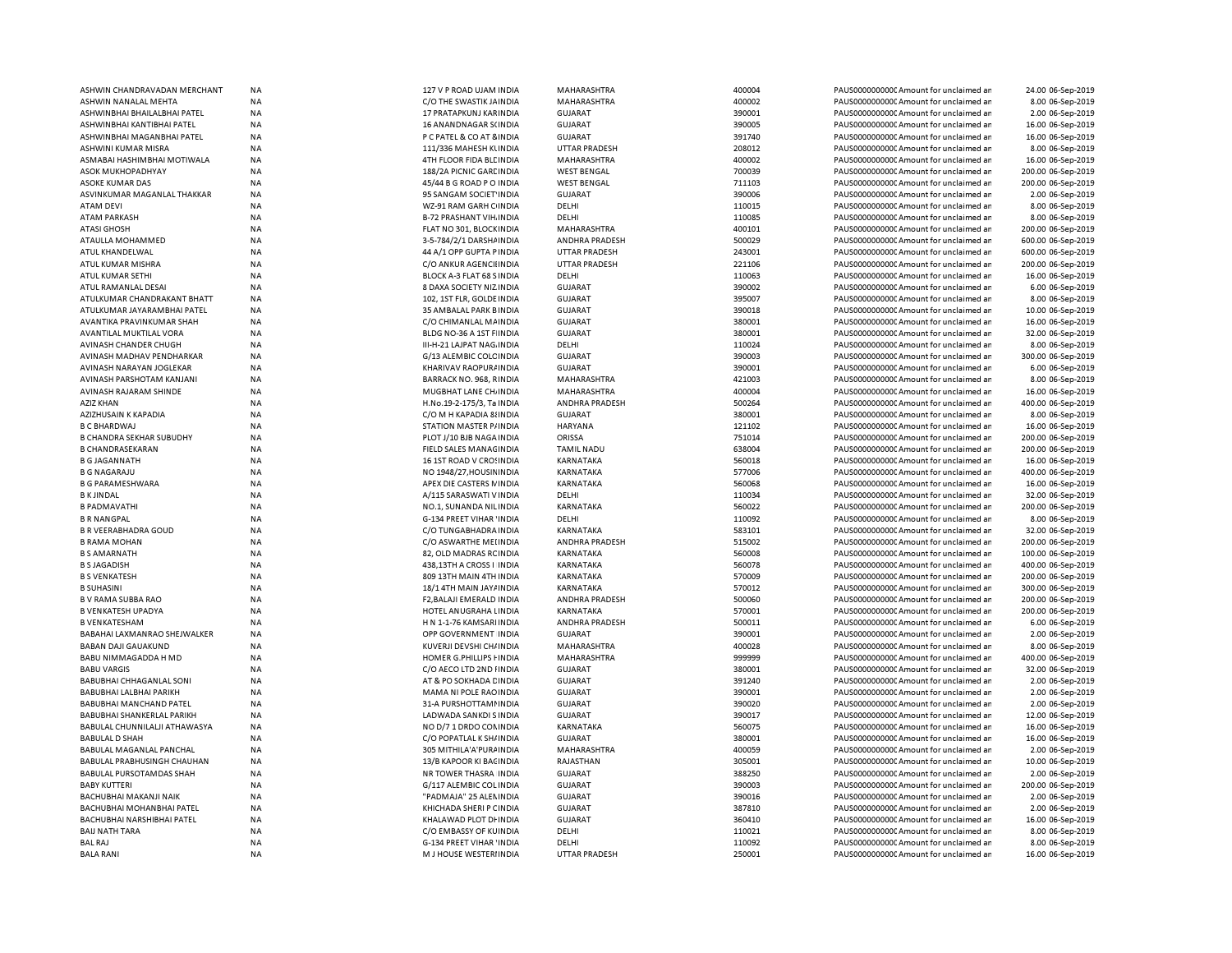| | | | | | | | | |
|---|---|---|---|---|---|---|---|---|
| ASHWIN CHANDRAVADAN MERCHANT | NA | 127 V P ROAD UJAM INDIA | MAHARASHTRA | 400004 | PAUS0000000000C | Amount for unclaimed an | 24.00 | 06-Sep-2019 |
| ASHWIN NANALAL MEHTA | NA | C/O THE SWASTIK JAINDIA | MAHARASHTRA | 400002 | PAUS0000000000C | Amount for unclaimed an | 8.00 | 06-Sep-2019 |
| ASHWINBHAI BHAILALBHAI PATEL | NA | 17 PRATAPKUNJ KARINDIA | GUJARAT | 390001 | PAUS0000000000C | Amount for unclaimed an | 2.00 | 06-Sep-2019 |
| ASHWINBHAI KANTIBHAI PATEL | NA | 16 ANANDNAGAR SCINDIA | GUJARAT | 390005 | PAUS0000000000C | Amount for unclaimed an | 16.00 | 06-Sep-2019 |
| ASHWINBHAI MAGANBHAI PATEL | NA | P C PATEL & CO AT &INDIA | GUJARAT | 391740 | PAUS0000000000C | Amount for unclaimed an | 16.00 | 06-Sep-2019 |
| ASHWINI KUMAR MISRA | NA | 111/336 MAHESH KUINDIA | UTTAR PRADESH | 208012 | PAUS0000000000C | Amount for unclaimed an | 8.00 | 06-Sep-2019 |
| ASMABAI HASHIMBHAI MOTIWALA | NA | 4TH FLOOR FIDA BLDINDIA | MAHARASHTRA | 400002 | PAUS0000000000C | Amount for unclaimed an | 16.00 | 06-Sep-2019 |
| ASOK MUKHOPADHYAY | NA | 188/2A PICNIC GARDINDIA | WEST BENGAL | 700039 | PAUS0000000000C | Amount for unclaimed an | 200.00 | 06-Sep-2019 |
| ASOKE KUMAR DAS | NA | 45/44 B G ROAD P O INDIA | WEST BENGAL | 711103 | PAUS0000000000C | Amount for unclaimed an | 200.00 | 06-Sep-2019 |
| ASVINKUMAR MAGANLAL THAKKAR | NA | 95 SANGAM SOCIET'INDIA | GUJARAT | 390006 | PAUS0000000000C | Amount for unclaimed an | 2.00 | 06-Sep-2019 |
| ATAM DEVI | NA | WZ-91 RAM GARH COINDIA | DELHI | 110015 | PAUS0000000000C | Amount for unclaimed an | 8.00 | 06-Sep-2019 |
| ATAM PARKASH | NA | B-72 PRASHANT VIHAINDIA | DELHI | 110085 | PAUS0000000000C | Amount for unclaimed an | 8.00 | 06-Sep-2019 |
| ATASI GHOSH | NA | FLAT NO 301, BLOCKINDIA | MAHARASHTRA | 400101 | PAUS0000000000C | Amount for unclaimed an | 200.00 | 06-Sep-2019 |
| ATAULLA MOHAMMED | NA | 3-5-784/2/1 DARSHAINDIA | ANDHRA PRADESH | 500029 | PAUS0000000000C | Amount for unclaimed an | 600.00 | 06-Sep-2019 |
| ATUL KHANDELWAL | NA | 44 A/1 OPP GUPTA PINDIA | UTTAR PRADESH | 243001 | PAUS0000000000C | Amount for unclaimed an | 600.00 | 06-Sep-2019 |
| ATUL KUMAR MISHRA | NA | C/O ANKUR AGENCIEINDIA | UTTAR PRADESH | 221106 | PAUS0000000000C | Amount for unclaimed an | 200.00 | 06-Sep-2019 |
| ATUL KUMAR SETHI | NA | BLOCK A-3 FLAT 68 SINDIA | DELHI | 110063 | PAUS0000000000C | Amount for unclaimed an | 16.00 | 06-Sep-2019 |
| ATUL RAMANLAL DESAI | NA | 8 DAXA SOCIETY NIZINDIA | GUJARAT | 390002 | PAUS0000000000C | Amount for unclaimed an | 6.00 | 06-Sep-2019 |
| ATULKUMAR CHANDRAKANT BHATT | NA | 102, 1ST FLR, GOLDEINDIA | GUJARAT | 395007 | PAUS0000000000C | Amount for unclaimed an | 8.00 | 06-Sep-2019 |
| ATULKUMAR JAYARAMBHAI PATEL | NA | 35 AMBALAL PARK BINDIA | GUJARAT | 390018 | PAUS0000000000C | Amount for unclaimed an | 10.00 | 06-Sep-2019 |
| AVANTIKA PRAVINKUMAR SHAH | NA | C/O CHIMANLAL MAINDIA | GUJARAT | 380001 | PAUS0000000000C | Amount for unclaimed an | 16.00 | 06-Sep-2019 |
| AVANTILAL MUKTILAL VORA | NA | BLDG NO-36 A 1ST FIINDIA | GUJARAT | 380001 | PAUS0000000000C | Amount for unclaimed an | 32.00 | 06-Sep-2019 |
| AVINASH CHANDER CHUGH | NA | III-H-21 LAJPAT NAGAINDIA | DELHI | 110024 | PAUS0000000000C | Amount for unclaimed an | 8.00 | 06-Sep-2019 |
| AVINASH MADHAV PENDHARKAR | NA | G/13 ALEMBIC COLOINDIA | GUJARAT | 390003 | PAUS0000000000C | Amount for unclaimed an | 300.00 | 06-Sep-2019 |
| AVINASH NARAYAN JOGLEKAR | NA | KHARIVAV RAOPURAINDIA | GUJARAT | 390001 | PAUS0000000000C | Amount for unclaimed an | 6.00 | 06-Sep-2019 |
| AVINASH PARSHOTAM KANJANI | NA | BARRACK NO. 968, RINDIA | MAHARASHTRA | 421003 | PAUS0000000000C | Amount for unclaimed an | 8.00 | 06-Sep-2019 |
| AVINASH RAJARAM SHINDE | NA | MUGBHAT LANE CHAINDIA | MAHARASHTRA | 400004 | PAUS0000000000C | Amount for unclaimed an | 16.00 | 06-Sep-2019 |
| AZIZ KHAN | NA | H.No.19-2-175/3, Ta INDIA | ANDHRA PRADESH | 500264 | PAUS0000000000C | Amount for unclaimed an | 400.00 | 06-Sep-2019 |
| AZIZHUSAIN K KAPADIA | NA | C/O M H KAPADIA 8INDIA | GUJARAT | 380001 | PAUS0000000000C | Amount for unclaimed an | 8.00 | 06-Sep-2019 |
| B C BHARDWAJ | NA | STATION MASTER PAINDIA | HARYANA | 121102 | PAUS0000000000C | Amount for unclaimed an | 16.00 | 06-Sep-2019 |
| B CHANDRA SEKHAR SUBUDHY | NA | PLOT J/10 BJB NAGAINDIA | ORISSA | 751014 | PAUS0000000000C | Amount for unclaimed an | 200.00 | 06-Sep-2019 |
| B CHANDRASEKARAN | NA | FIELD SALES MANAGINDIA | TAMIL NADU | 638004 | PAUS0000000000C | Amount for unclaimed an | 200.00 | 06-Sep-2019 |
| B G JAGANNATH | NA | 16 1ST ROAD V CROSINDIA | KARNATAKA | 560018 | PAUS0000000000C | Amount for unclaimed an | 16.00 | 06-Sep-2019 |
| B G NAGARAJU | NA | NO 1948/27,HOUSININDIA | KARNATAKA | 577006 | PAUS0000000000C | Amount for unclaimed an | 400.00 | 06-Sep-2019 |
| B G PARAMESHWARA | NA | APEX DIE CASTERS NINDIA | KARNATAKA | 560068 | PAUS0000000000C | Amount for unclaimed an | 16.00 | 06-Sep-2019 |
| B K JINDAL | NA | A/115 SARASWATI VINDIA | DELHI | 110034 | PAUS0000000000C | Amount for unclaimed an | 32.00 | 06-Sep-2019 |
| B PADMAVATHI | NA | NO.1, SUNANDA NILINDIA | KARNATAKA | 560022 | PAUS0000000000C | Amount for unclaimed an | 200.00 | 06-Sep-2019 |
| B R NANGPAL | NA | G-134 PREET VIHAR 'INDIA | DELHI | 110092 | PAUS0000000000C | Amount for unclaimed an | 8.00 | 06-Sep-2019 |
| B R VEERABHADRA GOUD | NA | C/O TUNGABHADRAINDIA | KARNATAKA | 583101 | PAUS0000000000C | Amount for unclaimed an | 32.00 | 06-Sep-2019 |
| B RAMA MOHAN | NA | C/O ASWARTHE MEDINDIA | ANDHRA PRADESH | 515002 | PAUS0000000000C | Amount for unclaimed an | 200.00 | 06-Sep-2019 |
| B S AMARNATH | NA | 82, OLD MADRAS RCINDIA | KARNATAKA | 560008 | PAUS0000000000C | Amount for unclaimed an | 100.00 | 06-Sep-2019 |
| B S JAGADISH | NA | 438,13TH A CROSS I INDIA | KARNATAKA | 560078 | PAUS0000000000C | Amount for unclaimed an | 400.00 | 06-Sep-2019 |
| B S VENKATESH | NA | 809 13TH MAIN 4TH INDIA | KARNATAKA | 570009 | PAUS0000000000C | Amount for unclaimed an | 200.00 | 06-Sep-2019 |
| B SUHASINI | NA | 18/1 4TH MAIN JAYAINDIA | KARNATAKA | 570012 | PAUS0000000000C | Amount for unclaimed an | 300.00 | 06-Sep-2019 |
| B V RAMA SUBBA RAO | NA | F2,BALAJI EMERALD INDIA | ANDHRA PRADESH | 500060 | PAUS0000000000C | Amount for unclaimed an | 200.00 | 06-Sep-2019 |
| B VENKATESH UPADYA | NA | HOTEL ANUGRAHA LINDIA | KARNATAKA | 570001 | PAUS0000000000C | Amount for unclaimed an | 200.00 | 06-Sep-2019 |
| B VENKATESHAM | NA | H N 1-1-76 KAMSARIINDIA | ANDHRA PRADESH | 500011 | PAUS0000000000C | Amount for unclaimed an | 6.00 | 06-Sep-2019 |
| BABAHAI LAXMANRAO SHEJWALKER | NA | OPP GOVERNMENT INDIA | GUJARAT | 390001 | PAUS0000000000C | Amount for unclaimed an | 2.00 | 06-Sep-2019 |
| BABAN DAJI GAUAKUND | NA | KUVERJI DEVSHI CHAINDIA | MAHARASHTRA | 400028 | PAUS0000000000C | Amount for unclaimed an | 8.00 | 06-Sep-2019 |
| BABU NIMMAGADDA H MD | NA | HOMER G.PHILLIPS HINDIA | MAHARASHTRA | 999999 | PAUS0000000000C | Amount for unclaimed an | 400.00 | 06-Sep-2019 |
| BABU VARGIS | NA | C/O AECO LTD 2ND FINDIA | GUJARAT | 380001 | PAUS0000000000C | Amount for unclaimed an | 32.00 | 06-Sep-2019 |
| BABUBHAI CHHAGANLAL SONI | NA | AT & PO SOKHADA DINDIA | GUJARAT | 391240 | PAUS0000000000C | Amount for unclaimed an | 2.00 | 06-Sep-2019 |
| BABUBHAI LALBHAI PARIKH | NA | MAMA NI POLE RAOINDIA | GUJARAT | 390001 | PAUS0000000000C | Amount for unclaimed an | 2.00 | 06-Sep-2019 |
| BABUBHAI MANCHAND PATEL | NA | 31-A PURSHOTTAMNINDIA | GUJARAT | 390020 | PAUS0000000000C | Amount for unclaimed an | 2.00 | 06-Sep-2019 |
| BABUBHAI SHANKERLAL PARIKH | NA | LADWADA SANKDI SINDIA | GUJARAT | 390017 | PAUS0000000000C | Amount for unclaimed an | 12.00 | 06-Sep-2019 |
| BABULAL CHUNNILALJI ATHAWASYA | NA | NO D/7 1 DRDO COLINDIA | KARNATAKA | 560075 | PAUS0000000000C | Amount for unclaimed an | 16.00 | 06-Sep-2019 |
| BABULAL D SHAH | NA | C/O POPATLAL K SHAINDIA | GUJARAT | 380001 | PAUS0000000000C | Amount for unclaimed an | 16.00 | 06-Sep-2019 |
| BABULAL MAGANLAL PANCHAL | NA | 305 MITHILA'A'PURAINDIA | MAHARASHTRA | 400059 | PAUS0000000000C | Amount for unclaimed an | 2.00 | 06-Sep-2019 |
| BABULAL PRABHUSINGH CHAUHAN | NA | 13/B KAPOOR KI BACINDIA | RAJASTHAN | 305001 | PAUS0000000000C | Amount for unclaimed an | 10.00 | 06-Sep-2019 |
| BABULAL PURSOTAMDAS SHAH | NA | NR TOWER THASRA INDIA | GUJARAT | 388250 | PAUS0000000000C | Amount for unclaimed an | 2.00 | 06-Sep-2019 |
| BABY KUTTERI | NA | G/117 ALEMBIC COLOINDIA | GUJARAT | 390003 | PAUS0000000000C | Amount for unclaimed an | 200.00 | 06-Sep-2019 |
| BACHUBHAI MAKANJI NAIK | NA | "PADMAJA" 25 ALEMINDIA | GUJARAT | 390016 | PAUS0000000000C | Amount for unclaimed an | 2.00 | 06-Sep-2019 |
| BACHUBHAI MOHANBHAI PATEL | NA | KHICHADA SHERI P CINDIA | GUJARAT | 387810 | PAUS0000000000C | Amount for unclaimed an | 2.00 | 06-Sep-2019 |
| BACHUBHAI NARSHIBHAI PATEL | NA | KHALAWAD PLOT DHINDIA | GUJARAT | 360410 | PAUS0000000000C | Amount for unclaimed an | 16.00 | 06-Sep-2019 |
| BAIJ NATH TARA | NA | C/O EMBASSY OF KUINDIA | DELHI | 110021 | PAUS0000000000C | Amount for unclaimed an | 8.00 | 06-Sep-2019 |
| BAL RAJ | NA | G-134 PREET VIHAR 'INDIA | DELHI | 110092 | PAUS0000000000C | Amount for unclaimed an | 8.00 | 06-Sep-2019 |
| BALA RANI | NA | M J HOUSE WESTERIINDIA | UTTAR PRADESH | 250001 | PAUS0000000000C | Amount for unclaimed an | 16.00 | 06-Sep-2019 |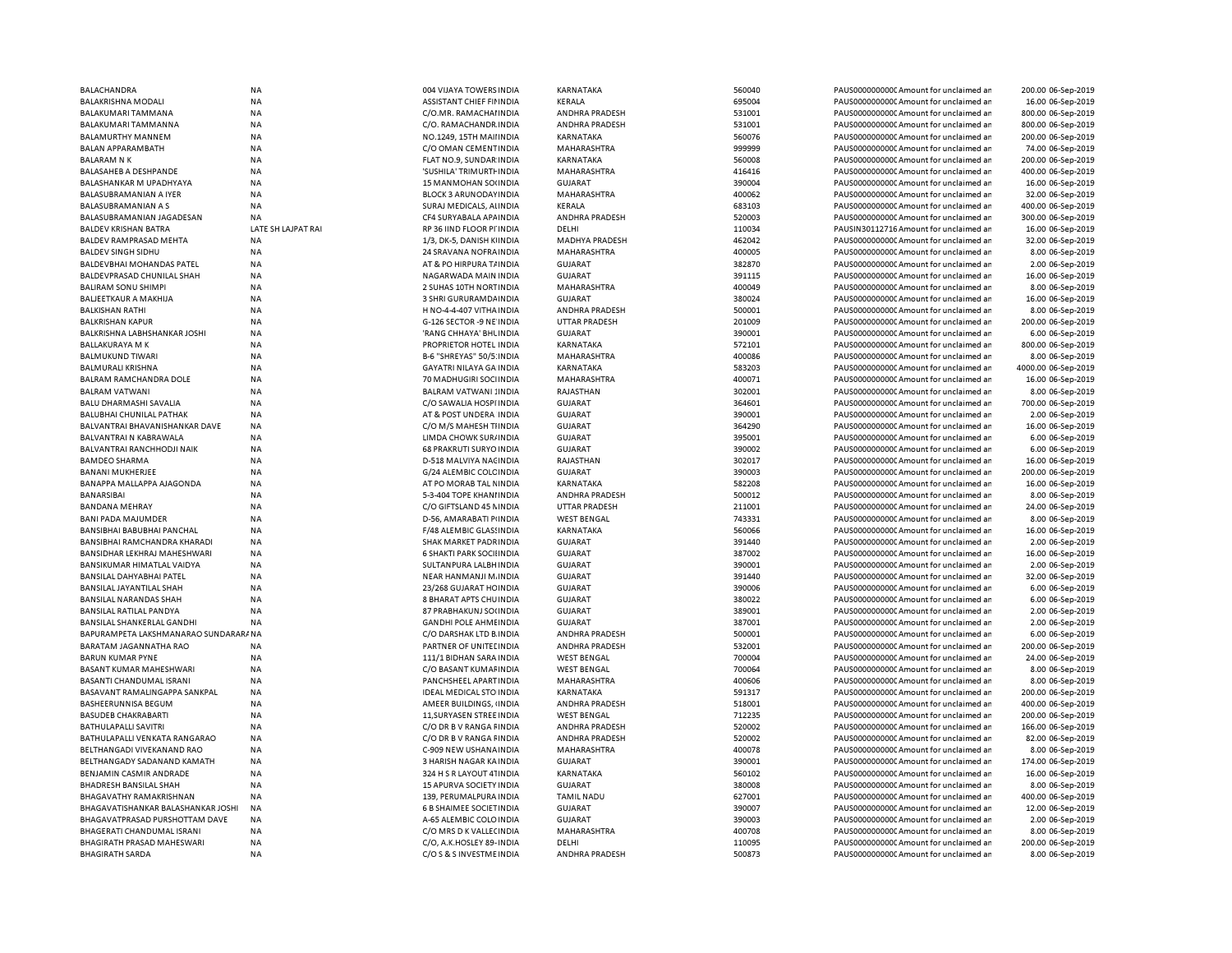| | | | | | | | | | |
|---|---|---|---|---|---|---|---|---|---|
| BALACHANDRA | NA | 004 VIJAYA TOWERS INDIA | KARNATAKA | 560040 | PAUS0000000000C Amount for unclaimed ar | 200.00 | 06-Sep-2019 |
| BALAKRISHNA MODALI | NA | ASSISTANT CHIEF FIINDIA | KERALA | 695004 | PAUS0000000000C Amount for unclaimed ar | 16.00 | 06-Sep-2019 |
| BALAKUMARI TAMMANA | NA | C/O.MR. RAMACHAIINDIA | ANDHRA PRADESH | 531001 | PAUS0000000000C Amount for unclaimed ar | 800.00 | 06-Sep-2019 |
| BALAKUMARI TAMMANNA | NA | C/O. RAMACHANDR INDIA | ANDHRA PRADESH | 531001 | PAUS0000000000C Amount for unclaimed ar | 800.00 | 06-Sep-2019 |
| BALAMURTHY MANNEM | NA | NO.1249, 15TH MAIIINDIA | KARNATAKA | 560076 | PAUS0000000000C Amount for unclaimed ar | 200.00 | 06-Sep-2019 |
| BALAN APPARAMBATH | NA | C/O OMAN CEMENTINDIA | MAHARASHTRA | 999999 | PAUS0000000000C Amount for unclaimed ar | 74.00 | 06-Sep-2019 |
| BALARAM N K | NA | FLAT NO.9, SUNDARINDIA | KARNATAKA | 560008 | PAUS0000000000C Amount for unclaimed ar | 200.00 | 06-Sep-2019 |
| BALASAHEB A DESHPANDE | NA | 'SUSHILA' TRIMURTHINDIA | MAHARASHTRA | 416416 | PAUS0000000000C Amount for unclaimed ar | 400.00 | 06-Sep-2019 |
| BALASHANKAR M UPADHYAYA | NA | 15 MANMOHAN SOIINDIA | GUJARAT | 390004 | PAUS0000000000C Amount for unclaimed ar | 16.00 | 06-Sep-2019 |
| BALASUBRAMANIAN A IYER | NA | BLOCK 3 ARUNODAYINDIA | MAHARASHTRA | 400062 | PAUS0000000000C Amount for unclaimed ar | 32.00 | 06-Sep-2019 |
| BALASUBRAMANIAN A S | NA | SURAJ MEDICALS, ALINDIA | KERALA | 683103 | PAUS0000000000C Amount for unclaimed ar | 400.00 | 06-Sep-2019 |
| BALASUBRAMANIAN JAGADESAN | NA | CF4 SURYABALA APAINDIA | ANDHRA PRADESH | 520003 | PAUS0000000000C Amount for unclaimed ar | 300.00 | 06-Sep-2019 |
| BALDEV KRISHAN BATRA | LATE SH LAJPAT RAI | RP 36 IIND FLOOR PIINDIA | DELHI | 110034 | PAUSIN30112716 Amount for unclaimed ar | 16.00 | 06-Sep-2019 |
| BALDEV RAMPRASAD MEHTA | NA | 1/3, DK-5, DANISH KIINDIA | MADHYA PRADESH | 462042 | PAUS0000000000C Amount for unclaimed ar | 32.00 | 06-Sep-2019 |
| BALDEV SINGH SIDHU | NA | 24 SRAVANA NOFRAINDIA | MAHARASHTRA | 400005 | PAUS0000000000C Amount for unclaimed ar | 8.00 | 06-Sep-2019 |
| BALDEVBHAI MOHANDAS PATEL | NA | AT & PO HIRPURA TAINDIA | GUJARAT | 382870 | PAUS0000000000C Amount for unclaimed ar | 2.00 | 06-Sep-2019 |
| BALDEVPRASAD CHUNILAL SHAH | NA | NAGARWADA MAIN INDIA | GUJARAT | 391115 | PAUS0000000000C Amount for unclaimed ar | 16.00 | 06-Sep-2019 |
| BALIRAM SONU SHIMPI | NA | 2 SUHAS 10TH NORTINDIA | MAHARASHTRA | 400049 | PAUS0000000000C Amount for unclaimed ar | 8.00 | 06-Sep-2019 |
| BALJEETKAUR A MAKHIJA | NA | 3 SHRI GURURAMDAINDIA | GUJARAT | 380024 | PAUS0000000000C Amount for unclaimed ar | 16.00 | 06-Sep-2019 |
| BALKISHAN RATHI | NA | H NO-4-4-407 VITHAINDIA | ANDHRA PRADESH | 500001 | PAUS0000000000C Amount for unclaimed ar | 8.00 | 06-Sep-2019 |
| BALKISHAN KAPUR | NA | G-126 SECTOR -9 NEINDIA | UTTAR PRADESH | 201009 | PAUS0000000000C Amount for unclaimed ar | 200.00 | 06-Sep-2019 |
| BALKRISHNA LABHSHANKAR JOSHI | NA | 'RANG CHHAYA' BHLINDIA | GUJARAT | 390001 | PAUS0000000000C Amount for unclaimed ar | 6.00 | 06-Sep-2019 |
| BALLAKURAYA M K | NA | PROPRIETOR HOTEL INDIA | KARNATAKA | 572101 | PAUS0000000000C Amount for unclaimed ar | 800.00 | 06-Sep-2019 |
| BALMUKUND TIWARI | NA | B-6 "SHREYAS" 50/5:INDIA | MAHARASHTRA | 400086 | PAUS0000000000C Amount for unclaimed ar | 8.00 | 06-Sep-2019 |
| BALMURALI KRISHNA | NA | GAYATRI NILAYA GA INDIA | KARNATAKA | 583203 | PAUS0000000000C Amount for unclaimed ar | 4000.00 | 06-Sep-2019 |
| BALRAM RAMCHANDRA DOLE | NA | 70 MADHUGIRI SOCIINDIA | MAHARASHTRA | 400071 | PAUS0000000000C Amount for unclaimed ar | 16.00 | 06-Sep-2019 |
| BALRAM VATWANI | NA | BALRAM VATWANI :INDIA | RAJASTHAN | 302001 | PAUS0000000000C Amount for unclaimed ar | 8.00 | 06-Sep-2019 |
| BALU DHARMASHI SAVALIA | NA | C/O SAWALIA HOSPIINDIA | GUJARAT | 364601 | PAUS0000000000C Amount for unclaimed ar | 700.00 | 06-Sep-2019 |
| BALUBHAI CHUNILAL PATHAK | NA | AT & POST UNDERA INDIA | GUJARAT | 390001 | PAUS0000000000C Amount for unclaimed ar | 2.00 | 06-Sep-2019 |
| BALVANTRAI BHAVANISHANKAR DAVE | NA | C/O M/S MAHESH TIINDIA | GUJARAT | 364290 | PAUS0000000000C Amount for unclaimed ar | 16.00 | 06-Sep-2019 |
| BALVANTRAI N KABRAWALA | NA | LIMDA CHOWK SURAINDIA | GUJARAT | 395001 | PAUS0000000000C Amount for unclaimed ar | 6.00 | 06-Sep-2019 |
| BALVANTRAI RANCHHODJI NAIK | NA | 68 PRAKRUTI SURYOINDIA | GUJARAT | 390002 | PAUS0000000000C Amount for unclaimed ar | 6.00 | 06-Sep-2019 |
| BAMDEO SHARMA | NA | D-518 MALVIYA NAGINDIA | RAJASTHAN | 302017 | PAUS0000000000C Amount for unclaimed ar | 16.00 | 06-Sep-2019 |
| BANANI MUKHERJEE | NA | G/24 ALEMBIC COLCINDIA | GUJARAT | 390003 | PAUS0000000000C Amount for unclaimed ar | 200.00 | 06-Sep-2019 |
| BANAPPA MALLAPPA AJAGONDA | NA | AT PO MORAB TAL NINDIA | KARNATAKA | 582208 | PAUS0000000000C Amount for unclaimed ar | 16.00 | 06-Sep-2019 |
| BANARSIBAI | NA | 5-3-404 TOPE KHANIINDIA | ANDHRA PRADESH | 500012 | PAUS0000000000C Amount for unclaimed ar | 8.00 | 06-Sep-2019 |
| BANDANA MEHRAY | NA | C/O GIFTSLAND 45 NINDIA | UTTAR PRADESH | 211001 | PAUS0000000000C Amount for unclaimed ar | 24.00 | 06-Sep-2019 |
| BANI PADA MAJUMDER | NA | D-56, AMARABATI PIINDIA | WEST BENGAL | 743331 | PAUS0000000000C Amount for unclaimed ar | 8.00 | 06-Sep-2019 |
| BANSIBHAI BABUBHAI PANCHAL | NA | F/48 ALEMBIC GLASSINDIA | KARNATAKA | 560066 | PAUS0000000000C Amount for unclaimed ar | 16.00 | 06-Sep-2019 |
| BANSIBHAI RAMCHANDRA KHARADI | NA | SHAK MARKET PADRINDIA | GUJARAT | 391440 | PAUS0000000000C Amount for unclaimed ar | 2.00 | 06-Sep-2019 |
| BANSIDHAR LEKHRAJ MAHESHWARI | NA | 6 SHAKTI PARK SOCIINDIA | GUJARAT | 387002 | PAUS0000000000C Amount for unclaimed ar | 16.00 | 06-Sep-2019 |
| BANSIKUMAR HIMATLAL VAIDYA | NA | SULTANPURA LALBHINDIA | GUJARAT | 390001 | PAUS0000000000C Amount for unclaimed ar | 2.00 | 06-Sep-2019 |
| BANSILAL DAHYABHAI PATEL | NA | NEAR HANMANJI M.INDIA | GUJARAT | 391440 | PAUS0000000000C Amount for unclaimed ar | 32.00 | 06-Sep-2019 |
| BANSILAL JAYANTILAL SHAH | NA | 23/268 GUJARAT HOINDIA | GUJARAT | 390006 | PAUS0000000000C Amount for unclaimed ar | 6.00 | 06-Sep-2019 |
| BANSILAL NARANDAS SHAH | NA | 8 BHARAT APTS CHUINDIA | GUJARAT | 380022 | PAUS0000000000C Amount for unclaimed ar | 6.00 | 06-Sep-2019 |
| BANSILAL RATILAL PANDYA | NA | 87 PRABHAKUNJ SOIINDIA | GUJARAT | 389001 | PAUS0000000000C Amount for unclaimed ar | 2.00 | 06-Sep-2019 |
| BANSILAL SHANKERLAL GANDHI | NA | GANDHI POLE AHMEINDIA | GUJARAT | 387001 | PAUS0000000000C Amount for unclaimed ar | 2.00 | 06-Sep-2019 |
| BAPURAMPETA LAKSHMANARAO SUNDARARA | NA | C/O DARSHAK LTD B.INDIA | ANDHRA PRADESH | 500001 | PAUS0000000000C Amount for unclaimed ar | 6.00 | 06-Sep-2019 |
| BARATAM JAGANNATHA RAO | NA | PARTNER OF UNITECINDIA | ANDHRA PRADESH | 532001 | PAUS0000000000C Amount for unclaimed ar | 200.00 | 06-Sep-2019 |
| BARUN KUMAR PYNE | NA | 111/1 BIDHAN SARA INDIA | WEST BENGAL | 700004 | PAUS0000000000C Amount for unclaimed ar | 24.00 | 06-Sep-2019 |
| BASANT KUMAR MAHESHWARI | NA | C/O BASANT KUMARINDIA | WEST BENGAL | 700064 | PAUS0000000000C Amount for unclaimed ar | 8.00 | 06-Sep-2019 |
| BASANTI CHANDUMAL ISRANI | NA | PANCHSHEEL APARTINDIA | MAHARASHTRA | 400606 | PAUS0000000000C Amount for unclaimed ar | 8.00 | 06-Sep-2019 |
| BASAVANT RAMALINGAPPA SANKPAL | NA | IDEAL MEDICAL STO INDIA | KARNATAKA | 591317 | PAUS0000000000C Amount for unclaimed ar | 200.00 | 06-Sep-2019 |
| BASHEERUNNISA BEGUM | NA | AMEER BUILDINGS, (INDIA | ANDHRA PRADESH | 518001 | PAUS0000000000C Amount for unclaimed ar | 400.00 | 06-Sep-2019 |
| BASUDEB CHAKRABARTI | NA | 11,SURYASEN STREE INDIA | WEST BENGAL | 712235 | PAUS0000000000C Amount for unclaimed ar | 200.00 | 06-Sep-2019 |
| BATHULAPALLI SAVITRI | NA | C/O DR B V RANGA RINDIA | ANDHRA PRADESH | 520002 | PAUS0000000000C Amount for unclaimed ar | 166.00 | 06-Sep-2019 |
| BATHULAPALLI VENKATA RANGARAO | NA | C/O DR B V RANGA RINDIA | ANDHRA PRADESH | 520002 | PAUS0000000000C Amount for unclaimed ar | 82.00 | 06-Sep-2019 |
| BELTHANGADI VIVEKANAND RAO | NA | C-909 NEW USHANAINDIA | MAHARASHTRA | 400078 | PAUS0000000000C Amount for unclaimed ar | 8.00 | 06-Sep-2019 |
| BELTHANGADY SADANAND KAMATH | NA | 3 HARISH NAGAR KAINDIA | GUJARAT | 390001 | PAUS0000000000C Amount for unclaimed ar | 174.00 | 06-Sep-2019 |
| BENJAMIN CASMIR ANDRADE | NA | 324 H S R LAYOUT 4TINDIA | KARNATAKA | 560102 | PAUS0000000000C Amount for unclaimed ar | 16.00 | 06-Sep-2019 |
| BHADRESH BANSILAL SHAH | NA | 15 APURVA SOCIETY INDIA | GUJARAT | 380008 | PAUS0000000000C Amount for unclaimed ar | 8.00 | 06-Sep-2019 |
| BHAGAVATHY RAMAKRISHNAN | NA | 139, PERUMALPURA INDIA | TAMIL NADU | 627001 | PAUS0000000000C Amount for unclaimed ar | 400.00 | 06-Sep-2019 |
| BHAGAVATISHANKAR BALASHANKAR JOSHI | NA | 6 B SHAIMEE SOCIETINDIA | GUJARAT | 390007 | PAUS0000000000C Amount for unclaimed ar | 12.00 | 06-Sep-2019 |
| BHAGAVATPRASAD PURSHOTTAM DAVE | NA | A-65 ALEMBIC COLO INDIA | GUJARAT | 390003 | PAUS0000000000C Amount for unclaimed ar | 2.00 | 06-Sep-2019 |
| BHAGERATI CHANDUMAL ISRANI | NA | C/O MRS D K VALLECINDIA | MAHARASHTRA | 400708 | PAUS0000000000C Amount for unclaimed ar | 8.00 | 06-Sep-2019 |
| BHAGIRATH PRASAD MAHESWARI | NA | C/O, A.K.HOSLEY 89-INDIA | DELHI | 110095 | PAUS0000000000C Amount for unclaimed ar | 200.00 | 06-Sep-2019 |
| BHAGIRATH SARDA | NA | C/O S & S INVESTMEINDIA | ANDHRA PRADESH | 500873 | PAUS0000000000C Amount for unclaimed ar | 8.00 | 06-Sep-2019 |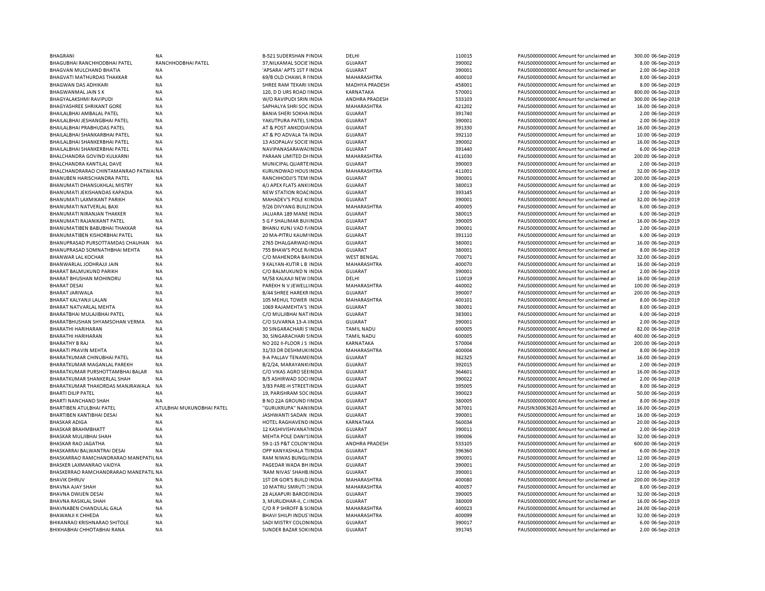| | | | | | | | | |
|---|---|---|---|---|---|---|---|---|
| BHAGRANI | NA | B-521 SUDERSHAN P INDIA | DELHI | 110015 | PAUS0000000000 | Amount for unclaimed an | 300.00 | 06-Sep-2019 |
| BHAGUBHAI RANCHHODBHAI PATEL | RANCHHODBHAI PATEL | 37,NILKAMAL SOCIE INDIA | GUJARAT | 390002 | PAUS0000000000 | Amount for unclaimed an | 8.00 | 06-Sep-2019 |
| BHAGVAN MULCHAND BHATIA | NA | 'APSARA' APTS 1ST F INDIA | GUJARAT | 390001 | PAUS0000000000 | Amount for unclaimed an | 2.00 | 06-Sep-2019 |
| BHAGVATI MATHURDAS THAKKAR | NA | 69/B OLD CHAWL R INDIA | MAHARASHTRA | 400010 | PAUS0000000000 | Amount for unclaimed an | 8.00 | 06-Sep-2019 |
| BHAGWAN DAS ADHIKARI | NA | SHREE RAM TEKARI I INDIA | MADHYA PRADESH | 458001 | PAUS0000000000 | Amount for unclaimed an | 8.00 | 06-Sep-2019 |
| BHAGWANMAL JAIN S K | NA | 120, D D URS ROAD I INDIA | KARNATAKA | 570001 | PAUS0000000000 | Amount for unclaimed an | 800.00 | 06-Sep-2019 |
| BHAGYALAKSHMI RAVIPUDI | NA | W/O RAVIPUDI SRIN INDIA | ANDHRA PRADESH | 533103 | PAUS0000000000 | Amount for unclaimed an | 300.00 | 06-Sep-2019 |
| BHAGYASHREE SHRIKANT GORE | NA | SAPHALYA SHRI SOC INDIA | MAHARASHTRA | 421202 | PAUS0000000000 | Amount for unclaimed an | 16.00 | 06-Sep-2019 |
| BHAILALBHAI AMBALAL PATEL | NA | BANIA SHERI SOKHA INDIA | GUJARAT | 391740 | PAUS0000000000 | Amount for unclaimed an | 2.00 | 06-Sep-2019 |
| BHAILALBHAI JESHANGBHAI PATEL | NA | YAKUTPURA PATEL S INDIA | GUJARAT | 390001 | PAUS0000000000 | Amount for unclaimed an | 2.00 | 06-Sep-2019 |
| BHAILALBHAI PRABHUDAS PATEL | NA | AT & POST ANKODIA INDIA | GUJARAT | 391330 | PAUS0000000000 | Amount for unclaimed an | 16.00 | 06-Sep-2019 |
| BHAILALBHAI SHANKARBHAI PATEL | NA | AT & PO ADVALA TA INDIA | GUJARAT | 392110 | PAUS0000000000 | Amount for unclaimed an | 10.00 | 06-Sep-2019 |
| BHAILALBHAI SHANKERBHAI PATEL | NA | 13 ASOPALAV SOCIE INDIA | GUJARAT | 390002 | PAUS0000000000 | Amount for unclaimed an | 16.00 | 06-Sep-2019 |
| BHAILALBHAI SHANKERBHAI PATEL | NA | NAVIPANASARAWA INDIA | GUJARAT | 391440 | PAUS0000000000 | Amount for unclaimed an | 6.00 | 06-Sep-2019 |
| BHALCHANDRA GOVIND KULKARNI | NA | PARAAN LIMITED D INDIA | MAHARASHTRA | 411030 | PAUS0000000000 | Amount for unclaimed an | 200.00 | 06-Sep-2019 |
| BHALCHANDRA KANTILAL DAVE | NA | MUNICIPAL QUARTE INDIA | GUJARAT | 390003 | PAUS0000000000 | Amount for unclaimed an | 2.00 | 06-Sep-2019 |
| BHALCHANDRARAO CHINTAMANRAO PATWAI | NA | KURUNDWAD HOUS INDIA | MAHARASHTRA | 411001 | PAUS0000000000 | Amount for unclaimed an | 32.00 | 06-Sep-2019 |
| BHANUBEN HARISCHANDRA PATEL | NA | RANCHHODJI'S TEM INDIA | GUJARAT | 390001 | PAUS0000000000 | Amount for unclaimed an | 200.00 | 06-Sep-2019 |
| BHANUMATI DHANSUKHLAL MISTRY | NA | 4/J APEX FLATS ANK INDIA | GUJARAT | 380013 | PAUS0000000000 | Amount for unclaimed an | 8.00 | 06-Sep-2019 |
| BHANUMATI JEKISHANDAS KAPADIA | NA | NEW STATION ROAD INDIA | GUJARAT | 393145 | PAUS0000000000 | Amount for unclaimed an | 2.00 | 06-Sep-2019 |
| BHANUMATI LAXMIKANT PARIKH | NA | MAHADEV'S POLE K INDIA | GUJARAT | 390001 | PAUS0000000000 | Amount for unclaimed an | 32.00 | 06-Sep-2019 |
| BHANUMATI NATVERLAL BAXI | NA | 9/26 DIVYANG BUIL INDIA | MAHARASHTRA | 400005 | PAUS0000000000 | Amount for unclaimed an | 6.00 | 06-Sep-2019 |
| BHANUMATI NIRANJAN THAKKER | NA | JALUARA 189 MANE INDIA | GUJARAT | 380015 | PAUS0000000000 | Amount for unclaimed an | 6.00 | 06-Sep-2019 |
| BHANUMATI RAJANIKANT PATEL | NA | 5 G F SHALIMAR BUI INDIA | GUJARAT | 390005 | PAUS0000000000 | Amount for unclaimed an | 16.00 | 06-Sep-2019 |
| BHANUMATIBEN BABUBHAI THAKKAR | NA | BHANU KUNJ VAD F INDIA | GUJARAT | 390001 | PAUS0000000000 | Amount for unclaimed an | 2.00 | 06-Sep-2019 |
| BHANUMATIBEN KISHORBHAI PATEL | NA | 20 MA-PITRU KAUM INDIA | GUJARAT | 391110 | PAUS0000000000 | Amount for unclaimed an | 6.00 | 06-Sep-2019 |
| BHANUPRASAD PURSOTTAMDAS CHAUHAN | NA | 2765 DHALGARWAD INDIA | GUJARAT | 380001 | PAUS0000000000 | Amount for unclaimed an | 16.00 | 06-Sep-2019 |
| BHANUPRASAD SOMNATHBHAI MEHTA | NA | 755 BHAW'S POLE R INDIA | GUJARAT | 380001 | PAUS0000000000 | Amount for unclaimed an | 8.00 | 06-Sep-2019 |
| BHANWAR LAL KOCHAR | NA | C/O MAHENDRA BAI INDIA | WEST BENGAL | 700071 | PAUS0000000000 | Amount for unclaimed an | 32.00 | 06-Sep-2019 |
| BHANWARLAL JODHRAJJI JAIN | NA | 9 KALYAN-KUTIR L B INDIA | MAHARASHTRA | 400070 | PAUS0000000000 | Amount for unclaimed an | 16.00 | 06-Sep-2019 |
| BHARAT BALMUKUND PARIKH | NA | C/O BALMUKUND N INDIA | GUJARAT | 390001 | PAUS0000000000 | Amount for unclaimed an | 2.00 | 06-Sep-2019 |
| BHARAT BHUSHAN MOHINDRU | NA | M/58 KALKAJI NEW I INDIA | DELHI | 110019 | PAUS0000000000 | Amount for unclaimed an | 16.00 | 06-Sep-2019 |
| BHARAT DESAI | NA | PAREKH N V JEWELL INDIA | MAHARASHTRA | 440002 | PAUS0000000000 | Amount for unclaimed an | 100.00 | 06-Sep-2019 |
| BHARAT JARIWALA | NA | B/44 SHREE HAREKR INDIA | GUJARAT | 390007 | PAUS0000000000 | Amount for unclaimed an | 200.00 | 06-Sep-2019 |
| BHARAT KALYANJI LALAN | NA | 105 MEHUL TOWER INDIA | MAHARASHTRA | 400101 | PAUS0000000000 | Amount for unclaimed an | 8.00 | 06-Sep-2019 |
| BHARAT NATVARLAL MEHTA | NA | 1069 RAJAMEHTA'S INDIA | GUJARAT | 380001 | PAUS0000000000 | Amount for unclaimed an | 8.00 | 06-Sep-2019 |
| BHARATBHAI MULAJIBHAI PATEL | NA | C/O MULJIBHAI NAT INDIA | GUJARAT | 383001 | PAUS0000000000 | Amount for unclaimed an | 6.00 | 06-Sep-2019 |
| BHARATBHUSHAN SHYAMSOHAN VERMA | NA | C/O SUVARNA 13-A I INDIA | GUJARAT | 390001 | PAUS0000000000 | Amount for unclaimed an | 2.00 | 06-Sep-2019 |
| BHARATHI HARIHARAN | NA | 30 SINGARACHARI S INDIA | TAMIL NADU | 600005 | PAUS0000000000 | Amount for unclaimed an | 82.00 | 06-Sep-2019 |
| BHARATHI HARIHARAN | NA | 30, SINGARACHARI S INDIA | TAMIL NADU | 600005 | PAUS0000000000 | Amount for unclaimed an | 400.00 | 06-Sep-2019 |
| BHARATHY B RAJ | NA | NO 202 II-FLOOR J S INDIA | KARNATAKA | 570004 | PAUS0000000000 | Amount for unclaimed an | 200.00 | 06-Sep-2019 |
| BHARATI PRAVIN MEHTA | NA | 31/33 DR DESHMUKI INDIA | MAHARASHTRA | 400004 | PAUS0000000000 | Amount for unclaimed an | 8.00 | 06-Sep-2019 |
| BHARATKUMAR CHINUBHAI PATEL | NA | 9-A PALLAV TENAME INDIA | GUJARAT | 382325 | PAUS0000000000 | Amount for unclaimed an | 16.00 | 06-Sep-2019 |
| BHARATKUMAR MAGANLAL PAREKH | NA | B/2/24, MARAYANKI INDIA | GUJARAT | 392015 | PAUS0000000000 | Amount for unclaimed an | 2.00 | 06-Sep-2019 |
| BHARATKUMAR PURSHOTTAMBHAI BALAR | NA | C/O VIKAS AGRO SEE INDIA | GUJARAT | 364601 | PAUS0000000000 | Amount for unclaimed an | 16.00 | 06-Sep-2019 |
| BHARATKUMAR SHANKERLAL SHAH | NA | B/5 ASHIRWAD SOCI INDIA | GUJARAT | 390022 | PAUS0000000000 | Amount for unclaimed an | 2.00 | 06-Sep-2019 |
| BHARATKUMAR THAKORDAS MANJRAWALA | NA | 3/83 PARE-H STREET INDIA | GUJARAT | 395005 | PAUS0000000000 | Amount for unclaimed an | 8.00 | 06-Sep-2019 |
| BHARTI DILIP PATEL | NA | 19, PARISHRAM SOC INDIA | GUJARAT | 390023 | PAUS0000000000 | Amount for unclaimed an | 50.00 | 06-Sep-2019 |
| BHARTI NANCHAND SHAH | NA | B NO 22A GROUND F INDIA | GUJARAT | 380005 | PAUS0000000000 | Amount for unclaimed an | 8.00 | 06-Sep-2019 |
| BHARTIBEN ATULBHAI PATEL | ATULBHAI MUKUNDBHAI PATEL | "GURUKRUPA" NANI INDIA | GUJARAT | 387001 | PAUSIN30063620 | Amount for unclaimed an | 16.00 | 06-Sep-2019 |
| BHARTIBEN KANTIBHAI DESAI | NA | JASHWANTI SADAN INDIA | GUJARAT | 390001 | PAUS0000000000 | Amount for unclaimed an | 16.00 | 06-Sep-2019 |
| BHASKAR ADIGA | NA | HOTEL RAGHAVEND INDIA | KARNATAKA | 560034 | PAUS0000000000 | Amount for unclaimed an | 20.00 | 06-Sep-2019 |
| BHASKAR BRAHMBHATT | NA | 12 KASHIVISHVANAT INDIA | GUJARAT | 390011 | PAUS0000000000 | Amount for unclaimed an | 2.00 | 06-Sep-2019 |
| BHASKAR MULJIBHAI SHAH | NA | MEHTA POLE DANI'S INDIA | GUJARAT | 390006 | PAUS0000000000 | Amount for unclaimed an | 32.00 | 06-Sep-2019 |
| BHASKAR RAO JAGATHA | NA | 59-1-15 P&T COLON INDIA | ANDHRA PRADESH | 533105 | PAUS0000000000 | Amount for unclaimed an | 600.00 | 06-Sep-2019 |
| BHASKARRAI BALWANTRAI DESAI | NA | OPP KANYASHALA T INDIA | GUJARAT | 396360 | PAUS0000000000 | Amount for unclaimed an | 6.00 | 06-Sep-2019 |
| BHASKARRAO RAMCHANDRARAO MANEPATIL | NA | RAM NIWAS BUNGL INDIA | GUJARAT | 390001 | PAUS0000000000 | Amount for unclaimed an | 12.00 | 06-Sep-2019 |
| BHASKER LAXMANRAO VAIDYA | NA | PAGEDAR WADA BH INDIA | GUJARAT | 390001 | PAUS0000000000 | Amount for unclaimed an | 2.00 | 06-Sep-2019 |
| BHASKERRAO RAMCHANDRARAO MANEPATIL | NA | 'RAM NIVAS' SHAHB INDIA | GUJARAT | 390001 | PAUS0000000000 | Amount for unclaimed an | 12.00 | 06-Sep-2019 |
| BHAVIK DHRUV | NA | 1ST DR GOR'S BUILD INDIA | MAHARASHTRA | 400080 | PAUS0000000000 | Amount for unclaimed an | 200.00 | 06-Sep-2019 |
| BHAVNA AJAY SHAH | NA | 10 MATRU SMRUTI INDIA | MAHARASHTRA | 400057 | PAUS0000000000 | Amount for unclaimed an | 8.00 | 06-Sep-2019 |
| BHAVNA DWIJEN DESAI | NA | 28 ALKAPURI BAROD INDIA | GUJARAT | 390005 | PAUS0000000000 | Amount for unclaimed an | 32.00 | 06-Sep-2019 |
| BHAVNA RASIKLAL SHAH | NA | 3, MURLIDHAR-II, C. INDIA | GUJARAT | 380009 | PAUS0000000000 | Amount for unclaimed an | 16.00 | 06-Sep-2019 |
| BHAVNABEN CHANDULAL GALA | NA | C/O R P SHROFF & S INDIA | MAHARASHTRA | 400023 | PAUS0000000000 | Amount for unclaimed an | 24.00 | 06-Sep-2019 |
| BHAWANJI K CHHEDA | NA | BHAVI SHILPI INDUS INDIA | MAHARASHTRA | 400099 | PAUS0000000000 | Amount for unclaimed an | 32.00 | 06-Sep-2019 |
| BHIKANRAO KRISHNARAO SHITOLE | NA | SADI MISTRY COLON INDIA | GUJARAT | 390017 | PAUS0000000000 | Amount for unclaimed an | 6.00 | 06-Sep-2019 |
| BHIKHABHAI CHHOTABHAI RANA | NA | SUNDER BAZAR SOK INDIA | GUJARAT | 391745 | PAUS0000000000 | Amount for unclaimed an | 2.00 | 06-Sep-2019 |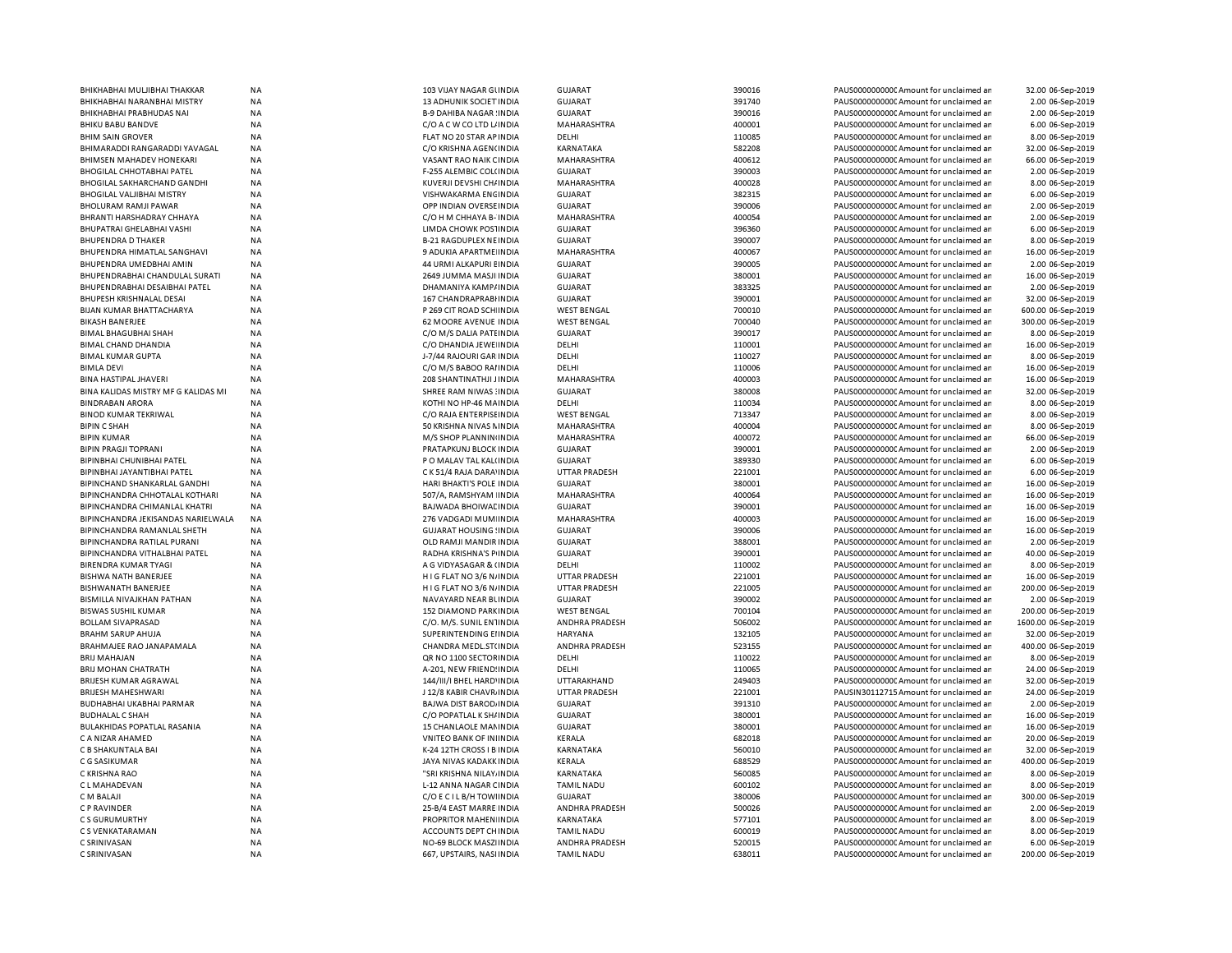| | | | | | | | | |
|---|---|---|---|---|---|---|---|---|
| BHIKHABHAI MULJIBHAI THAKKAR | NA | 103 VIJAY NAGAR GUINDIA | GUJARAT | 390016 | PAUS0000000000C | Amount for unclaimed an | 32.00 | 06-Sep-2019 |
| BHIKHABHAI NARANBHAI MISTRY | NA | 13 ADHUNIK SOCIET INDIA | GUJARAT | 391740 | PAUS0000000000C | Amount for unclaimed an | 2.00 | 06-Sep-2019 |
| BHIKHABHAI PRABHUDAS NAI | NA | B-9 DAHIBA NAGAR !INDIA | GUJARAT | 390016 | PAUS0000000000C | Amount for unclaimed an | 2.00 | 06-Sep-2019 |
| BHIKU BABU BANDVE | NA | C/O A C W CO LTD L/INDIA | MAHARASHTRA | 400001 | PAUS0000000000C | Amount for unclaimed an | 6.00 | 06-Sep-2019 |
| BHIM SAIN GROVER | NA | FLAT NO 20 STAR APINDIA | DELHI | 110085 | PAUS0000000000C | Amount for unclaimed an | 8.00 | 06-Sep-2019 |
| BHIMARADDI RANGARADDI YAVAGAL | NA | C/O KRISHNA AGENCINDIA | KARNATAKA | 582208 | PAUS0000000000C | Amount for unclaimed an | 32.00 | 06-Sep-2019 |
| BHIMSEN MAHADEV HONEKARI | NA | VASANT RAO NAIK CINDIA | MAHARASHTRA | 400612 | PAUS0000000000C | Amount for unclaimed an | 66.00 | 06-Sep-2019 |
| BHOGILAL CHHOTABHAI PATEL | NA | F-255 ALEMBIC COLCINDIA | GUJARAT | 390003 | PAUS0000000000C | Amount for unclaimed an | 2.00 | 06-Sep-2019 |
| BHOGILAL SAKHARCHAND GANDHI | NA | KUVERJI DEVSHI CHAINDIA | MAHARASHTRA | 400028 | PAUS0000000000C | Amount for unclaimed an | 8.00 | 06-Sep-2019 |
| BHOGILAL VALJIBHAI MISTRY | NA | VISHWAKARMA ENGINDIA | GUJARAT | 382315 | PAUS0000000000C | Amount for unclaimed an | 6.00 | 06-Sep-2019 |
| BHOLURAM RAMJI PAWAR | NA | OPP INDIAN OVERSEINDIA | GUJARAT | 390006 | PAUS0000000000C | Amount for unclaimed an | 2.00 | 06-Sep-2019 |
| BHRANTI HARSHADRAY CHHAYA | NA | C/O H M CHHAYA B-:INDIA | MAHARASHTRA | 400054 | PAUS0000000000C | Amount for unclaimed an | 2.00 | 06-Sep-2019 |
| BHUPATRAI GHELABHAI VASHI | NA | LIMDA CHOWK POSTINDIA | GUJARAT | 396360 | PAUS0000000000C | Amount for unclaimed an | 6.00 | 06-Sep-2019 |
| BHUPENDRA D THAKER | NA | B-21 RAGDUPLEX NEINDIA | GUJARAT | 390007 | PAUS0000000000C | Amount for unclaimed an | 8.00 | 06-Sep-2019 |
| BHUPENDRA HIMATLAL SANGHAVI | NA | 9 ADUKIA APARTMEIINDIA | MAHARASHTRA | 400067 | PAUS0000000000C | Amount for unclaimed an | 16.00 | 06-Sep-2019 |
| BHUPENDRA UMEDBHAI AMIN | NA | 44 URMI ALKAPURI EINDIA | GUJARAT | 390005 | PAUS0000000000C | Amount for unclaimed an | 2.00 | 06-Sep-2019 |
| BHUPENDRABHAI CHANDULAL SURATI | NA | 2649 JUMMA MASJI INDIA | GUJARAT | 380001 | PAUS0000000000C | Amount for unclaimed an | 16.00 | 06-Sep-2019 |
| BHUPENDRABHAI DESAIBHAI PATEL | NA | DHAMANIYA KAMPAINDIA | GUJARAT | 383325 | PAUS0000000000C | Amount for unclaimed an | 2.00 | 06-Sep-2019 |
| BHUPESH KRISHNALAL DESAI | NA | 167 CHANDRAPRABHINDIA | GUJARAT | 390001 | PAUS0000000000C | Amount for unclaimed an | 32.00 | 06-Sep-2019 |
| BIJAN KUMAR BHATTACHARYA | NA | P 269 CIT ROAD SCHINDIA | WEST BENGAL | 700010 | PAUS0000000000C | Amount for unclaimed an | 600.00 | 06-Sep-2019 |
| BIKASH BANERJEE | NA | 62 MOORE AVENUE INDIA | WEST BENGAL | 700040 | PAUS0000000000C | Amount for unclaimed an | 300.00 | 06-Sep-2019 |
| BIMAL BHAGUBHAI SHAH | NA | C/O M/S DALIA PATEINDIA | GUJARAT | 390017 | PAUS0000000000C | Amount for unclaimed an | 8.00 | 06-Sep-2019 |
| BIMAL CHAND DHANDIA | NA | C/O DHANDIA JEWEIINDIA | DELHI | 110001 | PAUS0000000000C | Amount for unclaimed an | 16.00 | 06-Sep-2019 |
| BIMAL KUMAR GUPTA | NA | J-7/44 RAJOURI GAR INDIA | DELHI | 110027 | PAUS0000000000C | Amount for unclaimed an | 8.00 | 06-Sep-2019 |
| BIMLA DEVI | NA | C/O M/S BABOO RAIINDIA | DELHI | 110006 | PAUS0000000000C | Amount for unclaimed an | 16.00 | 06-Sep-2019 |
| BINA HASTIPAL JHAVERI | NA | 208 SHANTINATHJI IINDIA | MAHARASHTRA | 400003 | PAUS0000000000C | Amount for unclaimed an | 16.00 | 06-Sep-2019 |
| BINA KALIDAS MISTRY MF G KALIDAS MI | NA | SHREE RAM NIWAS :INDIA | GUJARAT | 380008 | PAUS0000000000C | Amount for unclaimed an | 32.00 | 06-Sep-2019 |
| BINDRABAN ARORA | NA | KOTHI NO HP-46 MAINDIA | DELHI | 110034 | PAUS0000000000C | Amount for unclaimed an | 8.00 | 06-Sep-2019 |
| BINOD KUMAR TEKRIWAL | NA | C/O RAJA ENTERPISEINDIA | WEST BENGAL | 713347 | PAUS0000000000C | Amount for unclaimed an | 8.00 | 06-Sep-2019 |
| BIPIN C SHAH | NA | 50 KRISHNA NIVAS NINDIA | MAHARASHTRA | 400004 | PAUS0000000000C | Amount for unclaimed an | 8.00 | 06-Sep-2019 |
| BIPIN KUMAR | NA | M/S SHOP PLANNININDIA | MAHARASHTRA | 400072 | PAUS0000000000C | Amount for unclaimed an | 66.00 | 06-Sep-2019 |
| BIPIN PRAGJI TOPRANI | NA | PRATAPKUNJ BLOCK INDIA | GUJARAT | 390001 | PAUS0000000000C | Amount for unclaimed an | 2.00 | 06-Sep-2019 |
| BIPINBHAI CHUNIBHAI PATEL | NA | P O MALAV TAL KALCINDIA | GUJARAT | 389330 | PAUS0000000000C | Amount for unclaimed an | 6.00 | 06-Sep-2019 |
| BIPINBHAI JAYANTIBHAI PATEL | NA | C K 51/4 RAJA DARAINDIA | UTTAR PRADESH | 221001 | PAUS0000000000C | Amount for unclaimed an | 6.00 | 06-Sep-2019 |
| BIPINCHAND SHANKARLAL GANDHI | NA | HARI BHAKTI'S POLE INDIA | GUJARAT | 380001 | PAUS0000000000C | Amount for unclaimed an | 16.00 | 06-Sep-2019 |
| BIPINCHANDRA CHHOTALAL KOTHARI | NA | 507/A, RAMSHYAM IINDIA | MAHARASHTRA | 400064 | PAUS0000000000C | Amount for unclaimed an | 16.00 | 06-Sep-2019 |
| BIPINCHANDRA CHIMANLAL KHATRI | NA | BAJWADA BHOIWACINDIA | GUJARAT | 390001 | PAUS0000000000C | Amount for unclaimed an | 16.00 | 06-Sep-2019 |
| BIPINCHANDRA JEKISANDAS NARIELWALA | NA | 276 VADGADI MUMIINDIA | MAHARASHTRA | 400003 | PAUS0000000000C | Amount for unclaimed an | 16.00 | 06-Sep-2019 |
| BIPINCHANDRA RAMANLAL SHETH | NA | GUJARAT HOUSING !INDIA | GUJARAT | 390006 | PAUS0000000000C | Amount for unclaimed an | 16.00 | 06-Sep-2019 |
| BIPINCHANDRA RATILAL PURANI | NA | OLD RAMJI MANDIR INDIA | GUJARAT | 388001 | PAUS0000000000C | Amount for unclaimed an | 2.00 | 06-Sep-2019 |
| BIPINCHANDRA VITHALBHAI PATEL | NA | RADHA KRISHNA'S PIINDIA | GUJARAT | 390001 | PAUS0000000000C | Amount for unclaimed an | 40.00 | 06-Sep-2019 |
| BIRENDRA KUMAR TYAGI | NA | A G VIDYASAGAR & (INDIA | DELHI | 110002 | PAUS0000000000C | Amount for unclaimed an | 8.00 | 06-Sep-2019 |
| BISHWA NATH BANERJEE | NA | H I G FLAT NO 3/6 NINDIA | UTTAR PRADESH | 221001 | PAUS0000000000C | Amount for unclaimed an | 16.00 | 06-Sep-2019 |
| BISHWANATH BANERJEE | NA | H I G FLAT NO 3/6 NINDIA | UTTAR PRADESH | 221005 | PAUS0000000000C | Amount for unclaimed an | 200.00 | 06-Sep-2019 |
| BISMILLA NIVAJKHAN PATHAN | NA | NAVAYARD NEAR BLINDIA | GUJARAT | 390002 | PAUS0000000000C | Amount for unclaimed an | 2.00 | 06-Sep-2019 |
| BISWAS SUSHIL KUMAR | NA | 152 DIAMOND PARKINDIA | WEST BENGAL | 700104 | PAUS0000000000C | Amount for unclaimed an | 200.00 | 06-Sep-2019 |
| BOLLAM SIVAPRASAD | NA | C/O. M/S. SUNIL ENTINDIA | ANDHRA PRADESH | 506002 | PAUS0000000000C | Amount for unclaimed an | 1600.00 | 06-Sep-2019 |
| BRAHM SARUP AHUJA | NA | SUPERINTENDING EIINDIA | HARYANA | 132105 | PAUS0000000000C | Amount for unclaimed an | 32.00 | 06-Sep-2019 |
| BRAHMAJEE RAO JANAPAMALA | NA | CHANDRA MEDL.STCINDIA | ANDHRA PRADESH | 523155 | PAUS0000000000C | Amount for unclaimed an | 400.00 | 06-Sep-2019 |
| BRIJ MAHAJAN | NA | QR NO 1100 SECTORINDIA | DELHI | 110022 | PAUS0000000000C | Amount for unclaimed an | 8.00 | 06-Sep-2019 |
| BRIJ MOHAN CHATRATH | NA | A-201, NEW FRIENDSINDIA | DELHI | 110065 | PAUS0000000000C | Amount for unclaimed an | 24.00 | 06-Sep-2019 |
| BRIJESH KUMAR AGRAWAL | NA | 144/III/I BHEL HARDIINDIA | UTTARAKHAND | 249403 | PAUS0000000000C | Amount for unclaimed an | 32.00 | 06-Sep-2019 |
| BRIJESH MAHESHWARI | NA | J 12/8 KABIR CHAVRAINDIA | UTTAR PRADESH | 221001 | PAUSIN30112715 | Amount for unclaimed an | 24.00 | 06-Sep-2019 |
| BUDHABHAI UKABHAI PARMAR | NA | BAJWA DIST BARODAINDIA | GUJARAT | 391310 | PAUS0000000000C | Amount for unclaimed an | 2.00 | 06-Sep-2019 |
| BUDHALAL C SHAH | NA | C/O POPATLAL K SHAINDIA | GUJARAT | 380001 | PAUS0000000000C | Amount for unclaimed an | 16.00 | 06-Sep-2019 |
| BULAKHIDAS POPATLAL RASANIA | NA | 15 CHANLAOLE MAINDIA | GUJARAT | 380001 | PAUS0000000000C | Amount for unclaimed an | 16.00 | 06-Sep-2019 |
| C A NIZAR AHAMED | NA | VNITEO BANK OF ININDIA | KERALA | 682018 | PAUS0000000000C | Amount for unclaimed an | 20.00 | 06-Sep-2019 |
| C B SHAKUNTALA BAI | NA | K-24 12TH CROSS I B INDIA | KARNATAKA | 560010 | PAUS0000000000C | Amount for unclaimed an | 32.00 | 06-Sep-2019 |
| C G SASIKUMAR | NA | JAYA NIVAS KADAKKINDIA | KERALA | 688529 | PAUS0000000000C | Amount for unclaimed an | 400.00 | 06-Sep-2019 |
| C KRISHNA RAO | NA | "SRI KRISHNA NILAYAINDIA | KARNATAKA | 560085 | PAUS0000000000C | Amount for unclaimed an | 8.00 | 06-Sep-2019 |
| C L MAHADEVAN | NA | L-12 ANNA NAGAR CINDIA | TAMIL NADU | 600102 | PAUS0000000000C | Amount for unclaimed an | 8.00 | 06-Sep-2019 |
| C M BALAJI | NA | C/O E C I L B/H TOWIINDIA | GUJARAT | 380006 | PAUS0000000000C | Amount for unclaimed an | 300.00 | 06-Sep-2019 |
| C P RAVINDER | NA | 25-B/4 EAST MARRE INDIA | ANDHRA PRADESH | 500026 | PAUS0000000000C | Amount for unclaimed an | 2.00 | 06-Sep-2019 |
| C S GURUMURTHY | NA | PROPRITOR MAHENIINDIA | KARNATAKA | 577101 | PAUS0000000000C | Amount for unclaimed an | 8.00 | 06-Sep-2019 |
| C S VENKATARAMAN | NA | ACCOUNTS DEPT CHINDIA | TAMIL NADU | 600019 | PAUS0000000000C | Amount for unclaimed an | 8.00 | 06-Sep-2019 |
| C SRINIVASAN | NA | NO-69 BLOCK MASZIINDIA | ANDHRA PRADESH | 520015 | PAUS0000000000C | Amount for unclaimed an | 6.00 | 06-Sep-2019 |
| C SRINIVASAN | NA | 667, UPSTAIRS, NASIINDIA | TAMIL NADU | 638011 | PAUS0000000000C | Amount for unclaimed an | 200.00 | 06-Sep-2019 |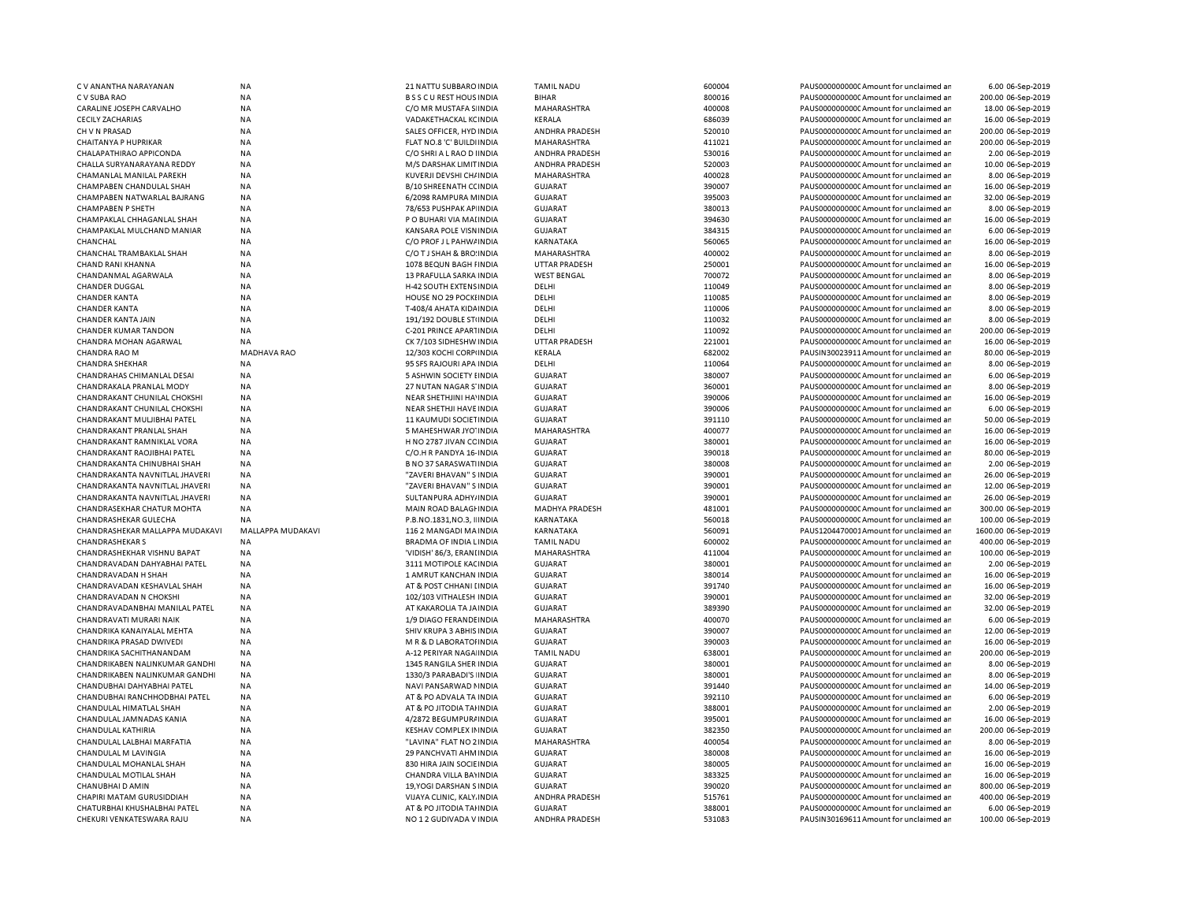| | | | | | | | | | |
|---|---|---|---|---|---|---|---|---|---|
| C V ANANTHA NARAYANAN | NA | 21 NATTU SUBBARO INDIA | TAMIL NADU | 600004 | PAUS0000000000C Amount for unclaimed an | 6.00 | 06-Sep-2019 |
| C V SUBA RAO | NA | B S S C U REST HOUS INDIA | BIHAR | 800016 | PAUS0000000000C Amount for unclaimed an | 200.00 | 06-Sep-2019 |
| CARALINE JOSEPH CARVALHO | NA | C/O MR MUSTAFA SIINDIA | MAHARASHTRA | 400008 | PAUS0000000000C Amount for unclaimed an | 18.00 | 06-Sep-2019 |
| CECILY ZACHARIAS | NA | VADAKETHACKAL KCINDIA | KERALA | 686039 | PAUS0000000000C Amount for unclaimed an | 16.00 | 06-Sep-2019 |
| CH V N PRASAD | NA | SALES OFFICER, HYD INDIA | ANDHRA PRADESH | 520010 | PAUS0000000000C Amount for unclaimed an | 200.00 | 06-Sep-2019 |
| CHAITANYA P HUPRIKAR | NA | FLAT NO.8 'C' BUILDIINDIA | MAHARASHTRA | 411021 | PAUS0000000000C Amount for unclaimed an | 200.00 | 06-Sep-2019 |
| CHALAPATHIRAO APPICONDA | NA | C/O SHRI A L RAO D IINDIA | ANDHRA PRADESH | 530016 | PAUS0000000000C Amount for unclaimed an | 2.00 | 06-Sep-2019 |
| CHALLA SURYANARAYANA REDDY | NA | M/S DARSHAK LIMITINDIA | ANDHRA PRADESH | 520003 | PAUS0000000000C Amount for unclaimed an | 10.00 | 06-Sep-2019 |
| CHAMANLAL MANILAL PAREKH | NA | KUVERJI DEVSHI CHAINDIA | MAHARASHTRA | 400028 | PAUS0000000000C Amount for unclaimed an | 8.00 | 06-Sep-2019 |
| CHAMPABEN CHANDULAL SHAH | NA | B/10 SHREENATH CCINDIA | GUJARAT | 390007 | PAUS0000000000C Amount for unclaimed an | 16.00 | 06-Sep-2019 |
| CHAMPABEN NATWARLAL BAJRANG | NA | 6/2098 RAMPURA MINDIA | GUJARAT | 395003 | PAUS0000000000C Amount for unclaimed an | 32.00 | 06-Sep-2019 |
| CHAMPABEN P SHETH | NA | 78/653 PUSHPAK APIINDIA | GUJARAT | 380013 | PAUS0000000000C Amount for unclaimed an | 8.00 | 06-Sep-2019 |
| CHAMPAKLAL CHHAGANLAL SHAH | NA | P O BUHARI VIA MAIINDIA | GUJARAT | 394630 | PAUS0000000000C Amount for unclaimed an | 16.00 | 06-Sep-2019 |
| CHAMPAKLAL MULCHAND MANIAR | NA | KANSARA POLE VISNINDIA | GUJARAT | 384315 | PAUS0000000000C Amount for unclaimed an | 6.00 | 06-Sep-2019 |
| CHANCHAL | NA | C/O PROF J L PAHWAINDIA | KARNATAKA | 560065 | PAUS0000000000C Amount for unclaimed an | 16.00 | 06-Sep-2019 |
| CHANCHAL TRAMBAKLAL SHAH | NA | C/O T J SHAH & BROSINDIA | MAHARASHTRA | 400002 | PAUS0000000000C Amount for unclaimed an | 8.00 | 06-Sep-2019 |
| CHAND RANI KHANNA | NA | 1078 BEQUN BAGH FINDIA | UTTAR PRADESH | 250001 | PAUS0000000000C Amount for unclaimed an | 16.00 | 06-Sep-2019 |
| CHANDANMAL AGARWALA | NA | 13 PRAFULLA SARKA INDIA | WEST BENGAL | 700072 | PAUS0000000000C Amount for unclaimed an | 8.00 | 06-Sep-2019 |
| CHANDER DUGGAL | NA | H-42 SOUTH EXTENSINDIA | DELHI | 110049 | PAUS0000000000C Amount for unclaimed an | 8.00 | 06-Sep-2019 |
| CHANDER KANTA | NA | HOUSE NO 29 POCKEINDIA | DELHI | 110085 | PAUS0000000000C Amount for unclaimed an | 8.00 | 06-Sep-2019 |
| CHANDER KANTA | NA | T-408/4 AHATA KIDAINDIA | DELHI | 110006 | PAUS0000000000C Amount for unclaimed an | 8.00 | 06-Sep-2019 |
| CHANDER KANTA JAIN | NA | 191/192 DOUBLE STINDIA | DELHI | 110032 | PAUS0000000000C Amount for unclaimed an | 8.00 | 06-Sep-2019 |
| CHANDER KUMAR TANDON | NA | C-201 PRINCE APARTINDIA | DELHI | 110092 | PAUS0000000000C Amount for unclaimed an | 200.00 | 06-Sep-2019 |
| CHANDRA MOHAN AGARWAL | NA | CK 7/103 SIDHESHW INDIA | UTTAR PRADESH | 221001 | PAUS0000000000C Amount for unclaimed an | 16.00 | 06-Sep-2019 |
| CHANDRA RAO M | MADHAVA RAO | 12/303 KOCHI CORPIINDIA | KERALA | 682002 | PAUSIN30023911 Amount for unclaimed an | 80.00 | 06-Sep-2019 |
| CHANDRA SHEKHAR | NA | 95 SFS RAJOURI APA INDIA | DELHI | 110064 | PAUS0000000000C Amount for unclaimed an | 8.00 | 06-Sep-2019 |
| CHANDRAHAS CHIMANLAL DESAI | NA | 5 ASHWIN SOCIETY EINDIA | GUJARAT | 380007 | PAUS0000000000C Amount for unclaimed an | 6.00 | 06-Sep-2019 |
| CHANDRAKALA PRANLAL MODY | NA | 27 NUTAN NAGAR S'INDIA | GUJARAT | 360001 | PAUS0000000000C Amount for unclaimed an | 8.00 | 06-Sep-2019 |
| CHANDRAKANT CHUNILAL CHOKSHI | NA | NEAR SHETHJINI HAVINDIA | GUJARAT | 390006 | PAUS0000000000C Amount for unclaimed an | 16.00 | 06-Sep-2019 |
| CHANDRAKANT CHUNILAL CHOKSHI | NA | NEAR SHETHJI HAVE INDIA | GUJARAT | 390006 | PAUS0000000000C Amount for unclaimed an | 6.00 | 06-Sep-2019 |
| CHANDRAKANT MULJIBHAI PATEL | NA | 11 KAUMUDI SOCIETINDIA | GUJARAT | 391110 | PAUS0000000000C Amount for unclaimed an | 50.00 | 06-Sep-2019 |
| CHANDRAKANT PRANLAL SHAH | NA | 5 MAHESHWAR JYO'INDIA | MAHARASHTRA | 400077 | PAUS0000000000C Amount for unclaimed an | 16.00 | 06-Sep-2019 |
| CHANDRAKANT RAMNIKLAL VORA | NA | H NO 2787 JIVAN CCINDIA | GUJARAT | 380001 | PAUS0000000000C Amount for unclaimed an | 16.00 | 06-Sep-2019 |
| CHANDRAKANT RAOJIBHAI PATEL | NA | C/O.H R PANDYA 16-INDIA | GUJARAT | 390018 | PAUS0000000000C Amount for unclaimed an | 80.00 | 06-Sep-2019 |
| CHANDRAKANTA CHINUBHAI SHAH | NA | B NO 37 SARASWATIINDIA | GUJARAT | 380008 | PAUS0000000000C Amount for unclaimed an | 2.00 | 06-Sep-2019 |
| CHANDRAKANTA NAVNITLAL JHAVERI | NA | "ZAVERI BHAVAN" S INDIA | GUJARAT | 390001 | PAUS0000000000C Amount for unclaimed an | 26.00 | 06-Sep-2019 |
| CHANDRAKANTA NAVNITLAL JHAVERI | NA | "ZAVERI BHAVAN" S INDIA | GUJARAT | 390001 | PAUS0000000000C Amount for unclaimed an | 12.00 | 06-Sep-2019 |
| CHANDRAKANTA NAVNITLAL JHAVERI | NA | SULTANPURA ADHYAINDIA | GUJARAT | 390001 | PAUS0000000000C Amount for unclaimed an | 26.00 | 06-Sep-2019 |
| CHANDRASEKHAR CHATUR MOHTA | NA | MAIN ROAD BALAGHINDIA | MADHYA PRADESH | 481001 | PAUS0000000000C Amount for unclaimed an | 300.00 | 06-Sep-2019 |
| CHANDRASHEKAR GULECHA | NA | P.B.NO.1831,NO.3, IIINDIA | KARNATAKA | 560018 | PAUS0000000000C Amount for unclaimed an | 100.00 | 06-Sep-2019 |
| CHANDRASHEKAR MALLAPPA MUDAKAVI | MALLAPPA MUDAKAVI | 116 2 MANGADI MAINDIA | KARNATAKA | 560091 | PAUS12044700011 Amount for unclaimed an | 1600.00 | 06-Sep-2019 |
| CHANDRASHEKAR S | NA | BRADMA OF INDIA LINDIA | TAMIL NADU | 600002 | PAUS0000000000C Amount for unclaimed an | 400.00 | 06-Sep-2019 |
| CHANDRASHEKHAR VISHNU BAPAT | NA | 'VIDISH' 86/3, ERANIINDIA | MAHARASHTRA | 411004 | PAUS0000000000C Amount for unclaimed an | 100.00 | 06-Sep-2019 |
| CHANDRAVADAN DAHYABHAI PATEL | NA | 3111 MOTIPOLE KACINDIA | GUJARAT | 380001 | PAUS0000000000C Amount for unclaimed an | 2.00 | 06-Sep-2019 |
| CHANDRAVADAN H SHAH | NA | 1 AMRUT KANCHAN INDIA | GUJARAT | 380014 | PAUS0000000000C Amount for unclaimed an | 16.00 | 06-Sep-2019 |
| CHANDRAVADAN KESHAVLAL SHAH | NA | AT & POST CHHANI EINDIA | GUJARAT | 391740 | PAUS0000000000C Amount for unclaimed an | 16.00 | 06-Sep-2019 |
| CHANDRAVADAN N CHOKSHI | NA | 102/103 VITHALESH INDIA | GUJARAT | 390001 | PAUS0000000000C Amount for unclaimed an | 32.00 | 06-Sep-2019 |
| CHANDRAVADANBHAI MANILAL PATEL | NA | AT KAKAROLIA TA JAINDIA | GUJARAT | 389390 | PAUS0000000000C Amount for unclaimed an | 32.00 | 06-Sep-2019 |
| CHANDRAVATI MURARI NAIK | NA | 1/9 DIAGO FERANDEINDIA | MAHARASHTRA | 400070 | PAUS0000000000C Amount for unclaimed an | 6.00 | 06-Sep-2019 |
| CHANDRIKA KANAIYALAL MEHTA | NA | SHIV KRUPA 3 ABHIS INDIA | GUJARAT | 390007 | PAUS0000000000C Amount for unclaimed an | 12.00 | 06-Sep-2019 |
| CHANDRIKA PRASAD DWIVEDI | NA | M R & D LABORATOFINDIA | GUJARAT | 390003 | PAUS0000000000C Amount for unclaimed an | 16.00 | 06-Sep-2019 |
| CHANDRIKA SACHITHANANDAM | NA | A-12 PERIYAR NAGAIINDIA | TAMIL NADU | 638001 | PAUS0000000000C Amount for unclaimed an | 200.00 | 06-Sep-2019 |
| CHANDRIKABEN NALINKUMAR GANDHI | NA | 1345 RANGILA SHER INDIA | GUJARAT | 380001 | PAUS0000000000C Amount for unclaimed an | 8.00 | 06-Sep-2019 |
| CHANDRIKABEN NALINKUMAR GANDHI | NA | 1330/3 PARABADI'S IINDIA | GUJARAT | 380001 | PAUS0000000000C Amount for unclaimed an | 8.00 | 06-Sep-2019 |
| CHANDUBHAI DAHYABHAI PATEL | NA | NAVI PANSARWAD NINDIA | GUJARAT | 391440 | PAUS0000000000C Amount for unclaimed an | 14.00 | 06-Sep-2019 |
| CHANDUBHAI RANCHHODBHAI PATEL | NA | AT & PO ADVALA TA INDIA | GUJARAT | 392110 | PAUS0000000000C Amount for unclaimed an | 6.00 | 06-Sep-2019 |
| CHANDULAL HIMATLAL SHAH | NA | AT & PO JITODIA TAIINDIA | GUJARAT | 388001 | PAUS0000000000C Amount for unclaimed an | 2.00 | 06-Sep-2019 |
| CHANDULAL JAMNADAS KANIA | NA | 4/2872 BEGUMPURAINDIA | GUJARAT | 395001 | PAUS0000000000C Amount for unclaimed an | 16.00 | 06-Sep-2019 |
| CHANDULAL KATHIRIA | NA | KESHAV COMPLEX IINDIA | GUJARAT | 382350 | PAUS0000000000C Amount for unclaimed an | 200.00 | 06-Sep-2019 |
| CHANDULAL LALBHAI MARFATIA | NA | "LAVINA" FLAT NO 2INDIA | MAHARASHTRA | 400054 | PAUS0000000000C Amount for unclaimed an | 8.00 | 06-Sep-2019 |
| CHANDULAL M LAVINGIA | NA | 29 PANCHVATI AHMINDIA | GUJARAT | 380008 | PAUS0000000000C Amount for unclaimed an | 16.00 | 06-Sep-2019 |
| CHANDULAL MOHANLAL SHAH | NA | 830 HIRA JAIN SOCIEINDIA | GUJARAT | 380005 | PAUS0000000000C Amount for unclaimed an | 16.00 | 06-Sep-2019 |
| CHANDULAL MOTILAL SHAH | NA | CHANDRA VILLA BAYINDIA | GUJARAT | 383325 | PAUS0000000000C Amount for unclaimed an | 16.00 | 06-Sep-2019 |
| CHANUBHAI D AMIN | NA | 19,YOGI DARSHAN S INDIA | GUJARAT | 390020 | PAUS0000000000C Amount for unclaimed an | 800.00 | 06-Sep-2019 |
| CHAPIRI MATAM GURUSIDDIAH | NA | VIJAYA CLINIC, KALY.INDIA | ANDHRA PRADESH | 515761 | PAUS0000000000C Amount for unclaimed an | 400.00 | 06-Sep-2019 |
| CHATURBHAI KHUSHALBHAI PATEL | NA | AT & PO JITODIA TAIINDIA | GUJARAT | 388001 | PAUS0000000000C Amount for unclaimed an | 6.00 | 06-Sep-2019 |
| CHEKURI VENKATESWARA RAJU | NA | NO 1 2 GUDIVADA V INDIA | ANDHRA PRADESH | 531083 | PAUSIN30169611 Amount for unclaimed an | 100.00 | 06-Sep-2019 |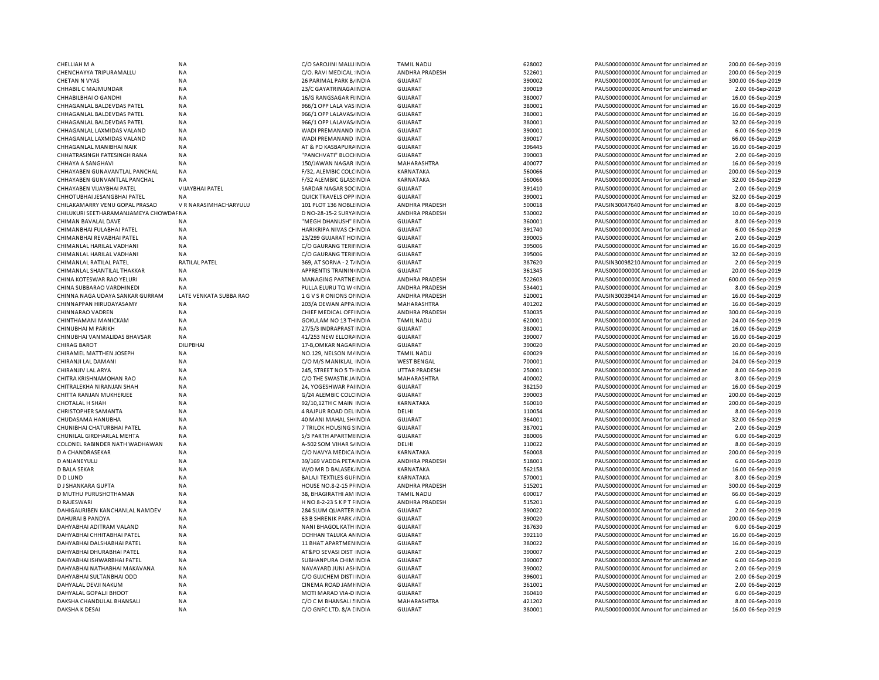| | | | | | | | | | |
|---|---|---|---|---|---|---|---|---|---|
| CHELLIAH M A | NA | C/O SAROJINI MALLI INDIA | TAMIL NADU | 628002 | PAUS0000000000 Amount for unclaimed an | 200.00 06-Sep-2019 |
| CHENCHAYYA TRIPURAMALLU | NA | C/O. RAVI MEDICAL 'INDIA | ANDHRA PRADESH | 522601 | PAUS0000000000 Amount for unclaimed an | 200.00 06-Sep-2019 |
| CHETAN N VYAS | NA | 26 PARIMAL PARK B/INDIA | GUJARAT | 390002 | PAUS0000000000 Amount for unclaimed an | 300.00 06-Sep-2019 |
| CHHABIL C MAJMUNDAR | NA | 23/C GAYATRINAGAIINDIA | GUJARAT | 390019 | PAUS0000000000 Amount for unclaimed an | 2.00 06-Sep-2019 |
| CHHABILBHAI O GANDHI | NA | 16/G RANGSAGAR FIINDIA | GUJARAT | 380007 | PAUS0000000000 Amount for unclaimed an | 16.00 06-Sep-2019 |
| CHHAGANLAL BALDEVDAS PATEL | NA | 966/1 OPP LALA VAS INDIA | GUJARAT | 380001 | PAUS0000000000 Amount for unclaimed an | 16.00 06-Sep-2019 |
| CHHAGANLAL BALDEVDAS PATEL | NA | 966/1 OPP LALAVAS/INDIA | GUJARAT | 380001 | PAUS0000000000 Amount for unclaimed an | 16.00 06-Sep-2019 |
| CHHAGANLAL BALDEVDAS PATEL | NA | 966/1 OPP LALAVAS/INDIA | GUJARAT | 380001 | PAUS0000000000 Amount for unclaimed an | 32.00 06-Sep-2019 |
| CHHAGANLAL LAXMIDAS VALAND | NA | WADI PREMANAND INDIA | GUJARAT | 390001 | PAUS0000000000 Amount for unclaimed an | 6.00 06-Sep-2019 |
| CHHAGANLAL LAXMIDAS VALAND | NA | WADI PREMANAND INDIA | GUJARAT | 390017 | PAUS0000000000 Amount for unclaimed an | 66.00 06-Sep-2019 |
| CHHAGANLAL MANIBHAI NAIK | NA | AT & PO KASBAPURAINDIA | GUJARAT | 396445 | PAUS0000000000 Amount for unclaimed an | 16.00 06-Sep-2019 |
| CHHATRASINGH FATESINGH RANA | NA | "PANCHVATI" BLOCHINDIA | GUJARAT | 390003 | PAUS0000000000 Amount for unclaimed an | 2.00 06-Sep-2019 |
| CHHAYA A SANGHAVI | NA | 150/JAWAN NAGAR INDIA | MAHARASHTRA | 400077 | PAUS0000000000 Amount for unclaimed an | 16.00 06-Sep-2019 |
| CHHAYABEN GUNAVANTLAL PANCHAL | NA | F/32, ALEMBIC COLCINDIA | KARNATAKA | 560066 | PAUS0000000000 Amount for unclaimed an | 200.00 06-Sep-2019 |
| CHHAYABEN GUNVANTLAL PANCHAL | NA | F/32 ALEMBIC GLASSINDIA | KARNATAKA | 560066 | PAUS0000000000 Amount for unclaimed an | 32.00 06-Sep-2019 |
| CHHAYABEN VIJAYBHAI PATEL | VIJAYBHAI PATEL | SARDAR NAGAR SOCINDIA | GUJARAT | 391410 | PAUS0000000000 Amount for unclaimed an | 2.00 06-Sep-2019 |
| CHHOTUBHAI JESANGBHAI PATEL | NA | QUICK TRAVELS OPP INDIA | GUJARAT | 390001 | PAUS0000000000 Amount for unclaimed an | 32.00 06-Sep-2019 |
| CHILAKAMARRY VENU GOPAL PRASAD | V R NARASIMHACHARYULU | 101 PLOT 136 NOBLEINDIA | ANDHRA PRADESH | 500018 | PAUSIN30047640 Amount for unclaimed an | 8.00 06-Sep-2019 |
| CHILUKURI SEETHARAMANJAMEYA CHOWDAF NA | | D NO-28-15-2 SURYAINDIA | ANDHRA PRADESH | 530002 | PAUS0000000000 Amount for unclaimed an | 10.00 06-Sep-2019 |
| CHIMAN BAVALAL DAVE | NA | "MEGH DHANUSH" (INDIA | GUJARAT | 360001 | PAUS0000000000 Amount for unclaimed an | 8.00 06-Sep-2019 |
| CHIMANBHAI FULABHAI PATEL | NA | HARIKRIPA NIVAS CHINDIA | GUJARAT | 391740 | PAUS0000000000 Amount for unclaimed an | 6.00 06-Sep-2019 |
| CHIMANBHAI REVABHAI PATEL | NA | 23/299 GUJARAT HOINDIA | GUJARAT | 395005 | PAUS0000000000 Amount for unclaimed an | 2.00 06-Sep-2019 |
| CHIMANLAL HARILAL VADHANI | NA | C/O GAURANG TERIINDIA | GUJARAT | 395006 | PAUS0000000000 Amount for unclaimed an | 16.00 06-Sep-2019 |
| CHIMANLAL HARILAL VADHANI | NA | C/O GAURANG TERIINDIA | GUJARAT | 395006 | PAUS0000000000 Amount for unclaimed an | 32.00 06-Sep-2019 |
| CHIMANLAL RATILAL PATEL | RATILAL PATEL | 369, AT SORNA - 2 TINDIA | GUJARAT | 387620 | PAUSIN30098210 Amount for unclaimed an | 2.00 06-Sep-2019 |
| CHIMANLAL SHANTILAL THAKKAR | NA | APPRENTIS TRAININ INDIA | GUJARAT | 361345 | PAUS0000000000 Amount for unclaimed an | 20.00 06-Sep-2019 |
| CHINA KOTESWAR RAO YELURI | NA | MANAGING PARTNEINDIA | ANDHRA PRADESH | 522603 | PAUS0000000000 Amount for unclaimed an | 600.00 06-Sep-2019 |
| CHINA SUBBARAO VARDHINEDI | NA | PULLA ELURU TQ W (INDIA | ANDHRA PRADESH | 534401 | PAUS0000000000 Amount for unclaimed an | 8.00 06-Sep-2019 |
| CHINNA NAGA UDAYA SANKAR GURRAM | LATE VENKATA SUBBA RAO | 1 G V S R ONIONS OINDIA | ANDHRA PRADESH | 520001 | PAUSIN30039414 Amount for unclaimed an | 16.00 06-Sep-2019 |
| CHINNAPPAN HIRUDAYASAMY | NA | 203/A DEWAN APPA INDIA | MAHARASHTRA | 401202 | PAUS0000000000 Amount for unclaimed an | 16.00 06-Sep-2019 |
| CHINNARAO VADREN | NA | CHIEF MEDICAL OFFIINDIA | ANDHRA PRADESH | 530035 | PAUS0000000000 Amount for unclaimed an | 300.00 06-Sep-2019 |
| CHINTHAMANI MANICKAM | NA | GOKULAM NO 13 THINDIA | TAMIL NADU | 620001 | PAUS0000000000 Amount for unclaimed an | 24.00 06-Sep-2019 |
| CHINUBHAI M PARIKH | NA | 27/5/3 INDRAPRAST INDIA | GUJARAT | 380001 | PAUS0000000000 Amount for unclaimed an | 16.00 06-Sep-2019 |
| CHINUBHAI VANMALIDAS BHAVSAR | NA | 41/253 NEW ELLORAINDIA | GUJARAT | 390007 | PAUS0000000000 Amount for unclaimed an | 16.00 06-Sep-2019 |
| CHIRAG BAROT | DILIPBHAI | 17-B,OMKAR NAGARINDIA | GUJARAT | 390020 | PAUS0000000000 Amount for unclaimed an | 20.00 06-Sep-2019 |
| CHIRAMEL MATTHEN JOSEPH | NA | NO.129, NELSON MAINDIA | TAMIL NADU | 600029 | PAUS0000000000 Amount for unclaimed an | 16.00 06-Sep-2019 |
| CHIRANJI LAL DAMANI | NA | C/O M/S MANIKLAL INDIA | WEST BENGAL | 700001 | PAUS0000000000 Amount for unclaimed an | 24.00 06-Sep-2019 |
| CHIRANJIV LAL ARYA | NA | 245, STREET NO 5 THINDIA | UTTAR PRADESH | 250001 | PAUS0000000000 Amount for unclaimed an | 8.00 06-Sep-2019 |
| CHITRA KRISHNAMOHAN RAO | NA | C/O THE SWASTIK JAINDIA | MAHARASHTRA | 400002 | PAUS0000000000 Amount for unclaimed an | 8.00 06-Sep-2019 |
| CHITRALEKHA NIRANJAN SHAH | NA | 24, YOGESHWAR PAIINDIA | GUJARAT | 382150 | PAUS0000000000 Amount for unclaimed an | 16.00 06-Sep-2019 |
| CHITTA RANJAN MUKHERJEE | NA | G/24 ALEMBIC COLCINDIA | GUJARAT | 390003 | PAUS0000000000 Amount for unclaimed an | 200.00 06-Sep-2019 |
| CHOTALAL H SHAH | NA | 92/10,12TH C MAIN INDIA | KARNATAKA | 560010 | PAUS0000000000 Amount for unclaimed an | 200.00 06-Sep-2019 |
| CHRISTOPHER SAMANTA | NA | 4 RAJPUR ROAD DEL INDIA | DELHI | 110054 | PAUS0000000000 Amount for unclaimed an | 8.00 06-Sep-2019 |
| CHUDASAMA HANUBHA | NA | 40 MANI MAHAL SHIINDIA | GUJARAT | 364001 | PAUS0000000000 Amount for unclaimed an | 32.00 06-Sep-2019 |
| CHUNIBHAI CHATURBHAI PATEL | NA | 7 TRILOK HOUSING SINDIA | GUJARAT | 387001 | PAUS0000000000 Amount for unclaimed an | 2.00 06-Sep-2019 |
| CHUNILAL GIRDHARLAL MEHTA | NA | S/3 PARTH APARTMEINDIA | GUJARAT | 380006 | PAUS0000000000 Amount for unclaimed an | 6.00 06-Sep-2019 |
| COLONEL RABINDER NATH WADHAWAN | NA | A-502 SOM VIHAR S/INDIA | DELHI | 110022 | PAUS0000000000 Amount for unclaimed an | 8.00 06-Sep-2019 |
| D A CHANDRASEKAR | NA | C/O NAVYA MEDICA INDIA | KARNATAKA | 560008 | PAUS0000000000 Amount for unclaimed an | 200.00 06-Sep-2019 |
| D ANJANEYULU | NA | 39/169 VADDA PETAINDIA | ANDHRA PRADESH | 518001 | PAUS0000000000 Amount for unclaimed an | 6.00 06-Sep-2019 |
| D BALA SEKAR | NA | W/O MR D BALASEK INDIA | KARNATAKA | 562158 | PAUS0000000000 Amount for unclaimed an | 16.00 06-Sep-2019 |
| D D LUND | NA | BALAJI TEXTILES GUIINDIA | KARNATAKA | 570001 | PAUS0000000000 Amount for unclaimed an | 8.00 06-Sep-2019 |
| D J SHANKARA GUPTA | NA | HOUSE NO.8-2-15 PIINDIA | ANDHRA PRADESH | 515201 | PAUS0000000000 Amount for unclaimed an | 300.00 06-Sep-2019 |
| D MUTHU PURUSHOTHAMAN | NA | 38, BHAGIRATHI AM INDIA | TAMIL NADU | 600017 | PAUS0000000000 Amount for unclaimed an | 66.00 06-Sep-2019 |
| D RAJESWARI | NA | H NO 8-2-23 S K P T FINDIA | ANDHRA PRADESH | 515201 | PAUS0000000000 Amount for unclaimed an | 6.00 06-Sep-2019 |
| DAHIGAURIBEN KANCHANLAL NAMDEV | NA | 284 SLUM QUARTER INDIA | GUJARAT | 390022 | PAUS0000000000 Amount for unclaimed an | 2.00 06-Sep-2019 |
| DAHURAI B PANDYA | NA | 63 B SHRENIK PARK /INDIA | GUJARAT | 390020 | PAUS0000000000 Amount for unclaimed an | 200.00 06-Sep-2019 |
| DAHYABHAI ADITRAM VALAND | NA | NANI BHAGOL KATH INDIA | GUJARAT | 387630 | PAUS0000000000 Amount for unclaimed an | 6.00 06-Sep-2019 |
| DAHYABHAI CHHITABHAI PATEL | NA | OCHHAN TALUKA AN INDIA | GUJARAT | 392110 | PAUS0000000000 Amount for unclaimed an | 16.00 06-Sep-2019 |
| DAHYABHAI DALSHABHAI PATEL | NA | 11 BHAT APARTMEN INDIA | GUJARAT | 380022 | PAUS0000000000 Amount for unclaimed an | 16.00 06-Sep-2019 |
| DAHYABHAI DHURABHAI PATEL | NA | AT&PO SEVASI DIST INDIA | GUJARAT | 390007 | PAUS0000000000 Amount for unclaimed an | 2.00 06-Sep-2019 |
| DAHYABHAI ISHWARBHAI PATEL | NA | SUBHANPURA CHIM INDIA | GUJARAT | 390007 | PAUS0000000000 Amount for unclaimed an | 6.00 06-Sep-2019 |
| DAHYABHAI NATHABHAI MAKAVANA | NA | NAVAYARD JUNI ASHINDIA | GUJARAT | 390002 | PAUS0000000000 Amount for unclaimed an | 2.00 06-Sep-2019 |
| DAHYABHAI SULTANBHAI ODD | NA | C/O GUJCHEM DISTI INDIA | GUJARAT | 396001 | PAUS0000000000 Amount for unclaimed an | 2.00 06-Sep-2019 |
| DAHYALAL DEVJI NAKUM | NA | CINEMA ROAD JAMIINDIA | GUJARAT | 361001 | PAUS0000000000 Amount for unclaimed an | 2.00 06-Sep-2019 |
| DAHYALAL GOPALJI BHOOT | NA | MOTI MARAD VIA-D INDIA | GUJARAT | 360410 | PAUS0000000000 Amount for unclaimed an | 6.00 06-Sep-2019 |
| DAKSHA CHANDULAL BHANSALI | NA | C/O C M BHANSALI SINDIA | MAHARASHTRA | 421202 | PAUS0000000000 Amount for unclaimed an | 8.00 06-Sep-2019 |
| DAKSHA K DESAI | NA | C/O GNFC LTD. 8/A EINDIA | GUJARAT | 380001 | PAUS0000000000 Amount for unclaimed an | 16.00 06-Sep-2019 |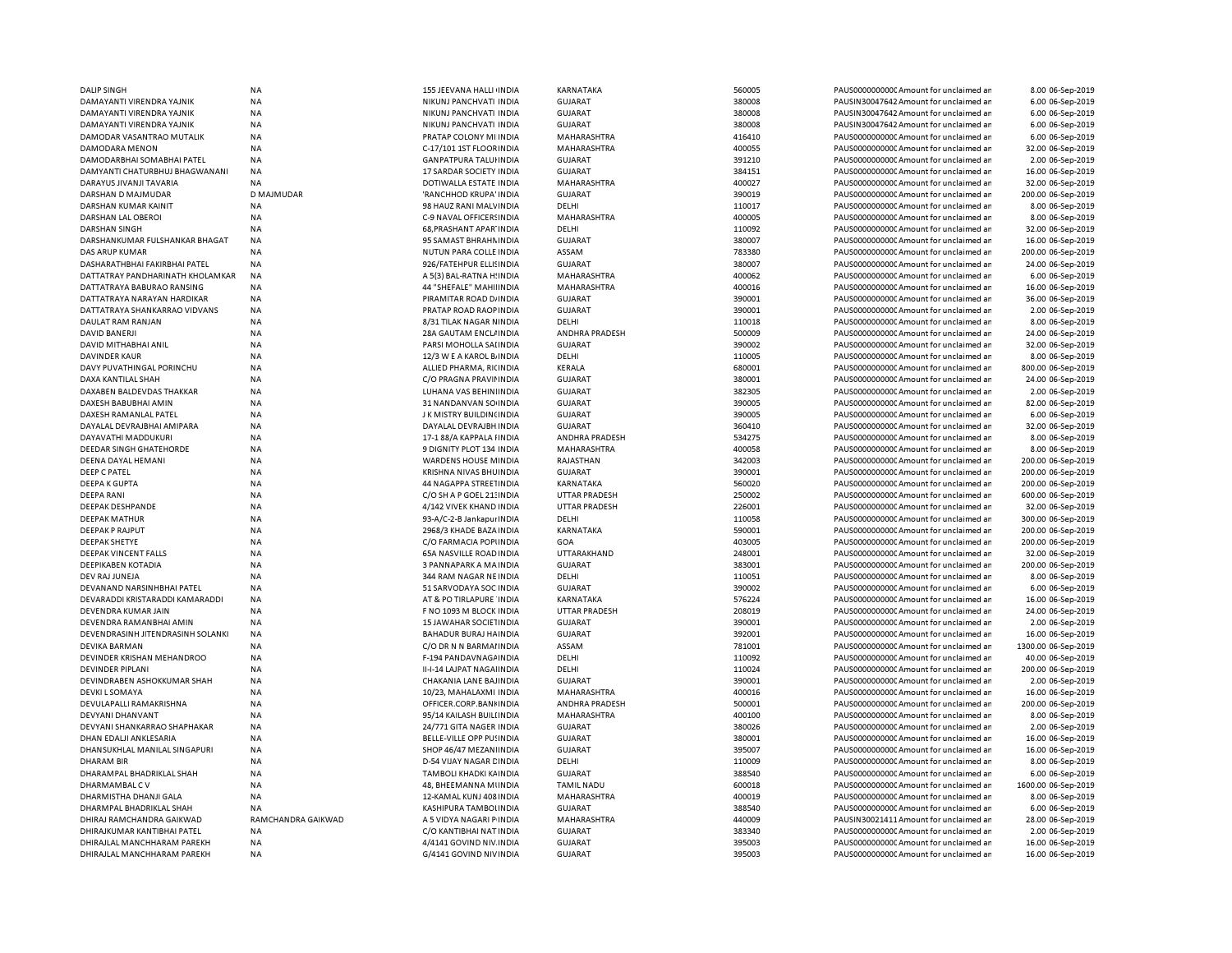| | | | | | | | | | |
|---|---|---|---|---|---|---|---|---|---|
| DALIP SINGH | NA | 155 JEEVANA HALLI INDIA | KARNATAKA | 560005 | PAUS0000000000 | Amount for unclaimed an | 8.00 | 06-Sep-2019 |
| DAMAYANTI VIRENDRA YAJNIK | NA | NIKUNJ PANCHVATI INDIA | GUJARAT | 380008 | PAUSIN30047642 | Amount for unclaimed an | 6.00 | 06-Sep-2019 |
| DAMAYANTI VIRENDRA YAJNIK | NA | NIKUNJ PANCHVATI INDIA | GUJARAT | 380008 | PAUSIN30047642 | Amount for unclaimed an | 6.00 | 06-Sep-2019 |
| DAMAYANTI VIRENDRA YAJNIK | NA | NIKUNJ PANCHVATI INDIA | GUJARAT | 380008 | PAUSIN30047642 | Amount for unclaimed an | 6.00 | 06-Sep-2019 |
| DAMODAR VASANTRAO MUTALIK | NA | PRATAP COLONY MI INDIA | MAHARASHTRA | 416410 | PAUS0000000000 | Amount for unclaimed an | 6.00 | 06-Sep-2019 |
| DAMODARA MENON | NA | C-17/101 1ST FLOORINDIA | MAHARASHTRA | 400055 | PAUS0000000000 | Amount for unclaimed an | 32.00 | 06-Sep-2019 |
| DAMODARBHAI SOMABHAI PATEL | NA | GANPATPURA TALUINDIA | GUJARAT | 391210 | PAUS0000000000 | Amount for unclaimed an | 2.00 | 06-Sep-2019 |
| DAMYANTI CHATURBHUJ BHAGWANANI | NA | 17 SARDAR SOCIETY INDIA | GUJARAT | 384151 | PAUS0000000000 | Amount for unclaimed an | 16.00 | 06-Sep-2019 |
| DARAYUS JIVANJI TAVARIA | NA | DOTIWALLA ESTATE INDIA | MAHARASHTRA | 400027 | PAUS0000000000 | Amount for unclaimed an | 32.00 | 06-Sep-2019 |
| DARSHAN D MAJMUDAR | D MAJMUDAR | 'RANCHHOD KRUPA' INDIA | GUJARAT | 390019 | PAUS0000000000 | Amount for unclaimed an | 200.00 | 06-Sep-2019 |
| DARSHAN KUMAR KAINIT | NA | 98 HAUZ RANI MALVINDIA | DELHI | 110017 | PAUS0000000000 | Amount for unclaimed an | 8.00 | 06-Sep-2019 |
| DARSHAN LAL OBEROI | NA | C-9 NAVAL OFFICERSINDIA | MAHARASHTRA | 400005 | PAUS0000000000 | Amount for unclaimed an | 8.00 | 06-Sep-2019 |
| DARSHAN SINGH | NA | 68,PRASHANT APARTINDIA | DELHI | 110092 | PAUS0000000000 | Amount for unclaimed an | 32.00 | 06-Sep-2019 |
| DARSHANKUMAR FULSHANKAR BHAGAT | NA | 95 SAMAST BHRAHNINDIA | GUJARAT | 380007 | PAUS0000000000 | Amount for unclaimed an | 16.00 | 06-Sep-2019 |
| DAS ARUP KUMAR | NA | NUTUN PARA COLLE INDIA | ASSAM | 783380 | PAUS0000000000 | Amount for unclaimed an | 200.00 | 06-Sep-2019 |
| DASHARATHBHAI FAKIRBHAI PATEL | NA | 926/FATEHPUR ELLISINDIA | GUJARAT | 380007 | PAUS0000000000 | Amount for unclaimed an | 24.00 | 06-Sep-2019 |
| DATTATRAY PANDHARINATH KHOLAMKAR | NA | A 5(3) BAL-RATNA HINDIA | MAHARASHTRA | 400062 | PAUS0000000000 | Amount for unclaimed an | 6.00 | 06-Sep-2019 |
| DATTATRAYA BABURAO RANSING | NA | 44 "SHEFALE" MAHIINDIA | MAHARASHTRA | 400016 | PAUS0000000000 | Amount for unclaimed an | 16.00 | 06-Sep-2019 |
| DATTATRAYA NARAYAN HARDIKAR | NA | PIRAMITAR ROAD DINDIA | GUJARAT | 390001 | PAUS0000000000 | Amount for unclaimed an | 36.00 | 06-Sep-2019 |
| DATTATRAYA SHANKARRAO VIDVANS | NA | PRATAP ROAD RAOPINDIA | GUJARAT | 390001 | PAUS0000000000 | Amount for unclaimed an | 2.00 | 06-Sep-2019 |
| DAULAT RAM RANJAN | NA | 8/31 TILAK NAGAR NINDIA | DELHI | 110018 | PAUS0000000000 | Amount for unclaimed an | 8.00 | 06-Sep-2019 |
| DAVID BANERJI | NA | 28A GAUTAM ENCLAINDIA | ANDHRA PRADESH | 500009 | PAUS0000000000 | Amount for unclaimed an | 24.00 | 06-Sep-2019 |
| DAVID MITHABHAI ANIL | NA | PARSI MOHOLLA SAIINDIA | GUJARAT | 390002 | PAUS0000000000 | Amount for unclaimed an | 32.00 | 06-Sep-2019 |
| DAVINDER KAUR | NA | 12/3 W E A KAROL BINDIA | DELHI | 110005 | PAUS0000000000 | Amount for unclaimed an | 8.00 | 06-Sep-2019 |
| DAVY PUVATHINGAL PORINCHU | NA | ALLIED PHARMA, RICINDIA | KERALA | 680001 | PAUS0000000000 | Amount for unclaimed an | 800.00 | 06-Sep-2019 |
| DAXA KANTILAL SHAH | NA | C/O PRAGNA PRAVIPINDIA | GUJARAT | 380001 | PAUS0000000000 | Amount for unclaimed an | 24.00 | 06-Sep-2019 |
| DAXABEN BALDEVDAS THAKKAR | NA | LUHANA VAS BEHINIINDIA | GUJARAT | 382305 | PAUS0000000000 | Amount for unclaimed an | 2.00 | 06-Sep-2019 |
| DAXESH BABUBHAI AMIN | NA | 31 NANDANVAN SOINDIA | GUJARAT | 390005 | PAUS0000000000 | Amount for unclaimed an | 82.00 | 06-Sep-2019 |
| DAXESH RAMANLAL PATEL | NA | J K MISTRY BUILDINGINDIA | GUJARAT | 390005 | PAUS0000000000 | Amount for unclaimed an | 6.00 | 06-Sep-2019 |
| DAYALAL DEVRAJBHAI AMIPARA | NA | DAYALAL DEVRAJBH INDIA | GUJARAT | 360410 | PAUS0000000000 | Amount for unclaimed an | 32.00 | 06-Sep-2019 |
| DAYAVATHI MADDUKURI | NA | 17-1 88/A KAPPALA INDIA | ANDHRA PRADESH | 534275 | PAUS0000000000 | Amount for unclaimed an | 8.00 | 06-Sep-2019 |
| DEEDAR SINGH GHATEHORDE | NA | 9 DIGNITY PLOT 134 INDIA | MAHARASHTRA | 400058 | PAUS0000000000 | Amount for unclaimed an | 8.00 | 06-Sep-2019 |
| DEENA DAYAL HEMANI | NA | WARDENS HOUSE MINDIA | RAJASTHAN | 342003 | PAUS0000000000 | Amount for unclaimed an | 200.00 | 06-Sep-2019 |
| DEEP C PATEL | NA | KRISHNA NIVAS BHUINDIA | GUJARAT | 390001 | PAUS0000000000 | Amount for unclaimed an | 200.00 | 06-Sep-2019 |
| DEEPA K GUPTA | NA | 44 NAGAPPA STREETINDIA | KARNATAKA | 560020 | PAUS0000000000 | Amount for unclaimed an | 200.00 | 06-Sep-2019 |
| DEEPA RANI | NA | C/O SH A P GOEL 213INDIA | UTTAR PRADESH | 250002 | PAUS0000000000 | Amount for unclaimed an | 600.00 | 06-Sep-2019 |
| DEEPAK DESHPANDE | NA | 4/142 VIVEK KHAND INDIA | UTTAR PRADESH | 226001 | PAUS0000000000 | Amount for unclaimed an | 32.00 | 06-Sep-2019 |
| DEEPAK MATHUR | NA | 93-A/C-2-B JankapurINDIA | DELHI | 110058 | PAUS0000000000 | Amount for unclaimed an | 300.00 | 06-Sep-2019 |
| DEEPAK P RAJPUT | NA | 2968/3 KHADE BAZAINDIA | KARNATAKA | 590001 | PAUS0000000000 | Amount for unclaimed an | 200.00 | 06-Sep-2019 |
| DEEPAK SHETYE | NA | C/O FARMACIA POPIINDIA | GOA | 403005 | PAUS0000000000 | Amount for unclaimed an | 200.00 | 06-Sep-2019 |
| DEEPAK VINCENT FALLS | NA | 65A NASVILLE ROADINDIA | UTTARAKHAND | 248001 | PAUS0000000000 | Amount for unclaimed an | 32.00 | 06-Sep-2019 |
| DEEPIKABEN KOTADIA | NA | 3 PANNAPARK A MAINDIA | GUJARAT | 383001 | PAUS0000000000 | Amount for unclaimed an | 200.00 | 06-Sep-2019 |
| DEV RAJ JUNEJA | NA | 344 RAM NAGAR NEINDIA | DELHI | 110051 | PAUS0000000000 | Amount for unclaimed an | 8.00 | 06-Sep-2019 |
| DEVANAND NARSINHBHAI PATEL | NA | 51 SARVODAYA SOC INDIA | GUJARAT | 390002 | PAUS0000000000 | Amount for unclaimed an | 6.00 | 06-Sep-2019 |
| DEVARADDI KRISTARADDI KAMARADDI | NA | AT & PO TIRLAPURE INDIA | KARNATAKA | 576224 | PAUS0000000000 | Amount for unclaimed an | 16.00 | 06-Sep-2019 |
| DEVENDRA KUMAR JAIN | NA | F NO 1093 M BLOCK INDIA | UTTAR PRADESH | 208019 | PAUS0000000000 | Amount for unclaimed an | 24.00 | 06-Sep-2019 |
| DEVENDRA RAMANBHAI AMIN | NA | 15 JAWAHAR SOCIETINDIA | GUJARAT | 390001 | PAUS0000000000 | Amount for unclaimed an | 2.00 | 06-Sep-2019 |
| DEVENDRASINH JITENDRASINH SOLANKI | NA | BAHADUR BURAJ HAINDIA | GUJARAT | 392001 | PAUS0000000000 | Amount for unclaimed an | 16.00 | 06-Sep-2019 |
| DEVIKA BARMAN | NA | C/O DR N N BARMAIINDIA | ASSAM | 781001 | PAUS0000000000 | Amount for unclaimed an | 1300.00 | 06-Sep-2019 |
| DEVINDER KRISHAN MEHANDROO | NA | F-194 PANDAVNAGAINDIA | DELHI | 110092 | PAUS0000000000 | Amount for unclaimed an | 40.00 | 06-Sep-2019 |
| DEVINDER PIPLANI | NA | II-I-14 LAJPAT NAGAIINDIA | DELHI | 110024 | PAUS0000000000 | Amount for unclaimed an | 200.00 | 06-Sep-2019 |
| DEVINDRABEN ASHOKKUMAR SHAH | NA | CHAKANIA LANE BAJINDIA | GUJARAT | 390001 | PAUS0000000000 | Amount for unclaimed an | 2.00 | 06-Sep-2019 |
| DEVKI L SOMAYA | NA | 10/23, MAHALAXMI INDIA | MAHARASHTRA | 400016 | PAUS0000000000 | Amount for unclaimed an | 16.00 | 06-Sep-2019 |
| DEVULAPALLI RAMAKRISHNA | NA | OFFICER.CORP.BANKINDIA | ANDHRA PRADESH | 500001 | PAUS0000000000 | Amount for unclaimed an | 200.00 | 06-Sep-2019 |
| DEVYANI DHANVANT | NA | 95/14 KAILASH BUILDINDIA | MAHARASHTRA | 400100 | PAUS0000000000 | Amount for unclaimed an | 8.00 | 06-Sep-2019 |
| DEVYANI SHANKARRAO SHAPHAKAR | NA | 24/771 GITA NAGER INDIA | GUJARAT | 380026 | PAUS0000000000 | Amount for unclaimed an | 2.00 | 06-Sep-2019 |
| DHAN EDALJI ANKLESARIA | NA | BELLE-VILLE OPP PUSINDIA | GUJARAT | 380001 | PAUS0000000000 | Amount for unclaimed an | 16.00 | 06-Sep-2019 |
| DHANSUKHLAL MANILAL SINGAPURI | NA | SHOP 46/47 MEZANIINDIA | GUJARAT | 395007 | PAUS0000000000 | Amount for unclaimed an | 16.00 | 06-Sep-2019 |
| DHARAM BIR | NA | D-54 VIJAY NAGAR DINDIA | DELHI | 110009 | PAUS0000000000 | Amount for unclaimed an | 8.00 | 06-Sep-2019 |
| DHARAMPAL BHADRIKLAL SHAH | NA | TAMBOLI KHADKI KAINDIA | GUJARAT | 388540 | PAUS0000000000 | Amount for unclaimed an | 6.00 | 06-Sep-2019 |
| DHARMAMBAL C V | NA | 48, BHEEMANNA MIINDIA | TAMIL NADU | 600018 | PAUS0000000000 | Amount for unclaimed an | 1600.00 | 06-Sep-2019 |
| DHARMISTHA DHANJI GALA | NA | 12-KAMAL KUNJ 408 INDIA | MAHARASHTRA | 400019 | PAUS0000000000 | Amount for unclaimed an | 8.00 | 06-Sep-2019 |
| DHARMPAL BHADRIKLAL SHAH | NA | KASHIPURA TAMBOLIINDIA | GUJARAT | 388540 | PAUS0000000000 | Amount for unclaimed an | 6.00 | 06-Sep-2019 |
| DHIRAJ RAMCHANDRA GAIKWAD | RAMCHANDRA GAIKWAD | A 5 VIDYA NAGARI PINDIA | MAHARASHTRA | 440009 | PAUSIN30021411 | Amount for unclaimed an | 28.00 | 06-Sep-2019 |
| DHIRAJKUMAR KANTIBHAI PATEL | NA | C/O KANTIBHAI NATINDIA | GUJARAT | 383340 | PAUS0000000000 | Amount for unclaimed an | 2.00 | 06-Sep-2019 |
| DHIRAJLAL MANCHHARAM PAREKH | NA | 4/4141 GOVIND NIV.INDIA | GUJARAT | 395003 | PAUS0000000000 | Amount for unclaimed an | 16.00 | 06-Sep-2019 |
| DHIRAJLAL MANCHHARAM PAREKH | NA | G/4141 GOVIND NIVINDIA | GUJARAT | 395003 | PAUS0000000000 | Amount for unclaimed an | 16.00 | 06-Sep-2019 |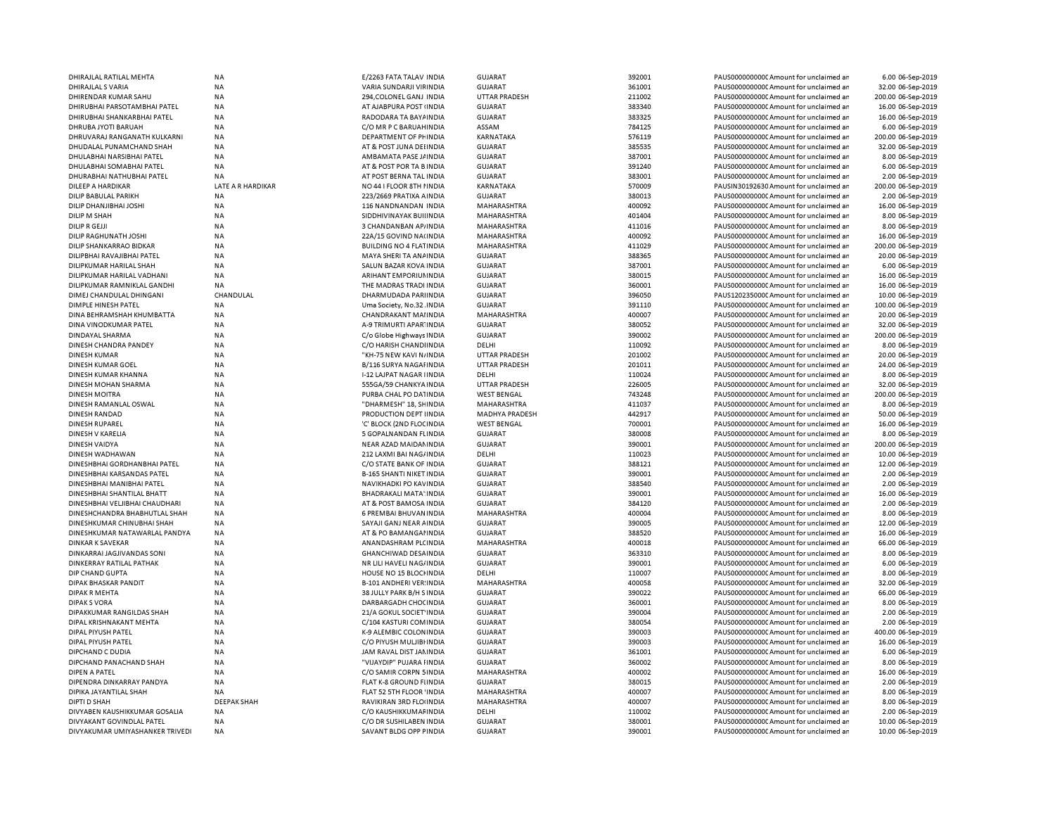| | | | | | | | | |
|---|---|---|---|---|---|---|---|---|
| DHIRAJLAL RATILAL MEHTA | NA | E/2263 FATA TALAV INDIA | GUJARAT | 392001 | PAUS0000000000 | Amount for unclaimed an | 6.00 | 06-Sep-2019 |
| DHIRAJLAL S VARIA | NA | VARIA SUNDARJI VIRINDIA | GUJARAT | 361001 | PAUS0000000000 | Amount for unclaimed an | 32.00 | 06-Sep-2019 |
| DHIRENDAR KUMAR SAHU | NA | 294,COLONEL GANJ INDIA | UTTAR PRADESH | 211002 | PAUS0000000000 | Amount for unclaimed an | 200.00 | 06-Sep-2019 |
| DHIRUBHAI PARSOTAMBHAI PATEL | NA | AT AJABPURA POST INDIA | GUJARAT | 383340 | PAUS0000000000 | Amount for unclaimed an | 16.00 | 06-Sep-2019 |
| DHIRUBHAI SHANKARBHAI PATEL | NA | RADODARA TA BAYAINDIA | GUJARAT | 383325 | PAUS0000000000 | Amount for unclaimed an | 16.00 | 06-Sep-2019 |
| DHRUBA JYOTI BARUAH | NA | C/O MR P C BARUAHINDIA | ASSAM | 784125 | PAUS0000000000 | Amount for unclaimed an | 6.00 | 06-Sep-2019 |
| DHRUVARAJ RANGANATH KULKARNI | NA | DEPARTMENT OF PHINDIA | KARNATAKA | 576119 | PAUS0000000000 | Amount for unclaimed an | 200.00 | 06-Sep-2019 |
| DHUDALAL PUNAMCHAND SHAH | NA | AT & POST JUNA DEEINDIA | GUJARAT | 385535 | PAUS0000000000 | Amount for unclaimed an | 32.00 | 06-Sep-2019 |
| DHULABHAI NARSIBHAI PATEL | NA | AMBAMATA PASE JAINDIA | GUJARAT | 387001 | PAUS0000000000 | Amount for unclaimed an | 8.00 | 06-Sep-2019 |
| DHULABHAI SOMABHAI PATEL | NA | AT & POST POR TA B INDIA | GUJARAT | 391240 | PAUS0000000000 | Amount for unclaimed an | 6.00 | 06-Sep-2019 |
| DHURABHAI NATHUBHAI PATEL | NA | AT POST BERNA TAL INDIA | GUJARAT | 383001 | PAUS0000000000 | Amount for unclaimed an | 2.00 | 06-Sep-2019 |
| DILEEP A HARDIKAR | LATE A R HARDIKAR | NO 44 I FLOOR 8TH MINDIA | KARNATAKA | 570009 | PAUSIN30192630 | Amount for unclaimed an | 200.00 | 06-Sep-2019 |
| DILIP BABULAL PARIKH | NA | 223/2669 PRATIXA AINDIA | GUJARAT | 380013 | PAUS0000000000 | Amount for unclaimed an | 2.00 | 06-Sep-2019 |
| DILIP DHANJIBHAI JOSHI | NA | 116 NANDNANDAN INDIA | MAHARASHTRA | 400092 | PAUS0000000000 | Amount for unclaimed an | 16.00 | 06-Sep-2019 |
| DILIP M SHAH | NA | SIDDHIVINAYAK BUIIINDIA | MAHARASHTRA | 401404 | PAUS0000000000 | Amount for unclaimed an | 8.00 | 06-Sep-2019 |
| DILIP R GEJJI | NA | 3 CHANDANBAN APINDIA | MAHARASHTRA | 411016 | PAUS0000000000 | Amount for unclaimed an | 8.00 | 06-Sep-2019 |
| DILIP RAGHUNATH JOSHI | NA | 22A/15 GOVIND NAIINDIA | MAHARASHTRA | 400092 | PAUS0000000000 | Amount for unclaimed an | 16.00 | 06-Sep-2019 |
| DILIP SHANKARRAO BIDKAR | NA | BUILDING NO 4 FLATINDIA | MAHARASHTRA | 411029 | PAUS0000000000 | Amount for unclaimed an | 200.00 | 06-Sep-2019 |
| DILIPBHAI RAVAJIBHAI PATEL | NA | MAYA SHERI TA ANAINDIA | GUJARAT | 388365 | PAUS0000000000 | Amount for unclaimed an | 20.00 | 06-Sep-2019 |
| DILIPKUMAR HARILAL SHAH | NA | SALUN BAZAR KOVA INDIA | GUJARAT | 387001 | PAUS0000000000 | Amount for unclaimed an | 6.00 | 06-Sep-2019 |
| DILIPKUMAR HARILAL VADHANI | NA | ARIHANT EMPORIUNINDIA | GUJARAT | 380015 | PAUS0000000000 | Amount for unclaimed an | 16.00 | 06-Sep-2019 |
| DILIPKUMAR RAMNIKLAL GANDHI | NA | THE MADRAS TRADI INDIA | GUJARAT | 360001 | PAUS0000000000 | Amount for unclaimed an | 16.00 | 06-Sep-2019 |
| DIMEJ CHANDULAL DHINGANI | CHANDULAL | DHARMUDADA PARIINDIA | GUJARAT | 396050 | PAUS1202350000 | Amount for unclaimed an | 10.00 | 06-Sep-2019 |
| DIMPLE HINESH PATEL | NA | Uma Society, No.32 .INDIA | GUJARAT | 391110 | PAUS0000000000 | Amount for unclaimed an | 100.00 | 06-Sep-2019 |
| DINA BEHRAMSHAH KHUMBATTA | NA | CHANDRAKANT MAIINDIA | MAHARASHTRA | 400007 | PAUS0000000000 | Amount for unclaimed an | 20.00 | 06-Sep-2019 |
| DINA VINODKUMAR PATEL | NA | A-9 TRIMURTI APAR'INDIA | GUJARAT | 380052 | PAUS0000000000 | Amount for unclaimed an | 32.00 | 06-Sep-2019 |
| DINDAYAL SHARMA | NA | C/o Globe Highways INDIA | GUJARAT | 390002 | PAUS0000000000 | Amount for unclaimed an | 200.00 | 06-Sep-2019 |
| DINESH CHANDRA PANDEY | NA | C/O HARISH CHANDIINDIA | DELHI | 110092 | PAUS0000000000 | Amount for unclaimed an | 8.00 | 06-Sep-2019 |
| DINESH KUMAR | NA | "KH-75 NEW KAVI NAINDIA | UTTAR PRADESH | 201002 | PAUS0000000000 | Amount for unclaimed an | 20.00 | 06-Sep-2019 |
| DINESH KUMAR GOEL | NA | B/116 SURYA NAGAFINDIA | UTTAR PRADESH | 201011 | PAUS0000000000 | Amount for unclaimed an | 24.00 | 06-Sep-2019 |
| DINESH KUMAR KHANNA | NA | I-12 LAJPAT NAGAR IINDIA | DELHI | 110024 | PAUS0000000000 | Amount for unclaimed an | 8.00 | 06-Sep-2019 |
| DINESH MOHAN SHARMA | NA | 555GA/59 CHANKYAINDIA | UTTAR PRADESH | 226005 | PAUS0000000000 | Amount for unclaimed an | 32.00 | 06-Sep-2019 |
| DINESH MOITRA | NA | PURBA CHAL PO DATINDIA | WEST BENGAL | 743248 | PAUS0000000000 | Amount for unclaimed an | 200.00 | 06-Sep-2019 |
| DINESH RAMANLAL OSWAL | NA | "DHARMESH" 18, SHINDIA | MAHARASHTRA | 411037 | PAUS0000000000 | Amount for unclaimed an | 8.00 | 06-Sep-2019 |
| DINESH RANDAD | NA | PRODUCTION DEPT IINDIA | MADHYA PRADESH | 442917 | PAUS0000000000 | Amount for unclaimed an | 50.00 | 06-Sep-2019 |
| DINESH RUPAREL | NA | 'C' BLOCK (2ND FLOCINDIA | WEST BENGAL | 700001 | PAUS0000000000 | Amount for unclaimed an | 16.00 | 06-Sep-2019 |
| DINESH V KARELIA | NA | 5 GOPALNANDAN FLINDIA | GUJARAT | 380008 | PAUS0000000000 | Amount for unclaimed an | 8.00 | 06-Sep-2019 |
| DINESH VAIDYA | NA | NEAR AZAD MAIDANINDIA | GUJARAT | 390001 | PAUS0000000000 | Amount for unclaimed an | 200.00 | 06-Sep-2019 |
| DINESH WADHAWAN | NA | 212 LAXMI BAI NAGAINDIA | DELHI | 110023 | PAUS0000000000 | Amount for unclaimed an | 10.00 | 06-Sep-2019 |
| DINESHBHAI GORDHANBHAI PATEL | NA | C/O STATE BANK OF INDIA | GUJARAT | 388121 | PAUS0000000000 | Amount for unclaimed an | 12.00 | 06-Sep-2019 |
| DINESHBHAI KARSANDAS PATEL | NA | B-165 SHANTI NIKET INDIA | GUJARAT | 390001 | PAUS0000000000 | Amount for unclaimed an | 2.00 | 06-Sep-2019 |
| DINESHBHAI MANIBHAI PATEL | NA | NAVIKHADKI PO KAVINDIA | GUJARAT | 388540 | PAUS0000000000 | Amount for unclaimed an | 2.00 | 06-Sep-2019 |
| DINESHBHAI SHANTILAL BHATT | NA | BHADRAKALI MATA'INDIA | GUJARAT | 390001 | PAUS0000000000 | Amount for unclaimed an | 16.00 | 06-Sep-2019 |
| DINESHBHAI VELJIBHAI CHAUDHARI | NA | AT & POST BAMOSA INDIA | GUJARAT | 384120 | PAUS0000000000 | Amount for unclaimed an | 2.00 | 06-Sep-2019 |
| DINESHCHANDRA BHABHUTLAL SHAH | NA | 6 PREMBAI BHUVANINDIA | MAHARASHTRA | 400004 | PAUS0000000000 | Amount for unclaimed an | 8.00 | 06-Sep-2019 |
| DINESHKUMAR CHINUBHAI SHAH | NA | SAYAJI GANJ NEAR AINDIA | GUJARAT | 390005 | PAUS0000000000 | Amount for unclaimed an | 12.00 | 06-Sep-2019 |
| DINESHKUMAR NATAWARLAL PANDYA | NA | AT & PO BAMANGAFINDIA | GUJARAT | 388520 | PAUS0000000000 | Amount for unclaimed an | 16.00 | 06-Sep-2019 |
| DINKAR K SAVEKAR | NA | ANANDASHRAM PLCINDIA | MAHARASHTRA | 400018 | PAUS0000000000 | Amount for unclaimed an | 66.00 | 06-Sep-2019 |
| DINKARRAI JAGJIVANDAS SONI | NA | GHANCHIWAD DESAINDIA | GUJARAT | 363310 | PAUS0000000000 | Amount for unclaimed an | 8.00 | 06-Sep-2019 |
| DINKERRAY RATILAL PATHAK | NA | NR LILI HAVELI NAGAINDIA | GUJARAT | 390001 | PAUS0000000000 | Amount for unclaimed an | 6.00 | 06-Sep-2019 |
| DIP CHAND GUPTA | NA | HOUSE NO 15 BLOCHINDIA | DELHI | 110007 | PAUS0000000000 | Amount for unclaimed an | 8.00 | 06-Sep-2019 |
| DIPAK BHASKAR PANDIT | NA | B-101 ANDHERI VER'INDIA | MAHARASHTRA | 400058 | PAUS0000000000 | Amount for unclaimed an | 32.00 | 06-Sep-2019 |
| DIPAK R MEHTA | NA | 38 JULLY PARK B/H S INDIA | GUJARAT | 390022 | PAUS0000000000 | Amount for unclaimed an | 66.00 | 06-Sep-2019 |
| DIPAK S VORA | NA | DARBARGADH CHOCINDIA | GUJARAT | 360001 | PAUS0000000000 | Amount for unclaimed an | 8.00 | 06-Sep-2019 |
| DIPAKKUMAR RANGILDAS SHAH | NA | 21/A GOKUL SOCIET'INDIA | GUJARAT | 390004 | PAUS0000000000 | Amount for unclaimed an | 2.00 | 06-Sep-2019 |
| DIPAL KRISHNAKANT MEHTA | NA | C/104 KASTURI COMINDIA | GUJARAT | 380054 | PAUS0000000000 | Amount for unclaimed an | 2.00 | 06-Sep-2019 |
| DIPAL PIYUSH PATEL | NA | K-9 ALEMBIC COLONINDIA | GUJARAT | 390003 | PAUS0000000000 | Amount for unclaimed an | 400.00 | 06-Sep-2019 |
| DIPAL PIYUSH PATEL | NA | C/O PIYUSH MULJIBHINDIA | GUJARAT | 390003 | PAUS0000000000 | Amount for unclaimed an | 16.00 | 06-Sep-2019 |
| DIPCHAND C DUDIA | NA | JAM RAVAL DIST JAINDIA | GUJARAT | 361001 | PAUS0000000000 | Amount for unclaimed an | 6.00 | 06-Sep-2019 |
| DIPCHAND PANACHAND SHAH | NA | "VIJAYDIP" PUJARA FINDIA | GUJARAT | 360002 | PAUS0000000000 | Amount for unclaimed an | 8.00 | 06-Sep-2019 |
| DIPEN A PATEL | NA | C/O SAMIR CORPN 5INDIA | MAHARASHTRA | 400002 | PAUS0000000000 | Amount for unclaimed an | 16.00 | 06-Sep-2019 |
| DIPENDRA DINKARRAY PANDYA | NA | FLAT K-8 GROUND FIINDIA | GUJARAT | 380015 | PAUS0000000000 | Amount for unclaimed an | 2.00 | 06-Sep-2019 |
| DIPIKA JAYANTILAL SHAH | NA | FLAT 52 5TH FLOOR 'INDIA | MAHARASHTRA | 400007 | PAUS0000000000 | Amount for unclaimed an | 8.00 | 06-Sep-2019 |
| DIPTI D SHAH | DEEPAK SHAH | RAVIKIRAN 3RD FLOIINDIA | MAHARASHTRA | 400007 | PAUS0000000000 | Amount for unclaimed an | 8.00 | 06-Sep-2019 |
| DIVYABEN KAUSHIKKUMAR GOSALIA | NA | C/O KAUSHIKKUMAFINDIA | DELHI | 110002 | PAUS0000000000 | Amount for unclaimed an | 2.00 | 06-Sep-2019 |
| DIVYAKANT GOVINDLAL PATEL | NA | C/O DR SUSHILABEN INDIA | GUJARAT | 380001 | PAUS0000000000 | Amount for unclaimed an | 10.00 | 06-Sep-2019 |
| DIVYAKUMAR UMIYASHANKER TRIVEDI | NA | SAVANT BLDG OPP PINDIA | GUJARAT | 390001 | PAUS0000000000 | Amount for unclaimed an | 10.00 | 06-Sep-2019 |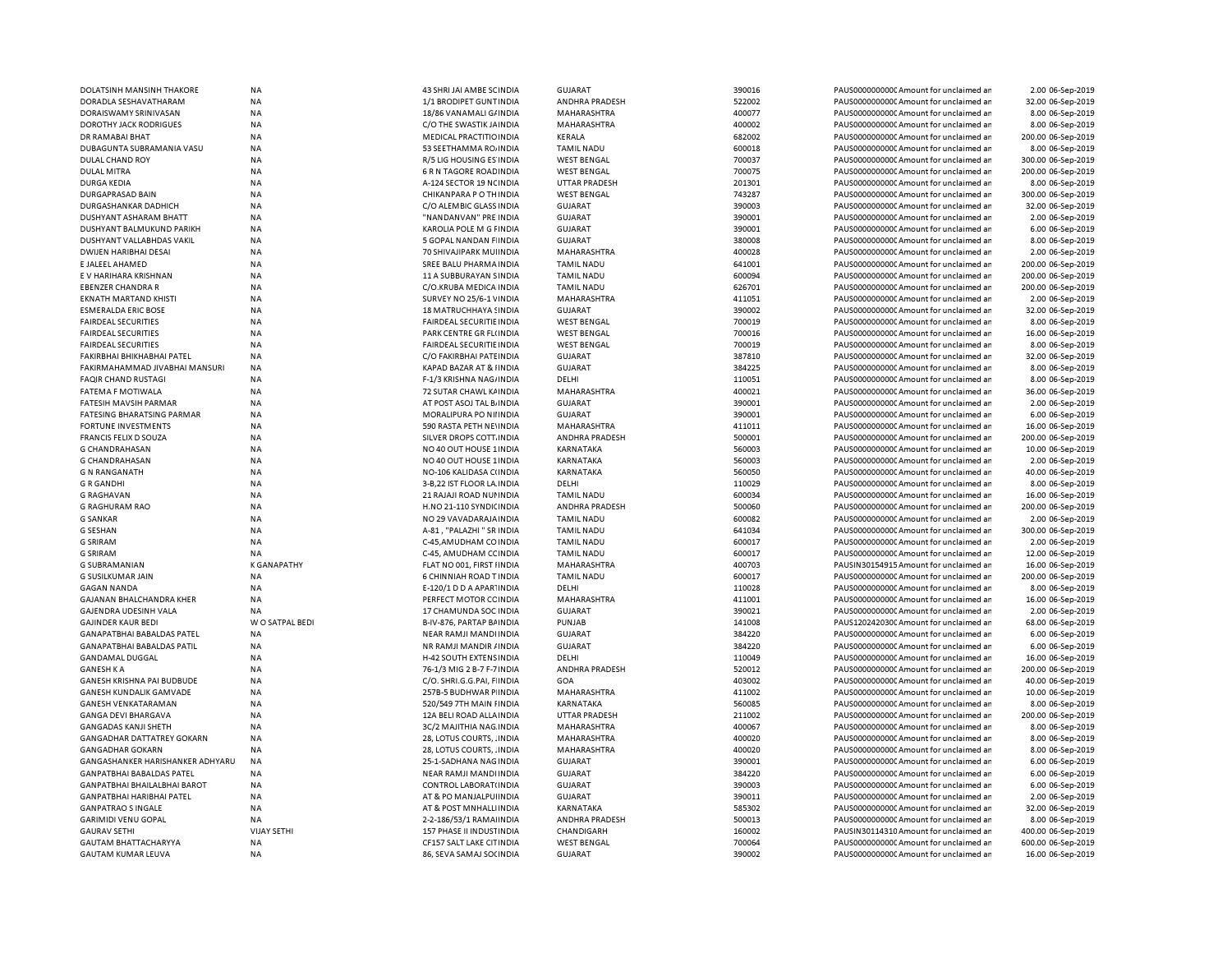| | | | | | | | | |
|---|---|---|---|---|---|---|---|---|
| DOLATSINH MANSINH THAKORE | NA | 43 SHRI JAI AMBE SCINDIA | GUJARAT | 390016 | PAUS0000000000( Amount for unclaimed an | 2.00 | 06-Sep-2019 |
| DORADLA SESHAVATHARAM | NA | 1/1 BRODIPET GUNTINDIA | ANDHRA PRADESH | 522002 | PAUS0000000000( Amount for unclaimed an | 32.00 | 06-Sep-2019 |
| DORAISWAMY SRINIVASAN | NA | 18/86 VANAMALI G/INDIA | MAHARASHTRA | 400077 | PAUS0000000000( Amount for unclaimed an | 8.00 | 06-Sep-2019 |
| DOROTHY JACK RODRIGUES | NA | C/O THE SWASTIK JAINDIA | MAHARASHTRA | 400002 | PAUS0000000000( Amount for unclaimed an | 8.00 | 06-Sep-2019 |
| DR RAMABAI BHAT | NA | MEDICAL PRACTITIOINDIA | KERALA | 682002 | PAUS0000000000( Amount for unclaimed an | 200.00 | 06-Sep-2019 |
| DUBAGUNTA SUBRAMANIA VASU | NA | 53 SEETHAMMA RO/INDIA | TAMIL NADU | 600018 | PAUS0000000000( Amount for unclaimed an | 8.00 | 06-Sep-2019 |
| DULAL CHAND ROY | NA | R/5 LIG HOUSING ES'INDIA | WEST BENGAL | 700037 | PAUS0000000000( Amount for unclaimed an | 300.00 | 06-Sep-2019 |
| DULAL MITRA | NA | 6 R N TAGORE ROADINDIA | WEST BENGAL | 700075 | PAUS0000000000( Amount for unclaimed an | 200.00 | 06-Sep-2019 |
| DURGA KEDIA | NA | A-124 SECTOR 19 NCINDIA | UTTAR PRADESH | 201301 | PAUS0000000000( Amount for unclaimed an | 8.00 | 06-Sep-2019 |
| DURGAPRASAD BAIN | NA | CHIKANPARA P O THINDIA | WEST BENGAL | 743287 | PAUS0000000000( Amount for unclaimed an | 300.00 | 06-Sep-2019 |
| DURGASHANKAR DADHICH | NA | C/O ALEMBIC GLASS INDIA | GUJARAT | 390003 | PAUS0000000000( Amount for unclaimed an | 32.00 | 06-Sep-2019 |
| DUSHYANT ASHARAM BHATT | NA | "NANDANVAN" PRE INDIA | GUJARAT | 390001 | PAUS0000000000( Amount for unclaimed an | 2.00 | 06-Sep-2019 |
| DUSHYANT BALMUKUND PARIKH | NA | KAROLIA POLE M G FINDIA | GUJARAT | 390001 | PAUS0000000000( Amount for unclaimed an | 6.00 | 06-Sep-2019 |
| DUSHYANT VALLABHDAS VAKIL | NA | 5 GOPAL NANDAN FIINDIA | GUJARAT | 380008 | PAUS0000000000( Amount for unclaimed an | 8.00 | 06-Sep-2019 |
| DWIJEN HARIBHAI DESAI | NA | 70 SHIVAJIPARK MUIINDIA | MAHARASHTRA | 400028 | PAUS0000000000( Amount for unclaimed an | 2.00 | 06-Sep-2019 |
| E JALEEL AHAMED | NA | SREE BALU PHARMA INDIA | TAMIL NADU | 641001 | PAUS0000000000( Amount for unclaimed an | 200.00 | 06-Sep-2019 |
| E V HARIHARA KRISHNAN | NA | 11 A SUBBURAYAN SINDIA | TAMIL NADU | 600094 | PAUS0000000000( Amount for unclaimed an | 200.00 | 06-Sep-2019 |
| EBENZER CHANDRA R | NA | C/O.KRUBA MEDICA INDIA | TAMIL NADU | 626701 | PAUS0000000000( Amount for unclaimed an | 200.00 | 06-Sep-2019 |
| EKNATH MARTAND KHISTI | NA | SURVEY NO 25/6-1 VINDIA | MAHARASHTRA | 411051 | PAUS0000000000( Amount for unclaimed an | 2.00 | 06-Sep-2019 |
| ESMERALDA ERIC BOSE | NA | 18 MATRUCHHAYA SINDIA | GUJARAT | 390002 | PAUS0000000000( Amount for unclaimed an | 32.00 | 06-Sep-2019 |
| FAIRDEAL SECURITIES | NA | FAIRDEAL SECURITIEINDIA | WEST BENGAL | 700019 | PAUS0000000000( Amount for unclaimed an | 8.00 | 06-Sep-2019 |
| FAIRDEAL SECURITIES | NA | PARK CENTRE GR FLINDIA | WEST BENGAL | 700016 | PAUS0000000000( Amount for unclaimed an | 16.00 | 06-Sep-2019 |
| FAIRDEAL SECURITIES | NA | FAIRDEAL SECURITIEINDIA | WEST BENGAL | 700019 | PAUS0000000000( Amount for unclaimed an | 8.00 | 06-Sep-2019 |
| FAKIRBHAI BHIKHABHAI PATEL | NA | C/O FAKIRBHAI PATEINDIA | GUJARAT | 387810 | PAUS0000000000( Amount for unclaimed an | 32.00 | 06-Sep-2019 |
| FAKIRMAHAMMAD JIVABHAI MANSURI | NA | KAPAD BAZAR AT & IINDIA | GUJARAT | 384225 | PAUS0000000000( Amount for unclaimed an | 8.00 | 06-Sep-2019 |
| FAQIR CHAND RUSTAGI | NA | F-1/3 KRISHNA NAG/INDIA | DELHI | 110051 | PAUS0000000000( Amount for unclaimed an | 8.00 | 06-Sep-2019 |
| FATEMA F MOTIWALA | NA | 72 SUTAR CHAWL KAINDIA | MAHARASHTRA | 400021 | PAUS0000000000( Amount for unclaimed an | 36.00 | 06-Sep-2019 |
| FATESIH MAVSIH PARMAR | NA | AT POST ASOJ TAL B/INDIA | GUJARAT | 390001 | PAUS0000000000( Amount for unclaimed an | 2.00 | 06-Sep-2019 |
| FATESING BHARATSING PARMAR | NA | MORALIPURA PO NIINDIA | GUJARAT | 390001 | PAUS0000000000( Amount for unclaimed an | 6.00 | 06-Sep-2019 |
| FORTUNE INVESTMENTS | NA | 590 RASTA PETH NEINDIA | MAHARASHTRA | 411011 | PAUS0000000000( Amount for unclaimed an | 16.00 | 06-Sep-2019 |
| FRANCIS FELIX D SOUZA | NA | SILVER DROPS COTT.INDIA | ANDHRA PRADESH | 500001 | PAUS0000000000( Amount for unclaimed an | 200.00 | 06-Sep-2019 |
| G CHANDRAHASAN | NA | NO 40 OUT HOUSE 1INDIA | KARNATAKA | 560003 | PAUS0000000000( Amount for unclaimed an | 10.00 | 06-Sep-2019 |
| G CHANDRAHASAN | NA | NO 40 OUT HOUSE 1INDIA | KARNATAKA | 560003 | PAUS0000000000( Amount for unclaimed an | 2.00 | 06-Sep-2019 |
| G N RANGANATH | NA | NO-106 KALIDASA CIINDIA | KARNATAKA | 560050 | PAUS0000000000( Amount for unclaimed an | 40.00 | 06-Sep-2019 |
| G R GANDHI | NA | 3-B,22 IST FLOOR LA.INDIA | DELHI | 110029 | PAUS0000000000( Amount for unclaimed an | 8.00 | 06-Sep-2019 |
| G RAGHAVAN | NA | 21 RAJAJI ROAD NUIINDIA | TAMIL NADU | 600034 | PAUS0000000000( Amount for unclaimed an | 16.00 | 06-Sep-2019 |
| G RAGHURAM RAO | NA | H.NO 21-110 SYNDICINDIA | ANDHRA PRADESH | 500060 | PAUS0000000000( Amount for unclaimed an | 200.00 | 06-Sep-2019 |
| G SANKAR | NA | NO 29 VAVADARAJAINDIA | TAMIL NADU | 600082 | PAUS0000000000( Amount for unclaimed an | 2.00 | 06-Sep-2019 |
| G SESHAN | NA | A-81 , "PALAZHI " SR INDIA | TAMIL NADU | 641034 | PAUS0000000000( Amount for unclaimed an | 300.00 | 06-Sep-2019 |
| G SRIRAM | NA | C-45,AMUDHAM COINDIA | TAMIL NADU | 600017 | PAUS0000000000( Amount for unclaimed an | 2.00 | 06-Sep-2019 |
| G SRIRAM | NA | C-45, AMUDHAM CCINDIA | TAMIL NADU | 600017 | PAUS0000000000( Amount for unclaimed an | 12.00 | 06-Sep-2019 |
| G SUBRAMANIAN | K GANAPATHY | FLAT NO 001, FIRST IINDIA | MAHARASHTRA | 400703 | PAUSIN30154915 Amount for unclaimed an | 16.00 | 06-Sep-2019 |
| G SUSILKUMAR JAIN | NA | 6 CHINNIAH ROAD TINDIA | TAMIL NADU | 600017 | PAUS0000000000( Amount for unclaimed an | 200.00 | 06-Sep-2019 |
| GAGAN NANDA | NA | E-120/1 D D A APARIINDIA | DELHI | 110028 | PAUS0000000000( Amount for unclaimed an | 8.00 | 06-Sep-2019 |
| GAJANAN BHALCHANDRA KHER | NA | PERFECT MOTOR COINDIA | MAHARASHTRA | 411001 | PAUS0000000000( Amount for unclaimed an | 16.00 | 06-Sep-2019 |
| GAJENDRA UDESINH VALA | NA | 17 CHAMUNDA SOC INDIA | GUJARAT | 390021 | PAUS0000000000( Amount for unclaimed an | 2.00 | 06-Sep-2019 |
| GAJINDER KAUR BEDI | W O SATPAL BEDI | B-IV-876, PARTAP BAINDIA | PUNJAB | 141008 | PAUS1202420300 Amount for unclaimed an | 68.00 | 06-Sep-2019 |
| GANAPATBHAI BABALDAS PATEL | NA | NEAR RAMJI MANDIIINDIA | GUJARAT | 384220 | PAUS0000000000( Amount for unclaimed an | 6.00 | 06-Sep-2019 |
| GANAPATBHAI BABALDAS PATIL | NA | NR RAMJI MANDIR /INDIA | GUJARAT | 384220 | PAUS0000000000( Amount for unclaimed an | 6.00 | 06-Sep-2019 |
| GANDAMAL DUGGAL | NA | H-42 SOUTH EXTENSINDIA | DELHI | 110049 | PAUS0000000000( Amount for unclaimed an | 16.00 | 06-Sep-2019 |
| GANESH K A | NA | 76-1/3 MIG 2 B-7 F-7INDIA | ANDHRA PRADESH | 520012 | PAUS0000000000( Amount for unclaimed an | 200.00 | 06-Sep-2019 |
| GANESH KRISHNA PAI BUDBUDE | NA | C/O. SHRI.G.G.PAI, FIINDIA | GOA | 403002 | PAUS0000000000( Amount for unclaimed an | 40.00 | 06-Sep-2019 |
| GANESH KUNDALIK GAMVADE | NA | 257B-5 BUDHWAR PIINDIA | MAHARASHTRA | 411002 | PAUS0000000000( Amount for unclaimed an | 10.00 | 06-Sep-2019 |
| GANESH VENKATARAMAN | NA | 520/549 7TH MAIN FINDIA | KARNATAKA | 560085 | PAUS0000000000( Amount for unclaimed an | 8.00 | 06-Sep-2019 |
| GANGA DEVI BHARGAVA | NA | 12A BELI ROAD ALLAINDIA | UTTAR PRADESH | 211002 | PAUS0000000000( Amount for unclaimed an | 200.00 | 06-Sep-2019 |
| GANGADAS KANJI SHETH | NA | 3C/2 MAJITHIA NAG.INDIA | MAHARASHTRA | 400067 | PAUS0000000000( Amount for unclaimed an | 8.00 | 06-Sep-2019 |
| GANGADHAR DATTATREY GOKARN | NA | 28, LOTUS COURTS, .INDIA | MAHARASHTRA | 400020 | PAUS0000000000( Amount for unclaimed an | 8.00 | 06-Sep-2019 |
| GANGADHAR GOKARN | NA | 28, LOTUS COURTS, .INDIA | MAHARASHTRA | 400020 | PAUS0000000000( Amount for unclaimed an | 8.00 | 06-Sep-2019 |
| GANGASHANKER HARISHANKER ADHYARU | NA | 25-1-SADHANA NAG INDIA | GUJARAT | 390001 | PAUS0000000000( Amount for unclaimed an | 6.00 | 06-Sep-2019 |
| GANPATBHAI BABALDAS PATEL | NA | NEAR RAMJI MANDIIINDIA | GUJARAT | 384220 | PAUS0000000000( Amount for unclaimed an | 6.00 | 06-Sep-2019 |
| GANPATBHAI BHAILALBHAI BAROT | NA | CONTROL LABORATCINDIA | GUJARAT | 390003 | PAUS0000000000( Amount for unclaimed an | 6.00 | 06-Sep-2019 |
| GANPATBHAI HARIBHAI PATEL | NA | AT & PO MANJALPUIINDIA | GUJARAT | 390011 | PAUS0000000000( Amount for unclaimed an | 2.00 | 06-Sep-2019 |
| GANPATRAO S INGALE | NA | AT & POST MNHALLIINDIA | KARNATAKA | 585302 | PAUS0000000000( Amount for unclaimed an | 32.00 | 06-Sep-2019 |
| GARIMIDI VENU GOPAL | NA | 2-2-186/53/1 RAMAIINDIA | ANDHRA PRADESH | 500013 | PAUS0000000000( Amount for unclaimed an | 8.00 | 06-Sep-2019 |
| GAURAV SETHI | VIJAY SETHI | 157 PHASE II INDUSTINDIA | CHANDIGARH | 160002 | PAUSIN30114310 Amount for unclaimed an | 400.00 | 06-Sep-2019 |
| GAUTAM BHATTACHARYYA | NA | CF157 SALT LAKE CITINDIA | WEST BENGAL | 700064 | PAUS0000000000( Amount for unclaimed an | 600.00 | 06-Sep-2019 |
| GAUTAM KUMAR LEUVA | NA | 86, SEVA SAMAJ SOCINDIA | GUJARAT | 390002 | PAUS0000000000( Amount for unclaimed an | 16.00 | 06-Sep-2019 |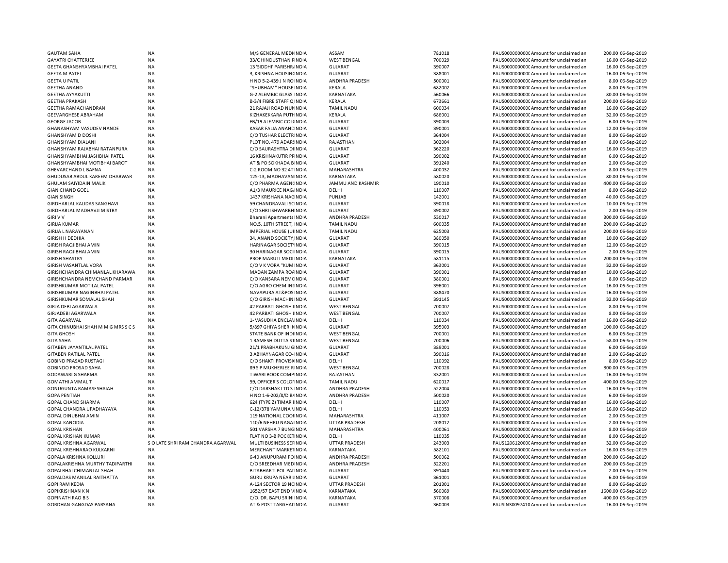| | | | | | | | | | |
|---|---|---|---|---|---|---|---|---|---|
| GAUTAM SAHA | NA | M/S GENERAL MEDI | INDIA | ASSAM | 781018 | PAUS0000000000C | Amount for unclaimed an | 200.00 | 06-Sep-2019 |
| GAYATRI CHATTERJEE | NA | 33/C HINDUSTHAN F | INDIA | WEST BENGAL | 700029 | PAUS0000000000C | Amount for unclaimed an | 16.00 | 06-Sep-2019 |
| GEETA GHANSHYAMBHAI PATEL | NA | 13 'SIDDHI' PARISHR | INDIA | GUJARAT | 390007 | PAUS0000000000C | Amount for unclaimed an | 16.00 | 06-Sep-2019 |
| GEETA M PATEL | NA | 3, KRISHNA HOUSIN | INDIA | GUJARAT | 388001 | PAUS0000000000C | Amount for unclaimed an | 16.00 | 06-Sep-2019 |
| GEETA U PATIL | NA | H NO 5-2-439 J N RO | INDIA | ANDHRA PRADESH | 500001 | PAUS0000000000C | Amount for unclaimed an | 8.00 | 06-Sep-2019 |
| GEETHA ANAND | NA | "SHUBHAM" HOUSE | INDIA | KERALA | 682002 | PAUS0000000000C | Amount for unclaimed an | 8.00 | 06-Sep-2019 |
| GEETHA AYYAKUTTI | NA | G-2 ALEMBIC GLASS | INDIA | KARNATAKA | 560066 | PAUS0000000000C | Amount for unclaimed an | 80.00 | 06-Sep-2019 |
| GEETHA PRAKASH | NA | B-3/4 FIBRE STAFF Q | INDIA | KERALA | 673661 | PAUS0000000000C | Amount for unclaimed an | 200.00 | 06-Sep-2019 |
| GEETHA RAMACHANDRAN | NA | 21 RAJAJI ROAD NU | INDIA | TAMIL NADU | 600034 | PAUS0000000000C | Amount for unclaimed an | 16.00 | 06-Sep-2019 |
| GEEVARGHESE ABRAHAM | NA | KIZHAKEKKARA PUT | INDIA | KERALA | 686001 | PAUS0000000000C | Amount for unclaimed an | 32.00 | 06-Sep-2019 |
| GEORGE JACOB | NA | FB/19 ALEMBIC COL | INDIA | GUJARAT | 390003 | PAUS0000000000C | Amount for unclaimed an | 6.00 | 06-Sep-2019 |
| GHANASHYAM VASUDEV NANDE | NA | KASAR FALIA ANAN | INDIA | GUJARAT | 390001 | PAUS0000000000C | Amount for unclaimed an | 12.00 | 06-Sep-2019 |
| GHANSHYAM D DOSHI | NA | C/O TUSHAR ELECTR | INDIA | GUJARAT | 364004 | PAUS0000000000C | Amount for unclaimed an | 8.00 | 06-Sep-2019 |
| GHANSHYAM DIALANI | NA | PLOT NO. 479 ADAR | INDIA | RAJASTHAN | 302004 | PAUS0000000000C | Amount for unclaimed an | 8.00 | 06-Sep-2019 |
| GHANSHYAM RAJABHAI RATANPURA | NA | C/O SAURASHTRA D | INDIA | GUJARAT | 362220 | PAUS0000000000C | Amount for unclaimed an | 16.00 | 06-Sep-2019 |
| GHANSHYAMBHAI JASHBHAI PATEL | NA | 16 KRISHNAKUTIR P | INDIA | GUJARAT | 390002 | PAUS0000000000C | Amount for unclaimed an | 6.00 | 06-Sep-2019 |
| GHANSHYAMBHAI MOTIBHAI BAROT | NA | AT & PO SOKHADA B | INDIA | GUJARAT | 391240 | PAUS0000000000C | Amount for unclaimed an | 2.00 | 06-Sep-2019 |
| GHEVARCHAND L BAFNA | NA | C-2 ROOM NO 32 4T | INDIA | MAHARASHTRA | 400032 | PAUS0000000000C | Amount for unclaimed an | 8.00 | 06-Sep-2019 |
| GHUDUSAB ABDUL KAREEM DHARWAR | NA | 125-13, MADHAVAN | INDIA | KARNATAKA | 580020 | PAUS0000000000C | Amount for unclaimed an | 80.00 | 06-Sep-2019 |
| GHULAM SAIYIDAIN MALIK | NA | C/O PHARMA AGEN | INDIA | JAMMU AND KASHMIR | 190010 | PAUS0000000000C | Amount for unclaimed an | 400.00 | 06-Sep-2019 |
| GIAN CHAND GOEL | NA | A1/3 MAURICE NAG | INDIA | DELHI | 110007 | PAUS0000000000C | Amount for unclaimed an | 8.00 | 06-Sep-2019 |
| GIAN SINGH | NA | 1437 KRISHANA NAG | INDIA | PUNJAB | 142001 | PAUS0000000000C | Amount for unclaimed an | 40.00 | 06-Sep-2019 |
| GIRDHARLAL KALIDAS SANGHAVI | NA | 59 CHANDRAVALI SC | INDIA | GUJARAT | 390018 | PAUS0000000000C | Amount for unclaimed an | 10.00 | 06-Sep-2019 |
| GIRDHARLAL MADHAVJI MISTRY | NA | C/O SHRI ISHWARBH | INDIA | GUJARAT | 390002 | PAUS0000000000C | Amount for unclaimed an | 2.00 | 06-Sep-2019 |
| GIRI V V | NA | Bharani Apartments | INDIA | ANDHRA PRADESH | 530017 | PAUS0000000000C | Amount for unclaimed an | 300.00 | 06-Sep-2019 |
| GIRIJA KUMAR | NA | NO.5, 10TH STREET, | INDIA | TAMIL NADU | 600035 | PAUS0000000000C | Amount for unclaimed an | 200.00 | 06-Sep-2019 |
| GIRIJA L NARAYANAN | NA | IMPERIAL HOUSE (U | INDIA | TAMIL NADU | 625003 | PAUS0000000000C | Amount for unclaimed an | 200.00 | 06-Sep-2019 |
| GIRISH H DEDHIA | NA | 34, ANAND SOCIETY | INDIA | GUJARAT | 380050 | PAUS0000000000C | Amount for unclaimed an | 10.00 | 06-Sep-2019 |
| GIRISH RAOJIBHAI AMIN | NA | HARINAGAR SOCIET | INDIA | GUJARAT | 390015 | PAUS0000000000C | Amount for unclaimed an | 12.00 | 06-Sep-2019 |
| GIRISH RAOJIBHAI AMIN | NA | 30 HARINAGAR SOCI | INDIA | GUJARAT | 390015 | PAUS0000000000C | Amount for unclaimed an | 2.00 | 06-Sep-2019 |
| GIRISH SHASTRY | NA | PROP MARUTI MEDI | INDIA | KARNATAKA | 581115 | PAUS0000000000C | Amount for unclaimed an | 200.00 | 06-Sep-2019 |
| GIRISH VASANTLAL VORA | NA | C/O V K VORA "KUM | INDIA | GUJARAT | 363001 | PAUS0000000000C | Amount for unclaimed an | 32.00 | 06-Sep-2019 |
| GIRISHCHANDRA CHIMANLAL KHARAWA | NA | MADAN ZAMPA RO | INDIA | GUJARAT | 390001 | PAUS0000000000C | Amount for unclaimed an | 10.00 | 06-Sep-2019 |
| GIRISHCHANDRA NEMCHAND PARMAR | NA | C/O KANSARA NEMC | INDIA | GUJARAT | 380001 | PAUS0000000000C | Amount for unclaimed an | 8.00 | 06-Sep-2019 |
| GIRISHKUMAR MOTILAL PATEL | NA | C/O AGRO CHEM IN | INDIA | GUJARAT | 396001 | PAUS0000000000C | Amount for unclaimed an | 16.00 | 06-Sep-2019 |
| GIRISHKUMAR NAGINBHAI PATEL | NA | NAVAPURA AT&POS | INDIA | GUJARAT | 388470 | PAUS0000000000C | Amount for unclaimed an | 16.00 | 06-Sep-2019 |
| GIRISHKUMAR SOMALAL SHAH | NA | C/O GIRISH MACHIN | INDIA | GUJARAT | 391145 | PAUS0000000000C | Amount for unclaimed an | 32.00 | 06-Sep-2019 |
| GIRJA DEBI AGARWALA | NA | 42 PARBATI GHOSH | INDIA | WEST BENGAL | 700007 | PAUS0000000000C | Amount for unclaimed an | 8.00 | 06-Sep-2019 |
| GIRJADEBI AGARWALA | NA | 42 PARBATI GHOSH | INDIA | WEST BENGAL | 700007 | PAUS0000000000C | Amount for unclaimed an | 8.00 | 06-Sep-2019 |
| GITA AGARWAL | NA | 1- VASUDHA ENCLA | INDIA | DELHI | 110034 | PAUS0000000000C | Amount for unclaimed an | 16.00 | 06-Sep-2019 |
| GITA CHINUBHAI SHAH M M G MRS S C S | NA | 5/897 GHIYA SHERI | INDIA | GUJARAT | 395003 | PAUS0000000000C | Amount for unclaimed an | 100.00 | 06-Sep-2019 |
| GITA GHOSH | NA | STATE BANK OF IND | INDIA | WEST BENGAL | 700001 | PAUS0000000000C | Amount for unclaimed an | 6.00 | 06-Sep-2019 |
| GITA SAHA | NA | 1 RAMESH DUTTA S | INDIA | WEST BENGAL | 700006 | PAUS0000000000C | Amount for unclaimed an | 58.00 | 06-Sep-2019 |
| GITABEN JAYANTILAL PATEL | NA | 21/1 PRABHAKUNJ G | INDIA | GUJARAT | 389001 | PAUS0000000000C | Amount for unclaimed an | 6.00 | 06-Sep-2019 |
| GITABEN RATILAL PATEL | NA | 3 ABHAYNAGAR CO- | INDIA | GUJARAT | 390016 | PAUS0000000000C | Amount for unclaimed an | 2.00 | 06-Sep-2019 |
| GOBIND PRASAD RUSTAGI | NA | C/O SHAKTI PROVISI | INDIA | DELHI | 110092 | PAUS0000000000C | Amount for unclaimed an | 8.00 | 06-Sep-2019 |
| GOBINDO PROSAD SAHA | NA | 89 S P MUKHERJEE R | INDIA | WEST BENGAL | 700028 | PAUS0000000000C | Amount for unclaimed an | 300.00 | 06-Sep-2019 |
| GODAWARI G SHARMA | NA | TIWARI BOOK COMP | INDIA | RAJASTHAN | 332001 | PAUS0000000000C | Amount for unclaimed an | 16.00 | 06-Sep-2019 |
| GOMATHI AMMAL T | NA | 59, OFFICER'S COLO | INDIA | TAMIL NADU | 620017 | PAUS0000000000C | Amount for unclaimed an | 400.00 | 06-Sep-2019 |
| GONUGUNTA RAMASESHAIAH | NA | C/O DARSHAK LTD S | INDIA | ANDHRA PRADESH | 522004 | PAUS0000000000C | Amount for unclaimed an | 16.00 | 06-Sep-2019 |
| GOPA PENTIAH | NA | H NO 1-6-202/8/D B | INDIA | ANDHRA PRADESH | 500020 | PAUS0000000000C | Amount for unclaimed an | 6.00 | 06-Sep-2019 |
| GOPAL CHAND SHARMA | NA | 624 (TYPE Z) TIMAR | INDIA | DELHI | 110007 | PAUS0000000000C | Amount for unclaimed an | 16.00 | 06-Sep-2019 |
| GOPAL CHANDRA UPADHAYAYA | NA | C-12/378 YAMUNA V | INDIA | DELHI | 110053 | PAUS0000000000C | Amount for unclaimed an | 16.00 | 06-Sep-2019 |
| GOPAL DINUBHAI AMIN | NA | 119 NATIONAL COO | INDIA | MAHARASHTRA | 411007 | PAUS0000000000C | Amount for unclaimed an | 2.00 | 06-Sep-2019 |
| GOPAL KANODIA | NA | 110/6 NEHRU NAGA | INDIA | UTTAR PRADESH | 208012 | PAUS0000000000C | Amount for unclaimed an | 2.00 | 06-Sep-2019 |
| GOPAL KRISHAN | NA | 501 VARSHA 7 BUNG | INDIA | MAHARASHTRA | 400061 | PAUS0000000000C | Amount for unclaimed an | 8.00 | 06-Sep-2019 |
| GOPAL KRISHAN KUMAR | NA | FLAT NO 3-B POCKET | INDIA | DELHI | 110035 | PAUS0000000000C | Amount for unclaimed an | 8.00 | 06-Sep-2019 |
| GOPAL KRISHNA AGARWAL | S O LATE SHRI RAM CHANDRA AGARWAL | MULTI BUSINESS SEF | INDIA | UTTAR PRADESH | 243003 | PAUS120612000C | Amount for unclaimed an | 32.00 | 06-Sep-2019 |
| GOPAL KRISHNARAO KULKARNI | NA | MERCHANT MARKE | INDIA | KARNATAKA | 582101 | PAUS0000000000C | Amount for unclaimed an | 16.00 | 06-Sep-2019 |
| GOPALA KRISHNA KOLLURI | NA | 6-40 ANUPURAM PO | INDIA | ANDHRA PRADESH | 500062 | PAUS0000000000C | Amount for unclaimed an | 200.00 | 06-Sep-2019 |
| GOPALAKRISHNA MURTHY TADIPARTHI | NA | C/O SREEDHAR MED | INDIA | ANDHRA PRADESH | 522201 | PAUS0000000000C | Amount for unclaimed an | 200.00 | 06-Sep-2019 |
| GOPALBHAI CHIMANLAL SHAH | NA | BITABHARTI POL PA | INDIA | GUJARAT | 391440 | PAUS0000000000C | Amount for unclaimed an | 2.00 | 06-Sep-2019 |
| GOPALDAS MANILAL RAITHATTA | NA | GURU KRUPA NEAR | INDIA | GUJARAT | 361001 | PAUS0000000000C | Amount for unclaimed an | 6.00 | 06-Sep-2019 |
| GOPI RAM KEDIA | NA | A-124 SECTOR 19 NC | INDIA | UTTAR PRADESH | 201301 | PAUS0000000000C | Amount for unclaimed an | 8.00 | 06-Sep-2019 |
| GOPIKRISHNAN K N | NA | 1652/57 EAST END ' | INDIA | KARNATAKA | 560069 | PAUS0000000000C | Amount for unclaimed an | 1600.00 | 06-Sep-2019 |
| GOPINATH RAO B S | NA | C/O. DR. BAPU SRIN | INDIA | KARNATAKA | 570008 | PAUS0000000000C | Amount for unclaimed an | 400.00 | 06-Sep-2019 |
| GORDHAN GANGDAS PARSANA | NA | AT & POST TARGHA | INDIA | GUJARAT | 360003 | PAUSIN30097410 | Amount for unclaimed an | 16.00 | 06-Sep-2019 |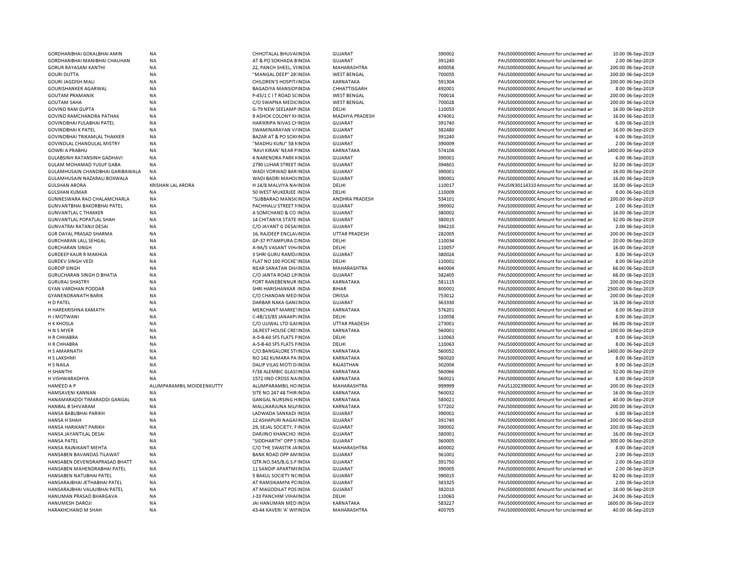| | | | | | | | | |
|---|---|---|---|---|---|---|---|---|
| GORDHANBHAI GOKALBHAI AMIN | NA | CHHOTALAL BHUVAIINDIA | GUJARAT | 390002 | PAUS0000000000 | Amount for unclaimed an | 10.00 | 06-Sep-2019 |
| GORDHANBHAI MANIBHAI CHAUHAN | NA | AT & PO SOKHADA BINDIA | GUJARAT | 391240 | PAUS0000000000 | Amount for unclaimed an | 2.00 | 06-Sep-2019 |
| GORUR RAYASANI KANTHI | NA | 22, PANCH SHEEL, VIINDIA | MAHARASHTRA | 400058 | PAUS0000000000 | Amount for unclaimed an | 200.00 | 06-Sep-2019 |
| GOURI DUTTA | NA | "MANGAL DEEP" 29:INDIA | WEST BENGAL | 700055 | PAUS0000000000 | Amount for unclaimed an | 200.00 | 06-Sep-2019 |
| GOURI JAGDISH MALI | NA | CHILDREN'S HOSPIT/INDIA | KARNATAKA | 591304 | PAUS0000000000 | Amount for unclaimed an | 200.00 | 06-Sep-2019 |
| GOURISHANKER AGARWAL | NA | BAGADIYA MANSIONINDIA | CHHATTISGARH | 492001 | PAUS0000000000 | Amount for unclaimed an | 8.00 | 06-Sep-2019 |
| GOUTAM PRAMANIK | NA | P-45/1 C I T ROAD SCINDIA | WEST BENGAL | 700014 | PAUS0000000000 | Amount for unclaimed an | 200.00 | 06-Sep-2019 |
| GOUTAM SAHA | NA | C/O SWAPNA MEDICINDIA | WEST BENGAL | 700028 | PAUS0000000000 | Amount for unclaimed an | 200.00 | 06-Sep-2019 |
| GOVIND RAM GUPTA | NA | G-79 NEW SEELAMP INDIA | DELHI | 110053 | PAUS0000000000 | Amount for unclaimed an | 16.00 | 06-Sep-2019 |
| GOVIND RAMCHANDRA PATHAK | NA | 9 ASHOK COLONY KHINDIA | MADHYA PRADESH | 474001 | PAUS0000000000 | Amount for unclaimed an | 16.00 | 06-Sep-2019 |
| GOVINDBHAI FULABHAI PATEL | NA | HARIKRIPA NIVAS CHINDIA | GUJARAT | 391740 | PAUS0000000000 | Amount for unclaimed an | 6.00 | 06-Sep-2019 |
| GOVINDBHAI K PATEL | NA | SWAMINARAYAN V/INDIA | GUJARAT | 382480 | PAUS0000000000 | Amount for unclaimed an | 16.00 | 06-Sep-2019 |
| GOVINDBHAI TRIKAMLAL THAKKER | NA | BAZAR AT & PO SOKIINDIA | GUJARAT | 391240 | PAUS0000000000 | Amount for unclaimed an | 6.00 | 06-Sep-2019 |
| GOVINDLAL CHANDULAL MISTRY | NA | "MADHU KUNJ" 58 NINDIA | GUJARAT | 390009 | PAUS0000000000 | Amount for unclaimed an | 2.00 | 06-Sep-2019 |
| GOWRI A PRABHU | NA | 'RAVI KIRAN' NEAR PINDIA | KARNATAKA | 574104 | PAUS0000000000 | Amount for unclaimed an | 1400.00 | 06-Sep-2019 |
| GULABSINH RATANSINH GADHAVI | NA | 4 NARENDRA PARK KINDIA | GUJARAT | 390001 | PAUS0000000000 | Amount for unclaimed an | 6.00 | 06-Sep-2019 |
| GULAM MOHAMAD YUSUF GABA | NA | 2790 LUHAR STREET INDIA | GUJARAT | 394601 | PAUS0000000000 | Amount for unclaimed an | 32.00 | 06-Sep-2019 |
| GULAMHUSAIN CHANDBHAI GARIBAWALA | NA | WADI VORWAD BARINDIA | GUJARAT | 390001 | PAUS0000000000 | Amount for unclaimed an | 16.00 | 06-Sep-2019 |
| GULAMHUSAIN NAZARALI BOXWALA | NA | WADI BADRI MAHOLINDIA | GUJARAT | 390001 | PAUS0000000000 | Amount for unclaimed an | 16.00 | 06-Sep-2019 |
| GULSHAN ARORA | KRISHAN LAL ARORA | H 14/8 MALVIYA NAINDIA | DELHI | 110017 | PAUSIN30114310 | Amount for unclaimed an | 16.00 | 06-Sep-2019 |
| GULSHAN KUMAR | NA | 50 WEST MUKERJEE INDIA | DELHI | 110009 | PAUS0000000000 | Amount for unclaimed an | 8.00 | 06-Sep-2019 |
| GUNNESWARA RAO CHALAMCHARLA | NA | "SUBBARAO MANSICINDIA | ANDHRA PRADESH | 534101 | PAUS0000000000 | Amount for unclaimed an | 200.00 | 06-Sep-2019 |
| GUNVANTBHAI BAKORBHAI PATEL | NA | PACHHALU STREET NINDIA | GUJARAT | 390002 | PAUS0000000000 | Amount for unclaimed an | 2.00 | 06-Sep-2019 |
| GUNVANTLAL C THAKKER | NA | A SOMCHAND & CO INDIA | GUJARAT | 380002 | PAUS0000000000 | Amount for unclaimed an | 16.00 | 06-Sep-2019 |
| GUNVANTLAL POPATLAL SHAH | NA | 14 CHITANYA STATE INDIA | GUJARAT | 380015 | PAUS0000000000 | Amount for unclaimed an | 32.00 | 06-Sep-2019 |
| GUNVATRAI RATANJI DESAI | NA | C/O JAYANT G DESAIINDIA | GUJARAT | 394210 | PAUS0000000000 | Amount for unclaimed an | 2.00 | 06-Sep-2019 |
| GUR DAYAL PRASAD SHARMA | NA | 16, RAJDEEP ENCLAVINDIA | UTTAR PRADESH | 282005 | PAUS0000000000 | Amount for unclaimed an | 200.00 | 06-Sep-2019 |
| GURCHARAN LALL SEHGAL | NA | GP-37 PITAMPURA DINDIA | DELHI | 110034 | PAUS0000000000 | Amount for unclaimed an | 20.00 | 06-Sep-2019 |
| GURCHARAN SINGH | NA | A-9A/5 VASANT VIH/INDIA | DELHI | 110057 | PAUS0000000000 | Amount for unclaimed an | 16.00 | 06-Sep-2019 |
| GURDEEP KAUR R MAKHIJA | NA | 3 SHRI GURU RAMD/INDIA | GUJARAT | 380024 | PAUS0000000000 | Amount for unclaimed an | 8.00 | 06-Sep-2019 |
| GURDEV SINGH VEDI | NA | FLAT NO 100 POCKE INDIA | DELHI | 110001 | PAUS0000000000 | Amount for unclaimed an | 8.00 | 06-Sep-2019 |
| GURDIP SINGH | NA | NEAR SANATAN DH/INDIA | MAHARASHTRA | 440004 | PAUS0000000000 | Amount for unclaimed an | 66.00 | 06-Sep-2019 |
| GURUCHARAN SINGH D BHATIA | NA | C/O JANTA ROAD LIIINDIA | GUJARAT | 382405 | PAUS0000000000 | Amount for unclaimed an | 66.00 | 06-Sep-2019 |
| GURURAJ SHASTRY | NA | FORT RANEBENNUR INDIA | KARNATAKA | 581115 | PAUS0000000000 | Amount for unclaimed an | 200.00 | 06-Sep-2019 |
| GYAN VARDHAN PODDAR | NA | SHRI HARISHANKAR INDIA | BIHAR | 800001 | PAUS0000000000 | Amount for unclaimed an | 2500.00 | 06-Sep-2019 |
| GYANENDRANATH BARIK | NA | C/O CHANDAN MEDINDIA | ORISSA | 753012 | PAUS0000000000 | Amount for unclaimed an | 200.00 | 06-Sep-2019 |
| H D PATEL | NA | DARBAR NAKA GANIINDIA | GUJARAT | 363330 | PAUS0000000000 | Amount for unclaimed an | 16.00 | 06-Sep-2019 |
| H HAREKRISHNA KAMATH | NA | MERCHANT MARKETINDIA | KARNATAKA | 576201 | PAUS0000000000 | Amount for unclaimed an | 8.00 | 06-Sep-2019 |
| H J MOTWANI | NA | C-4B/13/85 JANAKPLINDIA | DELHI | 110058 | PAUS0000000000 | Amount for unclaimed an | 8.00 | 06-Sep-2019 |
| H K KHOSLA | NA | C/O UJJWAL LTD GAIINDIA | UTTAR PRADESH | 273001 | PAUS0000000000 | Amount for unclaimed an | 66.00 | 06-Sep-2019 |
| H N S MYER | NA | 16,REST HOUSE CRESINDIA | KARNATAKA | 560001 | PAUS0000000000 | Amount for unclaimed an | 100.00 | 06-Sep-2019 |
| H R CHHABRA | NA | A-5-B-60 SFS FLATS PINDIA | DELHI | 110063 | PAUS0000000000 | Amount for unclaimed an | 8.00 | 06-Sep-2019 |
| H R CHHABRA | NA | A-5-B-60 SFS FLATS PINDIA | DELHI | 110063 | PAUS0000000000 | Amount for unclaimed an | 8.00 | 06-Sep-2019 |
| H S AMARNATH | NA | C/O.BANGALORE STIINDIA | KARNATAKA | 560052 | PAUS0000000000 | Amount for unclaimed an | 1400.00 | 06-Sep-2019 |
| H S LAKSHMI | NA | NO 142 KUMARA PA INDIA | KARNATAKA | 560020 | PAUS0000000000 | Amount for unclaimed an | 8.00 | 06-Sep-2019 |
| H S NAILA | NA | DALIP VILAS MOTI DINDIA | RAJASTHAN | 302004 | PAUS0000000000 | Amount for unclaimed an | 8.00 | 06-Sep-2019 |
| H SHANTHI | NA | F/38 ALEMBIC GLASSINDIA | KARNATAKA | 560066 | PAUS0000000000 | Amount for unclaimed an | 32.00 | 06-Sep-2019 |
| H VISHWARADHYA | NA | 1572 IIND CROSS NAINDIA | KARNATAKA | 560021 | PAUS0000000000 | Amount for unclaimed an | 8.00 | 06-Sep-2019 |
| HAMEED A P | ALUMPARAMBIL MOIDEENKUTTY | ALUMPARAMBIL HOINDIA | MAHARASHTRA | 999999 | PAUS120239000C | Amount for unclaimed an | 200.00 | 06-Sep-2019 |
| HAMSAVENI KANNAN | NA | SITE NO 247 48 THIRINDIA | KARNATAKA | 560032 | PAUS0000000000 | Amount for unclaimed an | 16.00 | 06-Sep-2019 |
| HANAMARADDI TIMARADDI GANGAL | NA | GANGAL NURSING HINDIA | KARNATAKA | 580021 | PAUS0000000000 | Amount for unclaimed an | 40.00 | 06-Sep-2019 |
| HANBAL B SHIVARAM | NA | MALLIKARJUNA NILAINDIA | KARNATAKA | 577202 | PAUS0000000000 | Amount for unclaimed an | 200.00 | 06-Sep-2019 |
| HANSA BABUBHAI PARIKH | NA | LADWADA SANKADI INDIA | GUJARAT | 390001 | PAUS0000000000 | Amount for unclaimed an | 6.00 | 06-Sep-2019 |
| HANSA H SHAH | NA | 12 ASHAPURI NAGAFINDIA | GUJARAT | 391740 | PAUS0000000000 | Amount for unclaimed an | 200.00 | 06-Sep-2019 |
| HANSA HARIKANT PARIKH | NA | 29, SEJAL SOCIETY, FINDIA | GUJARAT | 390002 | PAUS0000000000 | Amount for unclaimed an | 200.00 | 06-Sep-2019 |
| HANSA JAYANTILAL DESAI | NA | DARJINO KHANCHO INDIA | GUJARAT | 380001 | PAUS0000000000 | Amount for unclaimed an | 16.00 | 06-Sep-2019 |
| HANSA PATEL | NA | "SIDDHARTH" OPP S INDIA | GUJARAT | 360005 | PAUS0000000000 | Amount for unclaimed an | 300.00 | 06-Sep-2019 |
| HANSA RAJNIKANT MEHTA | NA | C/O THE SWASTIK JAINDIA | MAHARASHTRA | 400002 | PAUS0000000000 | Amount for unclaimed an | 8.00 | 06-Sep-2019 |
| HANSABEN BAVANDAS TILAWAT | NA | BANK ROAD OPP AMINDIA | GUJARAT | 361001 | PAUS0000000000 | Amount for unclaimed an | 2.00 | 06-Sep-2019 |
| HANSABEN DEVENDRAPRASAD BHATT | NA | QTR.NO.545/B,G.S.F INDIA | GUJARAT | 391750 | PAUS0000000000 | Amount for unclaimed an | 2.00 | 06-Sep-2019 |
| HANSABEN MAHENDRABHAI PATEL | NA | 11 SANDIP APARTMIINDIA | GUJARAT | 390005 | PAUS0000000000 | Amount for unclaimed an | 2.00 | 06-Sep-2019 |
| HANSABEN NATUBHAI PATEL | NA | 5 BAKUL SOCIETY NCINDIA | GUJARAT | 390015 | PAUS0000000000 | Amount for unclaimed an | 82.00 | 06-Sep-2019 |
| HANSARAJBHAI JETHABHAI PATEL | NA | AT RAMSIKAMPA PCINDIA | GUJARAT | 383325 | PAUS0000000000 | Amount for unclaimed an | 2.00 | 06-Sep-2019 |
| HANSARAJBHAI VALAJIBHAI PATEL | NA | AT MAGODILAT POS INDIA | GUJARAT | 382010 | PAUS0000000000 | Amount for unclaimed an | 16.00 | 06-Sep-2019 |
| HANUMAN PRASAD BHARGAVA | NA | J-33 PANCHIM VIHAIINDIA | DELHI | 110063 | PAUS0000000000 | Amount for unclaimed an | 24.00 | 06-Sep-2019 |
| HANUMESH DAROJI | NA | JAI HANUMAN MED INDIA | KARNATAKA | 583227 | PAUS0000000000 | Amount for unclaimed an | 1600.00 | 06-Sep-2019 |
| HARAKHCHAND M SHAH | NA | 43-44 KAVERI 'A' WIIINDIA | MAHARASHTRA | 400705 | PAUS0000000000 | Amount for unclaimed an | 40.00 | 06-Sep-2019 |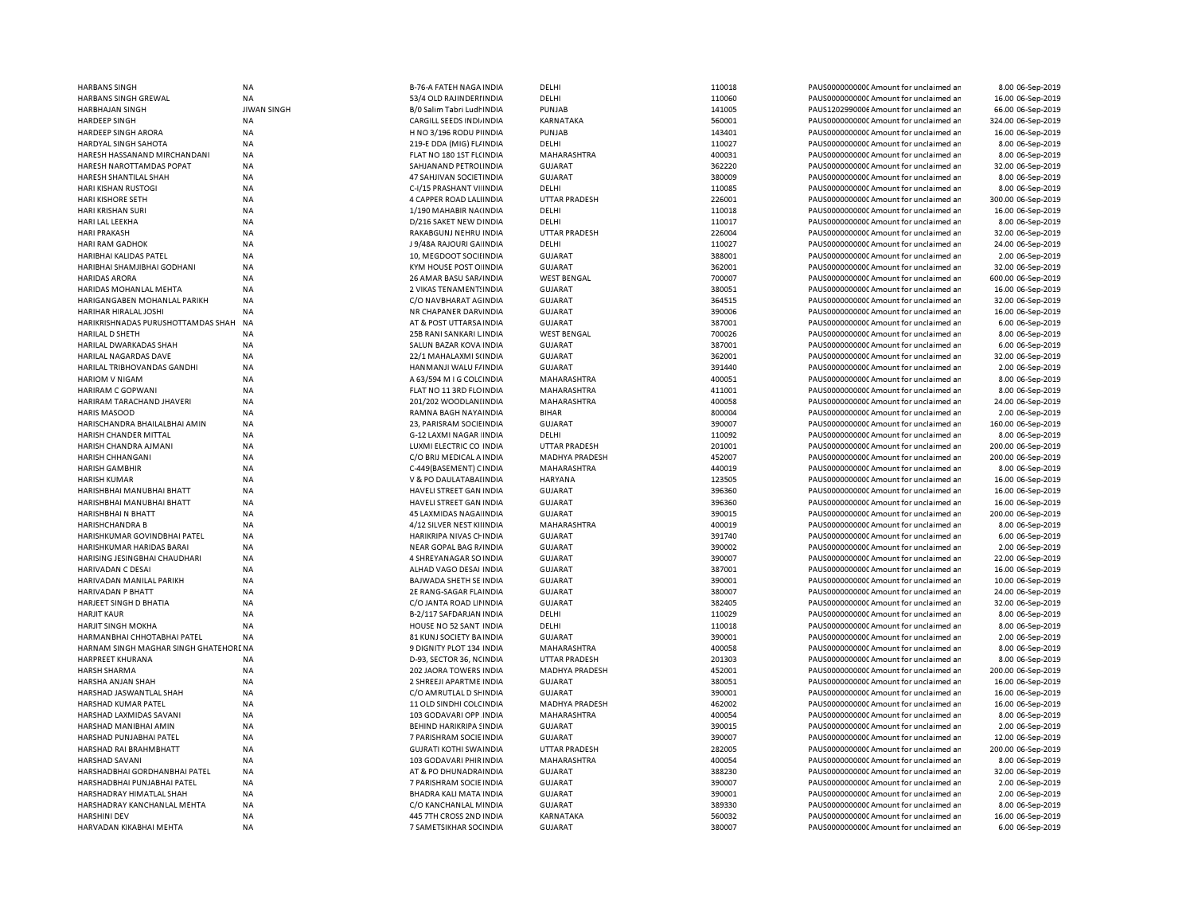| | | | | | | | | |
|---|---|---|---|---|---|---|---|---|
| HARBANS SINGH | NA | B-76-A FATEH NAGA INDIA | DELHI | 110018 | PAUS0000000000 | Amount for unclaimed an | 8.00 | 06-Sep-2019 |
| HARBANS SINGH GREWAL | NA | 53/4 OLD RAJINDERFINDIA | DELHI | 110060 | PAUS0000000000 | Amount for unclaimed an | 16.00 | 06-Sep-2019 |
| HARBHAJAN SINGH | JIWAN SINGH | B/0 Salim Tabri LudhINDIA | PUNJAB | 141005 | PAUS1202990000 | Amount for unclaimed an | 66.00 | 06-Sep-2019 |
| HARDEEP SINGH | NA | CARGILL SEEDS INDIINDIA | KARNATAKA | 560001 | PAUS0000000000 | Amount for unclaimed an | 324.00 | 06-Sep-2019 |
| HARDEEP SINGH ARORA | NA | H NO 3/196 RODU PIINDIA | PUNJAB | 143401 | PAUS0000000000 | Amount for unclaimed an | 16.00 | 06-Sep-2019 |
| HARDYAL SINGH SAHOTA | NA | 219-E DDA (MIG) FLINDIA | DELHI | 110027 | PAUS0000000000 | Amount for unclaimed an | 8.00 | 06-Sep-2019 |
| HARESH HASSANAND MIRCHANDANI | NA | FLAT NO 180 1ST FLOINDIA | MAHARASHTRA | 400031 | PAUS0000000000 | Amount for unclaimed an | 8.00 | 06-Sep-2019 |
| HARESH NAROTTAMDAS POPAT | NA | SAHJANAND PETROLINDIA | GUJARAT | 362220 | PAUS0000000000 | Amount for unclaimed an | 32.00 | 06-Sep-2019 |
| HARESH SHANTILAL SHAH | NA | 47 SAHJIVAN SOCIETINDIA | GUJARAT | 380009 | PAUS0000000000 | Amount for unclaimed an | 8.00 | 06-Sep-2019 |
| HARI KISHAN RUSTOGI | NA | C-I/15 PRASHANT VIIINDIA | DELHI | 110085 | PAUS0000000000 | Amount for unclaimed an | 8.00 | 06-Sep-2019 |
| HARI KISHORE SETH | NA | 4 CAPPER ROAD LALIINDIA | UTTAR PRADESH | 226001 | PAUS0000000000 | Amount for unclaimed an | 300.00 | 06-Sep-2019 |
| HARI KRISHAN SURI | NA | 1/190 MAHABIR NAGINDIA | DELHI | 110018 | PAUS0000000000 | Amount for unclaimed an | 16.00 | 06-Sep-2019 |
| HARI LAL LEEKHA | NA | D/216 SAKET NEW DINDIA | DELHI | 110017 | PAUS0000000000 | Amount for unclaimed an | 8.00 | 06-Sep-2019 |
| HARI PRAKASH | NA | RAKABGUNJ NEHRU INDIA | UTTAR PRADESH | 226004 | PAUS0000000000 | Amount for unclaimed an | 32.00 | 06-Sep-2019 |
| HARI RAM GADHOK | NA | J 9/48A RAJOURI GAIINDIA | DELHI | 110027 | PAUS0000000000 | Amount for unclaimed an | 24.00 | 06-Sep-2019 |
| HARIBHAI KALIDAS PATEL | NA | 10, MEGDOOT SOCIEINDIA | GUJARAT | 388001 | PAUS0000000000 | Amount for unclaimed an | 2.00 | 06-Sep-2019 |
| HARIBHAI SHAMJIBHAI GODHANI | NA | KYM HOUSE POST OIINDIA | GUJARAT | 362001 | PAUS0000000000 | Amount for unclaimed an | 32.00 | 06-Sep-2019 |
| HARIDAS ARORA | NA | 26 AMAR BASU SARAINDIA | WEST BENGAL | 700007 | PAUS0000000000 | Amount for unclaimed an | 600.00 | 06-Sep-2019 |
| HARIDAS MOHANLAL MEHTA | NA | 2 VIKAS TENAMENTSINDIA | GUJARAT | 380051 | PAUS0000000000 | Amount for unclaimed an | 16.00 | 06-Sep-2019 |
| HARIGANGABEN MOHANLAL PARIKH | NA | C/O NAVBHARAT AGINDIA | GUJARAT | 364515 | PAUS0000000000 | Amount for unclaimed an | 32.00 | 06-Sep-2019 |
| HARIHAR HIRALAL JOSHI | NA | NR CHAPANER DARVINDIA | GUJARAT | 390006 | PAUS0000000000 | Amount for unclaimed an | 16.00 | 06-Sep-2019 |
| HARIKRISHNADAS PURUSHOTTAMDAS SHAH | NA | AT & POST UTTARSAINDIA | GUJARAT | 387001 | PAUS0000000000 | Amount for unclaimed an | 6.00 | 06-Sep-2019 |
| HARILAL D SHETH | NA | 25B RANI SANKARI LINDIA | WEST BENGAL | 700026 | PAUS0000000000 | Amount for unclaimed an | 8.00 | 06-Sep-2019 |
| HARILAL DWARKADAS SHAH | NA | SALUN BAZAR KOVA INDIA | GUJARAT | 387001 | PAUS0000000000 | Amount for unclaimed an | 6.00 | 06-Sep-2019 |
| HARILAL NAGARDAS DAVE | NA | 22/1 MAHALAXMI SOINDIA | GUJARAT | 362001 | PAUS0000000000 | Amount for unclaimed an | 32.00 | 06-Sep-2019 |
| HARILAL TRIBHOVANDAS GANDHI | NA | HANMANJI WALU FAINDIA | GUJARAT | 391440 | PAUS0000000000 | Amount for unclaimed an | 2.00 | 06-Sep-2019 |
| HARIOM V NIGAM | NA | A 63/594 M I G COLCINDIA | MAHARASHTRA | 400051 | PAUS0000000000 | Amount for unclaimed an | 8.00 | 06-Sep-2019 |
| HARIRAM C GOPWANI | NA | FLAT NO 11 3RD FLOINDIA | MAHARASHTRA | 411001 | PAUS0000000000 | Amount for unclaimed an | 8.00 | 06-Sep-2019 |
| HARIRAM TARACHAND JHAVERI | NA | 201/202 WOODLANDINDIA | MAHARASHTRA | 400058 | PAUS0000000000 | Amount for unclaimed an | 24.00 | 06-Sep-2019 |
| HARIS MASOOD | NA | RAMNA BAGH NAYAINDIA | BIHAR | 800004 | PAUS0000000000 | Amount for unclaimed an | 2.00 | 06-Sep-2019 |
| HARISCHANDRA BHAILALBHAI AMIN | NA | 23, PARISRAM SOCIEINDIA | GUJARAT | 390007 | PAUS0000000000 | Amount for unclaimed an | 160.00 | 06-Sep-2019 |
| HARISH CHANDER MITTAL | NA | G-12 LAXMI NAGAR IINDIA | DELHI | 110092 | PAUS0000000000 | Amount for unclaimed an | 8.00 | 06-Sep-2019 |
| HARISH CHANDRA AJMANI | NA | LUXMI ELECTRIC CO INDIA | UTTAR PRADESH | 201001 | PAUS0000000000 | Amount for unclaimed an | 200.00 | 06-Sep-2019 |
| HARISH CHHANGANI | NA | C/O BRIJ MEDICAL A INDIA | MADHYA PRADESH | 452007 | PAUS0000000000 | Amount for unclaimed an | 200.00 | 06-Sep-2019 |
| HARISH GAMBHIR | NA | C-449(BASEMENT) CINDIA | MAHARASHTRA | 440019 | PAUS0000000000 | Amount for unclaimed an | 8.00 | 06-Sep-2019 |
| HARISH KUMAR | NA | V & PO DAULATABAIINDIA | HARYANA | 123505 | PAUS0000000000 | Amount for unclaimed an | 16.00 | 06-Sep-2019 |
| HARISHBHAI MANUBHAI BHATT | NA | HAVELI STREET GAN INDIA | GUJARAT | 396360 | PAUS0000000000 | Amount for unclaimed an | 16.00 | 06-Sep-2019 |
| HARISHBHAI MANUBHAI BHATT | NA | HAVELI STREET GAN INDIA | GUJARAT | 396360 | PAUS0000000000 | Amount for unclaimed an | 16.00 | 06-Sep-2019 |
| HARISHBHAI N BHATT | NA | 45 LAXMIDAS NAGAIINDIA | GUJARAT | 390015 | PAUS0000000000 | Amount for unclaimed an | 200.00 | 06-Sep-2019 |
| HARISHCHANDRA B | NA | 4/12 SILVER NEST KIINDIA | MAHARASHTRA | 400019 | PAUS0000000000 | Amount for unclaimed an | 8.00 | 06-Sep-2019 |
| HARISHKUMAR GOVINDBHAI PATEL | NA | HARIKRIPA NIVAS CHINDIA | GUJARAT | 391740 | PAUS0000000000 | Amount for unclaimed an | 6.00 | 06-Sep-2019 |
| HARISHKUMAR HARIDAS BARAI | NA | NEAR GOPAL BAG RAINDIA | GUJARAT | 390002 | PAUS0000000000 | Amount for unclaimed an | 2.00 | 06-Sep-2019 |
| HARISING JESINGBHAI CHAUDHARI | NA | 4 SHREYANAGAR SO INDIA | GUJARAT | 390007 | PAUS0000000000 | Amount for unclaimed an | 22.00 | 06-Sep-2019 |
| HARIVADAN C DESAI | NA | ALHAD VAGO DESAI INDIA | GUJARAT | 387001 | PAUS0000000000 | Amount for unclaimed an | 16.00 | 06-Sep-2019 |
| HARIVADAN MANILAL PARIKH | NA | BAJWADA SHETH SE INDIA | GUJARAT | 390001 | PAUS0000000000 | Amount for unclaimed an | 10.00 | 06-Sep-2019 |
| HARIVADAN P BHATT | NA | 2E RANG-SAGAR FLAINDIA | GUJARAT | 380007 | PAUS0000000000 | Amount for unclaimed an | 24.00 | 06-Sep-2019 |
| HARJEET SINGH D BHATIA | NA | C/O JANTA ROAD LIIINDIA | GUJARAT | 382405 | PAUS0000000000 | Amount for unclaimed an | 32.00 | 06-Sep-2019 |
| HARJIT KAUR | NA | B-2/117 SAFDARJAN INDIA | DELHI | 110029 | PAUS0000000000 | Amount for unclaimed an | 8.00 | 06-Sep-2019 |
| HARJIT SINGH MOKHA | NA | HOUSE NO 52 SANT INDIA | DELHI | 110018 | PAUS0000000000 | Amount for unclaimed an | 8.00 | 06-Sep-2019 |
| HARMANBHAI CHHOTABHAI PATEL | NA | 81 KUNJ SOCIETY BAINDIA | GUJARAT | 390001 | PAUS0000000000 | Amount for unclaimed an | 2.00 | 06-Sep-2019 |
| HARNAM SINGH MAGHAR SINGH GHATEHORI | NA | 9 DIGNITY PLOT 134 INDIA | MAHARASHTRA | 400058 | PAUS0000000000 | Amount for unclaimed an | 8.00 | 06-Sep-2019 |
| HARPREET KHURANA | NA | D-93, SECTOR 36, NCINDIA | UTTAR PRADESH | 201303 | PAUS0000000000 | Amount for unclaimed an | 8.00 | 06-Sep-2019 |
| HARSH SHARMA | NA | 202 JAORA TOWERS INDIA | MADHYA PRADESH | 452001 | PAUS0000000000 | Amount for unclaimed an | 200.00 | 06-Sep-2019 |
| HARSHA ANJAN SHAH | NA | 2 SHREEJI APARTME INDIA | GUJARAT | 380051 | PAUS0000000000 | Amount for unclaimed an | 16.00 | 06-Sep-2019 |
| HARSHAD JASWANTLAL SHAH | NA | C/O AMRUTLAL D SHINDIA | GUJARAT | 390001 | PAUS0000000000 | Amount for unclaimed an | 16.00 | 06-Sep-2019 |
| HARSHAD KUMAR PATEL | NA | 11 OLD SINDHI COLCINDIA | MADHYA PRADESH | 462002 | PAUS0000000000 | Amount for unclaimed an | 16.00 | 06-Sep-2019 |
| HARSHAD LAXMIDAS SAVANI | NA | 103 GODAVARI OPP INDIA | MAHARASHTRA | 400054 | PAUS0000000000 | Amount for unclaimed an | 8.00 | 06-Sep-2019 |
| HARSHAD MANIBHAI AMIN | NA | BEHIND HARIKRIPA SINDIA | GUJARAT | 390015 | PAUS0000000000 | Amount for unclaimed an | 2.00 | 06-Sep-2019 |
| HARSHAD PUNJABHAI PATEL | NA | 7 PARISHRAM SOCIE INDIA | GUJARAT | 390007 | PAUS0000000000 | Amount for unclaimed an | 12.00 | 06-Sep-2019 |
| HARSHAD RAI BRAHMBHATT | NA | GUJRATI KOTHI SWAINDIA | UTTAR PRADESH | 282005 | PAUS0000000000 | Amount for unclaimed an | 200.00 | 06-Sep-2019 |
| HARSHAD SAVANI | NA | 103 GODAVARI PHIRINDIA | MAHARASHTRA | 400054 | PAUS0000000000 | Amount for unclaimed an | 8.00 | 06-Sep-2019 |
| HARSHADBHAI GORDHANBHAI PATEL | NA | AT & PO DHUNADRAINDIA | GUJARAT | 388230 | PAUS0000000000 | Amount for unclaimed an | 32.00 | 06-Sep-2019 |
| HARSHADBHAI PUNJABHAI PATEL | NA | 7 PARISHRAM SOCIE INDIA | GUJARAT | 390007 | PAUS0000000000 | Amount for unclaimed an | 2.00 | 06-Sep-2019 |
| HARSHADRAY HIMATLAL SHAH | NA | BHADRA KALI MATA INDIA | GUJARAT | 390001 | PAUS0000000000 | Amount for unclaimed an | 2.00 | 06-Sep-2019 |
| HARSHADRAY KANCHANLAL MEHTA | NA | C/O KANCHANLAL MINDIA | GUJARAT | 389330 | PAUS0000000000 | Amount for unclaimed an | 8.00 | 06-Sep-2019 |
| HARSHINI DEV | NA | 445 7TH CROSS 2ND INDIA | KARNATAKA | 560032 | PAUS0000000000 | Amount for unclaimed an | 16.00 | 06-Sep-2019 |
| HARVADAN KIKABHAI MEHTA | NA | 7 SAMETSIKHAR SOCINDIA | GUJARAT | 380007 | PAUS0000000000 | Amount for unclaimed an | 6.00 | 06-Sep-2019 |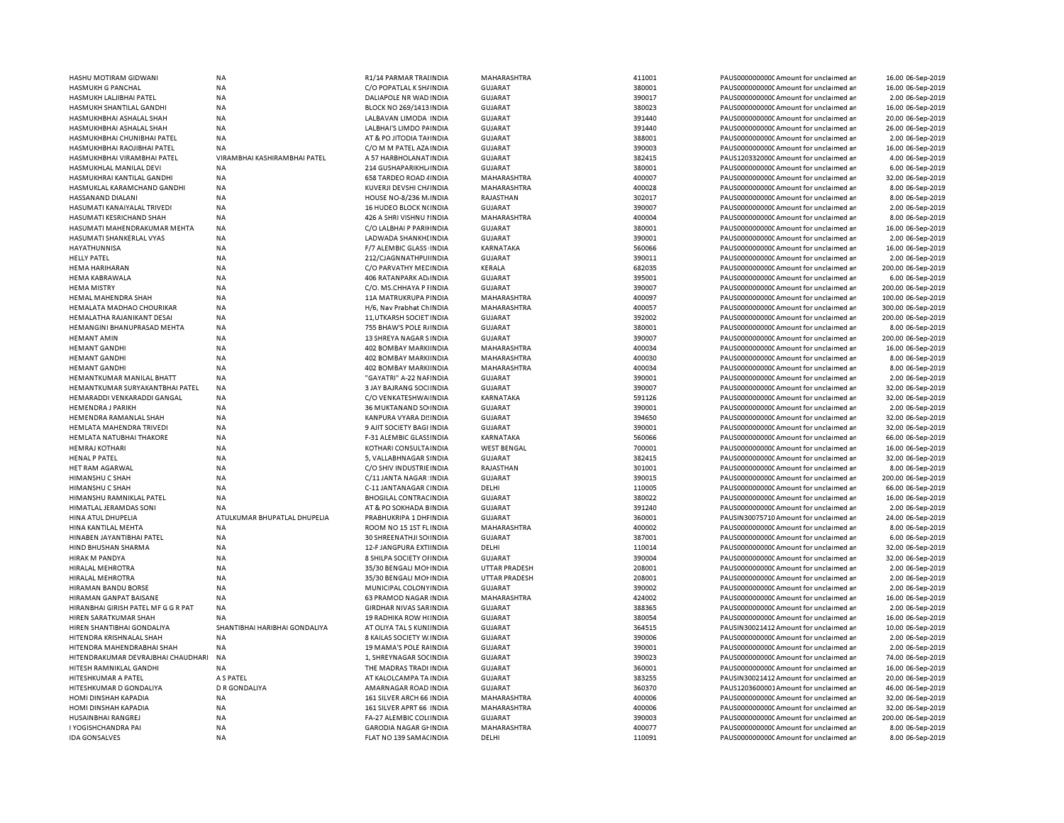| | | | | | | | | | |
|---|---|---|---|---|---|---|---|---|---|
| HASHU MOTIRAM GIDWANI | NA | R1/14 PARMAR TRAIINDIA | MAHARASHTRA | 411001 | PAUS0000000000C | Amount for unclaimed an | 16.00 | 06-Sep-2019 |
| HASMUKH G PANCHAL | NA | C/O POPATLAL K SHAINDIA | GUJARAT | 380001 | PAUS0000000000C | Amount for unclaimed an | 16.00 | 06-Sep-2019 |
| HASMUKH LALJIBHAI PATEL | NA | DALIAPOLE NR WAD INDIA | GUJARAT | 390017 | PAUS0000000000C | Amount for unclaimed an | 2.00 | 06-Sep-2019 |
| HASMUKH SHANTILAL GANDHI | NA | BLOCK NO 269/1413 INDIA | GUJARAT | 380023 | PAUS0000000000C | Amount for unclaimed an | 16.00 | 06-Sep-2019 |
| HASMUKHBHAI ASHALAL SHAH | NA | LALBAVAN LIMODA INDIA | GUJARAT | 391440 | PAUS0000000000C | Amount for unclaimed an | 20.00 | 06-Sep-2019 |
| HASMUKHBHAI ASHALAL SHAH | NA | LALBHAI'S LIMDO PAINDIA | GUJARAT | 391440 | PAUS0000000000C | Amount for unclaimed an | 26.00 | 06-Sep-2019 |
| HASMUKHBHAI CHUNIBHAI PATEL | NA | AT & PO JITODIA TAIINDIA | GUJARAT | 388001 | PAUS0000000000C | Amount for unclaimed an | 2.00 | 06-Sep-2019 |
| HASMUKHBHAI RAOJIBHAI PATEL | NA | C/O M M PATEL AZA INDIA | GUJARAT | 390003 | PAUS0000000000C | Amount for unclaimed an | 16.00 | 06-Sep-2019 |
| HASMUKHBHAI VIRAMBHAI PATEL | VIRAMBHAI KASHIRAMBHAI PATEL | A 57 HARBHOLANATINDIA | GUJARAT | 382415 | PAUS1203320000C | Amount for unclaimed an | 4.00 | 06-Sep-2019 |
| HASMUKHLAL MANILAL DEVI | NA | 214 GUSHAPARIKHLAINDIA | GUJARAT | 380001 | PAUS0000000000C | Amount for unclaimed an | 6.00 | 06-Sep-2019 |
| HASMUKHRAI KANTILAL GANDHI | NA | 658 TARDEO ROAD 4INDIA | MAHARASHTRA | 400007 | PAUS0000000000C | Amount for unclaimed an | 32.00 | 06-Sep-2019 |
| HASMUKLAL KARAMCHAND GANDHI | NA | KUVERJI DEVSHI CHAINDIA | MAHARASHTRA | 400028 | PAUS0000000000C | Amount for unclaimed an | 8.00 | 06-Sep-2019 |
| HASSANAND DIALANI | NA | HOUSE NO-8/236 M.INDIA | RAJASTHAN | 302017 | PAUS0000000000C | Amount for unclaimed an | 8.00 | 06-Sep-2019 |
| HASUMATI KANAIYALAL TRIVEDI | NA | 16 HUDEO BLOCK NOINDIA | GUJARAT | 390007 | PAUS0000000000C | Amount for unclaimed an | 2.00 | 06-Sep-2019 |
| HASUMATI KESRICHAND SHAH | NA | 426 A SHRI VISHNU NINDIA | MAHARASHTRA | 400004 | PAUS0000000000C | Amount for unclaimed an | 8.00 | 06-Sep-2019 |
| HASUMATI MAHENDRAKUMAR MEHTA | NA | C/O LALBHAI P PARIIINDIA | GUJARAT | 380001 | PAUS0000000000C | Amount for unclaimed an | 16.00 | 06-Sep-2019 |
| HASUMATI SHANKERLAL VYAS | NA | LADWADA SHANKHIINDIA | GUJARAT | 390001 | PAUS0000000000C | Amount for unclaimed an | 2.00 | 06-Sep-2019 |
| HAYATHUNNISA | NA | F/7 ALEMBIC GLASS INDIA | KARNATAKA | 560066 | PAUS0000000000C | Amount for unclaimed an | 16.00 | 06-Sep-2019 |
| HELLY PATEL | NA | 212/CJAGNNATHPUIINDIA | GUJARAT | 390011 | PAUS0000000000C | Amount for unclaimed an | 2.00 | 06-Sep-2019 |
| HEMA HARIHARAN | NA | C/O PARVATHY MECINDIA | KERALA | 682035 | PAUS0000000000C | Amount for unclaimed an | 200.00 | 06-Sep-2019 |
| HEMA KABRAWALA | NA | 406 RATANPARK ADINDIA | GUJARAT | 395001 | PAUS0000000000C | Amount for unclaimed an | 6.00 | 06-Sep-2019 |
| HEMA MISTRY | NA | C/O. MS.CHHAYA P INDIA | GUJARAT | 390007 | PAUS0000000000C | Amount for unclaimed an | 200.00 | 06-Sep-2019 |
| HEMAL MAHENDRA SHAH | NA | 11A MATRUKRUPA PINDIA | MAHARASHTRA | 400097 | PAUS0000000000C | Amount for unclaimed an | 100.00 | 06-Sep-2019 |
| HEMALATA MADHAO CHOURIKAR | NA | H/6, Nav Prabhat ChINDIA | MAHARASHTRA | 400057 | PAUS0000000000C | Amount for unclaimed an | 300.00 | 06-Sep-2019 |
| HEMALATHA RAJANIKANT DESAI | NA | 11,UTKARSH SOCIET INDIA | GUJARAT | 392002 | PAUS0000000000C | Amount for unclaimed an | 200.00 | 06-Sep-2019 |
| HEMANGINI BHANUPRASAD MEHTA | NA | 755 BHAW'S POLE RINDIA | GUJARAT | 380001 | PAUS0000000000C | Amount for unclaimed an | 8.00 | 06-Sep-2019 |
| HEMANT AMIN | NA | 13 SHREYA NAGAR SINDIA | GUJARAT | 390007 | PAUS0000000000C | Amount for unclaimed an | 200.00 | 06-Sep-2019 |
| HEMANT GANDHI | NA | 402 BOMBAY MARKIINDIA | MAHARASHTRA | 400034 | PAUS0000000000C | Amount for unclaimed an | 16.00 | 06-Sep-2019 |
| HEMANT GANDHI | NA | 402 BOMBAY MARKIINDIA | MAHARASHTRA | 400030 | PAUS0000000000C | Amount for unclaimed an | 8.00 | 06-Sep-2019 |
| HEMANT GANDHI | NA | 402 BOMBAY MARKIINDIA | MAHARASHTRA | 400034 | PAUS0000000000C | Amount for unclaimed an | 8.00 | 06-Sep-2019 |
| HEMANTKUMAR MANILAL BHATT | NA | "GAYATRI" A-22 NAFINDIA | GUJARAT | 390001 | PAUS0000000000C | Amount for unclaimed an | 2.00 | 06-Sep-2019 |
| HEMANTKUMAR SURYAKANTBHAI PATEL | NA | 3 JAY BAJRANG SOCIINDIA | GUJARAT | 390007 | PAUS0000000000C | Amount for unclaimed an | 32.00 | 06-Sep-2019 |
| HEMARADDI VENKARADDI GANGAL | NA | C/O VENKATESHWAIINDIA | KARNATAKA | 591126 | PAUS0000000000C | Amount for unclaimed an | 32.00 | 06-Sep-2019 |
| HEMENDRA J PARIKH | NA | 36 MUKTANAND SOINDIA | GUJARAT | 390001 | PAUS0000000000C | Amount for unclaimed an | 2.00 | 06-Sep-2019 |
| HEMENDRA RAMANLAL SHAH | NA | KANPURA VYARA DISINDIA | GUJARAT | 394650 | PAUS0000000000C | Amount for unclaimed an | 32.00 | 06-Sep-2019 |
| HEMLATA MAHENDRA TRIVEDI | NA | 9 AJIT SOCIETY BAGI INDIA | GUJARAT | 390001 | PAUS0000000000C | Amount for unclaimed an | 32.00 | 06-Sep-2019 |
| HEMLATA NATUBHAI THAKORE | NA | F-31 ALEMBIC GLASSINDIA | KARNATAKA | 560066 | PAUS0000000000C | Amount for unclaimed an | 66.00 | 06-Sep-2019 |
| HEMRAJ KOTHARI | NA | KOTHARI CONSULTAINDIA | WEST BENGAL | 700001 | PAUS0000000000C | Amount for unclaimed an | 16.00 | 06-Sep-2019 |
| HENAL P PATEL | NA | 5, VALLABHNAGAR SINDIA | GUJARAT | 382415 | PAUS0000000000C | Amount for unclaimed an | 32.00 | 06-Sep-2019 |
| HET RAM AGARWAL | NA | C/O SHIV INDUSTRIE INDIA | RAJASTHAN | 301001 | PAUS0000000000C | Amount for unclaimed an | 8.00 | 06-Sep-2019 |
| HIMANSHU C SHAH | NA | C/11 JANTA NAGAR INDIA | GUJARAT | 390015 | PAUS0000000000C | Amount for unclaimed an | 200.00 | 06-Sep-2019 |
| HIMANSHU C SHAH | NA | C-11 JANTANAGAR CINDIA | DELHI | 110005 | PAUS0000000000C | Amount for unclaimed an | 66.00 | 06-Sep-2019 |
| HIMANSHU RAMNIKLAL PATEL | NA | BHOGILAL CONTRACINDIA | GUJARAT | 380022 | PAUS0000000000C | Amount for unclaimed an | 16.00 | 06-Sep-2019 |
| HIMATLAL JERAMDAS SONI | NA | AT & PO SOKHADA BINDIA | GUJARAT | 391240 | PAUS0000000000C | Amount for unclaimed an | 2.00 | 06-Sep-2019 |
| HINA ATUL DHUPELIA | ATULKUMAR BHUPATLAL DHUPELIA | PRABHUKRIPA 1 DHFINDIA | GUJARAT | 360001 | PAUSIN30075710 | Amount for unclaimed an | 24.00 | 06-Sep-2019 |
| HINA KANTILAL MEHTA | NA | ROOM NO 15 1ST FLINDIA | MAHARASHTRA | 400002 | PAUS0000000000C | Amount for unclaimed an | 8.00 | 06-Sep-2019 |
| HINABEN JAYANTIBHAI PATEL | NA | 30 SHREENATHJI SOINDIA | GUJARAT | 387001 | PAUS0000000000C | Amount for unclaimed an | 6.00 | 06-Sep-2019 |
| HIND BHUSHAN SHARMA | NA | 12-F JANGPURA EXTIINDIA | DELHI | 110014 | PAUS0000000000C | Amount for unclaimed an | 32.00 | 06-Sep-2019 |
| HIRAK M PANDYA | NA | 8 SHILPA SOCIETY OINDIA | GUJARAT | 390004 | PAUS0000000000C | Amount for unclaimed an | 32.00 | 06-Sep-2019 |
| HIRALAL MEHROTRA | NA | 35/30 BENGALI MOHINDIA | UTTAR PRADESH | 208001 | PAUS0000000000C | Amount for unclaimed an | 2.00 | 06-Sep-2019 |
| HIRALAL MEHROTRA | NA | 35/30 BENGALI MOHINDIA | UTTAR PRADESH | 208001 | PAUS0000000000C | Amount for unclaimed an | 2.00 | 06-Sep-2019 |
| HIRAMAN BANDU BORSE | NA | MUNICIPAL COLONYINDIA | GUJARAT | 390002 | PAUS0000000000C | Amount for unclaimed an | 2.00 | 06-Sep-2019 |
| HIRAMAN GANPAT BAISANE | NA | 63 PRAMOD NAGAR INDIA | MAHARASHTRA | 424002 | PAUS0000000000C | Amount for unclaimed an | 16.00 | 06-Sep-2019 |
| HIRANBHAI GIRISH PATEL MF G G R PAT | NA | GIRDHAR NIVAS SARINDIA | GUJARAT | 388365 | PAUS0000000000C | Amount for unclaimed an | 2.00 | 06-Sep-2019 |
| HIREN SARATKUMAR SHAH | NA | 19 RADHIKA ROW HINDIA | GUJARAT | 380054 | PAUS0000000000C | Amount for unclaimed an | 16.00 | 06-Sep-2019 |
| HIREN SHANTIBHAI GONDALIYA | SHANTIBHAI HARIBHAI GONDALIYA | AT OLIYA TAL S KUNIINDIA | GUJARAT | 364515 | PAUSIN30021412 | Amount for unclaimed an | 10.00 | 06-Sep-2019 |
| HITENDRA KRISHNALAL SHAH | NA | 8 KAILAS SOCIETY W.INDIA | GUJARAT | 390006 | PAUS0000000000C | Amount for unclaimed an | 2.00 | 06-Sep-2019 |
| HITENDRA MAHENDRABHAI SHAH | NA | 19 MAMA'S POLE RAINDIA | GUJARAT | 390001 | PAUS0000000000C | Amount for unclaimed an | 2.00 | 06-Sep-2019 |
| HITENDRAKUMAR DEVRAJBHAI CHAUDHARI | NA | 1, SHREYNAGAR SOCINDIA | GUJARAT | 390023 | PAUS0000000000C | Amount for unclaimed an | 74.00 | 06-Sep-2019 |
| HITESH RAMNIKLAL GANDHI | NA | THE MADRAS TRADI INDIA | GUJARAT | 360001 | PAUS0000000000C | Amount for unclaimed an | 16.00 | 06-Sep-2019 |
| HITESHKUMAR A PATEL | A S PATEL | AT KALOLCAMPA TA INDIA | GUJARAT | 383255 | PAUSIN30021412 | Amount for unclaimed an | 20.00 | 06-Sep-2019 |
| HITESHKUMAR D GONDALIYA | D R GONDALIYA | AMARNAGAR ROAD INDIA | GUJARAT | 360370 | PAUS12036000001 | Amount for unclaimed an | 46.00 | 06-Sep-2019 |
| HOMI DINSHAH KAPADIA | NA | 161 SILVER ARCH 66 INDIA | MAHARASHTRA | 400006 | PAUS0000000000C | Amount for unclaimed an | 32.00 | 06-Sep-2019 |
| HOMI DINSHAH KAPADIA | NA | 161 SILVER APRT 66 INDIA | MAHARASHTRA | 400006 | PAUS0000000000C | Amount for unclaimed an | 32.00 | 06-Sep-2019 |
| HUSAINBHAI RANGREJ | NA | FA-27 ALEMBIC COLIINDIA | GUJARAT | 390003 | PAUS0000000000C | Amount for unclaimed an | 200.00 | 06-Sep-2019 |
| I YOGISHCHANDRA PAI | NA | GARODIA NAGAR GHINDIA | MAHARASHTRA | 400077 | PAUS0000000000C | Amount for unclaimed an | 8.00 | 06-Sep-2019 |
| IDA GONSALVES | NA | FLAT NO 139 SAMACINDIA | DELHI | 110091 | PAUS0000000000C | Amount for unclaimed an | 8.00 | 06-Sep-2019 |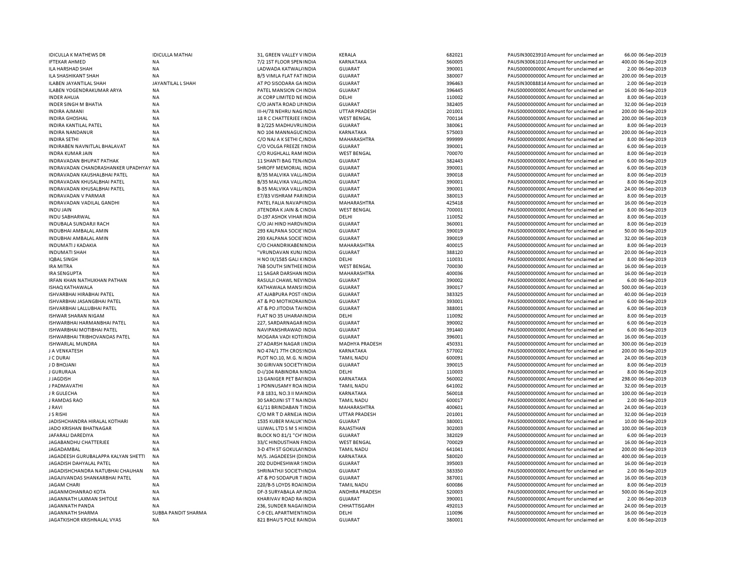| | | | | | | | | | |
|---|---|---|---|---|---|---|---|---|---|
| IDICULLA K MATHEWS DR | IDICULLA MATHAI | 31, GREEN VALLEY V INDIA | KERALA | 682021 | PAUSIN30023910 Amount for unclaimed an | 66.00 | 06-Sep-2019 |
| IFTEKAR AHMED | NA | 7/2 1ST FLOOR SPEN INDIA | KARNATAKA | 560005 | PAUSIN30061010 Amount for unclaimed an | 400.00 | 06-Sep-2019 |
| ILA HARSHAD SHAH | NA | LADWADA KATWAL/ INDIA | GUJARAT | 390001 | PAUS0000000000 Amount for unclaimed an | 2.00 | 06-Sep-2019 |
| ILA SHASHIKANT SHAH | NA | B/5 VIMLA FLAT FAT INDIA | GUJARAT | 380007 | PAUS0000000000 Amount for unclaimed an | 200.00 | 06-Sep-2019 |
| ILABEN JAYANTILAL SHAH | JAYANTILAL L SHAH | AT PO SISODARA GA INDIA | GUJARAT | 396463 | PAUSIN30088814 Amount for unclaimed an | 2.00 | 06-Sep-2019 |
| ILABEN YOGENDRAKUMAR ARYA | NA | PATEL MANSION CH INDIA | GUJARAT | 396445 | PAUS0000000000 Amount for unclaimed an | 16.00 | 06-Sep-2019 |
| INDER AHUJA | NA | JK CORP LIMITED NE INDIA | DELHI | 110002 | PAUS0000000000 Amount for unclaimed an | 8.00 | 06-Sep-2019 |
| INDER SINGH M BHATIA | NA | C/O JANTA ROAD LI INDIA | GUJARAT | 382405 | PAUS0000000000 Amount for unclaimed an | 32.00 | 06-Sep-2019 |
| INDIRA AJMANI | NA | III-H/78 NEHRU NAG INDIA | UTTAR PRADESH | 201001 | PAUS0000000000 Amount for unclaimed an | 200.00 | 06-Sep-2019 |
| INDIRA GHOSHAL | NA | 18 R C CHATTERJEE I INDIA | WEST BENGAL | 700114 | PAUS0000000000 Amount for unclaimed an | 200.00 | 06-Sep-2019 |
| INDIRA KANTILAL PATEL | NA | B 2/225 MADHUVRU INDIA | GUJARAT | 380061 | PAUS0000000000 Amount for unclaimed an | 8.00 | 06-Sep-2019 |
| INDIRA NANDANUR | NA | NO 104 MANNAGUD INDIA | KARNATAKA | 575003 | PAUS0000000000 Amount for unclaimed an | 200.00 | 06-Sep-2019 |
| INDIRA SETHI | NA | C/O NAJ A K SETHI C, INDIA | MAHARASHTRA | 999999 | PAUS0000000000 Amount for unclaimed an | 8.00 | 06-Sep-2019 |
| INDIRABEN NAVNITLAL BHALAVAT | NA | C/O VOLGA FREEZE I INDIA | GUJARAT | 390001 | PAUS0000000000 Amount for unclaimed an | 6.00 | 06-Sep-2019 |
| INDRA KUMAR JAIN | NA | C/O RUGHLALL RAM INDIA | WEST BENGAL | 700070 | PAUS0000000000 Amount for unclaimed an | 8.00 | 06-Sep-2019 |
| INDRAVADAN BHUPAT PATHAK | NA | 11 SHANTI BAG TEN/ INDIA | GUJARAT | 382443 | PAUS0000000000 Amount for unclaimed an | 6.00 | 06-Sep-2019 |
| INDRAVADAN CHANDRASHANKER UPADHYAY | NA | SHROFF MEMORIAL INDIA | GUJARAT | 390001 | PAUS0000000000 Amount for unclaimed an | 6.00 | 06-Sep-2019 |
| INDRAVADAN KAUSHALBHAI PATEL | NA | B/35 MALVIKA VALL INDIA | GUJARAT | 390018 | PAUS0000000000 Amount for unclaimed an | 8.00 | 06-Sep-2019 |
| INDRAVADAN KHUSALBHAI PATEL | NA | B/35 MALVIKA VALL INDIA | GUJARAT | 390001 | PAUS0000000000 Amount for unclaimed an | 8.00 | 06-Sep-2019 |
| INDRAVADAN KHUSALBHAI PATEL | NA | B-35 MALVIKA VALL INDIA | GUJARAT | 390001 | PAUS0000000000 Amount for unclaimed an | 24.00 | 06-Sep-2019 |
| INDRAVADAN V PARMAR | NA | E7/83 VISHRAM PAR INDIA | GUJARAT | 380013 | PAUS0000000000 Amount for unclaimed an | 8.00 | 06-Sep-2019 |
| INDRAVADAN VADILAL GANDHI | NA | PATEL FALIA NAVAPI INDIA | MAHARASHTRA | 425418 | PAUS0000000000 Amount for unclaimed an | 16.00 | 06-Sep-2019 |
| INDU JAIN | NA | JITENDRA K JAIN & C INDIA | WEST BENGAL | 700001 | PAUS0000000000 Amount for unclaimed an | 8.00 | 06-Sep-2019 |
| INDU SABHARWAL | NA | D-197 ASHOK VIHAR INDIA | DELHI | 110052 | PAUS0000000000 Amount for unclaimed an | 8.00 | 06-Sep-2019 |
| INDUBALA SUNDARJI RACH | NA | C/O JAI HIND HARDV INDIA | GUJARAT | 360001 | PAUS0000000000 Amount for unclaimed an | 8.00 | 06-Sep-2019 |
| INDUBHAI AMBALAL AMIN | NA | 293 KALPANA SOCIE INDIA | GUJARAT | 390019 | PAUS0000000000 Amount for unclaimed an | 50.00 | 06-Sep-2019 |
| INDUBHAI AMBALAL AMIN | NA | 293 KALPANA SOCIE INDIA | GUJARAT | 390019 | PAUS0000000000 Amount for unclaimed an | 32.00 | 06-Sep-2019 |
| INDUMATI J KADAKIA | NA | C/O CHANDRIKABEN INDIA | MAHARASHTRA | 400015 | PAUS0000000000 Amount for unclaimed an | 8.00 | 06-Sep-2019 |
| INDUMATI SHAH | NA | "VRUNDAVAN KUNJ INDIA | GUJARAT | 388120 | PAUS0000000000 Amount for unclaimed an | 20.00 | 06-Sep-2019 |
| IQBAL SINGH | NA | H NO IX/1585 GALI K INDIA | DELHI | 110031 | PAUS0000000000 Amount for unclaimed an | 8.00 | 06-Sep-2019 |
| IRA MITRA | NA | 76B SOUTH SINTHEE INDIA | WEST BENGAL | 700030 | PAUS0000000000 Amount for unclaimed an | 16.00 | 06-Sep-2019 |
| IRA SENGUPTA | NA | 11 SAGAR DARSHAN INDIA | MAHARASHTRA | 400036 | PAUS0000000000 Amount for unclaimed an | 16.00 | 06-Sep-2019 |
| IRFAN KHAN NATHUKHAN PATHAN | NA | RASULJI CHAWL NEV INDIA | GUJARAT | 390002 | PAUS0000000000 Amount for unclaimed an | 6.00 | 06-Sep-2019 |
| ISHAQ KATHAWALA | NA | KATHAWALA MANSI INDIA | GUJARAT | 390017 | PAUS0000000000 Amount for unclaimed an | 500.00 | 06-Sep-2019 |
| ISHVARBHAI HIRABHAI PATEL | NA | AT AJABPURA POST I INDIA | GUJARAT | 383325 | PAUS0000000000 Amount for unclaimed an | 40.00 | 06-Sep-2019 |
| ISHVARBHAI JASANGBHAI PATEL | NA | AT & PO MOTIKORAI INDIA | GUJARAT | 393001 | PAUS0000000000 Amount for unclaimed an | 6.00 | 06-Sep-2019 |
| ISHVARBHAI LALLUBHAI PATEL | NA | AT & PO JITODIA TA INDIA | GUJARAT | 388001 | PAUS0000000000 Amount for unclaimed an | 6.00 | 06-Sep-2019 |
| ISHWAR SHARAN NIGAM | NA | FLAT NO 35 UHARAN INDIA | DELHI | 110092 | PAUS0000000000 Amount for unclaimed an | 8.00 | 06-Sep-2019 |
| ISHWARBHAI HARMANBHAI PATEL | NA | 227, SARDARNAGAR INDIA | GUJARAT | 390002 | PAUS0000000000 Amount for unclaimed an | 6.00 | 06-Sep-2019 |
| ISHWARBHAI MOTIBHAI PATEL | NA | NAVIPANSHRAWAD INDIA | GUJARAT | 391440 | PAUS0000000000 Amount for unclaimed an | 6.00 | 06-Sep-2019 |
| ISHWARBHAI TRIBHOVANDAS PATEL | NA | MOGARA VADI KOTE INDIA | GUJARAT | 396001 | PAUS0000000000 Amount for unclaimed an | 16.00 | 06-Sep-2019 |
| ISHWARLAL MUNDRA | NA | 27 ADARSH NAGAR L INDIA | MADHYA PRADESH | 450331 | PAUS0000000000 Amount for unclaimed an | 300.00 | 06-Sep-2019 |
| J A VENKATESH | NA | NO 474/1 7TH CROS INDIA | KARNATAKA | 577002 | PAUS0000000000 Amount for unclaimed an | 200.00 | 06-Sep-2019 |
| J C DURAI | NA | PLOT NO.10, M.G. N INDIA | TAMIL NADU | 600091 | PAUS0000000000 Amount for unclaimed an | 24.00 | 06-Sep-2019 |
| J D BHOJANI | NA | 30 GIRIVAN SOCIETY INDIA | GUJARAT | 390015 | PAUS0000000000 Amount for unclaimed an | 8.00 | 06-Sep-2019 |
| J GURURAJA | NA | D-I/104 RABINDRA N INDIA | DELHI | 110003 | PAUS0000000000 Amount for unclaimed an | 8.00 | 06-Sep-2019 |
| J JAGDISH | NA | 13 GANIGER PET BAI INDIA | KARNATAKA | 560002 | PAUS0000000000 Amount for unclaimed an | 298.00 | 06-Sep-2019 |
| J PADMAVATHI | NA | 1 PONNUSAMY ROA INDIA | TAMIL NADU | 641002 | PAUS0000000000 Amount for unclaimed an | 32.00 | 06-Sep-2019 |
| J R GULECHA | NA | P.B 1831, NO.3 II MA INDIA | KARNATAKA | 560018 | PAUS0000000000 Amount for unclaimed an | 100.00 | 06-Sep-2019 |
| J RAMDAS RAO | NA | 30 SAROJINI ST T NA INDIA | TAMIL NADU | 600017 | PAUS0000000000 Amount for unclaimed an | 2.00 | 06-Sep-2019 |
| J RAVI | NA | 61/11 BRINDABAN T INDIA | MAHARASHTRA | 400601 | PAUS0000000000 Amount for unclaimed an | 24.00 | 06-Sep-2019 |
| J S RISHI | NA | C/O MR T D ARNEJA INDIA | UTTAR PRADESH | 201001 | PAUS0000000000 Amount for unclaimed an | 32.00 | 06-Sep-2019 |
| JADISHCHANDRA HIRALAL KOTHARI | NA | 1535 KUBER MALUK' INDIA | GUJARAT | 380001 | PAUS0000000000 Amount for unclaimed an | 10.00 | 06-Sep-2019 |
| JADO KRISHAN BHATNAGAR | NA | UJJWAL LTD S M S HI INDIA | RAJASTHAN | 302003 | PAUS0000000000 Amount for unclaimed an | 100.00 | 06-Sep-2019 |
| JAFARALI DAREDIYA | NA | BLOCK NO 81/1 "CH' INDIA | GUJARAT | 382029 | PAUS0000000000 Amount for unclaimed an | 6.00 | 06-Sep-2019 |
| JAGABANDHU CHATTERJEE | NA | 33/C HINDUSTHAN F INDIA | WEST BENGAL | 700029 | PAUS0000000000 Amount for unclaimed an | 16.00 | 06-Sep-2019 |
| JAGADAMBAL | NA | 3-D 4TH ST GOKULA INDIA | TAMIL NADU | 641041 | PAUS0000000000 Amount for unclaimed an | 200.00 | 06-Sep-2019 |
| JAGADEESH GURUBALAPPA KALYAN SHETTI | NA | M/S. JAGADEESH (DI INDIA | KARNATAKA | 580020 | PAUS0000000000 Amount for unclaimed an | 400.00 | 06-Sep-2019 |
| JAGADISH DAHYALAL PATEL | NA | 202 DUDHESHWAR S INDIA | GUJARAT | 395003 | PAUS0000000000 Amount for unclaimed an | 16.00 | 06-Sep-2019 |
| JAGADISHCHANDRA NATUBHAI CHAUHAN | NA | SHRINATHJI SOCIETY INDIA | GUJARAT | 383350 | PAUS0000000000 Amount for unclaimed an | 2.00 | 06-Sep-2019 |
| JAGAJIVANDAS SHANKARBHAI PATEL | NA | AT & PO SODAPUR T INDIA | GUJARAT | 387001 | PAUS0000000000 Amount for unclaimed an | 16.00 | 06-Sep-2019 |
| JAGAM CHARI | NA | 220/B-5 LOYDS ROAI INDIA | TAMIL NADU | 600086 | PAUS0000000000 Amount for unclaimed an | 8.00 | 06-Sep-2019 |
| JAGANMOHANRAO KOTA | NA | DF-3 SURYABALA AP. INDIA | ANDHRA PRADESH | 520003 | PAUS0000000000 Amount for unclaimed an | 500.00 | 06-Sep-2019 |
| JAGANNATH LAXMAN SHITOLE | NA | KHARIVAV ROAD RA INDIA | GUJARAT | 390001 | PAUS0000000000 Amount for unclaimed an | 2.00 | 06-Sep-2019 |
| JAGANNATH PANDA | NA | 236, SUNDER NAGAF INDIA | CHHATTISGARH | 492013 | PAUS0000000000 Amount for unclaimed an | 24.00 | 06-Sep-2019 |
| JAGANNATH SHARMA | SUBBA PANDIT SHARMA | C-9 CEL APARTMENT INDIA | DELHI | 110096 | PAUS0000000000 Amount for unclaimed an | 16.00 | 06-Sep-2019 |
| JAGATKISHOR KRISHNALAL VYAS | NA | 821 BHAU'S POLE RAI INDIA | GUJARAT | 380001 | PAUS0000000000 Amount for unclaimed an | 8.00 | 06-Sep-2019 |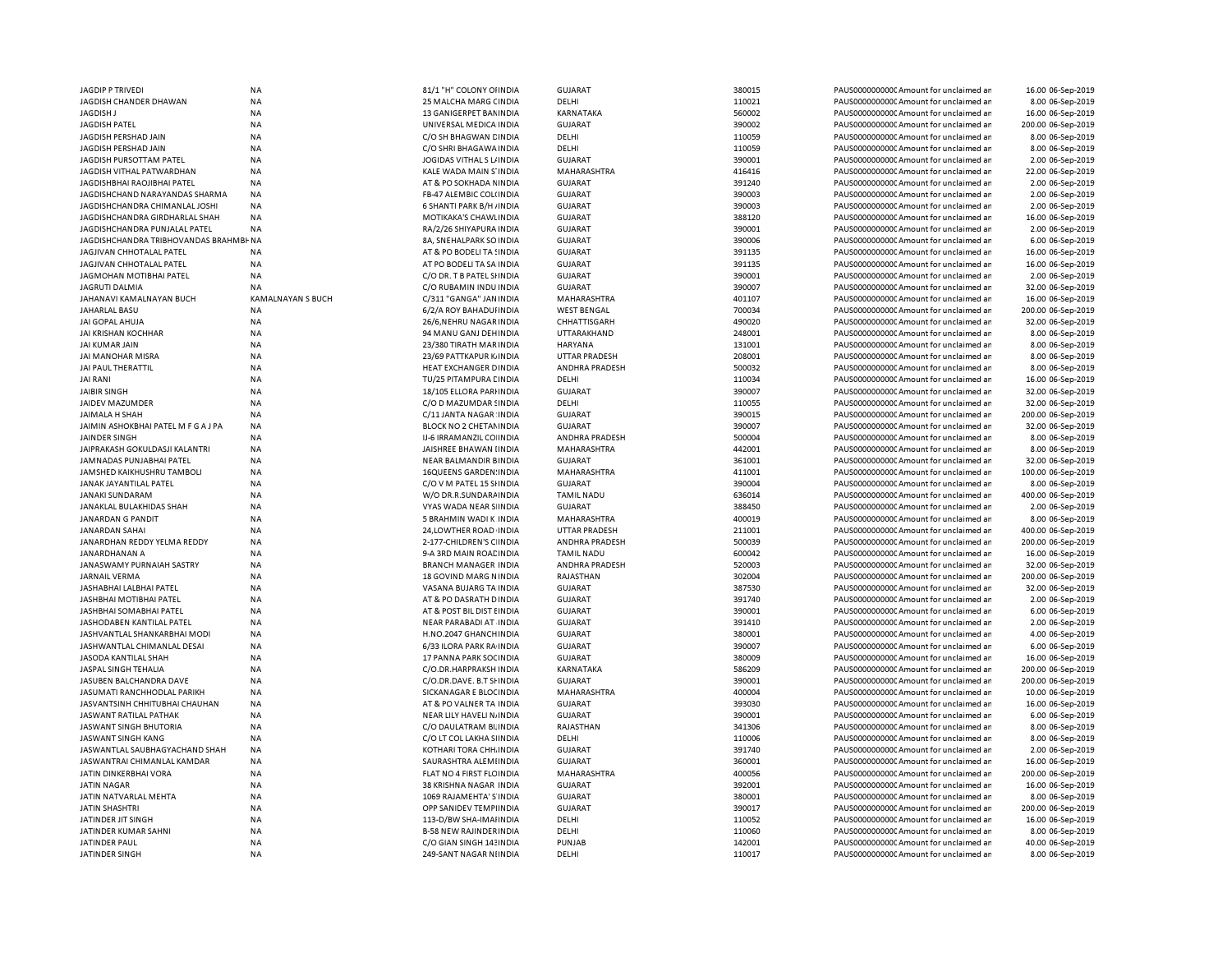| | | | | | | | | | |
|---|---|---|---|---|---|---|---|---|---|
| JAGDIP P TRIVEDI | NA | 81/1 "H" COLONY OIINDIA | GUJARAT | 380015 | PAUS000000000C Amount for unclaimed an | 16.00 | 06-Sep-2019 |
| JAGDISH CHANDER DHAWAN | NA | 25 MALCHA MARG CINDIA | DELHI | 110021 | PAUS000000000C Amount for unclaimed an | 8.00 | 06-Sep-2019 |
| JAGDISH J | NA | 13 GANIGERPET BANINDIA | KARNATAKA | 560002 | PAUS000000000C Amount for unclaimed an | 16.00 | 06-Sep-2019 |
| JAGDISH PATEL | NA | UNIVERSAL MEDICA INDIA | GUJARAT | 390002 | PAUS000000000C Amount for unclaimed an | 200.00 | 06-Sep-2019 |
| JAGDISH PERSHAD JAIN | NA | C/O SH BHAGWAN CINDIA | DELHI | 110059 | PAUS000000000C Amount for unclaimed an | 8.00 | 06-Sep-2019 |
| JAGDISH PERSHAD JAIN | NA | C/O SHRI BHAGWA INDIA | DELHI | 110059 | PAUS000000000C Amount for unclaimed an | 8.00 | 06-Sep-2019 |
| JAGDISH PURSOTTAM PATEL | NA | JOGIDAS VITHAL S LINDIA | GUJARAT | 390001 | PAUS000000000C Amount for unclaimed an | 2.00 | 06-Sep-2019 |
| JAGDISH VITHAL PATWARDHAN | NA | KALE WADA MAIN SINDIA | MAHARASHTRA | 416416 | PAUS000000000C Amount for unclaimed an | 22.00 | 06-Sep-2019 |
| JAGDISHBHAI RAOJIBHAI PATEL | NA | AT & PO SOKHADA NINDIA | GUJARAT | 391240 | PAUS000000000C Amount for unclaimed an | 2.00 | 06-Sep-2019 |
| JAGDISHCHAND NARAYANDAS SHARMA | NA | FB-47 ALEMBIC COLINDIA | GUJARAT | 390003 | PAUS000000000C Amount for unclaimed an | 2.00 | 06-Sep-2019 |
| JAGDISHCHANDRA CHIMANLAL JOSHI | NA | 6 SHANTI PARK B/H INDIA | GUJARAT | 390003 | PAUS000000000C Amount for unclaimed an | 2.00 | 06-Sep-2019 |
| JAGDISHCHANDRA GIRDHARLAL SHAH | NA | MOTIKAKA'S CHAWLINDIA | GUJARAT | 388120 | PAUS000000000C Amount for unclaimed an | 16.00 | 06-Sep-2019 |
| JAGDISHCHANDRA PUNJALAL PATEL | NA | RA/2/26 SHIYAPURA INDIA | GUJARAT | 390001 | PAUS000000000C Amount for unclaimed an | 2.00 | 06-Sep-2019 |
| JAGDISHCHANDRA TRIBHOVANDAS BRAHMBH | NA | 8A, SNEHALPARK SO INDIA | GUJARAT | 390006 | PAUS000000000C Amount for unclaimed an | 6.00 | 06-Sep-2019 |
| JAGJIVAN CHHOTALAL PATEL | NA | AT & PO BODELI TA SINDIA | GUJARAT | 391135 | PAUS000000000C Amount for unclaimed an | 16.00 | 06-Sep-2019 |
| JAGJIVAN CHHOTALAL PATEL | NA | AT PO BODELI TA SA INDIA | GUJARAT | 391135 | PAUS000000000C Amount for unclaimed an | 16.00 | 06-Sep-2019 |
| JAGMOHAN MOTIBHAI PATEL | NA | C/O DR. T B PATEL SINDIA | GUJARAT | 390001 | PAUS000000000C Amount for unclaimed an | 2.00 | 06-Sep-2019 |
| JAGRUTI DALMIA | NA | C/O RUBAMIN INDU INDIA | GUJARAT | 390007 | PAUS000000000C Amount for unclaimed an | 32.00 | 06-Sep-2019 |
| JAHANAVI KAMALNAYAN BUCH | KAMALNAYAN S BUCH | C/311 "GANGA" JAN INDIA | MAHARASHTRA | 401107 | PAUS000000000C Amount for unclaimed an | 16.00 | 06-Sep-2019 |
| JAHARLAL BASU | NA | 6/2/A ROY BAHADUIINDIA | WEST BENGAL | 700034 | PAUS000000000C Amount for unclaimed an | 200.00 | 06-Sep-2019 |
| JAI GOPAL AHUJA | NA | 26/6,NEHRU NAGAR INDIA | CHHATTISGARH | 490020 | PAUS000000000C Amount for unclaimed an | 32.00 | 06-Sep-2019 |
| JAI KRISHAN KOCHHAR | NA | 94 MANU GANJ DEHINDIA | UTTARAKHAND | 248001 | PAUS000000000C Amount for unclaimed an | 8.00 | 06-Sep-2019 |
| JAI KUMAR JAIN | NA | 23/380 TIRATH MAR INDIA | HARYANA | 131001 | PAUS000000000C Amount for unclaimed an | 8.00 | 06-Sep-2019 |
| JAI MANOHAR MISRA | NA | 23/69 PATTKAPUR K INDIA | UTTAR PRADESH | 208001 | PAUS000000000C Amount for unclaimed an | 8.00 | 06-Sep-2019 |
| JAI PAUL THERATTIL | NA | HEAT EXCHANGER DINDIA | ANDHRA PRADESH | 500032 | PAUS000000000C Amount for unclaimed an | 8.00 | 06-Sep-2019 |
| JAI RANI | NA | TU/25 PITAMPURA CINDIA | DELHI | 110034 | PAUS000000000C Amount for unclaimed an | 16.00 | 06-Sep-2019 |
| JAIBIR SINGH | NA | 18/105 ELLORA PARI INDIA | GUJARAT | 390007 | PAUS000000000C Amount for unclaimed an | 32.00 | 06-Sep-2019 |
| JAIDEV MAZUMDER | NA | C/O D MAZUMDAR SINDIA | DELHI | 110055 | PAUS000000000C Amount for unclaimed an | 32.00 | 06-Sep-2019 |
| JAIMALA H SHAH | NA | C/11 JANTA NAGAR INDIA | GUJARAT | 390015 | PAUS000000000C Amount for unclaimed an | 200.00 | 06-Sep-2019 |
| JAIMIN ASHOKBHAI PATEL M F G A J PA | NA | BLOCK NO 2 CHETANINDIA | GUJARAT | 390007 | PAUS000000000C Amount for unclaimed an | 32.00 | 06-Sep-2019 |
| JAINDER SINGH | NA | IJ-6 IRRAMANZIL COINDIA | ANDHRA PRADESH | 500004 | PAUS000000000C Amount for unclaimed an | 8.00 | 06-Sep-2019 |
| JAIPRAKASH GOKULDASJI KALANTRI | NA | JAISHREE BHAWAN EINDIA | MAHARASHTRA | 442001 | PAUS000000000C Amount for unclaimed an | 8.00 | 06-Sep-2019 |
| JAMNADAS PUNJABHAI PATEL | NA | NEAR BALMANDIR BINDIA | GUJARAT | 361001 | PAUS000000000C Amount for unclaimed an | 32.00 | 06-Sep-2019 |
| JAMSHED KAIKHUSHRU TAMBOLI | NA | 16QUEENS GARDEN:INDIA | MAHARASHTRA | 411001 | PAUS000000000C Amount for unclaimed an | 100.00 | 06-Sep-2019 |
| JANAK JAYANTILAL PATEL | NA | C/O V M PATEL 15 SI INDIA | GUJARAT | 390004 | PAUS000000000C Amount for unclaimed an | 8.00 | 06-Sep-2019 |
| JANAKI SUNDARAM | NA | W/O DR.R.SUNDARAINDIA | TAMIL NADU | 636014 | PAUS000000000C Amount for unclaimed an | 400.00 | 06-Sep-2019 |
| JANAKLAL BULAKHIDAS SHAH | NA | VYAS WADA NEAR SIINDIA | GUJARAT | 388450 | PAUS000000000C Amount for unclaimed an | 2.00 | 06-Sep-2019 |
| JANARDAN G PANDIT | NA | 5 BRAHMIN WADI K INDIA | MAHARASHTRA | 400019 | PAUS000000000C Amount for unclaimed an | 8.00 | 06-Sep-2019 |
| JANARDAN SAHAI | NA | 24,LOWTHER ROAD INDIA | UTTAR PRADESH | 211001 | PAUS000000000C Amount for unclaimed an | 400.00 | 06-Sep-2019 |
| JANARDHAN REDDY YELMA REDDY | NA | 2-177-CHILDREN'S CIINDIA | ANDHRA PRADESH | 500039 | PAUS000000000C Amount for unclaimed an | 200.00 | 06-Sep-2019 |
| JANARDHANAN A | NA | 9-A 3RD MAIN ROACINDIA | TAMIL NADU | 600042 | PAUS000000000C Amount for unclaimed an | 16.00 | 06-Sep-2019 |
| JANASWAMY PURNAIAH SASTRY | NA | BRANCH MANAGER INDIA | ANDHRA PRADESH | 520003 | PAUS000000000C Amount for unclaimed an | 32.00 | 06-Sep-2019 |
| JARNAIL VERMA | NA | 18 GOVIND MARG NINDIA | RAJASTHAN | 302004 | PAUS000000000C Amount for unclaimed an | 200.00 | 06-Sep-2019 |
| JASHABHAI LALBHAI PATEL | NA | VASANA BUJARG TA INDIA | GUJARAT | 387530 | PAUS000000000C Amount for unclaimed an | 32.00 | 06-Sep-2019 |
| JASHBHAI MOTIBHAI PATEL | NA | AT & PO DASRATH DINDIA | GUJARAT | 391740 | PAUS000000000C Amount for unclaimed an | 2.00 | 06-Sep-2019 |
| JASHBHAI SOMABHAI PATEL | NA | AT & POST BIL DIST EINDIA | GUJARAT | 390001 | PAUS000000000C Amount for unclaimed an | 6.00 | 06-Sep-2019 |
| JASHODABEN KANTILAL PATEL | NA | NEAR PARABADI AT INDIA | GUJARAT | 391410 | PAUS000000000C Amount for unclaimed an | 2.00 | 06-Sep-2019 |
| JASHVANTLAL SHANKARBHAI MODI | NA | H.NO.2047 GHANCHIINDIA | GUJARAT | 380001 | PAUS000000000C Amount for unclaimed an | 4.00 | 06-Sep-2019 |
| JASHWANTLAL CHIMANLAL DESAI | NA | 6/33 ILORA PARK RA INDIA | GUJARAT | 390007 | PAUS000000000C Amount for unclaimed an | 6.00 | 06-Sep-2019 |
| JASODA KANTILAL SHAH | NA | 17 PANNA PARK SOCINDIA | GUJARAT | 380009 | PAUS000000000C Amount for unclaimed an | 16.00 | 06-Sep-2019 |
| JASPAL SINGH TEHALIA | NA | C/O.DR.HARPRAKSH INDIA | KARNATAKA | 586209 | PAUS000000000C Amount for unclaimed an | 200.00 | 06-Sep-2019 |
| JASUBEN BALCHANDRA DAVE | NA | C/O.DR.DAVE. B.T SHINDIA | GUJARAT | 390001 | PAUS000000000C Amount for unclaimed an | 200.00 | 06-Sep-2019 |
| JASUMATI RANCHHODLAL PARIKH | NA | SICKANAGAR E BLOCINDIA | MAHARASHTRA | 400004 | PAUS000000000C Amount for unclaimed an | 10.00 | 06-Sep-2019 |
| JASVANTSINH CHHITUBHAI CHAUHAN | NA | AT & PO VALNER TA INDIA | GUJARAT | 393030 | PAUS000000000C Amount for unclaimed an | 16.00 | 06-Sep-2019 |
| JASWANT RATILAL PATHAK | NA | NEAR LILY HAVELI N INDIA | GUJARAT | 390001 | PAUS000000000C Amount for unclaimed an | 6.00 | 06-Sep-2019 |
| JASWANT SINGH BHUTORIA | NA | C/O DAULATRAM BI INDIA | RAJASTHAN | 341306 | PAUS000000000C Amount for unclaimed an | 8.00 | 06-Sep-2019 |
| JASWANT SINGH KANG | NA | C/O LT COL LAKHA SIINDIA | DELHI | 110006 | PAUS000000000C Amount for unclaimed an | 8.00 | 06-Sep-2019 |
| JASWANTLAL SAUBHAGYACHAND SHAH | NA | KOTHARI TORA CHH INDIA | GUJARAT | 391740 | PAUS000000000C Amount for unclaimed an | 2.00 | 06-Sep-2019 |
| JASWANTRAI CHIMANLAL KAMDAR | NA | SAURASHTRA ALEMIINDIA | GUJARAT | 360001 | PAUS000000000C Amount for unclaimed an | 16.00 | 06-Sep-2019 |
| JATIN DINKERBHAI VORA | NA | FLAT NO 4 FIRST FLOINDIA | MAHARASHTRA | 400056 | PAUS000000000C Amount for unclaimed an | 200.00 | 06-Sep-2019 |
| JATIN NAGAR | NA | 38 KRISHNA NAGAR INDIA | GUJARAT | 392001 | PAUS000000000C Amount for unclaimed an | 16.00 | 06-Sep-2019 |
| JATIN NATVARLAL MEHTA | NA | 1069 RAJAMEHTA' S INDIA | GUJARAT | 380001 | PAUS000000000C Amount for unclaimed an | 8.00 | 06-Sep-2019 |
| JATIN SHASHTRI | NA | OPP SANIDEV TEMPIINDIA | GUJARAT | 390017 | PAUS000000000C Amount for unclaimed an | 200.00 | 06-Sep-2019 |
| JATINDER JIT SINGH | NA | 113-D/BW SHA-IMAIINDIA | DELHI | 110052 | PAUS000000000C Amount for unclaimed an | 16.00 | 06-Sep-2019 |
| JATINDER KUMAR SAHNI | NA | B-58 NEW RAJINDERINDIA | DELHI | 110060 | PAUS000000000C Amount for unclaimed an | 8.00 | 06-Sep-2019 |
| JATINDER PAUL | NA | C/O GIAN SINGH 142INDIA | PUNJAB | 142001 | PAUS000000000C Amount for unclaimed an | 40.00 | 06-Sep-2019 |
| JATINDER SINGH | NA | 249-SANT NAGAR NIINDIA | DELHI | 110017 | PAUS000000000C Amount for unclaimed an | 8.00 | 06-Sep-2019 |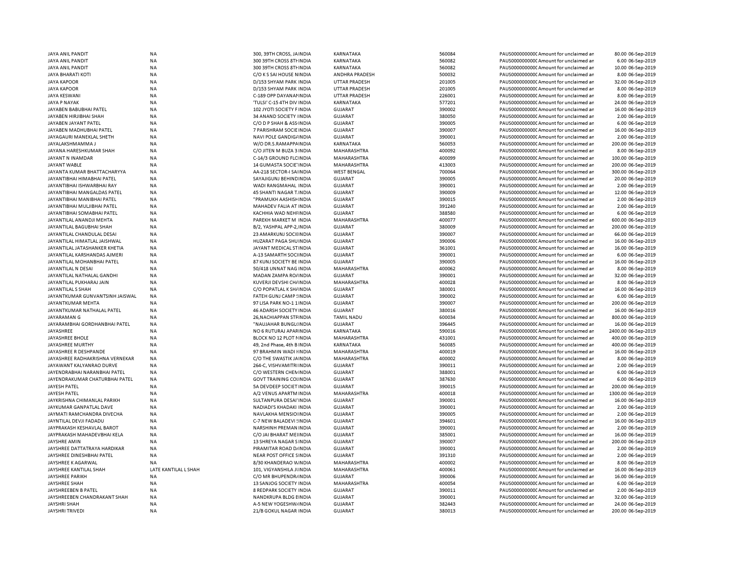| | | | | | | | | | |
|---|---|---|---|---|---|---|---|---|---|
| JAYA ANIL PANDIT | NA | 300, 39TH CROSS, JAINDIA | KARNATAKA | 560084 | PAUS0000000000CAmount for unclaimed an | 80.00 | 06-Sep-2019 |
| JAYA ANIL PANDIT | NA | 300 39TH CROSS 8THINDIA | KARNATAKA | 560082 | PAUS0000000000CAmount for unclaimed an | 6.00 | 06-Sep-2019 |
| JAYA ANIL PANDIT | NA | 300 39TH CROSS 8THINDIA | KARNATAKA | 560082 | PAUS0000000000CAmount for unclaimed an | 10.00 | 06-Sep-2019 |
| JAYA BHARATI KOTI | NA | C/O K S SAI HOUSE NINDIA | ANDHRA PRADESH | 500032 | PAUS0000000000CAmount for unclaimed an | 8.00 | 06-Sep-2019 |
| JAYA KAPOOR | NA | D/153 SHYAM PARK INDIA | UTTAR PRADESH | 201005 | PAUS0000000000CAmount for unclaimed an | 32.00 | 06-Sep-2019 |
| JAYA KAPOOR | NA | D/153 SHYAM PARK INDIA | UTTAR PRADESH | 201005 | PAUS0000000000CAmount for unclaimed an | 8.00 | 06-Sep-2019 |
| JAYA KESWANI | NA | C-189 OPP DAYANANINDIA | UTTAR PRADESH | 226001 | PAUS0000000000CAmount for unclaimed an | 8.00 | 06-Sep-2019 |
| JAYA P NAYAK | NA | 'TULSI' C-15 4TH DIV INDIA | KARNATAKA | 577201 | PAUS0000000000CAmount for unclaimed an | 24.00 | 06-Sep-2019 |
| JAYABEN BABUBHAI PATEL | NA | 102 JYOTI SOCIETY FINDIA | GUJARAT | 390002 | PAUS0000000000CAmount for unclaimed an | 16.00 | 06-Sep-2019 |
| JAYABEN HIRJIBHAI SHAH | NA | 34 ANAND SOCIETY IINDIA | GUJARAT | 380050 | PAUS0000000000CAmount for unclaimed an | 2.00 | 06-Sep-2019 |
| JAYABEN JAYANT PATEL | NA | C/O D P SHAH & ASSINDIA | GUJARAT | 390005 | PAUS0000000000CAmount for unclaimed an | 6.00 | 06-Sep-2019 |
| JAYABEN MADHUBHAI PATEL | NA | 7 PARISHRAM SOCIEINDIA | GUJARAT | 390007 | PAUS0000000000CAmount for unclaimed an | 16.00 | 06-Sep-2019 |
| JAYAGAURI MANEKLAL SHETH | NA | NAVI POLE GANDIGAINDIA | GUJARAT | 390001 | PAUS0000000000CAmount for unclaimed an | 2.00 | 06-Sep-2019 |
| JAYALAKSHMAMMA J | NA | W/O DR.S.RAMAPPAINDIA | KARNATAKA | 560053 | PAUS0000000000CAmount for unclaimed an | 200.00 | 06-Sep-2019 |
| JAYANA HARESHKUMAR SHAH | NA | C/O JITEN M BUZA 3 INDIA | MAHARASHTRA | 400092 | PAUS0000000000CAmount for unclaimed an | 8.00 | 06-Sep-2019 |
| JAYANT N INAMDAR | NA | C-14/3 GROUND FLCINDIA | MAHARASHTRA | 400099 | PAUS0000000000CAmount for unclaimed an | 100.00 | 06-Sep-2019 |
| JAYANT WABLE | NA | 14 GUMASTA SOCIETINDIA | MAHARASHTRA | 413003 | PAUS0000000000CAmount for unclaimed an | 200.00 | 06-Sep-2019 |
| JAYANTA KUMAR BHATTACHARYYA | NA | AA-218 SECTOR-I SAINDIA | WEST BENGAL | 700064 | PAUS0000000000CAmount for unclaimed an | 300.00 | 06-Sep-2019 |
| JAYANTIBHAI HIMABHAI PATEL | NA | SAYAJIGUNJ BEHINDINDIA | GUJARAT | 390005 | PAUS0000000000CAmount for unclaimed an | 20.00 | 06-Sep-2019 |
| JAYANTIBHAI ISHWARBHAI RAY | NA | WADI RANGMAHAL INDIA | GUJARAT | 390001 | PAUS0000000000CAmount for unclaimed an | 2.00 | 06-Sep-2019 |
| JAYANTIBHAI MANGALDAS PATEL | NA | 45 SHANTI NAGAR T.INDIA | GUJARAT | 390009 | PAUS0000000000CAmount for unclaimed an | 12.00 | 06-Sep-2019 |
| JAYANTIBHAI MANIBHAI PATEL | NA | "PRAMUKH AASHISHINDIA | GUJARAT | 390015 | PAUS0000000000CAmount for unclaimed an | 2.00 | 06-Sep-2019 |
| JAYANTIBHAI MULJIBHAI PATEL | NA | MAHADEV FALIA AT INDIA | GUJARAT | 391240 | PAUS0000000000CAmount for unclaimed an | 2.00 | 06-Sep-2019 |
| JAYANTIBHAI SOMABHAI PATEL | NA | KACHHIA WAD NEHFINDIA | GUJARAT | 388580 | PAUS0000000000CAmount for unclaimed an | 6.00 | 06-Sep-2019 |
| JAYANTILAL ANANDJI MEHTA | NA | PAREKH MARKET M INDIA | MAHARASHTRA | 400077 | PAUS0000000000CAmount for unclaimed an | 600.00 | 06-Sep-2019 |
| JAYANTILAL BAGUBHAI SHAH | NA | B/2, YASHPAL APP-2,INDIA | GUJARAT | 380009 | PAUS0000000000CAmount for unclaimed an | 200.00 | 06-Sep-2019 |
| JAYANTILAL CHANDULAL DESAI | NA | 23 AMARKUNJ SOCIEINDIA | GUJARAT | 390007 | PAUS0000000000CAmount for unclaimed an | 66.00 | 06-Sep-2019 |
| JAYANTILAL HIMATLAL JAISHWAL | NA | HUZARAT PAGA SHUINDIA | GUJARAT | 390006 | PAUS0000000000CAmount for unclaimed an | 16.00 | 06-Sep-2019 |
| JAYANTILAL JATASHANKER KHETIA | NA | JAYANT MEDICAL STINDIA | GUJARAT | 361001 | PAUS0000000000CAmount for unclaimed an | 16.00 | 06-Sep-2019 |
| JAYANTILAL KARSHANDAS AJMERI | NA | A-13 SAMARTH SOCIINDIA | GUJARAT | 390001 | PAUS0000000000CAmount for unclaimed an | 6.00 | 06-Sep-2019 |
| JAYANTILAL MOHANBHAI PATEL | NA | 87 KUNJ SOCIETY BE INDIA | GUJARAT | 390005 | PAUS0000000000CAmount for unclaimed an | 16.00 | 06-Sep-2019 |
| JAYANTILAL N DESAI | NA | 50/418 UNNAT NAG INDIA | MAHARASHTRA | 400062 | PAUS0000000000CAmount for unclaimed an | 8.00 | 06-Sep-2019 |
| JAYANTILAL NATHALAL GANDHI | NA | MADAN ZAMPA ROAINDIA | GUJARAT | 390001 | PAUS0000000000CAmount for unclaimed an | 32.00 | 06-Sep-2019 |
| JAYANTILAL PUKHARAJ JAIN | NA | KUVERJI DEVSHI CHAINDIA | MAHARASHTRA | 400028 | PAUS0000000000CAmount for unclaimed an | 8.00 | 06-Sep-2019 |
| JAYANTILAL S SHAH | NA | C/O POPATLAL K SHAINDIA | GUJARAT | 380001 | PAUS0000000000CAmount for unclaimed an | 16.00 | 06-Sep-2019 |
| JAYANTKUMAR GUNVANTSINH JAISWAL | NA | FATEH GUNJ CAMP SINDIA | GUJARAT | 390002 | PAUS0000000000CAmount for unclaimed an | 6.00 | 06-Sep-2019 |
| JAYANTKUMAR MEHTA | NA | 97 LISA PARK NO-1 1INDIA | GUJARAT | 390007 | PAUS0000000000CAmount for unclaimed an | 200.00 | 06-Sep-2019 |
| JAYANTKUMAR NATHALAL PATEL | NA | 46 ADARSH SOCIETY INDIA | GUJARAT | 380016 | PAUS0000000000CAmount for unclaimed an | 16.00 | 06-Sep-2019 |
| JAYARAMAN G | NA | 26,NACHIAPPAN STRINDIA | TAMIL NADU | 600034 | PAUS0000000000CAmount for unclaimed an | 800.00 | 06-Sep-2019 |
| JAYARAMBHAI GORDHANBHAI PATEL | NA | "NAUJAHAR BUNGLCINDIA | GUJARAT | 396445 | PAUS0000000000CAmount for unclaimed an | 16.00 | 06-Sep-2019 |
| JAYASHREE | NA | NO 6 RUTURAJ APARINDIA | KARNATAKA | 590016 | PAUS0000000000CAmount for unclaimed an | 2400.00 | 06-Sep-2019 |
| JAYASHREE BHOLE | NA | BLOCK NO 12 PLOT NINDIA | MAHARASHTRA | 431001 | PAUS0000000000CAmount for unclaimed an | 400.00 | 06-Sep-2019 |
| JAYASHREE MURTHY | NA | 49, 2nd Phase, 4th B INDIA | KARNATAKA | 560085 | PAUS0000000000CAmount for unclaimed an | 400.00 | 06-Sep-2019 |
| JAYASHREE R DESHPANDE | NA | 97 BRAHMIN WADI IINDIA | MAHARASHTRA | 400019 | PAUS0000000000CAmount for unclaimed an | 16.00 | 06-Sep-2019 |
| JAYASHREE RADHAKRISHNA VERNEKAR | NA | C/O THE SWASTIK JAINDIA | MAHARASHTRA | 400002 | PAUS0000000000CAmount for unclaimed an | 8.00 | 06-Sep-2019 |
| JAYAWANT KALYANRAO DURVE | NA | 264-C, VISHVAMITRIINDIA | GUJARAT | 390011 | PAUS0000000000CAmount for unclaimed an | 2.00 | 06-Sep-2019 |
| JAYENDRABHAI NARANBHAI PATEL | NA | C/O WESTERN CHEMINDIA | GUJARAT | 388001 | PAUS0000000000CAmount for unclaimed an | 6.00 | 06-Sep-2019 |
| JAYENDRAKUMAR CHATURBHAI PATEL | NA | GOVT TRAINING COIINDIA | GUJARAT | 387630 | PAUS0000000000CAmount for unclaimed an | 6.00 | 06-Sep-2019 |
| JAYESH PATEL | NA | 5A DEVDEEP SOCIET INDIA | GUJARAT | 390015 | PAUS0000000000CAmount for unclaimed an | 200.00 | 06-Sep-2019 |
| JAYESH PATEL | NA | A/2 VENUS APARTM INDIA | MAHARASHTRA | 400018 | PAUS0000000000CAmount for unclaimed an | 1300.00 | 06-Sep-2019 |
| JAYKRISHNA CHIMANLAL PARIKH | NA | SULTANPURA DESAI'INDIA | GUJARAT | 390001 | PAUS0000000000CAmount for unclaimed an | 16.00 | 06-Sep-2019 |
| JAYKUMAR GANPATLAL DAVE | NA | NADIADI'S KHADAKI INDIA | GUJARAT | 390001 | PAUS0000000000CAmount for unclaimed an | 2.00 | 06-Sep-2019 |
| JAYMATI RAMCHANDRA DIVECHA | NA | NAVLAKHA MENSIOIINDIA | GUJARAT | 390005 | PAUS0000000000CAmount for unclaimed an | 2.00 | 06-Sep-2019 |
| JAYNTILAL DEVJI FADADU | NA | C-7 NEW BALADEVI SINDIA | GUJARAT | 394601 | PAUS0000000000CAmount for unclaimed an | 16.00 | 06-Sep-2019 |
| JAYPRAKASH KESHAVLAL BAROT | NA | NARSHINH PREMAN INDIA | GUJARAT | 390001 | PAUS0000000000CAmount for unclaimed an | 2.00 | 06-Sep-2019 |
| JAYPRAKASH MAHADEVBHAI KELA | NA | C/O JAI BHARAT MEIINDIA | GUJARAT | 385001 | PAUS0000000000CAmount for unclaimed an | 16.00 | 06-Sep-2019 |
| JAYSHRE AMIN | NA | 13 SHREYA NAGAR SINDIA | GUJARAT | 390007 | PAUS0000000000CAmount for unclaimed an | 200.00 | 06-Sep-2019 |
| JAYSHREE DATTATRAYA HARDIKAR | NA | PIRAMITAR ROAD D/INDIA | GUJARAT | 390001 | PAUS0000000000CAmount for unclaimed an | 2.00 | 06-Sep-2019 |
| JAYSHREE DINESHBHAI PATEL | NA | NEAR POST OFFICE SINDIA | GUJARAT | 391310 | PAUS0000000000CAmount for unclaimed an | 2.00 | 06-Sep-2019 |
| JAYSHREE K AGARWAL | NA | 8/30 KHANDERAO WINDIA | MAHARASHTRA | 400002 | PAUS0000000000CAmount for unclaimed an | 8.00 | 06-Sep-2019 |
| JAYSHREE KANTILAL SHAH | LATE KANTILAL L SHAH | 101, VIGYANSHILA JIINDIA | MAHARASHTRA | 400061 | PAUS0000000000CAmount for unclaimed an | 16.00 | 06-Sep-2019 |
| JAYSHREE PARIKH | NA | C/O MR BHUPENDRAINDIA | GUJARAT | 390006 | PAUS0000000000CAmount for unclaimed an | 16.00 | 06-Sep-2019 |
| JAYSHREE SHAH | NA | 13 SANJOG SOCIETY INDIA | MAHARASHTRA | 400054 | PAUS0000000000CAmount for unclaimed an | 6.00 | 06-Sep-2019 |
| JAYSHREEBEN B PATEL | NA | 8 REDPARK SOCIETY INDIA | GUJARAT | 390011 | PAUS0000000000CAmount for unclaimed an | 2.00 | 06-Sep-2019 |
| JAYSHREEBEN CHANDRAKANT SHAH | NA | NANDKRUPA BLDG EINDIA | GUJARAT | 390001 | PAUS0000000000CAmount for unclaimed an | 32.00 | 06-Sep-2019 |
| JAYSHRI SHAH | NA | A-5 NEW YOGESHWAINDIA | GUJARAT | 382443 | PAUS0000000000CAmount for unclaimed an | 24.00 | 06-Sep-2019 |
| JAYSHRI TRIVEDI | NA | 21/B GOKUL NAGAR INDIA | GUJARAT | 380013 | PAUS0000000000CAmount for unclaimed an | 200.00 | 06-Sep-2019 |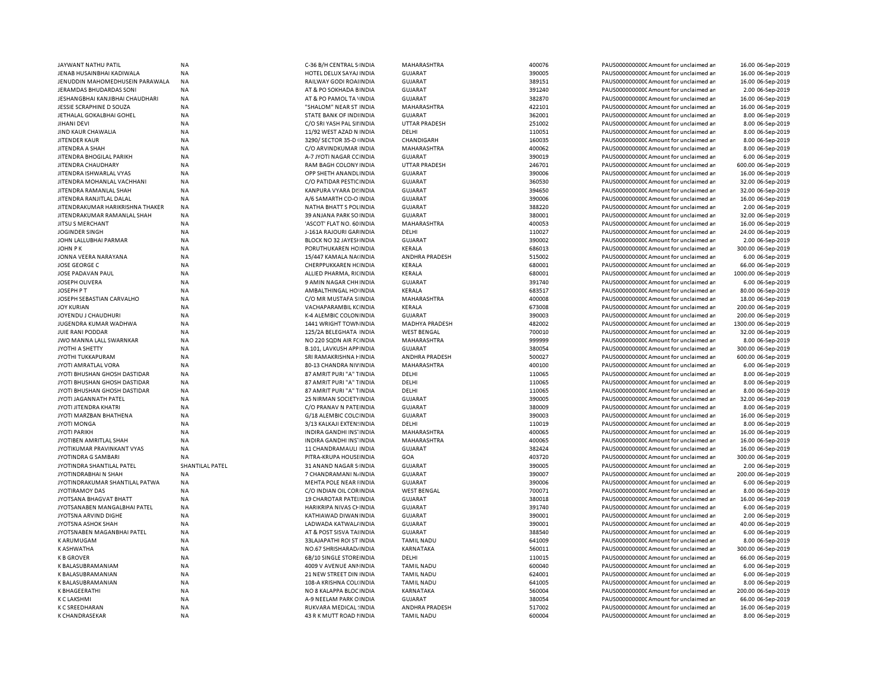| | | | | | | | | | |
|---|---|---|---|---|---|---|---|---|---|
| JAYWANT NATHU PATIL | NA | C-36 B/H CENTRAL S INDIA | MAHARASHTRA | 400076 | PAUS0000000000 | Amount for unclaimed an | 16.00 | 06-Sep-2019 |
| JENAB HUSAINBHAI KADIWALA | NA | HOTEL DELUX SAYAJ INDIA | GUJARAT | 390005 | PAUS0000000000 | Amount for unclaimed an | 16.00 | 06-Sep-2019 |
| JENUDDIN MAHOMEDHUSEIN PARAWALA | NA | RAILWAY GODI ROAI INDIA | GUJARAT | 389151 | PAUS0000000000 | Amount for unclaimed an | 16.00 | 06-Sep-2019 |
| JERAMDAS BHUDARDAS SONI | NA | AT & PO SOKHADA B INDIA | GUJARAT | 391240 | PAUS0000000000 | Amount for unclaimed an | 2.00 | 06-Sep-2019 |
| JESHANGBHAI KANJIBHAI CHAUDHARI | NA | AT & PO PAMOL TA \ INDIA | GUJARAT | 382870 | PAUS0000000000 | Amount for unclaimed an | 16.00 | 06-Sep-2019 |
| JESSIE SCRAPHINE D SOUZA | NA | "SHALOM" NEAR ST INDIA | MAHARASHTRA | 422101 | PAUS0000000000 | Amount for unclaimed an | 16.00 | 06-Sep-2019 |
| JETHALAL GOKALBHAI GOHEL | NA | STATE BANK OF INDI INDIA | GUJARAT | 362001 | PAUS0000000000 | Amount for unclaimed an | 8.00 | 06-Sep-2019 |
| JIHANI DEVI | NA | C/O SRI YASH PAL SI INDIA | UTTAR PRADESH | 251002 | PAUS0000000000 | Amount for unclaimed an | 8.00 | 06-Sep-2019 |
| JIND KAUR CHAWALIA | NA | 11/92 WEST AZAD N INDIA | DELHI | 110051 | PAUS0000000000 | Amount for unclaimed an | 8.00 | 06-Sep-2019 |
| JITENDER KAUR | NA | 3290/ SECTOR 35-D INDIA | CHANDIGARH | 160035 | PAUS0000000000 | Amount for unclaimed an | 8.00 | 06-Sep-2019 |
| JITENDRA A SHAH | NA | C/O ARVINDKUMAR INDIA | MAHARASHTRA | 400062 | PAUS0000000000 | Amount for unclaimed an | 8.00 | 06-Sep-2019 |
| JITENDRA BHOGILAL PARIKH | NA | A-7 JYOTI NAGAR CC INDIA | GUJARAT | 390019 | PAUS0000000000 | Amount for unclaimed an | 6.00 | 06-Sep-2019 |
| JITENDRA CHAUDHARY | NA | RAM BAGH COLONY INDIA | UTTAR PRADESH | 246701 | PAUS0000000000 | Amount for unclaimed an | 600.00 | 06-Sep-2019 |
| JITENDRA ISHWARLAL VYAS | NA | OPP SHETH ANANDL INDIA | GUJARAT | 390006 | PAUS0000000000 | Amount for unclaimed an | 16.00 | 06-Sep-2019 |
| JITENDRA MOHANLAL VACHHANI | NA | C/O PATIDAR PESTIC INDIA | GUJARAT | 360530 | PAUS0000000000 | Amount for unclaimed an | 32.00 | 06-Sep-2019 |
| JITENDRA RAMANLAL SHAH | NA | KANPURA VYARA DI INDIA | GUJARAT | 394650 | PAUS0000000000 | Amount for unclaimed an | 32.00 | 06-Sep-2019 |
| JITENDRA RANJITLAL DALAL | NA | A/6 SAMARTH CO-O INDIA | GUJARAT | 390006 | PAUS0000000000 | Amount for unclaimed an | 16.00 | 06-Sep-2019 |
| JITENDRAKUMAR HARIKRISHNA THAKER | NA | NATHA BHATT S POL INDIA | GUJARAT | 388220 | PAUS0000000000 | Amount for unclaimed an | 2.00 | 06-Sep-2019 |
| JITENDRAKUMAR RAMANLAL SHAH | NA | 39 ANJANA PARK SO INDIA | GUJARAT | 380001 | PAUS0000000000 | Amount for unclaimed an | 32.00 | 06-Sep-2019 |
| JITSU S MERCHANT | NA | 'ASCOT' FLAT NO. 60 INDIA | MAHARASHTRA | 400053 | PAUS0000000000 | Amount for unclaimed an | 16.00 | 06-Sep-2019 |
| JOGINDER SINGH | NA | J-161A RAJOURI GAR INDIA | DELHI | 110027 | PAUS0000000000 | Amount for unclaimed an | 24.00 | 06-Sep-2019 |
| JOHN LALLUBHAI PARMAR | NA | BLOCK NO 32 JAYESI INDIA | GUJARAT | 390002 | PAUS0000000000 | Amount for unclaimed an | 2.00 | 06-Sep-2019 |
| JOHN P K | NA | PORUTHUKAREN HO INDIA | KERALA | 686013 | PAUS0000000000 | Amount for unclaimed an | 300.00 | 06-Sep-2019 |
| JONNA VEERA NARAYANA | NA | 15/447 KAMALA NA INDIA | ANDHRA PRADESH | 515002 | PAUS0000000000 | Amount for unclaimed an | 6.00 | 06-Sep-2019 |
| JOSE GEORGE C | NA | CHERPPUKKAREN H INDIA | KERALA | 680001 | PAUS0000000000 | Amount for unclaimed an | 66.00 | 06-Sep-2019 |
| JOSE PADAVAN PAUL | NA | ALLIED PHARMA, RI INDIA | KERALA | 680001 | PAUS0000000000 | Amount for unclaimed an | 1000.00 | 06-Sep-2019 |
| JOSEPH OLIVERA | NA | 9 AMIN NAGAR CHH INDIA | GUJARAT | 391740 | PAUS0000000000 | Amount for unclaimed an | 6.00 | 06-Sep-2019 |
| JOSEPH P T | NA | AMBALTHINGAL HO INDIA | KERALA | 683517 | PAUS0000000000 | Amount for unclaimed an | 80.00 | 06-Sep-2019 |
| JOSEPH SEBASTIAN CARVALHO | NA | C/O MR MUSTAFA SI INDIA | MAHARASHTRA | 400008 | PAUS0000000000 | Amount for unclaimed an | 18.00 | 06-Sep-2019 |
| JOY KURIAN | NA | VACHAPARAMBIL K INDIA | KERALA | 673008 | PAUS0000000000 | Amount for unclaimed an | 200.00 | 06-Sep-2019 |
| JOYENDU J CHAUDHURI | NA | K-4 ALEMBIC COLON INDIA | GUJARAT | 390003 | PAUS0000000000 | Amount for unclaimed an | 200.00 | 06-Sep-2019 |
| JUGENDRA KUMAR WADHWA | NA | 1441 WRIGHT TOWN INDIA | MADHYA PRADESH | 482002 | PAUS0000000000 | Amount for unclaimed an | 1300.00 | 06-Sep-2019 |
| JUIE RANI PODDAR | NA | 125/2A BELEGHATA INDIA | WEST BENGAL | 700010 | PAUS0000000000 | Amount for unclaimed an | 32.00 | 06-Sep-2019 |
| JWO MANNA LALL SWARNKAR | NA | NO 220 SQDN AIR F INDIA | MAHARASHTRA | 999999 | PAUS0000000000 | Amount for unclaimed an | 8.00 | 06-Sep-2019 |
| JYOTHI A SHETTY | NA | B.101, LAVKUSH APP INDIA | GUJARAT | 380054 | PAUS0000000000 | Amount for unclaimed an | 300.00 | 06-Sep-2019 |
| JYOTHI TUKKAPURAM | NA | SRI RAMAKRISHNA H INDIA | ANDHRA PRADESH | 500027 | PAUS0000000000 | Amount for unclaimed an | 600.00 | 06-Sep-2019 |
| JYOTI AMRATLAL VORA | NA | 80-13 CHANDRA NIV INDIA | MAHARASHTRA | 400100 | PAUS0000000000 | Amount for unclaimed an | 6.00 | 06-Sep-2019 |
| JYOTI BHUSHAN GHOSH DASTIDAR | NA | 87 AMRIT PURI "A" T INDIA | DELHI | 110065 | PAUS0000000000 | Amount for unclaimed an | 8.00 | 06-Sep-2019 |
| JYOTI BHUSHAN GHOSH DASTIDAR | NA | 87 AMRIT PURI "A" T INDIA | DELHI | 110065 | PAUS0000000000 | Amount for unclaimed an | 8.00 | 06-Sep-2019 |
| JYOTI BHUSHAN GHOSH DASTIDAR | NA | 87 AMRIT PURI "A" T INDIA | DELHI | 110065 | PAUS0000000000 | Amount for unclaimed an | 8.00 | 06-Sep-2019 |
| JYOTI JAGANNATH PATEL | NA | 25 NIRMAN SOCIETY INDIA | GUJARAT | 390005 | PAUS0000000000 | Amount for unclaimed an | 32.00 | 06-Sep-2019 |
| JYOTI JITENDRA KHATRI | NA | C/O PRANAV N PATE INDIA | GUJARAT | 380009 | PAUS0000000000 | Amount for unclaimed an | 8.00 | 06-Sep-2019 |
| JYOTI MARZBAN BHATHENA | NA | G/18 ALEMBIC COLC INDIA | GUJARAT | 390003 | PAUS0000000000 | Amount for unclaimed an | 16.00 | 06-Sep-2019 |
| JYOTI MONGA | NA | 3/13 KALKAJI EXTEN INDIA | DELHI | 110019 | PAUS0000000000 | Amount for unclaimed an | 8.00 | 06-Sep-2019 |
| JYOTI PARIKH | NA | INDIRA GANDHI INS INDIA | MAHARASHTRA | 400065 | PAUS0000000000 | Amount for unclaimed an | 16.00 | 06-Sep-2019 |
| JYOTIBEN AMRITLAL SHAH | NA | INDIRA GANDHI INS INDIA | MAHARASHTRA | 400065 | PAUS0000000000 | Amount for unclaimed an | 16.00 | 06-Sep-2019 |
| JYOTIKUMAR PRAVINKANT VYAS | NA | 11 CHANDRAMAULI INDIA | GUJARAT | 382424 | PAUS0000000000 | Amount for unclaimed an | 16.00 | 06-Sep-2019 |
| JYOTINDRA G SAMBARI | NA | PITRA-KRUPA HOUSE INDIA | GOA | 403720 | PAUS0000000000 | Amount for unclaimed an | 300.00 | 06-Sep-2019 |
| JYOTINDRA SHANTILAL PATEL | SHANTILAL PATEL | 31 ANAND NAGAR S INDIA | GUJARAT | 390005 | PAUS0000000000 | Amount for unclaimed an | 2.00 | 06-Sep-2019 |
| JYOTINDRABHAI N SHAH | NA | 7 CHANDRAMANI N INDIA | GUJARAT | 390007 | PAUS0000000000 | Amount for unclaimed an | 200.00 | 06-Sep-2019 |
| JYOTINDRAKUMAR SHANTILAL PATWA | NA | MEHTA POLE NEAR I INDIA | GUJARAT | 390006 | PAUS0000000000 | Amount for unclaimed an | 6.00 | 06-Sep-2019 |
| JYOTIRAMOY DAS | NA | C/O INDIAN OIL COR INDIA | WEST BENGAL | 700071 | PAUS0000000000 | Amount for unclaimed an | 8.00 | 06-Sep-2019 |
| JYOTSANA BHAGVAT BHATT | NA | 19 CHAROTAR PATE INDIA | GUJARAT | 380018 | PAUS0000000000 | Amount for unclaimed an | 16.00 | 06-Sep-2019 |
| JYOTSANABEN MANGALBHAI PATEL | NA | HARIKRIPA NIVAS CH INDIA | GUJARAT | 391740 | PAUS0000000000 | Amount for unclaimed an | 6.00 | 06-Sep-2019 |
| JYOTSNA ARVIND DIGHE | NA | KATHIAWAD DIWAN INDIA | GUJARAT | 390001 | PAUS0000000000 | Amount for unclaimed an | 2.00 | 06-Sep-2019 |
| JYOTSNA ASHOK SHAH | NA | LADWADA KATWAL INDIA | GUJARAT | 390001 | PAUS0000000000 | Amount for unclaimed an | 40.00 | 06-Sep-2019 |
| JYOTSNABEN MAGANBHAI PATEL | NA | AT & POST SISVA TA INDIA | GUJARAT | 388540 | PAUS0000000000 | Amount for unclaimed an | 6.00 | 06-Sep-2019 |
| K ARUMUGAM | NA | 33LAJAPATHI ROI ST INDIA | TAMIL NADU | 641009 | PAUS0000000000 | Amount for unclaimed an | 8.00 | 06-Sep-2019 |
| K ASHWATHA | NA | NO.67 SHRISHARAD INDIA | KARNATAKA | 560011 | PAUS0000000000 | Amount for unclaimed an | 300.00 | 06-Sep-2019 |
| K B GROVER | NA | 6B/10 SINGLE STORE INDIA | DELHI | 110015 | PAUS0000000000 | Amount for unclaimed an | 66.00 | 06-Sep-2019 |
| K BALASUBRAMANIAM | NA | 4009 V AVENUE AN INDIA | TAMIL NADU | 600040 | PAUS0000000000 | Amount for unclaimed an | 6.00 | 06-Sep-2019 |
| K BALASUBRAMANIAN | NA | 21 NEW STREET DIN INDIA | TAMIL NADU | 624001 | PAUS0000000000 | Amount for unclaimed an | 6.00 | 06-Sep-2019 |
| K BALASUBRAMANIAN | NA | 108-A KRISHNA COL INDIA | TAMIL NADU | 641005 | PAUS0000000000 | Amount for unclaimed an | 8.00 | 06-Sep-2019 |
| K BHAGEERATHI | NA | NO 8 KALAPPA BLOC INDIA | KARNATAKA | 560004 | PAUS0000000000 | Amount for unclaimed an | 200.00 | 06-Sep-2019 |
| K C LAKSHMI | NA | A-9 NEELAM PARK O INDIA | GUJARAT | 380054 | PAUS0000000000 | Amount for unclaimed an | 66.00 | 06-Sep-2019 |
| K C SREEDHARAN | NA | RUKVARA MEDICAL INDIA | ANDHRA PRADESH | 517002 | PAUS0000000000 | Amount for unclaimed an | 16.00 | 06-Sep-2019 |
| K CHANDRASEKAR | NA | 43 R K MUTT ROAD INDIA | TAMIL NADU | 600004 | PAUS0000000000 | Amount for unclaimed an | 8.00 | 06-Sep-2019 |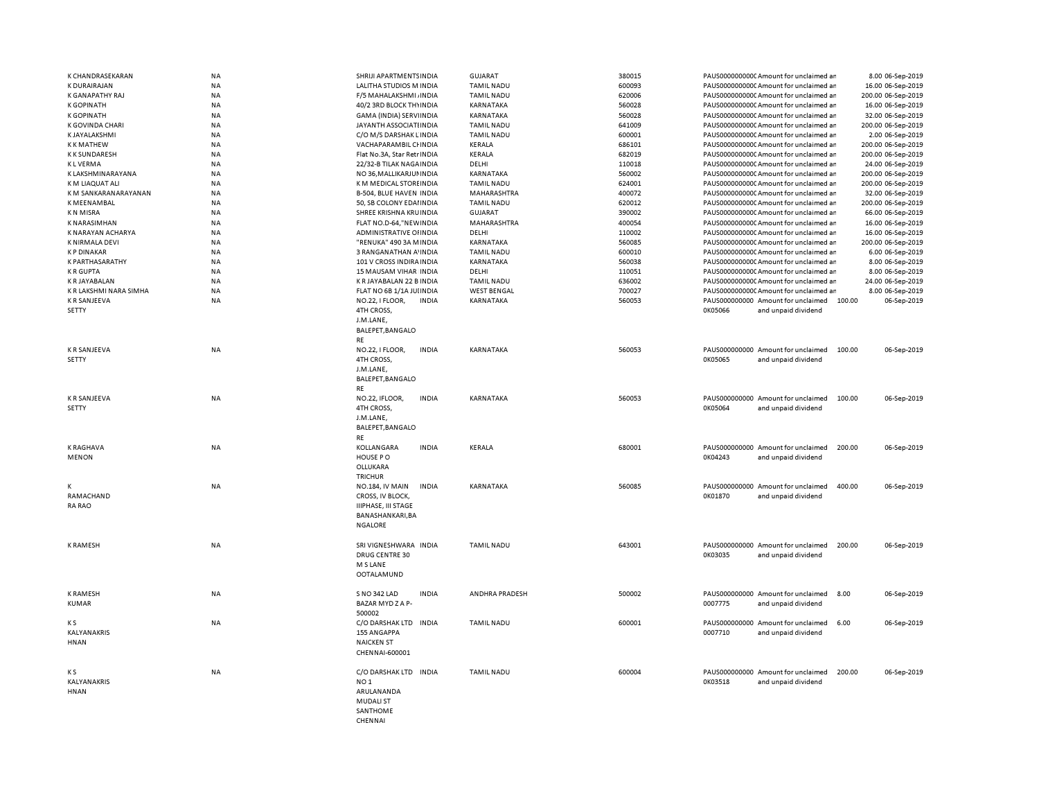| | | | | | | | | | |
|---|---|---|---|---|---|---|---|---|---|
| K CHANDRASEKARAN | NA | SHRIJI APARTMENTS | INDIA | GUJARAT | 380015 | PAUS0000000000 | Amount for unclaimed an | 8.00 | 06-Sep-2019 |
| K DURAIRAJAN | NA | LALITHA STUDIOS M | INDIA | TAMIL NADU | 600093 | PAUS0000000000 | Amount for unclaimed an | 16.00 | 06-Sep-2019 |
| K GANAPATHY RAJ | NA | F/5 MAHALAKSHMI | INDIA | TAMIL NADU | 620006 | PAUS0000000000 | Amount for unclaimed an | 200.00 | 06-Sep-2019 |
| K GOPINATH | NA | 40/2 3RD BLOCK TH | INDIA | KARNATAKA | 560028 | PAUS0000000000 | Amount for unclaimed an | 16.00 | 06-Sep-2019 |
| K GOPINATH | NA | GAMA (INDIA) SERVI | INDIA | KARNATAKA | 560028 | PAUS0000000000 | Amount for unclaimed an | 32.00 | 06-Sep-2019 |
| K GOVINDA CHARI | NA | JAYANTH ASSOCIATE | INDIA | TAMIL NADU | 641009 | PAUS0000000000 | Amount for unclaimed an | 200.00 | 06-Sep-2019 |
| K JAYALAKSHMI | NA | C/O M/S DARSHAK L | INDIA | TAMIL NADU | 600001 | PAUS0000000000 | Amount for unclaimed an | 2.00 | 06-Sep-2019 |
| K K MATHEW | NA | VACHAPARAMBIL C | INDIA | KERALA | 686101 | PAUS0000000000 | Amount for unclaimed an | 200.00 | 06-Sep-2019 |
| K K SUNDARESH | NA | Flat No.3A, Star Retr | INDIA | KERALA | 682019 | PAUS0000000000 | Amount for unclaimed an | 200.00 | 06-Sep-2019 |
| K L VERMA | NA | 22/32-B TILAK NAGA | INDIA | DELHI | 110018 | PAUS0000000000 | Amount for unclaimed an | 24.00 | 06-Sep-2019 |
| K LAKSHMINARAYANA | NA | NO 36,MALLIKARJUN | INDIA | KARNATAKA | 560002 | PAUS0000000000 | Amount for unclaimed an | 200.00 | 06-Sep-2019 |
| K M LIAQUAT ALI | NA | K M MEDICAL STORE | INDIA | TAMIL NADU | 624001 | PAUS0000000000 | Amount for unclaimed an | 200.00 | 06-Sep-2019 |
| K M SANKARANARAYANAN | NA | B-504, BLUE HAVEN | INDIA | MAHARASHTRA | 400072 | PAUS0000000000 | Amount for unclaimed an | 32.00 | 06-Sep-2019 |
| K MEENAMBAL | NA | 50, SB COLONY EDA | INDIA | TAMIL NADU | 620012 | PAUS0000000000 | Amount for unclaimed an | 200.00 | 06-Sep-2019 |
| K N MISRA | NA | SHREE KRISHNA KRU | INDIA | GUJARAT | 390002 | PAUS0000000000 | Amount for unclaimed an | 66.00 | 06-Sep-2019 |
| K NARASIMHAN | NA | FLAT NO.D-64,"NEW | INDIA | MAHARASHTRA | 400054 | PAUS0000000000 | Amount for unclaimed an | 16.00 | 06-Sep-2019 |
| K NARAYAN ACHARYA | NA | ADMINISTRATIVE OF | INDIA | DELHI | 110002 | PAUS0000000000 | Amount for unclaimed an | 16.00 | 06-Sep-2019 |
| K NIRMALA DEVI | NA | "RENUKA" 490 3A M | INDIA | KARNATAKA | 560085 | PAUS0000000000 | Amount for unclaimed an | 200.00 | 06-Sep-2019 |
| K P DINAKAR | NA | 3 RANGANATHAN A | INDIA | TAMIL NADU | 600010 | PAUS0000000000 | Amount for unclaimed an | 6.00 | 06-Sep-2019 |
| K PARTHASARATHY | NA | 101 V CROSS INDIRA | INDIA | KARNATAKA | 560038 | PAUS0000000000 | Amount for unclaimed an | 8.00 | 06-Sep-2019 |
| K R GUPTA | NA | 15 MAUSAM VIHAR | INDIA | DELHI | 110051 | PAUS0000000000 | Amount for unclaimed an | 8.00 | 06-Sep-2019 |
| K R JAYABALAN | NA | K R JAYABALAN 22 B | INDIA | TAMIL NADU | 636002 | PAUS0000000000 | Amount for unclaimed an | 24.00 | 06-Sep-2019 |
| K R LAKSHMI NARA SIMHA | NA | FLAT NO 6B 1/1A JU | INDIA | WEST BENGAL | 700027 | PAUS0000000000 | Amount for unclaimed an | 8.00 | 06-Sep-2019 |
| K R SANJEEVA SETTY | NA | NO.22, I FLOOR, 4TH CROSS, J.M.LANE, BALEPET,BANGALORE | INDIA | KARNATAKA | 560053 | PAUS0000000000K05066 | Amount for unclaimed and unpaid dividend | 100.00 | 06-Sep-2019 |
| K R SANJEEVA SETTY | NA | NO.22, I FLOOR, 4TH CROSS, J.M.LANE, BALEPET,BANGALORE | INDIA | KARNATAKA | 560053 | PAUS0000000000K05065 | Amount for unclaimed and unpaid dividend | 100.00 | 06-Sep-2019 |
| K R SANJEEVA SETTY | NA | NO.22, IFLOOR, 4TH CROSS, J.M.LANE, BALEPET,BANGALORE | INDIA | KARNATAKA | 560053 | PAUS0000000000K05064 | Amount for unclaimed and unpaid dividend | 100.00 | 06-Sep-2019 |
| K RAGHAVA MENON | NA | KOLLANGARA HOUSE P O OLLUKARA TRICHUR | INDIA | KERALA | 680001 | PAUS0000000000K04243 | Amount for unclaimed and unpaid dividend | 200.00 | 06-Sep-2019 |
| K RAMACHANDRA RAO | NA | NO.184, IV MAIN CROSS, IV BLOCK, IIIPHASE, III STAGE BANASHANKARI,BANGALORE | INDIA | KARNATAKA | 560085 | PAUS0000000000K01870 | Amount for unclaimed and unpaid dividend | 400.00 | 06-Sep-2019 |
| K RAMESH | NA | SRI VIGNESHWARA DRUG CENTRE 30 M S LANE OOTALAMUND | INDIA | TAMIL NADU | 643001 | PAUS0000000000K03035 | Amount for unclaimed and unpaid dividend | 200.00 | 06-Sep-2019 |
| K RAMESH KUMAR | NA | S NO 342 LAD BAZAR MYD Z A P-500002 | INDIA | ANDHRA PRADESH | 500002 | PAUS0000000000007775 | Amount for unclaimed and unpaid dividend | 8.00 | 06-Sep-2019 |
| K S KALYANAKRISHNAN | NA | C/O DARSHAK LTD 155 ANGAPPA NAICKEN ST CHENNAI-600001 | INDIA | TAMIL NADU | 600001 | PAUS0000000000007710 | Amount for unclaimed and unpaid dividend | 6.00 | 06-Sep-2019 |
| K S KALYANAKRISHNAN | NA | C/O DARSHAK LTD NO 1 ARULANANDA MUDALI ST SANTHOME CHENNAI | INDIA | TAMIL NADU | 600004 | PAUS0000000000K03518 | Amount for unclaimed and unpaid dividend | 200.00 | 06-Sep-2019 |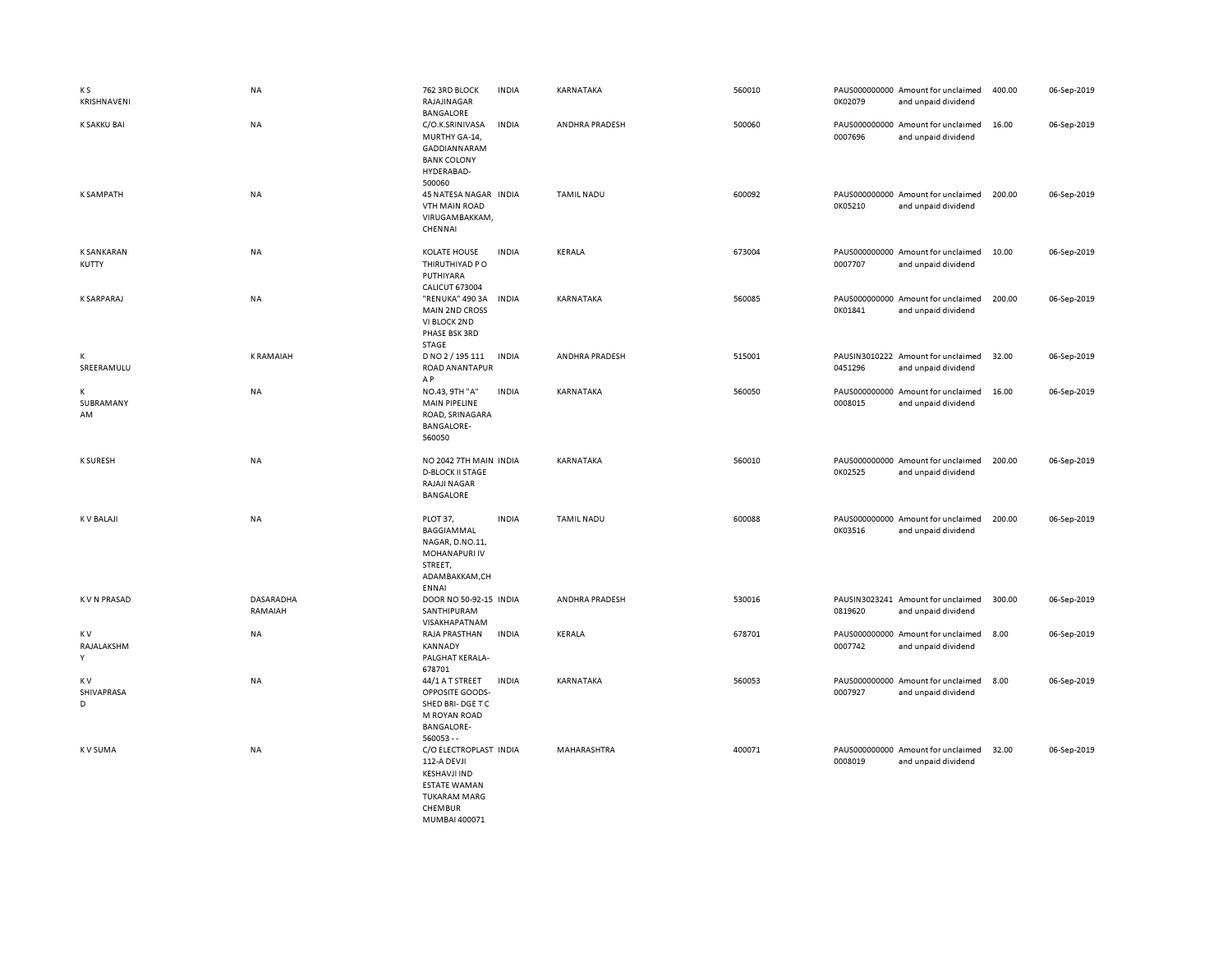| | | | | | | | | | |
|---|---|---|---|---|---|---|---|---|---|
| K S KRISHNAVENI | NA | 762 3RD BLOCK RAJAJINAGAR BANGALORE | INDIA | KARNATAKA | 560010 | PAUS0000000000K02079 | Amount for unclaimed and unpaid dividend | 400.00 | 06-Sep-2019 |
| K SAKKU BAI | NA | C/O.K.SRINIVASA MURTHY GA-14, GADDIANNARAM BANK COLONY HYDERABAD-500060 | INDIA | ANDHRA PRADESH | 500060 | PAUS00000000000007696 | Amount for unclaimed and unpaid dividend | 16.00 | 06-Sep-2019 |
| K SAMPATH | NA | 45 NATESA NAGAR VTH MAIN ROAD VIRUGAMBAKKAM, CHENNAI | INDIA | TAMIL NADU | 600092 | PAUS0000000000K05210 | Amount for unclaimed and unpaid dividend | 200.00 | 06-Sep-2019 |
| K SANKARAN KUTTY | NA | KOLATE HOUSE THIRUTHIYAD P O PUTHIYARA CALICUT 673004 | INDIA | KERALA | 673004 | PAUS00000000000007707 | Amount for unclaimed and unpaid dividend | 10.00 | 06-Sep-2019 |
| K SARPARAJ | NA | "RENUKA" 490 3A MAIN 2ND CROSS VI BLOCK 2ND PHASE BSK 3RD STAGE | INDIA | KARNATAKA | 560085 | PAUS0000000000K01841 | Amount for unclaimed and unpaid dividend | 200.00 | 06-Sep-2019 |
| K SREERAMULU | K RAMAIAH | D NO 2 / 195 111 ROAD ANANTAPUR A P | INDIA | ANDHRA PRADESH | 515001 | PAUSIN30102220451296 | Amount for unclaimed and unpaid dividend | 32.00 | 06-Sep-2019 |
| K SUBRAMANYAM | NA | NO.43, 9TH "A" MAIN PIPELINE ROAD, SRINAGARA BANGALORE-560050 | INDIA | KARNATAKA | 560050 | PAUS00000000000008015 | Amount for unclaimed and unpaid dividend | 16.00 | 06-Sep-2019 |
| K SURESH | NA | NO 2042 7TH MAIN D-BLOCK II STAGE RAJAJI NAGAR BANGALORE | INDIA | KARNATAKA | 560010 | PAUS0000000000K02525 | Amount for unclaimed and unpaid dividend | 200.00 | 06-Sep-2019 |
| K V BALAJI | NA | PLOT 37, BAGGIAMMAL NAGAR, D.NO.11, MOHANAPURI IV STREET, ADAMBAKKAM,CHENNAI | INDIA | TAMIL NADU | 600088 | PAUS0000000000K03516 | Amount for unclaimed and unpaid dividend | 200.00 | 06-Sep-2019 |
| K V N PRASAD | DASARADHA RAMAIAH | DOOR NO 50-92-15 SANTHIPURAM VISAKHAPATNAM | INDIA | ANDHRA PRADESH | 530016 | PAUSIN30232410819620 | Amount for unclaimed and unpaid dividend | 300.00 | 06-Sep-2019 |
| K V RAJALAKSHMY | NA | RAJA PRASTHAN KANNADY PALGHAT KERALA-678701 | INDIA | KERALA | 678701 | PAUS00000000000007742 | Amount for unclaimed and unpaid dividend | 8.00 | 06-Sep-2019 |
| K V SHIVAPRASAD | NA | 44/1 A T STREET OPPOSITE GOODS-SHED BRI- DGE T C M ROYAN ROAD BANGALORE-560053 - - | INDIA | KARNATAKA | 560053 | PAUS00000000000007927 | Amount for unclaimed and unpaid dividend | 8.00 | 06-Sep-2019 |
| K V SUMA | NA | C/O ELECTROPLAST 112-A DEVJI KESHAVJI IND ESTATE WAMAN TUKARAM MARG CHEMBUR MUMBAI 400071 | INDIA | MAHARASHTRA | 400071 | PAUS00000000000008019 | Amount for unclaimed and unpaid dividend | 32.00 | 06-Sep-2019 |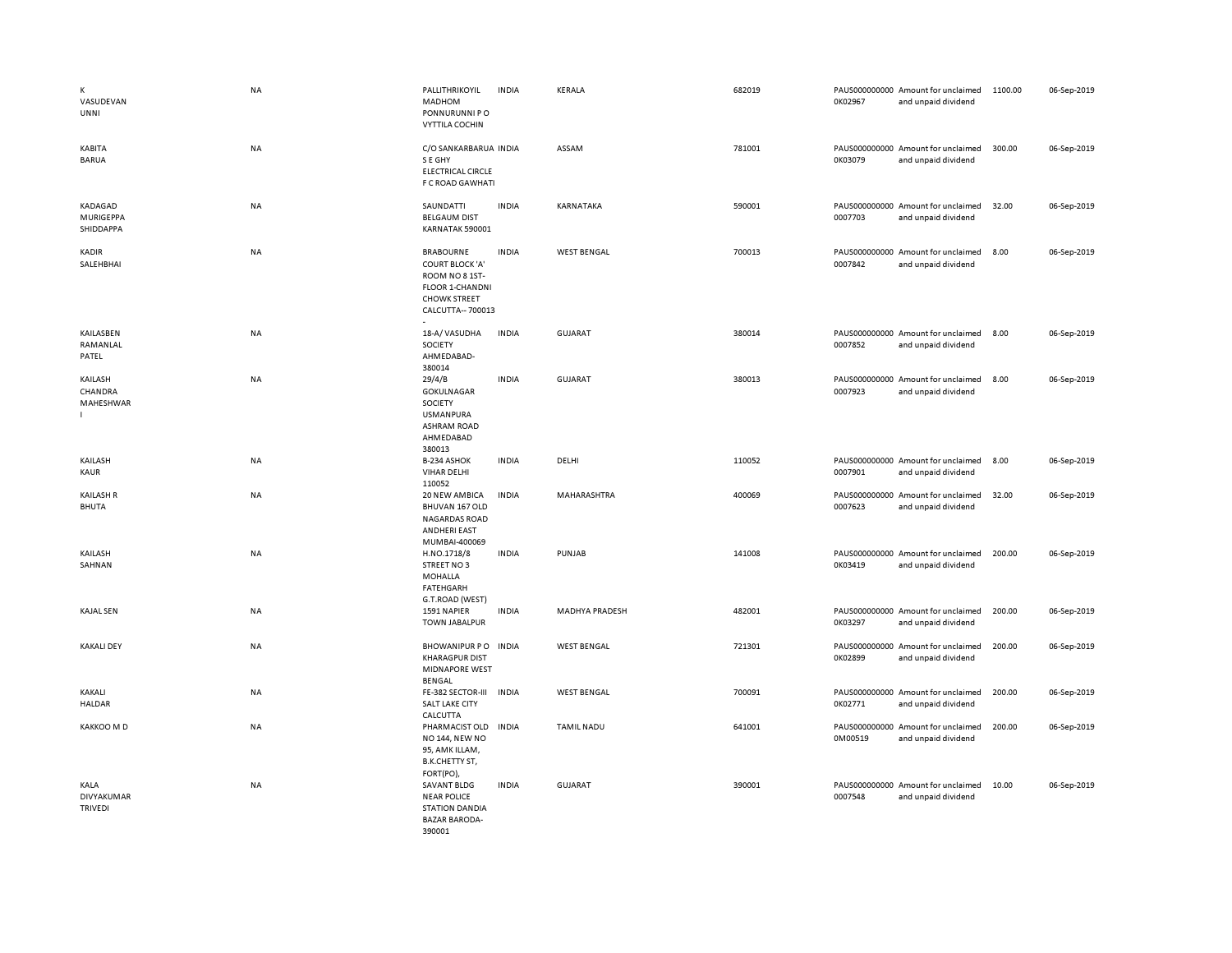| | | | | | | | | | | |
|---|---|---|---|---|---|---|---|---|---|---|
| K VASUDEVAN UNNI | NA | PALLITHRIKOYIL MADHOM PONNURUNNI P O VYTTILA COCHIN | INDIA | KERALA | 682019 | PAUS0000000000K02967 | Amount for unclaimed and unpaid dividend | 1100.00 | 06-Sep-2019 |
| KABITA BARUA | NA | C/O SANKARBARUA S E GHY ELECTRICAL CIRCLE F C ROAD GAWHATI | INDIA | ASSAM | 781001 | PAUS0000000000K03079 | Amount for unclaimed and unpaid dividend | 300.00 | 06-Sep-2019 |
| KADAGAD MURIGEPPA SHIDDAPPA | NA | SAUNDATTI BELGAUM DIST KARNATAK 590001 | INDIA | KARNATAKA | 590001 | PAUS0000000000007703 | Amount for unclaimed and unpaid dividend | 32.00 | 06-Sep-2019 |
| KADIR SALEHBHAI | NA | BRABOURNE COURT BLOCK 'A' ROOM NO 8 1ST-FLOOR 1-CHANDNI CHOWK STREET CALCUTTA-- 700013 - | INDIA | WEST BENGAL | 700013 | PAUS0000000000007842 | Amount for unclaimed and unpaid dividend | 8.00 | 06-Sep-2019 |
| KAILASBEN RAMANLAL PATEL | NA | 18-A/ VASUDHA SOCIETY AHMEDABAD-380014 | INDIA | GUJARAT | 380014 | PAUS0000000000007852 | Amount for unclaimed and unpaid dividend | 8.00 | 06-Sep-2019 |
| KAILASH CHANDRA MAHESHWAR I | NA | 29/4/B GOKULNAGAR SOCIETY USMANPURA ASHRAM ROAD AHMEDABAD 380013 | INDIA | GUJARAT | 380013 | PAUS0000000000007923 | Amount for unclaimed and unpaid dividend | 8.00 | 06-Sep-2019 |
| KAILASH KAUR | NA | B-234 ASHOK VIHAR DELHI 110052 | INDIA | DELHI | 110052 | PAUS0000000000007901 | Amount for unclaimed and unpaid dividend | 8.00 | 06-Sep-2019 |
| KAILASH R BHUTA | NA | 20 NEW AMBICA BHUVAN 167 OLD NAGARDAS ROAD ANDHERI EAST MUMBAI-400069 | INDIA | MAHARASHTRA | 400069 | PAUS0000000000007623 | Amount for unclaimed and unpaid dividend | 32.00 | 06-Sep-2019 |
| KAILASH SAHNAN | NA | H.NO.1718/8 STREET NO 3 MOHALLA FATEHGARH G.T.ROAD (WEST) | INDIA | PUNJAB | 141008 | PAUS0000000000K03419 | Amount for unclaimed and unpaid dividend | 200.00 | 06-Sep-2019 |
| KAJAL SEN | NA | 1591 NAPIER TOWN JABALPUR | INDIA | MADHYA PRADESH | 482001 | PAUS0000000000K03297 | Amount for unclaimed and unpaid dividend | 200.00 | 06-Sep-2019 |
| KAKALI DEY | NA | BHOWANIPUR P O KHARAGPUR DIST MIDNAPORE WEST BENGAL | INDIA | WEST BENGAL | 721301 | PAUS0000000000K02899 | Amount for unclaimed and unpaid dividend | 200.00 | 06-Sep-2019 |
| KAKALI HALDAR | NA | FE-382 SECTOR-III SALT LAKE CITY CALCUTTA | INDIA | WEST BENGAL | 700091 | PAUS0000000000K02771 | Amount for unclaimed and unpaid dividend | 200.00 | 06-Sep-2019 |
| KAKKOO M D | NA | PHARMACIST OLD NO 144, NEW NO 95, AMK ILLAM, B.K.CHETTY ST, FORT(PO), | INDIA | TAMIL NADU | 641001 | PAUS0000000000M00519 | Amount for unclaimed and unpaid dividend | 200.00 | 06-Sep-2019 |
| KALA DIVYAKUMAR TRIVEDI | NA | SAVANT BLDG NEAR POLICE STATION DANDIA BAZAR BARODA-390001 | INDIA | GUJARAT | 390001 | PAUS0000000000007548 | Amount for unclaimed and unpaid dividend | 10.00 | 06-Sep-2019 |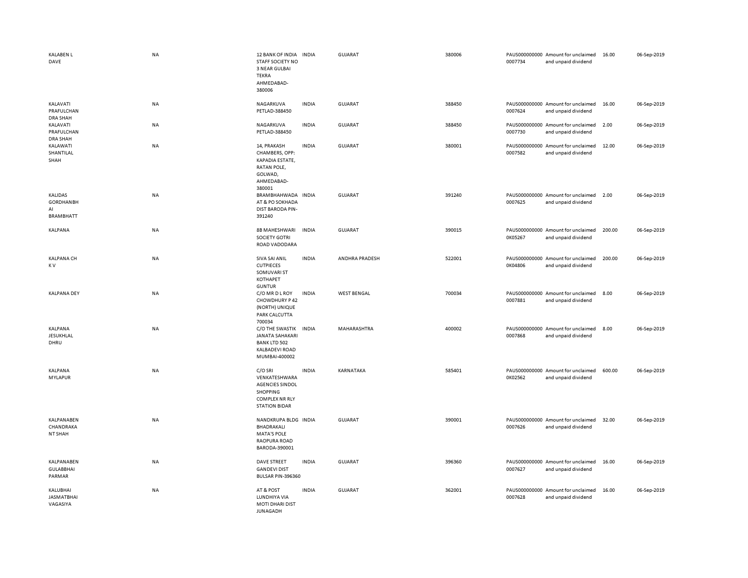| | | | | | | | | | |
|---|---|---|---|---|---|---|---|---|---|
| KALABEN L DAVE | NA | 12 BANK OF INDIA STAFF SOCIETY NO 3 NEAR GULBAI TEKRA AHMEDABAD-380006 | INDIA | GUJARAT | 380006 | PAUS0000000000007734 | Amount for unclaimed and unpaid dividend | 16.00 | 06-Sep-2019 |
| KALAVATI PRAFULCHANDRA SHAH | NA | NAGARKUVA PETLAD-388450 | INDIA | GUJARAT | 388450 | PAUS0000000000007624 | Amount for unclaimed and unpaid dividend | 16.00 | 06-Sep-2019 |
| KALAVATI PRAFULCHANDRA SHAH | NA | NAGARKUVA PETLAD-388450 | INDIA | GUJARAT | 388450 | PAUS0000000000007730 | Amount for unclaimed and unpaid dividend | 2.00 | 06-Sep-2019 |
| KALAWATI SHANTILAL SHAH | NA | 14, PRAKASH CHAMBERS, OPP: KAPADIA ESTATE, RATAN POLE, GOLWAD, AHMEDABAD-380001 | INDIA | GUJARAT | 380001 | PAUS0000000000007582 | Amount for unclaimed and unpaid dividend | 12.00 | 06-Sep-2019 |
| KALIDAS GORDHANBHAI BRAMBHATT | NA | BRAMBHAHWADA AT & PO SOKHADA DIST BARODA PIN-391240 | INDIA | GUJARAT | 391240 | PAUS0000000000007625 | Amount for unclaimed and unpaid dividend | 2.00 | 06-Sep-2019 |
| KALPANA | NA | 8B MAHESHWARI SOCIETY GOTRI ROAD VADODARA | INDIA | GUJARAT | 390015 | PAUS0000000000K05267 | Amount for unclaimed and unpaid dividend | 200.00 | 06-Sep-2019 |
| KALPANA CH K V | NA | SIVA SAI ANIL CUTPIECES SOMUVARI ST KOTHAPET GUNTUR | INDIA | ANDHRA PRADESH | 522001 | PAUS0000000000K04806 | Amount for unclaimed and unpaid dividend | 200.00 | 06-Sep-2019 |
| KALPANA DEY | NA | C/O MR D L ROY CHOWDHURY P 42 (NORTH) UNIQUE PARK CALCUTTA 700034 | INDIA | WEST BENGAL | 700034 | PAUS0000000000007881 | Amount for unclaimed and unpaid dividend | 8.00 | 06-Sep-2019 |
| KALPANA JESUKHLAL DHRU | NA | C/O THE SWASTIK JANATA SAHAKARI BANK LTD 502 KALBADEVI ROAD MUMBAI-400002 | INDIA | MAHARASHTRA | 400002 | PAUS0000000000007868 | Amount for unclaimed and unpaid dividend | 8.00 | 06-Sep-2019 |
| KALPANA MYLAPUR | NA | C/O SRI VENKATESHWARA AGENCIES SINDOL SHOPPING COMPLEX NR RLY STATION BIDAR | INDIA | KARNATAKA | 585401 | PAUS0000000000K02562 | Amount for unclaimed and unpaid dividend | 600.00 | 06-Sep-2019 |
| KALPANABEN CHANDRAKANT SHAH | NA | NANDKRUPA BLDG BHADRAKALI MATA'S POLE RAOPURA ROAD BARODA-390001 | INDIA | GUJARAT | 390001 | PAUS0000000000007626 | Amount for unclaimed and unpaid dividend | 32.00 | 06-Sep-2019 |
| KALPANABEN GULABBHAI PARMAR | NA | DAVE STREET GANDEVI DIST BULSAR PIN-396360 | INDIA | GUJARAT | 396360 | PAUS0000000000007627 | Amount for unclaimed and unpaid dividend | 16.00 | 06-Sep-2019 |
| KALUBHAI JASMATBHAI VAGASIYA | NA | AT & POST LUNDHIYA VIA MOTI DHARI DIST JUNAGADH | INDIA | GUJARAT | 362001 | PAUS0000000000007628 | Amount for unclaimed and unpaid dividend | 16.00 | 06-Sep-2019 |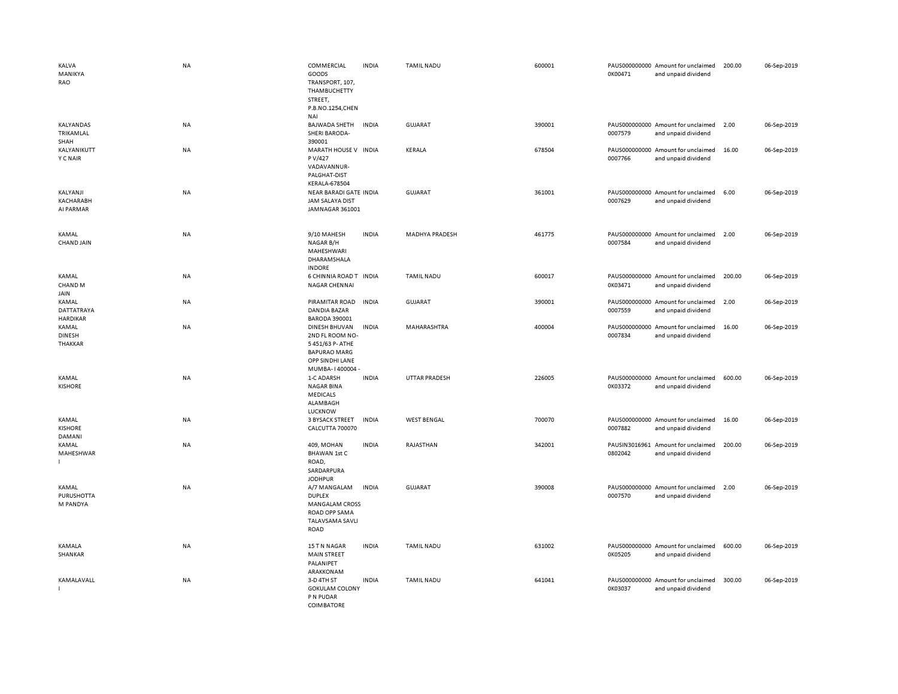| | | | | | | | | | |
|---|---|---|---|---|---|---|---|---|---|
| KALVA MANIKYA RAO | NA | COMMERCIAL GOODS TRANSPORT, 107, THAMBUCHETTY STREET, P.B.NO.1254,CHENNAI | INDIA | TAMIL NADU | 600001 | PAUS0000000000K00471 | Amount for unclaimed and unpaid dividend | 200.00 | 06-Sep-2019 |
| KALYANDAS TRIKAMLAL SHAH | NA | BAJWADA SHETH SHERI BARODA-390001 | INDIA | GUJARAT | 390001 | PAUS00000000000007579 | Amount for unclaimed and unpaid dividend | 2.00 | 06-Sep-2019 |
| KALYANIKUTTY C NAIR | NA | MARATH HOUSE V P V/427 VADAVANNUR-PALGHAT-DIST KERALA-678504 | INDIA | KERALA | 678504 | PAUS00000000000007766 | Amount for unclaimed and unpaid dividend | 16.00 | 06-Sep-2019 |
| KALYANJI KACHARABHAI PARMAR | NA | NEAR BARADI GATE JAM SALAYA DIST JAMNAGAR 361001 | INDIA | GUJARAT | 361001 | PAUS00000000000007629 | Amount for unclaimed and unpaid dividend | 6.00 | 06-Sep-2019 |
| KAMAL CHAND JAIN | NA | 9/10 MAHESH NAGAR B/H MAHESHWARI DHARAMSHALA INDORE | INDIA | MADHYA PRADESH | 461775 | PAUS00000000000007584 | Amount for unclaimed and unpaid dividend | 2.00 | 06-Sep-2019 |
| KAMAL CHAND M JAIN | NA | 6 CHINNIA ROAD T NAGAR CHENNAI | INDIA | TAMIL NADU | 600017 | PAUS0000000000K03471 | Amount for unclaimed and unpaid dividend | 200.00 | 06-Sep-2019 |
| KAMAL DATTATRAYA HARDIKAR | NA | PIRAMITAR ROAD DANDIA BAZAR BARODA 390001 | INDIA | GUJARAT | 390001 | PAUS00000000000007559 | Amount for unclaimed and unpaid dividend | 2.00 | 06-Sep-2019 |
| KAMAL DINESH THAKKAR | NA | DINESH BHUVAN 2ND FL ROOM NO-5 451/63 P- ATHE BAPURAO MARG OPP SINDHI LANE MUMBA- I 400004 - | INDIA | MAHARASHTRA | 400004 | PAUS00000000000007834 | Amount for unclaimed and unpaid dividend | 16.00 | 06-Sep-2019 |
| KAMAL KISHORE | NA | 1-C ADARSH NAGAR BINA MEDICALS ALAMBAGH LUCKNOW | INDIA | UTTAR PRADESH | 226005 | PAUS0000000000K03372 | Amount for unclaimed and unpaid dividend | 600.00 | 06-Sep-2019 |
| KAMAL KISHORE DAMANI | NA | 3 BYSACK STREET CALCUTTA 700070 | INDIA | WEST BENGAL | 700070 | PAUS00000000000007882 | Amount for unclaimed and unpaid dividend | 16.00 | 06-Sep-2019 |
| KAMAL MAHESHWARI | NA | 409, MOHAN BHAWAN 1st C ROAD, SARDARPURA JODHPUR | INDIA | RAJASTHAN | 342001 | PAUSIN30169610802042 | Amount for unclaimed and unpaid dividend | 200.00 | 06-Sep-2019 |
| KAMAL PURUSHOTTAM PANDYA | NA | A/7 MANGALAM DUPLEX MANGALAM CROSS ROAD OPP SAMA TALAVSAMA SAVLI ROAD | INDIA | GUJARAT | 390008 | PAUS00000000000007570 | Amount for unclaimed and unpaid dividend | 2.00 | 06-Sep-2019 |
| KAMALA SHANKAR | NA | 15 T N NAGAR MAIN STREET PALANIPET ARAKKONAM | INDIA | TAMIL NADU | 631002 | PAUS0000000000K05205 | Amount for unclaimed and unpaid dividend | 600.00 | 06-Sep-2019 |
| KAMALAVALLI | NA | 3-D 4TH ST GOKULAM COLONY P N PUDAR COIMBATORE | INDIA | TAMIL NADU | 641041 | PAUS0000000000K03037 | Amount for unclaimed and unpaid dividend | 300.00 | 06-Sep-2019 |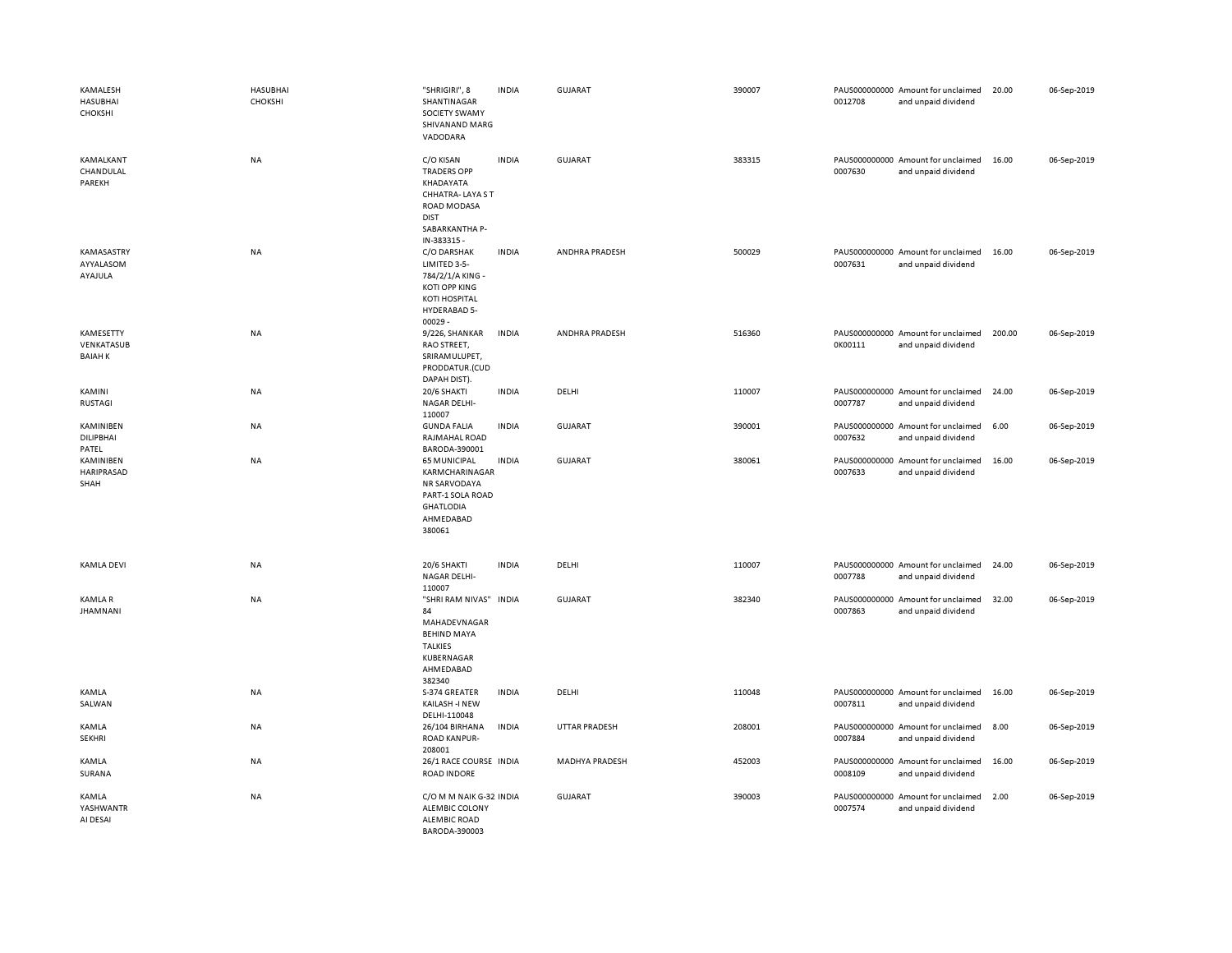| | | | | | | | | | |
|---|---|---|---|---|---|---|---|---|---|
| KAMALESH HASUBHAI CHOKSHI | HASUBHAI CHOKSHI | "SHRIGIRI", 8 SHANTINAGAR SOCIETY SWAMY SHIVANAND MARG VADODARA | INDIA | GUJARAT | 390007 | PAUS000000000 0012708 | Amount for unclaimed and unpaid dividend | 20.00 | 06-Sep-2019 |
| KAMALKANT CHANDULAL PAREKH | NA | C/O KISAN TRADERS OPP KHADAYATA CHHATRA- LAYA S T ROAD MODASA DIST SABARKANTHA P-IN-383315 - | INDIA | GUJARAT | 383315 | PAUS000000000 0007630 | Amount for unclaimed and unpaid dividend | 16.00 | 06-Sep-2019 |
| KAMASASTRY AYYALASOM AYAJULA | NA | C/O DARSHAK LIMITED 3-5-784/2/1/A KING - KOTI OPP KING KOTI HOSPITAL HYDERABAD 5-00029 - | INDIA | ANDHRA PRADESH | 500029 | PAUS000000000 0007631 | Amount for unclaimed and unpaid dividend | 16.00 | 06-Sep-2019 |
| KAMESETTY VENKATASUB BAIAH K | NA | 9/226, SHANKAR RAO STREET, SRIRAMULUPET, PRODDATUR.(CUD DAPAH DIST). | INDIA | ANDHRA PRADESH | 516360 | PAUS000000000 0K00111 | Amount for unclaimed and unpaid dividend | 200.00 | 06-Sep-2019 |
| KAMINI RUSTAGI | NA | 20/6 SHAKTI NAGAR DELHI-110007 | INDIA | DELHI | 110007 | PAUS000000000 0007787 | Amount for unclaimed and unpaid dividend | 24.00 | 06-Sep-2019 |
| KAMINIBEN DILIPBHAI PATEL | NA | GUNDA FALIA RAJMAHAL ROAD BARODA-390001 | INDIA | GUJARAT | 390001 | PAUS000000000 0007632 | Amount for unclaimed and unpaid dividend | 6.00 | 06-Sep-2019 |
| KAMINIBEN HARIPRASAD SHAH | NA | 65 MUNICIPAL KARMCHARINAGAR NR SARVODAYA PART-1 SOLA ROAD GHATLODIA AHMEDABAD 380061 | INDIA | GUJARAT | 380061 | PAUS000000000 0007633 | Amount for unclaimed and unpaid dividend | 16.00 | 06-Sep-2019 |
| KAMLA DEVI | NA | 20/6 SHAKTI NAGAR DELHI-110007 | INDIA | DELHI | 110007 | PAUS000000000 0007788 | Amount for unclaimed and unpaid dividend | 24.00 | 06-Sep-2019 |
| KAMLA R JHAMNANI | NA | "SHRI RAM NIVAS" 84 MAHADEVNAGAR BEHIND MAYA TALKIES KUBERNAGAR AHMEDABAD 382340 | INDIA | GUJARAT | 382340 | PAUS000000000 0007863 | Amount for unclaimed and unpaid dividend | 32.00 | 06-Sep-2019 |
| KAMLA SALWAN | NA | S-374 GREATER KAILASH -I NEW DELHI-110048 | INDIA | DELHI | 110048 | PAUS000000000 0007811 | Amount for unclaimed and unpaid dividend | 16.00 | 06-Sep-2019 |
| KAMLA SEKHRI | NA | 26/104 BIRHANA ROAD KANPUR-208001 | INDIA | UTTAR PRADESH | 208001 | PAUS000000000 0007884 | Amount for unclaimed and unpaid dividend | 8.00 | 06-Sep-2019 |
| KAMLA SURANA | NA | 26/1 RACE COURSE ROAD INDORE | INDIA | MADHYA PRADESH | 452003 | PAUS000000000 0008109 | Amount for unclaimed and unpaid dividend | 16.00 | 06-Sep-2019 |
| KAMLA YASHWANTR AI DESAI | NA | C/O M M NAIK G-32 ALEMBIC COLONY ALEMBIC ROAD BARODA-390003 | INDIA | GUJARAT | 390003 | PAUS000000000 0007574 | Amount for unclaimed and unpaid dividend | 2.00 | 06-Sep-2019 |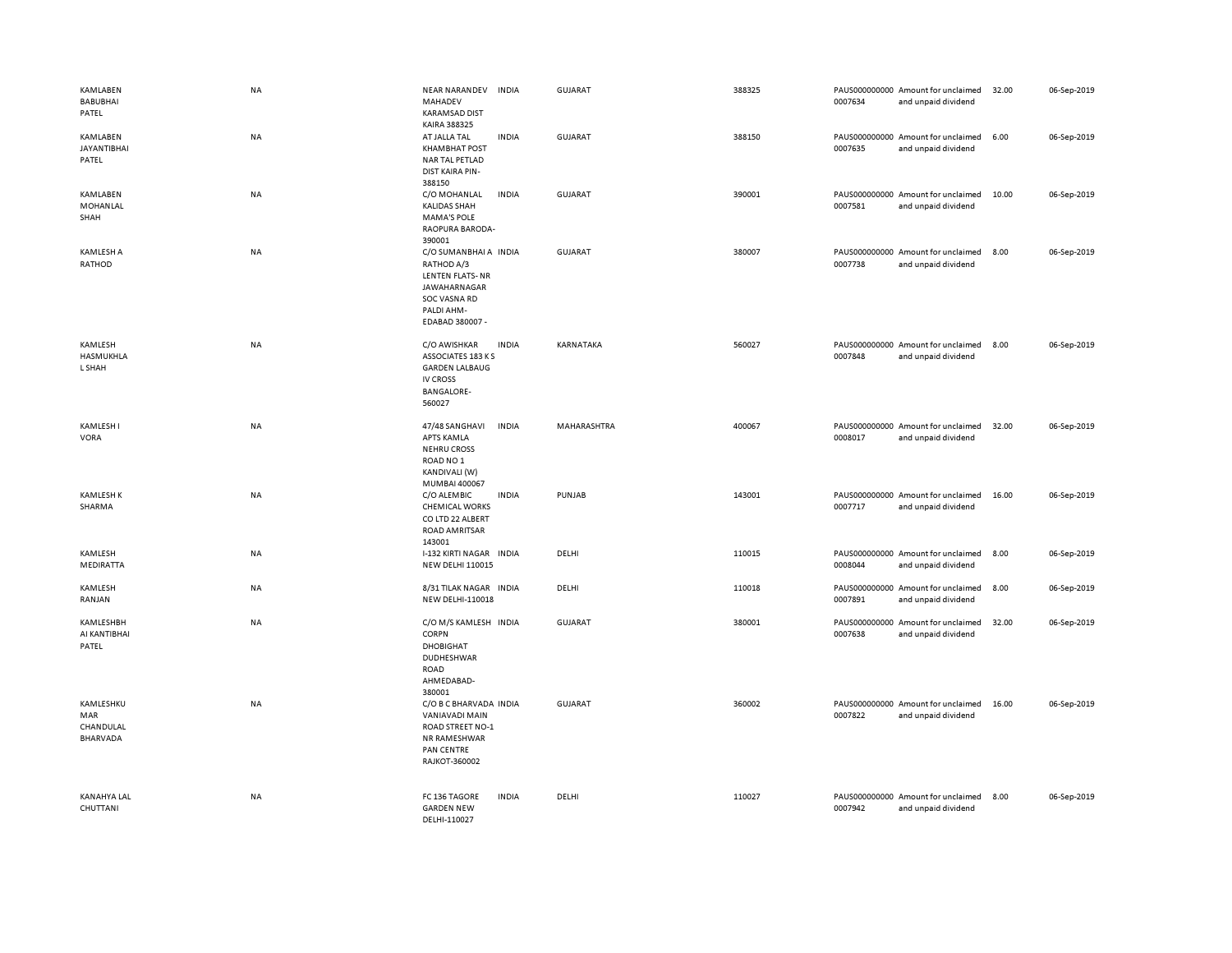| | | | | | | | | | |
|---|---|---|---|---|---|---|---|---|---|
| KAMLABEN BABUBHAI PATEL | NA | NEAR NARANDEV MAHADEV KARAMSAD DIST KAIRA 388325 | INDIA | GUJARAT | 388325 | PAUS0000000000007634 | Amount for unclaimed and unpaid dividend | 32.00 | 06-Sep-2019 |
| KAMLABEN JAYANTIBHAI PATEL | NA | AT JALLA TAL KHAMBHAT POST NAR TAL PETLAD DIST KAIRA PIN-388150 | INDIA | GUJARAT | 388150 | PAUS0000000000007635 | Amount for unclaimed and unpaid dividend | 6.00 | 06-Sep-2019 |
| KAMLABEN MOHANLAL SHAH | NA | C/O MOHANLAL KALIDAS SHAH MAMA'S POLE RAOPURA BARODA-390001 | INDIA | GUJARAT | 390001 | PAUS0000000000007581 | Amount for unclaimed and unpaid dividend | 10.00 | 06-Sep-2019 |
| KAMLESH A RATHOD | NA | C/O SUMANBHAI A RATHOD A/3 LENTEN FLATS- NR JAWAHARNAGAR SOC VASNA RD PALDI AHM-EDABAD 380007 - | INDIA | GUJARAT | 380007 | PAUS0000000000007738 | Amount for unclaimed and unpaid dividend | 8.00 | 06-Sep-2019 |
| KAMLESH HASMUKHLAL SHAH | NA | C/O AWISHKAR ASSOCIATES 183 K S GARDEN LALBAUG IV CROSS BANGALORE-560027 | INDIA | KARNATAKA | 560027 | PAUS0000000000007848 | Amount for unclaimed and unpaid dividend | 8.00 | 06-Sep-2019 |
| KAMLESH I VORA | NA | 47/48 SANGHAVI APTS KAMLA NEHRU CROSS ROAD NO 1 KANDIVALI (W) MUMBAI 400067 | INDIA | MAHARASHTRA | 400067 | PAUS0000000000008017 | Amount for unclaimed and unpaid dividend | 32.00 | 06-Sep-2019 |
| KAMLESH K SHARMA | NA | C/O ALEMBIC CHEMICAL WORKS CO LTD 22 ALBERT ROAD AMRITSAR 143001 | INDIA | PUNJAB | 143001 | PAUS0000000000007717 | Amount for unclaimed and unpaid dividend | 16.00 | 06-Sep-2019 |
| KAMLESH MEDIRATTA | NA | I-132 KIRTI NAGAR NEW DELHI 110015 | INDIA | DELHI | 110015 | PAUS0000000000008044 | Amount for unclaimed and unpaid dividend | 8.00 | 06-Sep-2019 |
| KAMLESH RANJAN | NA | 8/31 TILAK NAGAR NEW DELHI-110018 | INDIA | DELHI | 110018 | PAUS0000000000007891 | Amount for unclaimed and unpaid dividend | 8.00 | 06-Sep-2019 |
| KAMLESHBHAI KANTIBHAI PATEL | NA | C/O M/S KAMLESH CORPN DHOBIGHAT DUDHESHWAR ROAD AHMEDABAD-380001 | INDIA | GUJARAT | 380001 | PAUS0000000000007638 | Amount for unclaimed and unpaid dividend | 32.00 | 06-Sep-2019 |
| KAMLESHKUMAR CHANDULAL BHARVADA | NA | C/O B C BHARVADA VANIAVADI MAIN ROAD STREET NO-1 NR RAMESHWAR PAN CENTRE RAJKOT-360002 | INDIA | GUJARAT | 360002 | PAUS0000000000007822 | Amount for unclaimed and unpaid dividend | 16.00 | 06-Sep-2019 |
| KANAHYA LAL CHUTTANI | NA | FC 136 TAGORE GARDEN NEW DELHI-110027 | INDIA | DELHI | 110027 | PAUS0000000000007942 | Amount for unclaimed and unpaid dividend | 8.00 | 06-Sep-2019 |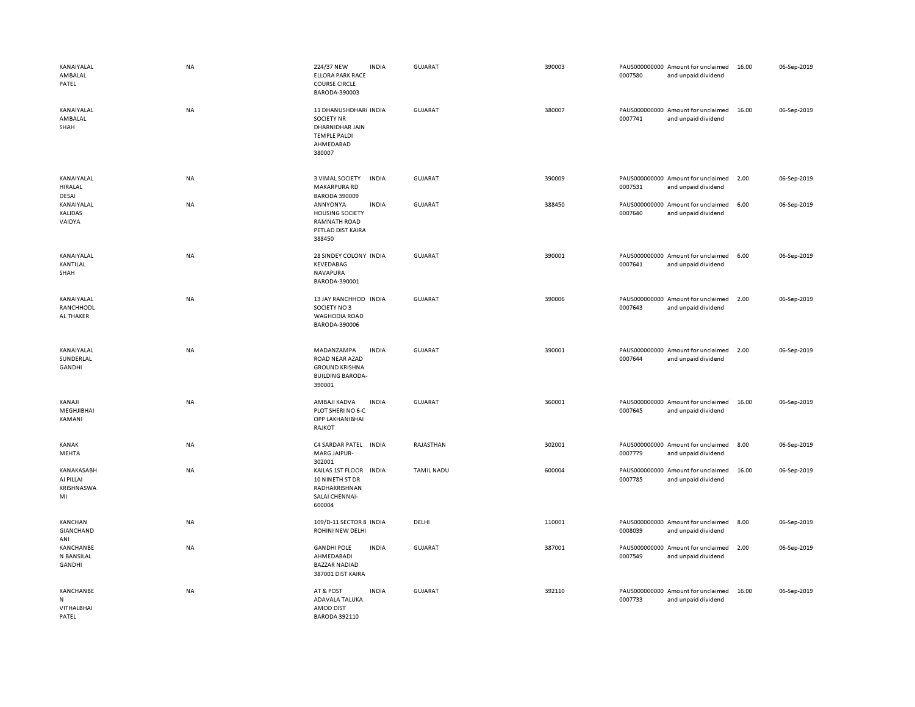| | | | | | | | | | |
|---|---|---|---|---|---|---|---|---|---|
| KANAIYALAL AMBALAL PATEL | NA | 224/37 NEW ELLORA PARK RACE COURSE CIRCLE BARODA-390003 | INDIA | GUJARAT | 390003 | PAUS0000000000007580 | Amount for unclaimed and unpaid dividend | 16.00 | 06-Sep-2019 |
| KANAIYALAL AMBALAL SHAH | NA | 11 DHANUSHDHARI SOCIETY NR DHARNIDHAR JAIN TEMPLE PALDI AHMEDABAD 380007 | INDIA | GUJARAT | 380007 | PAUS0000000000007741 | Amount for unclaimed and unpaid dividend | 16.00 | 06-Sep-2019 |
| KANAIYALAL HIRALAL DESAI | NA | 3 VIMAL SOCIETY MAKARPURA RD BARODA 390009 | INDIA | GUJARAT | 390009 | PAUS0000000000007531 | Amount for unclaimed and unpaid dividend | 2.00 | 06-Sep-2019 |
| KANAIYALAL KALIDAS VAIDYA | NA | ANNYONYA HOUSING SOCIETY RAMNATH ROAD PETLAD DIST KAIRA 388450 | INDIA | GUJARAT | 388450 | PAUS0000000000007640 | Amount for unclaimed and unpaid dividend | 6.00 | 06-Sep-2019 |
| KANAIYALAL KANTILAL SHAH | NA | 28 SINDEY COLONY KEVEDABAG NAVAPURA BARODA-390001 | INDIA | GUJARAT | 390001 | PAUS0000000000007641 | Amount for unclaimed and unpaid dividend | 6.00 | 06-Sep-2019 |
| KANAIYALAL RANCHHODL AL THAKER | NA | 13 JAY RANCHHOD SOCIETY NO 3 WAGHODIA ROAD BARODA-390006 | INDIA | GUJARAT | 390006 | PAUS0000000000007643 | Amount for unclaimed and unpaid dividend | 2.00 | 06-Sep-2019 |
| KANAIYALAL SUNDERLAL GANDHI | NA | MADANZAMPA ROAD NEAR AZAD GROUND KRISHNA BUILDING BARODA-390001 | INDIA | GUJARAT | 390001 | PAUS0000000000007644 | Amount for unclaimed and unpaid dividend | 2.00 | 06-Sep-2019 |
| KANAJI MEGHJIBHAI KAMANI | NA | AMBAJI KADVA PLOT SHERI NO 6-C OPP LAKHANIBHAI RAJKOT | INDIA | GUJARAT | 360001 | PAUS0000000000007645 | Amount for unclaimed and unpaid dividend | 16.00 | 06-Sep-2019 |
| KANAK MEHTA | NA | C4 SARDAR PATEL MARG JAIPUR-302001 | INDIA | RAJASTHAN | 302001 | PAUS0000000000007779 | Amount for unclaimed and unpaid dividend | 8.00 | 06-Sep-2019 |
| KANAKASABH AI PILLAI KRISHNASWA MI | NA | KAILAS 1ST FLOOR 10 NINETH ST DR RADHAKRISHNAN SALAI CHENNAI-600004 | INDIA | TAMIL NADU | 600004 | PAUS0000000000007785 | Amount for unclaimed and unpaid dividend | 16.00 | 06-Sep-2019 |
| KANCHAN GIANCHAND ANI | NA | 109/D-11 SECTOR 8 ROHINI NEW DELHI | INDIA | DELHI | 110001 | PAUS0000000000008039 | Amount for unclaimed and unpaid dividend | 8.00 | 06-Sep-2019 |
| KANCHANBE N BANSILAL GANDHI | NA | GANDHI POLE AHMEDABADI BAZZAR NADIAD 387001 DIST KAIRA | INDIA | GUJARAT | 387001 | PAUS0000000000007549 | Amount for unclaimed and unpaid dividend | 2.00 | 06-Sep-2019 |
| KANCHANBE N VITHALBHAI PATEL | NA | AT & POST ADAVALA TALUKA AMOD DIST BARODA 392110 | INDIA | GUJARAT | 392110 | PAUS0000000000007733 | Amount for unclaimed and unpaid dividend | 16.00 | 06-Sep-2019 |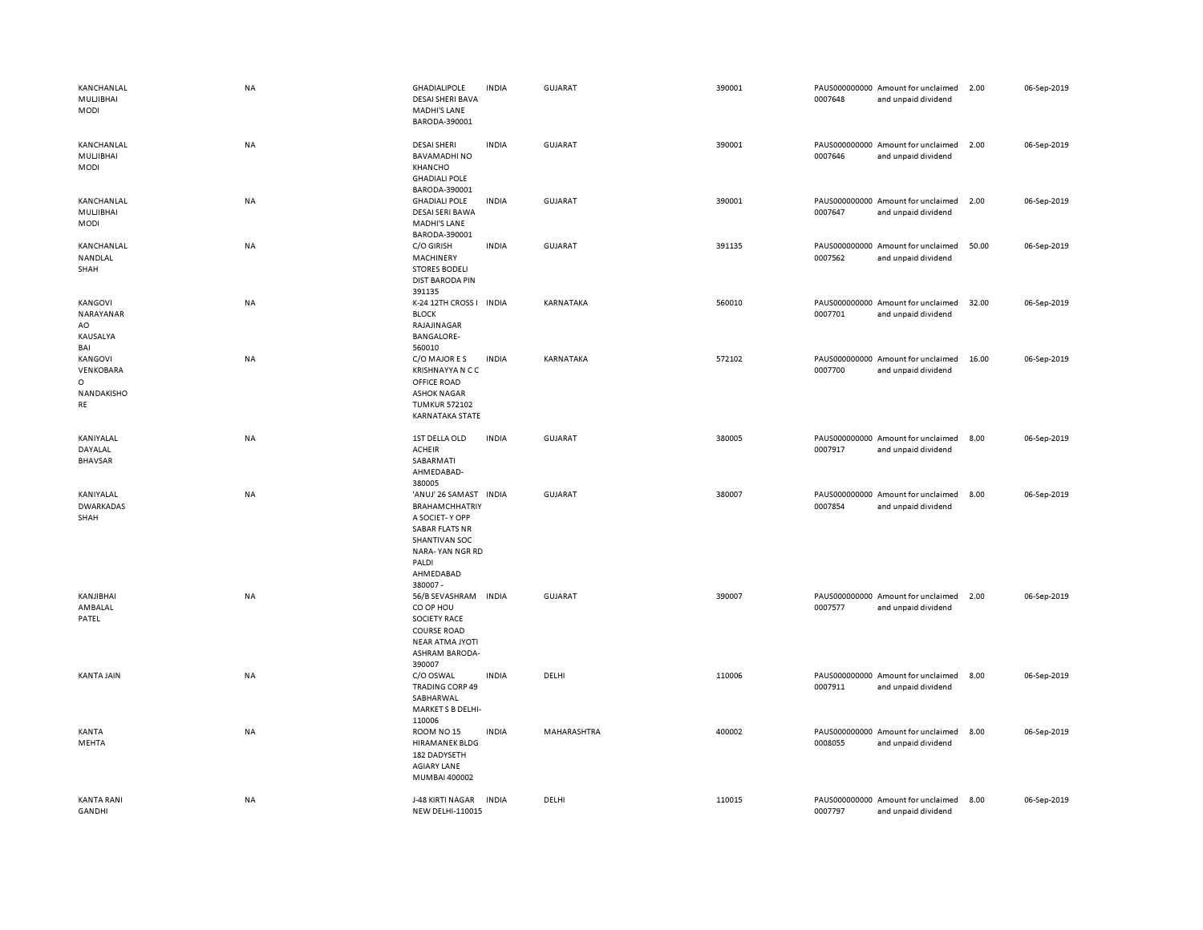| | | | | | | | | | |
|---|---|---|---|---|---|---|---|---|---|
| KANCHANLAL MULJIBHAI MODI | NA | GHADIALIPOLE DESAI SHERI BAVA MADHI'S LANE BARODA-390001 | INDIA | GUJARAT | 390001 | PAUS0000000000007648 | Amount for unclaimed and unpaid dividend | 2.00 | 06-Sep-2019 |
| KANCHANLAL MULJIBHAI MODI | NA | DESAI SHERI BAVAMADHI NO KHANCHO GHADIALI POLE BARODA-390001 | INDIA | GUJARAT | 390001 | PAUS0000000000007646 | Amount for unclaimed and unpaid dividend | 2.00 | 06-Sep-2019 |
| KANCHANLAL MULJIBHAI MODI | NA | GHADIALI POLE DESAI SERI BAWA MADHI'S LANE BARODA-390001 | INDIA | GUJARAT | 390001 | PAUS0000000000007647 | Amount for unclaimed and unpaid dividend | 2.00 | 06-Sep-2019 |
| KANCHANLAL NANDLAL SHAH | NA | C/O GIRISH MACHINERY STORES BODELI DIST BARODA PIN 391135 | INDIA | GUJARAT | 391135 | PAUS0000000000007562 | Amount for unclaimed and unpaid dividend | 50.00 | 06-Sep-2019 |
| KANGOVI NARAYANAR AO KAUSALYA BAI | NA | K-24 12TH CROSS I BLOCK RAJAJINAGAR BANGALORE-560010 | INDIA | KARNATAKA | 560010 | PAUS0000000000007701 | Amount for unclaimed and unpaid dividend | 32.00 | 06-Sep-2019 |
| KANGOVI VENKOBARA O NANDAKISHO RE | NA | C/O MAJOR E S KRISHNAYYA N C C OFFICE ROAD ASHOK NAGAR TUMKUR 572102 KARNATAKA STATE | INDIA | KARNATAKA | 572102 | PAUS0000000000007700 | Amount for unclaimed and unpaid dividend | 16.00 | 06-Sep-2019 |
| KANIYALAL DAYALAL BHAVSAR | NA | 1ST DELLA OLD ACHEIR SABARMATI AHMEDABAD-380005 | INDIA | GUJARAT | 380005 | PAUS0000000000007917 | Amount for unclaimed and unpaid dividend | 8.00 | 06-Sep-2019 |
| KANIYALAL DWARKADAS SHAH | NA | 'ANUJ' 26 SAMAST BRAHAMCHHATRIY A SOCIET- Y OPP SABAR FLATS NR SHANTIVAN SOC NARA- YAN NGR RD PALDI AHMEDABAD 380007 - | INDIA | GUJARAT | 380007 | PAUS0000000000007854 | Amount for unclaimed and unpaid dividend | 8.00 | 06-Sep-2019 |
| KANJIBHAI AMBALAL PATEL | NA | 56/B SEVASHRAM CO OP HOU SOCIETY RACE COURSE ROAD NEAR ATMA JYOTI ASHRAM BARODA-390007 | INDIA | GUJARAT | 390007 | PAUS0000000000007577 | Amount for unclaimed and unpaid dividend | 2.00 | 06-Sep-2019 |
| KANTA JAIN | NA | C/O OSWAL TRADING CORP 49 SABHARWAL MARKET S B DELHI-110006 | INDIA | DELHI | 110006 | PAUS0000000000007911 | Amount for unclaimed and unpaid dividend | 8.00 | 06-Sep-2019 |
| KANTA MEHTA | NA | ROOM NO 15 HIRAMANEK BLDG 182 DADYSETH AGIARY LANE MUMBAI 400002 | INDIA | MAHARASHTRA | 400002 | PAUS0000000000008055 | Amount for unclaimed and unpaid dividend | 8.00 | 06-Sep-2019 |
| KANTA RANI GANDHI | NA | J-48 KIRTI NAGAR NEW DELHI-110015 | INDIA | DELHI | 110015 | PAUS0000000000007797 | Amount for unclaimed and unpaid dividend | 8.00 | 06-Sep-2019 |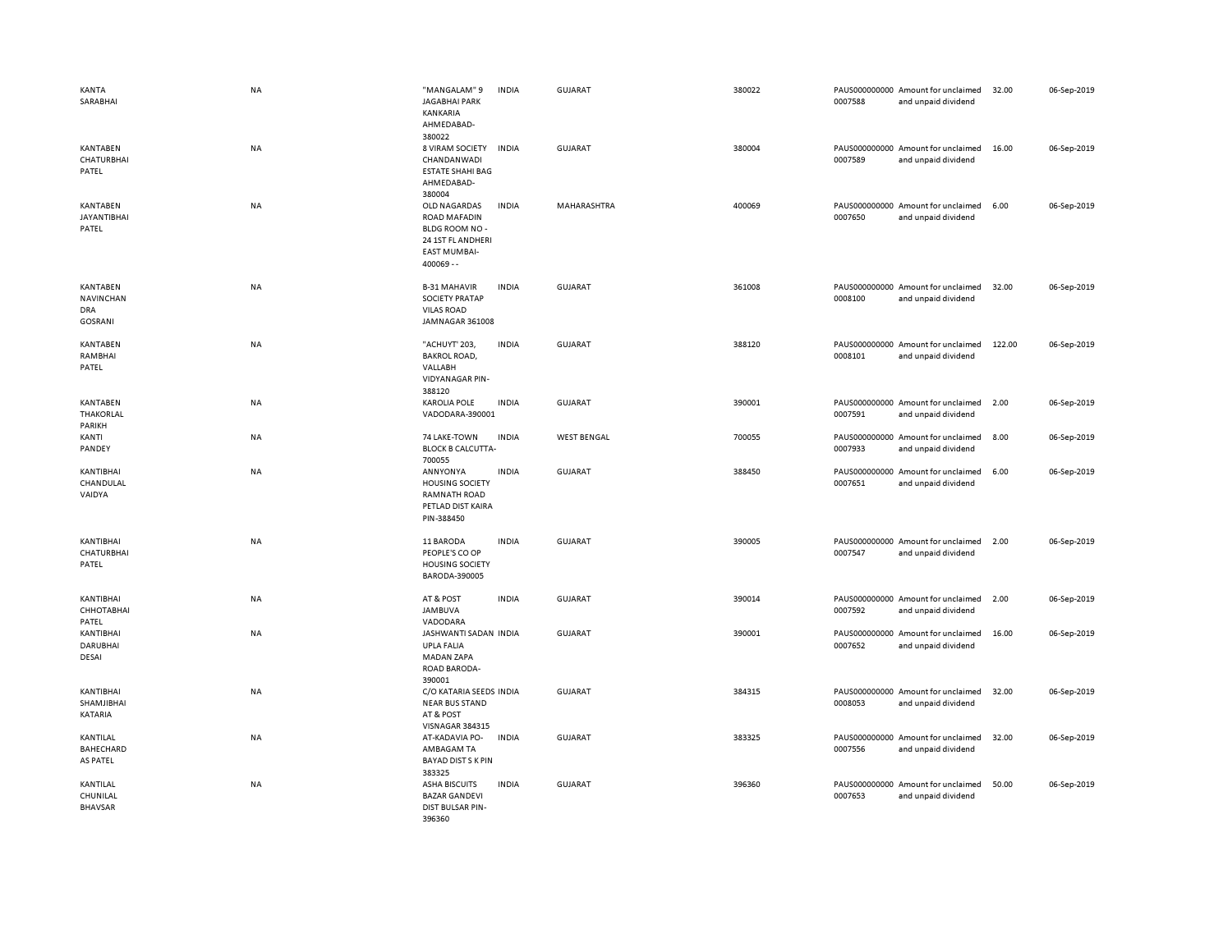| | | | | | | | | | |
|---|---|---|---|---|---|---|---|---|---|
| KANTA SARABHAI | NA | "MANGALAM" 9 JAGABHAI PARK KANKARIA AHMEDABAD-380022 | INDIA | GUJARAT | 380022 | PAUS0000000000007588 | Amount for unclaimed and unpaid dividend | 32.00 | 06-Sep-2019 |
| KANTABEN CHATURBHAI PATEL | NA | 8 VIRAM SOCIETY CHANDANWADI ESTATE SHAHI BAG AHMEDABAD-380004 | INDIA | GUJARAT | 380004 | PAUS0000000000007589 | Amount for unclaimed and unpaid dividend | 16.00 | 06-Sep-2019 |
| KANTABEN JAYANTIBHAI PATEL | NA | OLD NAGARDAS ROAD MAFADIN BLDG ROOM NO - 24 1ST FL ANDHERI EAST MUMBAI-400069 - - | INDIA | MAHARASHTRA | 400069 | PAUS0000000000007650 | Amount for unclaimed and unpaid dividend | 6.00 | 06-Sep-2019 |
| KANTABEN NAVINCHAN DRA GOSRANI | NA | B-31 MAHAVIR SOCIETY PRATAP VILAS ROAD JAMNAGAR 361008 | INDIA | GUJARAT | 361008 | PAUS0000000000008100 | Amount for unclaimed and unpaid dividend | 32.00 | 06-Sep-2019 |
| KANTABEN RAMBHAI PATEL | NA | "ACHUYT' 203, BAKROL ROAD, VALLABH VIDYANAGAR PIN-388120 | INDIA | GUJARAT | 388120 | PAUS0000000000008101 | Amount for unclaimed and unpaid dividend | 122.00 | 06-Sep-2019 |
| KANTABEN THAKORLAL PARIKH | NA | KAROLIA POLE VADODARA-390001 | INDIA | GUJARAT | 390001 | PAUS0000000000007591 | Amount for unclaimed and unpaid dividend | 2.00 | 06-Sep-2019 |
| KANTI PANDEY | NA | 74 LAKE-TOWN BLOCK B CALCUTTA-700055 | INDIA | WEST BENGAL | 700055 | PAUS0000000000007933 | Amount for unclaimed and unpaid dividend | 8.00 | 06-Sep-2019 |
| KANTIBHAI CHANDULAL VAIDYA | NA | ANNYONYA HOUSING SOCIETY RAMNATH ROAD PETLAD DIST KAIRA PIN-388450 | INDIA | GUJARAT | 388450 | PAUS0000000000007651 | Amount for unclaimed and unpaid dividend | 6.00 | 06-Sep-2019 |
| KANTIBHAI CHATURBHAI PATEL | NA | 11 BARODA PEOPLE'S CO OP HOUSING SOCIETY BARODA-390005 | INDIA | GUJARAT | 390005 | PAUS0000000000007547 | Amount for unclaimed and unpaid dividend | 2.00 | 06-Sep-2019 |
| KANTIBHAI CHHOTABHAI PATEL | NA | AT & POST JAMBUVA VADODARA | INDIA | GUJARAT | 390014 | PAUS0000000000007592 | Amount for unclaimed and unpaid dividend | 2.00 | 06-Sep-2019 |
| KANTIBHAI DARUBHAI DESAI | NA | JASHWANTI SADAN UPLA FALIA MADAN ZAPA ROAD BARODA-390001 | INDIA | GUJARAT | 390001 | PAUS0000000000007652 | Amount for unclaimed and unpaid dividend | 16.00 | 06-Sep-2019 |
| KANTIBHAI SHAMJIBHAI KATARIA | NA | C/O KATARIA SEEDS NEAR BUS STAND AT & POST VISNAGAR 384315 | INDIA | GUJARAT | 384315 | PAUS0000000000008053 | Amount for unclaimed and unpaid dividend | 32.00 | 06-Sep-2019 |
| KANTILAL BAHECHARD AS PATEL | NA | AT-KADAVIA PO-AMBAGAM TA BAYAD DIST S K PIN 383325 | INDIA | GUJARAT | 383325 | PAUS0000000000007556 | Amount for unclaimed and unpaid dividend | 32.00 | 06-Sep-2019 |
| KANTILAL CHUNILAL BHAVSAR | NA | ASHA BISCUITS BAZAR GANDEVI DIST BULSAR PIN-396360 | INDIA | GUJARAT | 396360 | PAUS0000000000007653 | Amount for unclaimed and unpaid dividend | 50.00 | 06-Sep-2019 |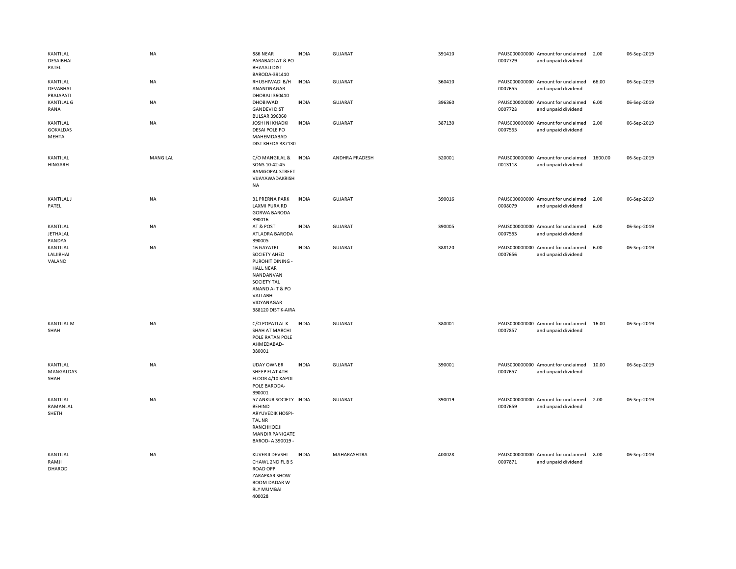| | | | | | | | | | |
|---|---|---|---|---|---|---|---|---|---|
| KANTILAL DESAIBHAI PATEL | NA | 886 NEAR PARABADI AT & PO BHAYALI DIST BARODA-391410 | INDIA | GUJARAT | 391410 | PAUS0000000000007729 | Amount for unclaimed and unpaid dividend | 2.00 | 06-Sep-2019 |
| KANTILAL DEVABHAI PRAJAPATI | NA | RHUSHIWADI B/H ANANDNAGAR DHORAJI 360410 | INDIA | GUJARAT | 360410 | PAUS0000000000007655 | Amount for unclaimed and unpaid dividend | 66.00 | 06-Sep-2019 |
| KANTILAL G RANA | NA | DHOBIWAD GANDEVI DIST BULSAR 396360 | INDIA | GUJARAT | 396360 | PAUS0000000000007728 | Amount for unclaimed and unpaid dividend | 6.00 | 06-Sep-2019 |
| KANTILAL GOKALDAS MEHTA | NA | JOSHI NI KHADKI DESAI POLE PO MAHEMDABAD DIST KHEDA 387130 | INDIA | GUJARAT | 387130 | PAUS0000000000007565 | Amount for unclaimed and unpaid dividend | 2.00 | 06-Sep-2019 |
| KANTILAL HINGARH | MANGILAL | C/O MANGILAL & SONS 10-42-45 RAMGOPAL STREET VIJAYAWADAKRISHNA | INDIA | ANDHRA PRADESH | 520001 | PAUS0000000000013118 | Amount for unclaimed and unpaid dividend | 1600.00 | 06-Sep-2019 |
| KANTILAL J PATEL | NA | 31 PRERNA PARK LAXMI PURA RD GORWA BARODA 390016 | INDIA | GUJARAT | 390016 | PAUS0000000000008079 | Amount for unclaimed and unpaid dividend | 2.00 | 06-Sep-2019 |
| KANTILAL JETHALAL PANDYA | NA | AT & POST ATLADRA BARODA 390005 | INDIA | GUJARAT | 390005 | PAUS0000000000007553 | Amount for unclaimed and unpaid dividend | 6.00 | 06-Sep-2019 |
| KANTILAL LALJIBHAI VALAND | NA | 16 GAYATRI SOCIETY AHED PUROHIT DINING - HALL NEAR NANDANVAN SOCIETY TAL ANAND A- T & PO VALLABH VIDYANAGAR 388120 DIST K-AIRA | INDIA | GUJARAT | 388120 | PAUS0000000000007656 | Amount for unclaimed and unpaid dividend | 6.00 | 06-Sep-2019 |
| KANTILAL M SHAH | NA | C/O POPATLAL K SHAH AT MARCHI POLE RATAN POLE AHMEDABAD-380001 | INDIA | GUJARAT | 380001 | PAUS0000000000007857 | Amount for unclaimed and unpaid dividend | 16.00 | 06-Sep-2019 |
| KANTILAL MANGALDAS SHAH | NA | UDAY OWNER SHEEP FLAT 4TH FLOOR 4/10 KAPDI POLE BARODA-390001 | INDIA | GUJARAT | 390001 | PAUS0000000000007657 | Amount for unclaimed and unpaid dividend | 10.00 | 06-Sep-2019 |
| KANTILAL RAMANLAL SHETH | NA | 57 ANKUR SOCIETY BEHIND ARYUVEDIK HOSPI-TAL NR RANCHHODJI MANDIR PANIGATE BAROD- A 390019 - | INDIA | GUJARAT | 390019 | PAUS0000000000007659 | Amount for unclaimed and unpaid dividend | 2.00 | 06-Sep-2019 |
| KANTILAL RAMJI DHAROD | NA | KUVERJI DEVSHI CHAWL 2ND FL B S ROAD OPP ZARAPKAR SHOW ROOM DADAR W RLY MUMBAI 400028 | INDIA | MAHARASHTRA | 400028 | PAUS0000000000007871 | Amount for unclaimed and unpaid dividend | 8.00 | 06-Sep-2019 |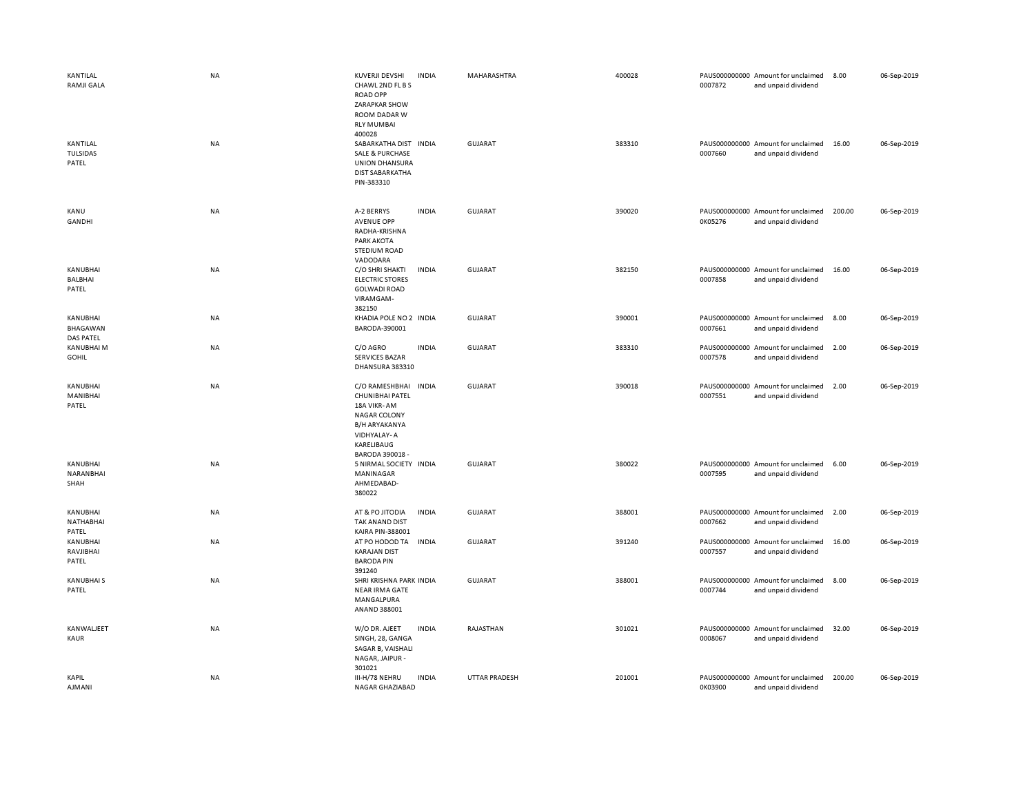| | | | | | | | | | |
|---|---|---|---|---|---|---|---|---|---|
| KANTILAL RAMJI GALA | NA | KUVERJI DEVSHI CHAWL 2ND FL B S ROAD OPP ZARAPKAR SHOW ROOM DADAR W RLY MUMBAI 400028 | INDIA | MAHARASHTRA | 400028 | PAUS0000000000007872 | Amount for unclaimed and unpaid dividend | 8.00 | 06-Sep-2019 |
| KANTILAL TULSIDAS PATEL | NA | SABARKATHA DIST SALE & PURCHASE UNION DHANSURA DIST SABARKATHA PIN-383310 | INDIA | GUJARAT | 383310 | PAUS0000000000007660 | Amount for unclaimed and unpaid dividend | 16.00 | 06-Sep-2019 |
| KANU GANDHI | NA | A-2 BERRYS AVENUE OPP RADHA-KRISHNA PARK AKOTA STEDIUM ROAD VADODARA | INDIA | GUJARAT | 390020 | PAUS0000000000K05276 | Amount for unclaimed and unpaid dividend | 200.00 | 06-Sep-2019 |
| KANUBHAI BALBHAI PATEL | NA | C/O SHRI SHAKTI ELECTRIC STORES GOLWADI ROAD VIRAMGAM-382150 | INDIA | GUJARAT | 382150 | PAUS0000000000007858 | Amount for unclaimed and unpaid dividend | 16.00 | 06-Sep-2019 |
| KANUBHAI BHAGAWAN DAS PATEL | NA | KHADIA POLE NO 2 BARODA-390001 | INDIA | GUJARAT | 390001 | PAUS0000000000007661 | Amount for unclaimed and unpaid dividend | 8.00 | 06-Sep-2019 |
| KANUBHAI M GOHIL | NA | C/O AGRO SERVICES BAZAR DHANSURA 383310 | INDIA | GUJARAT | 383310 | PAUS0000000000007578 | Amount for unclaimed and unpaid dividend | 2.00 | 06-Sep-2019 |
| KANUBHAI MANIBHAI PATEL | NA | C/O RAMESHBHAI CHUNIBHAI PATEL 18A VIKR- AM NAGAR COLONY B/H ARYAKANYA VIDHYALAY- A KARELIBAUG BARODA 390018 - | INDIA | GUJARAT | 390018 | PAUS0000000000007551 | Amount for unclaimed and unpaid dividend | 2.00 | 06-Sep-2019 |
| KANUBHAI NARANBHAI SHAH | NA | 5 NIRMAL SOCIETY MANINAGAR AHMEDABAD-380022 | INDIA | GUJARAT | 380022 | PAUS0000000000007595 | Amount for unclaimed and unpaid dividend | 6.00 | 06-Sep-2019 |
| KANUBHAI NATHABHAI PATEL | NA | AT & PO JITODIA TAK ANAND DIST KAIRA PIN-388001 | INDIA | GUJARAT | 388001 | PAUS0000000000007662 | Amount for unclaimed and unpaid dividend | 2.00 | 06-Sep-2019 |
| KANUBHAI RAVJIBHAI PATEL | NA | AT PO HODOD TA KARAJAN DIST BARODA PIN 391240 | INDIA | GUJARAT | 391240 | PAUS0000000000007557 | Amount for unclaimed and unpaid dividend | 16.00 | 06-Sep-2019 |
| KANUBHAI S PATEL | NA | SHRI KRISHNA PARK NEAR IRMA GATE MANGALPURA ANAND 388001 | INDIA | GUJARAT | 388001 | PAUS0000000000007744 | Amount for unclaimed and unpaid dividend | 8.00 | 06-Sep-2019 |
| KANWALJEET KAUR | NA | W/O DR. AJEET SINGH, 28, GANGA SAGAR B, VAISHALI NAGAR, JAIPUR - 301021 | INDIA | RAJASTHAN | 301021 | PAUS0000000000008067 | Amount for unclaimed and unpaid dividend | 32.00 | 06-Sep-2019 |
| KAPIL AJMANI | NA | III-H/78 NEHRU NAGAR GHAZIABAD | INDIA | UTTAR PRADESH | 201001 | PAUS0000000000K03900 | Amount for unclaimed and unpaid dividend | 200.00 | 06-Sep-2019 |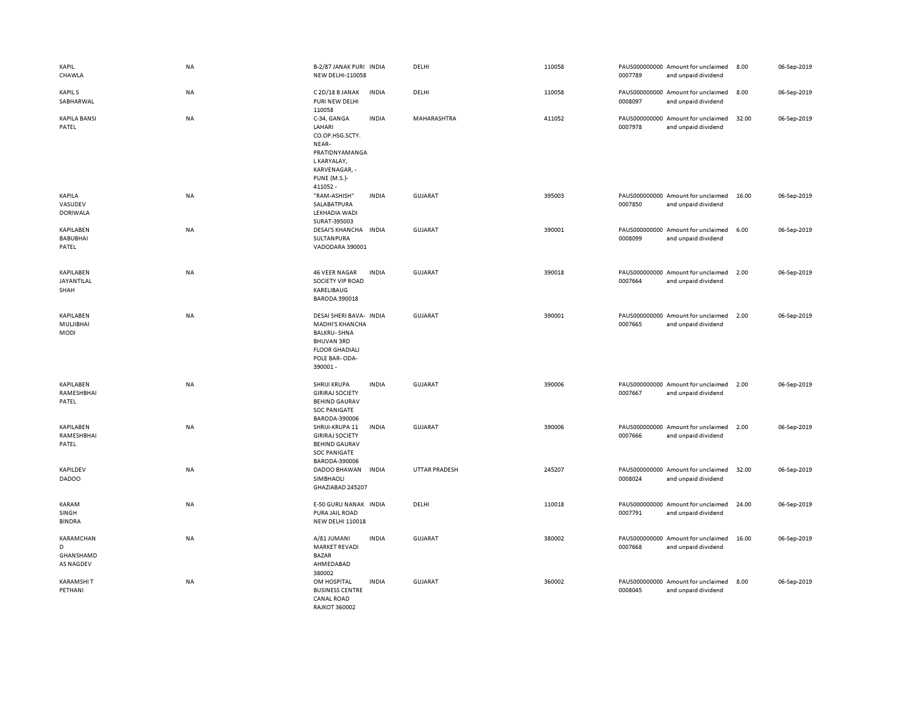| | | | | | | | | | |
|---|---|---|---|---|---|---|---|---|---|
| KAPIL CHAWLA | NA | B-2/87 JANAK PURI NEW DELHI-110058 | INDIA | DELHI | 110058 | PAUS0000000000007789 | Amount for unclaimed and unpaid dividend | 8.00 | 06-Sep-2019 |
| KAPIL S SABHARWAL | NA | C 2D/18 B JANAK PURI NEW DELHI 110058 | INDIA | DELHI | 110058 | PAUS0000000000008097 | Amount for unclaimed and unpaid dividend | 8.00 | 06-Sep-2019 |
| KAPILA BANSI PATEL | NA | C-34, GANGA LAHARI CO.OP.HSG.SCTY. NEAR-PRATIDNYAMANGAL KARYALAY, KARVENAGAR, - PUNE (M.S.)- 411052 - | INDIA | MAHARASHTRA | 411052 | PAUS0000000000007978 | Amount for unclaimed and unpaid dividend | 32.00 | 06-Sep-2019 |
| KAPILA VASUDEV DORIWALA | NA | "RAM-ASHISH" SALABATPURA LEKHADIA WADI SURAT-395003 | INDIA | GUJARAT | 395003 | PAUS0000000000007850 | Amount for unclaimed and unpaid dividend | 16.00 | 06-Sep-2019 |
| KAPILABEN BABUBHAI PATEL | NA | DESAI'S KHANCHA SULTANPURA VADODARA 390001 | INDIA | GUJARAT | 390001 | PAUS0000000000008099 | Amount for unclaimed and unpaid dividend | 6.00 | 06-Sep-2019 |
| KAPILABEN JAYANTILAL SHAH | NA | 46 VEER NAGAR SOCIETY VIP ROAD KARELIBAUG BARODA 390018 | INDIA | GUJARAT | 390018 | PAUS0000000000007664 | Amount for unclaimed and unpaid dividend | 2.00 | 06-Sep-2019 |
| KAPILABEN MULJIBHAI MODI | NA | DESAI SHERI BAVA-MADHI'S KHANCHA BALKRU- SHNA BHUVAN 3RD FLOOR GHADIALI POLE BAR- ODA-390001 - | INDIA | GUJARAT | 390001 | PAUS0000000000007665 | Amount for unclaimed and unpaid dividend | 2.00 | 06-Sep-2019 |
| KAPILABEN RAMESHBHAI PATEL | NA | SHRIJI KRUPA GIRIRAJ SOCIETY BEHIND GAURAV SOC PANIGATE BARODA-390006 | INDIA | GUJARAT | 390006 | PAUS0000000000007667 | Amount for unclaimed and unpaid dividend | 2.00 | 06-Sep-2019 |
| KAPILABEN RAMESHBHAI PATEL | NA | SHRIJI-KRUPA 11 GIRIRAJ SOCIETY BEHIND GAURAV SOC PANIGATE BARODA-390006 | INDIA | GUJARAT | 390006 | PAUS0000000000007666 | Amount for unclaimed and unpaid dividend | 2.00 | 06-Sep-2019 |
| KAPILDEV DADOO | NA | DADOO BHAWAN SIMBHAOLI GHAZIABAD 245207 | INDIA | UTTAR PRADESH | 245207 | PAUS0000000000008024 | Amount for unclaimed and unpaid dividend | 32.00 | 06-Sep-2019 |
| KARAM SINGH BINDRA | NA | E-50 GURU NANAK PURA JAIL ROAD NEW DELHI 110018 | INDIA | DELHI | 110018 | PAUS0000000000007791 | Amount for unclaimed and unpaid dividend | 24.00 | 06-Sep-2019 |
| KARAMCHAND GHANSHAMDAS NAGDEV | NA | A/81 JUMANI MARKET REVADI BAZAR AHMEDABAD 380002 | INDIA | GUJARAT | 380002 | PAUS0000000000007668 | Amount for unclaimed and unpaid dividend | 16.00 | 06-Sep-2019 |
| KARAMSHI T PETHANI | NA | OM HOSPITAL BUSINESS CENTRE CANAL ROAD RAJKOT 360002 | INDIA | GUJARAT | 360002 | PAUS0000000000008045 | Amount for unclaimed and unpaid dividend | 8.00 | 06-Sep-2019 |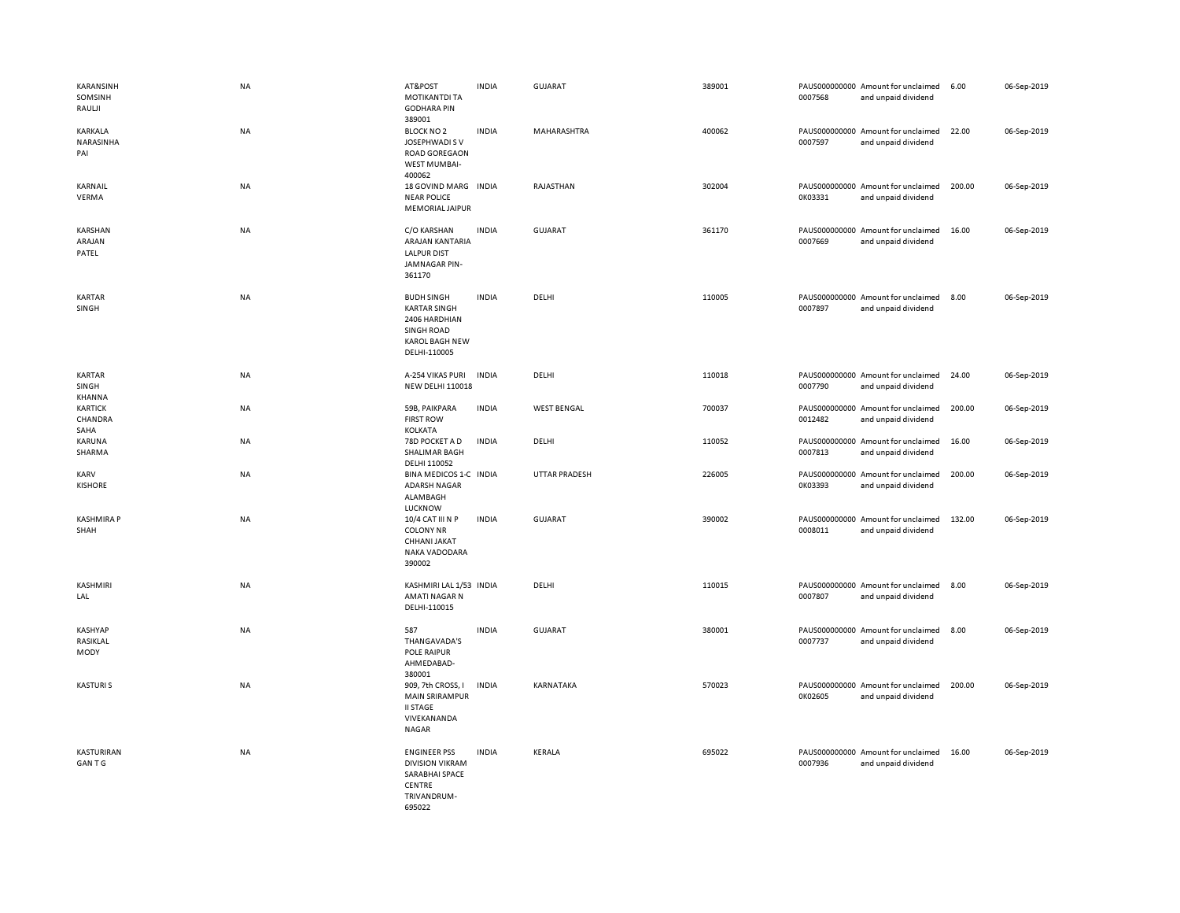| | | | | | | | | | |
|---|---|---|---|---|---|---|---|---|---|
| KARANSINH SOMSINH RAULJI | NA | AT&POST MOTIKANTDI TA GODHARA PIN 389001 | INDIA | GUJARAT | 389001 | PAUS0000000000007568 | Amount for unclaimed and unpaid dividend | 6.00 | 06-Sep-2019 |
| KARKALA NARASINHA PAI | NA | BLOCK NO 2 JOSEPHWADI S V ROAD GOREGAON WEST MUMBAI-400062 | INDIA | MAHARASHTRA | 400062 | PAUS0000000000007597 | Amount for unclaimed and unpaid dividend | 22.00 | 06-Sep-2019 |
| KARNAIL VERMA | NA | 18 GOVIND MARG NEAR POLICE MEMORIAL JAIPUR | INDIA | RAJASTHAN | 302004 | PAUS0000000000K03331 | Amount for unclaimed and unpaid dividend | 200.00 | 06-Sep-2019 |
| KARSHAN ARAJAN PATEL | NA | C/O KARSHAN ARAJAN KANTARIA LALPUR DIST JAMNAGAR PIN-361170 | INDIA | GUJARAT | 361170 | PAUS0000000000007669 | Amount for unclaimed and unpaid dividend | 16.00 | 06-Sep-2019 |
| KARTAR SINGH | NA | BUDH SINGH KARTAR SINGH 2406 HARDHIAN SINGH ROAD KAROL BAGH NEW DELHI-110005 | INDIA | DELHI | 110005 | PAUS0000000000007897 | Amount for unclaimed and unpaid dividend | 8.00 | 06-Sep-2019 |
| KARTAR SINGH KHANNA | NA | A-254 VIKAS PURI NEW DELHI 110018 | INDIA | DELHI | 110018 | PAUS0000000000007790 | Amount for unclaimed and unpaid dividend | 24.00 | 06-Sep-2019 |
| KARTICK CHANDRA SAHA | NA | 59B, PAIKPARA FIRST ROW KOLKATA | INDIA | WEST BENGAL | 700037 | PAUS0000000000012482 | Amount for unclaimed and unpaid dividend | 200.00 | 06-Sep-2019 |
| KARUNA SHARMA | NA | 78D POCKET A D SHALIMAR BAGH DELHI 110052 | INDIA | DELHI | 110052 | PAUS0000000000007813 | Amount for unclaimed and unpaid dividend | 16.00 | 06-Sep-2019 |
| KARV KISHORE | NA | BINA MEDICOS 1-C ADARSH NAGAR ALAMBAGH LUCKNOW | INDIA | UTTAR PRADESH | 226005 | PAUS0000000000K03393 | Amount for unclaimed and unpaid dividend | 200.00 | 06-Sep-2019 |
| KASHMIRA P SHAH | NA | 10/4 CAT III N P COLONY NR CHHANI JAKAT NAKA VADODARA 390002 | INDIA | GUJARAT | 390002 | PAUS0000000000008011 | Amount for unclaimed and unpaid dividend | 132.00 | 06-Sep-2019 |
| KASHMIRI LAL | NA | KASHMIRI LAL 1/53 AMATI NAGAR N DELHI-110015 | INDIA | DELHI | 110015 | PAUS0000000000007807 | Amount for unclaimed and unpaid dividend | 8.00 | 06-Sep-2019 |
| KASHYAP RASIKLAL MODY | NA | 587 THANGAVADA'S POLE RAIPUR AHMEDABAD-380001 | INDIA | GUJARAT | 380001 | PAUS0000000000007737 | Amount for unclaimed and unpaid dividend | 8.00 | 06-Sep-2019 |
| KASTURI S | NA | 909, 7th CROSS, I MAIN SRIRAMPUR II STAGE VIVEKANANDA NAGAR | INDIA | KARNATAKA | 570023 | PAUS0000000000K02605 | Amount for unclaimed and unpaid dividend | 200.00 | 06-Sep-2019 |
| KASTURIRAN GAN T G | NA | ENGINEER PSS DIVISION VIKRAM SARABHAI SPACE CENTRE TRIVANDRUM-695022 | INDIA | KERALA | 695022 | PAUS0000000000007936 | Amount for unclaimed and unpaid dividend | 16.00 | 06-Sep-2019 |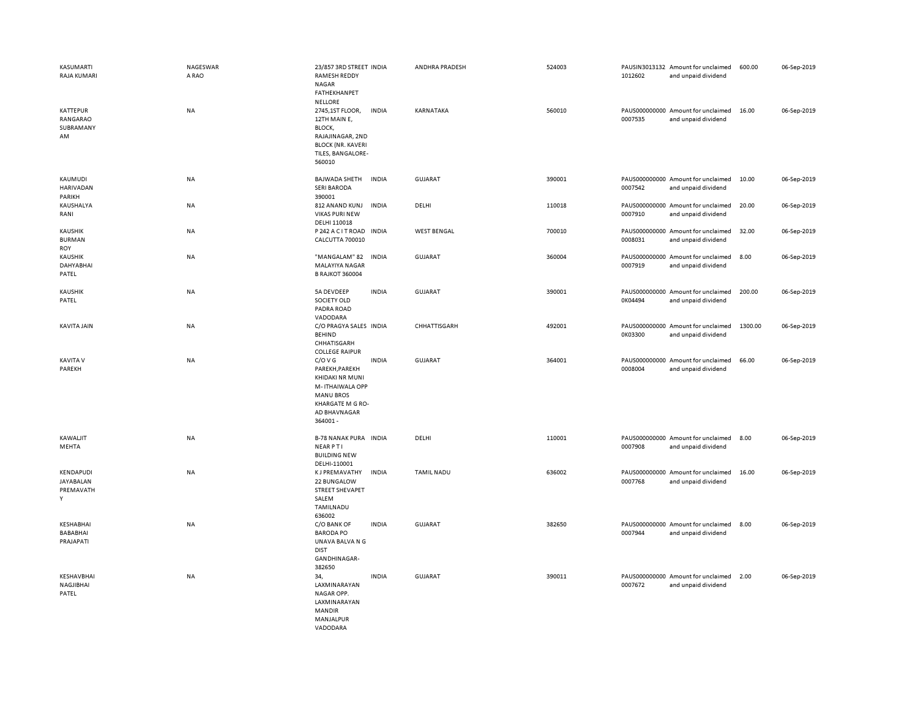| | | | | | | | | | |
|---|---|---|---|---|---|---|---|---|---|
| KASUMARTI RAJA KUMARI | NAGESWAR A RAO | 23/857 3RD STREET RAMESH REDDY NAGAR FATHEKHANPET NELLORE | INDIA | ANDHRA PRADESH | 524003 | PAUSIN3013132 1012602 | Amount for unclaimed and unpaid dividend | 600.00 | 06-Sep-2019 |
| KATTEPUR RANGARAO SUBRAMANY AM | NA | 2745,1ST FLOOR, 12TH MAIN E, BLOCK, RAJAJINAGAR, 2ND BLOCK (NR. KAVERI TILES, BANGALORE-560010 | INDIA | KARNATAKA | 560010 | PAUS000000000 0007535 | Amount for unclaimed and unpaid dividend | 16.00 | 06-Sep-2019 |
| KAUMUDI HARIVADAN PARIKH | NA | BAJWADA SHETH SERI BARODA 390001 | INDIA | GUJARAT | 390001 | PAUS000000000 0007542 | Amount for unclaimed and unpaid dividend | 10.00 | 06-Sep-2019 |
| KAUSHALYA RANI | NA | 812 ANAND KUNJ VIKAS PURI NEW DELHI 110018 | INDIA | DELHI | 110018 | PAUS000000000 0007910 | Amount for unclaimed and unpaid dividend | 20.00 | 06-Sep-2019 |
| KAUSHIK BURMAN ROY | NA | P 242 A C I T ROAD CALCUTTA 700010 | INDIA | WEST BENGAL | 700010 | PAUS000000000 0008031 | Amount for unclaimed and unpaid dividend | 32.00 | 06-Sep-2019 |
| KAUSHIK DAHYABHAI PATEL | NA | "MANGALAM" 82 MALAYIYA NAGAR B RAJKOT 360004 | INDIA | GUJARAT | 360004 | PAUS000000000 0007919 | Amount for unclaimed and unpaid dividend | 8.00 | 06-Sep-2019 |
| KAUSHIK PATEL | NA | 5A DEVDEEP SOCIETY OLD PADRA ROAD VADODARA | INDIA | GUJARAT | 390001 | PAUS000000000 0K04494 | Amount for unclaimed and unpaid dividend | 200.00 | 06-Sep-2019 |
| KAVITA JAIN | NA | C/O PRAGYA SALES BEHIND CHHATISGARH COLLEGE RAIPUR | INDIA | CHHATTISGARH | 492001 | PAUS000000000 0K03300 | Amount for unclaimed and unpaid dividend | 1300.00 | 06-Sep-2019 |
| KAVITA V PAREKH | NA | C/O V G PAREKH,PAREKH KHIDAKI NR MUNI M- ITHAIWALA OPP MANU BROS KHARGATE M G RO-AD BHAVNAGAR 364001 - | INDIA | GUJARAT | 364001 | PAUS000000000 0008004 | Amount for unclaimed and unpaid dividend | 66.00 | 06-Sep-2019 |
| KAWALJIT MEHTA | NA | B-78 NANAK PURA NEAR P T I BUILDING NEW DELHI-110001 | INDIA | DELHI | 110001 | PAUS000000000 0007908 | Amount for unclaimed and unpaid dividend | 8.00 | 06-Sep-2019 |
| KENDAPUDI JAYABALAN PREMAVATH Y | NA | K J PREMAVATHY 22 BUNGALOW STREET SHEVAPET SALEM TAMILNADU 636002 | INDIA | TAMIL NADU | 636002 | PAUS000000000 0007768 | Amount for unclaimed and unpaid dividend | 16.00 | 06-Sep-2019 |
| KESHABHAI BABABHAI PRAJAPATI | NA | C/O BANK OF BARODA PO UNAVA BALVA N G DIST GANDHINAGAR-382650 | INDIA | GUJARAT | 382650 | PAUS000000000 0007944 | Amount for unclaimed and unpaid dividend | 8.00 | 06-Sep-2019 |
| KESHAVBHAI NAGJIBHAI PATEL | NA | 34, LAXMINARAYAN NAGAR OPP. LAXMINARAYAN MANDIR MANJALPUR VADODARA | INDIA | GUJARAT | 390011 | PAUS000000000 0007672 | Amount for unclaimed and unpaid dividend | 2.00 | 06-Sep-2019 |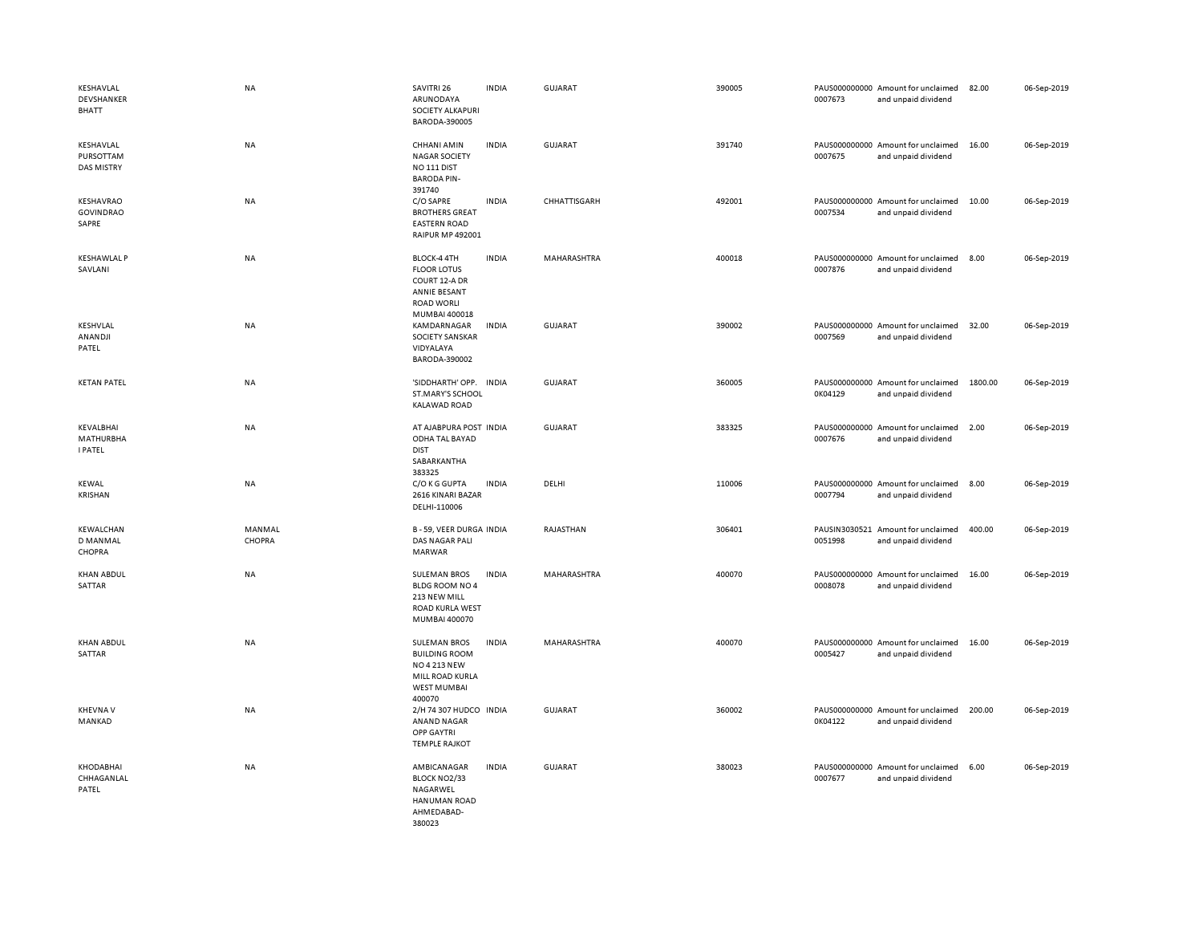| | | | | | | | | | |
|---|---|---|---|---|---|---|---|---|---|
| KESHAVLAL DEVSHANKER BHATT | NA | SAVITRI 26 ARUNODAYA SOCIETY ALKAPURI BARODA-390005 | INDIA | GUJARAT | 390005 | PAUS0000000000007673 | Amount for unclaimed and unpaid dividend | 82.00 | 06-Sep-2019 |
| KESHAVLAL PURSOTTAM DAS MISTRY | NA | CHHANI AMIN NAGAR SOCIETY NO 111 DIST BARODA PIN-391740 | INDIA | GUJARAT | 391740 | PAUS0000000000007675 | Amount for unclaimed and unpaid dividend | 16.00 | 06-Sep-2019 |
| KESHAVRAO GOVINDRAO SAPRE | NA | C/O SAPRE BROTHERS GREAT EASTERN ROAD RAIPUR MP 492001 | INDIA | CHHATTISGARH | 492001 | PAUS0000000000007534 | Amount for unclaimed and unpaid dividend | 10.00 | 06-Sep-2019 |
| KESHAWLAL P SAVLANI | NA | BLOCK-4 4TH FLOOR LOTUS COURT 12-A DR ANNIE BESANT ROAD WORLI MUMBAI 400018 | INDIA | MAHARASHTRA | 400018 | PAUS0000000000007876 | Amount for unclaimed and unpaid dividend | 8.00 | 06-Sep-2019 |
| KESHVLAL ANANDJI PATEL | NA | KAMDARNAGAR SOCIETY SANSKAR VIDYALAYA BARODA-390002 | INDIA | GUJARAT | 390002 | PAUS0000000000007569 | Amount for unclaimed and unpaid dividend | 32.00 | 06-Sep-2019 |
| KETAN PATEL | NA | 'SIDDHARTH' OPP. ST.MARY'S SCHOOL KALAWAD ROAD | INDIA | GUJARAT | 360005 | PAUS0000000000K04129 | Amount for unclaimed and unpaid dividend | 1800.00 | 06-Sep-2019 |
| KEVALBHAI MATHURBHA I PATEL | NA | AT AJABPURA POST ODHA TAL BAYAD DIST SABARKANTHA 383325 | INDIA | GUJARAT | 383325 | PAUS0000000000007676 | Amount for unclaimed and unpaid dividend | 2.00 | 06-Sep-2019 |
| KEWAL KRISHAN | NA | C/O K G GUPTA 2616 KINARI BAZAR DELHI-110006 | INDIA | DELHI | 110006 | PAUS0000000000007794 | Amount for unclaimed and unpaid dividend | 8.00 | 06-Sep-2019 |
| KEWALCHAN D MANMAL CHOPRA | MANMAL CHOPRA | B - 59, VEER DURGA DAS NAGAR PALI MARWAR | INDIA | RAJASTHAN | 306401 | PAUSIN30305210051998 | Amount for unclaimed and unpaid dividend | 400.00 | 06-Sep-2019 |
| KHAN ABDUL SATTAR | NA | SULEMAN BROS BLDG ROOM NO 4 213 NEW MILL ROAD KURLA WEST MUMBAI 400070 | INDIA | MAHARASHTRA | 400070 | PAUS0000000000008078 | Amount for unclaimed and unpaid dividend | 16.00 | 06-Sep-2019 |
| KHAN ABDUL SATTAR | NA | SULEMAN BROS BUILDING ROOM NO 4 213 NEW MILL ROAD KURLA WEST MUMBAI 400070 | INDIA | MAHARASHTRA | 400070 | PAUS0000000000005427 | Amount for unclaimed and unpaid dividend | 16.00 | 06-Sep-2019 |
| KHEVNA V MANKAD | NA | 2/H 74 307 HUDCO ANAND NAGAR OPP GAYTRI TEMPLE RAJKOT | INDIA | GUJARAT | 360002 | PAUS0000000000K04122 | Amount for unclaimed and unpaid dividend | 200.00 | 06-Sep-2019 |
| KHODABHAI CHHAGANLAL PATEL | NA | AMBICANAGAR BLOCK NO2/33 NAGARWEL HANUMAN ROAD AHMEDABAD-380023 | INDIA | GUJARAT | 380023 | PAUS0000000000007677 | Amount for unclaimed and unpaid dividend | 6.00 | 06-Sep-2019 |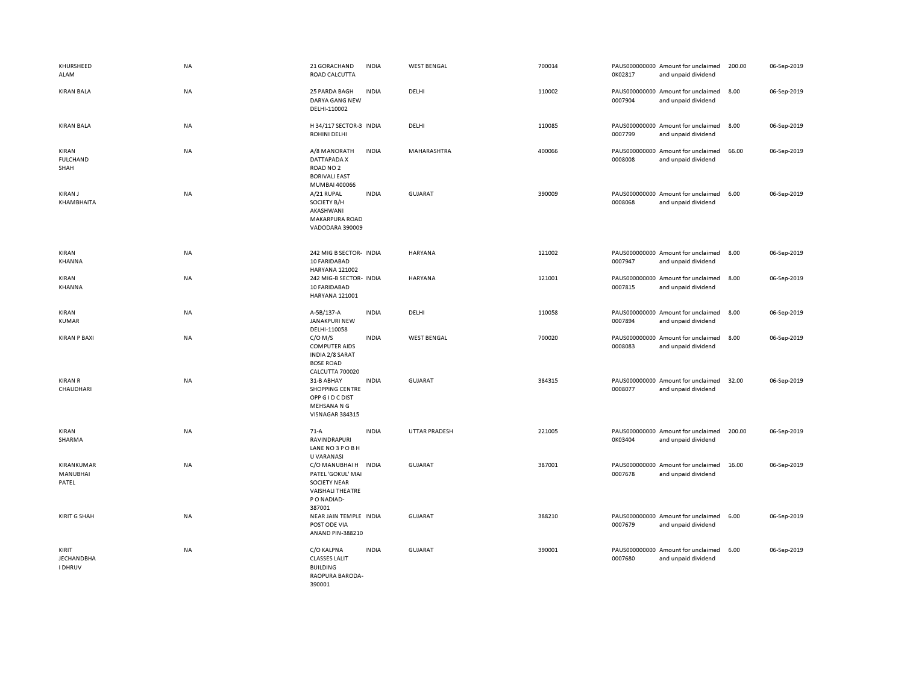| | | | | | | | | | |
|---|---|---|---|---|---|---|---|---|---|
| KHURSHEED ALAM | NA | 21 GORACHAND ROAD CALCUTTA | INDIA | WEST BENGAL | 700014 | PAUS0000000000K02817 | Amount for unclaimed and unpaid dividend | 200.00 | 06-Sep-2019 |
| KIRAN BALA | NA | 25 PARDA BAGH DARYA GANG NEW DELHI-110002 | INDIA | DELHI | 110002 | PAUS0000000000007904 | Amount for unclaimed and unpaid dividend | 8.00 | 06-Sep-2019 |
| KIRAN BALA | NA | H 34/117 SECTOR-3 ROHINI DELHI | INDIA | DELHI | 110085 | PAUS0000000000007799 | Amount for unclaimed and unpaid dividend | 8.00 | 06-Sep-2019 |
| KIRAN FULCHAND SHAH | NA | A/8 MANORATH DATTAPADA X ROAD NO 2 BORIVALI EAST MUMBAI 400066 | INDIA | MAHARASHTRA | 400066 | PAUS0000000000008008 | Amount for unclaimed and unpaid dividend | 66.00 | 06-Sep-2019 |
| KIRAN J KHAMBHAITA | NA | A/21 RUPAL SOCIETY B/H AKASHWANI MAKARPURA ROAD VADODARA 390009 | INDIA | GUJARAT | 390009 | PAUS0000000000008068 | Amount for unclaimed and unpaid dividend | 6.00 | 06-Sep-2019 |
| KIRAN KHANNA | NA | 242 MIG B SECTOR-10 FARIDABAD HARYANA 121002 | INDIA | HARYANA | 121002 | PAUS0000000000007947 | Amount for unclaimed and unpaid dividend | 8.00 | 06-Sep-2019 |
| KIRAN KHANNA | NA | 242 MIG-B SECTOR-10 FARIDABAD HARYANA 121001 | INDIA | HARYANA | 121001 | PAUS0000000000007815 | Amount for unclaimed and unpaid dividend | 8.00 | 06-Sep-2019 |
| KIRAN KUMAR | NA | A-5B/137-A JANAKPURI NEW DELHI-110058 | INDIA | DELHI | 110058 | PAUS0000000000007894 | Amount for unclaimed and unpaid dividend | 8.00 | 06-Sep-2019 |
| KIRAN P BAXI | NA | C/O M/S COMPUTER AIDS INDIA 2/8 SARAT BOSE ROAD CALCUTTA 700020 | INDIA | WEST BENGAL | 700020 | PAUS0000000000008083 | Amount for unclaimed and unpaid dividend | 8.00 | 06-Sep-2019 |
| KIRAN R CHAUDHARI | NA | 31-B ABHAY SHOPPING CENTRE OPP G I D C DIST MEHSANA N G VISNAGAR 384315 | INDIA | GUJARAT | 384315 | PAUS0000000000008077 | Amount for unclaimed and unpaid dividend | 32.00 | 06-Sep-2019 |
| KIRAN SHARMA | NA | 71-A RAVINDRAPURI LANE NO 3 P O B H U VARANASI | INDIA | UTTAR PRADESH | 221005 | PAUS0000000000K03404 | Amount for unclaimed and unpaid dividend | 200.00 | 06-Sep-2019 |
| KIRANKUMAR MANUBHAI PATEL | NA | C/O MANUBHAI H PATEL 'GOKUL' MAI SOCIETY NEAR VAISHALI THEATRE P O NADIAD-387001 | INDIA | GUJARAT | 387001 | PAUS0000000000007678 | Amount for unclaimed and unpaid dividend | 16.00 | 06-Sep-2019 |
| KIRIT G SHAH | NA | NEAR JAIN TEMPLE POST ODE VIA ANAND PIN-388210 | INDIA | GUJARAT | 388210 | PAUS0000000000007679 | Amount for unclaimed and unpaid dividend | 6.00 | 06-Sep-2019 |
| KIRIT JECHANDBHA I DHRUV | NA | C/O KALPNA CLASSES LALIT BUILDING RAOPURA BARODA-390001 | INDIA | GUJARAT | 390001 | PAUS0000000000007680 | Amount for unclaimed and unpaid dividend | 6.00 | 06-Sep-2019 |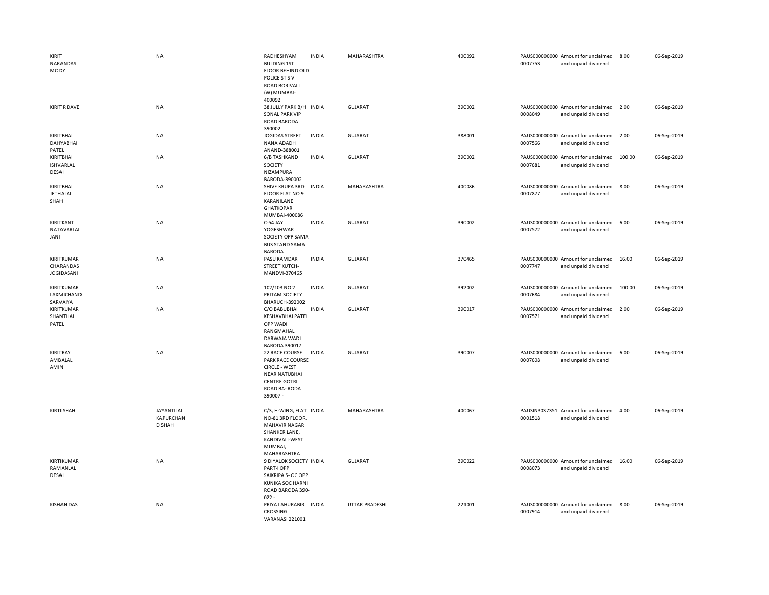| | | | | | | | | | |
|---|---|---|---|---|---|---|---|---|---|
| KIRIT NARANDAS MODY | NA | RADHESHYAM BULDING 1ST FLOOR BEHIND OLD POLICE ST S V ROAD BORIVALI (W) MUMBAI-400092 | INDIA | MAHARASHTRA | 400092 | PAUS000000000 0007753 | Amount for unclaimed and unpaid dividend | 8.00 | 06-Sep-2019 |
| KIRIT R DAVE | NA | 38 JULLY PARK B/H SONAL PARK VIP ROAD BARODA 390002 | INDIA | GUJARAT | 390002 | PAUS000000000 0008049 | Amount for unclaimed and unpaid dividend | 2.00 | 06-Sep-2019 |
| KIRITBHAI DAHYABHAI PATEL | NA | JOGIDAS STREET NANA ADADH ANAND-388001 | INDIA | GUJARAT | 388001 | PAUS000000000 0007566 | Amount for unclaimed and unpaid dividend | 2.00 | 06-Sep-2019 |
| KIRITBHAI ISHVARLAL DESAI | NA | 6/B TASHKAND SOCIETY NIZAMPURA BARODA-390002 | INDIA | GUJARAT | 390002 | PAUS000000000 0007681 | Amount for unclaimed and unpaid dividend | 100.00 | 06-Sep-2019 |
| KIRITBHAI JETHALAL SHAH | NA | SHIVE KRUPA 3RD FLOOR FLAT NO 9 KARANILANE GHATKOPAR MUMBAI-400086 | INDIA | MAHARASHTRA | 400086 | PAUS000000000 0007877 | Amount for unclaimed and unpaid dividend | 8.00 | 06-Sep-2019 |
| KIRITKANT NATAVARLAL JANI | NA | C-54 JAY YOGESHWAR SOCIETY OPP SAMA BUS STAND SAMA BARODA | INDIA | GUJARAT | 390002 | PAUS000000000 0007572 | Amount for unclaimed and unpaid dividend | 6.00 | 06-Sep-2019 |
| KIRITKUMAR CHARANDAS JOGIDASANI | NA | PASU KAMDAR STREET KUTCH-MANDVI-370465 | INDIA | GUJARAT | 370465 | PAUS000000000 0007747 | Amount for unclaimed and unpaid dividend | 16.00 | 06-Sep-2019 |
| KIRITKUMAR LAXMICHAND SARVAIYA | NA | 102/103 NO 2 PRITAM SOCIETY BHARUCH-392002 | INDIA | GUJARAT | 392002 | PAUS000000000 0007684 | Amount for unclaimed and unpaid dividend | 100.00 | 06-Sep-2019 |
| KIRITKUMAR SHANTILAL PATEL | NA | C/O BABUBHAI KESHAVBHAI PATEL OPP WADI RANGMAHAL DARWAJA WADI BARODA 390017 | INDIA | GUJARAT | 390017 | PAUS000000000 0007571 | Amount for unclaimed and unpaid dividend | 2.00 | 06-Sep-2019 |
| KIRITRAY AMBALAL AMIN | NA | 22 RACE COURSE PARK RACE COURSE CIRCLE - WEST NEAR NATUBHAI CENTRE GOTRI ROAD BA- RODA 390007 - | INDIA | GUJARAT | 390007 | PAUS000000000 0007608 | Amount for unclaimed and unpaid dividend | 6.00 | 06-Sep-2019 |
| KIRTI SHAH | JAYANTILAL KAPURCHAN D SHAH | C/3, H-WING, FLAT NO-81 3RD FLOOR, MAHAVIR NAGAR SHANKER LANE, KANDIVALI-WEST MUMBAI, MAHARASHTRA | INDIA | MAHARASHTRA | 400067 | PAUSIN3037351 0001518 | Amount for unclaimed and unpaid dividend | 4.00 | 06-Sep-2019 |
| KIRTIKUMAR RAMANLAL DESAI | NA | 9 DIYALOK SOCIETY PART-I OPP SAIKRIPA S- OC OPP KUNIKA SOC HARNI ROAD BARODA 390-022 - | INDIA | GUJARAT | 390022 | PAUS000000000 0008073 | Amount for unclaimed and unpaid dividend | 16.00 | 06-Sep-2019 |
| KISHAN DAS | NA | PRIYA LAHURABIR CROSSING VARANASI 221001 | INDIA | UTTAR PRADESH | 221001 | PAUS000000000 0007914 | Amount for unclaimed and unpaid dividend | 8.00 | 06-Sep-2019 |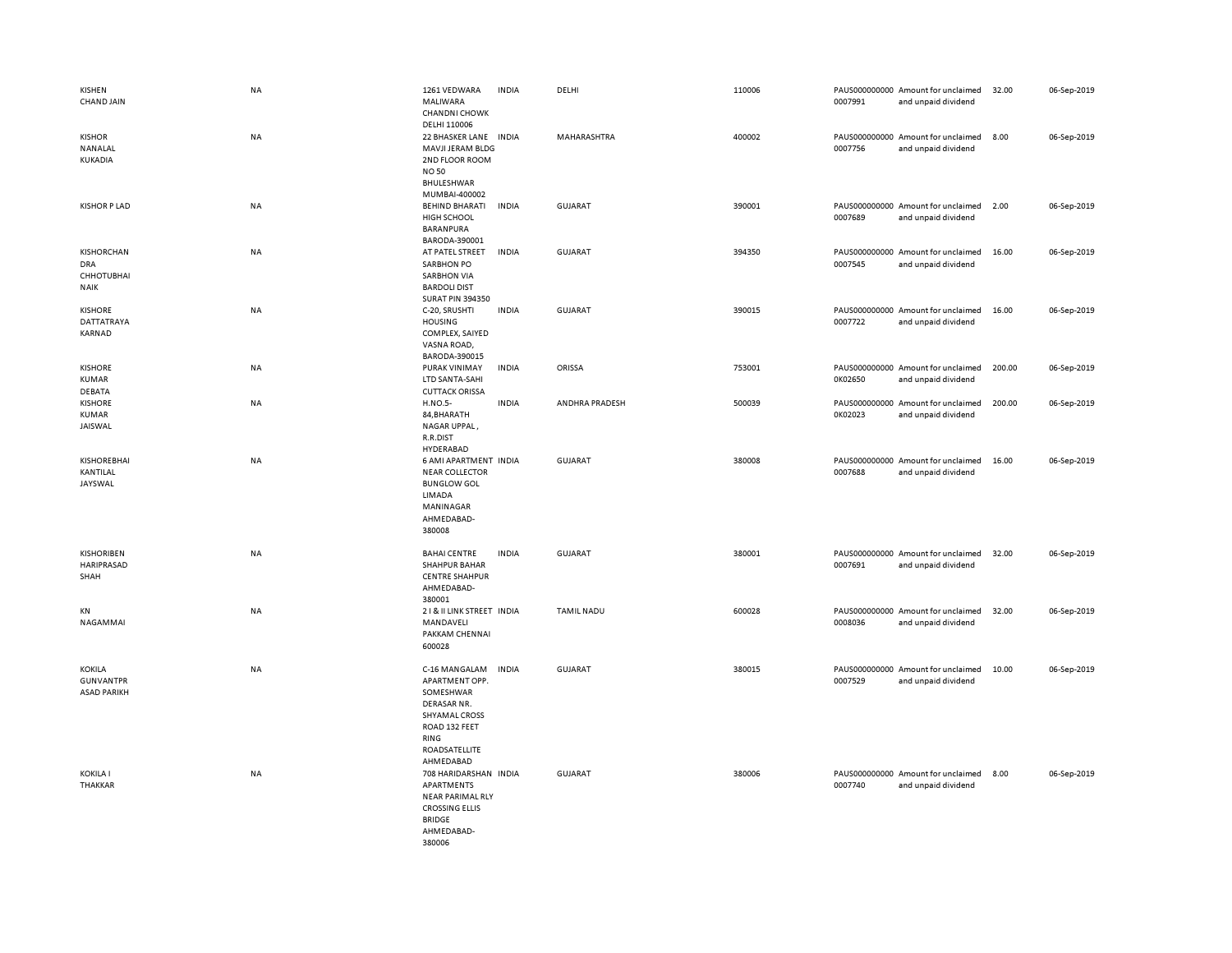| | | | | | | | | | |
|---|---|---|---|---|---|---|---|---|---|
| KISHEN CHAND JAIN | NA | 1261 VEDWARA MALIWARA CHANDNI CHOWK DELHI 110006 | INDIA | DELHI | 110006 | PAUS000000000 0007991 | Amount for unclaimed and unpaid dividend | 32.00 | 06-Sep-2019 |
| KISHOR NANALAL KUKADIA | NA | 22 BHASKER LANE MAVJI JERAM BLDG 2ND FLOOR ROOM NO 50 BHULESHWAR MUMBAI-400002 | INDIA | MAHARASHTRA | 400002 | PAUS000000000 0007756 | Amount for unclaimed and unpaid dividend | 8.00 | 06-Sep-2019 |
| KISHOR P LAD | NA | BEHIND BHARATI HIGH SCHOOL BARANPURA BARODA-390001 | INDIA | GUJARAT | 390001 | PAUS000000000 0007689 | Amount for unclaimed and unpaid dividend | 2.00 | 06-Sep-2019 |
| KISHORCHAN DRA CHHOTUBHAI NAIK | NA | AT PATEL STREET SARBHON PO SARBHON VIA BARDOLI DIST SURAT PIN 394350 | INDIA | GUJARAT | 394350 | PAUS000000000 0007545 | Amount for unclaimed and unpaid dividend | 16.00 | 06-Sep-2019 |
| KISHORE DATTATRAYA KARNAD | NA | C-20, SRUSHTI HOUSING COMPLEX, SAIYED VASNA ROAD, BARODA-390015 | INDIA | GUJARAT | 390015 | PAUS000000000 0007722 | Amount for unclaimed and unpaid dividend | 16.00 | 06-Sep-2019 |
| KISHORE KUMAR DEBATA | NA | PURAK VINIMAY LTD SANTA-SAHI CUTTACK ORISSA | INDIA | ORISSA | 753001 | PAUS000000000 0K02650 | Amount for unclaimed and unpaid dividend | 200.00 | 06-Sep-2019 |
| KISHORE KUMAR JAISWAL | NA | H.NO.5-84,BHARATH NAGAR UPPAL , R.R.DIST HYDERABAD | INDIA | ANDHRA PRADESH | 500039 | PAUS000000000 0K02023 | Amount for unclaimed and unpaid dividend | 200.00 | 06-Sep-2019 |
| KISHOREBHAI KANTILAL JAYSWAL | NA | 6 AMI APARTMENT NEAR COLLECTOR BUNGLOW GOL LIMADA MANINAGAR AHMEDABAD-380008 | INDIA | GUJARAT | 380008 | PAUS000000000 0007688 | Amount for unclaimed and unpaid dividend | 16.00 | 06-Sep-2019 |
| KISHORIBEN HARIPRASAD SHAH | NA | BAHAI CENTRE SHAHPUR BAHAR CENTRE SHAHPUR AHMEDABAD-380001 | INDIA | GUJARAT | 380001 | PAUS000000000 0007691 | Amount for unclaimed and unpaid dividend | 32.00 | 06-Sep-2019 |
| KN NAGAMMAI | NA | 2 I & II LINK STREET MANDAVELI PAKKAM CHENNAI 600028 | INDIA | TAMIL NADU | 600028 | PAUS000000000 0008036 | Amount for unclaimed and unpaid dividend | 32.00 | 06-Sep-2019 |
| KOKILA GUNVANTPR ASAD PARIKH | NA | C-16 MANGALAM APARTMENT OPP. SOMESHWAR DERASAR NR. SHYAMAL CROSS ROAD 132 FEET RING ROADSATELLITE AHMEDABAD | INDIA | GUJARAT | 380015 | PAUS000000000 0007529 | Amount for unclaimed and unpaid dividend | 10.00 | 06-Sep-2019 |
| KOKILA I THAKKAR | NA | 708 HARIDARSHAN APARTMENTS NEAR PARIMAL RLY CROSSING ELLIS BRIDGE AHMEDABAD-380006 | INDIA | GUJARAT | 380006 | PAUS000000000 0007740 | Amount for unclaimed and unpaid dividend | 8.00 | 06-Sep-2019 |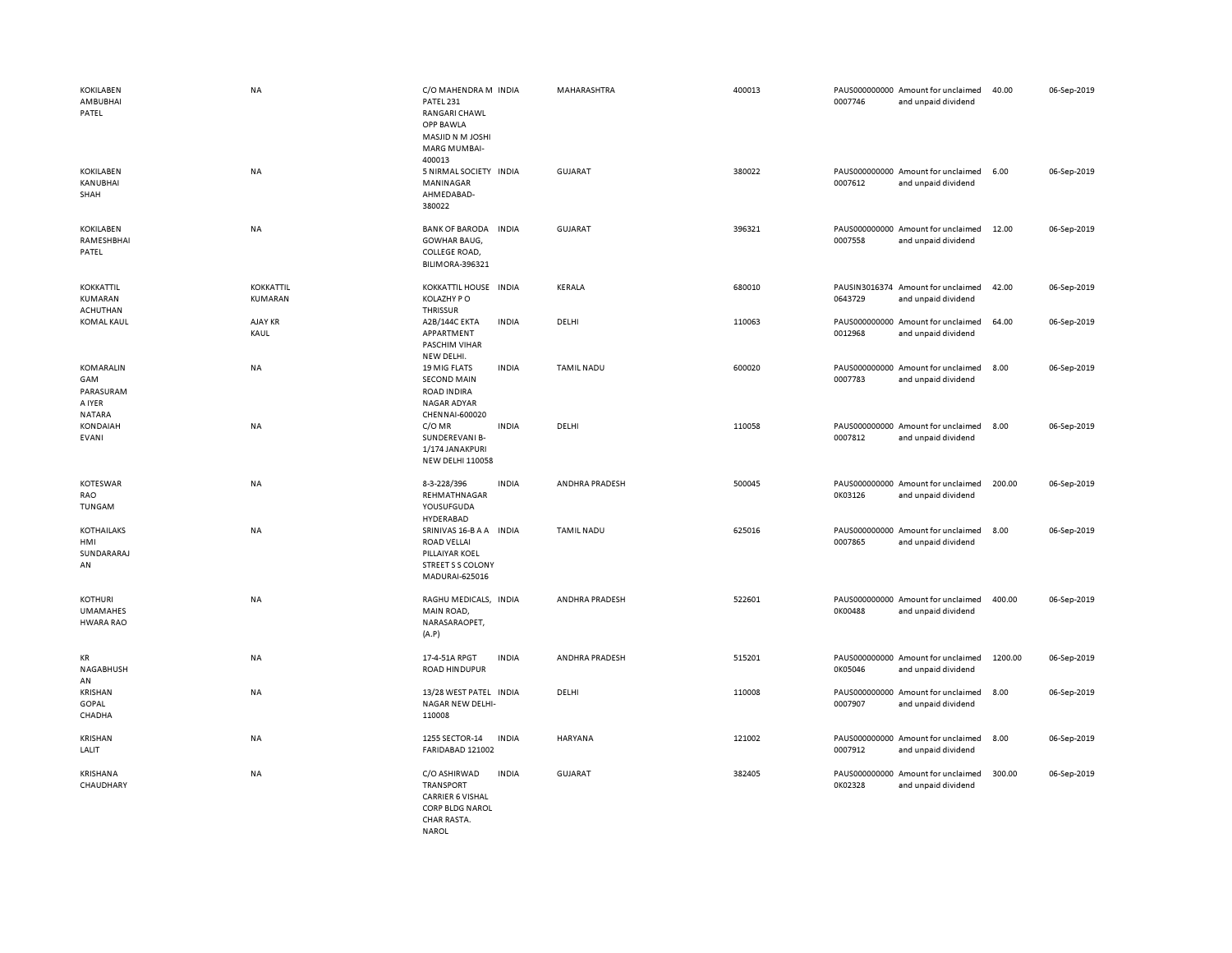| | | | | | | | | | |
|---|---|---|---|---|---|---|---|---|---|
| KOKILABEN AMBUBHAI PATEL | NA | C/O MAHENDRA M PATEL 231 RANGARI CHAWL OPP BAWLA MASJID N M JOSHI MARG MUMBAI-400013 | INDIA | MAHARASHTRA | 400013 | PAUS0000000000007746 | Amount for unclaimed and unpaid dividend | 40.00 | 06-Sep-2019 |
| KOKILABEN KANUBHAI SHAH | NA | 5 NIRMAL SOCIETY MANINAGAR AHMEDABAD-380022 | INDIA | GUJARAT | 380022 | PAUS0000000000007612 | Amount for unclaimed and unpaid dividend | 6.00 | 06-Sep-2019 |
| KOKILABEN RAMESHBHAI PATEL | NA | BANK OF BARODA GOWHAR BAUG, COLLEGE ROAD, BILIMORA-396321 | INDIA | GUJARAT | 396321 | PAUS0000000000007558 | Amount for unclaimed and unpaid dividend | 12.00 | 06-Sep-2019 |
| KOKKATTIL KUMARAN ACHUTHAN | KOKKATTIL KUMARAN | KOKKATTIL HOUSE KOLAZHY P O THRISSUR | INDIA | KERALA | 680010 | PAUSIN30163740643729 | Amount for unclaimed and unpaid dividend | 42.00 | 06-Sep-2019 |
| KOMAL KAUL | AJAY KR KAUL | A2B/144C EKTA APPARTMENT PASCHIM VIHAR NEW DELHI. | INDIA | DELHI | 110063 | PAUS0000000000012968 | Amount for unclaimed and unpaid dividend | 64.00 | 06-Sep-2019 |
| KOMARALINGAM PARASURAM A IYER NATARA | NA | 19 MIG FLATS SECOND MAIN ROAD INDIRA NAGAR ADYAR CHENNAI-600020 | INDIA | TAMIL NADU | 600020 | PAUS0000000000007783 | Amount for unclaimed and unpaid dividend | 8.00 | 06-Sep-2019 |
| KONDAIAH EVANI | NA | C/O MR SUNDEREVANI B-1/174 JANAKPURI NEW DELHI 110058 | INDIA | DELHI | 110058 | PAUS0000000000007812 | Amount for unclaimed and unpaid dividend | 8.00 | 06-Sep-2019 |
| KOTESWAR RAO TUNGAM | NA | 8-3-228/396 REHMATHNAGAR YOUSUFGUDA HYDERABAD | INDIA | ANDHRA PRADESH | 500045 | PAUS00000000000K03126 | Amount for unclaimed and unpaid dividend | 200.00 | 06-Sep-2019 |
| KOTHAILAKSHMI SUNDARARAJAN | NA | SRINIVAS 16-B A A ROAD VELLAI PILLAIYAR KOEL STREET S S COLONY MADURAI-625016 | INDIA | TAMIL NADU | 625016 | PAUS0000000000007865 | Amount for unclaimed and unpaid dividend | 8.00 | 06-Sep-2019 |
| KOTHURI UMAMAHESHWARA RAO | NA | RAGHU MEDICALS, MAIN ROAD, NARASARAOPET, (A.P) | INDIA | ANDHRA PRADESH | 522601 | PAUS00000000000K00488 | Amount for unclaimed and unpaid dividend | 400.00 | 06-Sep-2019 |
| KR NAGABHUSHAN | NA | 17-4-51A RPGT ROAD HINDUPUR | INDIA | ANDHRA PRADESH | 515201 | PAUS00000000000K05046 | Amount for unclaimed and unpaid dividend | 1200.00 | 06-Sep-2019 |
| KRISHAN GOPAL CHADHA | NA | 13/28 WEST PATEL NAGAR NEW DELHI-110008 | INDIA | DELHI | 110008 | PAUS0000000000007907 | Amount for unclaimed and unpaid dividend | 8.00 | 06-Sep-2019 |
| KRISHAN LALIT | NA | 1255 SECTOR-14 FARIDABAD 121002 | INDIA | HARYANA | 121002 | PAUS0000000000007912 | Amount for unclaimed and unpaid dividend | 8.00 | 06-Sep-2019 |
| KRISHANA CHAUDHARY | NA | C/O ASHIRWAD TRANSPORT CARRIER 6 VISHAL CORP BLDG NAROL CHAR RASTA. NAROL | INDIA | GUJARAT | 382405 | PAUS00000000000K02328 | Amount for unclaimed and unpaid dividend | 300.00 | 06-Sep-2019 |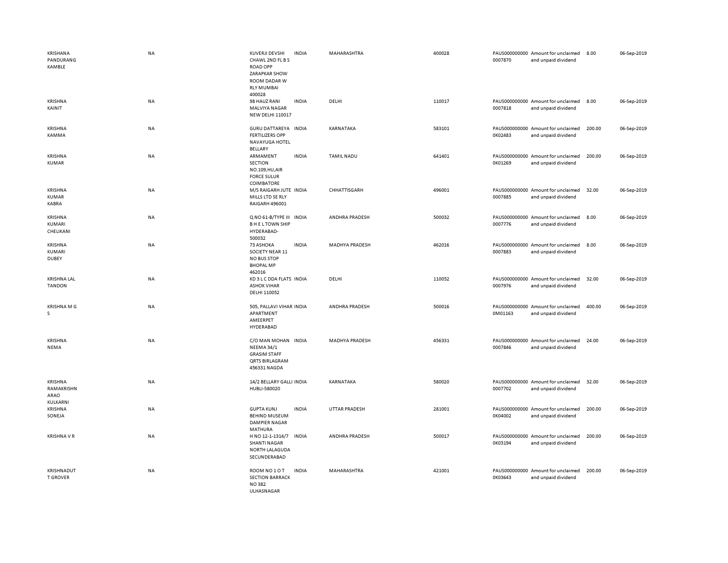| | | | | | | | | | |
|---|---|---|---|---|---|---|---|---|---|
| KRISHANA PANDURANG KAMBLE | NA | KUVERJI DEVSHI CHAWL 2ND FL B S ROAD OPP ZARAPKAR SHOW ROOM DADAR W RLY MUMBAI 400028 | INDIA | MAHARASHTRA | 400028 | PAUS000000000 0007870 | Amount for unclaimed and unpaid dividend | 8.00 | 06-Sep-2019 |
| KRISHNA KAINIT | NA | 98 HAUZ RANI MALVIYA NAGAR NEW DELHI 110017 | INDIA | DELHI | 110017 | PAUS000000000 0007818 | Amount for unclaimed and unpaid dividend | 8.00 | 06-Sep-2019 |
| KRISHNA KAMMA | NA | GURU DATTAREYA FERTILIZERS OPP NAVAYUGA HOTEL BELLARY | INDIA | KARNATAKA | 583101 | PAUS000000000 0K02483 | Amount for unclaimed and unpaid dividend | 200.00 | 06-Sep-2019 |
| KRISHNA KUMAR | NA | ARMAMENT SECTION NO.109,HU,AIR FORCE SULUR COIMBATORE | INDIA | TAMIL NADU | 641401 | PAUS000000000 0K01269 | Amount for unclaimed and unpaid dividend | 200.00 | 06-Sep-2019 |
| KRISHNA KUMAR KABRA | NA | M/S RAIGARH JUTE MILLS LTD SE RLY RAIGARH 496001 | INDIA | CHHATTISGARH | 496001 | PAUS000000000 0007885 | Amount for unclaimed and unpaid dividend | 32.00 | 06-Sep-2019 |
| KRISHNA KUMARI CHELIKANI | NA | Q NO 61-B/TYPE III B H E L TOWN SHIP HYDERABAD-500032 | INDIA | ANDHRA PRADESH | 500032 | PAUS000000000 0007776 | Amount for unclaimed and unpaid dividend | 8.00 | 06-Sep-2019 |
| KRISHNA KUMARI DUBEY | NA | 73 ASHOKA SOCIETY NEAR 11 NO BUS STOP BHOPAL MP 462016 | INDIA | MADHYA PRADESH | 462016 | PAUS000000000 0007883 | Amount for unclaimed and unpaid dividend | 8.00 | 06-Sep-2019 |
| KRISHNA LAL TANDON | NA | KD 3 L C DDA FLATS ASHOK VIHAR DELHI 110052 | INDIA | DELHI | 110052 | PAUS000000000 0007976 | Amount for unclaimed and unpaid dividend | 32.00 | 06-Sep-2019 |
| KRISHNA M G S | NA | 505, PALLAVI VIHAR APARTMENT AMEERPET HYDERABAD | INDIA | ANDHRA PRADESH | 500016 | PAUS000000000 0M01163 | Amount for unclaimed and unpaid dividend | 400.00 | 06-Sep-2019 |
| KRISHNA NEMA | NA | C/O MAN MOHAN NEEMA 34/1 GRASIM STAFF QRTS BIRLAGRAM 456331 NAGDA | INDIA | MADHYA PRADESH | 456331 | PAUS000000000 0007846 | Amount for unclaimed and unpaid dividend | 24.00 | 06-Sep-2019 |
| KRISHNA RAMAKRISHN ARAO KULKARNI | NA | 14/2 BELLARY GALLI HUBLI-580020 | INDIA | KARNATAKA | 580020 | PAUS000000000 0007702 | Amount for unclaimed and unpaid dividend | 32.00 | 06-Sep-2019 |
| KRISHNA SONEJA | NA | GUPTA KUNJ BEHIND MUSEUM DAMPIER NAGAR MATHURA | INDIA | UTTAR PRADESH | 281001 | PAUS000000000 0K04002 | Amount for unclaimed and unpaid dividend | 200.00 | 06-Sep-2019 |
| KRISHNA V R | NA | H NO 12-1-1314/7 SHANTI NAGAR NORTH LALAGUDA SECUNDERABAD | INDIA | ANDHRA PRADESH | 500017 | PAUS000000000 0K03194 | Amount for unclaimed and unpaid dividend | 200.00 | 06-Sep-2019 |
| KRISHNADUT T GROVER | NA | ROOM NO 1 O T SECTION BARRACK NO 382 ULHASNAGAR | INDIA | MAHARASHTRA | 421001 | PAUS000000000 0K03643 | Amount for unclaimed and unpaid dividend | 200.00 | 06-Sep-2019 |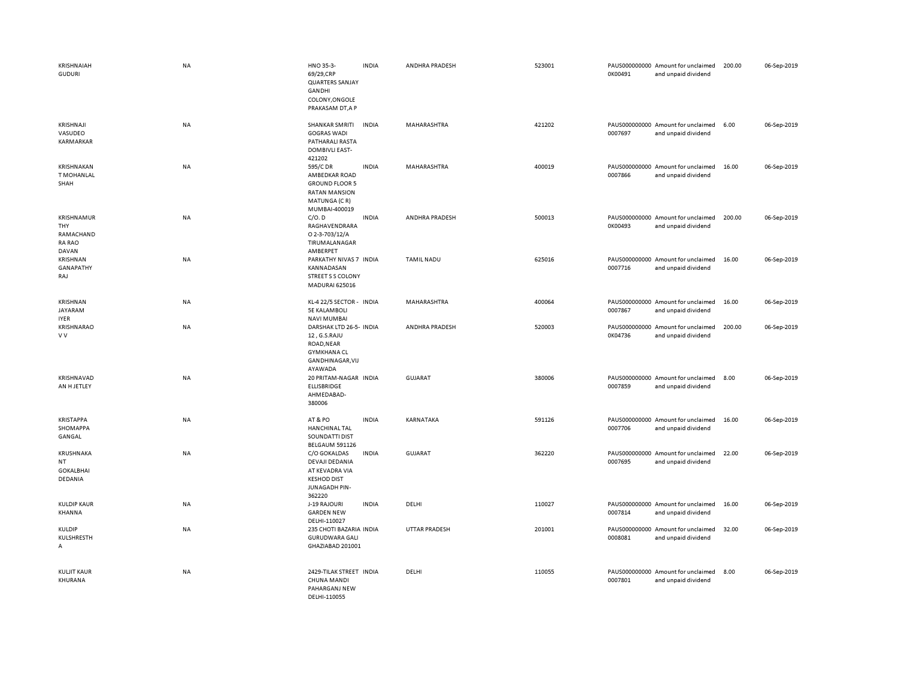| | | | | | | | | | |
|---|---|---|---|---|---|---|---|---|---|
| KRISHNAIAH GUDURI | NA | HNO 35-3-69/29,CRP QUARTERS SANJAY GANDHI COLONY,ONGOLE PRAKASAM DT,A P | INDIA | ANDHRA PRADESH | 523001 | PAUS0000000000K00491 | Amount for unclaimed and unpaid dividend | 200.00 | 06-Sep-2019 |
| KRISHNAJI VASUDEO KARMARKAR | NA | SHANKAR SMRITI GOGRAS WADI PATHARALI RASTA DOMBIVLI EAST-421202 | INDIA | MAHARASHTRA | 421202 | PAUS0000000000007697 | Amount for unclaimed and unpaid dividend | 6.00 | 06-Sep-2019 |
| KRISHNAKANT MOHANLAL SHAH | NA | 595/C DR AMBEDKAR ROAD GROUND FLOOR 5 RATAN MANSION MATUNGA (C R) MUMBAI-400019 | INDIA | MAHARASHTRA | 400019 | PAUS0000000000007866 | Amount for unclaimed and unpaid dividend | 16.00 | 06-Sep-2019 |
| KRISHNAMURTHY RAMACHANDRA RAO DAVAN | NA | C/O. D RAGHAVENDRARAO 2-3-703/12/A TIRUMALANAGAR AMBERPET | INDIA | ANDHRA PRADESH | 500013 | PAUS0000000000K00493 | Amount for unclaimed and unpaid dividend | 200.00 | 06-Sep-2019 |
| KRISHNAN GANAPATHY RAJ | NA | PARKATHY NIVAS 7 KANNADASAN STREET S S COLONY MADURAI 625016 | INDIA | TAMIL NADU | 625016 | PAUS0000000000007716 | Amount for unclaimed and unpaid dividend | 16.00 | 06-Sep-2019 |
| KRISHNAN JAYARAM IYER | NA | KL-4 22/5 SECTOR - 5E KALAMBOLI NAVI MUMBAI | INDIA | MAHARASHTRA | 400064 | PAUS0000000000007867 | Amount for unclaimed and unpaid dividend | 16.00 | 06-Sep-2019 |
| KRISHNARAO V V | NA | DARSHAK LTD 26-5-12 , G.S.RAJU ROAD,NEAR GYMKHANA CL GANDHINAGAR,VIJAYAWADA | INDIA | ANDHRA PRADESH | 520003 | PAUS0000000000K04736 | Amount for unclaimed and unpaid dividend | 200.00 | 06-Sep-2019 |
| KRISHNAVADAN H JETLEY | NA | 20 PRITAM-NAGAR ELLISBRIDGE AHMEDABAD-380006 | INDIA | GUJARAT | 380006 | PAUS0000000000007859 | Amount for unclaimed and unpaid dividend | 8.00 | 06-Sep-2019 |
| KRISTAPPA SHOMAPPA GANGAL | NA | AT & PO HANCHINAL TAL SOUNDATTI DIST BELGAUM 591126 | INDIA | KARNATAKA | 591126 | PAUS0000000000007706 | Amount for unclaimed and unpaid dividend | 16.00 | 06-Sep-2019 |
| KRUSHNAKANT GOKALBHAI DEDANIA | NA | C/O GOKALDAS DEVAJI DEDANIA AT KEVADRA VIA KESHOD DIST JUNAGADH PIN-362220 | INDIA | GUJARAT | 362220 | PAUS0000000000007695 | Amount for unclaimed and unpaid dividend | 22.00 | 06-Sep-2019 |
| KULDIP KAUR KHANNA | NA | J-19 RAJOURI GARDEN NEW DELHI-110027 | INDIA | DELHI | 110027 | PAUS0000000000007814 | Amount for unclaimed and unpaid dividend | 16.00 | 06-Sep-2019 |
| KULDIP KULSHRESTHA | NA | 235 CHOTI BAZARIA GURUDWARA GALI GHAZIABAD 201001 | INDIA | UTTAR PRADESH | 201001 | PAUS0000000000008081 | Amount for unclaimed and unpaid dividend | 32.00 | 06-Sep-2019 |
| KULJIT KAUR KHURANA | NA | 2429-TILAK STREET CHUNA MANDI PAHARGANJ NEW DELHI-110055 | INDIA | DELHI | 110055 | PAUS0000000000007801 | Amount for unclaimed and unpaid dividend | 8.00 | 06-Sep-2019 |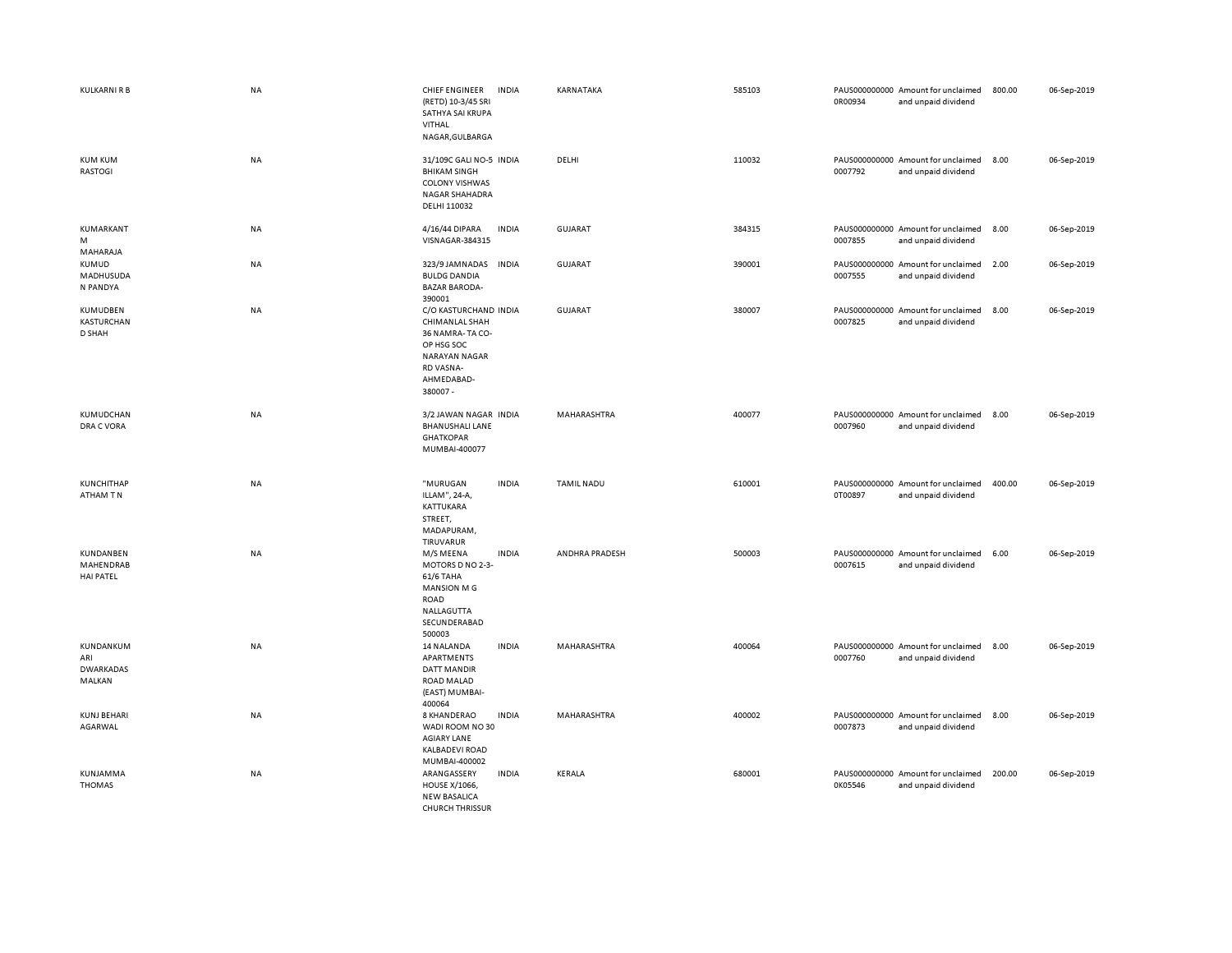| | | | | | | | | | |
|---|---|---|---|---|---|---|---|---|---|
| KULKARNI R B | NA | CHIEF ENGINEER (RETD) 10-3/45 SRI SATHYA SAI KRUPA VITHAL NAGAR,GULBARGA | INDIA | KARNATAKA | 585103 | PAUS0000000000R00934 | Amount for unclaimed and unpaid dividend | 800.00 | 06-Sep-2019 |
| KUM KUM RASTOGI | NA | 31/109C GALI NO-5 BHIKAM SINGH COLONY VISHWAS NAGAR SHAHADRA DELHI 110032 | INDIA | DELHI | 110032 | PAUS0000000000007792 | Amount for unclaimed and unpaid dividend | 8.00 | 06-Sep-2019 |
| KUMARKANT M MAHARAJA | NA | 4/16/44 DIPARA VISNAGAR-384315 | INDIA | GUJARAT | 384315 | PAUS0000000000007855 | Amount for unclaimed and unpaid dividend | 8.00 | 06-Sep-2019 |
| KUMUD MADHUSUDAN PANDYA | NA | 323/9 JAMNADAS BULDG DANDIA BAZAR BARODA-390001 | INDIA | GUJARAT | 390001 | PAUS0000000000007555 | Amount for unclaimed and unpaid dividend | 2.00 | 06-Sep-2019 |
| KUMUDBEN KASTURCHAND SHAH | NA | C/O KASTURCHAND CHIMANLAL SHAH 36 NAMRA- TA CO-OP HSG SOC NARAYAN NAGAR RD VASNA-AHMEDABAD-380007 - | INDIA | GUJARAT | 380007 | PAUS0000000000007825 | Amount for unclaimed and unpaid dividend | 8.00 | 06-Sep-2019 |
| KUMUDCHANDRA C VORA | NA | 3/2 JAWAN NAGAR BHANUSHALI LANE GHATKOPAR MUMBAI-400077 | INDIA | MAHARASHTRA | 400077 | PAUS0000000000007960 | Amount for unclaimed and unpaid dividend | 8.00 | 06-Sep-2019 |
| KUNCHITHAPATHAM T N | NA | "MURUGAN ILLAM", 24-A, KATTUKARA STREET, MADAPURAM, TIRUVARUR | INDIA | TAMIL NADU | 610001 | PAUS0000000000T00897 | Amount for unclaimed and unpaid dividend | 400.00 | 06-Sep-2019 |
| KUNDANBEN MAHENDRABHAI PATEL | NA | M/S MEENA MOTORS D NO 2-3-61/6 TAHA MANSION M G ROAD NALLAGUTTA SECUNDERABAD 500003 | INDIA | ANDHRA PRADESH | 500003 | PAUS0000000000007615 | Amount for unclaimed and unpaid dividend | 6.00 | 06-Sep-2019 |
| KUNDANKUMARI DWARKADAS MALKAN | NA | 14 NALANDA APARTMENTS DATT MANDIR ROAD MALAD (EAST) MUMBAI-400064 | INDIA | MAHARASHTRA | 400064 | PAUS0000000000007760 | Amount for unclaimed and unpaid dividend | 8.00 | 06-Sep-2019 |
| KUNJ BEHARI AGARWAL | NA | 8 KHANDERAO WADI ROOM NO 30 AGIARY LANE KALBADEVI ROAD MUMBAI-400002 | INDIA | MAHARASHTRA | 400002 | PAUS0000000000007873 | Amount for unclaimed and unpaid dividend | 8.00 | 06-Sep-2019 |
| KUNJAMMA THOMAS | NA | ARANGASSERY HOUSE X/1066, NEW BASALICA CHURCH THRISSUR | INDIA | KERALA | 680001 | PAUS0000000000K05546 | Amount for unclaimed and unpaid dividend | 200.00 | 06-Sep-2019 |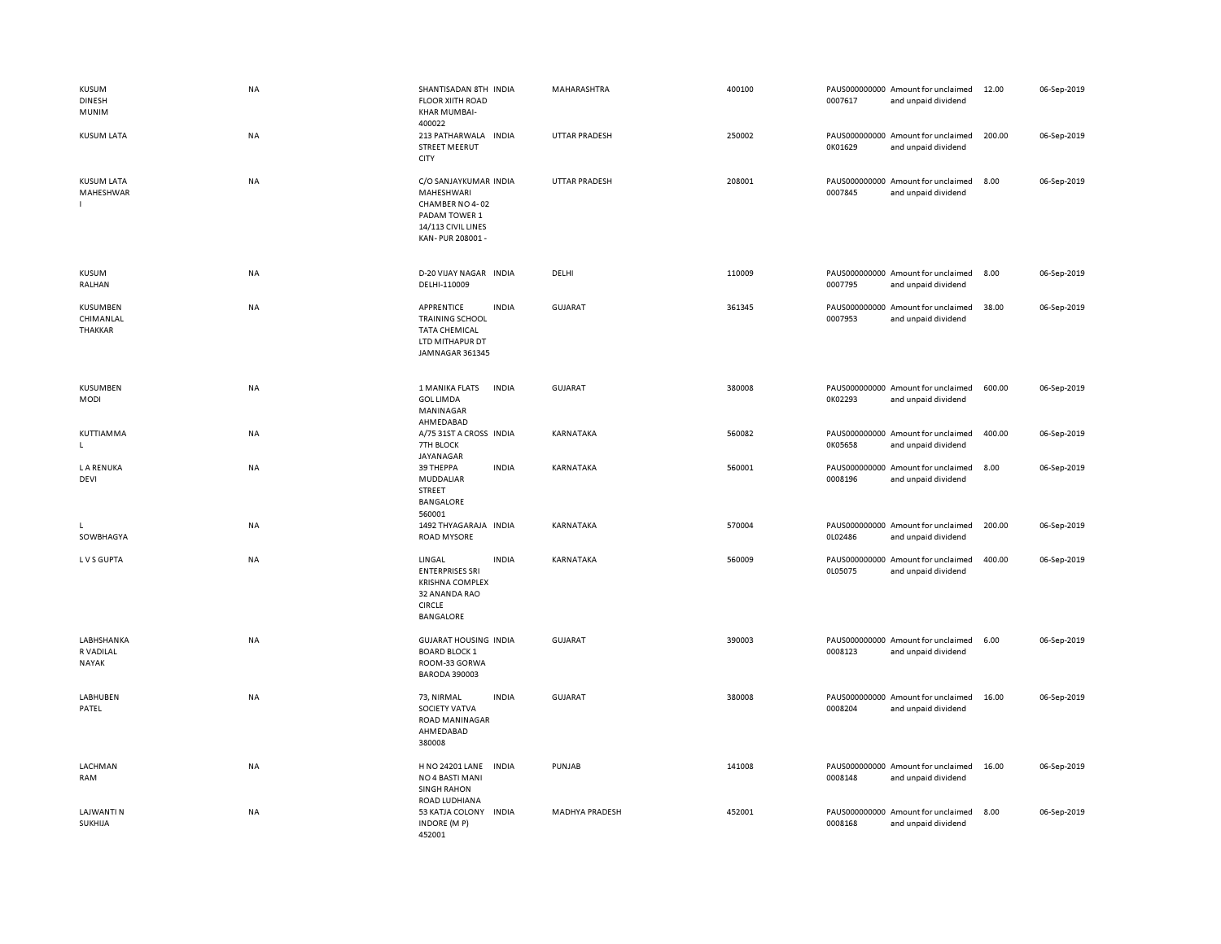| | | | | | | | | | |
|---|---|---|---|---|---|---|---|---|---|
| KUSUM DINESH MUNIM | NA | SHANTISADAN 8TH FLOOR XIITH ROAD KHAR MUMBAI-400022 | INDIA | MAHARASHTRA | 400100 | PAUS0000000000007617 | Amount for unclaimed and unpaid dividend | 12.00 | 06-Sep-2019 |
| KUSUM LATA | NA | 213 PATHARWALA STREET MEERUT CITY | INDIA | UTTAR PRADESH | 250002 | PAUS0000000000K01629 | Amount for unclaimed and unpaid dividend | 200.00 | 06-Sep-2019 |
| KUSUM LATA MAHESHWARI | NA | C/O SANJAYKUMAR MAHESHWARI CHAMBER NO 4- 02 PADAM TOWER 1 14/113 CIVIL LINES KAN- PUR 208001 - | INDIA | UTTAR PRADESH | 208001 | PAUS0000000000007845 | Amount for unclaimed and unpaid dividend | 8.00 | 06-Sep-2019 |
| KUSUM RALHAN | NA | D-20 VIJAY NAGAR DELHI-110009 | INDIA | DELHI | 110009 | PAUS0000000000007795 | Amount for unclaimed and unpaid dividend | 8.00 | 06-Sep-2019 |
| KUSUMBEN CHIMANLAL THAKKAR | NA | APPRENTICE TRAINING SCHOOL TATA CHEMICAL LTD MITHAPUR DT JAMNAGAR 361345 | INDIA | GUJARAT | 361345 | PAUS0000000000007953 | Amount for unclaimed and unpaid dividend | 38.00 | 06-Sep-2019 |
| KUSUMBEN MODI | NA | 1 MANIKA FLATS GOL LIMDA MANINAGAR AHMEDABAD | INDIA | GUJARAT | 380008 | PAUS0000000000K02293 | Amount for unclaimed and unpaid dividend | 600.00 | 06-Sep-2019 |
| KUTTIAMMA L | NA | A/75 31ST A CROSS 7TH BLOCK JAYANAGAR | INDIA | KARNATAKA | 560082 | PAUS0000000000K05658 | Amount for unclaimed and unpaid dividend | 400.00 | 06-Sep-2019 |
| L A RENUKA DEVI | NA | 39 THEPPA MUDDALIAR STREET BANGALORE 560001 | INDIA | KARNATAKA | 560001 | PAUS0000000000008196 | Amount for unclaimed and unpaid dividend | 8.00 | 06-Sep-2019 |
| L SOWBHAGYA | NA | 1492 THYAGARAJA ROAD MYSORE | INDIA | KARNATAKA | 570004 | PAUS0000000000L02486 | Amount for unclaimed and unpaid dividend | 200.00 | 06-Sep-2019 |
| L V S GUPTA | NA | LINGAL ENTERPRISES SRI KRISHNA COMPLEX 32 ANANDA RAO CIRCLE BANGALORE | INDIA | KARNATAKA | 560009 | PAUS0000000000L05075 | Amount for unclaimed and unpaid dividend | 400.00 | 06-Sep-2019 |
| LABHSHANKAR VADILAL NAYAK | NA | GUJARAT HOUSING BOARD BLOCK 1 ROOM-33 GORWA BARODA 390003 | INDIA | GUJARAT | 390003 | PAUS0000000000008123 | Amount for unclaimed and unpaid dividend | 6.00 | 06-Sep-2019 |
| LABHUBEN PATEL | NA | 73, NIRMAL SOCIETY VATVA ROAD MANINAGAR AHMEDABAD 380008 | INDIA | GUJARAT | 380008 | PAUS0000000000008204 | Amount for unclaimed and unpaid dividend | 16.00 | 06-Sep-2019 |
| LACHMAN RAM | NA | H NO 24201 LANE NO 4 BASTI MANI SINGH RAHON ROAD LUDHIANA | INDIA | PUNJAB | 141008 | PAUS0000000000008148 | Amount for unclaimed and unpaid dividend | 16.00 | 06-Sep-2019 |
| LAJWANTI N SUKHIJA | NA | 53 KATJA COLONY INDORE (M P) 452001 | INDIA | MADHYA PRADESH | 452001 | PAUS0000000000008168 | Amount for unclaimed and unpaid dividend | 8.00 | 06-Sep-2019 |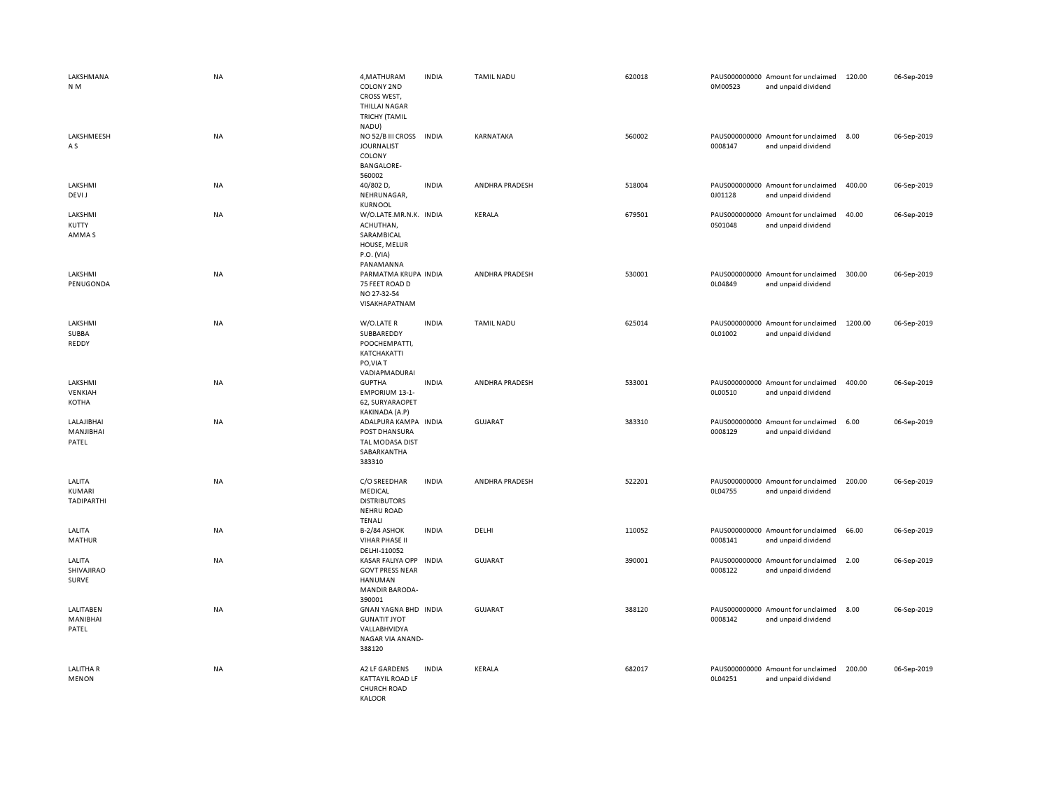| | | | | | | | | | |
|---|---|---|---|---|---|---|---|---|---|
| LAKSHMANA N M | NA | 4,MATHURAM COLONY 2ND CROSS WEST, THILLAI NAGAR TRICHY (TAMIL NADU) | INDIA | TAMIL NADU | 620018 | PAUS0000000000M00523 | Amount for unclaimed and unpaid dividend | 120.00 | 06-Sep-2019 |
| LAKSHMEESH A S | NA | NO 52/B III CROSS JOURNALIST COLONY BANGALORE-560002 | INDIA | KARNATAKA | 560002 | PAUS0000000000008147 | Amount for unclaimed and unpaid dividend | 8.00 | 06-Sep-2019 |
| LAKSHMI DEVI J | NA | 40/802 D, NEHRUNAGAR, KURNOOL | INDIA | ANDHRA PRADESH | 518004 | PAUS0000000000J01128 | Amount for unclaimed and unpaid dividend | 400.00 | 06-Sep-2019 |
| LAKSHMI KUTTY AMMA S | NA | W/O.LATE.MR.N.K. ACHUTHAN, SARAMBICAL HOUSE, MELUR P.O. (VIA) PANAMANNA | INDIA | KERALA | 679501 | PAUS0000000000S01048 | Amount for unclaimed and unpaid dividend | 40.00 | 06-Sep-2019 |
| LAKSHMI PENUGONDA | NA | PARMATMA KRUPA 75 FEET ROAD D NO 27-32-54 VISAKHAPATNAM | INDIA | ANDHRA PRADESH | 530001 | PAUS0000000000L04849 | Amount for unclaimed and unpaid dividend | 300.00 | 06-Sep-2019 |
| LAKSHMI SUBBA REDDY | NA | W/O.LATE R SUBBAREDDY POOCHEMPATTI, KATCHAKATTI PO,VIA T VADIAPMADURAI | INDIA | TAMIL NADU | 625014 | PAUS0000000000L01002 | Amount for unclaimed and unpaid dividend | 1200.00 | 06-Sep-2019 |
| LAKSHMI VENKIAH KOTHA | NA | GUPTHA EMPORIUM 13-1-62, SURYARAOPET KAKINADA (A.P) | INDIA | ANDHRA PRADESH | 533001 | PAUS0000000000L00510 | Amount for unclaimed and unpaid dividend | 400.00 | 06-Sep-2019 |
| LALAJIBHAI MANJIBHAI PATEL | NA | ADALPURA KAMPA POST DHANSURA TAL MODASA DIST SABARKANTHA 383310 | INDIA | GUJARAT | 383310 | PAUS0000000000008129 | Amount for unclaimed and unpaid dividend | 6.00 | 06-Sep-2019 |
| LALITA KUMARI TADIPARTHI | NA | C/O SREEDHAR MEDICAL DISTRIBUTORS NEHRU ROAD TENALI | INDIA | ANDHRA PRADESH | 522201 | PAUS0000000000L04755 | Amount for unclaimed and unpaid dividend | 200.00 | 06-Sep-2019 |
| LALITA MATHUR | NA | B-2/84 ASHOK VIHAR PHASE II DELHI-110052 | INDIA | DELHI | 110052 | PAUS0000000000008141 | Amount for unclaimed and unpaid dividend | 66.00 | 06-Sep-2019 |
| LALITA SHIVAJIRAO SURVE | NA | KASAR FALIYA OPP GOVT PRESS NEAR HANUMAN MANDIR BARODA-390001 | INDIA | GUJARAT | 390001 | PAUS0000000000008122 | Amount for unclaimed and unpaid dividend | 2.00 | 06-Sep-2019 |
| LALITABEN MANIBHAI PATEL | NA | GNAN YAGNA BHD GUNATIT JYOT VALLABHVIDYA NAGAR VIA ANAND-388120 | INDIA | GUJARAT | 388120 | PAUS0000000000008142 | Amount for unclaimed and unpaid dividend | 8.00 | 06-Sep-2019 |
| LALITHA R MENON | NA | A2 LF GARDENS KATTAYIL ROAD LF CHURCH ROAD KALOOR | INDIA | KERALA | 682017 | PAUS0000000000L04251 | Amount for unclaimed and unpaid dividend | 200.00 | 06-Sep-2019 |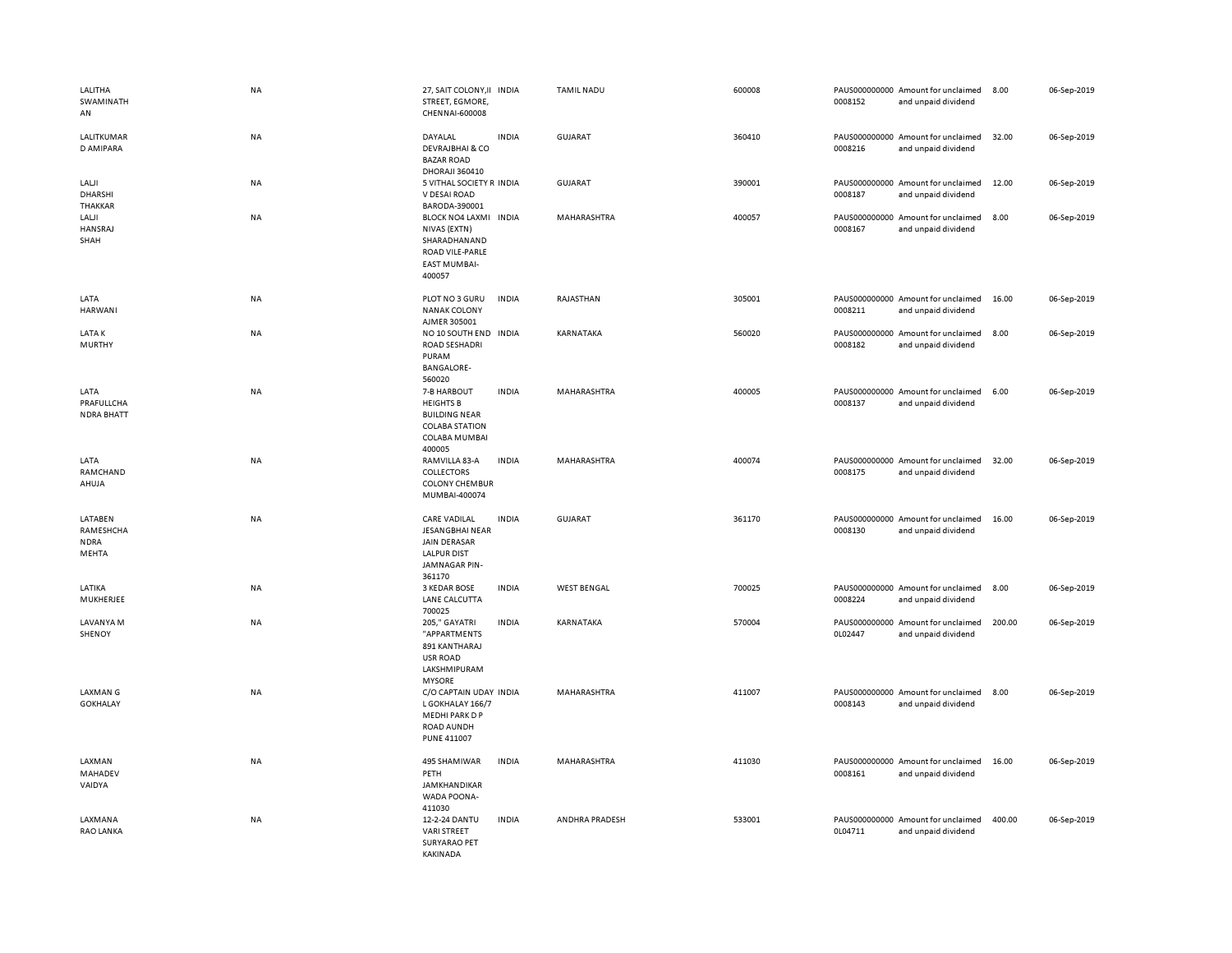| | | | | | | | | | |
|---|---|---|---|---|---|---|---|---|---|
| LALITHA SWAMINATHAN | NA | 27, SAIT COLONY,II STREET, EGMORE, CHENNAI-600008 | INDIA | TAMIL NADU | 600008 | PAUS0000000000008152 | Amount for unclaimed and unpaid dividend | 8.00 | 06-Sep-2019 |
| LALITKUMAR D AMIPARA | NA | DAYALAL DEVRAJBHAI & CO BAZAR ROAD DHORAJI 360410 | INDIA | GUJARAT | 360410 | PAUS0000000000008216 | Amount for unclaimed and unpaid dividend | 32.00 | 06-Sep-2019 |
| LALJI DHARSHI THAKKAR | NA | 5 VITHAL SOCIETY R V DESAI ROAD BARODA-390001 | INDIA | GUJARAT | 390001 | PAUS0000000000008187 | Amount for unclaimed and unpaid dividend | 12.00 | 06-Sep-2019 |
| LALJI HANSRAJ SHAH | NA | BLOCK NO4 LAXMI NIVAS (EXTN) SHARADHANAND ROAD VILE-PARLE EAST MUMBAI-400057 | INDIA | MAHARASHTRA | 400057 | PAUS0000000000008167 | Amount for unclaimed and unpaid dividend | 8.00 | 06-Sep-2019 |
| LATA HARWANI | NA | PLOT NO 3 GURU NANAK COLONY AJMER 305001 | INDIA | RAJASTHAN | 305001 | PAUS0000000000008211 | Amount for unclaimed and unpaid dividend | 16.00 | 06-Sep-2019 |
| LATA K MURTHY | NA | NO 10 SOUTH END ROAD SESHADRI PURAM BANGALORE-560020 | INDIA | KARNATAKA | 560020 | PAUS0000000000008182 | Amount for unclaimed and unpaid dividend | 8.00 | 06-Sep-2019 |
| LATA PRAFULLCHANDRA BHATT | NA | 7-B HARBOUT HEIGHTS B BUILDING NEAR COLABA STATION COLABA MUMBAI 400005 | INDIA | MAHARASHTRA | 400005 | PAUS0000000000008137 | Amount for unclaimed and unpaid dividend | 6.00 | 06-Sep-2019 |
| LATA RAMCHAND AHUJA | NA | RAMVILLA 83-A COLLECTORS COLONY CHEMBUR MUMBAI-400074 | INDIA | MAHARASHTRA | 400074 | PAUS0000000000008175 | Amount for unclaimed and unpaid dividend | 32.00 | 06-Sep-2019 |
| LATABEN RAMESHCHANDRA MEHTA | NA | CARE VADILAL JESANGBHAI NEAR JAIN DERASAR LALPUR DIST JAMNAGAR PIN-361170 | INDIA | GUJARAT | 361170 | PAUS0000000000008130 | Amount for unclaimed and unpaid dividend | 16.00 | 06-Sep-2019 |
| LATIKA MUKHERJEE | NA | 3 KEDAR BOSE LANE CALCUTTA 700025 | INDIA | WEST BENGAL | 700025 | PAUS0000000000008224 | Amount for unclaimed and unpaid dividend | 8.00 | 06-Sep-2019 |
| LAVANYA M SHENOY | NA | 205," GAYATRI "APPARTMENTS 891 KANTHARAJ USR ROAD LAKSHMIPURAM MYSORE | INDIA | KARNATAKA | 570004 | PAUS0000000000L02447 | Amount for unclaimed and unpaid dividend | 200.00 | 06-Sep-2019 |
| LAXMAN G GOKHALAY | NA | C/O CAPTAIN UDAY L GOKHALAY 166/7 MEDHI PARK D P ROAD AUNDH PUNE 411007 | INDIA | MAHARASHTRA | 411007 | PAUS0000000000008143 | Amount for unclaimed and unpaid dividend | 8.00 | 06-Sep-2019 |
| LAXMAN MAHADEV VAIDYA | NA | 495 SHAMIWAR PETH JAMKHANDIKAR WADA POONA-411030 | INDIA | MAHARASHTRA | 411030 | PAUS0000000000008161 | Amount for unclaimed and unpaid dividend | 16.00 | 06-Sep-2019 |
| LAXMANA RAO LANKA | NA | 12-2-24 DANTU VARI STREET SURYARAO PET KAKINADA | INDIA | ANDHRA PRADESH | 533001 | PAUS0000000000L04711 | Amount for unclaimed and unpaid dividend | 400.00 | 06-Sep-2019 |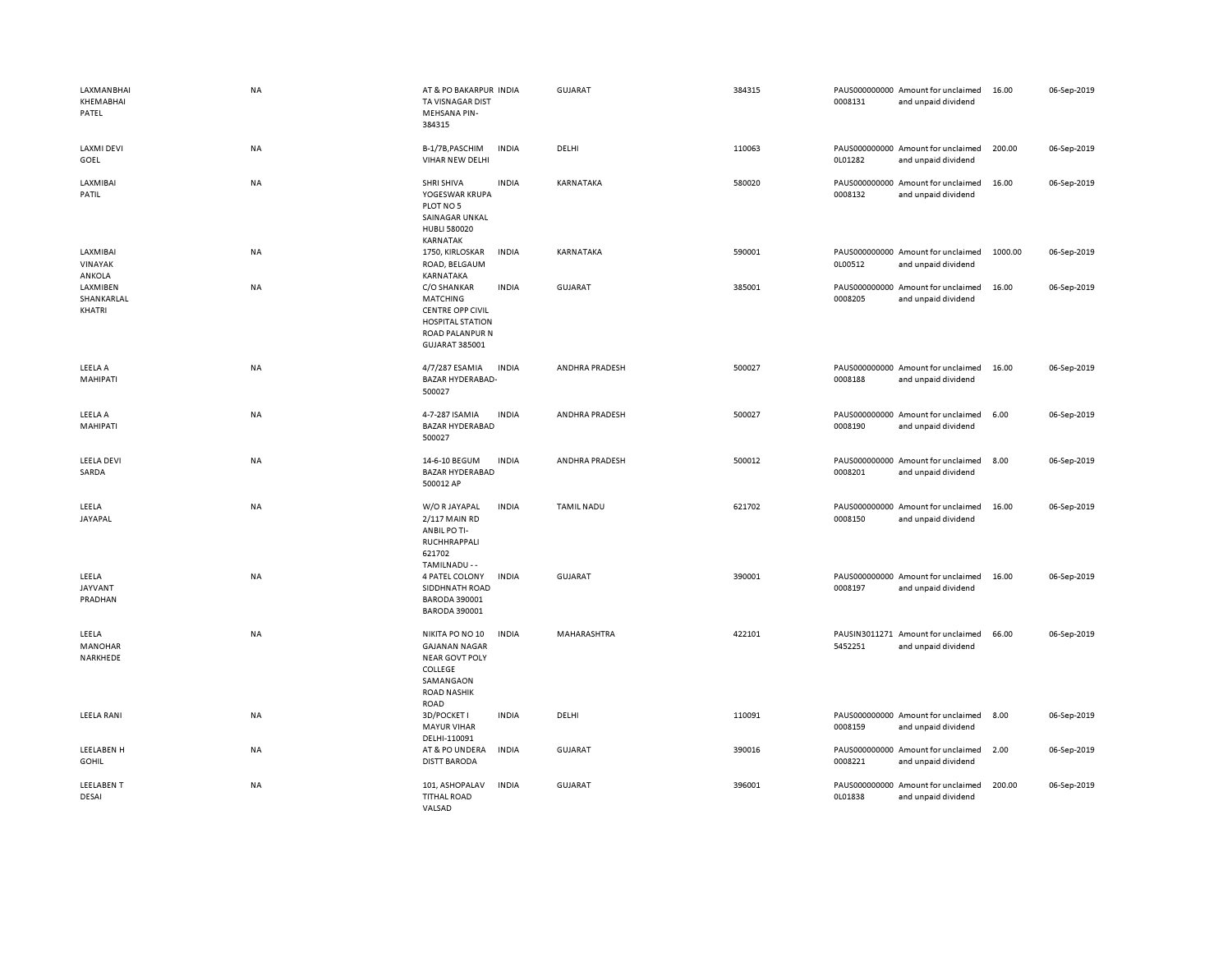| | | | | | | | | | |
|---|---|---|---|---|---|---|---|---|---|
| LAXMANBHAI KHEMABHAI PATEL | NA | AT & PO BAKARPUR TA VISNAGAR DIST MEHSANA PIN-384315 | INDIA | GUJARAT | 384315 | PAUS0000000000008131 | Amount for unclaimed and unpaid dividend | 16.00 | 06-Sep-2019 |
| LAXMI DEVI GOEL | NA | B-1/7B,PASCHIM VIHAR NEW DELHI | INDIA | DELHI | 110063 | PAUS0000000000L01282 | Amount for unclaimed and unpaid dividend | 200.00 | 06-Sep-2019 |
| LAXMIBAI PATIL | NA | SHRI SHIVA YOGESWAR KRUPA PLOT NO 5 SAINAGAR UNKAL HUBLI 580020 KARNATAK | INDIA | KARNATAKA | 580020 | PAUS0000000000008132 | Amount for unclaimed and unpaid dividend | 16.00 | 06-Sep-2019 |
| LAXMIBAI VINAYAK ANKOLA | NA | 1750, KIRLOSKAR ROAD, BELGAUM KARNATAKA | INDIA | KARNATAKA | 590001 | PAUS0000000000L00512 | Amount for unclaimed and unpaid dividend | 1000.00 | 06-Sep-2019 |
| LAXMIBEN SHANKARLAL KHATRI | NA | C/O SHANKAR MATCHING CENTRE OPP CIVIL HOSPITAL STATION ROAD PALANPUR N GUJARAT 385001 | INDIA | GUJARAT | 385001 | PAUS0000000000008205 | Amount for unclaimed and unpaid dividend | 16.00 | 06-Sep-2019 |
| LEELA A MAHIPATI | NA | 4/7/287 ESAMIA BAZAR HYDERABAD-500027 | INDIA | ANDHRA PRADESH | 500027 | PAUS0000000000008188 | Amount for unclaimed and unpaid dividend | 16.00 | 06-Sep-2019 |
| LEELA A MAHIPATI | NA | 4-7-287 ISAMIA BAZAR HYDERABAD 500027 | INDIA | ANDHRA PRADESH | 500027 | PAUS0000000000008190 | Amount for unclaimed and unpaid dividend | 6.00 | 06-Sep-2019 |
| LEELA DEVI SARDA | NA | 14-6-10 BEGUM BAZAR HYDERABAD 500012 AP | INDIA | ANDHRA PRADESH | 500012 | PAUS0000000000008201 | Amount for unclaimed and unpaid dividend | 8.00 | 06-Sep-2019 |
| LEELA JAYAPAL | NA | W/O R JAYAPAL 2/117 MAIN RD ANBIL PO TI-RUCHHRAPPALI 621702 TAMILNADU - - | INDIA | TAMIL NADU | 621702 | PAUS0000000000008150 | Amount for unclaimed and unpaid dividend | 16.00 | 06-Sep-2019 |
| LEELA JAYVANT PRADHAN | NA | 4 PATEL COLONY SIDDHNATH ROAD BARODA 390001 BARODA 390001 | INDIA | GUJARAT | 390001 | PAUS0000000000008197 | Amount for unclaimed and unpaid dividend | 16.00 | 06-Sep-2019 |
| LEELA MANOHAR NARKHEDE | NA | NIKITA PO NO 10 GAJANAN NAGAR NEAR GOVT POLY COLLEGE SAMANGAON ROAD NASHIK ROAD | INDIA | MAHARASHTRA | 422101 | PAUSIN30112715452251 | Amount for unclaimed and unpaid dividend | 66.00 | 06-Sep-2019 |
| LEELA RANI | NA | 3D/POCKET I MAYUR VIHAR DELHI-110091 | INDIA | DELHI | 110091 | PAUS0000000000008159 | Amount for unclaimed and unpaid dividend | 8.00 | 06-Sep-2019 |
| LEELABEN H GOHIL | NA | AT & PO UNDERA DISTT BARODA | INDIA | GUJARAT | 390016 | PAUS0000000000008221 | Amount for unclaimed and unpaid dividend | 2.00 | 06-Sep-2019 |
| LEELABEN T DESAI | NA | 101, ASHOPALAV TITHAL ROAD VALSAD | INDIA | GUJARAT | 396001 | PAUS0000000000L01838 | Amount for unclaimed and unpaid dividend | 200.00 | 06-Sep-2019 |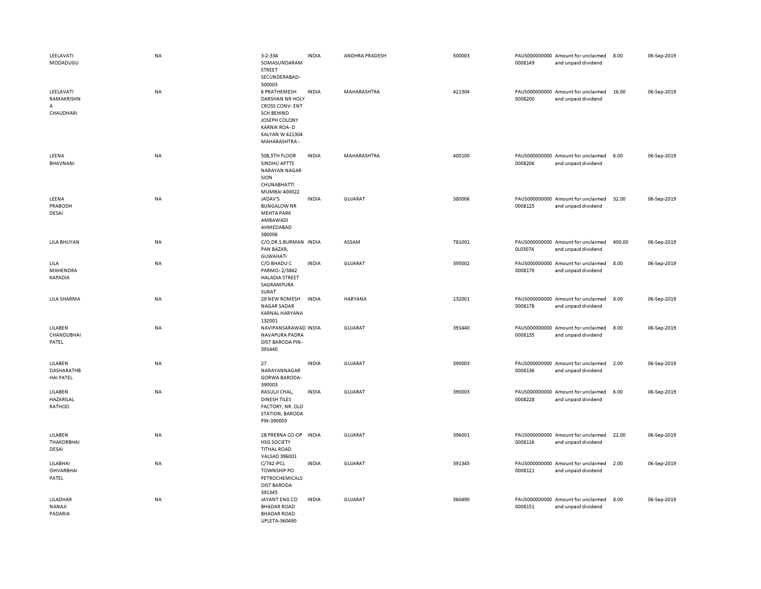| | | | | | | | | | |
|---|---|---|---|---|---|---|---|---|---|
| LEELAVATI MODADUGU | NA | 3-2-334 SOMASUNDARAM STREET SECUNDERABAD-500003 | INDIA | ANDHRA PRADESH | 500003 | PAUS0000000000008149 | Amount for unclaimed and unpaid dividend | 8.00 | 06-Sep-2019 |
| LEELAVATI RAMAKRISHNA CHAUDHARI | NA | 6 PRATHEMESH DARSHAN NR HOLY CROSS CONV- ENT SCH BEHIND JOSEPH COLONY KARNIK ROA- D KALYAN W 421304 MAHARASHTRA - | INDIA | MAHARASHTRA | 421304 | PAUS0000000000008200 | Amount for unclaimed and unpaid dividend | 16.00 | 06-Sep-2019 |
| LEENA BHAVNANI | NA | 508,5TH FLOOR SINDHU APTTS NARAYAN NAGAR SION CHUNABHATTI MUMBAI 400022 | INDIA | MAHARASHTRA | 400100 | PAUS0000000000008206 | Amount for unclaimed and unpaid dividend | 6.00 | 06-Sep-2019 |
| LEENA PRABODH DESAI | NA | JADAV'S BUNGALOW NR MEHTA PARK AMBAWADI AHMEDABAD 380006 | INDIA | GUJARAT | 380006 | PAUS0000000000008125 | Amount for unclaimed and unpaid dividend | 32.00 | 06-Sep-2019 |
| LILA BHUYAN | NA | C/O.DR.S.BURMAN PAN BAZAR, GUWAHATI | INDIA | ASSAM | 781001 | PAUS0000000000L03074 | Amount for unclaimed and unpaid dividend | 400.00 | 06-Sep-2019 |
| LILA MAHENDRA KAPADIA | NA | C/O BHADU C PARMO- 2/3862 HALADIA STREET SAGRAMPURA SURAT | INDIA | GUJARAT | 395002 | PAUS0000000000008170 | Amount for unclaimed and unpaid dividend | 8.00 | 06-Sep-2019 |
| LILA SHARMA | NA | 29 NEW ROMESH NAGAR SADAR KARNAL HARYANA 132001 | INDIA | HARYANA | 132001 | PAUS0000000000008178 | Amount for unclaimed and unpaid dividend | 8.00 | 06-Sep-2019 |
| LILABEN CHANDUBHAI PATEL | NA | NAVIPANSARAWAD NAVAPURA PADRA DIST BARODA PIN-391440 | INDIA | GUJARAT | 391440 | PAUS0000000000008135 | Amount for unclaimed and unpaid dividend | 8.00 | 06-Sep-2019 |
| LILABEN DASHARATHBHAI PATEL | NA | 27 NARAYANNAGAR GORWA BARODA-390003 | INDIA | GUJARAT | 390003 | PAUS0000000000008136 | Amount for unclaimed and unpaid dividend | 2.00 | 06-Sep-2019 |
| LILABEN HAZARILAL RATHOD | NA | RASULJI CHAL, DINESH TILES FACTORY, NR. OLD STATION, BARODA PIN-390003 | INDIA | GUJARAT | 390003 | PAUS0000000000008228 | Amount for unclaimed and unpaid dividend | 6.00 | 06-Sep-2019 |
| LILABEN THAKORBHAI DESAI | NA | 2B PRERNA CO-OP HSG SOCIETY TITHAL ROAD VALSAD 396001 | INDIA | GUJARAT | 396001 | PAUS0000000000008116 | Amount for unclaimed and unpaid dividend | 22.00 | 06-Sep-2019 |
| LILABHAI ISHVARBHAI PATEL | NA | C/742 IPCL TOWNSHIP PO PETROCHEMICALS DIST BARODA 391345 | INDIA | GUJARAT | 391345 | PAUS0000000000008121 | Amount for unclaimed and unpaid dividend | 2.00 | 06-Sep-2019 |
| LILADHAR NANAJI PADARIA | NA | JAYANT ENG CO BHADAR ROAD BHADAR ROAD UPLETA-360490 | INDIA | GUJARAT | 360490 | PAUS0000000000008151 | Amount for unclaimed and unpaid dividend | 8.00 | 06-Sep-2019 |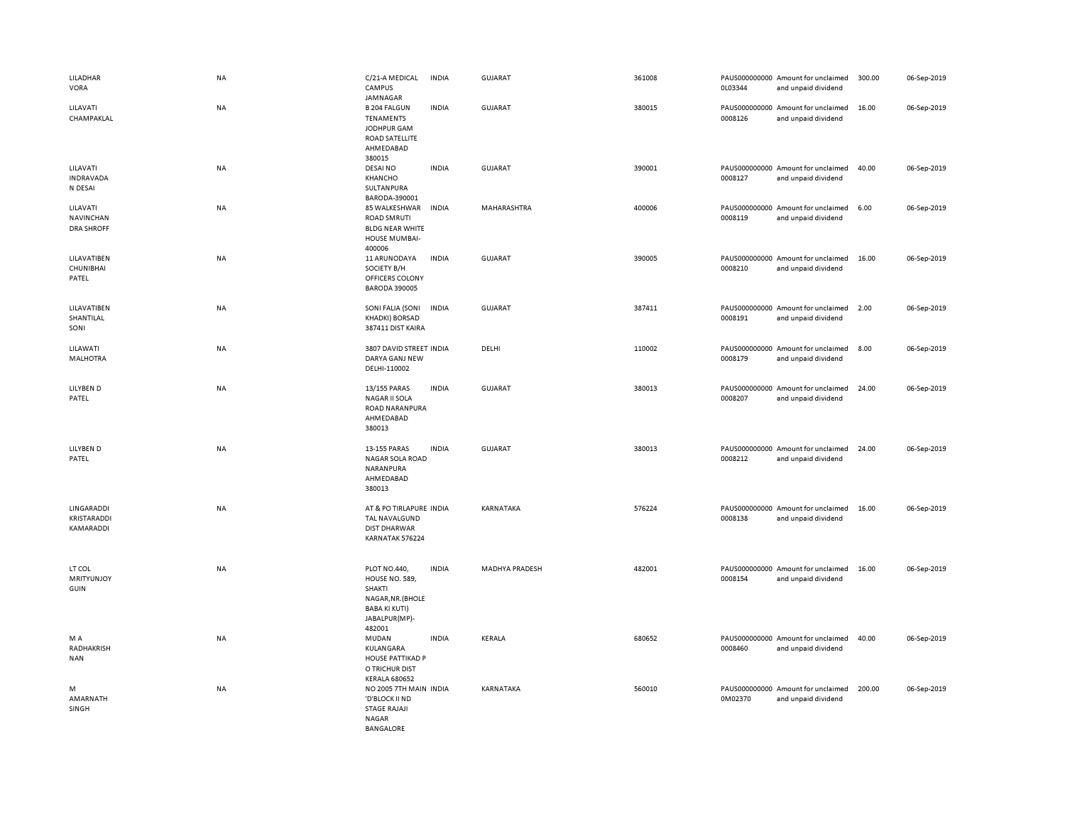| | | | | | | | | | |
|---|---|---|---|---|---|---|---|---|---|
| LILADHAR VORA | NA | C/21-A MEDICAL CAMPUS JAMNAGAR | INDIA | GUJARAT | 361008 | PAUS0000000000L03344 | Amount for unclaimed and unpaid dividend | 300.00 | 06-Sep-2019 |
| LILAVATI CHAMPAKLAL | NA | B 204 FALGUN TENAMENTS JODHPUR GAM ROAD SATELLITE AHMEDABAD 380015 | INDIA | GUJARAT | 380015 | PAUS0000000000008126 | Amount for unclaimed and unpaid dividend | 16.00 | 06-Sep-2019 |
| LILAVATI INDRAVADA N DESAI | NA | DESAI NO KHANCHO SULTANPURA BARODA-390001 | INDIA | GUJARAT | 390001 | PAUS0000000000008127 | Amount for unclaimed and unpaid dividend | 40.00 | 06-Sep-2019 |
| LILAVATI NAVINCHAN DRA SHROFF | NA | 85 WALKESHWAR ROAD SMRUTI BLDG NEAR WHITE HOUSE MUMBAI-400006 | INDIA | MAHARASHTRA | 400006 | PAUS0000000000008119 | Amount for unclaimed and unpaid dividend | 6.00 | 06-Sep-2019 |
| LILAVATIBEN CHUNIBHAI PATEL | NA | 11 ARUNODAYA SOCIETY B/H OFFICERS COLONY BARODA 390005 | INDIA | GUJARAT | 390005 | PAUS0000000000008210 | Amount for unclaimed and unpaid dividend | 16.00 | 06-Sep-2019 |
| LILAVATIBEN SHANTILAL SONI | NA | SONI FALIA (SONI KHADKI) BORSAD 387411 DIST KAIRA | INDIA | GUJARAT | 387411 | PAUS0000000000008191 | Amount for unclaimed and unpaid dividend | 2.00 | 06-Sep-2019 |
| LILAWATI MALHOTRA | NA | 3807 DAVID STREET DARYA GANJ NEW DELHI-110002 | INDIA | DELHI | 110002 | PAUS0000000000008179 | Amount for unclaimed and unpaid dividend | 8.00 | 06-Sep-2019 |
| LILYBEN D PATEL | NA | 13/155 PARAS NAGAR II SOLA ROAD NARANPURA AHMEDABAD 380013 | INDIA | GUJARAT | 380013 | PAUS0000000000008207 | Amount for unclaimed and unpaid dividend | 24.00 | 06-Sep-2019 |
| LILYBEN D PATEL | NA | 13-155 PARAS NAGAR SOLA ROAD NARANPURA AHMEDABAD 380013 | INDIA | GUJARAT | 380013 | PAUS0000000000008212 | Amount for unclaimed and unpaid dividend | 24.00 | 06-Sep-2019 |
| LINGARADDI KRISTARADDI KAMARADDI | NA | AT & PO TIRLAPURE TAL NAVALGUND DIST DHARWAR KARNATAK 576224 | INDIA | KARNATAKA | 576224 | PAUS0000000000008138 | Amount for unclaimed and unpaid dividend | 16.00 | 06-Sep-2019 |
| LT COL MRITYUNJOY GUIN | NA | PLOT NO.440, HOUSE NO. 589, SHAKTI NAGAR,NR.(BHOLE BABA KI KUTI) JABALPUR(MP)-482001 | INDIA | MADHYA PRADESH | 482001 | PAUS0000000000008154 | Amount for unclaimed and unpaid dividend | 16.00 | 06-Sep-2019 |
| M A RADHAKRISH NAN | NA | MUDAN KULANGARA HOUSE PATTIKAD P O TRICHUR DIST KERALA 680652 | INDIA | KERALA | 680652 | PAUS0000000000008460 | Amount for unclaimed and unpaid dividend | 40.00 | 06-Sep-2019 |
| M AMARNATH SINGH | NA | NO 2005 7TH MAIN 'D'BLOCK II ND STAGE RAJAJI NAGAR BANGALORE | INDIA | KARNATAKA | 560010 | PAUS0000000000M02370 | Amount for unclaimed and unpaid dividend | 200.00 | 06-Sep-2019 |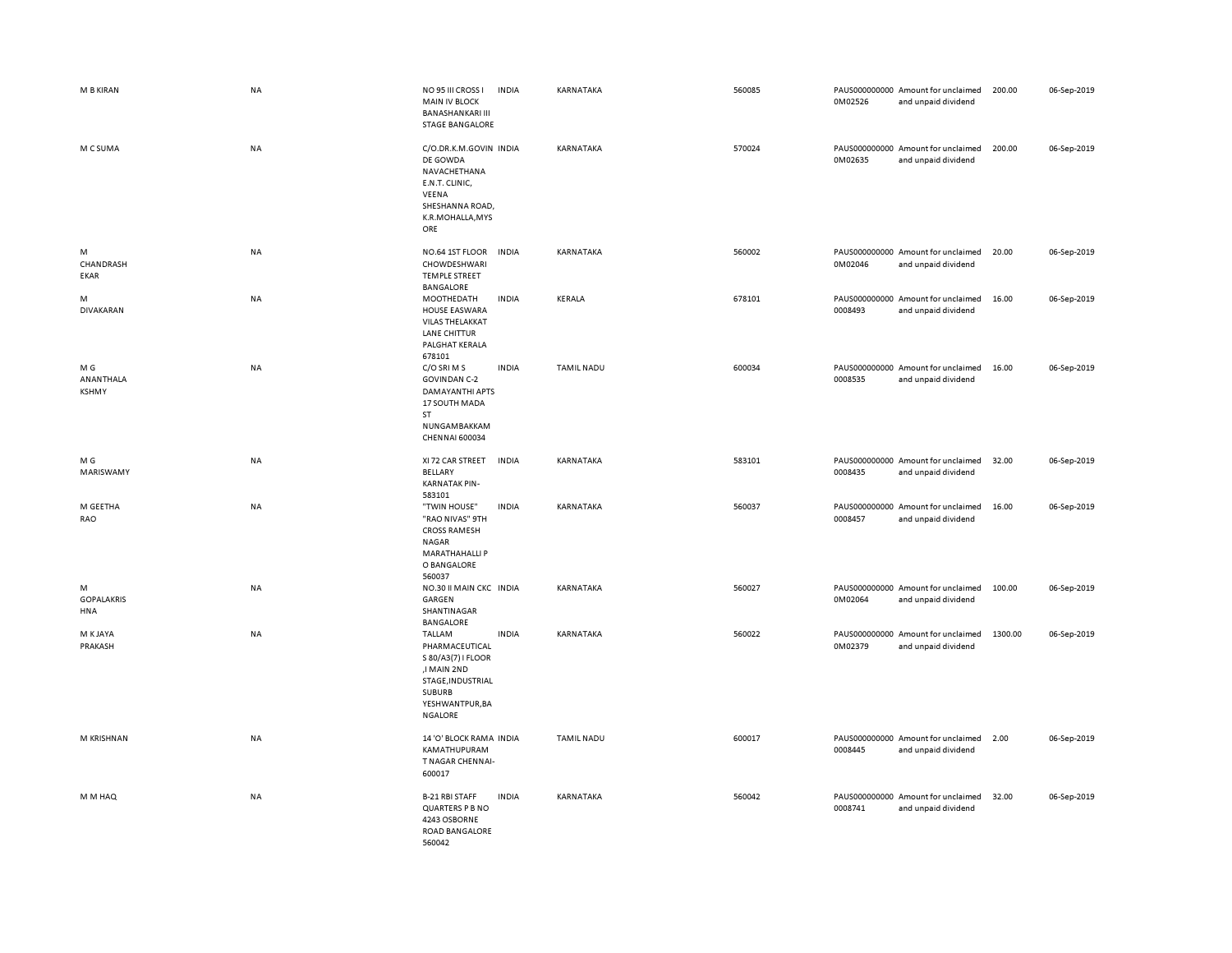| | | | | | | | | | |
|---|---|---|---|---|---|---|---|---|---|
| M B KIRAN | NA | NO 95 III CROSS I MAIN IV BLOCK BANASHANKARI III STAGE BANGALORE | INDIA | KARNATAKA | 560085 | PAUS0000000000M02526 | Amount for unclaimed and unpaid dividend | 200.00 | 06-Sep-2019 |
| M C SUMA | NA | C/O.DR.K.M.GOVINDE GOWDA NAVACHETHANA E.N.T. CLINIC, VEENA SHESHANNA ROAD, K.R.MOHALLA,MYSORE | INDIA | KARNATAKA | 570024 | PAUS0000000000M02635 | Amount for unclaimed and unpaid dividend | 200.00 | 06-Sep-2019 |
| M CHANDRASHEKAR | NA | NO.64 1ST FLOOR CHOWDESHWARI TEMPLE STREET BANGALORE | INDIA | KARNATAKA | 560002 | PAUS0000000000M02046 | Amount for unclaimed and unpaid dividend | 20.00 | 06-Sep-2019 |
| M DIVAKARAN | NA | MOOTHEDATH HOUSE EASWARA VILAS THELAKKAT LANE CHITTUR PALGHAT KERALA 678101 | INDIA | KERALA | 678101 | PAUS00000000000008493 | Amount for unclaimed and unpaid dividend | 16.00 | 06-Sep-2019 |
| M G ANANTHALAKSHMY | NA | C/O SRI M S GOVINDAN C-2 DAMAYANTHI APTS 17 SOUTH MADA ST NUNGAMBAKKAM CHENNAI 600034 | INDIA | TAMIL NADU | 600034 | PAUS00000000000008535 | Amount for unclaimed and unpaid dividend | 16.00 | 06-Sep-2019 |
| M G MARISWAMY | NA | XI 72 CAR STREET BELLARY KARNATAK PIN-583101 | INDIA | KARNATAKA | 583101 | PAUS00000000000008435 | Amount for unclaimed and unpaid dividend | 32.00 | 06-Sep-2019 |
| M GEETHA RAO | NA | "TWIN HOUSE" "RAO NIVAS" 9TH CROSS RAMESH NAGAR MARATHAHALLI P O BANGALORE 560037 | INDIA | KARNATAKA | 560037 | PAUS00000000000008457 | Amount for unclaimed and unpaid dividend | 16.00 | 06-Sep-2019 |
| M GOPALAKRISHNA | NA | NO.30 II MAIN CKC GARGEN SHANTINAGAR BANGALORE | INDIA | KARNATAKA | 560027 | PAUS0000000000M02064 | Amount for unclaimed and unpaid dividend | 100.00 | 06-Sep-2019 |
| M K JAYA PRAKASH | NA | TALLAM PHARMACEUTICALS 80/A3(7) I FLOOR ,I MAIN 2ND STAGE,INDUSTRIAL SUBURB YESHWANTPUR,BANGALORE | INDIA | KARNATAKA | 560022 | PAUS0000000000M02379 | Amount for unclaimed and unpaid dividend | 1300.00 | 06-Sep-2019 |
| M KRISHNAN | NA | 14 'O' BLOCK RAMA KAMATHUPURAM T NAGAR CHENNAI-600017 | INDIA | TAMIL NADU | 600017 | PAUS00000000000008445 | Amount for unclaimed and unpaid dividend | 2.00 | 06-Sep-2019 |
| M M HAQ | NA | B-21 RBI STAFF QUARTERS P B NO 4243 OSBORNE ROAD BANGALORE 560042 | INDIA | KARNATAKA | 560042 | PAUS00000000000008741 | Amount for unclaimed and unpaid dividend | 32.00 | 06-Sep-2019 |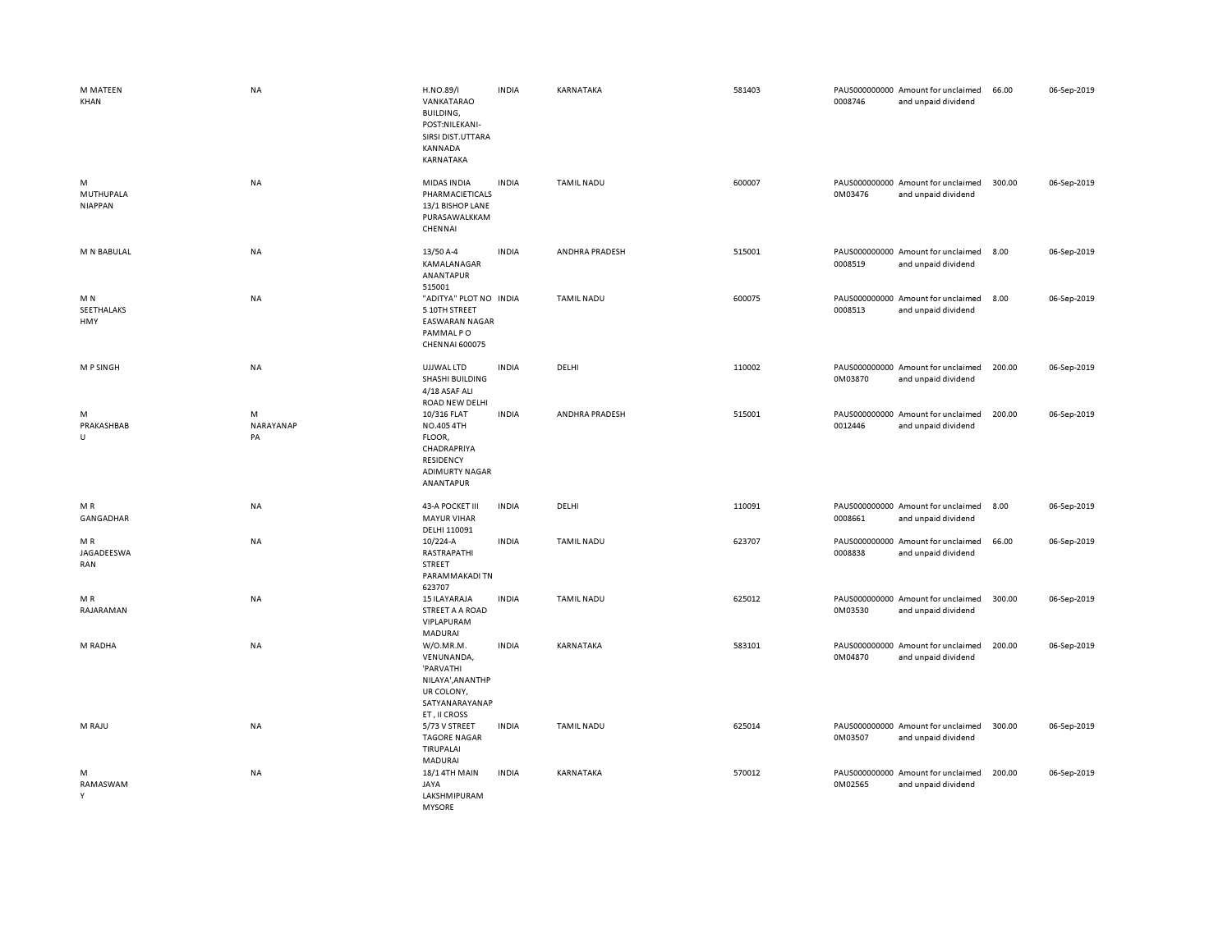| | | | | | | | | | |
|---|---|---|---|---|---|---|---|---|---|
| M MATEEN KHAN | NA | H.NO.89/I VANKATARAO BUILDING, POST:NILEKANI-SIRSI DIST.UTTARA KANNADA KARNATAKA | INDIA | KARNATAKA | 581403 | PAUS0000000000008746 | Amount for unclaimed and unpaid dividend | 66.00 | 06-Sep-2019 |
| M MUTHUPALA NIAPPAN | NA | MIDAS INDIA PHARMACIETICALS 13/1 BISHOP LANE PURASAWALKKAM CHENNAI | INDIA | TAMIL NADU | 600007 | PAUS0000000000M03476 | Amount for unclaimed and unpaid dividend | 300.00 | 06-Sep-2019 |
| M N BABULAL | NA | 13/50 A-4 KAMALANAGAR ANANTAPUR 515001 | INDIA | ANDHRA PRADESH | 515001 | PAUS0000000000008519 | Amount for unclaimed and unpaid dividend | 8.00 | 06-Sep-2019 |
| M N SEETHALAKSHMY | NA | "ADITYA" PLOT NO 5 10TH STREET EASWARAN NAGAR PAMMAL P O CHENNAI 600075 | INDIA | TAMIL NADU | 600075 | PAUS0000000000008513 | Amount for unclaimed and unpaid dividend | 8.00 | 06-Sep-2019 |
| M P SINGH | NA | UJJWAL LTD SHASHI BUILDING 4/18 ASAF ALI ROAD NEW DELHI | INDIA | DELHI | 110002 | PAUS0000000000M03870 | Amount for unclaimed and unpaid dividend | 200.00 | 06-Sep-2019 |
| M PRAKASHBABU | M NARAYANAPPA | 10/316 FLAT NO.405 4TH FLOOR, CHADRAPRIYA RESIDENCY ADIMURTY NAGAR ANANTAPUR | INDIA | ANDHRA PRADESH | 515001 | PAUS0000000000012446 | Amount for unclaimed and unpaid dividend | 200.00 | 06-Sep-2019 |
| M R GANGADHAR | NA | 43-A POCKET III MAYUR VIHAR DELHI 110091 | INDIA | DELHI | 110091 | PAUS0000000000008661 | Amount for unclaimed and unpaid dividend | 8.00 | 06-Sep-2019 |
| M R JAGADEESWARAN | NA | 10/224-A RASTRAPATHI STREET PARAMMAKADI TN 623707 | INDIA | TAMIL NADU | 623707 | PAUS0000000000008838 | Amount for unclaimed and unpaid dividend | 66.00 | 06-Sep-2019 |
| M R RAJARAMAN | NA | 15 ILAYARAJA STREET A A ROAD VIPLAPURAM MADURAI | INDIA | TAMIL NADU | 625012 | PAUS0000000000M03530 | Amount for unclaimed and unpaid dividend | 300.00 | 06-Sep-2019 |
| M RADHA | NA | W/O.MR.M. VENUNANDA, 'PARVATHI NILAYA',ANANTHPUR COLONY, SATYANARAYANAPET , II CROSS | INDIA | KARNATAKA | 583101 | PAUS0000000000M04870 | Amount for unclaimed and unpaid dividend | 200.00 | 06-Sep-2019 |
| M RAJU | NA | 5/73 V STREET TAGORE NAGAR TIRUPALAI MADURAI | INDIA | TAMIL NADU | 625014 | PAUS0000000000M03507 | Amount for unclaimed and unpaid dividend | 300.00 | 06-Sep-2019 |
| M RAMASWAMY | NA | 18/1 4TH MAIN JAYA LAKSHMIPURAM MYSORE | INDIA | KARNATAKA | 570012 | PAUS0000000000M02565 | Amount for unclaimed and unpaid dividend | 200.00 | 06-Sep-2019 |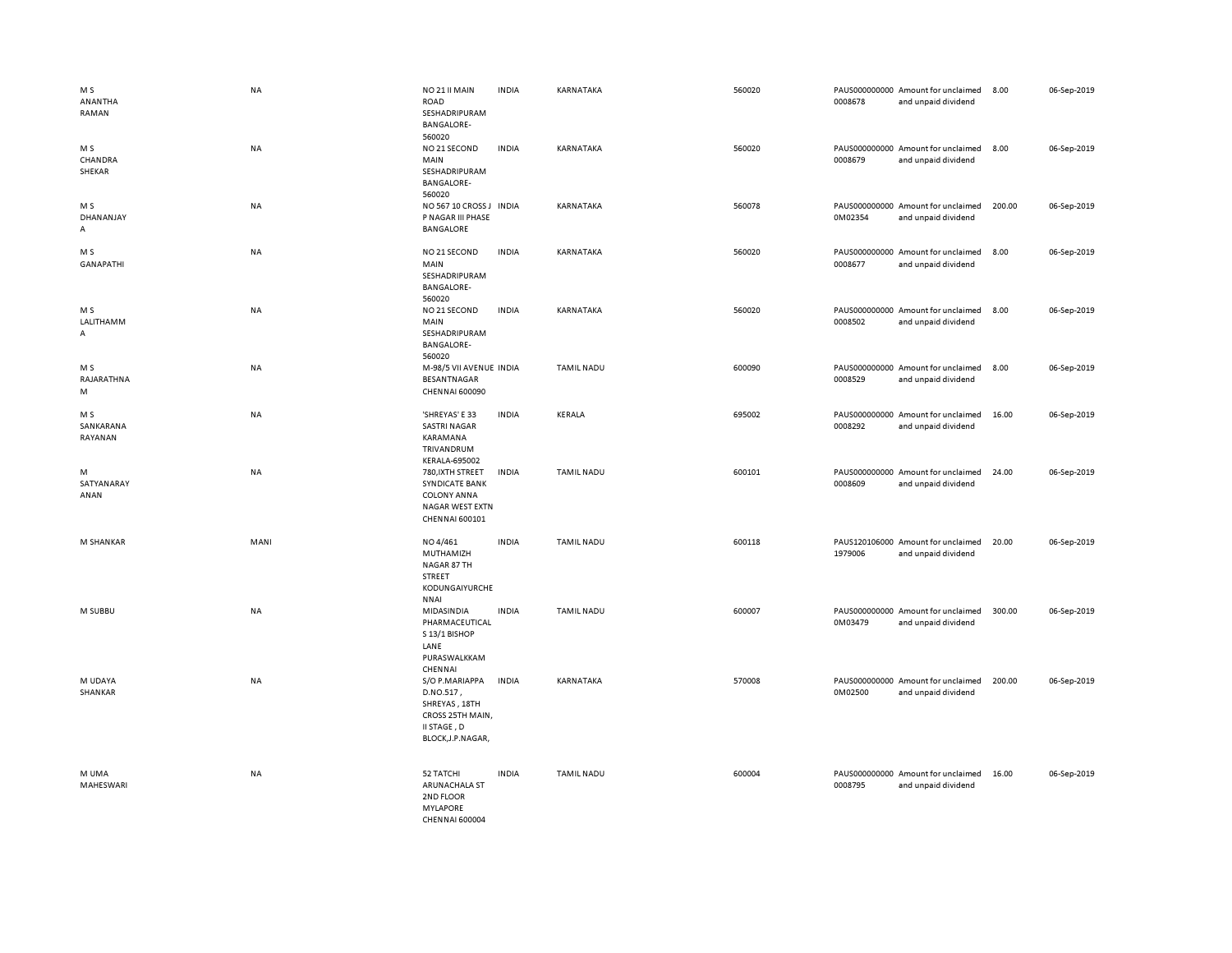| | | | | | | | | | |
|---|---|---|---|---|---|---|---|---|---|
| M S ANANTHA RAMAN | NA | NO 21 II MAIN ROAD SESHADRIPURAM BANGALORE-560020 | INDIA | KARNATAKA | 560020 | PAUS0000000000008678 | Amount for unclaimed and unpaid dividend | 8.00 | 06-Sep-2019 |
| M S CHANDRA SHEKAR | NA | NO 21 SECOND MAIN SESHADRIPURAM BANGALORE-560020 | INDIA | KARNATAKA | 560020 | PAUS0000000000008679 | Amount for unclaimed and unpaid dividend | 8.00 | 06-Sep-2019 |
| M S DHANANJAY A | NA | NO 567 10 CROSS J P NAGAR III PHASE BANGALORE | INDIA | KARNATAKA | 560078 | PAUS0000000000M02354 | Amount for unclaimed and unpaid dividend | 200.00 | 06-Sep-2019 |
| M S GANAPATHI | NA | NO 21 SECOND MAIN SESHADRIPURAM BANGALORE-560020 | INDIA | KARNATAKA | 560020 | PAUS0000000000008677 | Amount for unclaimed and unpaid dividend | 8.00 | 06-Sep-2019 |
| M S LALITHAMM A | NA | NO 21 SECOND MAIN SESHADRIPURAM BANGALORE-560020 | INDIA | KARNATAKA | 560020 | PAUS0000000000008502 | Amount for unclaimed and unpaid dividend | 8.00 | 06-Sep-2019 |
| M S RAJARATHNA M | NA | M-98/5 VII AVENUE BESANTNAGAR CHENNAI 600090 | INDIA | TAMIL NADU | 600090 | PAUS0000000000008529 | Amount for unclaimed and unpaid dividend | 8.00 | 06-Sep-2019 |
| M S SANKARANA RAYANAN | NA | 'SHREYAS' E 33 SASTRI NAGAR KARAMANA TRIVANDRUM KERALA-695002 | INDIA | KERALA | 695002 | PAUS0000000000008292 | Amount for unclaimed and unpaid dividend | 16.00 | 06-Sep-2019 |
| M SATYANARAY ANAN | NA | 780,IXTH STREET SYNDICATE BANK COLONY ANNA NAGAR WEST EXTN CHENNAI 600101 | INDIA | TAMIL NADU | 600101 | PAUS0000000000008609 | Amount for unclaimed and unpaid dividend | 24.00 | 06-Sep-2019 |
| M SHANKAR | MANI | NO 4/461 MUTHAMIZH NAGAR 87 TH STREET KODUNGAIYURCHE NNAI | INDIA | TAMIL NADU | 600118 | PAUS1201060001979006 | Amount for unclaimed and unpaid dividend | 20.00 | 06-Sep-2019 |
| M SUBBU | NA | MIDASINDIA PHARMACEUTICAL S 13/1 BISHOP LANE PURASWALKKAM CHENNAI | INDIA | TAMIL NADU | 600007 | PAUS0000000000M03479 | Amount for unclaimed and unpaid dividend | 300.00 | 06-Sep-2019 |
| M UDAYA SHANKAR | NA | S/O P.MARIAPPA D.NO.517 , SHREYAS , 18TH CROSS 25TH MAIN, II STAGE , D BLOCK,J.P.NAGAR, | INDIA | KARNATAKA | 570008 | PAUS0000000000M02500 | Amount for unclaimed and unpaid dividend | 200.00 | 06-Sep-2019 |
| M UMA MAHESWARI | NA | 52 TATCHI ARUNACHALA ST 2ND FLOOR MYLAPORE CHENNAI 600004 | INDIA | TAMIL NADU | 600004 | PAUS0000000000008795 | Amount for unclaimed and unpaid dividend | 16.00 | 06-Sep-2019 |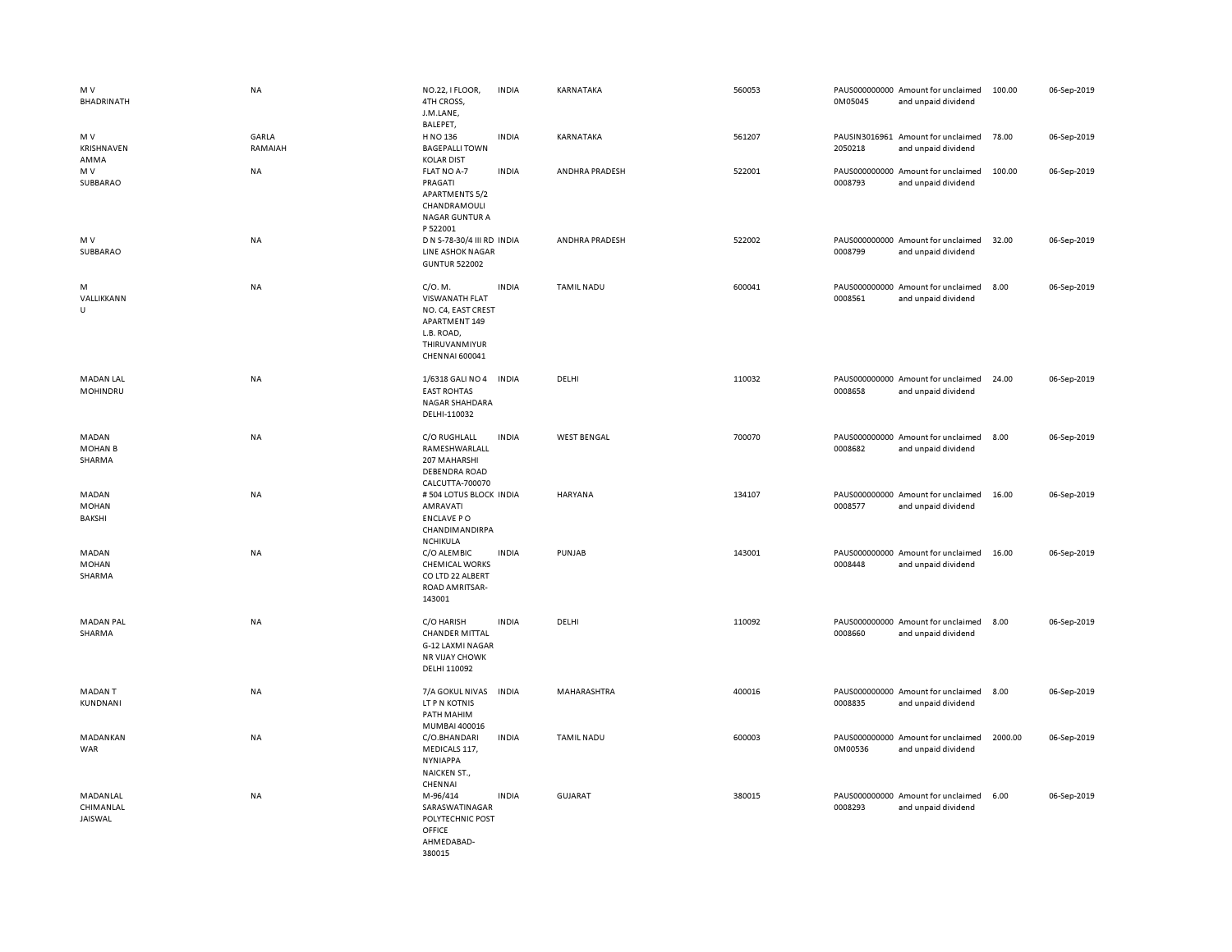| | | | | | | | | | |
|---|---|---|---|---|---|---|---|---|---|
| M V BHADRINATH | NA | NO.22, I FLOOR, 4TH CROSS, J.M.LANE, BALEPET, | INDIA | KARNATAKA | 560053 | PAUS0000000000M05045 | Amount for unclaimed and unpaid dividend | 100.00 | 06-Sep-2019 |
| M V KRISHNAVEN AMMA | GARLA RAMAIAH | H NO 136 BAGEPALLI TOWN KOLAR DIST | INDIA | KARNATAKA | 561207 | PAUSIN30169612050218 | Amount for unclaimed and unpaid dividend | 78.00 | 06-Sep-2019 |
| M V SUBBARAO | NA | FLAT NO A-7 PRAGATI APARTMENTS 5/2 CHANDRAMOULI NAGAR GUNTUR A P 522001 | INDIA | ANDHRA PRADESH | 522001 | PAUS00000000000008793 | Amount for unclaimed and unpaid dividend | 100.00 | 06-Sep-2019 |
| M V SUBBARAO | NA | D N S-78-30/4 III RD LINE ASHOK NAGAR GUNTUR 522002 | INDIA | ANDHRA PRADESH | 522002 | PAUS00000000000008799 | Amount for unclaimed and unpaid dividend | 32.00 | 06-Sep-2019 |
| M VALLIKKANN U | NA | C/O. M. VISWANATH FLAT NO. C4, EAST CREST APARTMENT 149 L.B. ROAD, THIRUVANMIYUR CHENNAI 600041 | INDIA | TAMIL NADU | 600041 | PAUS00000000000008561 | Amount for unclaimed and unpaid dividend | 8.00 | 06-Sep-2019 |
| MADAN LAL MOHINDRU | NA | 1/6318 GALI NO 4 EAST ROHTAS NAGAR SHAHDARA DELHI-110032 | INDIA | DELHI | 110032 | PAUS00000000000008658 | Amount for unclaimed and unpaid dividend | 24.00 | 06-Sep-2019 |
| MADAN MOHAN B SHARMA | NA | C/O RUGHLALL RAMESHWARLALL 207 MAHARSHI DEBENDRA ROAD CALCUTTA-700070 | INDIA | WEST BENGAL | 700070 | PAUS00000000000008682 | Amount for unclaimed and unpaid dividend | 8.00 | 06-Sep-2019 |
| MADAN MOHAN BAKSHI | NA | # 504 LOTUS BLOCK AMRAVATI ENCLAVE P O CHANDIMANDIRPANCHIKULA | INDIA | HARYANA | 134107 | PAUS00000000000008577 | Amount for unclaimed and unpaid dividend | 16.00 | 06-Sep-2019 |
| MADAN MOHAN SHARMA | NA | C/O ALEMBIC CHEMICAL WORKS CO LTD 22 ALBERT ROAD AMRITSAR-143001 | INDIA | PUNJAB | 143001 | PAUS00000000000008448 | Amount for unclaimed and unpaid dividend | 16.00 | 06-Sep-2019 |
| MADAN PAL SHARMA | NA | C/O HARISH CHANDER MITTAL G-12 LAXMI NAGAR NR VIJAY CHOWK DELHI 110092 | INDIA | DELHI | 110092 | PAUS00000000000008660 | Amount for unclaimed and unpaid dividend | 8.00 | 06-Sep-2019 |
| MADAN T KUNDNANI | NA | 7/A GOKUL NIVAS LT P N KOTNIS PATH MAHIM MUMBAI 400016 | INDIA | MAHARASHTRA | 400016 | PAUS00000000000008835 | Amount for unclaimed and unpaid dividend | 8.00 | 06-Sep-2019 |
| MADANKAN WAR | NA | C/O.BHANDARI MEDICALS 117, NYNIAPPA NAICKEN ST., CHENNAI | INDIA | TAMIL NADU | 600003 | PAUS0000000000M00536 | Amount for unclaimed and unpaid dividend | 2000.00 | 06-Sep-2019 |
| MADANLAL CHIMANLAL JAISWAL | NA | M-96/414 SARASWATINAGAR POLYTECHNIC POST OFFICE AHMEDABAD-380015 | INDIA | GUJARAT | 380015 | PAUS00000000000008293 | Amount for unclaimed and unpaid dividend | 6.00 | 06-Sep-2019 |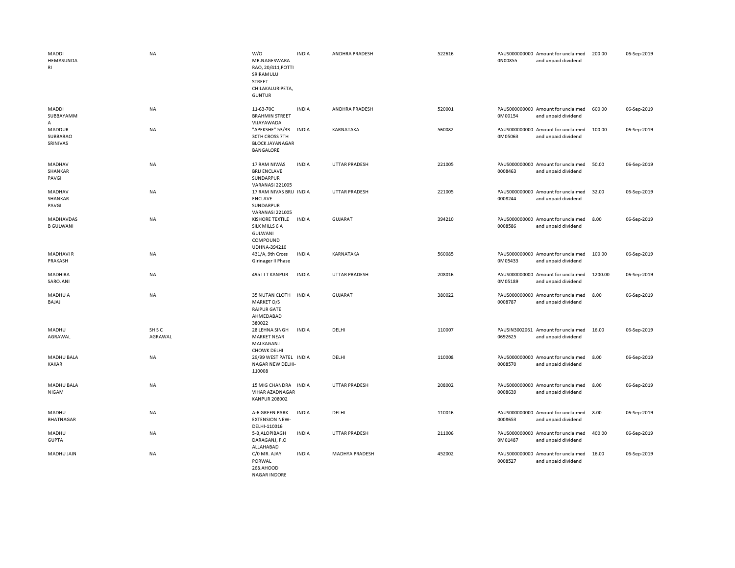| | | | | | | | | | |
|---|---|---|---|---|---|---|---|---|---|
| MADDI HEMASUNDARI | NA | W/O MR.NAGESWARA RAO, 20/411,POTTI SRIRAMULU STREET CHILAKALURIPETA, GUNTUR | INDIA | ANDHRA PRADESH | 522616 | PAUS0000000000N00855 | Amount for unclaimed and unpaid dividend | 200.00 | 06-Sep-2019 |
| MADDI SUBBAYAMMA | NA | 11-63-70C BRAHMIN STREET VIJAYAWADA | INDIA | ANDHRA PRADESH | 520001 | PAUS0000000000M00154 | Amount for unclaimed and unpaid dividend | 600.00 | 06-Sep-2019 |
| MADDUR SUBBARAO SRINIVAS | NA | "APEKSHE" 53/33 30TH CROSS 7TH BLOCK JAYANAGAR BANGALORE | INDIA | KARNATAKA | 560082 | PAUS0000000000M05063 | Amount for unclaimed and unpaid dividend | 100.00 | 06-Sep-2019 |
| MADHAV SHANKAR PAVGI | NA | 17 RAM NIWAS BRIJ ENCLAVE SUNDARPUR VARANASI 221005 | INDIA | UTTAR PRADESH | 221005 | PAUS0000000000008463 | Amount for unclaimed and unpaid dividend | 50.00 | 06-Sep-2019 |
| MADHAV SHANKAR PAVGI | NA | 17 RAM NIVAS BRIJ ENCLAVE SUNDARPUR VARANASI 221005 | INDIA | UTTAR PRADESH | 221005 | PAUS0000000000008244 | Amount for unclaimed and unpaid dividend | 32.00 | 06-Sep-2019 |
| MADHAVDAS B GULWANI | NA | KISHORE TEXTILE SILK MILLS 6 A GULWANI COMPOUND UDHNA-394210 | INDIA | GUJARAT | 394210 | PAUS0000000000008586 | Amount for unclaimed and unpaid dividend | 8.00 | 06-Sep-2019 |
| MADHAVI R PRAKASH | NA | 431/A, 9th Cross Girinager II Phase | INDIA | KARNATAKA | 560085 | PAUS0000000000M05433 | Amount for unclaimed and unpaid dividend | 100.00 | 06-Sep-2019 |
| MADHIRA SAROJANI | NA | 495 I I T KANPUR | INDIA | UTTAR PRADESH | 208016 | PAUS0000000000M05189 | Amount for unclaimed and unpaid dividend | 1200.00 | 06-Sep-2019 |
| MADHU A BAJAJ | NA | 35 NUTAN CLOTH MARKET O/S RAIPUR GATE AHMEDABAD 380022 | INDIA | GUJARAT | 380022 | PAUS0000000000008787 | Amount for unclaimed and unpaid dividend | 8.00 | 06-Sep-2019 |
| MADHU AGRAWAL | SH S C AGRAWAL | 28 LEHNA SINGH MARKET NEAR MALKAGANJ CHOWK DELHI | INDIA | DELHI | 110007 | PAUSIN30020610692625 | Amount for unclaimed and unpaid dividend | 16.00 | 06-Sep-2019 |
| MADHU BALA KAKAR | NA | 29/99 WEST PATEL NAGAR NEW DELHI-110008 | INDIA | DELHI | 110008 | PAUS0000000000008570 | Amount for unclaimed and unpaid dividend | 8.00 | 06-Sep-2019 |
| MADHU BALA NIGAM | NA | 15 MIG CHANDRA VIHAR AZADNAGAR KANPUR 208002 | INDIA | UTTAR PRADESH | 208002 | PAUS0000000000008639 | Amount for unclaimed and unpaid dividend | 8.00 | 06-Sep-2019 |
| MADHU BHATNAGAR | NA | A-6 GREEN PARK EXTENSION NEW-DELHI-110016 | INDIA | DELHI | 110016 | PAUS0000000000008653 | Amount for unclaimed and unpaid dividend | 8.00 | 06-Sep-2019 |
| MADHU GUPTA | NA | 5-B,ALOPIBAGH DARAGANJ, P.O ALLAHABAD | INDIA | UTTAR PRADESH | 211006 | PAUS0000000000M01487 | Amount for unclaimed and unpaid dividend | 400.00 | 06-Sep-2019 |
| MADHU JAIN | NA | C/0 MR. AJAY PORWAL 268.AHOOD NAGAR INDORE | INDIA | MADHYA PRADESH | 452002 | PAUS0000000000008527 | Amount for unclaimed and unpaid dividend | 16.00 | 06-Sep-2019 |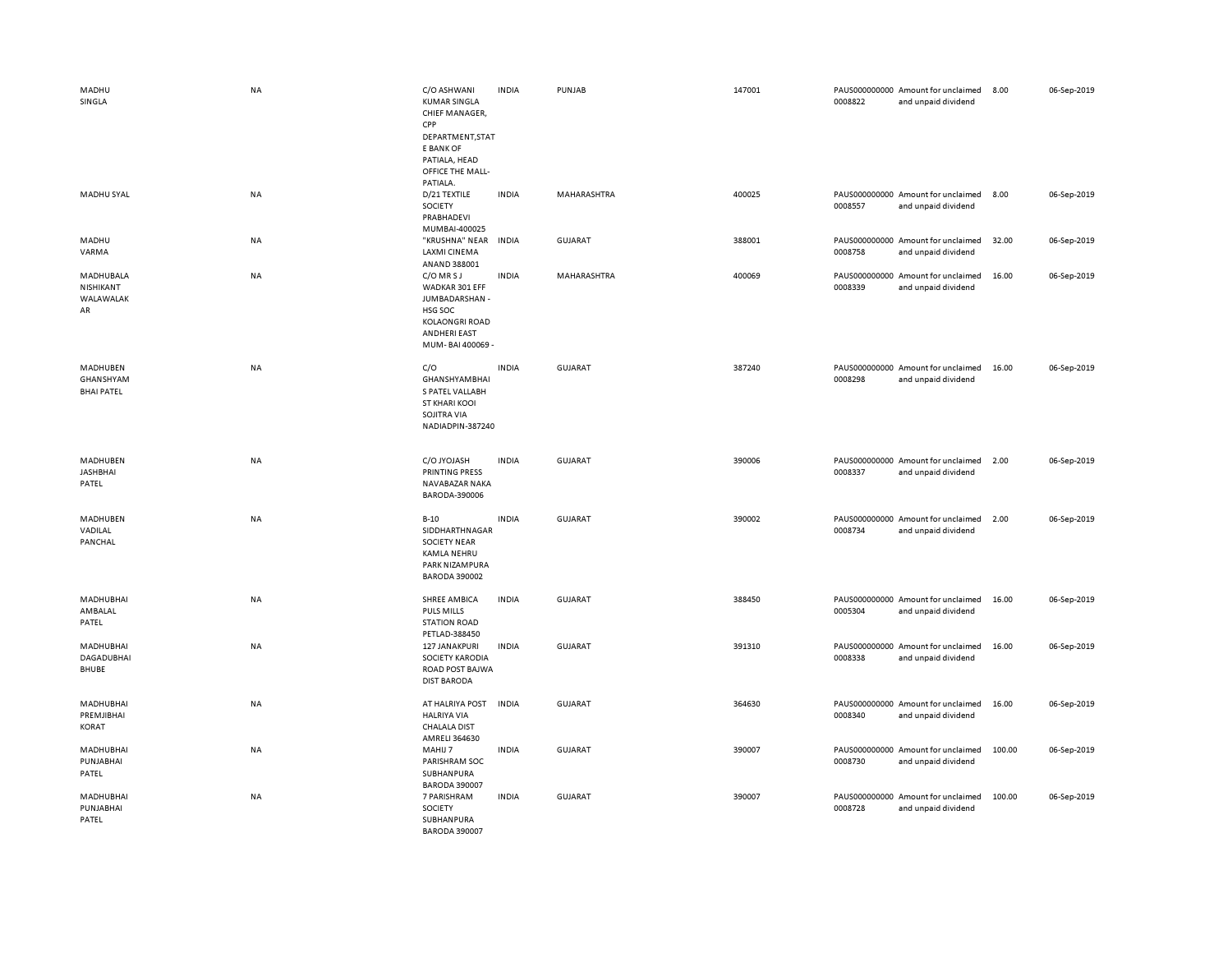| | | | | | | | | | |
|---|---|---|---|---|---|---|---|---|---|
| MADHU SINGLA | NA | C/O ASHWANI KUMAR SINGLA CHIEF MANAGER, CPP DEPARTMENT,STATE BANK OF PATIALA, HEAD OFFICE THE MALL-PATIALA. | INDIA | PUNJAB | 147001 | PAUS0000000000008822 | Amount for unclaimed and unpaid dividend | 8.00 | 06-Sep-2019 |
| MADHU SYAL | NA | D/21 TEXTILE SOCIETY PRABHADEVI MUMBAI-400025 | INDIA | MAHARASHTRA | 400025 | PAUS0000000000008557 | Amount for unclaimed and unpaid dividend | 8.00 | 06-Sep-2019 |
| MADHU VARMA | NA | "KRUSHNA" NEAR LAXMI CINEMA ANAND 388001 | INDIA | GUJARAT | 388001 | PAUS0000000000008758 | Amount for unclaimed and unpaid dividend | 32.00 | 06-Sep-2019 |
| MADHUBALA NISHIKANT WALAWALAKAR | NA | C/O MR S J WADKAR 301 EFF JUMBADARSHAN - HSG SOC KOLAONGRI ROAD ANDHERI EAST MUM- BAI 400069 - | INDIA | MAHARASHTRA | 400069 | PAUS0000000000008339 | Amount for unclaimed and unpaid dividend | 16.00 | 06-Sep-2019 |
| MADHUBEN GHANSHYAM BHAI PATEL | NA | C/O GHANSHYAMBHAI S PATEL VALLABH ST KHARI KOOI SOJITRA VIA NADIADPIN-387240 | INDIA | GUJARAT | 387240 | PAUS0000000000008298 | Amount for unclaimed and unpaid dividend | 16.00 | 06-Sep-2019 |
| MADHUBEN JASHBHAI PATEL | NA | C/O JYOJASH PRINTING PRESS NAVABAZAR NAKA BARODA-390006 | INDIA | GUJARAT | 390006 | PAUS0000000000008337 | Amount for unclaimed and unpaid dividend | 2.00 | 06-Sep-2019 |
| MADHUBEN VADILAL PANCHAL | NA | B-10 SIDDHARTHNAGAR SOCIETY NEAR KAMLA NEHRU PARK NIZAMPURA BARODA 390002 | INDIA | GUJARAT | 390002 | PAUS0000000000008734 | Amount for unclaimed and unpaid dividend | 2.00 | 06-Sep-2019 |
| MADHUBHAI AMBALAL PATEL | NA | SHREE AMBICA PULS MILLS STATION ROAD PETLAD-388450 | INDIA | GUJARAT | 388450 | PAUS0000000000005304 | Amount for unclaimed and unpaid dividend | 16.00 | 06-Sep-2019 |
| MADHUBHAI DAGADUBHAI BHUBE | NA | 127 JANAKPURI SOCIETY KARODIA ROAD POST BAJWA DIST BARODA | INDIA | GUJARAT | 391310 | PAUS0000000000008338 | Amount for unclaimed and unpaid dividend | 16.00 | 06-Sep-2019 |
| MADHUBHAI PREMJIBHAI KORAT | NA | AT HALRIYA POST HALRIYA VIA CHALALA DIST AMRELI 364630 | INDIA | GUJARAT | 364630 | PAUS0000000000008340 | Amount for unclaimed and unpaid dividend | 16.00 | 06-Sep-2019 |
| MADHUBHAI PUNJABHAI PATEL | NA | MAHIJ 7 PARISHRAM SOC SUBHANPURA BARODA 390007 | INDIA | GUJARAT | 390007 | PAUS0000000000008730 | Amount for unclaimed and unpaid dividend | 100.00 | 06-Sep-2019 |
| MADHUBHAI PUNJABHAI PATEL | NA | 7 PARISHRAM SOCIETY SUBHANPURA BARODA 390007 | INDIA | GUJARAT | 390007 | PAUS0000000000008728 | Amount for unclaimed and unpaid dividend | 100.00 | 06-Sep-2019 |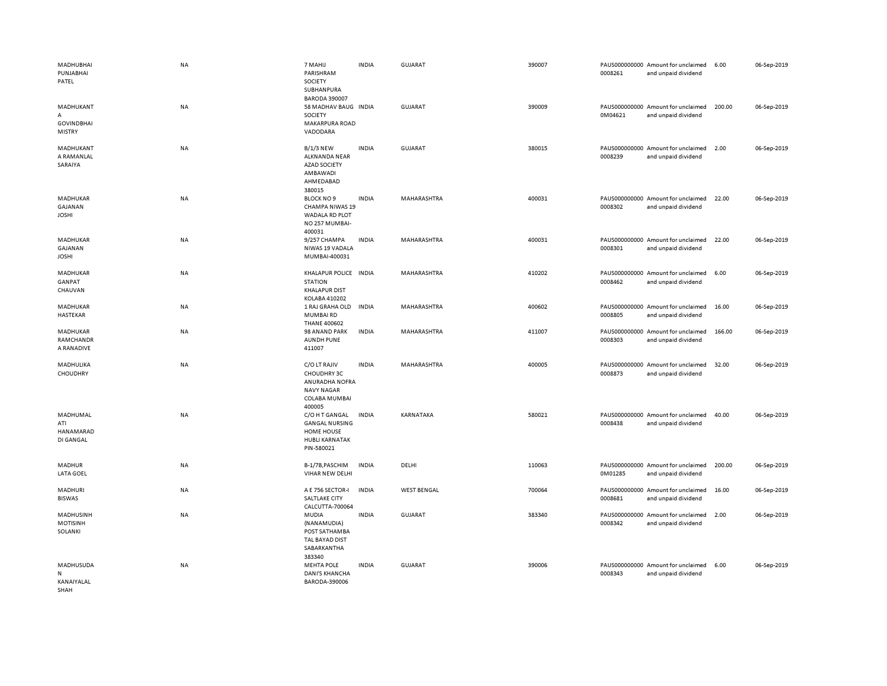| | | | | | | | | | |
|---|---|---|---|---|---|---|---|---|---|
| MADHUBHAI PUNJABHAI PATEL | NA | 7 MAHIJ PARISHRAM SOCIETY SUBHANPURA BARODA 390007 | INDIA | GUJARAT | 390007 | PAUS0000000000008261 | Amount for unclaimed and unpaid dividend | 6.00 | 06-Sep-2019 |
| MADHUKANTA GOVINDBHAI MISTRY | NA | 58 MADHAV BAUG SOCIETY MAKARPURA ROAD VADODARA | INDIA | GUJARAT | 390009 | PAUS0000000000M04621 | Amount for unclaimed and unpaid dividend | 200.00 | 06-Sep-2019 |
| MADHUKANTA RAMANLAL SARAIYA | NA | B/1/3 NEW ALKNANDA NEAR AZAD SOCIETY AMBAWADI AHMEDABAD 380015 | INDIA | GUJARAT | 380015 | PAUS0000000000008239 | Amount for unclaimed and unpaid dividend | 2.00 | 06-Sep-2019 |
| MADHUKAR GAJANAN JOSHI | NA | BLOCK NO 9 CHAMPA NIWAS 19 WADALA RD PLOT NO 257 MUMBAI-400031 | INDIA | MAHARASHTRA | 400031 | PAUS0000000000008302 | Amount for unclaimed and unpaid dividend | 22.00 | 06-Sep-2019 |
| MADHUKAR GAJANAN JOSHI | NA | 9/257 CHAMPA NIWAS 19 VADALA MUMBAI-400031 | INDIA | MAHARASHTRA | 400031 | PAUS0000000000008301 | Amount for unclaimed and unpaid dividend | 22.00 | 06-Sep-2019 |
| MADHUKAR GANPAT CHAUVAN | NA | KHALAPUR POLICE STATION KHALAPUR DIST KOLABA 410202 | INDIA | MAHARASHTRA | 410202 | PAUS0000000000008462 | Amount for unclaimed and unpaid dividend | 6.00 | 06-Sep-2019 |
| MADHUKAR HASTEKAR | NA | 1 RAJ GRAHA OLD MUMBAI RD THANE 400602 | INDIA | MAHARASHTRA | 400602 | PAUS0000000000008805 | Amount for unclaimed and unpaid dividend | 16.00 | 06-Sep-2019 |
| MADHUKAR RAMCHANDRA RANADIVE | NA | 98 ANAND PARK AUNDH PUNE 411007 | INDIA | MAHARASHTRA | 411007 | PAUS0000000000008303 | Amount for unclaimed and unpaid dividend | 166.00 | 06-Sep-2019 |
| MADHULIKA CHOUDHRY | NA | C/O LT RAJIV CHOUDHRY 3C ANURADHA NOFRA NAVY NAGAR COLABA MUMBAI 400005 | INDIA | MAHARASHTRA | 400005 | PAUS0000000000008873 | Amount for unclaimed and unpaid dividend | 32.00 | 06-Sep-2019 |
| MADHUMALATI HANAMARADDI GANGAL | NA | C/O H T GANGAL GANGAL NURSING HOME HOUSE HUBLI KARNATAK PIN-580021 | INDIA | KARNATAKA | 580021 | PAUS0000000000008438 | Amount for unclaimed and unpaid dividend | 40.00 | 06-Sep-2019 |
| MADHUR LATA GOEL | NA | B-1/78,PASCHIM VIHAR NEW DELHI | INDIA | DELHI | 110063 | PAUS0000000000M01285 | Amount for unclaimed and unpaid dividend | 200.00 | 06-Sep-2019 |
| MADHURI BISWAS | NA | A E 756 SECTOR-I SALTLAKE CITY CALCUTTA-700064 | INDIA | WEST BENGAL | 700064 | PAUS0000000000008681 | Amount for unclaimed and unpaid dividend | 16.00 | 06-Sep-2019 |
| MADHUSINH MOTISINH SOLANKI | NA | MUDIA (NANAMUDIA) POST SATHAMBA TAL BAYAD DIST SABARKANTHA 383340 | INDIA | GUJARAT | 383340 | PAUS0000000000008342 | Amount for unclaimed and unpaid dividend | 2.00 | 06-Sep-2019 |
| MADHUSUDAN KANAIYALAL SHAH | NA | MEHTA POLE DANI'S KHANCHA BARODA-390006 | INDIA | GUJARAT | 390006 | PAUS0000000000008343 | Amount for unclaimed and unpaid dividend | 6.00 | 06-Sep-2019 |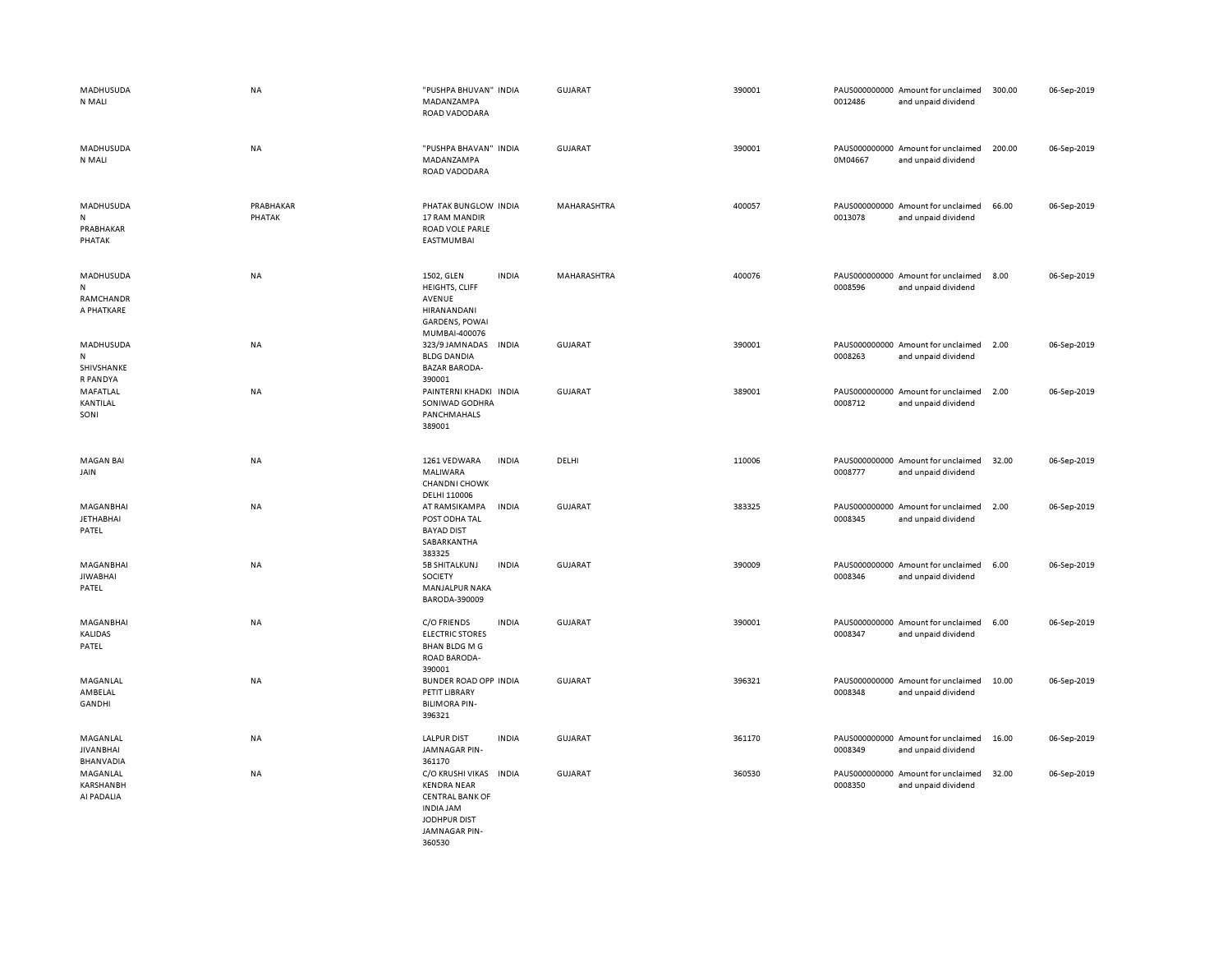| | | | | | | | | | |
|---|---|---|---|---|---|---|---|---|---|
| MADHUSUDAN MALI | NA | "PUSHPA BHUVAN" MADANZAMPA ROAD VADODARA | INDIA | GUJARAT | 390001 | PAUS0000000000012486 | Amount for unclaimed and unpaid dividend | 300.00 | 06-Sep-2019 |
| MADHUSUDAN MALI | NA | "PUSHPA BHAVAN" MADANZAMPA ROAD VADODARA | INDIA | GUJARAT | 390001 | PAUS0000000000M04667 | Amount for unclaimed and unpaid dividend | 200.00 | 06-Sep-2019 |
| MADHUSUDAN PRABHAKAR PHATAK | PRABHAKAR PHATAK | PHATAK BUNGLOW 17 RAM MANDIR ROAD VOLE PARLE EASTMUMBAI | INDIA | MAHARASHTRA | 400057 | PAUS0000000000013078 | Amount for unclaimed and unpaid dividend | 66.00 | 06-Sep-2019 |
| MADHUSUDAN RAMCHANDRA PHATKARE | NA | 1502, GLEN HEIGHTS, CLIFF AVENUE HIRANANDANI GARDENS, POWAI MUMBAI-400076 | INDIA | MAHARASHTRA | 400076 | PAUS0000000000008596 | Amount for unclaimed and unpaid dividend | 8.00 | 06-Sep-2019 |
| MADHUSUDAN SHIVSHANKER PANDYA | NA | 323/9 JAMNADAS BLDG DANDIA BAZAR BARODA-390001 | INDIA | GUJARAT | 390001 | PAUS0000000000008263 | Amount for unclaimed and unpaid dividend | 2.00 | 06-Sep-2019 |
| MAFATLAL KANTILAL SONI | NA | PAINTERNI KHADKI SONIWAD GODHRA PANCHMAHALS 389001 | INDIA | GUJARAT | 389001 | PAUS0000000000008712 | Amount for unclaimed and unpaid dividend | 2.00 | 06-Sep-2019 |
| MAGAN BAI JAIN | NA | 1261 VEDWARA MALIWARA CHANDNI CHOWK DELHI 110006 | INDIA | DELHI | 110006 | PAUS0000000000008777 | Amount for unclaimed and unpaid dividend | 32.00 | 06-Sep-2019 |
| MAGANBHAI JETHABHAI PATEL | NA | AT RAMSIKAMPA POST ODHA TAL BAYAD DIST SABARKANTHA 383325 | INDIA | GUJARAT | 383325 | PAUS0000000000008345 | Amount for unclaimed and unpaid dividend | 2.00 | 06-Sep-2019 |
| MAGANBHAI JIWABHAI PATEL | NA | 5B SHITALKUNJ SOCIETY MANJALPUR NAKA BARODA-390009 | INDIA | GUJARAT | 390009 | PAUS0000000000008346 | Amount for unclaimed and unpaid dividend | 6.00 | 06-Sep-2019 |
| MAGANBHAI KALIDAS PATEL | NA | C/O FRIENDS ELECTRIC STORES BHAN BLDG M G ROAD BARODA-390001 | INDIA | GUJARAT | 390001 | PAUS0000000000008347 | Amount for unclaimed and unpaid dividend | 6.00 | 06-Sep-2019 |
| MAGANLAL AMBELAL GANDHI | NA | BUNDER ROAD OPP PETIT LIBRARY BILIMORA PIN-396321 | INDIA | GUJARAT | 396321 | PAUS0000000000008348 | Amount for unclaimed and unpaid dividend | 10.00 | 06-Sep-2019 |
| MAGANLAL JIVANBHAI BHANVADIA | NA | LALPUR DIST JAMNAGAR PIN-361170 | INDIA | GUJARAT | 361170 | PAUS0000000000008349 | Amount for unclaimed and unpaid dividend | 16.00 | 06-Sep-2019 |
| MAGANLAL KARSHANBHAI PADALIA | NA | C/O KRUSHI VIKAS KENDRA NEAR CENTRAL BANK OF INDIA JAM JODHPUR DIST JAMNAGAR PIN-360530 | INDIA | GUJARAT | 360530 | PAUS0000000000008350 | Amount for unclaimed and unpaid dividend | 32.00 | 06-Sep-2019 |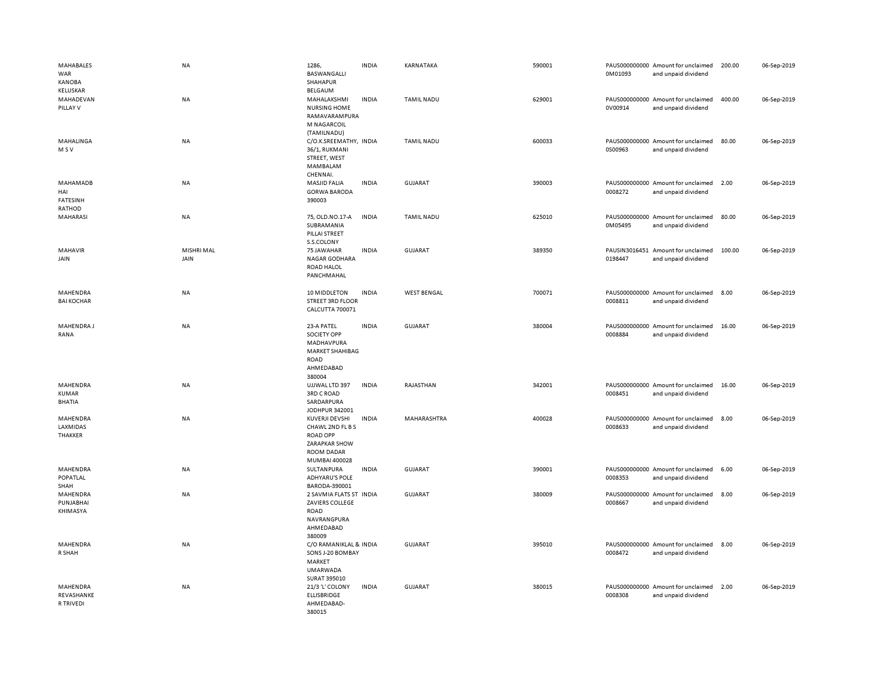| | | | | | | | | | |
|---|---|---|---|---|---|---|---|---|---|
| MAHABALES WAR KANOBA KELUSKAR | NA | 1286, BASWANGALLI SHAHAPUR BELGAUM | INDIA | KARNATAKA | 590001 | PAUS0000000000M01093 | Amount for unclaimed and unpaid dividend | 200.00 | 06-Sep-2019 |
| MAHADEVAN PILLAY V | NA | MAHALAKSHMI NURSING HOME RAMAVARAMPURA M NAGARCOIL (TAMILNADU) | INDIA | TAMIL NADU | 629001 | PAUS0000000000V00914 | Amount for unclaimed and unpaid dividend | 400.00 | 06-Sep-2019 |
| MAHALINGA M S V | NA | C/O.K.SREEMATHY, 36/1, RUKMANI STREET, WEST MAMBALAM CHENNAI. | INDIA | TAMIL NADU | 600033 | PAUS0000000000S00963 | Amount for unclaimed and unpaid dividend | 80.00 | 06-Sep-2019 |
| MAHAMADB HAI FATESINH RATHOD | NA | MASJID FALIA GORWA BARODA 390003 | INDIA | GUJARAT | 390003 | PAUS0000000000008272 | Amount for unclaimed and unpaid dividend | 2.00 | 06-Sep-2019 |
| MAHARASI | NA | 75, OLD.NO.17-A SUBRAMANIA PILLAI STREET S.S.COLONY | INDIA | TAMIL NADU | 625010 | PAUS0000000000M05495 | Amount for unclaimed and unpaid dividend | 80.00 | 06-Sep-2019 |
| MAHAVIR JAIN | MISHRI MAL JAIN | 75 JAWAHAR NAGAR GODHARA ROAD HALOL PANCHMAHAL | INDIA | GUJARAT | 389350 | PAUSIN30164510198447 | Amount for unclaimed and unpaid dividend | 100.00 | 06-Sep-2019 |
| MAHENDRA BAI KOCHAR | NA | 10 MIDDLETON STREET 3RD FLOOR CALCUTTA 700071 | INDIA | WEST BENGAL | 700071 | PAUS0000000000008811 | Amount for unclaimed and unpaid dividend | 8.00 | 06-Sep-2019 |
| MAHENDRA J RANA | NA | 23-A PATEL SOCIETY OPP MADHAVPURA MARKET SHAHIBAG ROAD AHMEDABAD 380004 | INDIA | GUJARAT | 380004 | PAUS0000000000008884 | Amount for unclaimed and unpaid dividend | 16.00 | 06-Sep-2019 |
| MAHENDRA KUMAR BHATIA | NA | UJJWAL LTD 397 3RD C ROAD SARDARPURA JODHPUR 342001 | INDIA | RAJASTHAN | 342001 | PAUS0000000000008451 | Amount for unclaimed and unpaid dividend | 16.00 | 06-Sep-2019 |
| MAHENDRA LAXMIDAS THAKKER | NA | KUVERJI DEVSHI CHAWL 2ND FL B S ROAD OPP ZARAPKAR SHOW ROOM DADAR MUMBAI 400028 | INDIA | MAHARASHTRA | 400028 | PAUS0000000000008633 | Amount for unclaimed and unpaid dividend | 8.00 | 06-Sep-2019 |
| MAHENDRA POPATLAL SHAH | NA | SULTANPURA ADHYARU'S POLE BARODA-390001 | INDIA | GUJARAT | 390001 | PAUS0000000000008353 | Amount for unclaimed and unpaid dividend | 6.00 | 06-Sep-2019 |
| MAHENDRA PUNJABHAI KHIMASYA | NA | 2 SAVMIA FLATS ST ZAVIERS COLLEGE ROAD NAVRANGPURA AHMEDABAD 380009 | INDIA | GUJARAT | 380009 | PAUS0000000000008667 | Amount for unclaimed and unpaid dividend | 8.00 | 06-Sep-2019 |
| MAHENDRA R SHAH | NA | C/O RAMANIKLAL & SONS J-20 BOMBAY MARKET UMARWADA SURAT 395010 | INDIA | GUJARAT | 395010 | PAUS0000000000008472 | Amount for unclaimed and unpaid dividend | 8.00 | 06-Sep-2019 |
| MAHENDRA REVASHANKE R TRIVEDI | NA | 21/3 'L' COLONY ELLISBRIDGE AHMEDABAD-380015 | INDIA | GUJARAT | 380015 | PAUS0000000000008308 | Amount for unclaimed and unpaid dividend | 2.00 | 06-Sep-2019 |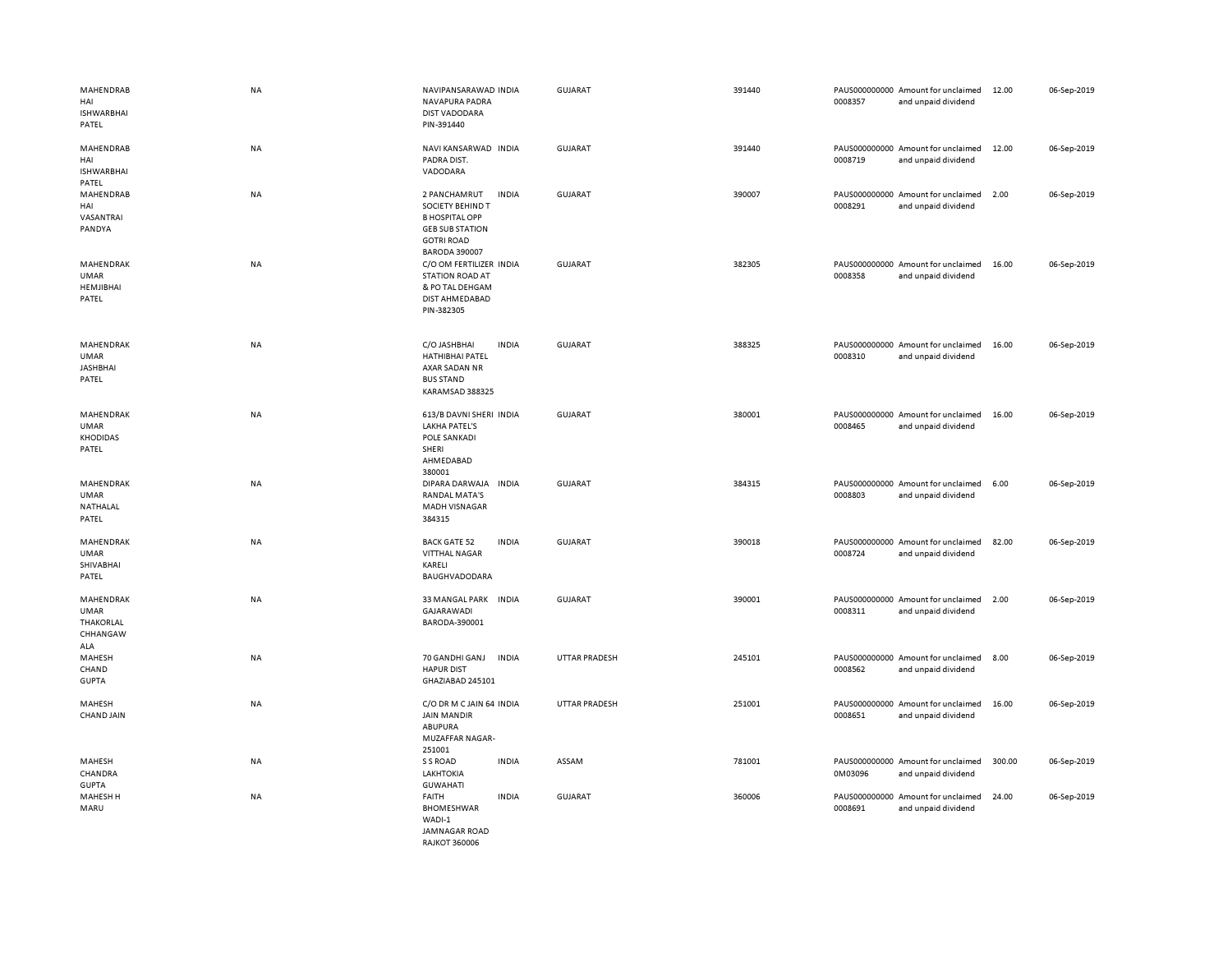| | | | | | | | | | |
|---|---|---|---|---|---|---|---|---|---|
| MAHENDRABHAI ISHWARBHAI PATEL | NA | NAVIPANSARAWAD NAVAPURA PADRA DIST VADODARA PIN-391440 | INDIA | GUJARAT | 391440 | PAUS0000000000008357 | Amount for unclaimed and unpaid dividend | 12.00 | 06-Sep-2019 |
| MAHENDRABHAI ISHWARBHAI PATEL | NA | NAVI KANSARWAD PADRA DIST. VADODARA | INDIA | GUJARAT | 391440 | PAUS0000000000008719 | Amount for unclaimed and unpaid dividend | 12.00 | 06-Sep-2019 |
| MAHENDRABHAI VASANTRAI PANDYA | NA | 2 PANCHAMRUT SOCIETY BEHIND T B HOSPITAL OPP GEB SUB STATION GOTRI ROAD BARODA 390007 | INDIA | GUJARAT | 390007 | PAUS0000000000008291 | Amount for unclaimed and unpaid dividend | 2.00 | 06-Sep-2019 |
| MAHENDRAKUMAR HEMJIBHAI PATEL | NA | C/O OM FERTILIZER STATION ROAD AT & PO TAL DEHGAM DIST AHMEDABAD PIN-382305 | INDIA | GUJARAT | 382305 | PAUS0000000000008358 | Amount for unclaimed and unpaid dividend | 16.00 | 06-Sep-2019 |
| MAHENDRAKUMAR JASHBHAI PATEL | NA | C/O JASHBHAI HATHIBHAI PATEL AXAR SADAN NR BUS STAND KARAMSAD 388325 | INDIA | GUJARAT | 388325 | PAUS0000000000008310 | Amount for unclaimed and unpaid dividend | 16.00 | 06-Sep-2019 |
| MAHENDRAKUMAR KHODIDAS PATEL | NA | 613/B DAVNI SHERI LAKHA PATEL'S POLE SANKADI SHERI AHMEDABAD 380001 | INDIA | GUJARAT | 380001 | PAUS0000000000008465 | Amount for unclaimed and unpaid dividend | 16.00 | 06-Sep-2019 |
| MAHENDRAKUMAR NATHALAL PATEL | NA | DIPARA DARWAJA RANDAL MATA'S MADH VISNAGAR 384315 | INDIA | GUJARAT | 384315 | PAUS0000000000008803 | Amount for unclaimed and unpaid dividend | 6.00 | 06-Sep-2019 |
| MAHENDRAKUMAR SHIVABHAI PATEL | NA | BACK GATE 52 VITTHAL NAGAR KARELI BAUGHVADODARA | INDIA | GUJARAT | 390018 | PAUS0000000000008724 | Amount for unclaimed and unpaid dividend | 82.00 | 06-Sep-2019 |
| MAHENDRAKUMAR THAKORLAL CHHANGAWALA | NA | 33 MANGAL PARK GAJARAWADI BARODA-390001 | INDIA | GUJARAT | 390001 | PAUS0000000000008311 | Amount for unclaimed and unpaid dividend | 2.00 | 06-Sep-2019 |
| MAHESH CHAND GUPTA | NA | 70 GANDHI GANJ HAPUR DIST GHAZIABAD 245101 | INDIA | UTTAR PRADESH | 245101 | PAUS0000000000008562 | Amount for unclaimed and unpaid dividend | 8.00 | 06-Sep-2019 |
| MAHESH CHAND JAIN | NA | C/O DR M C JAIN 64 JAIN MANDIR ABUPURA MUZAFFAR NAGAR-251001 | INDIA | UTTAR PRADESH | 251001 | PAUS0000000000008651 | Amount for unclaimed and unpaid dividend | 16.00 | 06-Sep-2019 |
| MAHESH CHANDRA GUPTA | NA | S S ROAD LAKHTOKIA GUWAHATI | INDIA | ASSAM | 781001 | PAUS0000000000M03096 | Amount for unclaimed and unpaid dividend | 300.00 | 06-Sep-2019 |
| MAHESH H MARU | NA | FAITH BHOMESHWAR WADI-1 JAMNAGAR ROAD RAJKOT 360006 | INDIA | GUJARAT | 360006 | PAUS0000000000008691 | Amount for unclaimed and unpaid dividend | 24.00 | 06-Sep-2019 |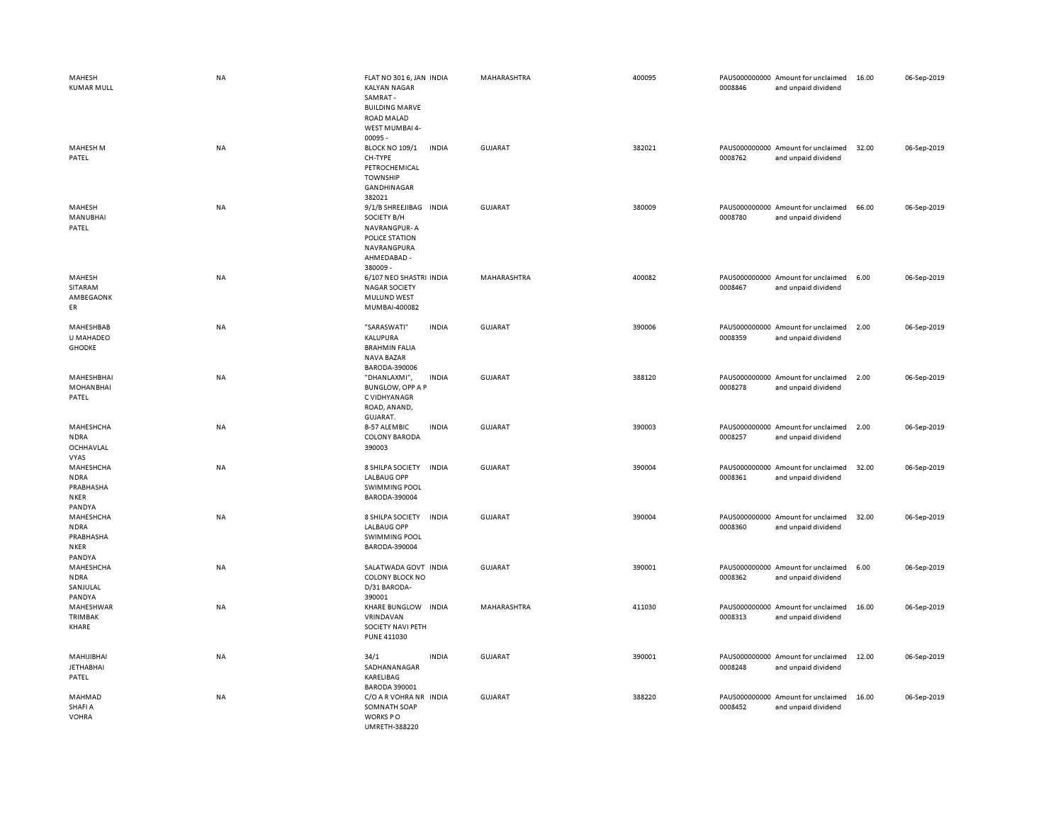| | | | | | | | | | |
|---|---|---|---|---|---|---|---|---|---|
| MAHESH KUMAR MULL | NA | FLAT NO 301 6, JAN KALYAN NAGAR SAMRAT - BUILDING MARVE ROAD MALAD WEST MUMBAI 4-00095 - | INDIA | MAHARASHTRA | 400095 | PAUS0000000000008846 | Amount for unclaimed and unpaid dividend | 16.00 | 06-Sep-2019 |
| MAHESH M PATEL | NA | BLOCK NO 109/1 CH-TYPE PETROCHEMICAL TOWNSHIP GANDHINAGAR 382021 | INDIA | GUJARAT | 382021 | PAUS0000000000008762 | Amount for unclaimed and unpaid dividend | 32.00 | 06-Sep-2019 |
| MAHESH MANUBHAI PATEL | NA | 9/1/B SHREEJIBAG SOCIETY B/H NAVRANGPUR- A POLICE STATION NAVRANGPURA AHMEDABAD - 380009 - | INDIA | GUJARAT | 380009 | PAUS0000000000008780 | Amount for unclaimed and unpaid dividend | 66.00 | 06-Sep-2019 |
| MAHESH SITARAM AMBEGAONKER | NA | 6/107 NEO SHASTRI NAGAR SOCIETY MULUND WEST MUMBAI-400082 | INDIA | MAHARASHTRA | 400082 | PAUS0000000000008467 | Amount for unclaimed and unpaid dividend | 6.00 | 06-Sep-2019 |
| MAHESHBABU MAHADEO GHODKE | NA | "SARASWATI" KALUPURA BRAHMIN FALIA NAVA BAZAR BARODA-390006 | INDIA | GUJARAT | 390006 | PAUS0000000000008359 | Amount for unclaimed and unpaid dividend | 2.00 | 06-Sep-2019 |
| MAHESHBHAI MOHANBHAI PATEL | NA | "DHANLAXMI", BUNGLOW, OPP A P C VIDHYANAGR ROAD, ANAND, GUJARAT. | INDIA | GUJARAT | 388120 | PAUS0000000000008278 | Amount for unclaimed and unpaid dividend | 2.00 | 06-Sep-2019 |
| MAHESHCHANDRA OCHHAVLAL VYAS | NA | B-57 ALEMBIC COLONY BARODA 390003 | INDIA | GUJARAT | 390003 | PAUS0000000000008257 | Amount for unclaimed and unpaid dividend | 2.00 | 06-Sep-2019 |
| MAHESHCHANDRA PRABHASHANKER PANDYA | NA | 8 SHILPA SOCIETY LALBAUG OPP SWIMMING POOL BARODA-390004 | INDIA | GUJARAT | 390004 | PAUS0000000000008361 | Amount for unclaimed and unpaid dividend | 32.00 | 06-Sep-2019 |
| MAHESHCHANDRA PRABHASHANKER PANDYA | NA | 8 SHILPA SOCIETY LALBAUG OPP SWIMMING POOL BARODA-390004 | INDIA | GUJARAT | 390004 | PAUS0000000000008360 | Amount for unclaimed and unpaid dividend | 32.00 | 06-Sep-2019 |
| MAHESHCHANDRA SANJULAL PANDYA | NA | SALATWADA GOVT COLONY BLOCK NO D/31 BARODA-390001 | INDIA | GUJARAT | 390001 | PAUS0000000000008362 | Amount for unclaimed and unpaid dividend | 6.00 | 06-Sep-2019 |
| MAHESHWAR TRIMBAK KHARE | NA | KHARE BUNGLOW VRINDAVAN SOCIETY NAVI PETH PUNE 411030 | INDIA | MAHARASHTRA | 411030 | PAUS0000000000008313 | Amount for unclaimed and unpaid dividend | 16.00 | 06-Sep-2019 |
| MAHIJIBHAI JETHABHAI PATEL | NA | 34/1 SADHANANAGAR KARELIBAG BARODA 390001 | INDIA | GUJARAT | 390001 | PAUS0000000000008248 | Amount for unclaimed and unpaid dividend | 12.00 | 06-Sep-2019 |
| MAHMAD SHAFI A VOHRA | NA | C/O A R VOHRA NR SOMNATH SOAP WORKS P O UMRETH-388220 | INDIA | GUJARAT | 388220 | PAUS0000000000008452 | Amount for unclaimed and unpaid dividend | 16.00 | 06-Sep-2019 |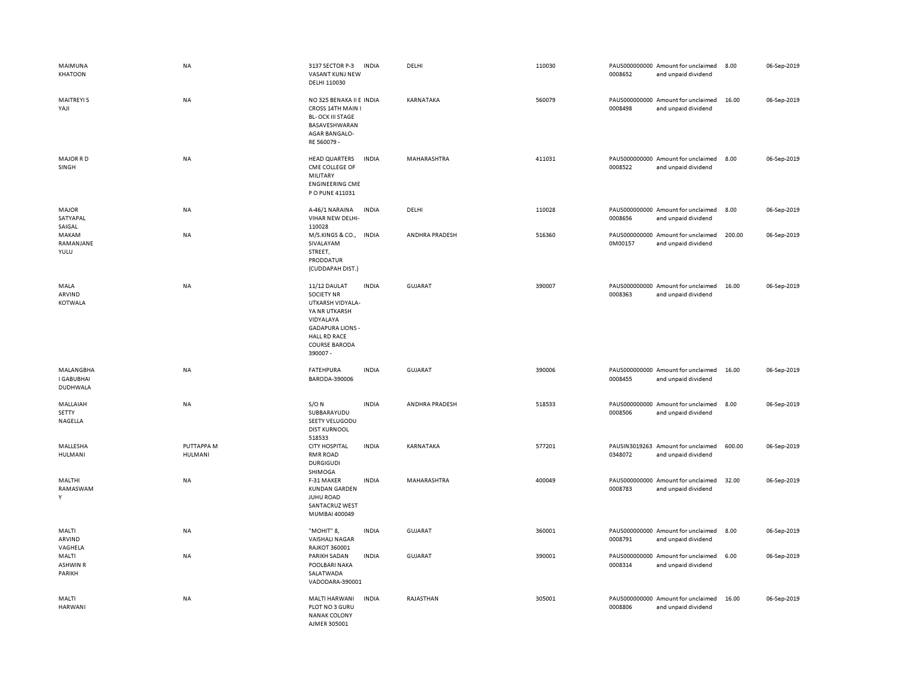| | | | | | | | | | |
|---|---|---|---|---|---|---|---|---|---|
| MAIMUNA KHATOON | NA | 3137 SECTOR P-3 VASANT KUNJ NEW DELHI 110030 | INDIA | DELHI | 110030 | PAUS0000000000008652 | Amount for unclaimed and unpaid dividend | 8.00 | 06-Sep-2019 |
| MAITREYI S YAJI | NA | NO 325 BENAKA II E CROSS 14TH MAIN I BL- OCK III STAGE BASAVESHWARAN AGAR BANGALO- RE 560079 - | INDIA | KARNATAKA | 560079 | PAUS0000000000008498 | Amount for unclaimed and unpaid dividend | 16.00 | 06-Sep-2019 |
| MAJOR R D SINGH | NA | HEAD QUARTERS CME COLLEGE OF MILITARY ENGINEERING CME P O PUNE 411031 | INDIA | MAHARASHTRA | 411031 | PAUS0000000000008522 | Amount for unclaimed and unpaid dividend | 8.00 | 06-Sep-2019 |
| MAJOR SATYAPAL SAIGAL | NA | A-46/1 NARAINA VIHAR NEW DELHI-110028 | INDIA | DELHI | 110028 | PAUS0000000000008656 | Amount for unclaimed and unpaid dividend | 8.00 | 06-Sep-2019 |
| MAKAM RAMANJANE YULU | NA | M/S.KINGS & CO., SIVALAYAM STREET, PRODDATUR (CUDDAPAH DIST.) | INDIA | ANDHRA PRADESH | 516360 | PAUS0000000000M00157 | Amount for unclaimed and unpaid dividend | 200.00 | 06-Sep-2019 |
| MALA ARVIND KOTWALA | NA | 11/12 DAULAT SOCIETY NR UTKARSH VIDYALA- YA NR UTKARSH VIDYALAYA GADAPURA LIONS - HALL RD RACE COURSE BARODA 390007 - | INDIA | GUJARAT | 390007 | PAUS0000000000008363 | Amount for unclaimed and unpaid dividend | 16.00 | 06-Sep-2019 |
| MALANGBHA I GABUBHAI DUDHWALA | NA | FATEHPURA BARODA-390006 | INDIA | GUJARAT | 390006 | PAUS0000000000008455 | Amount for unclaimed and unpaid dividend | 16.00 | 06-Sep-2019 |
| MALLAIAH SETTY NAGELLA | NA | S/O N SUBBARAYUDU SEETY VELUGODU DIST KURNOOL 518533 | INDIA | ANDHRA PRADESH | 518533 | PAUS0000000000008506 | Amount for unclaimed and unpaid dividend | 8.00 | 06-Sep-2019 |
| MALLESHA HULMANI | PUTTAPPA M HULMANI | CITY HOSPITAL RMR ROAD DURGIGUDI SHIMOGA | INDIA | KARNATAKA | 577201 | PAUSIN30192630348072 | Amount for unclaimed and unpaid dividend | 600.00 | 06-Sep-2019 |
| MALTHI RAMASWAM Y | NA | F-31 MAKER KUNDAN GARDEN JUHU ROAD SANTACRUZ WEST MUMBAI 400049 | INDIA | MAHARASHTRA | 400049 | PAUS0000000000008783 | Amount for unclaimed and unpaid dividend | 32.00 | 06-Sep-2019 |
| MALTI ARVIND VAGHELA | NA | "MOHIT" 8, VAISHALI NAGAR RAJKOT 360001 | INDIA | GUJARAT | 360001 | PAUS0000000000008791 | Amount for unclaimed and unpaid dividend | 8.00 | 06-Sep-2019 |
| MALTI ASHWIN R PARIKH | NA | PARIKH SADAN POOLBARI NAKA SALATWADA VADODARA-390001 | INDIA | GUJARAT | 390001 | PAUS0000000000008314 | Amount for unclaimed and unpaid dividend | 6.00 | 06-Sep-2019 |
| MALTI HARWANI | NA | MALTI HARWANI PLOT NO 3 GURU NANAK COLONY AJMER 305001 | INDIA | RAJASTHAN | 305001 | PAUS0000000000008806 | Amount for unclaimed and unpaid dividend | 16.00 | 06-Sep-2019 |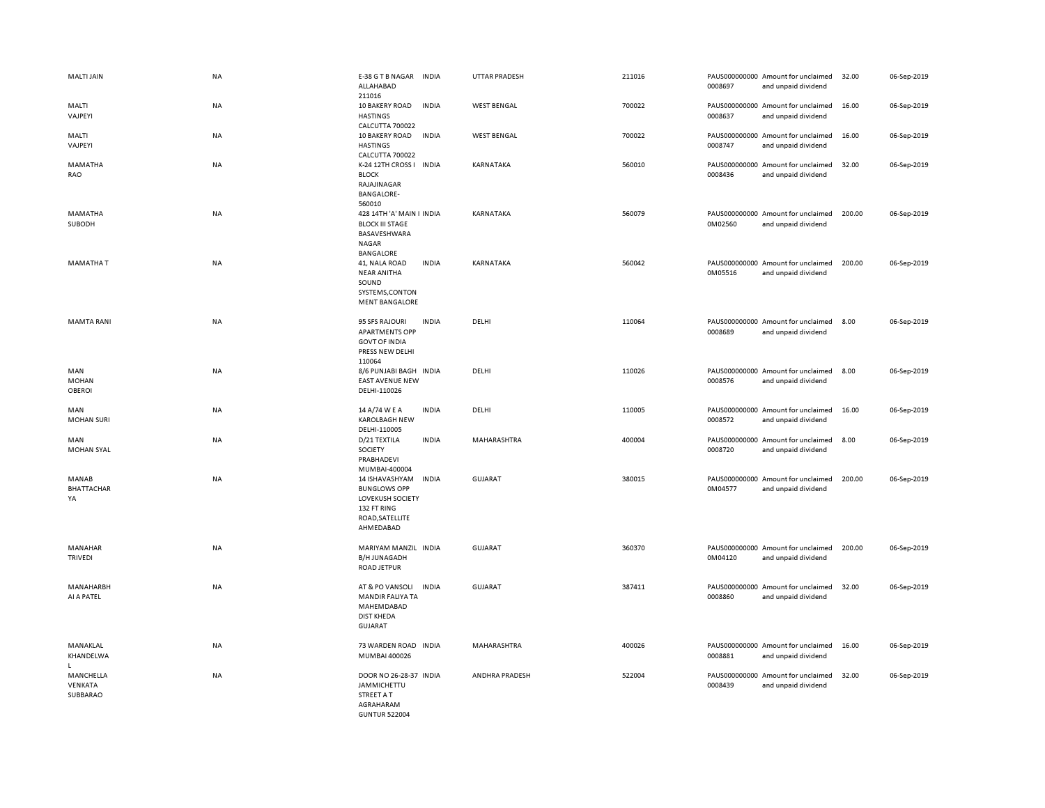| | | | | | | | | | |
|---|---|---|---|---|---|---|---|---|---|
| MALTI JAIN | NA | E-38 G T B NAGAR ALLAHABAD 211016 | INDIA | UTTAR PRADESH | 211016 | PAUS0000000000008697 | Amount for unclaimed and unpaid dividend | 32.00 | 06-Sep-2019 |
| MALTI VAJPEYI | NA | 10 BAKERY ROAD HASTINGS CALCUTTA 700022 | INDIA | WEST BENGAL | 700022 | PAUS0000000000008637 | Amount for unclaimed and unpaid dividend | 16.00 | 06-Sep-2019 |
| MALTI VAJPEYI | NA | 10 BAKERY ROAD HASTINGS CALCUTTA 700022 | INDIA | WEST BENGAL | 700022 | PAUS0000000000008747 | Amount for unclaimed and unpaid dividend | 16.00 | 06-Sep-2019 |
| MAMATHA RAO | NA | K-24 12TH CROSS I BLOCK RAJAJINAGAR BANGALORE-560010 | INDIA | KARNATAKA | 560010 | PAUS0000000000008436 | Amount for unclaimed and unpaid dividend | 32.00 | 06-Sep-2019 |
| MAMATHA SUBODH | NA | 428 14TH 'A' MAIN I BLOCK III STAGE BASAVESHWARA NAGAR BANGALORE | INDIA | KARNATAKA | 560079 | PAUS0000000000M02560 | Amount for unclaimed and unpaid dividend | 200.00 | 06-Sep-2019 |
| MAMATHA T | NA | 41, NALA ROAD NEAR ANITHA SOUND SYSTEMS,CONTON MENT BANGALORE | INDIA | KARNATAKA | 560042 | PAUS0000000000M05516 | Amount for unclaimed and unpaid dividend | 200.00 | 06-Sep-2019 |
| MAMTA RANI | NA | 95 SFS RAJOURI APARTMENTS OPP GOVT OF INDIA PRESS NEW DELHI 110064 | INDIA | DELHI | 110064 | PAUS0000000000008689 | Amount for unclaimed and unpaid dividend | 8.00 | 06-Sep-2019 |
| MAN MOHAN OBEROI | NA | 8/6 PUNJABI BAGH EAST AVENUE NEW DELHI-110026 | INDIA | DELHI | 110026 | PAUS0000000000008576 | Amount for unclaimed and unpaid dividend | 8.00 | 06-Sep-2019 |
| MAN MOHAN SURI | NA | 14 A/74 W E A KAROLBAGH NEW DELHI-110005 | INDIA | DELHI | 110005 | PAUS0000000000008572 | Amount for unclaimed and unpaid dividend | 16.00 | 06-Sep-2019 |
| MAN MOHAN SYAL | NA | D/21 TEXTILA SOCIETY PRABHADEVI MUMBAI-400004 | INDIA | MAHARASHTRA | 400004 | PAUS0000000000008720 | Amount for unclaimed and unpaid dividend | 8.00 | 06-Sep-2019 |
| MANAB BHATTACHARYA | NA | 14 ISHAVASHYAM BUNGLOWS OPP LOVEKUSH SOCIETY 132 FT RING ROAD,SATELLITE AHMEDABAD | INDIA | GUJARAT | 380015 | PAUS0000000000M04577 | Amount for unclaimed and unpaid dividend | 200.00 | 06-Sep-2019 |
| MANAHAR TRIVEDI | NA | MARIYAM MANZIL B/H JUNAGADH ROAD JETPUR | INDIA | GUJARAT | 360370 | PAUS0000000000M04120 | Amount for unclaimed and unpaid dividend | 200.00 | 06-Sep-2019 |
| MANAHARBHAI A PATEL | NA | AT & PO VANSOLI MANDIR FALIYA TA MAHEMDABAD DIST KHEDA GUJARAT | INDIA | GUJARAT | 387411 | PAUS0000000000008860 | Amount for unclaimed and unpaid dividend | 32.00 | 06-Sep-2019 |
| MANAKLAL KHANDELWAL | NA | 73 WARDEN ROAD MUMBAI 400026 | INDIA | MAHARASHTRA | 400026 | PAUS0000000000008881 | Amount for unclaimed and unpaid dividend | 16.00 | 06-Sep-2019 |
| MANCHELLA VENKATA SUBBARAO | NA | DOOR NO 26-28-37 JAMMICHETTU STREET A T AGRAHARAM GUNTUR 522004 | INDIA | ANDHRA PRADESH | 522004 | PAUS0000000000008439 | Amount for unclaimed and unpaid dividend | 32.00 | 06-Sep-2019 |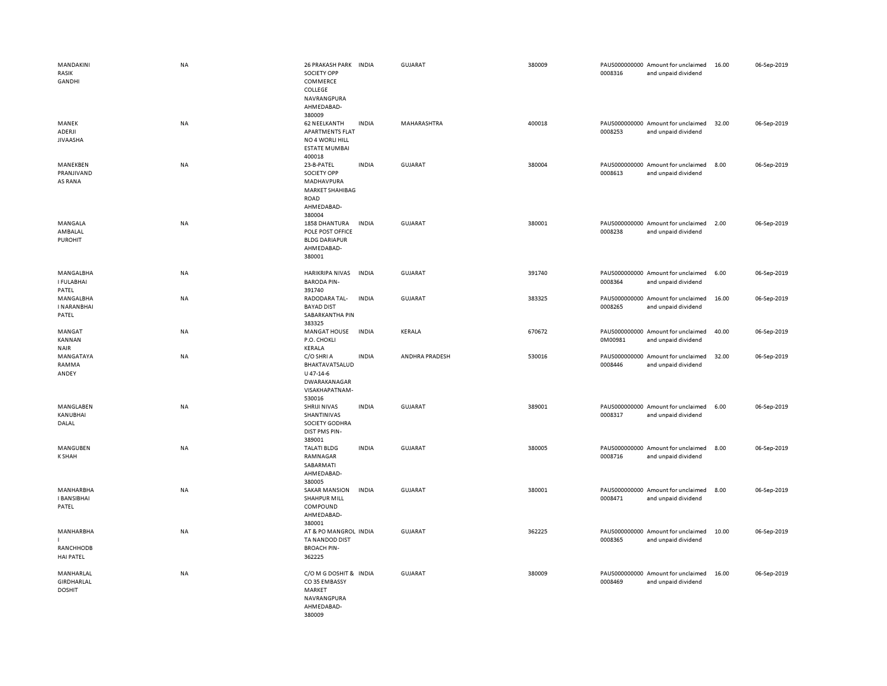| | | | | | | | | | |
|---|---|---|---|---|---|---|---|---|---|
| MANDAKINI RASIK GANDHI | NA | 26 PRAKASH PARK SOCIETY OPP COMMERCE COLLEGE NAVRANGPURA AHMEDABAD-380009 | INDIA | GUJARAT | 380009 | PAUS0000000000008316 | Amount for unclaimed and unpaid dividend | 16.00 | 06-Sep-2019 |
| MANEK ADERJI JIVAASHA | NA | 62 NEELKANTH APARTMENTS FLAT NO 4 WORLI HILL ESTATE MUMBAI 400018 | INDIA | MAHARASHTRA | 400018 | PAUS0000000000008253 | Amount for unclaimed and unpaid dividend | 32.00 | 06-Sep-2019 |
| MANEKBEN PRANJIVANDAS RANA | NA | 23-B-PATEL SOCIETY OPP MADHAVPURA MARKET SHAHIBAG ROAD AHMEDABAD-380004 | INDIA | GUJARAT | 380004 | PAUS0000000000008613 | Amount for unclaimed and unpaid dividend | 8.00 | 06-Sep-2019 |
| MANGALA AMBALAL PUROHIT | NA | 1858 DHANTURA POLE POST OFFICE BLDG DARIAPUR AHMEDABAD-380001 | INDIA | GUJARAT | 380001 | PAUS0000000000008238 | Amount for unclaimed and unpaid dividend | 2.00 | 06-Sep-2019 |
| MANGALBHAI FULABHAI PATEL | NA | HARIKRIPA NIVAS BARODA PIN-391740 | INDIA | GUJARAT | 391740 | PAUS0000000000008364 | Amount for unclaimed and unpaid dividend | 6.00 | 06-Sep-2019 |
| MANGALBHAI NARANBHAI PATEL | NA | RADODARA TAL-BAYAD DIST SABARKANTHA PIN 383325 | INDIA | GUJARAT | 383325 | PAUS0000000000008265 | Amount for unclaimed and unpaid dividend | 16.00 | 06-Sep-2019 |
| MANGAT KANNAN NAIR | NA | MANGAT HOUSE P.O. CHOKLI KERALA | INDIA | KERALA | 670672 | PAUS0000000000M00981 | Amount for unclaimed and unpaid dividend | 40.00 | 06-Sep-2019 |
| MANGATAYA RAMMA ANDEY | NA | C/O SHRI A BHAKTAVATSALUDU 47-14-6 DWARAKANAGAR VISAKHAPATNAM-530016 | INDIA | ANDHRA PRADESH | 530016 | PAUS0000000000008446 | Amount for unclaimed and unpaid dividend | 32.00 | 06-Sep-2019 |
| MANGLABEN KANUBHAI DALAL | NA | SHRIJI NIVAS SHANTINIVAS SOCIETY GODHRA DIST PMS PIN-389001 | INDIA | GUJARAT | 389001 | PAUS0000000000008317 | Amount for unclaimed and unpaid dividend | 6.00 | 06-Sep-2019 |
| MANGUBEN K SHAH | NA | TALATI BLDG RAMNAGAR SABARMATI AHMEDABAD-380005 | INDIA | GUJARAT | 380005 | PAUS0000000000008716 | Amount for unclaimed and unpaid dividend | 8.00 | 06-Sep-2019 |
| MANHARBHAI BANSIBHAI PATEL | NA | SAKAR MANSION SHAHPUR MILL COMPOUND AHMEDABAD-380001 | INDIA | GUJARAT | 380001 | PAUS0000000000008471 | Amount for unclaimed and unpaid dividend | 8.00 | 06-Sep-2019 |
| MANHARBHAI RANCHHODBHAI PATEL | NA | AT & PO MANGROL TA NANDOD DIST BROACH PIN-362225 | INDIA | GUJARAT | 362225 | PAUS0000000000008365 | Amount for unclaimed and unpaid dividend | 10.00 | 06-Sep-2019 |
| MANHARLAL GIRDHARLAL DOSHIT | NA | C/O M G DOSHIT & CO 35 EMBASSY MARKET NAVRANGPURA AHMEDABAD-380009 | INDIA | GUJARAT | 380009 | PAUS0000000000008469 | Amount for unclaimed and unpaid dividend | 16.00 | 06-Sep-2019 |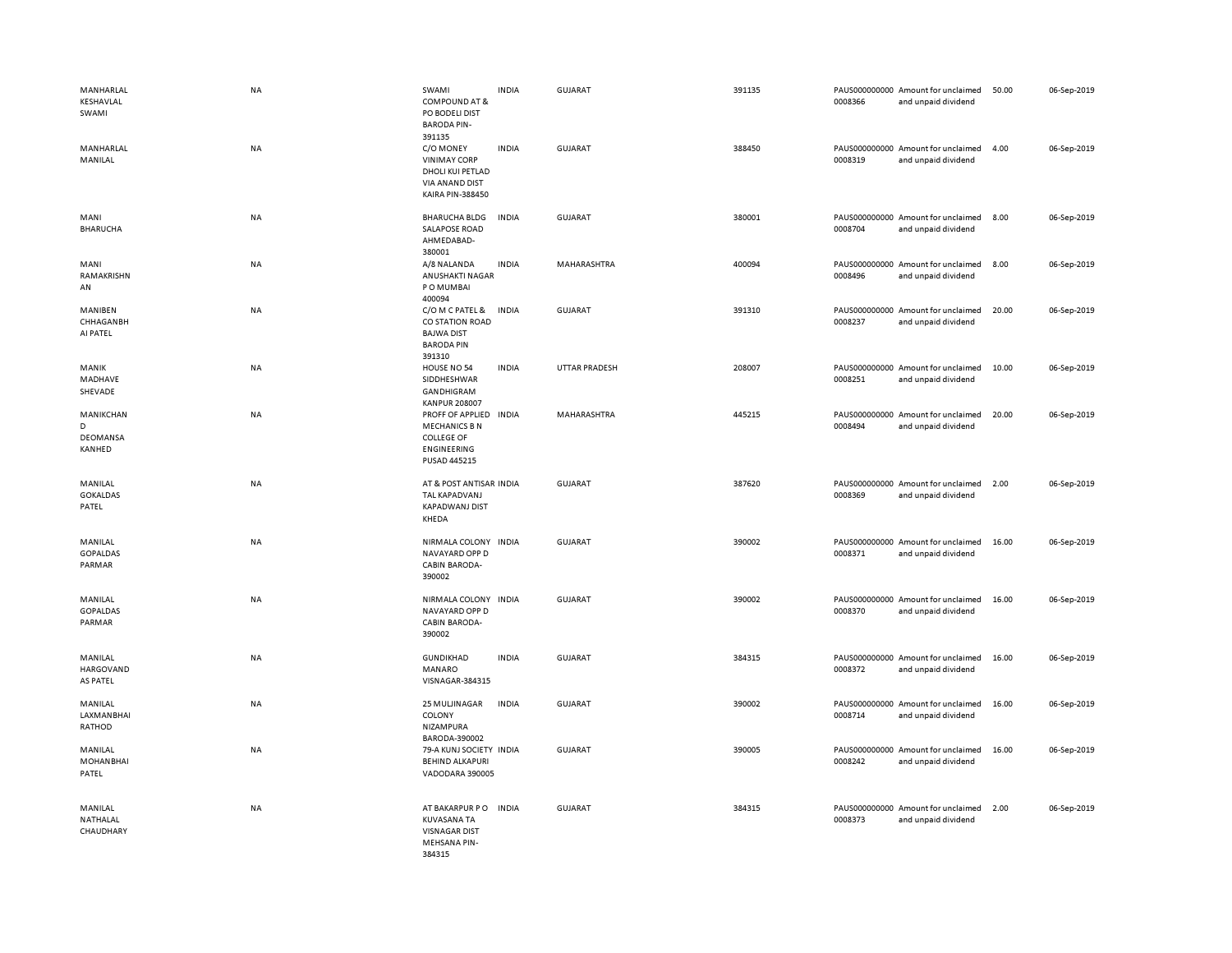| | | | | | | | | | |
|---|---|---|---|---|---|---|---|---|---|
| MANHARLAL KESHAVLAL SWAMI | NA | SWAMI COMPOUND AT & PO BODELI DIST BARODA PIN-391135 | INDIA | GUJARAT | 391135 | PAUS000000000 0008366 | Amount for unclaimed and unpaid dividend | 50.00 | 06-Sep-2019 |
| MANHARLAL MANILAL | NA | C/O MONEY VINIMAY CORP DHOLI KUI PETLAD VIA ANAND DIST KAIRA PIN-388450 | INDIA | GUJARAT | 388450 | PAUS000000000 0008319 | Amount for unclaimed and unpaid dividend | 4.00 | 06-Sep-2019 |
| MANI BHARUCHA | NA | BHARUCHA BLDG SALAPOSE ROAD AHMEDABAD-380001 | INDIA | GUJARAT | 380001 | PAUS000000000 0008704 | Amount for unclaimed and unpaid dividend | 8.00 | 06-Sep-2019 |
| MANI RAMAKRISHNAN | NA | A/8 NALANDA ANUSHAKTI NAGAR P O MUMBAI 400094 | INDIA | MAHARASHTRA | 400094 | PAUS000000000 0008496 | Amount for unclaimed and unpaid dividend | 8.00 | 06-Sep-2019 |
| MANIBEN CHHAGANBHAI PATEL | NA | C/O M C PATEL & CO STATION ROAD BAJWA DIST BARODA PIN 391310 | INDIA | GUJARAT | 391310 | PAUS000000000 0008237 | Amount for unclaimed and unpaid dividend | 20.00 | 06-Sep-2019 |
| MANIK MADHAVE SHEVADE | NA | HOUSE NO 54 SIDDHESHWAR GANDHIGRAM KANPUR 208007 | INDIA | UTTAR PRADESH | 208007 | PAUS000000000 0008251 | Amount for unclaimed and unpaid dividend | 10.00 | 06-Sep-2019 |
| MANIKCHAND DEOMANSA KANHED | NA | PROFF OF APPLIED MECHANICS B N COLLEGE OF ENGINEERING PUSAD 445215 | INDIA | MAHARASHTRA | 445215 | PAUS000000000 0008494 | Amount for unclaimed and unpaid dividend | 20.00 | 06-Sep-2019 |
| MANILAL GOKALDAS PATEL | NA | AT & POST ANTISAR TAL KAPADVANJ KAPADWANJ DIST KHEDA | INDIA | GUJARAT | 387620 | PAUS000000000 0008369 | Amount for unclaimed and unpaid dividend | 2.00 | 06-Sep-2019 |
| MANILAL GOPALDAS PARMAR | NA | NIRMALA COLONY NAVAYARD OPP D CABIN BARODA-390002 | INDIA | GUJARAT | 390002 | PAUS000000000 0008371 | Amount for unclaimed and unpaid dividend | 16.00 | 06-Sep-2019 |
| MANILAL GOPALDAS PARMAR | NA | NIRMALA COLONY NAVAYARD OPP D CABIN BARODA-390002 | INDIA | GUJARAT | 390002 | PAUS000000000 0008370 | Amount for unclaimed and unpaid dividend | 16.00 | 06-Sep-2019 |
| MANILAL HARGOVANDAS PATEL | NA | GUNDIKHAD MANARO VISNAGAR-384315 | INDIA | GUJARAT | 384315 | PAUS000000000 0008372 | Amount for unclaimed and unpaid dividend | 16.00 | 06-Sep-2019 |
| MANILAL LAXMANBHAI RATHOD | NA | 25 MULJINAGAR COLONY NIZAMPURA BARODA-390002 | INDIA | GUJARAT | 390002 | PAUS000000000 0008714 | Amount for unclaimed and unpaid dividend | 16.00 | 06-Sep-2019 |
| MANILAL MOHANBHAI PATEL | NA | 79-A KUNJ SOCIETY BEHIND ALKAPURI VADODARA 390005 | INDIA | GUJARAT | 390005 | PAUS000000000 0008242 | Amount for unclaimed and unpaid dividend | 16.00 | 06-Sep-2019 |
| MANILAL NATHALAL CHAUDHARY | NA | AT BAKARPUR P O KUVASANA TA VISNAGAR DIST MEHSANA PIN-384315 | INDIA | GUJARAT | 384315 | PAUS000000000 0008373 | Amount for unclaimed and unpaid dividend | 2.00 | 06-Sep-2019 |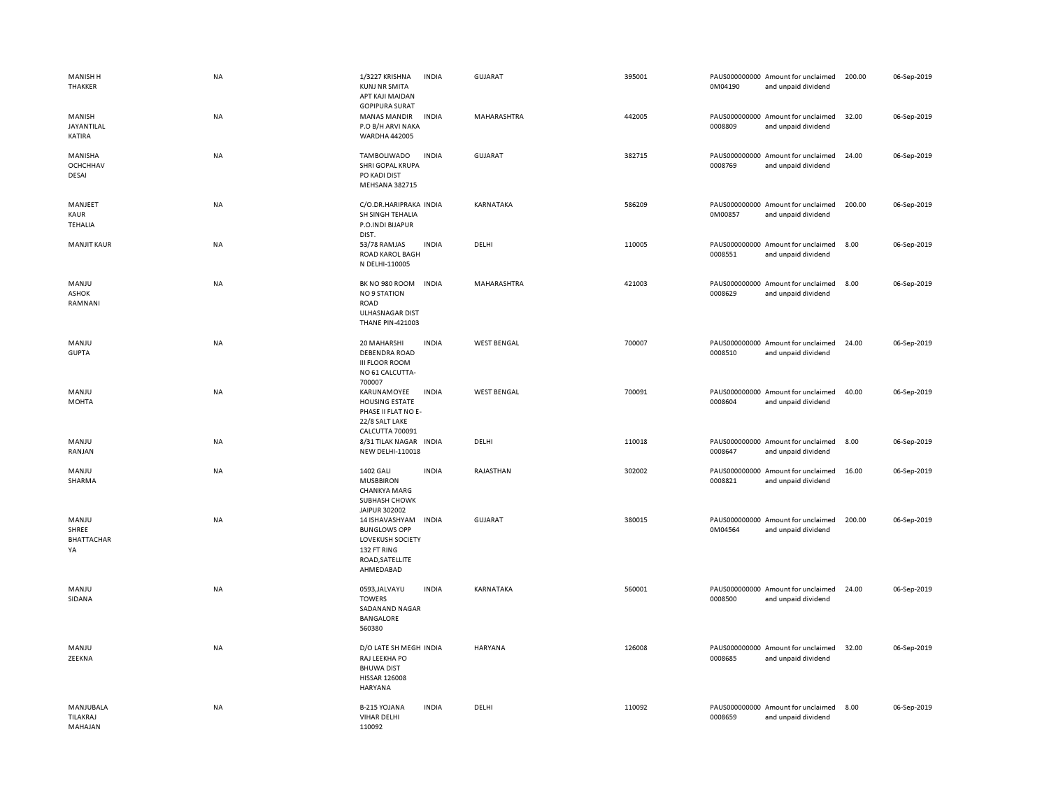| | | | | | | | | | |
|---|---|---|---|---|---|---|---|---|---|
| MANISH H THAKKER | NA | 1/3227 KRISHNA KUNJ NR SMITA APT KAJI MAIDAN GOPIPURA SURAT | INDIA | GUJARAT | 395001 | PAUS0000000000M04190 | Amount for unclaimed and unpaid dividend | 200.00 | 06-Sep-2019 |
| MANISH JAYANTILAL KATIRA | NA | MANAS MANDIR P.O B/H ARVI NAKA WARDHA 442005 | INDIA | MAHARASHTRA | 442005 | PAUS0000000000008809 | Amount for unclaimed and unpaid dividend | 32.00 | 06-Sep-2019 |
| MANISHA OCHCHHAV DESAI | NA | TAMBOLIWADO SHRI GOPAL KRUPA PO KADI DIST MEHSANA 382715 | INDIA | GUJARAT | 382715 | PAUS0000000000008769 | Amount for unclaimed and unpaid dividend | 24.00 | 06-Sep-2019 |
| MANJEET KAUR TEHALIA | NA | C/O.DR.HARIPRAKASH SINGH TEHALIA P.O.INDI BIJAPUR DIST. | INDIA | KARNATAKA | 586209 | PAUS0000000000M00857 | Amount for unclaimed and unpaid dividend | 200.00 | 06-Sep-2019 |
| MANJIT KAUR | NA | 53/78 RAMJAS ROAD KAROL BAGH N DELHI-110005 | INDIA | DELHI | 110005 | PAUS0000000000008551 | Amount for unclaimed and unpaid dividend | 8.00 | 06-Sep-2019 |
| MANJU ASHOK RAMNANI | NA | BK NO 980 ROOM NO 9 STATION ROAD ULHASNAGAR DIST THANE PIN-421003 | INDIA | MAHARASHTRA | 421003 | PAUS0000000000008629 | Amount for unclaimed and unpaid dividend | 8.00 | 06-Sep-2019 |
| MANJU GUPTA | NA | 20 MAHARSHI DEBENDRA ROAD III FLOOR ROOM NO 61 CALCUTTA-700007 | INDIA | WEST BENGAL | 700007 | PAUS0000000000008510 | Amount for unclaimed and unpaid dividend | 24.00 | 06-Sep-2019 |
| MANJU MOHTA | NA | KARUNAMOYEE HOUSING ESTATE PHASE II FLAT NO E-22/8 SALT LAKE CALCUTTA 700091 | INDIA | WEST BENGAL | 700091 | PAUS0000000000008604 | Amount for unclaimed and unpaid dividend | 40.00 | 06-Sep-2019 |
| MANJU RANJAN | NA | 8/31 TILAK NAGAR NEW DELHI-110018 | INDIA | DELHI | 110018 | PAUS0000000000008647 | Amount for unclaimed and unpaid dividend | 8.00 | 06-Sep-2019 |
| MANJU SHARMA | NA | 1402 GALI MUSBBIRON CHANKYA MARG SUBHASH CHOWK JAIPUR 302002 | INDIA | RAJASTHAN | 302002 | PAUS0000000000008821 | Amount for unclaimed and unpaid dividend | 16.00 | 06-Sep-2019 |
| MANJU SHREE BHATTACHARYA | NA | 14 ISHAVASHYAM BUNGLOWS OPP LOVEKUSH SOCIETY 132 FT RING ROAD,SATELLITE AHMEDABAD | INDIA | GUJARAT | 380015 | PAUS0000000000M04564 | Amount for unclaimed and unpaid dividend | 200.00 | 06-Sep-2019 |
| MANJU SIDANA | NA | 0593,JALVAYU TOWERS SADANAND NAGAR BANGALORE 560380 | INDIA | KARNATAKA | 560001 | PAUS0000000000008500 | Amount for unclaimed and unpaid dividend | 24.00 | 06-Sep-2019 |
| MANJU ZEEKNA | NA | D/O LATE SH MEGH RAJ LEEKHA PO BHUWA DIST HISSAR 126008 HARYANA | INDIA | HARYANA | 126008 | PAUS0000000000008685 | Amount for unclaimed and unpaid dividend | 32.00 | 06-Sep-2019 |
| MANJUBALA TILAKRAJ MAHAJAN | NA | B-215 YOJANA VIHAR DELHI 110092 | INDIA | DELHI | 110092 | PAUS0000000000008659 | Amount for unclaimed and unpaid dividend | 8.00 | 06-Sep-2019 |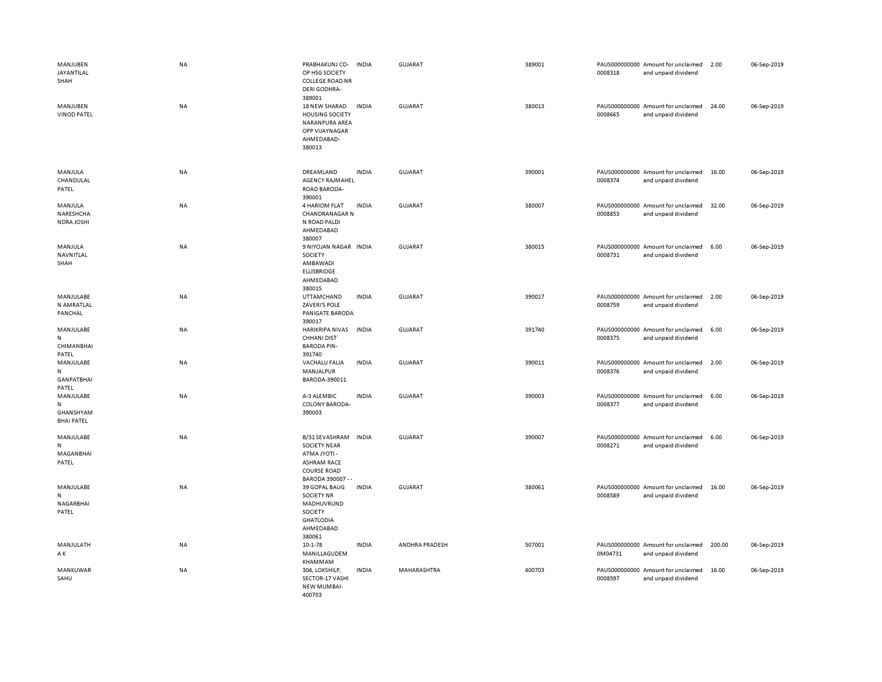| | | | | | | | | | |
|---|---|---|---|---|---|---|---|---|---|
| MANJUBEN JAYANTILAL SHAH | NA | PRABHAKUNJ CO-OP HSG SOCIETY COLLEGE ROAD NR DERI GODHRA-389001 | INDIA | GUJARAT | 389001 | PAUS0000000000008318 | Amount for unclaimed and unpaid dividend | 2.00 | 06-Sep-2019 |
| MANJUBEN VINOD PATEL | NA | 18 NEW SHARAD HOUSING SOCIETY NARANPURA AREA OPP VIJAYNAGAR AHMEDABAD-380013 | INDIA | GUJARAT | 380013 | PAUS0000000000008665 | Amount for unclaimed and unpaid dividend | 24.00 | 06-Sep-2019 |
| MANJULA CHANDULAL PATEL | NA | DREAMLAND AGENCY RAJMAHEL ROAD BARODA-390001 | INDIA | GUJARAT | 390001 | PAUS0000000000008374 | Amount for unclaimed and unpaid dividend | 16.00 | 06-Sep-2019 |
| MANJULA NARESHCHANDRA JOSHI | NA | 4 HARIOM FLAT CHANDRANAGAR N N ROAD PALDI AHMEDABAD 380007 | INDIA | GUJARAT | 380007 | PAUS0000000000008853 | Amount for unclaimed and unpaid dividend | 32.00 | 06-Sep-2019 |
| MANJULA NAVNITLAL SHAH | NA | 9 NIYOJAN NAGAR SOCIETY AMBAWADI ELLISBRIDGE AHMEDABAD 380015 | INDIA | GUJARAT | 380015 | PAUS0000000000008731 | Amount for unclaimed and unpaid dividend | 6.00 | 06-Sep-2019 |
| MANJULABEN AMRATLAL PANCHAL | NA | UTTAMCHAND ZAVERI'S POLE PANIGATE BARODA 390017 | INDIA | GUJARAT | 390017 | PAUS0000000000008759 | Amount for unclaimed and unpaid dividend | 2.00 | 06-Sep-2019 |
| MANJULABEN CHIMANBHAI PATEL | NA | HARIKRIPA NIVAS CHHANI DIST BARODA PIN-391740 | INDIA | GUJARAT | 391740 | PAUS0000000000008375 | Amount for unclaimed and unpaid dividend | 6.00 | 06-Sep-2019 |
| MANJULABEN GANPATBHAI PATEL | NA | VACHALU FALIA MANJALPUR BARODA-390011 | INDIA | GUJARAT | 390011 | PAUS0000000000008376 | Amount for unclaimed and unpaid dividend | 2.00 | 06-Sep-2019 |
| MANJULABEN GHANSHYAM BHAI PATEL | NA | A-3 ALEMBIC COLONY BARODA-390003 | INDIA | GUJARAT | 390003 | PAUS0000000000008377 | Amount for unclaimed and unpaid dividend | 6.00 | 06-Sep-2019 |
| MANJULABEN MAGANBHAI PATEL | NA | B/31 SEVASHRAM SOCIETY NEAR ATMA JYOTI - ASHRAM RACE COURSE ROAD BARODA 390007 - - | INDIA | GUJARAT | 390007 | PAUS0000000000008271 | Amount for unclaimed and unpaid dividend | 6.00 | 06-Sep-2019 |
| MANJULABEN NAGARBHAI PATEL | NA | 39 GOPAL BAUG SOCIETY NR MADHUVRUND SOCIETY GHATLODIA AHMEDABAD 380061 | INDIA | GUJARAT | 380061 | PAUS0000000000008589 | Amount for unclaimed and unpaid dividend | 16.00 | 06-Sep-2019 |
| MANJULATHA K | NA | 10-1-78 MANILLAGUDEM KHAMMAM | INDIA | ANDHRA PRADESH | 507001 | PAUS0000000000M04731 | Amount for unclaimed and unpaid dividend | 200.00 | 06-Sep-2019 |
| MANKUWAR SAHU | NA | 304, LOKSHILP, SECTOR-17 VASHI NEW MUMBAI-400703 | INDIA | MAHARASHTRA | 400703 | PAUS0000000000008597 | Amount for unclaimed and unpaid dividend | 16.00 | 06-Sep-2019 |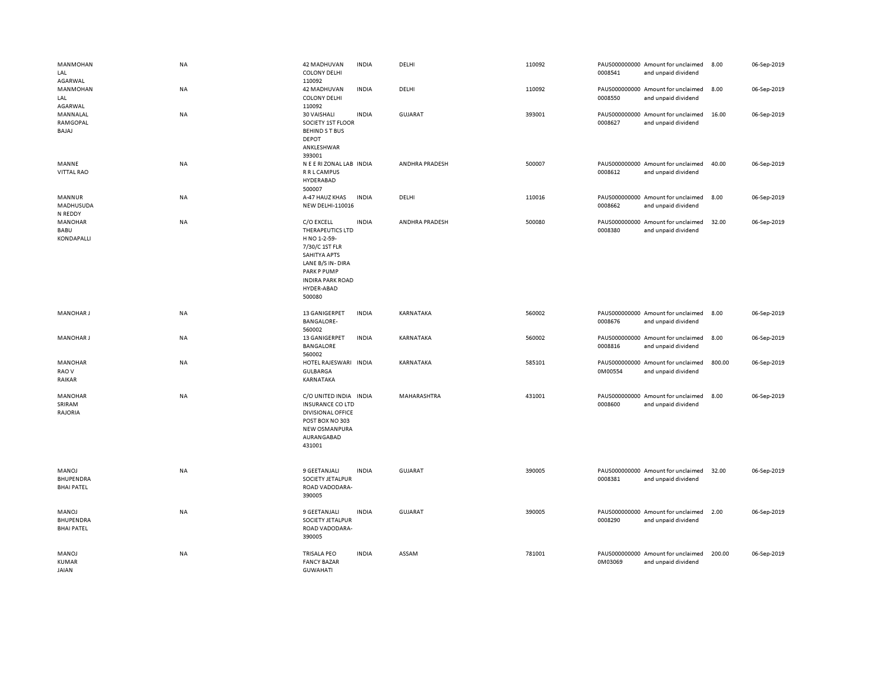| | | | | | | | | | |
|---|---|---|---|---|---|---|---|---|---|
| MANMOHAN LAL AGARWAL | NA | 42 MADHUVAN COLONY DELHI 110092 | INDIA | DELHI | 110092 | PAUS000000000 0008541 | Amount for unclaimed and unpaid dividend | 8.00 | 06-Sep-2019 |
| MANMOHAN LAL AGARWAL | NA | 42 MADHUVAN COLONY DELHI 110092 | INDIA | DELHI | 110092 | PAUS000000000 0008550 | Amount for unclaimed and unpaid dividend | 8.00 | 06-Sep-2019 |
| MANNALAL RAMGOPAL BAJAJ | NA | 30 VAISHALI SOCIETY 1ST FLOOR BEHIND S T BUS DEPOT ANKLESHWAR 393001 | INDIA | GUJARAT | 393001 | PAUS000000000 0008627 | Amount for unclaimed and unpaid dividend | 16.00 | 06-Sep-2019 |
| MANNE VITTAL RAO | NA | N E E RI ZONAL LAB R R L CAMPUS HYDERABAD 500007 | INDIA | ANDHRA PRADESH | 500007 | PAUS000000000 0008612 | Amount for unclaimed and unpaid dividend | 40.00 | 06-Sep-2019 |
| MANNUR MADHUSUDA N REDDY | NA | A-47 HAUZ KHAS NEW DELHI-110016 | INDIA | DELHI | 110016 | PAUS000000000 0008662 | Amount for unclaimed and unpaid dividend | 8.00 | 06-Sep-2019 |
| MANOHAR BABU KONDAPALLI | NA | C/O EXCELL THERAPEUTICS LTD H NO 1-2-59-7/30/C 1ST FLR SAHITYA APTS LANE B/S IN- DIRA PARK P PUMP INDIRA PARK ROAD HYDER-ABAD 500080 | INDIA | ANDHRA PRADESH | 500080 | PAUS000000000 0008380 | Amount for unclaimed and unpaid dividend | 32.00 | 06-Sep-2019 |
| MANOHAR J | NA | 13 GANIGERPET BANGALORE-560002 | INDIA | KARNATAKA | 560002 | PAUS000000000 0008676 | Amount for unclaimed and unpaid dividend | 8.00 | 06-Sep-2019 |
| MANOHAR J | NA | 13 GANIGERPET BANGALORE 560002 | INDIA | KARNATAKA | 560002 | PAUS000000000 0008816 | Amount for unclaimed and unpaid dividend | 8.00 | 06-Sep-2019 |
| MANOHAR RAO V RAIKAR | NA | HOTEL RAJESWARI GULBARGA KARNATAKA | INDIA | KARNATAKA | 585101 | PAUS000000000 0M00554 | Amount for unclaimed and unpaid dividend | 800.00 | 06-Sep-2019 |
| MANOHAR SRIRAM RAJORIA | NA | C/O UNITED INDIA INSURANCE CO LTD DIVISIONAL OFFICE POST BOX NO 303 NEW OSMANPURA AURANGABAD 431001 | INDIA | MAHARASHTRA | 431001 | PAUS000000000 0008600 | Amount for unclaimed and unpaid dividend | 8.00 | 06-Sep-2019 |
| MANOJ BHUPENDRA BHAI PATEL | NA | 9 GEETANJALI SOCIETY JETALPUR ROAD VADODARA-390005 | INDIA | GUJARAT | 390005 | PAUS000000000 0008381 | Amount for unclaimed and unpaid dividend | 32.00 | 06-Sep-2019 |
| MANOJ BHUPENDRA BHAI PATEL | NA | 9 GEETANJALI SOCIETY JETALPUR ROAD VADODARA-390005 | INDIA | GUJARAT | 390005 | PAUS000000000 0008290 | Amount for unclaimed and unpaid dividend | 2.00 | 06-Sep-2019 |
| MANOJ KUMAR JAIAN | NA | TRISALA PEO FANCY BAZAR GUWAHATI | INDIA | ASSAM | 781001 | PAUS000000000 0M03069 | Amount for unclaimed and unpaid dividend | 200.00 | 06-Sep-2019 |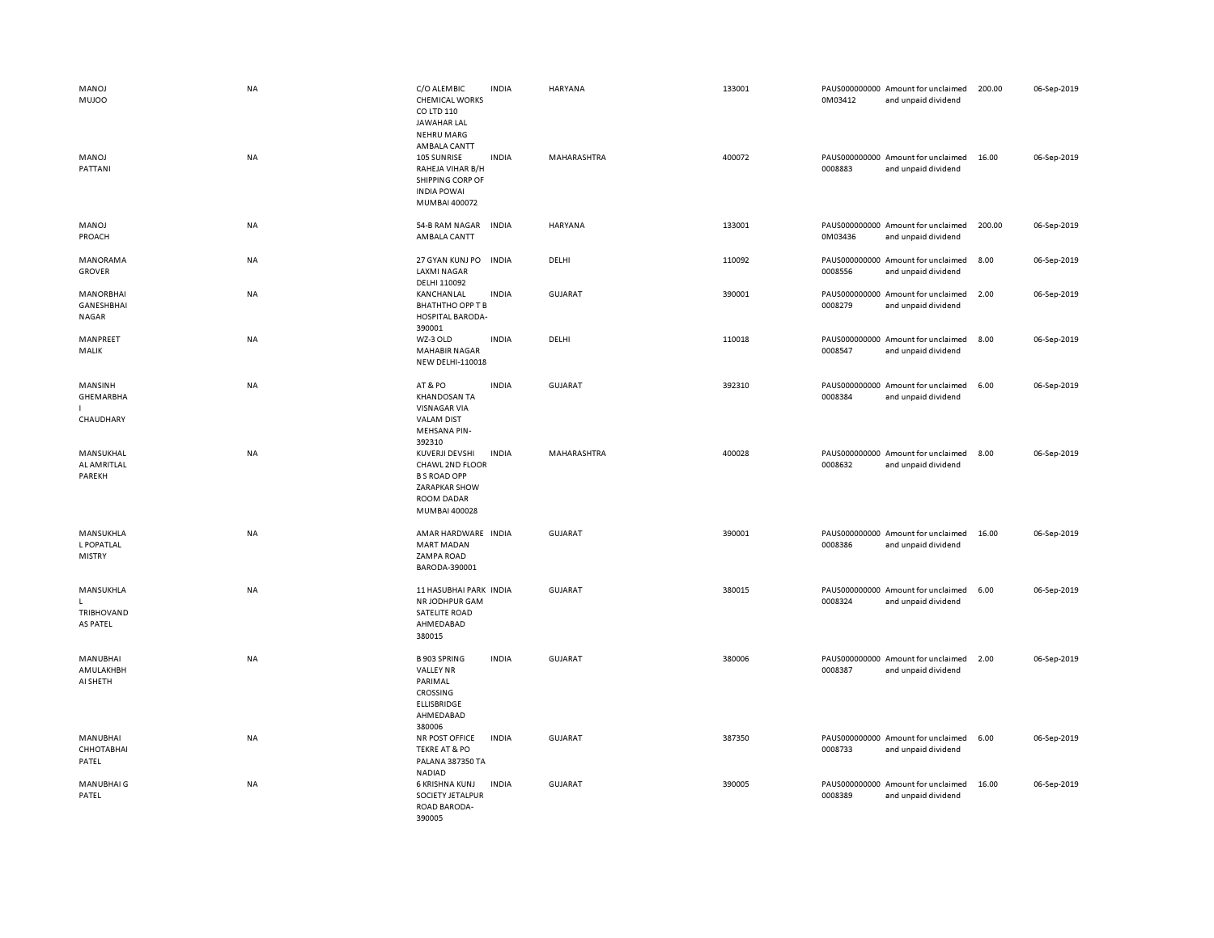| | | | | | | | | | |
|---|---|---|---|---|---|---|---|---|---|
| MANOJ MUJOO | NA | C/O ALEMBIC CHEMICAL WORKS CO LTD 110 JAWAHAR LAL NEHRU MARG AMBALA CANTT | INDIA | HARYANA | 133001 | PAUS0000000000M03412 | Amount for unclaimed and unpaid dividend | 200.00 | 06-Sep-2019 |
| MANOJ PATTANI | NA | 105 SUNRISE RAHEJA VIHAR B/H SHIPPING CORP OF INDIA POWAI MUMBAI 400072 | INDIA | MAHARASHTRA | 400072 | PAUS0000000000008883 | Amount for unclaimed and unpaid dividend | 16.00 | 06-Sep-2019 |
| MANOJ PROACH | NA | 54-B RAM NAGAR AMBALA CANTT | INDIA | HARYANA | 133001 | PAUS0000000000M03436 | Amount for unclaimed and unpaid dividend | 200.00 | 06-Sep-2019 |
| MANORAMA GROVER | NA | 27 GYAN KUNJ PO LAXMI NAGAR DELHI 110092 | INDIA | DELHI | 110092 | PAUS0000000000008556 | Amount for unclaimed and unpaid dividend | 8.00 | 06-Sep-2019 |
| MANORBHAI GANESHBHAI NAGAR | NA | KANCHANLAL BHATHTHO OPP T B HOSPITAL BARODA-390001 | INDIA | GUJARAT | 390001 | PAUS0000000000008279 | Amount for unclaimed and unpaid dividend | 2.00 | 06-Sep-2019 |
| MANPREET MALIK | NA | WZ-3 OLD MAHABIR NAGAR NEW DELHI-110018 | INDIA | DELHI | 110018 | PAUS0000000000008547 | Amount for unclaimed and unpaid dividend | 8.00 | 06-Sep-2019 |
| MANSINH GHEMARBHAI CHAUDHARY | NA | AT & PO KHANDOSAN TA VISNAGAR VIA VALAM DIST MEHSANA PIN-392310 | INDIA | GUJARAT | 392310 | PAUS0000000000008384 | Amount for unclaimed and unpaid dividend | 6.00 | 06-Sep-2019 |
| MANSUKHALAL AMRITLAL PAREKH | NA | KUVERJI DEVSHI CHAWL 2ND FLOOR B S ROAD OPP ZARAPKAR SHOW ROOM DADAR MUMBAI 400028 | INDIA | MAHARASHTRA | 400028 | PAUS0000000000008632 | Amount for unclaimed and unpaid dividend | 8.00 | 06-Sep-2019 |
| MANSUKHLAL POPATLAL MISTRY | NA | AMAR HARDWARE MART MADAN ZAMPA ROAD BARODA-390001 | INDIA | GUJARAT | 390001 | PAUS0000000000008386 | Amount for unclaimed and unpaid dividend | 16.00 | 06-Sep-2019 |
| MANSUKHLAL TRIBHOVANDAS PATEL | NA | 11 HASUBHAI PARK NR JODHPUR GAM SATELITE ROAD AHMEDABAD 380015 | INDIA | GUJARAT | 380015 | PAUS0000000000008324 | Amount for unclaimed and unpaid dividend | 6.00 | 06-Sep-2019 |
| MANUBHAI AMULAKHBHAI SHETH | NA | B 903 SPRING VALLEY NR PARIMAL CROSSING ELLISBRIDGE AHMEDABAD 380006 | INDIA | GUJARAT | 380006 | PAUS0000000000008387 | Amount for unclaimed and unpaid dividend | 2.00 | 06-Sep-2019 |
| MANUBHAI CHHOTABHAI PATEL | NA | NR POST OFFICE TEKRE AT & PO PALANA 387350 TA NADIAD | INDIA | GUJARAT | 387350 | PAUS0000000000008733 | Amount for unclaimed and unpaid dividend | 6.00 | 06-Sep-2019 |
| MANUBHAI G PATEL | NA | 6 KRISHNA KUNJ SOCIETY JETALPUR ROAD BARODA-390005 | INDIA | GUJARAT | 390005 | PAUS0000000000008389 | Amount for unclaimed and unpaid dividend | 16.00 | 06-Sep-2019 |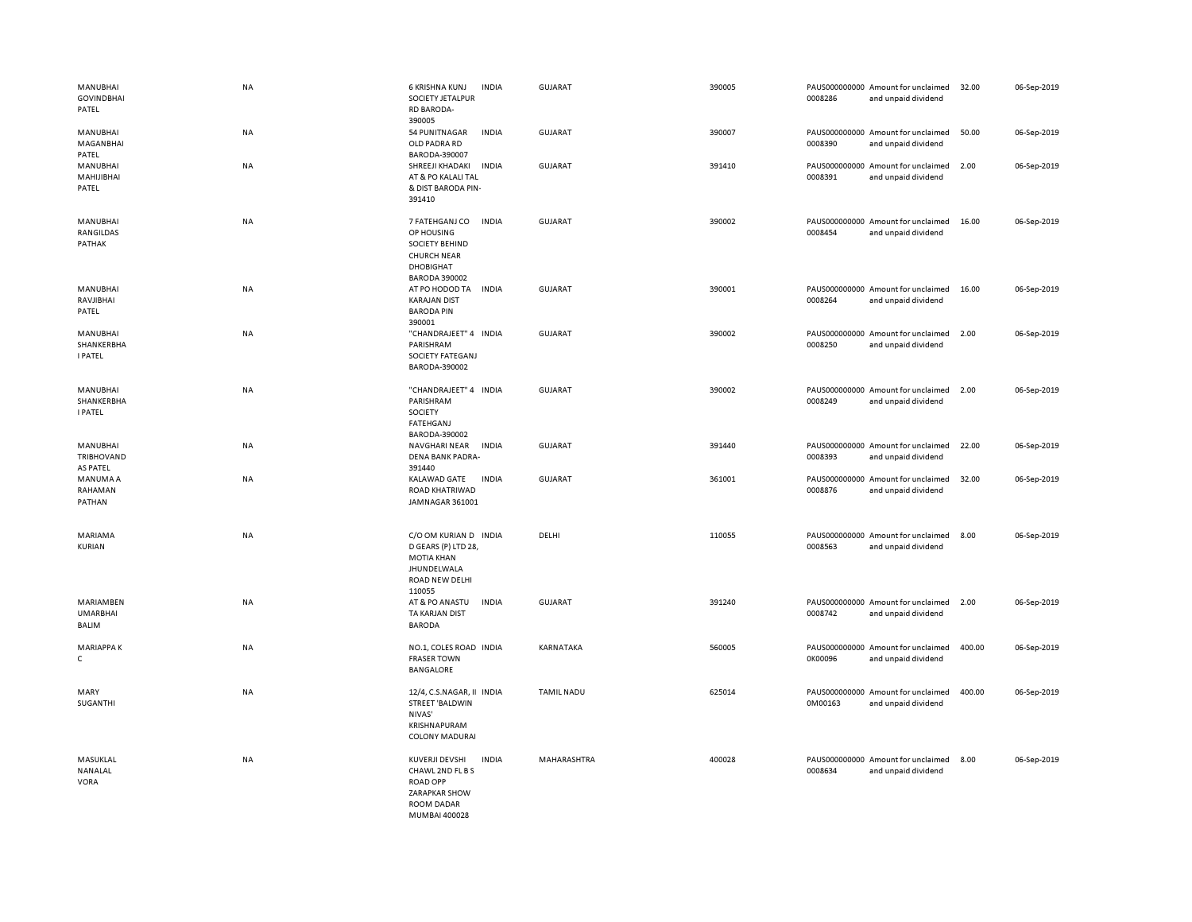| | | | | | | | | | |
|---|---|---|---|---|---|---|---|---|---|
| MANUBHAI GOVINDBHAI PATEL | NA | 6 KRISHNA KUNJ SOCIETY JETALPUR RD BARODA-390005 | INDIA | GUJARAT | 390005 | PAUS0000000000 0008286 | Amount for unclaimed and unpaid dividend | 32.00 | 06-Sep-2019 |
| MANUBHAI MAGANBHAI PATEL | NA | 54 PUNITNAGAR OLD PADRA RD BARODA-390007 | INDIA | GUJARAT | 390007 | PAUS0000000000 0008390 | Amount for unclaimed and unpaid dividend | 50.00 | 06-Sep-2019 |
| MANUBHAI MAHIJIBHAI PATEL | NA | SHREEJI KHADAKI AT & PO KALALI TAL & DIST BARODA PIN-391410 | INDIA | GUJARAT | 391410 | PAUS0000000000 0008391 | Amount for unclaimed and unpaid dividend | 2.00 | 06-Sep-2019 |
| MANUBHAI RANGILDAS PATHAK | NA | 7 FATEHGANJ CO OP HOUSING SOCIETY BEHIND CHURCH NEAR DHOBIGHAT BARODA 390002 | INDIA | GUJARAT | 390002 | PAUS0000000000 0008454 | Amount for unclaimed and unpaid dividend | 16.00 | 06-Sep-2019 |
| MANUBHAI RAVJIBHAI PATEL | NA | AT PO HODOD TA KARAJAN DIST BARODA PIN 390001 | INDIA | GUJARAT | 390001 | PAUS0000000000 0008264 | Amount for unclaimed and unpaid dividend | 16.00 | 06-Sep-2019 |
| MANUBHAI SHANKERBHA I PATEL | NA | "CHANDRAJEET" 4 PARISHRAM SOCIETY FATEGANJ BARODA-390002 | INDIA | GUJARAT | 390002 | PAUS0000000000 0008250 | Amount for unclaimed and unpaid dividend | 2.00 | 06-Sep-2019 |
| MANUBHAI SHANKERBHA I PATEL | NA | "CHANDRAJEET" 4 PARISHRAM SOCIETY FATEHGANJ BARODA-390002 | INDIA | GUJARAT | 390002 | PAUS0000000000 0008249 | Amount for unclaimed and unpaid dividend | 2.00 | 06-Sep-2019 |
| MANUBHAI TRIBHOVAND AS PATEL | NA | NAVGHARI NEAR DENA BANK PADRA-391440 | INDIA | GUJARAT | 391440 | PAUS0000000000 0008393 | Amount for unclaimed and unpaid dividend | 22.00 | 06-Sep-2019 |
| MANUMA A RAHAMAN PATHAN | NA | KALAWAD GATE ROAD KHATRIWAD JAMNAGAR 361001 | INDIA | GUJARAT | 361001 | PAUS0000000000 0008876 | Amount for unclaimed and unpaid dividend | 32.00 | 06-Sep-2019 |
| MARIAMA KURIAN | NA | C/O OM KURIAN D D GEARS (P) LTD 28, MOTIA KHAN JHUNDELWALA ROAD NEW DELHI 110055 | INDIA | DELHI | 110055 | PAUS0000000000 0008563 | Amount for unclaimed and unpaid dividend | 8.00 | 06-Sep-2019 |
| MARIAMBEN UMARBHAI BALIM | NA | AT & PO ANASTU TA KARJAN DIST BARODA | INDIA | GUJARAT | 391240 | PAUS0000000000 0008742 | Amount for unclaimed and unpaid dividend | 2.00 | 06-Sep-2019 |
| MARIAPPA K C | NA | NO.1, COLES ROAD FRASER TOWN BANGALORE | INDIA | KARNATAKA | 560005 | PAUS0000000000 0K00096 | Amount for unclaimed and unpaid dividend | 400.00 | 06-Sep-2019 |
| MARY SUGANTHI | NA | 12/4, C.S.NAGAR, II STREET 'BALDWIN NIVAS' KRISHNAPURAM COLONY MADURAI | INDIA | TAMIL NADU | 625014 | PAUS0000000000 0M00163 | Amount for unclaimed and unpaid dividend | 400.00 | 06-Sep-2019 |
| MASUKLAL NANALAL VORA | NA | KUVERJI DEVSHI CHAWL 2ND FL B S ROAD OPP ZARAPKAR SHOW ROOM DADAR MUMBAI 400028 | INDIA | MAHARASHTRA | 400028 | PAUS0000000000 0008634 | Amount for unclaimed and unpaid dividend | 8.00 | 06-Sep-2019 |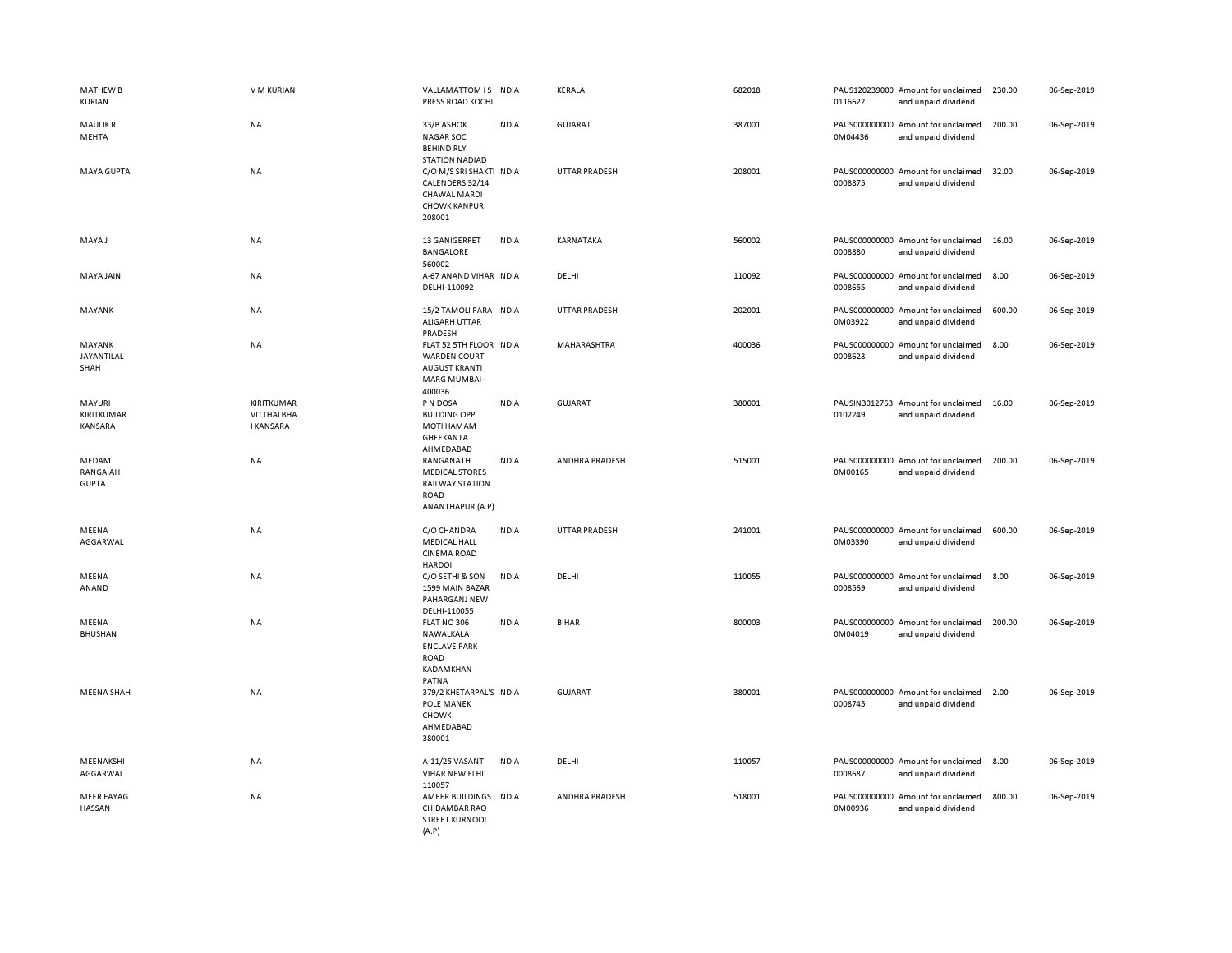| | | | | | | | | | |
|---|---|---|---|---|---|---|---|---|---|
| MATHEW B KURIAN | V M KURIAN | VALLAMATTOM I S PRESS ROAD KOCHI | INDIA | KERALA | 682018 | PAUS1202390000116622 | Amount for unclaimed and unpaid dividend | 230.00 | 06-Sep-2019 |
| MAULIK R MEHTA | NA | 33/B ASHOK NAGAR SOC BEHIND RLY STATION NADIAD | INDIA | GUJARAT | 387001 | PAUS0000000000M04436 | Amount for unclaimed and unpaid dividend | 200.00 | 06-Sep-2019 |
| MAYA GUPTA | NA | C/O M/S SRI SHAKTI CALENDERS 32/14 CHAWAL MARDI CHOWK KANPUR 208001 | INDIA | UTTAR PRADESH | 208001 | PAUS0000000000008875 | Amount for unclaimed and unpaid dividend | 32.00 | 06-Sep-2019 |
| MAYA J | NA | 13 GANIGERPET BANGALORE 560002 | INDIA | KARNATAKA | 560002 | PAUS0000000000008880 | Amount for unclaimed and unpaid dividend | 16.00 | 06-Sep-2019 |
| MAYA JAIN | NA | A-67 ANAND VIHAR DELHI-110092 | INDIA | DELHI | 110092 | PAUS0000000000008655 | Amount for unclaimed and unpaid dividend | 8.00 | 06-Sep-2019 |
| MAYANK | NA | 15/2 TAMOLI PARA ALIGARH UTTAR PRADESH | INDIA | UTTAR PRADESH | 202001 | PAUS0000000000M03922 | Amount for unclaimed and unpaid dividend | 600.00 | 06-Sep-2019 |
| MAYANK JAYANTILAL SHAH | NA | FLAT 52 5TH FLOOR WARDEN COURT AUGUST KRANTI MARG MUMBAI-400036 | INDIA | MAHARASHTRA | 400036 | PAUS0000000000008628 | Amount for unclaimed and unpaid dividend | 8.00 | 06-Sep-2019 |
| MAYURI KIRITKUMAR KANSARA | KIRITKUMAR VITTHALBHA I KANSARA | P N DOSA BUILDING OPP MOTI HAMAM GHEEKANTA AHMEDABAD | INDIA | GUJARAT | 380001 | PAUSIN30127630102249 | Amount for unclaimed and unpaid dividend | 16.00 | 06-Sep-2019 |
| MEDAM RANGAIAH GUPTA | NA | RANGANATH MEDICAL STORES RAILWAY STATION ROAD ANANTHAPUR (A.P) | INDIA | ANDHRA PRADESH | 515001 | PAUS0000000000M00165 | Amount for unclaimed and unpaid dividend | 200.00 | 06-Sep-2019 |
| MEENA AGGARWAL | NA | C/O CHANDRA MEDICAL HALL CINEMA ROAD HARDOI | INDIA | UTTAR PRADESH | 241001 | PAUS0000000000M03390 | Amount for unclaimed and unpaid dividend | 600.00 | 06-Sep-2019 |
| MEENA ANAND | NA | C/O SETHI & SON 1599 MAIN BAZAR PAHARGANJ NEW DELHI-110055 | INDIA | DELHI | 110055 | PAUS0000000000008569 | Amount for unclaimed and unpaid dividend | 8.00 | 06-Sep-2019 |
| MEENA BHUSHAN | NA | FLAT NO 306 NAWALKALA ENCLAVE PARK ROAD KADAMKHAN PATNA | INDIA | BIHAR | 800003 | PAUS0000000000M04019 | Amount for unclaimed and unpaid dividend | 200.00 | 06-Sep-2019 |
| MEENA SHAH | NA | 379/2 KHETARPAL'S POLE MANEK CHOWK AHMEDABAD 380001 | INDIA | GUJARAT | 380001 | PAUS0000000000008745 | Amount for unclaimed and unpaid dividend | 2.00 | 06-Sep-2019 |
| MEENAKSHI AGGARWAL | NA | A-11/25 VASANT VIHAR NEW ELHI 110057 | INDIA | DELHI | 110057 | PAUS0000000000008687 | Amount for unclaimed and unpaid dividend | 8.00 | 06-Sep-2019 |
| MEER FAYAG HASSAN | NA | AMEER BUILDINGS CHIDAMBAR RAO STREET KURNOOL (A.P) | INDIA | ANDHRA PRADESH | 518001 | PAUS0000000000M00936 | Amount for unclaimed and unpaid dividend | 800.00 | 06-Sep-2019 |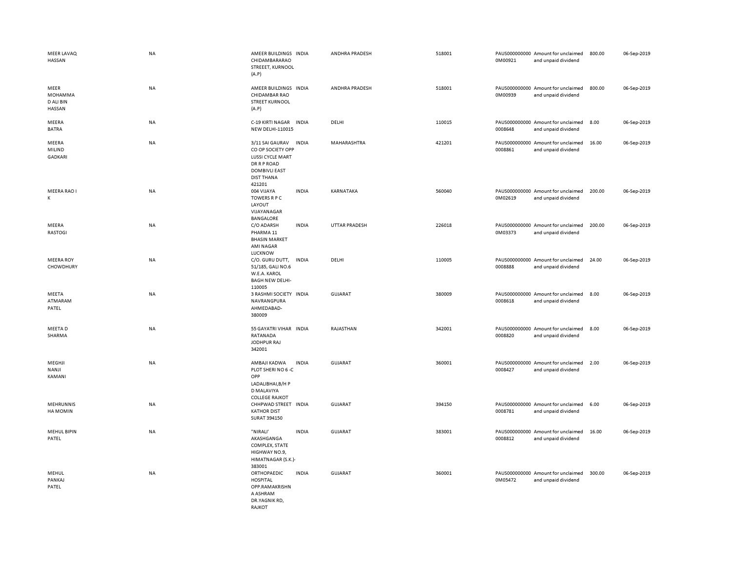| | | | | | | | | | |
|---|---|---|---|---|---|---|---|---|---|
| MEER LAVAQ HASSAN | NA | AMEER BUILDINGS CHIDAMBARARAO STREEET, KURNOOL (A.P) | INDIA | ANDHRA PRADESH | 518001 | PAUS0000000000M00921 | Amount for unclaimed and unpaid dividend | 800.00 | 06-Sep-2019 |
| MEER MOHAMMA D ALI BIN HASSAN | NA | AMEER BUILDINGS CHIDAMBAR RAO STREET KURNOOL (A.P) | INDIA | ANDHRA PRADESH | 518001 | PAUS0000000000M00939 | Amount for unclaimed and unpaid dividend | 800.00 | 06-Sep-2019 |
| MEERA BATRA | NA | C-19 KIRTI NAGAR NEW DELHI-110015 | INDIA | DELHI | 110015 | PAUS00000000000008648 | Amount for unclaimed and unpaid dividend | 8.00 | 06-Sep-2019 |
| MEERA MILIND GADKARI | NA | 3/11 SAI GAURAV CO OP SOCIETY OPP LUSSI CYCLE MART DR R P ROAD DOMBIVLI EAST DIST THANA 421201 | INDIA | MAHARASHTRA | 421201 | PAUS00000000000008861 | Amount for unclaimed and unpaid dividend | 16.00 | 06-Sep-2019 |
| MEERA RAO I K | NA | 004 VIJAYA TOWERS R P C LAYOUT VIJAYANAGAR BANGALORE | INDIA | KARNATAKA | 560040 | PAUS0000000000M02619 | Amount for unclaimed and unpaid dividend | 200.00 | 06-Sep-2019 |
| MEERA RASTOGI | NA | C/O ADARSH PHARMA 11 BHASIN MARKET AMI NAGAR LUCKNOW | INDIA | UTTAR PRADESH | 226018 | PAUS0000000000M03373 | Amount for unclaimed and unpaid dividend | 200.00 | 06-Sep-2019 |
| MEERA ROY CHOWDHURY | NA | C/O. GURU DUTT, 51/185, GALI NO.6 W.E.A. KAROL BAGH NEW DELHI-110005 | INDIA | DELHI | 110005 | PAUS00000000000008888 | Amount for unclaimed and unpaid dividend | 24.00 | 06-Sep-2019 |
| MEETA ATMARAM PATEL | NA | 3 RASHMI SOCIETY NAVRANGPURA AHMEDABAD-380009 | INDIA | GUJARAT | 380009 | PAUS00000000000008618 | Amount for unclaimed and unpaid dividend | 8.00 | 06-Sep-2019 |
| MEETA D SHARMA | NA | 55 GAYATRI VIHAR RATANADA JODHPUR RAJ 342001 | INDIA | RAJASTHAN | 342001 | PAUS00000000000008820 | Amount for unclaimed and unpaid dividend | 8.00 | 06-Sep-2019 |
| MEGHJI NANJI KAMANI | NA | AMBAJI KADWA PLOT SHERI NO 6 -C OPP LADALIBHAI,B/H P D MALAVIYA COLLEGE RAJKOT | INDIA | GUJARAT | 360001 | PAUS00000000000008427 | Amount for unclaimed and unpaid dividend | 2.00 | 06-Sep-2019 |
| MEHRUNNIS HA MOMIN | NA | CHHPWAD STREET KATHOR DIST SURAT 394150 | INDIA | GUJARAT | 394150 | PAUS00000000000008781 | Amount for unclaimed and unpaid dividend | 6.00 | 06-Sep-2019 |
| MEHUL BIPIN PATEL | NA | "NIRALI' AKASHGANGA COMPLEX, STATE HIGHWAY NO.9, HIMATNAGAR (S.K.)-383001 | INDIA | GUJARAT | 383001 | PAUS00000000000008812 | Amount for unclaimed and unpaid dividend | 16.00 | 06-Sep-2019 |
| MEHUL PANKAJ PATEL | NA | ORTHOPAEDIC HOSPITAL OPP.RAMAKRISHNA ASHRAM DR.YAGNIK RD, RAJKOT | INDIA | GUJARAT | 360001 | PAUS0000000000M05472 | Amount for unclaimed and unpaid dividend | 300.00 | 06-Sep-2019 |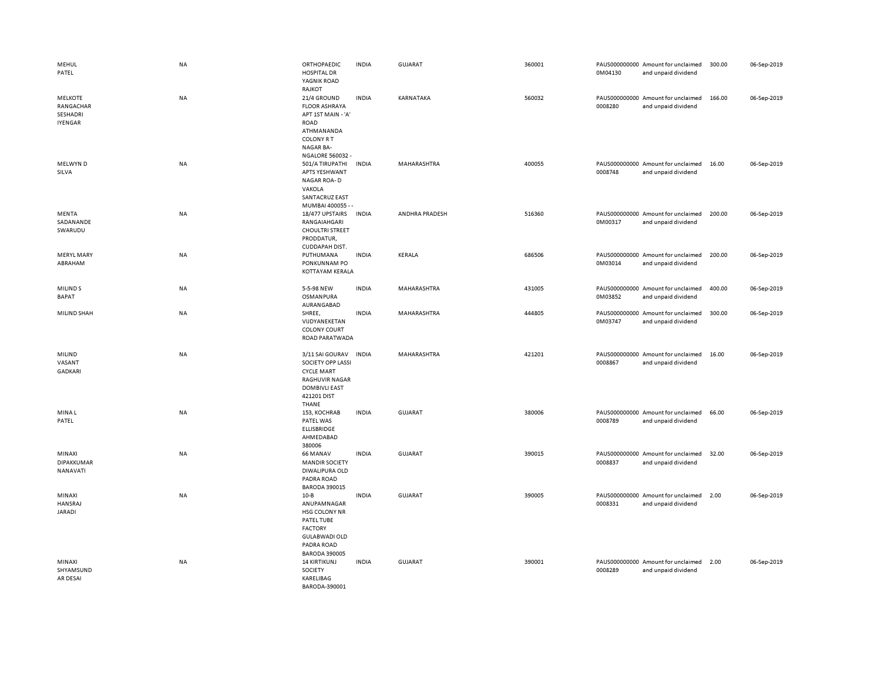| | | | | | | | | | |
|---|---|---|---|---|---|---|---|---|---|
| MEHUL PATEL | NA | ORTHOPAEDIC HOSPITAL DR YAGNIK ROAD RAJKOT | INDIA | GUJARAT | 360001 | PAUS0000000000M04130 | Amount for unclaimed and unpaid dividend | 300.00 | 06-Sep-2019 |
| MELKOTE RANGACHAR SESHADRI IYENGAR | NA | 21/4 GROUND FLOOR ASHRAYA APT 1ST MAIN - 'A' ROAD ATHMANANDA COLONY R T NAGAR BA- NGALORE 560032 - | INDIA | KARNATAKA | 560032 | PAUS0000000000008280 | Amount for unclaimed and unpaid dividend | 166.00 | 06-Sep-2019 |
| MELWYN D SILVA | NA | 501/A TIRUPATHI APTS YESHWANT NAGAR ROA- D VAKOLA SANTACRUZ EAST MUMBAI 400055 - - | INDIA | MAHARASHTRA | 400055 | PAUS0000000000008748 | Amount for unclaimed and unpaid dividend | 16.00 | 06-Sep-2019 |
| MENTA SADANANDE SWARUDU | NA | 18/477 UPSTAIRS RANGAIAHGARI CHOULTRI STREET PRODDATUR, CUDDAPAH DIST. | INDIA | ANDHRA PRADESH | 516360 | PAUS0000000000M00317 | Amount for unclaimed and unpaid dividend | 200.00 | 06-Sep-2019 |
| MERYL MARY ABRAHAM | NA | PUTHUMANA PONKUNNAM PO KOTTAYAM KERALA | INDIA | KERALA | 686506 | PAUS0000000000M03014 | Amount for unclaimed and unpaid dividend | 200.00 | 06-Sep-2019 |
| MILIND S BAPAT | NA | 5-5-98 NEW OSMANPURA AURANGABAD | INDIA | MAHARASHTRA | 431005 | PAUS0000000000M03852 | Amount for unclaimed and unpaid dividend | 400.00 | 06-Sep-2019 |
| MILIND SHAH | NA | SHREE, VIJDYANEKETAN COLONY COURT ROAD PARATWADA | INDIA | MAHARASHTRA | 444805 | PAUS0000000000M03747 | Amount for unclaimed and unpaid dividend | 300.00 | 06-Sep-2019 |
| MILIND VASANT GADKARI | NA | 3/11 SAI GOURAV SOCIETY OPP LASSI CYCLE MART RAGHUVIR NAGAR DOMBIVLI EAST 421201 DIST THANE | INDIA | MAHARASHTRA | 421201 | PAUS0000000000008867 | Amount for unclaimed and unpaid dividend | 16.00 | 06-Sep-2019 |
| MINA L PATEL | NA | 153, KOCHRAB PATEL WAS ELLISBRIDGE AHMEDABAD 380006 | INDIA | GUJARAT | 380006 | PAUS0000000000008789 | Amount for unclaimed and unpaid dividend | 66.00 | 06-Sep-2019 |
| MINAXI DIPAKKUMAR NANAVATI | NA | 66 MANAV MANDIR SOCIETY DIWALIPURA OLD PADRA ROAD BARODA 390015 | INDIA | GUJARAT | 390015 | PAUS0000000000008837 | Amount for unclaimed and unpaid dividend | 32.00 | 06-Sep-2019 |
| MINAXI HANSRAJ JARADI | NA | 10-B ANUPAMNAGAR HSG COLONY NR PATEL TUBE FACTORY GULABWADI OLD PADRA ROAD BARODA 390005 | INDIA | GUJARAT | 390005 | PAUS0000000000008331 | Amount for unclaimed and unpaid dividend | 2.00 | 06-Sep-2019 |
| MINAXI SHYAMSUND AR DESAI | NA | 14 KIRTIKUNJ SOCIETY KARELIBAG BARODA-390001 | INDIA | GUJARAT | 390001 | PAUS0000000000008289 | Amount for unclaimed and unpaid dividend | 2.00 | 06-Sep-2019 |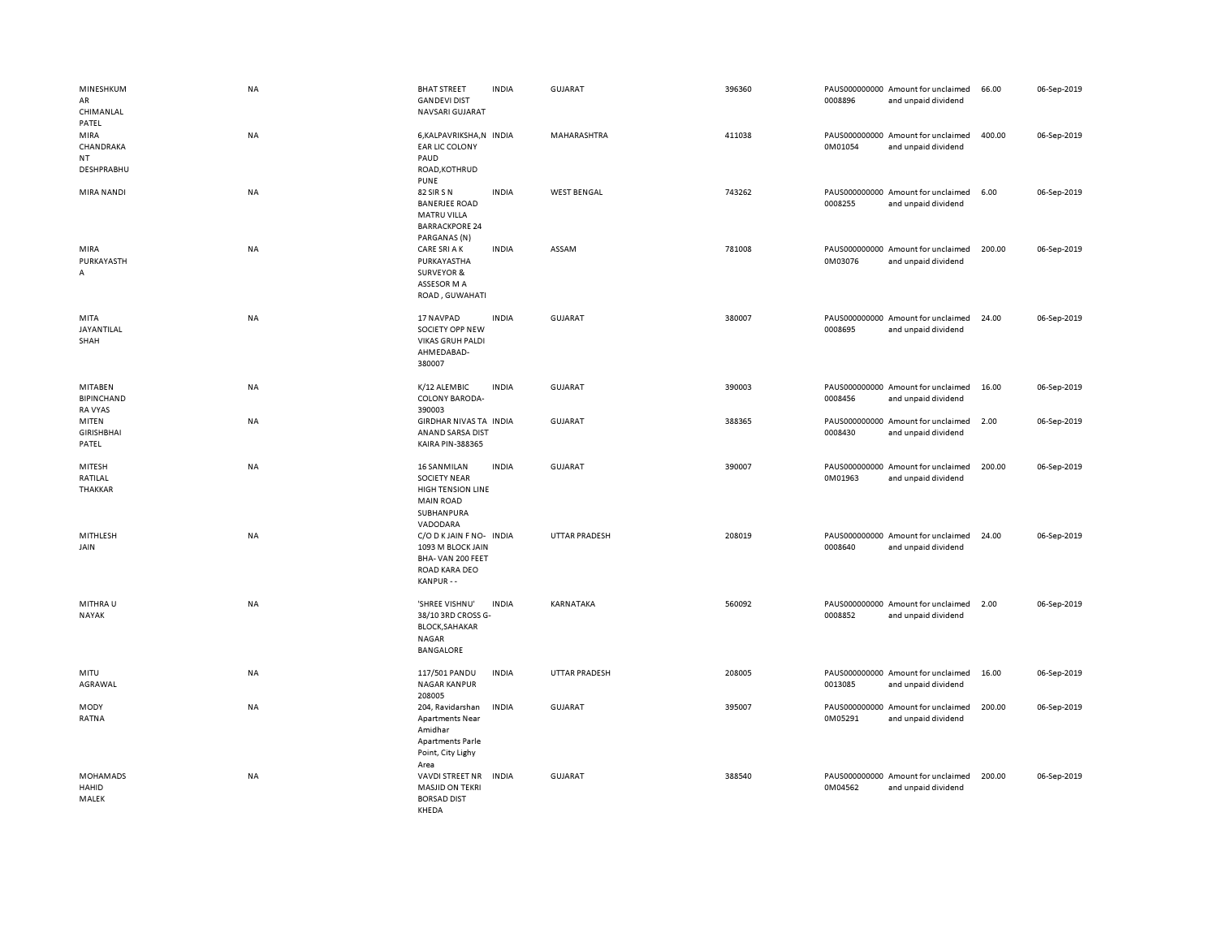| | | | | | | | | | | |
|---|---|---|---|---|---|---|---|---|---|---|
| MINESHKUMAR CHIMANLAL PATEL | NA | BHAT STREET GANDEVI DIST NAVSARI GUJARAT | INDIA | GUJARAT | 396360 | | PAUS0000000000008896 | Amount for unclaimed and unpaid dividend | 66.00 | 06-Sep-2019 |
| MIRA CHANDRAKANT DESHPRABHU | NA | 6,KALPAVRIKSHA,NEAR LIC COLONY PAUD ROAD,KOTHRUD PUNE | INDIA | MAHARASHTRA | 411038 | | PAUS0000000000M01054 | Amount for unclaimed and unpaid dividend | 400.00 | 06-Sep-2019 |
| MIRA NANDI | NA | 82 SIR S N BANERJEE ROAD MATRU VILLA BARRACKPORE 24 PARGANAS (N) | INDIA | WEST BENGAL | 743262 | | PAUS0000000000008255 | Amount for unclaimed and unpaid dividend | 6.00 | 06-Sep-2019 |
| MIRA PURKAYASTHA | NA | CARE SRI A K PURKAYASTHA SURVEYOR & ASSESOR M A ROAD , GUWAHATI | INDIA | ASSAM | 781008 | | PAUS0000000000M03076 | Amount for unclaimed and unpaid dividend | 200.00 | 06-Sep-2019 |
| MITA JAYANTILAL SHAH | NA | 17 NAVPAD SOCIETY OPP NEW VIKAS GRUH PALDI AHMEDABAD-380007 | INDIA | GUJARAT | 380007 | | PAUS0000000000008695 | Amount for unclaimed and unpaid dividend | 24.00 | 06-Sep-2019 |
| MITABEN BIPINCHANDRA VYAS | NA | K/12 ALEMBIC COLONY BARODA-390003 | INDIA | GUJARAT | 390003 | | PAUS0000000000008456 | Amount for unclaimed and unpaid dividend | 16.00 | 06-Sep-2019 |
| MITEN GIRISHBHAI PATEL | NA | GIRDHAR NIVAS TA ANAND SARSA DIST KAIRA PIN-388365 | INDIA | GUJARAT | 388365 | | PAUS0000000000008430 | Amount for unclaimed and unpaid dividend | 2.00 | 06-Sep-2019 |
| MITESH RATILAL THAKKAR | NA | 16 SANMILAN SOCIETY NEAR HIGH TENSION LINE MAIN ROAD SUBHANPURA VADODARA | INDIA | GUJARAT | 390007 | | PAUS0000000000M01963 | Amount for unclaimed and unpaid dividend | 200.00 | 06-Sep-2019 |
| MITHLESH JAIN | NA | C/O D K JAIN F NO-1093 M BLOCK JAIN BHA- VAN 200 FEET ROAD KARA DEO KANPUR - - | INDIA | UTTAR PRADESH | 208019 | | PAUS0000000000008640 | Amount for unclaimed and unpaid dividend | 24.00 | 06-Sep-2019 |
| MITHRA U NAYAK | NA | 'SHREE VISHNU' 38/10 3RD CROSS G-BLOCK,SAHAKAR NAGAR BANGALORE | INDIA | KARNATAKA | 560092 | | PAUS0000000000008852 | Amount for unclaimed and unpaid dividend | 2.00 | 06-Sep-2019 |
| MITU AGRAWAL | NA | 117/501 PANDU NAGAR KANPUR 208005 | INDIA | UTTAR PRADESH | 208005 | | PAUS0000000000013085 | Amount for unclaimed and unpaid dividend | 16.00 | 06-Sep-2019 |
| MODY RATNA | NA | 204, Ravidarshan Apartments Near Amidhar Apartments Parle Point, City Lighy Area | INDIA | GUJARAT | 395007 | | PAUS0000000000M05291 | Amount for unclaimed and unpaid dividend | 200.00 | 06-Sep-2019 |
| MOHAMADSHAHID MALEK | NA | VAVDI STREET NR MASJID ON TEKRI BORSAD DIST KHEDA | INDIA | GUJARAT | 388540 | | PAUS0000000000M04562 | Amount for unclaimed and unpaid dividend | 200.00 | 06-Sep-2019 |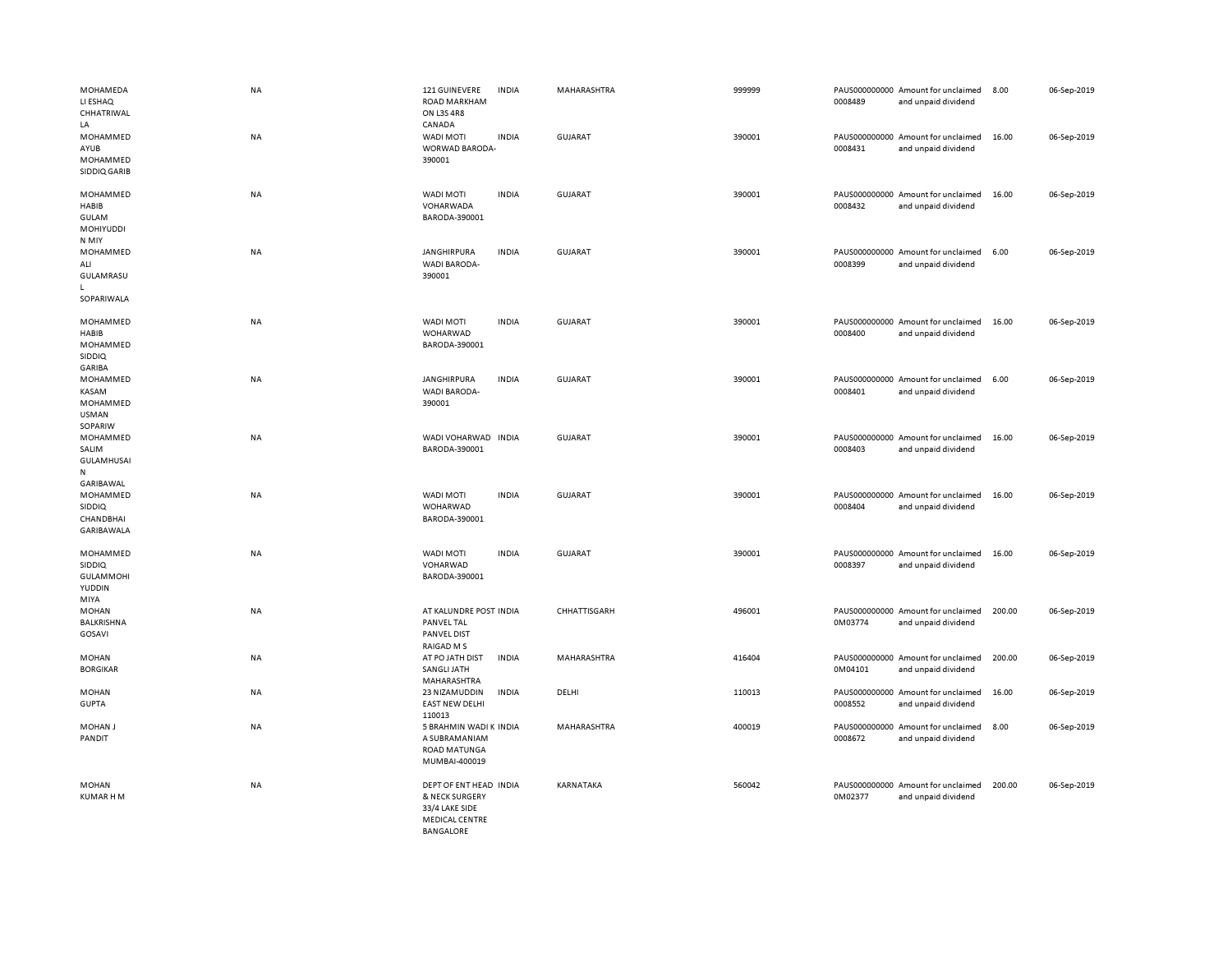| | | | | | | | | | |
|---|---|---|---|---|---|---|---|---|---|
| MOHAMEDA LI ESHAQ CHHATRIWAL LA | NA | 121 GUINEVERE ROAD MARKHAM ON L3S 4R8 CANADA | INDIA | MAHARASHTRA | 999999 | PAUS0000000000008489 | Amount for unclaimed and unpaid dividend | 8.00 | 06-Sep-2019 |
| MOHAMMED AYUB MOHAMMED SIDDIQ GARIB | NA | WADI MOTI WORWAD BARODA-390001 | INDIA | GUJARAT | 390001 | PAUS0000000000008431 | Amount for unclaimed and unpaid dividend | 16.00 | 06-Sep-2019 |
| MOHAMMED HABIB GULAM MOHIYUDDI N MIY | NA | WADI MOTI VOHARWADA BARODA-390001 | INDIA | GUJARAT | 390001 | PAUS0000000000008432 | Amount for unclaimed and unpaid dividend | 16.00 | 06-Sep-2019 |
| MOHAMMED ALI GULAMRASU L SOPARIWALA | NA | JANGHIRPURA WADI BARODA-390001 | INDIA | GUJARAT | 390001 | PAUS0000000000008399 | Amount for unclaimed and unpaid dividend | 6.00 | 06-Sep-2019 |
| MOHAMMED HABIB MOHAMMED SIDDIQ GARIBA | NA | WADI MOTI WOHARWAD BARODA-390001 | INDIA | GUJARAT | 390001 | PAUS0000000000008400 | Amount for unclaimed and unpaid dividend | 16.00 | 06-Sep-2019 |
| MOHAMMED KASAM MOHAMMED USMAN SOPARIW | NA | JANGHIRPURA WADI BARODA-390001 | INDIA | GUJARAT | 390001 | PAUS0000000000008401 | Amount for unclaimed and unpaid dividend | 6.00 | 06-Sep-2019 |
| MOHAMMED SALIM GULAMHUSAI N GARIBAWAL | NA | WADI VOHARWAD BARODA-390001 | INDIA | GUJARAT | 390001 | PAUS0000000000008403 | Amount for unclaimed and unpaid dividend | 16.00 | 06-Sep-2019 |
| MOHAMMED SIDDIQ CHANDBHAI GARIBAWALA | NA | WADI MOTI WOHARWAD BARODA-390001 | INDIA | GUJARAT | 390001 | PAUS0000000000008404 | Amount for unclaimed and unpaid dividend | 16.00 | 06-Sep-2019 |
| MOHAMMED SIDDIQ GULAMMOHI YUDDIN MIYA | NA | WADI MOTI VOHARWAD BARODA-390001 | INDIA | GUJARAT | 390001 | PAUS0000000000008397 | Amount for unclaimed and unpaid dividend | 16.00 | 06-Sep-2019 |
| MOHAN BALKRISHNA GOSAVI | NA | AT KALUNDRE POST PANVEL TAL PANVEL DIST RAIGAD M S | INDIA | CHHATTISGARH | 496001 | PAUS00000000000M03774 | Amount for unclaimed and unpaid dividend | 200.00 | 06-Sep-2019 |
| MOHAN BORGIKAR | NA | AT PO JATH DIST SANGLI JATH MAHARASHTRA | INDIA | MAHARASHTRA | 416404 | PAUS00000000000M04101 | Amount for unclaimed and unpaid dividend | 200.00 | 06-Sep-2019 |
| MOHAN GUPTA | NA | 23 NIZAMUDDIN EAST NEW DELHI 110013 | INDIA | DELHI | 110013 | PAUS0000000000008552 | Amount for unclaimed and unpaid dividend | 16.00 | 06-Sep-2019 |
| MOHAN J PANDIT | NA | 5 BRAHMIN WADI K A SUBRAMANIAM ROAD MATUNGA MUMBAI-400019 | INDIA | MAHARASHTRA | 400019 | PAUS0000000000008672 | Amount for unclaimed and unpaid dividend | 8.00 | 06-Sep-2019 |
| MOHAN KUMAR H M | NA | DEPT OF ENT HEAD & NECK SURGERY 33/4 LAKE SIDE MEDICAL CENTRE BANGALORE | INDIA | KARNATAKA | 560042 | PAUS00000000000M02377 | Amount for unclaimed and unpaid dividend | 200.00 | 06-Sep-2019 |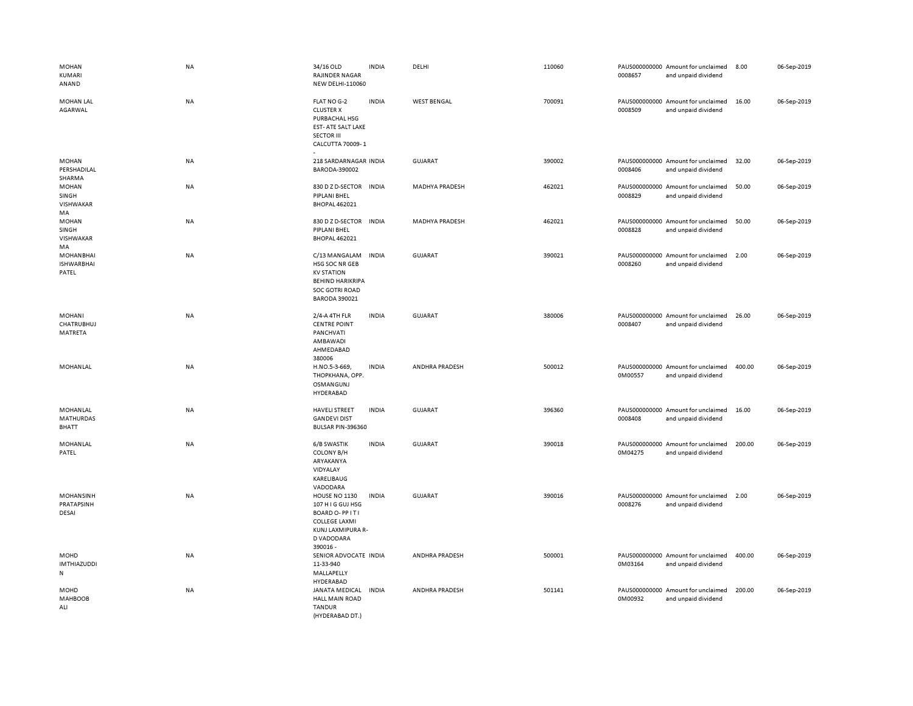| | | | | | | | | | |
|---|---|---|---|---|---|---|---|---|---|
| MOHAN KUMARI ANAND | NA | 34/16 OLD RAJINDER NAGAR NEW DELHI-110060 | INDIA | DELHI | 110060 | PAUS0000000000008657 | Amount for unclaimed and unpaid dividend | 8.00 | 06-Sep-2019 |
| MOHAN LAL AGARWAL | NA | FLAT NO G-2 CLUSTER X PURBACHAL HSG EST- ATE SALT LAKE SECTOR III CALCUTTA 70009- 1 - | INDIA | WEST BENGAL | 700091 | PAUS0000000000008509 | Amount for unclaimed and unpaid dividend | 16.00 | 06-Sep-2019 |
| MOHAN PERSHADILAL SHARMA | NA | 218 SARDARNAGAR BARODA-390002 | INDIA | GUJARAT | 390002 | PAUS0000000000008406 | Amount for unclaimed and unpaid dividend | 32.00 | 06-Sep-2019 |
| MOHAN SINGH VISHWAKAR MA | NA | 830 D Z D-SECTOR PIPLANI BHEL BHOPAL 462021 | INDIA | MADHYA PRADESH | 462021 | PAUS0000000000008829 | Amount for unclaimed and unpaid dividend | 50.00 | 06-Sep-2019 |
| MOHAN SINGH VISHWAKAR MA | NA | 830 D Z D-SECTOR PIPLANI BHEL BHOPAL 462021 | INDIA | MADHYA PRADESH | 462021 | PAUS0000000000008828 | Amount for unclaimed and unpaid dividend | 50.00 | 06-Sep-2019 |
| MOHANBHAI ISHWARBHAI PATEL | NA | C/13 MANGALAM HSG SOC NR GEB KV STATION BEHIND HARIKRIPA SOC GOTRI ROAD BARODA 390021 | INDIA | GUJARAT | 390021 | PAUS0000000000008260 | Amount for unclaimed and unpaid dividend | 2.00 | 06-Sep-2019 |
| MOHANI CHATRUBHUJ MATRETA | NA | 2/4-A 4TH FLR CENTRE POINT PANCHVATI AMBAWADI AHMEDABAD 380006 | INDIA | GUJARAT | 380006 | PAUS0000000000008407 | Amount for unclaimed and unpaid dividend | 26.00 | 06-Sep-2019 |
| MOHANLAL | NA | H.NO.5-3-669, THOPKHANA, OPP. OSMANGUNJ HYDERABAD | INDIA | ANDHRA PRADESH | 500012 | PAUS0000000000M00557 | Amount for unclaimed and unpaid dividend | 400.00 | 06-Sep-2019 |
| MOHANLAL MATHURDAS BHATT | NA | HAVELI STREET GANDEVI DIST BULSAR PIN-396360 | INDIA | GUJARAT | 396360 | PAUS0000000000008408 | Amount for unclaimed and unpaid dividend | 16.00 | 06-Sep-2019 |
| MOHANLAL PATEL | NA | 6/B SWASTIK COLONY B/H ARYAKANYA VIDYALAY KARELIBAUG VADODARA | INDIA | GUJARAT | 390018 | PAUS0000000000M04275 | Amount for unclaimed and unpaid dividend | 200.00 | 06-Sep-2019 |
| MOHANSINH PRATAPSINH DESAI | NA | HOUSE NO 1130 107 H I G GUJ HSG BOARD O- PP I T I COLLEGE LAXMI KUNJ LAXMIPURA R- D VADODARA 390016 - | INDIA | GUJARAT | 390016 | PAUS0000000000008276 | Amount for unclaimed and unpaid dividend | 2.00 | 06-Sep-2019 |
| MOHD IMTHIAZUDDI N | NA | SENIOR ADVOCATE 11-33-940 MALLAPELLY HYDERABAD | INDIA | ANDHRA PRADESH | 500001 | PAUS0000000000M03164 | Amount for unclaimed and unpaid dividend | 400.00 | 06-Sep-2019 |
| MOHD MAHBOOB ALI | NA | JANATA MEDICAL HALL MAIN ROAD TANDUR (HYDERABAD DT.) | INDIA | ANDHRA PRADESH | 501141 | PAUS0000000000M00932 | Amount for unclaimed and unpaid dividend | 200.00 | 06-Sep-2019 |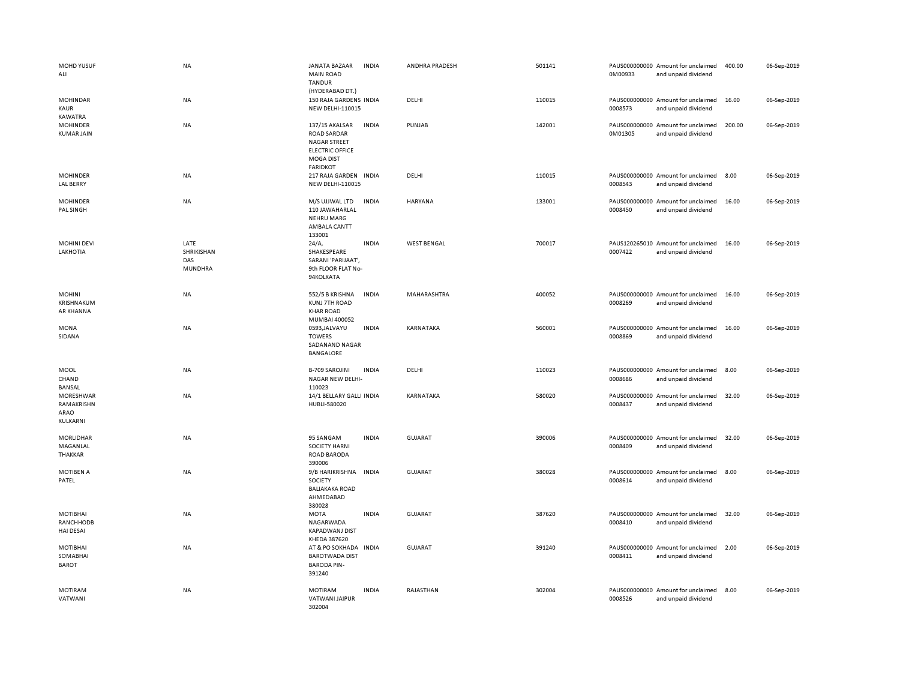| | | | | | | | | | |
|---|---|---|---|---|---|---|---|---|---|
| MOHD YUSUF ALI | NA | JANATA BAZAAR MAIN ROAD TANDUR (HYDERABAD DT.) | INDIA | ANDHRA PRADESH | 501141 | PAUS0000000000M00933 | Amount for unclaimed and unpaid dividend | 400.00 | 06-Sep-2019 |
| MOHINDAR KAUR KAWATRA | NA | 150 RAJA GARDENS NEW DELHI-110015 | INDIA | DELHI | 110015 | PAUS0000000000008573 | Amount for unclaimed and unpaid dividend | 16.00 | 06-Sep-2019 |
| MOHINDER KUMAR JAIN | NA | 137/15 AKALSAR ROAD SARDAR NAGAR STREET ELECTRIC OFFICE MOGA DIST FARIDKOT | INDIA | PUNJAB | 142001 | PAUS0000000000M01305 | Amount for unclaimed and unpaid dividend | 200.00 | 06-Sep-2019 |
| MOHINDER LAL BERRY | NA | 217 RAJA GARDEN NEW DELHI-110015 | INDIA | DELHI | 110015 | PAUS0000000000008543 | Amount for unclaimed and unpaid dividend | 8.00 | 06-Sep-2019 |
| MOHINDER PAL SINGH | NA | M/S UJJWAL LTD 110 JAWAHARLAL NEHRU MARG AMBALA CANTT 133001 | INDIA | HARYANA | 133001 | PAUS0000000000008450 | Amount for unclaimed and unpaid dividend | 16.00 | 06-Sep-2019 |
| MOHINI DEVI LAKHOTIA | LATE SHRIKISHAN DAS MUNDHRA | 24/A, SHAKESPEARE SARANI 'PARIJAAT', 9th FLOOR FLAT No-94KOLKATA | INDIA | WEST BENGAL | 700017 | PAUS1202650100007422 | Amount for unclaimed and unpaid dividend | 16.00 | 06-Sep-2019 |
| MOHINI KRISHNAKUMAR KHANNA | NA | 552/5 B KRISHNA KUNJ 7TH ROAD KHAR ROAD MUMBAI 400052 | INDIA | MAHARASHTRA | 400052 | PAUS0000000000008269 | Amount for unclaimed and unpaid dividend | 16.00 | 06-Sep-2019 |
| MONA SIDANA | NA | 0593,JALVAYU TOWERS SADANAND NAGAR BANGALORE | INDIA | KARNATAKA | 560001 | PAUS0000000000008869 | Amount for unclaimed and unpaid dividend | 16.00 | 06-Sep-2019 |
| MOOL CHAND BANSAL | NA | B-709 SAROJINI NAGAR NEW DELHI-110023 | INDIA | DELHI | 110023 | PAUS0000000000008686 | Amount for unclaimed and unpaid dividend | 8.00 | 06-Sep-2019 |
| MORESHWAR RAMAKRISHNARAO KULKARNI | NA | 14/1 BELLARY GALLI HUBLI-580020 | INDIA | KARNATAKA | 580020 | PAUS0000000000008437 | Amount for unclaimed and unpaid dividend | 32.00 | 06-Sep-2019 |
| MORLIDHAR MAGANLAL THAKKAR | NA | 95 SANGAM SOCIETY HARNI ROAD BARODA 390006 | INDIA | GUJARAT | 390006 | PAUS0000000000008409 | Amount for unclaimed and unpaid dividend | 32.00 | 06-Sep-2019 |
| MOTIBEN A PATEL | NA | 9/B HARIKRISHNA SOCIETY BALIAKAKA ROAD AHMEDABAD 380028 | INDIA | GUJARAT | 380028 | PAUS0000000000008614 | Amount for unclaimed and unpaid dividend | 8.00 | 06-Sep-2019 |
| MOTIBHAI RANCHHODBHAI DESAI | NA | MOTA NAGARWADA KAPADWANJ DIST KHEDA 387620 | INDIA | GUJARAT | 387620 | PAUS0000000000008410 | Amount for unclaimed and unpaid dividend | 32.00 | 06-Sep-2019 |
| MOTIBHAI SOMABHAI BAROT | NA | AT & PO SOKHADA BAROTWADA DIST BARODA PIN-391240 | INDIA | GUJARAT | 391240 | PAUS0000000000008411 | Amount for unclaimed and unpaid dividend | 2.00 | 06-Sep-2019 |
| MOTIRAM VATWANI | NA | MOTIRAM VATWANI JAIPUR 302004 | INDIA | RAJASTHAN | 302004 | PAUS0000000000008526 | Amount for unclaimed and unpaid dividend | 8.00 | 06-Sep-2019 |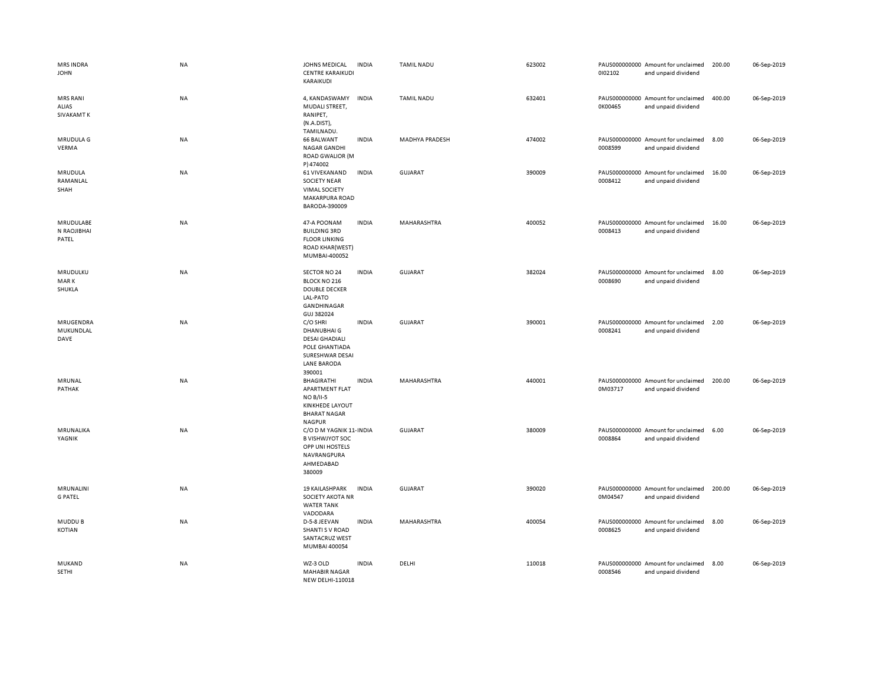| | | | | | | | | | |
|---|---|---|---|---|---|---|---|---|---|
| MRS INDRA JOHN | NA | JOHNS MEDICAL CENTRE KARAIKUDI KARAIKUDI | INDIA | TAMIL NADU | 623002 | PAUS0000000000I02102 | Amount for unclaimed and unpaid dividend | 200.00 | 06-Sep-2019 |
| MRS RANI ALIAS SIVAKAMT K | NA | 4, KANDASWAMY MUDALI STREET, RANIPET, (N.A.DIST), TAMILNADU. | INDIA | TAMIL NADU | 632401 | PAUS0000000000K00465 | Amount for unclaimed and unpaid dividend | 400.00 | 06-Sep-2019 |
| MRUDULA G VERMA | NA | 66 BALWANT NAGAR GANDHI ROAD GWALIOR (M P) 474002 | INDIA | MADHYA PRADESH | 474002 | PAUS0000000000008599 | Amount for unclaimed and unpaid dividend | 8.00 | 06-Sep-2019 |
| MRUDULA RAMANLAL SHAH | NA | 61 VIVEKANAND SOCIETY NEAR VIMAL SOCIETY MAKARPURA ROAD BARODA-390009 | INDIA | GUJARAT | 390009 | PAUS0000000000008412 | Amount for unclaimed and unpaid dividend | 16.00 | 06-Sep-2019 |
| MRUDULABEN RAOJIBHAI PATEL | NA | 47-A POONAM BUILDING 3RD FLOOR LINKING ROAD KHAR(WEST) MUMBAI-400052 | INDIA | MAHARASHTRA | 400052 | PAUS0000000000008413 | Amount for unclaimed and unpaid dividend | 16.00 | 06-Sep-2019 |
| MRUDULKUMAR K SHUKLA | NA | SECTOR NO 24 BLOCK NO 216 DOUBLE DECKER LAL-PATO GANDHINAGAR GUJ 382024 | INDIA | GUJARAT | 382024 | PAUS0000000000008690 | Amount for unclaimed and unpaid dividend | 8.00 | 06-Sep-2019 |
| MRUGENDRA MUKUNDLAL DAVE | NA | C/O SHRI DHANUBHAI G DESAI GHADIALI POLE GHANTIADA SURESHWAR DESAI LANE BARODA 390001 | INDIA | GUJARAT | 390001 | PAUS0000000000008241 | Amount for unclaimed and unpaid dividend | 2.00 | 06-Sep-2019 |
| MRUNAL PATHAK | NA | BHAGIRATHI APARTMENT FLAT NO B/II-5 KINKHEDE LAYOUT BHARAT NAGAR NAGPUR | INDIA | MAHARASHTRA | 440001 | PAUS0000000000M03717 | Amount for unclaimed and unpaid dividend | 200.00 | 06-Sep-2019 |
| MRUNALIKA YAGNIK | NA | C/O D M YAGNIK 11-B VISHWJYOT SOC OPP UNI HOSTELS NAVRANGPURA AHMEDABAD 380009 | INDIA | GUJARAT | 380009 | PAUS0000000000008864 | Amount for unclaimed and unpaid dividend | 6.00 | 06-Sep-2019 |
| MRUNALINI G PATEL | NA | 19 KAILASHPARK SOCIETY AKOTA NR WATER TANK VADODARA | INDIA | GUJARAT | 390020 | PAUS0000000000M04547 | Amount for unclaimed and unpaid dividend | 200.00 | 06-Sep-2019 |
| MUDDU B KOTIAN | NA | D-5-8 JEEVAN SHANTI S V ROAD SANTACRUZ WEST MUMBAI 400054 | INDIA | MAHARASHTRA | 400054 | PAUS0000000000008625 | Amount for unclaimed and unpaid dividend | 8.00 | 06-Sep-2019 |
| MUKAND SETHI | NA | WZ-3 OLD MAHABIR NAGAR NEW DELHI-110018 | INDIA | DELHI | 110018 | PAUS0000000000008546 | Amount for unclaimed and unpaid dividend | 8.00 | 06-Sep-2019 |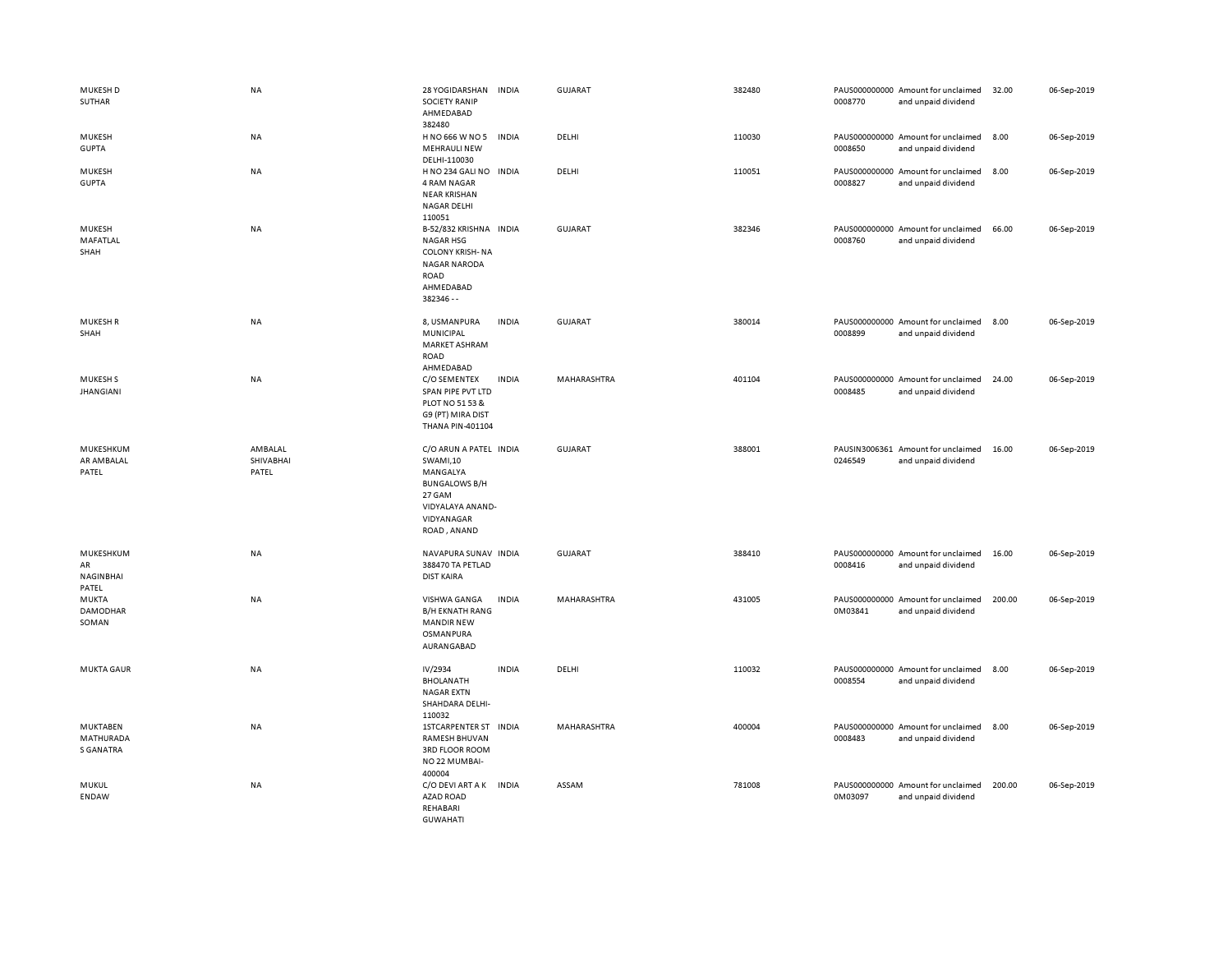| | | | | | | | | | |
|---|---|---|---|---|---|---|---|---|---|
| MUKESH D SUTHAR | NA | 28 YOGIDARSHAN SOCIETY RANIP AHMEDABAD 382480 | INDIA | GUJARAT | 382480 | PAUS0000000000008770 | Amount for unclaimed and unpaid dividend | 32.00 | 06-Sep-2019 |
| MUKESH GUPTA | NA | H NO 666 W NO 5 MEHRAULI NEW DELHI-110030 | INDIA | DELHI | 110030 | PAUS0000000000008650 | Amount for unclaimed and unpaid dividend | 8.00 | 06-Sep-2019 |
| MUKESH GUPTA | NA | H NO 234 GALI NO 4 RAM NAGAR NEAR KRISHAN NAGAR DELHI 110051 | INDIA | DELHI | 110051 | PAUS0000000000008827 | Amount for unclaimed and unpaid dividend | 8.00 | 06-Sep-2019 |
| MUKESH MAFATLAL SHAH | NA | B-52/832 KRISHNA NAGAR HSG COLONY KRISH- NA NAGAR NARODA ROAD AHMEDABAD 382346 - - | INDIA | GUJARAT | 382346 | PAUS0000000000008760 | Amount for unclaimed and unpaid dividend | 66.00 | 06-Sep-2019 |
| MUKESH R SHAH | NA | 8, USMANPURA MUNICIPAL MARKET ASHRAM ROAD AHMEDABAD | INDIA | GUJARAT | 380014 | PAUS0000000000008899 | Amount for unclaimed and unpaid dividend | 8.00 | 06-Sep-2019 |
| MUKESH S JHANGIANI | NA | C/O SEMENTEX SPAN PIPE PVT LTD PLOT NO 51 53 & G9 (PT) MIRA DIST THANA PIN-401104 | INDIA | MAHARASHTRA | 401104 | PAUS0000000000008485 | Amount for unclaimed and unpaid dividend | 24.00 | 06-Sep-2019 |
| MUKESHKUMAR AMBALAL PATEL | AMBALAL SHIVABHAI PATEL | C/O ARUN A PATEL SWAMI,10 MANGALYA BUNGALOWS B/H 27 GAM VIDYALAYA ANAND-VIDYANAGAR ROAD , ANAND | INDIA | GUJARAT | 388001 | PAUSIN30063610246549 | Amount for unclaimed and unpaid dividend | 16.00 | 06-Sep-2019 |
| MUKESHKUMAR NAGINBHAI PATEL | NA | NAVAPURA SUNAV 388470 TA PETLAD DIST KAIRA | INDIA | GUJARAT | 388410 | PAUS0000000000008416 | Amount for unclaimed and unpaid dividend | 16.00 | 06-Sep-2019 |
| MUKTA DAMODHAR SOMAN | NA | VISHWA GANGA B/H EKNATH RANG MANDIR NEW OSMANPURA AURANGABAD | INDIA | MAHARASHTRA | 431005 | PAUS0000000000M03841 | Amount for unclaimed and unpaid dividend | 200.00 | 06-Sep-2019 |
| MUKTA GAUR | NA | IV/2934 BHOLANATH NAGAR EXTN SHAHDARA DELHI-110032 | INDIA | DELHI | 110032 | PAUS0000000000008554 | Amount for unclaimed and unpaid dividend | 8.00 | 06-Sep-2019 |
| MUKTABEN MATHURADAS GANATRA | NA | 1STCARPENTER ST RAMESH BHUVAN 3RD FLOOR ROOM NO 22 MUMBAI-400004 | INDIA | MAHARASHTRA | 400004 | PAUS0000000000008483 | Amount for unclaimed and unpaid dividend | 8.00 | 06-Sep-2019 |
| MUKUL ENDAW | NA | C/O DEVI ART A K AZAD ROAD REHABARI GUWAHATI | INDIA | ASSAM | 781008 | PAUS0000000000M03097 | Amount for unclaimed and unpaid dividend | 200.00 | 06-Sep-2019 |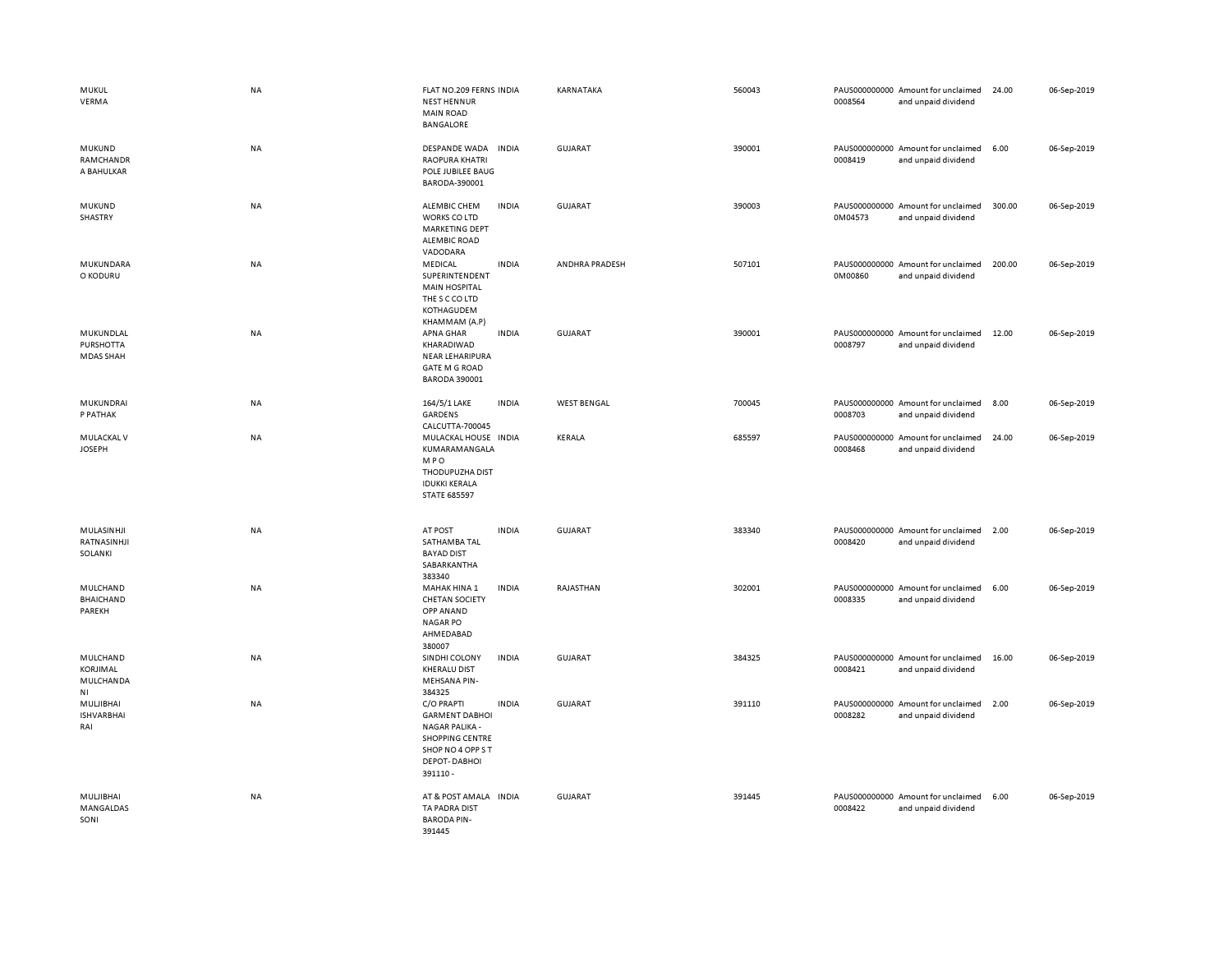| | | | | | | | | | |
|---|---|---|---|---|---|---|---|---|---|
| MUKUL VERMA | NA | FLAT NO.209 FERNS NEST HENNUR MAIN ROAD BANGALORE | INDIA | KARNATAKA | 560043 | PAUS0000000000008564 | Amount for unclaimed and unpaid dividend | 24.00 | 06-Sep-2019 |
| MUKUND RAMCHANDRA BAHULKAR | NA | DESPANDE WADA RAOPURA KHATRI POLE JUBILEE BAUG BARODA-390001 | INDIA | GUJARAT | 390001 | PAUS0000000000008419 | Amount for unclaimed and unpaid dividend | 6.00 | 06-Sep-2019 |
| MUKUND SHASTRY | NA | ALEMBIC CHEM WORKS CO LTD MARKETING DEPT ALEMBIC ROAD VADODARA | INDIA | GUJARAT | 390003 | PAUS0000000000M04573 | Amount for unclaimed and unpaid dividend | 300.00 | 06-Sep-2019 |
| MUKUNDARAO KODURU | NA | MEDICAL SUPERINTENDENT MAIN HOSPITAL THE S C CO LTD KOTHAGUDEM KHAMMAM (A.P) | INDIA | ANDHRA PRADESH | 507101 | PAUS0000000000M00860 | Amount for unclaimed and unpaid dividend | 200.00 | 06-Sep-2019 |
| MUKUNDLAL PURSHOTTAMDAS SHAH | NA | APNA GHAR KHARADIWAD NEAR LEHARIPURA GATE M G ROAD BARODA 390001 | INDIA | GUJARAT | 390001 | PAUS0000000000008797 | Amount for unclaimed and unpaid dividend | 12.00 | 06-Sep-2019 |
| MUKUNDRAI P PATHAK | NA | 164/5/1 LAKE GARDENS CALCUTTA-700045 | INDIA | WEST BENGAL | 700045 | PAUS0000000000008703 | Amount for unclaimed and unpaid dividend | 8.00 | 06-Sep-2019 |
| MULACKAL V JOSEPH | NA | MULACKAL HOUSE KUMARAMANGALAM P O THODUPUZHA DIST IDUKKI KERALA STATE 685597 | INDIA | KERALA | 685597 | PAUS0000000000008468 | Amount for unclaimed and unpaid dividend | 24.00 | 06-Sep-2019 |
| MULASINHJI RATNASINHJI SOLANKI | NA | AT POST SATHAMBA TAL BAYAD DIST SABARKANTHA 383340 | INDIA | GUJARAT | 383340 | PAUS0000000000008420 | Amount for unclaimed and unpaid dividend | 2.00 | 06-Sep-2019 |
| MULCHAND BHAICHAND PAREKH | NA | MAHAK HINA 1 CHETAN SOCIETY OPP ANAND NAGAR PO AHMEDABAD 380007 | INDIA | RAJASTHAN | 302001 | PAUS0000000000008335 | Amount for unclaimed and unpaid dividend | 6.00 | 06-Sep-2019 |
| MULCHAND KORJIMAL MULCHANDANI | NA | SINDHI COLONY KHERALU DIST MEHSANA PIN-384325 | INDIA | GUJARAT | 384325 | PAUS0000000000008421 | Amount for unclaimed and unpaid dividend | 16.00 | 06-Sep-2019 |
| MULJIBHAI ISHVARBHAI RAI | NA | C/O PRAPTI GARMENT DABHOI NAGAR PALIKA - SHOPPING CENTRE SHOP NO 4 OPP S T DEPOT- DABHOI 391110 - | INDIA | GUJARAT | 391110 | PAUS0000000000008282 | Amount for unclaimed and unpaid dividend | 2.00 | 06-Sep-2019 |
| MULJIBHAI MANGALDAS SONI | NA | AT & POST AMALA TA PADRA DIST BARODA PIN-391445 | INDIA | GUJARAT | 391445 | PAUS0000000000008422 | Amount for unclaimed and unpaid dividend | 6.00 | 06-Sep-2019 |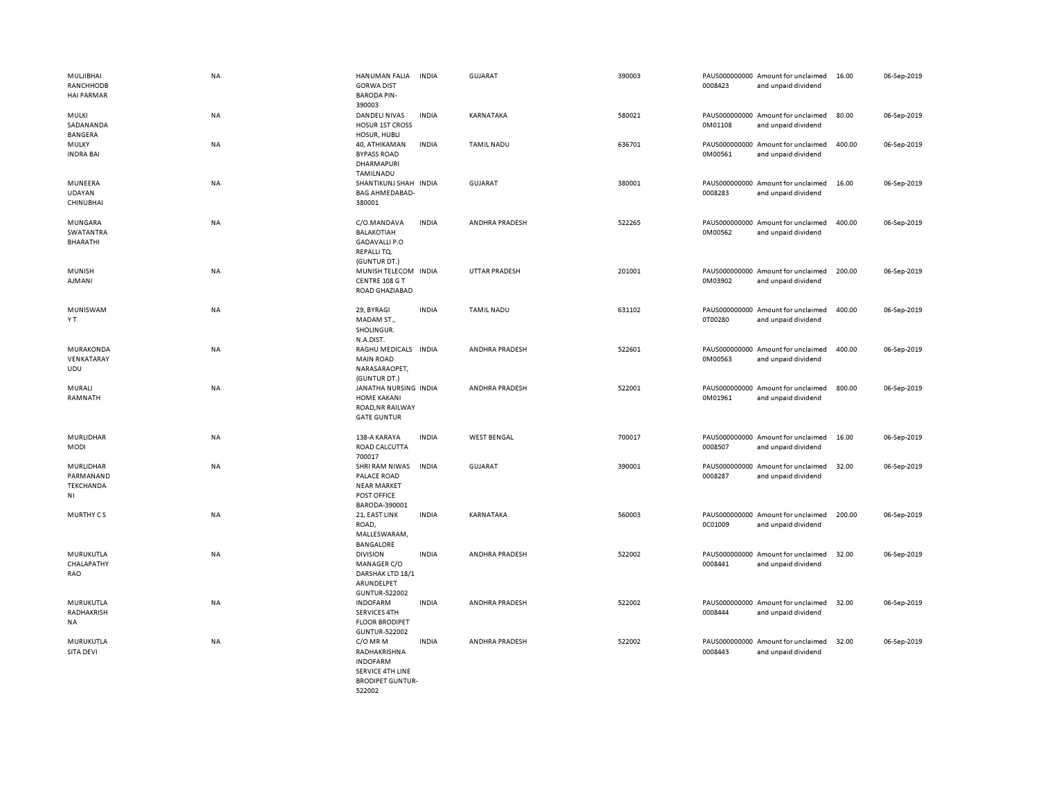| | | | | | | | | | |
|---|---|---|---|---|---|---|---|---|---|
| MULJIBHAI RANCHHODB HAI PARMAR | NA | HANUMAN FALIA GORWA DIST BARODA PIN-390003 | INDIA | GUJARAT | 390003 | PAUS000000000 0008423 | Amount for unclaimed and unpaid dividend | 16.00 | 06-Sep-2019 |
| MULKI SADANANDA BANGERA | NA | DANDELI NIVAS HOSUR 1ST CROSS HOSUR, HUBLI | INDIA | KARNATAKA | 580021 | PAUS0000000000 0M01108 | Amount for unclaimed and unpaid dividend | 80.00 | 06-Sep-2019 |
| MULKY INDRA BAI | NA | 40, ATHIKAMAN BYPASS ROAD DHARMAPURI TAMILNADU | INDIA | TAMIL NADU | 636701 | PAUS0000000000 0M00561 | Amount for unclaimed and unpaid dividend | 400.00 | 06-Sep-2019 |
| MUNEERA UDAYAN CHINUBHAI | NA | SHANTIKUNJ SHAH BAG AHMEDABAD-380001 | INDIA | GUJARAT | 380001 | PAUS000000000 0008283 | Amount for unclaimed and unpaid dividend | 16.00 | 06-Sep-2019 |
| MUNGARA SWATANTRA BHARATHI | NA | C/O.MANDAVA BALAKOTIAH GADAVALLI P.O REPALLI TQ. (GUNTUR DT.) | INDIA | ANDHRA PRADESH | 522265 | PAUS0000000000 0M00562 | Amount for unclaimed and unpaid dividend | 400.00 | 06-Sep-2019 |
| MUNISH AJMANI | NA | MUNISH TELECOM CENTRE 108 G T ROAD GHAZIABAD | INDIA | UTTAR PRADESH | 201001 | PAUS0000000000 0M03902 | Amount for unclaimed and unpaid dividend | 200.00 | 06-Sep-2019 |
| MUNISWAM Y T | NA | 29, BYRAGI MADAM ST., SHOLINGUR. N.A.DIST. | INDIA | TAMIL NADU | 631102 | PAUS0000000000 0T00280 | Amount for unclaimed and unpaid dividend | 400.00 | 06-Sep-2019 |
| MURAKONDA VENKATARAY UDU | NA | RAGHU MEDICALS MAIN ROAD NARASARAOPET, (GUNTUR DT.) | INDIA | ANDHRA PRADESH | 522601 | PAUS0000000000 0M00563 | Amount for unclaimed and unpaid dividend | 400.00 | 06-Sep-2019 |
| MURALI RAMNATH | NA | JANATHA NURSING HOME KAKANI ROAD,NR RAILWAY GATE GUNTUR | INDIA | ANDHRA PRADESH | 522001 | PAUS0000000000 0M01961 | Amount for unclaimed and unpaid dividend | 800.00 | 06-Sep-2019 |
| MURLIDHAR MODI | NA | 138-A KARAYA ROAD CALCUTTA 700017 | INDIA | WEST BENGAL | 700017 | PAUS000000000 0008507 | Amount for unclaimed and unpaid dividend | 16.00 | 06-Sep-2019 |
| MURLIDHAR PARMANAND TEKCHANDA NI | NA | SHRI RAM NIWAS PALACE ROAD NEAR MARKET POST OFFICE BARODA-390001 | INDIA | GUJARAT | 390001 | PAUS000000000 0008287 | Amount for unclaimed and unpaid dividend | 32.00 | 06-Sep-2019 |
| MURTHY C S | NA | 21, EAST LINK ROAD, MALLESWARAM, BANGALORE | INDIA | KARNATAKA | 560003 | PAUS0000000000 0C01009 | Amount for unclaimed and unpaid dividend | 200.00 | 06-Sep-2019 |
| MURUKUTLA CHALAPATHY RAO | NA | DIVISION MANAGER C/O DARSHAK LTD 18/1 ARUNDELPET GUNTUR-522002 | INDIA | ANDHRA PRADESH | 522002 | PAUS000000000 0008441 | Amount for unclaimed and unpaid dividend | 32.00 | 06-Sep-2019 |
| MURUKUTLA RADHAKRISH NA | NA | INDOFARM SERVICES 4TH FLOOR BRODIPET GUNTUR-522002 | INDIA | ANDHRA PRADESH | 522002 | PAUS000000000 0008444 | Amount for unclaimed and unpaid dividend | 32.00 | 06-Sep-2019 |
| MURUKUTLA SITA DEVI | NA | C/O MR M RADHAKRISHNA INDOFARM SERVICE 4TH LINE BRODIPET GUNTUR-522002 | INDIA | ANDHRA PRADESH | 522002 | PAUS000000000 0008443 | Amount for unclaimed and unpaid dividend | 32.00 | 06-Sep-2019 |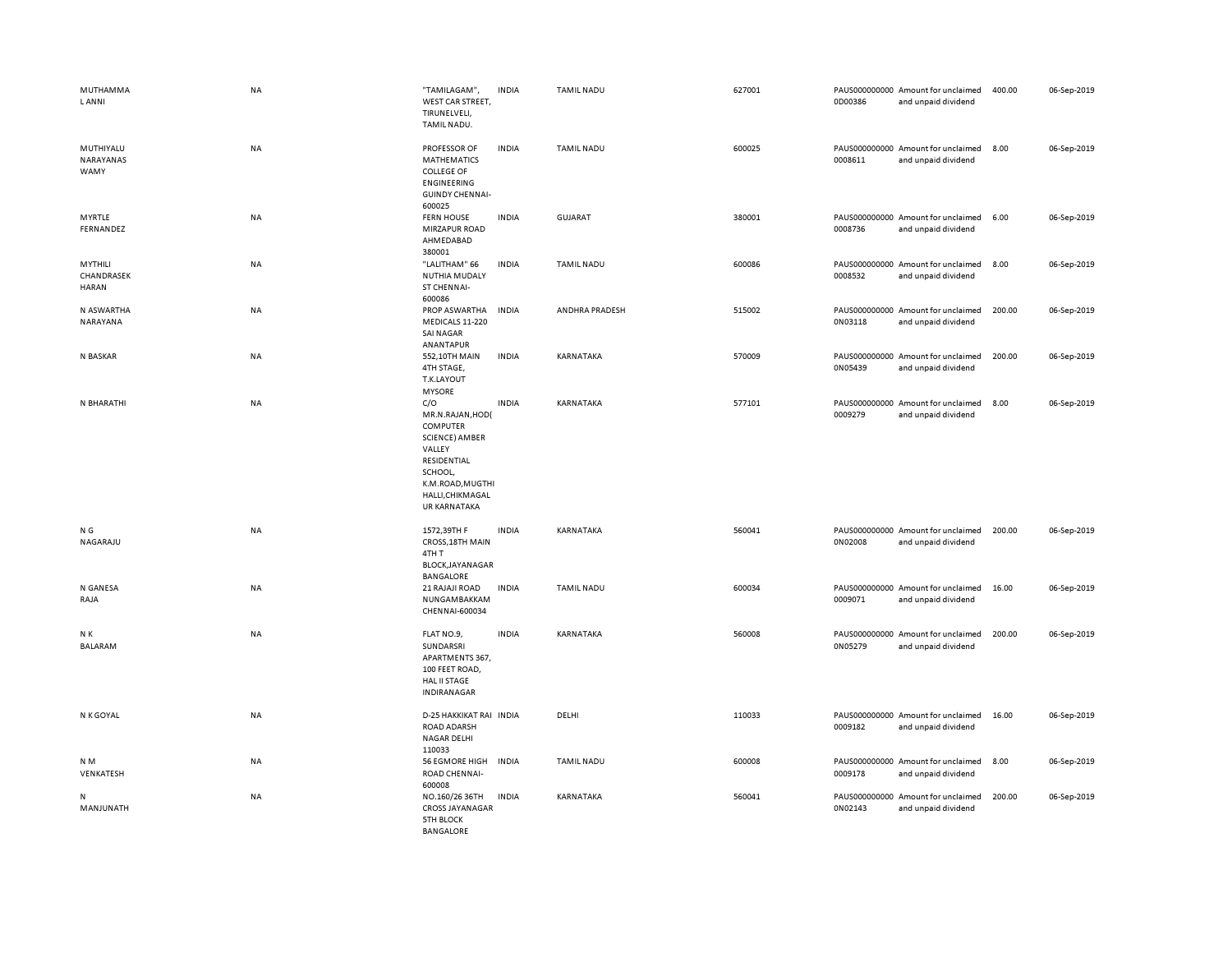| | | | | | | | | | |
|---|---|---|---|---|---|---|---|---|---|
| MUTHAMMA L ANNI | NA | "TAMILAGAM", WEST CAR STREET, TIRUNELVELI, TAMIL NADU. | INDIA | TAMIL NADU | 627001 | PAUS0000000000D00386 | Amount for unclaimed and unpaid dividend | 400.00 | 06-Sep-2019 |
| MUTHIYALU NARAYANASWAMY | NA | PROFESSOR OF MATHEMATICS COLLEGE OF ENGINEERING GUINDY CHENNAI-600025 | INDIA | TAMIL NADU | 600025 | PAUS0000000000008611 | Amount for unclaimed and unpaid dividend | 8.00 | 06-Sep-2019 |
| MYRTLE FERNANDEZ | NA | FERN HOUSE MIRZAPUR ROAD AHMEDABAD 380001 | INDIA | GUJARAT | 380001 | PAUS0000000000008736 | Amount for unclaimed and unpaid dividend | 6.00 | 06-Sep-2019 |
| MYTHILI CHANDRASEKHARAN | NA | "LALITHAM" 66 NUTHIA MUDALY ST CHENNAI-600086 | INDIA | TAMIL NADU | 600086 | PAUS0000000000008532 | Amount for unclaimed and unpaid dividend | 8.00 | 06-Sep-2019 |
| N ASWARTHA NARAYANA | NA | PROP ASWARTHA MEDICALS 11-220 SAI NAGAR ANANTAPUR | INDIA | ANDHRA PRADESH | 515002 | PAUS0000000000N03118 | Amount for unclaimed and unpaid dividend | 200.00 | 06-Sep-2019 |
| N BASKAR | NA | 552,10TH MAIN 4TH STAGE, T.K.LAYOUT MYSORE | INDIA | KARNATAKA | 570009 | PAUS0000000000N05439 | Amount for unclaimed and unpaid dividend | 200.00 | 06-Sep-2019 |
| N BHARATHI | NA | C/O MR.N.RAJAN,HOD( COMPUTER SCIENCE) AMBER VALLEY RESIDENTIAL SCHOOL, K.M.ROAD,MUGTHIHALLI,CHIKMAGALUR KARNATAKA | INDIA | KARNATAKA | 577101 | PAUS0000000000009279 | Amount for unclaimed and unpaid dividend | 8.00 | 06-Sep-2019 |
| N G NAGARAJU | NA | 1572,39TH F CROSS,18TH MAIN 4TH T BLOCK,JAYANAGAR BANGALORE | INDIA | KARNATAKA | 560041 | PAUS0000000000N02008 | Amount for unclaimed and unpaid dividend | 200.00 | 06-Sep-2019 |
| N GANESA RAJA | NA | 21 RAJAJI ROAD NUNGAMBAKKAM CHENNAI-600034 | INDIA | TAMIL NADU | 600034 | PAUS0000000000009071 | Amount for unclaimed and unpaid dividend | 16.00 | 06-Sep-2019 |
| N K BALARAM | NA | FLAT NO.9, SUNDARSRI APARTMENTS 367, 100 FEET ROAD, HAL II STAGE INDIRANAGAR | INDIA | KARNATAKA | 560008 | PAUS0000000000N05279 | Amount for unclaimed and unpaid dividend | 200.00 | 06-Sep-2019 |
| N K GOYAL | NA | D-25 HAKKIKAT RAI ROAD ADARSH NAGAR DELHI 110033 | INDIA | DELHI | 110033 | PAUS0000000000009182 | Amount for unclaimed and unpaid dividend | 16.00 | 06-Sep-2019 |
| N M VENKATESH | NA | 56 EGMORE HIGH ROAD CHENNAI-600008 | INDIA | TAMIL NADU | 600008 | PAUS0000000000009178 | Amount for unclaimed and unpaid dividend | 8.00 | 06-Sep-2019 |
| N MANJUNATH | NA | NO.160/26 36TH CROSS JAYANAGAR 5TH BLOCK BANGALORE | INDIA | KARNATAKA | 560041 | PAUS0000000000N02143 | Amount for unclaimed and unpaid dividend | 200.00 | 06-Sep-2019 |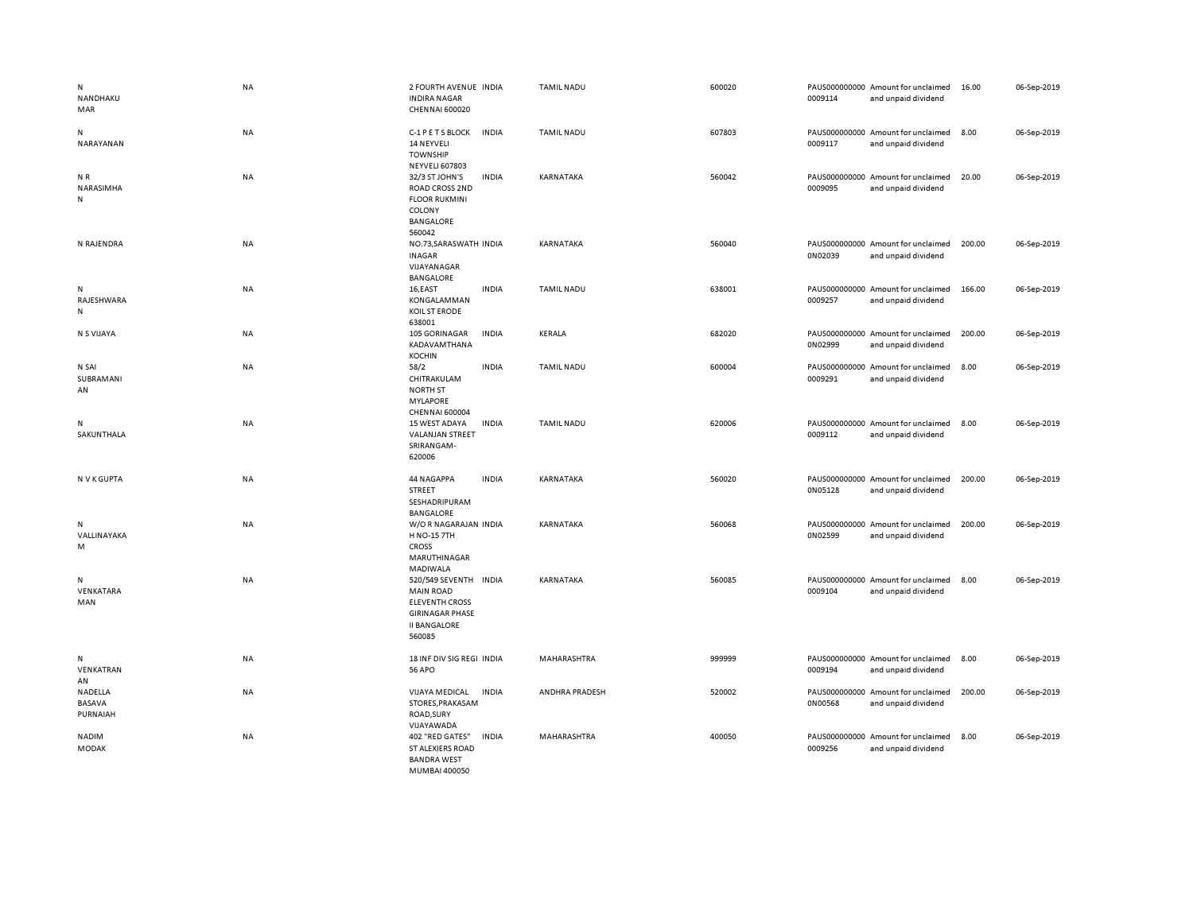| | | | | | | | | | |
|---|---|---|---|---|---|---|---|---|---|
| N NANDHAKUMAR | NA | 2 FOURTH AVENUE INDIRA NAGAR CHENNAI 600020 | INDIA | TAMIL NADU | 600020 | PAUS0000000000009114 | Amount for unclaimed and unpaid dividend | 16.00 | 06-Sep-2019 |
| N NARAYANAN | NA | C-1 P E T S BLOCK 14 NEYVELI TOWNSHIP NEYVELI 607803 | INDIA | TAMIL NADU | 607803 | PAUS0000000000009117 | Amount for unclaimed and unpaid dividend | 8.00 | 06-Sep-2019 |
| N R NARASIMHAN | NA | 32/3 ST JOHN'S ROAD CROSS 2ND FLOOR RUKMINI COLONY BANGALORE 560042 | INDIA | KARNATAKA | 560042 | PAUS0000000000009095 | Amount for unclaimed and unpaid dividend | 20.00 | 06-Sep-2019 |
| N RAJENDRA | NA | NO.73,SARASWATHINAGAR VIJAYANAGAR BANGALORE | INDIA | KARNATAKA | 560040 | PAUS0000000000N02039 | Amount for unclaimed and unpaid dividend | 200.00 | 06-Sep-2019 |
| N RAJESHWARAN | NA | 16,EAST KONGALAMMAN KOIL ST ERODE 638001 | INDIA | TAMIL NADU | 638001 | PAUS0000000000009257 | Amount for unclaimed and unpaid dividend | 166.00 | 06-Sep-2019 |
| N S VIJAYA | NA | 105 GORINAGAR KADAVAMTHANA KOCHIN | INDIA | KERALA | 682020 | PAUS0000000000N02999 | Amount for unclaimed and unpaid dividend | 200.00 | 06-Sep-2019 |
| N SAI SUBRAMANIAN | NA | 58/2 CHITRAKULAM NORTH ST MYLAPORE CHENNAI 600004 | INDIA | TAMIL NADU | 600004 | PAUS0000000000009291 | Amount for unclaimed and unpaid dividend | 8.00 | 06-Sep-2019 |
| N SAKUNTHALA | NA | 15 WEST ADAYA VALANJAN STREET SRIRANGAM-620006 | INDIA | TAMIL NADU | 620006 | PAUS0000000000009112 | Amount for unclaimed and unpaid dividend | 8.00 | 06-Sep-2019 |
| N V K GUPTA | NA | 44 NAGAPPA STREET SESHADRIPURAM BANGALORE | INDIA | KARNATAKA | 560020 | PAUS0000000000N05128 | Amount for unclaimed and unpaid dividend | 200.00 | 06-Sep-2019 |
| N VALLINAYAKAM | NA | W/O R NAGARAJAN H NO-15 7TH CROSS MARUTHINAGAR MADIWALA | INDIA | KARNATAKA | 560068 | PAUS0000000000N02599 | Amount for unclaimed and unpaid dividend | 200.00 | 06-Sep-2019 |
| N VENKATARAMAN | NA | 520/549 SEVENTH MAIN ROAD ELEVENTH CROSS GIRINAGAR PHASE II BANGALORE 560085 | INDIA | KARNATAKA | 560085 | PAUS0000000000009104 | Amount for unclaimed and unpaid dividend | 8.00 | 06-Sep-2019 |
| N VENKATRANAN | NA | 18 INF DIV SIG REGI 56 APO | INDIA | MAHARASHTRA | 999999 | PAUS0000000000009194 | Amount for unclaimed and unpaid dividend | 8.00 | 06-Sep-2019 |
| NADELLA BASAVA PURNAIAH | NA | VIJAYA MEDICAL STORES,PRAKASAM ROAD,SURY VIJAYAWADA | INDIA | ANDHRA PRADESH | 520002 | PAUS0000000000N00568 | Amount for unclaimed and unpaid dividend | 200.00 | 06-Sep-2019 |
| NADIM MODAK | NA | 402 "RED GATES" ST ALEXIERS ROAD BANDRA WEST MUMBAI 400050 | INDIA | MAHARASHTRA | 400050 | PAUS0000000000009256 | Amount for unclaimed and unpaid dividend | 8.00 | 06-Sep-2019 |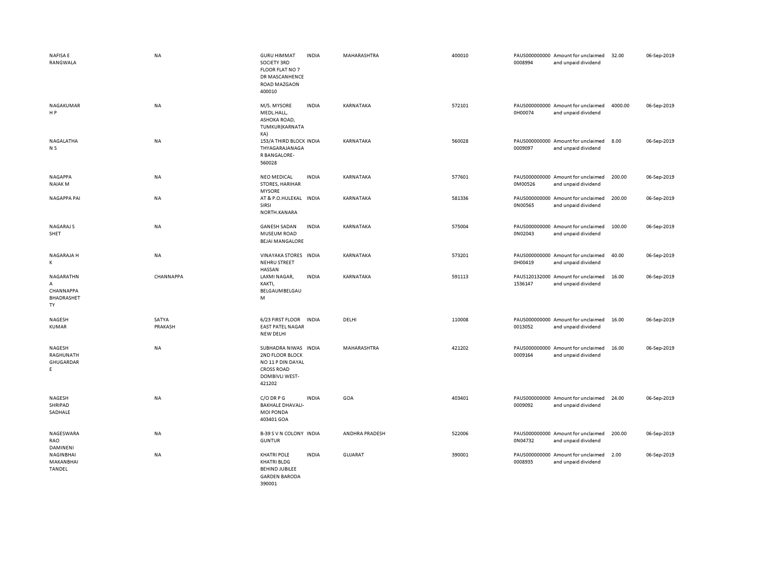| | | | | | | | | | |
|---|---|---|---|---|---|---|---|---|---|
| NAFISA E RANGWALA | NA | GURU HIMMAT SOCIETY 3RD FLOOR FLAT NO 7 DR MASCANHENCE ROAD MAZGAON 400010 | INDIA | MAHARASHTRA | 400010 | PAUS0000000000008994 | Amount for unclaimed and unpaid dividend | 32.00 | 06-Sep-2019 |
| NAGAKUMAR H P | NA | M/S. MYSORE MEDL.HALL, ASHOKA ROAD, TUMKUR(KARNATAKA) | INDIA | KARNATAKA | 572101 | PAUS0000000000H00074 | Amount for unclaimed and unpaid dividend | 4000.00 | 06-Sep-2019 |
| NAGALATHA N S | NA | 153/A THIRD BLOCK THYAGARAJANAGAR BANGALORE-560028 | INDIA | KARNATAKA | 560028 | PAUS0000000000009097 | Amount for unclaimed and unpaid dividend | 8.00 | 06-Sep-2019 |
| NAGAPPA NAIAK M | NA | NEO MEDICAL STORES, HARIHAR MYSORE | INDIA | KARNATAKA | 577601 | PAUS0000000000M00526 | Amount for unclaimed and unpaid dividend | 200.00 | 06-Sep-2019 |
| NAGAPPA PAI | NA | AT & P.O.HULEKAL SIRSI NORTH.KANARA | INDIA | KARNATAKA | 581336 | PAUS0000000000N00565 | Amount for unclaimed and unpaid dividend | 200.00 | 06-Sep-2019 |
| NAGARAJ S SHET | NA | GANESH SADAN MUSEUM ROAD BEJAI MANGALORE | INDIA | KARNATAKA | 575004 | PAUS0000000000N02043 | Amount for unclaimed and unpaid dividend | 100.00 | 06-Sep-2019 |
| NAGARAJA H K | NA | VINAYAKA STORES NEHRU STREET HASSAN | INDIA | KARNATAKA | 573201 | PAUS0000000000H00419 | Amount for unclaimed and unpaid dividend | 40.00 | 06-Sep-2019 |
| NAGARATHNA CHANNAPPA BHADRASHETTY | CHANNAPPA | LAXMI NAGAR, KAKTI, BELGAUMBELGAUM | INDIA | KARNATAKA | 591113 | PAUS1201320001536147 | Amount for unclaimed and unpaid dividend | 16.00 | 06-Sep-2019 |
| NAGESH KUMAR | SATYA PRAKASH | 6/23 FIRST FLOOR EAST PATEL NAGAR NEW DELHI | INDIA | DELHI | 110008 | PAUS0000000000013052 | Amount for unclaimed and unpaid dividend | 16.00 | 06-Sep-2019 |
| NAGESH RAGHUNATH GHUGARDARE | NA | SUBHADRA NIWAS 2ND FLOOR BLOCK NO 11 P DIN DAYAL CROSS ROAD DOMBIVLI WEST-421202 | INDIA | MAHARASHTRA | 421202 | PAUS0000000000009164 | Amount for unclaimed and unpaid dividend | 16.00 | 06-Sep-2019 |
| NAGESH SHRIPAD SADHALE | NA | C/O DR P G BAKHALE DHAVALI-MOI PONDA 403401 GOA | INDIA | GOA | 403401 | PAUS0000000000009092 | Amount for unclaimed and unpaid dividend | 24.00 | 06-Sep-2019 |
| NAGESWARA RAO DAMINENI | NA | B-39 S V N COLONY GUNTUR | INDIA | ANDHRA PRADESH | 522006 | PAUS0000000000N04732 | Amount for unclaimed and unpaid dividend | 200.00 | 06-Sep-2019 |
| NAGINBHAI MAKANBHAI TANDEL | NA | KHATRI POLE KHATRI BLDG BEHIND JUBILEE GARDEN BARODA 390001 | INDIA | GUJARAT | 390001 | PAUS0000000000008935 | Amount for unclaimed and unpaid dividend | 2.00 | 06-Sep-2019 |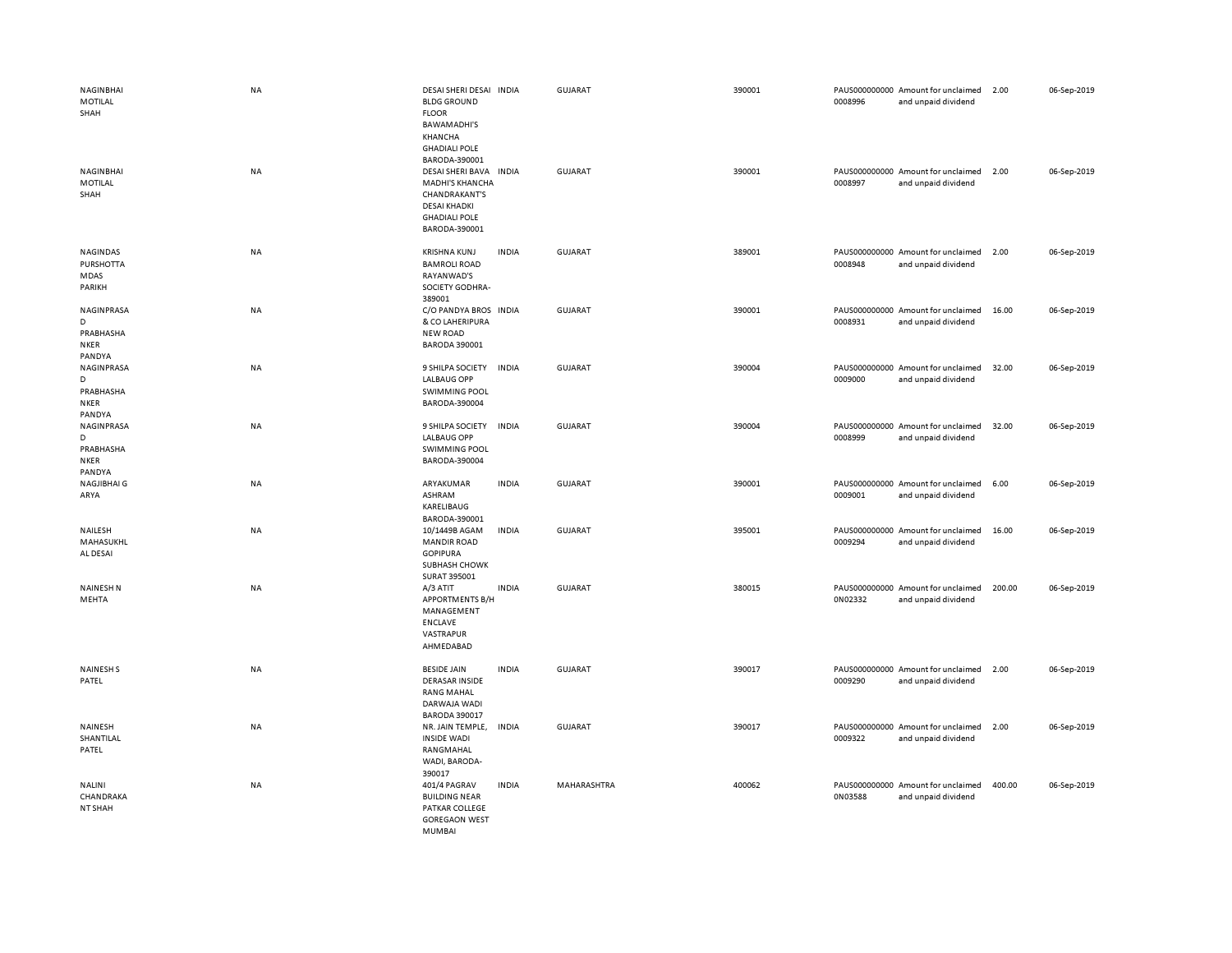| | | | | | | | | | |
|---|---|---|---|---|---|---|---|---|---|
| NAGINBHAI MOTILAL SHAH | NA | DESAI SHERI DESAI BLDG GROUND FLOOR BAWAMADHI'S KHANCHA GHADIALI POLE BARODA-390001 | INDIA | GUJARAT | 390001 | PAUS0000000000008996 | Amount for unclaimed and unpaid dividend | 2.00 | 06-Sep-2019 |
| NAGINBHAI MOTILAL SHAH | NA | DESAI SHERI BAVA MADHI'S KHANCHA CHANDRAKANT'S DESAI KHADKI GHADIALI POLE BARODA-390001 | INDIA | GUJARAT | 390001 | PAUS0000000000008997 | Amount for unclaimed and unpaid dividend | 2.00 | 06-Sep-2019 |
| NAGINDAS PURSHOTTAMDAS PARIKH | NA | KRISHNA KUNJ BAMROLI ROAD RAYANWAD'S SOCIETY GODHRA-389001 | INDIA | GUJARAT | 389001 | PAUS0000000000008948 | Amount for unclaimed and unpaid dividend | 2.00 | 06-Sep-2019 |
| NAGINPRASAD PRABHASHANKER PANDYA | NA | C/O PANDYA BROS & CO LAHERIPURA NEW ROAD BARODA 390001 | INDIA | GUJARAT | 390001 | PAUS0000000000008931 | Amount for unclaimed and unpaid dividend | 16.00 | 06-Sep-2019 |
| NAGINPRASAD PRABHASHANKER PANDYA | NA | 9 SHILPA SOCIETY LALBAUG OPP SWIMMING POOL BARODA-390004 | INDIA | GUJARAT | 390004 | PAUS0000000000009000 | Amount for unclaimed and unpaid dividend | 32.00 | 06-Sep-2019 |
| NAGINPRASAD PRABHASHANKER PANDYA | NA | 9 SHILPA SOCIETY LALBAUG OPP SWIMMING POOL BARODA-390004 | INDIA | GUJARAT | 390004 | PAUS0000000000008999 | Amount for unclaimed and unpaid dividend | 32.00 | 06-Sep-2019 |
| NAGJIBHAI G ARYA | NA | ARYAKUMAR ASHRAM KARELIBAUG BARODA-390001 | INDIA | GUJARAT | 390001 | PAUS0000000000009001 | Amount for unclaimed and unpaid dividend | 6.00 | 06-Sep-2019 |
| NAILESH MAHASUKHLAL DESAI | NA | 10/1449B AGAM MANDIR ROAD GOPIPURA SUBHASH CHOWK SURAT 395001 | INDIA | GUJARAT | 395001 | PAUS0000000000009294 | Amount for unclaimed and unpaid dividend | 16.00 | 06-Sep-2019 |
| NAINESH N MEHTA | NA | A/3 ATIT APPORTMENTS B/H MANAGEMENT ENCLAVE VASTRAPUR AHMEDABAD | INDIA | GUJARAT | 380015 | PAUS0000000000N02332 | Amount for unclaimed and unpaid dividend | 200.00 | 06-Sep-2019 |
| NAINESH S PATEL | NA | BESIDE JAIN DERASAR INSIDE RANG MAHAL DARWAJA WADI BARODA 390017 | INDIA | GUJARAT | 390017 | PAUS0000000000009290 | Amount for unclaimed and unpaid dividend | 2.00 | 06-Sep-2019 |
| NAINESH SHANTILAL PATEL | NA | NR. JAIN TEMPLE, INSIDE WADI RANGMAHAL WADI, BARODA-390017 | INDIA | GUJARAT | 390017 | PAUS0000000000009322 | Amount for unclaimed and unpaid dividend | 2.00 | 06-Sep-2019 |
| NALINI CHANDRAKANT SHAH | NA | 401/4 PAGRAV BUILDING NEAR PATKAR COLLEGE GOREGAON WEST MUMBAI | INDIA | MAHARASHTRA | 400062 | PAUS0000000000N03588 | Amount for unclaimed and unpaid dividend | 400.00 | 06-Sep-2019 |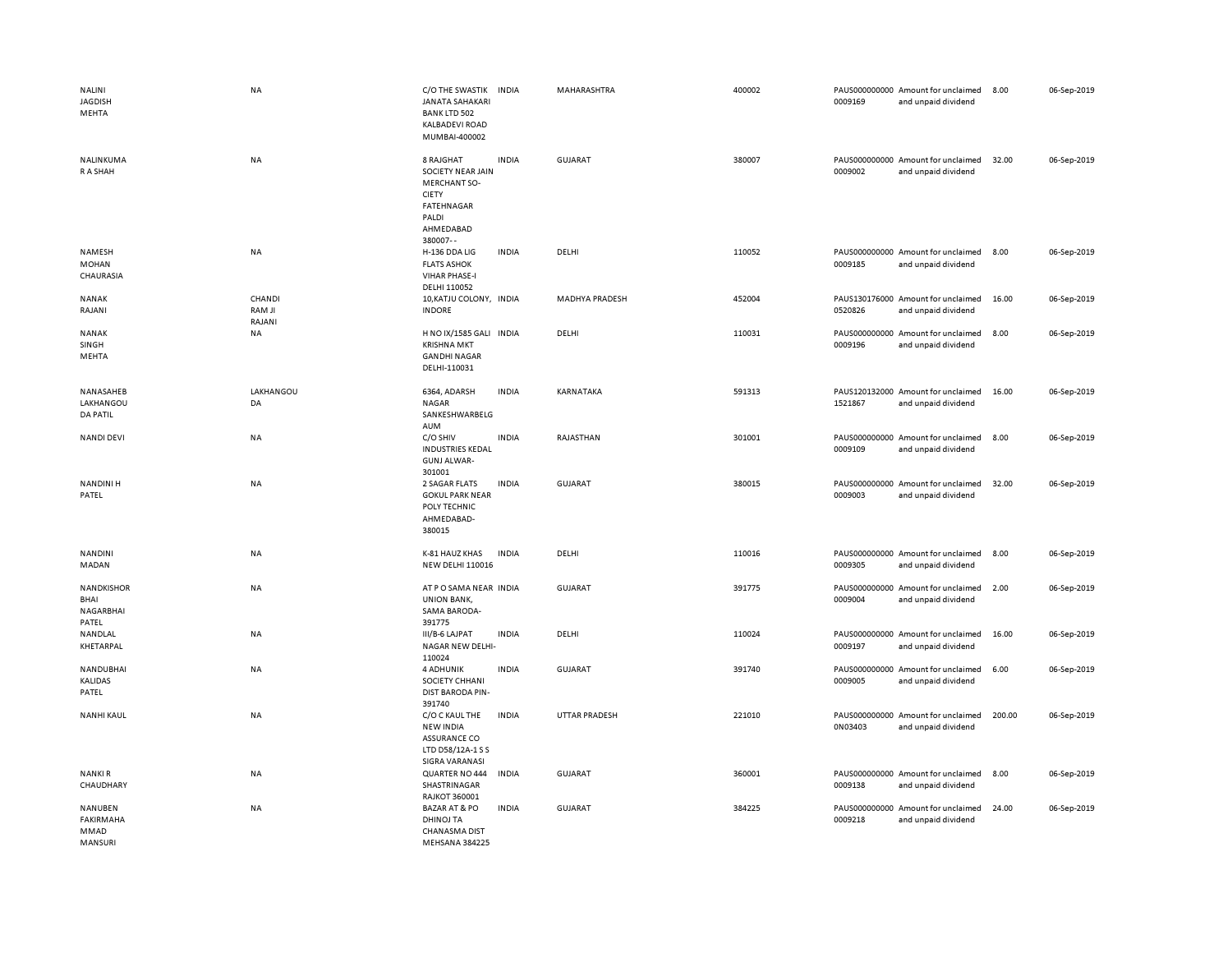| | | | | | | | | | |
|---|---|---|---|---|---|---|---|---|---|
| NALINI JAGDISH MEHTA | NA | C/O THE SWASTIK JANATA SAHAKARI BANK LTD 502 KALBADEVI ROAD MUMBAI-400002 | INDIA | MAHARASHTRA | 400002 | PAUS0000000000009169 | Amount for unclaimed and unpaid dividend | 8.00 | 06-Sep-2019 |
| NALINKUMAR A SHAH | NA | 8 RAJGHAT SOCIETY NEAR JAIN MERCHANT SO-CIETY FATEHNAGAR PALDI AHMEDABAD 380007-- | INDIA | GUJARAT | 380007 | PAUS0000000000009002 | Amount for unclaimed and unpaid dividend | 32.00 | 06-Sep-2019 |
| NAMESH MOHAN CHAURASIA | NA | H-136 DDA LIG FLATS ASHOK VIHAR PHASE-I DELHI 110052 | INDIA | DELHI | 110052 | PAUS0000000000009185 | Amount for unclaimed and unpaid dividend | 8.00 | 06-Sep-2019 |
| NANAK RAJANI | CHANDI RAM JI RAJANI | 10,KATJU COLONY, INDORE | INDIA | MADHYA PRADESH | 452004 | PAUS1301760000520826 | Amount for unclaimed and unpaid dividend | 16.00 | 06-Sep-2019 |
| NANAK SINGH MEHTA | NA | H NO IX/1585 GALI KRISHNA MKT GANDHI NAGAR DELHI-110031 | INDIA | DELHI | 110031 | PAUS0000000000009196 | Amount for unclaimed and unpaid dividend | 8.00 | 06-Sep-2019 |
| NANASAHEB LAKHANGOUDA PATIL | LAKHANGOUDA | 6364, ADARSH NAGAR SANKESHWARBELGAUM | INDIA | KARNATAKA | 591313 | PAUS1201320001521867 | Amount for unclaimed and unpaid dividend | 16.00 | 06-Sep-2019 |
| NANDI DEVI | NA | C/O SHIV INDUSTRIES KEDAL GUNJ ALWAR-301001 | INDIA | RAJASTHAN | 301001 | PAUS0000000000009109 | Amount for unclaimed and unpaid dividend | 8.00 | 06-Sep-2019 |
| NANDINI H PATEL | NA | 2 SAGAR FLATS GOKUL PARK NEAR POLY TECHNIC AHMEDABAD-380015 | INDIA | GUJARAT | 380015 | PAUS0000000000009003 | Amount for unclaimed and unpaid dividend | 32.00 | 06-Sep-2019 |
| NANDINI MADAN | NA | K-81 HAUZ KHAS NEW DELHI 110016 | INDIA | DELHI | 110016 | PAUS0000000000009305 | Amount for unclaimed and unpaid dividend | 8.00 | 06-Sep-2019 |
| NANDKISHOR BHAI NAGARBHAI PATEL | NA | AT P O SAMA NEAR UNION BANK, SAMA BARODA-391775 | INDIA | GUJARAT | 391775 | PAUS0000000000009004 | Amount for unclaimed and unpaid dividend | 2.00 | 06-Sep-2019 |
| NANDLAL KHETARPAL | NA | III/B-6 LAJPAT NAGAR NEW DELHI-110024 | INDIA | DELHI | 110024 | PAUS0000000000009197 | Amount for unclaimed and unpaid dividend | 16.00 | 06-Sep-2019 |
| NANDUBHAI KALIDAS PATEL | NA | 4 ADHUNIK SOCIETY CHHANI DIST BARODA PIN-391740 | INDIA | GUJARAT | 391740 | PAUS0000000000009005 | Amount for unclaimed and unpaid dividend | 6.00 | 06-Sep-2019 |
| NANHI KAUL | NA | C/O C KAUL THE NEW INDIA ASSURANCE CO LTD D58/12A-1 S S SIGRA VARANASI | INDIA | UTTAR PRADESH | 221010 | PAUS0000000000N03403 | Amount for unclaimed and unpaid dividend | 200.00 | 06-Sep-2019 |
| NANKI R CHAUDHARY | NA | QUARTER NO 444 SHASTRINAGAR RAJKOT 360001 | INDIA | GUJARAT | 360001 | PAUS0000000000009138 | Amount for unclaimed and unpaid dividend | 8.00 | 06-Sep-2019 |
| NANUBEN FAKIRMAHAMMAD MANSURI | NA | BAZAR AT & PO DHINOJ TA CHANASMA DIST MEHSANA 384225 | INDIA | GUJARAT | 384225 | PAUS0000000000009218 | Amount for unclaimed and unpaid dividend | 24.00 | 06-Sep-2019 |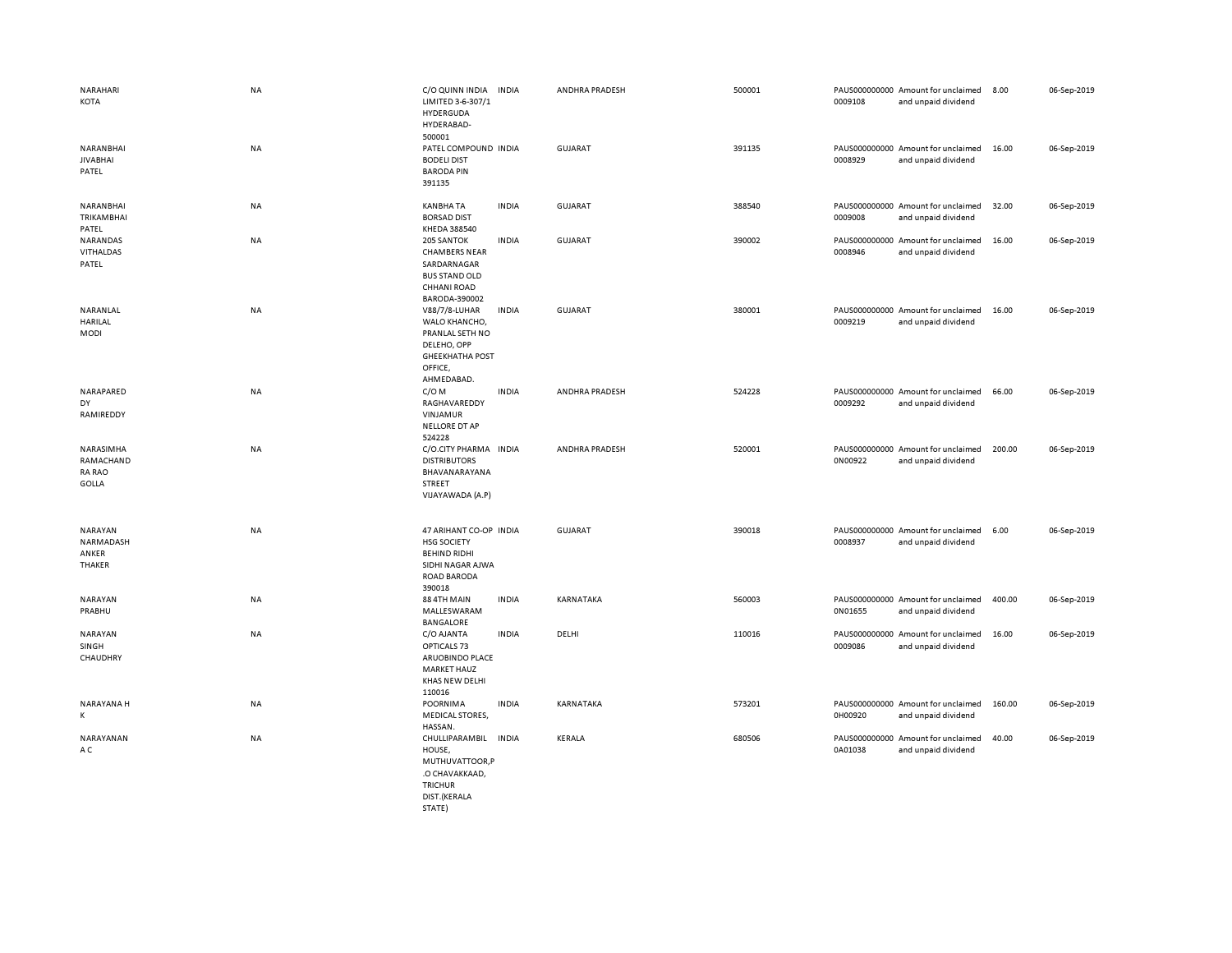| | | | | | | | | | |
|---|---|---|---|---|---|---|---|---|---|
| NARAHARI KOTA | NA | C/O QUINN INDIA LIMITED 3-6-307/1 HYDERGUDA HYDERABAD-500001 | INDIA | ANDHRA PRADESH | 500001 | PAUS0000000000009108 | Amount for unclaimed and unpaid dividend | 8.00 | 06-Sep-2019 |
| NARANBHAI JIVABHAI PATEL | NA | PATEL COMPOUND BODELI DIST BARODA PIN 391135 | INDIA | GUJARAT | 391135 | PAUS0000000000008929 | Amount for unclaimed and unpaid dividend | 16.00 | 06-Sep-2019 |
| NARANBHAI TRIKAMBHAI PATEL | NA | KANBHA TA BORSAD DIST KHEDA 388540 | INDIA | GUJARAT | 388540 | PAUS0000000000009008 | Amount for unclaimed and unpaid dividend | 32.00 | 06-Sep-2019 |
| NARANDAS VITHALDAS PATEL | NA | 205 SANTOK CHAMBERS NEAR SARDARNAGAR BUS STAND OLD CHHANI ROAD BARODA-390002 | INDIA | GUJARAT | 390002 | PAUS0000000000008946 | Amount for unclaimed and unpaid dividend | 16.00 | 06-Sep-2019 |
| NARANLAL HARILAL MODI | NA | V88/7/8-LUHAR WALO KHANCHO, PRANLAL SETH NO DELEHO, OPP GHEEKHATHA POST OFFICE, AHMEDABAD. | INDIA | GUJARAT | 380001 | PAUS0000000000009219 | Amount for unclaimed and unpaid dividend | 16.00 | 06-Sep-2019 |
| NARAPAREDDY RAMIREDDY | NA | C/O M RAGHAVAREDDY VINJAMUR NELLORE DT AP 524228 | INDIA | ANDHRA PRADESH | 524228 | PAUS0000000000009292 | Amount for unclaimed and unpaid dividend | 66.00 | 06-Sep-2019 |
| NARASIMHA RAMACHANDRA RAO GOLLA | NA | C/O.CITY PHARMA DISTRIBUTORS BHAVANARAYANA STREET VIJAYAWADA (A.P) | INDIA | ANDHRA PRADESH | 520001 | PAUS00000000000N00922 | Amount for unclaimed and unpaid dividend | 200.00 | 06-Sep-2019 |
| NARAYAN NARMADASH ANKER THAKER | NA | 47 ARIHANT CO-OP HSG SOCIETY BEHIND RIDHI SIDHI NAGAR AJWA ROAD BARODA 390018 | INDIA | GUJARAT | 390018 | PAUS0000000000008937 | Amount for unclaimed and unpaid dividend | 6.00 | 06-Sep-2019 |
| NARAYAN PRABHU | NA | 88 4TH MAIN MALLESWARAM BANGALORE | INDIA | KARNATAKA | 560003 | PAUS00000000000N01655 | Amount for unclaimed and unpaid dividend | 400.00 | 06-Sep-2019 |
| NARAYAN SINGH CHAUDHRY | NA | C/O AJANTA OPTICALS 73 ARUOBINDO PLACE MARKET HAUZ KHAS NEW DELHI 110016 | INDIA | DELHI | 110016 | PAUS0000000000009086 | Amount for unclaimed and unpaid dividend | 16.00 | 06-Sep-2019 |
| NARAYANA H K | NA | POORNIMA MEDICAL STORES, HASSAN. | INDIA | KARNATAKA | 573201 | PAUS00000000000H00920 | Amount for unclaimed and unpaid dividend | 160.00 | 06-Sep-2019 |
| NARAYANAN A C | NA | CHULLIPARAMBIL HOUSE, MUTHUVATTOOR,P.O CHAVAKKAAD, TRICHUR DIST.(KERALA STATE) | INDIA | KERALA | 680506 | PAUS00000000000A01038 | Amount for unclaimed and unpaid dividend | 40.00 | 06-Sep-2019 |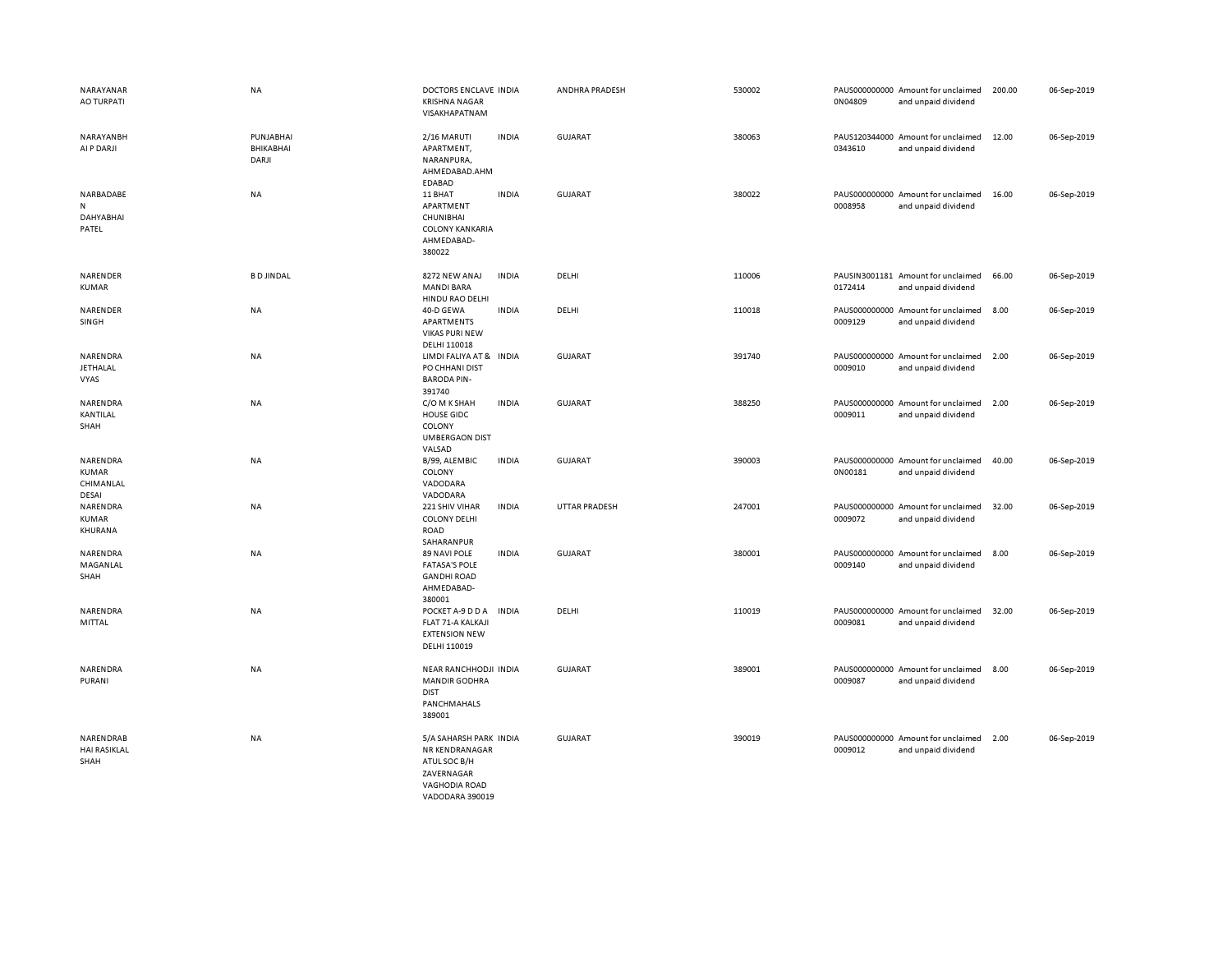| | | | | | | | | | |
|---|---|---|---|---|---|---|---|---|---|
| NARAYANAR AO TURPATI | NA | DOCTORS ENCLAVE KRISHNA NAGAR VISAKHAPATNAM | INDIA | ANDHRA PRADESH | 530002 | PAUS0000000000N04809 | Amount for unclaimed and unpaid dividend | 200.00 | 06-Sep-2019 |
| NARAYANBH AI P DARJI | PUNJABHAI BHIKABHAI DARJI | 2/16 MARUTI APARTMENT, NARANPURA, AHMEDABAD.AHM EDABAD | INDIA | GUJARAT | 380063 | PAUS1203440000343610 | Amount for unclaimed and unpaid dividend | 12.00 | 06-Sep-2019 |
| NARBADABE N DAHYABHAI PATEL | NA | 11 BHAT APARTMENT CHUNIBHAI COLONY KANKARIA AHMEDABAD-380022 | INDIA | GUJARAT | 380022 | PAUS0000000000008958 | Amount for unclaimed and unpaid dividend | 16.00 | 06-Sep-2019 |
| NARENDER KUMAR | B D JINDAL | 8272 NEW ANAJ MANDI BARA HINDU RAO DELHI | INDIA | DELHI | 110006 | PAUSIN30011810172414 | Amount for unclaimed and unpaid dividend | 66.00 | 06-Sep-2019 |
| NARENDER SINGH | NA | 40-D GEWA APARTMENTS VIKAS PURI NEW DELHI 110018 | INDIA | DELHI | 110018 | PAUS0000000000009129 | Amount for unclaimed and unpaid dividend | 8.00 | 06-Sep-2019 |
| NARENDRA JETHALAL VYAS | NA | LIMDI FALIYA AT & PO CHHANI DIST BARODA PIN-391740 | INDIA | GUJARAT | 391740 | PAUS0000000000009010 | Amount for unclaimed and unpaid dividend | 2.00 | 06-Sep-2019 |
| NARENDRA KANTILAL SHAH | NA | C/O M K SHAH HOUSE GIDC COLONY UMBERGAON DIST VALSAD | INDIA | GUJARAT | 388250 | PAUS0000000000009011 | Amount for unclaimed and unpaid dividend | 2.00 | 06-Sep-2019 |
| NARENDRA KUMAR CHIMANLAL DESAI | NA | B/99, ALEMBIC COLONY VADODARA VADODARA | INDIA | GUJARAT | 390003 | PAUS0000000000N00181 | Amount for unclaimed and unpaid dividend | 40.00 | 06-Sep-2019 |
| NARENDRA KUMAR KHURANA | NA | 221 SHIV VIHAR COLONY DELHI ROAD SAHARANPUR | INDIA | UTTAR PRADESH | 247001 | PAUS0000000000009072 | Amount for unclaimed and unpaid dividend | 32.00 | 06-Sep-2019 |
| NARENDRA MAGANLAL SHAH | NA | 89 NAVI POLE FATASA'S POLE GANDHI ROAD AHMEDABAD-380001 | INDIA | GUJARAT | 380001 | PAUS0000000000009140 | Amount for unclaimed and unpaid dividend | 8.00 | 06-Sep-2019 |
| NARENDRA MITTAL | NA | POCKET A-9 D D A FLAT 71-A KALKAJI EXTENSION NEW DELHI 110019 | INDIA | DELHI | 110019 | PAUS0000000000009081 | Amount for unclaimed and unpaid dividend | 32.00 | 06-Sep-2019 |
| NARENDRA PURANI | NA | NEAR RANCHHODJI MANDIR GODHRA DIST PANCHMAHALS 389001 | INDIA | GUJARAT | 389001 | PAUS0000000000009087 | Amount for unclaimed and unpaid dividend | 8.00 | 06-Sep-2019 |
| NARENDRAB HAI RASIKLAL SHAH | NA | 5/A SAHARSH PARK NR KENDRANAGAR ATUL SOC B/H ZAVERNAGAR VAGHODIA ROAD VADODARA 390019 | INDIA | GUJARAT | 390019 | PAUS0000000000009012 | Amount for unclaimed and unpaid dividend | 2.00 | 06-Sep-2019 |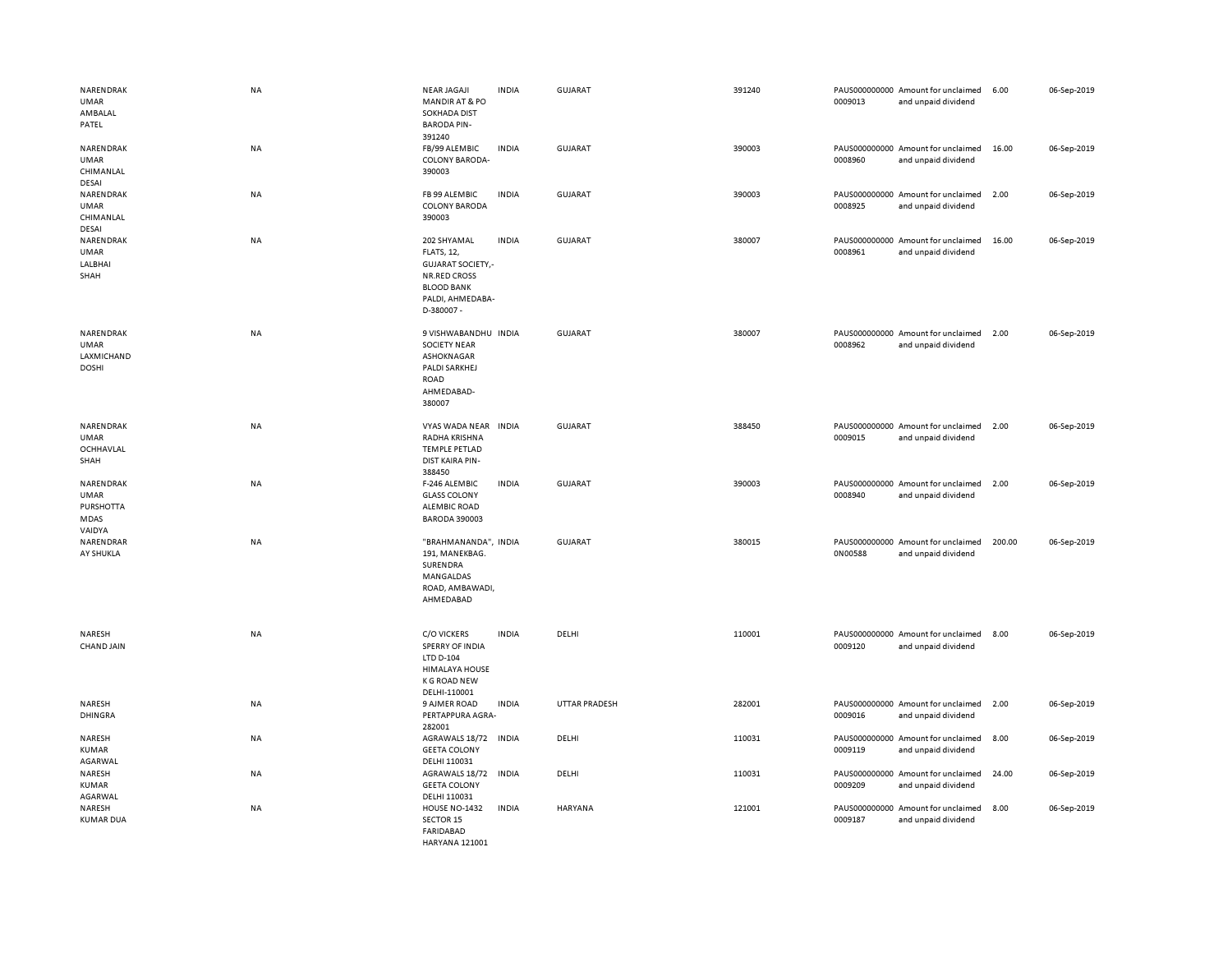| | | | | | | | | | |
|---|---|---|---|---|---|---|---|---|---|
| NARENDRAKUMAR AMBALAL PATEL | NA | NEAR JAGAJI MANDIR AT & PO SOKHADA DIST BARODA PIN-391240 | INDIA | GUJARAT | 391240 | PAUS0000000000009013 | Amount for unclaimed and unpaid dividend | 6.00 | 06-Sep-2019 |
| NARENDRAKUMAR CHIMANLAL DESAI | NA | FB/99 ALEMBIC COLONY BARODA-390003 | INDIA | GUJARAT | 390003 | PAUS0000000000008960 | Amount for unclaimed and unpaid dividend | 16.00 | 06-Sep-2019 |
| NARENDRAKUMAR CHIMANLAL DESAI | NA | FB 99 ALEMBIC COLONY BARODA 390003 | INDIA | GUJARAT | 390003 | PAUS0000000000008925 | Amount for unclaimed and unpaid dividend | 2.00 | 06-Sep-2019 |
| NARENDRAKUMAR LALBHAI SHAH | NA | 202 SHYAMAL FLATS, 12, GUJARAT SOCIETY,-NR.RED CROSS BLOOD BANK PALDI, AHMEDABAD-380007 - | INDIA | GUJARAT | 380007 | PAUS0000000000008961 | Amount for unclaimed and unpaid dividend | 16.00 | 06-Sep-2019 |
| NARENDRAKUMAR LAXMICHAND DOSHI | NA | 9 VISHWABANDHU SOCIETY NEAR ASHOKNAGAR PALDI SARKHEJ ROAD AHMEDABAD-380007 | INDIA | GUJARAT | 380007 | PAUS0000000000008962 | Amount for unclaimed and unpaid dividend | 2.00 | 06-Sep-2019 |
| NARENDRAKUMAR OCHHAVLAL SHAH | NA | VYAS WADA NEAR RADHA KRISHNA TEMPLE PETLAD DIST KAIRA PIN-388450 | INDIA | GUJARAT | 388450 | PAUS0000000000009015 | Amount for unclaimed and unpaid dividend | 2.00 | 06-Sep-2019 |
| NARENDRAKUMAR PURSHOTTAMDAS VAIDYA | NA | F-246 ALEMBIC GLASS COLONY ALEMBIC ROAD BARODA 390003 | INDIA | GUJARAT | 390003 | PAUS0000000000008940 | Amount for unclaimed and unpaid dividend | 2.00 | 06-Sep-2019 |
| NARENDRARAY SHUKLA | NA | "BRAHMANANDA", 191, MANEKBAG. SURENDRA MANGALDAS ROAD, AMBAWADI, AHMEDABAD | INDIA | GUJARAT | 380015 | PAUS0000000000N00588 | Amount for unclaimed and unpaid dividend | 200.00 | 06-Sep-2019 |
| NARESH CHAND JAIN | NA | C/O VICKERS SPERRY OF INDIA LTD D-104 HIMALAYA HOUSE K G ROAD NEW DELHI-110001 | INDIA | DELHI | 110001 | PAUS0000000000009120 | Amount for unclaimed and unpaid dividend | 8.00 | 06-Sep-2019 |
| NARESH DHINGRA | NA | 9 AJMER ROAD PERTAPPURA AGRA-282001 | INDIA | UTTAR PRADESH | 282001 | PAUS0000000000009016 | Amount for unclaimed and unpaid dividend | 2.00 | 06-Sep-2019 |
| NARESH KUMAR AGARWAL | NA | AGRAWALS 18/72 GEETA COLONY DELHI 110031 | INDIA | DELHI | 110031 | PAUS0000000000009119 | Amount for unclaimed and unpaid dividend | 8.00 | 06-Sep-2019 |
| NARESH KUMAR AGARWAL | NA | AGRAWALS 18/72 GEETA COLONY DELHI 110031 | INDIA | DELHI | 110031 | PAUS0000000000009209 | Amount for unclaimed and unpaid dividend | 24.00 | 06-Sep-2019 |
| NARESH KUMAR DUA | NA | HOUSE NO-1432 SECTOR 15 FARIDABAD HARYANA 121001 | INDIA | HARYANA | 121001 | PAUS0000000000009187 | Amount for unclaimed and unpaid dividend | 8.00 | 06-Sep-2019 |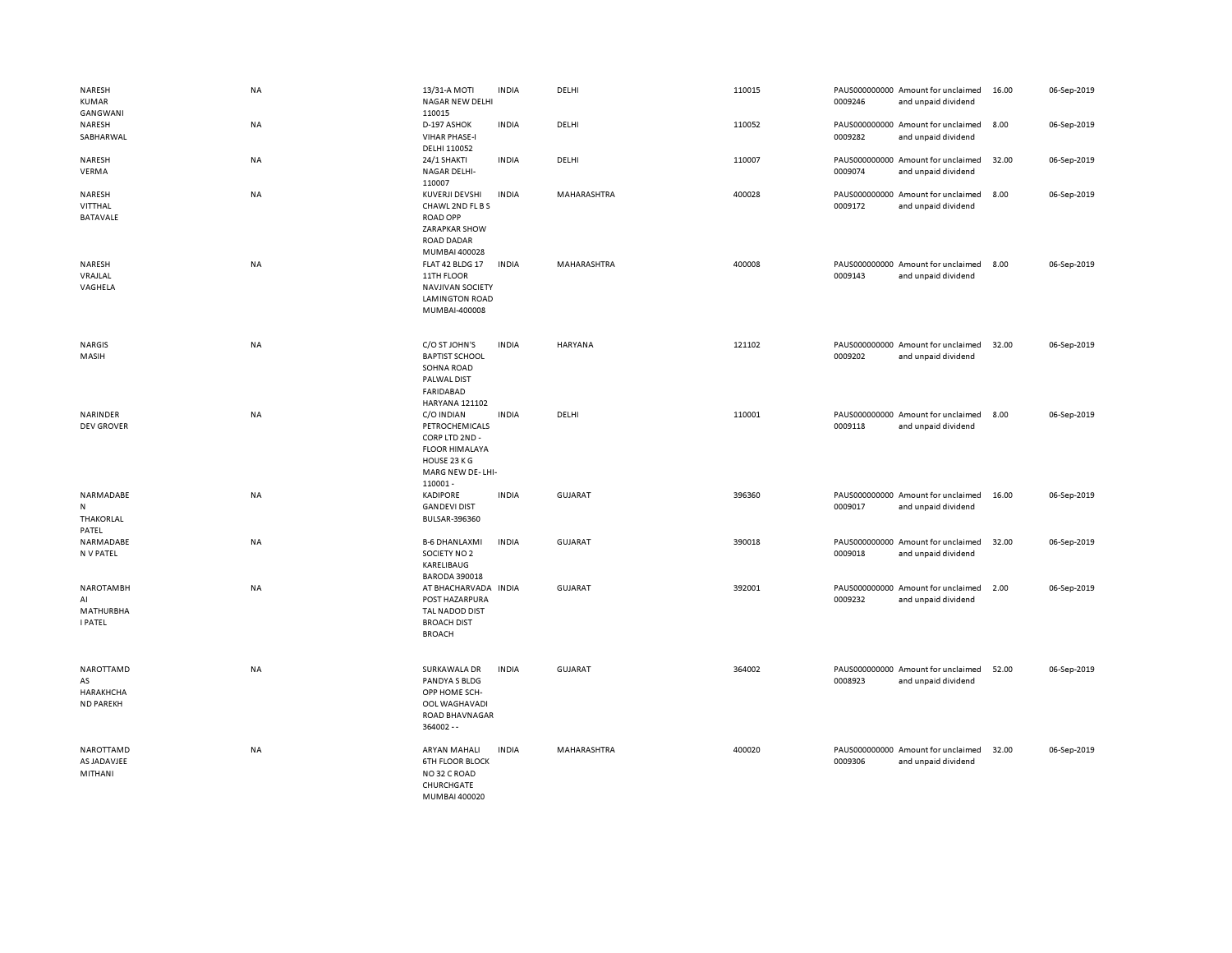| | | | | | | | | | |
|---|---|---|---|---|---|---|---|---|---|
| NARESH KUMAR GANGWANI | NA | 13/31-A MOTI NAGAR NEW DELHI 110015 | INDIA | DELHI | 110015 | PAUS0000000000009246 | Amount for unclaimed and unpaid dividend | 16.00 | 06-Sep-2019 |
| NARESH SABHARWAL | NA | D-197 ASHOK VIHAR PHASE-I DELHI 110052 | INDIA | DELHI | 110052 | PAUS0000000000009282 | Amount for unclaimed and unpaid dividend | 8.00 | 06-Sep-2019 |
| NARESH VERMA | NA | 24/1 SHAKTI NAGAR DELHI-110007 | INDIA | DELHI | 110007 | PAUS0000000000009074 | Amount for unclaimed and unpaid dividend | 32.00 | 06-Sep-2019 |
| NARESH VITTHAL BATAVALE | NA | KUVERJI DEVSHI CHAWL 2ND FL B S ROAD OPP ZARAPKAR SHOW ROAD DADAR MUMBAI 400028 | INDIA | MAHARASHTRA | 400028 | PAUS0000000000009172 | Amount for unclaimed and unpaid dividend | 8.00 | 06-Sep-2019 |
| NARESH VRAJLAL VAGHELA | NA | FLAT 42 BLDG 17 11TH FLOOR NAVJIVAN SOCIETY LAMINGTON ROAD MUMBAI-400008 | INDIA | MAHARASHTRA | 400008 | PAUS0000000000009143 | Amount for unclaimed and unpaid dividend | 8.00 | 06-Sep-2019 |
| NARGIS MASIH | NA | C/O ST JOHN'S BAPTIST SCHOOL SOHNA ROAD PALWAL DIST FARIDABAD HARYANA 121102 | INDIA | HARYANA | 121102 | PAUS0000000000009202 | Amount for unclaimed and unpaid dividend | 32.00 | 06-Sep-2019 |
| NARINDER DEV GROVER | NA | C/O INDIAN PETROCHEMICALS CORP LTD 2ND - FLOOR HIMALAYA HOUSE 23 K G MARG NEW DE- LHI-110001 - | INDIA | DELHI | 110001 | PAUS0000000000009118 | Amount for unclaimed and unpaid dividend | 8.00 | 06-Sep-2019 |
| NARMADABEN THAKORLAL PATEL | NA | KADIPORE GANDEVI DIST BULSAR-396360 | INDIA | GUJARAT | 396360 | PAUS0000000000009017 | Amount for unclaimed and unpaid dividend | 16.00 | 06-Sep-2019 |
| NARMADABEN V PATEL | NA | B-6 DHANLAXMI SOCIETY NO 2 KARELIBAUG BARODA 390018 | INDIA | GUJARAT | 390018 | PAUS0000000000009018 | Amount for unclaimed and unpaid dividend | 32.00 | 06-Sep-2019 |
| NAROTAMBHAI MATHURBHAI PATEL | NA | AT BHACHARVADA POST HAZARPURA TAL NADOD DIST BROACH DIST BROACH | INDIA | GUJARAT | 392001 | PAUS0000000000009232 | Amount for unclaimed and unpaid dividend | 2.00 | 06-Sep-2019 |
| NAROTTAMDAS HARAKHCHAND PAREKH | NA | SURKAWALA DR PANDYA S BLDG OPP HOME SCH- OOL WAGHAVADI ROAD BHAVNAGAR 364002 - - | INDIA | GUJARAT | 364002 | PAUS0000000000008923 | Amount for unclaimed and unpaid dividend | 52.00 | 06-Sep-2019 |
| NAROTTAMDAS JADAVJEE MITHANI | NA | ARYAN MAHALI 6TH FLOOR BLOCK NO 32 C ROAD CHURCHGATE MUMBAI 400020 | INDIA | MAHARASHTRA | 400020 | PAUS0000000000009306 | Amount for unclaimed and unpaid dividend | 32.00 | 06-Sep-2019 |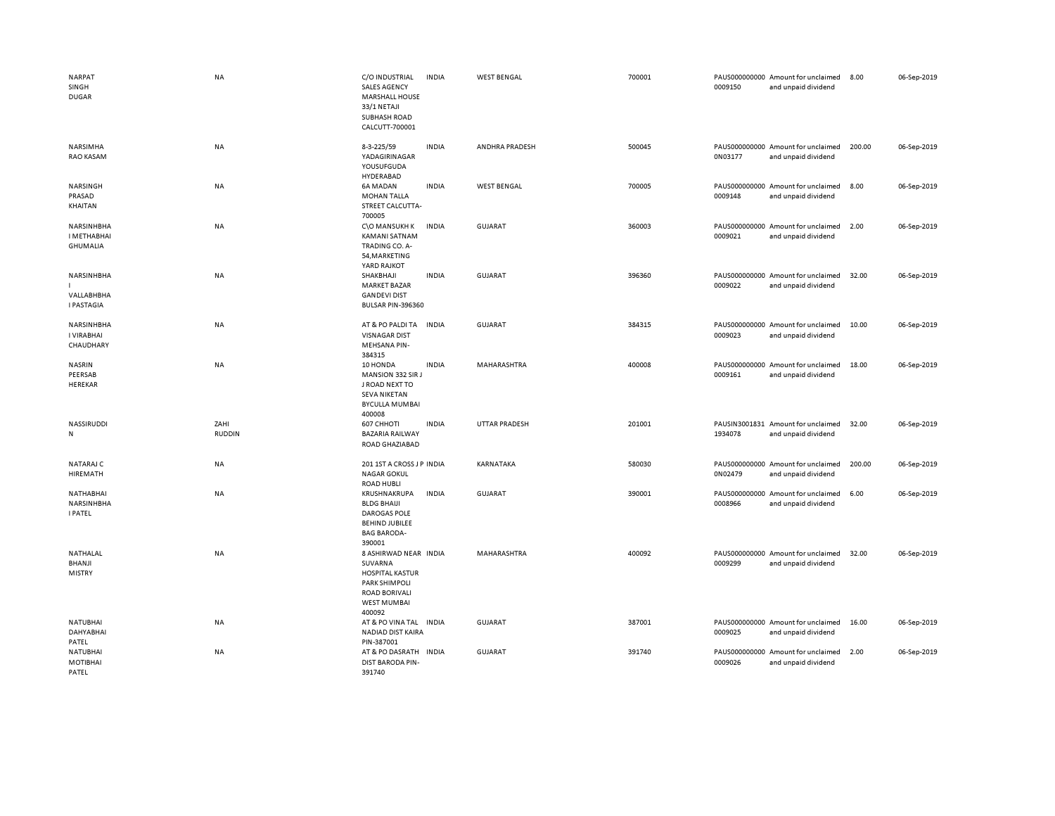| | | | | | | | | | |
|---|---|---|---|---|---|---|---|---|---|
| NARPAT SINGH DUGAR | NA | C/O INDUSTRIAL SALES AGENCY MARSHALL HOUSE 33/1 NETAJI SUBHASH ROAD CALCUTT-700001 | INDIA | WEST BENGAL | 700001 | PAUS0000000000009150 | Amount for unclaimed and unpaid dividend | 8.00 | 06-Sep-2019 |
| NARSIMHA RAO KASAM | NA | 8-3-225/59 YADAGIRINAGAR YOUSUFGUDA HYDERABAD | INDIA | ANDHRA PRADESH | 500045 | PAUS0000000000N03177 | Amount for unclaimed and unpaid dividend | 200.00 | 06-Sep-2019 |
| NARSINGH PRASAD KHAITAN | NA | 6A MADAN MOHAN TALLA STREET CALCUTTA-700005 | INDIA | WEST BENGAL | 700005 | PAUS0000000000009148 | Amount for unclaimed and unpaid dividend | 8.00 | 06-Sep-2019 |
| NARSINHBHAI METHABHAI GHUMALIA | NA | C\O MANSUKH K KAMANI SATNAM TRADING CO. A-54,MARKETING YARD RAJKOT | INDIA | GUJARAT | 360003 | PAUS0000000000009021 | Amount for unclaimed and unpaid dividend | 2.00 | 06-Sep-2019 |
| NARSINHBHAI VALLABHBHAI PASTAGIA | NA | SHAKBHAJI MARKET BAZAR GANDEVI DIST BULSAR PIN-396360 | INDIA | GUJARAT | 396360 | PAUS0000000000009022 | Amount for unclaimed and unpaid dividend | 32.00 | 06-Sep-2019 |
| NARSINHBHAI VIRABHAI CHAUDHARY | NA | AT & PO PALDI TA VISNAGAR DIST MEHSANA PIN-384315 | INDIA | GUJARAT | 384315 | PAUS0000000000009023 | Amount for unclaimed and unpaid dividend | 10.00 | 06-Sep-2019 |
| NASRIN PEERSAB HEREKAR | NA | 10 HONDA MANSION 332 SIR J J ROAD NEXT TO SEVA NIKETAN BYCULLA MUMBAI 400008 | INDIA | MAHARASHTRA | 400008 | PAUS0000000000009161 | Amount for unclaimed and unpaid dividend | 18.00 | 06-Sep-2019 |
| NASSIRUDDIN | ZAHIRUDDIN | 607 CHHOTI BAZARIA RAILWAY ROAD GHAZIABAD | INDIA | UTTAR PRADESH | 201001 | PAUSIN30018311934078 | Amount for unclaimed and unpaid dividend | 32.00 | 06-Sep-2019 |
| NATARAJ C HIREMATH | NA | 201 1ST A CROSS J P NAGAR GOKUL ROAD HUBLI | INDIA | KARNATAKA | 580030 | PAUS0000000000N02479 | Amount for unclaimed and unpaid dividend | 200.00 | 06-Sep-2019 |
| NATHABHAI NARSINHBHAI PATEL | NA | KRUSHNAKRUPA BLDG BHAIJI DAROGAS POLE BEHIND JUBILEE BAG BARODA-390001 | INDIA | GUJARAT | 390001 | PAUS0000000000008966 | Amount for unclaimed and unpaid dividend | 6.00 | 06-Sep-2019 |
| NATHALAL BHANJI MISTRY | NA | 8 ASHIRWAD NEAR SUVARNA HOSPITAL KASTUR PARK SHIMPOLI ROAD BORIVALI WEST MUMBAI 400092 | INDIA | MAHARASHTRA | 400092 | PAUS0000000000009299 | Amount for unclaimed and unpaid dividend | 32.00 | 06-Sep-2019 |
| NATUBHAI DAHYABHAI PATEL | NA | AT & PO VINA TAL NADIAD DIST KAIRA PIN-387001 | INDIA | GUJARAT | 387001 | PAUS0000000000009025 | Amount for unclaimed and unpaid dividend | 16.00 | 06-Sep-2019 |
| NATUBHAI MOTIBHAI PATEL | NA | AT & PO DASRATH DIST BARODA PIN-391740 | INDIA | GUJARAT | 391740 | PAUS0000000000009026 | Amount for unclaimed and unpaid dividend | 2.00 | 06-Sep-2019 |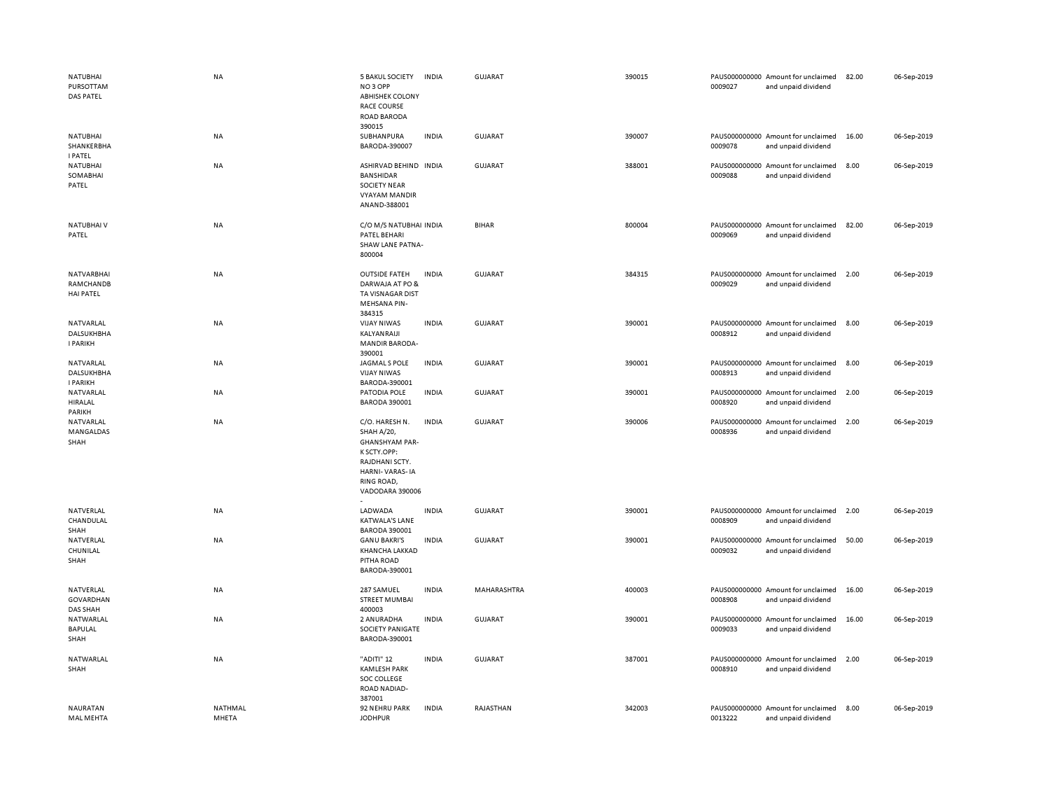| | | | | | | | | | |
|---|---|---|---|---|---|---|---|---|---|
| NATUBHAI PURSOTTAM DAS PATEL | NA | 5 BAKUL SOCIETY NO 3 OPP ABHISHEK COLONY RACE COURSE ROAD BARODA 390015 | INDIA | GUJARAT | 390015 | PAUS000000000 0009027 | Amount for unclaimed and unpaid dividend | 82.00 | 06-Sep-2019 |
| NATUBHAI SHANKERBHA I PATEL | NA | SUBHANPURA BARODA-390007 | INDIA | GUJARAT | 390007 | PAUS000000000 0009078 | Amount for unclaimed and unpaid dividend | 16.00 | 06-Sep-2019 |
| NATUBHAI SOMABHAI PATEL | NA | ASHIRVAD BEHIND BANSHIDAR SOCIETY NEAR VYAYAM MANDIR ANAND-388001 | INDIA | GUJARAT | 388001 | PAUS000000000 0009088 | Amount for unclaimed and unpaid dividend | 8.00 | 06-Sep-2019 |
| NATUBHAI V PATEL | NA | C/O M/S NATUBHAI PATEL BEHARI SHAW LANE PATNA-800004 | INDIA | BIHAR | 800004 | PAUS000000000 0009069 | Amount for unclaimed and unpaid dividend | 82.00 | 06-Sep-2019 |
| NATVARBHAI RAMCHANDB HAI PATEL | NA | OUTSIDE FATEH DARWAJA AT PO & TA VISNAGAR DIST MEHSANA PIN-384315 | INDIA | GUJARAT | 384315 | PAUS000000000 0009029 | Amount for unclaimed and unpaid dividend | 2.00 | 06-Sep-2019 |
| NATVARLAL DALSUKHBHA I PARIKH | NA | VIJAY NIWAS KALYANRAIJI MANDIR BARODA-390001 | INDIA | GUJARAT | 390001 | PAUS000000000 0008912 | Amount for unclaimed and unpaid dividend | 8.00 | 06-Sep-2019 |
| NATVARLAL DALSUKHBHA I PARIKH | NA | JAGMAL S POLE VIJAY NIWAS BARODA-390001 | INDIA | GUJARAT | 390001 | PAUS000000000 0008913 | Amount for unclaimed and unpaid dividend | 8.00 | 06-Sep-2019 |
| NATVARLAL HIRALAL PARIKH | NA | PATODIA POLE BARODA 390001 | INDIA | GUJARAT | 390001 | PAUS000000000 0008920 | Amount for unclaimed and unpaid dividend | 2.00 | 06-Sep-2019 |
| NATVARLAL MANGALDAS SHAH | NA | C/O. HARESH N. SHAH A/20, GHANSHYAM PAR-K SCTY.OPP: RAJDHANI SCTY. HARNI- VARAS- IA RING ROAD, VADODARA 390006 - | INDIA | GUJARAT | 390006 | PAUS000000000 0008936 | Amount for unclaimed and unpaid dividend | 2.00 | 06-Sep-2019 |
| NATVERLAL CHANDULAL SHAH | NA | LADWADA KATWALA'S LANE BARODA 390001 | INDIA | GUJARAT | 390001 | PAUS000000000 0008909 | Amount for unclaimed and unpaid dividend | 2.00 | 06-Sep-2019 |
| NATVERLAL CHUNILAL SHAH | NA | GANU BAKRI'S KHANCHA LAKKAD PITHA ROAD BARODA-390001 | INDIA | GUJARAT | 390001 | PAUS000000000 0009032 | Amount for unclaimed and unpaid dividend | 50.00 | 06-Sep-2019 |
| NATVERLAL GOVARDHAN DAS SHAH | NA | 287 SAMUEL STREET MUMBAI 400003 | INDIA | MAHARASHTRA | 400003 | PAUS000000000 0008908 | Amount for unclaimed and unpaid dividend | 16.00 | 06-Sep-2019 |
| NATWARLAL BAPULAL SHAH | NA | 2 ANURADHA SOCIETY PANIGATE BARODA-390001 | INDIA | GUJARAT | 390001 | PAUS000000000 0009033 | Amount for unclaimed and unpaid dividend | 16.00 | 06-Sep-2019 |
| NATWARLAL SHAH | NA | "ADITI" 12 KAMLESH PARK SOC COLLEGE ROAD NADIAD-387001 | INDIA | GUJARAT | 387001 | PAUS000000000 0008910 | Amount for unclaimed and unpaid dividend | 2.00 | 06-Sep-2019 |
| NAURATAN MAL MEHTA | NATHMAL MHETA | 92 NEHRU PARK JODHPUR | INDIA | RAJASTHAN | 342003 | PAUS000000000 0013222 | Amount for unclaimed and unpaid dividend | 8.00 | 06-Sep-2019 |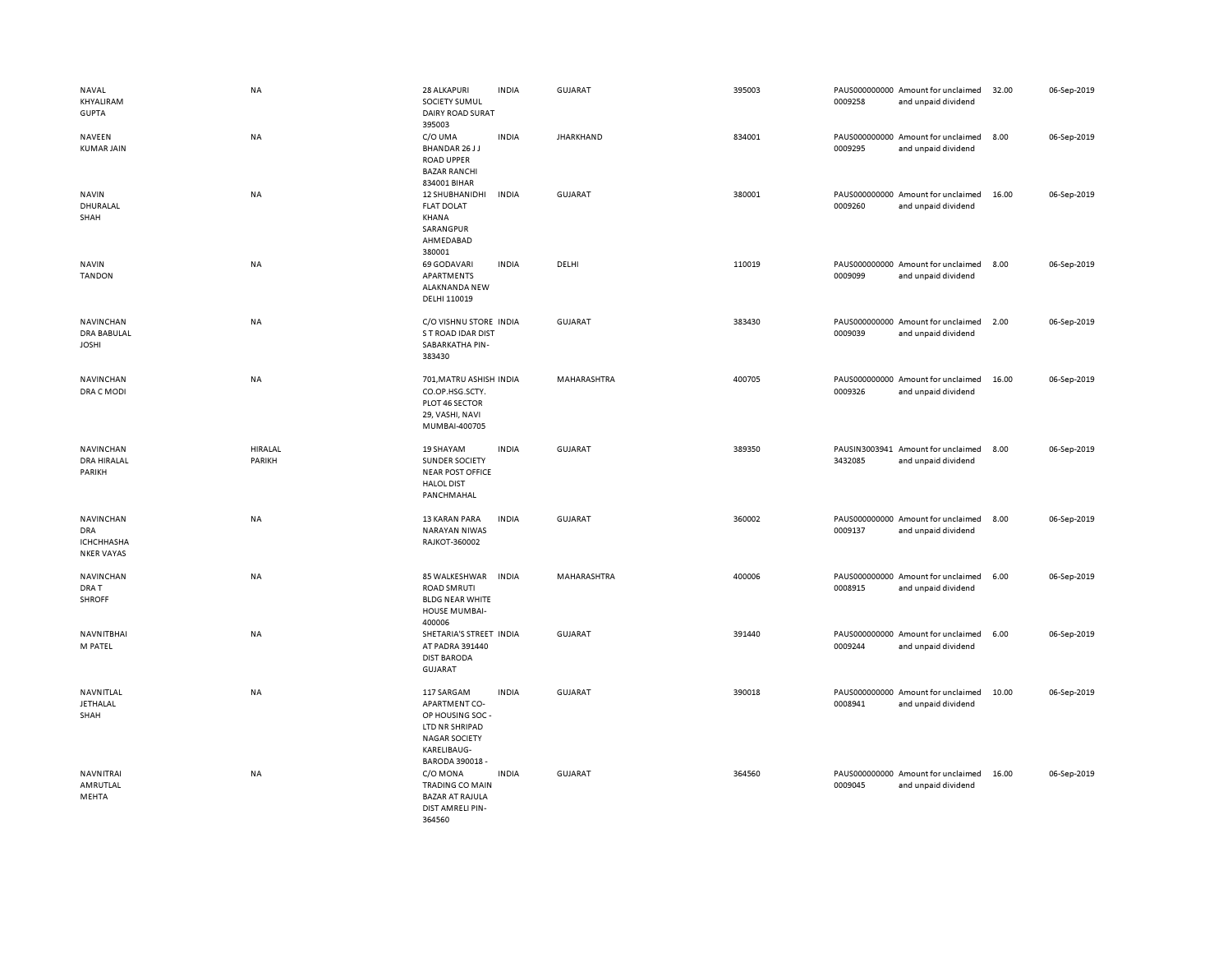| | | | | | | | | | |
|---|---|---|---|---|---|---|---|---|---|
| NAVAL KHYALIRAM GUPTA | NA | 28 ALKAPURI SOCIETY SUMUL DAIRY ROAD SURAT 395003 | INDIA | GUJARAT | 395003 | PAUS0000000000009258 | Amount for unclaimed and unpaid dividend | 32.00 | 06-Sep-2019 |
| NAVEEN KUMAR JAIN | NA | C/O UMA BHANDAR 26 J J ROAD UPPER BAZAR RANCHI 834001 BIHAR | INDIA | JHARKHAND | 834001 | PAUS0000000000009295 | Amount for unclaimed and unpaid dividend | 8.00 | 06-Sep-2019 |
| NAVIN DHURALAL SHAH | NA | 12 SHUBHANIDHI FLAT DOLAT KHANA SARANGPUR AHMEDABAD 380001 | INDIA | GUJARAT | 380001 | PAUS0000000000009260 | Amount for unclaimed and unpaid dividend | 16.00 | 06-Sep-2019 |
| NAVIN TANDON | NA | 69 GODAVARI APARTMENTS ALAKNANDA NEW DELHI 110019 | INDIA | DELHI | 110019 | PAUS0000000000009099 | Amount for unclaimed and unpaid dividend | 8.00 | 06-Sep-2019 |
| NAVINCHANDRA BABULAL JOSHI | NA | C/O VISHNU STORE S T ROAD IDAR DIST SABARKATHA PIN-383430 | INDIA | GUJARAT | 383430 | PAUS0000000000009039 | Amount for unclaimed and unpaid dividend | 2.00 | 06-Sep-2019 |
| NAVINCHANDRA C MODI | NA | 701,MATRU ASHISH CO.OP.HSG.SCTY. PLOT 46 SECTOR 29, VASHI, NAVI MUMBAI-400705 | INDIA | MAHARASHTRA | 400705 | PAUS0000000000009326 | Amount for unclaimed and unpaid dividend | 16.00 | 06-Sep-2019 |
| NAVINCHANDRA HIRALAL PARIKH | HIRALAL PARIKH | 19 SHAYAM SUNDER SOCIETY NEAR POST OFFICE HALOL DIST PANCHMAHAL | INDIA | GUJARAT | 389350 | PAUSIN30039413432085 | Amount for unclaimed and unpaid dividend | 8.00 | 06-Sep-2019 |
| NAVINCHANDRA ICHCHHASHANKER VAYAS | NA | 13 KARAN PARA NARAYAN NIWAS RAJKOT-360002 | INDIA | GUJARAT | 360002 | PAUS0000000000009137 | Amount for unclaimed and unpaid dividend | 8.00 | 06-Sep-2019 |
| NAVINCHANDRA T SHROFF | NA | 85 WALKESHWAR ROAD SMRUTI BLDG NEAR WHITE HOUSE MUMBAI-400006 | INDIA | MAHARASHTRA | 400006 | PAUS0000000000008915 | Amount for unclaimed and unpaid dividend | 6.00 | 06-Sep-2019 |
| NAVNITBHAI M PATEL | NA | SHETARIA'S STREET AT PADRA 391440 DIST BARODA GUJARAT | INDIA | GUJARAT | 391440 | PAUS0000000000009244 | Amount for unclaimed and unpaid dividend | 6.00 | 06-Sep-2019 |
| NAVNITLAL JETHALAL SHAH | NA | 117 SARGAM APARTMENT CO-OP HOUSING SOC - LTD NR SHRIPAD NAGAR SOCIETY KARELIBAUG-BARODA 390018 - | INDIA | GUJARAT | 390018 | PAUS0000000000008941 | Amount for unclaimed and unpaid dividend | 10.00 | 06-Sep-2019 |
| NAVNITRAI AMRUTLAL MEHTA | NA | C/O MONA TRADING CO MAIN BAZAR AT RAJULA DIST AMRELI PIN-364560 | INDIA | GUJARAT | 364560 | PAUS0000000000009045 | Amount for unclaimed and unpaid dividend | 16.00 | 06-Sep-2019 |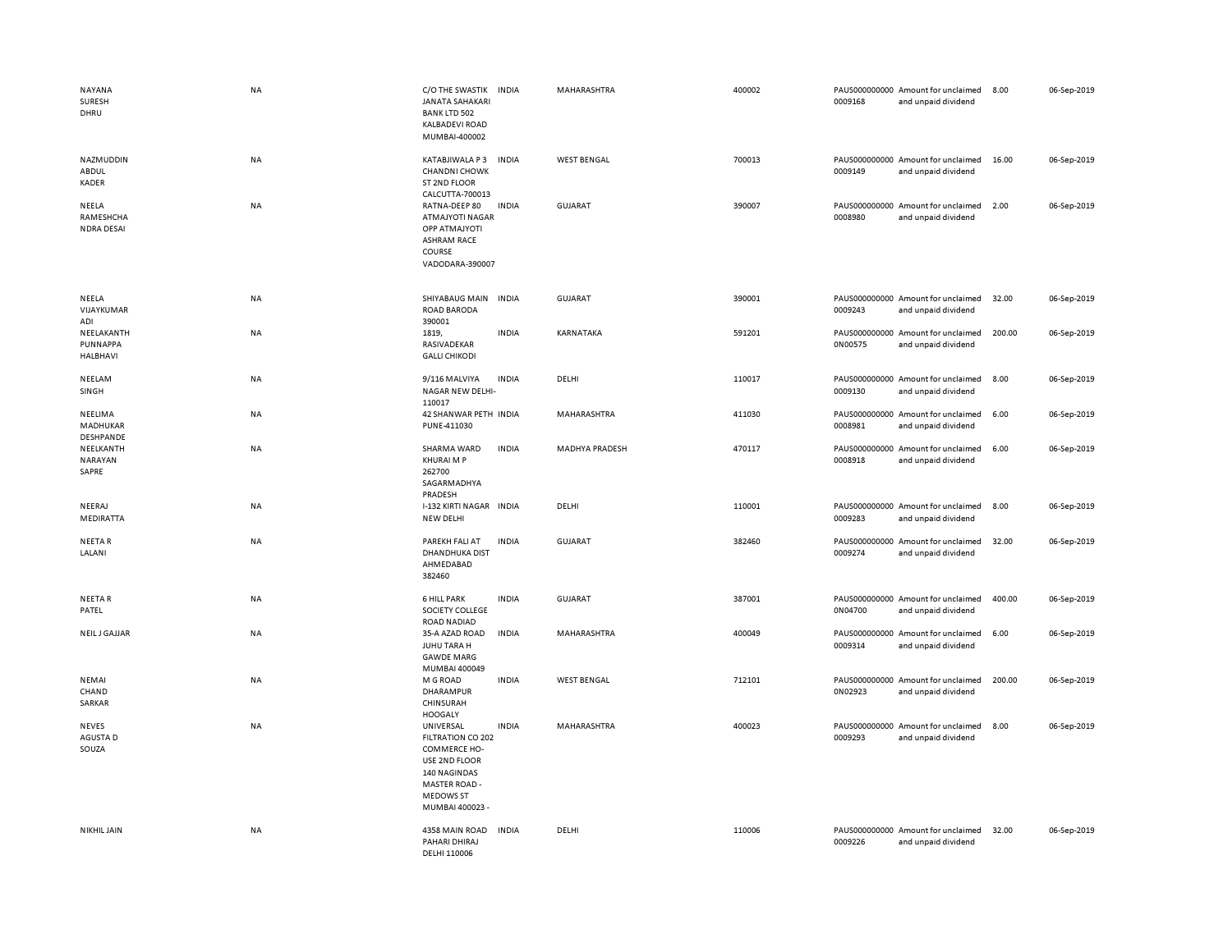| | | | | | | | | | |
|---|---|---|---|---|---|---|---|---|---|
| NAYANA SURESH DHRU | NA | C/O THE SWASTIK JANATA SAHAKARI BANK LTD 502 KALBADEVI ROAD MUMBAI-400002 | INDIA | MAHARASHTRA | 400002 | PAUS0000000000009168 | Amount for unclaimed and unpaid dividend | 8.00 | 06-Sep-2019 |
| NAZMUDDIN ABDUL KADER | NA | KATABJIWALA P 3 CHANDNI CHOWK ST 2ND FLOOR CALCUTTA-700013 | INDIA | WEST BENGAL | 700013 | PAUS0000000000009149 | Amount for unclaimed and unpaid dividend | 16.00 | 06-Sep-2019 |
| NEELA RAMESHCHANDRA DESAI | NA | RATNA-DEEP 80 ATMAJYOTI NAGAR OPP ATMAJYOTI ASHRAM RACE COURSE VADODARA-390007 | INDIA | GUJARAT | 390007 | PAUS0000000000008980 | Amount for unclaimed and unpaid dividend | 2.00 | 06-Sep-2019 |
| NEELA VIJAYKUMAR ADI | NA | SHIYABAUG MAIN ROAD BARODA 390001 | INDIA | GUJARAT | 390001 | PAUS0000000000009243 | Amount for unclaimed and unpaid dividend | 32.00 | 06-Sep-2019 |
| NEELAKANTH PUNNAPPA HALBHAVI | NA | 1819, RASIVADEKAR GALLI CHIKODI | INDIA | KARNATAKA | 591201 | PAUS00000000000N00575 | Amount for unclaimed and unpaid dividend | 200.00 | 06-Sep-2019 |
| NEELAM SINGH | NA | 9/116 MALVIYA NAGAR NEW DELHI-110017 | INDIA | DELHI | 110017 | PAUS0000000000009130 | Amount for unclaimed and unpaid dividend | 8.00 | 06-Sep-2019 |
| NEELIMA MADHUKAR DESHPANDE | NA | 42 SHANWAR PETH PUNE-411030 | INDIA | MAHARASHTRA | 411030 | PAUS0000000000008981 | Amount for unclaimed and unpaid dividend | 6.00 | 06-Sep-2019 |
| NEELKANTH NARAYAN SAPRE | NA | SHARMA WARD KHURAI M P 262700 SAGARMADHYA PRADESH | INDIA | MADHYA PRADESH | 470117 | PAUS0000000000008918 | Amount for unclaimed and unpaid dividend | 6.00 | 06-Sep-2019 |
| NEERAJ MEDIRATTA | NA | I-132 KIRTI NAGAR NEW DELHI | INDIA | DELHI | 110001 | PAUS0000000000009283 | Amount for unclaimed and unpaid dividend | 8.00 | 06-Sep-2019 |
| NEETA R LALANI | NA | PAREKH FALI AT DHANDHUKA DIST AHMEDABAD 382460 | INDIA | GUJARAT | 382460 | PAUS0000000000009274 | Amount for unclaimed and unpaid dividend | 32.00 | 06-Sep-2019 |
| NEETA R PATEL | NA | 6 HILL PARK SOCIETY COLLEGE ROAD NADIAD | INDIA | GUJARAT | 387001 | PAUS00000000000N04700 | Amount for unclaimed and unpaid dividend | 400.00 | 06-Sep-2019 |
| NEIL J GAJJAR | NA | 35-A AZAD ROAD JUHU TARA H GAWDE MARG MUMBAI 400049 | INDIA | MAHARASHTRA | 400049 | PAUS0000000000009314 | Amount for unclaimed and unpaid dividend | 6.00 | 06-Sep-2019 |
| NEMAI CHAND SARKAR | NA | M G ROAD DHARAMPUR CHINSURAH HOOGALY | INDIA | WEST BENGAL | 712101 | PAUS00000000000N02923 | Amount for unclaimed and unpaid dividend | 200.00 | 06-Sep-2019 |
| NEVES AGUSTA D SOUZA | NA | UNIVERSAL FILTRATION CO 202 COMMERCE HO-USE 2ND FLOOR 140 NAGINDAS MASTER ROAD - MEDOWS ST MUMBAI 400023 - | INDIA | MAHARASHTRA | 400023 | PAUS0000000000009293 | Amount for unclaimed and unpaid dividend | 8.00 | 06-Sep-2019 |
| NIKHIL JAIN | NA | 4358 MAIN ROAD PAHARI DHIRAJ DELHI 110006 | INDIA | DELHI | 110006 | PAUS0000000000009226 | Amount for unclaimed and unpaid dividend | 32.00 | 06-Sep-2019 |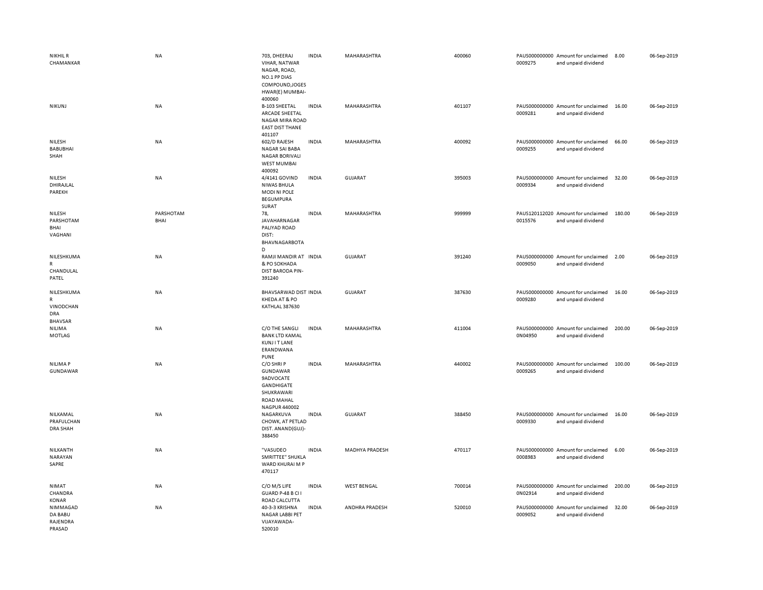| | | | | | | | | | |
|---|---|---|---|---|---|---|---|---|---|
| NIKHIL R CHAMANKAR | NA | 703, DHEERAJ VIHAR, NATWAR NAGAR, ROAD, NO.1 PP DIAS COMPOUND,JOGES HWAR(E) MUMBAI-400060 | INDIA | MAHARASHTRA | 400060 | PAUS0000000000009275 | Amount for unclaimed and unpaid dividend | 8.00 | 06-Sep-2019 |
| NIKUNJ | NA | B-103 SHEETAL ARCADE SHEETAL NAGAR MIRA ROAD EAST DIST THANE 401107 | INDIA | MAHARASHTRA | 401107 | PAUS0000000000009281 | Amount for unclaimed and unpaid dividend | 16.00 | 06-Sep-2019 |
| NILESH BABUBHAI SHAH | NA | 602/D RAJESH NAGAR SAI BABA NAGAR BORIVALI WEST MUMBAI 400092 | INDIA | MAHARASHTRA | 400092 | PAUS0000000000009255 | Amount for unclaimed and unpaid dividend | 66.00 | 06-Sep-2019 |
| NILESH DHIRAJLAL PAREKH | NA | 4/4141 GOVIND NIWAS BHULA MODI NI POLE BEGUMPURA SURAT | INDIA | GUJARAT | 395003 | PAUS0000000000009334 | Amount for unclaimed and unpaid dividend | 32.00 | 06-Sep-2019 |
| NILESH PARSHOTAM BHAI VAGHANI | PARSHOTAM BHAI | 78, JAVAHARNAGAR PALIYAD ROAD DIST: BHAVNAGARBOTAD | INDIA | MAHARASHTRA | 999999 | PAUS1201120200015576 | Amount for unclaimed and unpaid dividend | 180.00 | 06-Sep-2019 |
| NILESHKUMAR CHANDULAL PATEL | NA | RAMJI MANDIR AT & PO SOKHADA DIST BARODA PIN-391240 | INDIA | GUJARAT | 391240 | PAUS0000000000009050 | Amount for unclaimed and unpaid dividend | 2.00 | 06-Sep-2019 |
| NILESHKUMAR VINODCHANDRA BHAVSAR | NA | BHAVSARWAD DIST KHEDA AT & PO KATHLAL 387630 | INDIA | GUJARAT | 387630 | PAUS0000000000009280 | Amount for unclaimed and unpaid dividend | 16.00 | 06-Sep-2019 |
| NILIMA MOTLAG | NA | C/O THE SANGLI BANK LTD KAMAL KUNJ I T LANE ERANDWANA PUNE | INDIA | MAHARASHTRA | 411004 | PAUS0000000000N04950 | Amount for unclaimed and unpaid dividend | 200.00 | 06-Sep-2019 |
| NILIMA P GUNDAWAR | NA | C/O SHRI P GUNDAWAR 9ADVOCATE GANDHIGATE SHUKRAWARI ROAD MAHAL NAGPUR 440002 | INDIA | MAHARASHTRA | 440002 | PAUS0000000000009265 | Amount for unclaimed and unpaid dividend | 100.00 | 06-Sep-2019 |
| NILKAMAL PRAFULCHANDRA SHAH | NA | NAGARKUVA CHOWK, AT PETLAD DIST. ANAND(GUJ)-388450 | INDIA | GUJARAT | 388450 | PAUS0000000000009330 | Amount for unclaimed and unpaid dividend | 16.00 | 06-Sep-2019 |
| NILKANTH NARAYAN SAPRE | NA | "VASUDEO SMRITTEE" SHUKLA WARD KHURAI M P 470117 | INDIA | MADHYA PRADESH | 470117 | PAUS0000000000008983 | Amount for unclaimed and unpaid dividend | 6.00 | 06-Sep-2019 |
| NIMAT CHANDRA KONAR | NA | C/O M/S LIFE GUARD P-48 B CI I ROAD CALCUTTA | INDIA | WEST BENGAL | 700014 | PAUS0000000000N02914 | Amount for unclaimed and unpaid dividend | 200.00 | 06-Sep-2019 |
| NIMMAGADDA BABU RAJENDRA PRASAD | NA | 40-3-3 KRISHNA NAGAR LABBI PET VIJAYAWADA-520010 | INDIA | ANDHRA PRADESH | 520010 | PAUS0000000000009052 | Amount for unclaimed and unpaid dividend | 32.00 | 06-Sep-2019 |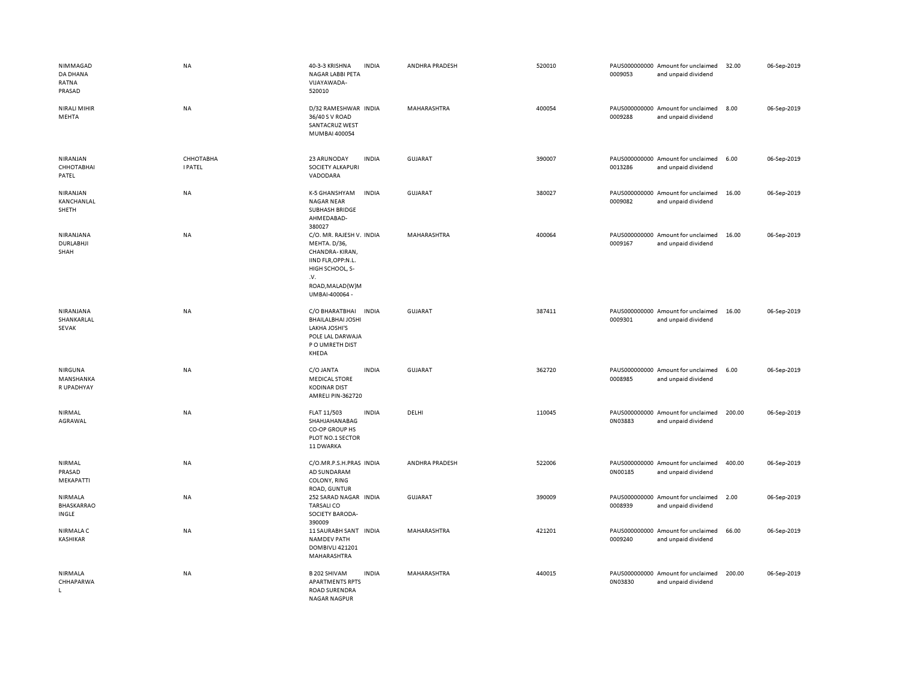| | | | | | | | | | |
|---|---|---|---|---|---|---|---|---|---|
| NIMMAGADDA DHANA RATNA PRASAD | NA | 40-3-3 KRISHNA NAGAR LABBI PETA VIJAYAWADA-520010 | INDIA | ANDHRA PRADESH | 520010 | PAUS0000000000009053 | Amount for unclaimed and unpaid dividend | 32.00 | 06-Sep-2019 |
| NIRALI MIHIR MEHTA | NA | D/32 RAMESHWAR 36/40 S V ROAD SANTACRUZ WEST MUMBAI 400054 | INDIA | MAHARASHTRA | 400054 | PAUS0000000000009288 | Amount for unclaimed and unpaid dividend | 8.00 | 06-Sep-2019 |
| NIRANJAN CHHOTABHAI PATEL | CHHOTABHAI PATEL | 23 ARUNODAY SOCIETY ALKAPURI VADODARA | INDIA | GUJARAT | 390007 | PAUS0000000000013286 | Amount for unclaimed and unpaid dividend | 6.00 | 06-Sep-2019 |
| NIRANJAN KANCHANLAL SHETH | NA | K-5 GHANSHYAM NAGAR NEAR SUBHASH BRIDGE AHMEDABAD-380027 | INDIA | GUJARAT | 380027 | PAUS0000000000009082 | Amount for unclaimed and unpaid dividend | 16.00 | 06-Sep-2019 |
| NIRANJANA DURLABHJI SHAH | NA | C/O. MR. RAJESH V. MEHTA. D/36, CHANDRA- KIRAN, IIND FLR,OPP:N.L. HIGH SCHOOL, S-.V. ROAD,MALAD(W)MUMBAI-400064 - | INDIA | MAHARASHTRA | 400064 | PAUS0000000000009167 | Amount for unclaimed and unpaid dividend | 16.00 | 06-Sep-2019 |
| NIRANJANA SHANKARLAL SEVAK | NA | C/O BHARATBHAI BHAILALBHAI JOSHI LAKHA JOSHI'S POLE LAL DARWAJA P O UMRETH DIST KHEDA | INDIA | GUJARAT | 387411 | PAUS0000000000009301 | Amount for unclaimed and unpaid dividend | 16.00 | 06-Sep-2019 |
| NIRGUNA MANSHANKAR UPADHYAY | NA | C/O JANTA MEDICAL STORE KODINAR DIST AMRELI PIN-362720 | INDIA | GUJARAT | 362720 | PAUS0000000000008985 | Amount for unclaimed and unpaid dividend | 6.00 | 06-Sep-2019 |
| NIRMAL AGRAWAL | NA | FLAT 11/503 SHAHJAHANABAG CO-OP GROUP HS PLOT NO.1 SECTOR 11 DWARKA | INDIA | DELHI | 110045 | PAUS0000000000N03883 | Amount for unclaimed and unpaid dividend | 200.00 | 06-Sep-2019 |
| NIRMAL PRASAD MEKAPATTI | NA | C/O.MR.P.S.H.PRASAD SUNDARAM COLONY, RING ROAD, GUNTUR | INDIA | ANDHRA PRADESH | 522006 | PAUS0000000000N00185 | Amount for unclaimed and unpaid dividend | 400.00 | 06-Sep-2019 |
| NIRMALA BHASKARRAO INGLE | NA | 252 SARAD NAGAR TARSALI CO SOCIETY BARODA-390009 | INDIA | GUJARAT | 390009 | PAUS0000000000008939 | Amount for unclaimed and unpaid dividend | 2.00 | 06-Sep-2019 |
| NIRMALA C KASHIKAR | NA | 11 SAURABH SANT NAMDEV PATH DOMBIVLI 421201 MAHARASHTRA | INDIA | MAHARASHTRA | 421201 | PAUS0000000000009240 | Amount for unclaimed and unpaid dividend | 66.00 | 06-Sep-2019 |
| NIRMALA CHHAPARWAL | NA | B 202 SHIVAM APARTMENTS RPTS ROAD SURENDRA NAGAR NAGPUR | INDIA | MAHARASHTRA | 440015 | PAUS0000000000N03830 | Amount for unclaimed and unpaid dividend | 200.00 | 06-Sep-2019 |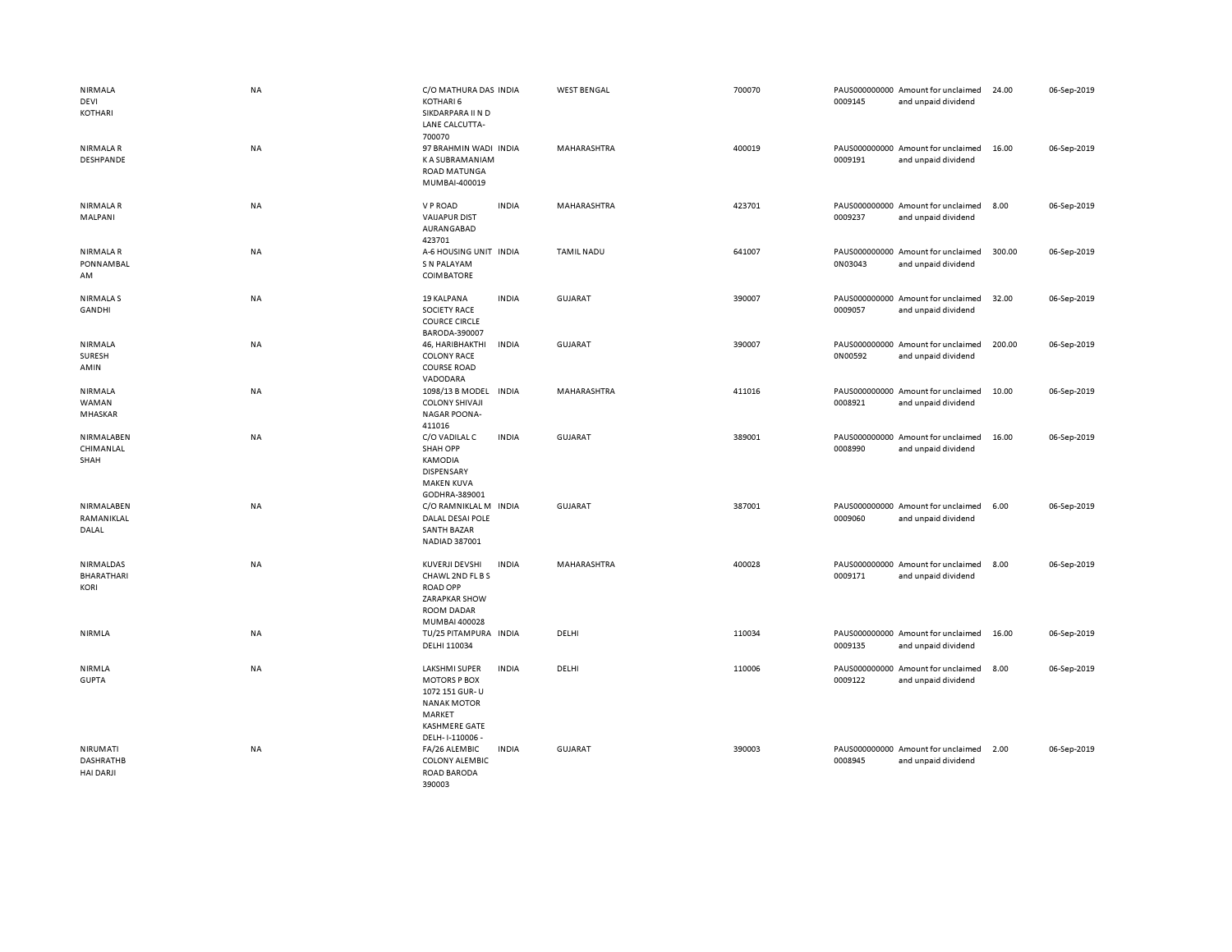| | | | | | | | | | |
|---|---|---|---|---|---|---|---|---|---|
| NIRMALA DEVI KOTHARI | NA | C/O MATHURA DAS KOTHARI 6 SIKDARPARA II N D LANE CALCUTTA-700070 | INDIA | WEST BENGAL | 700070 | PAUS0000000000009145 | Amount for unclaimed and unpaid dividend | 24.00 | 06-Sep-2019 |
| NIRMALA R DESHPANDE | NA | 97 BRAHMIN WADI K A SUBRAMANIAM ROAD MATUNGA MUMBAI-400019 | INDIA | MAHARASHTRA | 400019 | PAUS0000000000009191 | Amount for unclaimed and unpaid dividend | 16.00 | 06-Sep-2019 |
| NIRMALA R MALPANI | NA | V P ROAD VAIJAPUR DIST AURANGABAD 423701 | INDIA | MAHARASHTRA | 423701 | PAUS0000000000009237 | Amount for unclaimed and unpaid dividend | 8.00 | 06-Sep-2019 |
| NIRMALA R PONNAMBALAM | NA | A-6 HOUSING UNIT S N PALAYAM COIMBATORE | INDIA | TAMIL NADU | 641007 | PAUS0000000000N03043 | Amount for unclaimed and unpaid dividend | 300.00 | 06-Sep-2019 |
| NIRMALA S GANDHI | NA | 19 KALPANA SOCIETY RACE COURCE CIRCLE BARODA-390007 | INDIA | GUJARAT | 390007 | PAUS0000000000009057 | Amount for unclaimed and unpaid dividend | 32.00 | 06-Sep-2019 |
| NIRMALA SURESH AMIN | NA | 46, HARIBHAKTHI COLONY RACE COURSE ROAD VADODARA | INDIA | GUJARAT | 390007 | PAUS0000000000N00592 | Amount for unclaimed and unpaid dividend | 200.00 | 06-Sep-2019 |
| NIRMALA WAMAN MHASKAR | NA | 1098/13 B MODEL COLONY SHIVAJI NAGAR POONA-411016 | INDIA | MAHARASHTRA | 411016 | PAUS0000000000008921 | Amount for unclaimed and unpaid dividend | 10.00 | 06-Sep-2019 |
| NIRMALABEN CHIMANLAL SHAH | NA | C/O VADILAL C SHAH OPP KAMODIA DISPENSARY MAKEN KUVA GODHRA-389001 | INDIA | GUJARAT | 389001 | PAUS0000000000008990 | Amount for unclaimed and unpaid dividend | 16.00 | 06-Sep-2019 |
| NIRMALABEN RAMANIKLAL DALAL | NA | C/O RAMNIKLAL M DALAL DESAI POLE SANTH BAZAR NADIAD 387001 | INDIA | GUJARAT | 387001 | PAUS0000000000009060 | Amount for unclaimed and unpaid dividend | 6.00 | 06-Sep-2019 |
| NIRMALDAS BHARATHARI KORI | NA | KUVERJI DEVSHI CHAWL 2ND FL B S ROAD OPP ZARAPKAR SHOW ROOM DADAR MUMBAI 400028 | INDIA | MAHARASHTRA | 400028 | PAUS0000000000009171 | Amount for unclaimed and unpaid dividend | 8.00 | 06-Sep-2019 |
| NIRMLA | NA | TU/25 PITAMPURA DELHI 110034 | INDIA | DELHI | 110034 | PAUS0000000000009135 | Amount for unclaimed and unpaid dividend | 16.00 | 06-Sep-2019 |
| NIRMLA GUPTA | NA | LAKSHMI SUPER MOTORS P BOX 1072 151 GUR- U NANAK MOTOR MARKET KASHMERE GATE DELH- I-110006 - | INDIA | DELHI | 110006 | PAUS0000000000009122 | Amount for unclaimed and unpaid dividend | 8.00 | 06-Sep-2019 |
| NIRUMATI DASHRATHBHAI DARJI | NA | FA/26 ALEMBIC COLONY ALEMBIC ROAD BARODA 390003 | INDIA | GUJARAT | 390003 | PAUS0000000000008945 | Amount for unclaimed and unpaid dividend | 2.00 | 06-Sep-2019 |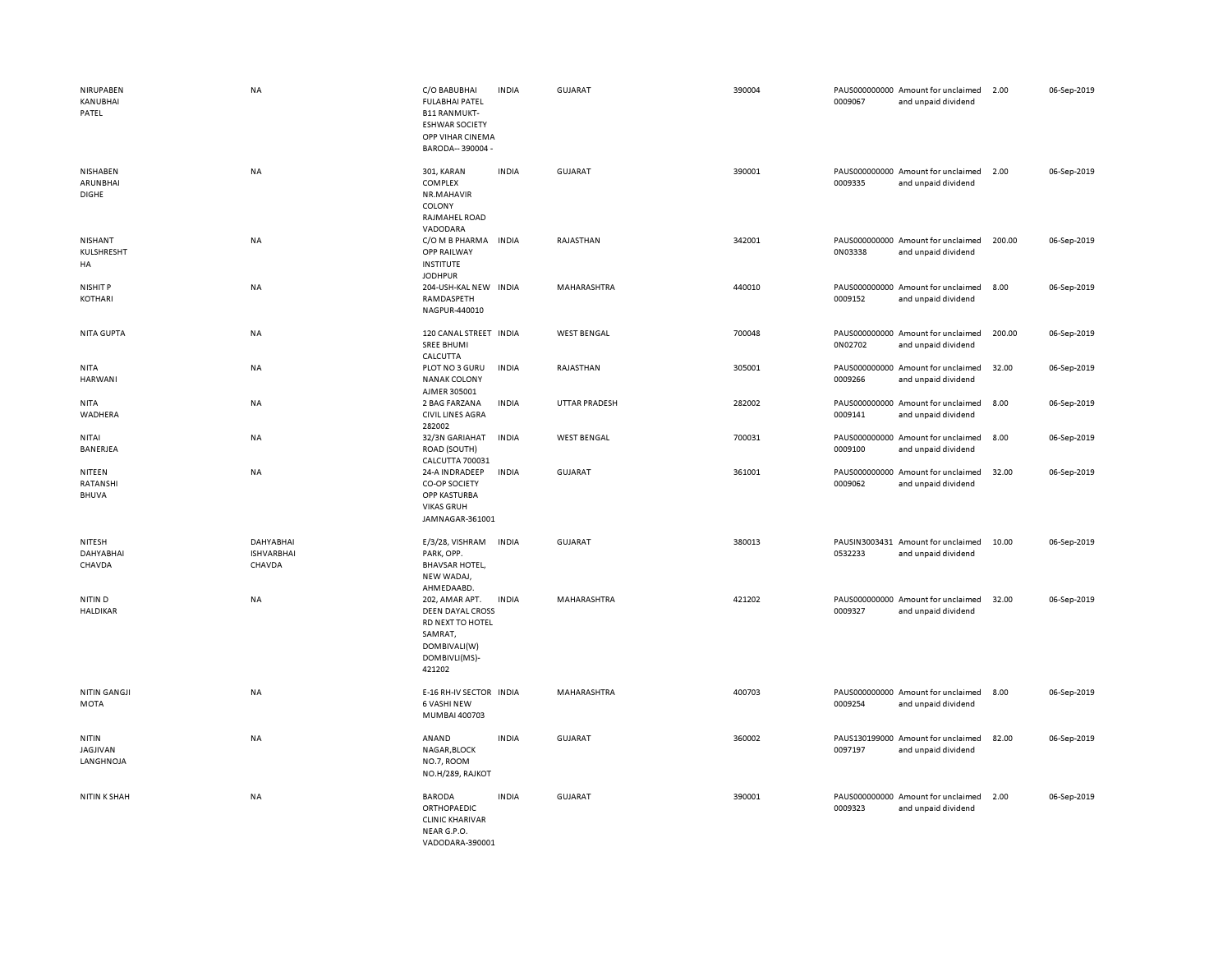| | | | | | | | | | |
|---|---|---|---|---|---|---|---|---|---|
| NIRUPABEN KANUBHAI PATEL | NA | C/O BABUBHAI FULABHAI PATEL B11 RANMUKT-ESHWAR SOCIETY OPP VIHAR CINEMA BARODA-- 390004 - | INDIA | GUJARAT | 390004 | PAUS0000000000009067 | Amount for unclaimed and unpaid dividend | 2.00 | 06-Sep-2019 |
| NISHABEN ARUNBHAI DIGHE | NA | 301, KARAN COMPLEX NR.MAHAVIR COLONY RAJMAHEL ROAD VADODARA | INDIA | GUJARAT | 390001 | PAUS0000000000009335 | Amount for unclaimed and unpaid dividend | 2.00 | 06-Sep-2019 |
| NISHANT KULSHRESHTHA | NA | C/O M B PHARMA OPP RAILWAY INSTITUTE JODHPUR | INDIA | RAJASTHAN | 342001 | PAUS0000000000N03338 | Amount for unclaimed and unpaid dividend | 200.00 | 06-Sep-2019 |
| NISHIT P KOTHARI | NA | 204-USH-KAL NEW RAMDASPETH NAGPUR-440010 | INDIA | MAHARASHTRA | 440010 | PAUS0000000000009152 | Amount for unclaimed and unpaid dividend | 8.00 | 06-Sep-2019 |
| NITA GUPTA | NA | 120 CANAL STREET SREE BHUMI CALCUTTA | INDIA | WEST BENGAL | 700048 | PAUS0000000000N02702 | Amount for unclaimed and unpaid dividend | 200.00 | 06-Sep-2019 |
| NITA HARWANI | NA | PLOT NO 3 GURU NANAK COLONY AJMER 305001 | INDIA | RAJASTHAN | 305001 | PAUS0000000000009266 | Amount for unclaimed and unpaid dividend | 32.00 | 06-Sep-2019 |
| NITA WADHERA | NA | 2 BAG FARZANA CIVIL LINES AGRA 282002 | INDIA | UTTAR PRADESH | 282002 | PAUS0000000000009141 | Amount for unclaimed and unpaid dividend | 8.00 | 06-Sep-2019 |
| NITAI BANERJEA | NA | 32/3N GARIAHAT ROAD (SOUTH) CALCUTTA 700031 | INDIA | WEST BENGAL | 700031 | PAUS0000000000009100 | Amount for unclaimed and unpaid dividend | 8.00 | 06-Sep-2019 |
| NITEEN RATANSHI BHUVA | NA | 24-A INDRADEEP CO-OP SOCIETY OPP KASTURBA VIKAS GRUH JAMNAGAR-361001 | INDIA | GUJARAT | 361001 | PAUS0000000000009062 | Amount for unclaimed and unpaid dividend | 32.00 | 06-Sep-2019 |
| NITESH DAHYABHAI CHAVDA | DAHYABHAI ISHVARBHAI CHAVDA | E/3/28, VISHRAM PARK, OPP. BHAVSAR HOTEL, NEW WADAJ, AHMEDAABD. | INDIA | GUJARAT | 380013 | PAUSIN30034310532233 | Amount for unclaimed and unpaid dividend | 10.00 | 06-Sep-2019 |
| NITIN D HALDIKAR | NA | 202, AMAR APT. DEEN DAYAL CROSS RD NEXT TO HOTEL SAMRAT, DOMBIVALI(W) DOMBIVLI(MS)-421202 | INDIA | MAHARASHTRA | 421202 | PAUS0000000000009327 | Amount for unclaimed and unpaid dividend | 32.00 | 06-Sep-2019 |
| NITIN GANGJI MOTA | NA | E-16 RH-IV SECTOR 6 VASHI NEW MUMBAI 400703 | INDIA | MAHARASHTRA | 400703 | PAUS0000000000009254 | Amount for unclaimed and unpaid dividend | 8.00 | 06-Sep-2019 |
| NITIN JAGJIVAN LANGHNOJA | NA | ANAND NAGAR,BLOCK NO.7, ROOM NO.H/289, RAJKOT | INDIA | GUJARAT | 360002 | PAUS1301990000097197 | Amount for unclaimed and unpaid dividend | 82.00 | 06-Sep-2019 |
| NITIN K SHAH | NA | BARODA ORTHOPAEDIC CLINIC KHARIVAR NEAR G.P.O. VADODARA-390001 | INDIA | GUJARAT | 390001 | PAUS0000000000009323 | Amount for unclaimed and unpaid dividend | 2.00 | 06-Sep-2019 |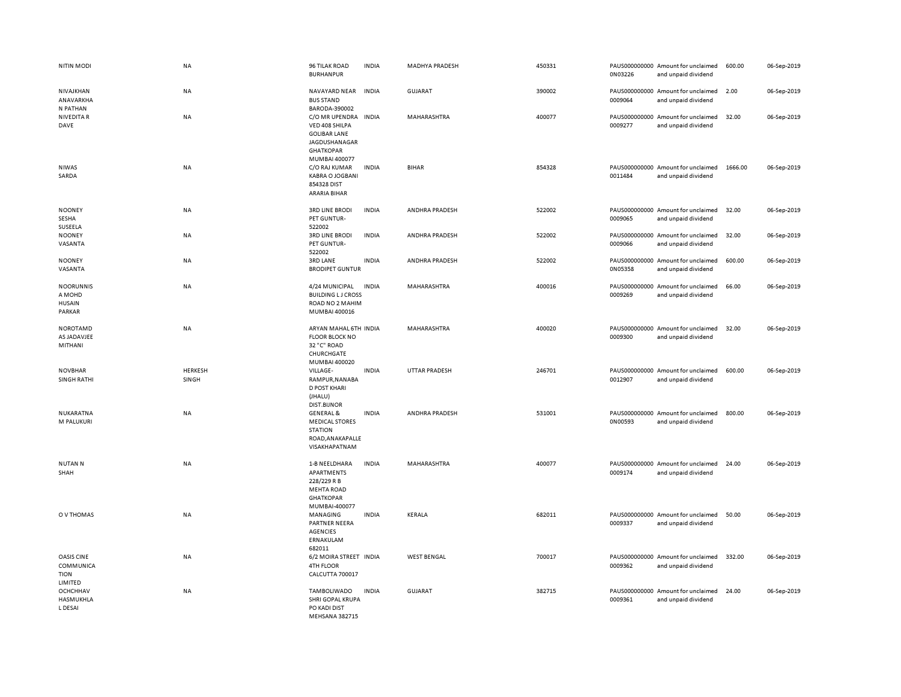| | | | | | | | | | |
|---|---|---|---|---|---|---|---|---|---|
| NITIN MODI | NA | 96 TILAK ROAD BURHANPUR | INDIA | MADHYA PRADESH | 450331 | PAUS0000000000N03226 | Amount for unclaimed and unpaid dividend | 600.00 | 06-Sep-2019 |
| NIVAJKHAN ANAVARKHA N PATHAN | NA | NAVAYARD NEAR BUS STAND BARODA-390002 | INDIA | GUJARAT | 390002 | PAUS0000000000009064 | Amount for unclaimed and unpaid dividend | 2.00 | 06-Sep-2019 |
| NIVEDITA R DAVE | NA | C/O MR UPENDRA VED 408 SHILPA GOLIBAR LANE JAGDUSHANAGAR GHATKOPAR MUMBAI 400077 | INDIA | MAHARASHTRA | 400077 | PAUS0000000000009277 | Amount for unclaimed and unpaid dividend | 32.00 | 06-Sep-2019 |
| NIWAS SARDA | NA | C/O RAJ KUMAR KABRA O JOGBANI 854328 DIST ARARIA BIHAR | INDIA | BIHAR | 854328 | PAUS0000000000011484 | Amount for unclaimed and unpaid dividend | 1666.00 | 06-Sep-2019 |
| NOONEY SESHA SUSEELA | NA | 3RD LINE BRODI PET GUNTUR-522002 | INDIA | ANDHRA PRADESH | 522002 | PAUS0000000000009065 | Amount for unclaimed and unpaid dividend | 32.00 | 06-Sep-2019 |
| NOONEY VASANTA | NA | 3RD LINE BRODI PET GUNTUR-522002 | INDIA | ANDHRA PRADESH | 522002 | PAUS0000000000009066 | Amount for unclaimed and unpaid dividend | 32.00 | 06-Sep-2019 |
| NOONEY VASANTA | NA | 3RD LANE BRODIPET GUNTUR | INDIA | ANDHRA PRADESH | 522002 | PAUS0000000000N05358 | Amount for unclaimed and unpaid dividend | 600.00 | 06-Sep-2019 |
| NOORUNNIS A MOHD HUSAIN PARKAR | NA | 4/24 MUNICIPAL BUILDING L J CROSS ROAD NO 2 MAHIM MUMBAI 400016 | INDIA | MAHARASHTRA | 400016 | PAUS0000000000009269 | Amount for unclaimed and unpaid dividend | 66.00 | 06-Sep-2019 |
| NOROTAMD AS JADAVJEE MITHANI | NA | ARYAN MAHAL 6TH FLOOR BLOCK NO 32 "C" ROAD CHURCHGATE MUMBAI 400020 | INDIA | MAHARASHTRA | 400020 | PAUS0000000000009300 | Amount for unclaimed and unpaid dividend | 32.00 | 06-Sep-2019 |
| NOVBHAR SINGH RATHI | HERKESH SINGH | VILLAGE-RAMPUR,NANABA D POST KHARI (JHALU) DIST.BIJNOR | INDIA | UTTAR PRADESH | 246701 | PAUS0000000000012907 | Amount for unclaimed and unpaid dividend | 600.00 | 06-Sep-2019 |
| NUKARATNA M PALUKURI | NA | GENERAL & MEDICAL STORES STATION ROAD,ANAKAPALLE VISAKHAPATNAM | INDIA | ANDHRA PRADESH | 531001 | PAUS0000000000N00593 | Amount for unclaimed and unpaid dividend | 800.00 | 06-Sep-2019 |
| NUTAN N SHAH | NA | 1-B NEELDHARA APARTMENTS 228/229 R B MEHTA ROAD GHATKOPAR MUMBAI-400077 | INDIA | MAHARASHTRA | 400077 | PAUS0000000000009174 | Amount for unclaimed and unpaid dividend | 24.00 | 06-Sep-2019 |
| O V THOMAS | NA | MANAGING PARTNER NEERA AGENCIES ERNAKULAM 682011 | INDIA | KERALA | 682011 | PAUS0000000000009337 | Amount for unclaimed and unpaid dividend | 50.00 | 06-Sep-2019 |
| OASIS CINE COMMUNICA TION LIMITED | NA | 6/2 MOIRA STREET 4TH FLOOR CALCUTTA 700017 | INDIA | WEST BENGAL | 700017 | PAUS0000000000009362 | Amount for unclaimed and unpaid dividend | 332.00 | 06-Sep-2019 |
| OCHCHHAV HASMUKHLA L DESAI | NA | TAMBOLIWADO SHRI GOPAL KRUPA PO KADI DIST MEHSANA 382715 | INDIA | GUJARAT | 382715 | PAUS0000000000009361 | Amount for unclaimed and unpaid dividend | 24.00 | 06-Sep-2019 |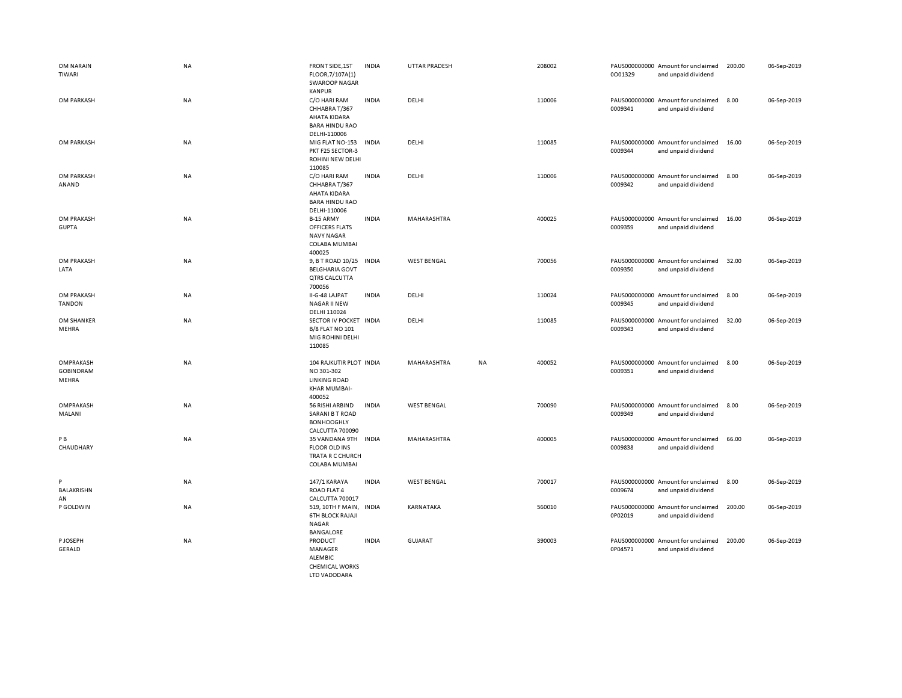| | | | | | | | | | | |
|---|---|---|---|---|---|---|---|---|---|---|
| OM NARAIN TIWARI | NA | FRONT SIDE,1ST FLOOR,7/107A(1) SWAROOP NAGAR KANPUR | INDIA | UTTAR PRADESH | | 208002 | PAUS0000000000O01329 | Amount for unclaimed and unpaid dividend | 200.00 | 06-Sep-2019 |
| OM PARKASH | NA | C/O HARI RAM CHHABRA T/367 AHATA KIDARA BARA HINDU RAO DELHI-110006 | INDIA | DELHI | | 110006 | PAUS0000000000009341 | Amount for unclaimed and unpaid dividend | 8.00 | 06-Sep-2019 |
| OM PARKASH | NA | MIG FLAT NO-153 PKT F25 SECTOR-3 ROHINI NEW DELHI 110085 | INDIA | DELHI | | 110085 | PAUS0000000000009344 | Amount for unclaimed and unpaid dividend | 16.00 | 06-Sep-2019 |
| OM PARKASH ANAND | NA | C/O HARI RAM CHHABRA T/367 AHATA KIDARA BARA HINDU RAO DELHI-110006 | INDIA | DELHI | | 110006 | PAUS0000000000009342 | Amount for unclaimed and unpaid dividend | 8.00 | 06-Sep-2019 |
| OM PRAKASH GUPTA | NA | B-15 ARMY OFFICERS FLATS NAVY NAGAR COLABA MUMBAI 400025 | INDIA | MAHARASHTRA | | 400025 | PAUS0000000000009359 | Amount for unclaimed and unpaid dividend | 16.00 | 06-Sep-2019 |
| OM PRAKASH LATA | NA | 9, B T ROAD 10/25 BELGHARIA GOVT QTRS CALCUTTA 700056 | INDIA | WEST BENGAL | | 700056 | PAUS0000000000009350 | Amount for unclaimed and unpaid dividend | 32.00 | 06-Sep-2019 |
| OM PRAKASH TANDON | NA | II-G-48 LAJPAT NAGAR II NEW DELHI 110024 | INDIA | DELHI | | 110024 | PAUS0000000000009345 | Amount for unclaimed and unpaid dividend | 8.00 | 06-Sep-2019 |
| OM SHANKER MEHRA | NA | SECTOR IV POCKET B/8 FLAT NO 101 MIG ROHINI DELHI 110085 | INDIA | DELHI | | 110085 | PAUS0000000000009343 | Amount for unclaimed and unpaid dividend | 32.00 | 06-Sep-2019 |
| OMPRAKASH GOBINDRAM MEHRA | NA | 104 RAJKUTIR PLOT NO 301-302 LINKING ROAD KHAR MUMBAI-400052 | INDIA | MAHARASHTRA | NA | 400052 | PAUS0000000000009351 | Amount for unclaimed and unpaid dividend | 8.00 | 06-Sep-2019 |
| OMPRAKASH MALANI | NA | 56 RISHI ARBIND SARANI B T ROAD BONHOOGHLY CALCUTTA 700090 | INDIA | WEST BENGAL | | 700090 | PAUS0000000000009349 | Amount for unclaimed and unpaid dividend | 8.00 | 06-Sep-2019 |
| P B CHAUDHARY | NA | 35 VANDANA 9TH FLOOR OLD INS TRATA R C CHURCH COLABA MUMBAI | INDIA | MAHARASHTRA | | 400005 | PAUS0000000000009838 | Amount for unclaimed and unpaid dividend | 66.00 | 06-Sep-2019 |
| P BALAKRISHNAN | NA | 147/1 KARAYA ROAD FLAT 4 CALCUTTA 700017 | INDIA | WEST BENGAL | | 700017 | PAUS0000000000009674 | Amount for unclaimed and unpaid dividend | 8.00 | 06-Sep-2019 |
| P GOLDWIN | NA | 519, 10TH F MAIN, 6TH BLOCK RAJAJI NAGAR BANGALORE | INDIA | KARNATAKA | | 560010 | PAUS0000000000P02019 | Amount for unclaimed and unpaid dividend | 200.00 | 06-Sep-2019 |
| P JOSEPH GERALD | NA | PRODUCT MANAGER ALEMBIC CHEMICAL WORKS LTD VADODARA | INDIA | GUJARAT | | 390003 | PAUS0000000000P04571 | Amount for unclaimed and unpaid dividend | 200.00 | 06-Sep-2019 |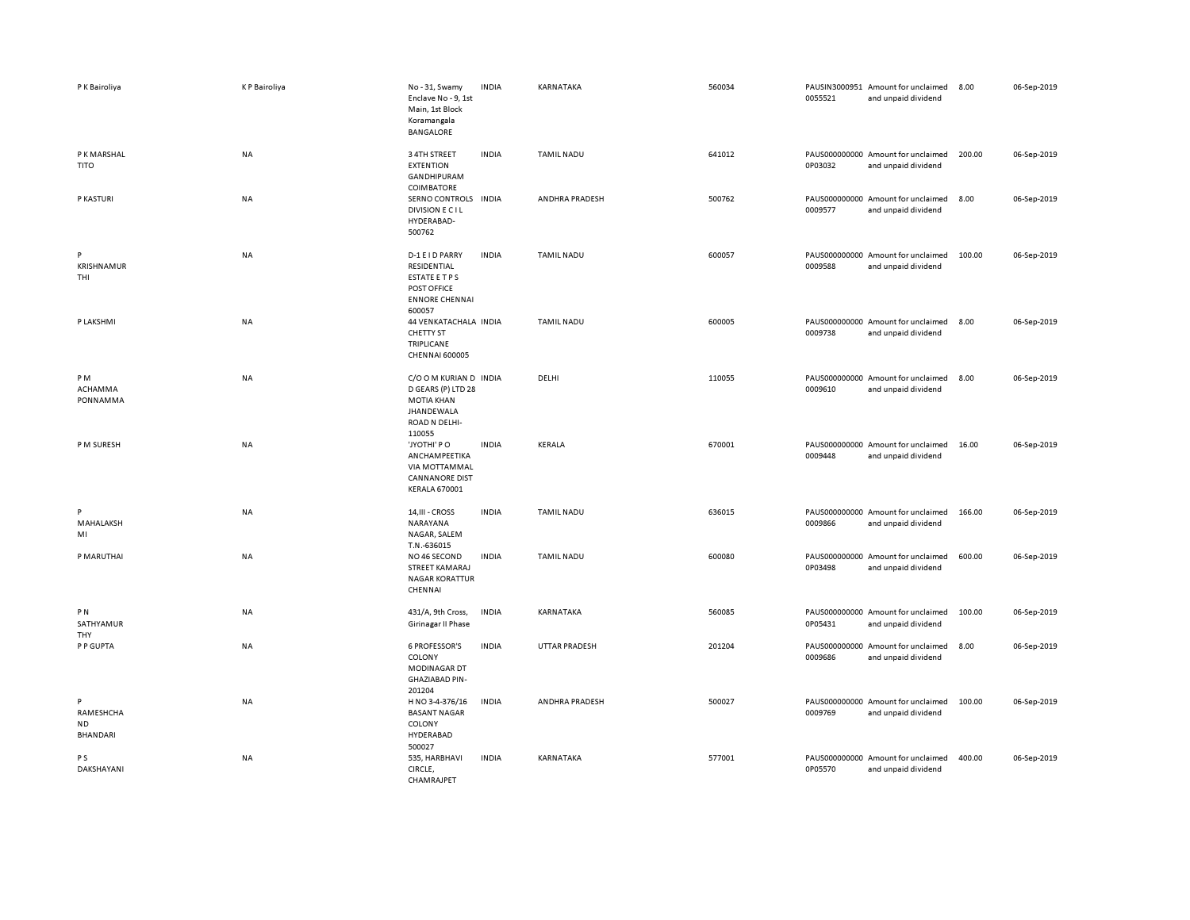| | | | | | | | | | |
|---|---|---|---|---|---|---|---|---|---|
| P K Bairoliya | K P Bairoliya | No - 31, Swamy Enclave No - 9, 1st Main, 1st Block Koramangala BANGALORE | INDIA | KARNATAKA | 560034 | PAUSIN3000951 0055521 | Amount for unclaimed and unpaid dividend | 8.00 | 06-Sep-2019 |
| P K MARSHAL TITO | NA | 3 4TH STREET EXTENTION GANDHIPURAM COIMBATORE | INDIA | TAMIL NADU | 641012 | PAUS000000000 0P03032 | Amount for unclaimed and unpaid dividend | 200.00 | 06-Sep-2019 |
| P KASTURI | NA | SERNO CONTROLS DIVISION E C I L HYDERABAD-500762 | INDIA | ANDHRA PRADESH | 500762 | PAUS000000000 0009577 | Amount for unclaimed and unpaid dividend | 8.00 | 06-Sep-2019 |
| P KRISHNAMURTHI | NA | D-1 E I D PARRY RESIDENTIAL ESTATE E T P S POST OFFICE ENNORE CHENNAI 600057 | INDIA | TAMIL NADU | 600057 | PAUS000000000 0009588 | Amount for unclaimed and unpaid dividend | 100.00 | 06-Sep-2019 |
| P LAKSHMI | NA | 44 VENKATACHALA CHETTY ST TRIPLICANE CHENNAI 600005 | INDIA | TAMIL NADU | 600005 | PAUS000000000 0009738 | Amount for unclaimed and unpaid dividend | 8.00 | 06-Sep-2019 |
| P M ACHAMMA PONNAMMA | NA | C/O O M KURIAN D D GEARS (P) LTD 28 MOTIA KHAN JHANDEWALA ROAD N DELHI-110055 | INDIA | DELHI | 110055 | PAUS000000000 0009610 | Amount for unclaimed and unpaid dividend | 8.00 | 06-Sep-2019 |
| P M SURESH | NA | 'JYOTHI' P O ANCHAMPEETIKA VIA MOTTAMMAL CANNANORE DIST KERALA 670001 | INDIA | KERALA | 670001 | PAUS000000000 0009448 | Amount for unclaimed and unpaid dividend | 16.00 | 06-Sep-2019 |
| P MAHALAKSHMI | NA | 14,III - CROSS NARAYANA NAGAR, SALEM T.N.-636015 | INDIA | TAMIL NADU | 636015 | PAUS000000000 0009866 | Amount for unclaimed and unpaid dividend | 166.00 | 06-Sep-2019 |
| P MARUTHAI | NA | NO 46 SECOND STREET KAMARAJ NAGAR KORATTUR CHENNAI | INDIA | TAMIL NADU | 600080 | PAUS000000000 0P03498 | Amount for unclaimed and unpaid dividend | 600.00 | 06-Sep-2019 |
| P N SATHYAMURTHY | NA | 431/A, 9th Cross, Girinagar II Phase | INDIA | KARNATAKA | 560085 | PAUS000000000 0P05431 | Amount for unclaimed and unpaid dividend | 100.00 | 06-Sep-2019 |
| P P GUPTA | NA | 6 PROFESSOR'S COLONY MODINAGAR DT GHAZIABAD PIN-201204 | INDIA | UTTAR PRADESH | 201204 | PAUS000000000 0009686 | Amount for unclaimed and unpaid dividend | 8.00 | 06-Sep-2019 |
| P RAMESHCHAND BHANDARI | NA | H NO 3-4-376/16 BASANT NAGAR COLONY HYDERABAD 500027 | INDIA | ANDHRA PRADESH | 500027 | PAUS000000000 0009769 | Amount for unclaimed and unpaid dividend | 100.00 | 06-Sep-2019 |
| P S DAKSHAYANI | NA | 535, HARBHAVI CIRCLE, CHAMRAJPET | INDIA | KARNATAKA | 577001 | PAUS000000000 0P05570 | Amount for unclaimed and unpaid dividend | 400.00 | 06-Sep-2019 |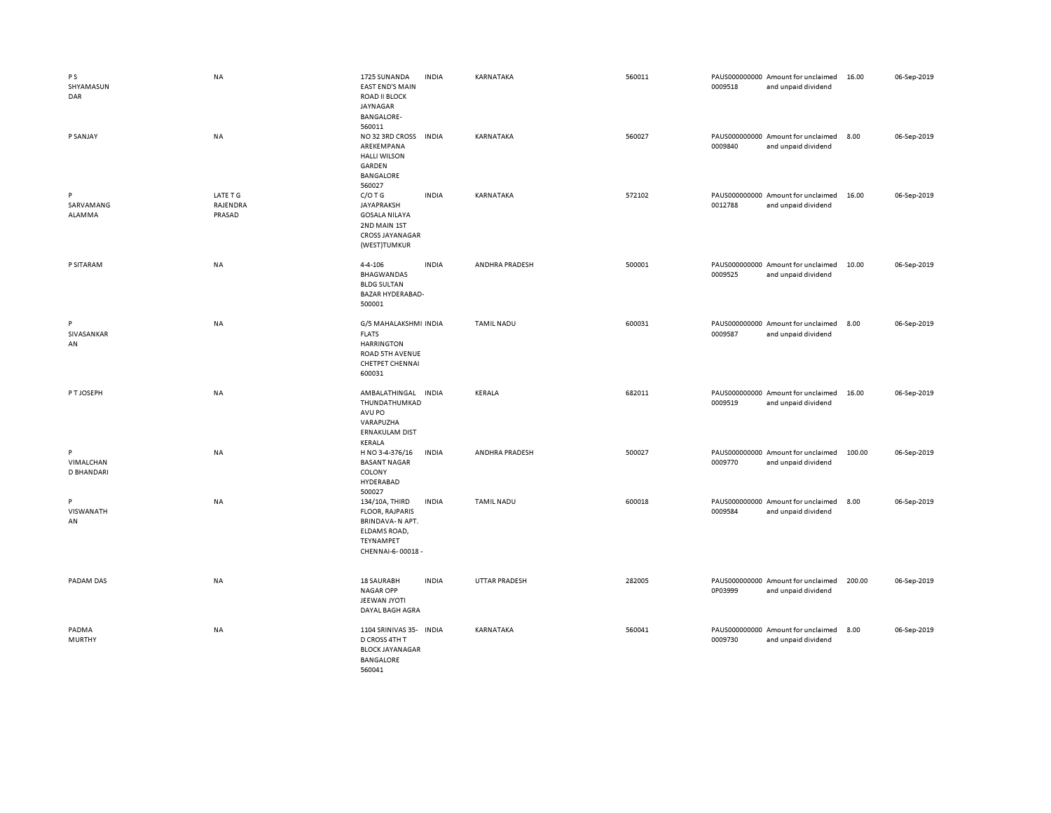| | | | | | | | | | |
|---|---|---|---|---|---|---|---|---|---|
| P S SHYAMASUNDAR | NA | 1725 SUNANDA EAST END'S MAIN ROAD II BLOCK JAYNAGAR BANGALORE-560011 | INDIA | KARNATAKA | 560011 | PAUS0000000000009518 | Amount for unclaimed and unpaid dividend | 16.00 | 06-Sep-2019 |
| P SANJAY | NA | NO 32 3RD CROSS AREKEMPANA HALLI WILSON GARDEN BANGALORE 560027 | INDIA | KARNATAKA | 560027 | PAUS0000000000009840 | Amount for unclaimed and unpaid dividend | 8.00 | 06-Sep-2019 |
| P SARVAMANGALAMMA | LATE T G RAJENDRA PRASAD | C/O T G JAYAPRAKSH GOSALA NILAYA 2ND MAIN 1ST CROSS JAYANAGAR (WEST)TUMKUR | INDIA | KARNATAKA | 572102 | PAUS0000000000012788 | Amount for unclaimed and unpaid dividend | 16.00 | 06-Sep-2019 |
| P SITARAM | NA | 4-4-106 BHAGWANDAS BLDG SULTAN BAZAR HYDERABAD-500001 | INDIA | ANDHRA PRADESH | 500001 | PAUS0000000000009525 | Amount for unclaimed and unpaid dividend | 10.00 | 06-Sep-2019 |
| P SIVASANKARAN | NA | G/5 MAHALAKSHMI FLATS HARRINGTON ROAD 5TH AVENUE CHETPET CHENNAI 600031 | INDIA | TAMIL NADU | 600031 | PAUS0000000000009587 | Amount for unclaimed and unpaid dividend | 8.00 | 06-Sep-2019 |
| P T JOSEPH | NA | AMBALATHINGAL THUNDATHUMKADAVU PO VARAPUZHA ERNAKULAM DIST KERALA | INDIA | KERALA | 682011 | PAUS0000000000009519 | Amount for unclaimed and unpaid dividend | 16.00 | 06-Sep-2019 |
| P VIMALCHAND BHANDARI | NA | H NO 3-4-376/16 BASANT NAGAR COLONY HYDERABAD 500027 | INDIA | ANDHRA PRADESH | 500027 | PAUS0000000000009770 | Amount for unclaimed and unpaid dividend | 100.00 | 06-Sep-2019 |
| P VISWANATHAN | NA | 134/10A, THIRD FLOOR, RAJPARIS BRINDAVA- N APT. ELDAMS ROAD, TEYNAMPET CHENNAI-6- 00018 - | INDIA | TAMIL NADU | 600018 | PAUS0000000000009584 | Amount for unclaimed and unpaid dividend | 8.00 | 06-Sep-2019 |
| PADAM DAS | NA | 18 SAURABH NAGAR OPP JEEWAN JYOTI DAYAL BAGH AGRA | INDIA | UTTAR PRADESH | 282005 | PAUS0000000000P03999 | Amount for unclaimed and unpaid dividend | 200.00 | 06-Sep-2019 |
| PADMA MURTHY | NA | 1104 SRINIVAS 35-D CROSS 4TH T BLOCK JAYANAGAR BANGALORE 560041 | INDIA | KARNATAKA | 560041 | PAUS0000000000009730 | Amount for unclaimed and unpaid dividend | 8.00 | 06-Sep-2019 |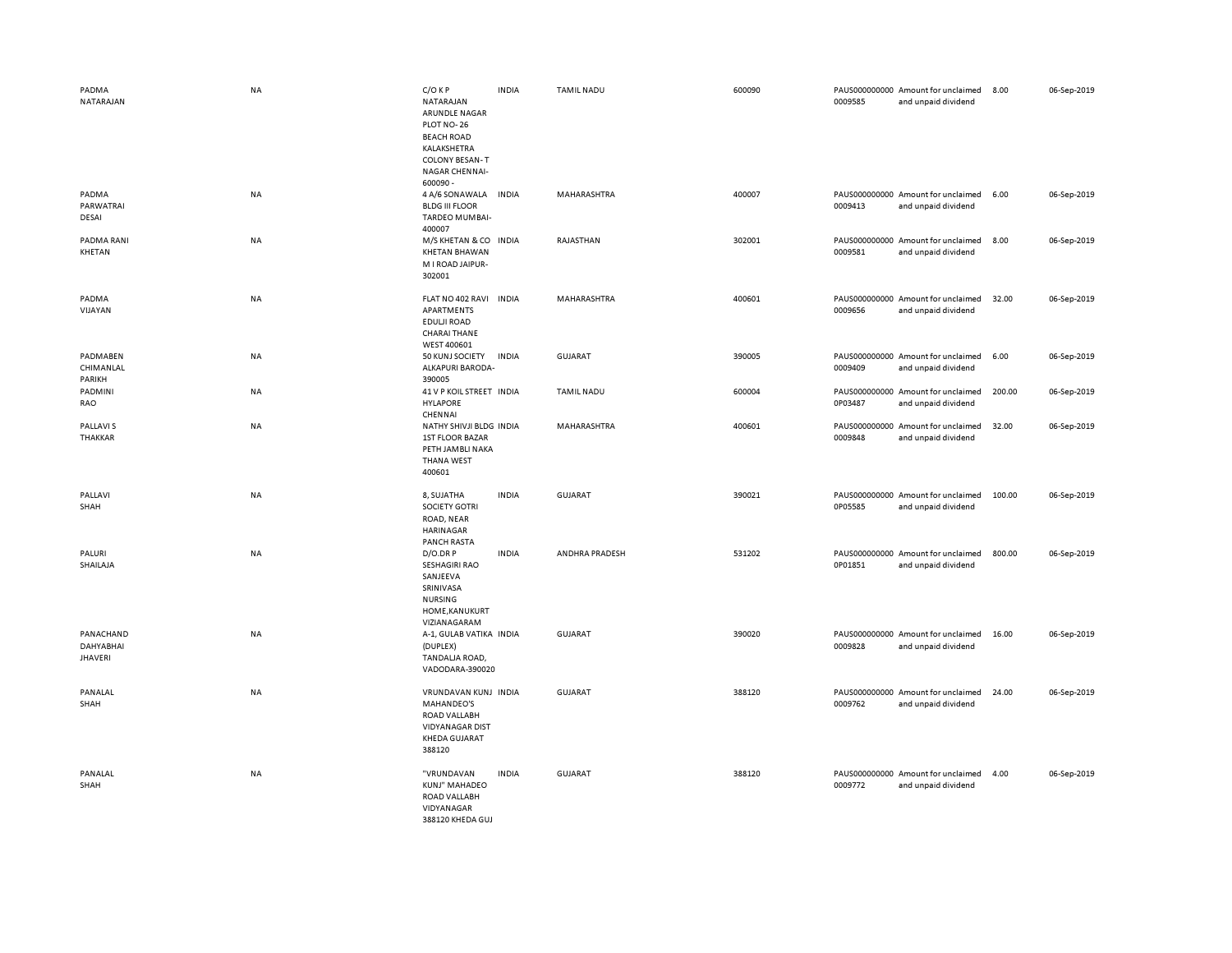| | | | | | | | | | |
|---|---|---|---|---|---|---|---|---|---|
| PADMA NATARAJAN | NA | C/O K P NATARAJAN ARUNDLE NAGAR PLOT NO- 26 BEACH ROAD KALAKSHETRA COLONY BESAN- T NAGAR CHENNAI-600090 - | INDIA | TAMIL NADU | 600090 | PAUS0000000000009585 | Amount for unclaimed and unpaid dividend | 8.00 | 06-Sep-2019 |
| PADMA PARWATRAI DESAI | NA | 4 A/6 SONAWALA BLDG III FLOOR TARDEO MUMBAI-400007 | INDIA | MAHARASHTRA | 400007 | PAUS0000000000009413 | Amount for unclaimed and unpaid dividend | 6.00 | 06-Sep-2019 |
| PADMA RANI KHETAN | NA | M/S KHETAN & CO KHETAN BHAWAN M I ROAD JAIPUR-302001 | INDIA | RAJASTHAN | 302001 | PAUS0000000000009581 | Amount for unclaimed and unpaid dividend | 8.00 | 06-Sep-2019 |
| PADMA VIJAYAN | NA | FLAT NO 402 RAVI APARTMENTS EDULJI ROAD CHARAI THANE WEST 400601 | INDIA | MAHARASHTRA | 400601 | PAUS0000000000009656 | Amount for unclaimed and unpaid dividend | 32.00 | 06-Sep-2019 |
| PADMABEN CHIMANLAL PARIKH | NA | 50 KUNJ SOCIETY ALKAPURI BARODA-390005 | INDIA | GUJARAT | 390005 | PAUS0000000000009409 | Amount for unclaimed and unpaid dividend | 6.00 | 06-Sep-2019 |
| PADMINI RAO | NA | 41 V P KOIL STREET HYLAPORE CHENNAI | INDIA | TAMIL NADU | 600004 | PAUS00000000000P03487 | Amount for unclaimed and unpaid dividend | 200.00 | 06-Sep-2019 |
| PALLAVI S THAKKAR | NA | NATHY SHIVJI BLDG 1ST FLOOR BAZAR PETH JAMBLI NAKA THANA WEST 400601 | INDIA | MAHARASHTRA | 400601 | PAUS0000000000009848 | Amount for unclaimed and unpaid dividend | 32.00 | 06-Sep-2019 |
| PALLAVI SHAH | NA | 8, SUJATHA SOCIETY GOTRI ROAD, NEAR HARINAGAR PANCH RASTA | INDIA | GUJARAT | 390021 | PAUS00000000000P05585 | Amount for unclaimed and unpaid dividend | 100.00 | 06-Sep-2019 |
| PALURI SHAILAJA | NA | D/O.DR P SESHAGIRI RAO SANJEEVA SRINIVASA NURSING HOME,KANUKURT VIZIANAGARAM | INDIA | ANDHRA PRADESH | 531202 | PAUS00000000000P01851 | Amount for unclaimed and unpaid dividend | 800.00 | 06-Sep-2019 |
| PANACHAND DAHYABHAI JHAVERI | NA | A-1, GULAB VATIKA (DUPLEX) TANDALJA ROAD, VADODARA-390020 | INDIA | GUJARAT | 390020 | PAUS0000000000009828 | Amount for unclaimed and unpaid dividend | 16.00 | 06-Sep-2019 |
| PANALAL SHAH | NA | VRUNDAVAN KUNJ MAHANDEO'S ROAD VALLABH VIDYANAGAR DIST KHEDA GUJARAT 388120 | INDIA | GUJARAT | 388120 | PAUS0000000000009762 | Amount for unclaimed and unpaid dividend | 24.00 | 06-Sep-2019 |
| PANALAL SHAH | NA | "VRUNDAVAN KUNJ" MAHADEO ROAD VALLABH VIDYANAGAR 388120 KHEDA GUJ | INDIA | GUJARAT | 388120 | PAUS0000000000009772 | Amount for unclaimed and unpaid dividend | 4.00 | 06-Sep-2019 |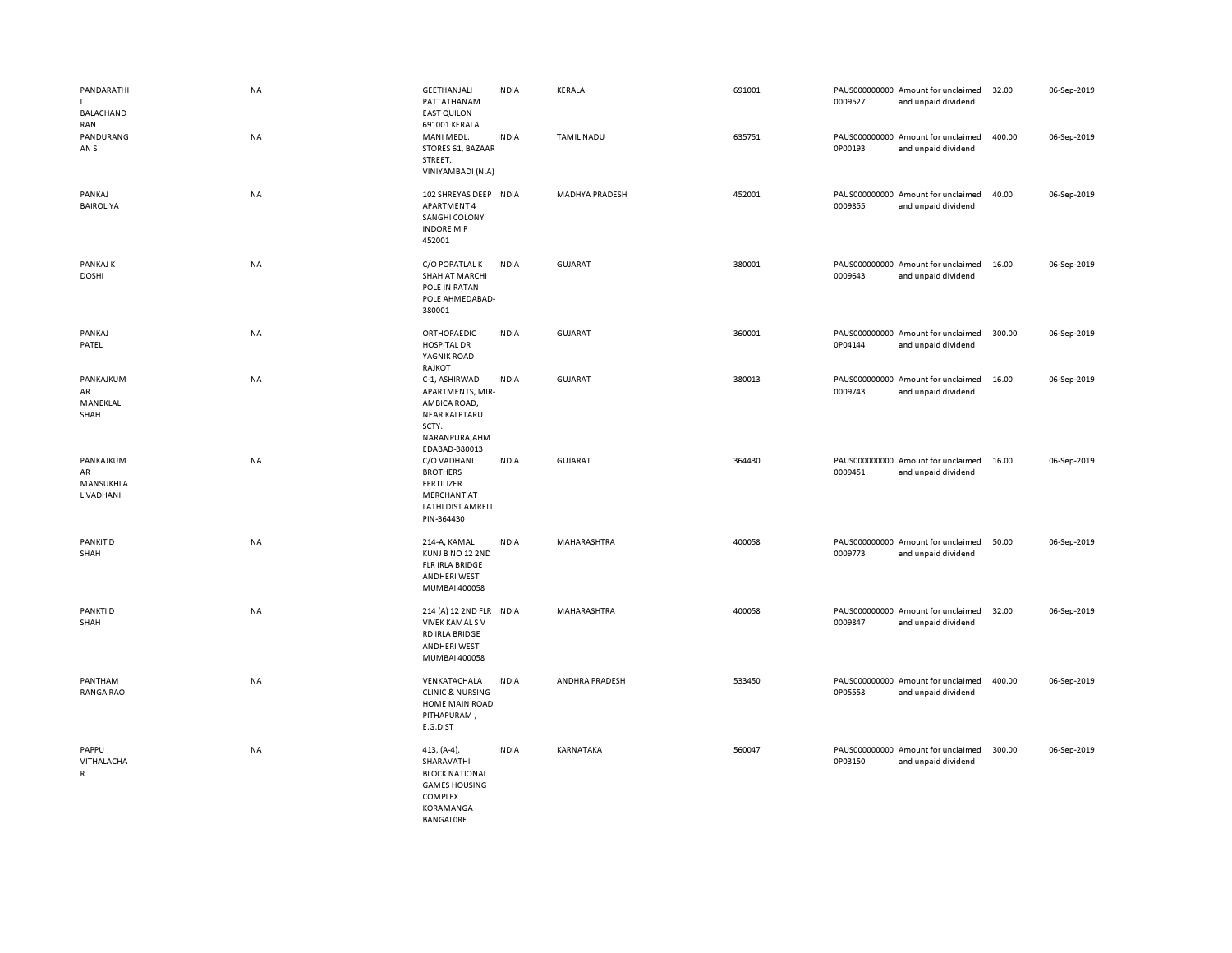| | | | | | | | | | |
|---|---|---|---|---|---|---|---|---|---|
| PANDARATHI L BALACHAND RAN | NA | GEETHANJALI PATTATHANAM EAST QUILON 691001 KERALA | INDIA | KERALA | 691001 | PAUS0000000000009527 | Amount for unclaimed and unpaid dividend | 32.00 | 06-Sep-2019 |
| PANDURANG AN S | NA | MANI MEDL. STORES 61, BAZAAR STREET, VINIYAMBADI (N.A) | INDIA | TAMIL NADU | 635751 | PAUS0000000000P00193 | Amount for unclaimed and unpaid dividend | 400.00 | 06-Sep-2019 |
| PANKAJ BAIROLIYA | NA | 102 SHREYAS DEEP APARTMENT 4 SANGHI COLONY INDORE M P 452001 | INDIA | MADHYA PRADESH | 452001 | PAUS0000000000009855 | Amount for unclaimed and unpaid dividend | 40.00 | 06-Sep-2019 |
| PANKAJ K DOSHI | NA | C/O POPATLAL K SHAH AT MARCHI POLE IN RATAN POLE AHMEDABAD-380001 | INDIA | GUJARAT | 380001 | PAUS0000000000009643 | Amount for unclaimed and unpaid dividend | 16.00 | 06-Sep-2019 |
| PANKAJ PATEL | NA | ORTHOPAEDIC HOSPITAL DR YAGNIK ROAD RAJKOT | INDIA | GUJARAT | 360001 | PAUS0000000000P04144 | Amount for unclaimed and unpaid dividend | 300.00 | 06-Sep-2019 |
| PANKAJKUMAR MANEKLAL SHAH | NA | C-1, ASHIRWAD APARTMENTS, MIR-AMBICA ROAD, NEAR KALPTARU SCTY. NARANPURA,AHMEDABAD-380013 | INDIA | GUJARAT | 380013 | PAUS0000000000009743 | Amount for unclaimed and unpaid dividend | 16.00 | 06-Sep-2019 |
| PANKAJKUMAR MANSUKHLAL VADHANI | NA | C/O VADHANI BROTHERS FERTILIZER MERCHANT AT LATHI DIST AMRELI PIN-364430 | INDIA | GUJARAT | 364430 | PAUS0000000000009451 | Amount for unclaimed and unpaid dividend | 16.00 | 06-Sep-2019 |
| PANKIT D SHAH | NA | 214-A, KAMAL KUNJ B NO 12 2ND FLR IRLA BRIDGE ANDHERI WEST MUMBAI 400058 | INDIA | MAHARASHTRA | 400058 | PAUS0000000000009773 | Amount for unclaimed and unpaid dividend | 50.00 | 06-Sep-2019 |
| PANKTI D SHAH | NA | 214 (A) 12 2ND FLR VIVEK KAMAL S V RD IRLA BRIDGE ANDHERI WEST MUMBAI 400058 | INDIA | MAHARASHTRA | 400058 | PAUS0000000000009847 | Amount for unclaimed and unpaid dividend | 32.00 | 06-Sep-2019 |
| PANTHAM RANGA RAO | NA | VENKATACHALA CLINIC & NURSING HOME MAIN ROAD PITHAPURAM , E.G.DIST | INDIA | ANDHRA PRADESH | 533450 | PAUS0000000000P05558 | Amount for unclaimed and unpaid dividend | 400.00 | 06-Sep-2019 |
| PAPPU VITHALACHAR | NA | 413, (A-4), SHARAVATHI BLOCK NATIONAL GAMES HOUSING COMPLEX KORAMANGA BANGAL0RE | INDIA | KARNATAKA | 560047 | PAUS0000000000P03150 | Amount for unclaimed and unpaid dividend | 300.00 | 06-Sep-2019 |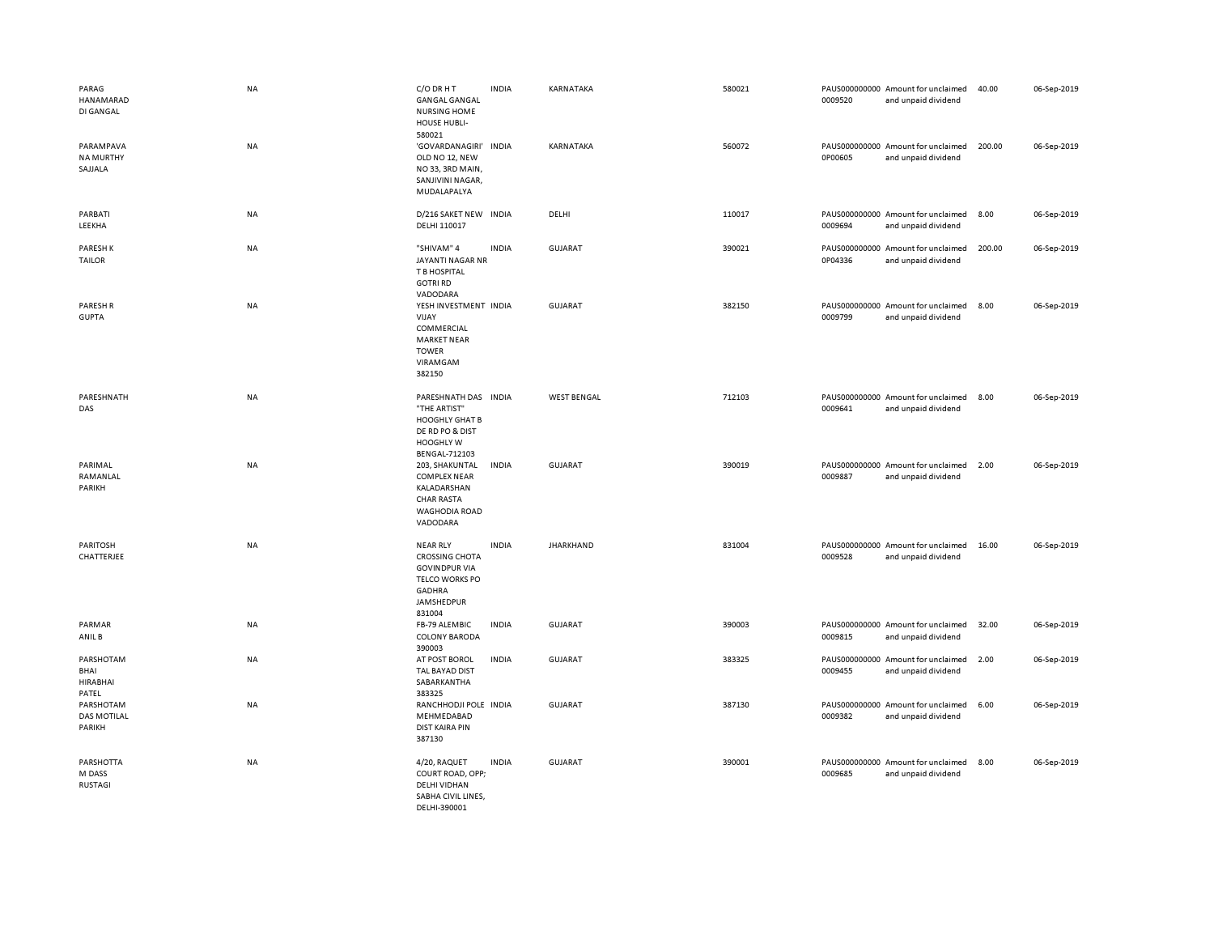| | | | | | | | | | |
|---|---|---|---|---|---|---|---|---|---|
| PARAG HANAMARAD DI GANGAL | NA | C/O DR H T GANGAL GANGAL NURSING HOME HOUSE HUBLI-580021 | INDIA | KARNATAKA | 580021 | PAUS000000000 0009520 | Amount for unclaimed and unpaid dividend | 40.00 | 06-Sep-2019 |
| PARAMPAVA NA MURTHY SAJJALA | NA | 'GOVARDANAGIRI' OLD NO 12, NEW NO 33, 3RD MAIN, SANJIVINI NAGAR, MUDALAPALYA | INDIA | KARNATAKA | 560072 | PAUS000000000 0P00605 | Amount for unclaimed and unpaid dividend | 200.00 | 06-Sep-2019 |
| PARBATI LEEKHA | NA | D/216 SAKET NEW DELHI 110017 | INDIA | DELHI | 110017 | PAUS000000000 0009694 | Amount for unclaimed and unpaid dividend | 8.00 | 06-Sep-2019 |
| PARESH K TAILOR | NA | "SHIVAM" 4 JAYANTI NAGAR NR T B HOSPITAL GOTRI RD VADODARA | INDIA | GUJARAT | 390021 | PAUS000000000 0P04336 | Amount for unclaimed and unpaid dividend | 200.00 | 06-Sep-2019 |
| PARESH R GUPTA | NA | YESH INVESTMENT VIJAY COMMERCIAL MARKET NEAR TOWER VIRAMGAM 382150 | INDIA | GUJARAT | 382150 | PAUS000000000 0009799 | Amount for unclaimed and unpaid dividend | 8.00 | 06-Sep-2019 |
| PARESHNATH DAS | NA | PARESHNATH DAS "THE ARTIST" HOOGHLY GHAT B DE RD PO & DIST HOOGHLY W BENGAL-712103 | INDIA | WEST BENGAL | 712103 | PAUS000000000 0009641 | Amount for unclaimed and unpaid dividend | 8.00 | 06-Sep-2019 |
| PARIMAL RAMANLAL PARIKH | NA | 203, SHAKUNTAL COMPLEX NEAR KALADARSHAN CHAR RASTA WAGHODIA ROAD VADODARA | INDIA | GUJARAT | 390019 | PAUS000000000 0009887 | Amount for unclaimed and unpaid dividend | 2.00 | 06-Sep-2019 |
| PARITOSH CHATTERJEE | NA | NEAR RLY CROSSING CHOTA GOVINDPUR VIA TELCO WORKS PO GADHRA JAMSHEDPUR 831004 | INDIA | JHARKHAND | 831004 | PAUS000000000 0009528 | Amount for unclaimed and unpaid dividend | 16.00 | 06-Sep-2019 |
| PARMAR ANIL B | NA | FB-79 ALEMBIC COLONY BARODA 390003 | INDIA | GUJARAT | 390003 | PAUS000000000 0009815 | Amount for unclaimed and unpaid dividend | 32.00 | 06-Sep-2019 |
| PARSHOTAM BHAI HIRABHAI PATEL | NA | AT POST BOROL TAL BAYAD DIST SABARKANTHA 383325 | INDIA | GUJARAT | 383325 | PAUS000000000 0009455 | Amount for unclaimed and unpaid dividend | 2.00 | 06-Sep-2019 |
| PARSHOTAM DAS MOTILAL PARIKH | NA | RANCHHODJI POLE MEHMEDABAD DIST KAIRA PIN 387130 | INDIA | GUJARAT | 387130 | PAUS000000000 0009382 | Amount for unclaimed and unpaid dividend | 6.00 | 06-Sep-2019 |
| PARSHOTTA M DASS RUSTAGI | NA | 4/20, RAQUET COURT ROAD, OPP; DELHI VIDHAN SABHA CIVIL LINES, DELHI-390001 | INDIA | GUJARAT | 390001 | PAUS000000000 0009685 | Amount for unclaimed and unpaid dividend | 8.00 | 06-Sep-2019 |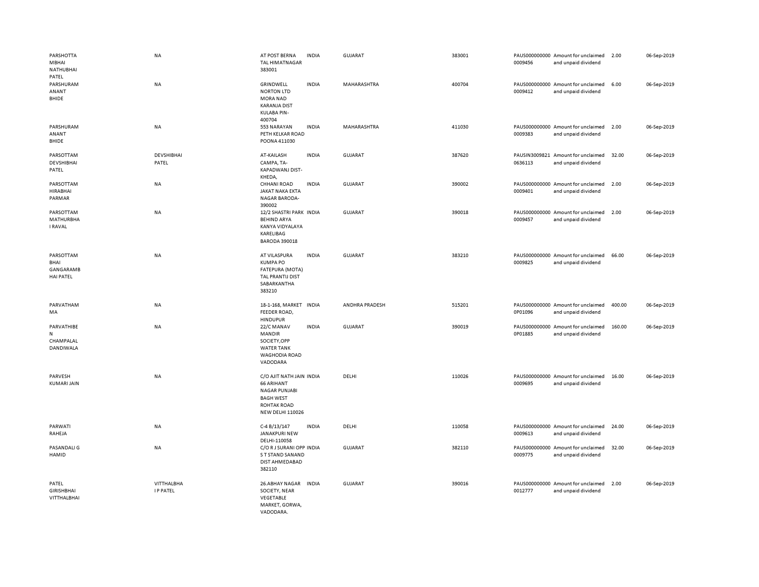| | | | | | | | | | |
|---|---|---|---|---|---|---|---|---|---|
| PARSHOTTAMBHAI NATHUBHAI PATEL | NA | AT POST BERNA TAL HIMATNAGAR 383001 | INDIA | GUJARAT | 383001 | PAUS0000000000009456 | Amount for unclaimed and unpaid dividend | 2.00 | 06-Sep-2019 |
| PARSHURAM ANANT BHIDE | NA | GRINDWELL NORTON LTD MORA NAD KARANJA DIST KULABA PIN-400704 | INDIA | MAHARASHTRA | 400704 | PAUS0000000000009412 | Amount for unclaimed and unpaid dividend | 6.00 | 06-Sep-2019 |
| PARSHURAM ANANT BHIDE | NA | 553 NARAYAN PETH KELKAR ROAD POONA 411030 | INDIA | MAHARASHTRA | 411030 | PAUS0000000000009383 | Amount for unclaimed and unpaid dividend | 2.00 | 06-Sep-2019 |
| PARSOTTAM DEVSHIBHAI PATEL | DEVSHIBHAI PATEL | AT-KAILASH CAMPA, TA-KAPADWANJ DIST-KHEDA, | INDIA | GUJARAT | 387620 | PAUSIN30098210636113 | Amount for unclaimed and unpaid dividend | 32.00 | 06-Sep-2019 |
| PARSOTTAM HIRABHAI PARMAR | NA | CHHANI ROAD JAKAT NAKA EKTA NAGAR BARODA-390002 | INDIA | GUJARAT | 390002 | PAUS0000000000009401 | Amount for unclaimed and unpaid dividend | 2.00 | 06-Sep-2019 |
| PARSOTTAM MATHURBHAI RAVAL | NA | 12/2 SHASTRI PARK BEHIND ARYA KANYA VIDYALAYA KARELIBAG BARODA 390018 | INDIA | GUJARAT | 390018 | PAUS0000000000009457 | Amount for unclaimed and unpaid dividend | 2.00 | 06-Sep-2019 |
| PARSOTTAM BHAI GANGARAMBHAI PATEL | NA | AT VILASPURA KUMPA PO FATEPURA (MOTA) TAL PRANTIJ DIST SABARKANTHA 383210 | INDIA | GUJARAT | 383210 | PAUS0000000000009825 | Amount for unclaimed and unpaid dividend | 66.00 | 06-Sep-2019 |
| PARVATHAMMA | NA | 18-1-168, MARKET FEEDER ROAD, HINDUPUR | INDIA | ANDHRA PRADESH | 515201 | PAUS00000000000P01096 | Amount for unclaimed and unpaid dividend | 400.00 | 06-Sep-2019 |
| PARVATHIBEN CHAMPALAL DANDIWALA | NA | 22/C MANAV MANDIR SOCIETY,OPP WATER TANK WAGHODIA ROAD VADODARA | INDIA | GUJARAT | 390019 | PAUS00000000000P01885 | Amount for unclaimed and unpaid dividend | 160.00 | 06-Sep-2019 |
| PARVESH KUMARI JAIN | NA | C/O AJIT NATH JAIN 66 ARIHANT NAGAR PUNJABI BAGH WEST ROHTAK ROAD NEW DELHI 110026 | INDIA | DELHI | 110026 | PAUS0000000000009695 | Amount for unclaimed and unpaid dividend | 16.00 | 06-Sep-2019 |
| PARWATI RAHEJA | NA | C-4 B/13/147 JANAKPURI NEW DELHI-110058 | INDIA | DELHI | 110058 | PAUS0000000000009613 | Amount for unclaimed and unpaid dividend | 24.00 | 06-Sep-2019 |
| PASANDALI G HAMID | NA | C/O R J SURANI OPP S T STAND SANAND DIST AHMEDABAD 382110 | INDIA | GUJARAT | 382110 | PAUS0000000000009775 | Amount for unclaimed and unpaid dividend | 32.00 | 06-Sep-2019 |
| PATEL GIRISHBHAI VITTHALBHAI | VITTHALBHAI P PATEL | 26.ABHAY NAGAR SOCIETY, NEAR VEGETABLE MARKET, GORWA, VADODARA. | INDIA | GUJARAT | 390016 | PAUS0000000000012777 | Amount for unclaimed and unpaid dividend | 2.00 | 06-Sep-2019 |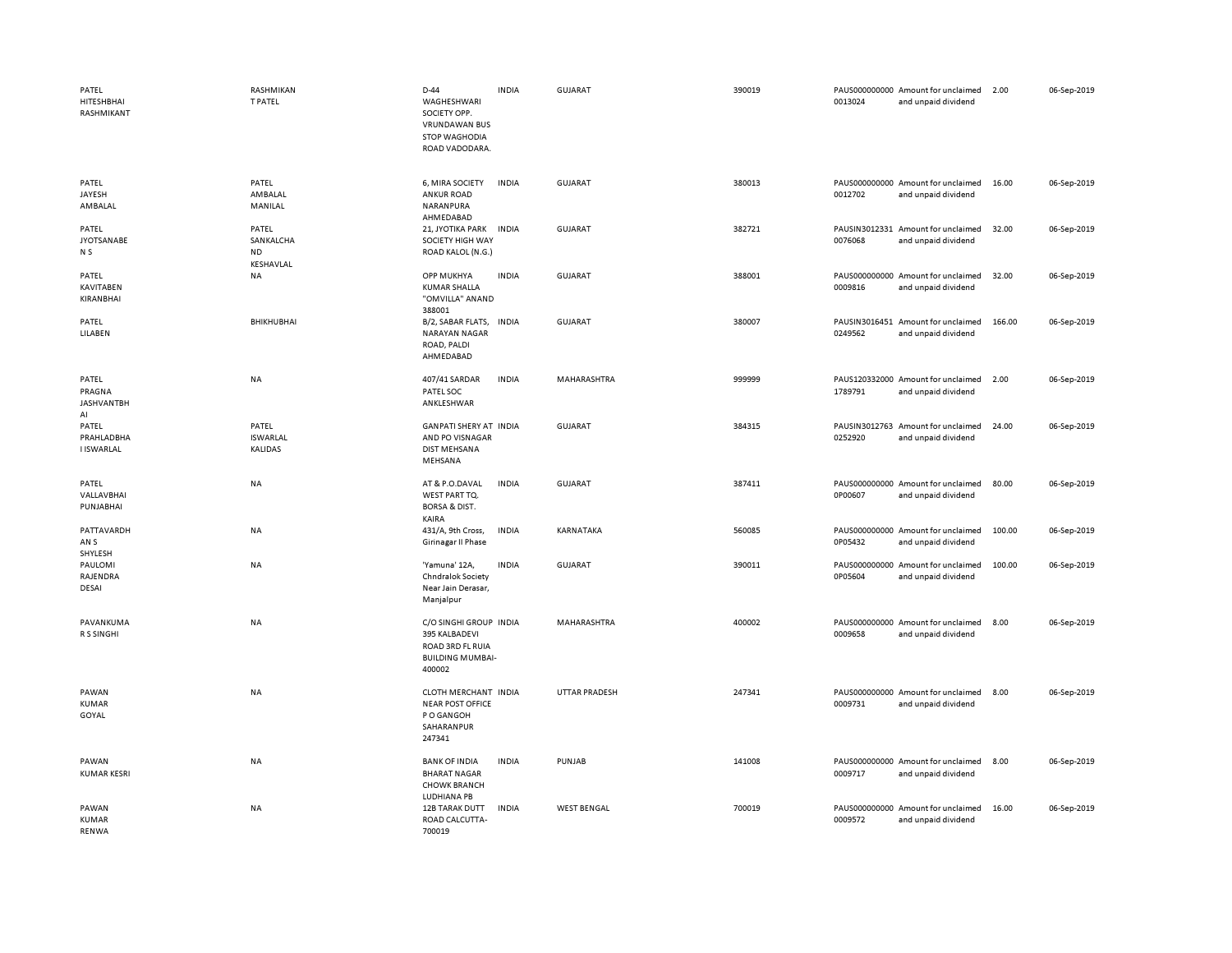| | | | | | | | | | |
|---|---|---|---|---|---|---|---|---|---|
| PATEL HITESHBHAI RASHMIKANT | RASHMIKAN T PATEL | D-44 WAGHESHWARI SOCIETY OPP. VRUNDAWAN BUS STOP WAGHODIA ROAD VADODARA. | INDIA | GUJARAT | 390019 | PAUS000000000 0013024 | Amount for unclaimed and unpaid dividend | 2.00 | 06-Sep-2019 |
| PATEL JAYESH AMBALAL | PATEL AMBALAL MANILAL | 6, MIRA SOCIETY ANKUR ROAD NARANPURA AHMEDABAD | INDIA | GUJARAT | 380013 | PAUS000000000 0012702 | Amount for unclaimed and unpaid dividend | 16.00 | 06-Sep-2019 |
| PATEL JYOTSANABE N S | PATEL SANKALCHA ND KESHAVLAL | 21, JYOTIKA PARK SOCIETY HIGH WAY ROAD KALOL (N.G.) | INDIA | GUJARAT | 382721 | PAUSIN3012331 0076068 | Amount for unclaimed and unpaid dividend | 32.00 | 06-Sep-2019 |
| PATEL KAVITABEN KIRANBHAI | NA | OPP MUKHYA KUMAR SHALLA "OMVILLA" ANAND 388001 | INDIA | GUJARAT | 388001 | PAUS000000000 0009816 | Amount for unclaimed and unpaid dividend | 32.00 | 06-Sep-2019 |
| PATEL LILABEN | BHIKHUBHAI | B/2, SABAR FLATS, NARAYAN NAGAR ROAD, PALDI AHMEDABAD | INDIA | GUJARAT | 380007 | PAUSIN3016451 0249562 | Amount for unclaimed and unpaid dividend | 166.00 | 06-Sep-2019 |
| PATEL PRAGNA JASHVANTBH AI | NA | 407/41 SARDAR PATEL SOC ANKLESHWAR | INDIA | MAHARASHTRA | 999999 | PAUS120332000 1789791 | Amount for unclaimed and unpaid dividend | 2.00 | 06-Sep-2019 |
| PATEL PRAHLADBHA I ISWARLAL | PATEL ISWARLAL KALIDAS | GANPATI SHERY AT AND PO VISNAGAR DIST MEHSANA MEHSANA | INDIA | GUJARAT | 384315 | PAUSIN3012763 0252920 | Amount for unclaimed and unpaid dividend | 24.00 | 06-Sep-2019 |
| PATEL VALLAVBHAI PUNJABHAI | NA | AT & P.O.DAVAL WEST PART TQ. BORSA & DIST. KAIRA | INDIA | GUJARAT | 387411 | PAUS000000000 0P00607 | Amount for unclaimed and unpaid dividend | 80.00 | 06-Sep-2019 |
| PATTAVARDH AN S SHYLESH | NA | 431/A, 9th Cross, Girinagar II Phase | INDIA | KARNATAKA | 560085 | PAUS000000000 0P05432 | Amount for unclaimed and unpaid dividend | 100.00 | 06-Sep-2019 |
| PAULOMI RAJENDRA DESAI | NA | 'Yamuna' 12A, Chndralok Society Near Jain Derasar, Manjalpur | INDIA | GUJARAT | 390011 | PAUS000000000 0P05604 | Amount for unclaimed and unpaid dividend | 100.00 | 06-Sep-2019 |
| PAVANKUMA R S SINGHI | NA | C/O SINGHI GROUP 395 KALBADEVI ROAD 3RD FL RUIA BUILDING MUMBAI-400002 | INDIA | MAHARASHTRA | 400002 | PAUS000000000 0009658 | Amount for unclaimed and unpaid dividend | 8.00 | 06-Sep-2019 |
| PAWAN KUMAR GOYAL | NA | CLOTH MERCHANT NEAR POST OFFICE P O GANGOH SAHARANPUR 247341 | INDIA | UTTAR PRADESH | 247341 | PAUS000000000 0009731 | Amount for unclaimed and unpaid dividend | 8.00 | 06-Sep-2019 |
| PAWAN KUMAR KESRI | NA | BANK OF INDIA BHARAT NAGAR CHOWK BRANCH LUDHIANA PB | INDIA | PUNJAB | 141008 | PAUS000000000 0009717 | Amount for unclaimed and unpaid dividend | 8.00 | 06-Sep-2019 |
| PAWAN KUMAR RENWA | NA | 12B TARAK DUTT ROAD CALCUTTA-700019 | INDIA | WEST BENGAL | 700019 | PAUS000000000 0009572 | Amount for unclaimed and unpaid dividend | 16.00 | 06-Sep-2019 |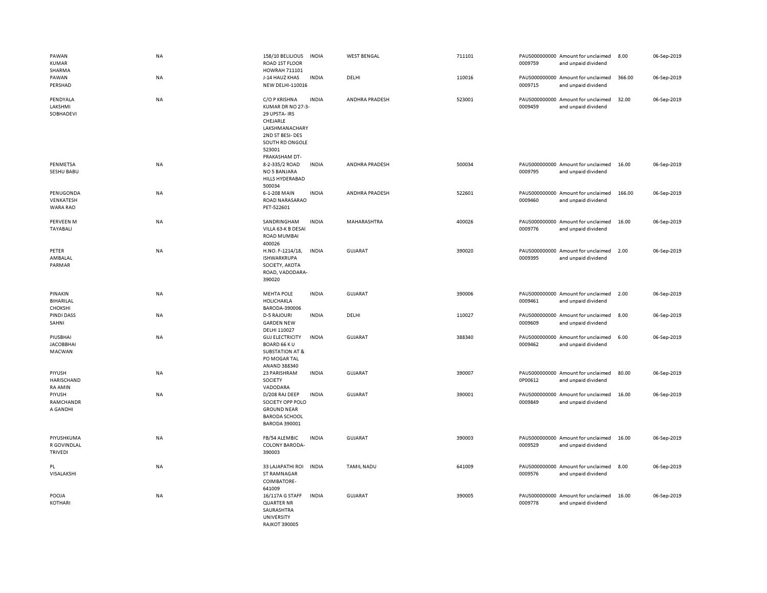| | | | | | | | | | |
|---|---|---|---|---|---|---|---|---|---|
| PAWAN KUMAR SHARMA | NA | 158/10 BELILIOUS ROAD 1ST FLOOR HOWRAH 711101 | INDIA | WEST BENGAL | 711101 | PAUS000000000 0009759 | Amount for unclaimed and unpaid dividend | 8.00 | 06-Sep-2019 |
| PAWAN PERSHAD | NA | J-14 HAUZ KHAS NEW DELHI-110016 | INDIA | DELHI | 110016 | PAUS000000000 0009715 | Amount for unclaimed and unpaid dividend | 366.00 | 06-Sep-2019 |
| PENDYALA LAKSHMI SOBHADEVI | NA | C/O P KRISHNA KUMAR DR NO 27-3-29 UPSTA- IRS CHEJARLE LAKSHMANACHARY 2ND ST BESI- DES SOUTH RD ONGOLE 523001 PRAKASHAM DT- | INDIA | ANDHRA PRADESH | 523001 | PAUS000000000 0009459 | Amount for unclaimed and unpaid dividend | 32.00 | 06-Sep-2019 |
| PENMETSA SESHU BABU | NA | 8-2-335/2 ROAD NO 5 BANJARA HILLS HYDERABAD 500034 | INDIA | ANDHRA PRADESH | 500034 | PAUS000000000 0009795 | Amount for unclaimed and unpaid dividend | 16.00 | 06-Sep-2019 |
| PENUGONDA VENKATESH WARA RAO | NA | 6-1-208 MAIN ROAD NARASARAO PET-522601 | INDIA | ANDHRA PRADESH | 522601 | PAUS000000000 0009460 | Amount for unclaimed and unpaid dividend | 166.00 | 06-Sep-2019 |
| PERVEEN M TAYABALI | NA | SANDRINGHAM VILLA 63-K B DESAI ROAD MUMBAI 400026 | INDIA | MAHARASHTRA | 400026 | PAUS000000000 0009776 | Amount for unclaimed and unpaid dividend | 16.00 | 06-Sep-2019 |
| PETER AMBALAL PARMAR | NA | H.NO. F-1214/18, ISHWARKRUPA SOCIETY, AKOTA ROAD, VADODARA-390020 | INDIA | GUJARAT | 390020 | PAUS000000000 0009395 | Amount for unclaimed and unpaid dividend | 2.00 | 06-Sep-2019 |
| PINAKIN BIHARILAL CHOKSHI | NA | MEHTA POLE HOLICHAKLA BARODA-390006 | INDIA | GUJARAT | 390006 | PAUS000000000 0009461 | Amount for unclaimed and unpaid dividend | 2.00 | 06-Sep-2019 |
| PINDI DASS SAHNI | NA | D-5 RAJOURI GARDEN NEW DELHI 110027 | INDIA | DELHI | 110027 | PAUS000000000 0009609 | Amount for unclaimed and unpaid dividend | 8.00 | 06-Sep-2019 |
| PIUSBHAI JACOBBHAI MACWAN | NA | GUJ ELECTRICITY BOARD 66 K U SUBSTATION AT & PO MOGAR TAL ANAND 388340 | INDIA | GUJARAT | 388340 | PAUS000000000 0009462 | Amount for unclaimed and unpaid dividend | 6.00 | 06-Sep-2019 |
| PIYUSH HARISCHAND RA AMIN | NA | 23 PARISHRAM SOCIETY VADODARA | INDIA | GUJARAT | 390007 | PAUS000000000 0P00612 | Amount for unclaimed and unpaid dividend | 80.00 | 06-Sep-2019 |
| PIYUSH RAMCHANDR A GANDHI | NA | D/208 RAJ DEEP SOCIETY OPP POLO GROUND NEAR BARODA SCHOOL BARODA 390001 | INDIA | GUJARAT | 390001 | PAUS000000000 0009849 | Amount for unclaimed and unpaid dividend | 16.00 | 06-Sep-2019 |
| PIYUSHKUMA R GOVINDLAL TRIVEDI | NA | FB/54 ALEMBIC COLONY BARODA-390003 | INDIA | GUJARAT | 390003 | PAUS000000000 0009529 | Amount for unclaimed and unpaid dividend | 16.00 | 06-Sep-2019 |
| PL VISALAKSHI | NA | 33 LAJAPATHI ROI ST RAMNAGAR COIMBATORE-641009 | INDIA | TAMIL NADU | 641009 | PAUS000000000 0009576 | Amount for unclaimed and unpaid dividend | 8.00 | 06-Sep-2019 |
| POOJA KOTHARI | NA | 16/117A G STAFF QUARTER NR SAURASHTRA UNIVERSITY RAJKOT 390005 | INDIA | GUJARAT | 390005 | PAUS000000000 0009778 | Amount for unclaimed and unpaid dividend | 16.00 | 06-Sep-2019 |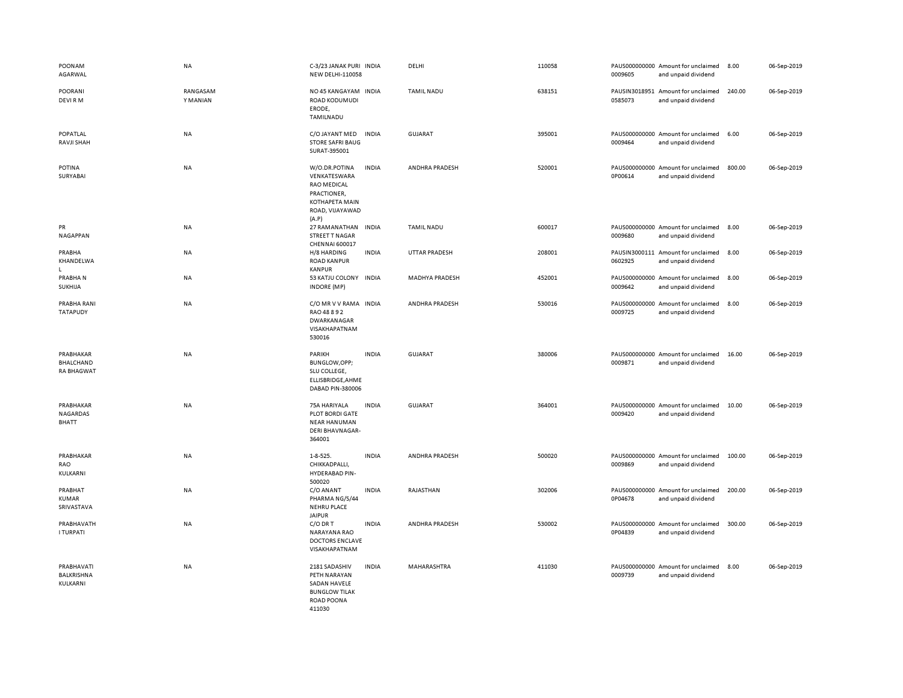| | | | | | | | | | |
|---|---|---|---|---|---|---|---|---|---|
| POONAM AGARWAL | NA | C-3/23 JANAK PURI NEW DELHI-110058 | INDIA | DELHI | 110058 | PAUS0000000000009605 | Amount for unclaimed and unpaid dividend | 8.00 | 06-Sep-2019 |
| POORANI DEVI R M | RANGASAMY MANIAN | NO 45 KANGAYAM ROAD KODUMUDI ERODE, TAMILNADU | INDIA | TAMIL NADU | 638151 | PAUSIN30189510585073 | Amount for unclaimed and unpaid dividend | 240.00 | 06-Sep-2019 |
| POPATLAL RAVJI SHAH | NA | C/O JAYANT MED STORE SAFRI BAUG SURAT-395001 | INDIA | GUJARAT | 395001 | PAUS0000000000009464 | Amount for unclaimed and unpaid dividend | 6.00 | 06-Sep-2019 |
| POTINA SURYABAI | NA | W/O.DR.POTINA VENKATESWARA RAO MEDICAL PRACTIONER, KOTHAPETA MAIN ROAD, VIJAYAWAD (A.P) | INDIA | ANDHRA PRADESH | 520001 | PAUS0000000000P00614 | Amount for unclaimed and unpaid dividend | 800.00 | 06-Sep-2019 |
| PR NAGAPPAN | NA | 27 RAMANATHAN STREET T NAGAR CHENNAI 600017 | INDIA | TAMIL NADU | 600017 | PAUS0000000000009680 | Amount for unclaimed and unpaid dividend | 8.00 | 06-Sep-2019 |
| PRABHA KHANDELWAL | NA | H/8 HARDING ROAD KANPUR KANPUR | INDIA | UTTAR PRADESH | 208001 | PAUSIN30001110602925 | Amount for unclaimed and unpaid dividend | 8.00 | 06-Sep-2019 |
| PRABHA N SUKHIJA | NA | 53 KATJU COLONY INDORE (MP) | INDIA | MADHYA PRADESH | 452001 | PAUS0000000000009642 | Amount for unclaimed and unpaid dividend | 8.00 | 06-Sep-2019 |
| PRABHA RANI TATAPUDY | NA | C/O MR V V RAMA RAO 48 8 9 2 DWARKANAGAR VISAKHAPATNAM 530016 | INDIA | ANDHRA PRADESH | 530016 | PAUS0000000000009725 | Amount for unclaimed and unpaid dividend | 8.00 | 06-Sep-2019 |
| PRABHAKAR BHALCHANDRA BHAGWAT | NA | PARIKH BUNGLOW,OPP; SLU COLLEGE, ELLISBRIDGE,AHMEDABAD PIN-380006 | INDIA | GUJARAT | 380006 | PAUS0000000000009871 | Amount for unclaimed and unpaid dividend | 16.00 | 06-Sep-2019 |
| PRABHAKAR NAGARDAS BHATT | NA | 75A HARIYALA PLOT BORDI GATE NEAR HANUMAN DERI BHAVNAGAR-364001 | INDIA | GUJARAT | 364001 | PAUS0000000000009420 | Amount for unclaimed and unpaid dividend | 10.00 | 06-Sep-2019 |
| PRABHAKAR RAO KULKARNI | NA | 1-8-525. CHIKKADPALLI, HYDERABAD PIN-500020 | INDIA | ANDHRA PRADESH | 500020 | PAUS0000000000009869 | Amount for unclaimed and unpaid dividend | 100.00 | 06-Sep-2019 |
| PRABHAT KUMAR SRIVASTAVA | NA | C/O ANANT PHARMA NG/S/44 NEHRU PLACE JAIPUR | INDIA | RAJASTHAN | 302006 | PAUS0000000000P04678 | Amount for unclaimed and unpaid dividend | 200.00 | 06-Sep-2019 |
| PRABHAVATHI TURPATI | NA | C/O DR T NARAYANA RAO DOCTORS ENCLAVE VISAKHAPATNAM | INDIA | ANDHRA PRADESH | 530002 | PAUS0000000000P04839 | Amount for unclaimed and unpaid dividend | 300.00 | 06-Sep-2019 |
| PRABHAVATI BALKRISHNA KULKARNI | NA | 2181 SADASHIV PETH NARAYAN SADAN HAVELE BUNGLOW TILAK ROAD POONA 411030 | INDIA | MAHARASHTRA | 411030 | PAUS0000000000009739 | Amount for unclaimed and unpaid dividend | 8.00 | 06-Sep-2019 |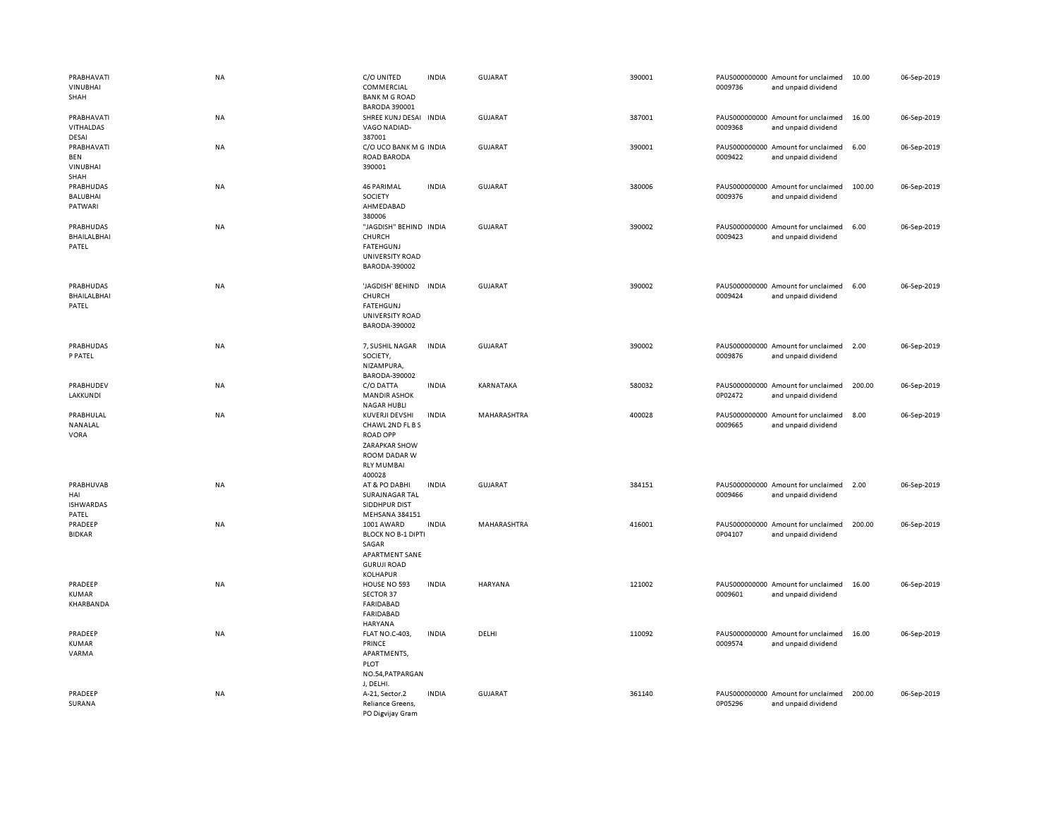| | | | | | | | | | |
|---|---|---|---|---|---|---|---|---|---|
| PRABHAVATI VINUBHAI SHAH | NA | C/O UNITED COMMERCIAL BANK M G ROAD BARODA 390001 | INDIA | GUJARAT | 390001 | PAUS0000000000009736 | Amount for unclaimed and unpaid dividend | 10.00 | 06-Sep-2019 |
| PRABHAVATI VITHALDAS DESAI | NA | SHREE KUNJ DESAI VAGO NADIAD-387001 | INDIA | GUJARAT | 387001 | PAUS0000000000009368 | Amount for unclaimed and unpaid dividend | 16.00 | 06-Sep-2019 |
| PRABHAVATI BEN VINUBHAI SHAH | NA | C/O UCO BANK M G ROAD BARODA 390001 | INDIA | GUJARAT | 390001 | PAUS0000000000009422 | Amount for unclaimed and unpaid dividend | 6.00 | 06-Sep-2019 |
| PRABHUDAS BALUBHAI PATWARI | NA | 46 PARIMAL SOCIETY AHMEDABAD 380006 | INDIA | GUJARAT | 380006 | PAUS0000000000009376 | Amount for unclaimed and unpaid dividend | 100.00 | 06-Sep-2019 |
| PRABHUDAS BHAILALBHAI PATEL | NA | "JAGDISH" BEHIND CHURCH FATEHGUNJ UNIVERSITY ROAD BARODA-390002 | INDIA | GUJARAT | 390002 | PAUS0000000000009423 | Amount for unclaimed and unpaid dividend | 6.00 | 06-Sep-2019 |
| PRABHUDAS BHAILALBHAI PATEL | NA | 'JAGDISH' BEHIND CHURCH FATEHGUNJ UNIVERSITY ROAD BARODA-390002 | INDIA | GUJARAT | 390002 | PAUS0000000000009424 | Amount for unclaimed and unpaid dividend | 6.00 | 06-Sep-2019 |
| PRABHUDAS P PATEL | NA | 7, SUSHIL NAGAR SOCIETY, NIZAMPURA, BARODA-390002 | INDIA | GUJARAT | 390002 | PAUS0000000000009876 | Amount for unclaimed and unpaid dividend | 2.00 | 06-Sep-2019 |
| PRABHUDEV LAKKUNDI | NA | C/O DATTA MANDIR ASHOK NAGAR HUBLI | INDIA | KARNATAKA | 580032 | PAUS00000000000P02472 | Amount for unclaimed and unpaid dividend | 200.00 | 06-Sep-2019 |
| PRABHULAL NANALAL VORA | NA | KUVERJI DEVSHI CHAWL 2ND FL B S ROAD OPP ZARAPKAR SHOW ROOM DADAR W RLY MUMBAI 400028 | INDIA | MAHARASHTRA | 400028 | PAUS0000000000009665 | Amount for unclaimed and unpaid dividend | 8.00 | 06-Sep-2019 |
| PRABHUVAB HAI ISHWARDAS PATEL | NA | AT & PO DABHI SURAJNAGAR TAL SIDDHPUR DIST MEHSANA 384151 | INDIA | GUJARAT | 384151 | PAUS0000000000009466 | Amount for unclaimed and unpaid dividend | 2.00 | 06-Sep-2019 |
| PRADEEP BIDKAR | NA | 1001 AWARD BLOCK NO B-1 DIPTI SAGAR APARTMENT SANE GURUJI ROAD KOLHAPUR | INDIA | MAHARASHTRA | 416001 | PAUS00000000000P04107 | Amount for unclaimed and unpaid dividend | 200.00 | 06-Sep-2019 |
| PRADEEP KUMAR KHARBANDA | NA | HOUSE NO 593 SECTOR 37 FARIDABAD FARIDABAD HARYANA | INDIA | HARYANA | 121002 | PAUS0000000000009601 | Amount for unclaimed and unpaid dividend | 16.00 | 06-Sep-2019 |
| PRADEEP KUMAR VARMA | NA | FLAT NO.C-403, PRINCE APARTMENTS, PLOT NO.54,PATPARGAN J, DELHI. | INDIA | DELHI | 110092 | PAUS0000000000009574 | Amount for unclaimed and unpaid dividend | 16.00 | 06-Sep-2019 |
| PRADEEP SURANA | NA | A-21, Sector.2 Reliance Greens, PO Digvijay Gram | INDIA | GUJARAT | 361140 | PAUS00000000000P05296 | Amount for unclaimed and unpaid dividend | 200.00 | 06-Sep-2019 |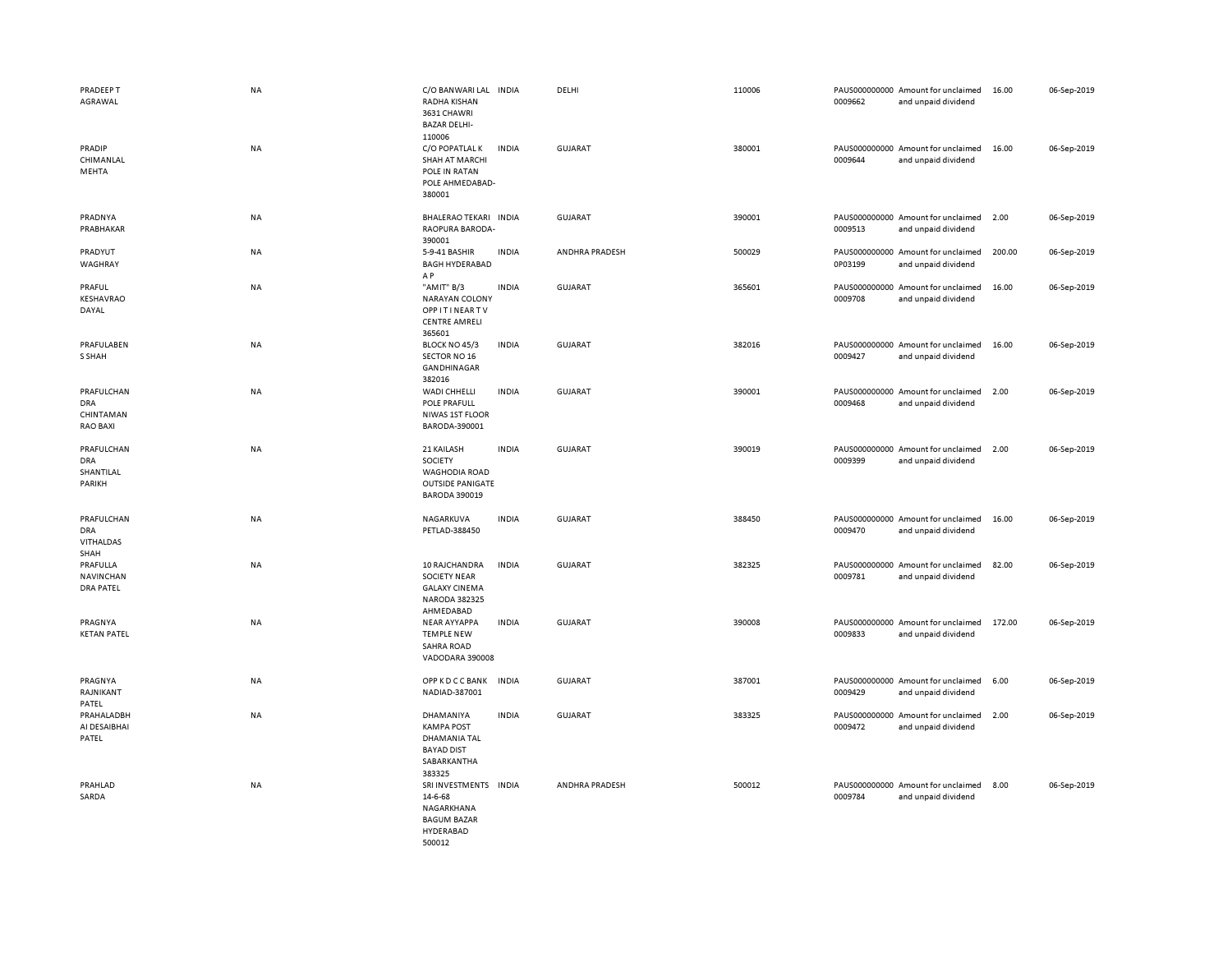| | | | | | | | | | | |
|---|---|---|---|---|---|---|---|---|---|---|
| PRADEEP T AGRAWAL | NA | C/O BANWARI LAL RADHA KISHAN 3631 CHAWRI BAZAR DELHI-110006 | INDIA | DELHI | 110006 | PAUS0000000000009662 | Amount for unclaimed and unpaid dividend | 16.00 | 06-Sep-2019 |
| PRADIP CHIMANLAL MEHTA | NA | C/O POPATLAL K SHAH AT MARCHI POLE IN RATAN POLE AHMEDABAD-380001 | INDIA | GUJARAT | 380001 | PAUS0000000000009644 | Amount for unclaimed and unpaid dividend | 16.00 | 06-Sep-2019 |
| PRADNYA PRABHAKAR | NA | BHALERAO TEKARI RAOPURA BARODA-390001 | INDIA | GUJARAT | 390001 | PAUS0000000000009513 | Amount for unclaimed and unpaid dividend | 2.00 | 06-Sep-2019 |
| PRADYUT WAGHRAY | NA | 5-9-41 BASHIR BAGH HYDERABAD A P | INDIA | ANDHRA PRADESH | 500029 | PAUS0000000000P03199 | Amount for unclaimed and unpaid dividend | 200.00 | 06-Sep-2019 |
| PRAFUL KESHAVRAO DAYAL | NA | "AMIT" B/3 NARAYAN COLONY OPP I T I NEAR T V CENTRE AMRELI 365601 | INDIA | GUJARAT | 365601 | PAUS0000000000009708 | Amount for unclaimed and unpaid dividend | 16.00 | 06-Sep-2019 |
| PRAFULABEN S SHAH | NA | BLOCK NO 45/3 SECTOR NO 16 GANDHINAGAR 382016 | INDIA | GUJARAT | 382016 | PAUS0000000000009427 | Amount for unclaimed and unpaid dividend | 16.00 | 06-Sep-2019 |
| PRAFULCHANDRA CHINTAMAN RAO BAXI | NA | WADI CHHELLI POLE PRAFULL NIWAS 1ST FLOOR BARODA-390001 | INDIA | GUJARAT | 390001 | PAUS0000000000009468 | Amount for unclaimed and unpaid dividend | 2.00 | 06-Sep-2019 |
| PRAFULCHANDRA SHANTILAL PARIKH | NA | 21 KAILASH SOCIETY WAGHODIA ROAD OUTSIDE PANIGATE BARODA 390019 | INDIA | GUJARAT | 390019 | PAUS0000000000009399 | Amount for unclaimed and unpaid dividend | 2.00 | 06-Sep-2019 |
| PRAFULCHANDRA VITHALDAS SHAH | NA | NAGARKUVA PETLAD-388450 | INDIA | GUJARAT | 388450 | PAUS0000000000009470 | Amount for unclaimed and unpaid dividend | 16.00 | 06-Sep-2019 |
| PRAFULLA NAVINCHANDRA PATEL | NA | 10 RAJCHANDRA SOCIETY NEAR GALAXY CINEMA NARODA 382325 AHMEDABAD | INDIA | GUJARAT | 382325 | PAUS0000000000009781 | Amount for unclaimed and unpaid dividend | 82.00 | 06-Sep-2019 |
| PRAGNYA KETAN PATEL | NA | NEAR AYYAPPA TEMPLE NEW SAHRA ROAD VADODARA 390008 | INDIA | GUJARAT | 390008 | PAUS0000000000009833 | Amount for unclaimed and unpaid dividend | 172.00 | 06-Sep-2019 |
| PRAGNYA RAJNIKANT PATEL | NA | OPP K D C C BANK NADIAD-387001 | INDIA | GUJARAT | 387001 | PAUS0000000000009429 | Amount for unclaimed and unpaid dividend | 6.00 | 06-Sep-2019 |
| PRAHALADBHAI DESAIBHAI PATEL | NA | DHAMANIYA KAMPA POST DHAMANIA TAL BAYAD DIST SABARKANTHA 383325 | INDIA | GUJARAT | 383325 | PAUS0000000000009472 | Amount for unclaimed and unpaid dividend | 2.00 | 06-Sep-2019 |
| PRAHLAD SARDA | NA | SRI INVESTMENTS 14-6-68 NAGARKHANA BAGUM BAZAR HYDERABAD 500012 | INDIA | ANDHRA PRADESH | 500012 | PAUS0000000000009784 | Amount for unclaimed and unpaid dividend | 8.00 | 06-Sep-2019 |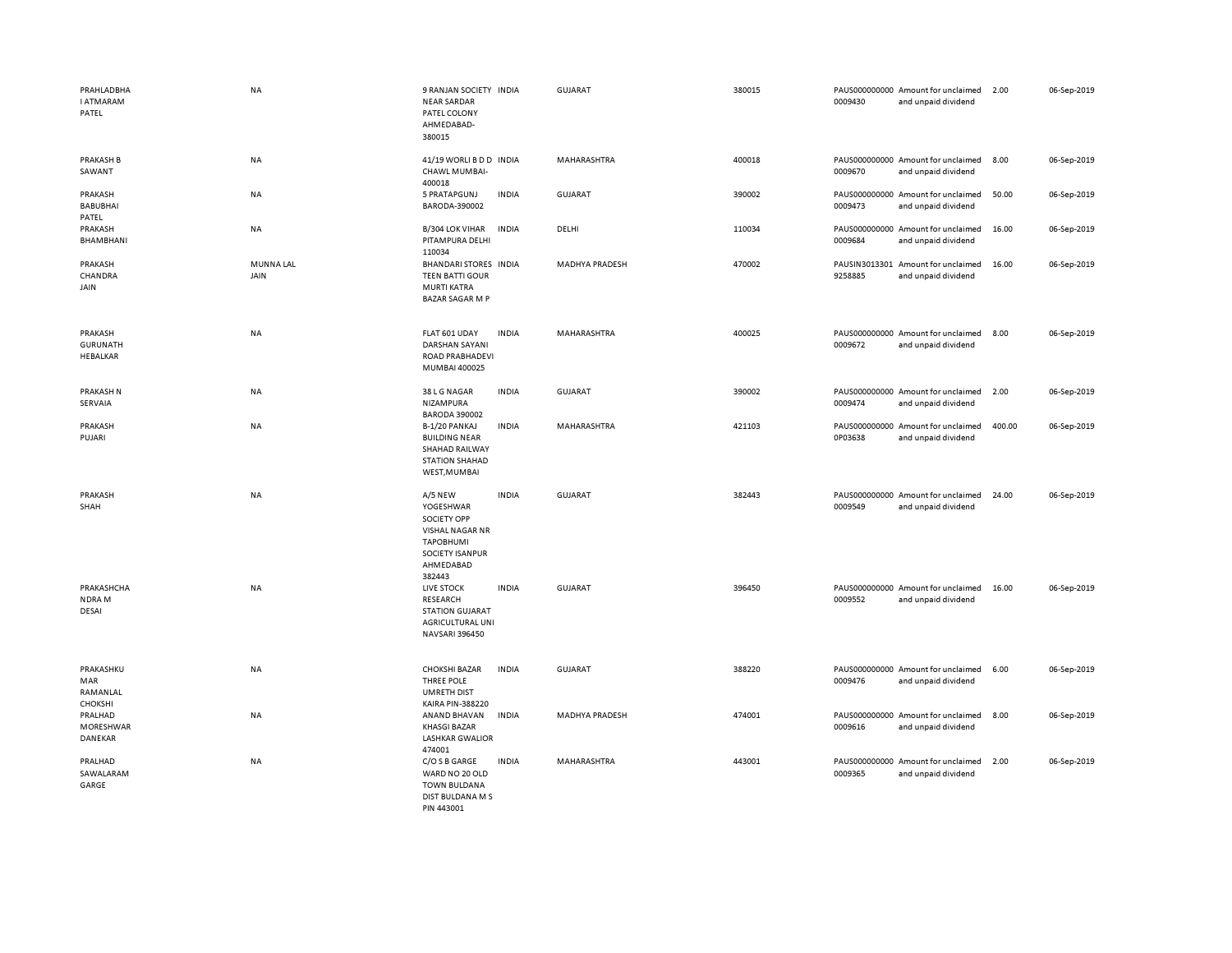| | | | | | | | | | |
|---|---|---|---|---|---|---|---|---|---|
| PRAHLADBHAI ATMARAM PATEL | NA | 9 RANJAN SOCIETY NEAR SARDAR PATEL COLONY AHMEDABAD-380015 | INDIA | GUJARAT | 380015 | PAUS0000000000009430 | Amount for unclaimed and unpaid dividend | 2.00 | 06-Sep-2019 |
| PRAKASH B SAWANT | NA | 41/19 WORLI B D D CHAWL MUMBAI-400018 | INDIA | MAHARASHTRA | 400018 | PAUS0000000000009670 | Amount for unclaimed and unpaid dividend | 8.00 | 06-Sep-2019 |
| PRAKASH BABUBHAI PATEL | NA | 5 PRATAPGUNJ BARODA-390002 | INDIA | GUJARAT | 390002 | PAUS0000000000009473 | Amount for unclaimed and unpaid dividend | 50.00 | 06-Sep-2019 |
| PRAKASH BHAMBHANI | NA | B/304 LOK VIHAR PITAMPURA DELHI 110034 | INDIA | DELHI | 110034 | PAUS0000000000009684 | Amount for unclaimed and unpaid dividend | 16.00 | 06-Sep-2019 |
| PRAKASH CHANDRA JAIN | MUNNA LAL JAIN | BHANDARI STORES TEEN BATTI GOUR MURTI KATRA BAZAR SAGAR M P | INDIA | MADHYA PRADESH | 470002 | PAUSIN30133019258885 | Amount for unclaimed and unpaid dividend | 16.00 | 06-Sep-2019 |
| PRAKASH GURUNATH HEBALKAR | NA | FLAT 601 UDAY DARSHAN SAYANI ROAD PRABHADEVI MUMBAI 400025 | INDIA | MAHARASHTRA | 400025 | PAUS0000000000009672 | Amount for unclaimed and unpaid dividend | 8.00 | 06-Sep-2019 |
| PRAKASH N SERVAIA | NA | 38 L G NAGAR NIZAMPURA BARODA 390002 | INDIA | GUJARAT | 390002 | PAUS0000000000009474 | Amount for unclaimed and unpaid dividend | 2.00 | 06-Sep-2019 |
| PRAKASH PUJARI | NA | B-1/20 PANKAJ BUILDING NEAR SHAHAD RAILWAY STATION SHAHAD WEST,MUMBAI | INDIA | MAHARASHTRA | 421103 | PAUS0000000000P03638 | Amount for unclaimed and unpaid dividend | 400.00 | 06-Sep-2019 |
| PRAKASH SHAH | NA | A/5 NEW YOGESHWAR SOCIETY OPP VISHAL NAGAR NR TAPOBHUMI SOCIETY ISANPUR AHMEDABAD 382443 | INDIA | GUJARAT | 382443 | PAUS0000000000009549 | Amount for unclaimed and unpaid dividend | 24.00 | 06-Sep-2019 |
| PRAKASHCHANDRA M DESAI | NA | LIVE STOCK RESEARCH STATION GUJARAT AGRICULTURAL UNI NAVSARI 396450 | INDIA | GUJARAT | 396450 | PAUS0000000000009552 | Amount for unclaimed and unpaid dividend | 16.00 | 06-Sep-2019 |
| PRAKASHKUMAR RAMANLAL CHOKSHI | NA | CHOKSHI BAZAR THREE POLE UMRETH DIST KAIRA PIN-388220 | INDIA | GUJARAT | 388220 | PAUS0000000000009476 | Amount for unclaimed and unpaid dividend | 6.00 | 06-Sep-2019 |
| PRALHAD MORESHWAR DANEKAR | NA | ANAND BHAVAN KHASGI BAZAR LASHKAR GWALIOR 474001 | INDIA | MADHYA PRADESH | 474001 | PAUS0000000000009616 | Amount for unclaimed and unpaid dividend | 8.00 | 06-Sep-2019 |
| PRALHAD SAWALARAM GARGE | NA | C/O S B GARGE WARD NO 20 OLD TOWN BULDANA DIST BULDANA M S PIN 443001 | INDIA | MAHARASHTRA | 443001 | PAUS0000000000009365 | Amount for unclaimed and unpaid dividend | 2.00 | 06-Sep-2019 |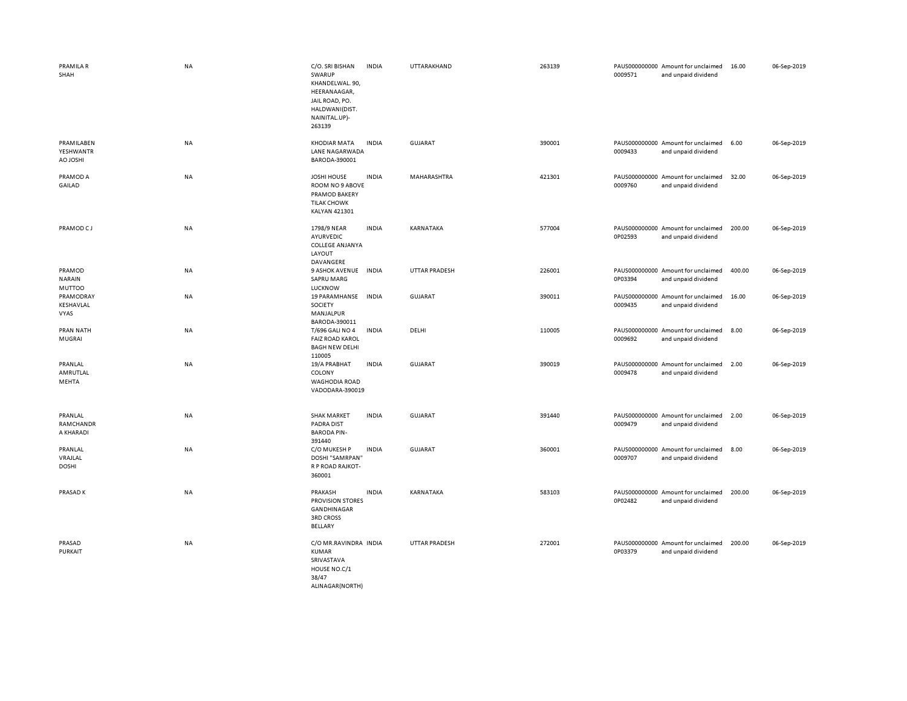| | | | | | | | | | |
|---|---|---|---|---|---|---|---|---|---|
| PRAMILA R SHAH | NA | C/O. SRI BISHAN SWARUP KHANDELWAL. 90, HEERANAAGAR, JAIL ROAD, PO. HALDWANI(DIST. NAINITAL.UP)-263139 | INDIA | UTTARAKHAND | 263139 | PAUS000000000 0009571 | Amount for unclaimed and unpaid dividend | 16.00 | 06-Sep-2019 |
| PRAMILABEN YESHWANTR AO JOSHI | NA | KHODIAR MATA LANE NAGARWADA BARODA-390001 | INDIA | GUJARAT | 390001 | PAUS000000000 0009433 | Amount for unclaimed and unpaid dividend | 6.00 | 06-Sep-2019 |
| PRAMOD A GAILAD | NA | JOSHI HOUSE ROOM NO 9 ABOVE PRAMOD BAKERY TILAK CHOWK KALYAN 421301 | INDIA | MAHARASHTRA | 421301 | PAUS000000000 0009760 | Amount for unclaimed and unpaid dividend | 32.00 | 06-Sep-2019 |
| PRAMOD C J | NA | 1798/9 NEAR AYURVEDIC COLLEGE ANJANYA LAYOUT DAVANGERE | INDIA | KARNATAKA | 577004 | PAUS000000000 0P02593 | Amount for unclaimed and unpaid dividend | 200.00 | 06-Sep-2019 |
| PRAMOD NARAIN MUTTOO | NA | 9 ASHOK AVENUE SAPRU MARG LUCKNOW | INDIA | UTTAR PRADESH | 226001 | PAUS000000000 0P03394 | Amount for unclaimed and unpaid dividend | 400.00 | 06-Sep-2019 |
| PRAMODRAY KESHAVLAL VYAS | NA | 19 PARAMHANSE SOCIETY MANJALPUR BARODA-390011 | INDIA | GUJARAT | 390011 | PAUS000000000 0009435 | Amount for unclaimed and unpaid dividend | 16.00 | 06-Sep-2019 |
| PRAN NATH MUGRAI | NA | T/696 GALI NO 4 FAIZ ROAD KAROL BAGH NEW DELHI 110005 | INDIA | DELHI | 110005 | PAUS000000000 0009692 | Amount for unclaimed and unpaid dividend | 8.00 | 06-Sep-2019 |
| PRANLAL AMRUTLAL MEHTA | NA | 19/A PRABHAT COLONY WAGHODIA ROAD VADODARA-390019 | INDIA | GUJARAT | 390019 | PAUS000000000 0009478 | Amount for unclaimed and unpaid dividend | 2.00 | 06-Sep-2019 |
| PRANLAL RAMCHANDR A KHARADI | NA | SHAK MARKET PADRA DIST BARODA PIN-391440 | INDIA | GUJARAT | 391440 | PAUS000000000 0009479 | Amount for unclaimed and unpaid dividend | 2.00 | 06-Sep-2019 |
| PRANLAL VRAJLAL DOSHI | NA | C/O MUKESH P DOSHI "SAMRPAN" R P ROAD RAJKOT-360001 | INDIA | GUJARAT | 360001 | PAUS000000000 0009707 | Amount for unclaimed and unpaid dividend | 8.00 | 06-Sep-2019 |
| PRASAD K | NA | PRAKASH PROVISION STORES GANDHINAGAR 3RD CROSS BELLARY | INDIA | KARNATAKA | 583103 | PAUS000000000 0P02482 | Amount for unclaimed and unpaid dividend | 200.00 | 06-Sep-2019 |
| PRASAD PURKAIT | NA | C/O MR.RAVINDRA KUMAR SRIVASTAVA HOUSE NO.C/1 38/47 ALINAGAR(NORTH) | INDIA | UTTAR PRADESH | 272001 | PAUS000000000 0P03379 | Amount for unclaimed and unpaid dividend | 200.00 | 06-Sep-2019 |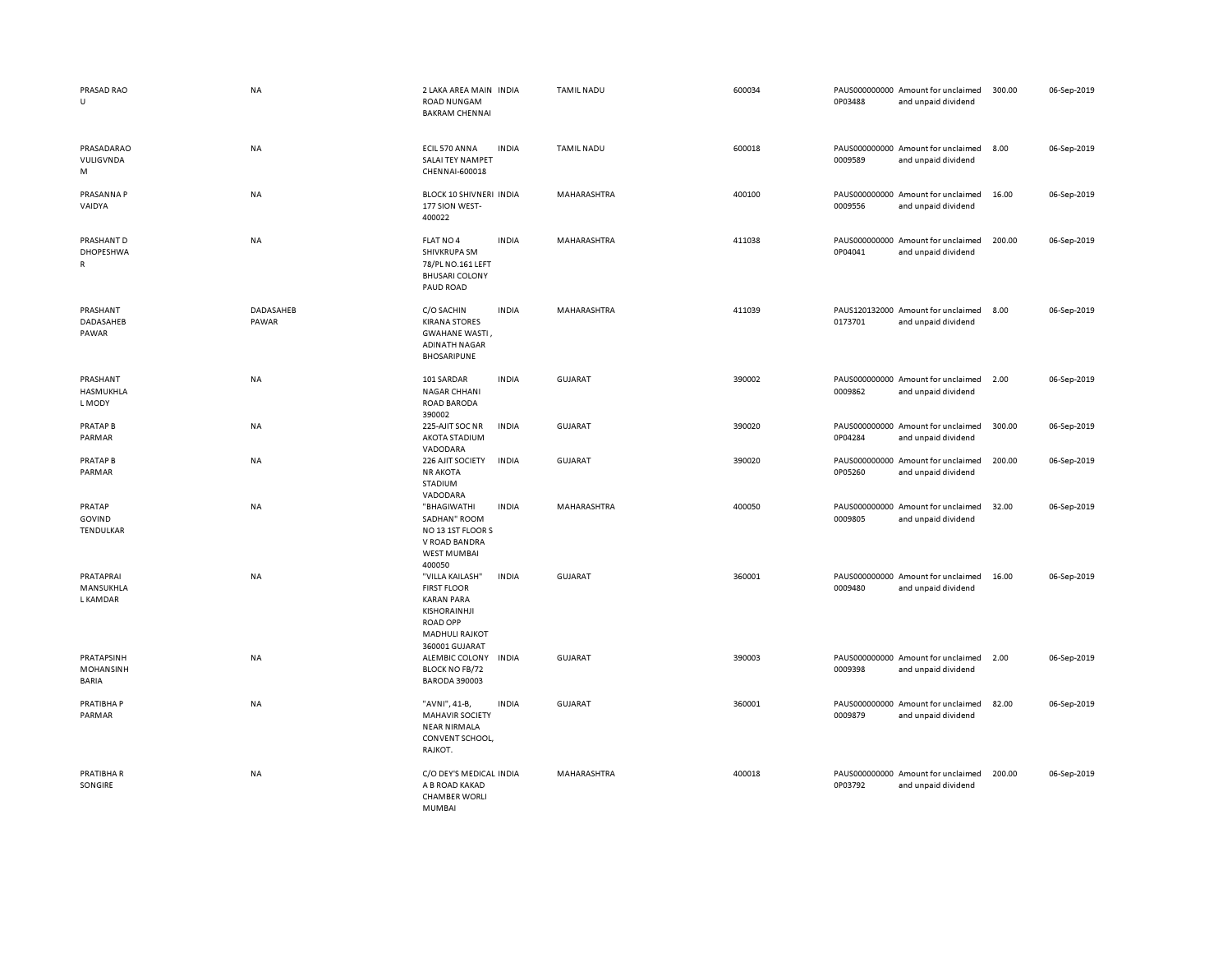| | | | | | | | | | |
|---|---|---|---|---|---|---|---|---|---|
| PRASAD RAO U | NA | 2 LAKA AREA MAIN ROAD NUNGAM BAKRAM CHENNAI | INDIA | TAMIL NADU | 600034 | PAUS0000000000P03488 | Amount for unclaimed and unpaid dividend | 300.00 | 06-Sep-2019 |
| PRASADARAO VULIGVNDA M | NA | ECIL 570 ANNA SALAI TEY NAMPET CHENNAI-600018 | INDIA | TAMIL NADU | 600018 | PAUS00000000000009589 | Amount for unclaimed and unpaid dividend | 8.00 | 06-Sep-2019 |
| PRASANNA P VAIDYA | NA | BLOCK 10 SHIVNERI 177 SION WEST-400022 | INDIA | MAHARASHTRA | 400100 | PAUS00000000000009556 | Amount for unclaimed and unpaid dividend | 16.00 | 06-Sep-2019 |
| PRASHANT D DHOPESHWA R | NA | FLAT NO 4 SHIVKRUPA SM 78/PL NO.161 LEFT BHUSARI COLONY PAUD ROAD | INDIA | MAHARASHTRA | 411038 | PAUS0000000000P04041 | Amount for unclaimed and unpaid dividend | 200.00 | 06-Sep-2019 |
| PRASHANT DADASAHEB PAWAR | DADASAHEB PAWAR | C/O SACHIN KIRANA STORES GWAHANE WASTI , ADINATH NAGAR BHOSARIPUNE | INDIA | MAHARASHTRA | 411039 | PAUS1201320000173701 | Amount for unclaimed and unpaid dividend | 8.00 | 06-Sep-2019 |
| PRASHANT HASMUKHLA L MODY | NA | 101 SARDAR NAGAR CHHANI ROAD BARODA 390002 | INDIA | GUJARAT | 390002 | PAUS00000000000009862 | Amount for unclaimed and unpaid dividend | 2.00 | 06-Sep-2019 |
| PRATAP B PARMAR | NA | 225-AJIT SOC NR AKOTA STADIUM VADODARA | INDIA | GUJARAT | 390020 | PAUS0000000000P04284 | Amount for unclaimed and unpaid dividend | 300.00 | 06-Sep-2019 |
| PRATAP B PARMAR | NA | 226 AJIT SOCIETY NR AKOTA STADIUM VADODARA | INDIA | GUJARAT | 390020 | PAUS0000000000P05260 | Amount for unclaimed and unpaid dividend | 200.00 | 06-Sep-2019 |
| PRATAP GOVIND TENDULKAR | NA | "BHAGIWATHI SADHAN" ROOM NO 13 1ST FLOOR S V ROAD BANDRA WEST MUMBAI 400050 | INDIA | MAHARASHTRA | 400050 | PAUS00000000000009805 | Amount for unclaimed and unpaid dividend | 32.00 | 06-Sep-2019 |
| PRATAPRAI MANSUKHLA L KAMDAR | NA | "VILLA KAILASH" FIRST FLOOR KARAN PARA KISHORAINHJI ROAD OPP MADHULI RAJKOT 360001 GUJARAT | INDIA | GUJARAT | 360001 | PAUS00000000000009480 | Amount for unclaimed and unpaid dividend | 16.00 | 06-Sep-2019 |
| PRATAPSINH MOHANSINH BARIA | NA | ALEMBIC COLONY BLOCK NO FB/72 BARODA 390003 | INDIA | GUJARAT | 390003 | PAUS00000000000009398 | Amount for unclaimed and unpaid dividend | 2.00 | 06-Sep-2019 |
| PRATIBHA P PARMAR | NA | "AVNI", 41-B, MAHAVIR SOCIETY NEAR NIRMALA CONVENT SCHOOL, RAJKOT. | INDIA | GUJARAT | 360001 | PAUS00000000000009879 | Amount for unclaimed and unpaid dividend | 82.00 | 06-Sep-2019 |
| PRATIBHA R SONGIRE | NA | C/O DEY'S MEDICAL A B ROAD KAKAD CHAMBER WORLI MUMBAI | INDIA | MAHARASHTRA | 400018 | PAUS0000000000P03792 | Amount for unclaimed and unpaid dividend | 200.00 | 06-Sep-2019 |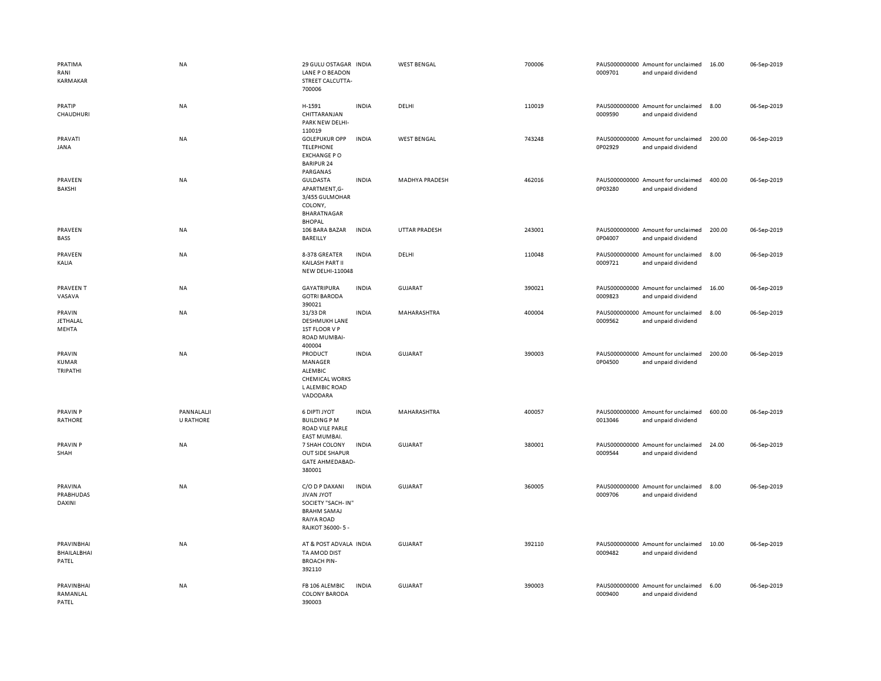| | | | | | | | | | |
|---|---|---|---|---|---|---|---|---|---|
| PRATIMA RANI KARMAKAR | NA | 29 GULU OSTAGAR LANE P O BEADON STREET CALCUTTA-700006 | INDIA | WEST BENGAL | 700006 | PAUS000000000 0009701 | Amount for unclaimed and unpaid dividend | 16.00 | 06-Sep-2019 |
| PRATIP CHAUDHURI | NA | H-1591 CHITTARANJAN PARK NEW DELHI-110019 | INDIA | DELHI | 110019 | PAUS000000000 0009590 | Amount for unclaimed and unpaid dividend | 8.00 | 06-Sep-2019 |
| PRAVATI JANA | NA | GOLEPUKUR OPP TELEPHONE EXCHANGE P O BARIPUR 24 PARGANAS | INDIA | WEST BENGAL | 743248 | PAUS000000000 0P02929 | Amount for unclaimed and unpaid dividend | 200.00 | 06-Sep-2019 |
| PRAVEEN BAKSHI | NA | GULDASTA APARTMENT,G-3/455 GULMOHAR COLONY, BHARATNAGAR BHOPAL | INDIA | MADHYA PRADESH | 462016 | PAUS000000000 0P03280 | Amount for unclaimed and unpaid dividend | 400.00 | 06-Sep-2019 |
| PRAVEEN BASS | NA | 106 BARA BAZAR BAREILLY | INDIA | UTTAR PRADESH | 243001 | PAUS000000000 0P04007 | Amount for unclaimed and unpaid dividend | 200.00 | 06-Sep-2019 |
| PRAVEEN KALIA | NA | 8-378 GREATER KAILASH PART II NEW DELHI-110048 | INDIA | DELHI | 110048 | PAUS000000000 0009721 | Amount for unclaimed and unpaid dividend | 8.00 | 06-Sep-2019 |
| PRAVEEN T VASAVA | NA | GAYATRIPURA GOTRI BARODA 390021 | INDIA | GUJARAT | 390021 | PAUS000000000 0009823 | Amount for unclaimed and unpaid dividend | 16.00 | 06-Sep-2019 |
| PRAVIN JETHALAL MEHTA | NA | 31/33 DR DESHMUKH LANE 1ST FLOOR V P ROAD MUMBAI-400004 | INDIA | MAHARASHTRA | 400004 | PAUS000000000 0009562 | Amount for unclaimed and unpaid dividend | 8.00 | 06-Sep-2019 |
| PRAVIN KUMAR TRIPATHI | NA | PRODUCT MANAGER ALEMBIC CHEMICAL WORKS L ALEMBIC ROAD VADODARA | INDIA | GUJARAT | 390003 | PAUS000000000 0P04500 | Amount for unclaimed and unpaid dividend | 200.00 | 06-Sep-2019 |
| PRAVIN P RATHORE | PANNALALJI U RATHORE | 6 DIPTI JYOT BUILDING P M ROAD VILE PARLE EAST MUMBAI. | INDIA | MAHARASHTRA | 400057 | PAUS000000000 0013046 | Amount for unclaimed and unpaid dividend | 600.00 | 06-Sep-2019 |
| PRAVIN P SHAH | NA | 7 SHAH COLONY OUT SIDE SHAPUR GATE AHMEDABAD-380001 | INDIA | GUJARAT | 380001 | PAUS000000000 0009544 | Amount for unclaimed and unpaid dividend | 24.00 | 06-Sep-2019 |
| PRAVINA PRABHUDAS DAXINI | NA | C/O D P DAXANI JIVAN JYOT SOCIETY "SACH- IN" BRAHM SAMAJ RAIYA ROAD RAJKOT 36000- 5 - | INDIA | GUJARAT | 360005 | PAUS000000000 0009706 | Amount for unclaimed and unpaid dividend | 8.00 | 06-Sep-2019 |
| PRAVINBHAI BHAILALBHAI PATEL | NA | AT & POST ADVALA TA AMOD DIST BROACH PIN-392110 | INDIA | GUJARAT | 392110 | PAUS000000000 0009482 | Amount for unclaimed and unpaid dividend | 10.00 | 06-Sep-2019 |
| PRAVINBHAI RAMANLAL PATEL | NA | FB 106 ALEMBIC COLONY BARODA 390003 | INDIA | GUJARAT | 390003 | PAUS000000000 0009400 | Amount for unclaimed and unpaid dividend | 6.00 | 06-Sep-2019 |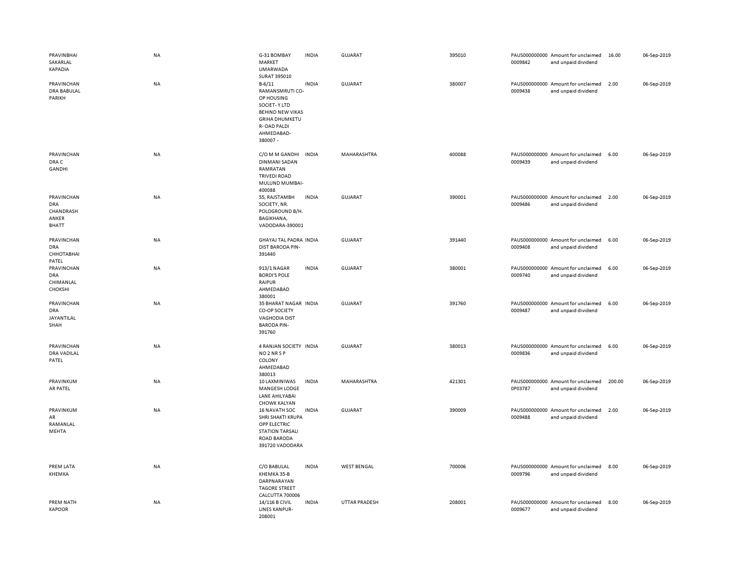| | | | | | | | | | |
|---|---|---|---|---|---|---|---|---|---|
| PRAVINBHAI SAKARLAL KAPADIA | NA | G-31 BOMBAY MARKET UMARWADA SURAT 395010 | INDIA | GUJARAT | 395010 | PAUS0000000000009842 | Amount for unclaimed and unpaid dividend | 16.00 | 06-Sep-2019 |
| PRAVINCHANDRA BABULAL PARIKH | NA | B-6/11 RAMANSMRUTI CO-OP HOUSING SOCIET- Y LTD BEHIND NEW VIKAS GRIHA DHUMKETU R- OAD PALDI AHMEDABAD-380007 - | INDIA | GUJARAT | 380007 | PAUS0000000000009438 | Amount for unclaimed and unpaid dividend | 2.00 | 06-Sep-2019 |
| PRAVINCHANDRA C GANDHI | NA | C/O M M GANDHI DINMANI SADAN RAMRATAN TRIVEDI ROAD MULUND MUMBAI-400088 | INDIA | MAHARASHTRA | 400088 | PAUS0000000000009439 | Amount for unclaimed and unpaid dividend | 6.00 | 06-Sep-2019 |
| PRAVINCHANDRA CHANDRASHANKER BHATT | NA | 55, RAJSTAMBH SOCIETY, NR. POLOGROUND B/H. BAGIKHANA, VADODARA-390001 | INDIA | GUJARAT | 390001 | PAUS0000000000009486 | Amount for unclaimed and unpaid dividend | 2.00 | 06-Sep-2019 |
| PRAVINCHANDRA CHHOTABHAI PATEL | NA | GHAYAJ TAL PADRA DIST BARODA PIN-391440 | INDIA | GUJARAT | 391440 | PAUS0000000000009408 | Amount for unclaimed and unpaid dividend | 6.00 | 06-Sep-2019 |
| PRAVINCHANDRA CHIMANLAL CHOKSHI | NA | 913/1 NAGAR BORDI'S POLE RAIPUR AHMEDABAD 380001 | INDIA | GUJARAT | 380001 | PAUS0000000000009740 | Amount for unclaimed and unpaid dividend | 6.00 | 06-Sep-2019 |
| PRAVINCHANDRA JAYANTILAL SHAH | NA | 35 BHARAT NAGAR CO-OP SOCIETY VAGHODIA DIST BARODA PIN-391760 | INDIA | GUJARAT | 391760 | PAUS0000000000009487 | Amount for unclaimed and unpaid dividend | 6.00 | 06-Sep-2019 |
| PRAVINCHANDRA VADILAL PATEL | NA | 4 RANJAN SOCIETY NO 2 NR S P COLONY AHMEDABAD 380013 | INDIA | GUJARAT | 380013 | PAUS0000000000009836 | Amount for unclaimed and unpaid dividend | 6.00 | 06-Sep-2019 |
| PRAVINKUMAR PATEL | NA | 10 LAXMINIWAS MANGESH LODGE LANE AHILYABAI CHOWK KALYAN | INDIA | MAHARASHTRA | 421301 | PAUS0000000000P03787 | Amount for unclaimed and unpaid dividend | 200.00 | 06-Sep-2019 |
| PRAVINKUMAR RAMANLAL MEHTA | NA | 16 NAVATH SOC SHRI SHAKTI KRUPA OPP ELECTRIC STATION TARSALI ROAD BARODA 391720 VADODARA | INDIA | GUJARAT | 390009 | PAUS0000000000009488 | Amount for unclaimed and unpaid dividend | 2.00 | 06-Sep-2019 |
| PREM LATA KHEMKA | NA | C/O BABULAL KHEMKA 35-B DARPNARAYAN TAGORE STREET CALCUTTA 700006 | INDIA | WEST BENGAL | 700006 | PAUS0000000000009796 | Amount for unclaimed and unpaid dividend | 8.00 | 06-Sep-2019 |
| PREM NATH KAPOOR | NA | 14/116 B CIVIL LINES KANPUR-208001 | INDIA | UTTAR PRADESH | 208001 | PAUS0000000000009677 | Amount for unclaimed and unpaid dividend | 8.00 | 06-Sep-2019 |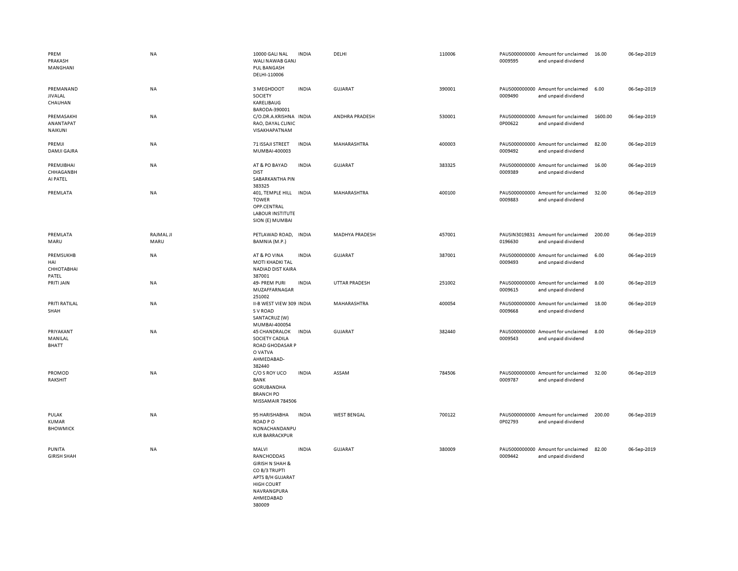| | | | | | | | | | |
|---|---|---|---|---|---|---|---|---|---|
| PREM PRAKASH MANGHANI | NA | 10000 GALI NAL WALI NAWAB GANJ PUL BANGASH DELHI-110006 | INDIA | DELHI | 110006 | PAUS0000000000009595 | Amount for unclaimed and unpaid dividend | 16.00 | 06-Sep-2019 |
| PREMANAND JIVALAL CHAUHAN | NA | 3 MEGHDOOT SOCIETY KARELIBAUG BARODA-390001 | INDIA | GUJARAT | 390001 | PAUS0000000000009490 | Amount for unclaimed and unpaid dividend | 6.00 | 06-Sep-2019 |
| PREMASAKHI ANANTAPAT NAIKUNI | NA | C/O.DR.A.KRISHNA RAO, DAYAL CLINIC VISAKHAPATNAM | INDIA | ANDHRA PRADESH | 530001 | PAUS0000000000P00622 | Amount for unclaimed and unpaid dividend | 1600.00 | 06-Sep-2019 |
| PREMJI DAMJI GAJRA | NA | 71 ISSAJI STREET MUMBAI-400003 | INDIA | MAHARASHTRA | 400003 | PAUS0000000000009492 | Amount for unclaimed and unpaid dividend | 82.00 | 06-Sep-2019 |
| PREMJIBHAI CHHAGANBH AI PATEL | NA | AT & PO BAYAD DIST SABARKANTHA PIN 383325 | INDIA | GUJARAT | 383325 | PAUS0000000000009389 | Amount for unclaimed and unpaid dividend | 16.00 | 06-Sep-2019 |
| PREMLATA | NA | 401, TEMPLE HILL TOWER OPP.CENTRAL LABOUR INSTITUTE SION (E) MUMBAI | INDIA | MAHARASHTRA | 400100 | PAUS0000000000009883 | Amount for unclaimed and unpaid dividend | 32.00 | 06-Sep-2019 |
| PREMLATA MARU | RAJMAL JI MARU | PETLAWAD ROAD, BAMNIA (M.P.) | INDIA | MADHYA PRADESH | 457001 | PAUSIN30198310196630 | Amount for unclaimed and unpaid dividend | 200.00 | 06-Sep-2019 |
| PREMSUKHB HAI CHHOTABHAI PATEL | NA | AT & PO VINA MOTI KHADKI TAL NADIAD DIST KAIRA 387001 | INDIA | GUJARAT | 387001 | PAUS0000000000009493 | Amount for unclaimed and unpaid dividend | 6.00 | 06-Sep-2019 |
| PRITI JAIN | NA | 49- PREM PURI MUZAFFARNAGAR 251002 | INDIA | UTTAR PRADESH | 251002 | PAUS0000000000009615 | Amount for unclaimed and unpaid dividend | 8.00 | 06-Sep-2019 |
| PRITI RATILAL SHAH | NA | II-B WEST VIEW 309 S V ROAD SANTACRUZ (W) MUMBAI-400054 | INDIA | MAHARASHTRA | 400054 | PAUS0000000000009668 | Amount for unclaimed and unpaid dividend | 18.00 | 06-Sep-2019 |
| PRIYAKANT MANILAL BHATT | NA | 45 CHANDRALOK SOCIETY CADILA ROAD GHODASAR P O VATVA AHMEDABAD-382440 | INDIA | GUJARAT | 382440 | PAUS0000000000009543 | Amount for unclaimed and unpaid dividend | 8.00 | 06-Sep-2019 |
| PROMOD RAKSHIT | NA | C/O S ROY UCO BANK GORUBANDHA BRANCH PO MISSAMAIR 784506 | INDIA | ASSAM | 784506 | PAUS0000000000009787 | Amount for unclaimed and unpaid dividend | 32.00 | 06-Sep-2019 |
| PULAK KUMAR BHOWMICK | NA | 95 HARISHABHA ROAD P O NONACHANDANPU KUR BARRACKPUR | INDIA | WEST BENGAL | 700122 | PAUS0000000000P02793 | Amount for unclaimed and unpaid dividend | 200.00 | 06-Sep-2019 |
| PUNITA GIRISH SHAH | NA | MALVI RANCHODDAS GIRISH N SHAH & CO B/3 TRUPTI APTS B/H GUJARAT HIGH COURT NAVRANGPURA AHMEDABAD 380009 | INDIA | GUJARAT | 380009 | PAUS0000000000009442 | Amount for unclaimed and unpaid dividend | 82.00 | 06-Sep-2019 |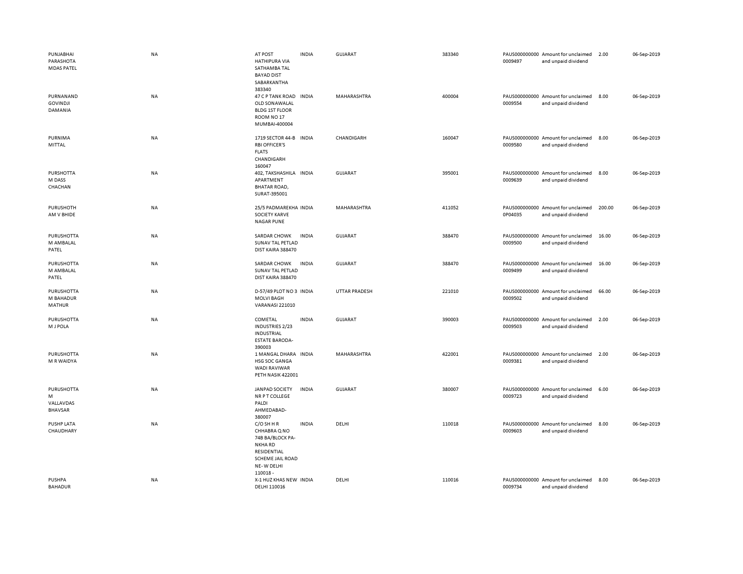| | | | | | | | | | |
|---|---|---|---|---|---|---|---|---|---|
| PUNJABHAI PARASHOTA MDAS PATEL | NA | AT POST HATHIPURA VIA SATHAMBA TAL BAYAD DIST SABARKANTHA 383340 | INDIA | GUJARAT | 383340 | PAUS000000000 0009497 | Amount for unclaimed and unpaid dividend | 2.00 | 06-Sep-2019 |
| PURNANAND GOVINDJI DAMANIA | NA | 47 C P TANK ROAD OLD SONAWALAL BLDG 1ST FLOOR ROOM NO 17 MUMBAI-400004 | INDIA | MAHARASHTRA | 400004 | PAUS000000000 0009554 | Amount for unclaimed and unpaid dividend | 8.00 | 06-Sep-2019 |
| PURNIMA MITTAL | NA | 1719 SECTOR 44-B RBI OFFICER'S FLATS CHANDIGARH 160047 | INDIA | CHANDIGARH | 160047 | PAUS000000000 0009580 | Amount for unclaimed and unpaid dividend | 8.00 | 06-Sep-2019 |
| PURSHOTTA M DASS CHACHAN | NA | 402, TAKSHASHILA APARTMENT BHATAR ROAD, SURAT-395001 | INDIA | GUJARAT | 395001 | PAUS000000000 0009639 | Amount for unclaimed and unpaid dividend | 8.00 | 06-Sep-2019 |
| PURUSHOTH AM V BHIDE | NA | 25/5 PADMAREKHA SOCIETY KARVE NAGAR PUNE | INDIA | MAHARASHTRA | 411052 | PAUS000000000 0P04035 | Amount for unclaimed and unpaid dividend | 200.00 | 06-Sep-2019 |
| PURUSHOTTA M AMBALAL PATEL | NA | SARDAR CHOWK SUNAV TAL PETLAD DIST KAIRA 388470 | INDIA | GUJARAT | 388470 | PAUS000000000 0009500 | Amount for unclaimed and unpaid dividend | 16.00 | 06-Sep-2019 |
| PURUSHOTTA M AMBALAL PATEL | NA | SARDAR CHOWK SUNAV TAL PETLAD DIST KAIRA 388470 | INDIA | GUJARAT | 388470 | PAUS000000000 0009499 | Amount for unclaimed and unpaid dividend | 16.00 | 06-Sep-2019 |
| PURUSHOTTA M BAHADUR MATHUR | NA | D-57/49 PLOT NO 3 MOLVI BAGH VARANASI 221010 | INDIA | UTTAR PRADESH | 221010 | PAUS000000000 0009502 | Amount for unclaimed and unpaid dividend | 66.00 | 06-Sep-2019 |
| PURUSHOTTA M J POLA | NA | COMETAL INDUSTRIES 2/23 INDUSTRIAL ESTATE BARODA-390003 | INDIA | GUJARAT | 390003 | PAUS000000000 0009503 | Amount for unclaimed and unpaid dividend | 2.00 | 06-Sep-2019 |
| PURUSHOTTA M R WAIDYA | NA | 1 MANGAL DHARA HSG SOC GANGA WADI RAVIWAR PETH NASIK 422001 | INDIA | MAHARASHTRA | 422001 | PAUS000000000 0009381 | Amount for unclaimed and unpaid dividend | 2.00 | 06-Sep-2019 |
| PURUSHOTTA M VALLAVDAS BHAVSAR | NA | JANPAD SOCIETY NR P T COLLEGE PALDI AHMEDABAD-380007 | INDIA | GUJARAT | 380007 | PAUS000000000 0009723 | Amount for unclaimed and unpaid dividend | 6.00 | 06-Sep-2019 |
| PUSHP LATA CHAUDHARY | NA | C/O SH H R CHHABRA Q NO 74B BA/BLOCK PA-NKHA RD RESIDENTIAL SCHEME JAIL ROAD NE- W DELHI 110018 - | INDIA | DELHI | 110018 | PAUS000000000 0009603 | Amount for unclaimed and unpaid dividend | 8.00 | 06-Sep-2019 |
| PUSHPA BAHADUR | NA | X-1 HUZ KHAS NEW DELHI 110016 | INDIA | DELHI | 110016 | PAUS000000000 0009734 | Amount for unclaimed and unpaid dividend | 8.00 | 06-Sep-2019 |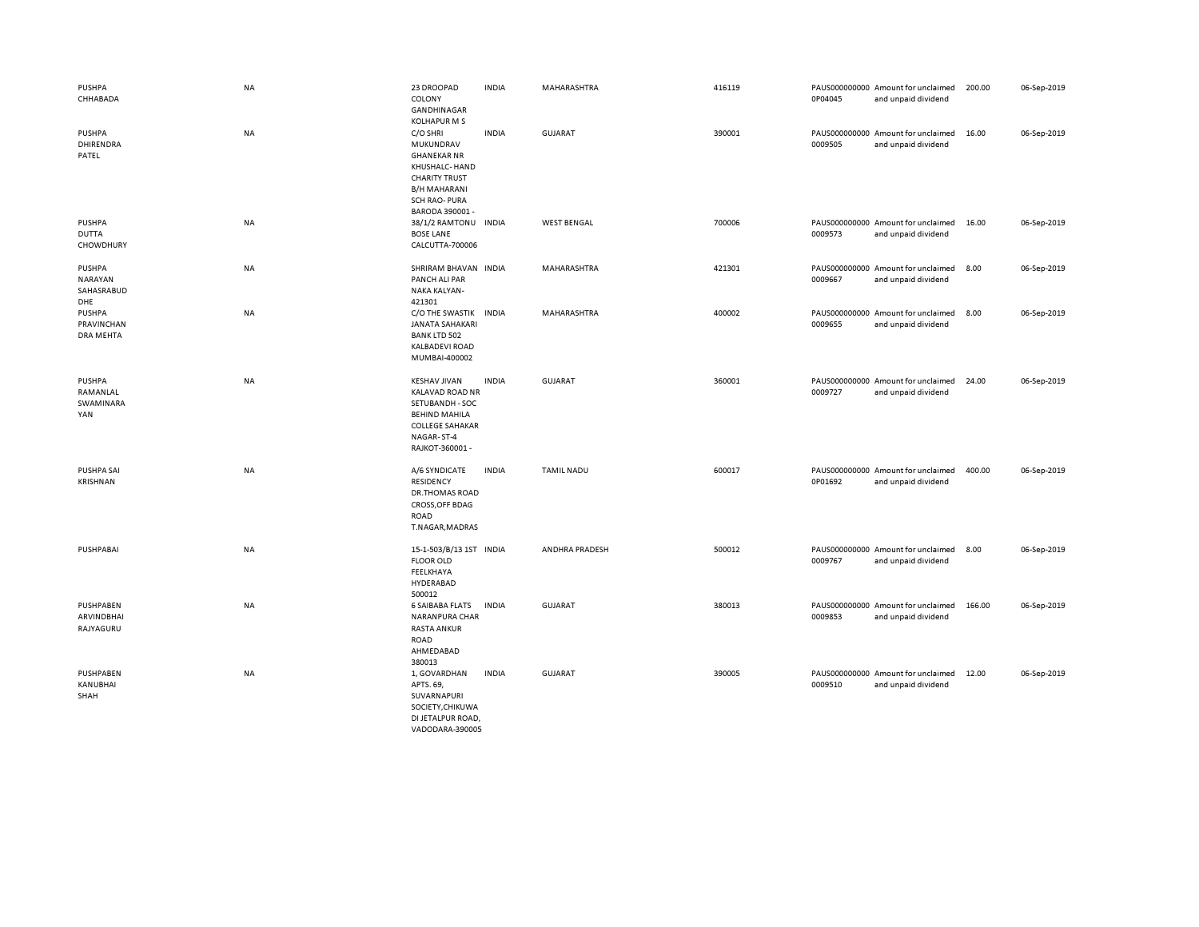| | | | | | | | | | |
|---|---|---|---|---|---|---|---|---|---|
| PUSHPA CHHABADA | NA | 23 DROOPAD COLONY GANDHINAGAR KOLHAPUR M S | INDIA | MAHARASHTRA | 416119 | PAUS0000000000P04045 | Amount for unclaimed and unpaid dividend | 200.00 | 06-Sep-2019 |
| PUSHPA DHIRENDRA PATEL | NA | C/O SHRI MUKUNDRAV GHANEKAR NR KHUSHALC- HAND CHARITY TRUST B/H MAHARANI SCH RAO- PURA BARODA 390001 - | INDIA | GUJARAT | 390001 | PAUS0000000000009505 | Amount for unclaimed and unpaid dividend | 16.00 | 06-Sep-2019 |
| PUSHPA DUTTA CHOWDHURY | NA | 38/1/2 RAMTONU BOSE LANE CALCUTTA-700006 | INDIA | WEST BENGAL | 700006 | PAUS0000000000009573 | Amount for unclaimed and unpaid dividend | 16.00 | 06-Sep-2019 |
| PUSHPA NARAYAN SAHASRABUD DHE | NA | SHRIRAM BHAVAN PANCH ALI PAR NAKA KALYAN-421301 | INDIA | MAHARASHTRA | 421301 | PAUS0000000000009667 | Amount for unclaimed and unpaid dividend | 8.00 | 06-Sep-2019 |
| PUSHPA PRAVINCHAN DRA MEHTA | NA | C/O THE SWASTIK JANATA SAHAKARI BANK LTD 502 KALBADEVI ROAD MUMBAI-400002 | INDIA | MAHARASHTRA | 400002 | PAUS0000000000009655 | Amount for unclaimed and unpaid dividend | 8.00 | 06-Sep-2019 |
| PUSHPA RAMANLAL SWAMINARA YAN | NA | KESHAV JIVAN KALAVAD ROAD NR SETUBANDH - SOC BEHIND MAHILA COLLEGE SAHAKAR NAGAR- ST-4 RAJKOT-360001 - | INDIA | GUJARAT | 360001 | PAUS0000000000009727 | Amount for unclaimed and unpaid dividend | 24.00 | 06-Sep-2019 |
| PUSHPA SAI KRISHNAN | NA | A/6 SYNDICATE RESIDENCY DR.THOMAS ROAD CROSS,OFF BDAG ROAD T.NAGAR,MADRAS | INDIA | TAMIL NADU | 600017 | PAUS0000000000P01692 | Amount for unclaimed and unpaid dividend | 400.00 | 06-Sep-2019 |
| PUSHPABAI | NA | 15-1-503/B/13 1ST FLOOR OLD FEELKHAYA HYDERABAD 500012 | INDIA | ANDHRA PRADESH | 500012 | PAUS0000000000009767 | Amount for unclaimed and unpaid dividend | 8.00 | 06-Sep-2019 |
| PUSHPABEN ARVINDBHAI RAJYAGURU | NA | 6 SAIBABA FLATS NARANPURA CHAR RASTA ANKUR ROAD AHMEDABAD 380013 | INDIA | GUJARAT | 380013 | PAUS0000000000009853 | Amount for unclaimed and unpaid dividend | 166.00 | 06-Sep-2019 |
| PUSHPABEN KANUBHAI SHAH | NA | 1, GOVARDHAN APTS. 69, SUVARNAPURI SOCIETY,CHIKUWA DI JETALPUR ROAD, VADODARA-390005 | INDIA | GUJARAT | 390005 | PAUS0000000000009510 | Amount for unclaimed and unpaid dividend | 12.00 | 06-Sep-2019 |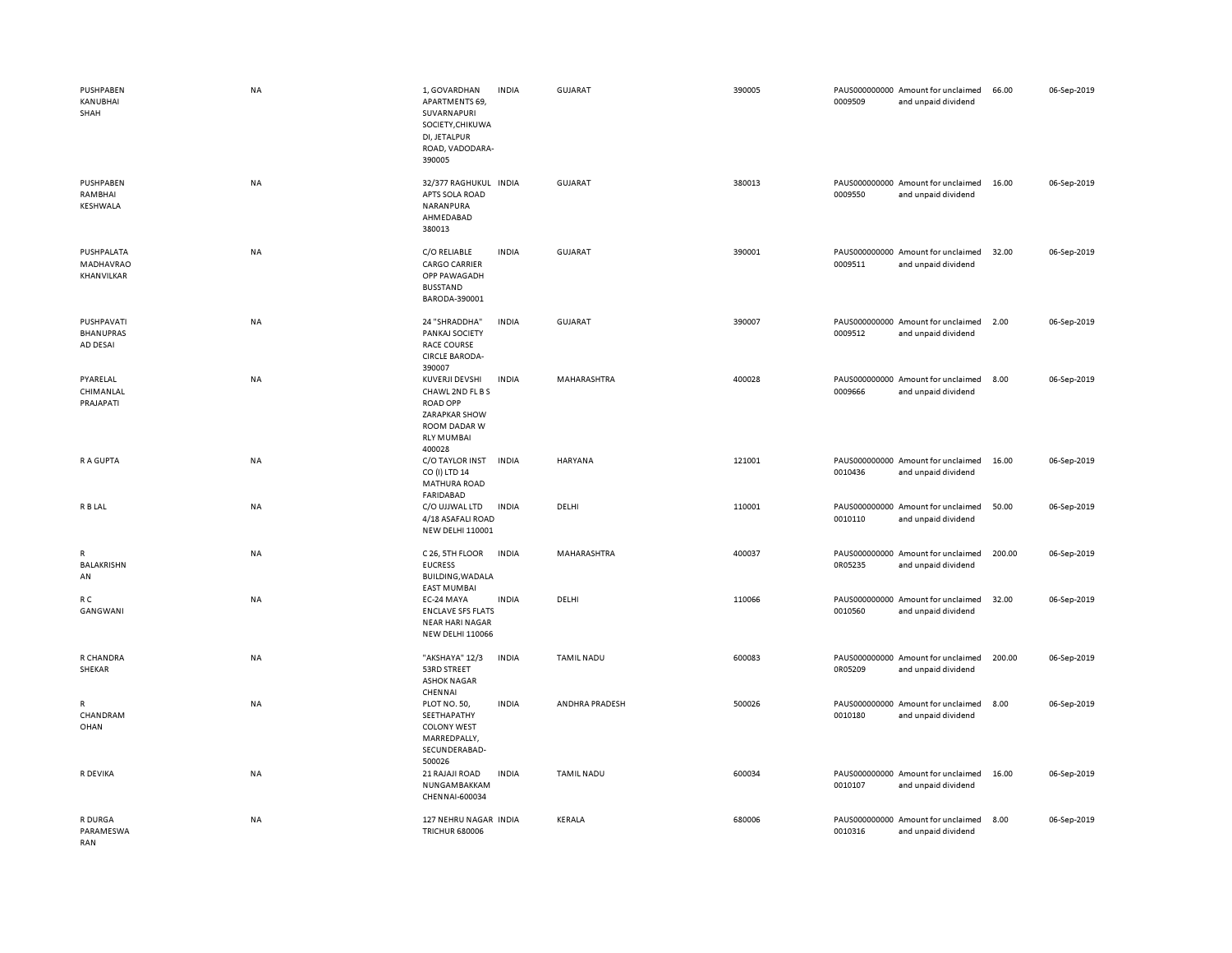| | | | | | | | | | |
|---|---|---|---|---|---|---|---|---|---|
| PUSHPABEN KANUBHAI SHAH | NA | 1, GOVARDHAN APARTMENTS 69, SUVARNAPURI SOCIETY,CHIKUWADI, JETALPUR ROAD, VADODARA-390005 | INDIA | GUJARAT | 390005 | PAUS000000000 0009509 | Amount for unclaimed and unpaid dividend | 66.00 | 06-Sep-2019 |
| PUSHPABEN RAMBHAI KESHWALA | NA | 32/377 RAGHUKUL APTS SOLA ROAD NARANPURA AHMEDABAD 380013 | INDIA | GUJARAT | 380013 | PAUS000000000 0009550 | Amount for unclaimed and unpaid dividend | 16.00 | 06-Sep-2019 |
| PUSHPALATA MADHAVRAO KHANVILKAR | NA | C/O RELIABLE CARGO CARRIER OPP PAWAGADH BUSSTAND BARODA-390001 | INDIA | GUJARAT | 390001 | PAUS000000000 0009511 | Amount for unclaimed and unpaid dividend | 32.00 | 06-Sep-2019 |
| PUSHPAVATI BHANUPRASAD DESAI | NA | 24 "SHRADDHA" PANKAJ SOCIETY RACE COURSE CIRCLE BARODA-390007 | INDIA | GUJARAT | 390007 | PAUS000000000 0009512 | Amount for unclaimed and unpaid dividend | 2.00 | 06-Sep-2019 |
| PYARELAL CHIMANLAL PRAJAPATI | NA | KUVERJI DEVSHI CHAWL 2ND FL B S ROAD OPP ZARAPKAR SHOW ROOM DADAR W RLY MUMBAI 400028 | INDIA | MAHARASHTRA | 400028 | PAUS000000000 0009666 | Amount for unclaimed and unpaid dividend | 8.00 | 06-Sep-2019 |
| R A GUPTA | NA | C/O TAYLOR INST CO (I) LTD 14 MATHURA ROAD FARIDABAD | INDIA | HARYANA | 121001 | PAUS000000000 0010436 | Amount for unclaimed and unpaid dividend | 16.00 | 06-Sep-2019 |
| R B LAL | NA | C/O UJJWAL LTD 4/18 ASAFALI ROAD NEW DELHI 110001 | INDIA | DELHI | 110001 | PAUS000000000 0010110 | Amount for unclaimed and unpaid dividend | 50.00 | 06-Sep-2019 |
| R BALAKRISHNAN | NA | C 26, 5TH FLOOR EUCRESS BUILDING,WADALA EAST MUMBAI | INDIA | MAHARASHTRA | 400037 | PAUS000000000 0R05235 | Amount for unclaimed and unpaid dividend | 200.00 | 06-Sep-2019 |
| R C GANGWANI | NA | EC-24 MAYA ENCLAVE SFS FLATS NEAR HARI NAGAR NEW DELHI 110066 | INDIA | DELHI | 110066 | PAUS000000000 0010560 | Amount for unclaimed and unpaid dividend | 32.00 | 06-Sep-2019 |
| R CHANDRA SHEKAR | NA | "AKSHAYA" 12/3 53RD STREET ASHOK NAGAR CHENNAI | INDIA | TAMIL NADU | 600083 | PAUS000000000 0R05209 | Amount for unclaimed and unpaid dividend | 200.00 | 06-Sep-2019 |
| R CHANDRAMOHAN | NA | PLOT NO. 50, SEETHAPATHY COLONY WEST MARREDPALLY, SECUNDERABAD-500026 | INDIA | ANDHRA PRADESH | 500026 | PAUS000000000 0010180 | Amount for unclaimed and unpaid dividend | 8.00 | 06-Sep-2019 |
| R DEVIKA | NA | 21 RAJAJI ROAD NUNGAMBAKKAM CHENNAI-600034 | INDIA | TAMIL NADU | 600034 | PAUS000000000 0010107 | Amount for unclaimed and unpaid dividend | 16.00 | 06-Sep-2019 |
| R DURGA PARAMESWARAN | NA | 127 NEHRU NAGAR TRICHUR 680006 | INDIA | KERALA | 680006 | PAUS000000000 0010316 | Amount for unclaimed and unpaid dividend | 8.00 | 06-Sep-2019 |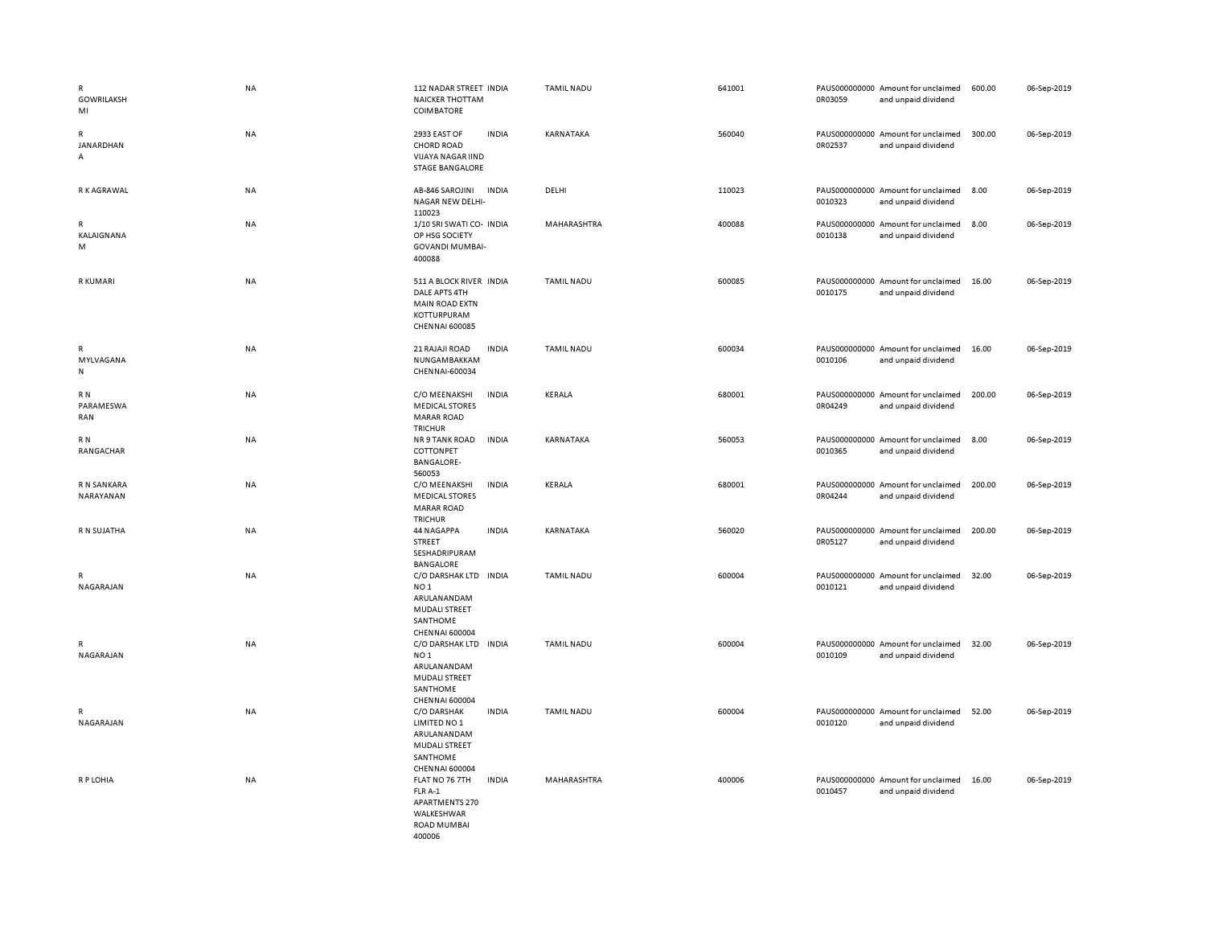| | | | | | | | | | |
|---|---|---|---|---|---|---|---|---|---|
| R GOWRILAKSHMI | NA | 112 NADAR STREET NAICKER THOTTAM COIMBATORE | INDIA | TAMIL NADU | 641001 | PAUS0000000000R03059 | Amount for unclaimed and unpaid dividend | 600.00 | 06-Sep-2019 |
| R JANARDHANA | NA | 2933 EAST OF CHORD ROAD VIJAYA NAGAR IIND STAGE BANGALORE | INDIA | KARNATAKA | 560040 | PAUS0000000000R02537 | Amount for unclaimed and unpaid dividend | 300.00 | 06-Sep-2019 |
| R K AGRAWAL | NA | AB-846 SAROJINI NAGAR NEW DELHI-110023 | INDIA | DELHI | 110023 | PAUS0000000000010323 | Amount for unclaimed and unpaid dividend | 8.00 | 06-Sep-2019 |
| R KALAIGNANAM | NA | 1/10 SRI SWATI CO-OP HSG SOCIETY GOVANDI MUMBAI-400088 | INDIA | MAHARASHTRA | 400088 | PAUS0000000000010138 | Amount for unclaimed and unpaid dividend | 8.00 | 06-Sep-2019 |
| R KUMARI | NA | 511 A BLOCK RIVER DALE APTS 4TH MAIN ROAD EXTN KOTTURPURAM CHENNAI 600085 | INDIA | TAMIL NADU | 600085 | PAUS0000000000010175 | Amount for unclaimed and unpaid dividend | 16.00 | 06-Sep-2019 |
| R MYLVAGANAN | NA | 21 RAJAJI ROAD NUNGAMBAKKAM CHENNAI-600034 | INDIA | TAMIL NADU | 600034 | PAUS0000000000010106 | Amount for unclaimed and unpaid dividend | 16.00 | 06-Sep-2019 |
| R N PARAMESWARAN | NA | C/O MEENAKSHI MEDICAL STORES MARAR ROAD TRICHUR | INDIA | KERALA | 680001 | PAUS0000000000R04249 | Amount for unclaimed and unpaid dividend | 200.00 | 06-Sep-2019 |
| R N RANGACHAR | NA | NR 9 TANK ROAD COTTONPET BANGALORE-560053 | INDIA | KARNATAKA | 560053 | PAUS0000000000010365 | Amount for unclaimed and unpaid dividend | 8.00 | 06-Sep-2019 |
| R N SANKARA NARAYANAN | NA | C/O MEENAKSHI MEDICAL STORES MARAR ROAD TRICHUR | INDIA | KERALA | 680001 | PAUS0000000000R04244 | Amount for unclaimed and unpaid dividend | 200.00 | 06-Sep-2019 |
| R N SUJATHA | NA | 44 NAGAPPA STREET SESHADRIPURAM BANGALORE | INDIA | KARNATAKA | 560020 | PAUS0000000000R05127 | Amount for unclaimed and unpaid dividend | 200.00 | 06-Sep-2019 |
| R NAGARAJAN | NA | C/O DARSHAK LTD NO 1 ARULANANDAM MUDALI STREET SANTHOME CHENNAI 600004 | INDIA | TAMIL NADU | 600004 | PAUS0000000000010121 | Amount for unclaimed and unpaid dividend | 32.00 | 06-Sep-2019 |
| R NAGARAJAN | NA | C/O DARSHAK LTD NO 1 ARULANANDAM MUDALI STREET SANTHOME CHENNAI 600004 | INDIA | TAMIL NADU | 600004 | PAUS0000000000010109 | Amount for unclaimed and unpaid dividend | 32.00 | 06-Sep-2019 |
| R NAGARAJAN | NA | C/O DARSHAK LIMITED NO 1 ARULANANDAM MUDALI STREET SANTHOME CHENNAI 600004 | INDIA | TAMIL NADU | 600004 | PAUS0000000000010120 | Amount for unclaimed and unpaid dividend | 52.00 | 06-Sep-2019 |
| R P LOHIA | NA | FLAT NO 76 7TH FLR A-1 APARTMENTS 270 WALKESHWAR ROAD MUMBAI 400006 | INDIA | MAHARASHTRA | 400006 | PAUS0000000000010457 | Amount for unclaimed and unpaid dividend | 16.00 | 06-Sep-2019 |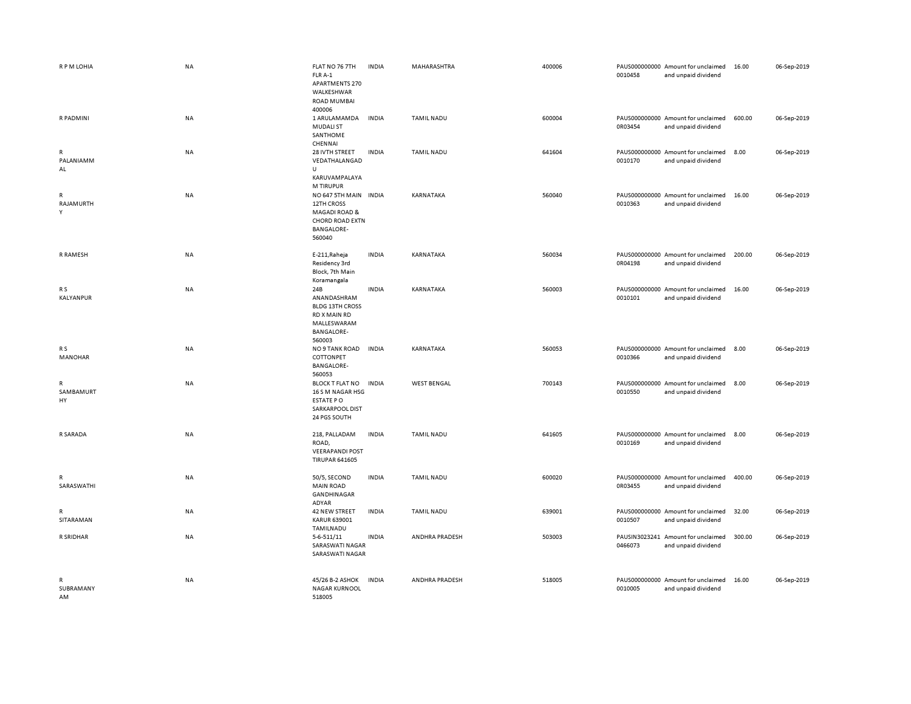| | | | | | | | | | |
|---|---|---|---|---|---|---|---|---|---|
| R P M LOHIA | NA | FLAT NO 76 7TH FLR A-1 APARTMENTS 270 WALKESHWAR ROAD MUMBAI 400006 | INDIA | MAHARASHTRA | 400006 | PAUS0000000000010458 | Amount for unclaimed and unpaid dividend | 16.00 | 06-Sep-2019 |
| R PADMINI | NA | 1 ARULAMAMDA MUDALI ST SANTHOME CHENNAI | INDIA | TAMIL NADU | 600004 | PAUS0000000000R03454 | Amount for unclaimed and unpaid dividend | 600.00 | 06-Sep-2019 |
| R PALANIAMMAL | NA | 28 IVTH STREET VEDATHALANGADU KARUVAMPALAYAM TIRUPUR | INDIA | TAMIL NADU | 641604 | PAUS0000000000010170 | Amount for unclaimed and unpaid dividend | 8.00 | 06-Sep-2019 |
| R RAJAMURTHY | NA | NO 647 5TH MAIN 12TH CROSS MAGADI ROAD & CHORD ROAD EXTN BANGALORE-560040 | INDIA | KARNATAKA | 560040 | PAUS0000000000010363 | Amount for unclaimed and unpaid dividend | 16.00 | 06-Sep-2019 |
| R RAMESH | NA | E-211,Raheja Residency 3rd Block, 7th Main Koramangala | INDIA | KARNATAKA | 560034 | PAUS0000000000R04198 | Amount for unclaimed and unpaid dividend | 200.00 | 06-Sep-2019 |
| R S KALYANPUR | NA | 24B ANANDASHRAM BLDG 13TH CROSS RD X MAIN RD MALLESWARAM BANGALORE-560003 | INDIA | KARNATAKA | 560003 | PAUS0000000000010101 | Amount for unclaimed and unpaid dividend | 16.00 | 06-Sep-2019 |
| R S MANOHAR | NA | NO 9 TANK ROAD COTTONPET BANGALORE-560053 | INDIA | KARNATAKA | 560053 | PAUS0000000000010366 | Amount for unclaimed and unpaid dividend | 8.00 | 06-Sep-2019 |
| R SAMBAMURTHY | NA | BLOCK T FLAT NO 16 S M NAGAR HSG ESTATE P O SARKARPOOL DIST 24 PGS SOUTH | INDIA | WEST BENGAL | 700143 | PAUS0000000000010550 | Amount for unclaimed and unpaid dividend | 8.00 | 06-Sep-2019 |
| R SARADA | NA | 218, PALLADAM ROAD, VEERAPANDI POST TIRUPAR 641605 | INDIA | TAMIL NADU | 641605 | PAUS0000000000010169 | Amount for unclaimed and unpaid dividend | 8.00 | 06-Sep-2019 |
| R SARASWATHI | NA | 50/5, SECOND MAIN ROAD GANDHINAGAR ADYAR | INDIA | TAMIL NADU | 600020 | PAUS0000000000R03455 | Amount for unclaimed and unpaid dividend | 400.00 | 06-Sep-2019 |
| R SITARAMAN | NA | 42 NEW STREET KARUR 639001 TAMILNADU | INDIA | TAMIL NADU | 639001 | PAUS0000000000010507 | Amount for unclaimed and unpaid dividend | 32.00 | 06-Sep-2019 |
| R SRIDHAR | NA | 5-6-511/11 SARASWATI NAGAR SARASWATI NAGAR | INDIA | ANDHRA PRADESH | 503003 | PAUSIN30232410466073 | Amount for unclaimed and unpaid dividend | 300.00 | 06-Sep-2019 |
| R SUBRAMANYAM | NA | 45/26 B-2 ASHOK NAGAR KURNOOL 518005 | INDIA | ANDHRA PRADESH | 518005 | PAUS0000000000010005 | Amount for unclaimed and unpaid dividend | 16.00 | 06-Sep-2019 |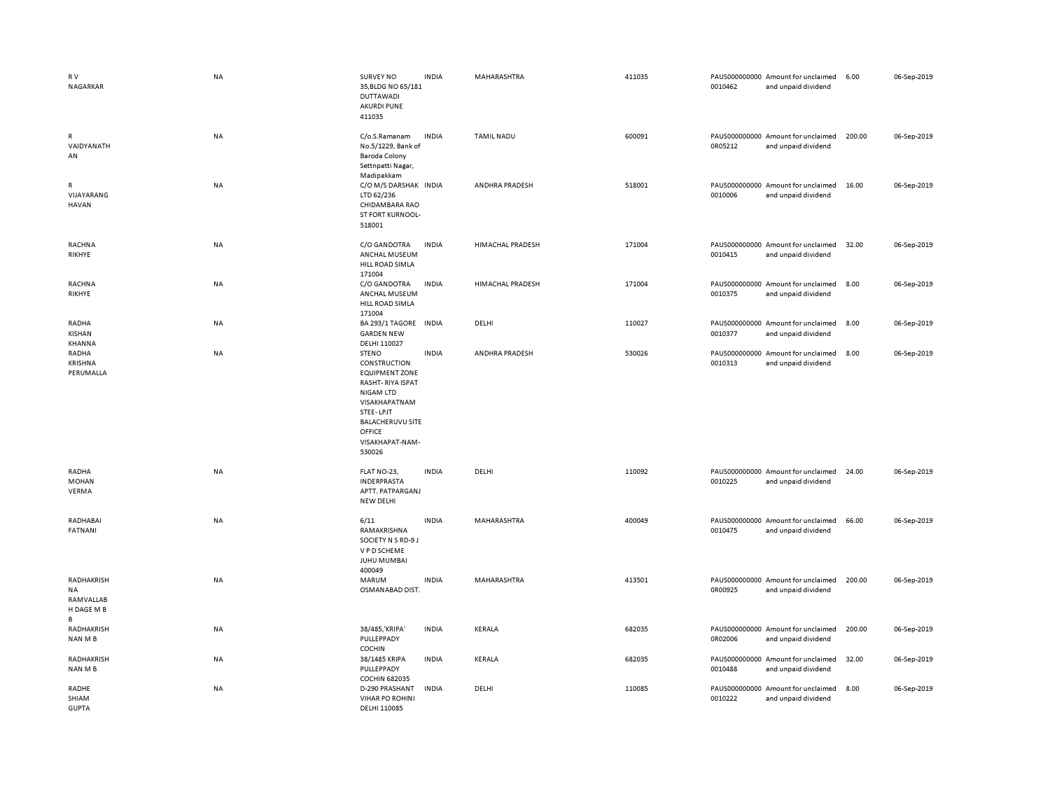| | | | | | | | | | |
|---|---|---|---|---|---|---|---|---|---|
| R V NAGARKAR | NA | SURVEY NO 35,BLDG NO 65/181 DUTTAWADI AKURDI PUNE 411035 | INDIA | MAHARASHTRA | 411035 | PAUS000000000 0010462 | Amount for unclaimed and unpaid dividend | 6.00 | 06-Sep-2019 |
| R VAIDYANATH AN | NA | C/o.S.Ramanam No.5/1229, Bank of Baroda Colony Settnpatti Nagar, Madipakkam | INDIA | TAMIL NADU | 600091 | PAUS000000000 0R05212 | Amount for unclaimed and unpaid dividend | 200.00 | 06-Sep-2019 |
| R VIJAYARANG HAVAN | NA | C/O M/S DARSHAK LTD 62/236 CHIDAMBARA RAO ST FORT KURNOOL-518001 | INDIA | ANDHRA PRADESH | 518001 | PAUS000000000 0010006 | Amount for unclaimed and unpaid dividend | 16.00 | 06-Sep-2019 |
| RACHNA RIKHYE | NA | C/O GANDOTRA ANCHAL MUSEUM HILL ROAD SIMLA 171004 | INDIA | HIMACHAL PRADESH | 171004 | PAUS000000000 0010415 | Amount for unclaimed and unpaid dividend | 32.00 | 06-Sep-2019 |
| RACHNA RIKHYE | NA | C/O GANDOTRA ANCHAL MUSEUM HILL ROAD SIMLA 171004 | INDIA | HIMACHAL PRADESH | 171004 | PAUS000000000 0010375 | Amount for unclaimed and unpaid dividend | 8.00 | 06-Sep-2019 |
| RADHA KISHAN KHANNA | NA | BA 293/1 TAGORE GARDEN NEW DELHI 110027 | INDIA | DELHI | 110027 | PAUS000000000 0010377 | Amount for unclaimed and unpaid dividend | 8.00 | 06-Sep-2019 |
| RADHA KRISHNA PERUMALLA | NA | STENO CONSTRUCTION EQUIPMENT ZONE RASHT- RIYA ISPAT NIGAM LTD VISAKHAPATNAM STEE- LPJT BALACHERUVU SITE OFFICE VISAKHAPAT-NAM-530026 | INDIA | ANDHRA PRADESH | 530026 | PAUS000000000 0010313 | Amount for unclaimed and unpaid dividend | 8.00 | 06-Sep-2019 |
| RADHA MOHAN VERMA | NA | FLAT NO-23, INDERPRASTA APTT. PATPARGANJ NEW DELHI | INDIA | DELHI | 110092 | PAUS000000000 0010225 | Amount for unclaimed and unpaid dividend | 24.00 | 06-Sep-2019 |
| RADHABAI FATNANI | NA | 6/11 RAMAKRISHNA SOCIETY N S RD-9 J V P D SCHEME JUHU MUMBAI 400049 | INDIA | MAHARASHTRA | 400049 | PAUS000000000 0010475 | Amount for unclaimed and unpaid dividend | 66.00 | 06-Sep-2019 |
| RADHAKRISH NA RAMVALLAB H DAGE M B B | NA | MARUM OSMANABAD DIST. | INDIA | MAHARASHTRA | 413501 | PAUS000000000 0R00925 | Amount for unclaimed and unpaid dividend | 200.00 | 06-Sep-2019 |
| RADHAKRISH NAN M B | NA | 38/485,'KRIPA' PULLEPPADY COCHIN | INDIA | KERALA | 682035 | PAUS000000000 0R02006 | Amount for unclaimed and unpaid dividend | 200.00 | 06-Sep-2019 |
| RADHAKRISH NAN M B | NA | 38/1485 KRIPA PULLEPPADY COCHIN 682035 | INDIA | KERALA | 682035 | PAUS000000000 0010488 | Amount for unclaimed and unpaid dividend | 32.00 | 06-Sep-2019 |
| RADHE SHIAM GUPTA | NA | D-290 PRASHANT VIHAR PO ROHINI DELHI 110085 | INDIA | DELHI | 110085 | PAUS000000000 0010222 | Amount for unclaimed and unpaid dividend | 8.00 | 06-Sep-2019 |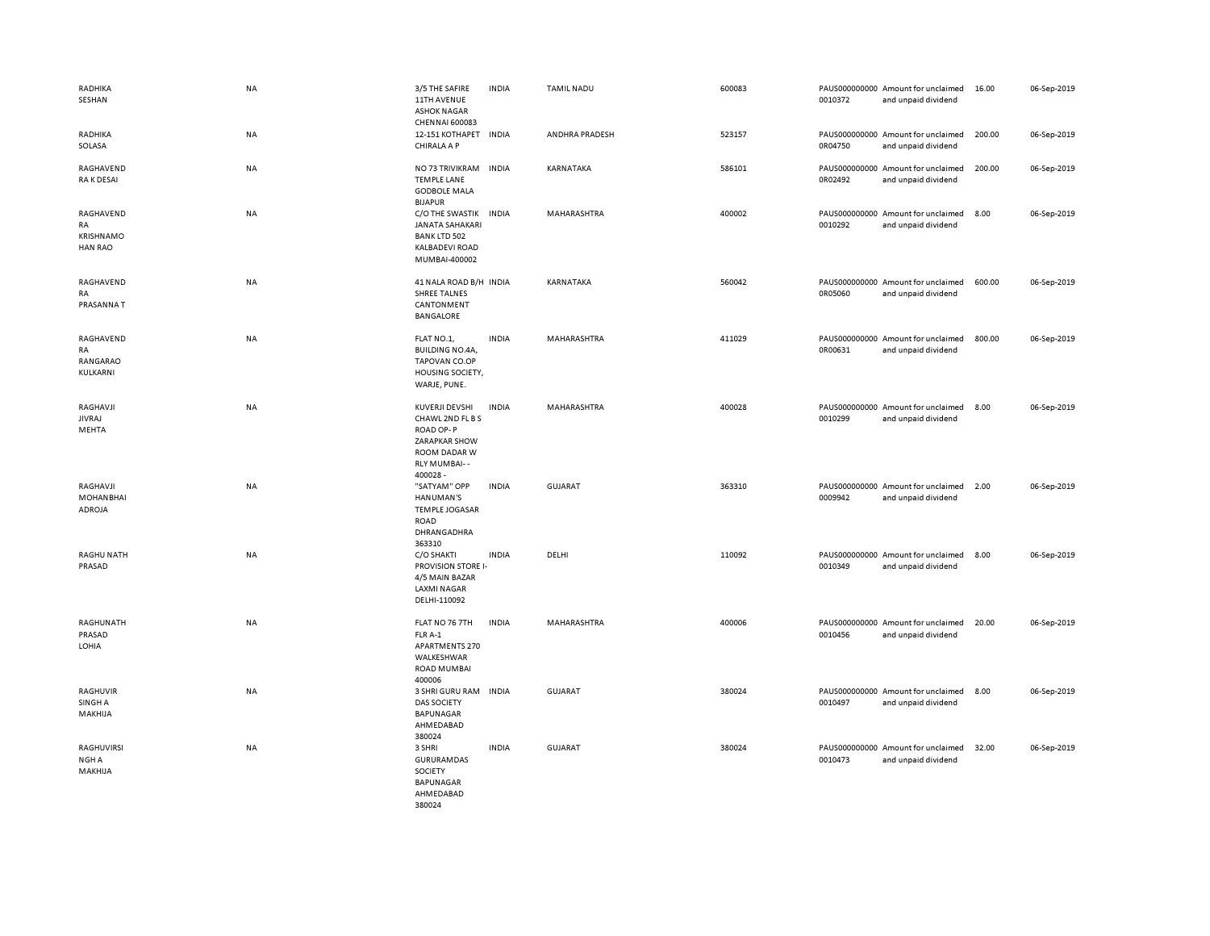| | | | | | | | | | |
|---|---|---|---|---|---|---|---|---|---|
| RADHIKA SESHAN | NA | 3/5 THE SAFIRE 11TH AVENUE ASHOK NAGAR CHENNAI 600083 | INDIA | TAMIL NADU | 600083 | PAUS0000000000010372 | Amount for unclaimed and unpaid dividend | 16.00 | 06-Sep-2019 |
| RADHIKA SOLASA | NA | 12-151 KOTHAPET CHIRALA A P | INDIA | ANDHRA PRADESH | 523157 | PAUS0000000000R04750 | Amount for unclaimed and unpaid dividend | 200.00 | 06-Sep-2019 |
| RAGHAVENDRA K DESAI | NA | NO 73 TRIVIKRAM TEMPLE LANE GODBOLE MALA BIJAPUR | INDIA | KARNATAKA | 586101 | PAUS0000000000R02492 | Amount for unclaimed and unpaid dividend | 200.00 | 06-Sep-2019 |
| RAGHAVENDRA KRISHNAMOHAN RAO | NA | C/O THE SWASTIK JANATA SAHAKARI BANK LTD 502 KALBADEVI ROAD MUMBAI-400002 | INDIA | MAHARASHTRA | 400002 | PAUS0000000000010292 | Amount for unclaimed and unpaid dividend | 8.00 | 06-Sep-2019 |
| RAGHAVENDRA PRASANNA T | NA | 41 NALA ROAD B/H SHREE TALNES CANTONMENT BANGALORE | INDIA | KARNATAKA | 560042 | PAUS0000000000R05060 | Amount for unclaimed and unpaid dividend | 600.00 | 06-Sep-2019 |
| RAGHAVENDRA RANGARAO KULKARNI | NA | FLAT NO.1, BUILDING NO.4A, TAPOVAN CO.OP HOUSING SOCIETY, WARJE, PUNE. | INDIA | MAHARASHTRA | 411029 | PAUS0000000000R00631 | Amount for unclaimed and unpaid dividend | 800.00 | 06-Sep-2019 |
| RAGHAVJI JIVRAJ MEHTA | NA | KUVERJI DEVSHI CHAWL 2ND FL B S ROAD OP- P ZARAPKAR SHOW ROOM DADAR W RLY MUMBAI- - 400028 - | INDIA | MAHARASHTRA | 400028 | PAUS0000000000010299 | Amount for unclaimed and unpaid dividend | 8.00 | 06-Sep-2019 |
| RAGHAVJI MOHANBHAI ADROJA | NA | "SATYAM" OPP HANUMAN'S TEMPLE JOGASAR ROAD DHRANGADHRA 363310 | INDIA | GUJARAT | 363310 | PAUS0000000000009942 | Amount for unclaimed and unpaid dividend | 2.00 | 06-Sep-2019 |
| RAGHU NATH PRASAD | NA | C/O SHAKTI PROVISION STORE I-4/5 MAIN BAZAR LAXMI NAGAR DELHI-110092 | INDIA | DELHI | 110092 | PAUS0000000000010349 | Amount for unclaimed and unpaid dividend | 8.00 | 06-Sep-2019 |
| RAGHUNATH PRASAD LOHIA | NA | FLAT NO 76 7TH FLR A-1 APARTMENTS 270 WALKESHWAR ROAD MUMBAI 400006 | INDIA | MAHARASHTRA | 400006 | PAUS0000000000010456 | Amount for unclaimed and unpaid dividend | 20.00 | 06-Sep-2019 |
| RAGHUVIR SINGH A MAKHIJA | NA | 3 SHRI GURU RAM DAS SOCIETY BAPUNAGAR AHMEDABAD 380024 | INDIA | GUJARAT | 380024 | PAUS0000000000010497 | Amount for unclaimed and unpaid dividend | 8.00 | 06-Sep-2019 |
| RAGHUVIRSINGH A MAKHIJA | NA | 3 SHRI GURURAMDAS SOCIETY BAPUNAGAR AHMEDABAD 380024 | INDIA | GUJARAT | 380024 | PAUS0000000000010473 | Amount for unclaimed and unpaid dividend | 32.00 | 06-Sep-2019 |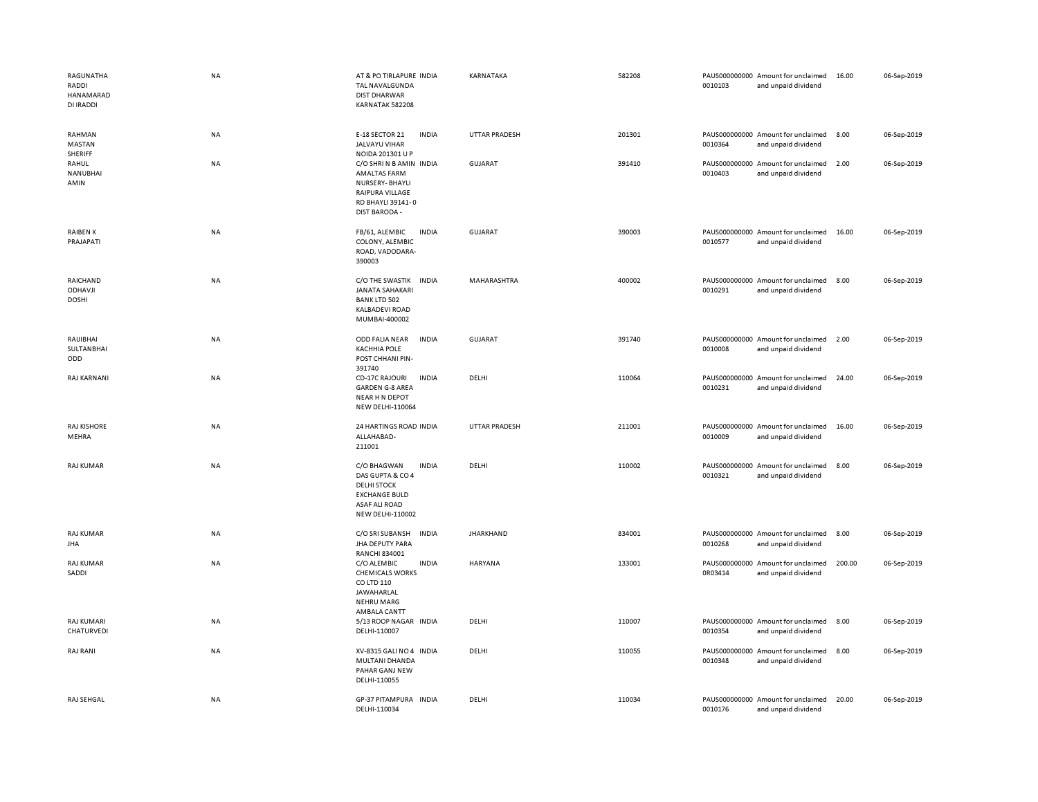| | | | | | | | | | |
|---|---|---|---|---|---|---|---|---|---|
| RAGUNATHA RADDI HANAMARAD DI IRADDI | NA | AT & PO TIRLAPURE TAL NAVALGUNDA DIST DHARWAR KARNATAK 582208 | INDIA | KARNATAKA | 582208 | PAUS000000000 0010103 | Amount for unclaimed and unpaid dividend | 16.00 | 06-Sep-2019 |
| RAHMAN MASTAN SHERIFF | NA | E-18 SECTOR 21 JALVAYU VIHAR NOIDA 201301 U P | INDIA | UTTAR PRADESH | 201301 | PAUS000000000 0010364 | Amount for unclaimed and unpaid dividend | 8.00 | 06-Sep-2019 |
| RAHUL NANUBHAI AMIN | NA | C/O SHRI N B AMIN AMALTAS FARM NURSERY- BHAYLI RAIPURA VILLAGE RD BHAYLI 39141- 0 DIST BARODA - | INDIA | GUJARAT | 391410 | PAUS000000000 0010403 | Amount for unclaimed and unpaid dividend | 2.00 | 06-Sep-2019 |
| RAIBEN K PRAJAPATI | NA | FB/61, ALEMBIC COLONY, ALEMBIC ROAD, VADODARA- 390003 | INDIA | GUJARAT | 390003 | PAUS000000000 0010577 | Amount for unclaimed and unpaid dividend | 16.00 | 06-Sep-2019 |
| RAICHAND ODHAVJI DOSHI | NA | C/O THE SWASTIK JANATA SAHAKARI BANK LTD 502 KALBADEVI ROAD MUMBAI-400002 | INDIA | MAHARASHTRA | 400002 | PAUS000000000 0010291 | Amount for unclaimed and unpaid dividend | 8.00 | 06-Sep-2019 |
| RAIJIBHAI SULTANBHAI ODD | NA | ODD FALIA NEAR KACHHIA POLE POST CHHANI PIN- 391740 | INDIA | GUJARAT | 391740 | PAUS000000000 0010008 | Amount for unclaimed and unpaid dividend | 2.00 | 06-Sep-2019 |
| RAJ KARNANI | NA | CD-17C RAJOURI GARDEN G-8 AREA NEAR H N DEPOT NEW DELHI-110064 | INDIA | DELHI | 110064 | PAUS000000000 0010231 | Amount for unclaimed and unpaid dividend | 24.00 | 06-Sep-2019 |
| RAJ KISHORE MEHRA | NA | 24 HARTINGS ROAD ALLAHABAD- 211001 | INDIA | UTTAR PRADESH | 211001 | PAUS000000000 0010009 | Amount for unclaimed and unpaid dividend | 16.00 | 06-Sep-2019 |
| RAJ KUMAR | NA | C/O BHAGWAN DAS GUPTA & CO 4 DELHI STOCK EXCHANGE BULD ASAF ALI ROAD NEW DELHI-110002 | INDIA | DELHI | 110002 | PAUS000000000 0010321 | Amount for unclaimed and unpaid dividend | 8.00 | 06-Sep-2019 |
| RAJ KUMAR JHA | NA | C/O SRI SUBANSH JHA DEPUTY PARA RANCHI 834001 | INDIA | JHARKHAND | 834001 | PAUS000000000 0010268 | Amount for unclaimed and unpaid dividend | 8.00 | 06-Sep-2019 |
| RAJ KUMAR SADDI | NA | C/O ALEMBIC CHEMICALS WORKS CO LTD 110 JAWAHARLAL NEHRU MARG AMBALA CANTT | INDIA | HARYANA | 133001 | PAUS000000000 0R03414 | Amount for unclaimed and unpaid dividend | 200.00 | 06-Sep-2019 |
| RAJ KUMARI CHATURVEDI | NA | 5/13 ROOP NAGAR DELHI-110007 | INDIA | DELHI | 110007 | PAUS000000000 0010354 | Amount for unclaimed and unpaid dividend | 8.00 | 06-Sep-2019 |
| RAJ RANI | NA | XV-8315 GALI NO 4 MULTANI DHANDA PAHAR GANJ NEW DELHI-110055 | INDIA | DELHI | 110055 | PAUS000000000 0010348 | Amount for unclaimed and unpaid dividend | 8.00 | 06-Sep-2019 |
| RAJ SEHGAL | NA | GP-37 PITAMPURA DELHI-110034 | INDIA | DELHI | 110034 | PAUS000000000 0010176 | Amount for unclaimed and unpaid dividend | 20.00 | 06-Sep-2019 |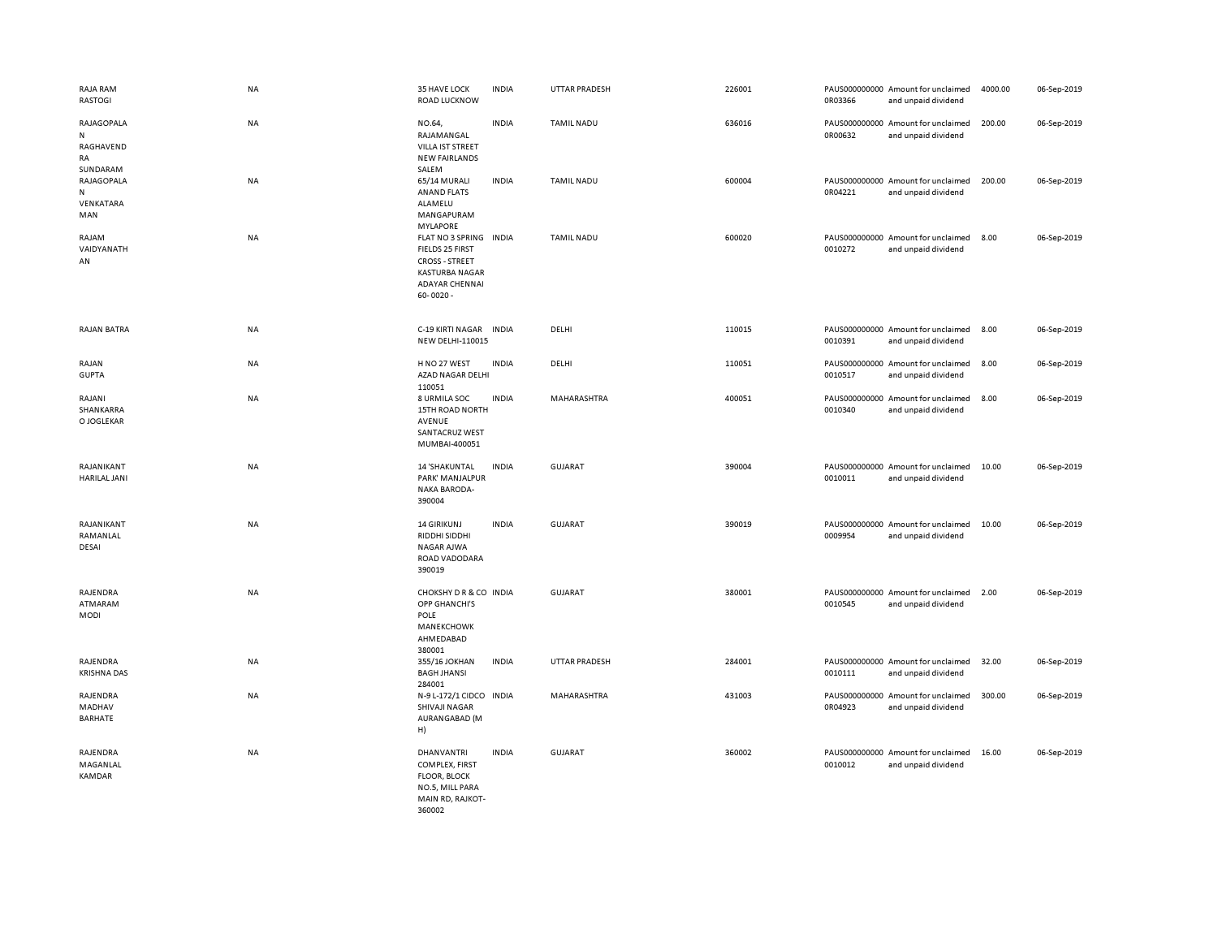| | | | | | | | | | |
|---|---|---|---|---|---|---|---|---|---|
| RAJA RAM RASTOGI | NA | 35 HAVE LOCK ROAD LUCKNOW | INDIA | UTTAR PRADESH | 226001 | PAUS0000000000R03366 | Amount for unclaimed and unpaid dividend | 4000.00 | 06-Sep-2019 |
| RAJAGOPALAN RAGHAVENDRA SUNDARAM | NA | NO.64, RAJAMANGAL VILLA IST STREET NEW FAIRLANDS SALEM | INDIA | TAMIL NADU | 636016 | PAUS0000000000R00632 | Amount for unclaimed and unpaid dividend | 200.00 | 06-Sep-2019 |
| RAJAGOPALAN VENKATARAMAN | NA | 65/14 MURALI ANAND FLATS ALAMELU MANGAPURAM MYLAPORE | INDIA | TAMIL NADU | 600004 | PAUS0000000000R04221 | Amount for unclaimed and unpaid dividend | 200.00 | 06-Sep-2019 |
| RAJAM VAIDYANATHAN | NA | FLAT NO 3 SPRING FIELDS 25 FIRST CROSS - STREET KASTURBA NAGAR ADAYAR CHENNAI 60- 0020 - | INDIA | TAMIL NADU | 600020 | PAUS00000000000010272 | Amount for unclaimed and unpaid dividend | 8.00 | 06-Sep-2019 |
| RAJAN BATRA | NA | C-19 KIRTI NAGAR NEW DELHI-110015 | INDIA | DELHI | 110015 | PAUS00000000000010391 | Amount for unclaimed and unpaid dividend | 8.00 | 06-Sep-2019 |
| RAJAN GUPTA | NA | H NO 27 WEST AZAD NAGAR DELHI 110051 | INDIA | DELHI | 110051 | PAUS00000000000010517 | Amount for unclaimed and unpaid dividend | 8.00 | 06-Sep-2019 |
| RAJANI SHANKARRAO JOGLEKAR | NA | 8 URMILA SOC 15TH ROAD NORTH AVENUE SANTACRUZ WEST MUMBAI-400051 | INDIA | MAHARASHTRA | 400051 | PAUS00000000000010340 | Amount for unclaimed and unpaid dividend | 8.00 | 06-Sep-2019 |
| RAJANIKANT HARILAL JANI | NA | 14 'SHAKUNTAL PARK' MANJALPUR NAKA BARODA-390004 | INDIA | GUJARAT | 390004 | PAUS00000000000010011 | Amount for unclaimed and unpaid dividend | 10.00 | 06-Sep-2019 |
| RAJANIKANT RAMANLAL DESAI | NA | 14 GIRIKUNJ RIDDHI SIDDHI NAGAR AJWA ROAD VADODARA 390019 | INDIA | GUJARAT | 390019 | PAUS00000000000009954 | Amount for unclaimed and unpaid dividend | 10.00 | 06-Sep-2019 |
| RAJENDRA ATMARAM MODI | NA | CHOKSHY D R & CO OPP GHANCHI'S POLE MANEKCHOWK AHMEDABAD 380001 | INDIA | GUJARAT | 380001 | PAUS00000000000010545 | Amount for unclaimed and unpaid dividend | 2.00 | 06-Sep-2019 |
| RAJENDRA KRISHNA DAS | NA | 355/16 JOKHAN BAGH JHANSI 284001 | INDIA | UTTAR PRADESH | 284001 | PAUS00000000000010111 | Amount for unclaimed and unpaid dividend | 32.00 | 06-Sep-2019 |
| RAJENDRA MADHAV BARHATE | NA | N-9 L-172/1 CIDCO SHIVAJI NAGAR AURANGABAD (M H) | INDIA | MAHARASHTRA | 431003 | PAUS0000000000R04923 | Amount for unclaimed and unpaid dividend | 300.00 | 06-Sep-2019 |
| RAJENDRA MAGANLAL KAMDAR | NA | DHANVANTRI COMPLEX, FIRST FLOOR, BLOCK NO.5, MILL PARA MAIN RD, RAJKOT-360002 | INDIA | GUJARAT | 360002 | PAUS00000000000010012 | Amount for unclaimed and unpaid dividend | 16.00 | 06-Sep-2019 |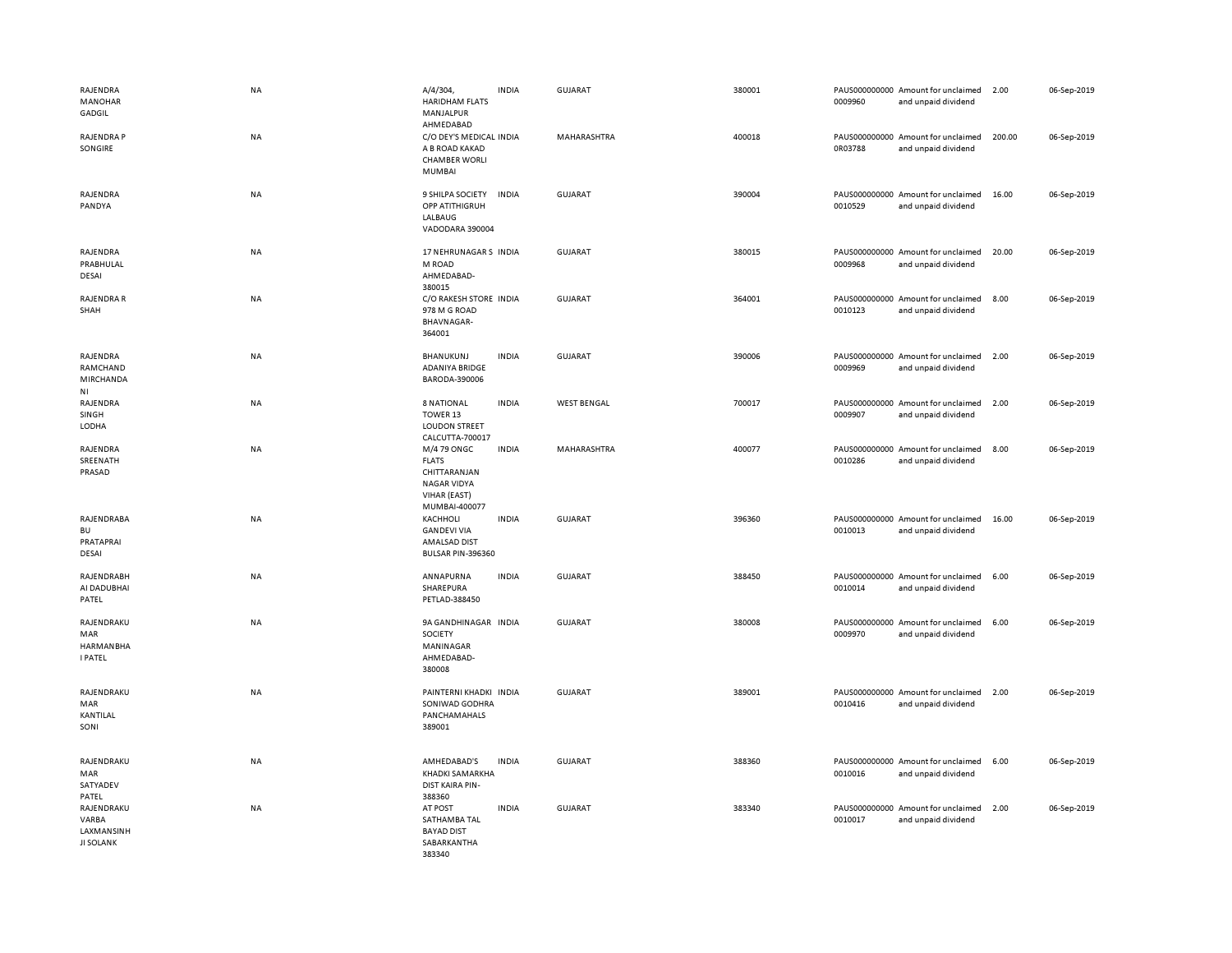| | | | | | | | | | |
|---|---|---|---|---|---|---|---|---|---|
| RAJENDRA MANOHAR GADGIL | NA | A/4/304, HARIDHAM FLATS MANJALPUR AHMEDABAD | INDIA | GUJARAT | 380001 | PAUS0000000000009960 | Amount for unclaimed and unpaid dividend | 2.00 | 06-Sep-2019 |
| RAJENDRA P SONGIRE | NA | C/O DEY'S MEDICAL A B ROAD KAKAD CHAMBER WORLI MUMBAI | INDIA | MAHARASHTRA | 400018 | PAUS0000000000R03788 | Amount for unclaimed and unpaid dividend | 200.00 | 06-Sep-2019 |
| RAJENDRA PANDYA | NA | 9 SHILPA SOCIETY OPP ATITHIGRUH LALBAUG VADODARA 390004 | INDIA | GUJARAT | 390004 | PAUS0000000000010529 | Amount for unclaimed and unpaid dividend | 16.00 | 06-Sep-2019 |
| RAJENDRA PRABHULAL DESAI | NA | 17 NEHRUNAGAR S M ROAD AHMEDABAD-380015 | INDIA | GUJARAT | 380015 | PAUS0000000000009968 | Amount for unclaimed and unpaid dividend | 20.00 | 06-Sep-2019 |
| RAJENDRA R SHAH | NA | C/O RAKESH STORE 978 M G ROAD BHAVNAGAR-364001 | INDIA | GUJARAT | 364001 | PAUS0000000000010123 | Amount for unclaimed and unpaid dividend | 8.00 | 06-Sep-2019 |
| RAJENDRA RAMCHAND MIRCHANDANI | NA | BHANUKUNJ ADANIYA BRIDGE BARODA-390006 | INDIA | GUJARAT | 390006 | PAUS0000000000009969 | Amount for unclaimed and unpaid dividend | 2.00 | 06-Sep-2019 |
| RAJENDRA SINGH LODHA | NA | 8 NATIONAL TOWER 13 LOUDON STREET CALCUTTA-700017 | INDIA | WEST BENGAL | 700017 | PAUS0000000000009907 | Amount for unclaimed and unpaid dividend | 2.00 | 06-Sep-2019 |
| RAJENDRA SREENATH PRASAD | NA | M/4 79 ONGC FLATS CHITTARANJAN NAGAR VIDYA VIHAR (EAST) MUMBAI-400077 | INDIA | MAHARASHTRA | 400077 | PAUS0000000000010286 | Amount for unclaimed and unpaid dividend | 8.00 | 06-Sep-2019 |
| RAJENDRABABU PRATAPRAI DESAI | NA | KACHHOLI GANDEVI VIA AMALSAD DIST BULSAR PIN-396360 | INDIA | GUJARAT | 396360 | PAUS0000000000010013 | Amount for unclaimed and unpaid dividend | 16.00 | 06-Sep-2019 |
| RAJENDRABHAI DADUBHAI PATEL | NA | ANNAPURNA SHAREPURA PETLAD-388450 | INDIA | GUJARAT | 388450 | PAUS0000000000010014 | Amount for unclaimed and unpaid dividend | 6.00 | 06-Sep-2019 |
| RAJENDRAKUMAR HARMANBHAI PATEL | NA | 9A GANDHINAGAR SOCIETY MANINAGAR AHMEDABAD-380008 | INDIA | GUJARAT | 380008 | PAUS0000000000009970 | Amount for unclaimed and unpaid dividend | 6.00 | 06-Sep-2019 |
| RAJENDRAKUMAR KANTILAL SONI | NA | PAINTERNI KHADKI SONIWAD GODHRA PANCHAMAHALS 389001 | INDIA | GUJARAT | 389001 | PAUS0000000000010416 | Amount for unclaimed and unpaid dividend | 2.00 | 06-Sep-2019 |
| RAJENDRAKUMAR SATYADEV PATEL | NA | AMHEDABAD'S KHADKI SAMARKHA DIST KAIRA PIN-388360 | INDIA | GUJARAT | 388360 | PAUS0000000000010016 | Amount for unclaimed and unpaid dividend | 6.00 | 06-Sep-2019 |
| RAJENDRAKUVARBA LAXMANSINHJI SOLANK | NA | AT POST SATHAMBA TAL BAYAD DIST SABARKANTHA 383340 | INDIA | GUJARAT | 383340 | PAUS0000000000010017 | Amount for unclaimed and unpaid dividend | 2.00 | 06-Sep-2019 |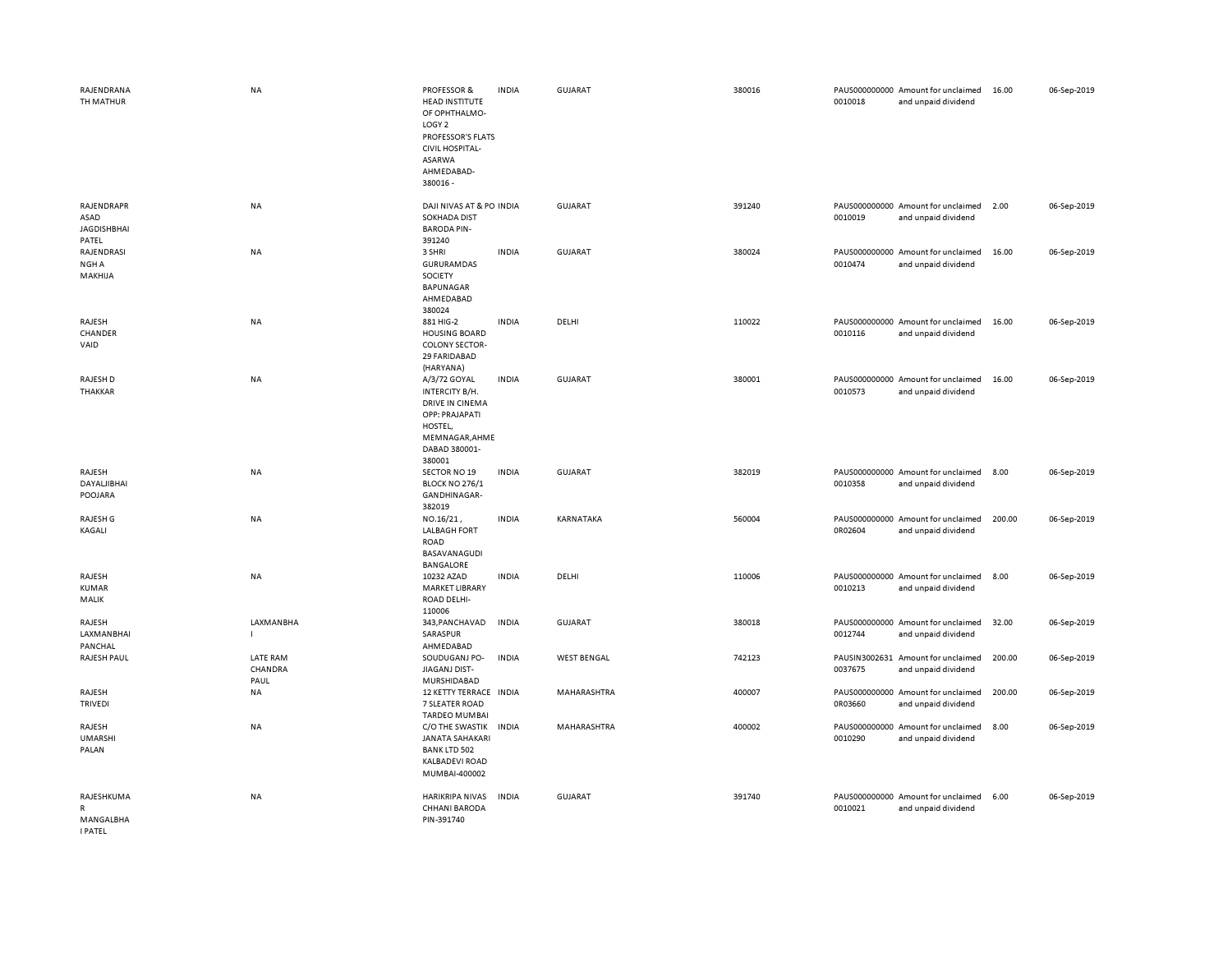| | | | | | | | | | | |
|---|---|---|---|---|---|---|---|---|---|---|
| RAJENDRANATH MATHUR | NA | PROFESSOR & HEAD INSTITUTE OF OPHTHALMO-LOGY 2 PROFESSOR'S FLATS CIVIL HOSPITAL-ASARWA AHMEDABAD-380016 - | INDIA | GUJARAT | 380016 | PAUS0000000000010018 | Amount for unclaimed and unpaid dividend | 16.00 | 06-Sep-2019 |
| RAJENDRAPRASAD JAGDISHBHAI PATEL | NA | DAJI NIVAS AT & PO SOKHADA DIST BARODA PIN-391240 | INDIA | GUJARAT | 391240 | PAUS0000000000010019 | Amount for unclaimed and unpaid dividend | 2.00 | 06-Sep-2019 |
| RAJENDRASINGH A MAKHIJA | NA | 3 SHRI GURURAMDAS SOCIETY BAPUNAGAR AHMEDABAD 380024 | INDIA | GUJARAT | 380024 | PAUS0000000000010474 | Amount for unclaimed and unpaid dividend | 16.00 | 06-Sep-2019 |
| RAJESH CHANDER VAID | NA | 881 HIG-2 HOUSING BOARD COLONY SECTOR-29 FARIDABAD (HARYANA) | INDIA | DELHI | 110022 | PAUS0000000000010116 | Amount for unclaimed and unpaid dividend | 16.00 | 06-Sep-2019 |
| RAJESH D THAKKAR | NA | A/3/72 GOYAL INTERCITY B/H. DRIVE IN CINEMA OPP: PRAJAPATI HOSTEL, MEMNAGAR,AHMEDABAD 380001-380001 | INDIA | GUJARAT | 380001 | PAUS0000000000010573 | Amount for unclaimed and unpaid dividend | 16.00 | 06-Sep-2019 |
| RAJESH DAYALJIBHAI POOJARA | NA | SECTOR NO 19 BLOCK NO 276/1 GANDHINAGAR-382019 | INDIA | GUJARAT | 382019 | PAUS0000000000010358 | Amount for unclaimed and unpaid dividend | 8.00 | 06-Sep-2019 |
| RAJESH G KAGALI | NA | NO.16/21 , LALBAGH FORT ROAD BASAVANAGUDI BANGALORE | INDIA | KARNATAKA | 560004 | PAUS0000000000R02604 | Amount for unclaimed and unpaid dividend | 200.00 | 06-Sep-2019 |
| RAJESH KUMAR MALIK | NA | 10232 AZAD MARKET LIBRARY ROAD DELHI-110006 | INDIA | DELHI | 110006 | PAUS0000000000010213 | Amount for unclaimed and unpaid dividend | 8.00 | 06-Sep-2019 |
| RAJESH LAXMANBHAI PANCHAL | LAXMANBHAI | 343,PANCHAVAD SARASPUR AHMEDABAD | INDIA | GUJARAT | 380018 | PAUS0000000000012744 | Amount for unclaimed and unpaid dividend | 32.00 | 06-Sep-2019 |
| RAJESH PAUL | LATE RAM CHANDRA PAUL | SOUDUGANJ PO-JIAGANJ DIST-MURSHIDABAD | INDIA | WEST BENGAL | 742123 | PAUSIN30026310037675 | Amount for unclaimed and unpaid dividend | 200.00 | 06-Sep-2019 |
| RAJESH TRIVEDI | NA | 12 KETTY TERRACE 7 SLEATER ROAD TARDEO MUMBAI | INDIA | MAHARASHTRA | 400007 | PAUS0000000000R03660 | Amount for unclaimed and unpaid dividend | 200.00 | 06-Sep-2019 |
| RAJESH UMARSHI PALAN | NA | C/O THE SWASTIK JANATA SAHAKARI BANK LTD 502 KALBADEVI ROAD MUMBAI-400002 | INDIA | MAHARASHTRA | 400002 | PAUS0000000000010290 | Amount for unclaimed and unpaid dividend | 8.00 | 06-Sep-2019 |
| RAJESHKUMAR MANGALBHAI PATEL | NA | HARIKRIPA NIVAS CHHANI BARODA PIN-391740 | INDIA | GUJARAT | 391740 | PAUS0000000000010021 | Amount for unclaimed and unpaid dividend | 6.00 | 06-Sep-2019 |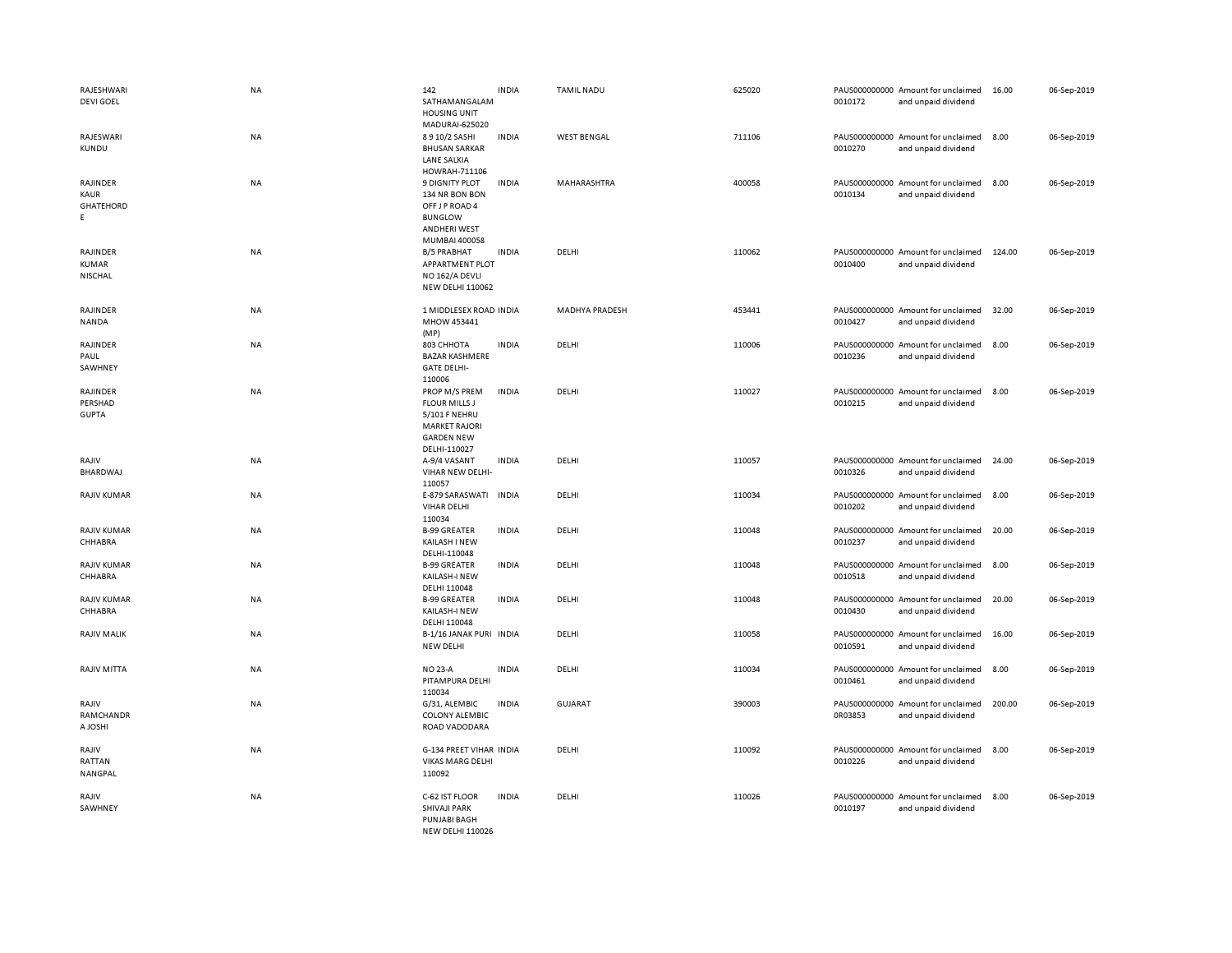| | | | | | | | | | |
|---|---|---|---|---|---|---|---|---|---|
| RAJESHWARI DEVI GOEL | NA | 142 SATHAMANGALAM HOUSING UNIT MADURAI-625020 | INDIA | TAMIL NADU | 625020 | PAUS000000000 0010172 | Amount for unclaimed and unpaid dividend | 16.00 | 06-Sep-2019 |
| RAJESWARI KUNDU | NA | 8 9 10/2 SASHI BHUSAN SARKAR LANE SALKIA HOWRAH-711106 | INDIA | WEST BENGAL | 711106 | PAUS000000000 0010270 | Amount for unclaimed and unpaid dividend | 8.00 | 06-Sep-2019 |
| RAJINDER KAUR GHATEHORD E | NA | 9 DIGNITY PLOT 134 NR BON BON OFF J P ROAD 4 BUNGLOW ANDHERI WEST MUMBAI 400058 | INDIA | MAHARASHTRA | 400058 | PAUS000000000 0010134 | Amount for unclaimed and unpaid dividend | 8.00 | 06-Sep-2019 |
| RAJINDER KUMAR NISCHAL | NA | B/5 PRABHAT APPARTMENT PLOT NO 162/A DEVLI NEW DELHI 110062 | INDIA | DELHI | 110062 | PAUS000000000 0010400 | Amount for unclaimed and unpaid dividend | 124.00 | 06-Sep-2019 |
| RAJINDER NANDA | NA | 1 MIDDLESEX ROAD MHOW 453441 (MP) | INDIA | MADHYA PRADESH | 453441 | PAUS000000000 0010427 | Amount for unclaimed and unpaid dividend | 32.00 | 06-Sep-2019 |
| RAJINDER PAUL SAWHNEY | NA | 803 CHHOTA BAZAR KASHMERE GATE DELHI-110006 | INDIA | DELHI | 110006 | PAUS000000000 0010236 | Amount for unclaimed and unpaid dividend | 8.00 | 06-Sep-2019 |
| RAJINDER PERSHAD GUPTA | NA | PROP M/S PREM FLOUR MILLS J 5/101 F NEHRU MARKET RAJORI GARDEN NEW DELHI-110027 | INDIA | DELHI | 110027 | PAUS000000000 0010215 | Amount for unclaimed and unpaid dividend | 8.00 | 06-Sep-2019 |
| RAJIV BHARDWAJ | NA | A-9/4 VASANT VIHAR NEW DELHI-110057 | INDIA | DELHI | 110057 | PAUS000000000 0010326 | Amount for unclaimed and unpaid dividend | 24.00 | 06-Sep-2019 |
| RAJIV KUMAR | NA | E-879 SARASWATI VIHAR DELHI 110034 | INDIA | DELHI | 110034 | PAUS000000000 0010202 | Amount for unclaimed and unpaid dividend | 8.00 | 06-Sep-2019 |
| RAJIV KUMAR CHHABRA | NA | B-99 GREATER KAILASH I NEW DELHI-110048 | INDIA | DELHI | 110048 | PAUS000000000 0010237 | Amount for unclaimed and unpaid dividend | 20.00 | 06-Sep-2019 |
| RAJIV KUMAR CHHABRA | NA | B-99 GREATER KAILASH-I NEW DELHI 110048 | INDIA | DELHI | 110048 | PAUS000000000 0010518 | Amount for unclaimed and unpaid dividend | 8.00 | 06-Sep-2019 |
| RAJIV KUMAR CHHABRA | NA | B-99 GREATER KAILASH-I NEW DELHI 110048 | INDIA | DELHI | 110048 | PAUS000000000 0010430 | Amount for unclaimed and unpaid dividend | 20.00 | 06-Sep-2019 |
| RAJIV MALIK | NA | B-1/16 JANAK PURI NEW DELHI | INDIA | DELHI | 110058 | PAUS000000000 0010591 | Amount for unclaimed and unpaid dividend | 16.00 | 06-Sep-2019 |
| RAJIV MITTA | NA | NO 23-A PITAMPURA DELHI 110034 | INDIA | DELHI | 110034 | PAUS000000000 0010461 | Amount for unclaimed and unpaid dividend | 8.00 | 06-Sep-2019 |
| RAJIV RAMCHANDR A JOSHI | NA | G/31, ALEMBIC COLONY ALEMBIC ROAD VODODARA | INDIA | GUJARAT | 390003 | PAUS000000000 0R03853 | Amount for unclaimed and unpaid dividend | 200.00 | 06-Sep-2019 |
| RAJIV RATTAN NANGPAL | NA | G-134 PREET VIHAR VIKAS MARG DELHI 110092 | INDIA | DELHI | 110092 | PAUS000000000 0010226 | Amount for unclaimed and unpaid dividend | 8.00 | 06-Sep-2019 |
| RAJIV SAWHNEY | NA | C-62 IST FLOOR SHIVAJI PARK PUNJABI BAGH NEW DELHI 110026 | INDIA | DELHI | 110026 | PAUS000000000 0010197 | Amount for unclaimed and unpaid dividend | 8.00 | 06-Sep-2019 |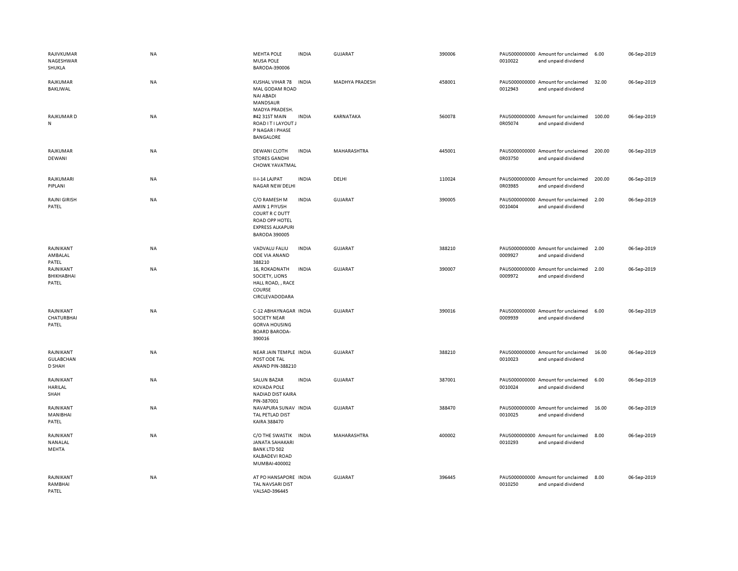| | | | | | | | | | |
|---|---|---|---|---|---|---|---|---|---|
| RAJIVKUMAR NAGESHWAR SHUKLA | NA | MEHTA POLE MUSA POLE BARODA-390006 | INDIA | GUJARAT | 390006 | PAUS0000000000010022 | Amount for unclaimed and unpaid dividend | 6.00 | 06-Sep-2019 |
| RAJKUMAR BAKLIWAL | NA | KUSHAL VIHAR 78 MAL GODAM ROAD NAI ABADI MANDSAUR MADYA PRADESH. | INDIA | MADHYA PRADESH | 458001 | PAUS0000000000012943 | Amount for unclaimed and unpaid dividend | 32.00 | 06-Sep-2019 |
| RAJKUMAR D N | NA | #42 31ST MAIN ROAD I T I LAYOUT J P NAGAR I PHASE BANGALORE | INDIA | KARNATAKA | 560078 | PAUS0000000000R05074 | Amount for unclaimed and unpaid dividend | 100.00 | 06-Sep-2019 |
| RAJKUMAR DEWANI | NA | DEWANI CLOTH STORES GANDHI CHOWK YAVATMAL | INDIA | MAHARASHTRA | 445001 | PAUS0000000000R03750 | Amount for unclaimed and unpaid dividend | 200.00 | 06-Sep-2019 |
| RAJKUMARI PIPLANI | NA | II-I-14 LAJPAT NAGAR NEW DELHI | INDIA | DELHI | 110024 | PAUS0000000000R03985 | Amount for unclaimed and unpaid dividend | 200.00 | 06-Sep-2019 |
| RAJNI GIRISH PATEL | NA | C/O RAMESH M AMIN 1 PIYUSH COURT R C DUTT ROAD OPP HOTEL EXPRESS ALKAPURI BARODA 390005 | INDIA | GUJARAT | 390005 | PAUS0000000000010404 | Amount for unclaimed and unpaid dividend | 2.00 | 06-Sep-2019 |
| RAJNIKANT AMBALAL PATEL | NA | VADVALU FALIU ODE VIA ANAND 388210 | INDIA | GUJARAT | 388210 | PAUS0000000000009927 | Amount for unclaimed and unpaid dividend | 2.00 | 06-Sep-2019 |
| RAJNIKANT BHIKHABHAI PATEL | NA | 16, ROKADNATH SOCIETY, LIONS HALL ROAD, , RACE COURSE CIRCLEVADODARA | INDIA | GUJARAT | 390007 | PAUS0000000000009972 | Amount for unclaimed and unpaid dividend | 2.00 | 06-Sep-2019 |
| RAJNIKANT CHATURBHAI PATEL | NA | C-12 ABHAYNAGAR SOCIETY NEAR GORVA HOUSING BOARD BARODA-390016 | INDIA | GUJARAT | 390016 | PAUS0000000000009939 | Amount for unclaimed and unpaid dividend | 6.00 | 06-Sep-2019 |
| RAJNIKANT GULABCHAN D SHAH | NA | NEAR JAIN TEMPLE POST ODE TAL ANAND PIN-388210 | INDIA | GUJARAT | 388210 | PAUS0000000000010023 | Amount for unclaimed and unpaid dividend | 16.00 | 06-Sep-2019 |
| RAJNIKANT HARILAL SHAH | NA | SALUN BAZAR KOVADA POLE NADIAD DIST KAIRA PIN-387001 | INDIA | GUJARAT | 387001 | PAUS0000000000010024 | Amount for unclaimed and unpaid dividend | 6.00 | 06-Sep-2019 |
| RAJNIKANT MANIBHAI PATEL | NA | NAVAPURA SUNAV TAL PETLAD DIST KAIRA 388470 | INDIA | GUJARAT | 388470 | PAUS0000000000010025 | Amount for unclaimed and unpaid dividend | 16.00 | 06-Sep-2019 |
| RAJNIKANT NANALAL MEHTA | NA | C/O THE SWASTIK JANATA SAHAKARI BANK LTD 502 KALBADEVI ROAD MUMBAI-400002 | INDIA | MAHARASHTRA | 400002 | PAUS0000000000010293 | Amount for unclaimed and unpaid dividend | 8.00 | 06-Sep-2019 |
| RAJNIKANT RAMBHAI PATEL | NA | AT PO HANSAPORE TAL NAVSARI DIST VALSAD-396445 | INDIA | GUJARAT | 396445 | PAUS0000000000010250 | Amount for unclaimed and unpaid dividend | 8.00 | 06-Sep-2019 |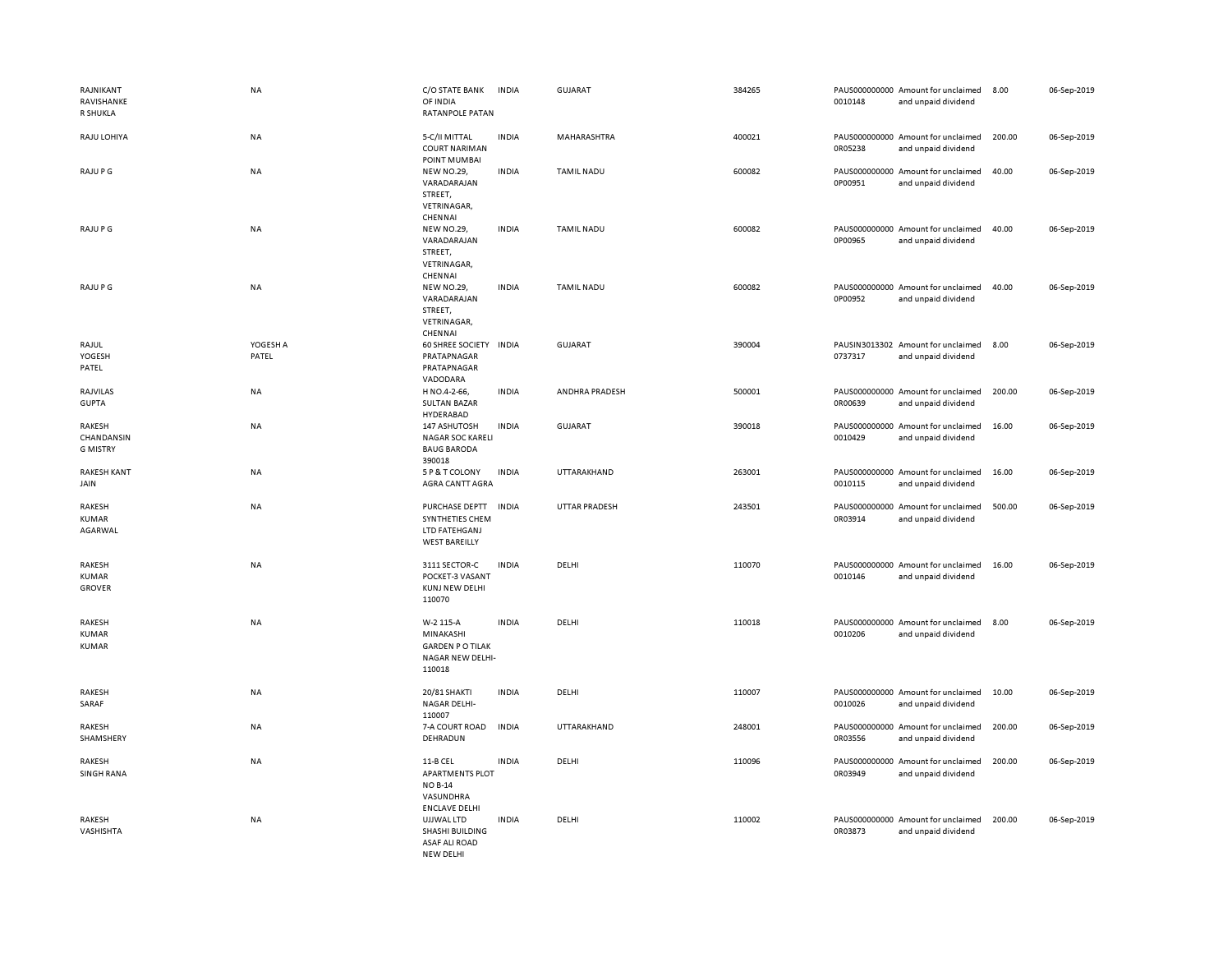| | | | | | | | | | |
|---|---|---|---|---|---|---|---|---|---|
| RAJNIKANT RAVISHANKE R SHUKLA | NA | C/O STATE BANK OF INDIA RATANPOLE PATAN | INDIA | GUJARAT | 384265 | PAUS0000000000010148 | Amount for unclaimed and unpaid dividend | 8.00 | 06-Sep-2019 |
| RAJU LOHIYA | NA | 5-C/II MITTAL COURT NARIMAN POINT MUMBAI | INDIA | MAHARASHTRA | 400021 | PAUS0000000000R05238 | Amount for unclaimed and unpaid dividend | 200.00 | 06-Sep-2019 |
| RAJU P G | NA | NEW NO.29, VARADARAJAN STREET, VETRINAGAR, CHENNAI | INDIA | TAMIL NADU | 600082 | PAUS0000000000P00951 | Amount for unclaimed and unpaid dividend | 40.00 | 06-Sep-2019 |
| RAJU P G | NA | NEW NO.29, VARADARAJAN STREET, VETRINAGAR, CHENNAI | INDIA | TAMIL NADU | 600082 | PAUS0000000000P00965 | Amount for unclaimed and unpaid dividend | 40.00 | 06-Sep-2019 |
| RAJU P G | NA | NEW NO.29, VARADARAJAN STREET, VETRINAGAR, CHENNAI | INDIA | TAMIL NADU | 600082 | PAUS0000000000P00952 | Amount for unclaimed and unpaid dividend | 40.00 | 06-Sep-2019 |
| RAJUL YOGESH PATEL | YOGESH A PATEL | 60 SHREE SOCIETY PRATAPNAGAR PRATAPNAGAR VADODARA | INDIA | GUJARAT | 390004 | PAUSIN30133020737317 | Amount for unclaimed and unpaid dividend | 8.00 | 06-Sep-2019 |
| RAJVILAS GUPTA | NA | H NO.4-2-66, SULTAN BAZAR HYDERABAD | INDIA | ANDHRA PRADESH | 500001 | PAUS0000000000R00639 | Amount for unclaimed and unpaid dividend | 200.00 | 06-Sep-2019 |
| RAKESH CHANDANSIN G MISTRY | NA | 147 ASHUTOSH NAGAR SOC KARELI BAUG BARODA 390018 | INDIA | GUJARAT | 390018 | PAUS0000000000010429 | Amount for unclaimed and unpaid dividend | 16.00 | 06-Sep-2019 |
| RAKESH KANT JAIN | NA | 5 P & T COLONY AGRA CANTT AGRA | INDIA | UTTARAKHAND | 263001 | PAUS0000000000010115 | Amount for unclaimed and unpaid dividend | 16.00 | 06-Sep-2019 |
| RAKESH KUMAR AGARWAL | NA | PURCHASE DEPTT SYNTHETIES CHEM LTD FATEHGANJ WEST BAREILLY | INDIA | UTTAR PRADESH | 243501 | PAUS0000000000R03914 | Amount for unclaimed and unpaid dividend | 500.00 | 06-Sep-2019 |
| RAKESH KUMAR GROVER | NA | 3111 SECTOR-C POCKET-3 VASANT KUNJ NEW DELHI 110070 | INDIA | DELHI | 110070 | PAUS0000000000010146 | Amount for unclaimed and unpaid dividend | 16.00 | 06-Sep-2019 |
| RAKESH KUMAR KUMAR | NA | W-2 115-A MINAKASHI GARDEN P O TILAK NAGAR NEW DELHI-110018 | INDIA | DELHI | 110018 | PAUS0000000000010206 | Amount for unclaimed and unpaid dividend | 8.00 | 06-Sep-2019 |
| RAKESH SARAF | NA | 20/81 SHAKTI NAGAR DELHI-110007 | INDIA | DELHI | 110007 | PAUS0000000000010026 | Amount for unclaimed and unpaid dividend | 10.00 | 06-Sep-2019 |
| RAKESH SHAMSHERY | NA | 7-A COURT ROAD DEHRADUN | INDIA | UTTARAKHAND | 248001 | PAUS0000000000R03556 | Amount for unclaimed and unpaid dividend | 200.00 | 06-Sep-2019 |
| RAKESH SINGH RANA | NA | 11-B CEL APARTMENTS PLOT NO B-14 VASUNDHRA ENCLAVE DELHI | INDIA | DELHI | 110096 | PAUS0000000000R03949 | Amount for unclaimed and unpaid dividend | 200.00 | 06-Sep-2019 |
| RAKESH VASHISHTA | NA | UJJWAL LTD SHASHI BUILDING ASAF ALI ROAD NEW DELHI | INDIA | DELHI | 110002 | PAUS0000000000R03873 | Amount for unclaimed and unpaid dividend | 200.00 | 06-Sep-2019 |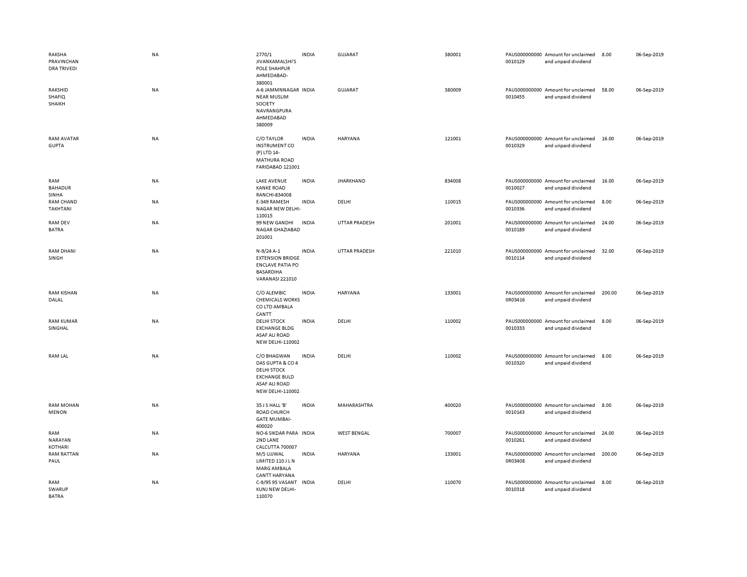| | | | | | | | | | |
|---|---|---|---|---|---|---|---|---|---|
| RAKSHA PRAVINCHAN DRA TRIVEDI | NA | 2770/1 JIVANKAMALSHI'S POLE SHAHPUR AHMEDABAD-380001 | INDIA | GUJARAT | 380001 | PAUS000000000 0010129 | Amount for unclaimed and unpaid dividend | 8.00 | 06-Sep-2019 |
| RAKSHID SHAFIQ SHAIKH | NA | A-6 JAMMNNAGAR NEAR MUSLIM SOCIETY NAVRANGPURA AHMEDABAD 380009 | INDIA | GUJARAT | 380009 | PAUS000000000 0010455 | Amount for unclaimed and unpaid dividend | 58.00 | 06-Sep-2019 |
| RAM AVATAR GUPTA | NA | C/O TAYLOR INSTRUMENT CO (P) LTD 14-MATHURA ROAD FARIDABAD 121001 | INDIA | HARYANA | 121001 | PAUS000000000 0010329 | Amount for unclaimed and unpaid dividend | 16.00 | 06-Sep-2019 |
| RAM BAHADUR SINHA | NA | LAKE AVENUE KANKE ROAD RANCHI-834008 | INDIA | JHARKHAND | 834008 | PAUS000000000 0010027 | Amount for unclaimed and unpaid dividend | 16.00 | 06-Sep-2019 |
| RAM CHAND TAKHTANI | NA | E-349 RAMESH NAGAR NEW DELHI-110015 | INDIA | DELHI | 110015 | PAUS000000000 0010336 | Amount for unclaimed and unpaid dividend | 8.00 | 06-Sep-2019 |
| RAM DEV BATRA | NA | 99 NEW GANDHI NAGAR GHAZIABAD 201001 | INDIA | UTTAR PRADESH | 201001 | PAUS000000000 0010189 | Amount for unclaimed and unpaid dividend | 24.00 | 06-Sep-2019 |
| RAM DHANI SINGH | NA | N-9/24 A-1 EXTENSION BRIDGE ENCLAVE PATIA PO BASARDIHA VARANASI 221010 | INDIA | UTTAR PRADESH | 221010 | PAUS000000000 0010114 | Amount for unclaimed and unpaid dividend | 32.00 | 06-Sep-2019 |
| RAM KISHAN DALAL | NA | C/O ALEMBIC CHEMICALS WORKS CO LTD AMBALA CANTT | INDIA | HARYANA | 133001 | PAUS000000000 0R03416 | Amount for unclaimed and unpaid dividend | 200.00 | 06-Sep-2019 |
| RAM KUMAR SINGHAL | NA | DELHI STOCK EXCHANGE BLDG ASAF ALI ROAD NEW DELHI-110002 | INDIA | DELHI | 110002 | PAUS000000000 0010333 | Amount for unclaimed and unpaid dividend | 8.00 | 06-Sep-2019 |
| RAM LAL | NA | C/O BHAGWAN DAS GUPTA & CO 4 DELHI STOCK EXCHANGE BULD ASAF ALI ROAD NEW DELHI-110002 | INDIA | DELHI | 110002 | PAUS000000000 0010320 | Amount for unclaimed and unpaid dividend | 8.00 | 06-Sep-2019 |
| RAM MOHAN MENON | NA | 35 J S HALL 'B' ROAD CHURCH GATE MUMBAI-400020 | INDIA | MAHARASHTRA | 400020 | PAUS000000000 0010143 | Amount for unclaimed and unpaid dividend | 8.00 | 06-Sep-2019 |
| RAM NARAYAN KOTHARI | NA | NO-6 SIKDAR PARA 2ND LANE CALCUTTA 700007 | INDIA | WEST BENGAL | 700007 | PAUS000000000 0010261 | Amount for unclaimed and unpaid dividend | 24.00 | 06-Sep-2019 |
| RAM RATTAN PAUL | NA | M/S UJJWAL LIMITED 110 J L N MARG AMBALA CANTT HARYANA | INDIA | HARYANA | 133001 | PAUS000000000 0R03408 | Amount for unclaimed and unpaid dividend | 200.00 | 06-Sep-2019 |
| RAM SWARUP BATRA | NA | C-9/95 95 VASANT KUNJ NEW DELHI-110070 | INDIA | DELHI | 110070 | PAUS000000000 0010318 | Amount for unclaimed and unpaid dividend | 8.00 | 06-Sep-2019 |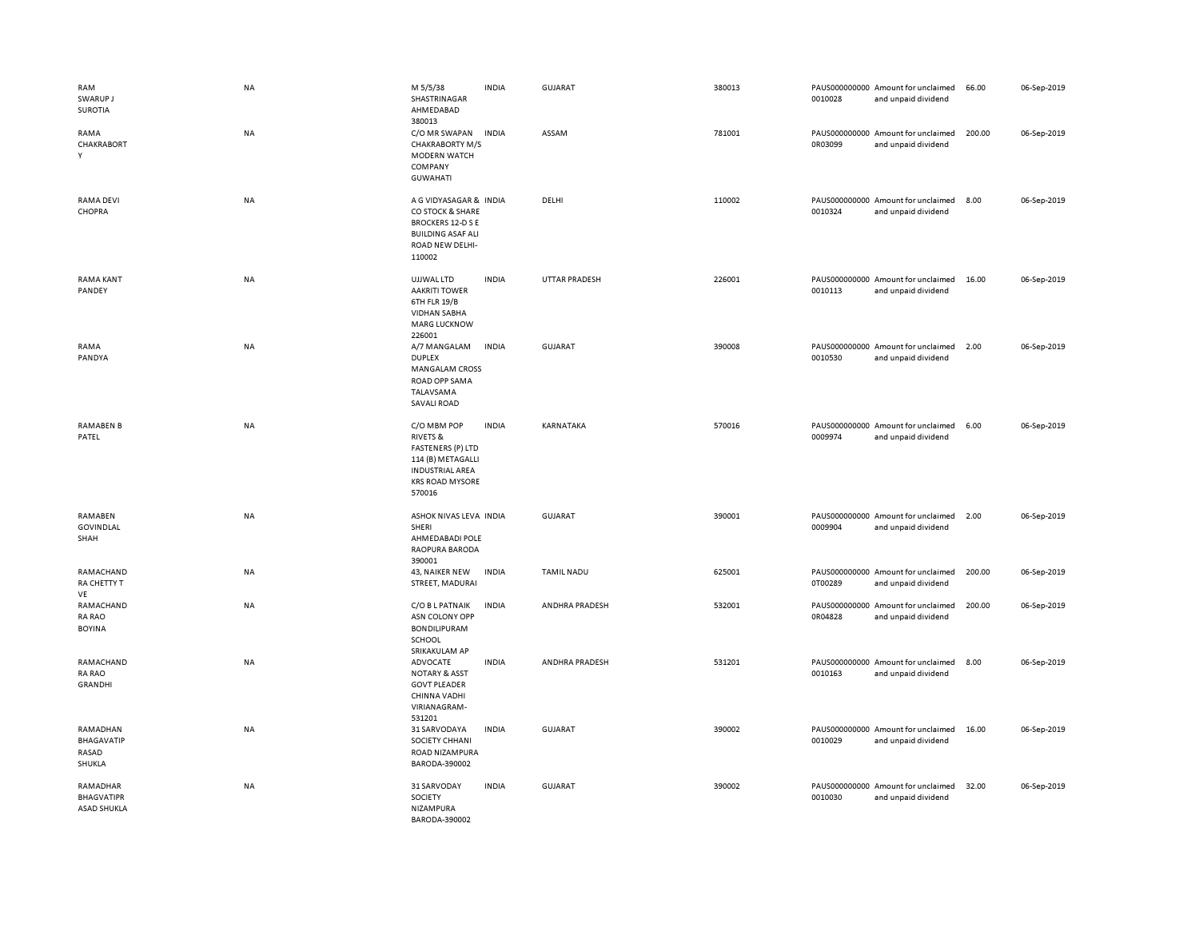| | | | | | | | | | |
|---|---|---|---|---|---|---|---|---|---|
| RAM SWARUP J SUROTIA | NA | M 5/5/38 SHASTRINAGAR AHMEDABAD 380013 | INDIA | GUJARAT | 380013 | PAUS0000000000010028 | Amount for unclaimed and unpaid dividend | 66.00 | 06-Sep-2019 |
| RAMA CHAKRABORTY | NA | C/O MR SWAPAN CHAKRABORTY M/S MODERN WATCH COMPANY GUWAHATI | INDIA | ASSAM | 781001 | PAUS0000000000R03099 | Amount for unclaimed and unpaid dividend | 200.00 | 06-Sep-2019 |
| RAMA DEVI CHOPRA | NA | A G VIDYASAGAR & CO STOCK & SHARE BROCKERS 12-D S E BUILDING ASAF ALI ROAD NEW DELHI-110002 | INDIA | DELHI | 110002 | PAUS0000000000010324 | Amount for unclaimed and unpaid dividend | 8.00 | 06-Sep-2019 |
| RAMA KANT PANDEY | NA | UJJWAL LTD AAKRITI TOWER 6TH FLR 19/B VIDHAN SABHA MARG LUCKNOW 226001 | INDIA | UTTAR PRADESH | 226001 | PAUS0000000000010113 | Amount for unclaimed and unpaid dividend | 16.00 | 06-Sep-2019 |
| RAMA PANDYA | NA | A/7 MANGALAM DUPLEX MANGALAM CROSS ROAD OPP SAMA TALAVSAMA SAVALI ROAD | INDIA | GUJARAT | 390008 | PAUS0000000000010530 | Amount for unclaimed and unpaid dividend | 2.00 | 06-Sep-2019 |
| RAMABEN B PATEL | NA | C/O MBM POP RIVETS & FASTENERS (P) LTD 114 (B) METAGALLI INDUSTRIAL AREA KRS ROAD MYSORE 570016 | INDIA | KARNATAKA | 570016 | PAUS0000000000009974 | Amount for unclaimed and unpaid dividend | 6.00 | 06-Sep-2019 |
| RAMABEN GOVINDLAL SHAH | NA | ASHOK NIVAS LEVA SHERI AHMEDABADI POLE RAOPURA BARODA 390001 | INDIA | GUJARAT | 390001 | PAUS0000000000009904 | Amount for unclaimed and unpaid dividend | 2.00 | 06-Sep-2019 |
| RAMACHANDRA CHETTY T VE | NA | 43, NAIKER NEW STREET, MADURAI | INDIA | TAMIL NADU | 625001 | PAUS0000000000T00289 | Amount for unclaimed and unpaid dividend | 200.00 | 06-Sep-2019 |
| RAMACHANDRA RAO BOYINA | NA | C/O B L PATNAIK ASN COLONY OPP BONDILIPURAM SCHOOL SRIKAKULAM AP | INDIA | ANDHRA PRADESH | 532001 | PAUS0000000000R04828 | Amount for unclaimed and unpaid dividend | 200.00 | 06-Sep-2019 |
| RAMACHANDRA RAO GRANDHI | NA | ADVOCATE NOTARY & ASST GOVT PLEADER CHINNA VADHI VIRIANAGRAM-531201 | INDIA | ANDHRA PRADESH | 531201 | PAUS0000000000010163 | Amount for unclaimed and unpaid dividend | 8.00 | 06-Sep-2019 |
| RAMADHAN BHAGAVATIPRASAD SHUKLA | NA | 31 SARVODAYA SOCIETY CHHANI ROAD NIZAMPURA BARODA-390002 | INDIA | GUJARAT | 390002 | PAUS0000000000010029 | Amount for unclaimed and unpaid dividend | 16.00 | 06-Sep-2019 |
| RAMADHAR BHAGVATIPRASAD SHUKLA | NA | 31 SARVODAY SOCIETY NIZAMPURA BARODA-390002 | INDIA | GUJARAT | 390002 | PAUS0000000000010030 | Amount for unclaimed and unpaid dividend | 32.00 | 06-Sep-2019 |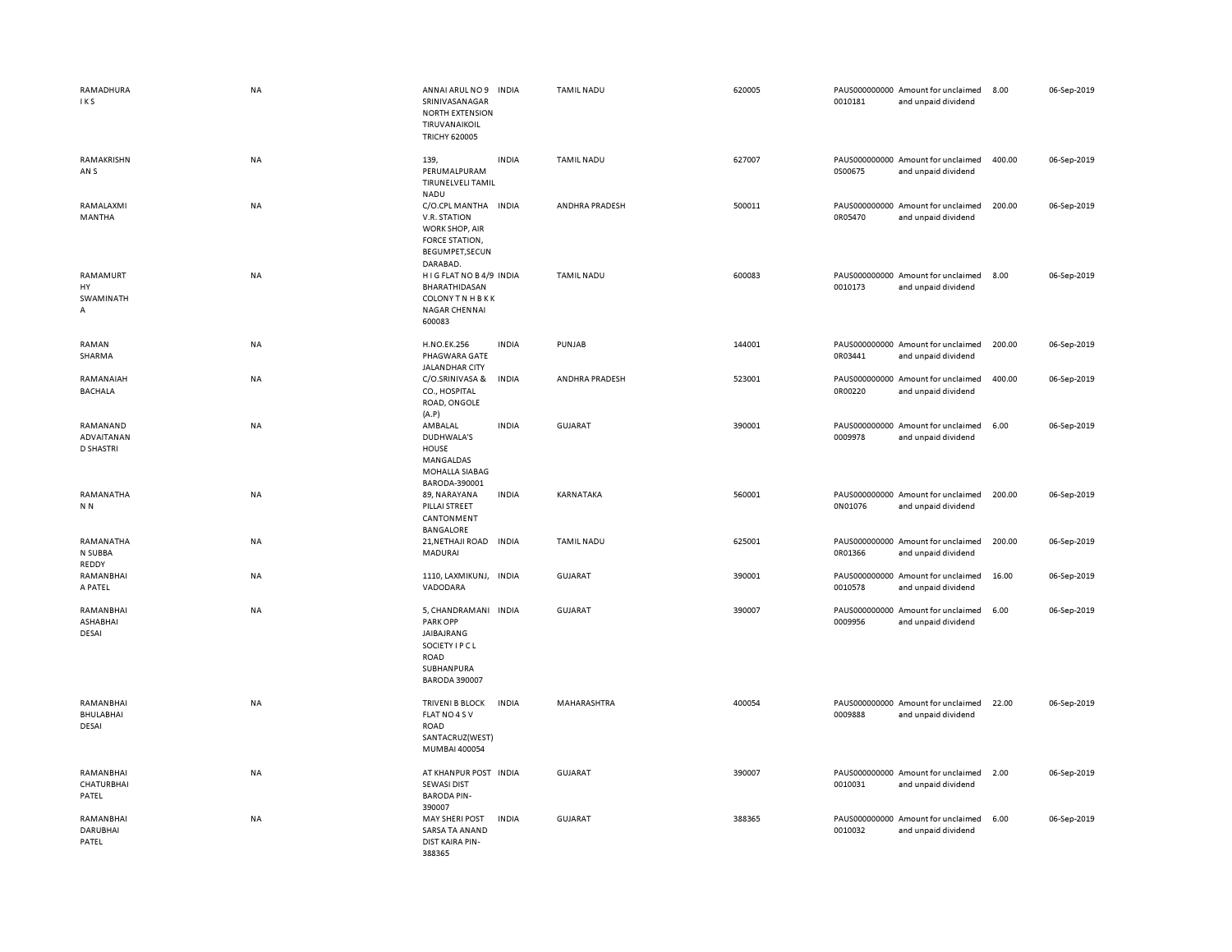| | | | | | | | | | |
|---|---|---|---|---|---|---|---|---|---|
| RAMADHURA I K S | NA | ANNAI ARUL NO 9 SRINIVASANAGAR NORTH EXTENSION TIRUVANAIKOIL TRICHY 620005 | INDIA | TAMIL NADU | 620005 | PAUS0000000000010181 | Amount for unclaimed and unpaid dividend | 8.00 | 06-Sep-2019 |
| RAMAKRISHNAN S | NA | 139, PERUMALPURAM TIRUNELVELI TAMIL NADU | INDIA | TAMIL NADU | 627007 | PAUS0000000000S00675 | Amount for unclaimed and unpaid dividend | 400.00 | 06-Sep-2019 |
| RAMALAXMI MANTHA | NA | C/O.CPL MANTHA V.R. STATION WORK SHOP, AIR FORCE STATION, BEGUMPET,SECUNDARABAD. | INDIA | ANDHRA PRADESH | 500011 | PAUS0000000000R05470 | Amount for unclaimed and unpaid dividend | 200.00 | 06-Sep-2019 |
| RAMAMURTHY SWAMINATHA | NA | H I G FLAT NO B 4/9 BHARATHIDASAN COLONY T N H B K K NAGAR CHENNAI 600083 | INDIA | TAMIL NADU | 600083 | PAUS0000000000010173 | Amount for unclaimed and unpaid dividend | 8.00 | 06-Sep-2019 |
| RAMAN SHARMA | NA | H.NO.EK.256 PHAGWARA GATE JALANDHAR CITY | INDIA | PUNJAB | 144001 | PAUS0000000000R03441 | Amount for unclaimed and unpaid dividend | 200.00 | 06-Sep-2019 |
| RAMANAIAH BACHALA | NA | C/O.SRINIVASA & CO., HOSPITAL ROAD, ONGOLE (A.P) | INDIA | ANDHRA PRADESH | 523001 | PAUS0000000000R00220 | Amount for unclaimed and unpaid dividend | 400.00 | 06-Sep-2019 |
| RAMANAND ADVAITANAND SHASTRI | NA | AMBALAL DUDHWALA'S HOUSE MANGALDAS MOHALLA SIABAG BARODA-390001 | INDIA | GUJARAT | 390001 | PAUS0000000000009978 | Amount for unclaimed and unpaid dividend | 6.00 | 06-Sep-2019 |
| RAMANATHAN N | NA | 89, NARAYANA PILLAI STREET CANTONMENT BANGALORE | INDIA | KARNATAKA | 560001 | PAUS0000000000N01076 | Amount for unclaimed and unpaid dividend | 200.00 | 06-Sep-2019 |
| RAMANATHAN SUBBA REDDY | NA | 21,NETHAJI ROAD MADURAI | INDIA | TAMIL NADU | 625001 | PAUS0000000000R01366 | Amount for unclaimed and unpaid dividend | 200.00 | 06-Sep-2019 |
| RAMANBHAI A PATEL | NA | 1110, LAXMIKUNJ, VADODARA | INDIA | GUJARAT | 390001 | PAUS0000000000010578 | Amount for unclaimed and unpaid dividend | 16.00 | 06-Sep-2019 |
| RAMANBHAI ASHABHAI DESAI | NA | 5, CHANDRAMANI PARK OPP JAIBAJRANG SOCIETY I P C L ROAD SUBHANPURA BARODA 390007 | INDIA | GUJARAT | 390007 | PAUS0000000000009956 | Amount for unclaimed and unpaid dividend | 6.00 | 06-Sep-2019 |
| RAMANBHAI BHULABHAI DESAI | NA | TRIVENI B BLOCK FLAT NO 4 S V ROAD SANTACRUZ(WEST) MUMBAI 400054 | INDIA | MAHARASHTRA | 400054 | PAUS0000000000009888 | Amount for unclaimed and unpaid dividend | 22.00 | 06-Sep-2019 |
| RAMANBHAI CHATURBHAI PATEL | NA | AT KHANPUR POST SEWASI DIST BARODA PIN-390007 | INDIA | GUJARAT | 390007 | PAUS0000000000010031 | Amount for unclaimed and unpaid dividend | 2.00 | 06-Sep-2019 |
| RAMANBHAI DARUBHAI PATEL | NA | MAY SHERI POST SARSA TA ANAND DIST KAIRA PIN-388365 | INDIA | GUJARAT | 388365 | PAUS0000000000010032 | Amount for unclaimed and unpaid dividend | 6.00 | 06-Sep-2019 |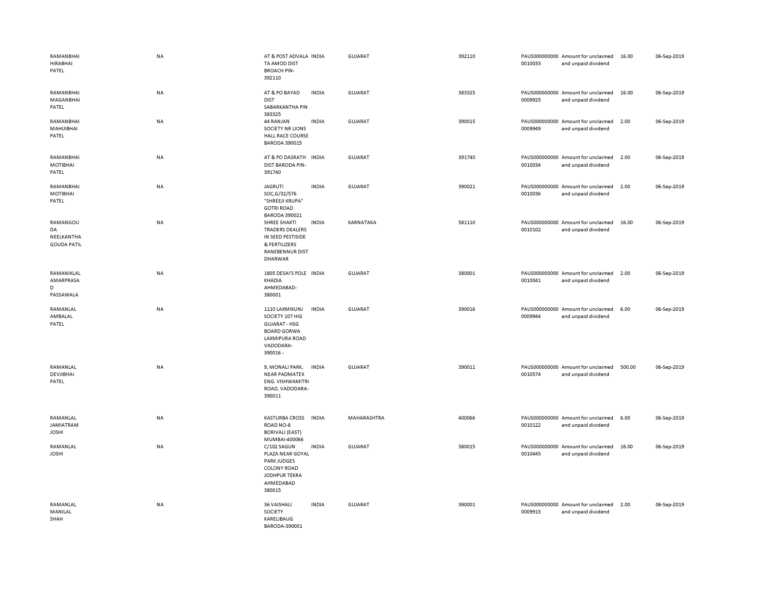| | | | | | | | | | |
|---|---|---|---|---|---|---|---|---|---|
| RAMANBHAI HIRABHAI PATEL | NA | AT & POST ADVALA TA AMOD DIST BROACH PIN-392110 | INDIA | GUJARAT | 392110 | PAUS0000000000010033 | Amount for unclaimed and unpaid dividend | 16.00 | 06-Sep-2019 |
| RAMANBHAI MAGANBHAI PATEL | NA | AT & PO BAYAD DIST SABARKANTHA PIN 383325 | INDIA | GUJARAT | 383325 | PAUS0000000000009925 | Amount for unclaimed and unpaid dividend | 16.00 | 06-Sep-2019 |
| RAMANBHAI MAHIJIBHAI PATEL | NA | 44 RANJAN SOCIETY NR LIONS HALL RACE COURSE BARODA 390015 | INDIA | GUJARAT | 390015 | PAUS0000000000009949 | Amount for unclaimed and unpaid dividend | 2.00 | 06-Sep-2019 |
| RAMANBHAI MOTIBHAI PATEL | NA | AT & PO DASRATH DIST BARODA PIN-391740 | INDIA | GUJARAT | 391740 | PAUS0000000000010034 | Amount for unclaimed and unpaid dividend | 2.00 | 06-Sep-2019 |
| RAMANBHAI MOTIBHAI PATEL | NA | JAGRUTI SOC,G/32/576 "SHREEJI KRUPA" GOTRI ROAD BARODA 390021 | INDIA | GUJARAT | 390021 | PAUS0000000000010036 | Amount for unclaimed and unpaid dividend | 2.00 | 06-Sep-2019 |
| RAMANGOUDA NEELKANTHA GOUDA PATIL | NA | SHREE SHAKTI TRADERS DEALERS IN SEED PESTISIDE & FERTILIZERS RANEBENNUR DIST DHARWAR | INDIA | KARNATAKA | 581110 | PAUS0000000000010102 | Amount for unclaimed and unpaid dividend | 16.00 | 06-Sep-2019 |
| RAMANIKLAL AMARPRASAD PASSAWALA | NA | 1805 DESAI'S POLE KHADIA AHMEDABAD-380001 | INDIA | GUJARAT | 380001 | PAUS0000000000010041 | Amount for unclaimed and unpaid dividend | 2.00 | 06-Sep-2019 |
| RAMANLAL AMBALAL PATEL | NA | 1110 LAXMIKUNJ SOCIETY 107 HIG GUJARAT - HSG BOARD GORWA LAXMIPURA ROAD VADODARA-390016 - | INDIA | GUJARAT | 390016 | PAUS0000000000009944 | Amount for unclaimed and unpaid dividend | 6.00 | 06-Sep-2019 |
| RAMANLAL DEVJIBHAI PATEL | NA | 9, MONALI PARK, NEAR PADMATEX ENG. VISHWAMITRI ROAD, VADODARA-390011 | INDIA | GUJARAT | 390011 | PAUS0000000000010574 | Amount for unclaimed and unpaid dividend | 500.00 | 06-Sep-2019 |
| RAMANLAL JAMIATRAM JOSHI | NA | KASTURBA CROSS ROAD NO-8 BORIVALI (EAST) MUMBAI-400066 | INDIA | MAHARASHTRA | 400066 | PAUS0000000000010122 | Amount for unclaimed and unpaid dividend | 6.00 | 06-Sep-2019 |
| RAMANLAL JOSHI | NA | C/102 SAGUN PLAZA NEAR GOYAL PARK JUDGES COLONY ROAD JODHPUR TEKRA AHMEDABAD 380015 | INDIA | GUJARAT | 380015 | PAUS0000000000010445 | Amount for unclaimed and unpaid dividend | 16.00 | 06-Sep-2019 |
| RAMANLAL MANILAL SHAH | NA | 36 VAISHALI SOCIETY KARELIBAUG BARODA-390001 | INDIA | GUJARAT | 390001 | PAUS0000000000009915 | Amount for unclaimed and unpaid dividend | 2.00 | 06-Sep-2019 |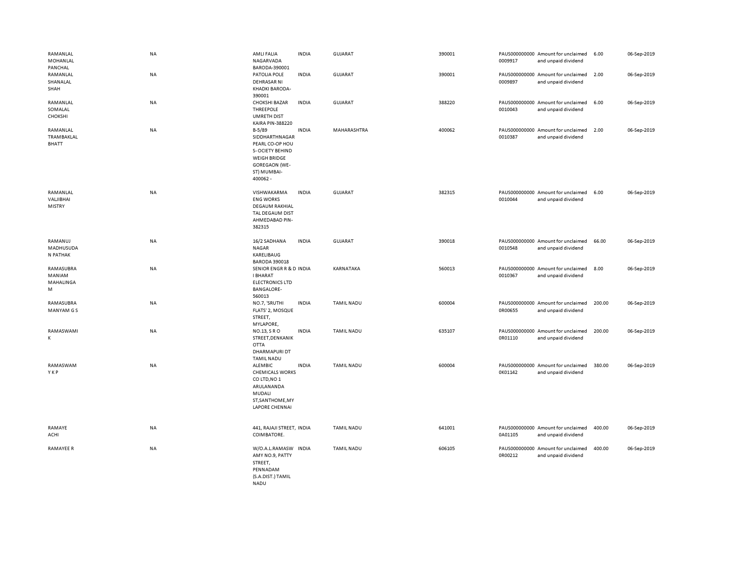| | | | | | | | | | |
|---|---|---|---|---|---|---|---|---|---|
| RAMANLAL MOHANLAL PANCHAL | NA | AMLI FALIA NAGARVADA BARODA-390001 | INDIA | GUJARAT | 390001 | PAUS0000000000009917 | Amount for unclaimed and unpaid dividend | 6.00 | 06-Sep-2019 |
| RAMANLAL SHANALAL SHAH | NA | PATOLIA POLE DEHRASAR NI KHADKI BARODA-390001 | INDIA | GUJARAT | 390001 | PAUS0000000000009897 | Amount for unclaimed and unpaid dividend | 2.00 | 06-Sep-2019 |
| RAMANLAL SOMALAL CHOKSHI | NA | CHOKSHI BAZAR THREEPOLE UMRETH DIST KAIRA PIN-388220 | INDIA | GUJARAT | 388220 | PAUS0000000000010043 | Amount for unclaimed and unpaid dividend | 6.00 | 06-Sep-2019 |
| RAMANLAL TRAMBAKLAL BHATT | NA | B-5/89 SIDDHARTHNAGAR PEARL CO-OP HOU S- OCIETY BEHIND WEIGH BRIDGE GOREGAON (WE-ST) MUMBAI-400062 - | INDIA | MAHARASHTRA | 400062 | PAUS0000000000010387 | Amount for unclaimed and unpaid dividend | 2.00 | 06-Sep-2019 |
| RAMANLAL VALJIBHAI MISTRY | NA | VISHWAKARMA ENG WORKS DEGAUM RAKHIAL TAL DEGAUM DIST AHMEDABAD PIN-382315 | INDIA | GUJARAT | 382315 | PAUS0000000000010044 | Amount for unclaimed and unpaid dividend | 6.00 | 06-Sep-2019 |
| RAMANUJ MADHUSUDAN PATHAK | NA | 16/2 SADHANA NAGAR KARELIBAUG BARODA 390018 | INDIA | GUJARAT | 390018 | PAUS0000000000010548 | Amount for unclaimed and unpaid dividend | 66.00 | 06-Sep-2019 |
| RAMASUBRAMANIAM MAHALINGAM | NA | SENIOR ENGR R & D I BHARAT ELECTRONICS LTD BANGALORE-560013 | INDIA | KARNATAKA | 560013 | PAUS0000000000010367 | Amount for unclaimed and unpaid dividend | 8.00 | 06-Sep-2019 |
| RAMASUBRAMANYAM G S | NA | NO.7, 'SRUTHI FLATS' 2, MOSQUE STREET, MYLAPORE, | INDIA | TAMIL NADU | 600004 | PAUS0000000000R00655 | Amount for unclaimed and unpaid dividend | 200.00 | 06-Sep-2019 |
| RAMASWAMI K | NA | NO.13, S R O STREET,DENKANIKOTTA DHARMAPURI DT TAMIL NADU | INDIA | TAMIL NADU | 635107 | PAUS0000000000R01110 | Amount for unclaimed and unpaid dividend | 200.00 | 06-Sep-2019 |
| RAMASWAMY K P | NA | ALEMBIC CHEMICALS WORKS CO LTD,NO 1 ARULANANDA MUDALI ST,SANTHOME,MYLAPORE CHENNAI | INDIA | TAMIL NADU | 600004 | PAUS0000000000K01142 | Amount for unclaimed and unpaid dividend | 380.00 | 06-Sep-2019 |
| RAMAYE ACHI | NA | 441, RAJAJI STREET, COIMBATORE. | INDIA | TAMIL NADU | 641001 | PAUS0000000000A01105 | Amount for unclaimed and unpaid dividend | 400.00 | 06-Sep-2019 |
| RAMAYEE R | NA | W/O.A.L.RAMASWAMY NO.9, PATTY STREET, PENNADAM (S.A.DIST.) TAMIL NADU | INDIA | TAMIL NADU | 606105 | PAUS0000000000R00212 | Amount for unclaimed and unpaid dividend | 400.00 | 06-Sep-2019 |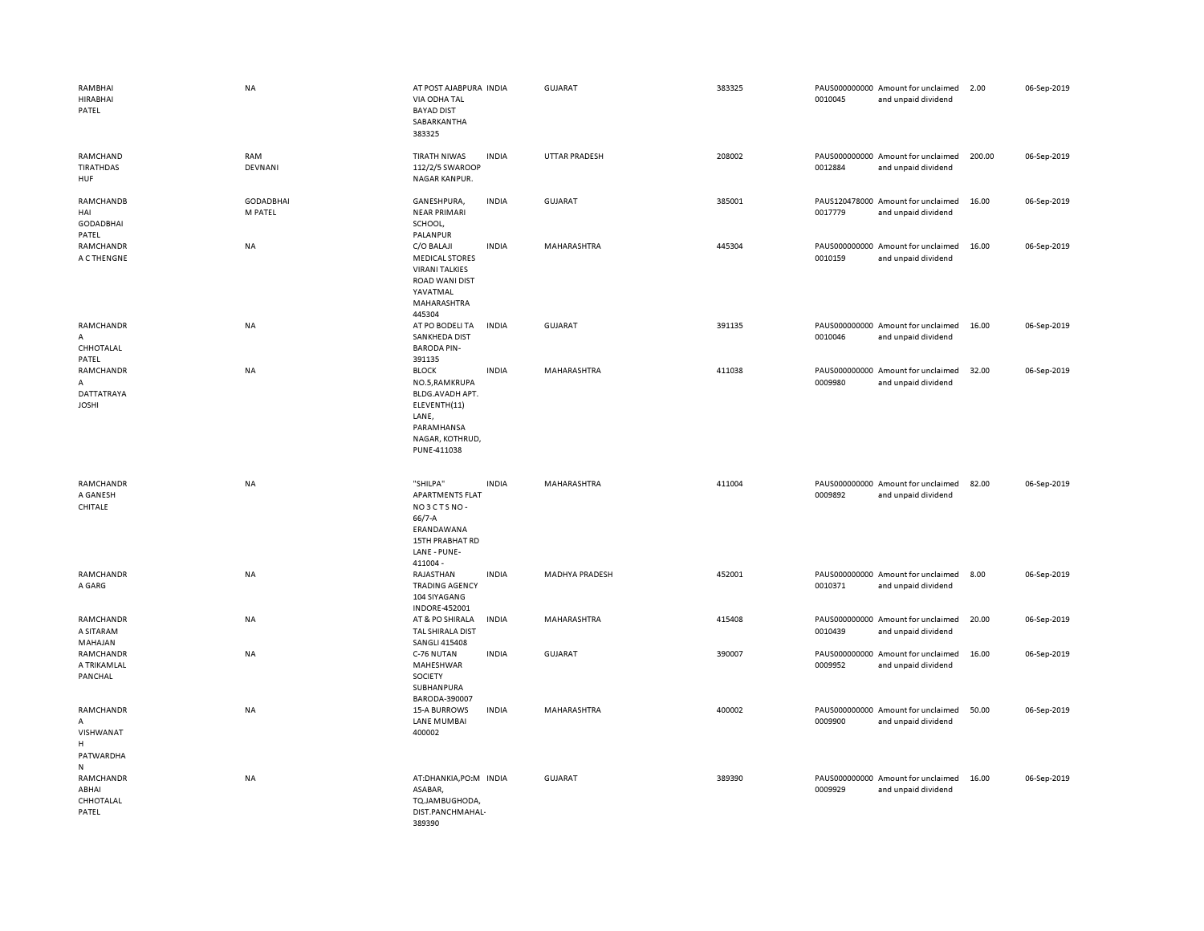| | | | | | | | | | |
|---|---|---|---|---|---|---|---|---|---|
| RAMBHAI HIRABHAI PATEL | NA | AT POST AJABPURA VIA ODHA TAL BAYAD DIST SABARKANTHA 383325 | INDIA | GUJARAT | 383325 | PAUS0000000000010045 | Amount for unclaimed and unpaid dividend | 2.00 | 06-Sep-2019 |
| RAMCHAND TIRATHDAS HUF | RAM DEVNANI | TIRATH NIWAS 112/2/5 SWAROOP NAGAR KANPUR. | INDIA | UTTAR PRADESH | 208002 | PAUS0000000000012884 | Amount for unclaimed and unpaid dividend | 200.00 | 06-Sep-2019 |
| RAMCHANDBHAI GODADBHAI PATEL | GODADBHAI M PATEL | GANESHPURA, NEAR PRIMARI SCHOOL, PALANPUR | INDIA | GUJARAT | 385001 | PAUS1204780000017779 | Amount for unclaimed and unpaid dividend | 16.00 | 06-Sep-2019 |
| RAMCHANDRA C THENGNE | NA | C/O BALAJI MEDICAL STORES VIRANI TALKIES ROAD WANI DIST YAVATMAL MAHARASHTRA 445304 | INDIA | MAHARASHTRA | 445304 | PAUS0000000000010159 | Amount for unclaimed and unpaid dividend | 16.00 | 06-Sep-2019 |
| RAMCHANDRA CHHOTALAL PATEL | NA | AT PO BODELI TA SANKHEDA DIST BARODA PIN-391135 | INDIA | GUJARAT | 391135 | PAUS0000000000010046 | Amount for unclaimed and unpaid dividend | 16.00 | 06-Sep-2019 |
| RAMCHANDRA DATTATRAYA JOSHI | NA | BLOCK NO.5,RAMKRUPA BLDG.AVADH APT. ELEVENTH(11) LANE, PARAMHANSA NAGAR, KOTHRUD, PUNE-411038 | INDIA | MAHARASHTRA | 411038 | PAUS0000000000009980 | Amount for unclaimed and unpaid dividend | 32.00 | 06-Sep-2019 |
| RAMCHANDRA GANESH CHITALE | NA | "SHILPA" APARTMENTS FLAT NO 3 C T S NO - 66/7-A ERANDAWANA 15TH PRABHAT RD LANE - PUNE-411004 - | INDIA | MAHARASHTRA | 411004 | PAUS0000000000009892 | Amount for unclaimed and unpaid dividend | 82.00 | 06-Sep-2019 |
| RAMCHANDRA GARG | NA | RAJASTHAN TRADING AGENCY 104 SIYAGANG INDORE-452001 | INDIA | MADHYA PRADESH | 452001 | PAUS0000000000010371 | Amount for unclaimed and unpaid dividend | 8.00 | 06-Sep-2019 |
| RAMCHANDRA SITARAM MAHAJAN | NA | AT & PO SHIRALA TAL SHIRALA DIST SANGLI 415408 | INDIA | MAHARASHTRA | 415408 | PAUS0000000000010439 | Amount for unclaimed and unpaid dividend | 20.00 | 06-Sep-2019 |
| RAMCHANDRA TRIKAMLAL PANCHAL | NA | C-76 NUTAN MAHESHWAR SOCIETY SUBHANPURA BARODA-390007 | INDIA | GUJARAT | 390007 | PAUS0000000000009952 | Amount for unclaimed and unpaid dividend | 16.00 | 06-Sep-2019 |
| RAMCHANDRA VISHWANATH PATWARDHAN | NA | 15-A BURROWS LANE MUMBAI 400002 | INDIA | MAHARASHTRA | 400002 | PAUS0000000000009900 | Amount for unclaimed and unpaid dividend | 50.00 | 06-Sep-2019 |
| RAMCHANDRABHAI CHHOTALAL PATEL | NA | AT:DHANKIA,PO:MASABAR, TQ.JAMBUGHODA, DIST.PANCHMAHAL-389390 | INDIA | GUJARAT | 389390 | PAUS0000000000009929 | Amount for unclaimed and unpaid dividend | 16.00 | 06-Sep-2019 |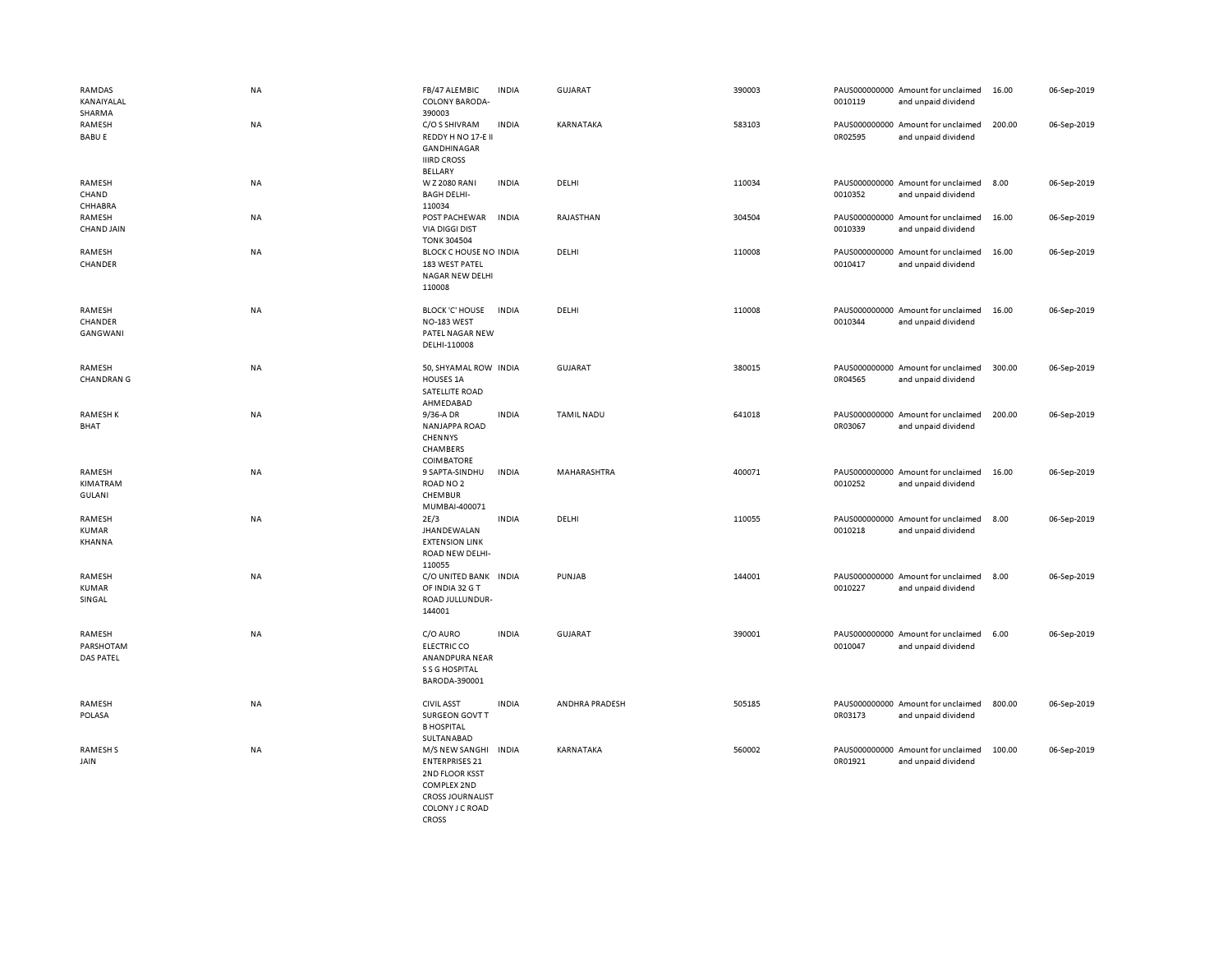| | | | | | | | | | |
|---|---|---|---|---|---|---|---|---|---|
| RAMDAS KANAIYALAL SHARMA | NA | FB/47 ALEMBIC COLONY BARODA-390003 | INDIA | GUJARAT | 390003 | PAUS000000000 0010119 | Amount for unclaimed and unpaid dividend | 16.00 | 06-Sep-2019 |
| RAMESH BABU E | NA | C/O S SHIVRAM REDDY H NO 17-E II GANDHINAGAR IIIRD CROSS BELLARY | INDIA | KARNATAKA | 583103 | PAUS000000000 0R02595 | Amount for unclaimed and unpaid dividend | 200.00 | 06-Sep-2019 |
| RAMESH CHAND CHHABRA | NA | W Z 2080 RANI BAGH DELHI-110034 | INDIA | DELHI | 110034 | PAUS000000000 0010352 | Amount for unclaimed and unpaid dividend | 8.00 | 06-Sep-2019 |
| RAMESH CHAND JAIN | NA | POST PACHEWAR VIA DIGGI DIST TONK 304504 | INDIA | RAJASTHAN | 304504 | PAUS000000000 0010339 | Amount for unclaimed and unpaid dividend | 16.00 | 06-Sep-2019 |
| RAMESH CHANDER | NA | BLOCK C HOUSE NO 183 WEST PATEL NAGAR NEW DELHI 110008 | INDIA | DELHI | 110008 | PAUS000000000 0010417 | Amount for unclaimed and unpaid dividend | 16.00 | 06-Sep-2019 |
| RAMESH CHANDER GANGWANI | NA | BLOCK 'C' HOUSE NO-183 WEST PATEL NAGAR NEW DELHI-110008 | INDIA | DELHI | 110008 | PAUS000000000 0010344 | Amount for unclaimed and unpaid dividend | 16.00 | 06-Sep-2019 |
| RAMESH CHANDRAN G | NA | 50, SHYAMAL ROW HOUSES 1A SATELLITE ROAD AHMEDABAD | INDIA | GUJARAT | 380015 | PAUS000000000 0R04565 | Amount for unclaimed and unpaid dividend | 300.00 | 06-Sep-2019 |
| RAMESH K BHAT | NA | 9/36-A DR NANJAPPA ROAD CHENNYS CHAMBERS COIMBATORE | INDIA | TAMIL NADU | 641018 | PAUS000000000 0R03067 | Amount for unclaimed and unpaid dividend | 200.00 | 06-Sep-2019 |
| RAMESH KIMATRAM GULANI | NA | 9 SAPTA-SINDHU ROAD NO 2 CHEMBUR MUMBAI-400071 | INDIA | MAHARASHTRA | 400071 | PAUS000000000 0010252 | Amount for unclaimed and unpaid dividend | 16.00 | 06-Sep-2019 |
| RAMESH KUMAR KHANNA | NA | 2E/3 JHANDEWALAN EXTENSION LINK ROAD NEW DELHI-110055 | INDIA | DELHI | 110055 | PAUS000000000 0010218 | Amount for unclaimed and unpaid dividend | 8.00 | 06-Sep-2019 |
| RAMESH KUMAR SINGAL | NA | C/O UNITED BANK OF INDIA 32 G T ROAD JULLUNDUR-144001 | INDIA | PUNJAB | 144001 | PAUS000000000 0010227 | Amount for unclaimed and unpaid dividend | 8.00 | 06-Sep-2019 |
| RAMESH PARSHOTAM DAS PATEL | NA | C/O AURO ELECTRIC CO ANANDPURA NEAR S S G HOSPITAL BARODA-390001 | INDIA | GUJARAT | 390001 | PAUS000000000 0010047 | Amount for unclaimed and unpaid dividend | 6.00 | 06-Sep-2019 |
| RAMESH POLASA | NA | CIVIL ASST SURGEON GOVT T B HOSPITAL SULTANABAD | INDIA | ANDHRA PRADESH | 505185 | PAUS000000000 0R03173 | Amount for unclaimed and unpaid dividend | 800.00 | 06-Sep-2019 |
| RAMESH S JAIN | NA | M/S NEW SANGHI ENTERPRISES 21 2ND FLOOR KSST COMPLEX 2ND CROSS JOURNALIST COLONY J C ROAD CROSS | INDIA | KARNATAKA | 560002 | PAUS000000000 0R01921 | Amount for unclaimed and unpaid dividend | 100.00 | 06-Sep-2019 |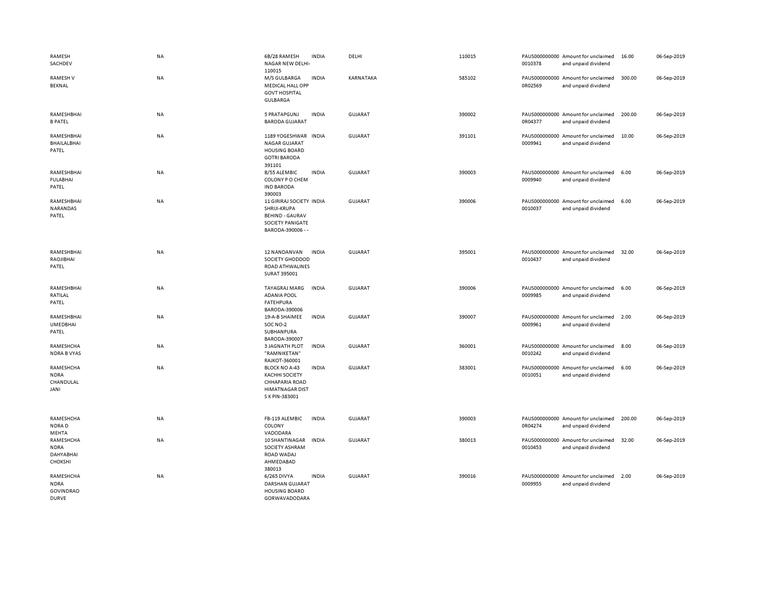| | | | | | | | | | |
|---|---|---|---|---|---|---|---|---|---|
| RAMESH SACHDEV | NA | 6B/28 RAMESH NAGAR NEW DELHI-110015 | INDIA | DELHI | 110015 | PAUS0000000000010378 | Amount for unclaimed and unpaid dividend | 16.00 | 06-Sep-2019 |
| RAMESH V BEKNAL | NA | M/S GULBARGA MEDICAL HALL OPP GOVT HOSPITAL GULBARGA | INDIA | KARNATAKA | 585102 | PAUS0000000000R02569 | Amount for unclaimed and unpaid dividend | 300.00 | 06-Sep-2019 |
| RAMESHBHAI B PATEL | NA | 5 PRATAPGUNJ BARODA GUJARAT | INDIA | GUJARAT | 390002 | PAUS0000000000R04377 | Amount for unclaimed and unpaid dividend | 200.00 | 06-Sep-2019 |
| RAMESHBHAI BHAILALBHAI PATEL | NA | 1189 YOGESHWAR NAGAR GUJARAT HOUSING BOARD GOTRI BARODA 391101 | INDIA | GUJARAT | 391101 | PAUS0000000000009941 | Amount for unclaimed and unpaid dividend | 10.00 | 06-Sep-2019 |
| RAMESHBHAI FULABHAI PATEL | NA | B/55 ALEMBIC COLONY P O CHEM IND BARODA 390003 | INDIA | GUJARAT | 390003 | PAUS0000000000009940 | Amount for unclaimed and unpaid dividend | 6.00 | 06-Sep-2019 |
| RAMESHBHAI NARANDAS PATEL | NA | 11 GIRIRAJ SOCIETY SHRIJI-KRUPA BEHIND - GAURAV SOCIETY PANIGATE BARODA-390006 - - | INDIA | GUJARAT | 390006 | PAUS0000000000010037 | Amount for unclaimed and unpaid dividend | 6.00 | 06-Sep-2019 |
| RAMESHBHAI RAOJIBHAI PATEL | NA | 12 NANDANVAN SOCIETY GHODDOD ROAD ATHWALINES SURAT 395001 | INDIA | GUJARAT | 395001 | PAUS0000000000010437 | Amount for unclaimed and unpaid dividend | 32.00 | 06-Sep-2019 |
| RAMESHBHAI RATILAL PATEL | NA | TAYAGRAJ MARG ADANIA POOL FATEHPURA BARODA-390006 | INDIA | GUJARAT | 390006 | PAUS0000000000009985 | Amount for unclaimed and unpaid dividend | 6.00 | 06-Sep-2019 |
| RAMESHBHAI UMEDBHAI PATEL | NA | 19-A-B SHAIMEE SOC NO-2 SUBHANPURA BARODA-390007 | INDIA | GUJARAT | 390007 | PAUS0000000000009961 | Amount for unclaimed and unpaid dividend | 2.00 | 06-Sep-2019 |
| RAMESHCHANDRA B VYAS | NA | 3 JAGNATH PLOT "RAMNIKETAN" RAJKOT-360001 | INDIA | GUJARAT | 360001 | PAUS0000000000010242 | Amount for unclaimed and unpaid dividend | 8.00 | 06-Sep-2019 |
| RAMESHCHANDRA CHANDULAL JANI | NA | BLOCK NO A-43 KACHHI SOCIETY CHHAPARIA ROAD HIMATNAGAR DIST S K PIN-383001 | INDIA | GUJARAT | 383001 | PAUS0000000000010051 | Amount for unclaimed and unpaid dividend | 6.00 | 06-Sep-2019 |
| RAMESHCHANDRA D MEHTA | NA | FB-119 ALEMBIC COLONY VADODARA | INDIA | GUJARAT | 390003 | PAUS0000000000R04274 | Amount for unclaimed and unpaid dividend | 200.00 | 06-Sep-2019 |
| RAMESHCHANDRA DAHYABHAI CHOKSHI | NA | 10 SHANTINAGAR SOCIETY ASHRAM ROAD WADAJ AHMEDABAD 380013 | INDIA | GUJARAT | 380013 | PAUS0000000000010453 | Amount for unclaimed and unpaid dividend | 32.00 | 06-Sep-2019 |
| RAMESHCHANDRA GOVINDRAO DURVE | NA | 6/265 DIVYA DARSHAN GUJARAT HOUSING BOARD GORWAVADODARA | INDIA | GUJARAT | 390016 | PAUS0000000000009955 | Amount for unclaimed and unpaid dividend | 2.00 | 06-Sep-2019 |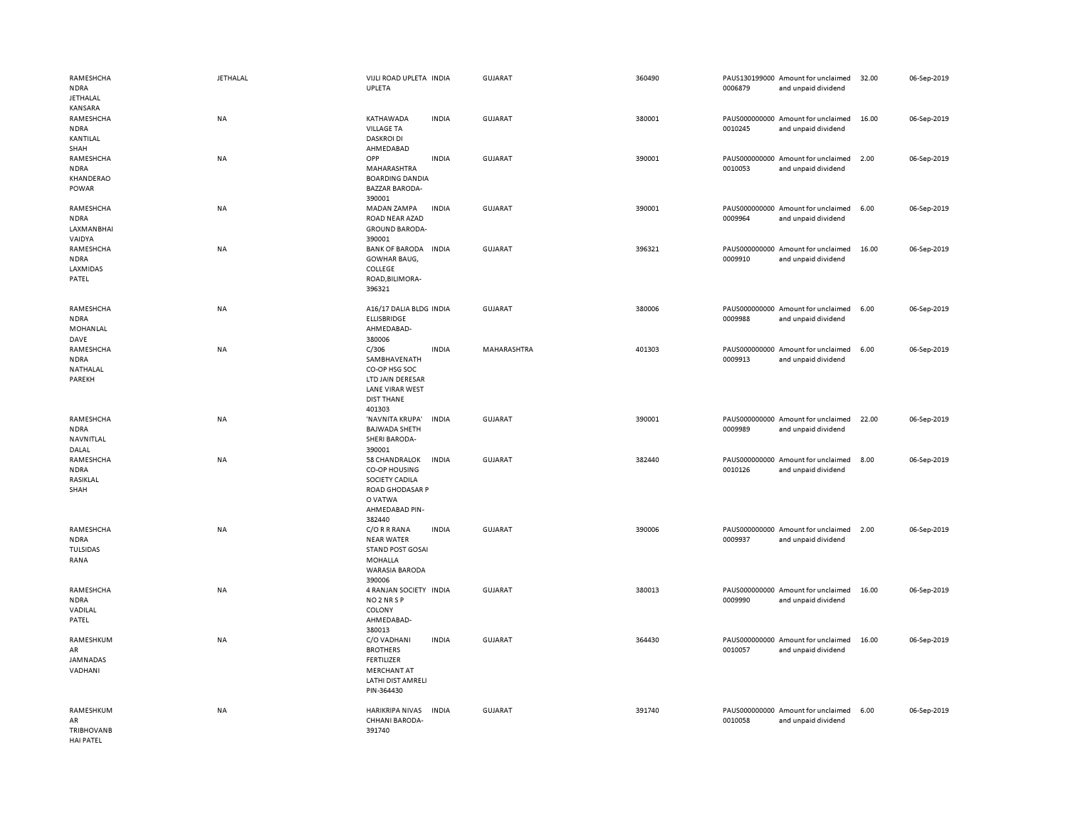| | | | | | | | | | |
|---|---|---|---|---|---|---|---|---|---|
| RAMESHCHANDRA JETHALAL KANSARA | JETHALAL | VIJLI ROAD UPLETA UPLETA | INDIA | GUJARAT | 360490 | PAUS1301990000006879 | Amount for unclaimed and unpaid dividend | 32.00 | 06-Sep-2019 |
| RAMESHCHANDRA KANTILAL SHAH | NA | KATHAWADA VILLAGE TA DASKROI DI AHMEDABAD | INDIA | GUJARAT | 380001 | PAUS0000000000010245 | Amount for unclaimed and unpaid dividend | 16.00 | 06-Sep-2019 |
| RAMESHCHANDRA KHANDERAO POWAR | NA | OPP MAHARASHTRA BOARDING DANDIA BAZZAR BARODA-390001 | INDIA | GUJARAT | 390001 | PAUS0000000000010053 | Amount for unclaimed and unpaid dividend | 2.00 | 06-Sep-2019 |
| RAMESHCHANDRA LAXMANBHAI VAIDYA | NA | MADAN ZAMPA ROAD NEAR AZAD GROUND BARODA-390001 | INDIA | GUJARAT | 390001 | PAUS0000000000009964 | Amount for unclaimed and unpaid dividend | 6.00 | 06-Sep-2019 |
| RAMESHCHANDRA LAXMIDAS PATEL | NA | BANK OF BARODA GOWHAR BAUG, COLLEGE ROAD,BILIMORA-396321 | INDIA | GUJARAT | 396321 | PAUS0000000000009910 | Amount for unclaimed and unpaid dividend | 16.00 | 06-Sep-2019 |
| RAMESHCHANDRA MOHANLAL DAVE | NA | A16/17 DALIA BLDG ELLISBRIDGE AHMEDABAD-380006 | INDIA | GUJARAT | 380006 | PAUS0000000000009988 | Amount for unclaimed and unpaid dividend | 6.00 | 06-Sep-2019 |
| RAMESHCHANDRA NATHALAL PAREKH | NA | C/306 SAMBHAVENATH CO-OP HSG SOC LTD JAIN DERESAR LANE VIRAR WEST DIST THANE 401303 | INDIA | MAHARASHTRA | 401303 | PAUS0000000000009913 | Amount for unclaimed and unpaid dividend | 6.00 | 06-Sep-2019 |
| RAMESHCHANDRA NAVNITLAL DALAL | NA | 'NAVNITA KRUPA' BAJWADA SHETH SHERI BARODA-390001 | INDIA | GUJARAT | 390001 | PAUS0000000000009989 | Amount for unclaimed and unpaid dividend | 22.00 | 06-Sep-2019 |
| RAMESHCHANDRA RASIKLAL SHAH | NA | 58 CHANDRALOK CO-OP HOUSING SOCIETY CADILA ROAD GHODASAR P O VATWA AHMEDABAD PIN-382440 | INDIA | GUJARAT | 382440 | PAUS0000000000010126 | Amount for unclaimed and unpaid dividend | 8.00 | 06-Sep-2019 |
| RAMESHCHANDRA TULSIDAS RANA | NA | C/O R R RANA NEAR WATER STAND POST GOSAI MOHALLA WARASIA BARODA 390006 | INDIA | GUJARAT | 390006 | PAUS0000000000009937 | Amount for unclaimed and unpaid dividend | 2.00 | 06-Sep-2019 |
| RAMESHCHANDRA VADILAL PATEL | NA | 4 RANJAN SOCIETY NO 2 NR S P COLONY AHMEDABAD-380013 | INDIA | GUJARAT | 380013 | PAUS0000000000009990 | Amount for unclaimed and unpaid dividend | 16.00 | 06-Sep-2019 |
| RAMESHKUMAR JAMNADAS VADHANI | NA | C/O VADHANI BROTHERS FERTILIZER MERCHANT AT LATHI DIST AMRELI PIN-364430 | INDIA | GUJARAT | 364430 | PAUS0000000000010057 | Amount for unclaimed and unpaid dividend | 16.00 | 06-Sep-2019 |
| RAMESHKUMAR TRIBHOVANBHAI PATEL | NA | HARIKRIPA NIVAS CHHANI BARODA-391740 | INDIA | GUJARAT | 391740 | PAUS0000000000010058 | Amount for unclaimed and unpaid dividend | 6.00 | 06-Sep-2019 |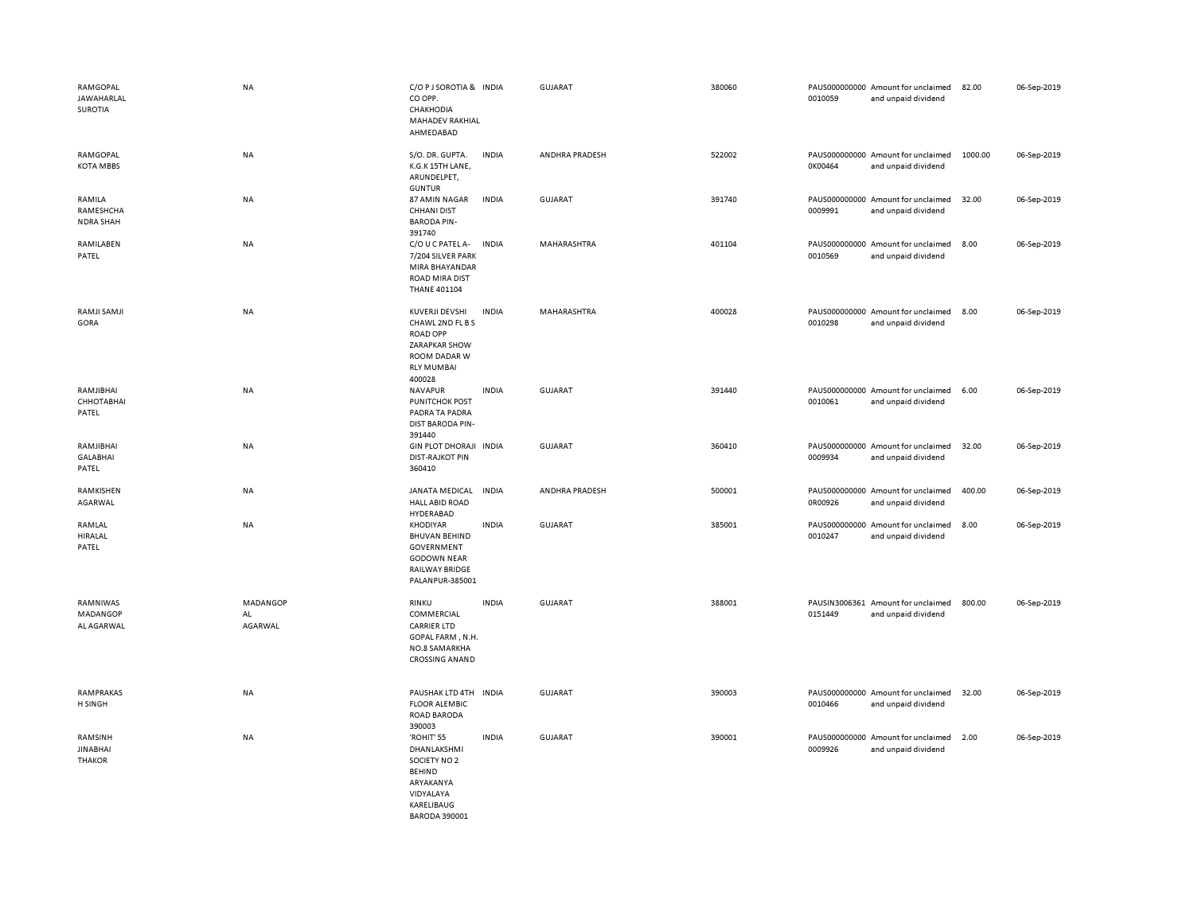| | | | | | | | | | |
|---|---|---|---|---|---|---|---|---|---|
| RAMGOPAL JAWAHARLAL SUROTIA | NA | C/O P J SOROTIA & CO OPP. CHAKHODIA MAHADEV RAKHIAL AHMEDABAD | INDIA | GUJARAT | 380060 | PAUS0000000000010059 | Amount for unclaimed and unpaid dividend | 82.00 | 06-Sep-2019 |
| RAMGOPAL KOTA MBBS | NA | S/O. DR. GUPTA. K.G.K 15TH LANE, ARUNDELPET, GUNTUR | INDIA | ANDHRA PRADESH | 522002 | PAUS0000000000K00464 | Amount for unclaimed and unpaid dividend | 1000.00 | 06-Sep-2019 |
| RAMILA RAMESHCHANDRA SHAH | NA | 87 AMIN NAGAR CHHANI DIST BARODA PIN-391740 | INDIA | GUJARAT | 391740 | PAUS0000000000009991 | Amount for unclaimed and unpaid dividend | 32.00 | 06-Sep-2019 |
| RAMILABEN PATEL | NA | C/O U C PATEL A-7/204 SILVER PARK MIRA BHAYANDAR ROAD MIRA DIST THANE 401104 | INDIA | MAHARASHTRA | 401104 | PAUS0000000000010569 | Amount for unclaimed and unpaid dividend | 8.00 | 06-Sep-2019 |
| RAMJI SAMJI GORA | NA | KUVERJI DEVSHI CHAWL 2ND FL B S ROAD OPP ZARAPKAR SHOW ROOM DADAR W RLY MUMBAI 400028 | INDIA | MAHARASHTRA | 400028 | PAUS0000000000010298 | Amount for unclaimed and unpaid dividend | 8.00 | 06-Sep-2019 |
| RAMJIBHAI CHHOTABHAI PATEL | NA | NAVAPUR PUNITCHOK POST PADRA TA PADRA DIST BARODA PIN-391440 | INDIA | GUJARAT | 391440 | PAUS0000000000010061 | Amount for unclaimed and unpaid dividend | 6.00 | 06-Sep-2019 |
| RAMJIBHAI GALABHAI PATEL | NA | GIN PLOT DHORAJI DIST-RAJKOT PIN 360410 | INDIA | GUJARAT | 360410 | PAUS0000000000009934 | Amount for unclaimed and unpaid dividend | 32.00 | 06-Sep-2019 |
| RAMKISHEN AGARWAL | NA | JANATA MEDICAL HALL ABID ROAD HYDERABAD | INDIA | ANDHRA PRADESH | 500001 | PAUS0000000000R00926 | Amount for unclaimed and unpaid dividend | 400.00 | 06-Sep-2019 |
| RAMLAL HIRALAL PATEL | NA | KHODIYAR BHUVAN BEHIND GOVERNMENT GODOWN NEAR RAILWAY BRIDGE PALANPUR-385001 | INDIA | GUJARAT | 385001 | PAUS0000000000010247 | Amount for unclaimed and unpaid dividend | 8.00 | 06-Sep-2019 |
| RAMNIWAS MADANGOPAL AGARWAL | MADANGOPAL AGARWAL | RINKU COMMERCIAL CARRIER LTD GOPAL FARM , N.H. NO.8 SAMARKHA CROSSING ANAND | INDIA | GUJARAT | 388001 | PAUSIN30063610151449 | Amount for unclaimed and unpaid dividend | 800.00 | 06-Sep-2019 |
| RAMPRAKASH SINGH | NA | PAUSHAK LTD 4TH FLOOR ALEMBIC ROAD BARODA 390003 | INDIA | GUJARAT | 390003 | PAUS0000000000010466 | Amount for unclaimed and unpaid dividend | 32.00 | 06-Sep-2019 |
| RAMSINH JINABHAI THAKOR | NA | 'ROHIT' 55 DHANLAKSHMI SOCIETY NO 2 BEHIND ARYAKANYA VIDYALAYA KARELIBAUG BARODA 390001 | INDIA | GUJARAT | 390001 | PAUS0000000000009926 | Amount for unclaimed and unpaid dividend | 2.00 | 06-Sep-2019 |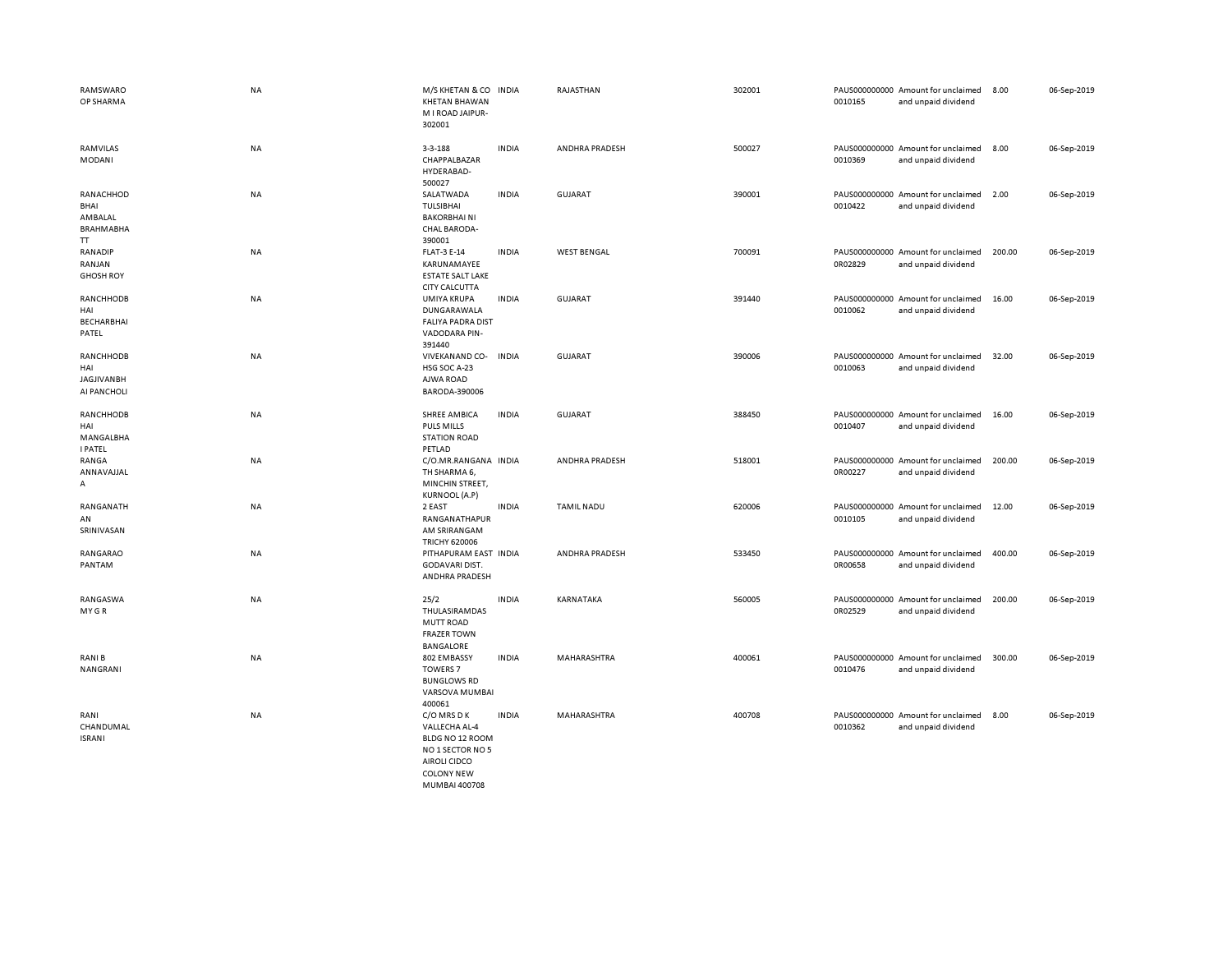| | | | | | | | | | |
|---|---|---|---|---|---|---|---|---|---|
| RAMSWAROOP SHARMA | NA | M/S KHETAN & CO KHETAN BHAWAN M I ROAD JAIPUR-302001 | INDIA | RAJASTHAN | 302001 | PAUS0000000000010165 | Amount for unclaimed and unpaid dividend | 8.00 | 06-Sep-2019 |
| RAMVILAS MODANI | NA | 3-3-188 CHAPPALBAZAR HYDERABAD-500027 | INDIA | ANDHRA PRADESH | 500027 | PAUS0000000000010369 | Amount for unclaimed and unpaid dividend | 8.00 | 06-Sep-2019 |
| RANACHHOD BHAI AMBALAL BRAHMABHATT | NA | SALATWADA TULSIBHAI BAKORBHAI NI CHAL BARODA-390001 | INDIA | GUJARAT | 390001 | PAUS0000000000010422 | Amount for unclaimed and unpaid dividend | 2.00 | 06-Sep-2019 |
| RANADIP RANJAN GHOSH ROY | NA | FLAT-3 E-14 KARUNAMAYEE ESTATE SALT LAKE CITY CALCUTTA | INDIA | WEST BENGAL | 700091 | PAUS0000000000R02829 | Amount for unclaimed and unpaid dividend | 200.00 | 06-Sep-2019 |
| RANCHHODBHAI BECHARBHAI PATEL | NA | UMIYA KRUPA DUNGARAWALA FALIYA PADRA DIST VADODARA PIN-391440 | INDIA | GUJARAT | 391440 | PAUS0000000000010062 | Amount for unclaimed and unpaid dividend | 16.00 | 06-Sep-2019 |
| RANCHHODBHAI JAGJIVANBHAI PANCHOLI | NA | VIVEKANAND CO-HSG SOC A-23 AJWA ROAD BARODA-390006 | INDIA | GUJARAT | 390006 | PAUS0000000000010063 | Amount for unclaimed and unpaid dividend | 32.00 | 06-Sep-2019 |
| RANCHHODBHAI MANGALBHAI PATEL | NA | SHREE AMBICA PULS MILLS STATION ROAD PETLAD | INDIA | GUJARAT | 388450 | PAUS0000000000010407 | Amount for unclaimed and unpaid dividend | 16.00 | 06-Sep-2019 |
| RANGA ANNAVAJJALA | NA | C/O.MR.RANGANATH SHARMA 6, MINCHIN STREET, KURNOOL (A.P) | INDIA | ANDHRA PRADESH | 518001 | PAUS0000000000R00227 | Amount for unclaimed and unpaid dividend | 200.00 | 06-Sep-2019 |
| RANGANATHAN SRINIVASAN | NA | 2 EAST RANGANATHAPURAM SRIRANGAM TRICHY 620006 | INDIA | TAMIL NADU | 620006 | PAUS0000000000010105 | Amount for unclaimed and unpaid dividend | 12.00 | 06-Sep-2019 |
| RANGARAO PANTAM | NA | PITHAPURAM EAST GODAVARI DIST. ANDHRA PRADESH | INDIA | ANDHRA PRADESH | 533450 | PAUS0000000000R00658 | Amount for unclaimed and unpaid dividend | 400.00 | 06-Sep-2019 |
| RANGASWAMY G R | NA | 25/2 THULASIRAMDAS MUTT ROAD FRAZER TOWN BANGALORE | INDIA | KARNATAKA | 560005 | PAUS0000000000R02529 | Amount for unclaimed and unpaid dividend | 200.00 | 06-Sep-2019 |
| RANI B NANGRANI | NA | 802 EMBASSY TOWERS 7 BUNGLOWS RD VARSOVA MUMBAI 400061 | INDIA | MAHARASHTRA | 400061 | PAUS0000000000010476 | Amount for unclaimed and unpaid dividend | 300.00 | 06-Sep-2019 |
| RANI CHANDUMAL ISRANI | NA | C/O MRS D K VALLECHA AL-4 BLDG NO 12 ROOM NO 1 SECTOR NO 5 AIROLI CIDCO COLONY NEW MUMBAI 400708 | INDIA | MAHARASHTRA | 400708 | PAUS0000000000010362 | Amount for unclaimed and unpaid dividend | 8.00 | 06-Sep-2019 |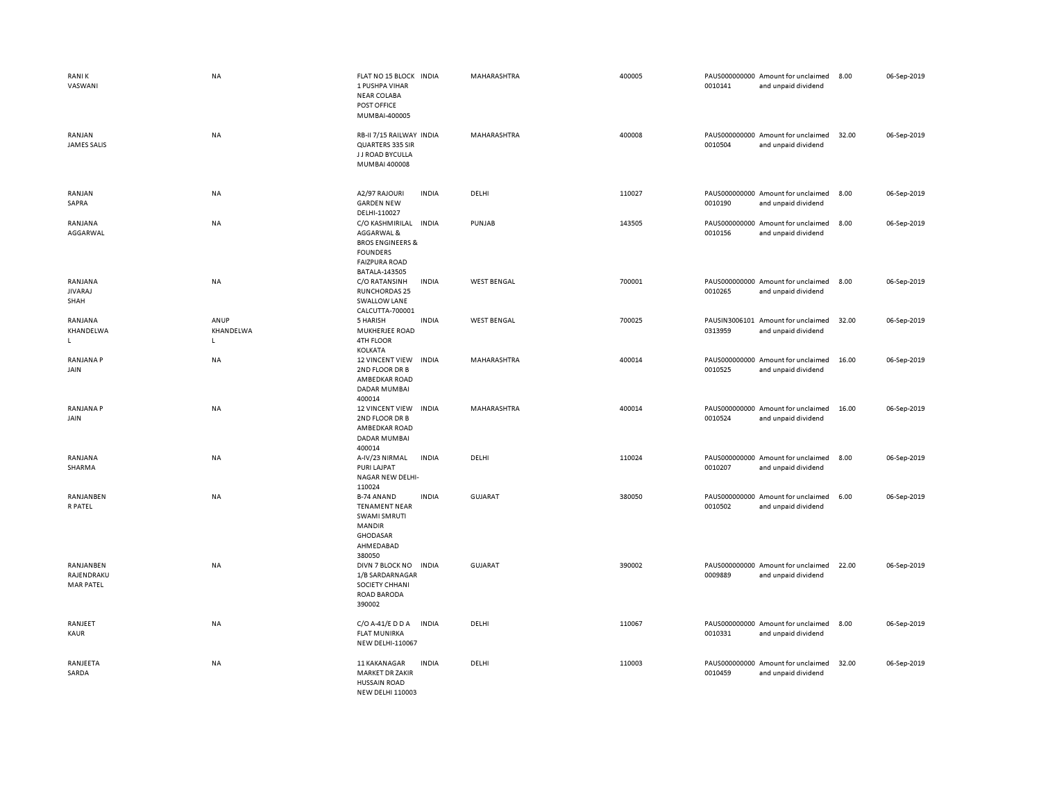| | | | | | | | | | |
|---|---|---|---|---|---|---|---|---|---|
| RANI K VASWANI | NA | FLAT NO 15 BLOCK 1 PUSHPA VIHAR NEAR COLABA POST OFFICE MUMBAI-400005 | INDIA | MAHARASHTRA | 400005 | PAUS000000000 0010141 | Amount for unclaimed and unpaid dividend | 8.00 | 06-Sep-2019 |
| RANJAN JAMES SALIS | NA | RB-II 7/15 RAILWAY QUARTERS 335 SIR J J ROAD BYCULLA MUMBAI 400008 | INDIA | MAHARASHTRA | 400008 | PAUS000000000 0010504 | Amount for unclaimed and unpaid dividend | 32.00 | 06-Sep-2019 |
| RANJAN SAPRA | NA | A2/97 RAJOURI GARDEN NEW DELHI-110027 | INDIA | DELHI | 110027 | PAUS000000000 0010190 | Amount for unclaimed and unpaid dividend | 8.00 | 06-Sep-2019 |
| RANJANA AGGARWAL | NA | C/O KASHMIRILAL AGGARWAL & BROS ENGINEERS & FOUNDERS FAIZPURA ROAD BATALA-143505 | INDIA | PUNJAB | 143505 | PAUS000000000 0010156 | Amount for unclaimed and unpaid dividend | 8.00 | 06-Sep-2019 |
| RANJANA JIVARAJ SHAH | NA | C/O RATANSINH RUNCHORDAS 25 SWALLOW LANE CALCUTTA-700001 | INDIA | WEST BENGAL | 700001 | PAUS000000000 0010265 | Amount for unclaimed and unpaid dividend | 8.00 | 06-Sep-2019 |
| RANJANA KHANDELWA L | ANUP KHANDELWA L | 5 HARISH MUKHERJEE ROAD 4TH FLOOR KOLKATA | INDIA | WEST BENGAL | 700025 | PAUSIN3006101 0313959 | Amount for unclaimed and unpaid dividend | 32.00 | 06-Sep-2019 |
| RANJANA P JAIN | NA | 12 VINCENT VIEW 2ND FLOOR DR B AMBEDKAR ROAD DADAR MUMBAI 400014 | INDIA | MAHARASHTRA | 400014 | PAUS000000000 0010525 | Amount for unclaimed and unpaid dividend | 16.00 | 06-Sep-2019 |
| RANJANA P JAIN | NA | 12 VINCENT VIEW 2ND FLOOR DR B AMBEDKAR ROAD DADAR MUMBAI 400014 | INDIA | MAHARASHTRA | 400014 | PAUS000000000 0010524 | Amount for unclaimed and unpaid dividend | 16.00 | 06-Sep-2019 |
| RANJANA SHARMA | NA | A-IV/23 NIRMAL PURI LAJPAT NAGAR NEW DELHI-110024 | INDIA | DELHI | 110024 | PAUS000000000 0010207 | Amount for unclaimed and unpaid dividend | 8.00 | 06-Sep-2019 |
| RANJANBEN R PATEL | NA | B-74 ANAND TENAMENT NEAR SWAMI SMRUTI MANDIR GHODASAR AHMEDABAD 380050 | INDIA | GUJARAT | 380050 | PAUS000000000 0010502 | Amount for unclaimed and unpaid dividend | 6.00 | 06-Sep-2019 |
| RANJANBEN RAJENDRAKU MAR PATEL | NA | DIVN 7 BLOCK NO 1/B SARDARNAGAR SOCIETY CHHANI ROAD BARODA 390002 | INDIA | GUJARAT | 390002 | PAUS000000000 0009889 | Amount for unclaimed and unpaid dividend | 22.00 | 06-Sep-2019 |
| RANJEET KAUR | NA | C/O A-41/E D D A FLAT MUNIRKA NEW DELHI-110067 | INDIA | DELHI | 110067 | PAUS000000000 0010331 | Amount for unclaimed and unpaid dividend | 8.00 | 06-Sep-2019 |
| RANJEETA SARDA | NA | 11 KAKANAGAR MARKET DR ZAKIR HUSSAIN ROAD NEW DELHI 110003 | INDIA | DELHI | 110003 | PAUS000000000 0010459 | Amount for unclaimed and unpaid dividend | 32.00 | 06-Sep-2019 |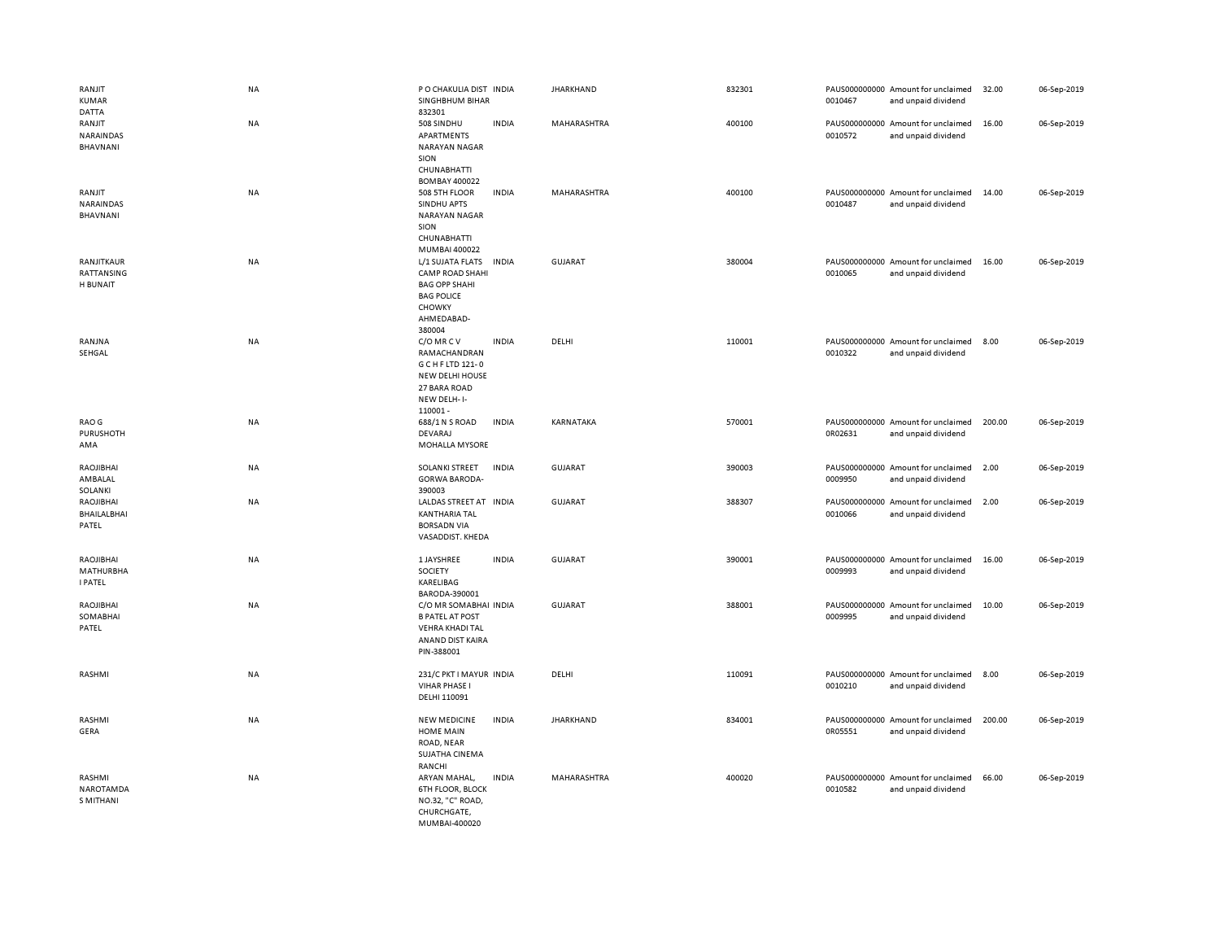| | | | | | | | | | |
|---|---|---|---|---|---|---|---|---|---|
| RANJIT KUMAR DATTA | NA | P O CHAKULIA DIST SINGHBHUM BIHAR 832301 | INDIA | JHARKHAND | 832301 | PAUS0000000000010467 | Amount for unclaimed and unpaid dividend | 32.00 | 06-Sep-2019 |
| RANJIT NARAINDAS BHAVNANI | NA | 508 SINDHU APARTMENTS NARAYAN NAGAR SION CHUNABHATTI BOMBAY 400022 | INDIA | MAHARASHTRA | 400100 | PAUS0000000000010572 | Amount for unclaimed and unpaid dividend | 16.00 | 06-Sep-2019 |
| RANJIT NARAINDAS BHAVNANI | NA | 508 5TH FLOOR SINDHU APTS NARAYAN NAGAR SION CHUNABHATTI MUMBAI 400022 | INDIA | MAHARASHTRA | 400100 | PAUS0000000000010487 | Amount for unclaimed and unpaid dividend | 14.00 | 06-Sep-2019 |
| RANJITKAUR RATTANSINGH BUNAIT | NA | L/1 SUJATA FLATS CAMP ROAD SHAHI BAG OPP SHAHI BAG POLICE CHOWKY AHMEDABAD-380004 | INDIA | GUJARAT | 380004 | PAUS0000000000010065 | Amount for unclaimed and unpaid dividend | 16.00 | 06-Sep-2019 |
| RANJNA SEHGAL | NA | C/O MR C V RAMACHANDRAN G C H F LTD 121-0 NEW DELHI HOUSE 27 BARA ROAD NEW DELH-I-110001 - | INDIA | DELHI | 110001 | PAUS0000000000010322 | Amount for unclaimed and unpaid dividend | 8.00 | 06-Sep-2019 |
| RAO G PURUSHOTHAMA | NA | 688/1 N S ROAD DEVARAJ MOHALLA MYSORE | INDIA | KARNATAKA | 570001 | PAUS0000000000R02631 | Amount for unclaimed and unpaid dividend | 200.00 | 06-Sep-2019 |
| RAOJIBHAI AMBALAL SOLANKI | NA | SOLANKI STREET GORWA BARODA-390003 | INDIA | GUJARAT | 390003 | PAUS0000000000009950 | Amount for unclaimed and unpaid dividend | 2.00 | 06-Sep-2019 |
| RAOJIBHAI BHAILALBHAI PATEL | NA | LALDAS STREET AT KANTHARIA TAL BORSADN VIA VASADDIST. KHEDA | INDIA | GUJARAT | 388307 | PAUS0000000000010066 | Amount for unclaimed and unpaid dividend | 2.00 | 06-Sep-2019 |
| RAOJIBHAI MATHURBHAI PATEL | NA | 1 JAYSHREE SOCIETY KARELIBAG BARODA-390001 | INDIA | GUJARAT | 390001 | PAUS0000000000009993 | Amount for unclaimed and unpaid dividend | 16.00 | 06-Sep-2019 |
| RAOJIBHAI SOMABHAI PATEL | NA | C/O MR SOMABHAI B PATEL AT POST VEHRA KHADI TAL ANAND DIST KAIRA PIN-388001 | INDIA | GUJARAT | 388001 | PAUS0000000000009995 | Amount for unclaimed and unpaid dividend | 10.00 | 06-Sep-2019 |
| RASHMI | NA | 231/C PKT I MAYUR VIHAR PHASE I DELHI 110091 | INDIA | DELHI | 110091 | PAUS0000000000010210 | Amount for unclaimed and unpaid dividend | 8.00 | 06-Sep-2019 |
| RASHMI GERA | NA | NEW MEDICINE HOME MAIN ROAD, NEAR SUJATHA CINEMA RANCHI | INDIA | JHARKHAND | 834001 | PAUS0000000000R05551 | Amount for unclaimed and unpaid dividend | 200.00 | 06-Sep-2019 |
| RASHMI NAROTAMDAS MITHANI | NA | ARYAN MAHAL, 6TH FLOOR, BLOCK NO.32, "C" ROAD, CHURCHGATE, MUMBAI-400020 | INDIA | MAHARASHTRA | 400020 | PAUS0000000000010582 | Amount for unclaimed and unpaid dividend | 66.00 | 06-Sep-2019 |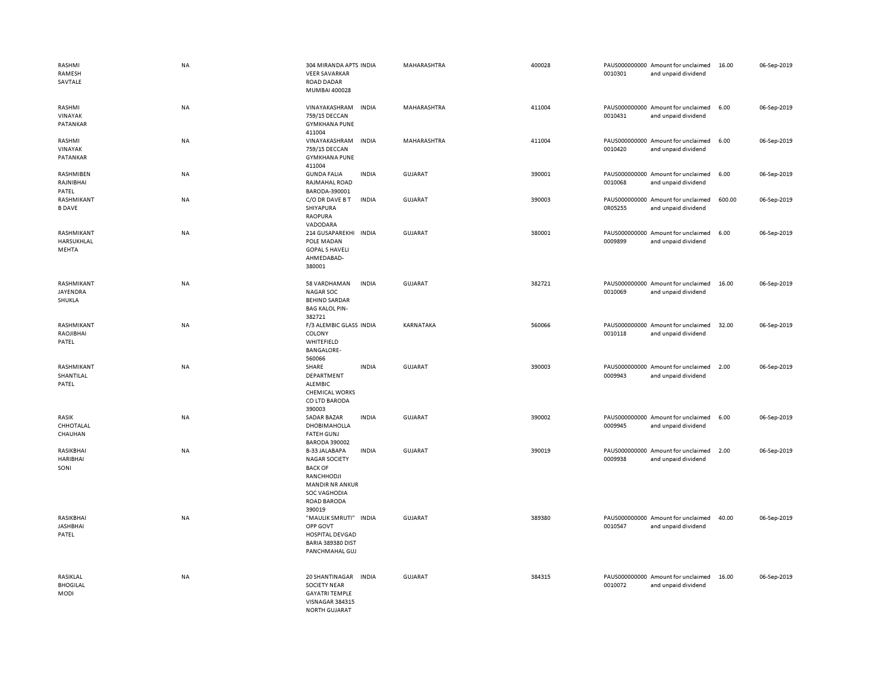| | | | | | | | | | |
|---|---|---|---|---|---|---|---|---|---|
| RASHMI RAMESH SAVTALE | NA | 304 MIRANDA APTS VEER SAVARKAR ROAD DADAR MUMBAI 400028 | INDIA | MAHARASHTRA | 400028 | PAUS000000000 0010301 | Amount for unclaimed and unpaid dividend | 16.00 | 06-Sep-2019 |
| RASHMI VINAYAK PATANKAR | NA | VINAYAKASHRAM 759/15 DECCAN GYMKHANA PUNE 411004 | INDIA | MAHARASHTRA | 411004 | PAUS000000000 0010431 | Amount for unclaimed and unpaid dividend | 6.00 | 06-Sep-2019 |
| RASHMI VINAYAK PATANKAR | NA | VINAYAKASHRAM 759/15 DECCAN GYMKHANA PUNE 411004 | INDIA | MAHARASHTRA | 411004 | PAUS000000000 0010420 | Amount for unclaimed and unpaid dividend | 6.00 | 06-Sep-2019 |
| RASHMIBEN RAJNIBHAI PATEL | NA | GUNDA FALIA RAJMAHAL ROAD BARODA-390001 | INDIA | GUJARAT | 390001 | PAUS000000000 0010068 | Amount for unclaimed and unpaid dividend | 6.00 | 06-Sep-2019 |
| RASHMIKANT B DAVE | NA | C/O DR DAVE B T SHIYAPURA RAOPURA VADODARA | INDIA | GUJARAT | 390003 | PAUS000000000 0R05255 | Amount for unclaimed and unpaid dividend | 600.00 | 06-Sep-2019 |
| RASHMIKANT HARSUKHLAL MEHTA | NA | 214 GUSAPAREKHI POLE MADAN GOPAL S HAVELI AHMEDABAD-380001 | INDIA | GUJARAT | 380001 | PAUS000000000 0009899 | Amount for unclaimed and unpaid dividend | 6.00 | 06-Sep-2019 |
| RASHMIKANT JAYENDRA SHUKLA | NA | 58 VARDHAMAN NAGAR SOC BEHIND SARDAR BAG KALOL PIN-382721 | INDIA | GUJARAT | 382721 | PAUS000000000 0010069 | Amount for unclaimed and unpaid dividend | 16.00 | 06-Sep-2019 |
| RASHMIKANT RAOJIBHAI PATEL | NA | F/3 ALEMBIC GLASS COLONY WHITEFIELD BANGALORE-560066 | INDIA | KARNATAKA | 560066 | PAUS000000000 0010118 | Amount for unclaimed and unpaid dividend | 32.00 | 06-Sep-2019 |
| RASHMIKANT SHANTILAL PATEL | NA | SHARE DEPARTMENT ALEMBIC CHEMICAL WORKS CO LTD BARODA 390003 | INDIA | GUJARAT | 390003 | PAUS000000000 0009943 | Amount for unclaimed and unpaid dividend | 2.00 | 06-Sep-2019 |
| RASIK CHHOTALAL CHAUHAN | NA | SADAR BAZAR DHOBIMAHOLLA FATEH GUNJ BARODA 390002 | INDIA | GUJARAT | 390002 | PAUS000000000 0009945 | Amount for unclaimed and unpaid dividend | 6.00 | 06-Sep-2019 |
| RASIKBHAI HARIBHAI SONI | NA | B-33 JALABAPA NAGAR SOCIETY BACK OF RANCHHODJI MANDIR NR ANKUR SOC VAGHODIA ROAD BARODA 390019 | INDIA | GUJARAT | 390019 | PAUS000000000 0009938 | Amount for unclaimed and unpaid dividend | 2.00 | 06-Sep-2019 |
| RASIKBHAI JASHBHAI PATEL | NA | "MAULIK SMRUTI" OPP GOVT HOSPITAL DEVGAD BARIA 389380 DIST PANCHMAHAL GUJ | INDIA | GUJARAT | 389380 | PAUS000000000 0010547 | Amount for unclaimed and unpaid dividend | 40.00 | 06-Sep-2019 |
| RASIKLAL BHOGILAL MODI | NA | 20 SHANTINAGAR SOCIETY NEAR GAYATRI TEMPLE VISNAGAR 384315 NORTH GUJARAT | INDIA | GUJARAT | 384315 | PAUS000000000 0010072 | Amount for unclaimed and unpaid dividend | 16.00 | 06-Sep-2019 |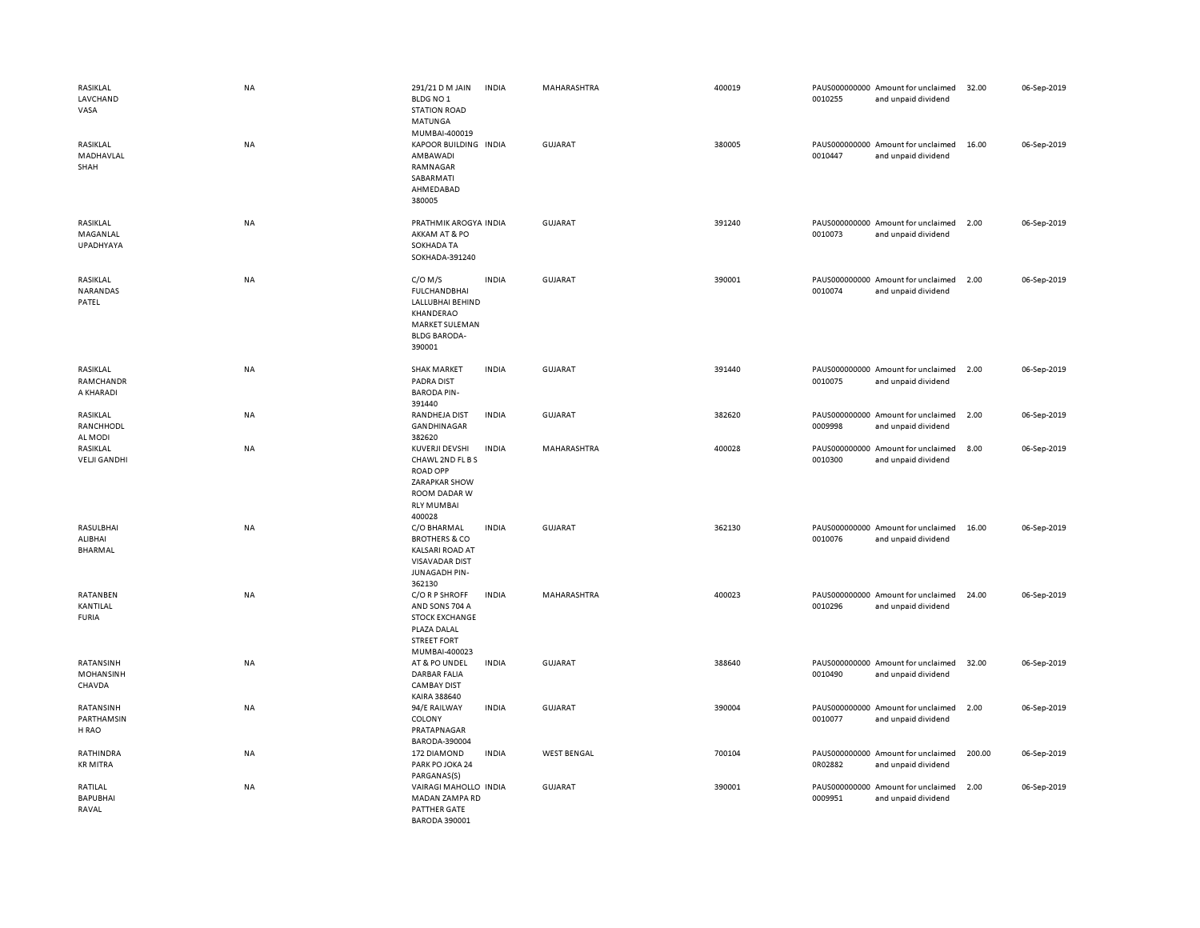| | | | | | | | | | |
|---|---|---|---|---|---|---|---|---|---|
| RASIKLAL LAVCHAND VASA | NA | 291/21 D M JAIN BLDG NO 1 STATION ROAD MATUNGA MUMBAI-400019 | INDIA | MAHARASHTRA | 400019 | PAUS000000000 0010255 | Amount for unclaimed and unpaid dividend | 32.00 | 06-Sep-2019 |
| RASIKLAL MADHAVLAL SHAH | NA | KAPOOR BUILDING AMBAWADI RAMNAGAR SABARMATI AHMEDABAD 380005 | INDIA | GUJARAT | 380005 | PAUS000000000 0010447 | Amount for unclaimed and unpaid dividend | 16.00 | 06-Sep-2019 |
| RASIKLAL MAGANLAL UPADHYAYA | NA | PRATHMIK AROGYA AKKAM AT & PO SOKHADA TA SOKHADA-391240 | INDIA | GUJARAT | 391240 | PAUS000000000 0010073 | Amount for unclaimed and unpaid dividend | 2.00 | 06-Sep-2019 |
| RASIKLAL NARANDAS PATEL | NA | C/O M/S FULCHANDBHAI LALLUBHAI BEHIND KHANDERAO MARKET SULEMAN BLDG BARODA-390001 | INDIA | GUJARAT | 390001 | PAUS000000000 0010074 | Amount for unclaimed and unpaid dividend | 2.00 | 06-Sep-2019 |
| RASIKLAL RAMCHANDR A KHARADI | NA | SHAK MARKET PADRA DIST BARODA PIN-391440 | INDIA | GUJARAT | 391440 | PAUS000000000 0010075 | Amount for unclaimed and unpaid dividend | 2.00 | 06-Sep-2019 |
| RASIKLAL RANCHHODL AL MODI | NA | RANDHEJA DIST GANDHINAGAR 382620 | INDIA | GUJARAT | 382620 | PAUS000000000 0009998 | Amount for unclaimed and unpaid dividend | 2.00 | 06-Sep-2019 |
| RASIKLAL VELJI GANDHI | NA | KUVERJI DEVSHI CHAWL 2ND FL B S ROAD OPP ZARAPKAR SHOW ROOM DADAR W RLY MUMBAI 400028 | INDIA | MAHARASHTRA | 400028 | PAUS000000000 0010300 | Amount for unclaimed and unpaid dividend | 8.00 | 06-Sep-2019 |
| RASULBHAI ALIBHAI BHARMAL | NA | C/O BHARMAL BROTHERS & CO KALSARI ROAD AT VISAVADAR DIST JUNAGADH PIN-362130 | INDIA | GUJARAT | 362130 | PAUS000000000 0010076 | Amount for unclaimed and unpaid dividend | 16.00 | 06-Sep-2019 |
| RATANBEN KANTILAL FURIA | NA | C/O R P SHROFF AND SONS 704 A STOCK EXCHANGE PLAZA DALAL STREET FORT MUMBAI-400023 | INDIA | MAHARASHTRA | 400023 | PAUS000000000 0010296 | Amount for unclaimed and unpaid dividend | 24.00 | 06-Sep-2019 |
| RATANSINH MOHANSINH CHAVDA | NA | AT & PO UNDEL DARBAR FALIA CAMBAY DIST KAIRA 388640 | INDIA | GUJARAT | 388640 | PAUS000000000 0010490 | Amount for unclaimed and unpaid dividend | 32.00 | 06-Sep-2019 |
| RATANSINH PARTHAMSIN H RAO | NA | 94/E RAILWAY COLONY PRATAPNAGAR BARODA-390004 | INDIA | GUJARAT | 390004 | PAUS000000000 0010077 | Amount for unclaimed and unpaid dividend | 2.00 | 06-Sep-2019 |
| RATHINDRA KR MITRA | NA | 172 DIAMOND PARK PO JOKA 24 PARGANAS(S) | INDIA | WEST BENGAL | 700104 | PAUS000000000 0R02882 | Amount for unclaimed and unpaid dividend | 200.00 | 06-Sep-2019 |
| RATILAL BAPUBHAI RAVAL | NA | VAIRAGI MAHOLLO MADAN ZAMPA RD PATTHER GATE BARODA 390001 | INDIA | GUJARAT | 390001 | PAUS000000000 0009951 | Amount for unclaimed and unpaid dividend | 2.00 | 06-Sep-2019 |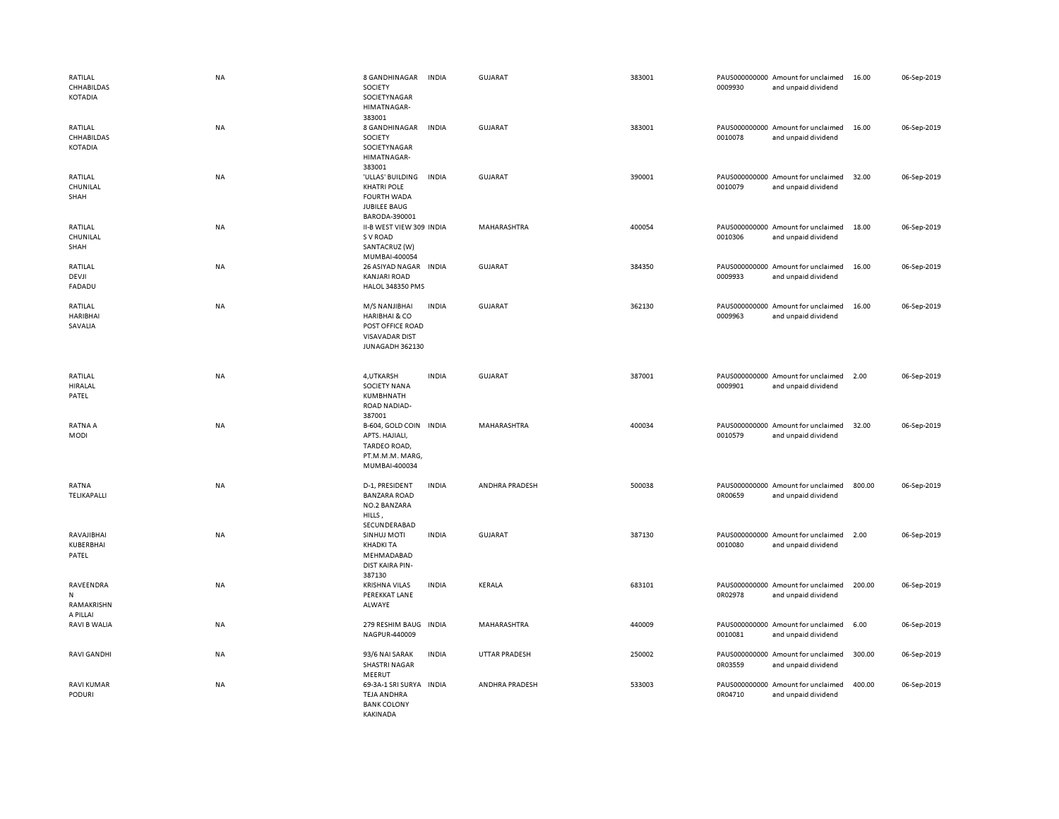| | | | | | | | | | |
|---|---|---|---|---|---|---|---|---|---|
| RATILAL CHHABILDAS KOTADIA | NA | 8 GANDHINAGAR SOCIETY SOCIETYNAGAR HIMATNAGAR-383001 | INDIA | GUJARAT | 383001 | PAUS000000000 0009930 | Amount for unclaimed and unpaid dividend | 16.00 | 06-Sep-2019 |
| RATILAL CHHABILDAS KOTADIA | NA | 8 GANDHINAGAR SOCIETY SOCIETYNAGAR HIMATNAGAR-383001 | INDIA | GUJARAT | 383001 | PAUS000000000 0010078 | Amount for unclaimed and unpaid dividend | 16.00 | 06-Sep-2019 |
| RATILAL CHUNILAL SHAH | NA | 'ULLAS' BUILDING KHATRI POLE FOURTH WADA JUBILEE BAUG BARODA-390001 | INDIA | GUJARAT | 390001 | PAUS000000000 0010079 | Amount for unclaimed and unpaid dividend | 32.00 | 06-Sep-2019 |
| RATILAL CHUNILAL SHAH | NA | II-B WEST VIEW 309 S V ROAD SANTACRUZ (W) MUMBAI-400054 | INDIA | MAHARASHTRA | 400054 | PAUS000000000 0010306 | Amount for unclaimed and unpaid dividend | 18.00 | 06-Sep-2019 |
| RATILAL DEVJI FADADU | NA | 26 ASIYAD NAGAR KANJARI ROAD HALOL 348350 PMS | INDIA | GUJARAT | 384350 | PAUS000000000 0009933 | Amount for unclaimed and unpaid dividend | 16.00 | 06-Sep-2019 |
| RATILAL HARIBHAI SAVALIA | NA | M/S NANJIBHAI HARIBHAI & CO POST OFFICE ROAD VISAVADAR DIST JUNAGADH 362130 | INDIA | GUJARAT | 362130 | PAUS000000000 0009963 | Amount for unclaimed and unpaid dividend | 16.00 | 06-Sep-2019 |
| RATILAL HIRALAL PATEL | NA | 4,UTKARSH SOCIETY NANA KUMBHNATH ROAD NADIAD-387001 | INDIA | GUJARAT | 387001 | PAUS000000000 0009901 | Amount for unclaimed and unpaid dividend | 2.00 | 06-Sep-2019 |
| RATNA A MODI | NA | B-604, GOLD COIN APTS. HAJIALI, TARDEO ROAD, PT.M.M.M. MARG, MUMBAI-400034 | INDIA | MAHARASHTRA | 400034 | PAUS000000000 0010579 | Amount for unclaimed and unpaid dividend | 32.00 | 06-Sep-2019 |
| RATNA TELIKAPALLI | NA | D-1, PRESIDENT BANZARA ROAD NO.2 BANZARA HILLS , SECUNDERABAD | INDIA | ANDHRA PRADESH | 500038 | PAUS000000000 0R00659 | Amount for unclaimed and unpaid dividend | 800.00 | 06-Sep-2019 |
| RAVAJIBHAI KUBERBHAI PATEL | NA | SINHUJ MOTI KHADKI TA MEHMADABAD DIST KAIRA PIN-387130 | INDIA | GUJARAT | 387130 | PAUS000000000 0010080 | Amount for unclaimed and unpaid dividend | 2.00 | 06-Sep-2019 |
| RAVEENDRA N RAMAKRISHN A PILLAI | NA | KRISHNA VILAS PEREKKAT LANE ALWAYE | INDIA | KERALA | 683101 | PAUS000000000 0R02978 | Amount for unclaimed and unpaid dividend | 200.00 | 06-Sep-2019 |
| RAVI B WALIA | NA | 279 RESHIM BAUG NAGPUR-440009 | INDIA | MAHARASHTRA | 440009 | PAUS000000000 0010081 | Amount for unclaimed and unpaid dividend | 6.00 | 06-Sep-2019 |
| RAVI GANDHI | NA | 93/6 NAI SARAK SHASTRI NAGAR MEERUT | INDIA | UTTAR PRADESH | 250002 | PAUS000000000 0R03559 | Amount for unclaimed and unpaid dividend | 300.00 | 06-Sep-2019 |
| RAVI KUMAR PODURI | NA | 69-3A-1 SRI SURYA TEJA ANDHRA BANK COLONY KAKINADA | INDIA | ANDHRA PRADESH | 533003 | PAUS000000000 0R04710 | Amount for unclaimed and unpaid dividend | 400.00 | 06-Sep-2019 |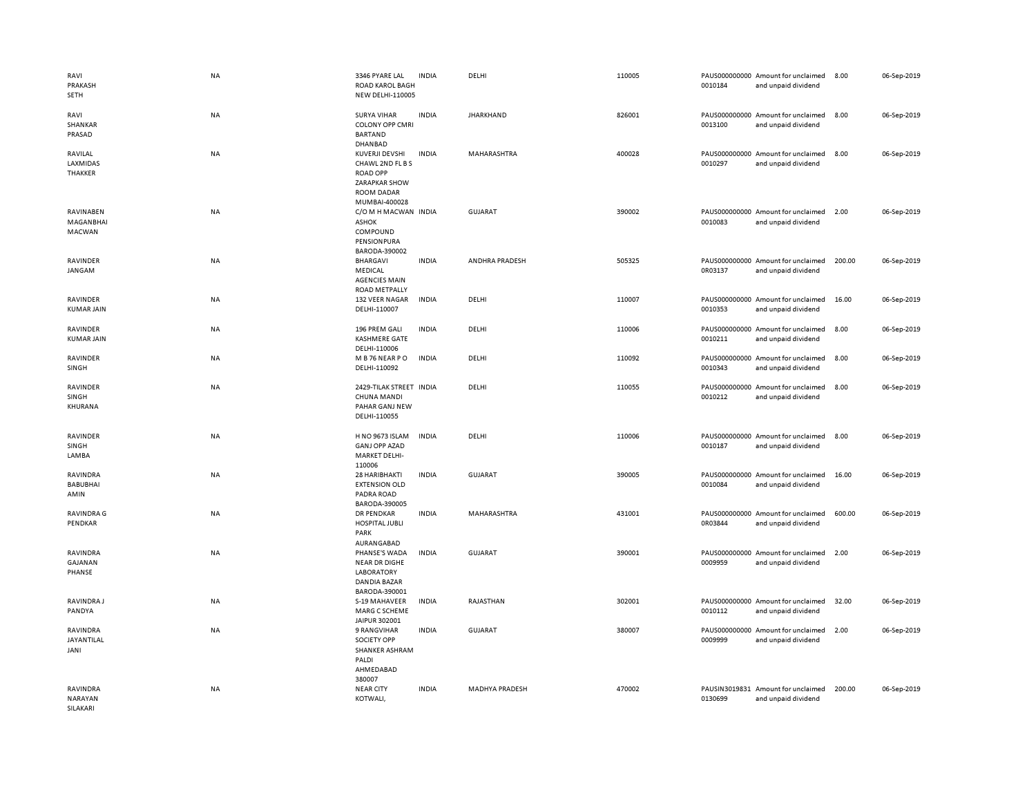| | | | | | | | | | |
|---|---|---|---|---|---|---|---|---|---|
| RAVI PRAKASH SETH | NA | 3346 PYARE LAL ROAD KAROL BAGH NEW DELHI-110005 | INDIA | DELHI | 110005 | PAUS0000000000010184 | Amount for unclaimed and unpaid dividend | 8.00 | 06-Sep-2019 |
| RAVI SHANKAR PRASAD | NA | SURYA VIHAR COLONY OPP CMRI BARTAND DHANBAD | INDIA | JHARKHAND | 826001 | PAUS0000000000013100 | Amount for unclaimed and unpaid dividend | 8.00 | 06-Sep-2019 |
| RAVILAL LAXMIDAS THAKKER | NA | KUVERJI DEVSHI CHAWL 2ND FL B S ROAD OPP ZARAPKAR SHOW ROOM DADAR MUMBAI-400028 | INDIA | MAHARASHTRA | 400028 | PAUS0000000000010297 | Amount for unclaimed and unpaid dividend | 8.00 | 06-Sep-2019 |
| RAVINABEN MAGANBHAI MACWAN | NA | C/O M H MACWAN ASHOK COMPOUND PENSIONPURA BARODA-390002 | INDIA | GUJARAT | 390002 | PAUS0000000000010083 | Amount for unclaimed and unpaid dividend | 2.00 | 06-Sep-2019 |
| RAVINDER JANGAM | NA | BHARGAVI MEDICAL AGENCIES MAIN ROAD METPALLY | INDIA | ANDHRA PRADESH | 505325 | PAUS0000000000R03137 | Amount for unclaimed and unpaid dividend | 200.00 | 06-Sep-2019 |
| RAVINDER KUMAR JAIN | NA | 132 VEER NAGAR DELHI-110007 | INDIA | DELHI | 110007 | PAUS0000000000010353 | Amount for unclaimed and unpaid dividend | 16.00 | 06-Sep-2019 |
| RAVINDER KUMAR JAIN | NA | 196 PREM GALI KASHMERE GATE DELHI-110006 | INDIA | DELHI | 110006 | PAUS0000000000010211 | Amount for unclaimed and unpaid dividend | 8.00 | 06-Sep-2019 |
| RAVINDER SINGH | NA | M B 76 NEAR P O DELHI-110092 | INDIA | DELHI | 110092 | PAUS0000000000010343 | Amount for unclaimed and unpaid dividend | 8.00 | 06-Sep-2019 |
| RAVINDER SINGH KHURANA | NA | 2429-TILAK STREET CHUNA MANDI PAHAR GANJ NEW DELHI-110055 | INDIA | DELHI | 110055 | PAUS0000000000010212 | Amount for unclaimed and unpaid dividend | 8.00 | 06-Sep-2019 |
| RAVINDER SINGH LAMBA | NA | H NO 9673 ISLAM GANJ OPP AZAD MARKET DELHI-110006 | INDIA | DELHI | 110006 | PAUS0000000000010187 | Amount for unclaimed and unpaid dividend | 8.00 | 06-Sep-2019 |
| RAVINDRA BABUBHAI AMIN | NA | 28 HARIBHAKTI EXTENSION OLD PADRA ROAD BARODA-390005 | INDIA | GUJARAT | 390005 | PAUS0000000000010084 | Amount for unclaimed and unpaid dividend | 16.00 | 06-Sep-2019 |
| RAVINDRA G PENDKAR | NA | DR PENDKAR HOSPITAL JUBLI PARK AURANGABAD | INDIA | MAHARASHTRA | 431001 | PAUS0000000000R03844 | Amount for unclaimed and unpaid dividend | 600.00 | 06-Sep-2019 |
| RAVINDRA GAJANAN PHANSE | NA | PHANSE'S WADA NEAR DR DIGHE LABORATORY DANDIA BAZAR BARODA-390001 | INDIA | GUJARAT | 390001 | PAUS0000000000009959 | Amount for unclaimed and unpaid dividend | 2.00 | 06-Sep-2019 |
| RAVINDRA J PANDYA | NA | S-19 MAHAVEER MARG C SCHEME JAIPUR 302001 | INDIA | RAJASTHAN | 302001 | PAUS0000000000010112 | Amount for unclaimed and unpaid dividend | 32.00 | 06-Sep-2019 |
| RAVINDRA JAYANTILAL JANI | NA | 9 RANGVIHAR SOCIETY OPP SHANKER ASHRAM PALDI AHMEDABAD 380007 | INDIA | GUJARAT | 380007 | PAUS0000000000009999 | Amount for unclaimed and unpaid dividend | 2.00 | 06-Sep-2019 |
| RAVINDRA NARAYAN SILAKARI | NA | NEAR CITY KOTWALI, | INDIA | MADHYA PRADESH | 470002 | PAUSIN30198310130699 | Amount for unclaimed and unpaid dividend | 200.00 | 06-Sep-2019 |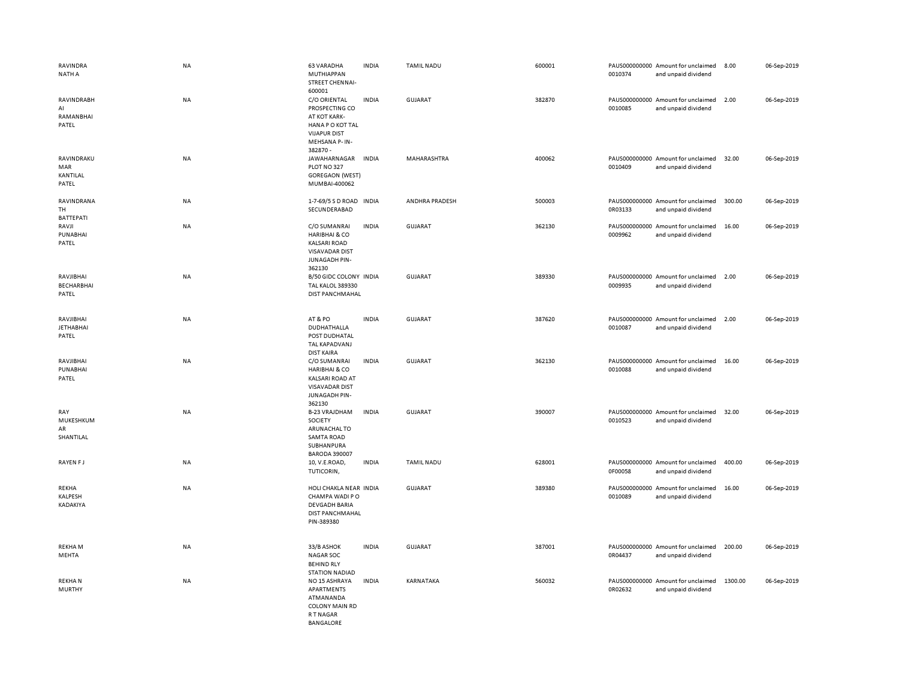| | | | | | | | | | |
|---|---|---|---|---|---|---|---|---|---|
| RAVINDRA NATH A | NA | 63 VARADHA MUTHIAPPAN STREET CHENNAI-600001 | INDIA | TAMIL NADU | 600001 | PAUS0000000000010374 | Amount for unclaimed and unpaid dividend | 8.00 | 06-Sep-2019 |
| RAVINDRABHAI RAMANBHAI PATEL | NA | C/O ORIENTAL PROSPECTING CO AT KOT KARK-HANA P O KOT TAL VIJAPUR DIST MEHSANA P- IN-382870 - | INDIA | GUJARAT | 382870 | PAUS0000000000010085 | Amount for unclaimed and unpaid dividend | 2.00 | 06-Sep-2019 |
| RAVINDRAKUMAR KANTILAL PATEL | NA | JAWAHARNAGAR PLOT NO 327 GOREGAON (WEST) MUMBAI-400062 | INDIA | MAHARASHTRA | 400062 | PAUS0000000000010409 | Amount for unclaimed and unpaid dividend | 32.00 | 06-Sep-2019 |
| RAVINDRANATH BATTEPATI | NA | 1-7-69/5 S D ROAD SECUNDERABAD | INDIA | ANDHRA PRADESH | 500003 | PAUS0000000000R03133 | Amount for unclaimed and unpaid dividend | 300.00 | 06-Sep-2019 |
| RAVJI PUNABHAI PATEL | NA | C/O SUMANRAI HARIBHAI & CO KALSARI ROAD VISAVADAR DIST JUNAGADH PIN-362130 | INDIA | GUJARAT | 362130 | PAUS0000000000009962 | Amount for unclaimed and unpaid dividend | 16.00 | 06-Sep-2019 |
| RAVJIBHAI BECHARBHAI PATEL | NA | B/50 GIDC COLONY TAL KALOL 389330 DIST PANCHMAHAL | INDIA | GUJARAT | 389330 | PAUS0000000000009935 | Amount for unclaimed and unpaid dividend | 2.00 | 06-Sep-2019 |
| RAVJIBHAI JETHABHAI PATEL | NA | AT & PO DUDHATHALLA POST DUDHATAL TAL KAPADVANJ DIST KAIRA | INDIA | GUJARAT | 387620 | PAUS0000000000010087 | Amount for unclaimed and unpaid dividend | 2.00 | 06-Sep-2019 |
| RAVJIBHAI PUNABHAI PATEL | NA | C/O SUMANRAI HARIBHAI & CO KALSARI ROAD AT VISAVADAR DIST JUNAGADH PIN-362130 | INDIA | GUJARAT | 362130 | PAUS0000000000010088 | Amount for unclaimed and unpaid dividend | 16.00 | 06-Sep-2019 |
| RAY MUKESHKUMAR SHANTILAL | NA | B-23 VRAJDHAM SOCIETY ARUNACHAL TO SAMTA ROAD SUBHANPURA BARODA 390007 | INDIA | GUJARAT | 390007 | PAUS0000000000010523 | Amount for unclaimed and unpaid dividend | 32.00 | 06-Sep-2019 |
| RAYEN F J | NA | 10, V.E.ROAD, TUTICORIN, | INDIA | TAMIL NADU | 628001 | PAUS0000000000F00058 | Amount for unclaimed and unpaid dividend | 400.00 | 06-Sep-2019 |
| REKHA KALPESH KADAKIYA | NA | HOLI CHAKLA NEAR CHAMPA WADI P O DEVGADH BARIA DIST PANCHMAHAL PIN-389380 | INDIA | GUJARAT | 389380 | PAUS0000000000010089 | Amount for unclaimed and unpaid dividend | 16.00 | 06-Sep-2019 |
| REKHA M MEHTA | NA | 33/B ASHOK NAGAR SOC BEHIND RLY STATION NADIAD | INDIA | GUJARAT | 387001 | PAUS0000000000R04437 | Amount for unclaimed and unpaid dividend | 200.00 | 06-Sep-2019 |
| REKHA N MURTHY | NA | NO 15 ASHRAYA APARTMENTS ATMANANDA COLONY MAIN RD R T NAGAR BANGALORE | INDIA | KARNATAKA | 560032 | PAUS0000000000R02632 | Amount for unclaimed and unpaid dividend | 1300.00 | 06-Sep-2019 |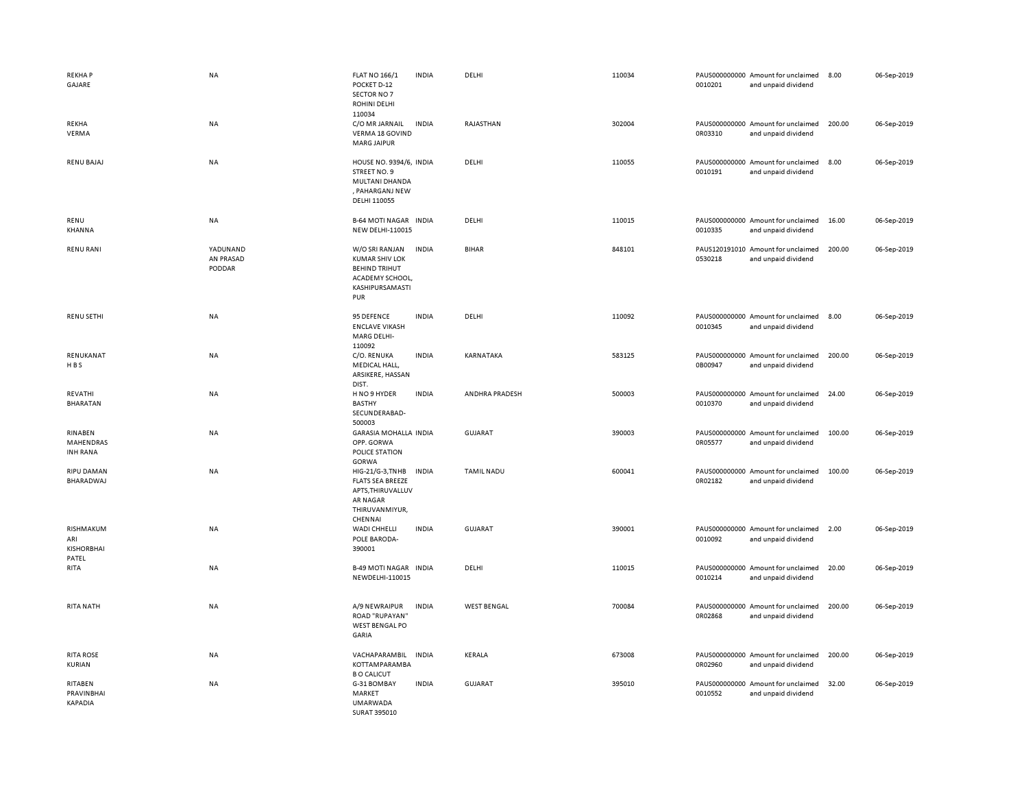| | | | | | | | | | | |
|---|---|---|---|---|---|---|---|---|---|---|
| REKHA P GAJARE | NA | FLAT NO 166/1 POCKET D-12 SECTOR NO 7 ROHINI DELHI 110034 | INDIA | DELHI | 110034 | PAUS0000000000010201 | Amount for unclaimed and unpaid dividend | 8.00 | 06-Sep-2019 |
| REKHA VERMA | NA | C/O MR JARNAIL VERMA 18 GOVIND MARG JAIPUR | INDIA | RAJASTHAN | 302004 | PAUS0000000000R03310 | Amount for unclaimed and unpaid dividend | 200.00 | 06-Sep-2019 |
| RENU BAJAJ | NA | HOUSE NO. 9394/6, STREET NO. 9 MULTANI DHANDA , PAHARGANJ NEW DELHI 110055 | INDIA | DELHI | 110055 | PAUS0000000000010191 | Amount for unclaimed and unpaid dividend | 8.00 | 06-Sep-2019 |
| RENU KHANNA | NA | B-64 MOTI NAGAR NEW DELHI-110015 | INDIA | DELHI | 110015 | PAUS0000000000010335 | Amount for unclaimed and unpaid dividend | 16.00 | 06-Sep-2019 |
| RENU RANI | YADUNANDAN PRASAD PODDAR | W/O SRI RANJAN KUMAR SHIV LOK BEHIND TRIHUT ACADEMY SCHOOL, KASHIPURSAMASTIPUR | INDIA | BIHAR | 848101 | PAUS1201910100530218 | Amount for unclaimed and unpaid dividend | 200.00 | 06-Sep-2019 |
| RENU SETHI | NA | 95 DEFENCE ENCLAVE VIKASH MARG DELHI-110092 | INDIA | DELHI | 110092 | PAUS0000000000010345 | Amount for unclaimed and unpaid dividend | 8.00 | 06-Sep-2019 |
| RENUKANATH B S | NA | C/O. RENUKA MEDICAL HALL, ARSIKERE, HASSAN DIST. | INDIA | KARNATAKA | 583125 | PAUS0000000000B00947 | Amount for unclaimed and unpaid dividend | 200.00 | 06-Sep-2019 |
| REVATHI BHARATAN | NA | H NO 9 HYDER BASTHY SECUNDERABAD-500003 | INDIA | ANDHRA PRADESH | 500003 | PAUS0000000000010370 | Amount for unclaimed and unpaid dividend | 24.00 | 06-Sep-2019 |
| RINABEN MAHENDRASINH RANA | NA | GARASIA MOHALLA OPP. GORWA POLICE STATION GORWA | INDIA | GUJARAT | 390003 | PAUS0000000000R05577 | Amount for unclaimed and unpaid dividend | 100.00 | 06-Sep-2019 |
| RIPU DAMAN BHARADWAJ | NA | HIG-21/G-3,TNHB FLATS SEA BREEZE APTS,THIRUVALLUVAR NAGAR THIRUVANMIYUR, CHENNAI | INDIA | TAMIL NADU | 600041 | PAUS0000000000R02182 | Amount for unclaimed and unpaid dividend | 100.00 | 06-Sep-2019 |
| RISHMAKUMARI KISHORBHAI PATEL | NA | WADI CHHELLI POLE BARODA-390001 | INDIA | GUJARAT | 390001 | PAUS0000000000010092 | Amount for unclaimed and unpaid dividend | 2.00 | 06-Sep-2019 |
| RITA | NA | B-49 MOTI NAGAR NEWDELHI-110015 | INDIA | DELHI | 110015 | PAUS0000000000010214 | Amount for unclaimed and unpaid dividend | 20.00 | 06-Sep-2019 |
| RITA NATH | NA | A/9 NEWRAIPUR ROAD "RUPAYAN" WEST BENGAL PO GARIA | INDIA | WEST BENGAL | 700084 | PAUS0000000000R02868 | Amount for unclaimed and unpaid dividend | 200.00 | 06-Sep-2019 |
| RITA ROSE KURIAN | NA | VACHAPARAMBIL KOTTAMPARAMBA B O CALICUT | INDIA | KERALA | 673008 | PAUS0000000000R02960 | Amount for unclaimed and unpaid dividend | 200.00 | 06-Sep-2019 |
| RITABEN PRAVINBHAI KAPADIA | NA | G-31 BOMBAY MARKET UMARWADA SURAT 395010 | INDIA | GUJARAT | 395010 | PAUS0000000000010552 | Amount for unclaimed and unpaid dividend | 32.00 | 06-Sep-2019 |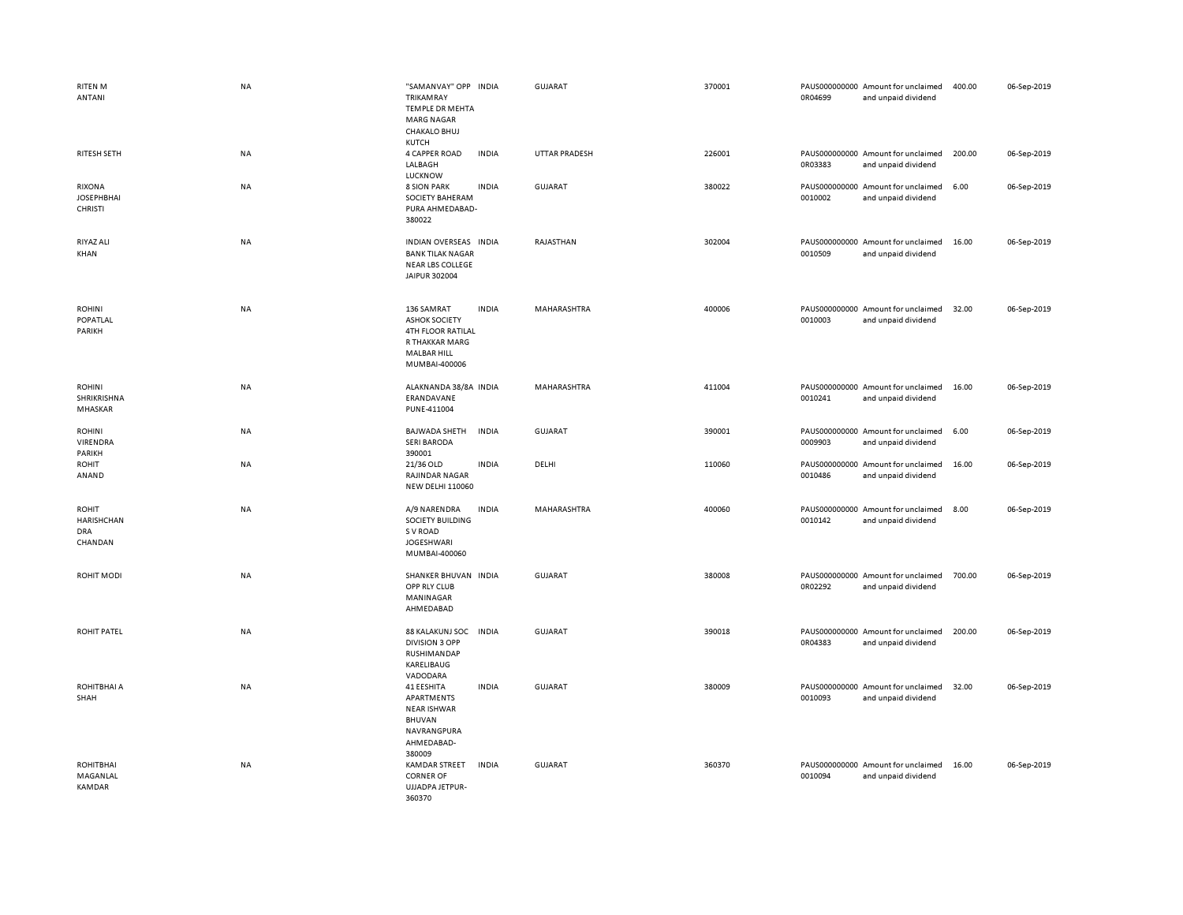| | | | | | | | | | |
|---|---|---|---|---|---|---|---|---|---|
| RITEN M ANTANI | NA | "SAMANVAY" OPP TRIKAMRAY TEMPLE DR MEHTA MARG NAGAR CHAKALO BHUJ KUTCH | INDIA | GUJARAT | 370001 | PAUS0000000000R04699 | Amount for unclaimed and unpaid dividend | 400.00 | 06-Sep-2019 |
| RITESH SETH | NA | 4 CAPPER ROAD LALBAGH LUCKNOW | INDIA | UTTAR PRADESH | 226001 | PAUS0000000000R03383 | Amount for unclaimed and unpaid dividend | 200.00 | 06-Sep-2019 |
| RIXONA JOSEPHBHAI CHRISTI | NA | 8 SION PARK SOCIETY BAHERAM PURA AHMEDABAD-380022 | INDIA | GUJARAT | 380022 | PAUS0000000000010002 | Amount for unclaimed and unpaid dividend | 6.00 | 06-Sep-2019 |
| RIYAZ ALI KHAN | NA | INDIAN OVERSEAS BANK TILAK NAGAR NEAR LBS COLLEGE JAIPUR 302004 | INDIA | RAJASTHAN | 302004 | PAUS0000000000010509 | Amount for unclaimed and unpaid dividend | 16.00 | 06-Sep-2019 |
| ROHINI POPATLAL PARIKH | NA | 136 SAMRAT ASHOK SOCIETY 4TH FLOOR RATILAL R THAKKAR MARG MALBAR HILL MUMBAI-400006 | INDIA | MAHARASHTRA | 400006 | PAUS0000000000010003 | Amount for unclaimed and unpaid dividend | 32.00 | 06-Sep-2019 |
| ROHINI SHRIKRISHNA MHASKAR | NA | ALAKNANDA 38/8A ERANDAVANE PUNE-411004 | INDIA | MAHARASHTRA | 411004 | PAUS0000000000010241 | Amount for unclaimed and unpaid dividend | 16.00 | 06-Sep-2019 |
| ROHINI VIRENDRA PARIKH | NA | BAJWADA SHETH SERI BARODA 390001 | INDIA | GUJARAT | 390001 | PAUS0000000000009903 | Amount for unclaimed and unpaid dividend | 6.00 | 06-Sep-2019 |
| ROHIT ANAND | NA | 21/36 OLD RAJINDAR NAGAR NEW DELHI 110060 | INDIA | DELHI | 110060 | PAUS0000000000010486 | Amount for unclaimed and unpaid dividend | 16.00 | 06-Sep-2019 |
| ROHIT HARISHCHAN DRA CHANDAN | NA | A/9 NARENDRA SOCIETY BUILDING S V ROAD JOGESHWARI MUMBAI-400060 | INDIA | MAHARASHTRA | 400060 | PAUS0000000000010142 | Amount for unclaimed and unpaid dividend | 8.00 | 06-Sep-2019 |
| ROHIT MODI | NA | SHANKER BHUVAN OPP RLY CLUB MANINAGAR AHMEDABAD | INDIA | GUJARAT | 380008 | PAUS0000000000R02292 | Amount for unclaimed and unpaid dividend | 700.00 | 06-Sep-2019 |
| ROHIT PATEL | NA | 88 KALAKUNJ SOC DIVISION 3 OPP RUSHIMANDAP KARELIBAUG VADODARA | INDIA | GUJARAT | 390018 | PAUS0000000000R04383 | Amount for unclaimed and unpaid dividend | 200.00 | 06-Sep-2019 |
| ROHITBHAI A SHAH | NA | 41 EESHITA APARTMENTS NEAR ISHWAR BHUVAN NAVRANGPURA AHMEDABAD-380009 | INDIA | GUJARAT | 380009 | PAUS0000000000010093 | Amount for unclaimed and unpaid dividend | 32.00 | 06-Sep-2019 |
| ROHITBHAI MAGANLAL KAMDAR | NA | KAMDAR STREET CORNER OF UJJADPA JETPUR-360370 | INDIA | GUJARAT | 360370 | PAUS0000000000010094 | Amount for unclaimed and unpaid dividend | 16.00 | 06-Sep-2019 |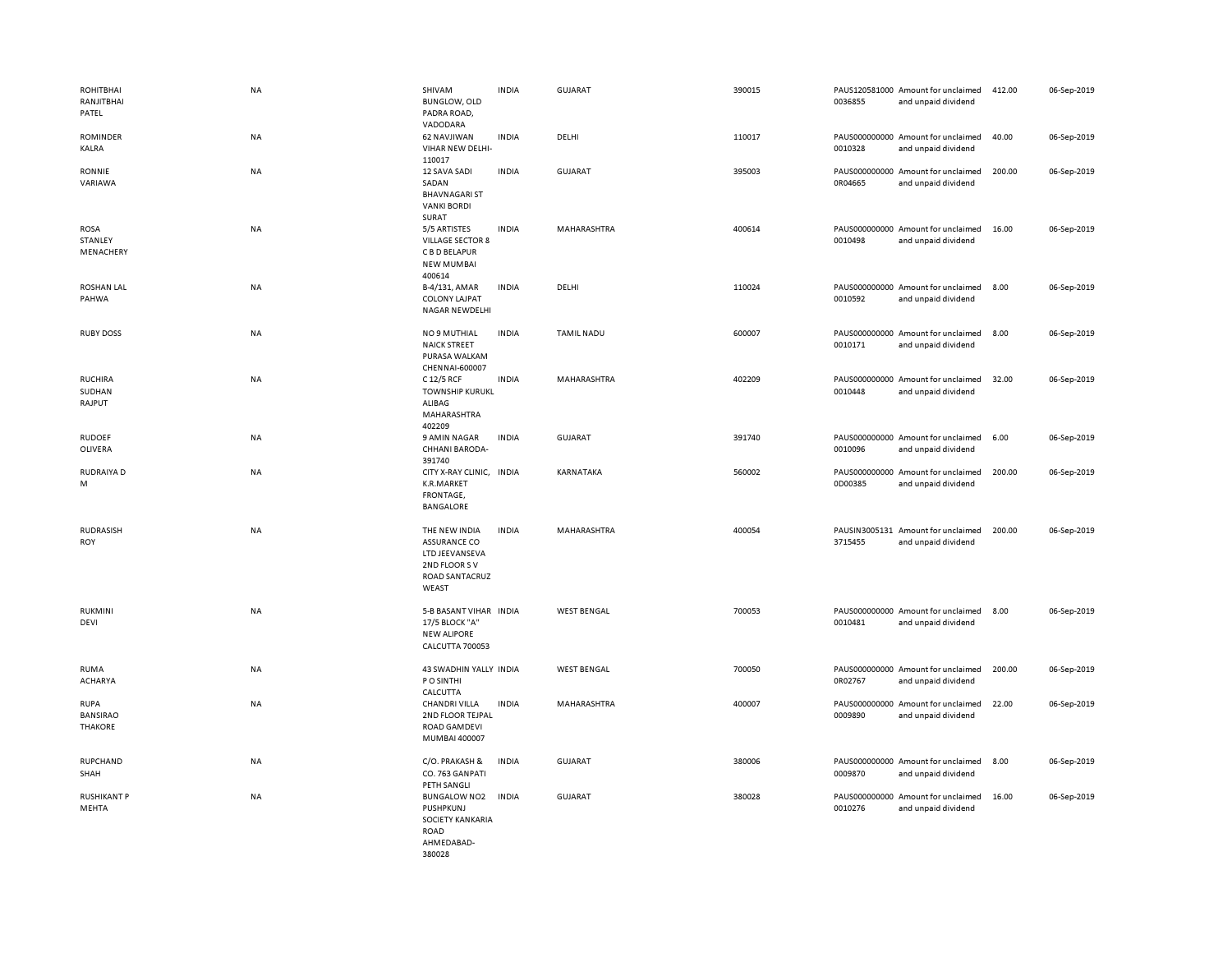| | | | | | | | | | |
|---|---|---|---|---|---|---|---|---|---|
| ROHITBHAI RANJITBHAI PATEL | NA | SHIVAM BUNGLOW, OLD PADRA ROAD, VADODARA | INDIA | GUJARAT | 390015 | PAUS120581000 0036855 | Amount for unclaimed and unpaid dividend | 412.00 | 06-Sep-2019 |
| ROMINDER KALRA | NA | 62 NAVJIWAN VIHAR NEW DELHI-110017 | INDIA | DELHI | 110017 | PAUS000000000 0010328 | Amount for unclaimed and unpaid dividend | 40.00 | 06-Sep-2019 |
| RONNIE VARIAWA | NA | 12 SAVA SADI SADAN BHAVNAGARI ST VANKI BORDI SURAT | INDIA | GUJARAT | 395003 | PAUS000000000 0R04665 | Amount for unclaimed and unpaid dividend | 200.00 | 06-Sep-2019 |
| ROSA STANLEY MENACHERY | NA | 5/5 ARTISTES VILLAGE SECTOR 8 C B D BELAPUR NEW MUMBAI 400614 | INDIA | MAHARASHTRA | 400614 | PAUS000000000 0010498 | Amount for unclaimed and unpaid dividend | 16.00 | 06-Sep-2019 |
| ROSHAN LAL PAHWA | NA | B-4/131, AMAR COLONY LAJPAT NAGAR NEWDELHI | INDIA | DELHI | 110024 | PAUS000000000 0010592 | Amount for unclaimed and unpaid dividend | 8.00 | 06-Sep-2019 |
| RUBY DOSS | NA | NO 9 MUTHIAL NAICK STREET PURASA WALKAM CHENNAI-600007 | INDIA | TAMIL NADU | 600007 | PAUS000000000 0010171 | Amount for unclaimed and unpaid dividend | 8.00 | 06-Sep-2019 |
| RUCHIRA SUDHAN RAJPUT | NA | C 12/5 RCF TOWNSHIP KURUKL ALIBAG MAHARASHTRA 402209 | INDIA | MAHARASHTRA | 402209 | PAUS000000000 0010448 | Amount for unclaimed and unpaid dividend | 32.00 | 06-Sep-2019 |
| RUDOEF OLIVERA | NA | 9 AMIN NAGAR CHHANI BARODA-391740 | INDIA | GUJARAT | 391740 | PAUS000000000 0010096 | Amount for unclaimed and unpaid dividend | 6.00 | 06-Sep-2019 |
| RUDRAIYA D M | NA | CITY X-RAY CLINIC, K.R.MARKET FRONTAGE, BANGALORE | INDIA | KARNATAKA | 560002 | PAUS000000000 0D00385 | Amount for unclaimed and unpaid dividend | 200.00 | 06-Sep-2019 |
| RUDRASISH ROY | NA | THE NEW INDIA ASSURANCE CO LTD JEEVANSEVA 2ND FLOOR S V ROAD SANTACRUZ WEAST | INDIA | MAHARASHTRA | 400054 | PAUSIN3005131 3715455 | Amount for unclaimed and unpaid dividend | 200.00 | 06-Sep-2019 |
| RUKMINI DEVI | NA | 5-B BASANT VIHAR 17/5 BLOCK "A" NEW ALIPORE CALCUTTA 700053 | INDIA | WEST BENGAL | 700053 | PAUS000000000 0010481 | Amount for unclaimed and unpaid dividend | 8.00 | 06-Sep-2019 |
| RUMA ACHARYA | NA | 43 SWADHIN YALLY P O SINTHI CALCUTTA | INDIA | WEST BENGAL | 700050 | PAUS000000000 0R02767 | Amount for unclaimed and unpaid dividend | 200.00 | 06-Sep-2019 |
| RUPA BANSIRAO THAKORE | NA | CHANDRI VILLA 2ND FLOOR TEJPAL ROAD GAMDEVI MUMBAI 400007 | INDIA | MAHARASHTRA | 400007 | PAUS000000000 0009890 | Amount for unclaimed and unpaid dividend | 22.00 | 06-Sep-2019 |
| RUPCHAND SHAH | NA | C/O. PRAKASH & CO. 763 GANPATI PETH SANGLI | INDIA | GUJARAT | 380006 | PAUS000000000 0009870 | Amount for unclaimed and unpaid dividend | 8.00 | 06-Sep-2019 |
| RUSHIKANT P MEHTA | NA | BUNGALOW NO2 PUSHPKUNJ SOCIETY KANKARIA ROAD AHMEDABAD-380028 | INDIA | GUJARAT | 380028 | PAUS000000000 0010276 | Amount for unclaimed and unpaid dividend | 16.00 | 06-Sep-2019 |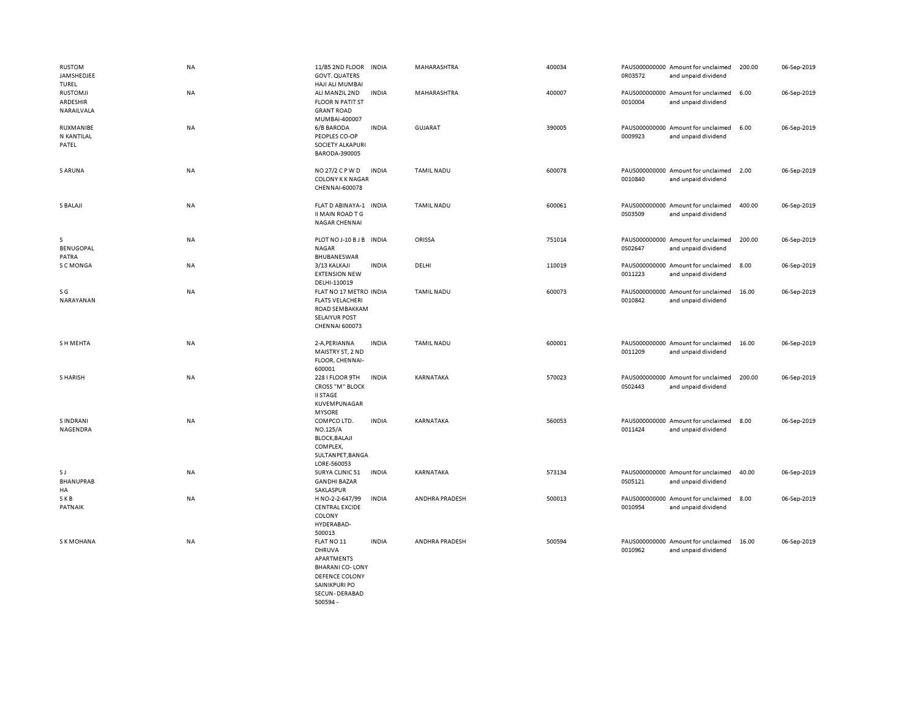| | | | | | | | | | |
|---|---|---|---|---|---|---|---|---|---|
| RUSTOM JAMSHEDJEE TUREL | NA | 11/B5 2ND FLOOR GOVT. QUATERS HAJI ALI MUMBAI | INDIA | MAHARASHTRA | 400034 | PAUS0000000000R03572 | Amount for unclaimed and unpaid dividend | 200.00 | 06-Sep-2019 |
| RUSTOMJI ARDESHIR NARAILVALA | NA | ALI MANZIL 2ND FLOOR N PATIT ST GRANT ROAD MUMBAI-400007 | INDIA | MAHARASHTRA | 400007 | PAUS0000000000010004 | Amount for unclaimed and unpaid dividend | 6.00 | 06-Sep-2019 |
| RUXMANIBE N KANTILAL PATEL | NA | 6/B BARODA PEOPLES CO-OP SOCIETY ALKAPURI BARODA-390005 | INDIA | GUJARAT | 390005 | PAUS0000000000009923 | Amount for unclaimed and unpaid dividend | 6.00 | 06-Sep-2019 |
| S ARUNA | NA | NO 27/2 C P W D COLONY K K NAGAR CHENNAI-600078 | INDIA | TAMIL NADU | 600078 | PAUS0000000000010840 | Amount for unclaimed and unpaid dividend | 2.00 | 06-Sep-2019 |
| S BALAJI | NA | FLAT D ABINAYA-1 II MAIN ROAD T G NAGAR CHENNAI | INDIA | TAMIL NADU | 600061 | PAUS0000000000S03509 | Amount for unclaimed and unpaid dividend | 400.00 | 06-Sep-2019 |
| S BENUGOPAL PATRA | NA | PLOT NO J-10 B J B NAGAR BHUBANESWAR | INDIA | ORISSA | 751014 | PAUS0000000000S02647 | Amount for unclaimed and unpaid dividend | 200.00 | 06-Sep-2019 |
| S C MONGA | NA | 3/13 KALKAJI EXTENSION NEW DELHI-110019 | INDIA | DELHI | 110019 | PAUS0000000000011223 | Amount for unclaimed and unpaid dividend | 8.00 | 06-Sep-2019 |
| S G NARAYANAN | NA | FLAT NO 17 METRO FLATS VELACHERI ROAD SEMBAKKAM SELAIYUR POST CHENNAI 600073 | INDIA | TAMIL NADU | 600073 | PAUS0000000000010842 | Amount for unclaimed and unpaid dividend | 16.00 | 06-Sep-2019 |
| S H MEHTA | NA | 2-A,PERIANNA MAISTRY ST, 2 ND FLOOR, CHENNAI-600001 | INDIA | TAMIL NADU | 600001 | PAUS0000000000011209 | Amount for unclaimed and unpaid dividend | 16.00 | 06-Sep-2019 |
| S HARISH | NA | 228 I FLOOR 9TH CROSS "M" BLOCK II STAGE KUVEMPUNAGAR MYSORE | INDIA | KARNATAKA | 570023 | PAUS0000000000S02443 | Amount for unclaimed and unpaid dividend | 200.00 | 06-Sep-2019 |
| S INDRANI NAGENDRA | NA | COMPCO LTD. NO.125/A BLOCK,BALAJI COMPLEX, SULTANPET,BANGALORE-560053 | INDIA | KARNATAKA | 560053 | PAUS0000000000011424 | Amount for unclaimed and unpaid dividend | 8.00 | 06-Sep-2019 |
| S J BHANUPRABHA | NA | SURYA CLINIC 51 GANDHI BAZAR SAKLASPUR | INDIA | KARNATAKA | 573134 | PAUS0000000000S05121 | Amount for unclaimed and unpaid dividend | 40.00 | 06-Sep-2019 |
| S K B PATNAIK | NA | H NO-2-2-647/99 CENTRAL EXCIDE COLONY HYDERABAD-500013 | INDIA | ANDHRA PRADESH | 500013 | PAUS0000000000010954 | Amount for unclaimed and unpaid dividend | 8.00 | 06-Sep-2019 |
| S K MOHANA | NA | FLAT NO 11 DHRUVA APARTMENTS BHARANI CO- LONY DEFENCE COLONY SAINIKPURI PO SECUN- DERABAD 500594 - | INDIA | ANDHRA PRADESH | 500594 | PAUS0000000000010962 | Amount for unclaimed and unpaid dividend | 16.00 | 06-Sep-2019 |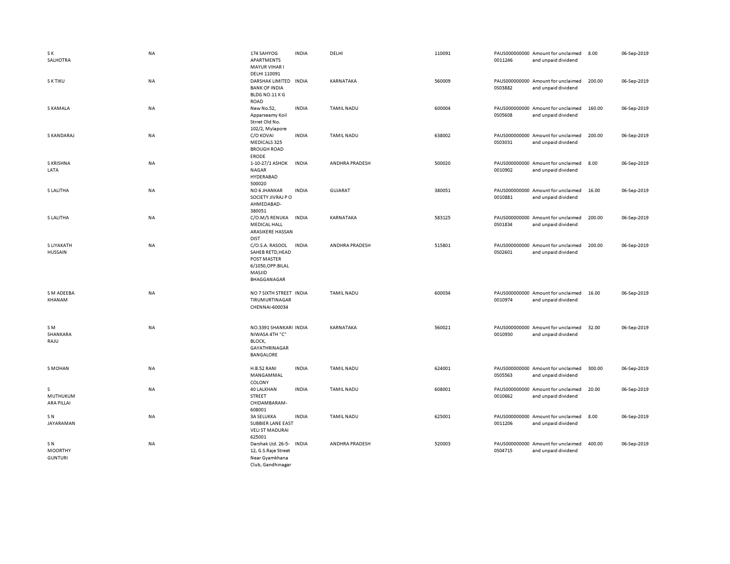| | | | | | | | | | |
|---|---|---|---|---|---|---|---|---|---|
| S K SALHOTRA | NA | 174 SAHYOG APARTMENTS MAYUR VIHAR I DELHI 110091 | INDIA | DELHI | 110091 | PAUS0000000000011246 | Amount for unclaimed and unpaid dividend | 8.00 | 06-Sep-2019 |
| S K TIKU | NA | DARSHAK LIMITED BANK OF INDIA BLDG NO.11 K G ROAD | INDIA | KARNATAKA | 560009 | PAUS0000000000S03882 | Amount for unclaimed and unpaid dividend | 200.00 | 06-Sep-2019 |
| S KAMALA | NA | New No.52, Apparseamy Koil Strret Old No. 102/2, Mylapore | INDIA | TAMIL NADU | 600004 | PAUS0000000000S05608 | Amount for unclaimed and unpaid dividend | 160.00 | 06-Sep-2019 |
| S KANDARAJ | NA | C/O KOVAI MEDICALS 325 BROUGH ROAD ERODE | INDIA | TAMIL NADU | 638002 | PAUS0000000000S03031 | Amount for unclaimed and unpaid dividend | 200.00 | 06-Sep-2019 |
| S KRISHNA LATA | NA | 1-10-27/1 ASHOK NAGAR HYDERABAD 500020 | INDIA | ANDHRA PRADESH | 500020 | PAUS0000000000010902 | Amount for unclaimed and unpaid dividend | 8.00 | 06-Sep-2019 |
| S LALITHA | NA | NO 6 JHANKAR SOCIETY JIVRAJ P O AHMEDABAD-380051 | INDIA | GUJARAT | 380051 | PAUS0000000000010881 | Amount for unclaimed and unpaid dividend | 16.00 | 06-Sep-2019 |
| S LALITHA | NA | C/O.M/S RENUKA MEDICAL HALL ARASIKERE HASSAN DIST | INDIA | KARNATAKA | 583125 | PAUS0000000000S01834 | Amount for unclaimed and unpaid dividend | 200.00 | 06-Sep-2019 |
| S LIYAKATH HUSSAIN | NA | C/O.S.A. RASOOL SAHEB RETD,HEAD POST MASTER 6/1050,OPP.BILAL MASJID BHAGGANAGAR | INDIA | ANDHRA PRADESH | 515801 | PAUS0000000000S02601 | Amount for unclaimed and unpaid dividend | 200.00 | 06-Sep-2019 |
| S M ADEEBA KHANAM | NA | NO 7 SIXTH STREET TIRUMURTINAGAR CHENNAI-600034 | INDIA | TAMIL NADU | 600034 | PAUS0000000000010974 | Amount for unclaimed and unpaid dividend | 16.00 | 06-Sep-2019 |
| S M SHANKARA RAJU | NA | NO.3391 SHANKARI NIWASA 4TH "C" BLOCK, GAYATHRINAGAR BANGALORE | INDIA | KARNATAKA | 560021 | PAUS0000000000010930 | Amount for unclaimed and unpaid dividend | 32.00 | 06-Sep-2019 |
| S MOHAN | NA | H.B.52 RANI MANGAMMAL COLONY | INDIA | TAMIL NADU | 624001 | PAUS0000000000S05563 | Amount for unclaimed and unpaid dividend | 300.00 | 06-Sep-2019 |
| S MUTHUKUMARA PILLAI | NA | 40 LALKHAN STREET CHIDAMBARAM-608001 | INDIA | TAMIL NADU | 608001 | PAUS0000000000010662 | Amount for unclaimed and unpaid dividend | 20.00 | 06-Sep-2019 |
| S N JAYARAMAN | NA | 3A SELUKKA SUBBIER LANE EAST VELI ST MADURAI 625001 | INDIA | TAMIL NADU | 625001 | PAUS0000000000011206 | Amount for unclaimed and unpaid dividend | 8.00 | 06-Sep-2019 |
| S N MOORTHY GUNTURI | NA | Darshak Ltd. 26-5-12, G.S.Raje Street Near Gyamkhana Club, Gandhinagar | INDIA | ANDHRA PRADESH | 520003 | PAUS0000000000S04715 | Amount for unclaimed and unpaid dividend | 400.00 | 06-Sep-2019 |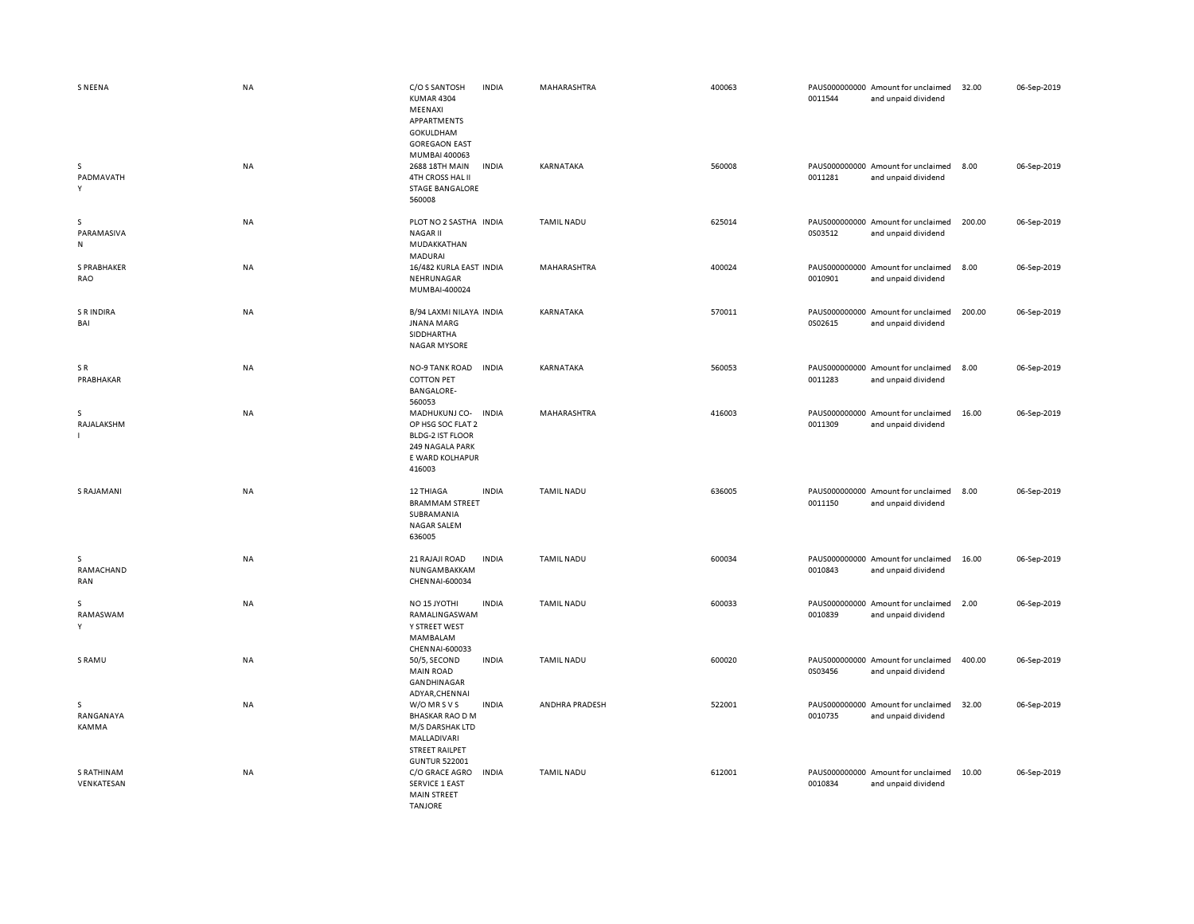| | | | | | | | | | |
|---|---|---|---|---|---|---|---|---|---|
| S NEENA | NA | C/O S SANTOSH KUMAR 4304 MEENAXI APPARTMENTS GOKULDHAM GOREGAON EAST MUMBAI 400063 | INDIA | MAHARASHTRA | 400063 | PAUS0000000000011544 | Amount for unclaimed and unpaid dividend | 32.00 | 06-Sep-2019 |
| S PADMAVATHY | NA | 2688 18TH MAIN 4TH CROSS HAL II STAGE BANGALORE 560008 | INDIA | KARNATAKA | 560008 | PAUS0000000000011281 | Amount for unclaimed and unpaid dividend | 8.00 | 06-Sep-2019 |
| S PARAMASIVAN | NA | PLOT NO 2 SASTHA NAGAR II MUDAKKATHAN MADURAI | INDIA | TAMIL NADU | 625014 | PAUS0000000000S03512 | Amount for unclaimed and unpaid dividend | 200.00 | 06-Sep-2019 |
| S PRABHAKER RAO | NA | 16/482 KURLA EAST NEHRUNAGAR MUMBAI-400024 | INDIA | MAHARASHTRA | 400024 | PAUS0000000000010901 | Amount for unclaimed and unpaid dividend | 8.00 | 06-Sep-2019 |
| S R INDIRA BAI | NA | B/94 LAXMI NILAYA JNANA MARG SIDDHARTHA NAGAR MYSORE | INDIA | KARNATAKA | 570011 | PAUS0000000000S02615 | Amount for unclaimed and unpaid dividend | 200.00 | 06-Sep-2019 |
| S R PRABHAKAR | NA | NO-9 TANK ROAD COTTON PET BANGALORE-560053 | INDIA | KARNATAKA | 560053 | PAUS0000000000011283 | Amount for unclaimed and unpaid dividend | 8.00 | 06-Sep-2019 |
| S RAJALAKSHMI | NA | MADHUKUNJ CO-OP HSG SOC FLAT 2 BLDG-2 IST FLOOR 249 NAGALA PARK E WARD KOLHAPUR 416003 | INDIA | MAHARASHTRA | 416003 | PAUS0000000000011309 | Amount for unclaimed and unpaid dividend | 16.00 | 06-Sep-2019 |
| S RAJAMANI | NA | 12 THIAGA BRAMMAM STREET SUBRAMANIA NAGAR SALEM 636005 | INDIA | TAMIL NADU | 636005 | PAUS0000000000011150 | Amount for unclaimed and unpaid dividend | 8.00 | 06-Sep-2019 |
| S RAMACHANDRAN | NA | 21 RAJAJI ROAD NUNGAMBAKKAM CHENNAI-600034 | INDIA | TAMIL NADU | 600034 | PAUS0000000000010843 | Amount for unclaimed and unpaid dividend | 16.00 | 06-Sep-2019 |
| S RAMASWAMY | NA | NO 15 JYOTHI RAMALINGASWAMY STREET WEST MAMBALAM CHENNAI-600033 | INDIA | TAMIL NADU | 600033 | PAUS0000000000010839 | Amount for unclaimed and unpaid dividend | 2.00 | 06-Sep-2019 |
| S RAMU | NA | 50/5, SECOND MAIN ROAD GANDHINAGAR ADYAR,CHENNAI | INDIA | TAMIL NADU | 600020 | PAUS0000000000S03456 | Amount for unclaimed and unpaid dividend | 400.00 | 06-Sep-2019 |
| S RANGANAYAKAMMA | NA | W/O MR S V S BHASKAR RAO D M M/S DARSHAK LTD MALLADIVARI STREET RAILPET GUNTUR 522001 | INDIA | ANDHRA PRADESH | 522001 | PAUS0000000000010735 | Amount for unclaimed and unpaid dividend | 32.00 | 06-Sep-2019 |
| S RATHINAM VENKATESAN | NA | C/O GRACE AGRO SERVICE 1 EAST MAIN STREET TANJORE | INDIA | TAMIL NADU | 612001 | PAUS0000000000010834 | Amount for unclaimed and unpaid dividend | 10.00 | 06-Sep-2019 |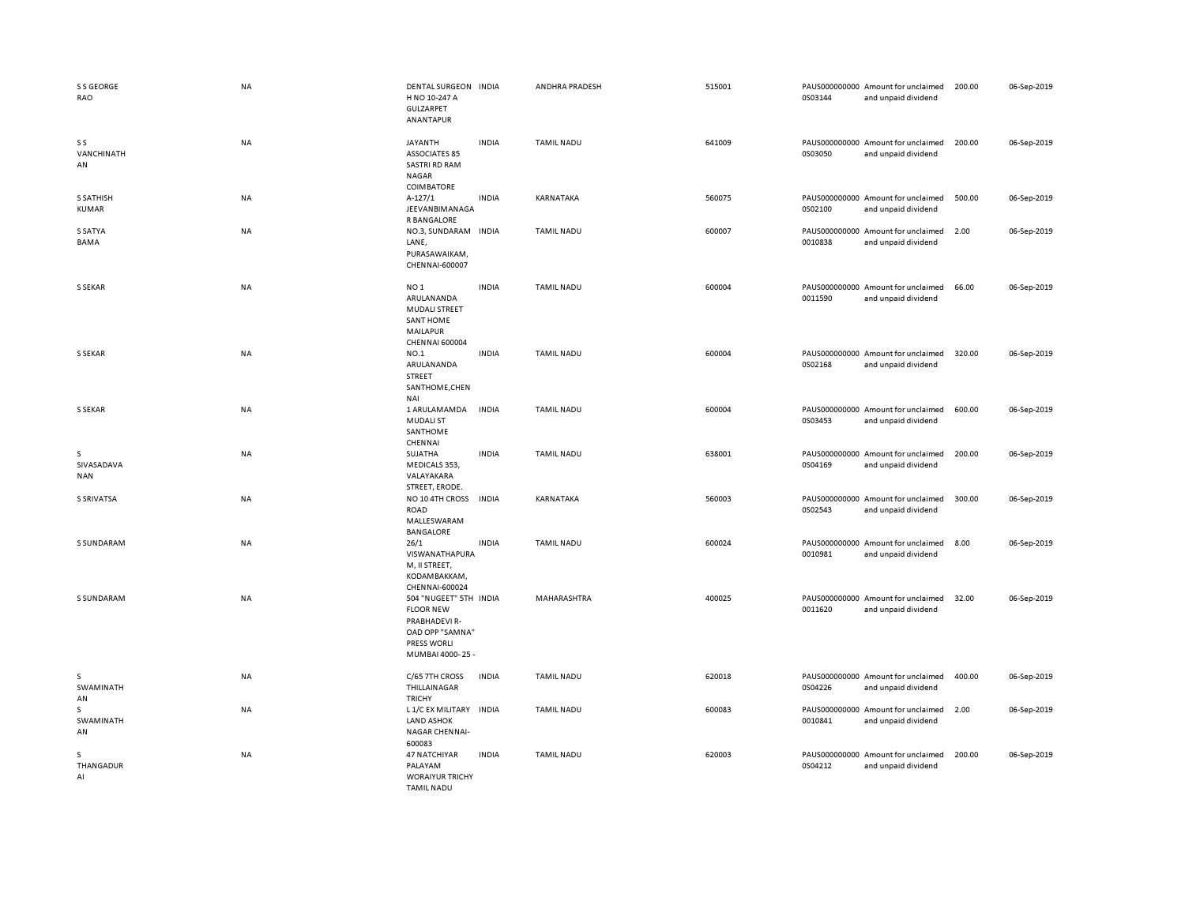| | | | | | | | | | |
|---|---|---|---|---|---|---|---|---|---|
| S S GEORGE RAO | NA | DENTAL SURGEON H NO 10-247 A GULZARPET ANANTAPUR | INDIA | ANDHRA PRADESH | 515001 | PAUS0000000000S03144 | Amount for unclaimed and unpaid dividend | 200.00 | 06-Sep-2019 |
| S S VANCHINATHAN | NA | JAYANTH ASSOCIATES 85 SASTRI RD RAM NAGAR COIMBATORE | INDIA | TAMIL NADU | 641009 | PAUS0000000000S03050 | Amount for unclaimed and unpaid dividend | 200.00 | 06-Sep-2019 |
| S SATHISH KUMAR | NA | A-127/1 JEEVANBIMANAGAR BANGALORE | INDIA | KARNATAKA | 560075 | PAUS0000000000S02100 | Amount for unclaimed and unpaid dividend | 500.00 | 06-Sep-2019 |
| S SATYA BAMA | NA | NO.3, SUNDARAM LANE, PURASAWAIKAM, CHENNAI-600007 | INDIA | TAMIL NADU | 600007 | PAUS00000000000010838 | Amount for unclaimed and unpaid dividend | 2.00 | 06-Sep-2019 |
| S SEKAR | NA | NO 1 ARULANANDA MUDALI STREET SANT HOME MAILAPUR CHENNAI 600004 | INDIA | TAMIL NADU | 600004 | PAUS00000000000011590 | Amount for unclaimed and unpaid dividend | 66.00 | 06-Sep-2019 |
| S SEKAR | NA | NO.1 ARULANANDA STREET SANTHOME,CHENNAI | INDIA | TAMIL NADU | 600004 | PAUS0000000000S02168 | Amount for unclaimed and unpaid dividend | 320.00 | 06-Sep-2019 |
| S SEKAR | NA | 1 ARULAMAMDA MUDALI ST SANTHOME CHENNAI | INDIA | TAMIL NADU | 600004 | PAUS0000000000S03453 | Amount for unclaimed and unpaid dividend | 600.00 | 06-Sep-2019 |
| S SIVASADAVANAN | NA | SUJATHA MEDICALS 353, VALAYAKARA STREET, ERODE. | INDIA | TAMIL NADU | 638001 | PAUS0000000000S04169 | Amount for unclaimed and unpaid dividend | 200.00 | 06-Sep-2019 |
| S SRIVATSA | NA | NO 10 4TH CROSS ROAD MALLESWARAM BANGALORE | INDIA | KARNATAKA | 560003 | PAUS0000000000S02543 | Amount for unclaimed and unpaid dividend | 300.00 | 06-Sep-2019 |
| S SUNDARAM | NA | 26/1 VISWANATHAPURAM, II STREET, KODAMBAKKAM, CHENNAI-600024 | INDIA | TAMIL NADU | 600024 | PAUS00000000000010981 | Amount for unclaimed and unpaid dividend | 8.00 | 06-Sep-2019 |
| S SUNDARAM | NA | 504 "NUGEET" 5TH FLOOR NEW PRABHADEVI R-OAD OPP "SAMNA" PRESS WORLI MUMBAI 4000- 25 - | INDIA | MAHARASHTRA | 400025 | PAUS00000000000011620 | Amount for unclaimed and unpaid dividend | 32.00 | 06-Sep-2019 |
| S SWAMINATHAN | NA | C/65 7TH CROSS THILLAINAGAR TRICHY | INDIA | TAMIL NADU | 620018 | PAUS0000000000S04226 | Amount for unclaimed and unpaid dividend | 400.00 | 06-Sep-2019 |
| S SWAMINATHAN | NA | L 1/C EX MILITARY LAND ASHOK NAGAR CHENNAI-600083 | INDIA | TAMIL NADU | 600083 | PAUS00000000000010841 | Amount for unclaimed and unpaid dividend | 2.00 | 06-Sep-2019 |
| S THANGADURAI | NA | 47 NATCHIYAR PALAYAM WORAIYUR TRICHY TAMIL NADU | INDIA | TAMIL NADU | 620003 | PAUS0000000000S04212 | Amount for unclaimed and unpaid dividend | 200.00 | 06-Sep-2019 |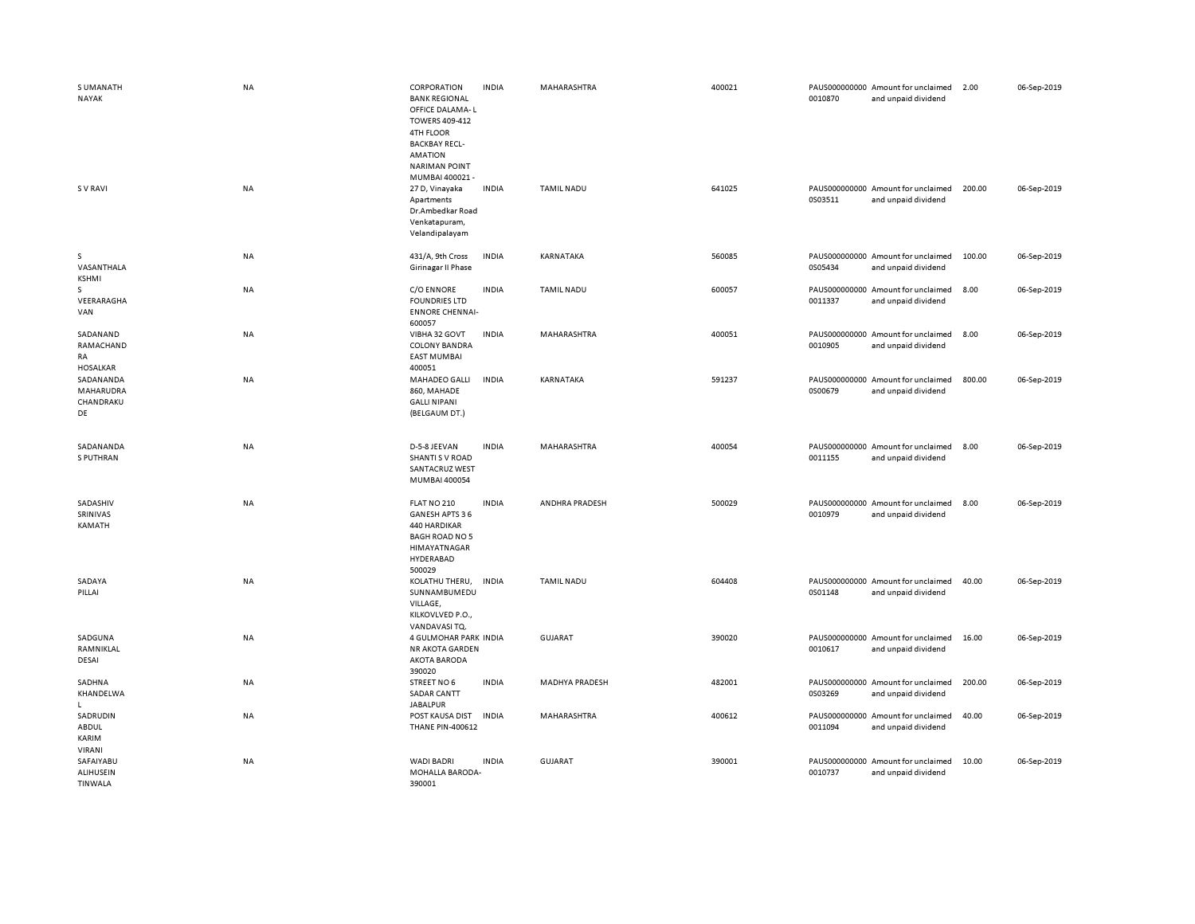| | | | | | | | | | |
|---|---|---|---|---|---|---|---|---|---|
| S UMANATH NAYAK | NA | CORPORATION BANK REGIONAL OFFICE DALAMA- L TOWERS 409-412 4TH FLOOR BACKBAY RECL-AMATION NARIMAN POINT MUMBAI 400021 - | INDIA | MAHARASHTRA | 400021 | PAUS0000000000010870 | Amount for unclaimed and unpaid dividend | 2.00 | 06-Sep-2019 |
| S V RAVI | NA | 27 D, Vinayaka Apartments Dr.Ambedkar Road Venkatapuram, Velandipalayam | INDIA | TAMIL NADU | 641025 | PAUS0000000000S03511 | Amount for unclaimed and unpaid dividend | 200.00 | 06-Sep-2019 |
| S VASANTHALAKSHMI | NA | 431/A, 9th Cross Girinagar II Phase | INDIA | KARNATAKA | 560085 | PAUS0000000000S05434 | Amount for unclaimed and unpaid dividend | 100.00 | 06-Sep-2019 |
| S VEERARAGHAVAN | NA | C/O ENNORE FOUNDRIES LTD ENNORE CHENNAI-600057 | INDIA | TAMIL NADU | 600057 | PAUS0000000000011337 | Amount for unclaimed and unpaid dividend | 8.00 | 06-Sep-2019 |
| SADANAND RAMACHANDRA HOSALKAR | NA | VIBHA 32 GOVT COLONY BANDRA EAST MUMBAI 400051 | INDIA | MAHARASHTRA | 400051 | PAUS0000000000010905 | Amount for unclaimed and unpaid dividend | 8.00 | 06-Sep-2019 |
| SADANANDA MAHARUDRA CHANDRAKUDE | NA | MAHADEO GALLI 860, MAHADE GALLI NIPANI (BELGAUM DT.) | INDIA | KARNATAKA | 591237 | PAUS0000000000S00679 | Amount for unclaimed and unpaid dividend | 800.00 | 06-Sep-2019 |
| SADANANDA S PUTHRAN | NA | D-5-8 JEEVAN SHANTI S V ROAD SANTACRUZ WEST MUMBAI 400054 | INDIA | MAHARASHTRA | 400054 | PAUS0000000000011155 | Amount for unclaimed and unpaid dividend | 8.00 | 06-Sep-2019 |
| SADASHIV SRINIVAS KAMATH | NA | FLAT NO 210 GANESH APTS 3 6 440 HARDIKAR BAGH ROAD NO 5 HIMAYATNAGAR HYDERABAD 500029 | INDIA | ANDHRA PRADESH | 500029 | PAUS0000000000010979 | Amount for unclaimed and unpaid dividend | 8.00 | 06-Sep-2019 |
| SADAYA PILLAI | NA | KOLATHU THERU, SUNNAMBUMEDU VILLAGE, KILKOVLVED P.O., VANDAVASI TQ. | INDIA | TAMIL NADU | 604408 | PAUS0000000000S01148 | Amount for unclaimed and unpaid dividend | 40.00 | 06-Sep-2019 |
| SADGUNA RAMNIKLAL DESAI | NA | 4 GULMOHAR PARK NR AKOTA GARDEN AKOTA BARODA 390020 | INDIA | GUJARAT | 390020 | PAUS0000000000010617 | Amount for unclaimed and unpaid dividend | 16.00 | 06-Sep-2019 |
| SADHNA KHANDELWAL | NA | STREET NO 6 SADAR CANTT JABALPUR | INDIA | MADHYA PRADESH | 482001 | PAUS0000000000S03269 | Amount for unclaimed and unpaid dividend | 200.00 | 06-Sep-2019 |
| SADRUDIN ABDUL KARIM VIRANI | NA | POST KAUSA DIST THANE PIN-400612 | INDIA | MAHARASHTRA | 400612 | PAUS0000000000011094 | Amount for unclaimed and unpaid dividend | 40.00 | 06-Sep-2019 |
| SAFAIYABU ALIHUSEIN TINWALA | NA | WADI BADRI MOHALLA BARODA-390001 | INDIA | GUJARAT | 390001 | PAUS0000000000010737 | Amount for unclaimed and unpaid dividend | 10.00 | 06-Sep-2019 |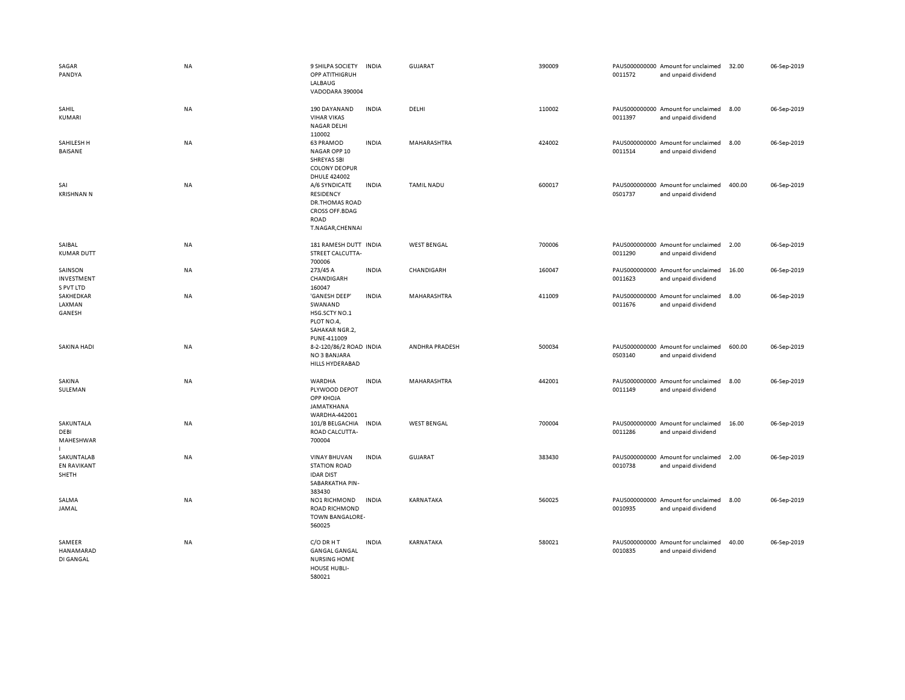| | | | | | | | | | |
|---|---|---|---|---|---|---|---|---|---|
| SAGAR PANDYA | NA | 9 SHILPA SOCIETY OPP ATITHIGRUH LALBAUG VADODARA 390004 | INDIA | GUJARAT | 390009 | PAUS000000000 0011572 | Amount for unclaimed and unpaid dividend | 32.00 | 06-Sep-2019 |
| SAHIL KUMARI | NA | 190 DAYANAND VIHAR VIKAS NAGAR DELHI 110002 | INDIA | DELHI | 110002 | PAUS000000000 0011397 | Amount for unclaimed and unpaid dividend | 8.00 | 06-Sep-2019 |
| SAHILESH H BAISANE | NA | 63 PRAMOD NAGAR OPP 10 SHREYAS SBI COLONY DEOPUR DHULE 424002 | INDIA | MAHARASHTRA | 424002 | PAUS000000000 0011514 | Amount for unclaimed and unpaid dividend | 8.00 | 06-Sep-2019 |
| SAI KRISHNAN N | NA | A/6 SYNDICATE RESIDENCY DR.THOMAS ROAD CROSS OFF.BDAG ROAD T.NAGAR,CHENNAI | INDIA | TAMIL NADU | 600017 | PAUS000000000 0S01737 | Amount for unclaimed and unpaid dividend | 400.00 | 06-Sep-2019 |
| SAIBAL KUMAR DUTT | NA | 181 RAMESH DUTT STREET CALCUTTA-700006 | INDIA | WEST BENGAL | 700006 | PAUS000000000 0011290 | Amount for unclaimed and unpaid dividend | 2.00 | 06-Sep-2019 |
| SAINSON INVESTMENT S PVT LTD | NA | 273/45 A CHANDIGARH 160047 | INDIA | CHANDIGARH | 160047 | PAUS000000000 0011623 | Amount for unclaimed and unpaid dividend | 16.00 | 06-Sep-2019 |
| SAKHEDKAR LAXMAN GANESH | NA | 'GANESH DEEP' SWANAND HSG.SCTY NO.1 PLOT NO.4, SAHAKAR NGR.2, PUNE-411009 | INDIA | MAHARASHTRA | 411009 | PAUS000000000 0011676 | Amount for unclaimed and unpaid dividend | 8.00 | 06-Sep-2019 |
| SAKINA HADI | NA | 8-2-120/86/2 ROAD NO 3 BANJARA HILLS HYDERABAD | INDIA | ANDHRA PRADESH | 500034 | PAUS000000000 0S03140 | Amount for unclaimed and unpaid dividend | 600.00 | 06-Sep-2019 |
| SAKINA SULEMAN | NA | WARDHA PLYWOOD DEPOT OPP KHOJA JAMATKHANA WARDHA-442001 | INDIA | MAHARASHTRA | 442001 | PAUS000000000 0011149 | Amount for unclaimed and unpaid dividend | 8.00 | 06-Sep-2019 |
| SAKUNTALA DEBI MAHESHWAR I | NA | 101/B BELGACHIA ROAD CALCUTTA-700004 | INDIA | WEST BENGAL | 700004 | PAUS000000000 0011286 | Amount for unclaimed and unpaid dividend | 16.00 | 06-Sep-2019 |
| SAKUNTALAB EN RAVIKANT SHETH | NA | VINAY BHUVAN STATION ROAD IDAR DIST SABARKATHA PIN-383430 | INDIA | GUJARAT | 383430 | PAUS000000000 0010738 | Amount for unclaimed and unpaid dividend | 2.00 | 06-Sep-2019 |
| SALMA JAMAL | NA | NO1 RICHMOND ROAD RICHMOND TOWN BANGALORE-560025 | INDIA | KARNATAKA | 560025 | PAUS000000000 0010935 | Amount for unclaimed and unpaid dividend | 8.00 | 06-Sep-2019 |
| SAMEER HANAMARAD DI GANGAL | NA | C/O DR H T GANGAL GANGAL NURSING HOME HOUSE HUBLI-580021 | INDIA | KARNATAKA | 580021 | PAUS000000000 0010835 | Amount for unclaimed and unpaid dividend | 40.00 | 06-Sep-2019 |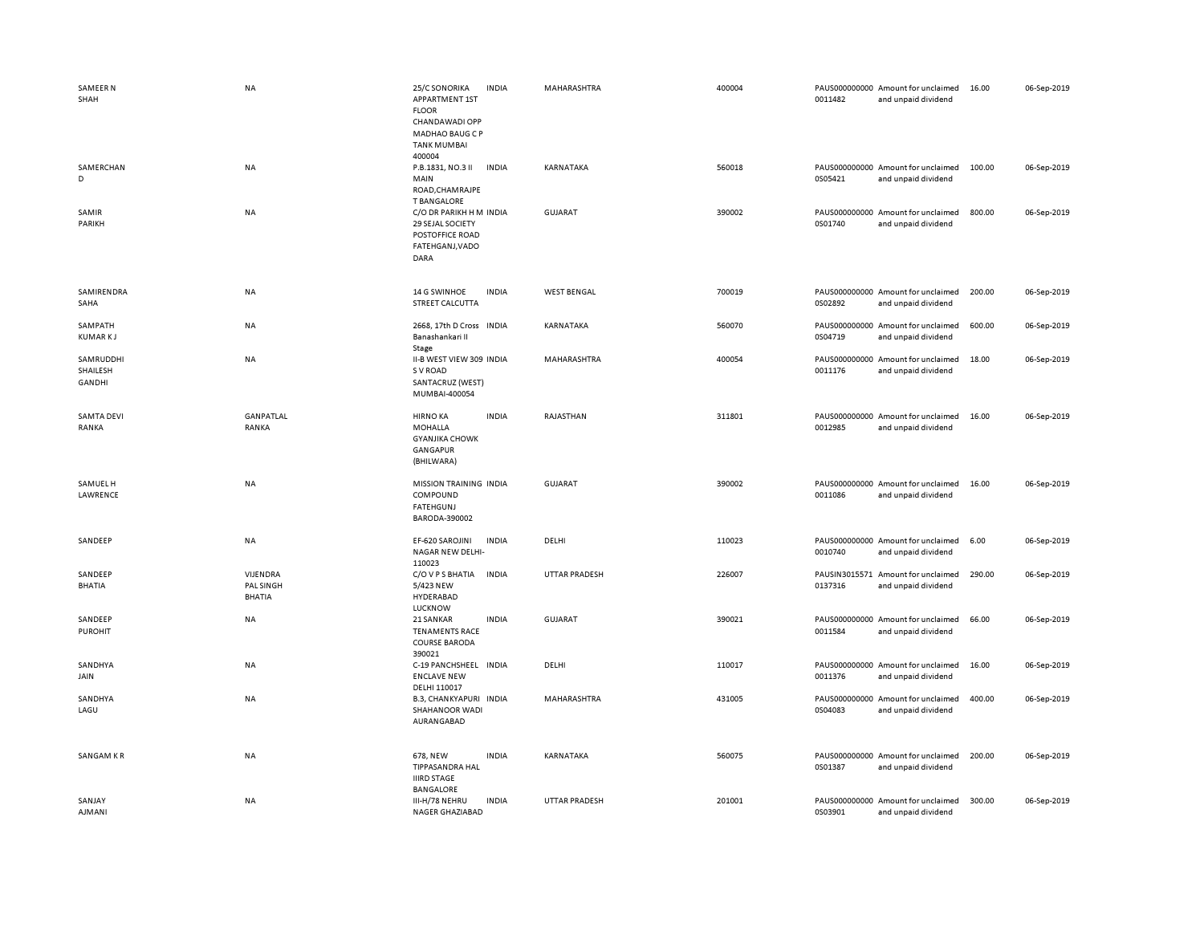| | | | | | | | | | |
|---|---|---|---|---|---|---|---|---|---|
| SAMEER N SHAH | NA | 25/C SONORIKA APPARTMENT 1ST FLOOR CHANDAWADI OPP MADHAO BAUG C P TANK MUMBAI 400004 | INDIA | MAHARASHTRA | 400004 | PAUS0000000000011482 | Amount for unclaimed and unpaid dividend | 16.00 | 06-Sep-2019 |
| SAMERCHAN D | NA | P.B.1831, NO.3 II MAIN ROAD,CHAMRAJPET BANGALORE | INDIA | KARNATAKA | 560018 | PAUS0000000000S05421 | Amount for unclaimed and unpaid dividend | 100.00 | 06-Sep-2019 |
| SAMIR PARIKH | NA | C/O DR PARIKH H M 29 SEJAL SOCIETY POSTOFFICE ROAD FATEHGANJ,VADODARA | INDIA | GUJARAT | 390002 | PAUS0000000000S01740 | Amount for unclaimed and unpaid dividend | 800.00 | 06-Sep-2019 |
| SAMIRENDRA SAHA | NA | 14 G SWINHOE STREET CALCUTTA | INDIA | WEST BENGAL | 700019 | PAUS0000000000S02892 | Amount for unclaimed and unpaid dividend | 200.00 | 06-Sep-2019 |
| SAMPATH KUMAR K J | NA | 2668, 17th D Cross Banashankari II Stage | INDIA | KARNATAKA | 560070 | PAUS0000000000S04719 | Amount for unclaimed and unpaid dividend | 600.00 | 06-Sep-2019 |
| SAMRUDDHI SHAILESH GANDHI | NA | II-B WEST VIEW 309 S V ROAD SANTACRUZ (WEST) MUMBAI-400054 | INDIA | MAHARASHTRA | 400054 | PAUS0000000000011176 | Amount for unclaimed and unpaid dividend | 18.00 | 06-Sep-2019 |
| SAMTA DEVI RANKA | GANPATLAL RANKA | HIRNO KA MOHALLA GYANJIKA CHOWK GANGAPUR (BHILWARA) | INDIA | RAJASTHAN | 311801 | PAUS0000000000012985 | Amount for unclaimed and unpaid dividend | 16.00 | 06-Sep-2019 |
| SAMUEL H LAWRENCE | NA | MISSION TRAINING COMPOUND FATEHGUNJ BARODA-390002 | INDIA | GUJARAT | 390002 | PAUS0000000000011086 | Amount for unclaimed and unpaid dividend | 16.00 | 06-Sep-2019 |
| SANDEEP | NA | EF-620 SAROJINI NAGAR NEW DELHI-110023 | INDIA | DELHI | 110023 | PAUS0000000000010740 | Amount for unclaimed and unpaid dividend | 6.00 | 06-Sep-2019 |
| SANDEEP BHATIA | VIJENDRA PAL SINGH BHATIA | C/O V P S BHATIA 5/423 NEW HYDERABAD LUCKNOW | INDIA | UTTAR PRADESH | 226007 | PAUSIN30155710137316 | Amount for unclaimed and unpaid dividend | 290.00 | 06-Sep-2019 |
| SANDEEP PUROHIT | NA | 21 SANKAR TENAMENTS RACE COURSE BARODA 390021 | INDIA | GUJARAT | 390021 | PAUS0000000000011584 | Amount for unclaimed and unpaid dividend | 66.00 | 06-Sep-2019 |
| SANDHYA JAIN | NA | C-19 PANCHSHEEL ENCLAVE NEW DELHI 110017 | INDIA | DELHI | 110017 | PAUS0000000000011376 | Amount for unclaimed and unpaid dividend | 16.00 | 06-Sep-2019 |
| SANDHYA LAGU | NA | B.3, CHANKYAPURI SHAHANOOR WADI AURANGABAD | INDIA | MAHARASHTRA | 431005 | PAUS0000000000S04083 | Amount for unclaimed and unpaid dividend | 400.00 | 06-Sep-2019 |
| SANGAM K R | NA | 678, NEW TIPPASANDRA HAL IIIRD STAGE BANGALORE | INDIA | KARNATAKA | 560075 | PAUS0000000000S01387 | Amount for unclaimed and unpaid dividend | 200.00 | 06-Sep-2019 |
| SANJAY AJMANI | NA | III-H/78 NEHRU NAGER GHAZIABAD | INDIA | UTTAR PRADESH | 201001 | PAUS0000000000S03901 | Amount for unclaimed and unpaid dividend | 300.00 | 06-Sep-2019 |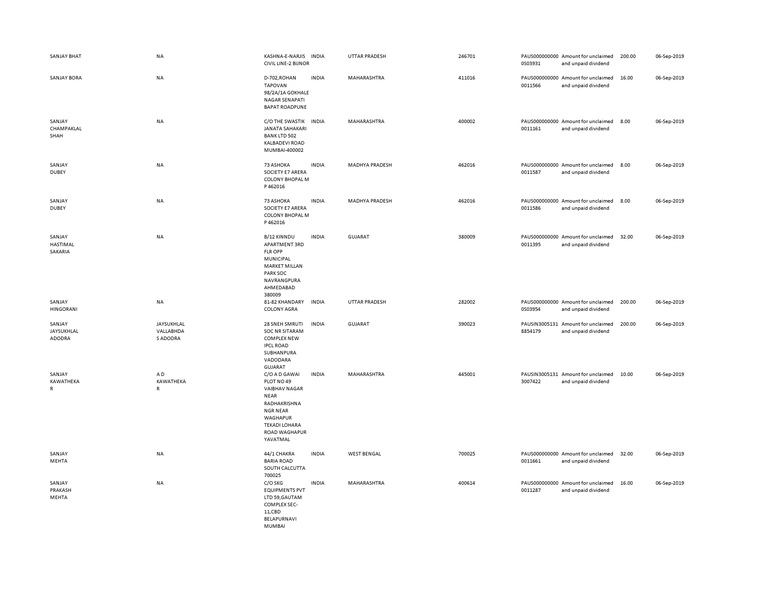| | | | | | | | | | |
|---|---|---|---|---|---|---|---|---|---|
| SANJAY BHAT | NA | KASHNA-E-NARJIS CIVIL LINE-2 BIJNOR | INDIA | UTTAR PRADESH | 246701 | PAUS000000000 0S03931 | Amount for unclaimed and unpaid dividend | 200.00 | 06-Sep-2019 |
| SANJAY BORA | NA | D-702,ROHAN TAPOVAN 98/2A/1A GOKHALE NAGAR SENAPATI BAPAT ROADPUNE | INDIA | MAHARASHTRA | 411016 | PAUS000000000 0011566 | Amount for unclaimed and unpaid dividend | 16.00 | 06-Sep-2019 |
| SANJAY CHAMPAKLAL SHAH | NA | C/O THE SWASTIK JANATA SAHAKARI BANK LTD 502 KALBADEVI ROAD MUMBAI-400002 | INDIA | MAHARASHTRA | 400002 | PAUS000000000 0011161 | Amount for unclaimed and unpaid dividend | 8.00 | 06-Sep-2019 |
| SANJAY DUBEY | NA | 73 ASHOKA SOCIETY E7 ARERA COLONY BHOPAL M P 462016 | INDIA | MADHYA PRADESH | 462016 | PAUS000000000 0011587 | Amount for unclaimed and unpaid dividend | 8.00 | 06-Sep-2019 |
| SANJAY DUBEY | NA | 73 ASHOKA SOCIETY E7 ARERA COLONY BHOPAL M P 462016 | INDIA | MADHYA PRADESH | 462016 | PAUS000000000 0011586 | Amount for unclaimed and unpaid dividend | 8.00 | 06-Sep-2019 |
| SANJAY HASTIMAL SAKARIA | NA | B/12 KINNDU APARTMENT 3RD FLR OPP MUNICIPAL MARKET MILLAN PARK SOC NAVRANGPURA AHMEDABAD 380009 | INDIA | GUJARAT | 380009 | PAUS000000000 0011395 | Amount for unclaimed and unpaid dividend | 32.00 | 06-Sep-2019 |
| SANJAY HINGORANI | NA | 81-82 KHANDARY COLONY AGRA | INDIA | UTTAR PRADESH | 282002 | PAUS000000000 0S03954 | Amount for unclaimed and unpaid dividend | 200.00 | 06-Sep-2019 |
| SANJAY JAYSUKHLAL ADODRA | JAYSUKHLAL VALLABHDA S ADODRA | 28 SNEH SMRUTI SOC NR SITARAM COMPLEX NEW IPCL ROAD SUBHANPURA VADODARA GUJARAT | INDIA | GUJARAT | 390023 | PAUSIN3005131 8854179 | Amount for unclaimed and unpaid dividend | 200.00 | 06-Sep-2019 |
| SANJAY KAWATHEKA R | A D KAWATHEKA R | C/O A D GAWAI PLOT NO 49 VAIBHAV NAGAR NEAR RADHAKRISHNA NGR NEAR WAGHAPUR TEKADI LOHARA ROAD WAGHAPUR YAVATMAL | INDIA | MAHARASHTRA | 445001 | PAUSIN3005131 3007422 | Amount for unclaimed and unpaid dividend | 10.00 | 06-Sep-2019 |
| SANJAY MEHTA | NA | 44/1 CHAKRA BARIA ROAD SOUTH CALCUTTA 700025 | INDIA | WEST BENGAL | 700025 | PAUS000000000 0011661 | Amount for unclaimed and unpaid dividend | 32.00 | 06-Sep-2019 |
| SANJAY PRAKASH MEHTA | NA | C/O SKG EQUIPMENTS PVT LTD 59,GAUTAM COMPLEX SEC-11,CBD BELAPURNAVI MUMBAI | INDIA | MAHARASHTRA | 400614 | PAUS000000000 0011287 | Amount for unclaimed and unpaid dividend | 16.00 | 06-Sep-2019 |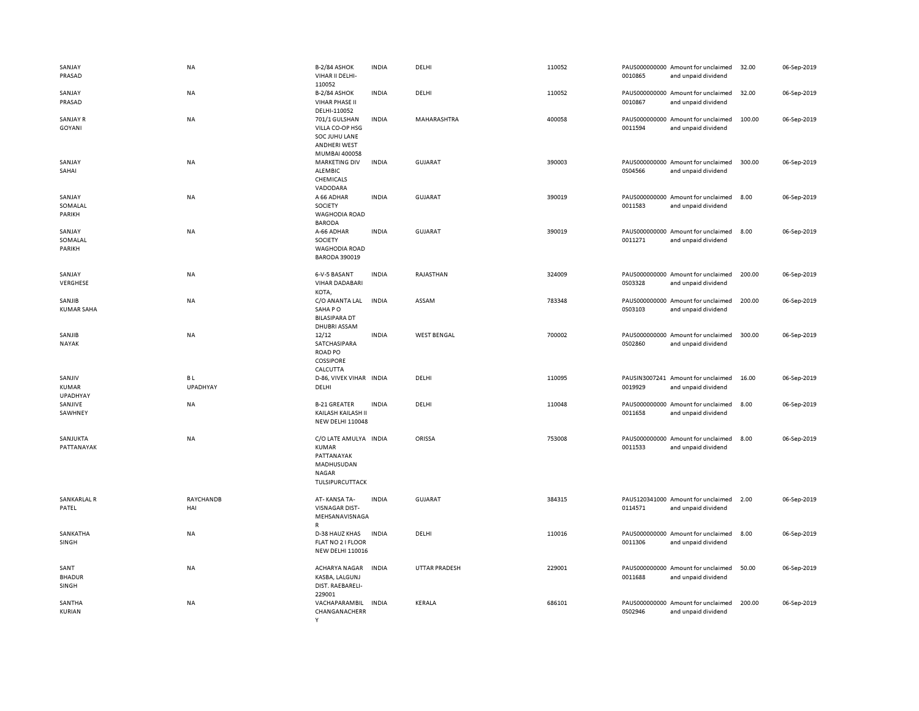| | | | | | | | | | |
|---|---|---|---|---|---|---|---|---|---|
| SANJAY PRASAD | NA | B-2/84 ASHOK VIHAR II DELHI-110052 | INDIA | DELHI | 110052 | PAUS000000000 0010865 | Amount for unclaimed and unpaid dividend | 32.00 | 06-Sep-2019 |
| SANJAY PRASAD | NA | B-2/84 ASHOK VIHAR PHASE II DELHI-110052 | INDIA | DELHI | 110052 | PAUS000000000 0010867 | Amount for unclaimed and unpaid dividend | 32.00 | 06-Sep-2019 |
| SANJAY R GOYANI | NA | 701/1 GULSHAN VILLA CO-OP HSG SOC JUHU LANE ANDHERI WEST MUMBAI 400058 | INDIA | MAHARASHTRA | 400058 | PAUS000000000 0011594 | Amount for unclaimed and unpaid dividend | 100.00 | 06-Sep-2019 |
| SANJAY SAHAI | NA | MARKETING DIV ALEMBIC CHEMICALS VADODARA | INDIA | GUJARAT | 390003 | PAUS000000000 0S04566 | Amount for unclaimed and unpaid dividend | 300.00 | 06-Sep-2019 |
| SANJAY SOMALAL PARIKH | NA | A 66 ADHAR SOCIETY WAGHODIA ROAD BARODA | INDIA | GUJARAT | 390019 | PAUS000000000 0011583 | Amount for unclaimed and unpaid dividend | 8.00 | 06-Sep-2019 |
| SANJAY SOMALAL PARIKH | NA | A-66 ADHAR SOCIETY WAGHODIA ROAD BARODA 390019 | INDIA | GUJARAT | 390019 | PAUS000000000 0011271 | Amount for unclaimed and unpaid dividend | 8.00 | 06-Sep-2019 |
| SANJAY VERGHESE | NA | 6-V-5 BASANT VIHAR DADABARI KOTA, | INDIA | RAJASTHAN | 324009 | PAUS000000000 0S03328 | Amount for unclaimed and unpaid dividend | 200.00 | 06-Sep-2019 |
| SANJIB KUMAR SAHA | NA | C/O ANANTA LAL SAHA P O BILASIPARA DT DHUBRI ASSAM | INDIA | ASSAM | 783348 | PAUS000000000 0S03103 | Amount for unclaimed and unpaid dividend | 200.00 | 06-Sep-2019 |
| SANJIB NAYAK | NA | 12/12 SATCHASIPARA ROAD PO COSSIPORE CALCUTTA | INDIA | WEST BENGAL | 700002 | PAUS000000000 0S02860 | Amount for unclaimed and unpaid dividend | 300.00 | 06-Sep-2019 |
| SANJIV KUMAR UPADHYAY | B L UPADHYAY | D-86, VIVEK VIHAR DELHI | INDIA | DELHI | 110095 | PAUSIN3007241 0019929 | Amount for unclaimed and unpaid dividend | 16.00 | 06-Sep-2019 |
| SANJIVE SAWHNEY | NA | B-21 GREATER KAILASH KAILASH II NEW DELHI 110048 | INDIA | DELHI | 110048 | PAUS000000000 0011658 | Amount for unclaimed and unpaid dividend | 8.00 | 06-Sep-2019 |
| SANJUKTA PATTANAYAK | NA | C/O LATE AMULYA KUMAR PATTANAYAK MADHUSUDAN NAGAR TULSIPURCUTTACK | INDIA | ORISSA | 753008 | PAUS000000000 0011533 | Amount for unclaimed and unpaid dividend | 8.00 | 06-Sep-2019 |
| SANKARLAL R PATEL | RAYCHANDB HAI | AT- KANSA TA-VISNAGAR DIST-MEHSANAVISNAGA R | INDIA | GUJARAT | 384315 | PAUS120341000 0114571 | Amount for unclaimed and unpaid dividend | 2.00 | 06-Sep-2019 |
| SANKATHA SINGH | NA | D-38 HAUZ KHAS FLAT NO 2 I FLOOR NEW DELHI 110016 | INDIA | DELHI | 110016 | PAUS000000000 0011306 | Amount for unclaimed and unpaid dividend | 8.00 | 06-Sep-2019 |
| SANT BHADUR SINGH | NA | ACHARYA NAGAR KASBA, LALGUNJ DIST. RAEBARELI-229001 | INDIA | UTTAR PRADESH | 229001 | PAUS000000000 0011688 | Amount for unclaimed and unpaid dividend | 50.00 | 06-Sep-2019 |
| SANTHA KURIAN | NA | VACHAPARAMBIL CHANGANACHERR Y | INDIA | KERALA | 686101 | PAUS000000000 0S02946 | Amount for unclaimed and unpaid dividend | 200.00 | 06-Sep-2019 |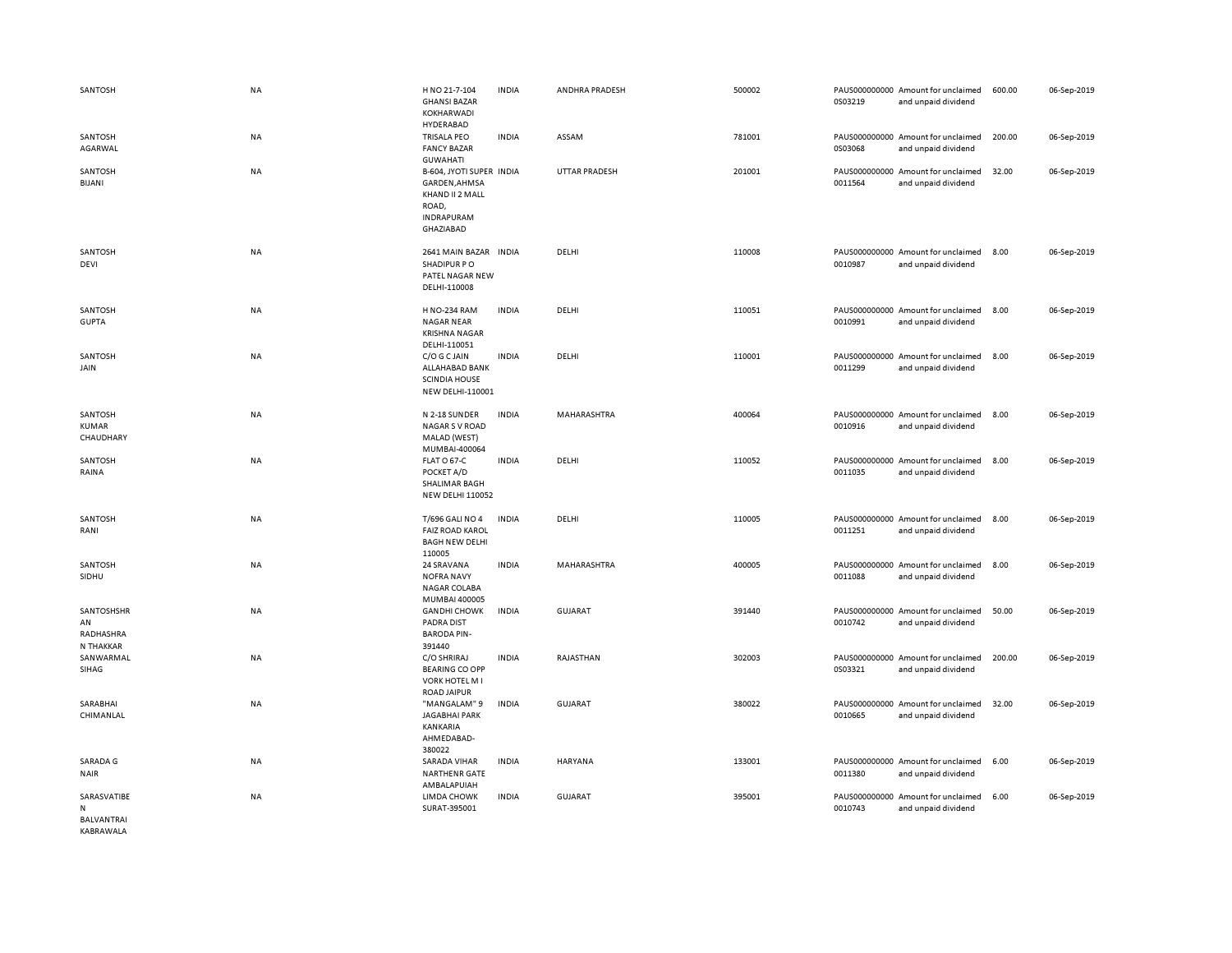| | | | | | | | | | |
|---|---|---|---|---|---|---|---|---|---|
| SANTOSH | NA | H NO 21-7-104 GHANSI BAZAR KOKHARWADI HYDERABAD | INDIA | ANDHRA PRADESH | 500002 | PAUS0000000000S03219 | Amount for unclaimed and unpaid dividend | 600.00 | 06-Sep-2019 |
| SANTOSH AGARWAL | NA | TRISALA PEO FANCY BAZAR GUWAHATI | INDIA | ASSAM | 781001 | PAUS0000000000S03068 | Amount for unclaimed and unpaid dividend | 200.00 | 06-Sep-2019 |
| SANTOSH BIJANI | NA | B-604, JYOTI SUPER GARDEN,AHMSA KHAND II 2 MALL ROAD, INDRAPURAM GHAZIABAD | INDIA | UTTAR PRADESH | 201001 | PAUS00000000000011564 | Amount for unclaimed and unpaid dividend | 32.00 | 06-Sep-2019 |
| SANTOSH DEVI | NA | 2641 MAIN BAZAR SHADIPUR P O PATEL NAGAR NEW DELHI-110008 | INDIA | DELHI | 110008 | PAUS00000000000010987 | Amount for unclaimed and unpaid dividend | 8.00 | 06-Sep-2019 |
| SANTOSH GUPTA | NA | H NO-234 RAM NAGAR NEAR KRISHNA NAGAR DELHI-110051 | INDIA | DELHI | 110051 | PAUS00000000000010991 | Amount for unclaimed and unpaid dividend | 8.00 | 06-Sep-2019 |
| SANTOSH JAIN | NA | C/O G C JAIN ALLAHABAD BANK SCINDIA HOUSE NEW DELHI-110001 | INDIA | DELHI | 110001 | PAUS00000000000011299 | Amount for unclaimed and unpaid dividend | 8.00 | 06-Sep-2019 |
| SANTOSH KUMAR CHAUDHARY | NA | N 2-18 SUNDER NAGAR S V ROAD MALAD (WEST) MUMBAI-400064 | INDIA | MAHARASHTRA | 400064 | PAUS00000000000010916 | Amount for unclaimed and unpaid dividend | 8.00 | 06-Sep-2019 |
| SANTOSH RAINA | NA | FLAT O 67-C POCKET A/D SHALIMAR BAGH NEW DELHI 110052 | INDIA | DELHI | 110052 | PAUS00000000000011035 | Amount for unclaimed and unpaid dividend | 8.00 | 06-Sep-2019 |
| SANTOSH RANI | NA | T/696 GALI NO 4 FAIZ ROAD KAROL BAGH NEW DELHI 110005 | INDIA | DELHI | 110005 | PAUS00000000000011251 | Amount for unclaimed and unpaid dividend | 8.00 | 06-Sep-2019 |
| SANTOSH SIDHU | NA | 24 SRAVANA NOFRA NAVY NAGAR COLABA MUMBAI 400005 | INDIA | MAHARASHTRA | 400005 | PAUS00000000000011088 | Amount for unclaimed and unpaid dividend | 8.00 | 06-Sep-2019 |
| SANTOSHSHRAN RADHASHRAN THAKKAR | NA | GANDHI CHOWK PADRA DIST BARODA PIN-391440 | INDIA | GUJARAT | 391440 | PAUS00000000000010742 | Amount for unclaimed and unpaid dividend | 50.00 | 06-Sep-2019 |
| SANWARMAL SIHAG | NA | C/O SHRIRAJ BEARING CO OPP VORK HOTEL M I ROAD JAIPUR | INDIA | RAJASTHAN | 302003 | PAUS0000000000S03321 | Amount for unclaimed and unpaid dividend | 200.00 | 06-Sep-2019 |
| SARABHAI CHIMANLAL | NA | "MANGALAM" 9 JAGABHAI PARK KANKARIA AHMEDABAD-380022 | INDIA | GUJARAT | 380022 | PAUS00000000000010665 | Amount for unclaimed and unpaid dividend | 32.00 | 06-Sep-2019 |
| SARADA G NAIR | NA | SARADA VIHAR NARTHENR GATE AMBALAPUIAH | INDIA | HARYANA | 133001 | PAUS00000000000011380 | Amount for unclaimed and unpaid dividend | 6.00 | 06-Sep-2019 |
| SARASVATIBEN BALVANTRAI KABRAWALA | NA | LIMDA CHOWK SURAT-395001 | INDIA | GUJARAT | 395001 | PAUS00000000000010743 | Amount for unclaimed and unpaid dividend | 6.00 | 06-Sep-2019 |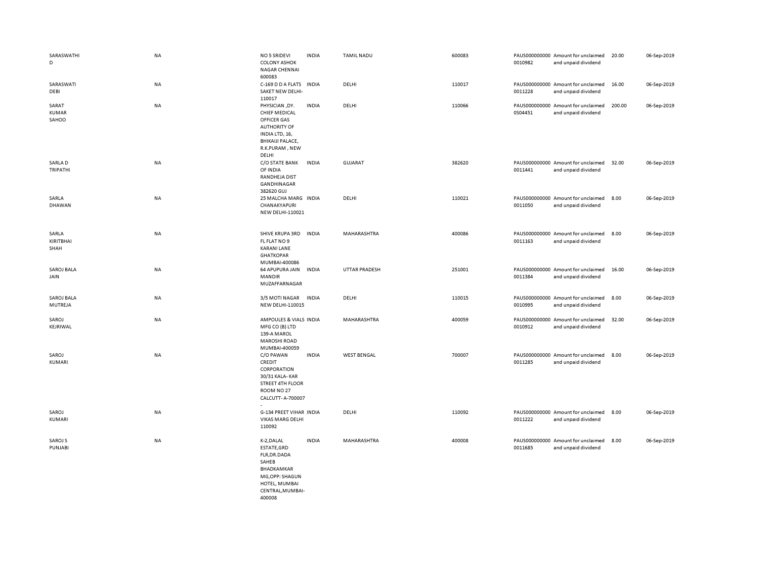| | | | | | | | | | |
|---|---|---|---|---|---|---|---|---|---|
| SARASWATHI D | NA | NO 5 SRIDEVI COLONY ASHOK NAGAR CHENNAI 600083 | INDIA | TAMIL NADU | 600083 | PAUS0000000000010982 | Amount for unclaimed and unpaid dividend | 20.00 | 06-Sep-2019 |
| SARASWATI DEBI | NA | C-169 D D A FLATS SAKET NEW DELHI-110017 | INDIA | DELHI | 110017 | PAUS0000000000011228 | Amount for unclaimed and unpaid dividend | 16.00 | 06-Sep-2019 |
| SARAT KUMAR SAHOO | NA | PHYSICIAN ,DY. CHIEF MEDICAL OFFICER GAS AUTHORITY OF INDIA LTD, 16, BHIKAIJI PALACE, R.K.PURAM , NEW DELHI | INDIA | DELHI | 110066 | PAUS0000000000S04451 | Amount for unclaimed and unpaid dividend | 200.00 | 06-Sep-2019 |
| SARLA D TRIPATHI | NA | C/O STATE BANK OF INDIA RANDHEJA DIST GANDHINAGAR 382620 GUJ | INDIA | GUJARAT | 382620 | PAUS0000000000011441 | Amount for unclaimed and unpaid dividend | 32.00 | 06-Sep-2019 |
| SARLA DHAWAN | NA | 25 MALCHA MARG CHANAKYAPURI NEW DELHI-110021 | INDIA | DELHI | 110021 | PAUS0000000000011050 | Amount for unclaimed and unpaid dividend | 8.00 | 06-Sep-2019 |
| SARLA KIRITBHAI SHAH | NA | SHIVE KRUPA 3RD FL FLAT NO 9 KARANI LANE GHATKOPAR MUMBAI-400086 | INDIA | MAHARASHTRA | 400086 | PAUS0000000000011163 | Amount for unclaimed and unpaid dividend | 8.00 | 06-Sep-2019 |
| SAROJ BALA JAIN | NA | 64 APUPURA JAIN MANDIR MUZAFFARNAGAR | INDIA | UTTAR PRADESH | 251001 | PAUS0000000000011384 | Amount for unclaimed and unpaid dividend | 16.00 | 06-Sep-2019 |
| SAROJ BALA MUTREJA | NA | 3/5 MOTI NAGAR NEW DELHI-110015 | INDIA | DELHI | 110015 | PAUS0000000000010995 | Amount for unclaimed and unpaid dividend | 8.00 | 06-Sep-2019 |
| SAROJ KEJRIWAL | NA | AMPOULES & VIALS MFG CO (B) LTD 139-A MAROL MAROSHI ROAD MUMBAI-400059 | INDIA | MAHARASHTRA | 400059 | PAUS0000000000010912 | Amount for unclaimed and unpaid dividend | 32.00 | 06-Sep-2019 |
| SAROJ KUMARI | NA | C/O PAWAN CREDIT CORPORATION 30/31 KALA- KAR STREET 4TH FLOOR ROOM NO 27 CALCUTT- A-700007 - | INDIA | WEST BENGAL | 700007 | PAUS0000000000011285 | Amount for unclaimed and unpaid dividend | 8.00 | 06-Sep-2019 |
| SAROJ KUMARI | NA | G-134 PREET VIHAR VIKAS MARG DELHI 110092 | INDIA | DELHI | 110092 | PAUS0000000000011222 | Amount for unclaimed and unpaid dividend | 8.00 | 06-Sep-2019 |
| SAROJ S PUNJABI | NA | K-2,DALAL ESTATE,GRD FLR,DR.DADA SAHEB BHADKAMKAR MG,OPP: SHAGUN HOTEL, MUMBAI CENTRAL,MUMBAI-400008 | INDIA | MAHARASHTRA | 400008 | PAUS0000000000011685 | Amount for unclaimed and unpaid dividend | 8.00 | 06-Sep-2019 |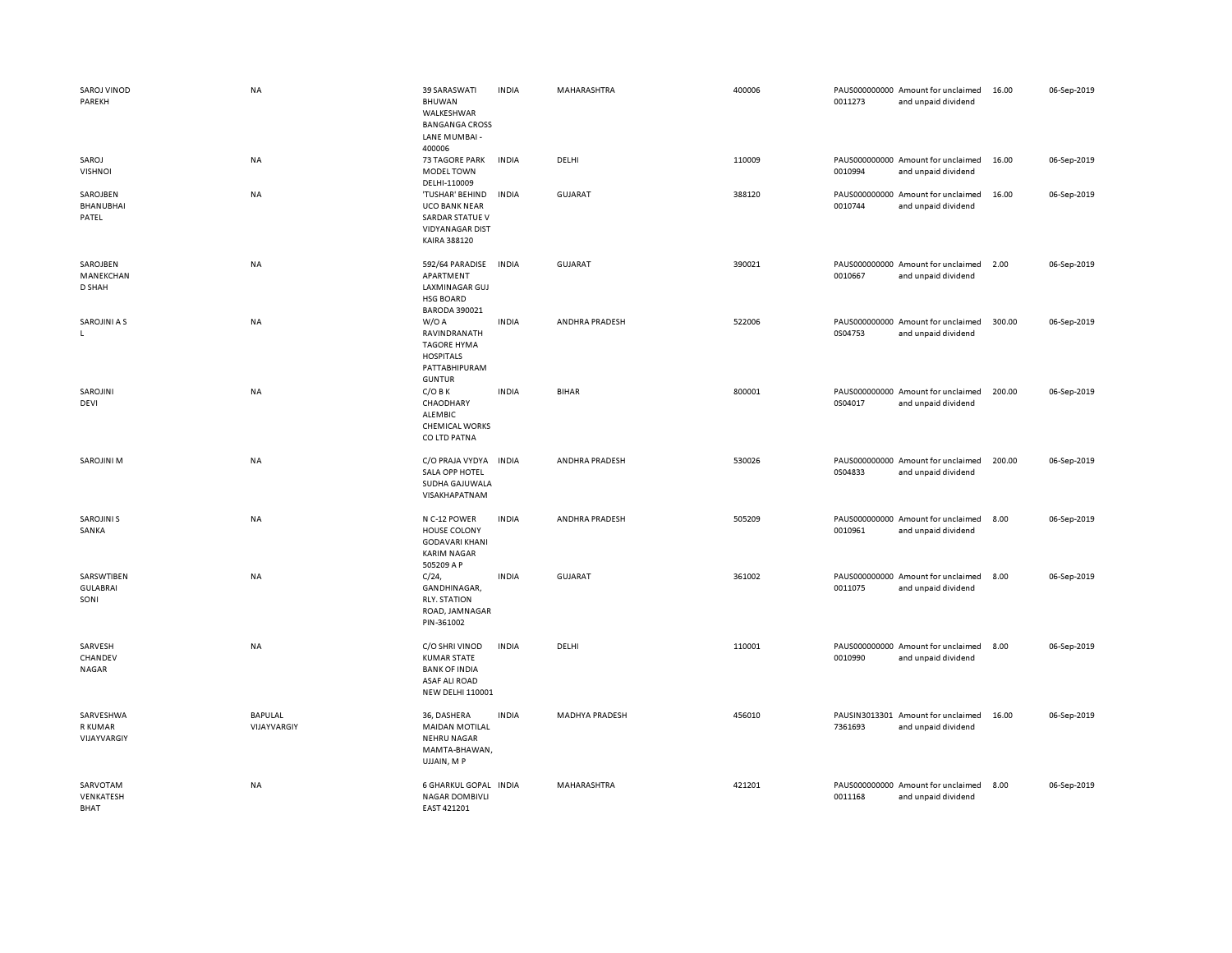| | | | | | | | | | |
|---|---|---|---|---|---|---|---|---|---|
| SAROJ VINOD PAREKH | NA | 39 SARASWATI BHUWAN WALKESHWAR BANGANGA CROSS LANE MUMBAI - 400006 | INDIA | MAHARASHTRA | 400006 | PAUS0000000000011273 | Amount for unclaimed and unpaid dividend | 16.00 | 06-Sep-2019 |
| SAROJ VISHNOI | NA | 73 TAGORE PARK MODEL TOWN DELHI-110009 | INDIA | DELHI | 110009 | PAUS0000000000010994 | Amount for unclaimed and unpaid dividend | 16.00 | 06-Sep-2019 |
| SAROJBEN BHANUBHAI PATEL | NA | 'TUSHAR' BEHIND UCO BANK NEAR SARDAR STATUE V VIDYANAGAR DIST KAIRA 388120 | INDIA | GUJARAT | 388120 | PAUS0000000000010744 | Amount for unclaimed and unpaid dividend | 16.00 | 06-Sep-2019 |
| SAROJBEN MANEKCHAN D SHAH | NA | 592/64 PARADISE APARTMENT LAXMINAGAR GUJ HSG BOARD BARODA 390021 | INDIA | GUJARAT | 390021 | PAUS0000000000010667 | Amount for unclaimed and unpaid dividend | 2.00 | 06-Sep-2019 |
| SAROJINI A S L | NA | W/O A RAVINDRANATH TAGORE HYMA HOSPITALS PATTABHIPURAM GUNTUR | INDIA | ANDHRA PRADESH | 522006 | PAUS0000000000S04753 | Amount for unclaimed and unpaid dividend | 300.00 | 06-Sep-2019 |
| SAROJINI DEVI | NA | C/O B K CHAODHARY ALEMBIC CHEMICAL WORKS CO LTD PATNA | INDIA | BIHAR | 800001 | PAUS0000000000S04017 | Amount for unclaimed and unpaid dividend | 200.00 | 06-Sep-2019 |
| SAROJINI M | NA | C/O PRAJA VYDYA SALA OPP HOTEL SUDHA GAJUWALA VISAKHAPATNAM | INDIA | ANDHRA PRADESH | 530026 | PAUS0000000000S04833 | Amount for unclaimed and unpaid dividend | 200.00 | 06-Sep-2019 |
| SAROJINI S SANKA | NA | N C-12 POWER HOUSE COLONY GODAVARI KHANI KARIM NAGAR 505209 A P | INDIA | ANDHRA PRADESH | 505209 | PAUS0000000000010961 | Amount for unclaimed and unpaid dividend | 8.00 | 06-Sep-2019 |
| SARSWTIBEN GULABRAI SONI | NA | C/24, GANDHINAGAR, RLY. STATION ROAD, JAMNAGAR PIN-361002 | INDIA | GUJARAT | 361002 | PAUS0000000000011075 | Amount for unclaimed and unpaid dividend | 8.00 | 06-Sep-2019 |
| SARVESH CHANDEV NAGAR | NA | C/O SHRI VINOD KUMAR STATE BANK OF INDIA ASAF ALI ROAD NEW DELHI 110001 | INDIA | DELHI | 110001 | PAUS0000000000010990 | Amount for unclaimed and unpaid dividend | 8.00 | 06-Sep-2019 |
| SARVESHWA R KUMAR VIJAYVARGIY | BAPULAL VIJAYVARGIY | 36, DASHERA MAIDAN MOTILAL NEHRU NAGAR MAMTA-BHAWAN, UJJAIN, M P | INDIA | MADHYA PRADESH | 456010 | PAUSIN30133017361693 | Amount for unclaimed and unpaid dividend | 16.00 | 06-Sep-2019 |
| SARVOTAM VENKATESH BHAT | NA | 6 GHARKUL GOPAL NAGAR DOMBIVLI EAST 421201 | INDIA | MAHARASHTRA | 421201 | PAUS0000000000011168 | Amount for unclaimed and unpaid dividend | 8.00 | 06-Sep-2019 |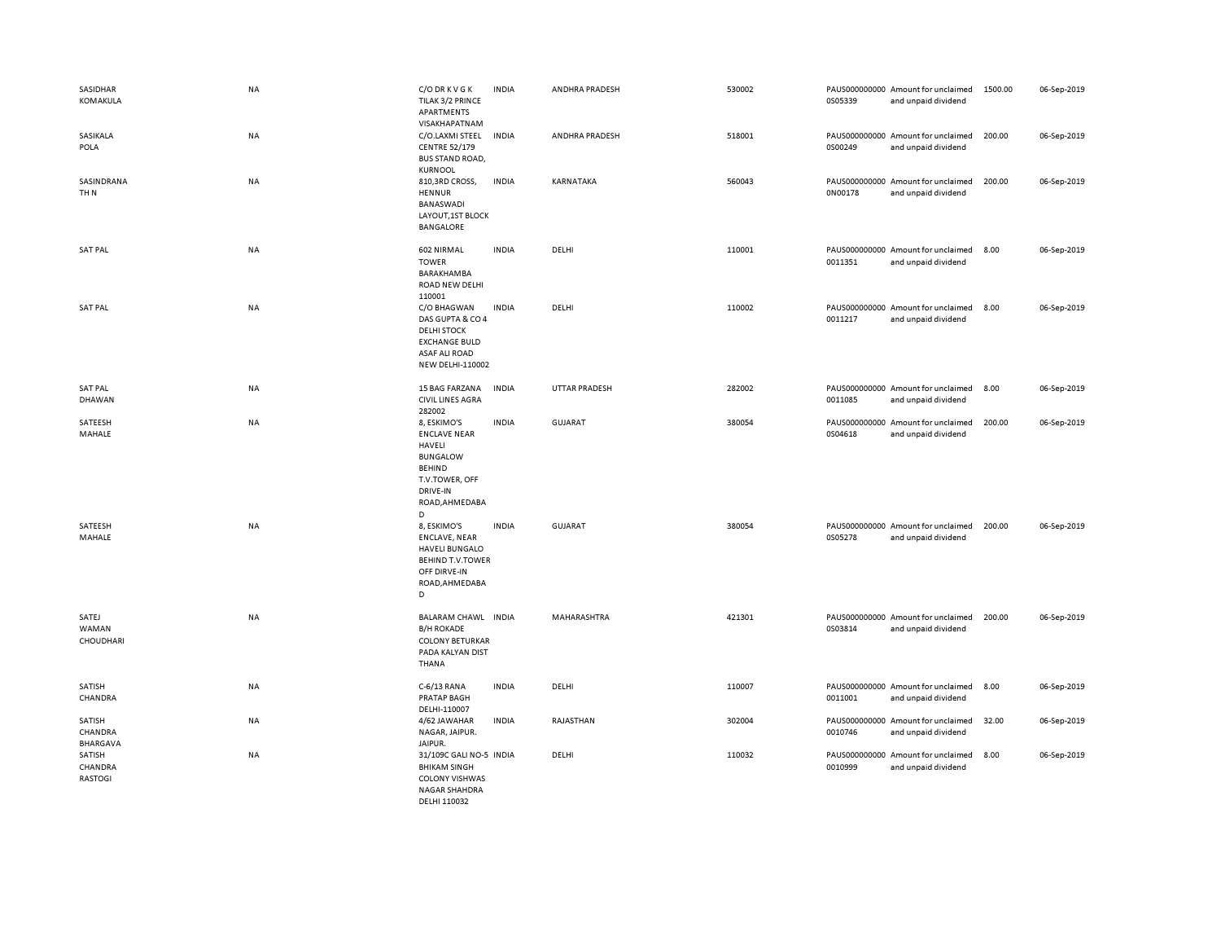| | | | | | | | | | |
|---|---|---|---|---|---|---|---|---|---|
| SASIDHAR KOMAKULA | NA | C/O DR K V G K TILAK 3/2 PRINCE APARTMENTS VISAKHAPATNAM | INDIA | ANDHRA PRADESH | 530002 | PAUS0000000000S05339 | Amount for unclaimed and unpaid dividend | 1500.00 | 06-Sep-2019 |
| SASIKALA POLA | NA | C/O.LAXMI STEEL CENTRE 52/179 BUS STAND ROAD, KURNOOL | INDIA | ANDHRA PRADESH | 518001 | PAUS0000000000S00249 | Amount for unclaimed and unpaid dividend | 200.00 | 06-Sep-2019 |
| SASINDRANA TH N | NA | 810,3RD CROSS, HENNUR BANASWADI LAYOUT,1ST BLOCK BANGALORE | INDIA | KARNATAKA | 560043 | PAUS0000000000N00178 | Amount for unclaimed and unpaid dividend | 200.00 | 06-Sep-2019 |
| SAT PAL | NA | 602 NIRMAL TOWER BARAKHAMBA ROAD NEW DELHI 110001 | INDIA | DELHI | 110001 | PAUS00000000000011351 | Amount for unclaimed and unpaid dividend | 8.00 | 06-Sep-2019 |
| SAT PAL | NA | C/O BHAGWAN DAS GUPTA & CO 4 DELHI STOCK EXCHANGE BULD ASAF ALI ROAD NEW DELHI-110002 | INDIA | DELHI | 110002 | PAUS00000000000011217 | Amount for unclaimed and unpaid dividend | 8.00 | 06-Sep-2019 |
| SAT PAL DHAWAN | NA | 15 BAG FARZANA CIVIL LINES AGRA 282002 | INDIA | UTTAR PRADESH | 282002 | PAUS00000000000011085 | Amount for unclaimed and unpaid dividend | 8.00 | 06-Sep-2019 |
| SATEESH MAHALE | NA | 8, ESKIMO'S ENCLAVE NEAR HAVELI BUNGALOW BEHIND T.V.TOWER, OFF DRIVE-IN ROAD,AHMEDABAD | INDIA | GUJARAT | 380054 | PAUS0000000000S04618 | Amount for unclaimed and unpaid dividend | 200.00 | 06-Sep-2019 |
| SATEESH MAHALE | NA | 8, ESKIMO'S ENCLAVE, NEAR HAVELI BUNGALO BEHIND T.V.TOWER OFF DIRVE-IN ROAD,AHMEDABAD | INDIA | GUJARAT | 380054 | PAUS0000000000S05278 | Amount for unclaimed and unpaid dividend | 200.00 | 06-Sep-2019 |
| SATEJ WAMAN CHOUDHARI | NA | BALARAM CHAWL B/H ROKADE COLONY BETURKAR PADA KALYAN DIST THANA | INDIA | MAHARASHTRA | 421301 | PAUS0000000000S03814 | Amount for unclaimed and unpaid dividend | 200.00 | 06-Sep-2019 |
| SATISH CHANDRA | NA | C-6/13 RANA PRATAP BAGH DELHI-110007 | INDIA | DELHI | 110007 | PAUS00000000000011001 | Amount for unclaimed and unpaid dividend | 8.00 | 06-Sep-2019 |
| SATISH CHANDRA BHARGAVA | NA | 4/62 JAWAHAR NAGAR, JAIPUR. JAIPUR. | INDIA | RAJASTHAN | 302004 | PAUS00000000000010746 | Amount for unclaimed and unpaid dividend | 32.00 | 06-Sep-2019 |
| SATISH CHANDRA RASTOGI | NA | 31/109C GALI NO-5 BHIKAM SINGH COLONY VISHWAS NAGAR SHAHDRA DELHI 110032 | INDIA | DELHI | 110032 | PAUS00000000000010999 | Amount for unclaimed and unpaid dividend | 8.00 | 06-Sep-2019 |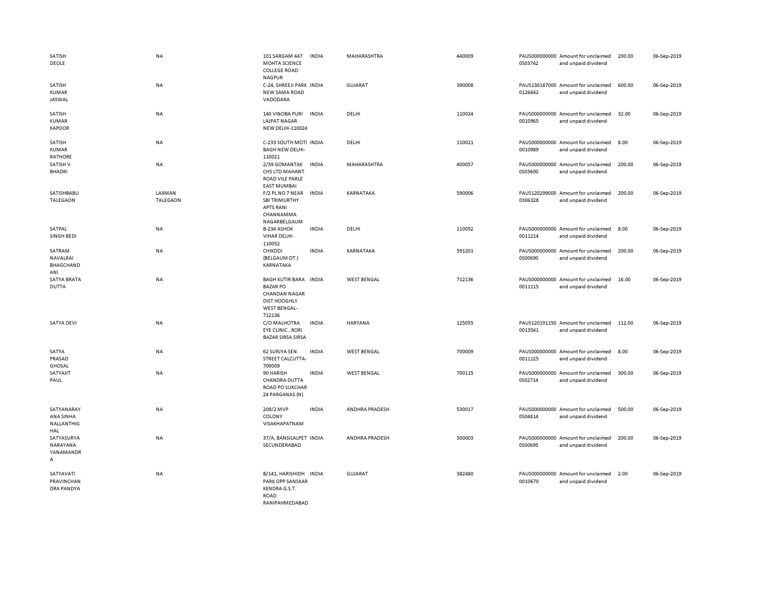| | | | | | | | | | |
|---|---|---|---|---|---|---|---|---|---|
| SATISH DEOLE | NA | 101 SARGAM 447 MOHTA SCIENCE COLLEGE ROAD NAGPUR | INDIA | MAHARASHTRA | 440009 | PAUS0000000000S03742 | Amount for unclaimed and unpaid dividend | 200.00 | 06-Sep-2019 |
| SATISH KUMAR JASWAL | NA | C-24, SHREEJI PARK NEW SAMA ROAD VADODARA | INDIA | GUJARAT | 390008 | PAUS1301870000126642 | Amount for unclaimed and unpaid dividend | 600.00 | 06-Sep-2019 |
| SATISH KUMAR KAPOOR | NA | 140 VINOBA PURI LAJPAT NAGAR NEW DELHI-110024 | INDIA | DELHI | 110024 | PAUS0000000000010965 | Amount for unclaimed and unpaid dividend | 32.00 | 06-Sep-2019 |
| SATISH KUMAR RATHORE | NA | C-233 SOUTH MOTI BAGH NEW DELHI-110021 | INDIA | DELHI | 110021 | PAUS0000000000010989 | Amount for unclaimed and unpaid dividend | 8.00 | 06-Sep-2019 |
| SATISH V BHADRI | NA | 2/39 GOMANTAK CHS LTD MAHANT ROAD VILE PARLE EAST MUMBAI | INDIA | MAHARASHTRA | 400057 | PAUS0000000000S03600 | Amount for unclaimed and unpaid dividend | 200.00 | 06-Sep-2019 |
| SATISHBABU TALEGAON | LAXMAN TALEGAON | F/2 PL NO 7 NEAR SBI TRIMURTHY APTS RANI CHANNAMMA NAGARBELGAUM | INDIA | KARNATAKA | 590006 | PAUS1202990000306328 | Amount for unclaimed and unpaid dividend | 200.00 | 06-Sep-2019 |
| SATPAL SINGH BEDI | NA | B-234 ASHOK VIHAR DELHI-110052 | INDIA | DELHI | 110052 | PAUS0000000000011214 | Amount for unclaimed and unpaid dividend | 8.00 | 06-Sep-2019 |
| SATRAM NAVALRAI BHAGCHAND ANI | NA | CHIKODI (BELGAUM DT.) KARNATAKA | INDIA | KARNATAKA | 591201 | PAUS0000000000S00690 | Amount for unclaimed and unpaid dividend | 200.00 | 06-Sep-2019 |
| SATYA BRATA DUTTA | NA | BAGH KUTIR BARA BAZAR PO CHANDAN NAGAR DIST HOOGHLY WEST BENGAL-712136 | INDIA | WEST BENGAL | 712136 | PAUS0000000000011115 | Amount for unclaimed and unpaid dividend | 16.00 | 06-Sep-2019 |
| SATYA DEVI | NA | C/O MALHOTRA EYE CLINIC , RORI BAZAR SIRSA SIRSA | INDIA | HARYANA | 125055 | PAUS1201911500013541 | Amount for unclaimed and unpaid dividend | 112.00 | 06-Sep-2019 |
| SATYA PRASAD GHOSAL | NA | 62 SURJYA SEN STREET CALCUTTA-700009 | INDIA | WEST BENGAL | 700009 | PAUS0000000000011125 | Amount for unclaimed and unpaid dividend | 8.00 | 06-Sep-2019 |
| SATYAJIT PAUL | NA | 90 HARISH CHANDRA DUTTA ROAD PO SUKCHAR 24 PARGANAS (N) | INDIA | WEST BENGAL | 700115 | PAUS0000000000S02714 | Amount for unclaimed and unpaid dividend | 300.00 | 06-Sep-2019 |
| SATYANARAYANA SINHA NALLANTHIGHAL | NA | 209/2 MVP COLONY VISAKHAPATNAM | INDIA | ANDHRA PRADESH | 530017 | PAUS0000000000S04814 | Amount for unclaimed and unpaid dividend | 500.00 | 06-Sep-2019 |
| SATYASURYA NARAYANA YANAMANDRA | NA | 37/A, BANSILALPET SECUNDERABAD | INDIA | ANDHRA PRADESH | 500003 | PAUS0000000000S00695 | Amount for unclaimed and unpaid dividend | 200.00 | 06-Sep-2019 |
| SATYAVATI PRAVINCHANDRA PANDYA | NA | B/141, HARISHIDH PARK OPP SANSKAR KENDRA G.S.T. ROAD RANIPAHMEDABAD | INDIA | GUJARAT | 382480 | PAUS0000000000010670 | Amount for unclaimed and unpaid dividend | 2.00 | 06-Sep-2019 |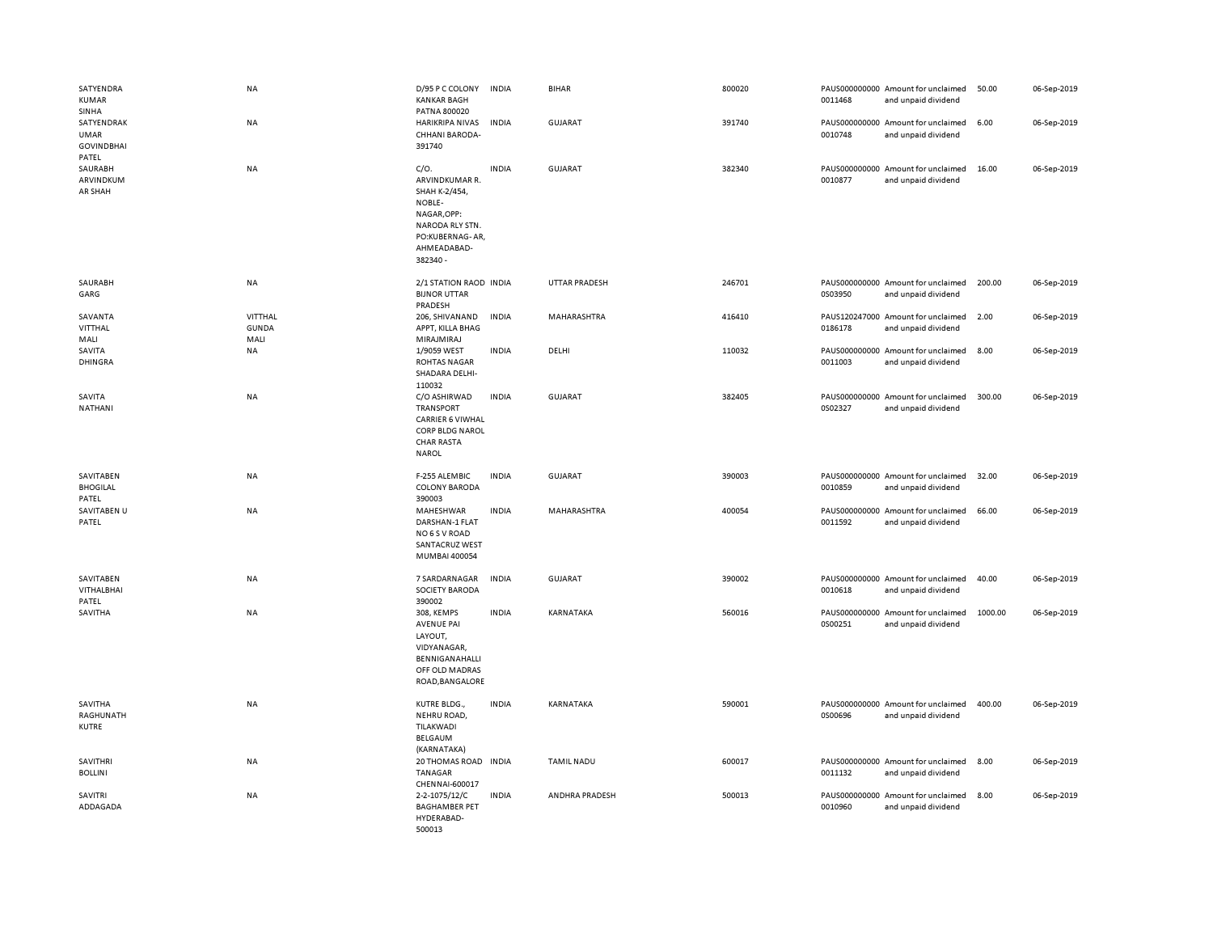| | | | | | | | | | |
|---|---|---|---|---|---|---|---|---|---|
| SATYENDRA KUMAR SINHA | NA | D/95 P C COLONY KANKAR BAGH PATNA 800020 | INDIA | BIHAR | 800020 | PAUS0000000000011468 | Amount for unclaimed and unpaid dividend | 50.00 | 06-Sep-2019 |
| SATYENDRAKUMAR GOVINDBHAI PATEL | NA | HARIKRIPA NIVAS CHHANI BARODA-391740 | INDIA | GUJARAT | 391740 | PAUS0000000000010748 | Amount for unclaimed and unpaid dividend | 6.00 | 06-Sep-2019 |
| SAURABH ARVINDKUMAR SHAH | NA | C/O. ARVINDKUMAR R. SHAH K-2/454, NOBLE-NAGAR,OPP: NARODA RLY STN. PO:KUBERNAG- AR, AHMEADABAD-382340 - | INDIA | GUJARAT | 382340 | PAUS0000000000010877 | Amount for unclaimed and unpaid dividend | 16.00 | 06-Sep-2019 |
| SAURABH GARG | NA | 2/1 STATION RAOD BIJNOR UTTAR PRADESH | INDIA | UTTAR PRADESH | 246701 | PAUS0000000000S03950 | Amount for unclaimed and unpaid dividend | 200.00 | 06-Sep-2019 |
| SAVANTA VITTHAL MALI | VITTHAL GUNDA MALI | 206, SHIVANAND APPT, KILLA BHAG MIRAJMIRAJ | INDIA | MAHARASHTRA | 416410 | PAUS1202470000186178 | Amount for unclaimed and unpaid dividend | 2.00 | 06-Sep-2019 |
| SAVITA DHINGRA | NA | 1/9059 WEST ROHTAS NAGAR SHADARA DELHI-110032 | INDIA | DELHI | 110032 | PAUS0000000000011003 | Amount for unclaimed and unpaid dividend | 8.00 | 06-Sep-2019 |
| SAVITA NATHANI | NA | C/O ASHIRWAD TRANSPORT CARRIER 6 VIWHAL CORP BLDG NAROL CHAR RASTA NAROL | INDIA | GUJARAT | 382405 | PAUS0000000000S02327 | Amount for unclaimed and unpaid dividend | 300.00 | 06-Sep-2019 |
| SAVITABEN BHOGILAL PATEL | NA | F-255 ALEMBIC COLONY BARODA 390003 | INDIA | GUJARAT | 390003 | PAUS0000000000010859 | Amount for unclaimed and unpaid dividend | 32.00 | 06-Sep-2019 |
| SAVITABEN U PATEL | NA | MAHESHWAR DARSHAN-1 FLAT NO 6 S V ROAD SANTACRUZ WEST MUMBAI 400054 | INDIA | MAHARASHTRA | 400054 | PAUS0000000000011592 | Amount for unclaimed and unpaid dividend | 66.00 | 06-Sep-2019 |
| SAVITABEN VITHALBHAI PATEL | NA | 7 SARDARNAGAR SOCIETY BARODA 390002 | INDIA | GUJARAT | 390002 | PAUS0000000000010618 | Amount for unclaimed and unpaid dividend | 40.00 | 06-Sep-2019 |
| SAVITHA | NA | 308, KEMPS AVENUE PAI LAYOUT, VIDYANAGAR, BENNIGANAHALLI OFF OLD MADRAS ROAD,BANGALORE | INDIA | KARNATAKA | 560016 | PAUS0000000000S00251 | Amount for unclaimed and unpaid dividend | 1000.00 | 06-Sep-2019 |
| SAVITHA RAGHUNATH KUTRE | NA | KUTRE BLDG., NEHRU ROAD, TILAKWADI BELGAUM (KARNATAKA) | INDIA | KARNATAKA | 590001 | PAUS0000000000S00696 | Amount for unclaimed and unpaid dividend | 400.00 | 06-Sep-2019 |
| SAVITHRI BOLLINI | NA | 20 THOMAS ROAD TANAGAR CHENNAI-600017 | INDIA | TAMIL NADU | 600017 | PAUS0000000000011132 | Amount for unclaimed and unpaid dividend | 8.00 | 06-Sep-2019 |
| SAVITRI ADDAGADA | NA | 2-2-1075/12/C BAGHAMBER PET HYDERABAD-500013 | INDIA | ANDHRA PRADESH | 500013 | PAUS0000000000010960 | Amount for unclaimed and unpaid dividend | 8.00 | 06-Sep-2019 |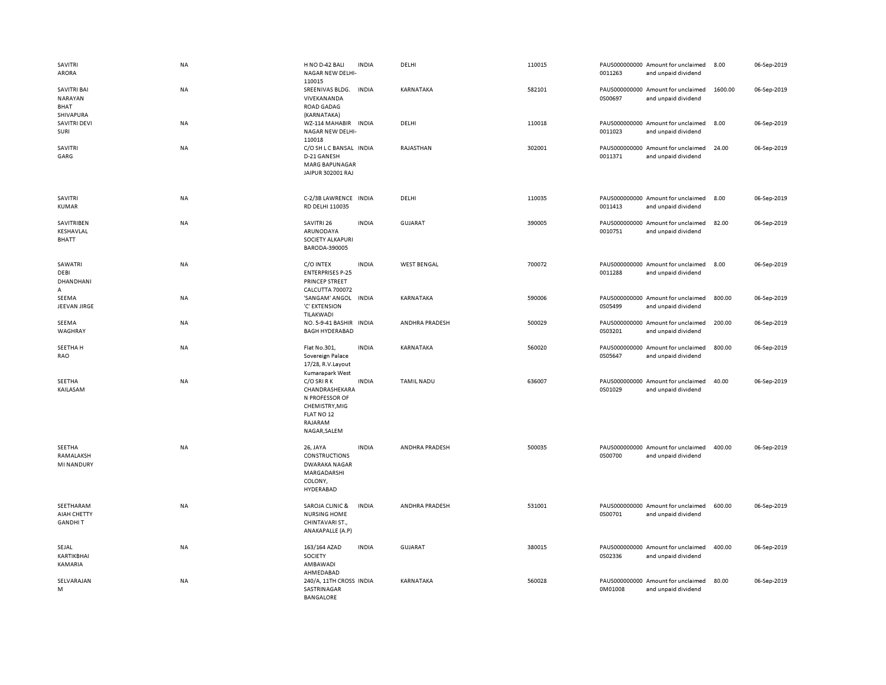| | | | | | | | | | |
|---|---|---|---|---|---|---|---|---|---|
| SAVITRI ARORA | NA | H NO D-42 BALI NAGAR NEW DELHI-110015 | INDIA | DELHI | 110015 | PAUS0000000000011263 | Amount for unclaimed and unpaid dividend | 8.00 | 06-Sep-2019 |
| SAVITRI BAI NARAYAN BHAT SHIVAPURA | NA | SREENIVAS BLDG. VIVEKANANDA ROAD GADAG (KARNATAKA) | INDIA | KARNATAKA | 582101 | PAUS0000000000S00697 | Amount for unclaimed and unpaid dividend | 1600.00 | 06-Sep-2019 |
| SAVITRI DEVI SURI | NA | WZ-114 MAHABIR NAGAR NEW DELHI-110018 | INDIA | DELHI | 110018 | PAUS0000000000011023 | Amount for unclaimed and unpaid dividend | 8.00 | 06-Sep-2019 |
| SAVITRI GARG | NA | C/O SH L C BANSAL D-21 GANESH MARG BAPUNAGAR JAIPUR 302001 RAJ | INDIA | RAJASTHAN | 302001 | PAUS0000000000011371 | Amount for unclaimed and unpaid dividend | 24.00 | 06-Sep-2019 |
| SAVITRI KUMAR | NA | C-2/3B LAWRENCE RD DELHI 110035 | INDIA | DELHI | 110035 | PAUS0000000000011413 | Amount for unclaimed and unpaid dividend | 8.00 | 06-Sep-2019 |
| SAVITRIBEN KESHAVLAL BHATT | NA | SAVITRI 26 ARUNODAYA SOCIETY ALKAPURI BARODA-390005 | INDIA | GUJARAT | 390005 | PAUS0000000000010751 | Amount for unclaimed and unpaid dividend | 82.00 | 06-Sep-2019 |
| SAWATRI DEBI DHANDHANI A | NA | C/O INTEX ENTERPRISES P-25 PRINCEP STREET CALCUTTA 700072 | INDIA | WEST BENGAL | 700072 | PAUS0000000000011288 | Amount for unclaimed and unpaid dividend | 8.00 | 06-Sep-2019 |
| SEEMA JEEVAN JIRGE | NA | 'SANGAM' ANGOL 'C' EXTENSION TILAKWADI | INDIA | KARNATAKA | 590006 | PAUS0000000000S05499 | Amount for unclaimed and unpaid dividend | 800.00 | 06-Sep-2019 |
| SEEMA WAGHRAY | NA | NO. 5-9-41 BASHIR BAGH HYDERABAD | INDIA | ANDHRA PRADESH | 500029 | PAUS0000000000S03201 | Amount for unclaimed and unpaid dividend | 200.00 | 06-Sep-2019 |
| SEETHA H RAO | NA | Flat No.301, Sovereign Palace 17/28, R.V.Layout Kumarapark West | INDIA | KARNATAKA | 560020 | PAUS0000000000S05647 | Amount for unclaimed and unpaid dividend | 800.00 | 06-Sep-2019 |
| SEETHA KAILASAM | NA | C/O SRI R K CHANDRASHEKARA N PROFESSOR OF CHEMISTRY,MIG FLAT NO 12 RAJARAM NAGAR,SALEM | INDIA | TAMIL NADU | 636007 | PAUS0000000000S01029 | Amount for unclaimed and unpaid dividend | 40.00 | 06-Sep-2019 |
| SEETHA RAMALAKSH MI NANDURY | NA | 26, JAYA CONSTRUCTIONS DWARAKA NAGAR MARGADARSHI COLONY, HYDERABAD | INDIA | ANDHRA PRADESH | 500035 | PAUS0000000000S00700 | Amount for unclaimed and unpaid dividend | 400.00 | 06-Sep-2019 |
| SEETHARAM AIAH CHETTY GANDHI T | NA | SAROJA CLINIC & NURSING HOME CHINTAVARI ST., ANAKAPALLE (A.P) | INDIA | ANDHRA PRADESH | 531001 | PAUS0000000000S00701 | Amount for unclaimed and unpaid dividend | 600.00 | 06-Sep-2019 |
| SEJAL KARTIKBHAI KAMARIA | NA | 163/164 AZAD SOCIETY AMBAWADI AHMEDABAD | INDIA | GUJARAT | 380015 | PAUS0000000000S02336 | Amount for unclaimed and unpaid dividend | 400.00 | 06-Sep-2019 |
| SELVARAJAN M | NA | 240/A, 11TH CROSS SASTRINAGAR BANGALORE | INDIA | KARNATAKA | 560028 | PAUS0000000000M01008 | Amount for unclaimed and unpaid dividend | 80.00 | 06-Sep-2019 |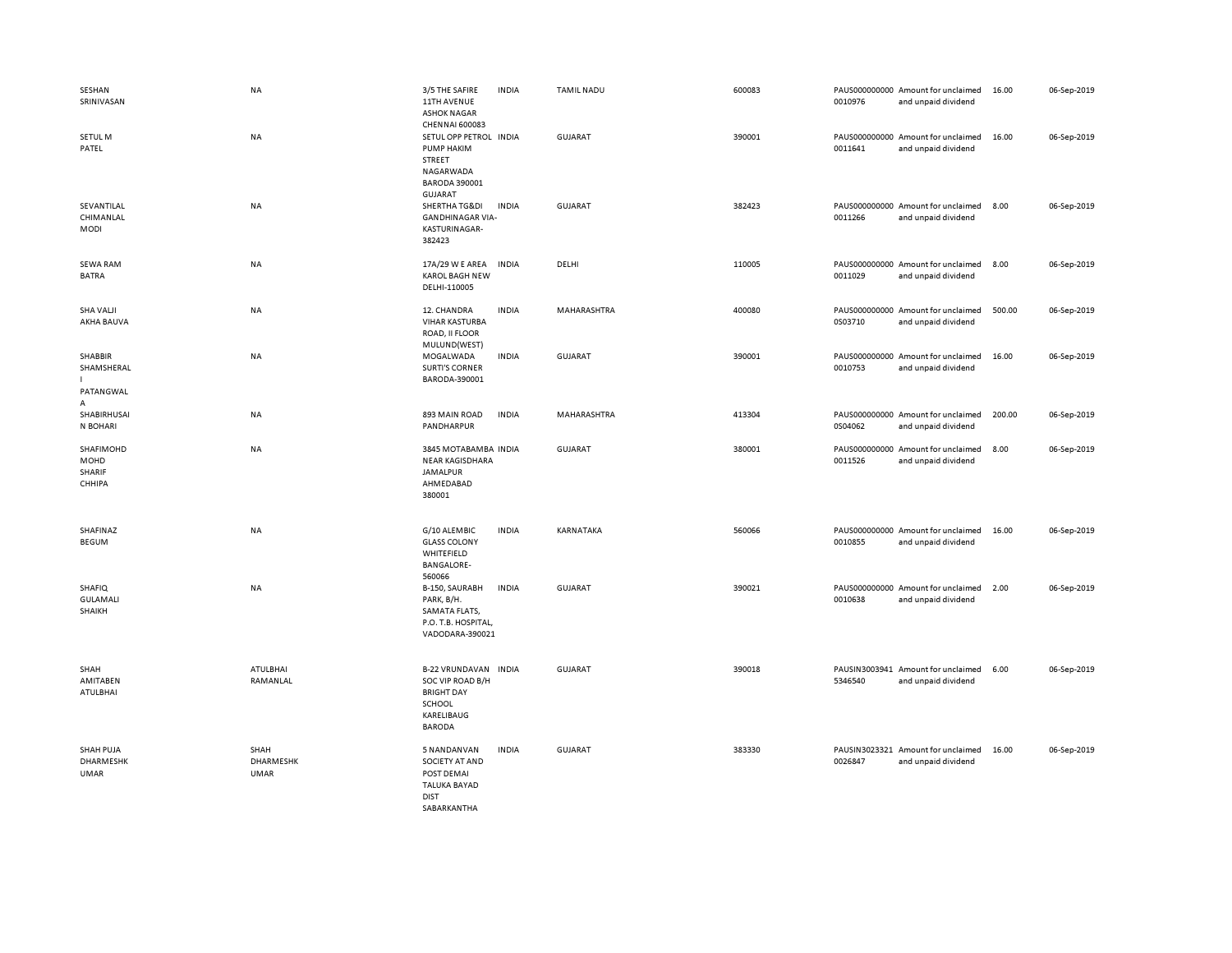| | | | | | | | | | |
|---|---|---|---|---|---|---|---|---|---|
| SESHAN SRINIVASAN | NA | 3/5 THE SAFIRE 11TH AVENUE ASHOK NAGAR CHENNAI 600083 | INDIA | TAMIL NADU | 600083 | PAUS0000000000010976 | Amount for unclaimed and unpaid dividend | 16.00 | 06-Sep-2019 |
| SETUL M PATEL | NA | SETUL OPP PETROL PUMP HAKIM STREET NAGARWADA BARODA 390001 GUJARAT | INDIA | GUJARAT | 390001 | PAUS0000000000011641 | Amount for unclaimed and unpaid dividend | 16.00 | 06-Sep-2019 |
| SEVANTILAL CHIMANLAL MODI | NA | SHERTHA TG&DI GANDHINAGAR VIA-KASTURINAGAR-382423 | INDIA | GUJARAT | 382423 | PAUS0000000000011266 | Amount for unclaimed and unpaid dividend | 8.00 | 06-Sep-2019 |
| SEWA RAM BATRA | NA | 17A/29 W E AREA KAROL BAGH NEW DELHI-110005 | INDIA | DELHI | 110005 | PAUS0000000000011029 | Amount for unclaimed and unpaid dividend | 8.00 | 06-Sep-2019 |
| SHA VALJI AKHA BAUVA | NA | 12. CHANDRA VIHAR KASTURBA ROAD, II FLOOR MULUND(WEST) | INDIA | MAHARASHTRA | 400080 | PAUS0000000000S03710 | Amount for unclaimed and unpaid dividend | 500.00 | 06-Sep-2019 |
| SHABBIR SHAMSHERALI PATANGWALA | NA | MOGALWADA SURTI'S CORNER BARODA-390001 | INDIA | GUJARAT | 390001 | PAUS0000000000010753 | Amount for unclaimed and unpaid dividend | 16.00 | 06-Sep-2019 |
| SHABIRHUSAIN BOHARI | NA | 893 MAIN ROAD PANDHARPUR | INDIA | MAHARASHTRA | 413304 | PAUS0000000000S04062 | Amount for unclaimed and unpaid dividend | 200.00 | 06-Sep-2019 |
| SHAFIMOHD MOHD SHARIF CHHIPA | NA | 3845 MOTABAMBA NEAR KAGISDHARA JAMALPUR AHMEDABAD 380001 | INDIA | GUJARAT | 380001 | PAUS0000000000011526 | Amount for unclaimed and unpaid dividend | 8.00 | 06-Sep-2019 |
| SHAFINAZ BEGUM | NA | G/10 ALEMBIC GLASS COLONY WHITEFIELD BANGALORE-560066 | INDIA | KARNATAKA | 560066 | PAUS0000000000010855 | Amount for unclaimed and unpaid dividend | 16.00 | 06-Sep-2019 |
| SHAFIQ GULAMALI SHAIKH | NA | B-150, SAURABH PARK, B/H. SAMATA FLATS, P.O. T.B. HOSPITAL, VADODARA-390021 | INDIA | GUJARAT | 390021 | PAUS0000000000010638 | Amount for unclaimed and unpaid dividend | 2.00 | 06-Sep-2019 |
| SHAH AMITABEN ATULBHAI | ATULBHAI RAMANLAL | B-22 VRUNDAVAN SOC VIP ROAD B/H BRIGHT DAY SCHOOL KARELIBAUG BARODA | INDIA | GUJARAT | 390018 | PAUSIN30039415346540 | Amount for unclaimed and unpaid dividend | 6.00 | 06-Sep-2019 |
| SHAH PUJA DHARMESHKUMAR | SHAH DHARMESHKUMAR | 5 NANDANVAN SOCIETY AT AND POST DEMAI TALUKA BAYAD DIST SABARKANTHA | INDIA | GUJARAT | 383330 | PAUSIN30233210026847 | Amount for unclaimed and unpaid dividend | 16.00 | 06-Sep-2019 |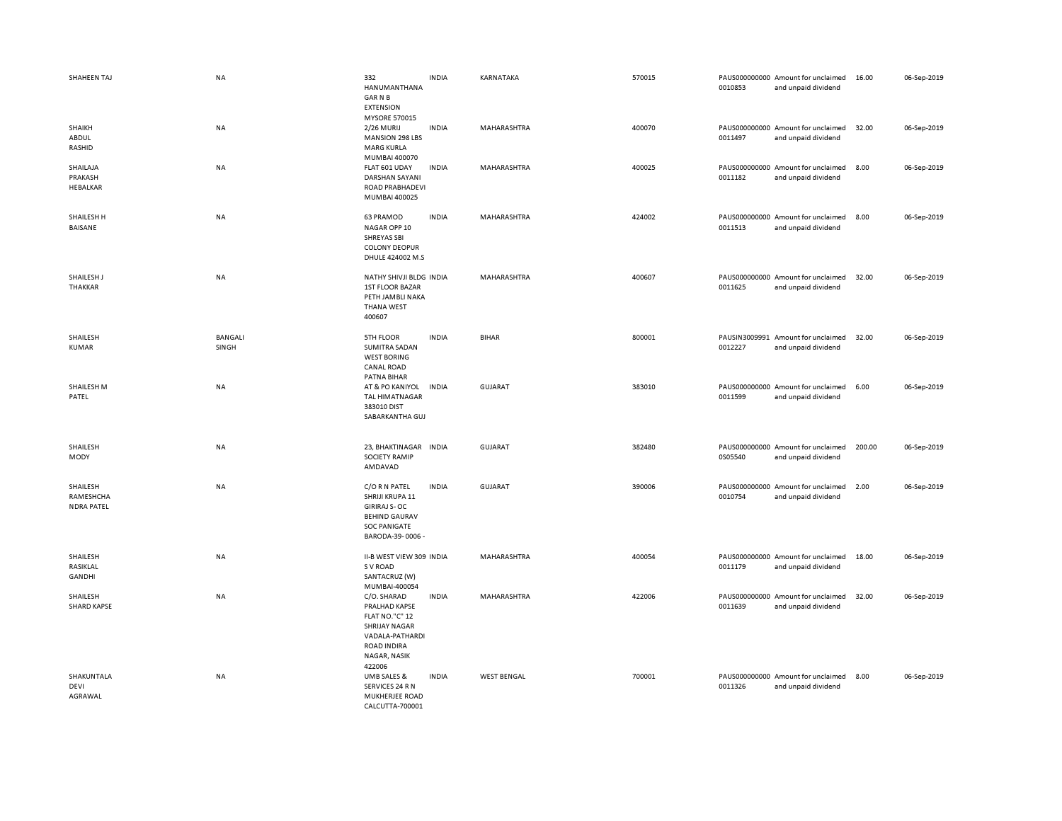| | | | | | | | | | |
|---|---|---|---|---|---|---|---|---|---|
| SHAHEEN TAJ | NA | 332 HANUMANTHANA GAR N B EXTENSION MYSORE 570015 | INDIA | KARNATAKA | 570015 | PAUS000000000 0010853 | Amount for unclaimed and unpaid dividend | 16.00 | 06-Sep-2019 |
| SHAIKH ABDUL RASHID | NA | 2/26 MURIJ MANSION 298 LBS MARG KURLA MUMBAI 400070 | INDIA | MAHARASHTRA | 400070 | PAUS000000000 0011497 | Amount for unclaimed and unpaid dividend | 32.00 | 06-Sep-2019 |
| SHAILAJA PRAKASH HEBALKAR | NA | FLAT 601 UDAY DARSHAN SAYANI ROAD PRABHADEVI MUMBAI 400025 | INDIA | MAHARASHTRA | 400025 | PAUS000000000 0011182 | Amount for unclaimed and unpaid dividend | 8.00 | 06-Sep-2019 |
| SHAILESH H BAISANE | NA | 63 PRAMOD NAGAR OPP 10 SHREYAS SBI COLONY DEOPUR DHULE 424002 M.S | INDIA | MAHARASHTRA | 424002 | PAUS000000000 0011513 | Amount for unclaimed and unpaid dividend | 8.00 | 06-Sep-2019 |
| SHAILESH J THAKKAR | NA | NATHY SHIVJI BLDG 1ST FLOOR BAZAR PETH JAMBLI NAKA THANA WEST 400607 | INDIA | MAHARASHTRA | 400607 | PAUS000000000 0011625 | Amount for unclaimed and unpaid dividend | 32.00 | 06-Sep-2019 |
| SHAILESH KUMAR | BANGALI SINGH | 5TH FLOOR SUMITRA SADAN WEST BORING CANAL ROAD PATNA BIHAR | INDIA | BIHAR | 800001 | PAUSIN3009991 0012227 | Amount for unclaimed and unpaid dividend | 32.00 | 06-Sep-2019 |
| SHAILESH M PATEL | NA | AT & PO KANIYOL TAL HIMATNAGAR 383010 DIST SABARKANTHA GUJ | INDIA | GUJARAT | 383010 | PAUS000000000 0011599 | Amount for unclaimed and unpaid dividend | 6.00 | 06-Sep-2019 |
| SHAILESH MODY | NA | 23, BHAKTINAGAR SOCIETY RAMIP AMDAVAD | INDIA | GUJARAT | 382480 | PAUS000000000 0S05540 | Amount for unclaimed and unpaid dividend | 200.00 | 06-Sep-2019 |
| SHAILESH RAMESHCHA NDRA PATEL | NA | C/O R N PATEL SHRIJI KRUPA 11 GIRIRAJ S- OC BEHIND GAURAV SOC PANIGATE BARODA-39- 0006 - | INDIA | GUJARAT | 390006 | PAUS000000000 0010754 | Amount for unclaimed and unpaid dividend | 2.00 | 06-Sep-2019 |
| SHAILESH RASIKLAL GANDHI | NA | II-B WEST VIEW 309 S V ROAD SANTACRUZ (W) MUMBAI-400054 | INDIA | MAHARASHTRA | 400054 | PAUS000000000 0011179 | Amount for unclaimed and unpaid dividend | 18.00 | 06-Sep-2019 |
| SHAILESH SHARD KAPSE | NA | C/O. SHARAD PRALHAD KAPSE FLAT NO."C" 12 SHRIJAY NAGAR VADALA-PATHARDI ROAD INDIRA NAGAR, NASIK 422006 | INDIA | MAHARASHTRA | 422006 | PAUS000000000 0011639 | Amount for unclaimed and unpaid dividend | 32.00 | 06-Sep-2019 |
| SHAKUNTALA DEVI AGRAWAL | NA | UMB SALES & SERVICES 24 R N MUKHERJEE ROAD CALCUTTA-700001 | INDIA | WEST BENGAL | 700001 | PAUS000000000 0011326 | Amount for unclaimed and unpaid dividend | 8.00 | 06-Sep-2019 |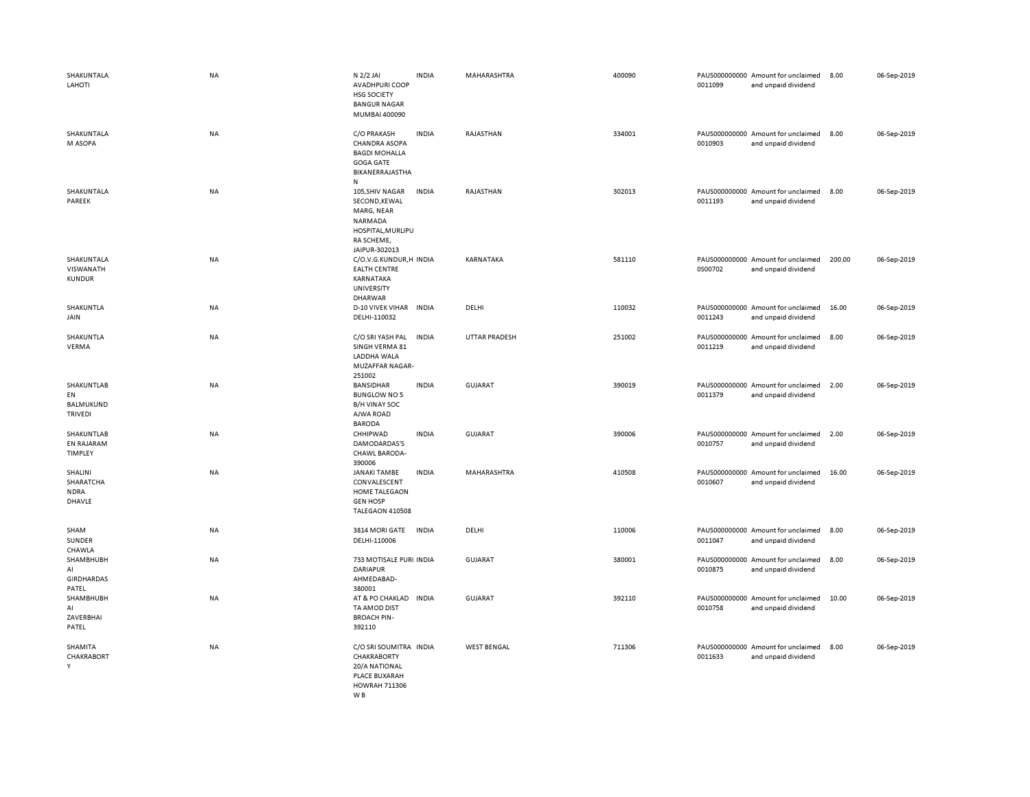| | | | | | | | | | |
|---|---|---|---|---|---|---|---|---|---|
| SHAKUNTALA LAHOTI | NA | N 2/2 JAI AVADHPURI COOP HSG SOCIETY BANGUR NAGAR MUMBAI 400090 | INDIA | MAHARASHTRA | 400090 | PAUS000000000 0011099 | Amount for unclaimed and unpaid dividend | 8.00 | 06-Sep-2019 |
| SHAKUNTALA M ASOPA | NA | C/O PRAKASH CHANDRA ASOPA BAGDI MOHALLA GOGA GATE BIKANERRAJASTHA N | INDIA | RAJASTHAN | 334001 | PAUS000000000 0010903 | Amount for unclaimed and unpaid dividend | 8.00 | 06-Sep-2019 |
| SHAKUNTALA PAREEK | NA | 105,SHIV NAGAR SECOND,KEWAL MARG, NEAR NARMADA HOSPITAL,MURLIPU RA SCHEME, JAIPUR-302013 | INDIA | RAJASTHAN | 302013 | PAUS000000000 0011193 | Amount for unclaimed and unpaid dividend | 8.00 | 06-Sep-2019 |
| SHAKUNTALA VISWANATH KUNDUR | NA | C/O.V.G.KUNDUR,H EALTH CENTRE KARNATAKA UNIVERSITY DHARWAR | INDIA | KARNATAKA | 581110 | PAUS000000000 0S00702 | Amount for unclaimed and unpaid dividend | 200.00 | 06-Sep-2019 |
| SHAKUNTLA JAIN | NA | D-10 VIVEK VIHAR DELHI-110032 | INDIA | DELHI | 110032 | PAUS000000000 0011243 | Amount for unclaimed and unpaid dividend | 16.00 | 06-Sep-2019 |
| SHAKUNTLA VERMA | NA | C/O SRI YASH PAL SINGH VERMA 81 LADDHA WALA MUZAFFAR NAGAR-251002 | INDIA | UTTAR PRADESH | 251002 | PAUS000000000 0011219 | Amount for unclaimed and unpaid dividend | 8.00 | 06-Sep-2019 |
| SHAKUNTLAB EN BALMUKUND TRIVEDI | NA | BANSIDHAR BUNGLOW NO 5 B/H VINAY SOC AJWA ROAD BARODA | INDIA | GUJARAT | 390019 | PAUS000000000 0011379 | Amount for unclaimed and unpaid dividend | 2.00 | 06-Sep-2019 |
| SHAKUNTLAB EN RAJARAM TIMPLEY | NA | CHHIPWAD DAMODARDAS'S CHAWL BARODA-390006 | INDIA | GUJARAT | 390006 | PAUS000000000 0010757 | Amount for unclaimed and unpaid dividend | 2.00 | 06-Sep-2019 |
| SHALINI SHARATCHA NDRA DHAVLE | NA | JANAKI TAMBE CONVALESCENT HOME TALEGAON GEN HOSP TALEGAON 410508 | INDIA | MAHARASHTRA | 410508 | PAUS000000000 0010607 | Amount for unclaimed and unpaid dividend | 16.00 | 06-Sep-2019 |
| SHAM SUNDER CHAWLA | NA | 3814 MORI GATE DELHI-110006 | INDIA | DELHI | 110006 | PAUS000000000 0011047 | Amount for unclaimed and unpaid dividend | 8.00 | 06-Sep-2019 |
| SHAMBHUBH AI GIRDHARDAS PATEL | NA | 733 MOTISALE PURI DARIAPUR AHMEDABAD-380001 | INDIA | GUJARAT | 380001 | PAUS000000000 0010875 | Amount for unclaimed and unpaid dividend | 8.00 | 06-Sep-2019 |
| SHAMBHUBH AI ZAVERBHAI PATEL | NA | AT & PO CHAKLAD TA AMOD DIST BROACH PIN-392110 | INDIA | GUJARAT | 392110 | PAUS000000000 0010758 | Amount for unclaimed and unpaid dividend | 10.00 | 06-Sep-2019 |
| SHAMITA CHAKRABORT Y | NA | C/O SRI SOUMITRA CHAKRABORTY 20/A NATIONAL PLACE BUXARAH HOWRAH 711306 W B | INDIA | WEST BENGAL | 711306 | PAUS000000000 0011633 | Amount for unclaimed and unpaid dividend | 8.00 | 06-Sep-2019 |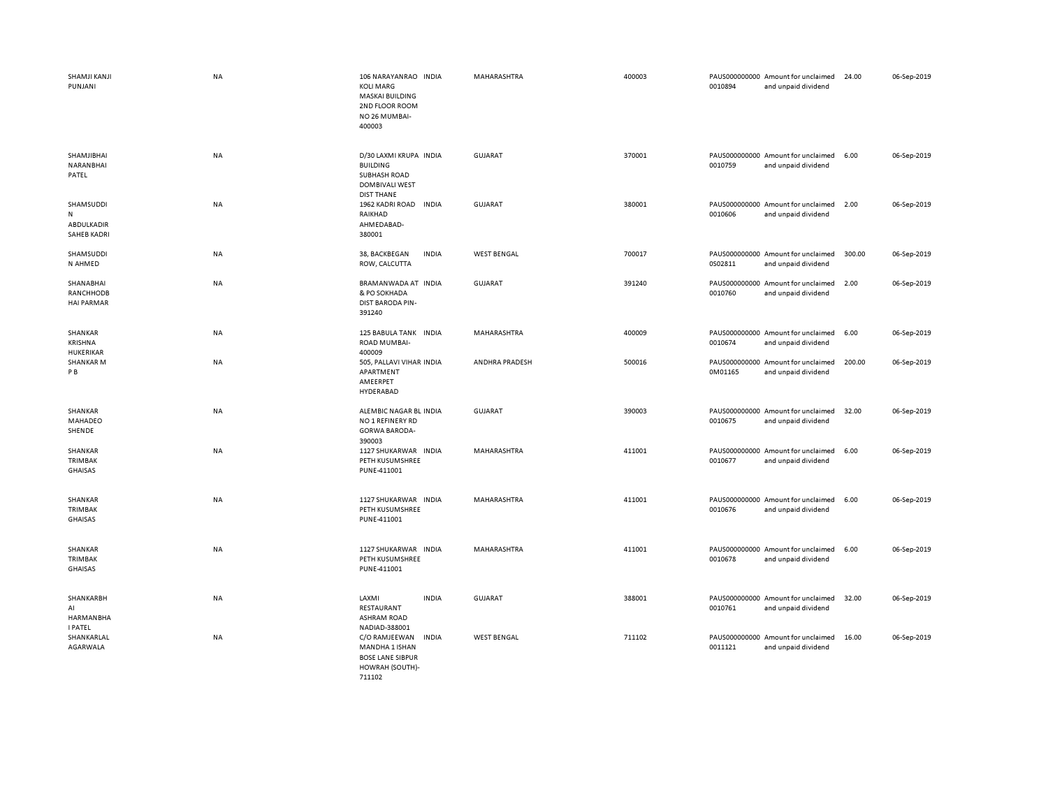| | | | | | | | | | |
|---|---|---|---|---|---|---|---|---|---|
| SHAMJI KANJI PUNJANI | NA | 106 NARAYANRAO KOLI MARG MASKAI BUILDING 2ND FLOOR ROOM NO 26 MUMBAI-400003 | INDIA | MAHARASHTRA | 400003 | PAUS0000000000010894 | Amount for unclaimed and unpaid dividend | 24.00 | 06-Sep-2019 |
| SHAMJIBHAI NARANBHAI PATEL | NA | D/30 LAXMI KRUPA BUILDING SUBHASH ROAD DOMBIVALI WEST DIST THANE | INDIA | GUJARAT | 370001 | PAUS0000000000010759 | Amount for unclaimed and unpaid dividend | 6.00 | 06-Sep-2019 |
| SHAMSUDDIN ABDULKADIR SAHEB KADRI | NA | 1962 KADRI ROAD RAIKHAD AHMEDABAD-380001 | INDIA | GUJARAT | 380001 | PAUS0000000000010606 | Amount for unclaimed and unpaid dividend | 2.00 | 06-Sep-2019 |
| SHAMSUDDIN AHMED | NA | 38, BACKBEGAN ROW, CALCUTTA | INDIA | WEST BENGAL | 700017 | PAUS00000000000S02811 | Amount for unclaimed and unpaid dividend | 300.00 | 06-Sep-2019 |
| SHANABHAI RANCHHODBHAI PARMAR | NA | BRAMANWADA AT & PO SOKHADA DIST BARODA PIN-391240 | INDIA | GUJARAT | 391240 | PAUS0000000000010760 | Amount for unclaimed and unpaid dividend | 2.00 | 06-Sep-2019 |
| SHANKAR KRISHNA HUKERIKAR | NA | 125 BABULA TANK ROAD MUMBAI-400009 | INDIA | MAHARASHTRA | 400009 | PAUS0000000000010674 | Amount for unclaimed and unpaid dividend | 6.00 | 06-Sep-2019 |
| SHANKAR M P B | NA | 505, PALLAVI VIHAR APARTMENT AMEERPET HYDERABAD | INDIA | ANDHRA PRADESH | 500016 | PAUS00000000000M01165 | Amount for unclaimed and unpaid dividend | 200.00 | 06-Sep-2019 |
| SHANKAR MAHADEO SHENDE | NA | ALEMBIC NAGAR BL NO 1 REFINERY RD GORWA BARODA-390003 | INDIA | GUJARAT | 390003 | PAUS0000000000010675 | Amount for unclaimed and unpaid dividend | 32.00 | 06-Sep-2019 |
| SHANKAR TRIMBAK GHAISAS | NA | 1127 SHUKARWAR PETH KUSUMSHREE PUNE-411001 | INDIA | MAHARASHTRA | 411001 | PAUS0000000000010677 | Amount for unclaimed and unpaid dividend | 6.00 | 06-Sep-2019 |
| SHANKAR TRIMBAK GHAISAS | NA | 1127 SHUKARWAR PETH KUSUMSHREE PUNE-411001 | INDIA | MAHARASHTRA | 411001 | PAUS0000000000010676 | Amount for unclaimed and unpaid dividend | 6.00 | 06-Sep-2019 |
| SHANKAR TRIMBAK GHAISAS | NA | 1127 SHUKARWAR PETH KUSUMSHREE PUNE-411001 | INDIA | MAHARASHTRA | 411001 | PAUS0000000000010678 | Amount for unclaimed and unpaid dividend | 6.00 | 06-Sep-2019 |
| SHANKARBHAI HARMANBHAI PATEL | NA | LAXMI RESTAURANT ASHRAM ROAD NADIAD-388001 | INDIA | GUJARAT | 388001 | PAUS0000000000010761 | Amount for unclaimed and unpaid dividend | 32.00 | 06-Sep-2019 |
| SHANKARLAL AGARWALA | NA | C/O RAMJEEWAN MANDHA 1 ISHAN BOSE LANE SIBPUR HOWRAH (SOUTH)-711102 | INDIA | WEST BENGAL | 711102 | PAUS0000000000011121 | Amount for unclaimed and unpaid dividend | 16.00 | 06-Sep-2019 |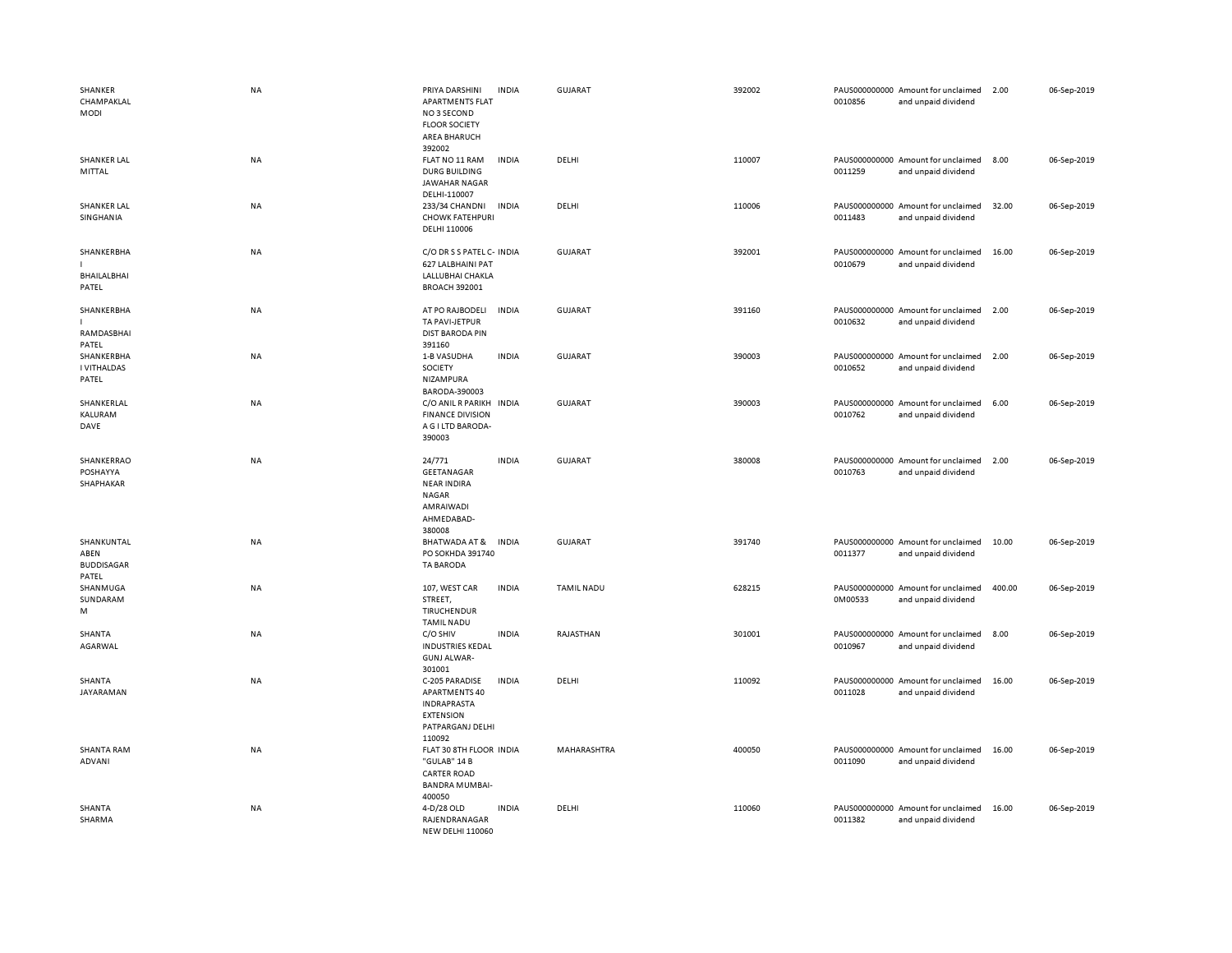| | | | | | | | | | |
|---|---|---|---|---|---|---|---|---|---|
| SHANKER CHAMPAKLAL MODI | NA | PRIYA DARSHINI APARTMENTS FLAT NO 3 SECOND FLOOR SOCIETY AREA BHARUCH 392002 | INDIA | GUJARAT | 392002 | PAUS000000000 0010856 | Amount for unclaimed and unpaid dividend | 2.00 | 06-Sep-2019 |
| SHANKER LAL MITTAL | NA | FLAT NO 11 RAM DURG BUILDING JAWAHAR NAGAR DELHI-110007 | INDIA | DELHI | 110007 | PAUS000000000 0011259 | Amount for unclaimed and unpaid dividend | 8.00 | 06-Sep-2019 |
| SHANKER LAL SINGHANIA | NA | 233/34 CHANDNI CHOWK FATEHPURI DELHI 110006 | INDIA | DELHI | 110006 | PAUS000000000 0011483 | Amount for unclaimed and unpaid dividend | 32.00 | 06-Sep-2019 |
| SHANKERBHAI BHAILALBHAI PATEL | NA | C/O DR S S PATEL C-627 LALBHAINI PAT LALLUBHAI CHAKLA BROACH 392001 | INDIA | GUJARAT | 392001 | PAUS000000000 0010679 | Amount for unclaimed and unpaid dividend | 16.00 | 06-Sep-2019 |
| SHANKERBHAI RAMDASBHAI PATEL | NA | AT PO RAJBODELI TA PAVI-JETPUR DIST BARODA PIN 391160 | INDIA | GUJARAT | 391160 | PAUS000000000 0010632 | Amount for unclaimed and unpaid dividend | 2.00 | 06-Sep-2019 |
| SHANKERBHAI VITHALDAS PATEL | NA | 1-B VASUDHA SOCIETY NIZAMPURA BARODA-390003 | INDIA | GUJARAT | 390003 | PAUS000000000 0010652 | Amount for unclaimed and unpaid dividend | 2.00 | 06-Sep-2019 |
| SHANKERLAL KALURAM DAVE | NA | C/O ANIL R PARIKH FINANCE DIVISION A G I LTD BARODA-390003 | INDIA | GUJARAT | 390003 | PAUS000000000 0010762 | Amount for unclaimed and unpaid dividend | 6.00 | 06-Sep-2019 |
| SHANKERRAO POSHAYYA SHAPHAKAR | NA | 24/771 GEETANAGAR NEAR INDIRA NAGAR AMRAIWADI AHMEDABAD-380008 | INDIA | GUJARAT | 380008 | PAUS000000000 0010763 | Amount for unclaimed and unpaid dividend | 2.00 | 06-Sep-2019 |
| SHANKUNTALABEN BUDDISAGAR PATEL | NA | BHATWADA AT & PO SOKHDA 391740 TA BARODA | INDIA | GUJARAT | 391740 | PAUS000000000 0011377 | Amount for unclaimed and unpaid dividend | 10.00 | 06-Sep-2019 |
| SHANMUGA SUNDARAM M | NA | 107, WEST CAR STREET, TIRUCHENDUR TAMIL NADU | INDIA | TAMIL NADU | 628215 | PAUS000000000 0M00533 | Amount for unclaimed and unpaid dividend | 400.00 | 06-Sep-2019 |
| SHANTA AGARWAL | NA | C/O SHIV INDUSTRIES KEDAL GUNJ ALWAR-301001 | INDIA | RAJASTHAN | 301001 | PAUS000000000 0010967 | Amount for unclaimed and unpaid dividend | 8.00 | 06-Sep-2019 |
| SHANTA JAYARAMAN | NA | C-205 PARADISE APARTMENTS 40 INDRAPRASTA EXTENSION PATPARGANJ DELHI 110092 | INDIA | DELHI | 110092 | PAUS000000000 0011028 | Amount for unclaimed and unpaid dividend | 16.00 | 06-Sep-2019 |
| SHANTA RAM ADVANI | NA | FLAT 30 8TH FLOOR "GULAB" 14 B CARTER ROAD BANDRA MUMBAI-400050 | INDIA | MAHARASHTRA | 400050 | PAUS000000000 0011090 | Amount for unclaimed and unpaid dividend | 16.00 | 06-Sep-2019 |
| SHANTA SHARMA | NA | 4-D/28 OLD RAJENDRANAGAR NEW DELHI 110060 | INDIA | DELHI | 110060 | PAUS000000000 0011382 | Amount for unclaimed and unpaid dividend | 16.00 | 06-Sep-2019 |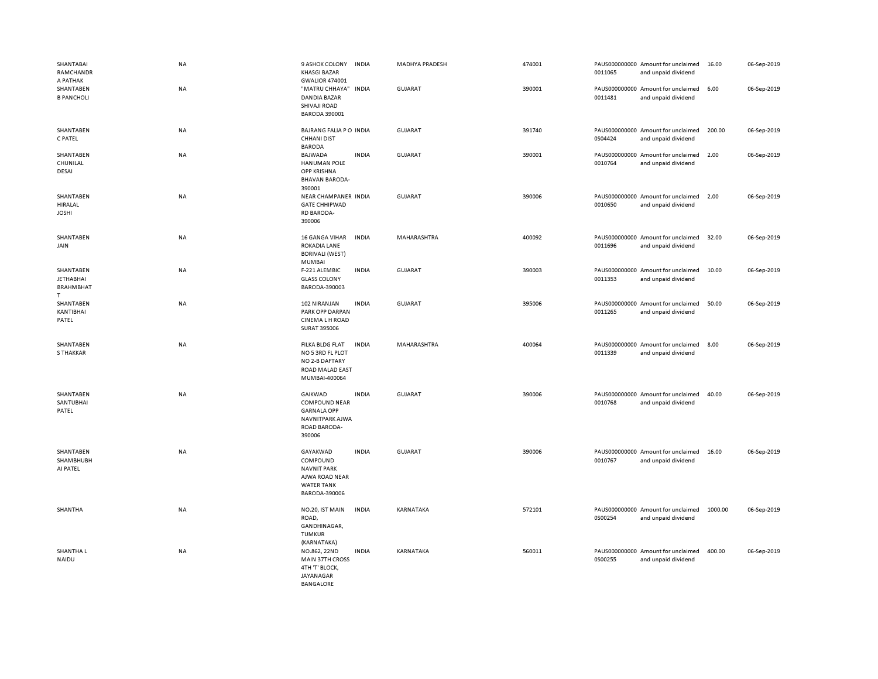| | | | | | | | | | |
|---|---|---|---|---|---|---|---|---|---|
| SHANTABAI RAMCHANDRA PATHAK | NA | 9 ASHOK COLONY KHASGI BAZAR GWALIOR 474001 | INDIA | MADHYA PRADESH | 474001 | PAUS0000000000011065 | Amount for unclaimed and unpaid dividend | 16.00 | 06-Sep-2019 |
| SHANTABEN B PANCHOLI | NA | "MATRU CHHAYA" DANDIA BAZAR SHIVAJI ROAD BARODA 390001 | INDIA | GUJARAT | 390001 | PAUS0000000000011481 | Amount for unclaimed and unpaid dividend | 6.00 | 06-Sep-2019 |
| SHANTABEN C PATEL | NA | BAJRANG FALIA P O CHHANI DIST BARODA | INDIA | GUJARAT | 391740 | PAUS0000000000S04424 | Amount for unclaimed and unpaid dividend | 200.00 | 06-Sep-2019 |
| SHANTABEN CHUNILAL DESAI | NA | BAJWADA HANUMAN POLE OPP KRISHNA BHAVAN BARODA-390001 | INDIA | GUJARAT | 390001 | PAUS0000000000010764 | Amount for unclaimed and unpaid dividend | 2.00 | 06-Sep-2019 |
| SHANTABEN HIRALAL JOSHI | NA | NEAR CHAMPANER GATE CHHIPWAD RD BARODA-390006 | INDIA | GUJARAT | 390006 | PAUS0000000000010650 | Amount for unclaimed and unpaid dividend | 2.00 | 06-Sep-2019 |
| SHANTABEN JAIN | NA | 16 GANGA VIHAR ROKADIA LANE BORIVALI (WEST) MUMBAI | INDIA | MAHARASHTRA | 400092 | PAUS0000000000011696 | Amount for unclaimed and unpaid dividend | 32.00 | 06-Sep-2019 |
| SHANTABEN JETHABHAI BRAHMBHATT | NA | F-221 ALEMBIC GLASS COLONY BARODA-390003 | INDIA | GUJARAT | 390003 | PAUS0000000000011353 | Amount for unclaimed and unpaid dividend | 10.00 | 06-Sep-2019 |
| SHANTABEN KANTIBHAI PATEL | NA | 102 NIRANJAN PARK OPP DARPAN CINEMA L H ROAD SURAT 395006 | INDIA | GUJARAT | 395006 | PAUS0000000000011265 | Amount for unclaimed and unpaid dividend | 50.00 | 06-Sep-2019 |
| SHANTABEN S THAKKAR | NA | FILKA BLDG FLAT NO 5 3RD FL PLOT NO 2-B DAFTARY ROAD MALAD EAST MUMBAI-400064 | INDIA | MAHARASHTRA | 400064 | PAUS0000000000011339 | Amount for unclaimed and unpaid dividend | 8.00 | 06-Sep-2019 |
| SHANTABEN SANTUBHAI PATEL | NA | GAIKWAD COMPOUND NEAR GARNALA OPP NAVNITPARK AJWA ROAD BARODA-390006 | INDIA | GUJARAT | 390006 | PAUS0000000000010768 | Amount for unclaimed and unpaid dividend | 40.00 | 06-Sep-2019 |
| SHANTABEN SHAMBHUBHAI PATEL | NA | GAYAKWAD COMPOUND NAVNIT PARK AJWA ROAD NEAR WATER TANK BARODA-390006 | INDIA | GUJARAT | 390006 | PAUS0000000000010767 | Amount for unclaimed and unpaid dividend | 16.00 | 06-Sep-2019 |
| SHANTHA | NA | NO.20, IST MAIN ROAD, GANDHINAGAR, TUMKUR (KARNATAKA) | INDIA | KARNATAKA | 572101 | PAUS0000000000S00254 | Amount for unclaimed and unpaid dividend | 1000.00 | 06-Sep-2019 |
| SHANTHA L NAIDU | NA | NO.862, 22ND MAIN 37TH CROSS 4TH 'T' BLOCK, JAYANAGAR BANGALORE | INDIA | KARNATAKA | 560011 | PAUS0000000000S00255 | Amount for unclaimed and unpaid dividend | 400.00 | 06-Sep-2019 |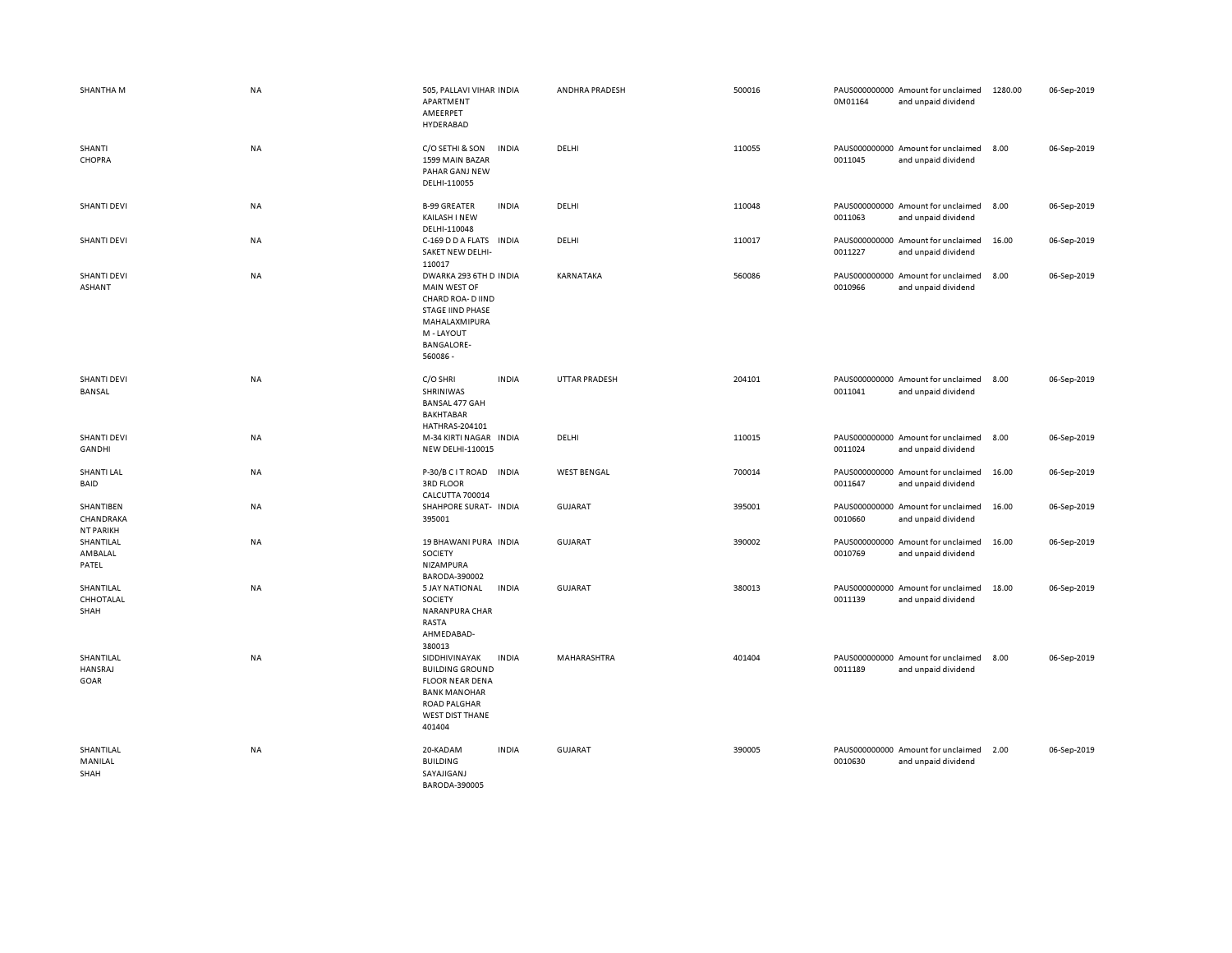| | | | | | | | | | |
|---|---|---|---|---|---|---|---|---|---|
| SHANTHA M | NA | 505, PALLAVI VIHAR APARTMENT AMEERPET HYDERABAD | INDIA | ANDHRA PRADESH | 500016 | PAUS0000000000M01164 | Amount for unclaimed and unpaid dividend | 1280.00 | 06-Sep-2019 |
| SHANTI CHOPRA | NA | C/O SETHI & SON 1599 MAIN BAZAR PAHAR GANJ NEW DELHI-110055 | INDIA | DELHI | 110055 | PAUS0000000000011045 | Amount for unclaimed and unpaid dividend | 8.00 | 06-Sep-2019 |
| SHANTI DEVI | NA | B-99 GREATER KAILASH I NEW DELHI-110048 | INDIA | DELHI | 110048 | PAUS0000000000011063 | Amount for unclaimed and unpaid dividend | 8.00 | 06-Sep-2019 |
| SHANTI DEVI | NA | C-169 D D A FLATS SAKET NEW DELHI-110017 | INDIA | DELHI | 110017 | PAUS0000000000011227 | Amount for unclaimed and unpaid dividend | 16.00 | 06-Sep-2019 |
| SHANTI DEVI ASHANT | NA | DWARKA 293 6TH D MAIN WEST OF CHARD ROA- D IIND STAGE IIND PHASE MAHALAXMIPURA M - LAYOUT BANGALORE-560086 - | INDIA | KARNATAKA | 560086 | PAUS0000000000010966 | Amount for unclaimed and unpaid dividend | 8.00 | 06-Sep-2019 |
| SHANTI DEVI BANSAL | NA | C/O SHRI SHRINIWAS BANSAL 477 GAH BAKHTABAR HATHRAS-204101 | INDIA | UTTAR PRADESH | 204101 | PAUS0000000000011041 | Amount for unclaimed and unpaid dividend | 8.00 | 06-Sep-2019 |
| SHANTI DEVI GANDHI | NA | M-34 KIRTI NAGAR NEW DELHI-110015 | INDIA | DELHI | 110015 | PAUS0000000000011024 | Amount for unclaimed and unpaid dividend | 8.00 | 06-Sep-2019 |
| SHANTI LAL BAID | NA | P-30/B C I T ROAD 3RD FLOOR CALCUTTA 700014 | INDIA | WEST BENGAL | 700014 | PAUS0000000000011647 | Amount for unclaimed and unpaid dividend | 16.00 | 06-Sep-2019 |
| SHANTIBEN CHANDRAKANT PARIKH | NA | SHAHPORE SURAT-395001 | INDIA | GUJARAT | 395001 | PAUS0000000000010660 | Amount for unclaimed and unpaid dividend | 16.00 | 06-Sep-2019 |
| SHANTILAL AMBALAL PATEL | NA | 19 BHAWANI PURA SOCIETY NIZAMPURA BARODA-390002 | INDIA | GUJARAT | 390002 | PAUS0000000000010769 | Amount for unclaimed and unpaid dividend | 16.00 | 06-Sep-2019 |
| SHANTILAL CHHOTALAL SHAH | NA | 5 JAY NATIONAL SOCIETY NARANPURA CHAR RASTA AHMEDABAD-380013 | INDIA | GUJARAT | 380013 | PAUS0000000000011139 | Amount for unclaimed and unpaid dividend | 18.00 | 06-Sep-2019 |
| SHANTILAL HANSRAJ GOAR | NA | SIDDHIVINAYAK BUILDING GROUND FLOOR NEAR DENA BANK MANOHAR ROAD PALGHAR WEST DIST THANE 401404 | INDIA | MAHARASHTRA | 401404 | PAUS0000000000011189 | Amount for unclaimed and unpaid dividend | 8.00 | 06-Sep-2019 |
| SHANTILAL MANILAL SHAH | NA | 20-KADAM BUILDING SAYAJIGANJ BARODA-390005 | INDIA | GUJARAT | 390005 | PAUS0000000000010630 | Amount for unclaimed and unpaid dividend | 2.00 | 06-Sep-2019 |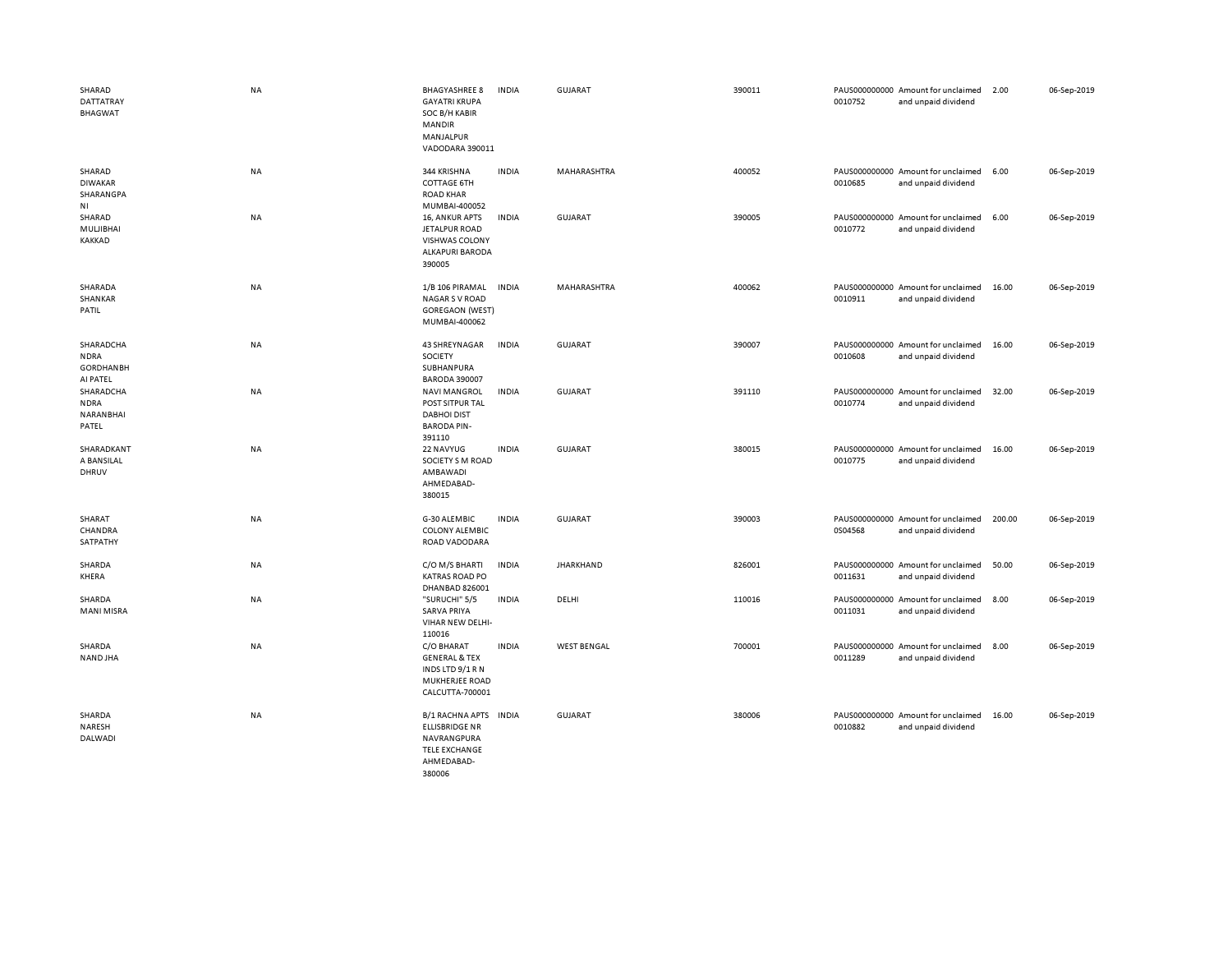| | | | | | | | | | | |
|---|---|---|---|---|---|---|---|---|---|---|
| SHARAD DATTATRAY BHAGWAT | NA | BHAGYASHREE 8 GAYATRI KRUPA SOC B/H KABIR MANDIR MANJALPUR VADODARA 390011 | INDIA | GUJARAT | 390011 | | PAUS0000000000010752 | Amount for unclaimed and unpaid dividend | 2.00 | 06-Sep-2019 |
| SHARAD DIWAKAR SHARANGPANI | NA | 344 KRISHNA COTTAGE 6TH ROAD KHAR MUMBAI-400052 | INDIA | MAHARASHTRA | 400052 | | PAUS0000000000010685 | Amount for unclaimed and unpaid dividend | 6.00 | 06-Sep-2019 |
| SHARAD MULJIBHAI KAKKAD | NA | 16, ANKUR APTS JETALPUR ROAD VISHWAS COLONY ALKAPURI BARODA 390005 | INDIA | GUJARAT | 390005 | | PAUS0000000000010772 | Amount for unclaimed and unpaid dividend | 6.00 | 06-Sep-2019 |
| SHARADA SHANKAR PATIL | NA | 1/B 106 PIRAMAL NAGAR S V ROAD GOREGAON (WEST) MUMBAI-400062 | INDIA | MAHARASHTRA | 400062 | | PAUS0000000000010911 | Amount for unclaimed and unpaid dividend | 16.00 | 06-Sep-2019 |
| SHARADCHANDRA GORDHANBHAI PATEL | NA | 43 SHREYNAGAR SOCIETY SUBHANPURA BARODA 390007 | INDIA | GUJARAT | 390007 | | PAUS0000000000010608 | Amount for unclaimed and unpaid dividend | 16.00 | 06-Sep-2019 |
| SHARADCHANDRA NARANBHAI PATEL | NA | NAVI MANGROL POST SITPUR TAL DABHOI DIST BARODA PIN-391110 | INDIA | GUJARAT | 391110 | | PAUS0000000000010774 | Amount for unclaimed and unpaid dividend | 32.00 | 06-Sep-2019 |
| SHARADKANTA BANSILAL DHRUV | NA | 22 NAVYUG SOCIETY S M ROAD AMBAWADI AHMEDABAD-380015 | INDIA | GUJARAT | 380015 | | PAUS0000000000010775 | Amount for unclaimed and unpaid dividend | 16.00 | 06-Sep-2019 |
| SHARAT CHANDRA SATPATHY | NA | G-30 ALEMBIC COLONY ALEMBIC ROAD VADODARA | INDIA | GUJARAT | 390003 | | PAUS0000000000S04568 | Amount for unclaimed and unpaid dividend | 200.00 | 06-Sep-2019 |
| SHARDA KHERA | NA | C/O M/S BHARTI KATRAS ROAD PO DHANBAD 826001 | INDIA | JHARKHAND | 826001 | | PAUS0000000000011631 | Amount for unclaimed and unpaid dividend | 50.00 | 06-Sep-2019 |
| SHARDA MANI MISRA | NA | "SURUCHI" 5/5 SARVA PRIYA VIHAR NEW DELHI-110016 | INDIA | DELHI | 110016 | | PAUS0000000000011031 | Amount for unclaimed and unpaid dividend | 8.00 | 06-Sep-2019 |
| SHARDA NAND JHA | NA | C/O BHARAT GENERAL & TEX INDS LTD 9/1 R N MUKHERJEE ROAD CALCUTTA-700001 | INDIA | WEST BENGAL | 700001 | | PAUS0000000000011289 | Amount for unclaimed and unpaid dividend | 8.00 | 06-Sep-2019 |
| SHARDA NARESH DALWADI | NA | B/1 RACHNA APTS ELLISBRIDGE NR NAVRANGPURA TELE EXCHANGE AHMEDABAD-380006 | INDIA | GUJARAT | 380006 | | PAUS0000000000010882 | Amount for unclaimed and unpaid dividend | 16.00 | 06-Sep-2019 |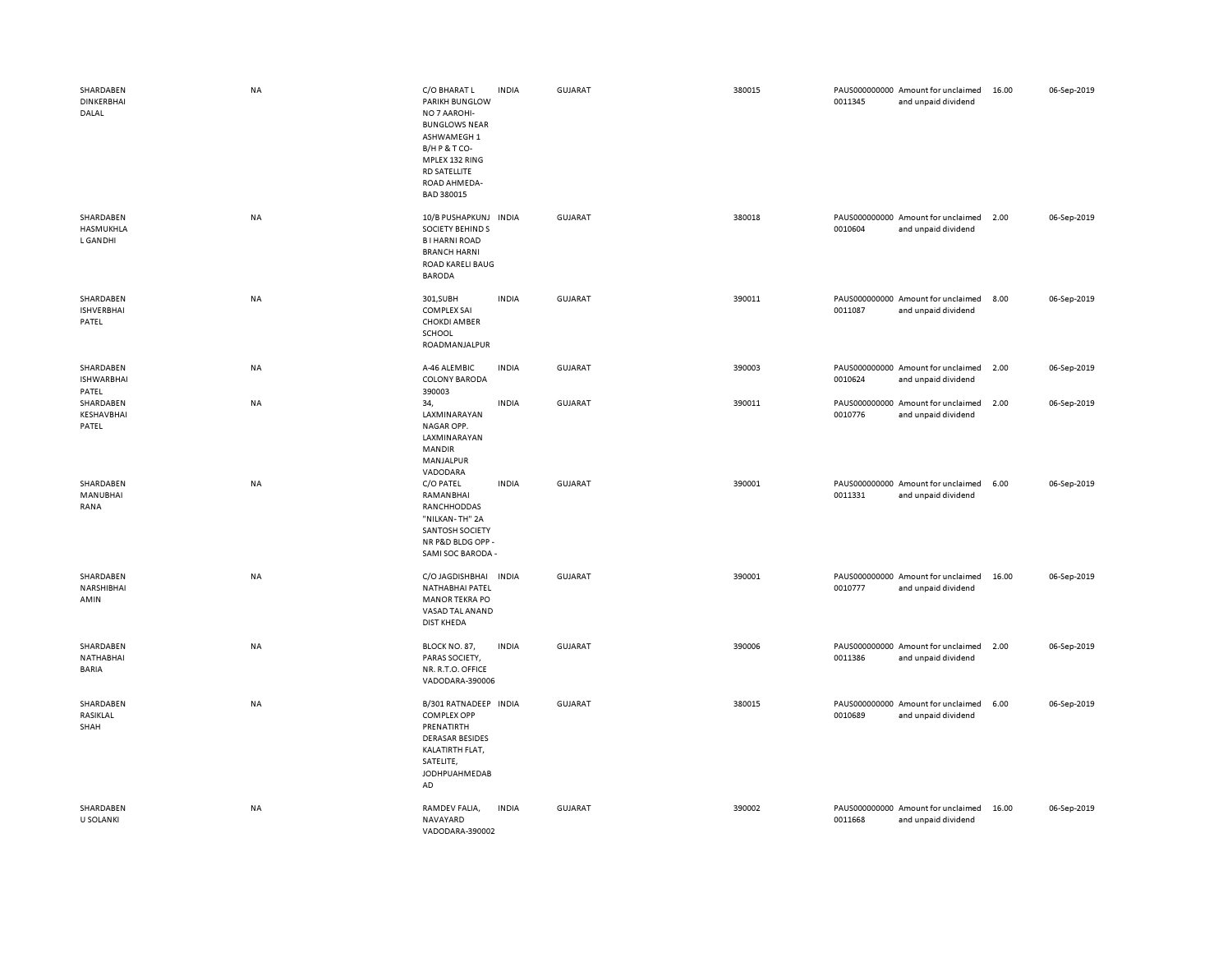| | | | | | | | | | |
|---|---|---|---|---|---|---|---|---|---|
| SHARDABEN DINKERBHAI DALAL | NA | C/O BHARAT L PARIKH BUNGLOW NO 7 AAROHI-BUNGLOWS NEAR ASHWAMEGH 1 B/H P & T CO-MPLEX 132 RING RD SATELLITE ROAD AHMEDA-BAD 380015 | INDIA | GUJARAT | 380015 | PAUS000000000 0011345 | Amount for unclaimed and unpaid dividend | 16.00 | 06-Sep-2019 |
| SHARDABEN HASMUKHLA L GANDHI | NA | 10/B PUSHAPKUNJ SOCIETY BEHIND S B I HARNI ROAD BRANCH HARNI ROAD KARELI BAUG BARODA | INDIA | GUJARAT | 380018 | PAUS000000000 0010604 | Amount for unclaimed and unpaid dividend | 2.00 | 06-Sep-2019 |
| SHARDABEN ISHVERBHAI PATEL | NA | 301,SUBH COMPLEX SAI CHOKDI AMBER SCHOOL ROADMANJALPUR | INDIA | GUJARAT | 390011 | PAUS000000000 0011087 | Amount for unclaimed and unpaid dividend | 8.00 | 06-Sep-2019 |
| SHARDABEN ISHWARBHAI PATEL | NA | A-46 ALEMBIC COLONY BARODA 390003 | INDIA | GUJARAT | 390003 | PAUS000000000 0010624 | Amount for unclaimed and unpaid dividend | 2.00 | 06-Sep-2019 |
| SHARDABEN KESHAVBHAI PATEL | NA | 34, LAXMINARAYAN NAGAR OPP. LAXMINARAYAN MANDIR MANJALPUR VADODARA | INDIA | GUJARAT | 390011 | PAUS000000000 0010776 | Amount for unclaimed and unpaid dividend | 2.00 | 06-Sep-2019 |
| SHARDABEN MANUBHAI RANA | NA | C/O PATEL RAMANBHAI RANCHHODDAS "NILKAN- TH" 2A SANTOSH SOCIETY NR P&D BLDG OPP - SAMI SOC BARODA - | INDIA | GUJARAT | 390001 | PAUS000000000 0011331 | Amount for unclaimed and unpaid dividend | 6.00 | 06-Sep-2019 |
| SHARDABEN NARSHIBHAI AMIN | NA | C/O JAGDISHBHAI NATHABHAI PATEL MANOR TEKRA PO VASAD TAL ANAND DIST KHEDA | INDIA | GUJARAT | 390001 | PAUS000000000 0010777 | Amount for unclaimed and unpaid dividend | 16.00 | 06-Sep-2019 |
| SHARDABEN NATHABHAI BARIA | NA | BLOCK NO. 87, PARAS SOCIETY, NR. R.T.O. OFFICE VADODARA-390006 | INDIA | GUJARAT | 390006 | PAUS000000000 0011386 | Amount for unclaimed and unpaid dividend | 2.00 | 06-Sep-2019 |
| SHARDABEN RASIKLAL SHAH | NA | B/301 RATNADEEP COMPLEX OPP PRENATIRTH DERASAR BESIDES KALATIRTH FLAT, SATELITE, JODHPUAHMEDAB AD | INDIA | GUJARAT | 380015 | PAUS000000000 0010689 | Amount for unclaimed and unpaid dividend | 6.00 | 06-Sep-2019 |
| SHARDABEN U SOLANKI | NA | RAMDEV FALIA, NAVAYARD VADODARA-390002 | INDIA | GUJARAT | 390002 | PAUS000000000 0011668 | Amount for unclaimed and unpaid dividend | 16.00 | 06-Sep-2019 |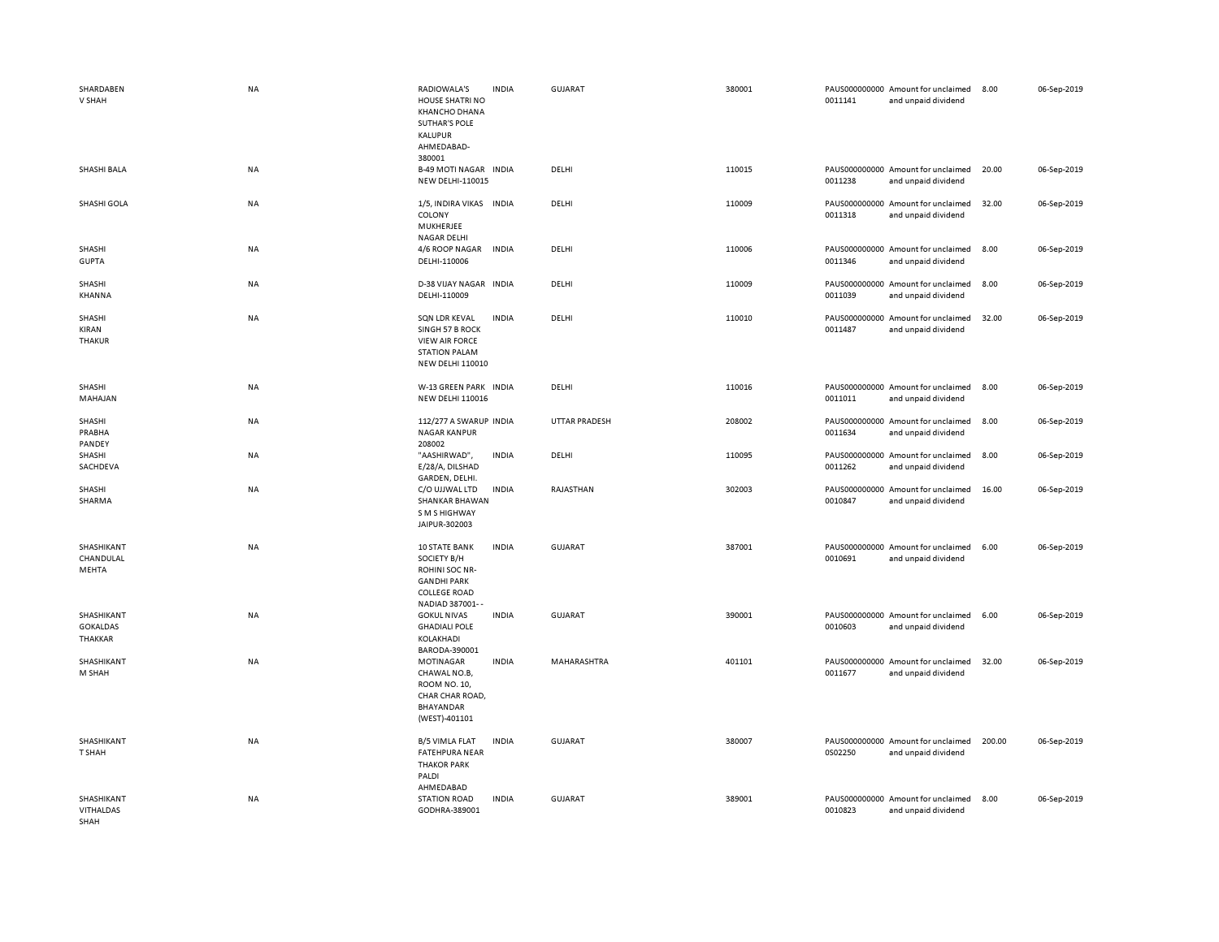| | | | | | | | | | |
|---|---|---|---|---|---|---|---|---|---|
| SHARDABEN V SHAH | NA | RADIOWALA'S HOUSE SHATRI NO KHANCHO DHANA SUTHAR'S POLE KALUPUR AHMEDABAD-380001 | INDIA | GUJARAT | 380001 | PAUS000000000 0011141 | Amount for unclaimed and unpaid dividend | 8.00 | 06-Sep-2019 |
| SHASHI BALA | NA | B-49 MOTI NAGAR NEW DELHI-110015 | INDIA | DELHI | 110015 | PAUS000000000 0011238 | Amount for unclaimed and unpaid dividend | 20.00 | 06-Sep-2019 |
| SHASHI GOLA | NA | 1/5, INDIRA VIKAS COLONY MUKHERJEE NAGAR DELHI | INDIA | DELHI | 110009 | PAUS000000000 0011318 | Amount for unclaimed and unpaid dividend | 32.00 | 06-Sep-2019 |
| SHASHI GUPTA | NA | 4/6 ROOP NAGAR DELHI-110006 | INDIA | DELHI | 110006 | PAUS000000000 0011346 | Amount for unclaimed and unpaid dividend | 8.00 | 06-Sep-2019 |
| SHASHI KHANNA | NA | D-38 VIJAY NAGAR DELHI-110009 | INDIA | DELHI | 110009 | PAUS000000000 0011039 | Amount for unclaimed and unpaid dividend | 8.00 | 06-Sep-2019 |
| SHASHI KIRAN THAKUR | NA | SQN LDR KEVAL SINGH 57 B ROCK VIEW AIR FORCE STATION PALAM NEW DELHI 110010 | INDIA | DELHI | 110010 | PAUS000000000 0011487 | Amount for unclaimed and unpaid dividend | 32.00 | 06-Sep-2019 |
| SHASHI MAHAJAN | NA | W-13 GREEN PARK NEW DELHI 110016 | INDIA | DELHI | 110016 | PAUS000000000 0011011 | Amount for unclaimed and unpaid dividend | 8.00 | 06-Sep-2019 |
| SHASHI PRABHA PANDEY | NA | 112/277 A SWARUP NAGAR KANPUR 208002 | INDIA | UTTAR PRADESH | 208002 | PAUS000000000 0011634 | Amount for unclaimed and unpaid dividend | 8.00 | 06-Sep-2019 |
| SHASHI SACHDEVA | NA | "AASHIRWAD", E/28/A, DILSHAD GARDEN, DELHI. | INDIA | DELHI | 110095 | PAUS000000000 0011262 | Amount for unclaimed and unpaid dividend | 8.00 | 06-Sep-2019 |
| SHASHI SHARMA | NA | C/O UJJWAL LTD SHANKAR BHAWAN S M S HIGHWAY JAIPUR-302003 | INDIA | RAJASTHAN | 302003 | PAUS000000000 0010847 | Amount for unclaimed and unpaid dividend | 16.00 | 06-Sep-2019 |
| SHASHIKANT CHANDULAL MEHTA | NA | 10 STATE BANK SOCIETY B/H ROHINI SOC NR-GANDHI PARK COLLEGE ROAD NADIAD 387001- - | INDIA | GUJARAT | 387001 | PAUS000000000 0010691 | Amount for unclaimed and unpaid dividend | 6.00 | 06-Sep-2019 |
| SHASHIKANT GOKALDAS THAKKAR | NA | GOKUL NIVAS GHADIALI POLE KOLAKHADI BARODA-390001 | INDIA | GUJARAT | 390001 | PAUS000000000 0010603 | Amount for unclaimed and unpaid dividend | 6.00 | 06-Sep-2019 |
| SHASHIKANT M SHAH | NA | MOTINAGAR CHAWAL NO.B, ROOM NO. 10, CHAR CHAR ROAD, BHAYANDAR (WEST)-401101 | INDIA | MAHARASHTRA | 401101 | PAUS000000000 0011677 | Amount for unclaimed and unpaid dividend | 32.00 | 06-Sep-2019 |
| SHASHIKANT T SHAH | NA | B/5 VIMLA FLAT FATEHPURA NEAR THAKOR PARK PALDI AHMEDABAD | INDIA | GUJARAT | 380007 | PAUS000000000 0S02250 | Amount for unclaimed and unpaid dividend | 200.00 | 06-Sep-2019 |
| SHASHIKANT VITHALDAS SHAH | NA | STATION ROAD GODHRA-389001 | INDIA | GUJARAT | 389001 | PAUS000000000 0010823 | Amount for unclaimed and unpaid dividend | 8.00 | 06-Sep-2019 |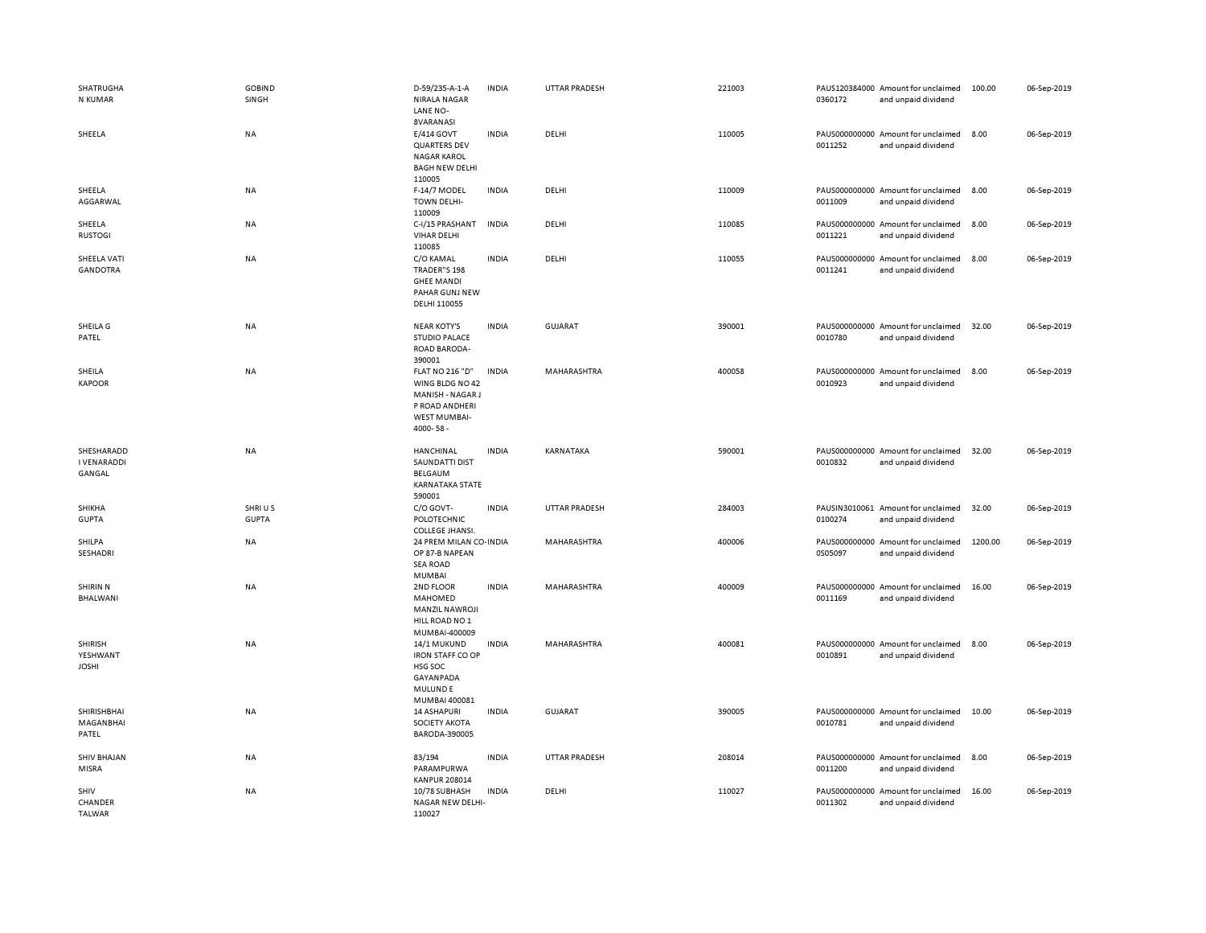| | | | | | | | | | |
|---|---|---|---|---|---|---|---|---|---|
| SHATRUGHAN KUMAR | GOBIND SINGH | D-59/235-A-1-A NIRALA NAGAR LANE NO-8VARANASI | INDIA | UTTAR PRADESH | 221003 | PAUS120384000 0360172 | Amount for unclaimed and unpaid dividend | 100.00 | 06-Sep-2019 |
| SHEELA | NA | E/414 GOVT QUARTERS DEV NAGAR KAROL BAGH NEW DELHI 110005 | INDIA | DELHI | 110005 | PAUS000000000 0011252 | Amount for unclaimed and unpaid dividend | 8.00 | 06-Sep-2019 |
| SHEELA AGGARWAL | NA | F-14/7 MODEL TOWN DELHI-110009 | INDIA | DELHI | 110009 | PAUS000000000 0011009 | Amount for unclaimed and unpaid dividend | 8.00 | 06-Sep-2019 |
| SHEELA RUSTOGI | NA | C-I/15 PRASHANT VIHAR DELHI 110085 | INDIA | DELHI | 110085 | PAUS000000000 0011221 | Amount for unclaimed and unpaid dividend | 8.00 | 06-Sep-2019 |
| SHEELA VATI GANDOTRA | NA | C/O KAMAL TRADER"S 198 GHEE MANDI PAHAR GUNJ NEW DELHI 110055 | INDIA | DELHI | 110055 | PAUS000000000 0011241 | Amount for unclaimed and unpaid dividend | 8.00 | 06-Sep-2019 |
| SHEILA G PATEL | NA | NEAR KOTY'S STUDIO PALACE ROAD BARODA-390001 | INDIA | GUJARAT | 390001 | PAUS000000000 0010780 | Amount for unclaimed and unpaid dividend | 32.00 | 06-Sep-2019 |
| SHEILA KAPOOR | NA | FLAT NO 216 "D" WING BLDG NO 42 MANISH - NAGAR J P ROAD ANDHERI WEST MUMBAI-4000- 58 - | INDIA | MAHARASHTRA | 400058 | PAUS000000000 0010923 | Amount for unclaimed and unpaid dividend | 8.00 | 06-Sep-2019 |
| SHESHARADDI VENARADDI GANGAL | NA | HANCHINAL SAUNDATTI DIST BELGAUM KARNATAKA STATE 590001 | INDIA | KARNATAKA | 590001 | PAUS000000000 0010832 | Amount for unclaimed and unpaid dividend | 32.00 | 06-Sep-2019 |
| SHIKHA GUPTA | SHRI U S GUPTA | C/O GOVT-POLOTECHNIC COLLEGE JHANSI. | INDIA | UTTAR PRADESH | 284003 | PAUSIN3010061 0100274 | Amount for unclaimed and unpaid dividend | 32.00 | 06-Sep-2019 |
| SHILPA SESHADRI | NA | 24 PREM MILAN CO-OP 87-B NAPEAN SEA ROAD MUMBAI | INDIA | MAHARASHTRA | 400006 | PAUS000000000 0S05097 | Amount for unclaimed and unpaid dividend | 1200.00 | 06-Sep-2019 |
| SHIRIN N BHALWANI | NA | 2ND FLOOR MAHOMED MANZIL NAWROJI HILL ROAD NO 1 MUMBAI-400009 | INDIA | MAHARASHTRA | 400009 | PAUS000000000 0011169 | Amount for unclaimed and unpaid dividend | 16.00 | 06-Sep-2019 |
| SHIRISH YESHWANT JOSHI | NA | 14/1 MUKUND IRON STAFF CO OP HSG SOC GAYANPADA MULUND E MUMBAI 400081 | INDIA | MAHARASHTRA | 400081 | PAUS000000000 0010891 | Amount for unclaimed and unpaid dividend | 8.00 | 06-Sep-2019 |
| SHIRISHBHAI MAGANBHAI PATEL | NA | 14 ASHAPURI SOCIETY AKOTA BARODA-390005 | INDIA | GUJARAT | 390005 | PAUS000000000 0010781 | Amount for unclaimed and unpaid dividend | 10.00 | 06-Sep-2019 |
| SHIV BHAJAN MISRA | NA | 83/194 PARAMPURWA KANPUR 208014 | INDIA | UTTAR PRADESH | 208014 | PAUS000000000 0011200 | Amount for unclaimed and unpaid dividend | 8.00 | 06-Sep-2019 |
| SHIV CHANDER TALWAR | NA | 10/78 SUBHASH NAGAR NEW DELHI-110027 | INDIA | DELHI | 110027 | PAUS000000000 0011302 | Amount for unclaimed and unpaid dividend | 16.00 | 06-Sep-2019 |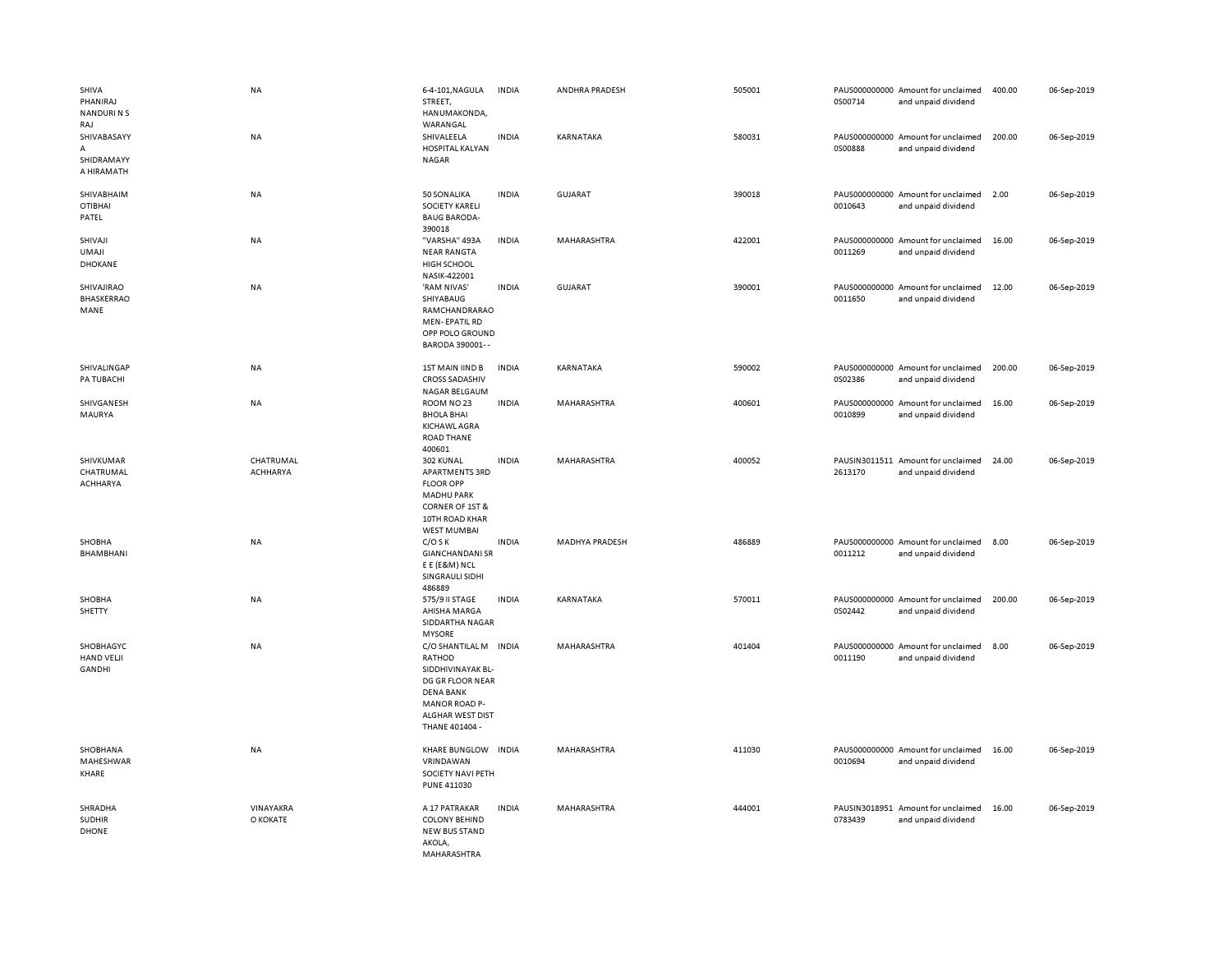| | | | | | | | | | |
|---|---|---|---|---|---|---|---|---|---|
| SHIVA PHANIRAJ NANDURI N S RAJ | NA | 6-4-101,NAGULA STREET, HANUMAKONDA, WARANGAL | INDIA | ANDHRA PRADESH | 505001 | PAUS000000000 0S00714 | Amount for unclaimed and unpaid dividend | 400.00 | 06-Sep-2019 |
| SHIVABASAYY A SHIDRAMAYY A HIRAMATH | NA | SHIVALEELA HOSPITAL KALYAN NAGAR | INDIA | KARNATAKA | 580031 | PAUS000000000 0S00888 | Amount for unclaimed and unpaid dividend | 200.00 | 06-Sep-2019 |
| SHIVABHAIM OTIBHAI PATEL | NA | 50 SONALIKA SOCIETY KARELI BAUG BARODA-390018 | INDIA | GUJARAT | 390018 | PAUS000000000 0010643 | Amount for unclaimed and unpaid dividend | 2.00 | 06-Sep-2019 |
| SHIVAJI UMAJI DHOKANE | NA | "VARSHA" 493A NEAR RANGTA HIGH SCHOOL NASIK-422001 | INDIA | MAHARASHTRA | 422001 | PAUS000000000 0011269 | Amount for unclaimed and unpaid dividend | 16.00 | 06-Sep-2019 |
| SHIVAJIRAO BHASKERRAO MANE | NA | 'RAM NIVAS' SHIYABAUG RAMCHANDRARAO MEN- EPATIL RD OPP POLO GROUND BARODA 390001- - | INDIA | GUJARAT | 390001 | PAUS000000000 0011650 | Amount for unclaimed and unpaid dividend | 12.00 | 06-Sep-2019 |
| SHIVALINGAP PA TUBACHI | NA | 1ST MAIN IIND B CROSS SADASHIV NAGAR BELGAUM | INDIA | KARNATAKA | 590002 | PAUS000000000 0S02386 | Amount for unclaimed and unpaid dividend | 200.00 | 06-Sep-2019 |
| SHIVGANESH MAURYA | NA | ROOM NO 23 BHOLA BHAI KICHAWL AGRA ROAD THANE 400601 | INDIA | MAHARASHTRA | 400601 | PAUS000000000 0010899 | Amount for unclaimed and unpaid dividend | 16.00 | 06-Sep-2019 |
| SHIVKUMAR CHATRUMAL ACHHARYA | CHATRUMAL ACHHARYA | 302 KUNAL APARTMENTS 3RD FLOOR OPP MADHU PARK CORNER OF 1ST & 10TH ROAD KHAR WEST MUMBAI | INDIA | MAHARASHTRA | 400052 | PAUSIN3011511 2613170 | Amount for unclaimed and unpaid dividend | 24.00 | 06-Sep-2019 |
| SHOBHA BHAMBHANI | NA | C/O S K GIANCHANDANI SR E E (E&M) NCL SINGRAULI SIDHI 486889 | INDIA | MADHYA PRADESH | 486889 | PAUS000000000 0011212 | Amount for unclaimed and unpaid dividend | 8.00 | 06-Sep-2019 |
| SHOBHA SHETTY | NA | 575/9 II STAGE AHISHA MARGA SIDDARTHA NAGAR MYSORE | INDIA | KARNATAKA | 570011 | PAUS000000000 0S02442 | Amount for unclaimed and unpaid dividend | 200.00 | 06-Sep-2019 |
| SHOBHAGYC HAND VELJI GANDHI | NA | C/O SHANTILAL M RATHOD SIDDHIVINAYAK BL- DG GR FLOOR NEAR DENA BANK MANOR ROAD P- ALGHAR WEST DIST THANE 401404 - | INDIA | MAHARASHTRA | 401404 | PAUS000000000 0011190 | Amount for unclaimed and unpaid dividend | 8.00 | 06-Sep-2019 |
| SHOBHANA MAHESHWAR KHARE | NA | KHARE BUNGLOW VRINDAWAN SOCIETY NAVI PETH PUNE 411030 | INDIA | MAHARASHTRA | 411030 | PAUS000000000 0010694 | Amount for unclaimed and unpaid dividend | 16.00 | 06-Sep-2019 |
| SHRADHA SUDHIR DHONE | VINAYAKRA O KOKATE | A 17 PATRAKAR COLONY BEHIND NEW BUS STAND AKOLA, MAHARASHTRA | INDIA | MAHARASHTRA | 444001 | PAUSIN3018951 0783439 | Amount for unclaimed and unpaid dividend | 16.00 | 06-Sep-2019 |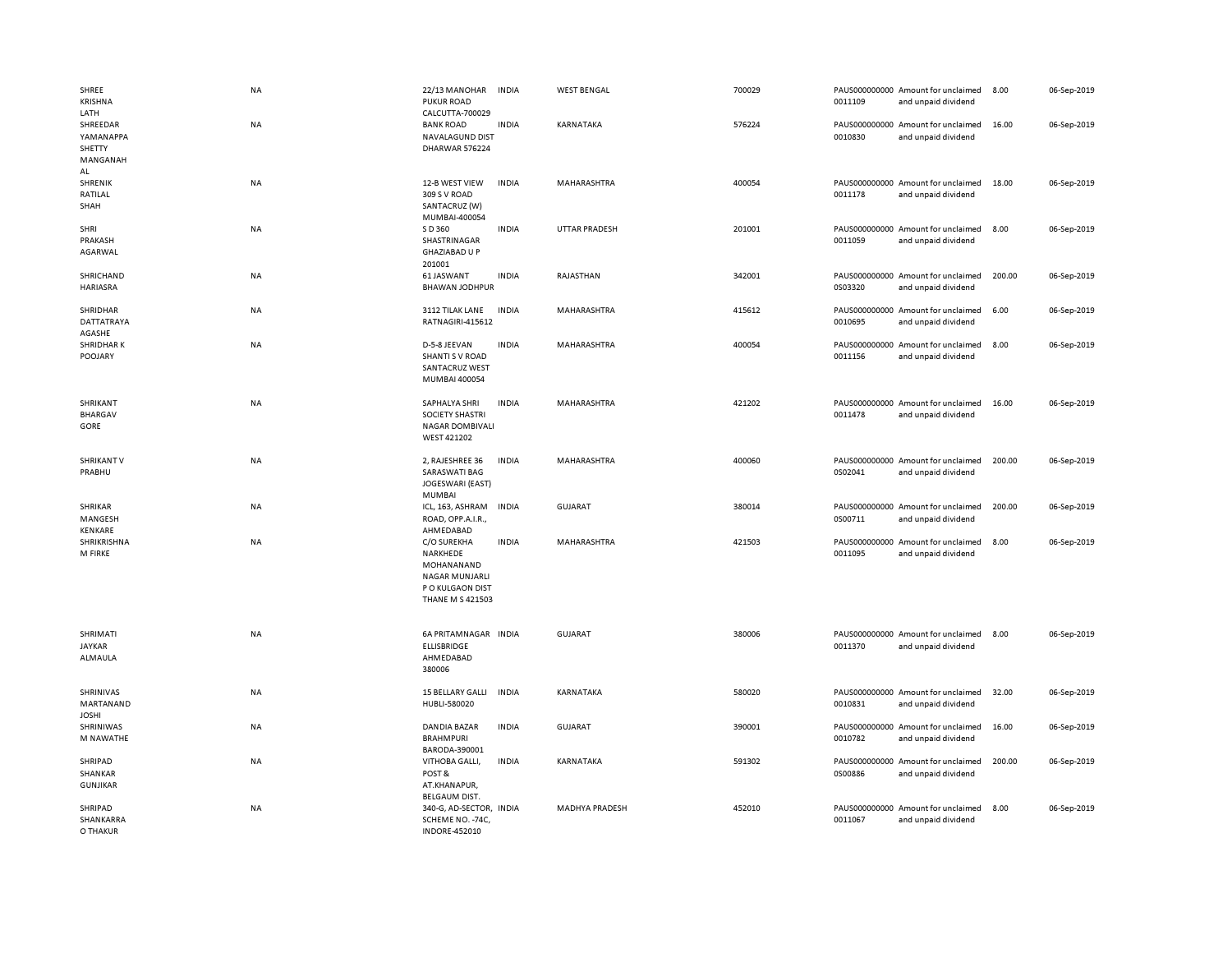| | | | | | | | | | |
|---|---|---|---|---|---|---|---|---|---|
| SHREE KRISHNA LATH | NA | 22/13 MANOHAR PUKUR ROAD CALCUTTA-700029 | INDIA | WEST BENGAL | 700029 | PAUS0000000000011109 | Amount for unclaimed and unpaid dividend | 8.00 | 06-Sep-2019 |
| SHREEDAR YAMANAPPA SHETTY MANGANAHAL | NA | BANK ROAD NAVALAGUND DIST DHARWAR 576224 | INDIA | KARNATAKA | 576224 | PAUS0000000000010830 | Amount for unclaimed and unpaid dividend | 16.00 | 06-Sep-2019 |
| SHRENIK RATILAL SHAH | NA | 12-B WEST VIEW 309 S V ROAD SANTACRUZ (W) MUMBAI-400054 | INDIA | MAHARASHTRA | 400054 | PAUS0000000000011178 | Amount for unclaimed and unpaid dividend | 18.00 | 06-Sep-2019 |
| SHRI PRAKASH AGARWAL | NA | S D 360 SHASTRINAGAR GHAZIABAD U P 201001 | INDIA | UTTAR PRADESH | 201001 | PAUS0000000000011059 | Amount for unclaimed and unpaid dividend | 8.00 | 06-Sep-2019 |
| SHRICHAND HARIASRA | NA | 61 JASWANT BHAWAN JODHPUR | INDIA | RAJASTHAN | 342001 | PAUS00000000000S03320 | Amount for unclaimed and unpaid dividend | 200.00 | 06-Sep-2019 |
| SHRIDHAR DATTATRAYA AGASHE | NA | 3112 TILAK LANE RATNAGIRI-415612 | INDIA | MAHARASHTRA | 415612 | PAUS0000000000010695 | Amount for unclaimed and unpaid dividend | 6.00 | 06-Sep-2019 |
| SHRIDHAR K POOJARY | NA | D-5-8 JEEVAN SHANTI S V ROAD SANTACRUZ WEST MUMBAI 400054 | INDIA | MAHARASHTRA | 400054 | PAUS0000000000011156 | Amount for unclaimed and unpaid dividend | 8.00 | 06-Sep-2019 |
| SHRIKANT BHARGAV GORE | NA | SAPHALYA SHRI SOCIETY SHASTRI NAGAR DOMBIVALI WEST 421202 | INDIA | MAHARASHTRA | 421202 | PAUS0000000000011478 | Amount for unclaimed and unpaid dividend | 16.00 | 06-Sep-2019 |
| SHRIKANT V PRABHU | NA | 2, RAJESHREE 36 SARASWATI BAG JOGESWARI (EAST) MUMBAI | INDIA | MAHARASHTRA | 400060 | PAUS00000000000S02041 | Amount for unclaimed and unpaid dividend | 200.00 | 06-Sep-2019 |
| SHRIKAR MANGESH KENKARE | NA | ICL, 163, ASHRAM ROAD, OPP.A.I.R., AHMEDABAD | INDIA | GUJARAT | 380014 | PAUS00000000000S00711 | Amount for unclaimed and unpaid dividend | 200.00 | 06-Sep-2019 |
| SHRIKRISHNA M FIRKE | NA | C/O SUREKHA NARKHEDE MOHANANAND NAGAR MUNJARLI P O KULGAON DIST THANE M S 421503 | INDIA | MAHARASHTRA | 421503 | PAUS0000000000011095 | Amount for unclaimed and unpaid dividend | 8.00 | 06-Sep-2019 |
| SHRIMATI JAYKAR ALMAULA | NA | 6A PRITAMNAGAR ELLISBRIDGE AHMEDABAD 380006 | INDIA | GUJARAT | 380006 | PAUS0000000000011370 | Amount for unclaimed and unpaid dividend | 8.00 | 06-Sep-2019 |
| SHRINIVAS MARTANAND JOSHI | NA | 15 BELLARY GALLI HUBLI-580020 | INDIA | KARNATAKA | 580020 | PAUS0000000000010831 | Amount for unclaimed and unpaid dividend | 32.00 | 06-Sep-2019 |
| SHRINIWAS M NAWATHE | NA | DANDIA BAZAR BRAHMPURI BARODA-390001 | INDIA | GUJARAT | 390001 | PAUS0000000000010782 | Amount for unclaimed and unpaid dividend | 16.00 | 06-Sep-2019 |
| SHRIPAD SHANKAR GUNJIKAR | NA | VITHOBA GALLI, POST & AT.KHANAPUR, BELGAUM DIST. | INDIA | KARNATAKA | 591302 | PAUS00000000000S00886 | Amount for unclaimed and unpaid dividend | 200.00 | 06-Sep-2019 |
| SHRIPAD SHANKARRAO THAKUR | NA | 340-G, AD-SECTOR, SCHEME NO. -74C, INDORE-452010 | INDIA | MADHYA PRADESH | 452010 | PAUS0000000000011067 | Amount for unclaimed and unpaid dividend | 8.00 | 06-Sep-2019 |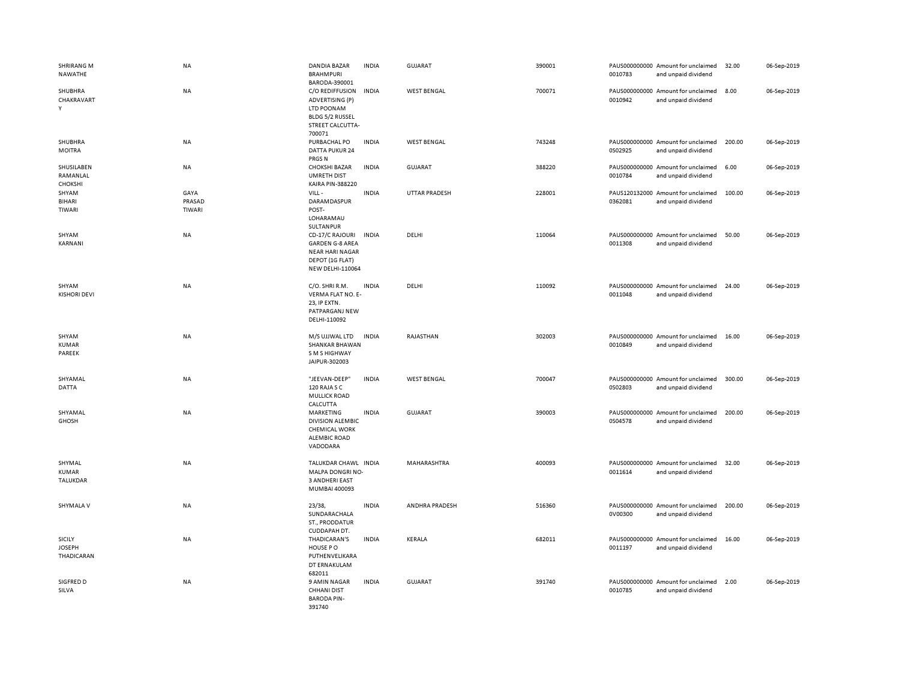| | | | | | | | | | |
|---|---|---|---|---|---|---|---|---|---|
| SHRIRANG M NAWATHE | NA | DANDIA BAZAR BRAHMPURI BARODA-390001 | INDIA | GUJARAT | 390001 | PAUS0000000000010783 | Amount for unclaimed and unpaid dividend | 32.00 | 06-Sep-2019 |
| SHUBHRA CHAKRAVARTY | NA | C/O REDIFFUSION ADVERTISING (P) LTD POONAM BLDG 5/2 RUSSEL STREET CALCUTTA-700071 | INDIA | WEST BENGAL | 700071 | PAUS0000000000010942 | Amount for unclaimed and unpaid dividend | 8.00 | 06-Sep-2019 |
| SHUBHRA MOITRA | NA | PURBACHAL PO DATTA PUKUR 24 PRGS N | INDIA | WEST BENGAL | 743248 | PAUS0000000000S02925 | Amount for unclaimed and unpaid dividend | 200.00 | 06-Sep-2019 |
| SHUSILABEN RAMANLAL CHOKSHI | NA | CHOKSHI BAZAR UMRETH DIST KAIRA PIN-388220 | INDIA | GUJARAT | 388220 | PAUS0000000000010784 | Amount for unclaimed and unpaid dividend | 6.00 | 06-Sep-2019 |
| SHYAM BIHARI TIWARI | GAYA PRASAD TIWARI | VILL - DARAMDASPUR POST- LOHARAMAU SULTANPUR | INDIA | UTTAR PRADESH | 228001 | PAUS1201320000362081 | Amount for unclaimed and unpaid dividend | 100.00 | 06-Sep-2019 |
| SHYAM KARNANI | NA | CD-17/C RAJOURI GARDEN G-8 AREA NEAR HARI NAGAR DEPOT (1G FLAT) NEW DELHI-110064 | INDIA | DELHI | 110064 | PAUS0000000000011308 | Amount for unclaimed and unpaid dividend | 50.00 | 06-Sep-2019 |
| SHYAM KISHORI DEVI | NA | C/O. SHRI R.M. VERMA FLAT NO. E-23, IP EXTN. PATPARGANJ NEW DELHI-110092 | INDIA | DELHI | 110092 | PAUS0000000000011048 | Amount for unclaimed and unpaid dividend | 24.00 | 06-Sep-2019 |
| SHYAM KUMAR PAREEK | NA | M/S UJJWAL LTD SHANKAR BHAWAN S M S HIGHWAY JAIPUR-302003 | INDIA | RAJASTHAN | 302003 | PAUS0000000000010849 | Amount for unclaimed and unpaid dividend | 16.00 | 06-Sep-2019 |
| SHYAMAL DATTA | NA | "JEEVAN-DEEP" 120 RAJA S C MULLICK ROAD CALCUTTA | INDIA | WEST BENGAL | 700047 | PAUS0000000000S02803 | Amount for unclaimed and unpaid dividend | 300.00 | 06-Sep-2019 |
| SHYAMAL GHOSH | NA | MARKETING DIVISION ALEMBIC CHEMICAL WORK ALEMBIC ROAD VADODARA | INDIA | GUJARAT | 390003 | PAUS0000000000S04578 | Amount for unclaimed and unpaid dividend | 200.00 | 06-Sep-2019 |
| SHYMAL KUMAR TALUKDAR | NA | TALUKDAR CHAWL MALPA DONGRI NO-3 ANDHERI EAST MUMBAI 400093 | INDIA | MAHARASHTRA | 400093 | PAUS0000000000011614 | Amount for unclaimed and unpaid dividend | 32.00 | 06-Sep-2019 |
| SHYMALA V | NA | 23/38, SUNDARACHALA ST., PRODDATUR CUDDAPAH DT. | INDIA | ANDHRA PRADESH | 516360 | PAUS0000000000V00300 | Amount for unclaimed and unpaid dividend | 200.00 | 06-Sep-2019 |
| SICILY JOSEPH THADICARAN | NA | THADICARAN'S HOUSE P O PUTHENVELIKARA DT ERNAKULAM 682011 | INDIA | KERALA | 682011 | PAUS0000000000011197 | Amount for unclaimed and unpaid dividend | 16.00 | 06-Sep-2019 |
| SIGFRED D SILVA | NA | 9 AMIN NAGAR CHHANI DIST BARODA PIN-391740 | INDIA | GUJARAT | 391740 | PAUS0000000000010785 | Amount for unclaimed and unpaid dividend | 2.00 | 06-Sep-2019 |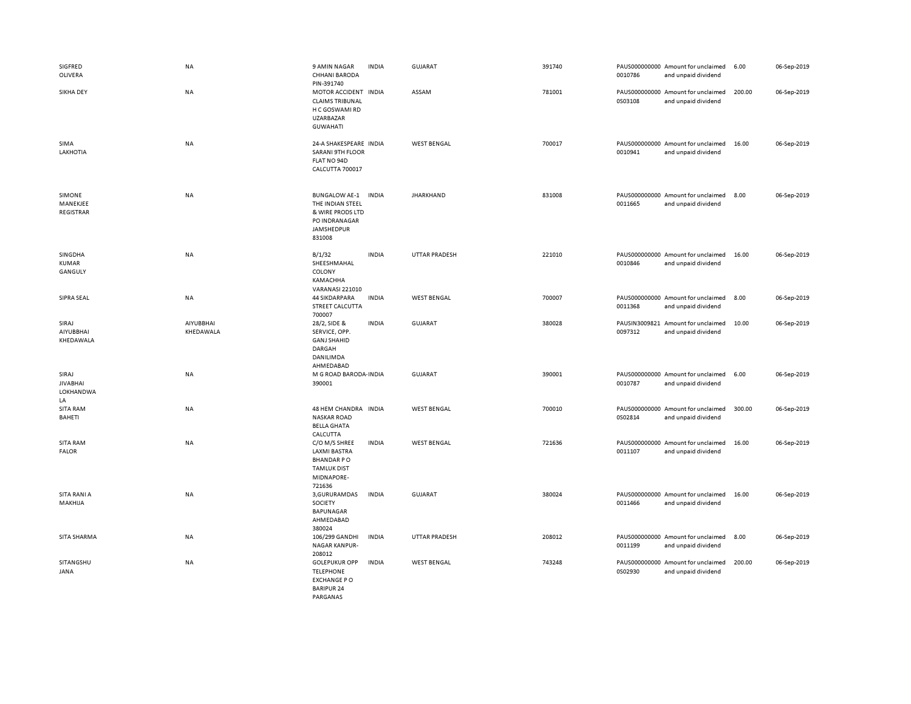| | | | | | | | | | |
|---|---|---|---|---|---|---|---|---|---|
| SIGFRED OLIVERA | NA | 9 AMIN NAGAR CHHANI BARODA PIN-391740 | INDIA | GUJARAT | 391740 | PAUS0000000000010786 | Amount for unclaimed and unpaid dividend | 6.00 | 06-Sep-2019 |
| SIKHA DEY | NA | MOTOR ACCIDENT CLAIMS TRIBUNAL H C GOSWAMI RD UZARBAZAR GUWAHATI | INDIA | ASSAM | 781001 | PAUS0000000000S03108 | Amount for unclaimed and unpaid dividend | 200.00 | 06-Sep-2019 |
| SIMA LAKHOTIA | NA | 24-A SHAKESPEARE SARANI 9TH FLOOR FLAT NO 94D CALCUTTA 700017 | INDIA | WEST BENGAL | 700017 | PAUS0000000000010941 | Amount for unclaimed and unpaid dividend | 16.00 | 06-Sep-2019 |
| SIMONE MANEKJEE REGISTRAR | NA | BUNGALOW AE-1 THE INDIAN STEEL & WIRE PRODS LTD PO INDRANAGAR JAMSHEDPUR 831008 | INDIA | JHARKHAND | 831008 | PAUS0000000000011665 | Amount for unclaimed and unpaid dividend | 8.00 | 06-Sep-2019 |
| SINGDHA KUMAR GANGULY | NA | B/1/32 SHEESHMAHAL COLONY KAMACHHA VARANASI 221010 | INDIA | UTTAR PRADESH | 221010 | PAUS0000000000010846 | Amount for unclaimed and unpaid dividend | 16.00 | 06-Sep-2019 |
| SIPRA SEAL | NA | 44 SIKDARPARA STREET CALCUTTA 700007 | INDIA | WEST BENGAL | 700007 | PAUS0000000000011368 | Amount for unclaimed and unpaid dividend | 8.00 | 06-Sep-2019 |
| SIRAJ AIYUBBHAI KHEDAWALA | AIYUBBHAI KHEDAWALA | 28/2, SIDE & SERVICE, OPP. GANJ SHAHID DARGAH DANILIMDA AHMEDABAD | INDIA | GUJARAT | 380028 | PAUSIN30098210097312 | Amount for unclaimed and unpaid dividend | 10.00 | 06-Sep-2019 |
| SIRAJ JIVABHAI LOKHANDWALA | NA | M G ROAD BARODA-390001 | INDIA | GUJARAT | 390001 | PAUS0000000000010787 | Amount for unclaimed and unpaid dividend | 6.00 | 06-Sep-2019 |
| SITA RAM BAHETI | NA | 48 HEM CHANDRA NASKAR ROAD BELLA GHATA CALCUTTA | INDIA | WEST BENGAL | 700010 | PAUS0000000000S02814 | Amount for unclaimed and unpaid dividend | 300.00 | 06-Sep-2019 |
| SITA RAM FALOR | NA | C/O M/S SHREE LAXMI BASTRA BHANDAR P O TAMLUK DIST MIDNAPORE-721636 | INDIA | WEST BENGAL | 721636 | PAUS0000000000011107 | Amount for unclaimed and unpaid dividend | 16.00 | 06-Sep-2019 |
| SITA RANI A MAKHIJA | NA | 3,GURURAMDAS SOCIETY BAPUNAGAR AHMEDABAD 380024 | INDIA | GUJARAT | 380024 | PAUS0000000000011466 | Amount for unclaimed and unpaid dividend | 16.00 | 06-Sep-2019 |
| SITA SHARMA | NA | 106/299 GANDHI NAGAR KANPUR-208012 | INDIA | UTTAR PRADESH | 208012 | PAUS0000000000011199 | Amount for unclaimed and unpaid dividend | 8.00 | 06-Sep-2019 |
| SITANGSHU JANA | NA | GOLEPUKUR OPP TELEPHONE EXCHANGE P O BARIPUR 24 PARGANAS | INDIA | WEST BENGAL | 743248 | PAUS0000000000S02930 | Amount for unclaimed and unpaid dividend | 200.00 | 06-Sep-2019 |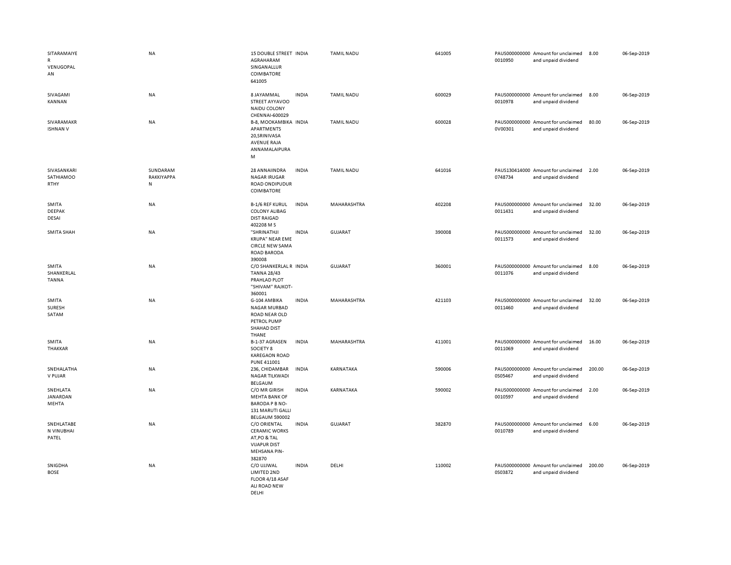| | | | | | | | | | |
|---|---|---|---|---|---|---|---|---|---|
| SITARAMAIYER VENUGOPALAN | NA | 15 DOUBLE STREET AGRAHARAM SINGANALLUR COIMBATORE 641005 | INDIA | TAMIL NADU | 641005 | PAUS0000000000010950 | Amount for unclaimed and unpaid dividend | 8.00 | 06-Sep-2019 |
| SIVAGAMI KANNAN | NA | 8 JAYAMMAL STREET AYYAVOO NAIDU COLONY CHENNAI-600029 | INDIA | TAMIL NADU | 600029 | PAUS0000000000010978 | Amount for unclaimed and unpaid dividend | 8.00 | 06-Sep-2019 |
| SIVARAMAKRISHNAN V | NA | B-8, MOOKAMBIKA APARTMENTS 20,SRINIVASA AVENUE RAJA ANNAMALAIPURAM | INDIA | TAMIL NADU | 600028 | PAUS0000000000V00301 | Amount for unclaimed and unpaid dividend | 80.00 | 06-Sep-2019 |
| SIVASANKARI SATHIAMOORTHY | SUNDARAM RAKKIYAPPAN | 28 ANNAIINDRA NAGAR IRUGAR ROAD ONDIPUDUR COIMBATORE | INDIA | TAMIL NADU | 641016 | PAUS1304140000748734 | Amount for unclaimed and unpaid dividend | 2.00 | 06-Sep-2019 |
| SMITA DEEPAK DESAI | NA | B-1/6 REF KURUL COLONY ALIBAG DIST RAIGAD 402208 M S | INDIA | MAHARASHTRA | 402208 | PAUS0000000000011431 | Amount for unclaimed and unpaid dividend | 32.00 | 06-Sep-2019 |
| SMITA SHAH | NA | "SHRINATHJI KRUPA" NEAR EME CIRCLE NEW SAMA ROAD BARODA 390008 | INDIA | GUJARAT | 390008 | PAUS0000000000011573 | Amount for unclaimed and unpaid dividend | 32.00 | 06-Sep-2019 |
| SMITA SHANKERLAL TANNA | NA | C/O SHANKERLAL R TANNA 28/43 PRAHLAD PLOT "SHIVAM" RAJKOT-360001 | INDIA | GUJARAT | 360001 | PAUS0000000000011076 | Amount for unclaimed and unpaid dividend | 8.00 | 06-Sep-2019 |
| SMITA SURESH SATAM | NA | G-104 AMBIKA NAGAR MURBAD ROAD NEAR OLD PETROL PUMP SHAHAD DIST THANE | INDIA | MAHARASHTRA | 421103 | PAUS0000000000011460 | Amount for unclaimed and unpaid dividend | 32.00 | 06-Sep-2019 |
| SMITA THAKKAR | NA | B-1-37 AGRASEN SOCIETY 8 KAREGAON ROAD PUNE 411001 | INDIA | MAHARASHTRA | 411001 | PAUS0000000000011069 | Amount for unclaimed and unpaid dividend | 16.00 | 06-Sep-2019 |
| SNEHALATHA V PUJAR | NA | 236, CHIDAMBAR NAGAR TILKWADI BELGAUM | INDIA | KARNATAKA | 590006 | PAUS0000000000S05467 | Amount for unclaimed and unpaid dividend | 200.00 | 06-Sep-2019 |
| SNEHLATA JANARDAN MEHTA | NA | C/O MR GIRISH MEHTA BANK OF BARODA P B NO-131 MARUTI GALLI BELGAUM 590002 | INDIA | KARNATAKA | 590002 | PAUS0000000000010597 | Amount for unclaimed and unpaid dividend | 2.00 | 06-Sep-2019 |
| SNEHLATABEN VINUBHAI PATEL | NA | C/O ORIENTAL CERAMIC WORKS AT,PO & TAL VIJAPUR DIST MEHSANA PIN-382870 | INDIA | GUJARAT | 382870 | PAUS0000000000010789 | Amount for unclaimed and unpaid dividend | 6.00 | 06-Sep-2019 |
| SNIGDHA BOSE | NA | C/O UJJWAL LIMITED 2ND FLOOR 4/18 ASAF ALI ROAD NEW DELHI | INDIA | DELHI | 110002 | PAUS0000000000S03872 | Amount for unclaimed and unpaid dividend | 200.00 | 06-Sep-2019 |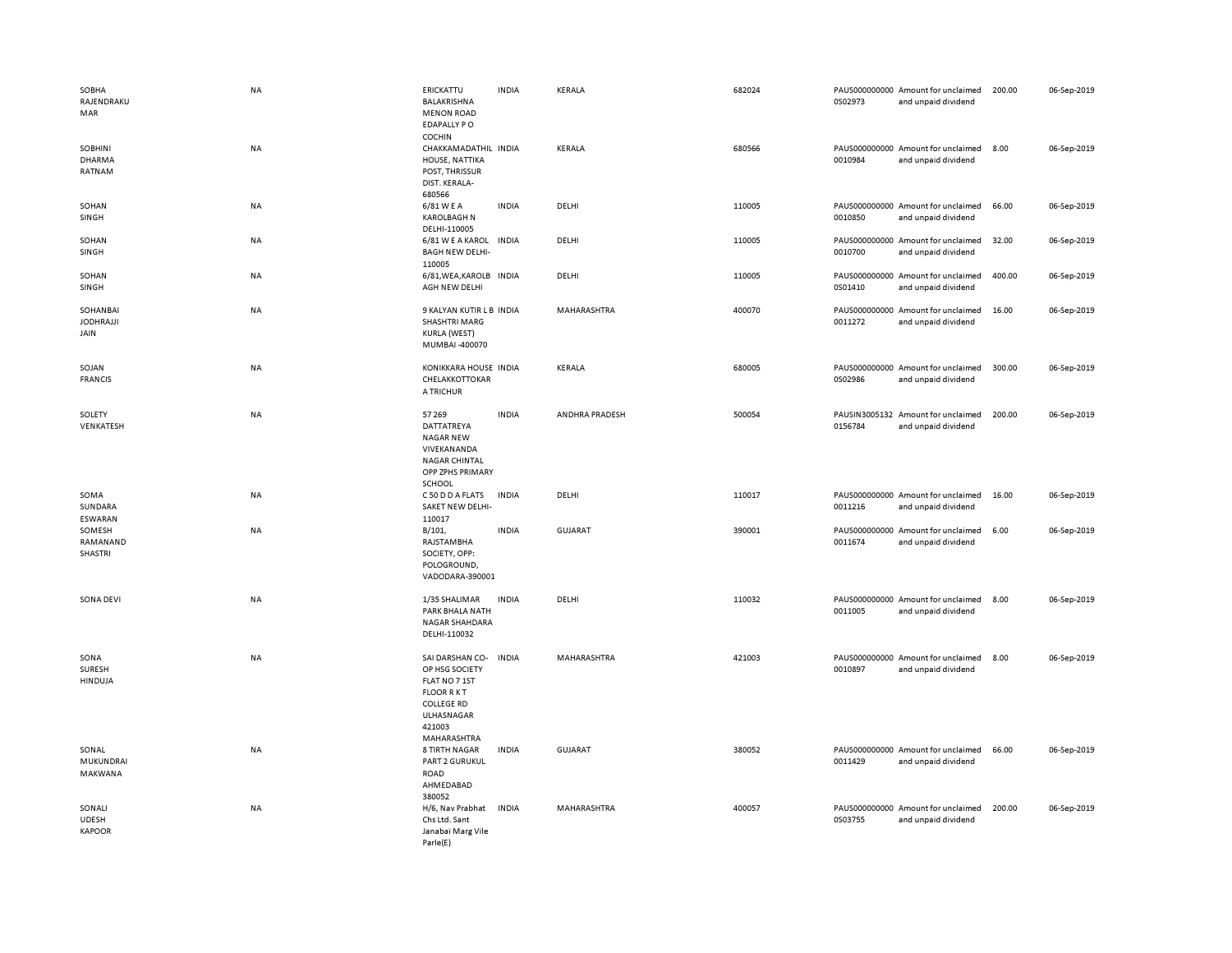| | | | | | | | | | |
|---|---|---|---|---|---|---|---|---|---|
| SOBHA RAJENDRAKUMAR | NA | ERICKATTU BALAKRISHNA MENON ROAD EDAPALLY P O COCHIN | INDIA | KERALA | 682024 | PAUS0000000000S02973 | Amount for unclaimed and unpaid dividend | 200.00 | 06-Sep-2019 |
| SOBHINI DHARMA RATNAM | NA | CHAKKAMADATHIL HOUSE, NATTIKA POST, THRISSUR DIST. KERALA-680566 | INDIA | KERALA | 680566 | PAUS0000000000010984 | Amount for unclaimed and unpaid dividend | 8.00 | 06-Sep-2019 |
| SOHAN SINGH | NA | 6/81 W E A KAROLBAGH N DELHI-110005 | INDIA | DELHI | 110005 | PAUS0000000000010850 | Amount for unclaimed and unpaid dividend | 66.00 | 06-Sep-2019 |
| SOHAN SINGH | NA | 6/81 W E A KAROL BAGH NEW DELHI-110005 | INDIA | DELHI | 110005 | PAUS0000000000010700 | Amount for unclaimed and unpaid dividend | 32.00 | 06-Sep-2019 |
| SOHAN SINGH | NA | 6/81,WEA,KAROLBAGH NEW DELHI | INDIA | DELHI | 110005 | PAUS0000000000S01410 | Amount for unclaimed and unpaid dividend | 400.00 | 06-Sep-2019 |
| SOHANBAI JODHRAJJI JAIN | NA | 9 KALYAN KUTIR L B SHASHTRI MARG KURLA (WEST) MUMBAI -400070 | INDIA | MAHARASHTRA | 400070 | PAUS0000000000011272 | Amount for unclaimed and unpaid dividend | 16.00 | 06-Sep-2019 |
| SOJAN FRANCIS | NA | KONIKKARA HOUSE CHELAKKOTTOKARA TRICHUR | INDIA | KERALA | 680005 | PAUS0000000000S02986 | Amount for unclaimed and unpaid dividend | 300.00 | 06-Sep-2019 |
| SOLETY VENKATESH | NA | 57 269 DATTATREYA NAGAR NEW VIVEKANANDA NAGAR CHINTAL OPP ZPHS PRIMARY SCHOOL | INDIA | ANDHRA PRADESH | 500054 | PAUSIN30051320156784 | Amount for unclaimed and unpaid dividend | 200.00 | 06-Sep-2019 |
| SOMA SUNDARA ESWARAN | NA | C 50 D D A FLATS SAKET NEW DELHI-110017 | INDIA | DELHI | 110017 | PAUS0000000000011216 | Amount for unclaimed and unpaid dividend | 16.00 | 06-Sep-2019 |
| SOMESH RAMANAND SHASTRI | NA | B/101, RAJSTAMBHA SOCIETY, OPP: POLOGROUND, VADODARA-390001 | INDIA | GUJARAT | 390001 | PAUS0000000000011674 | Amount for unclaimed and unpaid dividend | 6.00 | 06-Sep-2019 |
| SONA DEVI | NA | 1/35 SHALIMAR PARK BHALA NATH NAGAR SHAHDARA DELHI-110032 | INDIA | DELHI | 110032 | PAUS0000000000011005 | Amount for unclaimed and unpaid dividend | 8.00 | 06-Sep-2019 |
| SONA SURESH HINDUJA | NA | SAI DARSHAN CO-OP HSG SOCIETY FLAT NO 7 1ST FLOOR R K T COLLEGE RD ULHASNAGAR 421003 MAHARASHTRA | INDIA | MAHARASHTRA | 421003 | PAUS0000000000010897 | Amount for unclaimed and unpaid dividend | 8.00 | 06-Sep-2019 |
| SONAL MUKUNDRAI MAKWANA | NA | 8 TIRTH NAGAR PART 2 GURUKUL ROAD AHMEDABAD 380052 | INDIA | GUJARAT | 380052 | PAUS0000000000011429 | Amount for unclaimed and unpaid dividend | 66.00 | 06-Sep-2019 |
| SONALI UDESH KAPOOR | NA | H/6, Nav Prabhat Chs Ltd. Sant Janabai Marg Vile Parle(E) | INDIA | MAHARASHTRA | 400057 | PAUS0000000000S03755 | Amount for unclaimed and unpaid dividend | 200.00 | 06-Sep-2019 |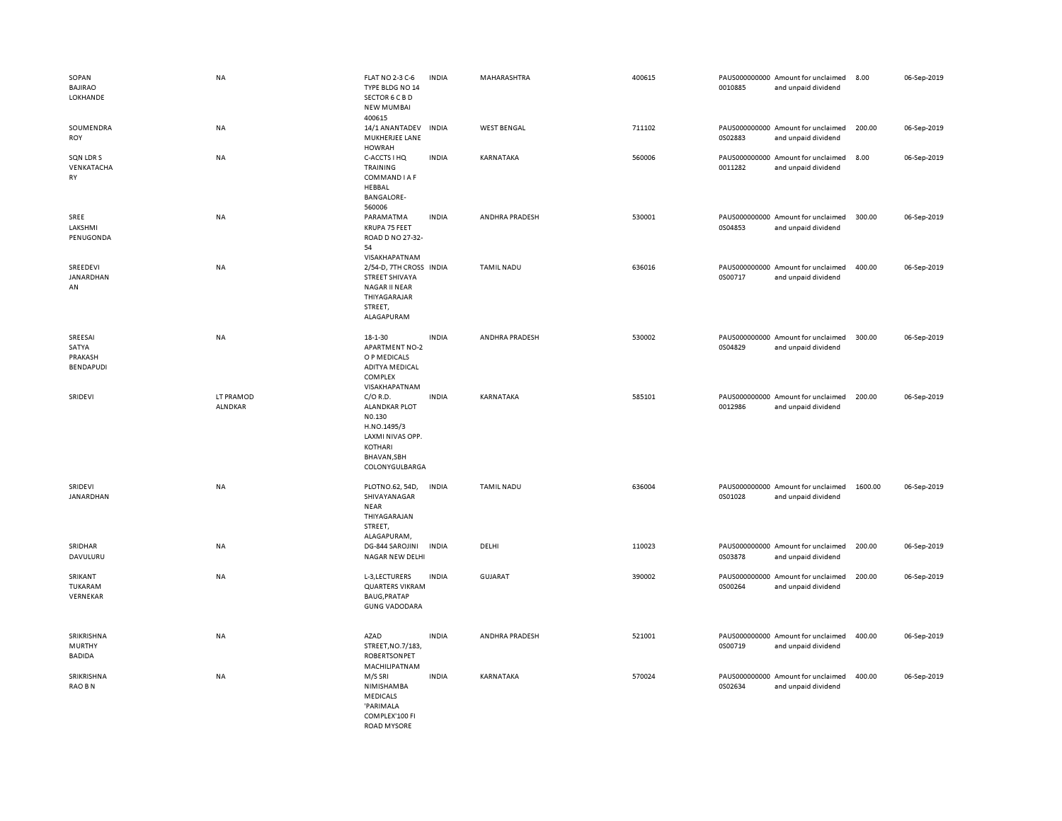| | | | | | | | | | |
|---|---|---|---|---|---|---|---|---|---|
| SOPAN BAJIRAO LOKHANDE | NA | FLAT NO 2-3 C-6 TYPE BLDG NO 14 SECTOR 6 C B D NEW MUMBAI 400615 | INDIA | MAHARASHTRA | 400615 | PAUS0000000000010885 | Amount for unclaimed and unpaid dividend | 8.00 | 06-Sep-2019 |
| SOUMENDRA ROY | NA | 14/1 ANANTADEV MUKHERJEE LANE HOWRAH | INDIA | WEST BENGAL | 711102 | PAUS0000000000S02883 | Amount for unclaimed and unpaid dividend | 200.00 | 06-Sep-2019 |
| SQN LDR S VENKATACHARY | NA | C-ACCTS I HQ TRAINING COMMAND I A F HEBBAL BANGALORE-560006 | INDIA | KARNATAKA | 560006 | PAUS0000000000011282 | Amount for unclaimed and unpaid dividend | 8.00 | 06-Sep-2019 |
| SREE LAKSHMI PENUGONDA | NA | PARAMATMA KRUPA 75 FEET ROAD D NO 27-32-54 VISAKHAPATNAM | INDIA | ANDHRA PRADESH | 530001 | PAUS0000000000S04853 | Amount for unclaimed and unpaid dividend | 300.00 | 06-Sep-2019 |
| SREEDEVI JANARDHANAN | NA | 2/54-D, 7TH CROSS STREET SHIVAYA NAGAR II NEAR THIYAGARAJAR STREET, ALAGAPURAM | INDIA | TAMIL NADU | 636016 | PAUS0000000000S00717 | Amount for unclaimed and unpaid dividend | 400.00 | 06-Sep-2019 |
| SREESAI SATYA PRAKASH BENDAPUDI | NA | 18-1-30 APARTMENT NO-2 O P MEDICALS ADITYA MEDICAL COMPLEX VISAKHAPATNAM | INDIA | ANDHRA PRADESH | 530002 | PAUS0000000000S04829 | Amount for unclaimed and unpaid dividend | 300.00 | 06-Sep-2019 |
| SRIDEVI | LT PRAMOD ALNDKAR | C/O R.D. ALANDKAR PLOT N0.130 H.NO.1495/3 LAXMI NIVAS OPP. KOTHARI BHAVAN,SBH COLONYGULBARGA | INDIA | KARNATAKA | 585101 | PAUS0000000000012986 | Amount for unclaimed and unpaid dividend | 200.00 | 06-Sep-2019 |
| SRIDEVI JANARDHAN | NA | PLOTNO.62, 54D, SHIVAYANAGAR NEAR THIYAGARAJAN STREET, ALAGAPURAM, | INDIA | TAMIL NADU | 636004 | PAUS0000000000S01028 | Amount for unclaimed and unpaid dividend | 1600.00 | 06-Sep-2019 |
| SRIDHAR DAVULURU | NA | DG-844 SAROJINI NAGAR NEW DELHI | INDIA | DELHI | 110023 | PAUS0000000000S03878 | Amount for unclaimed and unpaid dividend | 200.00 | 06-Sep-2019 |
| SRIKANT TUKARAM VERNEKAR | NA | L-3,LECTURERS QUARTERS VIKRAM BAUG,PRATAP GUNG VADODARA | INDIA | GUJARAT | 390002 | PAUS0000000000S00264 | Amount for unclaimed and unpaid dividend | 200.00 | 06-Sep-2019 |
| SRIKRISHNA MURTHY BADIDA | NA | AZAD STREET,NO.7/183, ROBERTSONPET MACHILIPATNAM | INDIA | ANDHRA PRADESH | 521001 | PAUS0000000000S00719 | Amount for unclaimed and unpaid dividend | 400.00 | 06-Sep-2019 |
| SRIKRISHNA RAO B N | NA | M/S SRI NIMISHAMBA MEDICALS 'PARIMALA COMPLEX'100 FI ROAD MYSORE | INDIA | KARNATAKA | 570024 | PAUS0000000000S02634 | Amount for unclaimed and unpaid dividend | 400.00 | 06-Sep-2019 |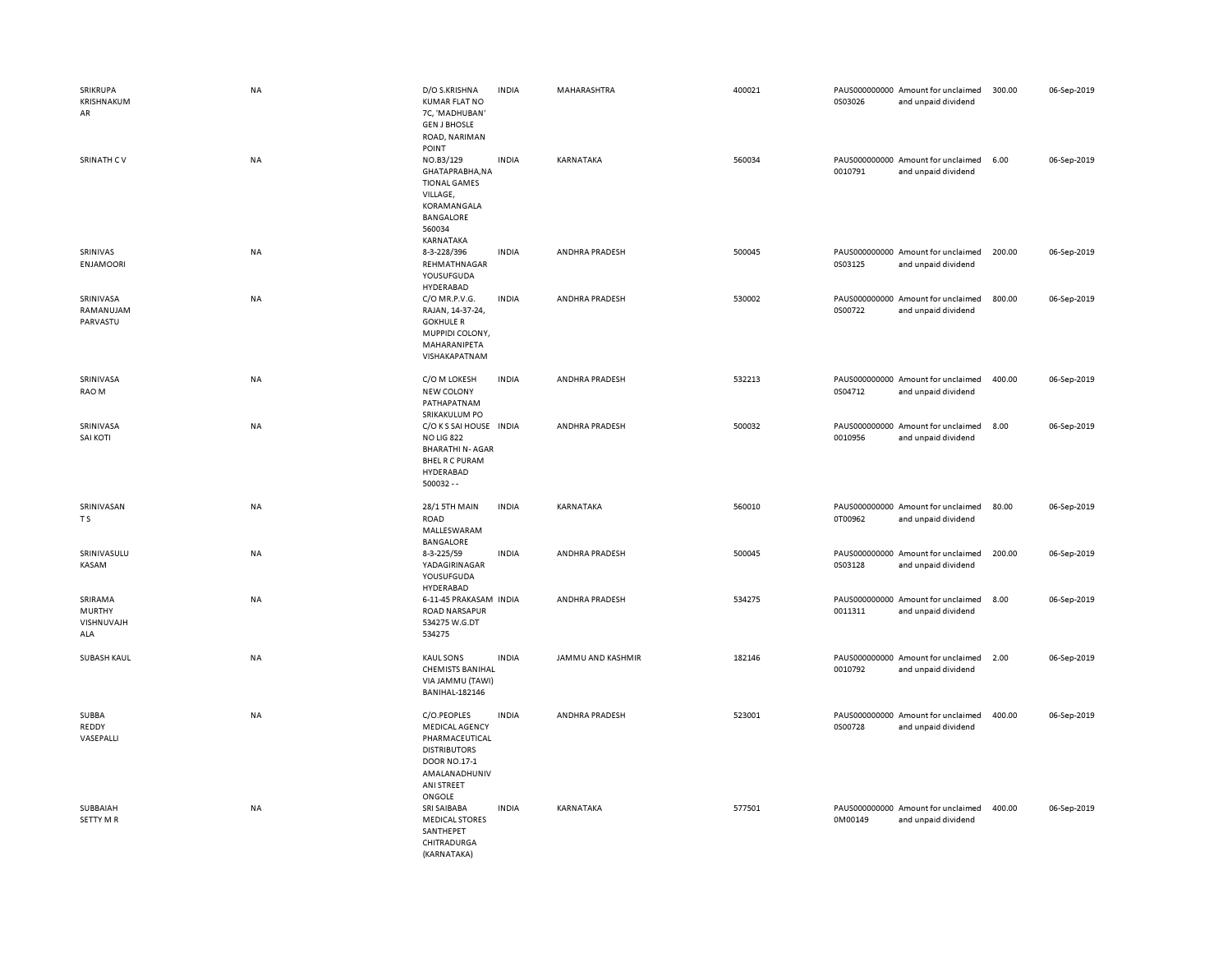| | | | | | | | | | |
|---|---|---|---|---|---|---|---|---|---|
| SRIKRUPA KRISHNAKUMAR | NA | D/O S.KRISHNA KUMAR FLAT NO 7C, 'MADHUBAN' GEN J BHOSLE ROAD, NARIMAN POINT | INDIA | MAHARASHTRA | 400021 | PAUS0000000000S03026 | Amount for unclaimed and unpaid dividend | 300.00 | 06-Sep-2019 |
| SRINATH C V | NA | NO.B3/129 GHATAPRABHA,NATIONAL GAMES VILLAGE, KORAMANGALA BANGALORE 560034 KARNATAKA | INDIA | KARNATAKA | 560034 | PAUS0000000000010791 | Amount for unclaimed and unpaid dividend | 6.00 | 06-Sep-2019 |
| SRINIVAS ENJAMOORI | NA | 8-3-228/396 REHMATHNAGAR YOUSUFGUDA HYDERABAD | INDIA | ANDHRA PRADESH | 500045 | PAUS0000000000S03125 | Amount for unclaimed and unpaid dividend | 200.00 | 06-Sep-2019 |
| SRINIVASA RAMANUJAM PARVASTU | NA | C/O MR.P.V.G. RAJAN, 14-37-24, GOKHULE R MUPPIDI COLONY, MAHARANIPETA VISHAKAPATNAM | INDIA | ANDHRA PRADESH | 530002 | PAUS0000000000S00722 | Amount for unclaimed and unpaid dividend | 800.00 | 06-Sep-2019 |
| SRINIVASA RAO M | NA | C/O M LOKESH NEW COLONY PATHAPATNAM SRIKAKULUM PO | INDIA | ANDHRA PRADESH | 532213 | PAUS0000000000S04712 | Amount for unclaimed and unpaid dividend | 400.00 | 06-Sep-2019 |
| SRINIVASA SAI KOTI | NA | C/O K S SAI HOUSE NO LIG 822 BHARATHI N- AGAR BHEL R C PURAM HYDERABAD 500032 - - | INDIA | ANDHRA PRADESH | 500032 | PAUS0000000000010956 | Amount for unclaimed and unpaid dividend | 8.00 | 06-Sep-2019 |
| SRINIVASAN T S | NA | 28/1 5TH MAIN ROAD MALLESWARAM BANGALORE | INDIA | KARNATAKA | 560010 | PAUS0000000000T00962 | Amount for unclaimed and unpaid dividend | 80.00 | 06-Sep-2019 |
| SRINIVASULU KASAM | NA | 8-3-225/59 YADAGIRINAGAR YOUSUFGUDA HYDERABAD | INDIA | ANDHRA PRADESH | 500045 | PAUS0000000000S03128 | Amount for unclaimed and unpaid dividend | 200.00 | 06-Sep-2019 |
| SRIRAMA MURTHY VISHNUVAJHALA | NA | 6-11-45 PRAKASAM ROAD NARSAPUR 534275 W.G.DT 534275 | INDIA | ANDHRA PRADESH | 534275 | PAUS0000000000011311 | Amount for unclaimed and unpaid dividend | 8.00 | 06-Sep-2019 |
| SUBASH KAUL | NA | KAUL SONS CHEMISTS BANIHAL VIA JAMMU (TAWI) BANIHAL-182146 | INDIA | JAMMU AND KASHMIR | 182146 | PAUS0000000000010792 | Amount for unclaimed and unpaid dividend | 2.00 | 06-Sep-2019 |
| SUBBA REDDY VASEPALLI | NA | C/O.PEOPLES MEDICAL AGENCY PHARMACEUTICAL DISTRIBUTORS DOOR NO.17-1 AMALANADHUNIVANI STREET ONGOLE | INDIA | ANDHRA PRADESH | 523001 | PAUS0000000000S00728 | Amount for unclaimed and unpaid dividend | 400.00 | 06-Sep-2019 |
| SUBBAIAH SETTY M R | NA | SRI SAIBABA MEDICAL STORES SANTHEPET CHITRADURGA (KARNATAKA) | INDIA | KARNATAKA | 577501 | PAUS0000000000M00149 | Amount for unclaimed and unpaid dividend | 400.00 | 06-Sep-2019 |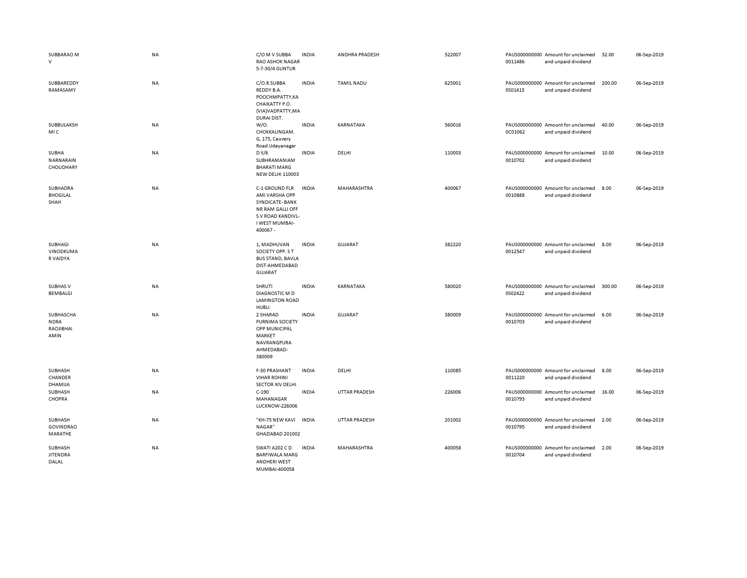| | | | | | | | | | |
|---|---|---|---|---|---|---|---|---|---|
| SUBBARAO M V | NA | C/O M V SUBBA RAO ASHOK NAGAR 5-7-30/4 GUNTUR | INDIA | ANDHRA PRADESH | 522007 | PAUS0000000000011486 | Amount for unclaimed and unpaid dividend | 32.00 | 06-Sep-2019 |
| SUBBAREDDY RAMASAMY | NA | C/O.R.SUBBA REDDY B.A. POOCHMPATTY,KA CHAIKATTY P.O. (VIA)VADPATTY,MA DURAI DIST. | INDIA | TAMIL NADU | 625001 | PAUS0000000000S01413 | Amount for unclaimed and unpaid dividend | 200.00 | 06-Sep-2019 |
| SUBBULAKSHMI C | NA | W/O. CHOKKALINGAM. G, 175, Cauvery Road Udayanagar | INDIA | KARNATAKA | 560016 | PAUS0000000000C01062 | Amount for unclaimed and unpaid dividend | 40.00 | 06-Sep-2019 |
| SUBHA NARNARAIN CHOUDHARY | NA | D II/6 SUBHRAMANIAM BHARATI MARG NEW DELHI 110003 | INDIA | DELHI | 110003 | PAUS0000000000010702 | Amount for unclaimed and unpaid dividend | 10.00 | 06-Sep-2019 |
| SUBHADRA BHOGILAL SHAH | NA | C-1 GROUND FLR AMI VARSHA OPP SYNDICATE- BANK NR RAM GALLI OFF S V ROAD KANDIVL-I WEST MUMBAI-400067 - | INDIA | MAHARASHTRA | 400067 | PAUS0000000000010888 | Amount for unclaimed and unpaid dividend | 8.00 | 06-Sep-2019 |
| SUBHAGI VINODKUMAR VAIDYA | NA | 1, MADHUVAN SOCIETY OPP. S T BUS STAND, BAVLA DIST-AHMEDABAD GUJARAT | INDIA | GUJARAT | 382220 | PAUS0000000000012547 | Amount for unclaimed and unpaid dividend | 8.00 | 06-Sep-2019 |
| SUBHAS V BEMBALGI | NA | SHRUTI DIAGNOSTIC M D LAMINGTON ROAD HUBLI | INDIA | KARNATAKA | 580020 | PAUS0000000000S02422 | Amount for unclaimed and unpaid dividend | 300.00 | 06-Sep-2019 |
| SUBHASCHANDRA RAOJIBHAI AMIN | NA | 2 SHARAD PURNIMA SOCIETY OPP MUNICIPAL MARKET NAVRANGPURA AHMEDABAD-380009 | INDIA | GUJARAT | 380009 | PAUS0000000000010703 | Amount for unclaimed and unpaid dividend | 6.00 | 06-Sep-2019 |
| SUBHASH CHANDER DHAMIJA | NA | F-30 PRASHANT VIHAR ROHINI SECTOR XIV DELHI | INDIA | DELHI | 110085 | PAUS0000000000011220 | Amount for unclaimed and unpaid dividend | 8.00 | 06-Sep-2019 |
| SUBHASH CHOPRA | NA | C-190 MAHANAGAR LUCKNOW-226006 | INDIA | UTTAR PRADESH | 226006 | PAUS0000000000010793 | Amount for unclaimed and unpaid dividend | 16.00 | 06-Sep-2019 |
| SUBHASH GOVINDRAO MARATHE | NA | "KH-75 NEW KAVI NAGAR" GHAZIABAD 201002 | INDIA | UTTAR PRADESH | 201002 | PAUS0000000000010795 | Amount for unclaimed and unpaid dividend | 2.00 | 06-Sep-2019 |
| SUBHASH JITENDRA DALAL | NA | SWATI A202 C D BARFIWALA MARG ANDHERI WEST MUMBAI-400058 | INDIA | MAHARASHTRA | 400058 | PAUS0000000000010704 | Amount for unclaimed and unpaid dividend | 2.00 | 06-Sep-2019 |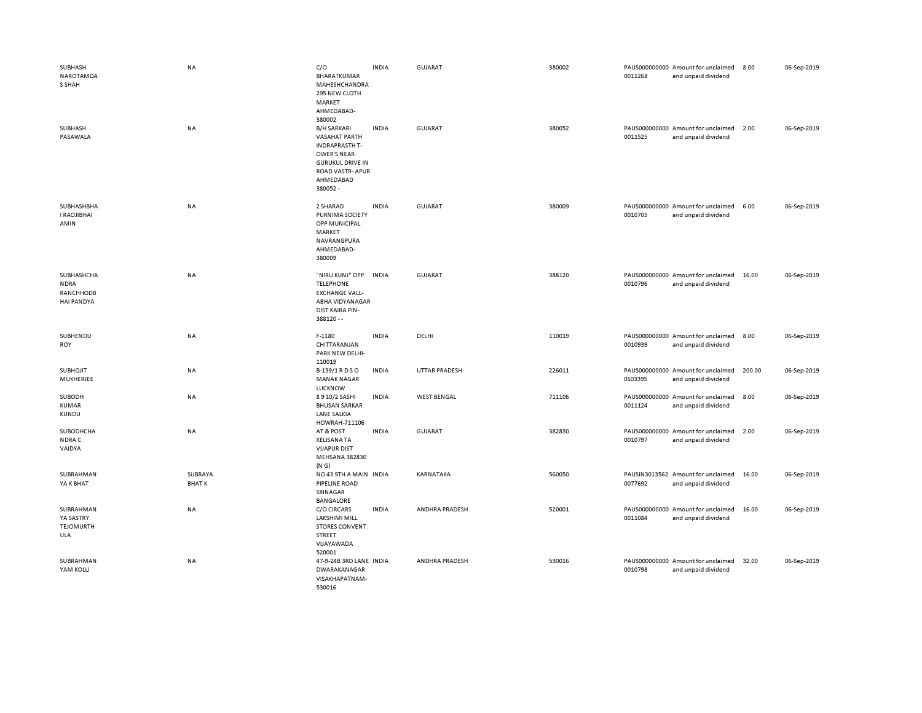| | | | | | | | | | |
|---|---|---|---|---|---|---|---|---|---|
| SUBHASH NAROTAMDAS SHAH | NA | C/O BHARATKUMAR MAHESHCHANDRA 295 NEW CLOTH MARKET AHMEDABAD-380002 | INDIA | GUJARAT | 380002 | PAUS0000000000011268 | Amount for unclaimed and unpaid dividend | 8.00 | 06-Sep-2019 |
| SUBHASH PASAWALA | NA | B/H SARKARI VASAHAT PARTH INDRAPRASTH T-OWER'S NEAR GURUKUL DRIVE IN ROAD VASTR- APUR AHMEDABAD 380052 - | INDIA | GUJARAT | 380052 | PAUS0000000000011525 | Amount for unclaimed and unpaid dividend | 2.00 | 06-Sep-2019 |
| SUBHASHBHAI RAOJIBHAI AMIN | NA | 2 SHARAD PURNIMA SOCIETY OPP MUNICIPAL MARKET NAVRANGPURA AHMEDABAD-380009 | INDIA | GUJARAT | 380009 | PAUS0000000000010705 | Amount for unclaimed and unpaid dividend | 6.00 | 06-Sep-2019 |
| SUBHASHCHANDRA RANCHHODBHAI PANDYA | NA | "NIRU KUNJ" OPP TELEPHONE EXCHANGE VALL-ABHA VIDYANAGAR DIST KAIRA PIN-388120 - - | INDIA | GUJARAT | 388120 | PAUS0000000000010796 | Amount for unclaimed and unpaid dividend | 16.00 | 06-Sep-2019 |
| SUBHENDU ROY | NA | F-1180 CHITTARANJAN PARK NEW DELHI-110019 | INDIA | DELHI | 110019 | PAUS0000000000010939 | Amount for unclaimed and unpaid dividend | 8.00 | 06-Sep-2019 |
| SUBHOJIT MUKHERJEE | NA | B-139/1 R D S O MANAK NAGAR LUCKNOW | INDIA | UTTAR PRADESH | 226011 | PAUS00000000000S03395 | Amount for unclaimed and unpaid dividend | 200.00 | 06-Sep-2019 |
| SUBODH KUMAR KUNDU | NA | 8 9 10/2 SASHI BHUSAN SARKAR LANE SALKIA HOWRAH-711106 | INDIA | WEST BENGAL | 711106 | PAUS0000000000011124 | Amount for unclaimed and unpaid dividend | 8.00 | 06-Sep-2019 |
| SUBODHCHANDRA C VAIDYA | NA | AT & POST KELISANA TA VIJAPUR DIST MEHSANA 382830 (N G) | INDIA | GUJARAT | 382830 | PAUS0000000000010797 | Amount for unclaimed and unpaid dividend | 2.00 | 06-Sep-2019 |
| SUBRAHMANYA K BHAT | SUBRAYA BHAT K | NO 43 9TH A MAIN PIPELINE ROAD SRINAGAR BANGALORE | INDIA | KARNATAKA | 560050 | PAUSIN30135620077692 | Amount for unclaimed and unpaid dividend | 16.00 | 06-Sep-2019 |
| SUBRAHMANYA SASTRY TEJOMURTHULA | NA | C/O CIRCARS LAKSHIMI MILL STORES CONVENT STREET VIJAYAWADA 520001 | INDIA | ANDHRA PRADESH | 520001 | PAUS0000000000011084 | Amount for unclaimed and unpaid dividend | 16.00 | 06-Sep-2019 |
| SUBRAHMANYAM KOLLI | NA | 47-9-24B 3RD LANE DWARAKANAGAR VISAKHAPATNAM-530016 | INDIA | ANDHRA PRADESH | 530016 | PAUS0000000000010798 | Amount for unclaimed and unpaid dividend | 32.00 | 06-Sep-2019 |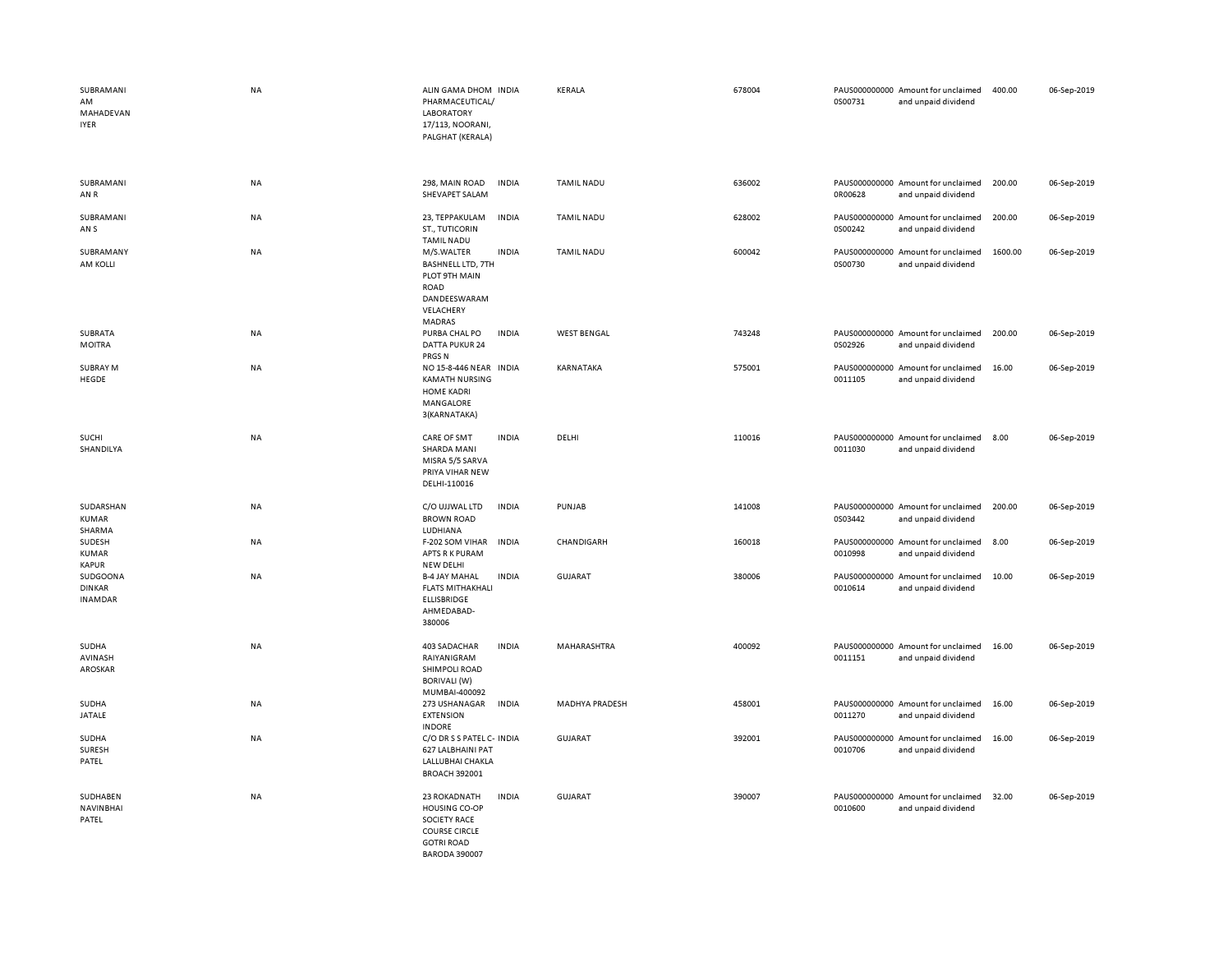| | | | | | | | | | |
|---|---|---|---|---|---|---|---|---|---|
| SUBRAMANI AM MAHADEVAN IYER | NA | ALIN GAMA DHOM PHARMACEUTICAL/ LABORATORY 17/113, NOORANI, PALGHAT (KERALA) | INDIA | KERALA | 678004 | PAUS0000000000S00731 | Amount for unclaimed and unpaid dividend | 400.00 | 06-Sep-2019 |
| SUBRAMANI AN R | NA | 298, MAIN ROAD SHEVAPET SALAM | INDIA | TAMIL NADU | 636002 | PAUS0000000000R00628 | Amount for unclaimed and unpaid dividend | 200.00 | 06-Sep-2019 |
| SUBRAMANI AN S | NA | 23, TEPPAKULAM ST., TUTICORIN TAMIL NADU | INDIA | TAMIL NADU | 628002 | PAUS0000000000S00242 | Amount for unclaimed and unpaid dividend | 200.00 | 06-Sep-2019 |
| SUBRAMANY AM KOLLI | NA | M/S.WALTER BASHNELL LTD, 7TH PLOT 9TH MAIN ROAD DANDEESWARAM VELACHERY MADRAS | INDIA | TAMIL NADU | 600042 | PAUS0000000000S00730 | Amount for unclaimed and unpaid dividend | 1600.00 | 06-Sep-2019 |
| SUBRATA MOITRA | NA | PURBA CHAL PO DATTA PUKUR 24 PRGS N | INDIA | WEST BENGAL | 743248 | PAUS0000000000S02926 | Amount for unclaimed and unpaid dividend | 200.00 | 06-Sep-2019 |
| SUBRAY M HEGDE | NA | NO 15-8-446 NEAR KAMATH NURSING HOME KADRI MANGALORE 3(KARNATAKA) | INDIA | KARNATAKA | 575001 | PAUS0000000000011105 | Amount for unclaimed and unpaid dividend | 16.00 | 06-Sep-2019 |
| SUCHI SHANDILYA | NA | CARE OF SMT SHARDA MANI MISRA 5/5 SARVA PRIYA VIHAR NEW DELHI-110016 | INDIA | DELHI | 110016 | PAUS0000000000011030 | Amount for unclaimed and unpaid dividend | 8.00 | 06-Sep-2019 |
| SUDARSHAN KUMAR SHARMA | NA | C/O UJJWAL LTD BROWN ROAD LUDHIANA | INDIA | PUNJAB | 141008 | PAUS0000000000S03442 | Amount for unclaimed and unpaid dividend | 200.00 | 06-Sep-2019 |
| SUDESH KUMAR KAPUR | NA | F-202 SOM VIHAR APTS R K PURAM NEW DELHI | INDIA | CHANDIGARH | 160018 | PAUS0000000000010998 | Amount for unclaimed and unpaid dividend | 8.00 | 06-Sep-2019 |
| SUDGOONA DINKAR INAMDAR | NA | B-4 JAY MAHAL FLATS MITHAKHALI ELLISBRIDGE AHMEDABAD-380006 | INDIA | GUJARAT | 380006 | PAUS0000000000010614 | Amount for unclaimed and unpaid dividend | 10.00 | 06-Sep-2019 |
| SUDHA AVINASH AROSKAR | NA | 403 SADACHAR RAIYANIGRAM SHIMPOLI ROAD BORIVALI (W) MUMBAI-400092 | INDIA | MAHARASHTRA | 400092 | PAUS0000000000011151 | Amount for unclaimed and unpaid dividend | 16.00 | 06-Sep-2019 |
| SUDHA JATALE | NA | 273 USHANAGAR EXTENSION INDORE | INDIA | MADHYA PRADESH | 458001 | PAUS0000000000011270 | Amount for unclaimed and unpaid dividend | 16.00 | 06-Sep-2019 |
| SUDHA SURESH PATEL | NA | C/O DR S S PATEL C-627 LALBHAINI PAT LALLUBHAI CHAKLA BROACH 392001 | INDIA | GUJARAT | 392001 | PAUS0000000000010706 | Amount for unclaimed and unpaid dividend | 16.00 | 06-Sep-2019 |
| SUDHABEN NAVINBHAI PATEL | NA | 23 ROKADNATH HOUSING CO-OP SOCIETY RACE COURSE CIRCLE GOTRI ROAD BARODA 390007 | INDIA | GUJARAT | 390007 | PAUS0000000000010600 | Amount for unclaimed and unpaid dividend | 32.00 | 06-Sep-2019 |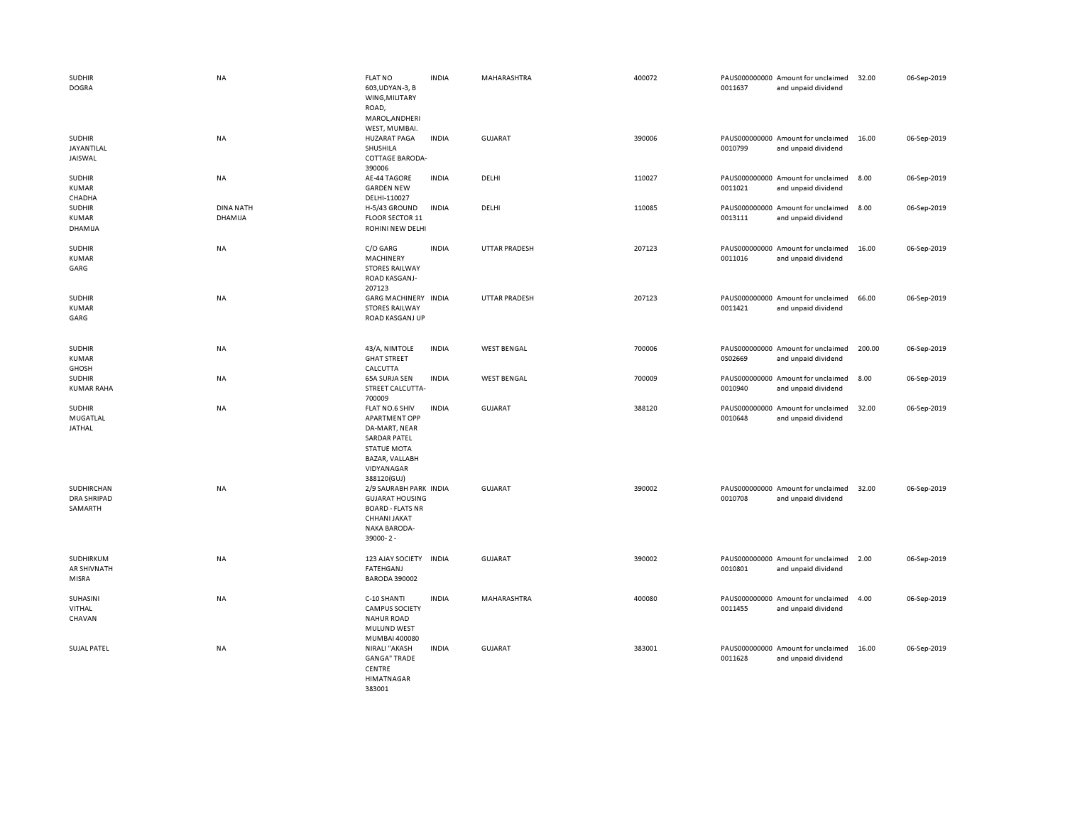| | | | | | | | | | |
|---|---|---|---|---|---|---|---|---|---|
| SUDHIR DOGRA | NA | FLAT NO 603,UDYAN-3, B WING,MILITARY ROAD, MAROL,ANDHERI WEST, MUMBAI. | INDIA | MAHARASHTRA | 400072 | PAUS0000000000011637 | Amount for unclaimed and unpaid dividend | 32.00 | 06-Sep-2019 |
| SUDHIR JAYANTILAL JAISWAL | NA | HUZARAT PAGA SHUSHILA COTTAGE BARODA-390006 | INDIA | GUJARAT | 390006 | PAUS0000000000010799 | Amount for unclaimed and unpaid dividend | 16.00 | 06-Sep-2019 |
| SUDHIR KUMAR CHADHA | NA | AE-44 TAGORE GARDEN NEW DELHI-110027 | INDIA | DELHI | 110027 | PAUS0000000000011021 | Amount for unclaimed and unpaid dividend | 8.00 | 06-Sep-2019 |
| SUDHIR KUMAR DHAMIJA | DINA NATH DHAMIJA | H-5/43 GROUND FLOOR SECTOR 11 ROHINI NEW DELHI | INDIA | DELHI | 110085 | PAUS0000000000013111 | Amount for unclaimed and unpaid dividend | 8.00 | 06-Sep-2019 |
| SUDHIR KUMAR GARG | NA | C/O GARG MACHINERY STORES RAILWAY ROAD KASGANJ-207123 | INDIA | UTTAR PRADESH | 207123 | PAUS0000000000011016 | Amount for unclaimed and unpaid dividend | 16.00 | 06-Sep-2019 |
| SUDHIR KUMAR GARG | NA | GARG MACHINERY STORES RAILWAY ROAD KASGANJ UP | INDIA | UTTAR PRADESH | 207123 | PAUS0000000000011421 | Amount for unclaimed and unpaid dividend | 66.00 | 06-Sep-2019 |
| SUDHIR KUMAR GHOSH | NA | 43/A, NIMTOLE GHAT STREET CALCUTTA | INDIA | WEST BENGAL | 700006 | PAUS0000000000502669 | Amount for unclaimed and unpaid dividend | 200.00 | 06-Sep-2019 |
| SUDHIR KUMAR RAHA | NA | 65A SURJA SEN STREET CALCUTTA-700009 | INDIA | WEST BENGAL | 700009 | PAUS0000000000010940 | Amount for unclaimed and unpaid dividend | 8.00 | 06-Sep-2019 |
| SUDHIR MUGATLAL JATHAL | NA | FLAT NO.6 SHIV APARTMENT OPP DA-MART, NEAR SARDAR PATEL STATUE MOTA BAZAR, VALLABH VIDYANAGAR 388120(GUJ) | INDIA | GUJARAT | 388120 | PAUS0000000000010648 | Amount for unclaimed and unpaid dividend | 32.00 | 06-Sep-2019 |
| SUDHIRCHAN DRA SHRIPAD SAMARTH | NA | 2/9 SAURABH PARK GUJARAT HOUSING BOARD - FLATS NR CHHANI JAKAT NAKA BARODA-39000-2 - | INDIA | GUJARAT | 390002 | PAUS0000000000010708 | Amount for unclaimed and unpaid dividend | 32.00 | 06-Sep-2019 |
| SUDHIRKUM AR SHIVNATH MISRA | NA | 123 AJAY SOCIETY FATEHGANJ BARODA 390002 | INDIA | GUJARAT | 390002 | PAUS0000000000010801 | Amount for unclaimed and unpaid dividend | 2.00 | 06-Sep-2019 |
| SUHASINI VITHAL CHAVAN | NA | C-10 SHANTI CAMPUS SOCIETY NAHUR ROAD MULUND WEST MUMBAI 400080 | INDIA | MAHARASHTRA | 400080 | PAUS0000000000011455 | Amount for unclaimed and unpaid dividend | 4.00 | 06-Sep-2019 |
| SUJAL PATEL | NA | NIRALI "AKASH GANGA" TRADE CENTRE HIMATNAGAR 383001 | INDIA | GUJARAT | 383001 | PAUS0000000000011628 | Amount for unclaimed and unpaid dividend | 16.00 | 06-Sep-2019 |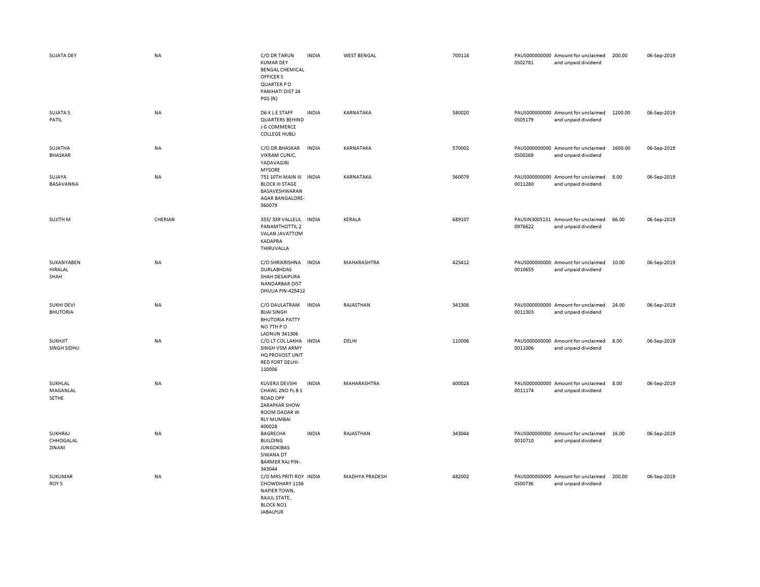| | | | | | | | | | |
|---|---|---|---|---|---|---|---|---|---|
| SUJATA DEY | NA | C/O DR TARUN KUMAR DEY BENGAL CHEMICAL OFFICER S QUARTER P O PANIHATI DIST 24 PGS (N) | INDIA | WEST BENGAL | 700114 | PAUS0000000000S02781 | Amount for unclaimed and unpaid dividend | 200.00 | 06-Sep-2019 |
| SUJATA S PATIL | NA | D6 K L E STAFF QUARTERS BEHIND J G COMMERCE COLLEGE HUBLI | INDIA | KARNATAKA | 580020 | PAUS0000000000S05179 | Amount for unclaimed and unpaid dividend | 1200.00 | 06-Sep-2019 |
| SUJATHA BHASKAR | NA | C/O.DR.BHASKAR VIKRAM CLINIC, YADAVAGIRI MYSORE | INDIA | KARNATAKA | 570002 | PAUS0000000000S00269 | Amount for unclaimed and unpaid dividend | 1600.00 | 06-Sep-2019 |
| SUJAYA BASAVANNA | NA | 751 10TH MAIN III BLOCK III STAGE BASAVESHWARAN AGAR BANGALORE-560079 | INDIA | KARNATAKA | 560079 | PAUS00000000000011280 | Amount for unclaimed and unpaid dividend | 8.00 | 06-Sep-2019 |
| SUJITH M | CHERIAN | 333/ 339 VALLELIL PANAMTHOTTIL 2 VALAN JAVATTOM KADAPRA THIRUVALLA | INDIA | KERALA | 689107 | PAUSIN30051310976622 | Amount for unclaimed and unpaid dividend | 66.00 | 06-Sep-2019 |
| SUKANYABEN HIRALAL SHAH | NA | C/O SHRIKRISHNA DURLABHDAS SHAH DESAIPURA NANDARBAR DIST DHULIA PIN-425412 | INDIA | MAHARASHTRA | 425412 | PAUS00000000000010655 | Amount for unclaimed and unpaid dividend | 10.00 | 06-Sep-2019 |
| SUKHI DEVI BHUTORIA | NA | C/O DAULATRAM BIJAI SINGH BHUTORIA PATTY NO 7TH P O LADNUN 341306 | INDIA | RAJASTHAN | 341306 | PAUS00000000000011303 | Amount for unclaimed and unpaid dividend | 24.00 | 06-Sep-2019 |
| SUKHJIT SINGH SIDHU | NA | C/O LT COL LAKHA SINGH VSM ARMY HQ PROVOST UNIT RED FORT DELHI-110006 | INDIA | DELHI | 110006 | PAUS00000000000011006 | Amount for unclaimed and unpaid dividend | 8.00 | 06-Sep-2019 |
| SUKHLAL MAGANLAL SETHE | NA | KUVERJI DEVSHI CHAWL 2ND FL B S ROAD OPP ZARAPKAR SHOW ROOM DADAR W RLY MUMBAI 400028 | INDIA | MAHARASHTRA | 400028 | PAUS00000000000011174 | Amount for unclaimed and unpaid dividend | 8.00 | 06-Sep-2019 |
| SUKHRAJ CHHOGALAL ZINANI | NA | BAGRECHA BUILDING JUNGOKIBAS SIWANA DT BARMER RAJ PIN-343044 | INDIA | RAJASTHAN | 343044 | PAUS00000000000010710 | Amount for unclaimed and unpaid dividend | 16.00 | 06-Sep-2019 |
| SUKUMAR ROY S | NA | C/O MRS PRITI ROY CHOWDHARY 1156 NAPIER TOWN, RAJUL STATE, BLOCK NO1 JABALPUR | INDIA | MADHYA PRADESH | 482002 | PAUS0000000000S00736 | Amount for unclaimed and unpaid dividend | 200.00 | 06-Sep-2019 |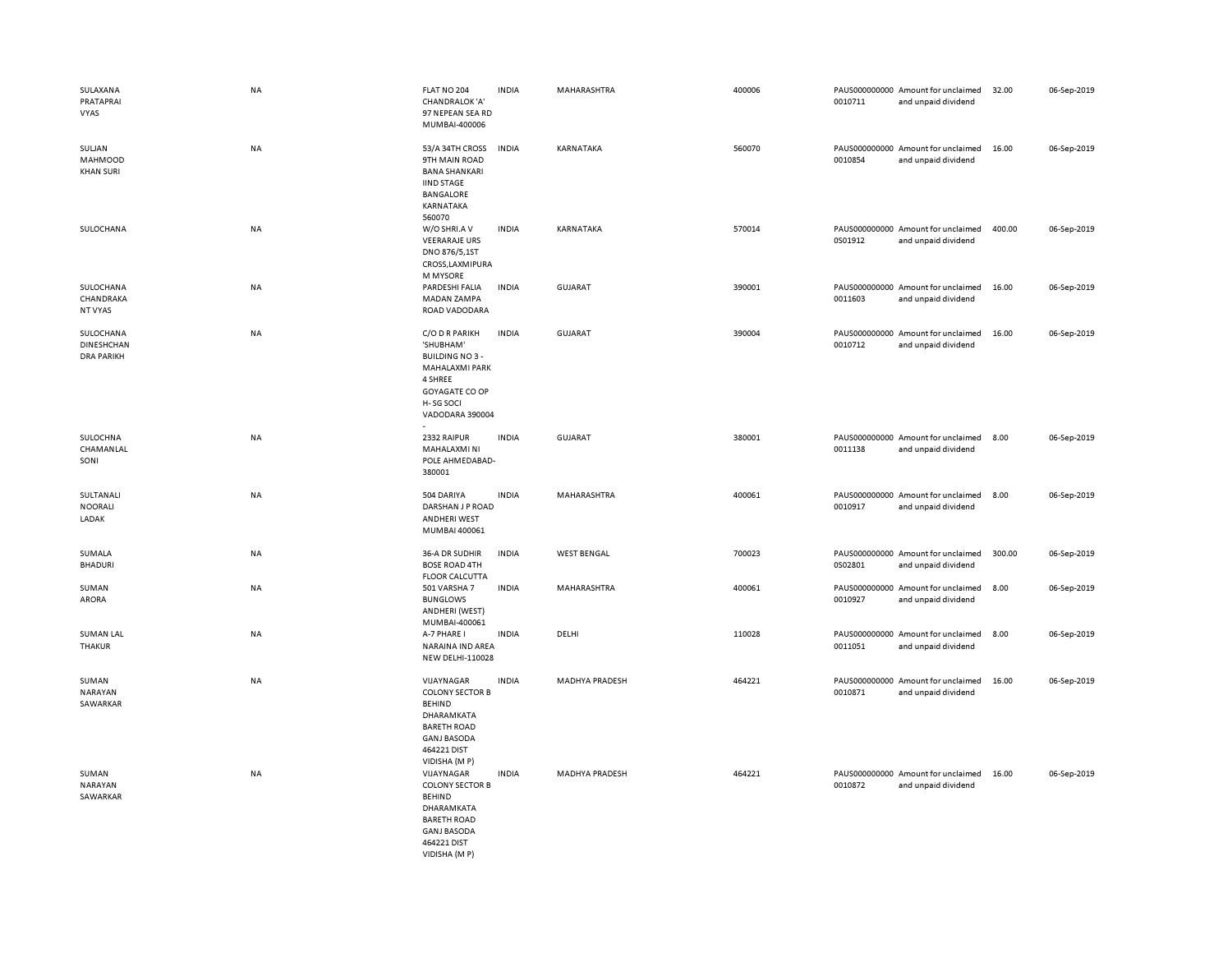| | | | | | | | | | |
|---|---|---|---|---|---|---|---|---|---|
| SULAXANA PRATAPRAI VYAS | NA | FLAT NO 204 CHANDRALOK 'A' 97 NEPEAN SEA RD MUMBAI-400006 | INDIA | MAHARASHTRA | 400006 | PAUS000000000 0010711 | Amount for unclaimed and unpaid dividend | 32.00 | 06-Sep-2019 |
| SULJAN MAHMOOD KHAN SURI | NA | 53/A 34TH CROSS 9TH MAIN ROAD BANA SHANKARI IIND STAGE BANGALORE KARNATAKA 560070 | INDIA | KARNATAKA | 560070 | PAUS000000000 0010854 | Amount for unclaimed and unpaid dividend | 16.00 | 06-Sep-2019 |
| SULOCHANA | NA | W/O SHRI.A V VEERARAJE URS DNO 876/5,1ST CROSS,LAXMIPURA M MYSORE | INDIA | KARNATAKA | 570014 | PAUS000000000 0S01912 | Amount for unclaimed and unpaid dividend | 400.00 | 06-Sep-2019 |
| SULOCHANA CHANDRAKA NT VYAS | NA | PARDESHI FALIA MADAN ZAMPA ROAD VADODARA | INDIA | GUJARAT | 390001 | PAUS000000000 0011603 | Amount for unclaimed and unpaid dividend | 16.00 | 06-Sep-2019 |
| SULOCHANA DINESHCHAN DRA PARIKH | NA | C/O D R PARIKH 'SHUBHAM' BUILDING NO 3 - MAHALAXMI PARK 4 SHREE GOYAGATE CO OP H- SG SOCI VADODARA 390004 - | INDIA | GUJARAT | 390004 | PAUS000000000 0010712 | Amount for unclaimed and unpaid dividend | 16.00 | 06-Sep-2019 |
| SULOCHNA CHAMANLAL SONI | NA | 2332 RAIPUR MAHALAXMI NI POLE AHMEDABAD-380001 | INDIA | GUJARAT | 380001 | PAUS000000000 0011138 | Amount for unclaimed and unpaid dividend | 8.00 | 06-Sep-2019 |
| SULTANALI NOORALI LADAK | NA | 504 DARIYA DARSHAN J P ROAD ANDHERI WEST MUMBAI 400061 | INDIA | MAHARASHTRA | 400061 | PAUS000000000 0010917 | Amount for unclaimed and unpaid dividend | 8.00 | 06-Sep-2019 |
| SUMALA BHADURI | NA | 36-A DR SUDHIR BOSE ROAD 4TH FLOOR CALCUTTA | INDIA | WEST BENGAL | 700023 | PAUS000000000 0S02801 | Amount for unclaimed and unpaid dividend | 300.00 | 06-Sep-2019 |
| SUMAN ARORA | NA | 501 VARSHA 7 BUNGLOWS ANDHERI (WEST) MUMBAI-400061 | INDIA | MAHARASHTRA | 400061 | PAUS000000000 0010927 | Amount for unclaimed and unpaid dividend | 8.00 | 06-Sep-2019 |
| SUMAN LAL THAKUR | NA | A-7 PHARE I NARAINA IND AREA NEW DELHI-110028 | INDIA | DELHI | 110028 | PAUS000000000 0011051 | Amount for unclaimed and unpaid dividend | 8.00 | 06-Sep-2019 |
| SUMAN NARAYAN SAWARKAR | NA | VIJAYNAGAR COLONY SECTOR B BEHIND DHARAMKATA BARETH ROAD GANJ BASODA 464221 DIST VIDISHA (M P) | INDIA | MADHYA PRADESH | 464221 | PAUS000000000 0010871 | Amount for unclaimed and unpaid dividend | 16.00 | 06-Sep-2019 |
| SUMAN NARAYAN SAWARKAR | NA | VIJAYNAGAR COLONY SECTOR B BEHIND DHARAMKATA BARETH ROAD GANJ BASODA 464221 DIST VIDISHA (M P) | INDIA | MADHYA PRADESH | 464221 | PAUS000000000 0010872 | Amount for unclaimed and unpaid dividend | 16.00 | 06-Sep-2019 |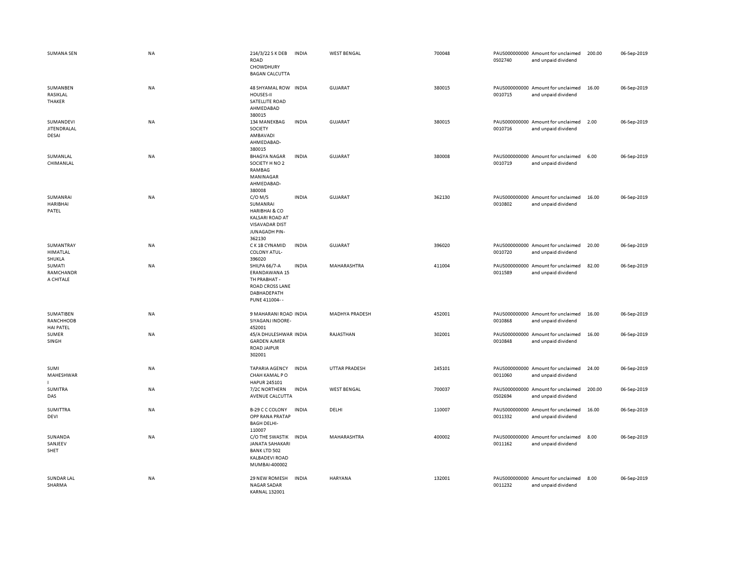| | | | | | | | | | |
|---|---|---|---|---|---|---|---|---|---|
| SUMANA SEN | NA | 214/3/22 S K DEB ROAD CHOWDHURY BAGAN CALCUTTA | INDIA | WEST BENGAL | 700048 | PAUS0000000000S02740 | Amount for unclaimed and unpaid dividend | 200.00 | 06-Sep-2019 |
| SUMANBEN RASIKLAL THAKER | NA | 48 SHYAMAL ROW HOUSES-II SATELLITE ROAD AHMEDABAD 380015 | INDIA | GUJARAT | 380015 | PAUS00000000000010715 | Amount for unclaimed and unpaid dividend | 16.00 | 06-Sep-2019 |
| SUMANDEVI JITENDRALAL DESAI | NA | 134 MANEKBAG SOCIETY AMBAVADI AHMEDABAD-380015 | INDIA | GUJARAT | 380015 | PAUS00000000000010716 | Amount for unclaimed and unpaid dividend | 2.00 | 06-Sep-2019 |
| SUMANLAL CHIMANLAL | NA | BHAGYA NAGAR SOCIETY H NO 2 RAMBAG MANINAGAR AHMEDABAD-380008 | INDIA | GUJARAT | 380008 | PAUS00000000000010719 | Amount for unclaimed and unpaid dividend | 6.00 | 06-Sep-2019 |
| SUMANRAI HARIBHAI PATEL | NA | C/O M/S SUMANRAI HARIBHAI & CO KALSARI ROAD AT VISAVADAR DIST JUNAGADH PIN-362130 | INDIA | GUJARAT | 362130 | PAUS00000000000010802 | Amount for unclaimed and unpaid dividend | 16.00 | 06-Sep-2019 |
| SUMANTRAY HIMATLAL SHUKLA | NA | C K 1B CYNAMID COLONY ATUL-396020 | INDIA | GUJARAT | 396020 | PAUS00000000000010720 | Amount for unclaimed and unpaid dividend | 20.00 | 06-Sep-2019 |
| SUMATI RAMCHANDR A CHITALE | NA | SHILPA 66/7-A ERANDAWANA 15 TH PRABHAT - ROAD CROSS LANE DABHADEPATH PUNE 411004- - | INDIA | MAHARASHTRA | 411004 | PAUS00000000000011589 | Amount for unclaimed and unpaid dividend | 82.00 | 06-Sep-2019 |
| SUMATIBEN RANCHHODB HAI PATEL | NA | 9 MAHARANI ROAD SIYAGANJ INDORE-452001 | INDIA | MADHYA PRADESH | 452001 | PAUS00000000000010868 | Amount for unclaimed and unpaid dividend | 16.00 | 06-Sep-2019 |
| SUMER SINGH | NA | 45/A DHULESHWAR GARDEN AJMER ROAD JAIPUR 302001 | INDIA | RAJASTHAN | 302001 | PAUS00000000000010848 | Amount for unclaimed and unpaid dividend | 16.00 | 06-Sep-2019 |
| SUMI MAHESHWAR I | NA | TAPARIA AGENCY CHAH KAMAL P O HAPUR 245101 | INDIA | UTTAR PRADESH | 245101 | PAUS00000000000011060 | Amount for unclaimed and unpaid dividend | 24.00 | 06-Sep-2019 |
| SUMITRA DAS | NA | 7/2C NORTHERN AVENUE CALCUTTA | INDIA | WEST BENGAL | 700037 | PAUS0000000000S02694 | Amount for unclaimed and unpaid dividend | 200.00 | 06-Sep-2019 |
| SUMITTRA DEVI | NA | B-29 C C COLONY OPP RANA PRATAP BAGH DELHI-110007 | INDIA | DELHI | 110007 | PAUS00000000000011332 | Amount for unclaimed and unpaid dividend | 16.00 | 06-Sep-2019 |
| SUNANDA SANJEEV SHET | NA | C/O THE SWASTIK JANATA SAHAKARI BANK LTD 502 KALBADEVI ROAD MUMBAI-400002 | INDIA | MAHARASHTRA | 400002 | PAUS00000000000011162 | Amount for unclaimed and unpaid dividend | 8.00 | 06-Sep-2019 |
| SUNDAR LAL SHARMA | NA | 29 NEW ROMESH NAGAR SADAR KARNAL 132001 | INDIA | HARYANA | 132001 | PAUS00000000000011232 | Amount for unclaimed and unpaid dividend | 8.00 | 06-Sep-2019 |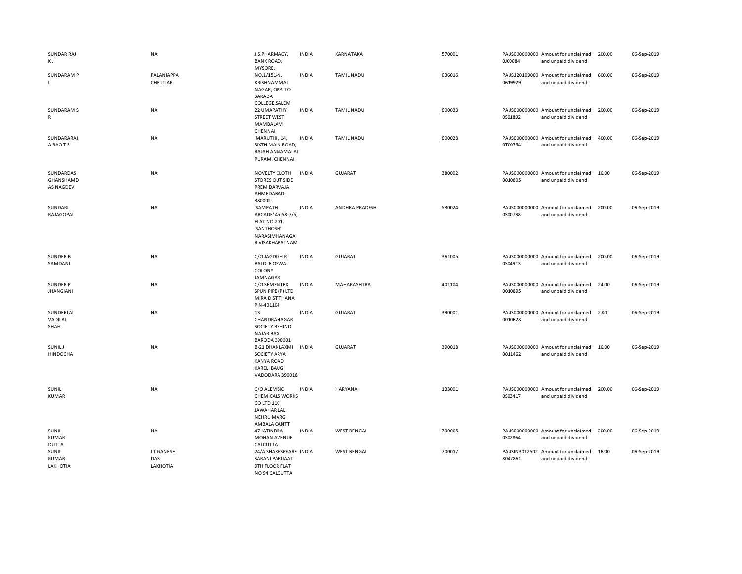| | | | | | | | | | |
|---|---|---|---|---|---|---|---|---|---|
| SUNDAR RAJ K J | NA | J.S.PHARMACY, BANK ROAD, MYSORE. | INDIA | KARNATAKA | 570001 | PAUS0000000000J00084 | Amount for unclaimed and unpaid dividend | 200.00 | 06-Sep-2019 |
| SUNDARAM P L | PALANIAPPA CHETTIAR | NO.1/151-N, KRISHNAMMAL NAGAR, OPP. TO SARADA COLLEGE,SALEM | INDIA | TAMIL NADU | 636016 | PAUS1201090000619929 | Amount for unclaimed and unpaid dividend | 600.00 | 06-Sep-2019 |
| SUNDARAM S R | NA | 22 UMAPATHY STREET WEST MAMBALAM CHENNAI | INDIA | TAMIL NADU | 600033 | PAUS0000000000S01892 | Amount for unclaimed and unpaid dividend | 200.00 | 06-Sep-2019 |
| SUNDARARAJ A RAO T S | NA | 'MARUTHI', 14, SIXTH MAIN ROAD, RAJAH ANNAMALAI PURAM, CHENNAI | INDIA | TAMIL NADU | 600028 | PAUS0000000000T00754 | Amount for unclaimed and unpaid dividend | 400.00 | 06-Sep-2019 |
| SUNDARDAS GHANSHAMD AS NAGDEV | NA | NOVELTY CLOTH STORES OUT SIDE PREM DARVAJA AHMEDABAD-380002 | INDIA | GUJARAT | 380002 | PAUS00000000000010805 | Amount for unclaimed and unpaid dividend | 16.00 | 06-Sep-2019 |
| SUNDARI RAJAGOPAL | NA | 'SAMPATH ARCADE' 45-58-7/5, FLAT NO.201, 'SANTHOSH' NARASIMHANAGA R VISAKHAPATNAM | INDIA | ANDHRA PRADESH | 530024 | PAUS0000000000S00738 | Amount for unclaimed and unpaid dividend | 200.00 | 06-Sep-2019 |
| SUNDER B SAMDANI | NA | C/O JAGDISH R BALDI 6 OSWAL COLONY JAMNAGAR | INDIA | GUJARAT | 361005 | PAUS0000000000S04913 | Amount for unclaimed and unpaid dividend | 200.00 | 06-Sep-2019 |
| SUNDER P JHANGIANI | NA | C/O SEMENTEX SPUN PIPE (P) LTD MIRA DIST THANA PIN-401104 | INDIA | MAHARASHTRA | 401104 | PAUS00000000000010895 | Amount for unclaimed and unpaid dividend | 24.00 | 06-Sep-2019 |
| SUNDERLAL VADILAL SHAH | NA | 13 CHANDRANAGAR SOCIETY BEHIND NAJAR BAG BARODA 390001 | INDIA | GUJARAT | 390001 | PAUS00000000000010628 | Amount for unclaimed and unpaid dividend | 2.00 | 06-Sep-2019 |
| SUNIL J HINDOCHA | NA | B-21 DHANLAXMI SOCIETY ARYA KANYA ROAD KARELI BAUG VADODARA 390018 | INDIA | GUJARAT | 390018 | PAUS00000000000011462 | Amount for unclaimed and unpaid dividend | 16.00 | 06-Sep-2019 |
| SUNIL KUMAR | NA | C/O ALEMBIC CHEMICALS WORKS CO LTD 110 JAWAHAR LAL NEHRU MARG AMBALA CANTT | INDIA | HARYANA | 133001 | PAUS0000000000S03417 | Amount for unclaimed and unpaid dividend | 200.00 | 06-Sep-2019 |
| SUNIL KUMAR DUTTA | NA | 47 JATINDRA MOHAN AVENUE CALCUTTA | INDIA | WEST BENGAL | 700005 | PAUS0000000000S02864 | Amount for unclaimed and unpaid dividend | 200.00 | 06-Sep-2019 |
| SUNIL KUMAR LAKHOTIA | LT GANESH DAS LAKHOTIA | 24/A SHAKESPEARE SARANI PARIJAAT 9TH FLOOR FLAT NO 94 CALCUTTA | INDIA | WEST BENGAL | 700017 | PAUSIN30125028047861 | Amount for unclaimed and unpaid dividend | 16.00 | 06-Sep-2019 |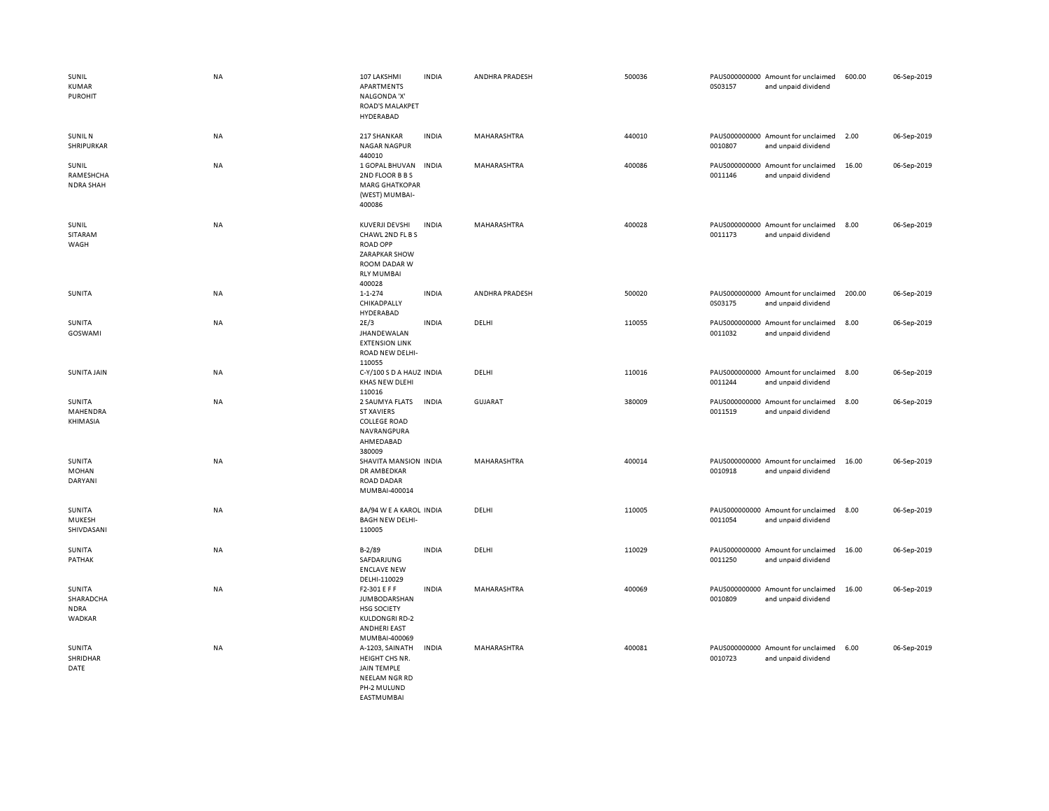| | | | | | | | | | |
|---|---|---|---|---|---|---|---|---|---|
| SUNIL KUMAR PUROHIT | NA | 107 LAKSHMI APARTMENTS NALGONDA 'X' ROAD'S MALAKPET HYDERABAD | INDIA | ANDHRA PRADESH | 500036 | PAUS0000000000S03157 | Amount for unclaimed and unpaid dividend | 600.00 | 06-Sep-2019 |
| SUNIL N SHRIPURKAR | NA | 217 SHANKAR NAGAR NAGPUR 440010 | INDIA | MAHARASHTRA | 440010 | PAUS0000000000010807 | Amount for unclaimed and unpaid dividend | 2.00 | 06-Sep-2019 |
| SUNIL RAMESHCHANDRA SHAH | NA | 1 GOPAL BHUVAN 2ND FLOOR B B S MARG GHATKOPAR (WEST) MUMBAI-400086 | INDIA | MAHARASHTRA | 400086 | PAUS0000000000011146 | Amount for unclaimed and unpaid dividend | 16.00 | 06-Sep-2019 |
| SUNIL SITARAM WAGH | NA | KUVERJI DEVSHI CHAWL 2ND FL B S ROAD OPP ZARAPKAR SHOW ROOM DADAR W RLY MUMBAI 400028 | INDIA | MAHARASHTRA | 400028 | PAUS0000000000011173 | Amount for unclaimed and unpaid dividend | 8.00 | 06-Sep-2019 |
| SUNITA | NA | 1-1-274 CHIKADPALLY HYDERABAD | INDIA | ANDHRA PRADESH | 500020 | PAUS0000000000S03175 | Amount for unclaimed and unpaid dividend | 200.00 | 06-Sep-2019 |
| SUNITA GOSWAMI | NA | 2E/3 JHANDEWALAN EXTENSION LINK ROAD NEW DELHI-110055 | INDIA | DELHI | 110055 | PAUS0000000000011032 | Amount for unclaimed and unpaid dividend | 8.00 | 06-Sep-2019 |
| SUNITA JAIN | NA | C-Y/100 S D A HAUZ KHAS NEW DLEHI 110016 | INDIA | DELHI | 110016 | PAUS0000000000011244 | Amount for unclaimed and unpaid dividend | 8.00 | 06-Sep-2019 |
| SUNITA MAHENDRA KHIMASIA | NA | 2 SAUMYA FLATS ST XAVIERS COLLEGE ROAD NAVRANGPURA AHMEDABAD 380009 | INDIA | GUJARAT | 380009 | PAUS0000000000011519 | Amount for unclaimed and unpaid dividend | 8.00 | 06-Sep-2019 |
| SUNITA MOHAN DARYANI | NA | SHAVITA MANSION DR AMBEDKAR ROAD DADAR MUMBAI-400014 | INDIA | MAHARASHTRA | 400014 | PAUS0000000000010918 | Amount for unclaimed and unpaid dividend | 16.00 | 06-Sep-2019 |
| SUNITA MUKESH SHIVDASANI | NA | 8A/94 W E A KAROL BAGH NEW DELHI-110005 | INDIA | DELHI | 110005 | PAUS0000000000011054 | Amount for unclaimed and unpaid dividend | 8.00 | 06-Sep-2019 |
| SUNITA PATHAK | NA | B-2/89 SAFDARJUNG ENCLAVE NEW DELHI-110029 | INDIA | DELHI | 110029 | PAUS0000000000011250 | Amount for unclaimed and unpaid dividend | 16.00 | 06-Sep-2019 |
| SUNITA SHARADCHANDRA WADKAR | NA | F2-301 E F F JUMBODARSHAN HSG SOCIETY KULDONGRI RD-2 ANDHERI EAST MUMBAI-400069 | INDIA | MAHARASHTRA | 400069 | PAUS0000000000010809 | Amount for unclaimed and unpaid dividend | 16.00 | 06-Sep-2019 |
| SUNITA SHRIDHAR DATE | NA | A-1203, SAINATH HEIGHT CHS NR. JAIN TEMPLE NEELAM NGR RD PH-2 MULUND EASTMUMBAI | INDIA | MAHARASHTRA | 400081 | PAUS0000000000010723 | Amount for unclaimed and unpaid dividend | 6.00 | 06-Sep-2019 |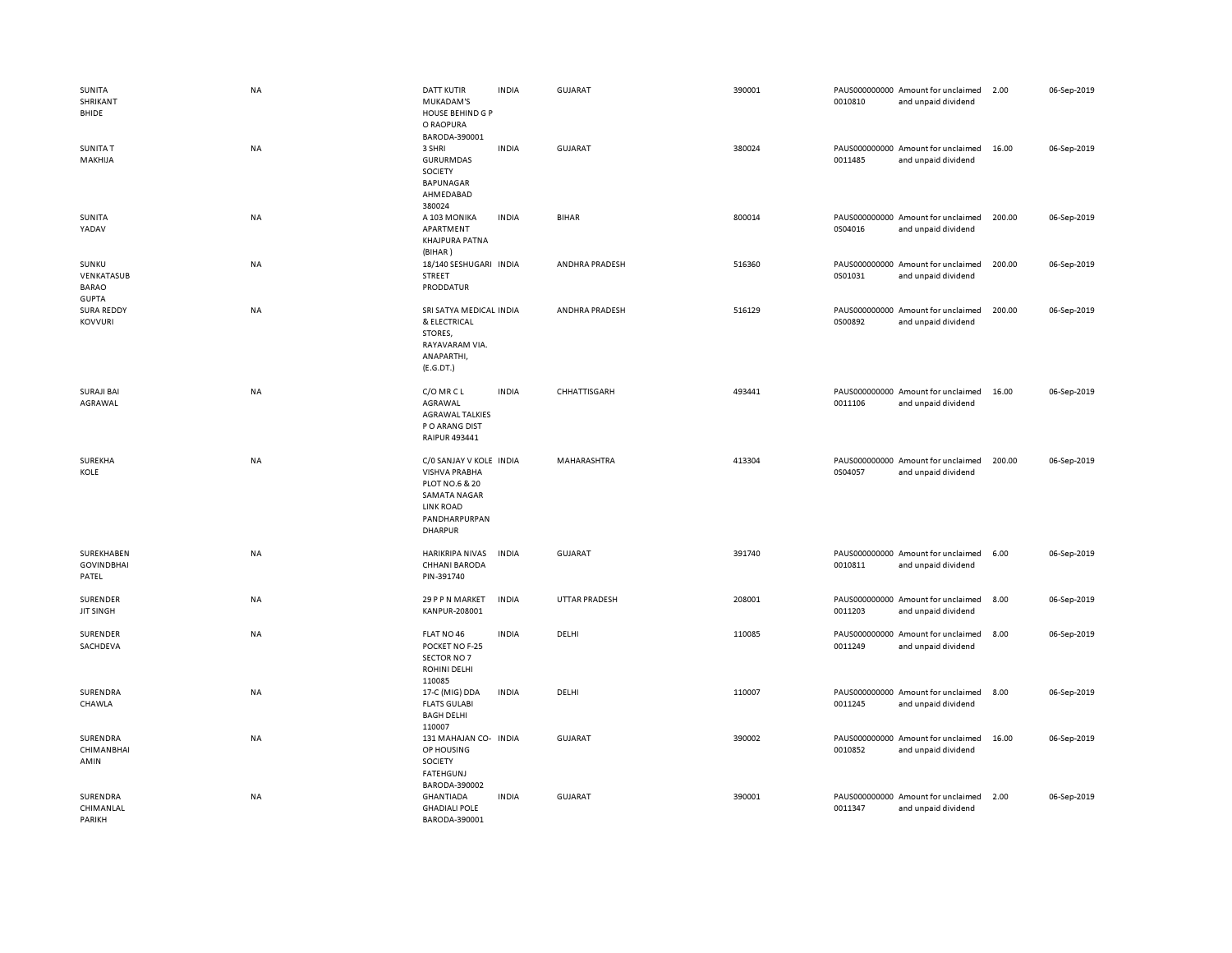| | | | | | | | | | |
|---|---|---|---|---|---|---|---|---|---|
| SUNITA SHRIKANT BHIDE | NA | DATT KUTIR MUKADAM'S HOUSE BEHIND G P O RAOPURA BARODA-390001 | INDIA | GUJARAT | 390001 | PAUS0000000000010810 | Amount for unclaimed and unpaid dividend | 2.00 | 06-Sep-2019 |
| SUNITA T MAKHIJA | NA | 3 SHRI GURURMDAS SOCIETY BAPUNAGAR AHMEDABAD 380024 | INDIA | GUJARAT | 380024 | PAUS0000000000011485 | Amount for unclaimed and unpaid dividend | 16.00 | 06-Sep-2019 |
| SUNITA YADAV | NA | A 103 MONIKA APARTMENT KHAJPURA PATNA (BIHAR ) | INDIA | BIHAR | 800014 | PAUS00000000000S04016 | Amount for unclaimed and unpaid dividend | 200.00 | 06-Sep-2019 |
| SUNKU VENKATASUB BARAO GUPTA | NA | 18/140 SESHUGARI STREET PRODDATUR | INDIA | ANDHRA PRADESH | 516360 | PAUS00000000000S01031 | Amount for unclaimed and unpaid dividend | 200.00 | 06-Sep-2019 |
| SURA REDDY KOVVURI | NA | SRI SATYA MEDICAL & ELECTRICAL STORES, RAYAVARAM VIA. ANAPARTHI, (E.G.DT.) | INDIA | ANDHRA PRADESH | 516129 | PAUS00000000000S00892 | Amount for unclaimed and unpaid dividend | 200.00 | 06-Sep-2019 |
| SURAJI BAI AGRAWAL | NA | C/O MR C L AGRAWAL AGRAWAL TALKIES P O ARANG DIST RAIPUR 493441 | INDIA | CHHATTISGARH | 493441 | PAUS0000000000011106 | Amount for unclaimed and unpaid dividend | 16.00 | 06-Sep-2019 |
| SUREKHA KOLE | NA | C/0 SANJAY V KOLE VISHVA PRABHA PLOT NO.6 & 20 SAMATA NAGAR LINK ROAD PANDHARPURPAN DHARPUR | INDIA | MAHARASHTRA | 413304 | PAUS00000000000S04057 | Amount for unclaimed and unpaid dividend | 200.00 | 06-Sep-2019 |
| SUREKHABEN GOVINDBHAI PATEL | NA | HARIKRIPA NIVAS CHHANI BARODA PIN-391740 | INDIA | GUJARAT | 391740 | PAUS0000000000010811 | Amount for unclaimed and unpaid dividend | 6.00 | 06-Sep-2019 |
| SURENDER JIT SINGH | NA | 29 P P N MARKET KANPUR-208001 | INDIA | UTTAR PRADESH | 208001 | PAUS0000000000011203 | Amount for unclaimed and unpaid dividend | 8.00 | 06-Sep-2019 |
| SURENDER SACHDEVA | NA | FLAT NO 46 POCKET NO F-25 SECTOR NO 7 ROHINI DELHI 110085 | INDIA | DELHI | 110085 | PAUS0000000000011249 | Amount for unclaimed and unpaid dividend | 8.00 | 06-Sep-2019 |
| SURENDRA CHAWLA | NA | 17-C (MIG) DDA FLATS GULABI BAGH DELHI 110007 | INDIA | DELHI | 110007 | PAUS0000000000011245 | Amount for unclaimed and unpaid dividend | 8.00 | 06-Sep-2019 |
| SURENDRA CHIMANBHAI AMIN | NA | 131 MAHAJAN CO-OP HOUSING SOCIETY FATEHGUNJ BARODA-390002 | INDIA | GUJARAT | 390002 | PAUS0000000000010852 | Amount for unclaimed and unpaid dividend | 16.00 | 06-Sep-2019 |
| SURENDRA CHIMANLAL PARIKH | NA | GHANTIADA GHADIALI POLE BARODA-390001 | INDIA | GUJARAT | 390001 | PAUS0000000000011347 | Amount for unclaimed and unpaid dividend | 2.00 | 06-Sep-2019 |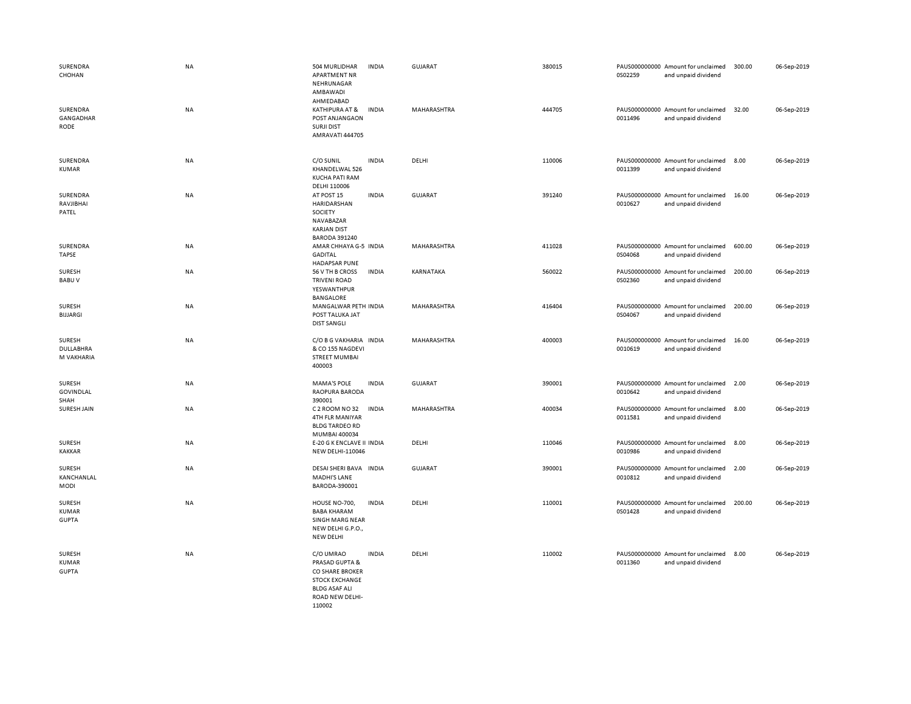| | | | | | | | | | |
|---|---|---|---|---|---|---|---|---|---|
| SURENDRA CHOHAN | NA | 504 MURLIDHAR APARTMENT NR NEHRUNAGAR AMBAWADI AHMEDABAD | INDIA | GUJARAT | 380015 | PAUS0000000000S02259 | Amount for unclaimed and unpaid dividend | 300.00 | 06-Sep-2019 |
| SURENDRA GANGADHAR RODE | NA | KATHIPURA AT & POST ANJANGAON SURJI DIST AMRAVATI 444705 | INDIA | MAHARASHTRA | 444705 | PAUS0000000000011496 | Amount for unclaimed and unpaid dividend | 32.00 | 06-Sep-2019 |
| SURENDRA KUMAR | NA | C/O SUNIL KHANDELWAL 526 KUCHA PATI RAM DELHI 110006 | INDIA | DELHI | 110006 | PAUS0000000000011399 | Amount for unclaimed and unpaid dividend | 8.00 | 06-Sep-2019 |
| SURENDRA RAVJIBHAI PATEL | NA | AT POST 15 HARIDARSHAN SOCIETY NAVABAZAR KARJAN DIST BARODA 391240 | INDIA | GUJARAT | 391240 | PAUS0000000000010627 | Amount for unclaimed and unpaid dividend | 16.00 | 06-Sep-2019 |
| SURENDRA TAPSE | NA | AMAR CHHAYA G-5 GADITAL HADAPSAR PUNE | INDIA | MAHARASHTRA | 411028 | PAUS0000000000S04068 | Amount for unclaimed and unpaid dividend | 600.00 | 06-Sep-2019 |
| SURESH BABU V | NA | 56 V TH B CROSS TRIVENI ROAD YESWANTHPUR BANGALORE | INDIA | KARNATAKA | 560022 | PAUS0000000000S02360 | Amount for unclaimed and unpaid dividend | 200.00 | 06-Sep-2019 |
| SURESH BIJJARGI | NA | MANGALWAR PETH POST TALUKA JAT DIST SANGLI | INDIA | MAHARASHTRA | 416404 | PAUS0000000000S04067 | Amount for unclaimed and unpaid dividend | 200.00 | 06-Sep-2019 |
| SURESH DULLABHRA M VAKHARIA | NA | C/O B G VAKHARIA & CO 155 NAGDEVI STREET MUMBAI 400003 | INDIA | MAHARASHTRA | 400003 | PAUS0000000000010619 | Amount for unclaimed and unpaid dividend | 16.00 | 06-Sep-2019 |
| SURESH GOVINDLAL SHAH | NA | MAMA'S POLE RAOPURA BARODA 390001 | INDIA | GUJARAT | 390001 | PAUS0000000000010642 | Amount for unclaimed and unpaid dividend | 2.00 | 06-Sep-2019 |
| SURESH JAIN | NA | C 2 ROOM NO 32 4TH FLR MANIYAR BLDG TARDEO RD MUMBAI 400034 | INDIA | MAHARASHTRA | 400034 | PAUS0000000000011581 | Amount for unclaimed and unpaid dividend | 8.00 | 06-Sep-2019 |
| SURESH KAKKAR | NA | E-20 G K ENCLAVE II NEW DELHI-110046 | INDIA | DELHI | 110046 | PAUS0000000000010986 | Amount for unclaimed and unpaid dividend | 8.00 | 06-Sep-2019 |
| SURESH KANCHANLAL MODI | NA | DESAI SHERI BAVA MADHI'S LANE BARODA-390001 | INDIA | GUJARAT | 390001 | PAUS0000000000010812 | Amount for unclaimed and unpaid dividend | 2.00 | 06-Sep-2019 |
| SURESH KUMAR GUPTA | NA | HOUSE NO-700, BABA KHARAM SINGH MARG NEAR NEW DELHI G.P.O., NEW DELHI | INDIA | DELHI | 110001 | PAUS0000000000S01428 | Amount for unclaimed and unpaid dividend | 200.00 | 06-Sep-2019 |
| SURESH KUMAR GUPTA | NA | C/O UMRAO PRASAD GUPTA & CO SHARE BROKER STOCK EXCHANGE BLDG ASAF ALI ROAD NEW DELHI-110002 | INDIA | DELHI | 110002 | PAUS0000000000011360 | Amount for unclaimed and unpaid dividend | 8.00 | 06-Sep-2019 |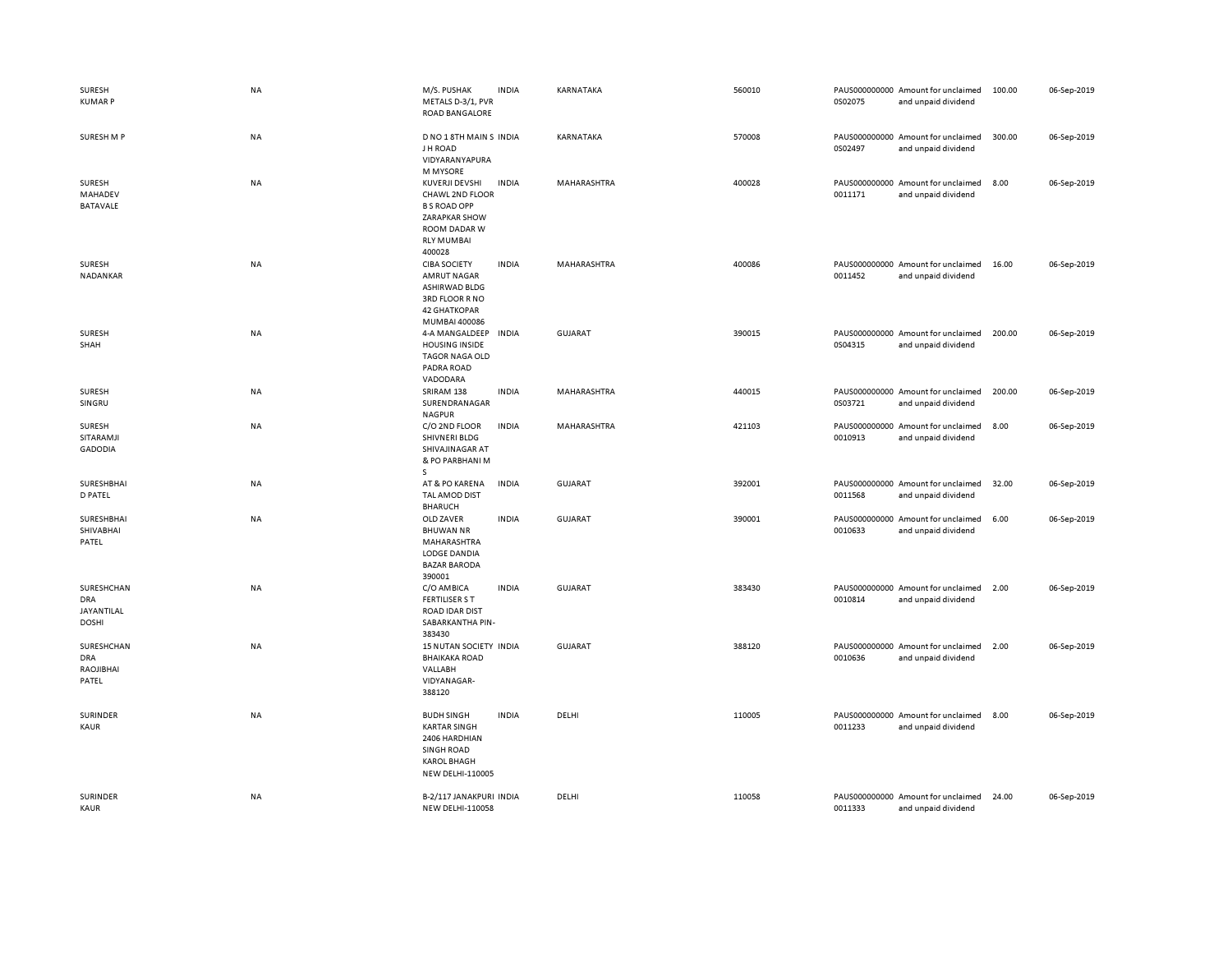| | | | | | | | | | |
|---|---|---|---|---|---|---|---|---|---|
| SURESH KUMAR P | NA | M/S. PUSHAK METALS D-3/1, PVR ROAD BANGALORE | INDIA | KARNATAKA | 560010 | PAUS0000000000S02075 | Amount for unclaimed and unpaid dividend | 100.00 | 06-Sep-2019 |
| SURESH M P | NA | D NO 1 8TH MAIN S J H ROAD VIDYARANYAPURA M MYSORE | INDIA | KARNATAKA | 570008 | PAUS0000000000S02497 | Amount for unclaimed and unpaid dividend | 300.00 | 06-Sep-2019 |
| SURESH MAHADEV BATAVALE | NA | KUVERJI DEVSHI CHAWL 2ND FLOOR B S ROAD OPP ZARAPKAR SHOW ROOM DADAR W RLY MUMBAI 400028 | INDIA | MAHARASHTRA | 400028 | PAUS00000000000011171 | Amount for unclaimed and unpaid dividend | 8.00 | 06-Sep-2019 |
| SURESH NADANKAR | NA | CIBA SOCIETY AMRUT NAGAR ASHIRWAD BLDG 3RD FLOOR R NO 42 GHATKOPAR MUMBAI 400086 | INDIA | MAHARASHTRA | 400086 | PAUS00000000000011452 | Amount for unclaimed and unpaid dividend | 16.00 | 06-Sep-2019 |
| SURESH SHAH | NA | 4-A MANGALDEEP HOUSING INSIDE TAGOR NAGA OLD PADRA ROAD VADODARA | INDIA | GUJARAT | 390015 | PAUS0000000000S04315 | Amount for unclaimed and unpaid dividend | 200.00 | 06-Sep-2019 |
| SURESH SINGRU | NA | SRIRAM 138 SURENDRANAGAR NAGPUR | INDIA | MAHARASHTRA | 440015 | PAUS0000000000S03721 | Amount for unclaimed and unpaid dividend | 200.00 | 06-Sep-2019 |
| SURESH SITARAMJI GADODIA | NA | C/O 2ND FLOOR SHIVNERI BLDG SHIVAJINAGAR AT & PO PARBHANI M S | INDIA | MAHARASHTRA | 421103 | PAUS00000000000010913 | Amount for unclaimed and unpaid dividend | 8.00 | 06-Sep-2019 |
| SURESHBHAI D PATEL | NA | AT & PO KARENA TAL AMOD DIST BHARUCH | INDIA | GUJARAT | 392001 | PAUS00000000000011568 | Amount for unclaimed and unpaid dividend | 32.00 | 06-Sep-2019 |
| SURESHBHAI SHIVABHAI PATEL | NA | OLD ZAVER BHUWAN NR MAHARASHTRA LODGE DANDIA BAZAR BARODA 390001 | INDIA | GUJARAT | 390001 | PAUS00000000000010633 | Amount for unclaimed and unpaid dividend | 6.00 | 06-Sep-2019 |
| SURESHCHANDRA JAYANTILAL DOSHI | NA | C/O AMBICA FERTILISER S T ROAD IDAR DIST SABARKANTHA PIN-383430 | INDIA | GUJARAT | 383430 | PAUS00000000000010814 | Amount for unclaimed and unpaid dividend | 2.00 | 06-Sep-2019 |
| SURESHCHANDRA RAOJIBHAI PATEL | NA | 15 NUTAN SOCIETY BHAIKAKA ROAD VALLABH VIDYANAGAR-388120 | INDIA | GUJARAT | 388120 | PAUS00000000000010636 | Amount for unclaimed and unpaid dividend | 2.00 | 06-Sep-2019 |
| SURINDER KAUR | NA | BUDH SINGH KARTAR SINGH 2406 HARDHIAN SINGH ROAD KAROL BHAGH NEW DELHI-110005 | INDIA | DELHI | 110005 | PAUS00000000000011233 | Amount for unclaimed and unpaid dividend | 8.00 | 06-Sep-2019 |
| SURINDER KAUR | NA | B-2/117 JANAKPURI NEW DELHI-110058 | INDIA | DELHI | 110058 | PAUS00000000000011333 | Amount for unclaimed and unpaid dividend | 24.00 | 06-Sep-2019 |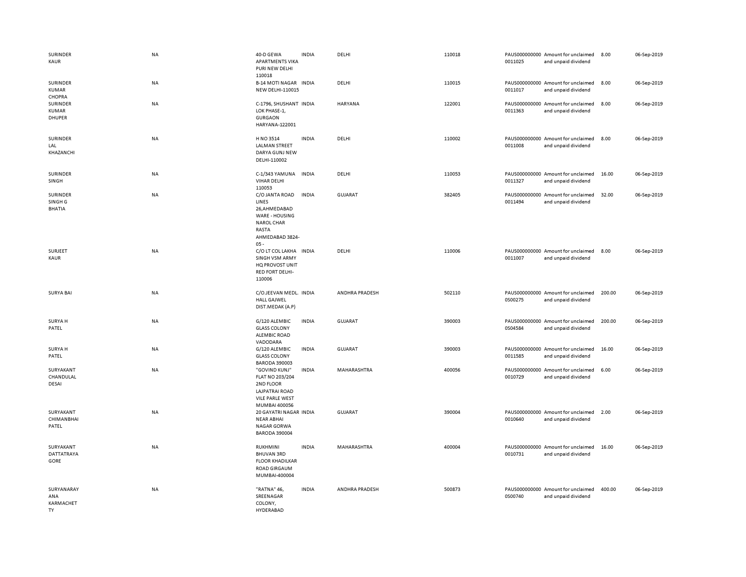| | | | | | | | | | | |
|---|---|---|---|---|---|---|---|---|---|---|
| SURINDER KAUR | NA | 40-D GEWA APARTMENTS VIKA PURI NEW DELHI 110018 | INDIA | DELHI | 110018 | | PAUS0000000000011025 | Amount for unclaimed and unpaid dividend | 8.00 | 06-Sep-2019 |
| SURINDER KUMAR CHOPRA | NA | B-14 MOTI NAGAR NEW DELHI-110015 | INDIA | DELHI | 110015 | | PAUS0000000000011017 | Amount for unclaimed and unpaid dividend | 8.00 | 06-Sep-2019 |
| SURINDER KUMAR DHUPER | NA | C-1796, SHUSHANT LOK PHASE-1, GURGAON HARYANA-122001 | INDIA | HARYANA | 122001 | | PAUS0000000000011363 | Amount for unclaimed and unpaid dividend | 8.00 | 06-Sep-2019 |
| SURINDER LAL KHAZANCHI | NA | H NO 3514 LALMAN STREET DARYA GUNJ NEW DELHI-110002 | INDIA | DELHI | 110002 | | PAUS0000000000011008 | Amount for unclaimed and unpaid dividend | 8.00 | 06-Sep-2019 |
| SURINDER SINGH | NA | C-1/343 YAMUNA VIHAR DELHI 110053 | INDIA | DELHI | 110053 | | PAUS0000000000011327 | Amount for unclaimed and unpaid dividend | 16.00 | 06-Sep-2019 |
| SURINDER SINGH G BHATIA | NA | C/O JANTA ROAD LINES 26,AHMEDABAD WARE - HOUSING NAROL CHAR RASTA AHMEDABAD 3824-05 - | INDIA | GUJARAT | 382405 | | PAUS0000000000011494 | Amount for unclaimed and unpaid dividend | 32.00 | 06-Sep-2019 |
| SURJEET KAUR | NA | C/O LT COL LAKHA SINGH VSM ARMY HQ PROVOST UNIT RED FORT DELHI-110006 | INDIA | DELHI | 110006 | | PAUS0000000000011007 | Amount for unclaimed and unpaid dividend | 8.00 | 06-Sep-2019 |
| SURYA BAI | NA | C/O.JEEVAN MEDL. HALL GAJWEL DIST.MEDAK (A.P) | INDIA | ANDHRA PRADESH | 502110 | | PAUS0000000000S00275 | Amount for unclaimed and unpaid dividend | 200.00 | 06-Sep-2019 |
| SURYA H PATEL | NA | G/120 ALEMBIC GLASS COLONY ALEMBIC ROAD VADODARA | INDIA | GUJARAT | 390003 | | PAUS0000000000S04584 | Amount for unclaimed and unpaid dividend | 200.00 | 06-Sep-2019 |
| SURYA H PATEL | NA | G/120 ALEMBIC GLASS COLONY BARODA 390003 | INDIA | GUJARAT | 390003 | | PAUS0000000000011585 | Amount for unclaimed and unpaid dividend | 16.00 | 06-Sep-2019 |
| SURYAKANT CHANDULAL DESAI | NA | "GOVIND KUNJ" FLAT NO 203/204 2ND FLOOR LAJPATRAI ROAD VILE PARLE WEST MUMBAI 400056 | INDIA | MAHARASHTRA | 400056 | | PAUS0000000000010729 | Amount for unclaimed and unpaid dividend | 6.00 | 06-Sep-2019 |
| SURYAKANT CHIMANBHAI PATEL | NA | 20 GAYATRI NAGAR NEAR ABHAI NAGAR GORWA BARODA 390004 | INDIA | GUJARAT | 390004 | | PAUS0000000000010640 | Amount for unclaimed and unpaid dividend | 2.00 | 06-Sep-2019 |
| SURYAKANT DATTATRAYA GORE | NA | RUKHMINI BHUVAN 3RD FLOOR KHADILKAR ROAD GIRGAUM MUMBAI-400004 | INDIA | MAHARASHTRA | 400004 | | PAUS0000000000010731 | Amount for unclaimed and unpaid dividend | 16.00 | 06-Sep-2019 |
| SURYANARAYANA KARMACHETTY | NA | "RATNA" 46, SREENAGAR COLONY, HYDERABAD | INDIA | ANDHRA PRADESH | 500873 | | PAUS0000000000S00740 | Amount for unclaimed and unpaid dividend | 400.00 | 06-Sep-2019 |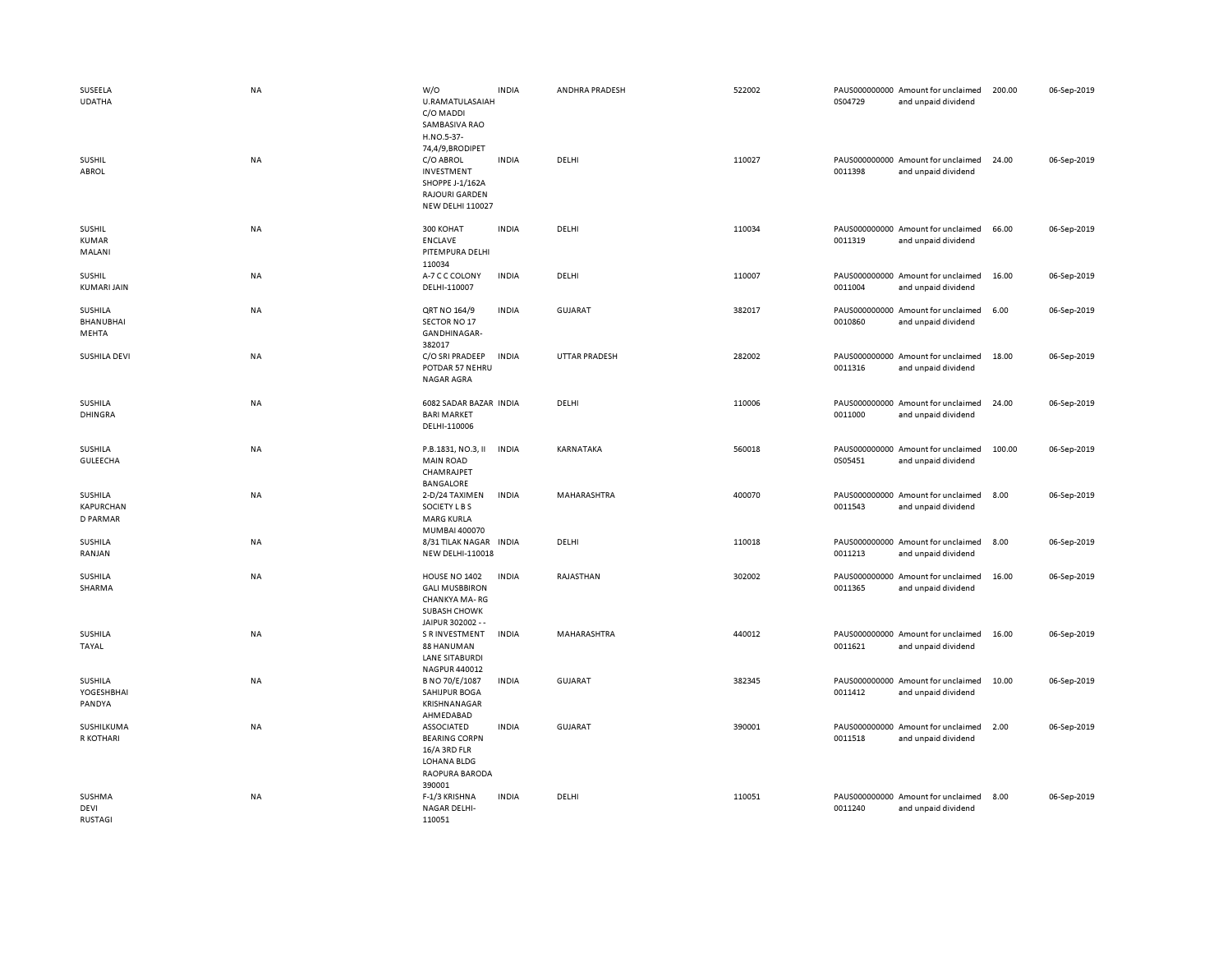| | | | | | | | | | |
|---|---|---|---|---|---|---|---|---|---|
| SUSEELA UDATHA | NA | W/O U.RAMATULASAIAH C/O MADDI SAMBASIVA RAO H.NO.5-37-74,4/9,BRODIPET | INDIA | ANDHRA PRADESH | 522002 | PAUS0000000000S04729 | Amount for unclaimed and unpaid dividend | 200.00 | 06-Sep-2019 |
| SUSHIL ABROL | NA | C/O ABROL INVESTMENT SHOPPE J-1/162A RAJOURI GARDEN NEW DELHI 110027 | INDIA | DELHI | 110027 | PAUS0000000000011398 | Amount for unclaimed and unpaid dividend | 24.00 | 06-Sep-2019 |
| SUSHIL KUMAR MALANI | NA | 300 KOHAT ENCLAVE PITEMPURA DELHI 110034 | INDIA | DELHI | 110034 | PAUS0000000000011319 | Amount for unclaimed and unpaid dividend | 66.00 | 06-Sep-2019 |
| SUSHIL KUMARI JAIN | NA | A-7 C C COLONY DELHI-110007 | INDIA | DELHI | 110007 | PAUS0000000000011004 | Amount for unclaimed and unpaid dividend | 16.00 | 06-Sep-2019 |
| SUSHILA BHANUBHAI MEHTA | NA | QRT NO 164/9 SECTOR NO 17 GANDHINAGAR-382017 | INDIA | GUJARAT | 382017 | PAUS0000000000010860 | Amount for unclaimed and unpaid dividend | 6.00 | 06-Sep-2019 |
| SUSHILA DEVI | NA | C/O SRI PRADEEP POTDAR 57 NEHRU NAGAR AGRA | INDIA | UTTAR PRADESH | 282002 | PAUS0000000000011316 | Amount for unclaimed and unpaid dividend | 18.00 | 06-Sep-2019 |
| SUSHILA DHINGRA | NA | 6082 SADAR BAZAR BARI MARKET DELHI-110006 | INDIA | DELHI | 110006 | PAUS0000000000011000 | Amount for unclaimed and unpaid dividend | 24.00 | 06-Sep-2019 |
| SUSHILA GULEECHA | NA | P.B.1831, NO.3, II MAIN ROAD CHAMRAJPET BANGALORE | INDIA | KARNATAKA | 560018 | PAUS0000000000S05451 | Amount for unclaimed and unpaid dividend | 100.00 | 06-Sep-2019 |
| SUSHILA KAPURCHAN D PARMAR | NA | 2-D/24 TAXIMEN SOCIETY L B S MARG KURLA MUMBAI 400070 | INDIA | MAHARASHTRA | 400070 | PAUS0000000000011543 | Amount for unclaimed and unpaid dividend | 8.00 | 06-Sep-2019 |
| SUSHILA RANJAN | NA | 8/31 TILAK NAGAR NEW DELHI-110018 | INDIA | DELHI | 110018 | PAUS0000000000011213 | Amount for unclaimed and unpaid dividend | 8.00 | 06-Sep-2019 |
| SUSHILA SHARMA | NA | HOUSE NO 1402 GALI MUSBBIRON CHANKYA MA- RG SUBASH CHOWK JAIPUR 302002 - - | INDIA | RAJASTHAN | 302002 | PAUS0000000000011365 | Amount for unclaimed and unpaid dividend | 16.00 | 06-Sep-2019 |
| SUSHILA TAYAL | NA | S R INVESTMENT 88 HANUMAN LANE SITABURDI NAGPUR 440012 | INDIA | MAHARASHTRA | 440012 | PAUS0000000000011621 | Amount for unclaimed and unpaid dividend | 16.00 | 06-Sep-2019 |
| SUSHILA YOGESHBHAI PANDYA | NA | B NO 70/E/1087 SAHIJPUR BOGA KRISHNANAGAR AHMEDABAD | INDIA | GUJARAT | 382345 | PAUS0000000000011412 | Amount for unclaimed and unpaid dividend | 10.00 | 06-Sep-2019 |
| SUSHILKUMA R KOTHARI | NA | ASSOCIATED BEARING CORPN 16/A 3RD FLR LOHANA BLDG RAOPURA BARODA 390001 | INDIA | GUJARAT | 390001 | PAUS0000000000011518 | Amount for unclaimed and unpaid dividend | 2.00 | 06-Sep-2019 |
| SUSHMA DEVI RUSTAGI | NA | F-1/3 KRISHNA NAGAR DELHI-110051 | INDIA | DELHI | 110051 | PAUS0000000000011240 | Amount for unclaimed and unpaid dividend | 8.00 | 06-Sep-2019 |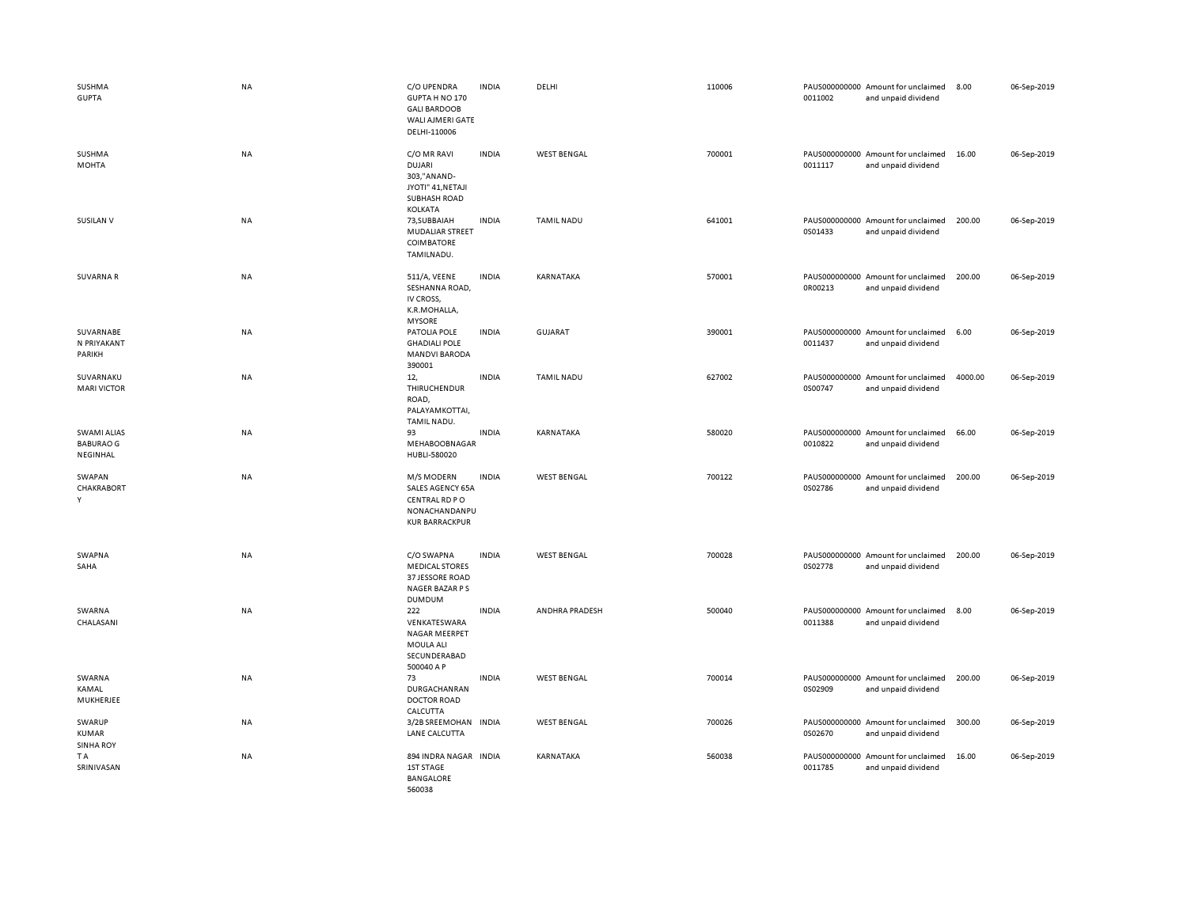| | | | | | | | | | | |
|---|---|---|---|---|---|---|---|---|---|---|
| SUSHMA GUPTA | NA | C/O UPENDRA GUPTA H NO 170 GALI BARDOOB WALI AJMERI GATE DELHI-110006 | INDIA | DELHI | 110006 | PAUS0000000000011002 | Amount for unclaimed and unpaid dividend | 8.00 | 06-Sep-2019 |
| SUSHMA MOHTA | NA | C/O MR RAVI DUJARI 303,"ANAND-JYOTI" 41,NETAJI SUBHASH ROAD KOLKATA | INDIA | WEST BENGAL | 700001 | PAUS0000000000011117 | Amount for unclaimed and unpaid dividend | 16.00 | 06-Sep-2019 |
| SUSILAN V | NA | 73,SUBBAIAH MUDALIAR STREET COIMBATORE TAMILNADU. | INDIA | TAMIL NADU | 641001 | PAUS0000000000S01433 | Amount for unclaimed and unpaid dividend | 200.00 | 06-Sep-2019 |
| SUVARNA R | NA | 511/A, VEENE SESHANNA ROAD, IV CROSS, K.R.MOHALLA, MYSORE | INDIA | KARNATAKA | 570001 | PAUS0000000000R00213 | Amount for unclaimed and unpaid dividend | 200.00 | 06-Sep-2019 |
| SUVARNABEN PRIYAKANT PARIKH | NA | PATOLIA POLE GHADIALI POLE MANDVI BARODA 390001 | INDIA | GUJARAT | 390001 | PAUS0000000000011437 | Amount for unclaimed and unpaid dividend | 6.00 | 06-Sep-2019 |
| SUVARNAKUMARI VICTOR | NA | 12, THIRUCHENDUR ROAD, PALAYAMKOTTAI, TAMIL NADU. | INDIA | TAMIL NADU | 627002 | PAUS0000000000S00747 | Amount for unclaimed and unpaid dividend | 4000.00 | 06-Sep-2019 |
| SWAMI ALIAS BABURAO G NEGINHAL | NA | 93 MEHABOOBNAGAR HUBLI-580020 | INDIA | KARNATAKA | 580020 | PAUS0000000000010822 | Amount for unclaimed and unpaid dividend | 66.00 | 06-Sep-2019 |
| SWAPAN CHAKRABORTY | NA | M/S MODERN SALES AGENCY 65A CENTRAL RD P O NONACHANDANPUKUR BARRACKPUR | INDIA | WEST BENGAL | 700122 | PAUS0000000000S02786 | Amount for unclaimed and unpaid dividend | 200.00 | 06-Sep-2019 |
| SWAPNA SAHA | NA | C/O SWAPNA MEDICAL STORES 37 JESSORE ROAD NAGER BAZAR P S DUMDUM | INDIA | WEST BENGAL | 700028 | PAUS0000000000S02778 | Amount for unclaimed and unpaid dividend | 200.00 | 06-Sep-2019 |
| SWARNA CHALASANI | NA | 222 VENKATESWARA NAGAR MEERPET MOULA ALI SECUNDERABAD 500040 A P | INDIA | ANDHRA PRADESH | 500040 | PAUS0000000000011388 | Amount for unclaimed and unpaid dividend | 8.00 | 06-Sep-2019 |
| SWARNA KAMAL MUKHERJEE | NA | 73 DURGACHANRAN DOCTOR ROAD CALCUTTA | INDIA | WEST BENGAL | 700014 | PAUS0000000000S02909 | Amount for unclaimed and unpaid dividend | 200.00 | 06-Sep-2019 |
| SWARUP KUMAR SINHA ROY | NA | 3/2B SREEMOHAN LANE CALCUTTA | INDIA | WEST BENGAL | 700026 | PAUS0000000000S02670 | Amount for unclaimed and unpaid dividend | 300.00 | 06-Sep-2019 |
| T A SRINIVASAN | NA | 894 INDRA NAGAR 1ST STAGE BANGALORE 560038 | INDIA | KARNATAKA | 560038 | PAUS0000000000011785 | Amount for unclaimed and unpaid dividend | 16.00 | 06-Sep-2019 |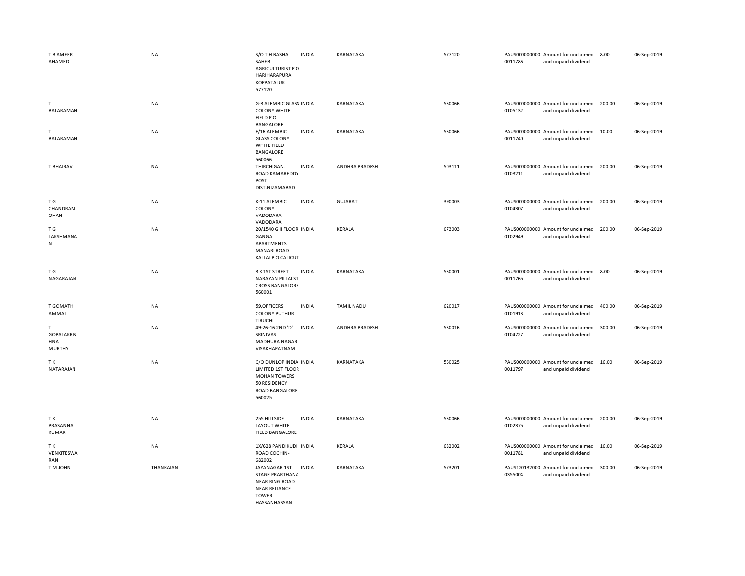| | | | | | | | | | |
|---|---|---|---|---|---|---|---|---|---|
| T B AMEER AHAMED | NA | S/O T H BASHA SAHEB AGRICULTURIST P O HARIHARAPURA KOPPATALUK 577120 | INDIA | KARNATAKA | 577120 | PAUS0000000000011786 | Amount for unclaimed and unpaid dividend | 8.00 | 06-Sep-2019 |
| T BALARAMAN | NA | G-3 ALEMBIC GLASS COLONY WHITE FIELD P O BANGALORE | INDIA | KARNATAKA | 560066 | PAUS0000000000T05132 | Amount for unclaimed and unpaid dividend | 200.00 | 06-Sep-2019 |
| T BALARAMAN | NA | F/16 ALEMBIC GLASS COLONY WHITE FIELD BANGALORE 560066 | INDIA | KARNATAKA | 560066 | PAUS0000000000011740 | Amount for unclaimed and unpaid dividend | 10.00 | 06-Sep-2019 |
| T BHAIRAV | NA | THIRCHIGANJ ROAD KAMAREDDY POST DIST.NIZAMABAD | INDIA | ANDHRA PRADESH | 503111 | PAUS0000000000T03211 | Amount for unclaimed and unpaid dividend | 200.00 | 06-Sep-2019 |
| T G CHANDRAM OHAN | NA | K-11 ALEMBIC COLONY VADODARA VADODARA | INDIA | GUJARAT | 390003 | PAUS0000000000T04307 | Amount for unclaimed and unpaid dividend | 200.00 | 06-Sep-2019 |
| T G LAKSHMANA N | NA | 20/1540 G II FLOOR GANGA APARTMENTS MANARI ROAD KALLAI P O CALICUT | INDIA | KERALA | 673003 | PAUS0000000000T02949 | Amount for unclaimed and unpaid dividend | 200.00 | 06-Sep-2019 |
| T G NAGARAJAN | NA | 3 K 1ST STREET NARAYAN PILLAI ST CROSS BANGALORE 560001 | INDIA | KARNATAKA | 560001 | PAUS0000000000011765 | Amount for unclaimed and unpaid dividend | 8.00 | 06-Sep-2019 |
| T GOMATHI AMMAL | NA | 59,OFFICERS COLONY PUTHUR TIRUCHI | INDIA | TAMIL NADU | 620017 | PAUS0000000000T01913 | Amount for unclaimed and unpaid dividend | 400.00 | 06-Sep-2019 |
| T GOPALAKRIS HNA MURTHY | NA | 49-26-16 2ND 'D' SRINIVAS MADHURA NAGAR VISAKHAPATNAM | INDIA | ANDHRA PRADESH | 530016 | PAUS0000000000T04727 | Amount for unclaimed and unpaid dividend | 300.00 | 06-Sep-2019 |
| T K NATARAJAN | NA | C/O DUNLOP INDIA LIMITED 1ST FLOOR MOHAN TOWERS 50 RESIDENCY ROAD BANGALORE 560025 | INDIA | KARNATAKA | 560025 | PAUS0000000000011797 | Amount for unclaimed and unpaid dividend | 16.00 | 06-Sep-2019 |
| T K PRASANNA KUMAR | NA | 255 HILLSIDE LAYOUT WHITE FIELD BANGALORE | INDIA | KARNATAKA | 560066 | PAUS0000000000T02375 | Amount for unclaimed and unpaid dividend | 200.00 | 06-Sep-2019 |
| T K VENKITESWA RAN | NA | 1X/628 PANDIKUDI ROAD COCHIN-682002 | INDIA | KERALA | 682002 | PAUS0000000000011781 | Amount for unclaimed and unpaid dividend | 16.00 | 06-Sep-2019 |
| T M JOHN | THANKAIAN | JAYANAGAR 1ST STAGE PRARTHANA NEAR RING ROAD NEAR RELIANCE TOWER HASSANHASSAN | INDIA | KARNATAKA | 573201 | PAUS1201320000355004 | Amount for unclaimed and unpaid dividend | 300.00 | 06-Sep-2019 |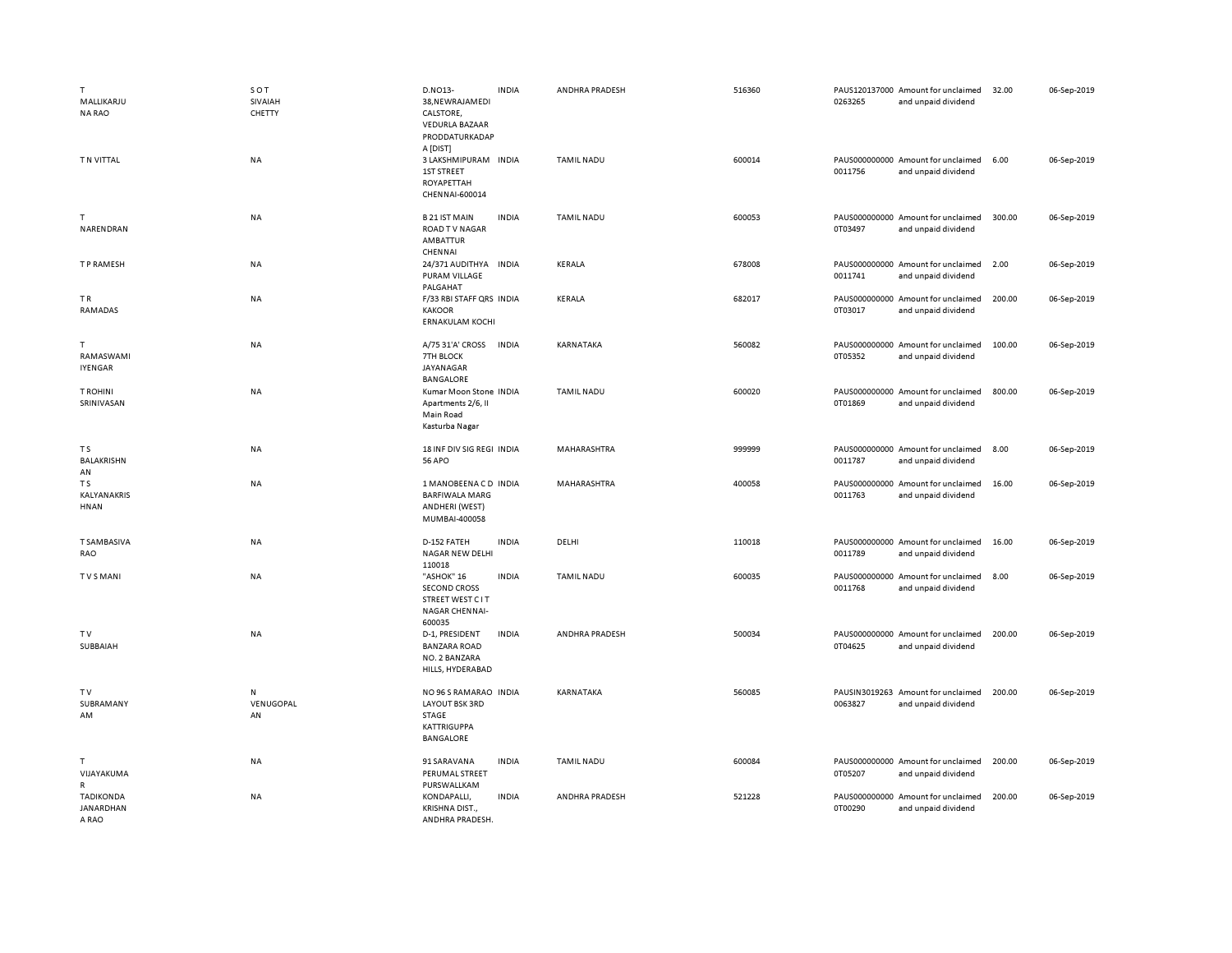| | | | | | | | | | |
|---|---|---|---|---|---|---|---|---|---|
| T MALLIKARJUNA RAO | S O T SIVAIAH CHETTY | D.NO13-38,NEWRAJAMEDICALSTORE, VEDURLA BAZAAR PRODDATURKADAPA [DIST] | INDIA | ANDHRA PRADESH | 516360 | PAUS1201370000263265 | Amount for unclaimed and unpaid dividend | 32.00 | 06-Sep-2019 |
| T N VITTAL | NA | 3 LAKSHMIPURAM 1ST STREET ROYAPETTAH CHENNAI-600014 | INDIA | TAMIL NADU | 600014 | PAUS0000000000011756 | Amount for unclaimed and unpaid dividend | 6.00 | 06-Sep-2019 |
| T NARENDRAN | NA | B 21 IST MAIN ROAD T V NAGAR AMBATTUR CHENNAI | INDIA | TAMIL NADU | 600053 | PAUS0000000000T03497 | Amount for unclaimed and unpaid dividend | 300.00 | 06-Sep-2019 |
| T P RAMESH | NA | 24/371 AUDITHYA PURAM VILLAGE PALGAHAT | INDIA | KERALA | 678008 | PAUS0000000000011741 | Amount for unclaimed and unpaid dividend | 2.00 | 06-Sep-2019 |
| T R RAMADAS | NA | F/33 RBI STAFF QRS KAKOOR ERNAKULAM KOCHI | INDIA | KERALA | 682017 | PAUS0000000000T03017 | Amount for unclaimed and unpaid dividend | 200.00 | 06-Sep-2019 |
| T RAMASWAMI IYENGAR | NA | A/75 31'A' CROSS 7TH BLOCK JAYANAGAR BANGALORE | INDIA | KARNATAKA | 560082 | PAUS0000000000T05352 | Amount for unclaimed and unpaid dividend | 100.00 | 06-Sep-2019 |
| T ROHINI SRINIVASAN | NA | Kumar Moon Stone Apartments 2/6, II Main Road Kasturba Nagar | INDIA | TAMIL NADU | 600020 | PAUS0000000000T01869 | Amount for unclaimed and unpaid dividend | 800.00 | 06-Sep-2019 |
| T S BALAKRISHNAN | NA | 18 INF DIV SIG REGI 56 APO | INDIA | MAHARASHTRA | 999999 | PAUS0000000000011787 | Amount for unclaimed and unpaid dividend | 8.00 | 06-Sep-2019 |
| T S KALYANAKRISHNAN | NA | 1 MANOBEENA C D BARFIWALA MARG ANDHERI (WEST) MUMBAI-400058 | INDIA | MAHARASHTRA | 400058 | PAUS0000000000011763 | Amount for unclaimed and unpaid dividend | 16.00 | 06-Sep-2019 |
| T SAMBASIVA RAO | NA | D-152 FATEH NAGAR NEW DELHI 110018 | INDIA | DELHI | 110018 | PAUS0000000000011789 | Amount for unclaimed and unpaid dividend | 16.00 | 06-Sep-2019 |
| T V S MANI | NA | "ASHOK" 16 SECOND CROSS STREET WEST C I T NAGAR CHENNAI-600035 | INDIA | TAMIL NADU | 600035 | PAUS0000000000011768 | Amount for unclaimed and unpaid dividend | 8.00 | 06-Sep-2019 |
| T V SUBBAIAH | NA | D-1, PRESIDENT BANZARA ROAD NO. 2 BANZARA HILLS, HYDERABAD | INDIA | ANDHRA PRADESH | 500034 | PAUS0000000000T04625 | Amount for unclaimed and unpaid dividend | 200.00 | 06-Sep-2019 |
| T V SUBRAMANYAM | N VENUGOPALAN | NO 96 S RAMARAO LAYOUT BSK 3RD STAGE KATTRIGUPPA BANGALORE | INDIA | KARNATAKA | 560085 | PAUSIN30192630063827 | Amount for unclaimed and unpaid dividend | 200.00 | 06-Sep-2019 |
| T VIJAYAKUMAR | NA | 91 SARAVANA PERUMAL STREET PURSWALLKAM | INDIA | TAMIL NADU | 600084 | PAUS0000000000T05207 | Amount for unclaimed and unpaid dividend | 200.00 | 06-Sep-2019 |
| TADIKONDA JANARDHANA RAO | NA | KONDAPALLI, KRISHNA DIST., ANDHRA PRADESH. | INDIA | ANDHRA PRADESH | 521228 | PAUS0000000000T00290 | Amount for unclaimed and unpaid dividend | 200.00 | 06-Sep-2019 |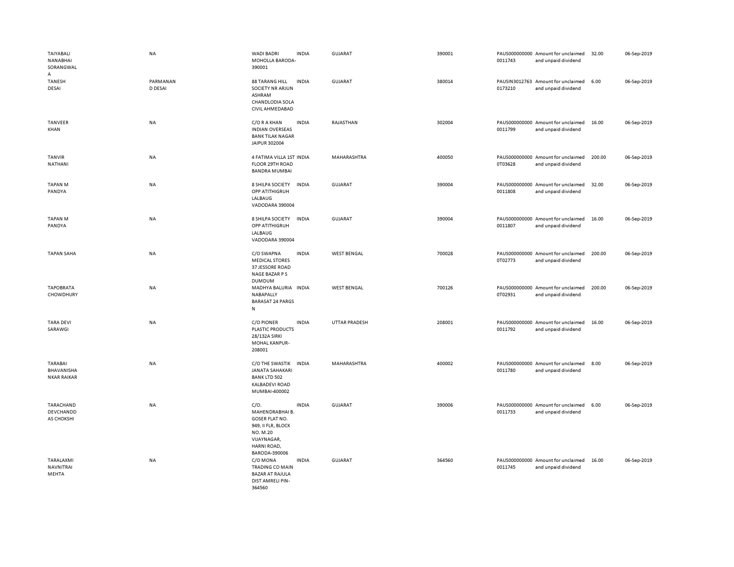| | | | | | | | | | |
|---|---|---|---|---|---|---|---|---|---|
| TAIYABALI NANABHAI SORANGWALA | NA | WADI BADRI MOHOLLA BARODA-390001 | INDIA | GUJARAT | 390001 | PAUS0000000000011743 | Amount for unclaimed and unpaid dividend | 32.00 | 06-Sep-2019 |
| TANESH DESAI | PARMANAND DESAI | 88 TARANG HILL SOCIETY NR ARJUN ASHRAM CHANDLODIA SOLA CIVIL AHMEDABAD | INDIA | GUJARAT | 380014 | PAUSIN30127630173210 | Amount for unclaimed and unpaid dividend | 6.00 | 06-Sep-2019 |
| TANVEER KHAN | NA | C/O R A KHAN INDIAN OVERSEAS BANK TILAK NAGAR JAIPUR 302004 | INDIA | RAJASTHAN | 302004 | PAUS0000000000011799 | Amount for unclaimed and unpaid dividend | 16.00 | 06-Sep-2019 |
| TANVIR NATHANI | NA | 4 FATIMA VILLA 1ST FLOOR 29TH ROAD BANDRA MUMBAI | INDIA | MAHARASHTRA | 400050 | PAUS0000000000T03628 | Amount for unclaimed and unpaid dividend | 200.00 | 06-Sep-2019 |
| TAPAN M PANDYA | NA | 8 SHILPA SOCIETY OPP ATITHIGRUH LALBAUG VADODARA 390004 | INDIA | GUJARAT | 390004 | PAUS0000000000011808 | Amount for unclaimed and unpaid dividend | 32.00 | 06-Sep-2019 |
| TAPAN M PANDYA | NA | 8 SHILPA SOCIETY OPP ATITHIGRUH LALBAUG VADODARA 390004 | INDIA | GUJARAT | 390004 | PAUS0000000000011807 | Amount for unclaimed and unpaid dividend | 16.00 | 06-Sep-2019 |
| TAPAN SAHA | NA | C/O SWAPNA MEDICAL STORES 37 JESSORE ROAD NAGE BAZAR P S DUMDUM | INDIA | WEST BENGAL | 700028 | PAUS0000000000T02773 | Amount for unclaimed and unpaid dividend | 200.00 | 06-Sep-2019 |
| TAPOBRATA CHOWDHURY | NA | MADHYA BALURIA NABAPALLY BARASAT 24 PARGS N | INDIA | WEST BENGAL | 700126 | PAUS0000000000T02931 | Amount for unclaimed and unpaid dividend | 200.00 | 06-Sep-2019 |
| TARA DEVI SARAWGI | NA | C/O PIONER PLASTIC PRODUCTS 28/132A SIRKI MOHAL KANPUR-208001 | INDIA | UTTAR PRADESH | 208001 | PAUS0000000000011792 | Amount for unclaimed and unpaid dividend | 16.00 | 06-Sep-2019 |
| TARABAI BHAVANISHANKAR RAIKAR | NA | C/O THE SWASTIK JANATA SAHAKARI BANK LTD 502 KALBADEVI ROAD MUMBAI-400002 | INDIA | MAHARASHTRA | 400002 | PAUS0000000000011780 | Amount for unclaimed and unpaid dividend | 8.00 | 06-Sep-2019 |
| TARACHAND DEVCHANDDAS CHOKSHI | NA | C/O. MAHENDRABHAI B. GOSER FLAT NO. 949, II FLR, BLOCK NO. M.20 VIJAYNAGAR, HARNI ROAD, BARODA-390006 | INDIA | GUJARAT | 390006 | PAUS0000000000011733 | Amount for unclaimed and unpaid dividend | 6.00 | 06-Sep-2019 |
| TARALAXMI NAVNITRAI MEHTA | NA | C/O MONA TRADING CO MAIN BAZAR AT RAJULA DIST AMRELI PIN-364560 | INDIA | GUJARAT | 364560 | PAUS0000000000011745 | Amount for unclaimed and unpaid dividend | 16.00 | 06-Sep-2019 |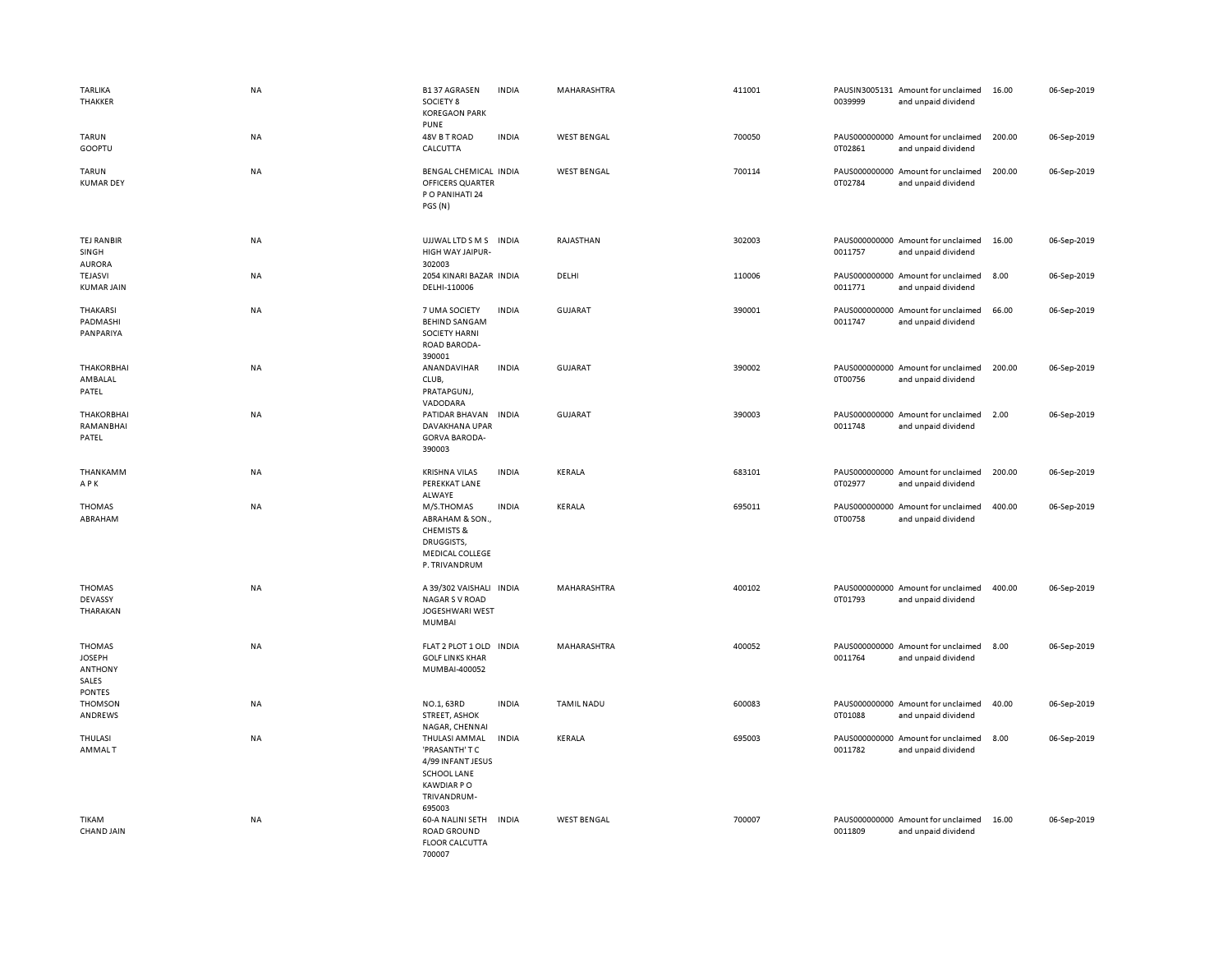| | | | | | | | | | |
|---|---|---|---|---|---|---|---|---|---|
| TARLIKA THAKKER | NA | B1 37 AGRASEN SOCIETY 8 KOREGAON PARK PUNE | INDIA | MAHARASHTRA | 411001 | PAUSIN3005131 0039999 | Amount for unclaimed and unpaid dividend | 16.00 | 06-Sep-2019 |
| TARUN GOOPTU | NA | 48V B T ROAD CALCUTTA | INDIA | WEST BENGAL | 700050 | PAUS000000000 0T02861 | Amount for unclaimed and unpaid dividend | 200.00 | 06-Sep-2019 |
| TARUN KUMAR DEY | NA | BENGAL CHEMICAL OFFICERS QUARTER P O PANIHATI 24 PGS (N) | INDIA | WEST BENGAL | 700114 | PAUS000000000 0T02784 | Amount for unclaimed and unpaid dividend | 200.00 | 06-Sep-2019 |
| TEJ RANBIR SINGH AURORA | NA | UJJWAL LTD S M S HIGH WAY JAIPUR-302003 | INDIA | RAJASTHAN | 302003 | PAUS000000000 0011757 | Amount for unclaimed and unpaid dividend | 16.00 | 06-Sep-2019 |
| TEJASVI KUMAR JAIN | NA | 2054 KINARI BAZAR DELHI-110006 | INDIA | DELHI | 110006 | PAUS000000000 0011771 | Amount for unclaimed and unpaid dividend | 8.00 | 06-Sep-2019 |
| THAKARSI PADMASHI PANPARIYA | NA | 7 UMA SOCIETY BEHIND SANGAM SOCIETY HARNI ROAD BARODA-390001 | INDIA | GUJARAT | 390001 | PAUS000000000 0011747 | Amount for unclaimed and unpaid dividend | 66.00 | 06-Sep-2019 |
| THAKORBHAI AMBALAL PATEL | NA | ANANDAVIHAR CLUB, PRATAPGUNJ, VADODARA | INDIA | GUJARAT | 390002 | PAUS000000000 0T00756 | Amount for unclaimed and unpaid dividend | 200.00 | 06-Sep-2019 |
| THAKORBHAI RAMANBHAI PATEL | NA | PATIDAR BHAVAN DAVAKHANA UPAR GORVA BARODA-390003 | INDIA | GUJARAT | 390003 | PAUS000000000 0011748 | Amount for unclaimed and unpaid dividend | 2.00 | 06-Sep-2019 |
| THANKAMM A P K | NA | KRISHNA VILAS PEREKKAT LANE ALWAYE | INDIA | KERALA | 683101 | PAUS000000000 0T02977 | Amount for unclaimed and unpaid dividend | 200.00 | 06-Sep-2019 |
| THOMAS ABRAHAM | NA | M/S.THOMAS ABRAHAM & SON., CHEMISTS & DRUGGISTS, MEDICAL COLLEGE P. TRIVANDRUM | INDIA | KERALA | 695011 | PAUS000000000 0T00758 | Amount for unclaimed and unpaid dividend | 400.00 | 06-Sep-2019 |
| THOMAS DEVASSY THARAKAN | NA | A 39/302 VAISHALI NAGAR S V ROAD JOGESHWARI WEST MUMBAI | INDIA | MAHARASHTRA | 400102 | PAUS000000000 0T01793 | Amount for unclaimed and unpaid dividend | 400.00 | 06-Sep-2019 |
| THOMAS JOSEPH ANTHONY SALES PONTES | NA | FLAT 2 PLOT 1 OLD GOLF LINKS KHAR MUMBAI-400052 | INDIA | MAHARASHTRA | 400052 | PAUS000000000 0011764 | Amount for unclaimed and unpaid dividend | 8.00 | 06-Sep-2019 |
| THOMSON ANDREWS | NA | NO.1, 63RD STREET, ASHOK NAGAR, CHENNAI | INDIA | TAMIL NADU | 600083 | PAUS000000000 0T01088 | Amount for unclaimed and unpaid dividend | 40.00 | 06-Sep-2019 |
| THULASI AMMAL T | NA | THULASI AMMAL 'PRASANTH' T C 4/99 INFANT JESUS SCHOOL LANE KAWDIAR P O TRIVANDRUM-695003 | INDIA | KERALA | 695003 | PAUS000000000 0011782 | Amount for unclaimed and unpaid dividend | 8.00 | 06-Sep-2019 |
| TIKAM CHAND JAIN | NA | 60-A NALINI SETH ROAD GROUND FLOOR CALCUTTA 700007 | INDIA | WEST BENGAL | 700007 | PAUS000000000 0011809 | Amount for unclaimed and unpaid dividend | 16.00 | 06-Sep-2019 |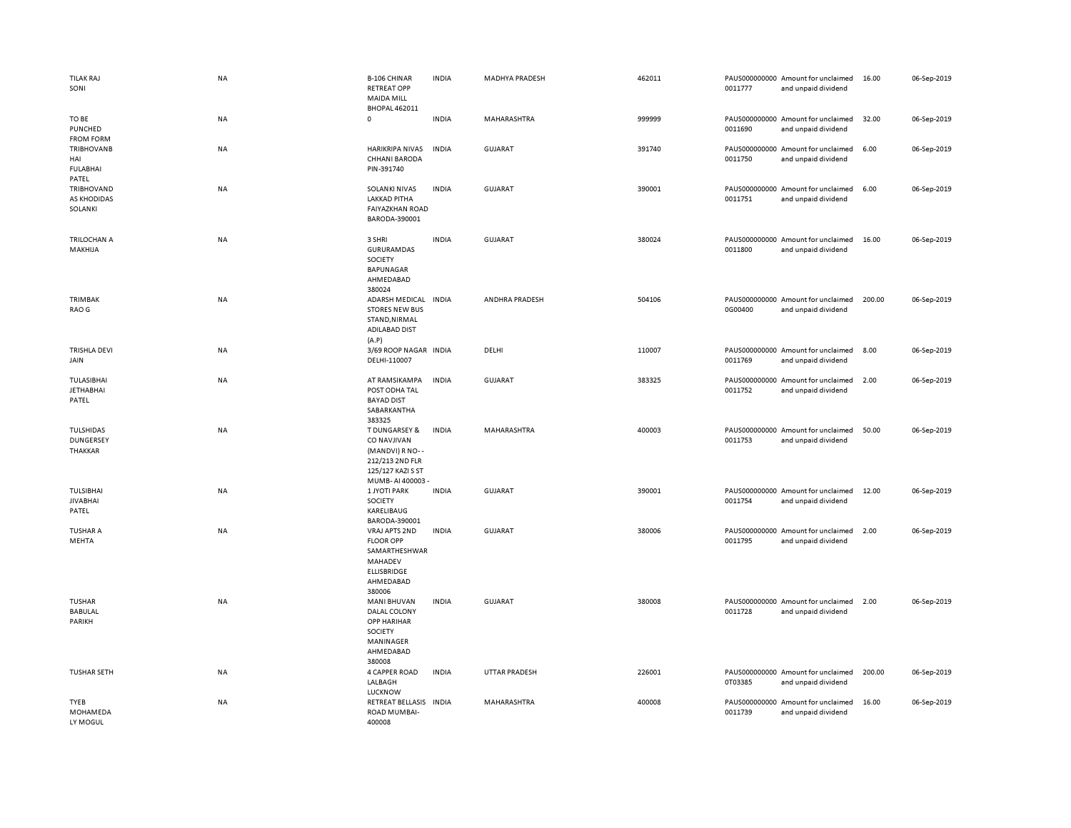| | | | | | | | | | |
|---|---|---|---|---|---|---|---|---|---|
| TILAK RAJ SONI | NA | B-106 CHINAR RETREAT OPP MAIDA MILL BHOPAL 462011 | INDIA | MADHYA PRADESH | 462011 | PAUS0000000000011777 | Amount for unclaimed and unpaid dividend | 16.00 | 06-Sep-2019 |
| TO BE PUNCHED FROM FORM | NA | 0 | INDIA | MAHARASHTRA | 999999 | PAUS0000000000011690 | Amount for unclaimed and unpaid dividend | 32.00 | 06-Sep-2019 |
| TRIBHOVANBHAI FULABHAI PATEL | NA | HARIKRIPA NIVAS CHHANI BARODA PIN-391740 | INDIA | GUJARAT | 391740 | PAUS0000000000011750 | Amount for unclaimed and unpaid dividend | 6.00 | 06-Sep-2019 |
| TRIBHOVANDAS KHODIDAS SOLANKI | NA | SOLANKI NIVAS LAKKAD PITHA FAIYAZKHAN ROAD BARODA-390001 | INDIA | GUJARAT | 390001 | PAUS0000000000011751 | Amount for unclaimed and unpaid dividend | 6.00 | 06-Sep-2019 |
| TRILOCHAN A MAKHIJA | NA | 3 SHRI GURURAMDAS SOCIETY BAPUNAGAR AHMEDABAD 380024 | INDIA | GUJARAT | 380024 | PAUS0000000000011800 | Amount for unclaimed and unpaid dividend | 16.00 | 06-Sep-2019 |
| TRIMBAK RAO G | NA | ADARSH MEDICAL STORES NEW BUS STAND,NIRMAL ADILABAD DIST (A.P) | INDIA | ANDHRA PRADESH | 504106 | PAUS00000000000G00400 | Amount for unclaimed and unpaid dividend | 200.00 | 06-Sep-2019 |
| TRISHLA DEVI JAIN | NA | 3/69 ROOP NAGAR DELHI-110007 | INDIA | DELHI | 110007 | PAUS0000000000011769 | Amount for unclaimed and unpaid dividend | 8.00 | 06-Sep-2019 |
| TULASIBHAI JETHABHAI PATEL | NA | AT RAMSIKAMPA POST ODHA TAL BAYAD DIST SABARKANTHA 383325 | INDIA | GUJARAT | 383325 | PAUS0000000000011752 | Amount for unclaimed and unpaid dividend | 2.00 | 06-Sep-2019 |
| TULSHIDAS DUNGERSEY THAKKAR | NA | T DUNGARSEY & CO NAVJIVAN (MANDVI) R NO-- 212/213 2ND FLR 125/127 KAZI S ST MUMB- AI 400003 - | INDIA | MAHARASHTRA | 400003 | PAUS0000000000011753 | Amount for unclaimed and unpaid dividend | 50.00 | 06-Sep-2019 |
| TULSIBHAI JIVABHAI PATEL | NA | 1 JYOTI PARK SOCIETY KARELIBAUG BARODA-390001 | INDIA | GUJARAT | 390001 | PAUS0000000000011754 | Amount for unclaimed and unpaid dividend | 12.00 | 06-Sep-2019 |
| TUSHAR A MEHTA | NA | VRAJ APTS 2ND FLOOR OPP SAMARTHESHWAR MAHADEV ELLISBRIDGE AHMEDABAD 380006 | INDIA | GUJARAT | 380006 | PAUS0000000000011795 | Amount for unclaimed and unpaid dividend | 2.00 | 06-Sep-2019 |
| TUSHAR BABULAL PARIKH | NA | MANI BHUVAN DALAL COLONY OPP HARIHAR SOCIETY MANINAGER AHMEDABAD 380008 | INDIA | GUJARAT | 380008 | PAUS0000000000011728 | Amount for unclaimed and unpaid dividend | 2.00 | 06-Sep-2019 |
| TUSHAR SETH | NA | 4 CAPPER ROAD LALBAGH LUCKNOW | INDIA | UTTAR PRADESH | 226001 | PAUS00000000000T03385 | Amount for unclaimed and unpaid dividend | 200.00 | 06-Sep-2019 |
| TYEB MOHAMEDALY MOGUL | NA | RETREAT BELLASIS ROAD MUMBAI-400008 | INDIA | MAHARASHTRA | 400008 | PAUS0000000000011739 | Amount for unclaimed and unpaid dividend | 16.00 | 06-Sep-2019 |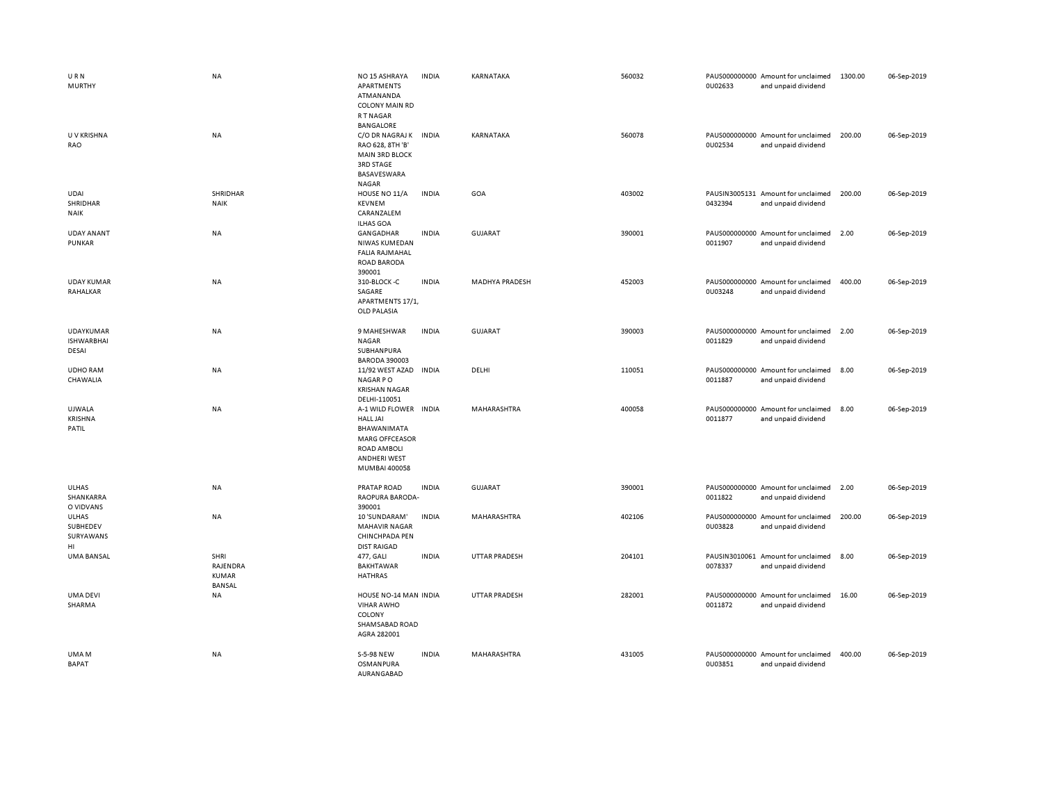| | | | | | | | | | |
|---|---|---|---|---|---|---|---|---|---|
| U R N MURTHY | NA | NO 15 ASHRAYA APARTMENTS ATMANANDA COLONY MAIN RD R T NAGAR BANGALORE | INDIA | KARNATAKA | 560032 | PAUS0000000000U02633 | Amount for unclaimed and unpaid dividend | 1300.00 | 06-Sep-2019 |
| U V KRISHNA RAO | NA | C/O DR NAGRAJ K RAO 628, 8TH 'B' MAIN 3RD BLOCK 3RD STAGE BASAVESWARA NAGAR | INDIA | KARNATAKA | 560078 | PAUS0000000000U02534 | Amount for unclaimed and unpaid dividend | 200.00 | 06-Sep-2019 |
| UDAI SHRIDHAR NAIK | SHRIDHAR NAIK | HOUSE NO 11/A KEVNEM CARANZALEM ILHAS GOA | INDIA | GOA | 403002 | PAUSIN30051310432394 | Amount for unclaimed and unpaid dividend | 200.00 | 06-Sep-2019 |
| UDAY ANANT PUNKAR | NA | GANGADHAR NIWAS KUMEDAN FALIA RAJMAHAL ROAD BARODA 390001 | INDIA | GUJARAT | 390001 | PAUS00000000000011907 | Amount for unclaimed and unpaid dividend | 2.00 | 06-Sep-2019 |
| UDAY KUMAR RAHALKAR | NA | 310-BLOCK -C SAGARE APARTMENTS 17/1, OLD PALASIA | INDIA | MADHYA PRADESH | 452003 | PAUS0000000000U03248 | Amount for unclaimed and unpaid dividend | 400.00 | 06-Sep-2019 |
| UDAYKUMAR ISHWARBHAI DESAI | NA | 9 MAHESHWAR NAGAR SUBHANPURA BARODA 390003 | INDIA | GUJARAT | 390003 | PAUS00000000000011829 | Amount for unclaimed and unpaid dividend | 2.00 | 06-Sep-2019 |
| UDHO RAM CHAWALIA | NA | 11/92 WEST AZAD NAGAR P O KRISHAN NAGAR DELHI-110051 | INDIA | DELHI | 110051 | PAUS00000000000011887 | Amount for unclaimed and unpaid dividend | 8.00 | 06-Sep-2019 |
| UJWALA KRISHNA PATIL | NA | A-1 WILD FLOWER HALL JAI BHAWANIMATA MARG OFFCEASOR ROAD AMBOLI ANDHERI WEST MUMBAI 400058 | INDIA | MAHARASHTRA | 400058 | PAUS00000000000011877 | Amount for unclaimed and unpaid dividend | 8.00 | 06-Sep-2019 |
| ULHAS SHANKARRAO VIDVANS | NA | PRATAP ROAD RAOPURA BARODA-390001 | INDIA | GUJARAT | 390001 | PAUS00000000000011822 | Amount for unclaimed and unpaid dividend | 2.00 | 06-Sep-2019 |
| ULHAS SUBHEDEV SURYAWANSHI | NA | 10 'SUNDARAM' MAHAVIR NAGAR CHINCHPADA PEN DIST RAIGAD | INDIA | MAHARASHTRA | 402106 | PAUS0000000000U03828 | Amount for unclaimed and unpaid dividend | 200.00 | 06-Sep-2019 |
| UMA BANSAL | SHRI RAJENDRA KUMAR BANSAL | 477, GALI BAKHTAWAR HATHRAS | INDIA | UTTAR PRADESH | 204101 | PAUSIN30100610078337 | Amount for unclaimed and unpaid dividend | 8.00 | 06-Sep-2019 |
| UMA DEVI SHARMA | NA | HOUSE NO-14 MAN VIHAR AWHO COLONY SHAMSABAD ROAD AGRA 282001 | INDIA | UTTAR PRADESH | 282001 | PAUS00000000000011872 | Amount for unclaimed and unpaid dividend | 16.00 | 06-Sep-2019 |
| UMA M BAPAT | NA | S-5-98 NEW OSMANPURA AURANGABAD | INDIA | MAHARASHTRA | 431005 | PAUS0000000000U03851 | Amount for unclaimed and unpaid dividend | 400.00 | 06-Sep-2019 |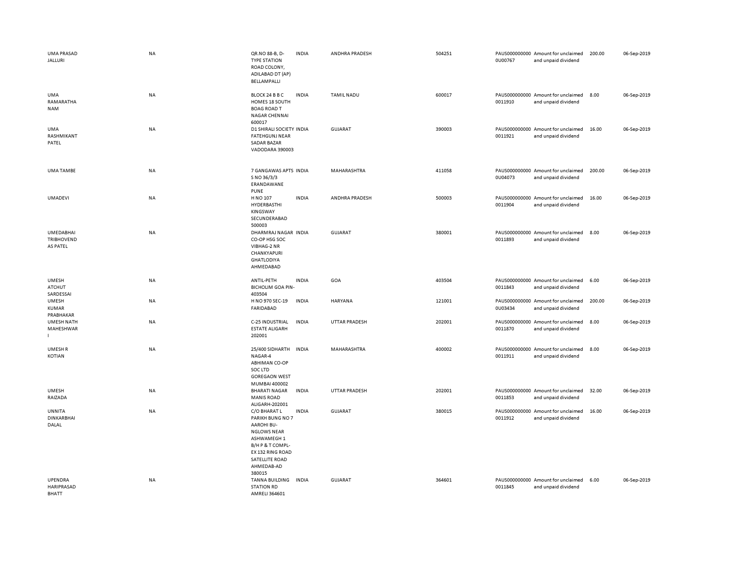| | | | | | | | | | |
|---|---|---|---|---|---|---|---|---|---|
| UMA PRASAD JALLURI | NA | QR.NO 88-B, D-TYPE STATION ROAD COLONY, ADILABAD DT (AP) BELLAMPALLI | INDIA | ANDHRA PRADESH | 504251 | PAUS0000000000U00767 | Amount for unclaimed and unpaid dividend | 200.00 | 06-Sep-2019 |
| UMA RAMARATHA NAM | NA | BLOCK 24 B B C HOMES 18 SOUTH BOAG ROAD T NAGAR CHENNAI 600017 | INDIA | TAMIL NADU | 600017 | PAUS00000000000011910 | Amount for unclaimed and unpaid dividend | 8.00 | 06-Sep-2019 |
| UMA RASHMIKANT PATEL | NA | D1 SHIRALI SOCIETY FATEHGUNJ NEAR SADAR BAZAR VADODARA 390003 | INDIA | GUJARAT | 390003 | PAUS00000000000011921 | Amount for unclaimed and unpaid dividend | 16.00 | 06-Sep-2019 |
| UMA TAMBE | NA | 7 GANGAWAS APTS S NO 36/3/3 ERANDAWANE PUNE | INDIA | MAHARASHTRA | 411058 | PAUS0000000000U04073 | Amount for unclaimed and unpaid dividend | 200.00 | 06-Sep-2019 |
| UMADEVI | NA | H NO 107 HYDERBASTHI KINGSWAY SECUNDERABAD 500003 | INDIA | ANDHRA PRADESH | 500003 | PAUS00000000000011904 | Amount for unclaimed and unpaid dividend | 16.00 | 06-Sep-2019 |
| UMEDABHAI TRIBHOVEND AS PATEL | NA | DHARMRAJ NAGAR CO-OP HSG SOC VIBHAG-2 NR CHANKYAPURI GHATLODIYA AHMEDABAD | INDIA | GUJARAT | 380001 | PAUS00000000000011893 | Amount for unclaimed and unpaid dividend | 8.00 | 06-Sep-2019 |
| UMESH ATCHUT SARDESSAI | NA | ANTIL-PETH BICHOLIM GOA PIN-403504 | INDIA | GOA | 403504 | PAUS00000000000011843 | Amount for unclaimed and unpaid dividend | 6.00 | 06-Sep-2019 |
| UMESH KUMAR PRABHAKAR | NA | H NO 970 SEC-19 FARIDABAD | INDIA | HARYANA | 121001 | PAUS0000000000U03434 | Amount for unclaimed and unpaid dividend | 200.00 | 06-Sep-2019 |
| UMESH NATH MAHESHWAR I | NA | C-25 INDUSTRIAL ESTATE ALIGARH 202001 | INDIA | UTTAR PRADESH | 202001 | PAUS00000000000011870 | Amount for unclaimed and unpaid dividend | 8.00 | 06-Sep-2019 |
| UMESH R KOTIAN | NA | 25/400 SIDHARTH NAGAR-4 ABHIMAN CO-OP SOC LTD GOREGAON WEST MUMBAI 400002 | INDIA | MAHARASHTRA | 400002 | PAUS00000000000011911 | Amount for unclaimed and unpaid dividend | 8.00 | 06-Sep-2019 |
| UMESH RAIZADA | NA | BHARATI NAGAR MANIS ROAD ALIGARH-202001 | INDIA | UTTAR PRADESH | 202001 | PAUS00000000000011853 | Amount for unclaimed and unpaid dividend | 32.00 | 06-Sep-2019 |
| UNNITA DINKARBHAI DALAL | NA | C/O BHARAT L PARIKH BUNG NO 7 AAROHI BU-NGLOWS NEAR ASHWAMEGH 1 B/H P & T COMPL-EX 132 RING ROAD SATELLITE ROAD AHMEDAB-AD 380015 | INDIA | GUJARAT | 380015 | PAUS00000000000011912 | Amount for unclaimed and unpaid dividend | 16.00 | 06-Sep-2019 |
| UPENDRA HARIPRASAD BHATT | NA | TANNA BUILDING STATION RD AMRELI 364601 | INDIA | GUJARAT | 364601 | PAUS00000000000011845 | Amount for unclaimed and unpaid dividend | 6.00 | 06-Sep-2019 |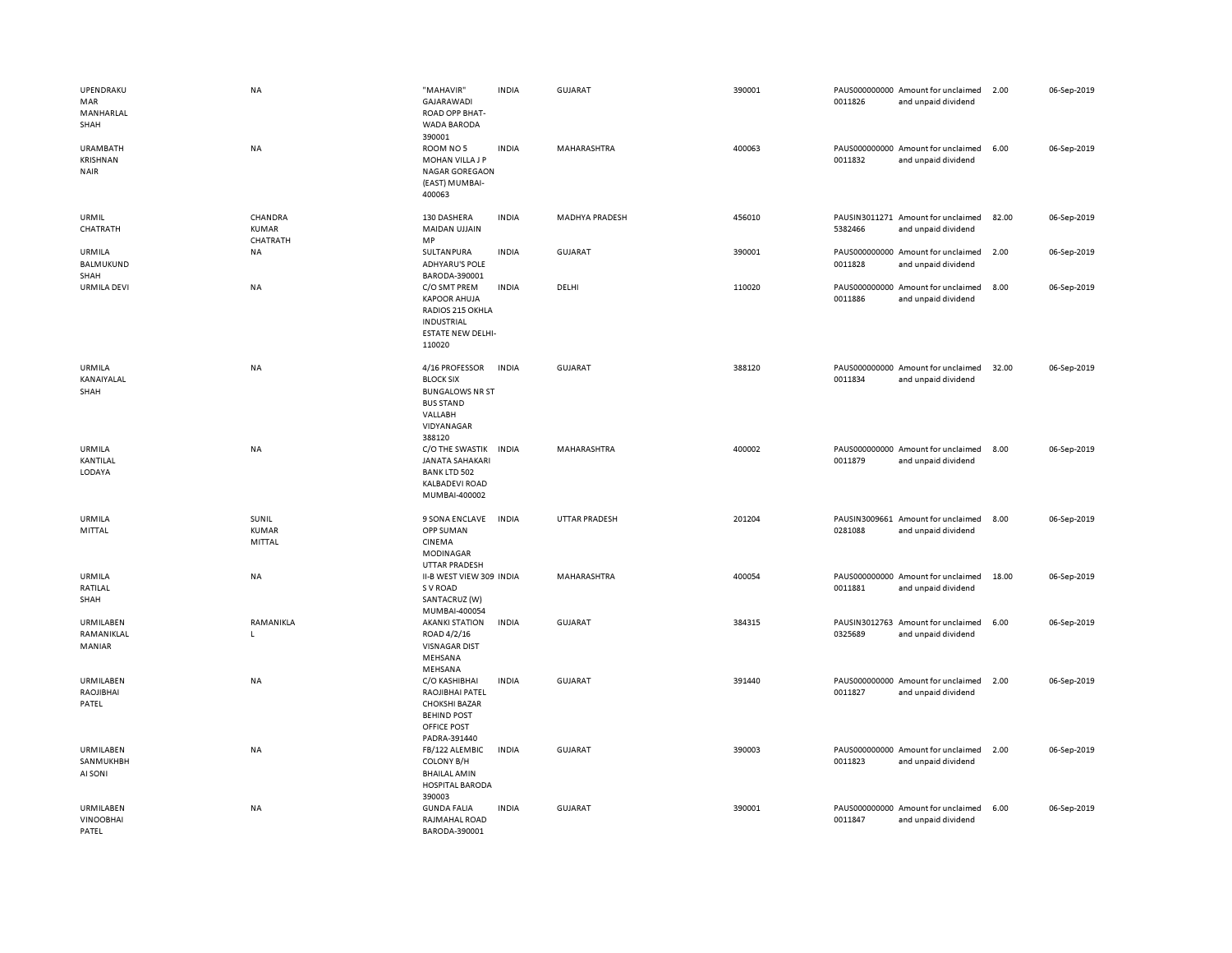| | | | | | | | | | |
|---|---|---|---|---|---|---|---|---|---|
| UPENDRAKUMAR MANHARLAL SHAH | NA | "MAHAVIR" GAJARAWADI ROAD OPP BHAT-WADA BARODA 390001 | INDIA | GUJARAT | 390001 | PAUS0000000000011826 | Amount for unclaimed and unpaid dividend | 2.00 | 06-Sep-2019 |
| URAMBATH KRISHNAN NAIR | NA | ROOM NO 5 MOHAN VILLA J P NAGAR GOREGAON (EAST) MUMBAI-400063 | INDIA | MAHARASHTRA | 400063 | PAUS0000000000011832 | Amount for unclaimed and unpaid dividend | 6.00 | 06-Sep-2019 |
| URMIL CHATRATH | CHANDRA KUMAR CHATRATH | 130 DASHERA MAIDAN UJJAIN MP | INDIA | MADHYA PRADESH | 456010 | PAUSIN30112715382466 | Amount for unclaimed and unpaid dividend | 82.00 | 06-Sep-2019 |
| URMILA BALMUKUND SHAH | NA | SULTANPURA ADHYARU'S POLE BARODA-390001 | INDIA | GUJARAT | 390001 | PAUS0000000000011828 | Amount for unclaimed and unpaid dividend | 2.00 | 06-Sep-2019 |
| URMILA DEVI | NA | C/O SMT PREM KAPOOR AHUJA RADIOS 215 OKHLA INDUSTRIAL ESTATE NEW DELHI-110020 | INDIA | DELHI | 110020 | PAUS0000000000011886 | Amount for unclaimed and unpaid dividend | 8.00 | 06-Sep-2019 |
| URMILA KANAIYALAL SHAH | NA | 4/16 PROFESSOR BLOCK SIX BUNGALOWS NR ST BUS STAND VALLABH VIDYANAGAR 388120 | INDIA | GUJARAT | 388120 | PAUS0000000000011834 | Amount for unclaimed and unpaid dividend | 32.00 | 06-Sep-2019 |
| URMILA KANTILAL LODAYA | NA | C/O THE SWASTIK JANATA SAHAKARI BANK LTD 502 KALBADEVI ROAD MUMBAI-400002 | INDIA | MAHARASHTRA | 400002 | PAUS0000000000011879 | Amount for unclaimed and unpaid dividend | 8.00 | 06-Sep-2019 |
| URMILA MITTAL | SUNIL KUMAR MITTAL | 9 SONA ENCLAVE OPP SUMAN CINEMA MODINAGAR UTTAR PRADESH | INDIA | UTTAR PRADESH | 201204 | PAUSIN30096610281088 | Amount for unclaimed and unpaid dividend | 8.00 | 06-Sep-2019 |
| URMILA RATILAL SHAH | NA | II-B WEST VIEW 309 S V ROAD SANTACRUZ (W) MUMBAI-400054 | INDIA | MAHARASHTRA | 400054 | PAUS0000000000011881 | Amount for unclaimed and unpaid dividend | 18.00 | 06-Sep-2019 |
| URMILABEN RAMANIKLAL MANIAR | RAMANIKLAL | AKANKI STATION ROAD 4/2/16 VISNAGAR DIST MEHSANA MEHSANA | INDIA | GUJARAT | 384315 | PAUSIN30127630325689 | Amount for unclaimed and unpaid dividend | 6.00 | 06-Sep-2019 |
| URMILABEN RAOJIBHAI PATEL | NA | C/O KASHIBHAI RAOJIBHAI PATEL CHOKSHI BAZAR BEHIND POST OFFICE POST PADRA-391440 | INDIA | GUJARAT | 391440 | PAUS0000000000011827 | Amount for unclaimed and unpaid dividend | 2.00 | 06-Sep-2019 |
| URMILABEN SANMUKHBHAI SONI | NA | FB/122 ALEMBIC COLONY B/H BHAILAL AMIN HOSPITAL BARODA 390003 | INDIA | GUJARAT | 390003 | PAUS0000000000011823 | Amount for unclaimed and unpaid dividend | 2.00 | 06-Sep-2019 |
| URMILABEN VINOOBHAI PATEL | NA | GUNDA FALIA RAJMAHAL ROAD BARODA-390001 | INDIA | GUJARAT | 390001 | PAUS0000000000011847 | Amount for unclaimed and unpaid dividend | 6.00 | 06-Sep-2019 |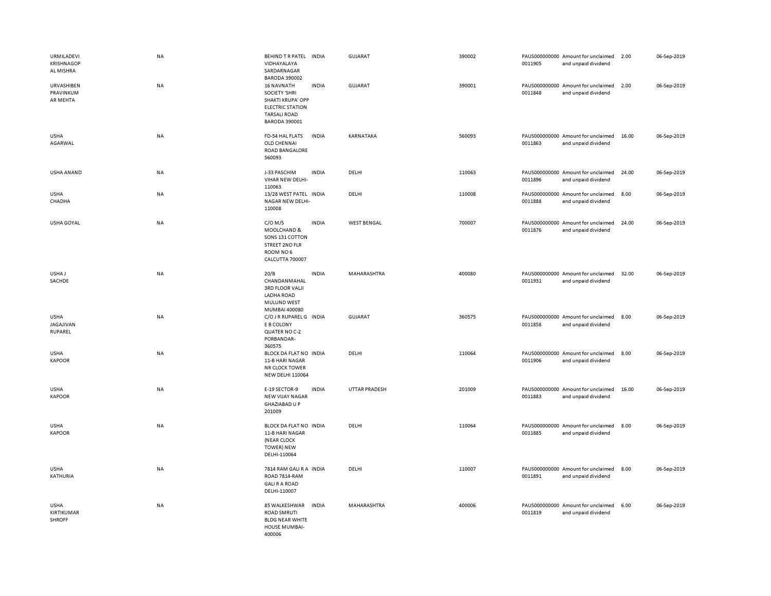| | | | | | | | | | |
|---|---|---|---|---|---|---|---|---|---|
| URMILADEVI KRISHNAGOPAL MISHRA | NA | BEHIND T R PATEL VIDHAYALAYA SARDARNAGAR BARODA 390002 | INDIA | GUJARAT | 390002 | PAUS0000000000011905 | Amount for unclaimed and unpaid dividend | 2.00 | 06-Sep-2019 |
| URVASHIBEN PRAVINKUMAR MEHTA | NA | 16 NAVNATH SOCIETY 'SHRI SHAKTI KRUPA' OPP ELECTRIC STATION TARSALI ROAD BARODA 390001 | INDIA | GUJARAT | 390001 | PAUS0000000000011848 | Amount for unclaimed and unpaid dividend | 2.00 | 06-Sep-2019 |
| USHA AGARWAL | NA | FD-54 HAL FLATS OLD CHENNAI ROAD BANGALORE 560093 | INDIA | KARNATAKA | 560093 | PAUS0000000000011863 | Amount for unclaimed and unpaid dividend | 16.00 | 06-Sep-2019 |
| USHA ANAND | NA | J-33 PASCHIM VIHAR NEW DELHI-110063 | INDIA | DELHI | 110063 | PAUS0000000000011896 | Amount for unclaimed and unpaid dividend | 24.00 | 06-Sep-2019 |
| USHA CHADHA | NA | 13/28 WEST PATEL NAGAR NEW DELHI-110008 | INDIA | DELHI | 110008 | PAUS0000000000011888 | Amount for unclaimed and unpaid dividend | 8.00 | 06-Sep-2019 |
| USHA GOYAL | NA | C/O M/S MOOLCHAND & SONS 131 COTTON STREET 2ND FLR ROOM NO 6 CALCUTTA 700007 | INDIA | WEST BENGAL | 700007 | PAUS0000000000011876 | Amount for unclaimed and unpaid dividend | 24.00 | 06-Sep-2019 |
| USHA J SACHDE | NA | 20/B CHANDANMAHAL 3RD FLOOR VALJI LADHA ROAD MULUND WEST MUMBAI 400080 | INDIA | MAHARASHTRA | 400080 | PAUS0000000000011931 | Amount for unclaimed and unpaid dividend | 32.00 | 06-Sep-2019 |
| USHA JAGAJIVAN RUPAREL | NA | C/O J R RUPAREL G E B COLONY QUATER NO C-2 PORBANDAR-360575 | INDIA | GUJARAT | 360575 | PAUS0000000000011858 | Amount for unclaimed and unpaid dividend | 8.00 | 06-Sep-2019 |
| USHA KAPOOR | NA | BLOCK DA FLAT NO 11-B HARI NAGAR NR CLOCK TOWER NEW DELHI 110064 | INDIA | DELHI | 110064 | PAUS0000000000011906 | Amount for unclaimed and unpaid dividend | 8.00 | 06-Sep-2019 |
| USHA KAPOOR | NA | E-19 SECTOR-9 NEW VIJAY NAGAR GHAZIABAD U P 201009 | INDIA | UTTAR PRADESH | 201009 | PAUS0000000000011883 | Amount for unclaimed and unpaid dividend | 16.00 | 06-Sep-2019 |
| USHA KAPOOR | NA | BLOCK DA FLAT NO 11-B HARI NAGAR (NEAR CLOCK TOWER) NEW DELHI-110064 | INDIA | DELHI | 110064 | PAUS0000000000011885 | Amount for unclaimed and unpaid dividend | 8.00 | 06-Sep-2019 |
| USHA KATHURIA | NA | 7814 RAM GALI R A ROAD 7814-RAM GALI R A ROAD DELHI-110007 | INDIA | DELHI | 110007 | PAUS0000000000011891 | Amount for unclaimed and unpaid dividend | 8.00 | 06-Sep-2019 |
| USHA KIRTIKUMAR SHROFF | NA | 85 WALKESHWAR ROAD SMRUTI BLDG NEAR WHITE HOUSE MUMBAI-400006 | INDIA | MAHARASHTRA | 400006 | PAUS0000000000011819 | Amount for unclaimed and unpaid dividend | 6.00 | 06-Sep-2019 |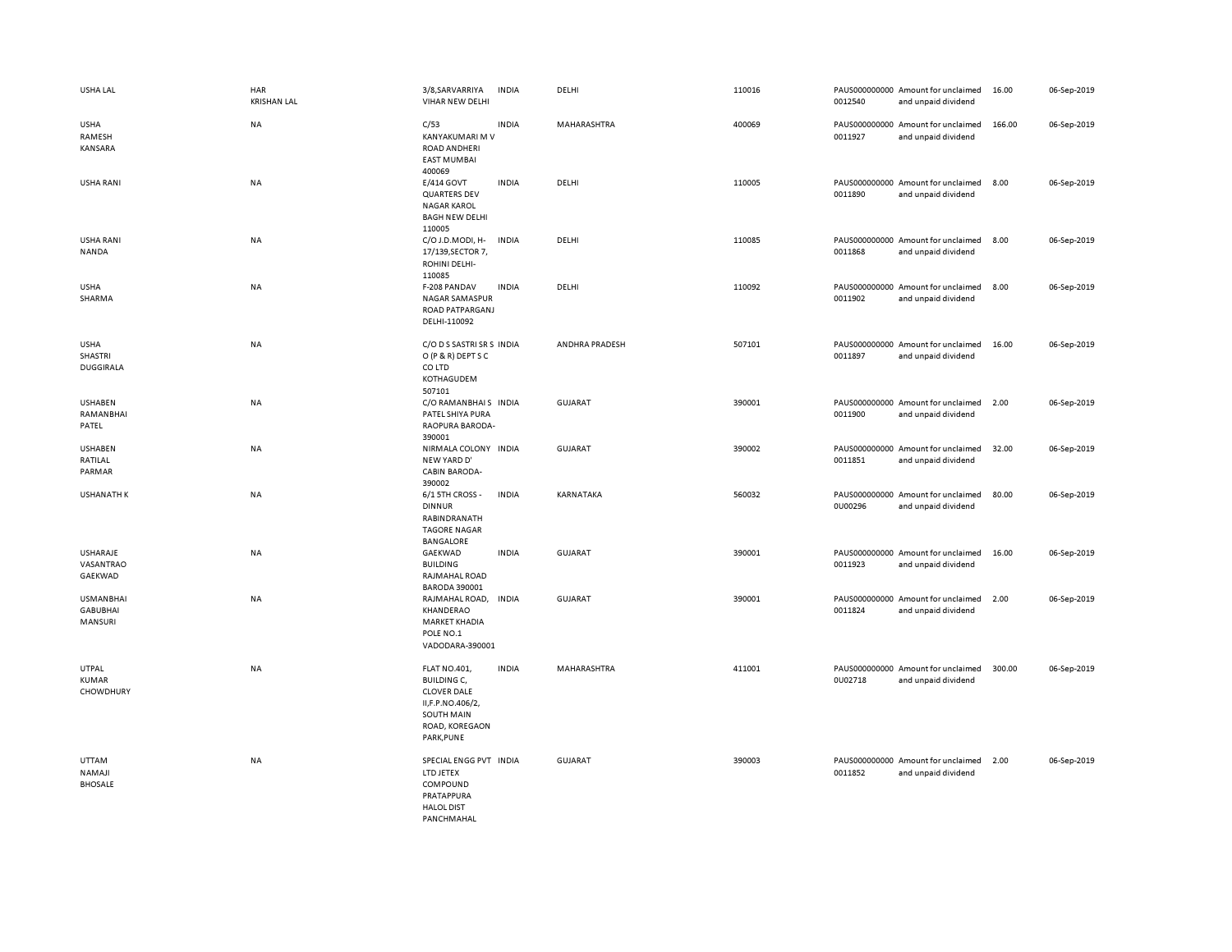| | | | | | | | | | |
|---|---|---|---|---|---|---|---|---|---|
| USHA LAL | HAR KRISHAN LAL | 3/8,SARVARRIYA VIHAR NEW DELHI | INDIA | DELHI | 110016 | PAUS0000000000012540 | Amount for unclaimed and unpaid dividend | 16.00 | 06-Sep-2019 |
| USHA RAMESH KANSARA | NA | C/53 KANYAKUMARI M V ROAD ANDHERI EAST MUMBAI 400069 | INDIA | MAHARASHTRA | 400069 | PAUS0000000000011927 | Amount for unclaimed and unpaid dividend | 166.00 | 06-Sep-2019 |
| USHA RANI | NA | E/414 GOVT QUARTERS DEV NAGAR KAROL BAGH NEW DELHI 110005 | INDIA | DELHI | 110005 | PAUS0000000000011890 | Amount for unclaimed and unpaid dividend | 8.00 | 06-Sep-2019 |
| USHA RANI NANDA | NA | C/O J.D.MODI, H-17/139,SECTOR 7, ROHINI DELHI-110085 | INDIA | DELHI | 110085 | PAUS0000000000011868 | Amount for unclaimed and unpaid dividend | 8.00 | 06-Sep-2019 |
| USHA SHARMA | NA | F-208 PANDAV NAGAR SAMASPUR ROAD PATPARGANJ DELHI-110092 | INDIA | DELHI | 110092 | PAUS0000000000011902 | Amount for unclaimed and unpaid dividend | 8.00 | 06-Sep-2019 |
| USHA SHASTRI DUGGIRALA | NA | C/O D S SASTRI SR S O (P & R) DEPT S C CO LTD KOTHAGUDEM 507101 | INDIA | ANDHRA PRADESH | 507101 | PAUS0000000000011897 | Amount for unclaimed and unpaid dividend | 16.00 | 06-Sep-2019 |
| USHABEN RAMANBHAI PATEL | NA | C/O RAMANBHAI S PATEL SHIYA PURA RAOPURA BARODA-390001 | INDIA | GUJARAT | 390001 | PAUS0000000000011900 | Amount for unclaimed and unpaid dividend | 2.00 | 06-Sep-2019 |
| USHABEN RATILAL PARMAR | NA | NIRMALA COLONY NEW YARD D' CABIN BARODA-390002 | INDIA | GUJARAT | 390002 | PAUS0000000000011851 | Amount for unclaimed and unpaid dividend | 32.00 | 06-Sep-2019 |
| USHANATH K | NA | 6/1 5TH CROSS - DINNUR RABINDRANATH TAGORE NAGAR BANGALORE | INDIA | KARNATAKA | 560032 | PAUS0000000000U00296 | Amount for unclaimed and unpaid dividend | 80.00 | 06-Sep-2019 |
| USHARAJE VASANTRAO GAEKWAD | NA | GAEKWAD BUILDING RAJMAHAL ROAD BARODA 390001 | INDIA | GUJARAT | 390001 | PAUS0000000000011923 | Amount for unclaimed and unpaid dividend | 16.00 | 06-Sep-2019 |
| USMANBHAI GABUBHAI MANSURI | NA | RAJMAHAL ROAD, KHANDERAO MARKET KHADIA POLE NO.1 VADODARA-390001 | INDIA | GUJARAT | 390001 | PAUS0000000000011824 | Amount for unclaimed and unpaid dividend | 2.00 | 06-Sep-2019 |
| UTPAL KUMAR CHOWDHURY | NA | FLAT NO.401, BUILDING C, CLOVER DALE II,F.P.NO.406/2, SOUTH MAIN ROAD, KOREGAON PARK,PUNE | INDIA | MAHARASHTRA | 411001 | PAUS0000000000U02718 | Amount for unclaimed and unpaid dividend | 300.00 | 06-Sep-2019 |
| UTTAM NAMAJI BHOSALE | NA | SPECIAL ENGG PVT LTD JETEX COMPOUND PRATAPPURA HALOL DIST PANCHMAHAL | INDIA | GUJARAT | 390003 | PAUS0000000000011852 | Amount for unclaimed and unpaid dividend | 2.00 | 06-Sep-2019 |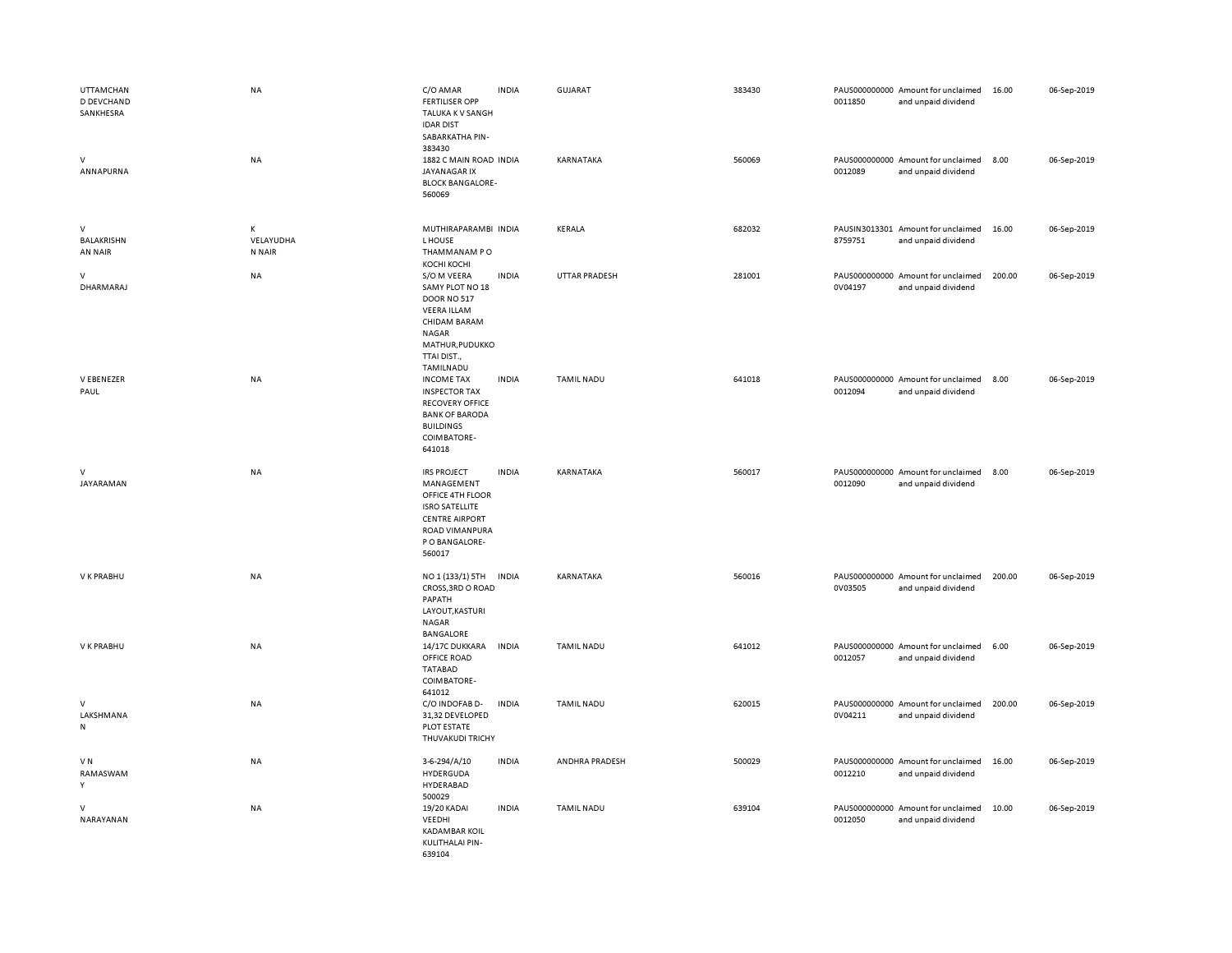| | | | | | | | | | |
|---|---|---|---|---|---|---|---|---|---|
| UTTAMCHAND DEVCHAND SANKHESRA | NA | C/O AMAR FERTILISER OPP TALUKA K V SANGH IDAR DIST SABARKATHA PIN-383430 | INDIA | GUJARAT | 383430 | PAUS0000000000011850 | Amount for unclaimed and unpaid dividend | 16.00 | 06-Sep-2019 |
| V ANNAPURNA | NA | 1882 C MAIN ROAD JAYANAGAR IX BLOCK BANGALORE-560069 | INDIA | KARNATAKA | 560069 | PAUS0000000000012089 | Amount for unclaimed and unpaid dividend | 8.00 | 06-Sep-2019 |
| V BALAKRISHNAN NAIR | K VELAYUDHAN NAIR | MUTHIRAPARAMBIL HOUSE THAMMANAM P O KOCHI KOCHI | INDIA | KERALA | 682032 | PAUSIN30133018759751 | Amount for unclaimed and unpaid dividend | 16.00 | 06-Sep-2019 |
| V DHARMARAJ | NA | S/O M VEERA SAMY PLOT NO 18 DOOR NO 517 VEERA ILLAM CHIDAM BARAM NAGAR MATHUR,PUDUKKOTTAI DIST., TAMILNADU | INDIA | UTTAR PRADESH | 281001 | PAUS0000000000V04197 | Amount for unclaimed and unpaid dividend | 200.00 | 06-Sep-2019 |
| V EBENEZER PAUL | NA | INCOME TAX INSPECTOR TAX RECOVERY OFFICE BANK OF BARODA BUILDINGS COIMBATORE-641018 | INDIA | TAMIL NADU | 641018 | PAUS0000000000012094 | Amount for unclaimed and unpaid dividend | 8.00 | 06-Sep-2019 |
| V JAYARAMAN | NA | IRS PROJECT MANAGEMENT OFFICE 4TH FLOOR ISRO SATELLITE CENTRE AIRPORT ROAD VIMANPURA P O BANGALORE-560017 | INDIA | KARNATAKA | 560017 | PAUS0000000000012090 | Amount for unclaimed and unpaid dividend | 8.00 | 06-Sep-2019 |
| V K PRABHU | NA | NO 1 (133/1) 5TH CROSS,3RD O ROAD PAPATH LAYOUT,KASTURI NAGAR BANGALORE | INDIA | KARNATAKA | 560016 | PAUS0000000000V03505 | Amount for unclaimed and unpaid dividend | 200.00 | 06-Sep-2019 |
| V K PRABHU | NA | 14/17C DUKKARA OFFICE ROAD TATABAD COIMBATORE-641012 | INDIA | TAMIL NADU | 641012 | PAUS0000000000012057 | Amount for unclaimed and unpaid dividend | 6.00 | 06-Sep-2019 |
| V LAKSHMANAN | NA | C/O INDOFAB D-31,32 DEVELOPED PLOT ESTATE THUVAKUDI TRICHY | INDIA | TAMIL NADU | 620015 | PAUS0000000000V04211 | Amount for unclaimed and unpaid dividend | 200.00 | 06-Sep-2019 |
| V N RAMASWAMY | NA | 3-6-294/A/10 HYDERGUDA HYDERABAD 500029 | INDIA | ANDHRA PRADESH | 500029 | PAUS0000000000012210 | Amount for unclaimed and unpaid dividend | 16.00 | 06-Sep-2019 |
| V NARAYANAN | NA | 19/20 KADAI VEEDHI KADAMBAR KOIL KULITHALAI PIN-639104 | INDIA | TAMIL NADU | 639104 | PAUS0000000000012050 | Amount for unclaimed and unpaid dividend | 10.00 | 06-Sep-2019 |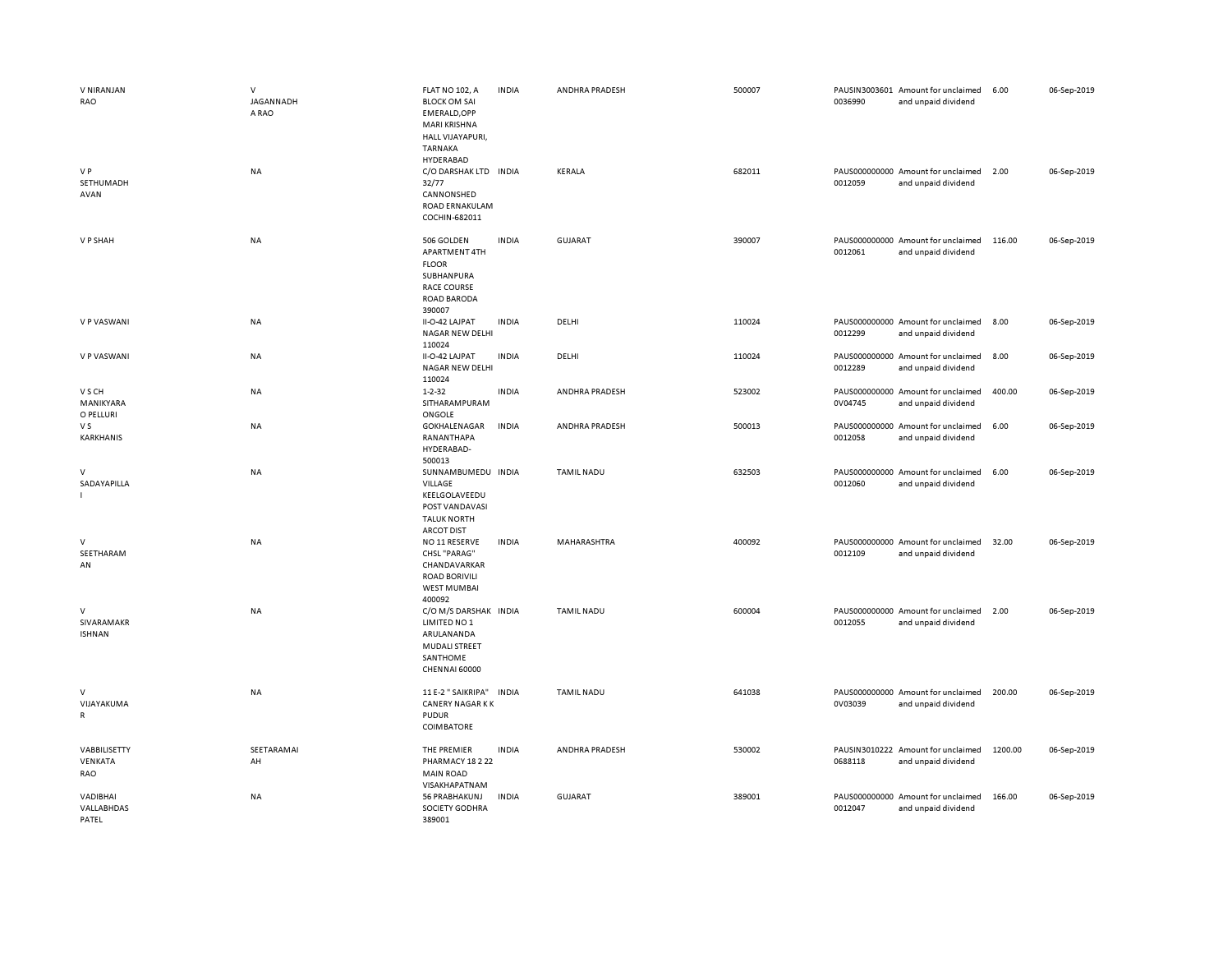| | | | | | | | | | |
|---|---|---|---|---|---|---|---|---|---|
| V NIRANJAN RAO | V JAGANNADHA RAO | FLAT NO 102, A BLOCK OM SAI EMERALD,OPP MARI KRISHNA HALL VIJAYAPURI, TARNAKA HYDERABAD | INDIA | ANDHRA PRADESH | 500007 | PAUSIN30036010036990 | Amount for unclaimed and unpaid dividend | 6.00 | 06-Sep-2019 |
| V P SETHUMADHAVAN | NA | C/O DARSHAK LTD 32/77 CANNONSHED ROAD ERNAKULAM COCHIN-682011 | INDIA | KERALA | 682011 | PAUS0000000000012059 | Amount for unclaimed and unpaid dividend | 2.00 | 06-Sep-2019 |
| V P SHAH | NA | 506 GOLDEN APARTMENT 4TH FLOOR SUBHANPURA RACE COURSE ROAD BARODA 390007 | INDIA | GUJARAT | 390007 | PAUS0000000000012061 | Amount for unclaimed and unpaid dividend | 116.00 | 06-Sep-2019 |
| V P VASWANI | NA | II-O-42 LAJPAT NAGAR NEW DELHI 110024 | INDIA | DELHI | 110024 | PAUS0000000000012299 | Amount for unclaimed and unpaid dividend | 8.00 | 06-Sep-2019 |
| V P VASWANI | NA | II-O-42 LAJPAT NAGAR NEW DELHI 110024 | INDIA | DELHI | 110024 | PAUS0000000000012289 | Amount for unclaimed and unpaid dividend | 8.00 | 06-Sep-2019 |
| V S CH MANIKYARAO PELLURI | NA | 1-2-32 SITHARAMPURAM ONGOLE | INDIA | ANDHRA PRADESH | 523002 | PAUS00000000000V04745 | Amount for unclaimed and unpaid dividend | 400.00 | 06-Sep-2019 |
| V S KARKHANIS | NA | GOKHALENAGAR RANANTHAPA HYDERABAD-500013 | INDIA | ANDHRA PRADESH | 500013 | PAUS0000000000012058 | Amount for unclaimed and unpaid dividend | 6.00 | 06-Sep-2019 |
| V SADAYAPILLAI | NA | SUNNAMBUMEDU VILLAGE KEELGOLAVEEDU POST VANDAVASI TALUK NORTH ARCOT DIST | INDIA | TAMIL NADU | 632503 | PAUS0000000000012060 | Amount for unclaimed and unpaid dividend | 6.00 | 06-Sep-2019 |
| V SEETHARAMAN | NA | NO 11 RESERVE CHSL "PARAG" CHANDAVARKAR ROAD BORIVILI WEST MUMBAI 400092 | INDIA | MAHARASHTRA | 400092 | PAUS0000000000012109 | Amount for unclaimed and unpaid dividend | 32.00 | 06-Sep-2019 |
| V SIVARAMAKRISHNAN | NA | C/O M/S DARSHAK LIMITED NO 1 ARULANANDA MUDALI STREET SANTHOME CHENNAI 60000 | INDIA | TAMIL NADU | 600004 | PAUS0000000000012055 | Amount for unclaimed and unpaid dividend | 2.00 | 06-Sep-2019 |
| V VIJAYAKUMAR | NA | 11 E-2 " SAIKRIPA" CANERY NAGAR K K PUDUR COIMBATORE | INDIA | TAMIL NADU | 641038 | PAUS00000000000V03039 | Amount for unclaimed and unpaid dividend | 200.00 | 06-Sep-2019 |
| VABBILISETTY VENKATA RAO | SEETARAMAIAH | THE PREMIER PHARMACY 18 2 22 MAIN ROAD VISAKHAPATNAM | INDIA | ANDHRA PRADESH | 530002 | PAUSIN30102220688118 | Amount for unclaimed and unpaid dividend | 1200.00 | 06-Sep-2019 |
| VADIBHAI VALLABHDAS PATEL | NA | 56 PRABHAKUNJ SOCIETY GODHRA 389001 | INDIA | GUJARAT | 389001 | PAUS0000000000012047 | Amount for unclaimed and unpaid dividend | 166.00 | 06-Sep-2019 |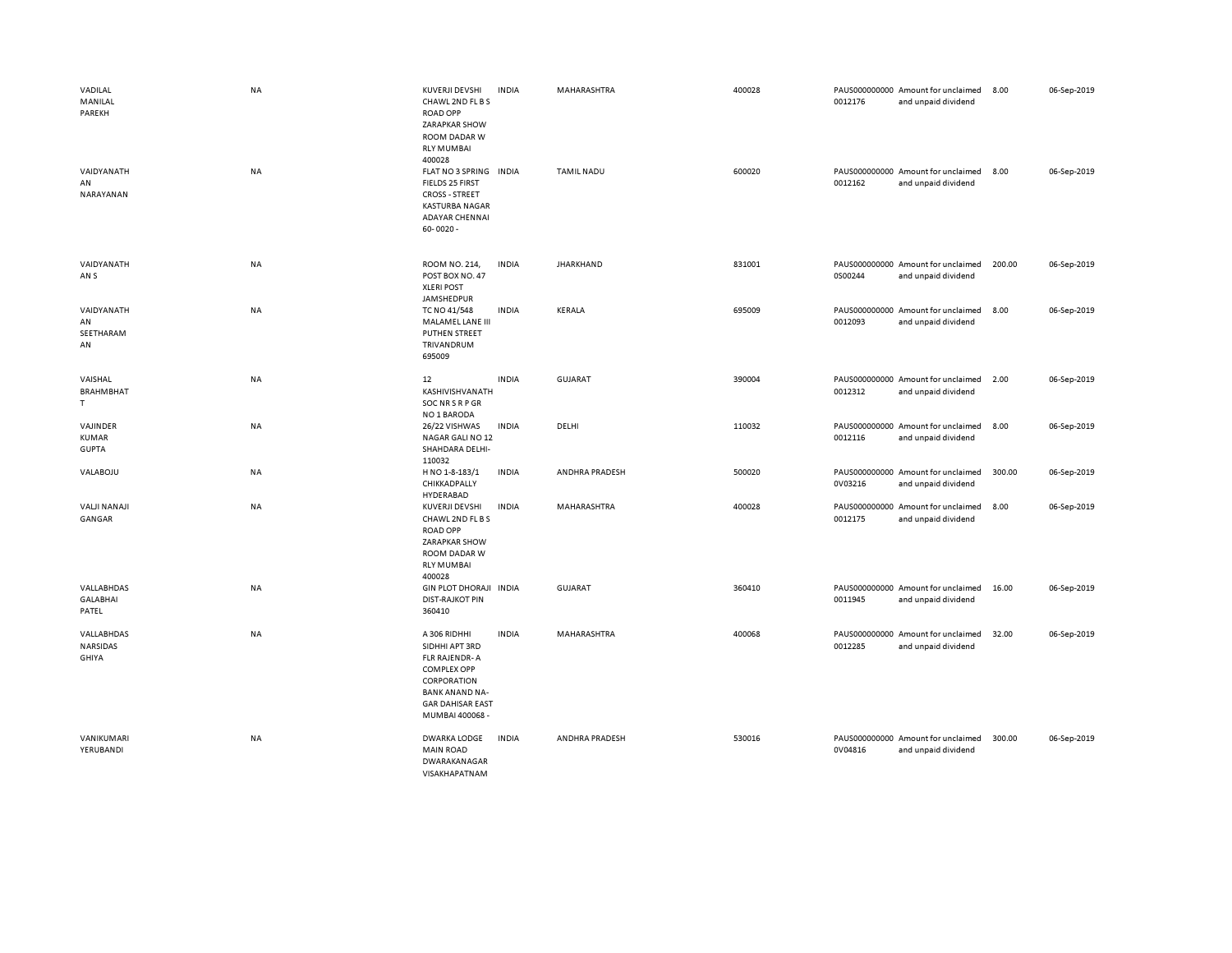| | | | | | | | | | |
|---|---|---|---|---|---|---|---|---|---|
| VADILAL MANILAL PAREKH | NA | KUVERJI DEVSHI CHAWL 2ND FL B S ROAD OPP ZARAPKAR SHOW ROOM DADAR W RLY MUMBAI 400028 | INDIA | MAHARASHTRA | 400028 | PAUS0000000000012176 | Amount for unclaimed and unpaid dividend | 8.00 | 06-Sep-2019 |
| VAIDYANATHAN NARAYANAN | NA | FLAT NO 3 SPRING FIELDS 25 FIRST CROSS - STREET KASTURBA NAGAR ADAYAR CHENNAI 60- 0020 - | INDIA | TAMIL NADU | 600020 | PAUS0000000000012162 | Amount for unclaimed and unpaid dividend | 8.00 | 06-Sep-2019 |
| VAIDYANATHAN S | NA | ROOM NO. 214, POST BOX NO. 47 XLERI POST JAMSHEDPUR | INDIA | JHARKHAND | 831001 | PAUS0000000000S00244 | Amount for unclaimed and unpaid dividend | 200.00 | 06-Sep-2019 |
| VAIDYANATHAN SEETHARAMAN | NA | TC NO 41/548 MALAMEL LANE III PUTHEN STREET TRIVANDRUM 695009 | INDIA | KERALA | 695009 | PAUS0000000000012093 | Amount for unclaimed and unpaid dividend | 8.00 | 06-Sep-2019 |
| VAISHAL BRAHMBHATT | NA | 12 KASHIVISHVANATH SOC NR S R P GR NO 1 BARODA | INDIA | GUJARAT | 390004 | PAUS0000000000012312 | Amount for unclaimed and unpaid dividend | 2.00 | 06-Sep-2019 |
| VAJINDER KUMAR GUPTA | NA | 26/22 VISHWAS NAGAR GALI NO 12 SHAHDARA DELHI-110032 | INDIA | DELHI | 110032 | PAUS0000000000012116 | Amount for unclaimed and unpaid dividend | 8.00 | 06-Sep-2019 |
| VALABOJU | NA | H NO 1-8-183/1 CHIKKADPALLY HYDERABAD | INDIA | ANDHRA PRADESH | 500020 | PAUS00000000000V03216 | Amount for unclaimed and unpaid dividend | 300.00 | 06-Sep-2019 |
| VALJI NANAJI GANGAR | NA | KUVERJI DEVSHI CHAWL 2ND FL B S ROAD OPP ZARAPKAR SHOW ROOM DADAR W RLY MUMBAI 400028 | INDIA | MAHARASHTRA | 400028 | PAUS0000000000012175 | Amount for unclaimed and unpaid dividend | 8.00 | 06-Sep-2019 |
| VALLABHDAS GALABHAI PATEL | NA | GIN PLOT DHORAJI DIST-RAJKOT PIN 360410 | INDIA | GUJARAT | 360410 | PAUS0000000000011945 | Amount for unclaimed and unpaid dividend | 16.00 | 06-Sep-2019 |
| VALLABHDAS NARSIDAS GHIYA | NA | A 306 RIDHHI SIDHHI APT 3RD FLR RAJENDR- A COMPLEX OPP CORPORATION BANK ANAND NA- GAR DAHISAR EAST MUMBAI 400068 - | INDIA | MAHARASHTRA | 400068 | PAUS0000000000012285 | Amount for unclaimed and unpaid dividend | 32.00 | 06-Sep-2019 |
| VANIKUMARI YERUBANDI | NA | DWARKA LODGE MAIN ROAD DWARAKANAGAR VISAKHAPATNAM | INDIA | ANDHRA PRADESH | 530016 | PAUS00000000000V04816 | Amount for unclaimed and unpaid dividend | 300.00 | 06-Sep-2019 |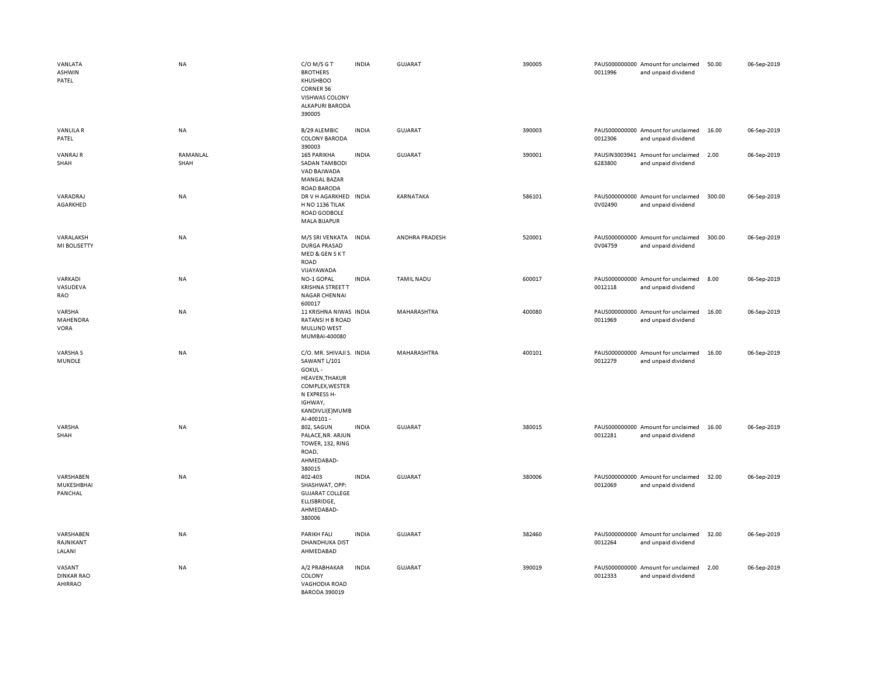| | | | | | | | | | |
|---|---|---|---|---|---|---|---|---|---|
| VANLATA ASHWIN PATEL | NA | C/O M/S G T BROTHERS KHUSHBOO CORNER 56 VISHWAS COLONY ALKAPURI BARODA 390005 | INDIA | GUJARAT | 390005 | PAUS0000000000011996 | Amount for unclaimed and unpaid dividend | 50.00 | 06-Sep-2019 |
| VANLILA R PATEL | NA | B/29 ALEMBIC COLONY BARODA 390003 | INDIA | GUJARAT | 390003 | PAUS0000000000012306 | Amount for unclaimed and unpaid dividend | 16.00 | 06-Sep-2019 |
| VANRAJ R SHAH | RAMANLAL SHAH | 165 PARIKHA SADAN TAMBODI VAD BAJWADA MANGAL BAZAR ROAD BARODA | INDIA | GUJARAT | 390001 | PAUSIN30039416283800 | Amount for unclaimed and unpaid dividend | 2.00 | 06-Sep-2019 |
| VARADRAJ AGARKHED | NA | DR V H AGARKHED H NO 1136 TILAK ROAD GODBOLE MALA BIJAPUR | INDIA | KARNATAKA | 586101 | PAUS0000000000V02490 | Amount for unclaimed and unpaid dividend | 300.00 | 06-Sep-2019 |
| VARALAKSHMI BOLISETTY | NA | M/S SRI VENKATA DURGA PRASAD MED & GEN S K T ROAD VIJAYAWADA | INDIA | ANDHRA PRADESH | 520001 | PAUS0000000000V04759 | Amount for unclaimed and unpaid dividend | 300.00 | 06-Sep-2019 |
| VARKADI VASUDEVA RAO | NA | NO-1 GOPAL KRISHNA STREET T NAGAR CHENNAI 600017 | INDIA | TAMIL NADU | 600017 | PAUS0000000000012118 | Amount for unclaimed and unpaid dividend | 8.00 | 06-Sep-2019 |
| VARSHA MAHENDRA VORA | NA | 11 KRISHNA NIWAS RATANSI H B ROAD MULUND WEST MUMBAI-400080 | INDIA | MAHARASHTRA | 400080 | PAUS0000000000011969 | Amount for unclaimed and unpaid dividend | 16.00 | 06-Sep-2019 |
| VARSHA S MUNDLE | NA | C/O. MR. SHIVAJI S. SAWANT L/101 GOKUL - HEAVEN,THAKUR COMPLEX,WESTERN EXPRESS H-IGHWAY, KANDIVLI(E)MUMBAI-400101 - | INDIA | MAHARASHTRA | 400101 | PAUS0000000000012279 | Amount for unclaimed and unpaid dividend | 16.00 | 06-Sep-2019 |
| VARSHA SHAH | NA | 802, SAGUN PALACE,NR. ARJUN TOWER, 132, RING ROAD, AHMEDABAD-380015 | INDIA | GUJARAT | 380015 | PAUS0000000000012281 | Amount for unclaimed and unpaid dividend | 16.00 | 06-Sep-2019 |
| VARSHABEN MUKESHBHAI PANCHAL | NA | 402-403 SHASHWAT, OPP: GUJARAT COLLEGE ELLISBRIDGE, AHMEDABAD-380006 | INDIA | GUJARAT | 380006 | PAUS0000000000012069 | Amount for unclaimed and unpaid dividend | 32.00 | 06-Sep-2019 |
| VARSHABEN RAJNIKANT LALANI | NA | PARIKH FALI DHANDHUKA DIST AHMEDABAD | INDIA | GUJARAT | 382460 | PAUS0000000000012264 | Amount for unclaimed and unpaid dividend | 32.00 | 06-Sep-2019 |
| VASANT DINKAR RAO AHIRRAO | NA | A/2 PRABHAKAR COLONY VAGHODIA ROAD BARODA 390019 | INDIA | GUJARAT | 390019 | PAUS0000000000012333 | Amount for unclaimed and unpaid dividend | 2.00 | 06-Sep-2019 |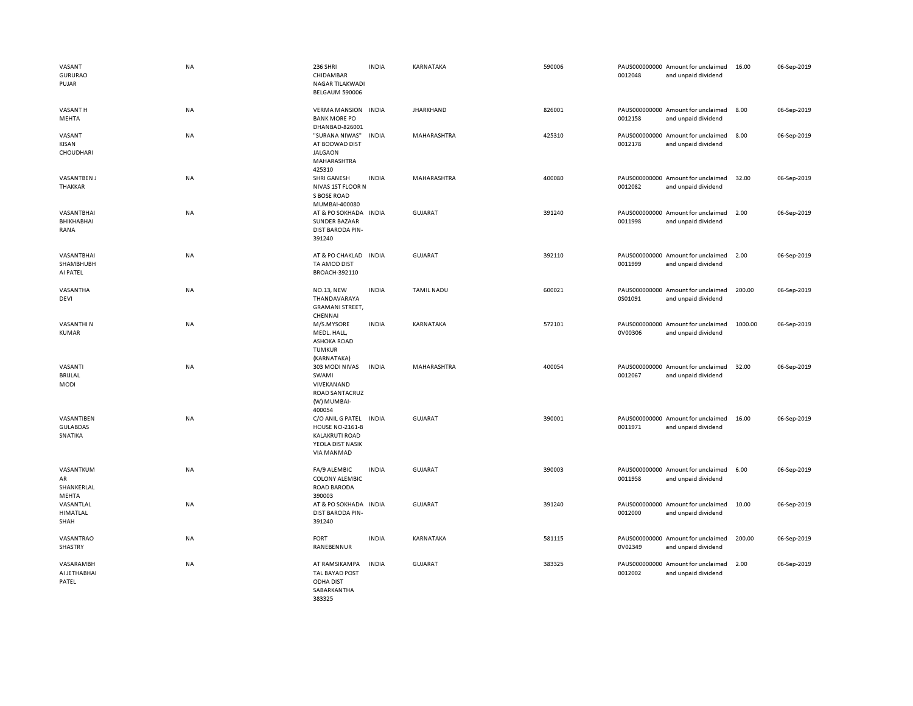| | | | | | | | | | |
|---|---|---|---|---|---|---|---|---|---|
| VASANT GURURAO PUJAR | NA | 236 SHRI CHIDAMBAR NAGAR TILAKWADI BELGAUM 590006 | INDIA | KARNATAKA | 590006 | PAUS0000000000012048 | Amount for unclaimed and unpaid dividend | 16.00 | 06-Sep-2019 |
| VASANT H MEHTA | NA | VERMA MANSION BANK MORE PO DHANBAD-826001 | INDIA | JHARKHAND | 826001 | PAUS0000000000012158 | Amount for unclaimed and unpaid dividend | 8.00 | 06-Sep-2019 |
| VASANT KISAN CHOUDHARI | NA | "SURANA NIWAS" AT BODWAD DIST JALGAON MAHARASHTRA 425310 | INDIA | MAHARASHTRA | 425310 | PAUS0000000000012178 | Amount for unclaimed and unpaid dividend | 8.00 | 06-Sep-2019 |
| VASANTBEN J THAKKAR | NA | SHRI GANESH NIVAS 1ST FLOOR N S BOSE ROAD MUMBAI-400080 | INDIA | MAHARASHTRA | 400080 | PAUS0000000000012082 | Amount for unclaimed and unpaid dividend | 32.00 | 06-Sep-2019 |
| VASANTBHAI BHIKHABHAI RANA | NA | AT & PO SOKHADA SUNDER BAZAAR DIST BARODA PIN-391240 | INDIA | GUJARAT | 391240 | PAUS0000000000011998 | Amount for unclaimed and unpaid dividend | 2.00 | 06-Sep-2019 |
| VASANTBHAI SHAMBHUBH AI PATEL | NA | AT & PO CHAKLAD TA AMOD DIST BROACH-392110 | INDIA | GUJARAT | 392110 | PAUS0000000000011999 | Amount for unclaimed and unpaid dividend | 2.00 | 06-Sep-2019 |
| VASANTHA DEVI | NA | NO.13, NEW THANDAVARAYA GRAMANI STREET, CHENNAI | INDIA | TAMIL NADU | 600021 | PAUS00000000000S01091 | Amount for unclaimed and unpaid dividend | 200.00 | 06-Sep-2019 |
| VASANTHI N KUMAR | NA | M/S.MYSORE MEDL. HALL, ASHOKA ROAD TUMKUR (KARNATAKA) | INDIA | KARNATAKA | 572101 | PAUS00000000000V00306 | Amount for unclaimed and unpaid dividend | 1000.00 | 06-Sep-2019 |
| VASANTI BRIJLAL MODI | NA | 303 MODI NIVAS SWAMI VIVEKANAND ROAD SANTACRUZ (W) MUMBAI-400054 | INDIA | MAHARASHTRA | 400054 | PAUS0000000000012067 | Amount for unclaimed and unpaid dividend | 32.00 | 06-Sep-2019 |
| VASANTIBEN GULABDAS SNATIKA | NA | C/O ANIL G PATEL HOUSE NO-2161-B KALAKRUTI ROAD YEOLA DIST NASIK VIA MANMAD | INDIA | GUJARAT | 390001 | PAUS0000000000011971 | Amount for unclaimed and unpaid dividend | 16.00 | 06-Sep-2019 |
| VASANTKUM AR SHANKERLAL MEHTA | NA | FA/9 ALEMBIC COLONY ALEMBIC ROAD BARODA 390003 | INDIA | GUJARAT | 390003 | PAUS0000000000011958 | Amount for unclaimed and unpaid dividend | 6.00 | 06-Sep-2019 |
| VASANTLAL HIMATLAL SHAH | NA | AT & PO SOKHADA DIST BARODA PIN-391240 | INDIA | GUJARAT | 391240 | PAUS0000000000012000 | Amount for unclaimed and unpaid dividend | 10.00 | 06-Sep-2019 |
| VASANTRAO SHASTRY | NA | FORT RANEBENNUR | INDIA | KARNATAKA | 581115 | PAUS00000000000V02349 | Amount for unclaimed and unpaid dividend | 200.00 | 06-Sep-2019 |
| VASARAMBH AI JETHABHAI PATEL | NA | AT RAMSIKAMPA TAL BAYAD POST ODHA DIST SABARKANTHA 383325 | INDIA | GUJARAT | 383325 | PAUS0000000000012002 | Amount for unclaimed and unpaid dividend | 2.00 | 06-Sep-2019 |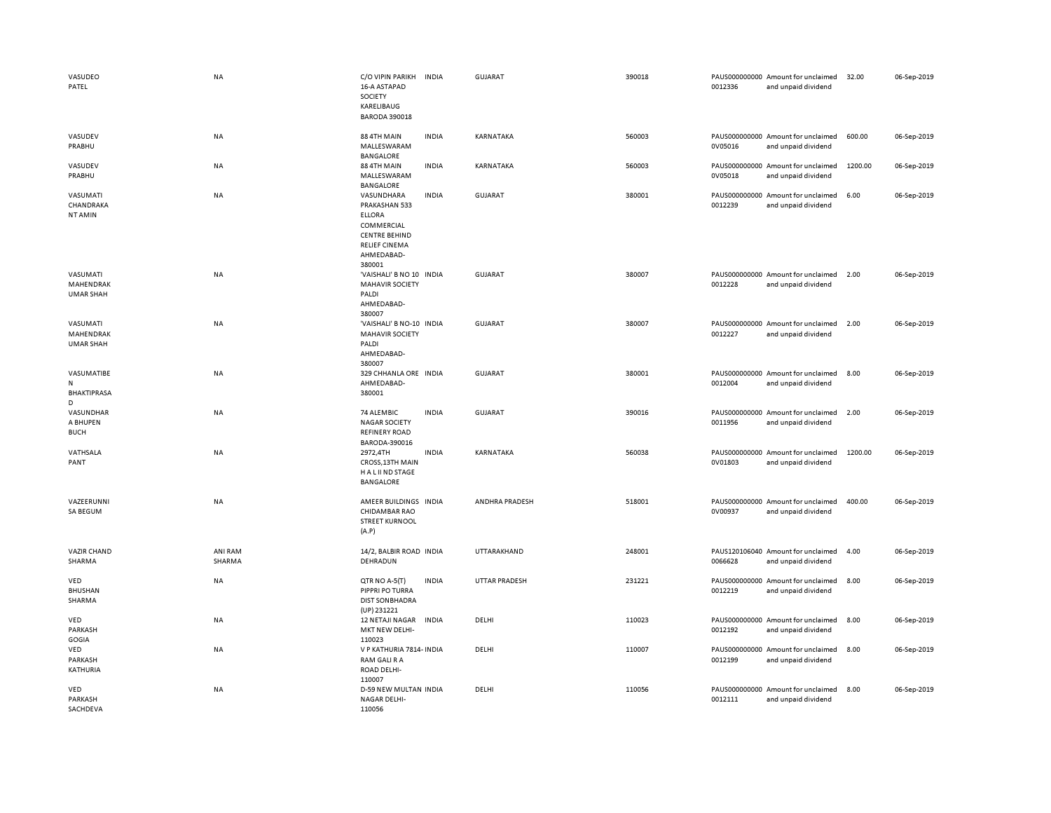| | | | | | | | | | |
|---|---|---|---|---|---|---|---|---|---|
| VASUDEO PATEL | NA | C/O VIPIN PARIKH 16-A ASTAPAD SOCIETY KARELIBAUG BARODA 390018 | INDIA | GUJARAT | 390018 | PAUS0000000000012336 | Amount for unclaimed and unpaid dividend | 32.00 | 06-Sep-2019 |
| VASUDEV PRABHU | NA | 88 4TH MAIN MALLESWARAM BANGALORE | INDIA | KARNATAKA | 560003 | PAUS0000000000V05016 | Amount for unclaimed and unpaid dividend | 600.00 | 06-Sep-2019 |
| VASUDEV PRABHU | NA | 88 4TH MAIN MALLESWARAM BANGALORE | INDIA | KARNATAKA | 560003 | PAUS0000000000V05018 | Amount for unclaimed and unpaid dividend | 1200.00 | 06-Sep-2019 |
| VASUMATI CHANDRAKANT AMIN | NA | VASUNDHARA PRAKASHAN 533 ELLORA COMMERCIAL CENTRE BEHIND RELIEF CINEMA AHMEDABAD-380001 | INDIA | GUJARAT | 380001 | PAUS0000000000012239 | Amount for unclaimed and unpaid dividend | 6.00 | 06-Sep-2019 |
| VASUMATI MAHENDRAKUMAR SHAH | NA | 'VAISHALI' B NO 10 MAHAVIR SOCIETY PALDI AHMEDABAD-380007 | INDIA | GUJARAT | 380007 | PAUS0000000000012228 | Amount for unclaimed and unpaid dividend | 2.00 | 06-Sep-2019 |
| VASUMATI MAHENDRAKUMAR SHAH | NA | 'VAISHALI' B NO-10 MAHAVIR SOCIETY PALDI AHMEDABAD-380007 | INDIA | GUJARAT | 380007 | PAUS0000000000012227 | Amount for unclaimed and unpaid dividend | 2.00 | 06-Sep-2019 |
| VASUMATIBEN BHAKTIPRASAD | NA | 329 CHHANLA ORE AHMEDABAD-380001 | INDIA | GUJARAT | 380001 | PAUS0000000000012004 | Amount for unclaimed and unpaid dividend | 8.00 | 06-Sep-2019 |
| VASUNDHARA BHUPEN BUCH | NA | 74 ALEMBIC NAGAR SOCIETY REFINERY ROAD BARODA-390016 | INDIA | GUJARAT | 390016 | PAUS0000000000011956 | Amount for unclaimed and unpaid dividend | 2.00 | 06-Sep-2019 |
| VATHSALA PANT | NA | 2972,4TH CROSS,13TH MAIN H A L II ND STAGE BANGALORE | INDIA | KARNATAKA | 560038 | PAUS0000000000V01803 | Amount for unclaimed and unpaid dividend | 1200.00 | 06-Sep-2019 |
| VAZEERUNNISA BEGUM | NA | AMEER BUILDINGS CHIDAMBAR RAO STREET KURNOOL (A.P) | INDIA | ANDHRA PRADESH | 518001 | PAUS0000000000V00937 | Amount for unclaimed and unpaid dividend | 400.00 | 06-Sep-2019 |
| VAZIR CHAND SHARMA | ANI RAM SHARMA | 14/2, BALBIR ROAD DEHRADUN | INDIA | UTTARAKHAND | 248001 | PAUS1201060400066628 | Amount for unclaimed and unpaid dividend | 4.00 | 06-Sep-2019 |
| VED BHUSHAN SHARMA | NA | QTR NO A-5(T) PIPPRI PO TURRA DIST SONBHADRA (UP) 231221 | INDIA | UTTAR PRADESH | 231221 | PAUS0000000000012219 | Amount for unclaimed and unpaid dividend | 8.00 | 06-Sep-2019 |
| VED PARKASH GOGIA | NA | 12 NETAJI NAGAR MKT NEW DELHI-110023 | INDIA | DELHI | 110023 | PAUS0000000000012192 | Amount for unclaimed and unpaid dividend | 8.00 | 06-Sep-2019 |
| VED PARKASH KATHURIA | NA | V P KATHURIA 7814-RAM GALI R A ROAD DELHI-110007 | INDIA | DELHI | 110007 | PAUS0000000000012199 | Amount for unclaimed and unpaid dividend | 8.00 | 06-Sep-2019 |
| VED PARKASH SACHDEVA | NA | D-59 NEW MULTAN NAGAR DELHI-110056 | INDIA | DELHI | 110056 | PAUS0000000000012111 | Amount for unclaimed and unpaid dividend | 8.00 | 06-Sep-2019 |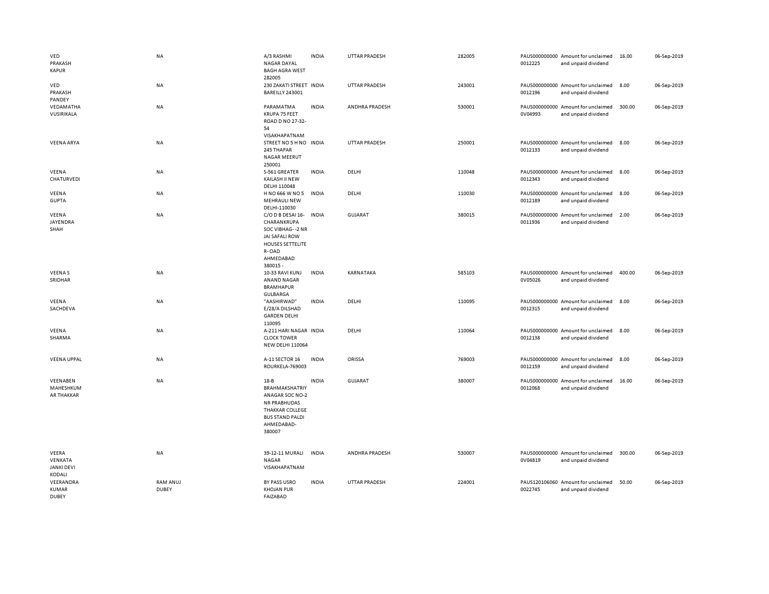| | | | | | | | | | |
|---|---|---|---|---|---|---|---|---|---|
| VED PRAKASH KAPUR | NA | A/3 RASHMI NAGAR DAYAL BAGH AGRA WEST 282005 | INDIA | UTTAR PRADESH | 282005 | PAUS0000000000012225 | Amount for unclaimed and unpaid dividend | 16.00 | 06-Sep-2019 |
| VED PRAKASH PANDEY | NA | 230 ZAKATI STREET BAREILLY 243001 | INDIA | UTTAR PRADESH | 243001 | PAUS0000000000012196 | Amount for unclaimed and unpaid dividend | 8.00 | 06-Sep-2019 |
| VEDAMATHA VUSIRIKALA | NA | PARAMATMA KRUPA 75 FEET ROAD D NO 27-32-54 VISAKHAPATNAM | INDIA | ANDHRA PRADESH | 530001 | PAUS0000000000V04993 | Amount for unclaimed and unpaid dividend | 300.00 | 06-Sep-2019 |
| VEENA ARYA | NA | STREET NO 5 H NO 245 THAPAR NAGAR MEERUT 250001 | INDIA | UTTAR PRADESH | 250001 | PAUS0000000000012133 | Amount for unclaimed and unpaid dividend | 8.00 | 06-Sep-2019 |
| VEENA CHATURVEDI | NA | S-561 GREATER KAILASH II NEW DELHI 110048 | INDIA | DELHI | 110048 | PAUS0000000000012343 | Amount for unclaimed and unpaid dividend | 8.00 | 06-Sep-2019 |
| VEENA GUPTA | NA | H NO 666 W NO 5 MEHRAULI NEW DELHI-110030 | INDIA | DELHI | 110030 | PAUS0000000000012189 | Amount for unclaimed and unpaid dividend | 8.00 | 06-Sep-2019 |
| VEENA JAYENDRA SHAH | NA | C/O D B DESAI 16-CHARANKRUPA SOC VIBHAG- -2 NR JAI SAFALI ROW HOUSES SETTELITE R- OAD AHMEDABAD 380015 - | INDIA | GUJARAT | 380015 | PAUS0000000000011936 | Amount for unclaimed and unpaid dividend | 2.00 | 06-Sep-2019 |
| VEENA S SRIDHAR | NA | 10-33 RAVI KUNJ ANAND NAGAR BRAMHAPUR GULBARGA | INDIA | KARNATAKA | 585103 | PAUS0000000000V05026 | Amount for unclaimed and unpaid dividend | 400.00 | 06-Sep-2019 |
| VEENA SACHDEVA | NA | "AASHIRWAD" E/28/A DILSHAD GARDEN DELHI 110095 | INDIA | DELHI | 110095 | PAUS0000000000012315 | Amount for unclaimed and unpaid dividend | 8.00 | 06-Sep-2019 |
| VEENA SHARMA | NA | A-211 HARI NAGAR CLOCK TOWER NEW DELHI 110064 | INDIA | DELHI | 110064 | PAUS0000000000012138 | Amount for unclaimed and unpaid dividend | 8.00 | 06-Sep-2019 |
| VEENA UPPAL | NA | A-11 SECTOR 16 ROURKELA-769003 | INDIA | ORISSA | 769003 | PAUS0000000000012159 | Amount for unclaimed and unpaid dividend | 8.00 | 06-Sep-2019 |
| VEENABEN MAHESHKUMAR THAKKAR | NA | 18-B BRAHMAKSHATRIYANAGAR SOC NO-2 NR PRABHUDAS THAKKAR COLLEGE BUS STAND PALDI AHMEDABAD-380007 | INDIA | GUJARAT | 380007 | PAUS0000000000012068 | Amount for unclaimed and unpaid dividend | 16.00 | 06-Sep-2019 |
| VEERA VENKATA JANKI DEVI KODALI | NA | 39-12-11 MURALI NAGAR VISAKHAPATNAM | INDIA | ANDHRA PRADESH | 530007 | PAUS0000000000V04819 | Amount for unclaimed and unpaid dividend | 300.00 | 06-Sep-2019 |
| VEERANDRA KUMAR DUBEY | RAM ANUJ DUBEY | BY PASS USRO KHOJAN PUR FAIZABAD | INDIA | UTTAR PRADESH | 224001 | PAUS1201060600022745 | Amount for unclaimed and unpaid dividend | 50.00 | 06-Sep-2019 |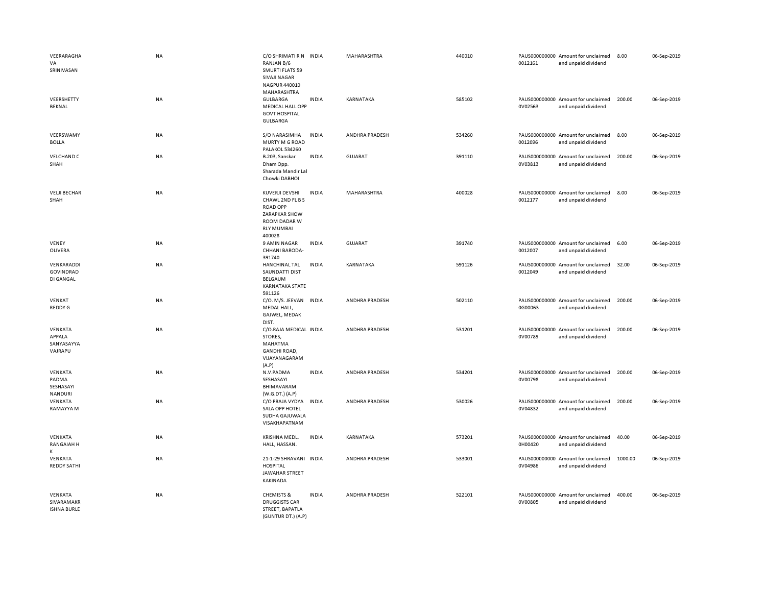| | | | | | | | | | |
|---|---|---|---|---|---|---|---|---|---|
| VEERARAGHAVA SRINIVASAN | NA | C/O SHRIMATI R N RANJAN B/6 SMURTI FLATS 59 SIVAJI NAGAR NAGPUR 440010 MAHARASHTRA | INDIA | MAHARASHTRA | 440010 | PAUS0000000000012161 | Amount for unclaimed and unpaid dividend | 8.00 | 06-Sep-2019 |
| VEERSHETTY BEKNAL | NA | GULBARGA MEDICAL HALL OPP GOVT HOSPITAL GULBARGA | INDIA | KARNATAKA | 585102 | PAUS0000000000V02563 | Amount for unclaimed and unpaid dividend | 200.00 | 06-Sep-2019 |
| VEERSWAMY BOLLA | NA | S/O NARASIMHA MURTY M G ROAD PALAKOL 534260 | INDIA | ANDHRA PRADESH | 534260 | PAUS0000000000012096 | Amount for unclaimed and unpaid dividend | 8.00 | 06-Sep-2019 |
| VELCHAND C SHAH | NA | B.203, Sanskar Dham Opp. Sharada Mandir Lal Chowki DABHOI | INDIA | GUJARAT | 391110 | PAUS0000000000V03813 | Amount for unclaimed and unpaid dividend | 200.00 | 06-Sep-2019 |
| VELJI BECHAR SHAH | NA | KUVERJI DEVSHI CHAWL 2ND FL B S ROAD OPP ZARAPKAR SHOW ROOM DADAR W RLY MUMBAI 400028 | INDIA | MAHARASHTRA | 400028 | PAUS0000000000012177 | Amount for unclaimed and unpaid dividend | 8.00 | 06-Sep-2019 |
| VENEY OLIVERA | NA | 9 AMIN NAGAR CHHANI BARODA-391740 | INDIA | GUJARAT | 391740 | PAUS0000000000012007 | Amount for unclaimed and unpaid dividend | 6.00 | 06-Sep-2019 |
| VENKARADDI GOVINDRADDI GANGAL | NA | HANCHINAL TAL SAUNDATTI DIST BELGAUM KARNATAKA STATE 591126 | INDIA | KARNATAKA | 591126 | PAUS0000000000012049 | Amount for unclaimed and unpaid dividend | 32.00 | 06-Sep-2019 |
| VENKAT REDDY G | NA | C/O. M/S. JEEVAN MEDAL HALL, GAJWEL, MEDAK DIST. | INDIA | ANDHRA PRADESH | 502110 | PAUS0000000000G00063 | Amount for unclaimed and unpaid dividend | 200.00 | 06-Sep-2019 |
| VENKATA APPALA SANYASAYYA VAJRAPU | NA | C/O.RAJA MEDICAL STORES, MAHATMA GANDHI ROAD, VIJAYANAGARAM (A.P) | INDIA | ANDHRA PRADESH | 531201 | PAUS0000000000V00789 | Amount for unclaimed and unpaid dividend | 200.00 | 06-Sep-2019 |
| VENKATA PADMA SESHASAYI NANDURI | NA | N.V.PADMA SESHASAYI BHIMAVARAM (W.G.DT.) (A.P) | INDIA | ANDHRA PRADESH | 534201 | PAUS0000000000V00798 | Amount for unclaimed and unpaid dividend | 200.00 | 06-Sep-2019 |
| VENKATA RAMAYYA M | NA | C/O PRAJA VYDYA SALA OPP HOTEL SUDHA GAJUWALA VISAKHAPATNAM | INDIA | ANDHRA PRADESH | 530026 | PAUS0000000000V04832 | Amount for unclaimed and unpaid dividend | 200.00 | 06-Sep-2019 |
| VENKATA RANGAIAH H K | NA | KRISHNA MEDL. HALL, HASSAN. | INDIA | KARNATAKA | 573201 | PAUS0000000000H00420 | Amount for unclaimed and unpaid dividend | 40.00 | 06-Sep-2019 |
| VENKATA REDDY SATHI | NA | 21-1-29 SHRAVANI HOSPITAL JAWAHAR STREET KAKINADA | INDIA | ANDHRA PRADESH | 533001 | PAUS0000000000V04986 | Amount for unclaimed and unpaid dividend | 1000.00 | 06-Sep-2019 |
| VENKATA SIVARAMAKRISHNA BURLE | NA | CHEMISTS & DRUGGISTS CAR STREET, BAPATLA (GUNTUR DT.) (A.P) | INDIA | ANDHRA PRADESH | 522101 | PAUS0000000000V00805 | Amount for unclaimed and unpaid dividend | 400.00 | 06-Sep-2019 |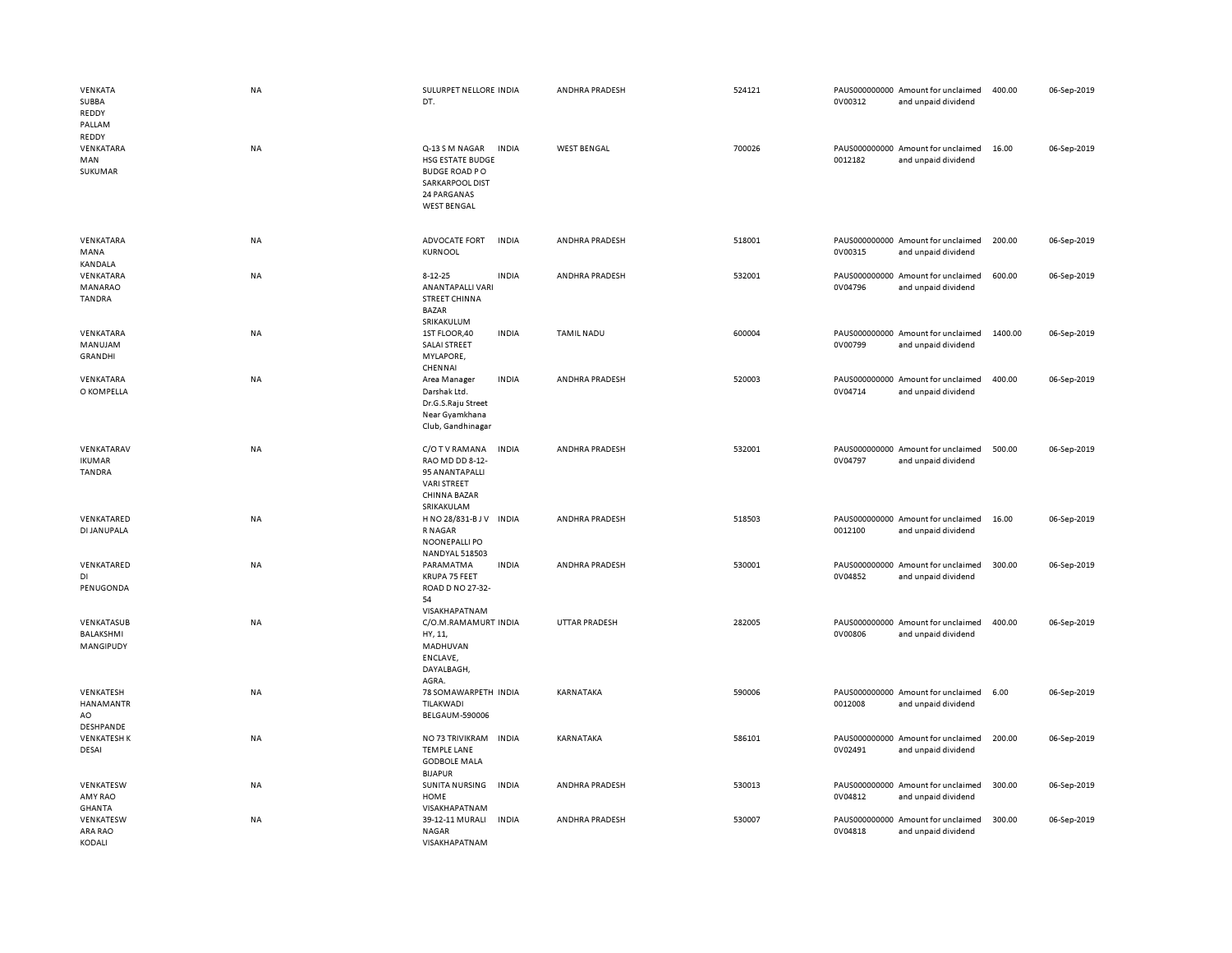| | | | | | | | | | |
|---|---|---|---|---|---|---|---|---|---|
| VENKATA SUBBA REDDY PALLAM REDDY | NA | SULURPET NELLORE DT. | INDIA | ANDHRA PRADESH | 524121 | PAUS0000000000V00312 | Amount for unclaimed and unpaid dividend | 400.00 | 06-Sep-2019 |
| VENKATARA MAN SUKUMAR | NA | Q-13 S M NAGAR HSG ESTATE BUDGE BUDGE ROAD P O SARKARPOOL DIST 24 PARGANAS WEST BENGAL | INDIA | WEST BENGAL | 700026 | PAUS00000000000012182 | Amount for unclaimed and unpaid dividend | 16.00 | 06-Sep-2019 |
| VENKATARA MANA KANDALA | NA | ADVOCATE FORT KURNOOL | INDIA | ANDHRA PRADESH | 518001 | PAUS0000000000V00315 | Amount for unclaimed and unpaid dividend | 200.00 | 06-Sep-2019 |
| VENKATARA MANARAO TANDRA | NA | 8-12-25 ANANTAPALLI VARI STREET CHINNA BAZAR SRIKAKULUM | INDIA | ANDHRA PRADESH | 532001 | PAUS0000000000V04796 | Amount for unclaimed and unpaid dividend | 600.00 | 06-Sep-2019 |
| VENKATARA MANUJAM GRANDHI | NA | 1ST FLOOR,40 SALAI STREET MYLAPORE, CHENNAI | INDIA | TAMIL NADU | 600004 | PAUS0000000000V00799 | Amount for unclaimed and unpaid dividend | 1400.00 | 06-Sep-2019 |
| VENKATARA O KOMPELLA | NA | Area Manager Darshak Ltd. Dr.G.S.Raju Street Near Gyamkhana Club, Gandhinagar | INDIA | ANDHRA PRADESH | 520003 | PAUS0000000000V04714 | Amount for unclaimed and unpaid dividend | 400.00 | 06-Sep-2019 |
| VENKATARAV IKUMAR TANDRA | NA | C/O T V RAMANA RAO MD DD 8-12-95 ANANTAPALLI VARI STREET CHINNA BAZAR SRIKAKULAM | INDIA | ANDHRA PRADESH | 532001 | PAUS0000000000V04797 | Amount for unclaimed and unpaid dividend | 500.00 | 06-Sep-2019 |
| VENKATARED DI JANUPALA | NA | H NO 28/831-B J V R NAGAR NOONEPALLI PO NANDYAL 518503 | INDIA | ANDHRA PRADESH | 518503 | PAUS00000000000012100 | Amount for unclaimed and unpaid dividend | 16.00 | 06-Sep-2019 |
| VENKATARED DI PENUGONDA | NA | PARAMATMA KRUPA 75 FEET ROAD D NO 27-32-54 VISAKHAPATNAM | INDIA | ANDHRA PRADESH | 530001 | PAUS0000000000V04852 | Amount for unclaimed and unpaid dividend | 300.00 | 06-Sep-2019 |
| VENKATASUB BALAKSHMI MANGIPUDY | NA | C/O.M.RAMAMURTHY, 11, MADHUVAN ENCLAVE, DAYALBAGH, AGRA. | INDIA | UTTAR PRADESH | 282005 | PAUS0000000000V00806 | Amount for unclaimed and unpaid dividend | 400.00 | 06-Sep-2019 |
| VENKATESH HANAMANTR AO DESHPANDE | NA | 78 SOMAWARPETH TILAKWADI BELGAUM-590006 | INDIA | KARNATAKA | 590006 | PAUS00000000000012008 | Amount for unclaimed and unpaid dividend | 6.00 | 06-Sep-2019 |
| VENKATESH K DESAI | NA | NO 73 TRIVIKRAM TEMPLE LANE GODBOLE MALA BIJAPUR | INDIA | KARNATAKA | 586101 | PAUS0000000000V02491 | Amount for unclaimed and unpaid dividend | 200.00 | 06-Sep-2019 |
| VENKATESW AMY RAO GHANTA | NA | SUNITA NURSING HOME VISAKHAPATNAM | INDIA | ANDHRA PRADESH | 530013 | PAUS0000000000V04812 | Amount for unclaimed and unpaid dividend | 300.00 | 06-Sep-2019 |
| VENKATESW ARA RAO KODALI | NA | 39-12-11 MURALI NAGAR VISAKHAPATNAM | INDIA | ANDHRA PRADESH | 530007 | PAUS0000000000V04818 | Amount for unclaimed and unpaid dividend | 300.00 | 06-Sep-2019 |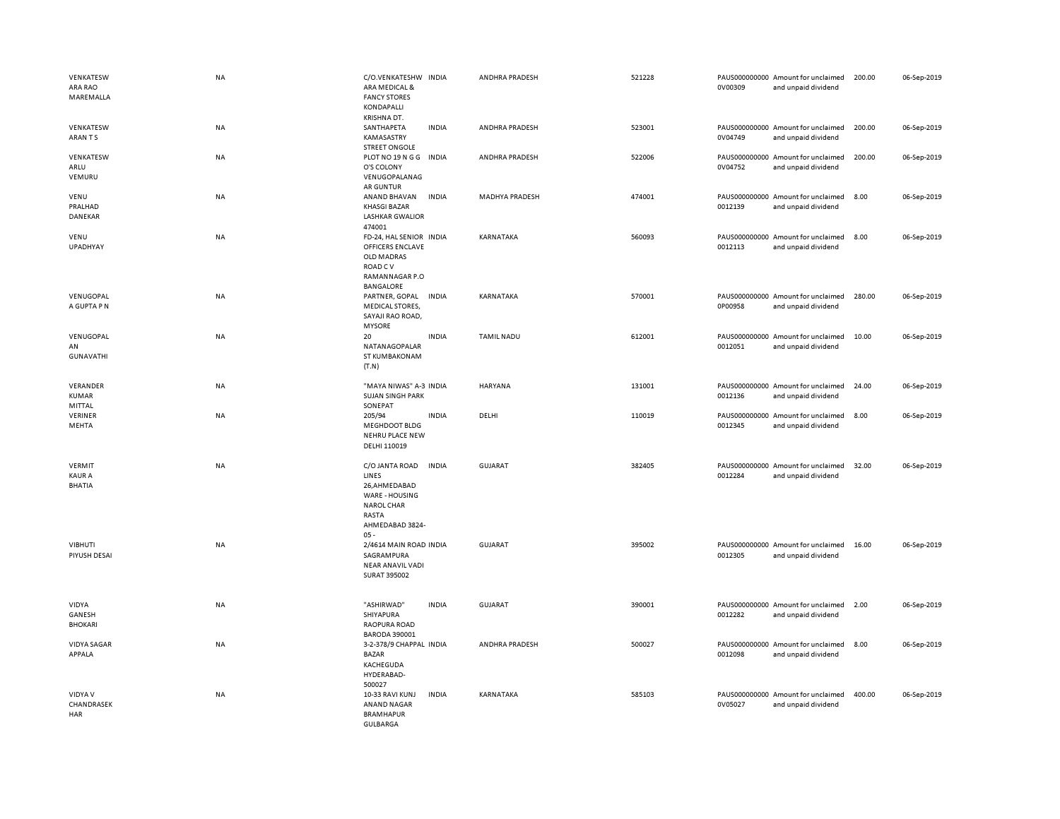| | | | | | | | | | |
|---|---|---|---|---|---|---|---|---|---|
| VENKATESWARA RAO MAREMALLA | NA | C/O.VENKATESHWARA MEDICAL & FANCY STORES KONDAPALLI KRISHNA DT. | INDIA | ANDHRA PRADESH | 521228 | PAUS0000000000V00309 | Amount for unclaimed and unpaid dividend | 200.00 | 06-Sep-2019 |
| VENKATESWARAN T S | NA | SANTHAPETA KAMASASTRY STREET ONGOLE | INDIA | ANDHRA PRADESH | 523001 | PAUS0000000000V04749 | Amount for unclaimed and unpaid dividend | 200.00 | 06-Sep-2019 |
| VENKATESWARLU VEMURU | NA | PLOT NO 19 N G G O'S COLONY VENUGOPALANAGAR GUNTUR | INDIA | ANDHRA PRADESH | 522006 | PAUS0000000000V04752 | Amount for unclaimed and unpaid dividend | 200.00 | 06-Sep-2019 |
| VENU PRALHAD DANEKAR | NA | ANAND BHAVAN KHASGI BAZAR LASHKAR GWALIOR 474001 | INDIA | MADHYA PRADESH | 474001 | PAUS00000000000012139 | Amount for unclaimed and unpaid dividend | 8.00 | 06-Sep-2019 |
| VENU UPADHYAY | NA | FD-24, HAL SENIOR OFFICERS ENCLAVE OLD MADRAS ROAD C V RAMANNAGAR P.O BANGALORE | INDIA | KARNATAKA | 560093 | PAUS00000000000012113 | Amount for unclaimed and unpaid dividend | 8.00 | 06-Sep-2019 |
| VENUGOPALA GUPTA P N | NA | PARTNER, GOPAL MEDICAL STORES, SAYAJI RAO ROAD, MYSORE | INDIA | KARNATAKA | 570001 | PAUS0000000000P00958 | Amount for unclaimed and unpaid dividend | 280.00 | 06-Sep-2019 |
| VENUGOPALAN GUNAVATHI | NA | 20 NATANAGOPALAR ST KUMBAKONAM (T.N) | INDIA | TAMIL NADU | 612001 | PAUS00000000000012051 | Amount for unclaimed and unpaid dividend | 10.00 | 06-Sep-2019 |
| VERANDER KUMAR MITTAL | NA | "MAYA NIWAS" A-3 SUJAN SINGH PARK SONEPAT | INDIA | HARYANA | 131001 | PAUS00000000000012136 | Amount for unclaimed and unpaid dividend | 24.00 | 06-Sep-2019 |
| VERINER MEHTA | NA | 205/94 MEGHDOOT BLDG NEHRU PLACE NEW DELHI 110019 | INDIA | DELHI | 110019 | PAUS00000000000012345 | Amount for unclaimed and unpaid dividend | 8.00 | 06-Sep-2019 |
| VERMIT KAUR A BHATIA | NA | C/O JANTA ROAD LINES 26,AHMEDABAD WARE - HOUSING NAROL CHAR RASTA AHMEDABAD 3824-05 - | INDIA | GUJARAT | 382405 | PAUS00000000000012284 | Amount for unclaimed and unpaid dividend | 32.00 | 06-Sep-2019 |
| VIBHUTI PIYUSH DESAI | NA | 2/4614 MAIN ROAD SAGRAMPURA NEAR ANAVIL VADI SURAT 395002 | INDIA | GUJARAT | 395002 | PAUS00000000000012305 | Amount for unclaimed and unpaid dividend | 16.00 | 06-Sep-2019 |
| VIDYA GANESH BHOKARI | NA | "ASHIRWAD" SHIYAPURA RAOPURA ROAD BARODA 390001 | INDIA | GUJARAT | 390001 | PAUS00000000000012282 | Amount for unclaimed and unpaid dividend | 2.00 | 06-Sep-2019 |
| VIDYA SAGAR APPALA | NA | 3-2-378/9 CHAPPAL BAZAR KACHEGUDA HYDERABAD-500027 | INDIA | ANDHRA PRADESH | 500027 | PAUS00000000000012098 | Amount for unclaimed and unpaid dividend | 8.00 | 06-Sep-2019 |
| VIDYA V CHANDRASEKHAR | NA | 10-33 RAVI KUNJ ANAND NAGAR BRAMHAPUR GULBARGA | INDIA | KARNATAKA | 585103 | PAUS0000000000V05027 | Amount for unclaimed and unpaid dividend | 400.00 | 06-Sep-2019 |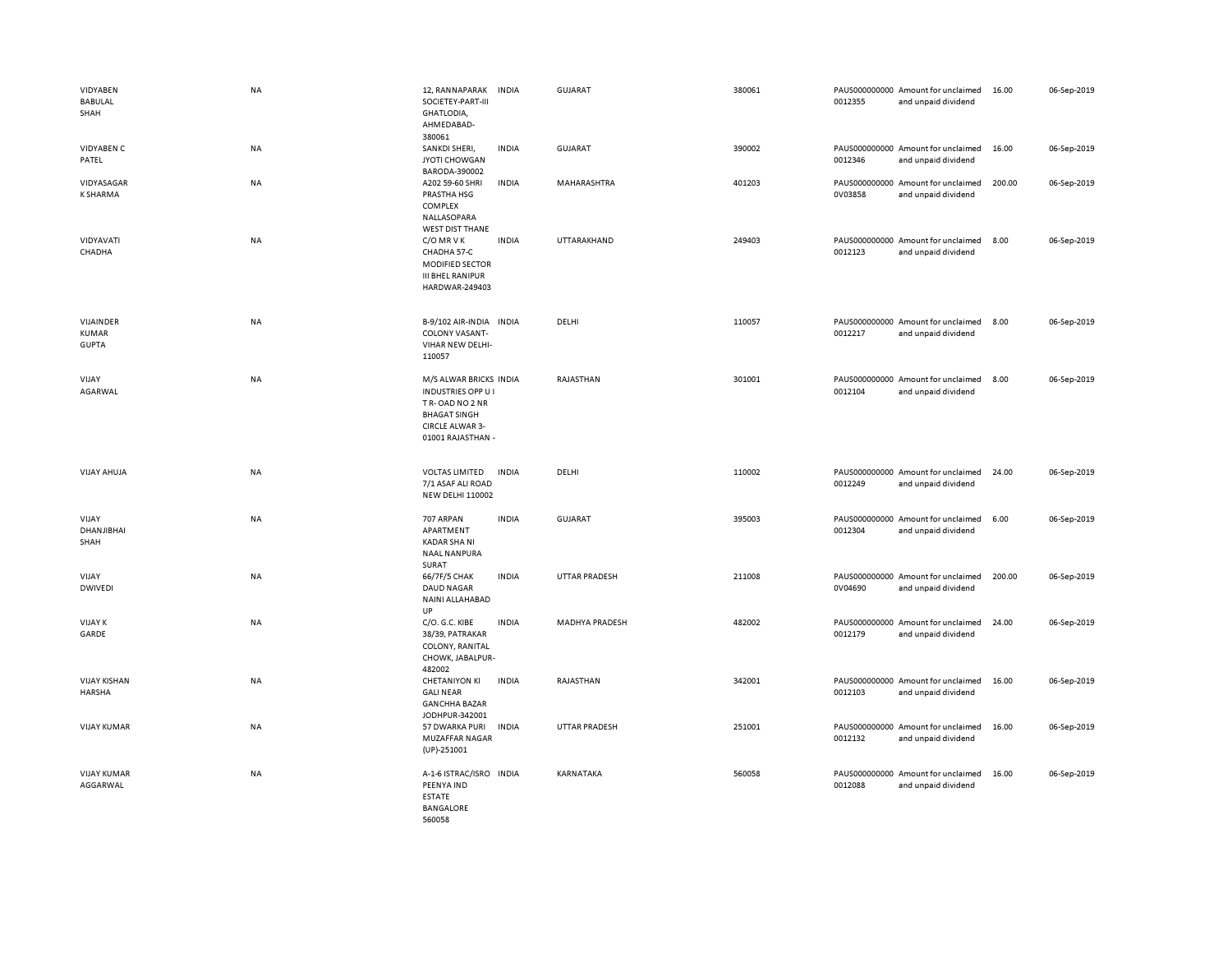| | | | | | | | | | |
|---|---|---|---|---|---|---|---|---|---|
| VIDYABEN BABULAL SHAH | NA | 12, RANNAPARAK SOCIETEY-PART-III GHATLODIA, AHMEDABAD-380061 | INDIA | GUJARAT | 380061 | PAUS000000000 0012355 | Amount for unclaimed and unpaid dividend | 16.00 | 06-Sep-2019 |
| VIDYABEN C PATEL | NA | SANKDI SHERI, JYOTI CHOWGAN BARODA-390002 | INDIA | GUJARAT | 390002 | PAUS000000000 0012346 | Amount for unclaimed and unpaid dividend | 16.00 | 06-Sep-2019 |
| VIDYASAGAR K SHARMA | NA | A202 59-60 SHRI PRASTHA HSG COMPLEX NALLASOPARA WEST DIST THANE | INDIA | MAHARASHTRA | 401203 | PAUS000000000 0V03858 | Amount for unclaimed and unpaid dividend | 200.00 | 06-Sep-2019 |
| VIDYAVATI CHADHA | NA | C/O MR V K CHADHA 57-C MODIFIED SECTOR III BHEL RANIPUR HARDWAR-249403 | INDIA | UTTARAKHAND | 249403 | PAUS000000000 0012123 | Amount for unclaimed and unpaid dividend | 8.00 | 06-Sep-2019 |
| VIJAINDER KUMAR GUPTA | NA | B-9/102 AIR-INDIA COLONY VASANT-VIHAR NEW DELHI-110057 | INDIA | DELHI | 110057 | PAUS000000000 0012217 | Amount for unclaimed and unpaid dividend | 8.00 | 06-Sep-2019 |
| VIJAY AGARWAL | NA | M/S ALWAR BRICKS INDUSTRIES OPP U I T R- OAD NO 2 NR BHAGAT SINGH CIRCLE ALWAR 3-01001 RAJASTHAN - | INDIA | RAJASTHAN | 301001 | PAUS000000000 0012104 | Amount for unclaimed and unpaid dividend | 8.00 | 06-Sep-2019 |
| VIJAY AHUJA | NA | VOLTAS LIMITED 7/1 ASAF ALI ROAD NEW DELHI 110002 | INDIA | DELHI | 110002 | PAUS000000000 0012249 | Amount for unclaimed and unpaid dividend | 24.00 | 06-Sep-2019 |
| VIJAY DHANJIBHAI SHAH | NA | 707 ARPAN APARTMENT KADAR SHA NI NAAL NANPURA SURAT | INDIA | GUJARAT | 395003 | PAUS000000000 0012304 | Amount for unclaimed and unpaid dividend | 6.00 | 06-Sep-2019 |
| VIJAY DWIVEDI | NA | 66/7F/5 CHAK DAUD NAGAR NAINI ALLAHABAD UP | INDIA | UTTAR PRADESH | 211008 | PAUS000000000 0V04690 | Amount for unclaimed and unpaid dividend | 200.00 | 06-Sep-2019 |
| VIJAY K GARDE | NA | C/O. G.C. KIBE 38/39, PATRAKAR COLONY, RANITAL CHOWK, JABALPUR-482002 | INDIA | MADHYA PRADESH | 482002 | PAUS000000000 0012179 | Amount for unclaimed and unpaid dividend | 24.00 | 06-Sep-2019 |
| VIJAY KISHAN HARSHA | NA | CHETANIYON KI GALI NEAR GANCHHA BAZAR JODHPUR-342001 | INDIA | RAJASTHAN | 342001 | PAUS000000000 0012103 | Amount for unclaimed and unpaid dividend | 16.00 | 06-Sep-2019 |
| VIJAY KUMAR | NA | 57 DWARKA PURI MUZAFFAR NAGAR (UP)-251001 | INDIA | UTTAR PRADESH | 251001 | PAUS000000000 0012132 | Amount for unclaimed and unpaid dividend | 16.00 | 06-Sep-2019 |
| VIJAY KUMAR AGGARWAL | NA | A-1-6 ISTRAC/ISRO PEENYA IND ESTATE BANGALORE 560058 | INDIA | KARNATAKA | 560058 | PAUS000000000 0012088 | Amount for unclaimed and unpaid dividend | 16.00 | 06-Sep-2019 |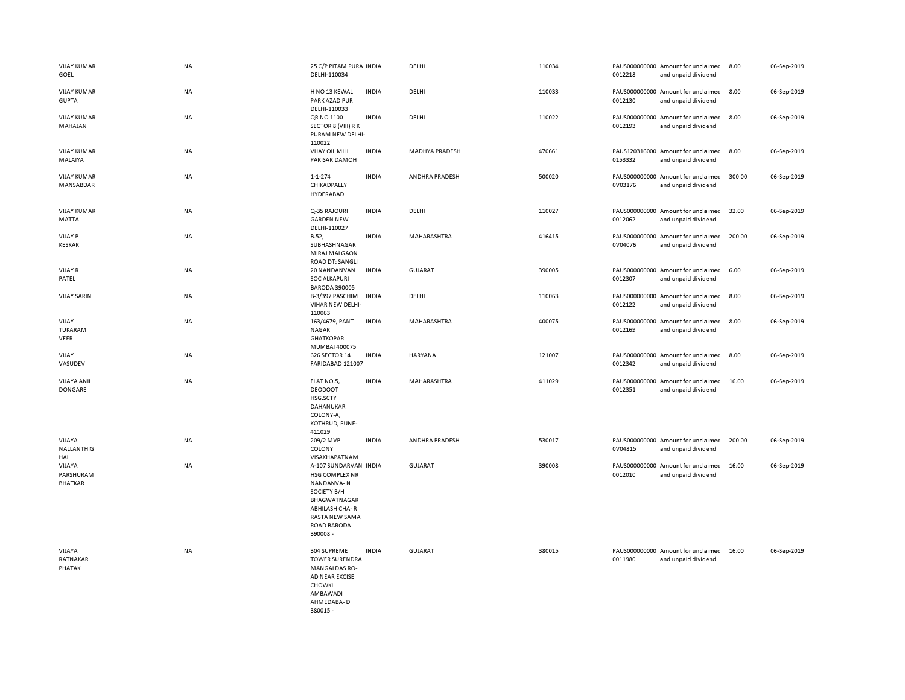| | | | | | | | | | |
|---|---|---|---|---|---|---|---|---|---|
| VIJAY KUMAR GOEL | NA | 25 C/P PITAM PURA DELHI-110034 | INDIA | DELHI | 110034 | PAUS0000000000012218 | Amount for unclaimed and unpaid dividend | 8.00 | 06-Sep-2019 |
| VIJAY KUMAR GUPTA | NA | H NO 13 KEWAL PARK AZAD PUR DELHI-110033 | INDIA | DELHI | 110033 | PAUS0000000000012130 | Amount for unclaimed and unpaid dividend | 8.00 | 06-Sep-2019 |
| VIJAY KUMAR MAHAJAN | NA | QR NO 1100 SECTOR 8 (VIII) R K PURAM NEW DELHI-110022 | INDIA | DELHI | 110022 | PAUS0000000000012193 | Amount for unclaimed and unpaid dividend | 8.00 | 06-Sep-2019 |
| VIJAY KUMAR MALAIYA | NA | VIJAY OIL MILL PARISAR DAMOH | INDIA | MADHYA PRADESH | 470661 | PAUS1203160000153332 | Amount for unclaimed and unpaid dividend | 8.00 | 06-Sep-2019 |
| VIJAY KUMAR MANSABDAR | NA | 1-1-274 CHIKADPALLY HYDERABAD | INDIA | ANDHRA PRADESH | 500020 | PAUS0000000000V03176 | Amount for unclaimed and unpaid dividend | 300.00 | 06-Sep-2019 |
| VIJAY KUMAR MATTA | NA | Q-35 RAJOURI GARDEN NEW DELHI-110027 | INDIA | DELHI | 110027 | PAUS0000000000012062 | Amount for unclaimed and unpaid dividend | 32.00 | 06-Sep-2019 |
| VIJAY P KESKAR | NA | B.52, SUBHASHNAGAR MIRAJ MALGAON ROAD DT: SANGLI | INDIA | MAHARASHTRA | 416415 | PAUS0000000000V04076 | Amount for unclaimed and unpaid dividend | 200.00 | 06-Sep-2019 |
| VIJAY R PATEL | NA | 20 NANDANVAN SOC ALKAPURI BARODA 390005 | INDIA | GUJARAT | 390005 | PAUS0000000000012307 | Amount for unclaimed and unpaid dividend | 6.00 | 06-Sep-2019 |
| VIJAY SARIN | NA | B-3/397 PASCHIM VIHAR NEW DELHI-110063 | INDIA | DELHI | 110063 | PAUS0000000000012122 | Amount for unclaimed and unpaid dividend | 8.00 | 06-Sep-2019 |
| VIJAY TUKARAM VEER | NA | 163/4679, PANT NAGAR GHATKOPAR MUMBAI 400075 | INDIA | MAHARASHTRA | 400075 | PAUS0000000000012169 | Amount for unclaimed and unpaid dividend | 8.00 | 06-Sep-2019 |
| VIJAY VASUDEV | NA | 626 SECTOR 14 FARIDABAD 121007 | INDIA | HARYANA | 121007 | PAUS0000000000012342 | Amount for unclaimed and unpaid dividend | 8.00 | 06-Sep-2019 |
| VIJAYA ANIL DONGARE | NA | FLAT NO.5, DEODOOT HSG.SCTY DAHANUKAR COLONY-A, KOTHRUD, PUNE-411029 | INDIA | MAHARASHTRA | 411029 | PAUS0000000000012351 | Amount for unclaimed and unpaid dividend | 16.00 | 06-Sep-2019 |
| VIJAYA NALLANTHIG HAL | NA | 209/2 MVP COLONY VISAKHAPATNAM | INDIA | ANDHRA PRADESH | 530017 | PAUS0000000000V04815 | Amount for unclaimed and unpaid dividend | 200.00 | 06-Sep-2019 |
| VIJAYA PARSHURAM BHATKAR | NA | A-107 SUNDARVAN HSG COMPLEX NR NANDANVA- N SOCIETY B/H BHAGWATNAGAR ABHILASH CHA- R RASTA NEW SAMA ROAD BARODA 390008 - | INDIA | GUJARAT | 390008 | PAUS0000000000012010 | Amount for unclaimed and unpaid dividend | 16.00 | 06-Sep-2019 |
| VIJAYA RATNAKAR PHATAK | NA | 304 SUPREME TOWER SURENDRA MANGALDAS RO- AD NEAR EXCISE CHOWKI AMBAWADI AHMEDABA- D 380015 - | INDIA | GUJARAT | 380015 | PAUS0000000000011980 | Amount for unclaimed and unpaid dividend | 16.00 | 06-Sep-2019 |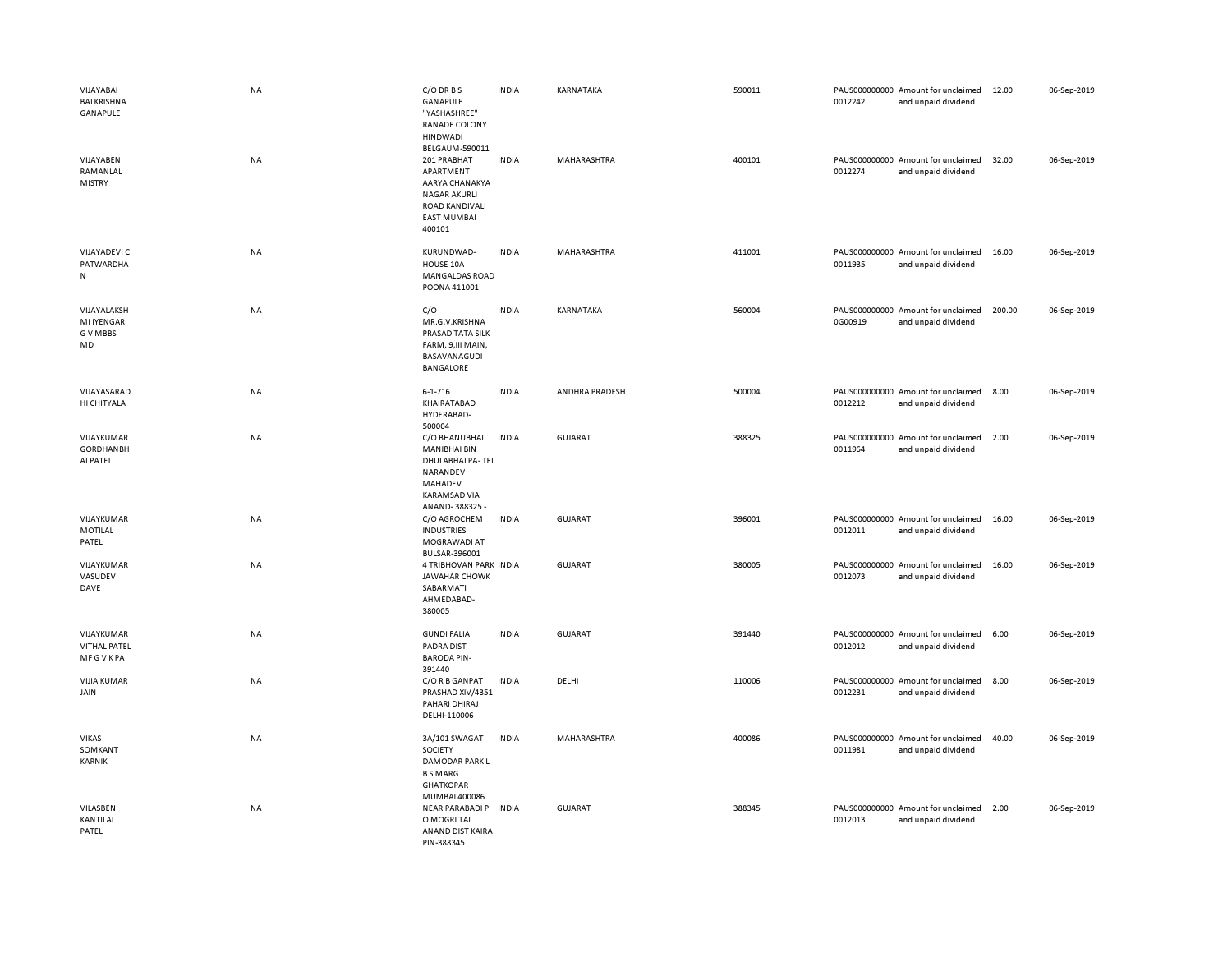| | | | | | | | | | |
|---|---|---|---|---|---|---|---|---|---|
| VIJAYABAI BALKRISHNA GANAPULE | NA | C/O DR B S GANAPULE "YASHASHREE" RANADE COLONY HINDWADI BELGAUM-590011 | INDIA | KARNATAKA | 590011 | PAUS000000000 0012242 | Amount for unclaimed and unpaid dividend | 12.00 | 06-Sep-2019 |
| VIJAYABEN RAMANLAL MISTRY | NA | 201 PRABHAT APARTMENT AARYA CHANAKYA NAGAR AKURLI ROAD KANDIVALI EAST MUMBAI 400101 | INDIA | MAHARASHTRA | 400101 | PAUS000000000 0012274 | Amount for unclaimed and unpaid dividend | 32.00 | 06-Sep-2019 |
| VIJAYADEVI C PATWARDHA N | NA | KURUNDWAD-HOUSE 10A MANGALDAS ROAD POONA 411001 | INDIA | MAHARASHTRA | 411001 | PAUS000000000 0011935 | Amount for unclaimed and unpaid dividend | 16.00 | 06-Sep-2019 |
| VIJAYALAKSH MI IYENGAR G V MBBS MD | NA | C/O MR.G.V.KRISHNA PRASAD TATA SILK FARM, 9,III MAIN, BASAVANAGUDI BANGALORE | INDIA | KARNATAKA | 560004 | PAUS000000000 0G00919 | Amount for unclaimed and unpaid dividend | 200.00 | 06-Sep-2019 |
| VIJAYASARAD HI CHITYALA | NA | 6-1-716 KHAIRATABAD HYDERABAD-500004 | INDIA | ANDHRA PRADESH | 500004 | PAUS000000000 0012212 | Amount for unclaimed and unpaid dividend | 8.00 | 06-Sep-2019 |
| VIJAYKUMAR GORDHANBH AI PATEL | NA | C/O BHANUBHAI MANIBHAI BIN DHULABHAI PA- TEL NARANDEV MAHADEV KARAMSAD VIA ANAND- 388325 - | INDIA | GUJARAT | 388325 | PAUS000000000 0011964 | Amount for unclaimed and unpaid dividend | 2.00 | 06-Sep-2019 |
| VIJAYKUMAR MOTILAL PATEL | NA | C/O AGROCHEM INDUSTRIES MOGRAWADI AT BULSAR-396001 | INDIA | GUJARAT | 396001 | PAUS000000000 0012011 | Amount for unclaimed and unpaid dividend | 16.00 | 06-Sep-2019 |
| VIJAYKUMAR VASUDEV DAVE | NA | 4 TRIBHOVAN PARK JAWAHAR CHOWK SABARMATI AHMEDABAD-380005 | INDIA | GUJARAT | 380005 | PAUS000000000 0012073 | Amount for unclaimed and unpaid dividend | 16.00 | 06-Sep-2019 |
| VIJAYKUMAR VITHAL PATEL M F G V K PA | NA | GUNDI FALIA PADRA DIST BARODA PIN-391440 | INDIA | GUJARAT | 391440 | PAUS000000000 0012012 | Amount for unclaimed and unpaid dividend | 6.00 | 06-Sep-2019 |
| VIJIA KUMAR JAIN | NA | C/O R B GANPAT PRASHAD XIV/4351 PAHARI DHIRAJ DELHI-110006 | INDIA | DELHI | 110006 | PAUS000000000 0012231 | Amount for unclaimed and unpaid dividend | 8.00 | 06-Sep-2019 |
| VIKAS SOMKANT KARNIK | NA | 3A/101 SWAGAT SOCIETY DAMODAR PARK L B S MARG GHATKOPAR MUMBAI 400086 | INDIA | MAHARASHTRA | 400086 | PAUS000000000 0011981 | Amount for unclaimed and unpaid dividend | 40.00 | 06-Sep-2019 |
| VILASBEN KANTILAL PATEL | NA | NEAR PARABADI P O MOGRI TAL ANAND DIST KAIRA PIN-388345 | INDIA | GUJARAT | 388345 | PAUS000000000 0012013 | Amount for unclaimed and unpaid dividend | 2.00 | 06-Sep-2019 |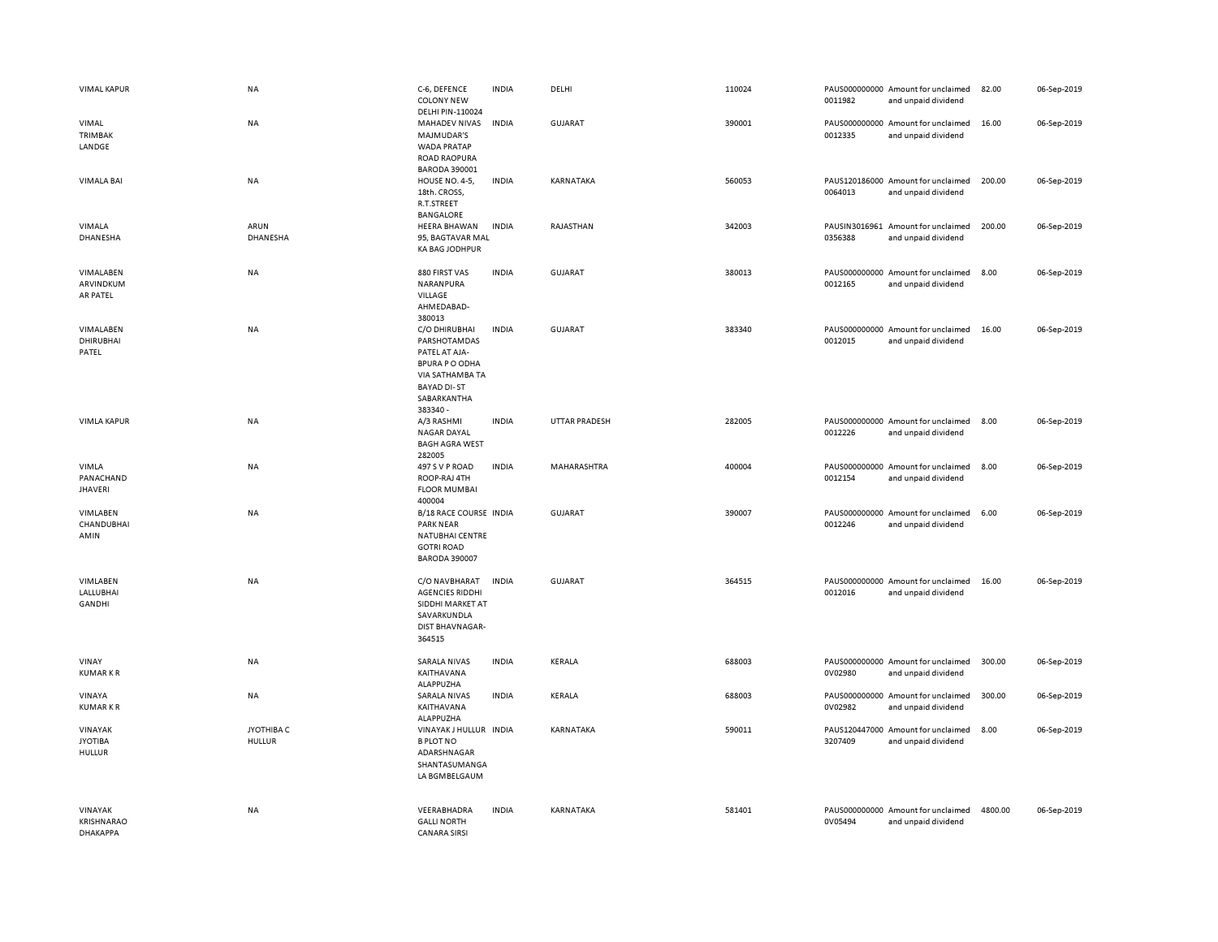| | | | | | | | | | |
|---|---|---|---|---|---|---|---|---|---|
| VIMAL KAPUR | NA | C-6, DEFENCE COLONY NEW DELHI PIN-110024 | INDIA | DELHI | 110024 | PAUS0000000000011982 | Amount for unclaimed and unpaid dividend | 82.00 | 06-Sep-2019 |
| VIMAL TRIMBAK LANDGE | NA | MAHADEV NIVAS MAJMUDAR'S WADA PRATAP ROAD RAOPURA BARODA 390001 | INDIA | GUJARAT | 390001 | PAUS0000000000012335 | Amount for unclaimed and unpaid dividend | 16.00 | 06-Sep-2019 |
| VIMALA BAI | NA | HOUSE NO. 4-5, 18th. CROSS, R.T.STREET BANGALORE | INDIA | KARNATAKA | 560053 | PAUS1201860000064013 | Amount for unclaimed and unpaid dividend | 200.00 | 06-Sep-2019 |
| VIMALA DHANESHA | ARUN DHANESHA | HEERA BHAWAN 95, BAGTAVAR MAL KA BAG JODHPUR | INDIA | RAJASTHAN | 342003 | PAUSIN30169610356388 | Amount for unclaimed and unpaid dividend | 200.00 | 06-Sep-2019 |
| VIMALABEN ARVINDKUMAR PATEL | NA | 880 FIRST VAS NARANPURA VILLAGE AHMEDABAD-380013 | INDIA | GUJARAT | 380013 | PAUS0000000000012165 | Amount for unclaimed and unpaid dividend | 8.00 | 06-Sep-2019 |
| VIMALABEN DHIRUBHAI PATEL | NA | C/O DHIRUBHAI PARSHOTAMDAS PATEL AT AJA-BPURA P O ODHA VIA SATHAMBA TA BAYAD DI- ST SABARKANTHA 383340 - | INDIA | GUJARAT | 383340 | PAUS0000000000012015 | Amount for unclaimed and unpaid dividend | 16.00 | 06-Sep-2019 |
| VIMLA KAPUR | NA | A/3 RASHMI NAGAR DAYAL BAGH AGRA WEST 282005 | INDIA | UTTAR PRADESH | 282005 | PAUS0000000000012226 | Amount for unclaimed and unpaid dividend | 8.00 | 06-Sep-2019 |
| VIMLA PANACHAND JHAVERI | NA | 497 S V P ROAD ROOP-RAJ 4TH FLOOR MUMBAI 400004 | INDIA | MAHARASHTRA | 400004 | PAUS0000000000012154 | Amount for unclaimed and unpaid dividend | 8.00 | 06-Sep-2019 |
| VIMLABEN CHANDUBHAI AMIN | NA | B/18 RACE COURSE PARK NEAR NATUBHAI CENTRE GOTRI ROAD BARODA 390007 | INDIA | GUJARAT | 390007 | PAUS0000000000012246 | Amount for unclaimed and unpaid dividend | 6.00 | 06-Sep-2019 |
| VIMLABEN LALLUBHAI GANDHI | NA | C/O NAVBHARAT AGENCIES RIDDHI SIDDHI MARKET AT SAVARKUNDLA DIST BHAVNAGAR-364515 | INDIA | GUJARAT | 364515 | PAUS0000000000012016 | Amount for unclaimed and unpaid dividend | 16.00 | 06-Sep-2019 |
| VINAY KUMAR K R | NA | SARALA NIVAS KAITHAVANA ALAPPUZHA | INDIA | KERALA | 688003 | PAUS0000000000V02980 | Amount for unclaimed and unpaid dividend | 300.00 | 06-Sep-2019 |
| VINAYA KUMAR K R | NA | SARALA NIVAS KAITHAVANA ALAPPUZHA | INDIA | KERALA | 688003 | PAUS0000000000V02982 | Amount for unclaimed and unpaid dividend | 300.00 | 06-Sep-2019 |
| VINAYAK JYOTIBA HULLUR | JYOTHIBA C HULLUR | VINAYAK J HULLUR B PLOT NO ADARSHNAGAR SHANTASUMANGALA BGMBELGAUM | INDIA | KARNATAKA | 590011 | PAUS1204470003207409 | Amount for unclaimed and unpaid dividend | 8.00 | 06-Sep-2019 |
| VINAYAK KRISHNARAO DHAKAPPA | NA | VEERABHADRA GALLI NORTH CANARA SIRSI | INDIA | KARNATAKA | 581401 | PAUS0000000000V05494 | Amount for unclaimed and unpaid dividend | 4800.00 | 06-Sep-2019 |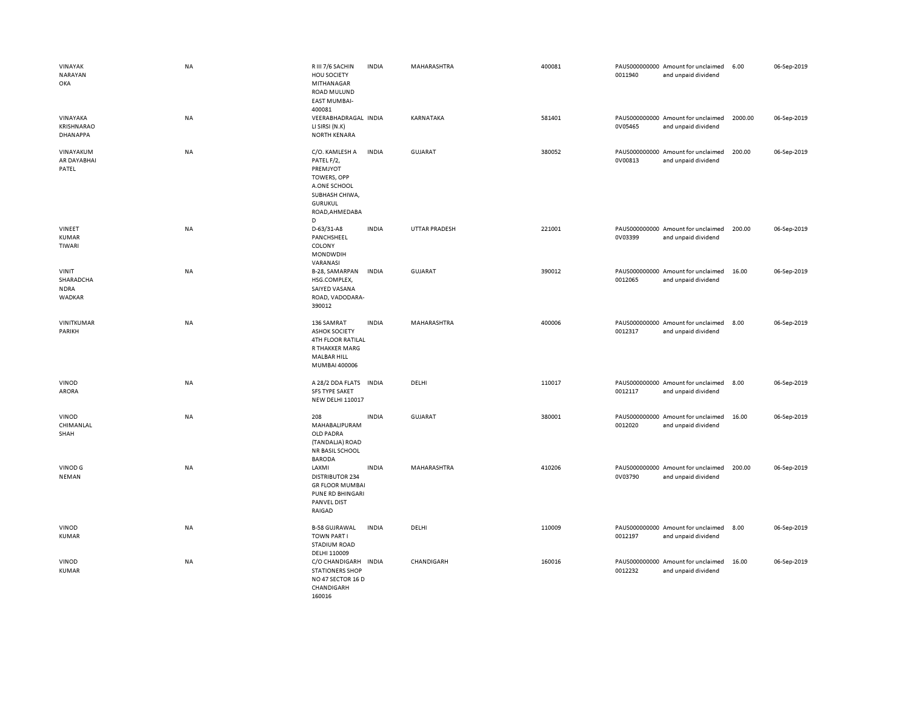| | | | | | | | | | |
|---|---|---|---|---|---|---|---|---|---|
| VINAYAK NARAYAN OKA | NA | R III 7/6 SACHIN HOU SOCIETY MITHANAGAR ROAD MULUND EAST MUMBAI-400081 | INDIA | MAHARASHTRA | 400081 | PAUS0000000000011940 | Amount for unclaimed and unpaid dividend | 6.00 | 06-Sep-2019 |
| VINAYAKA KRISHNARAO DHANAPPA | NA | VEERABHADRAGALLI SIRSI (N.K) NORTH KENARA | INDIA | KARNATAKA | 581401 | PAUS0000000000V05465 | Amount for unclaimed and unpaid dividend | 2000.00 | 06-Sep-2019 |
| VINAYAKUMAR DAYABHAI PATEL | NA | C/O. KAMLESH A PATEL F/2, PREMJYOT TOWERS, OPP A.ONE SCHOOL SUBHASH CHIWA, GURUKUL ROAD,AHMEDABAD | INDIA | GUJARAT | 380052 | PAUS0000000000V00813 | Amount for unclaimed and unpaid dividend | 200.00 | 06-Sep-2019 |
| VINEET KUMAR TIWARI | NA | D-63/31-A8 PANCHSHEEL COLONY MONDWDIH VARANASI | INDIA | UTTAR PRADESH | 221001 | PAUS0000000000V03399 | Amount for unclaimed and unpaid dividend | 200.00 | 06-Sep-2019 |
| VINIT SHARADCHANDRA WADKAR | NA | B-28, SAMARPAN HSG.COMPLEX, SAIYED VASANA ROAD, VADODARA-390012 | INDIA | GUJARAT | 390012 | PAUS0000000000012065 | Amount for unclaimed and unpaid dividend | 16.00 | 06-Sep-2019 |
| VINITKUMAR PARIKH | NA | 136 SAMRAT ASHOK SOCIETY 4TH FLOOR RATILAL R THAKKER MARG MALBAR HILL MUMBAI 400006 | INDIA | MAHARASHTRA | 400006 | PAUS0000000000012317 | Amount for unclaimed and unpaid dividend | 8.00 | 06-Sep-2019 |
| VINOD ARORA | NA | A 28/2 DDA FLATS SFS TYPE SAKET NEW DELHI 110017 | INDIA | DELHI | 110017 | PAUS0000000000012117 | Amount for unclaimed and unpaid dividend | 8.00 | 06-Sep-2019 |
| VINOD CHIMANLAL SHAH | NA | 208 MAHABALIPURAM OLD PADRA (TANDALJA) ROAD NR BASIL SCHOOL BARODA | INDIA | GUJARAT | 380001 | PAUS0000000000012020 | Amount for unclaimed and unpaid dividend | 16.00 | 06-Sep-2019 |
| VINOD G NEMAN | NA | LAXMI DISTRIBUTOR 234 GR FLOOR MUMBAI PUNE RD BHINGARI PANVEL DIST RAIGAD | INDIA | MAHARASHTRA | 410206 | PAUS0000000000V03790 | Amount for unclaimed and unpaid dividend | 200.00 | 06-Sep-2019 |
| VINOD KUMAR | NA | B-58 GUJRAWAL TOWN PART I STADIUM ROAD DELHI 110009 | INDIA | DELHI | 110009 | PAUS0000000000012197 | Amount for unclaimed and unpaid dividend | 8.00 | 06-Sep-2019 |
| VINOD KUMAR | NA | C/O CHANDIGARH STATIONERS SHOP NO 47 SECTOR 16 D CHANDIGARH 160016 | INDIA | CHANDIGARH | 160016 | PAUS0000000000012232 | Amount for unclaimed and unpaid dividend | 16.00 | 06-Sep-2019 |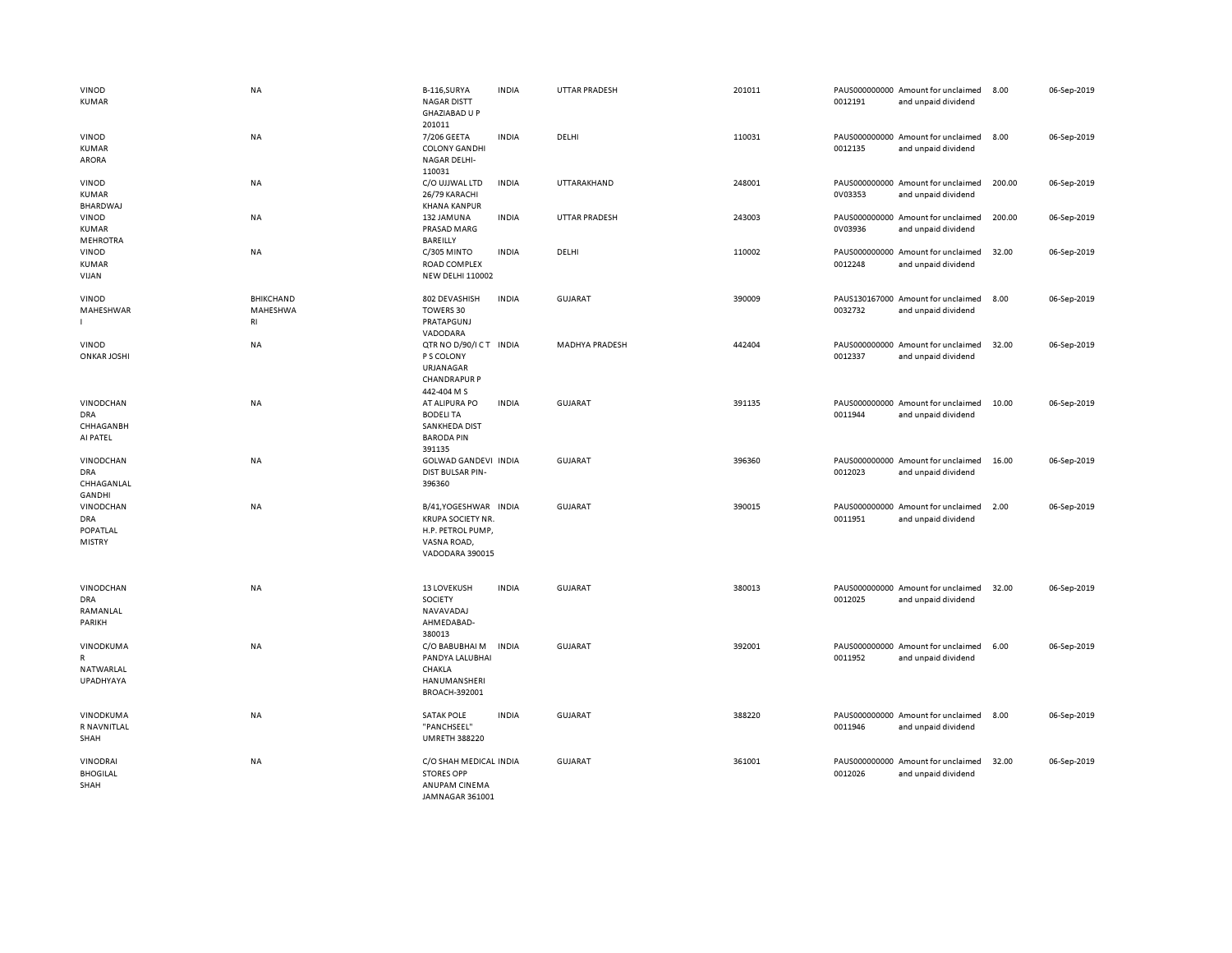| | | | | | | | | | |
|---|---|---|---|---|---|---|---|---|---|
| VINOD KUMAR | NA | B-116,SURYA NAGAR DISTT GHAZIABAD U P 201011 | INDIA | UTTAR PRADESH | 201011 | PAUS0000000000012191 | Amount for unclaimed and unpaid dividend | 8.00 | 06-Sep-2019 |
| VINOD KUMAR ARORA | NA | 7/206 GEETA COLONY GANDHI NAGAR DELHI-110031 | INDIA | DELHI | 110031 | PAUS0000000000012135 | Amount for unclaimed and unpaid dividend | 8.00 | 06-Sep-2019 |
| VINOD KUMAR BHARDWAJ | NA | C/O UJJWAL LTD 26/79 KARACHI KHANA KANPUR | INDIA | UTTARAKHAND | 248001 | PAUS0000000000V03353 | Amount for unclaimed and unpaid dividend | 200.00 | 06-Sep-2019 |
| VINOD KUMAR MEHROTRA | NA | 132 JAMUNA PRASAD MARG BAREILLY | INDIA | UTTAR PRADESH | 243003 | PAUS0000000000V03936 | Amount for unclaimed and unpaid dividend | 200.00 | 06-Sep-2019 |
| VINOD KUMAR VIJAN | NA | C/305 MINTO ROAD COMPLEX NEW DELHI 110002 | INDIA | DELHI | 110002 | PAUS0000000000012248 | Amount for unclaimed and unpaid dividend | 32.00 | 06-Sep-2019 |
| VINOD MAHESHWARI | BHIKCHAND MAHESHWARI | 802 DEVASHISH TOWERS 30 PRATAPGUNJ VADODARA | INDIA | GUJARAT | 390009 | PAUS1301670000032732 | Amount for unclaimed and unpaid dividend | 8.00 | 06-Sep-2019 |
| VINOD ONKAR JOSHI | NA | QTR NO D/90/I C T P S COLONY URJANAGAR CHANDRAPUR P 442-404 M S | INDIA | MADHYA PRADESH | 442404 | PAUS0000000000012337 | Amount for unclaimed and unpaid dividend | 32.00 | 06-Sep-2019 |
| VINODCHANDRA CHHAGANBHAI PATEL | NA | AT ALIPURA PO BODELI TA SANKHEDA DIST BARODA PIN 391135 | INDIA | GUJARAT | 391135 | PAUS0000000000011944 | Amount for unclaimed and unpaid dividend | 10.00 | 06-Sep-2019 |
| VINODCHANDRA CHHAGANLAL GANDHI | NA | GOLWAD GANDEVI DIST BULSAR PIN-396360 | INDIA | GUJARAT | 396360 | PAUS0000000000012023 | Amount for unclaimed and unpaid dividend | 16.00 | 06-Sep-2019 |
| VINODCHANDRA POPATLAL MISTRY | NA | B/41,YOGESHWAR KRUPA SOCIETY NR. H.P. PETROL PUMP, VASNA ROAD, VADODARA 390015 | INDIA | GUJARAT | 390015 | PAUS0000000000011951 | Amount for unclaimed and unpaid dividend | 2.00 | 06-Sep-2019 |
| VINODCHANDRA RAMANLAL PARIKH | NA | 13 LOVEKUSH SOCIETY NAVAVADAJ AHMEDABAD-380013 | INDIA | GUJARAT | 380013 | PAUS0000000000012025 | Amount for unclaimed and unpaid dividend | 32.00 | 06-Sep-2019 |
| VINODKUMAR NATWARLAL UPADHYAYA | NA | C/O BABUBHAI M PANDYA LALUBHAI CHAKLA HANUMANSHERI BROACH-392001 | INDIA | GUJARAT | 392001 | PAUS0000000000011952 | Amount for unclaimed and unpaid dividend | 6.00 | 06-Sep-2019 |
| VINODKUMAR NAVNITLAL SHAH | NA | SATAK POLE "PANCHSEEL" UMRETH 388220 | INDIA | GUJARAT | 388220 | PAUS0000000000011946 | Amount for unclaimed and unpaid dividend | 8.00 | 06-Sep-2019 |
| VINODRAI BHOGILAL SHAH | NA | C/O SHAH MEDICAL STORES OPP ANUPAM CINEMA JAMNAGAR 361001 | INDIA | GUJARAT | 361001 | PAUS0000000000012026 | Amount for unclaimed and unpaid dividend | 32.00 | 06-Sep-2019 |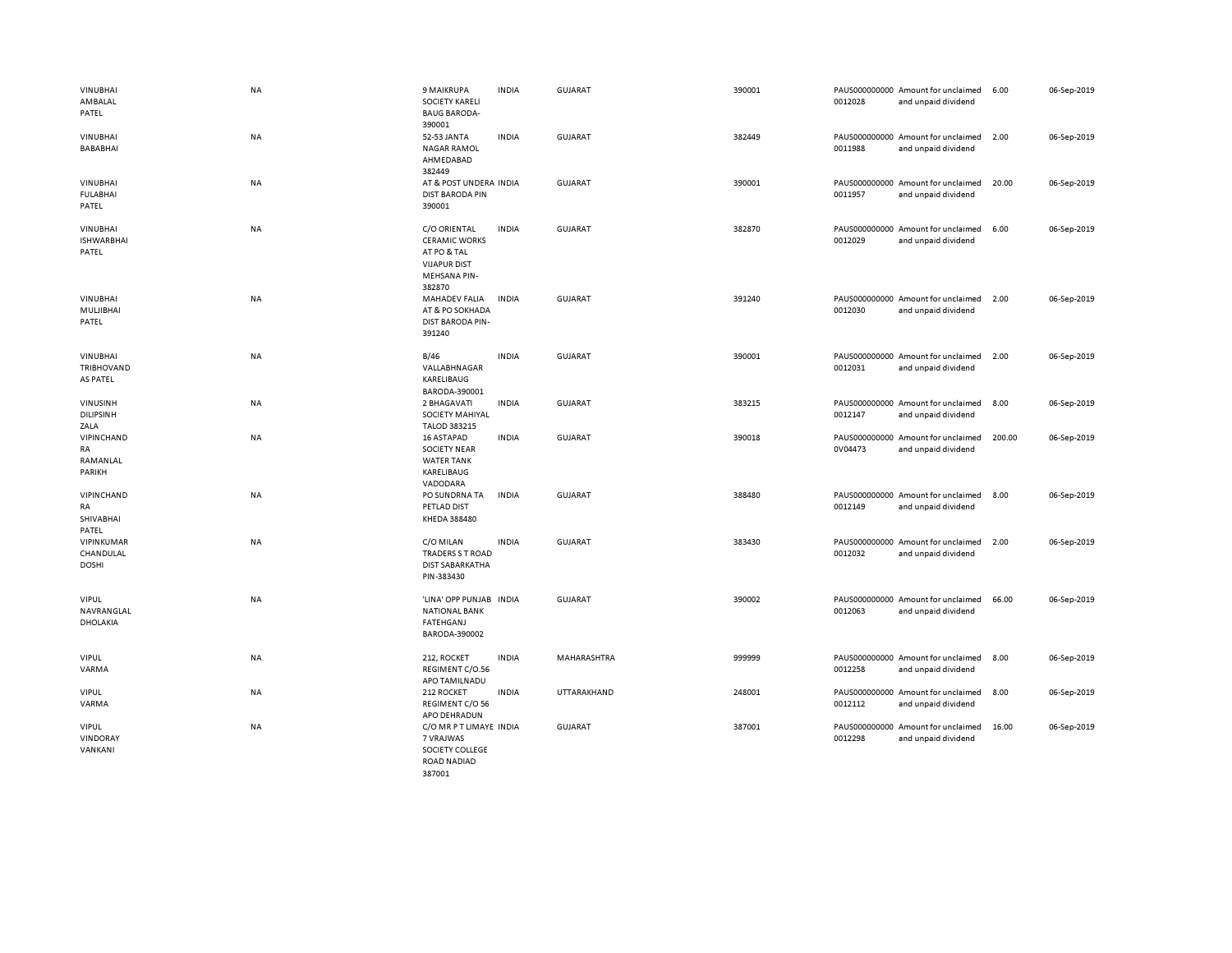| | | | | | | | | | |
|---|---|---|---|---|---|---|---|---|---|
| VINUBHAI AMBALAL PATEL | NA | 9 MAIKRUPA SOCIETY KARELI BAUG BARODA-390001 | INDIA | GUJARAT | 390001 | PAUS000000000 0012028 | Amount for unclaimed and unpaid dividend | 6.00 | 06-Sep-2019 |
| VINUBHAI BABABHAI | NA | 52-53 JANTA NAGAR RAMOL AHMEDABAD 382449 | INDIA | GUJARAT | 382449 | PAUS000000000 0011988 | Amount for unclaimed and unpaid dividend | 2.00 | 06-Sep-2019 |
| VINUBHAI FULABHAI PATEL | NA | AT & POST UNDERA DIST BARODA PIN 390001 | INDIA | GUJARAT | 390001 | PAUS000000000 0011957 | Amount for unclaimed and unpaid dividend | 20.00 | 06-Sep-2019 |
| VINUBHAI ISHWARBHAI PATEL | NA | C/O ORIENTAL CERAMIC WORKS AT PO & TAL VIJAPUR DIST MEHSANA PIN-382870 | INDIA | GUJARAT | 382870 | PAUS000000000 0012029 | Amount for unclaimed and unpaid dividend | 6.00 | 06-Sep-2019 |
| VINUBHAI MULJIBHAI PATEL | NA | MAHADEV FALIA AT & PO SOKHADA DIST BARODA PIN-391240 | INDIA | GUJARAT | 391240 | PAUS000000000 0012030 | Amount for unclaimed and unpaid dividend | 2.00 | 06-Sep-2019 |
| VINUBHAI TRIBHOVAND AS PATEL | NA | B/46 VALLABHNAGAR KARELIBAUG BARODA-390001 | INDIA | GUJARAT | 390001 | PAUS000000000 0012031 | Amount for unclaimed and unpaid dividend | 2.00 | 06-Sep-2019 |
| VINUSINH DILIPSINH ZALA | NA | 2 BHAGAVATI SOCIETY MAHIYAL TALOD 383215 | INDIA | GUJARAT | 383215 | PAUS000000000 0012147 | Amount for unclaimed and unpaid dividend | 8.00 | 06-Sep-2019 |
| VIPINCHAND RA RAMANLAL PARIKH | NA | 16 ASTAPAD SOCIETY NEAR WATER TANK KARELIBAUG VADODARA | INDIA | GUJARAT | 390018 | PAUS000000000 0V04473 | Amount for unclaimed and unpaid dividend | 200.00 | 06-Sep-2019 |
| VIPINCHAND RA SHIVABHAI PATEL | NA | PO SUNDRNA TA PETLAD DIST KHEDA 388480 | INDIA | GUJARAT | 388480 | PAUS000000000 0012149 | Amount for unclaimed and unpaid dividend | 8.00 | 06-Sep-2019 |
| VIPINKUMAR CHANDULAL DOSHI | NA | C/O MILAN TRADERS S T ROAD DIST SABARKATHA PIN-383430 | INDIA | GUJARAT | 383430 | PAUS000000000 0012032 | Amount for unclaimed and unpaid dividend | 2.00 | 06-Sep-2019 |
| VIPUL NAVRANGLAL DHOLAKIA | NA | 'LINA' OPP PUNJAB NATIONAL BANK FATEHGANJ BARODA-390002 | INDIA | GUJARAT | 390002 | PAUS000000000 0012063 | Amount for unclaimed and unpaid dividend | 66.00 | 06-Sep-2019 |
| VIPUL VARMA | NA | 212, ROCKET REGIMENT C/O.56 APO TAMILNADU | INDIA | MAHARASHTRA | 999999 | PAUS000000000 0012258 | Amount for unclaimed and unpaid dividend | 8.00 | 06-Sep-2019 |
| VIPUL VARMA | NA | 212 ROCKET REGIMENT C/O 56 APO DEHRADUN | INDIA | UTTARAKHAND | 248001 | PAUS000000000 0012112 | Amount for unclaimed and unpaid dividend | 8.00 | 06-Sep-2019 |
| VIPUL VINDORAY VANKANI | NA | C/O MR P T LIMAYE 7 VRAJWAS SOCIETY COLLEGE ROAD NADIAD 387001 | INDIA | GUJARAT | 387001 | PAUS000000000 0012298 | Amount for unclaimed and unpaid dividend | 16.00 | 06-Sep-2019 |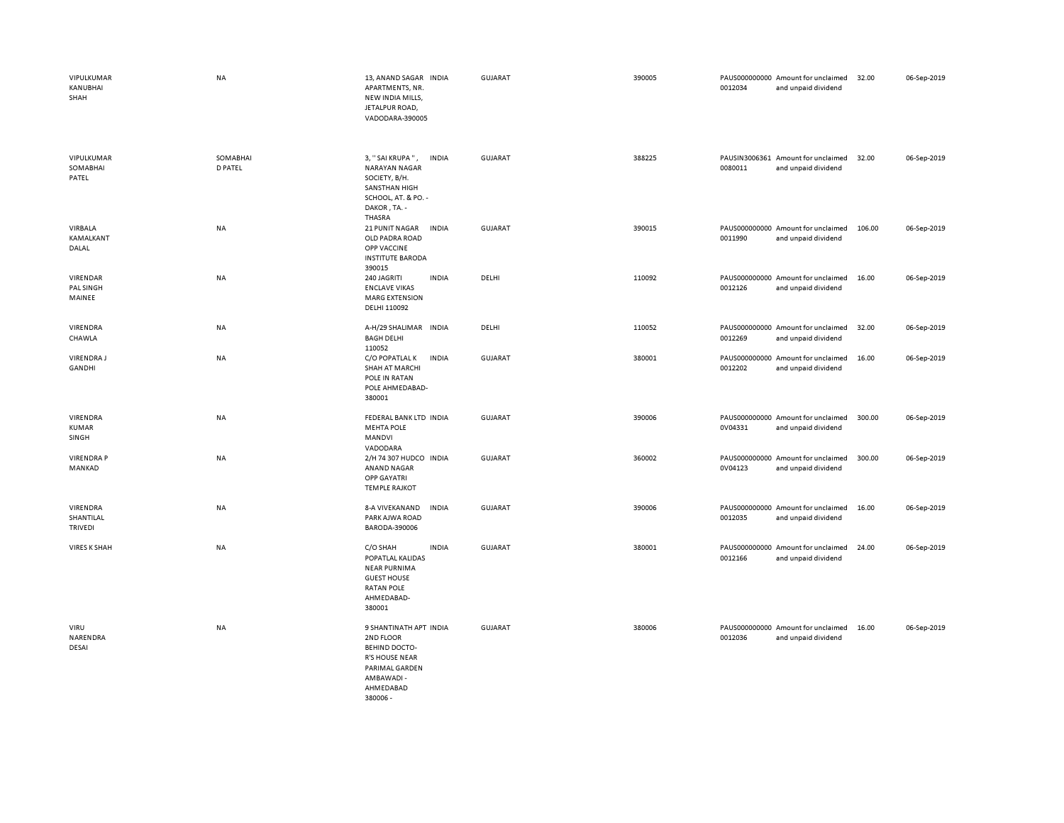| | | | | | | | | | |
|---|---|---|---|---|---|---|---|---|---|
| VIPULKUMAR KANUBHAI SHAH | NA | 13, ANAND SAGAR APARTMENTS, NR. NEW INDIA MILLS, JETALPUR ROAD, VADODARA-390005 | INDIA | GUJARAT | 390005 | PAUS000000000 0012034 | Amount for unclaimed and unpaid dividend | 32.00 | 06-Sep-2019 |
| VIPULKUMAR SOMABHAI PATEL | SOMABHAI D PATEL | 3, '' SAI KRUPA '', NARAYAN NAGAR SOCIETY, B/H. SANSTHAN HIGH SCHOOL, AT. & PO. - DAKOR , TA. - THASRA | INDIA | GUJARAT | 388225 | PAUSIN3006361 0080011 | Amount for unclaimed and unpaid dividend | 32.00 | 06-Sep-2019 |
| VIRBALA KAMALKANT DALAL | NA | 21 PUNIT NAGAR OLD PADRA ROAD OPP VACCINE INSTITUTE BARODA 390015 | INDIA | GUJARAT | 390015 | PAUS000000000 0011990 | Amount for unclaimed and unpaid dividend | 106.00 | 06-Sep-2019 |
| VIRENDAR PAL SINGH MAINEE | NA | 240 JAGRITI ENCLAVE VIKAS MARG EXTENSION DELHI 110092 | INDIA | DELHI | 110092 | PAUS000000000 0012126 | Amount for unclaimed and unpaid dividend | 16.00 | 06-Sep-2019 |
| VIRENDRA CHAWLA | NA | A-H/29 SHALIMAR BAGH DELHI 110052 | INDIA | DELHI | 110052 | PAUS000000000 0012269 | Amount for unclaimed and unpaid dividend | 32.00 | 06-Sep-2019 |
| VIRENDRA J GANDHI | NA | C/O POPATLAL K SHAH AT MARCHI POLE IN RATAN POLE AHMEDABAD-380001 | INDIA | GUJARAT | 380001 | PAUS000000000 0012202 | Amount for unclaimed and unpaid dividend | 16.00 | 06-Sep-2019 |
| VIRENDRA KUMAR SINGH | NA | FEDERAL BANK LTD MEHTA POLE MANDVI VADODARA | INDIA | GUJARAT | 390006 | PAUS000000000 0V04331 | Amount for unclaimed and unpaid dividend | 300.00 | 06-Sep-2019 |
| VIRENDRA P MANKAD | NA | 2/H 74 307 HUDCO ANAND NAGAR OPP GAYATRI TEMPLE RAJKOT | INDIA | GUJARAT | 360002 | PAUS000000000 0V04123 | Amount for unclaimed and unpaid dividend | 300.00 | 06-Sep-2019 |
| VIRENDRA SHANTILAL TRIVEDI | NA | 8-A VIVEKANAND PARK AJWA ROAD BARODA-390006 | INDIA | GUJARAT | 390006 | PAUS000000000 0012035 | Amount for unclaimed and unpaid dividend | 16.00 | 06-Sep-2019 |
| VIRES K SHAH | NA | C/O SHAH POPATLAL KALIDAS NEAR PURNIMA GUEST HOUSE RATAN POLE AHMEDABAD-380001 | INDIA | GUJARAT | 380001 | PAUS000000000 0012166 | Amount for unclaimed and unpaid dividend | 24.00 | 06-Sep-2019 |
| VIRU NARENDRA DESAI | NA | 9 SHANTINATH APT 2ND FLOOR BEHIND DOCTO-R'S HOUSE NEAR PARIMAL GARDEN AMBAWADI - AHMEDABAD 380006 - | INDIA | GUJARAT | 380006 | PAUS000000000 0012036 | Amount for unclaimed and unpaid dividend | 16.00 | 06-Sep-2019 |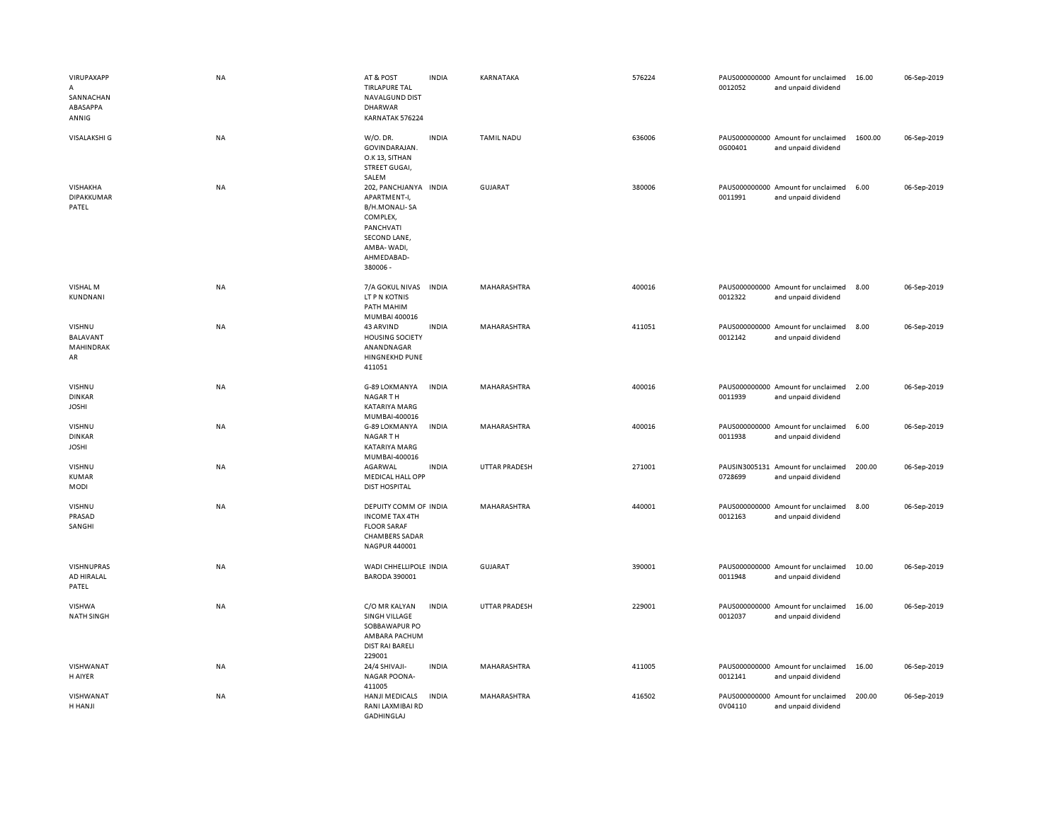| | | | | | | | | | |
|---|---|---|---|---|---|---|---|---|---|
| VIRUPAXAPPA SANNACHAN ABASAPPA ANNIG | NA | AT & POST TIRLAPURE TAL NAVALGUND DIST DHARWAR KARNATAK 576224 | INDIA | KARNATAKA | 576224 | PAUS0000000000012052 | Amount for unclaimed and unpaid dividend | 16.00 | 06-Sep-2019 |
| VISALAKSHI G | NA | W/O. DR. GOVINDARAJAN. O.K 13, SITHAN STREET GUGAI, SALEM | INDIA | TAMIL NADU | 636006 | PAUS0000000000G00401 | Amount for unclaimed and unpaid dividend | 1600.00 | 06-Sep-2019 |
| VISHAKHA DIPAKKUMAR PATEL | NA | 202, PANCHJANYA APARTMENT-I, B/H.MONALI- SA COMPLEX, PANCHVATI SECOND LANE, AMBA- WADI, AHMEDABAD-380006 - | INDIA | GUJARAT | 380006 | PAUS0000000000011991 | Amount for unclaimed and unpaid dividend | 6.00 | 06-Sep-2019 |
| VISHAL M KUNDNANI | NA | 7/A GOKUL NIVAS LT P N KOTNIS PATH MAHIM MUMBAI 400016 | INDIA | MAHARASHTRA | 400016 | PAUS0000000000012322 | Amount for unclaimed and unpaid dividend | 8.00 | 06-Sep-2019 |
| VISHNU BALAVANT MAHINDRAKAR | NA | 43 ARVIND HOUSING SOCIETY ANANDNAGAR HINGNEKHD PUNE 411051 | INDIA | MAHARASHTRA | 411051 | PAUS0000000000012142 | Amount for unclaimed and unpaid dividend | 8.00 | 06-Sep-2019 |
| VISHNU DINKAR JOSHI | NA | G-89 LOKMANYA NAGAR T H KATARIYA MARG MUMBAI-400016 | INDIA | MAHARASHTRA | 400016 | PAUS0000000000011939 | Amount for unclaimed and unpaid dividend | 2.00 | 06-Sep-2019 |
| VISHNU DINKAR JOSHI | NA | G-89 LOKMANYA NAGAR T H KATARIYA MARG MUMBAI-400016 | INDIA | MAHARASHTRA | 400016 | PAUS0000000000011938 | Amount for unclaimed and unpaid dividend | 6.00 | 06-Sep-2019 |
| VISHNU KUMAR MODI | NA | AGARWAL MEDICAL HALL OPP DIST HOSPITAL | INDIA | UTTAR PRADESH | 271001 | PAUSIN30051310728699 | Amount for unclaimed and unpaid dividend | 200.00 | 06-Sep-2019 |
| VISHNU PRASAD SANGHI | NA | DEPUITY COMM OF INCOME TAX 4TH FLOOR SARAF CHAMBERS SADAR NAGPUR 440001 | INDIA | MAHARASHTRA | 440001 | PAUS0000000000012163 | Amount for unclaimed and unpaid dividend | 8.00 | 06-Sep-2019 |
| VISHNUPRASAD HIRALAL PATEL | NA | WADI CHHELLIPOLE BARODA 390001 | INDIA | GUJARAT | 390001 | PAUS0000000000011948 | Amount for unclaimed and unpaid dividend | 10.00 | 06-Sep-2019 |
| VISHWA NATH SINGH | NA | C/O MR KALYAN SINGH VILLAGE SOBBAWAPUR PO AMBARA PACHUM DIST RAI BARELI 229001 | INDIA | UTTAR PRADESH | 229001 | PAUS0000000000012037 | Amount for unclaimed and unpaid dividend | 16.00 | 06-Sep-2019 |
| VISHWANATH AIYER | NA | 24/4 SHIVAJI-NAGAR POONA-411005 | INDIA | MAHARASHTRA | 411005 | PAUS0000000000012141 | Amount for unclaimed and unpaid dividend | 16.00 | 06-Sep-2019 |
| VISHWANATH HANJI | NA | HANJI MEDICALS RANI LAXMIBAI RD GADHINGLAJ | INDIA | MAHARASHTRA | 416502 | PAUS00000000000V04110 | Amount for unclaimed and unpaid dividend | 200.00 | 06-Sep-2019 |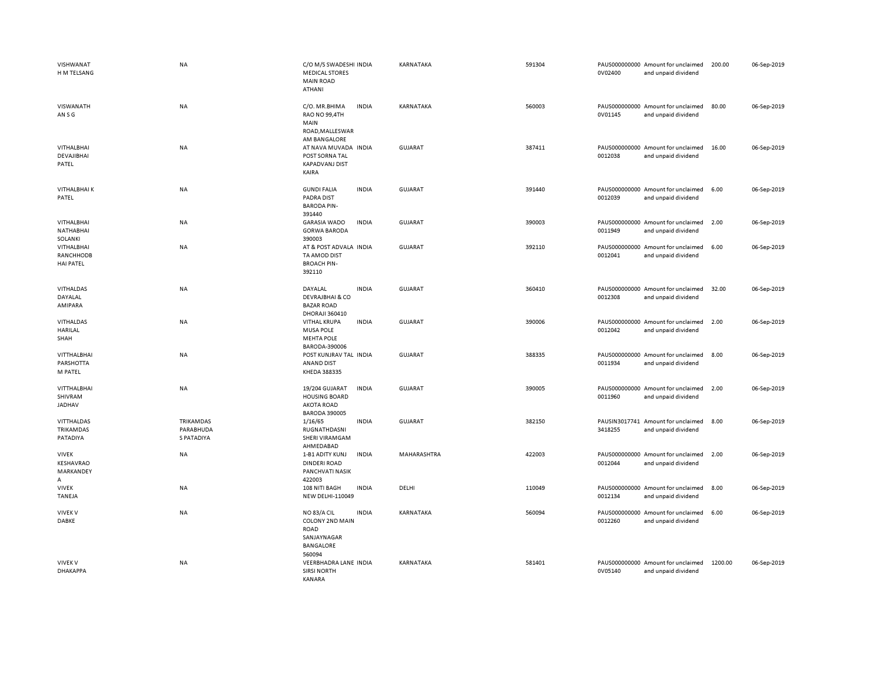| | | | | | | | | | |
|---|---|---|---|---|---|---|---|---|---|
| VISHWANATH M TELSANG | NA | C/O M/S SWADESHI MEDICAL STORES MAIN ROAD ATHANI | INDIA | KARNATAKA | 591304 | PAUS0000000000V02400 | Amount for unclaimed and unpaid dividend | 200.00 | 06-Sep-2019 |
| VISWANATHAN S G | NA | C/O. MR.BHIMA RAO NO 99,4TH MAIN ROAD,MALLESWARAM BANGALORE | INDIA | KARNATAKA | 560003 | PAUS0000000000V01145 | Amount for unclaimed and unpaid dividend | 80.00 | 06-Sep-2019 |
| VITHALBHAI DEVAJIBHAI PATEL | NA | AT NAVA MUVADA POST SORNA TAL KAPADVANJ DIST KAIRA | INDIA | GUJARAT | 387411 | PAUS0000000000012038 | Amount for unclaimed and unpaid dividend | 16.00 | 06-Sep-2019 |
| VITHALBHAI K PATEL | NA | GUNDI FALIA PADRA DIST BARODA PIN-391440 | INDIA | GUJARAT | 391440 | PAUS0000000000012039 | Amount for unclaimed and unpaid dividend | 6.00 | 06-Sep-2019 |
| VITHALBHAI NATHABHAI SOLANKI | NA | GARASIA WADO GORWA BARODA 390003 | INDIA | GUJARAT | 390003 | PAUS0000000000011949 | Amount for unclaimed and unpaid dividend | 2.00 | 06-Sep-2019 |
| VITHALBHAI RANCHHODBHAI PATEL | NA | AT & POST ADVALA TA AMOD DIST BROACH PIN-392110 | INDIA | GUJARAT | 392110 | PAUS0000000000012041 | Amount for unclaimed and unpaid dividend | 6.00 | 06-Sep-2019 |
| VITHALDAS DAYALAL AMIPARA | NA | DAYALAL DEVRAJBHAI & CO BAZAR ROAD DHORAJI 360410 | INDIA | GUJARAT | 360410 | PAUS0000000000012308 | Amount for unclaimed and unpaid dividend | 32.00 | 06-Sep-2019 |
| VITHALDAS HARILAL SHAH | NA | VITHAL KRUPA MUSA POLE MEHTA POLE BARODA-390006 | INDIA | GUJARAT | 390006 | PAUS0000000000012042 | Amount for unclaimed and unpaid dividend | 2.00 | 06-Sep-2019 |
| VITTHALBHAI PARSHOTTAM PATEL | NA | POST KUNJRAV TAL ANAND DIST KHEDA 388335 | INDIA | GUJARAT | 388335 | PAUS0000000000011934 | Amount for unclaimed and unpaid dividend | 8.00 | 06-Sep-2019 |
| VITTHALBHAI SHIVRAM JADHAV | NA | 19/204 GUJARAT HOUSING BOARD AKOTA ROAD BARODA 390005 | INDIA | GUJARAT | 390005 | PAUS0000000000011960 | Amount for unclaimed and unpaid dividend | 2.00 | 06-Sep-2019 |
| VITTHALDAS TRIKAMDAS PATADIYA | TRIKAMDAS PARABHUDAS PATADIYA | 1/16/65 RUGNATHDASNI SHERI VIRAMGAM AHMEDABAD | INDIA | GUJARAT | 382150 | PAUSIN30177413418255 | Amount for unclaimed and unpaid dividend | 8.00 | 06-Sep-2019 |
| VIVEK KESHAVRAO MARKANDEYA | NA | 1-B1 ADITY KUNJ DINDERI ROAD PANCHVATI NASIK 422003 | INDIA | MAHARASHTRA | 422003 | PAUS0000000000012044 | Amount for unclaimed and unpaid dividend | 2.00 | 06-Sep-2019 |
| VIVEK TANEJA | NA | 108 NITI BAGH NEW DELHI-110049 | INDIA | DELHI | 110049 | PAUS0000000000012134 | Amount for unclaimed and unpaid dividend | 8.00 | 06-Sep-2019 |
| VIVEK V DABKE | NA | NO 83/A CIL COLONY 2ND MAIN ROAD SANJAYNAGAR BANGALORE 560094 | INDIA | KARNATAKA | 560094 | PAUS0000000000012260 | Amount for unclaimed and unpaid dividend | 6.00 | 06-Sep-2019 |
| VIVEK V DHAKAPPA | NA | VEERBHADRA LANE SIRSI NORTH KANARA | INDIA | KARNATAKA | 581401 | PAUS0000000000V05140 | Amount for unclaimed and unpaid dividend | 1200.00 | 06-Sep-2019 |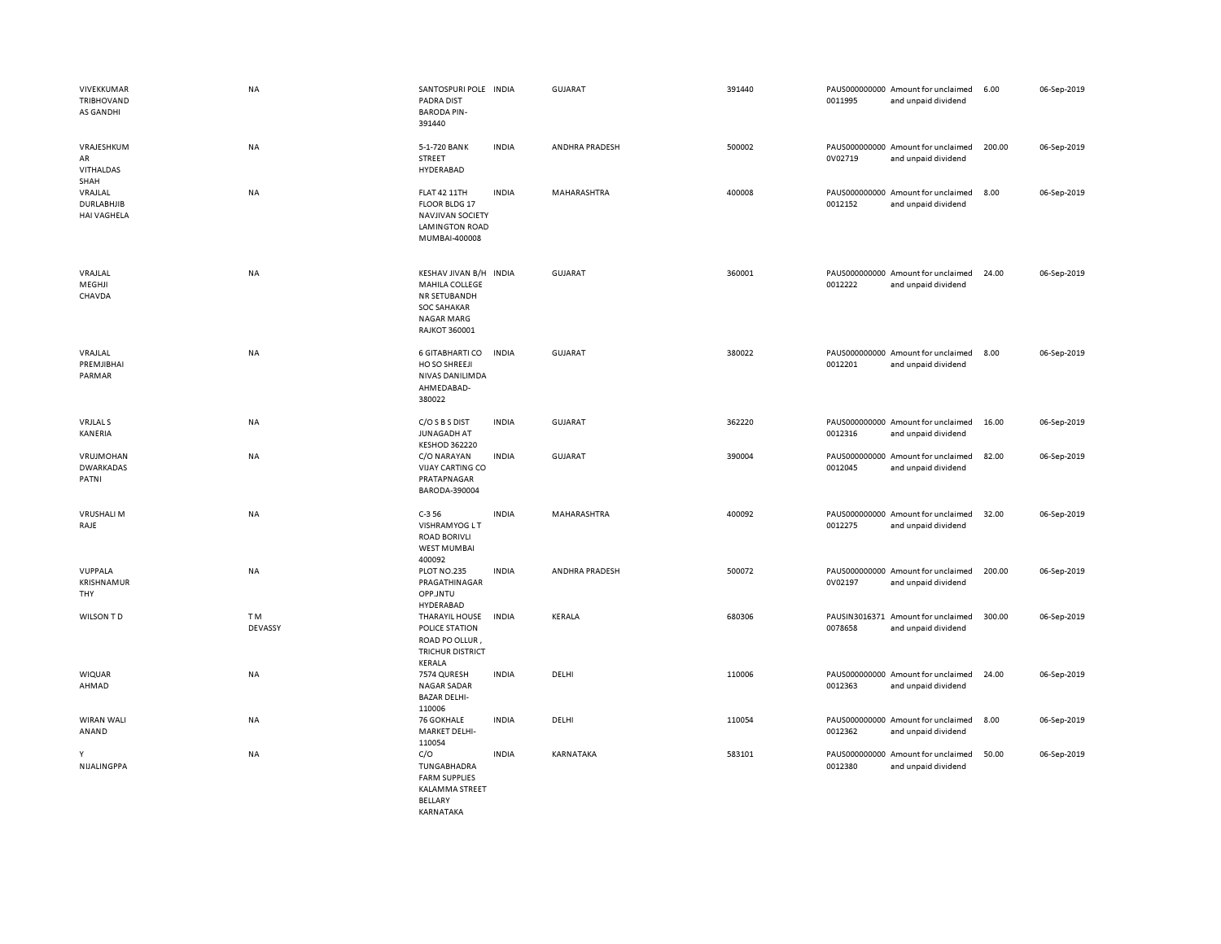| | | | | | | | | | |
|---|---|---|---|---|---|---|---|---|---|
| VIVEKKUMAR TRIBHOVAND AS GANDHI | NA | SANTOSPURI POLE PADRA DIST BARODA PIN-391440 | INDIA | GUJARAT | 391440 | PAUS000000000 0011995 | Amount for unclaimed and unpaid dividend | 6.00 | 06-Sep-2019 |
| VRAJESHKUM AR VITHALDAS SHAH | NA | 5-1-720 BANK STREET HYDERABAD | INDIA | ANDHRA PRADESH | 500002 | PAUS000000000 0V02719 | Amount for unclaimed and unpaid dividend | 200.00 | 06-Sep-2019 |
| VRAJLAL DURLABHJIB HAI VAGHELA | NA | FLAT 42 11TH FLOOR BLDG 17 NAVJIVAN SOCIETY LAMINGTON ROAD MUMBAI-400008 | INDIA | MAHARASHTRA | 400008 | PAUS000000000 0012152 | Amount for unclaimed and unpaid dividend | 8.00 | 06-Sep-2019 |
| VRAJLAL MEGHJI CHAVDA | NA | KESHAV JIVAN B/H MAHILA COLLEGE NR SETUBANDH SOC SAHAKAR NAGAR MARG RAJKOT 360001 | INDIA | GUJARAT | 360001 | PAUS000000000 0012222 | Amount for unclaimed and unpaid dividend | 24.00 | 06-Sep-2019 |
| VRAJLAL PREMJIBHAI PARMAR | NA | 6 GITABHARTI CO HO SO SHREEJI NIVAS DANILIMDA AHMEDABAD-380022 | INDIA | GUJARAT | 380022 | PAUS000000000 0012201 | Amount for unclaimed and unpaid dividend | 8.00 | 06-Sep-2019 |
| VRJLAL S KANERIA | NA | C/O S B S DIST JUNAGADH AT KESHOD 362220 | INDIA | GUJARAT | 362220 | PAUS000000000 0012316 | Amount for unclaimed and unpaid dividend | 16.00 | 06-Sep-2019 |
| VRUJMOHAN DWARKADAS PATNI | NA | C/O NARAYAN VIJAY CARTING CO PRATAPNAGAR BARODA-390004 | INDIA | GUJARAT | 390004 | PAUS000000000 0012045 | Amount for unclaimed and unpaid dividend | 82.00 | 06-Sep-2019 |
| VRUSHALI M RAJE | NA | C-3 56 VISHRAMYOG L T ROAD BORIVLI WEST MUMBAI 400092 | INDIA | MAHARASHTRA | 400092 | PAUS000000000 0012275 | Amount for unclaimed and unpaid dividend | 32.00 | 06-Sep-2019 |
| VUPPALA KRISHNAMUR THY | NA | PLOT NO.235 PRAGATHINAGAR OPP.JNTU HYDERABAD | INDIA | ANDHRA PRADESH | 500072 | PAUS000000000 0V02197 | Amount for unclaimed and unpaid dividend | 200.00 | 06-Sep-2019 |
| WILSON T D | T M DEVASSY | THARAYIL HOUSE POLICE STATION ROAD PO OLLUR , TRICHUR DISTRICT KERALA | INDIA | KERALA | 680306 | PAUSIN3016371 0078658 | Amount for unclaimed and unpaid dividend | 300.00 | 06-Sep-2019 |
| WIQUAR AHMAD | NA | 7574 QURESH NAGAR SADAR BAZAR DELHI-110006 | INDIA | DELHI | 110006 | PAUS000000000 0012363 | Amount for unclaimed and unpaid dividend | 24.00 | 06-Sep-2019 |
| WIRAN WALI ANAND | NA | 76 GOKHALE MARKET DELHI-110054 | INDIA | DELHI | 110054 | PAUS000000000 0012362 | Amount for unclaimed and unpaid dividend | 8.00 | 06-Sep-2019 |
| Y NIJALINGPPA | NA | C/O TUNGABHADRA FARM SUPPLIES KALAMMA STREET BELLARY KARNATAKA | INDIA | KARNATAKA | 583101 | PAUS000000000 0012380 | Amount for unclaimed and unpaid dividend | 50.00 | 06-Sep-2019 |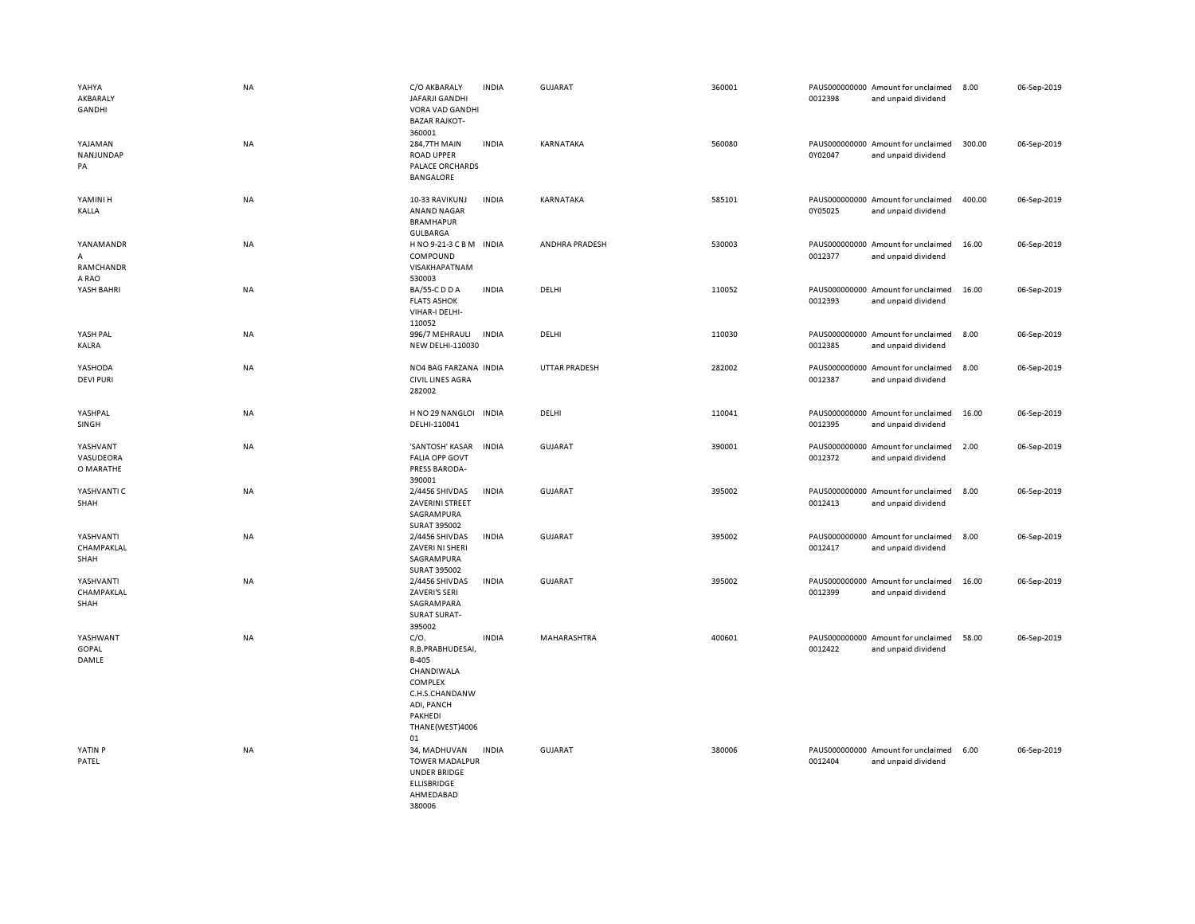| | | | | | | | | | |
|---|---|---|---|---|---|---|---|---|---|
| YAHYA AKBARALY GANDHI | NA | C/O AKBARALY JAFARJI GANDHI VORA VAD GANDHI BAZAR RAJKOT-360001 | INDIA | GUJARAT | 360001 | PAUS0000000000012398 | Amount for unclaimed and unpaid dividend | 8.00 | 06-Sep-2019 |
| YAJAMAN NANJUNDAPPA | NA | 284,7TH MAIN ROAD UPPER PALACE ORCHARDS BANGALORE | INDIA | KARNATAKA | 560080 | PAUS0000000000Y02047 | Amount for unclaimed and unpaid dividend | 300.00 | 06-Sep-2019 |
| YAMINI H KALLA | NA | 10-33 RAVIKUNJ ANAND NAGAR BRAMHAPUR GULBARGA | INDIA | KARNATAKA | 585101 | PAUS0000000000Y05025 | Amount for unclaimed and unpaid dividend | 400.00 | 06-Sep-2019 |
| YANAMANDRA RAMCHANDRA RAO | NA | H NO 9-21-3 C B M COMPOUND VISAKHAPATNAM 530003 | INDIA | ANDHRA PRADESH | 530003 | PAUS0000000000012377 | Amount for unclaimed and unpaid dividend | 16.00 | 06-Sep-2019 |
| YASH BAHRI | NA | BA/55-C D D A FLATS ASHOK VIHAR-I DELHI-110052 | INDIA | DELHI | 110052 | PAUS0000000000012393 | Amount for unclaimed and unpaid dividend | 16.00 | 06-Sep-2019 |
| YASH PAL KALRA | NA | 996/7 MEHRAULI NEW DELHI-110030 | INDIA | DELHI | 110030 | PAUS0000000000012385 | Amount for unclaimed and unpaid dividend | 8.00 | 06-Sep-2019 |
| YASHODA DEVI PURI | NA | NO4 BAG FARZANA CIVIL LINES AGRA 282002 | INDIA | UTTAR PRADESH | 282002 | PAUS0000000000012387 | Amount for unclaimed and unpaid dividend | 8.00 | 06-Sep-2019 |
| YASHPAL SINGH | NA | H NO 29 NANGLOI DELHI-110041 | INDIA | DELHI | 110041 | PAUS0000000000012395 | Amount for unclaimed and unpaid dividend | 16.00 | 06-Sep-2019 |
| YASHVANT VASUDEORAO MARATHE | NA | 'SANTOSH' KASAR FALIA OPP GOVT PRESS BARODA-390001 | INDIA | GUJARAT | 390001 | PAUS0000000000012372 | Amount for unclaimed and unpaid dividend | 2.00 | 06-Sep-2019 |
| YASHVANTI C SHAH | NA | 2/4456 SHIVDAS ZAVERINI STREET SAGRAMPURA SURAT 395002 | INDIA | GUJARAT | 395002 | PAUS0000000000012413 | Amount for unclaimed and unpaid dividend | 8.00 | 06-Sep-2019 |
| YASHVANTI CHAMPAKLAL SHAH | NA | 2/4456 SHIVDAS ZAVERI NI SHERI SAGRAMPURA SURAT 395002 | INDIA | GUJARAT | 395002 | PAUS0000000000012417 | Amount for unclaimed and unpaid dividend | 8.00 | 06-Sep-2019 |
| YASHVANTI CHAMPAKLAL SHAH | NA | 2/4456 SHIVDAS ZAVERI'S SERI SAGRAMPARA SURAT SURAT-395002 | INDIA | GUJARAT | 395002 | PAUS0000000000012399 | Amount for unclaimed and unpaid dividend | 16.00 | 06-Sep-2019 |
| YASHWANT GOPAL DAMLE | NA | C/O. R.B.PRABHUDESAI, B-405 CHANDIWALA COMPLEX C.H.S.CHANDANWADI, PANCH PAKHEDI THANE(WEST)400601 | INDIA | MAHARASHTRA | 400601 | PAUS0000000000012422 | Amount for unclaimed and unpaid dividend | 58.00 | 06-Sep-2019 |
| YATIN P PATEL | NA | 34, MADHUVAN TOWER MADALPUR UNDER BRIDGE ELLISBRIDGE AHMEDABAD 380006 | INDIA | GUJARAT | 380006 | PAUS0000000000012404 | Amount for unclaimed and unpaid dividend | 6.00 | 06-Sep-2019 |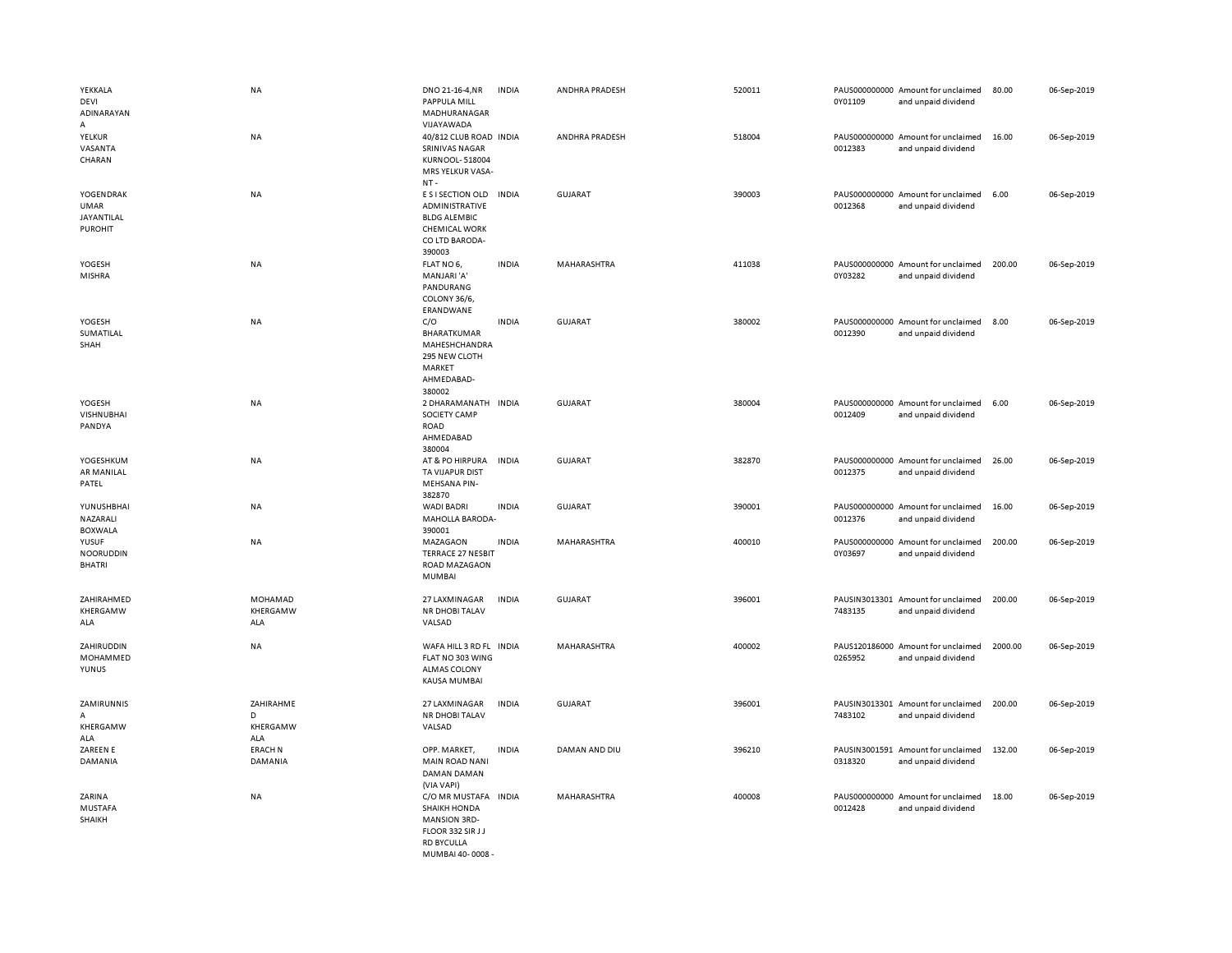| | | | | | | | | | | |
|---|---|---|---|---|---|---|---|---|---|---|
| YEKKALA DEVI ADINARAYANA | NA | DNO 21-16-4,NR PAPPULA MILL MADHURANAGAR VIJAYAWADA | INDIA | ANDHRA PRADESH | 520011 | | PAUS0000000000Y01109 | Amount for unclaimed and unpaid dividend | 80.00 | 06-Sep-2019 |
| YELKUR VASANTA CHARAN | NA | 40/812 CLUB ROAD SRINIVAS NAGAR KURNOOL- 518004 MRS YELKUR VASA-NT - | INDIA | ANDHRA PRADESH | 518004 | | PAUS00000000000012383 | Amount for unclaimed and unpaid dividend | 16.00 | 06-Sep-2019 |
| YOGENDRAKUMAR JAYANTILAL PUROHIT | NA | E S I SECTION OLD ADMINISTRATIVE BLDG ALEMBIC CHEMICAL WORK CO LTD BARODA-390003 | INDIA | GUJARAT | 390003 | | PAUS00000000000012368 | Amount for unclaimed and unpaid dividend | 6.00 | 06-Sep-2019 |
| YOGESH MISHRA | NA | FLAT NO 6, MANJARI 'A' PANDURANG COLONY 36/6, ERANDWANE | INDIA | MAHARASHTRA | 411038 | | PAUS0000000000Y03282 | Amount for unclaimed and unpaid dividend | 200.00 | 06-Sep-2019 |
| YOGESH SUMATILAL SHAH | NA | C/O BHARATKUMAR MAHESHCHANDRA 295 NEW CLOTH MARKET AHMEDABAD-380002 | INDIA | GUJARAT | 380002 | | PAUS00000000000012390 | Amount for unclaimed and unpaid dividend | 8.00 | 06-Sep-2019 |
| YOGESH VISHNUBHAI PANDYA | NA | 2 DHARAMANATH SOCIETY CAMP ROAD AHMEDABAD 380004 | INDIA | GUJARAT | 380004 | | PAUS00000000000012409 | Amount for unclaimed and unpaid dividend | 6.00 | 06-Sep-2019 |
| YOGESHKUMAR MANILAL PATEL | NA | AT & PO HIRPURA TA VIJAPUR DIST MEHSANA PIN-382870 | INDIA | GUJARAT | 382870 | | PAUS00000000000012375 | Amount for unclaimed and unpaid dividend | 26.00 | 06-Sep-2019 |
| YUNUSHBHAI NAZARALI BOXWALA | NA | WADI BADRI MAHOLLA BARODA-390001 | INDIA | GUJARAT | 390001 | | PAUS00000000000012376 | Amount for unclaimed and unpaid dividend | 16.00 | 06-Sep-2019 |
| YUSUF NOORUDDIN BHATRI | NA | MAZAGAON TERRACE 27 NESBIT ROAD MAZAGAON MUMBAI | INDIA | MAHARASHTRA | 400010 | | PAUS0000000000Y03697 | Amount for unclaimed and unpaid dividend | 200.00 | 06-Sep-2019 |
| ZAHIRAHMED KHERGAMWALA | MOHAMAD KHERGAMWALA | 27 LAXMINAGAR NR DHOBI TALAV VALSAD | INDIA | GUJARAT | 396001 | | PAUSIN30133017483135 | Amount for unclaimed and unpaid dividend | 200.00 | 06-Sep-2019 |
| ZAHIRUDDIN MOHAMMED YUNUS | NA | WAFA HILL 3 RD FL FLAT NO 303 WING ALMAS COLONY KAUSA MUMBAI | INDIA | MAHARASHTRA | 400002 | | PAUS1201860000265952 | Amount for unclaimed and unpaid dividend | 2000.00 | 06-Sep-2019 |
| ZAMIRUNNISA KHERGAMWALA | ZAHIRAHMED KHERGAMWALA | 27 LAXMINAGAR NR DHOBI TALAV VALSAD | INDIA | GUJARAT | 396001 | | PAUSIN30133017483102 | Amount for unclaimed and unpaid dividend | 200.00 | 06-Sep-2019 |
| ZAREEN E DAMANIA | ERACH N DAMANIA | OPP. MARKET, MAIN ROAD NANI DAMAN DAMAN (VIA VAPI) | INDIA | DAMAN AND DIU | 396210 | | PAUSIN30015910318320 | Amount for unclaimed and unpaid dividend | 132.00 | 06-Sep-2019 |
| ZARINA MUSTAFA SHAIKH | NA | C/O MR MUSTAFA SHAIKH HONDA MANSION 3RD-FLOOR 332 SIR J J RD BYCULLA MUMBAI 40- 0008 - | INDIA | MAHARASHTRA | 400008 | | PAUS00000000000012428 | Amount for unclaimed and unpaid dividend | 18.00 | 06-Sep-2019 |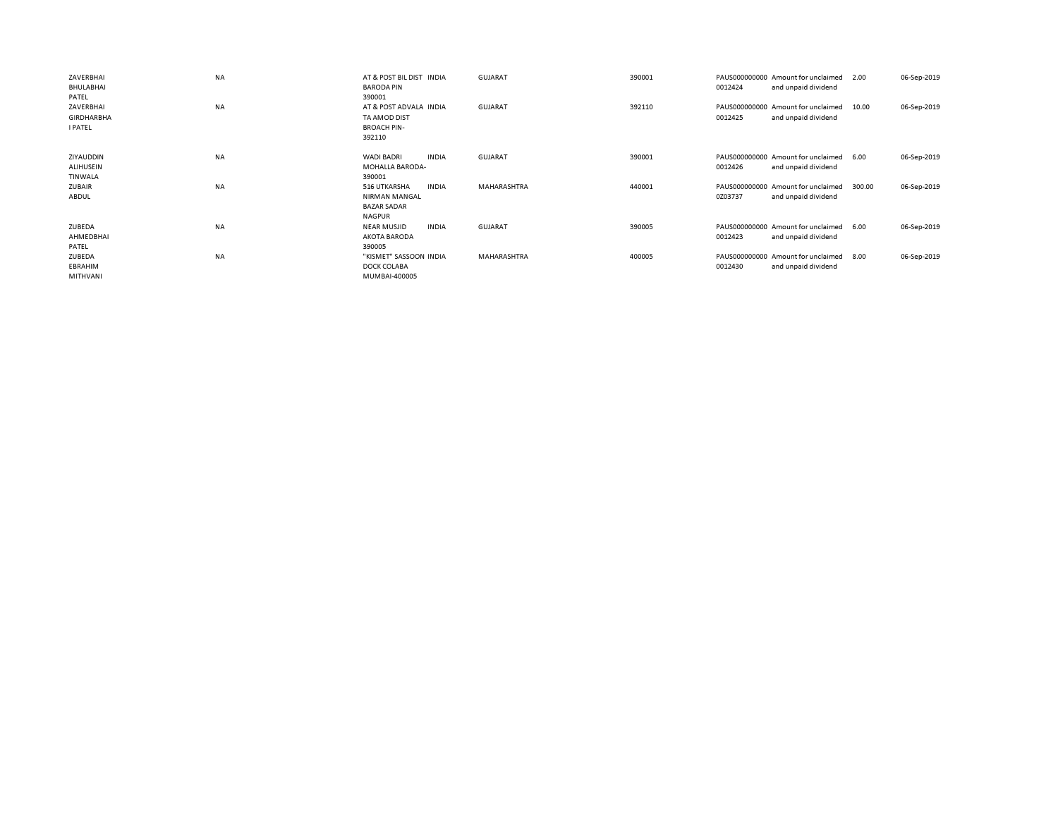| | | | | | | | | | |
|---|---|---|---|---|---|---|---|---|---|
| ZAVERBHAI BHULABHAI PATEL | NA | AT & POST BIL DIST BARODA PIN 390001 | INDIA | GUJARAT | 390001 | PAUS0000000000012424 | Amount for unclaimed and unpaid dividend | 2.00 | 06-Sep-2019 |
| ZAVERBHAI GIRDHARBHAI PATEL | NA | AT & POST ADVALA TA AMOD DIST BROACH PIN-392110 | INDIA | GUJARAT | 392110 | PAUS0000000000012425 | Amount for unclaimed and unpaid dividend | 10.00 | 06-Sep-2019 |
| ZIYAUDDIN ALIHUSEIN TINWALA | NA | WADI BADRI MOHALLA BARODA-390001 | INDIA | GUJARAT | 390001 | PAUS0000000000012426 | Amount for unclaimed and unpaid dividend | 6.00 | 06-Sep-2019 |
| ZUBAIR ABDUL | NA | 516 UTKARSHA NIRMAN MANGAL BAZAR SADAR NAGPUR | INDIA | MAHARASHTRA | 440001 | PAUS0000000000Z03737 | Amount for unclaimed and unpaid dividend | 300.00 | 06-Sep-2019 |
| ZUBEDA AHMEDBHAI PATEL | NA | NEAR MUSJID AKOTA BARODA 390005 | INDIA | GUJARAT | 390005 | PAUS0000000000012423 | Amount for unclaimed and unpaid dividend | 6.00 | 06-Sep-2019 |
| ZUBEDA EBRAHIM MITHVANI | NA | "KISMET" SASSOON DOCK COLABA MUMBAI-400005 | INDIA | MAHARASHTRA | 400005 | PAUS0000000000012430 | Amount for unclaimed and unpaid dividend | 8.00 | 06-Sep-2019 |